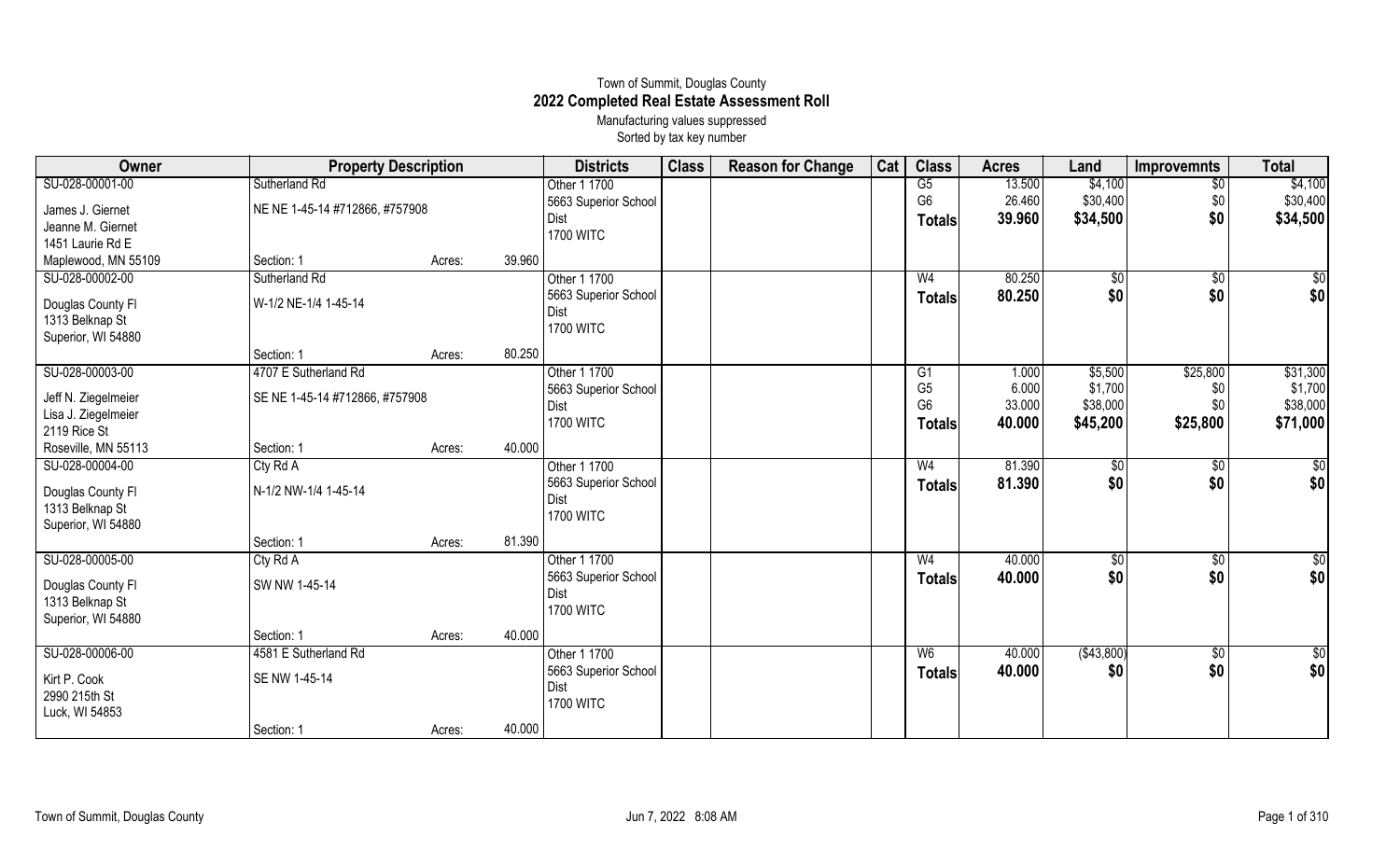# Town of Summit, Douglas County
## 2022 Completed Real Estate Assessment Roll
Manufacturing values suppressed
Sorted by tax key number

| Owner | Property Description | | | Districts | Class | Reason for Change | Cat | Class | Acres | Land | Improvmnts | Total |
|---|---|---|---|---|---|---|---|---|---|---|---|---|
| SU-028-00001-00 | Sutherland Rd | | | Other 1 1700 | | | | G5 | 13.500 | $4,100 | $0 | $4,100 |
| James J. Giernet | NE NE 1-45-14 #712866, #757908 | | | 5663 Superior School Dist | | | | G6 | 26.460 | $30,400 | $0 | $30,400 |
| Jeanne M. Giernet | | | | 1700 WITC | | | | **Totals** | **39.960** | **$34,500** | **$0** | **$34,500** |
| 1451 Laurie Rd E | | | | | | | | | | | | |
| Maplewood, MN 55109 | Section: 1 | Acres: | 39.960 | | | | | | | | | |
| SU-028-00002-00 | Sutherland Rd | | | Other 1 1700 | | | | W4 | 80.250 | $0 | $0 | $0 |
| Douglas County Fl | W-1/2 NE-1/4 1-45-14 | | | 5663 Superior School Dist | | | | **Totals** | **80.250** | **$0** | **$0** | **$0** |
| 1313 Belknap St | | | | 1700 WITC | | | | | | | | |
| Superior, WI 54880 | | | | | | | | | | | | |
| | Section: 1 | Acres: | 80.250 | | | | | | | | | |
| SU-028-00003-00 | 4707 E Sutherland Rd | | | Other 1 1700 | | | | G1 | 1.000 | $5,500 | $25,800 | $31,300 |
| Jeff N. Ziegelmeier | SE NE 1-45-14 #712866, #757908 | | | 5663 Superior School Dist | | | | G5 | 6.000 | $1,700 | $0 | $1,700 |
| Lisa J. Ziegelmeier | | | | 1700 WITC | | | | G6 | 33.000 | $38,000 | $0 | $38,000 |
| 2119 Rice St | | | | | | | | **Totals** | **40.000** | **$45,200** | **$25,800** | **$71,000** |
| Roseville, MN 55113 | Section: 1 | Acres: | 40.000 | | | | | | | | | |
| SU-028-00004-00 | Cty Rd A | | | Other 1 1700 | | | | W4 | 81.390 | $0 | $0 | $0 |
| Douglas County Fl | N-1/2 NW-1/4 1-45-14 | | | 5663 Superior School Dist | | | | **Totals** | **81.390** | **$0** | **$0** | **$0** |
| 1313 Belknap St | | | | 1700 WITC | | | | | | | | |
| Superior, WI 54880 | | | | | | | | | | | | |
| | Section: 1 | Acres: | 81.390 | | | | | | | | | |
| SU-028-00005-00 | Cty Rd A | | | Other 1 1700 | | | | W4 | 40.000 | $0 | $0 | $0 |
| Douglas County Fl | SW NW 1-45-14 | | | 5663 Superior School Dist | | | | **Totals** | **40.000** | **$0** | **$0** | **$0** |
| 1313 Belknap St | | | | 1700 WITC | | | | | | | | |
| Superior, WI 54880 | | | | | | | | | | | | |
| | Section: 1 | Acres: | 40.000 | | | | | | | | | |
| SU-028-00006-00 | 4581 E Sutherland Rd | | | Other 1 1700 | | | | W6 | 40.000 | ($43,800) | $0 | $0 |
| Kirt P. Cook | SE NW 1-45-14 | | | 5663 Superior School Dist | | | | **Totals** | **40.000** | **$0** | **$0** | **$0** |
| 2990 215th St | | | | 1700 WITC | | | | | | | | |
| Luck, WI 54853 | | | | | | | | | | | | |
| | Section: 1 | Acres: | 40.000 | | | | | | | | | |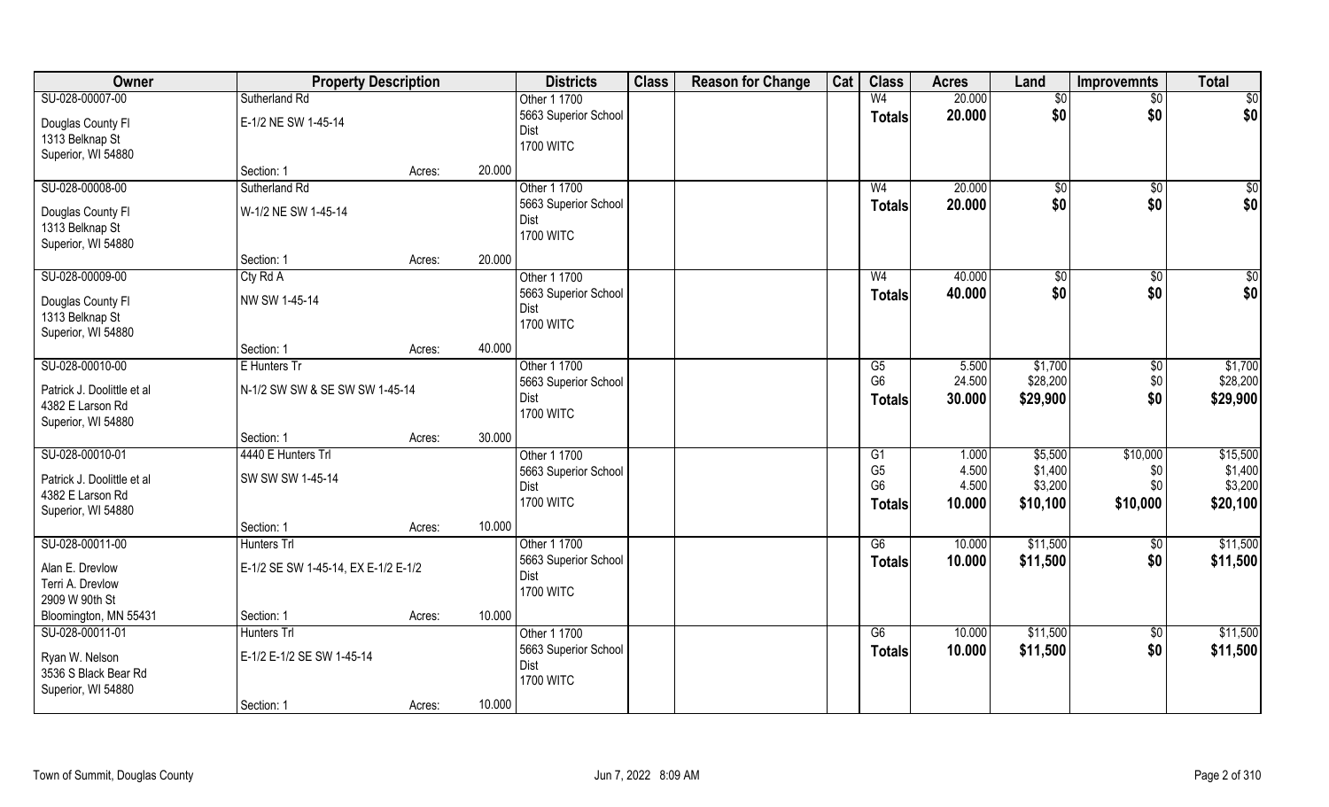| Owner | Property Description | | | Districts | Class | Reason for Change | Cat | Class | Acres | Land | Improvemnts | Total |
|---|---|---|---|---|---|---|---|---|---|---|---|---|
| SU-028-00007-00 | Sutherland Rd | | | Other 1 1700 | | | | W4 | 20.000 | $0 | $0 | $0 |
| Douglas County Fl | E-1/2 NE SW 1-45-14 | | | 5663 Superior School Dist | | | | Totals | 20.000 | $0 | $0 | $0 |
| 1313 Belknap St | | | | 1700 WITC | | | | | | | | |
| Superior, WI 54880 | | | | | | | | | | | | |
| | Section: 1 | Acres: | 20.000 | | | | | | | | | |
| SU-028-00008-00 | Sutherland Rd | | | Other 1 1700 | | | | W4 | 20.000 | $0 | $0 | $0 |
| Douglas County Fl | W-1/2 NE SW 1-45-14 | | | 5663 Superior School Dist | | | | Totals | 20.000 | $0 | $0 | $0 |
| 1313 Belknap St | | | | 1700 WITC | | | | | | | | |
| Superior, WI 54880 | | | | | | | | | | | | |
| | Section: 1 | Acres: | 20.000 | | | | | | | | | |
| SU-028-00009-00 | Cty Rd A | | | Other 1 1700 | | | | W4 | 40.000 | $0 | $0 | $0 |
| Douglas County Fl | NW SW 1-45-14 | | | 5663 Superior School Dist | | | | Totals | 40.000 | $0 | $0 | $0 |
| 1313 Belknap St | | | | 1700 WITC | | | | | | | | |
| Superior, WI 54880 | | | | | | | | | | | | |
| | Section: 1 | Acres: | 40.000 | | | | | | | | | |
| SU-028-00010-00 | E Hunters Tr | | | Other 1 1700 | | | | G5 | 5.500 | $1,700 | $0 | $1,700 |
| Patrick J. Doolittle et al | N-1/2 SW SW & SE SW SW 1-45-14 | | | 5663 Superior School Dist | | | | G6 | 24.500 | $28,200 | $0 | $28,200 |
| 4382 E Larson Rd | | | | 1700 WITC | | | | Totals | 30.000 | $29,900 | $0 | $29,900 |
| Superior, WI 54880 | | | | | | | | | | | | |
| | Section: 1 | Acres: | 30.000 | | | | | | | | | |
| SU-028-00010-01 | 4440 E Hunters Trl | | | Other 1 1700 | | | | G1 | 1.000 | $5,500 | $10,000 | $15,500 |
| Patrick J. Doolittle et al | SW SW SW 1-45-14 | | | 5663 Superior School Dist | | | | G5 | 4.500 | $1,400 | $0 | $1,400 |
| 4382 E Larson Rd | | | | 1700 WITC | | | | G6 | 4.500 | $3,200 | $0 | $3,200 |
| Superior, WI 54880 | | | | | | | | Totals | 10.000 | $10,100 | $10,000 | $20,100 |
| | Section: 1 | Acres: | 10.000 | | | | | | | | | |
| SU-028-00011-00 | Hunters Trl | | | Other 1 1700 | | | | G6 | 10.000 | $11,500 | $0 | $11,500 |
| Alan E. Drevlow | E-1/2 SE SW 1-45-14, EX E-1/2 E-1/2 | | | 5663 Superior School Dist | | | | Totals | 10.000 | $11,500 | $0 | $11,500 |
| Terri A. Drevlow | | | | 1700 WITC | | | | | | | | |
| 2909 W 90th St | | | | | | | | | | | | |
| Bloomington, MN 55431 | Section: 1 | Acres: | 10.000 | | | | | | | | | |
| SU-028-00011-01 | Hunters Trl | | | Other 1 1700 | | | | G6 | 10.000 | $11,500 | $0 | $11,500 |
| Ryan W. Nelson | E-1/2 E-1/2 SE SW 1-45-14 | | | 5663 Superior School Dist | | | | Totals | 10.000 | $11,500 | $0 | $11,500 |
| 3536 S Black Bear Rd | | | | 1700 WITC | | | | | | | | |
| Superior, WI 54880 | | | | | | | | | | | | |
| | Section: 1 | Acres: | 10.000 | | | | | | | | | |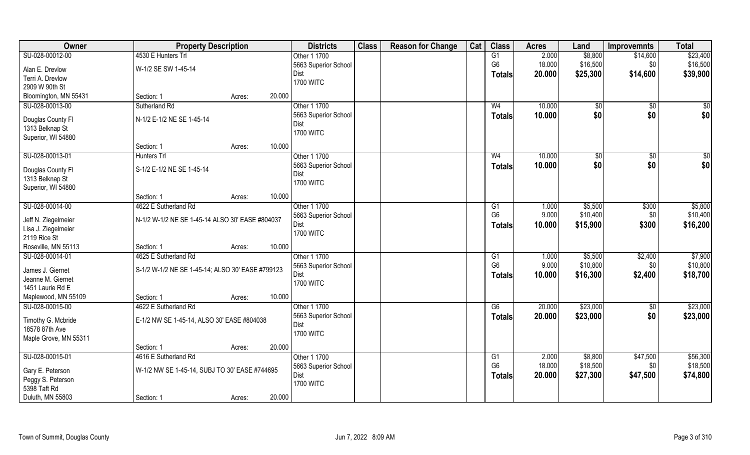| Owner | Property Description | | Districts | Class | Reason for Change | Cat | Class | Acres | Land | Improvemnts | Total |
|---|---|---|---|---|---|---|---|---|---|---|---|
| SU-028-00012-00 | 4530 E Hunters Trl | | Other 1 1700 | | | | G1 | 2.000 | $8,800 | $14,600 | $23,400 |
| Alan E. Drevlow<br>Terri A. Drevlow<br>2909 W 90th St<br>Bloomington, MN 55431 | W-1/2 SE SW 1-45-14 | | 5663 Superior School Dist<br>1700 WITC | | | | G6 | 18.000 | $16,500 | $0 | $16,500 |
| | Section: 1 | Acres: 20.000 | | | | | Totals | 20.000 | $25,300 | $14,600 | $39,900 |
| SU-028-00013-00 | Sutherland Rd | | Other 1 1700 | | | | W4 | 10.000 | $0 | $0 | $0 |
| Douglas County Fl<br>1313 Belknap St<br>Superior, WI 54880 | N-1/2 E-1/2 NE SE 1-45-14 | | 5663 Superior School Dist<br>1700 WITC | | | | Totals | 10.000 | $0 | $0 | $0 |
| | Section: 1 | Acres: 10.000 | | | | | | | | | |
| SU-028-00013-01 | Hunters Trl | | Other 1 1700 | | | | W4 | 10.000 | $0 | $0 | $0 |
| Douglas County Fl<br>1313 Belknap St<br>Superior, WI 54880 | S-1/2 E-1/2 NE SE 1-45-14 | | 5663 Superior School Dist<br>1700 WITC | | | | Totals | 10.000 | $0 | $0 | $0 |
| | Section: 1 | Acres: 10.000 | | | | | | | | | |
| SU-028-00014-00 | 4622 E Sutherland Rd | | Other 1 1700 | | | | G1 | 1.000 | $5,500 | $300 | $5,800 |
| Jeff N. Ziegelmeier<br>Lisa J. Ziegelmeier<br>2119 Rice St<br>Roseville, MN 55113 | N-1/2 W-1/2 NE SE 1-45-14 ALSO 30' EASE #804037 | | 5663 Superior School Dist<br>1700 WITC | | | | G6 | 9.000 | $10,400 | $0 | $10,400 |
| | Section: 1 | Acres: 10.000 | | | | | Totals | 10.000 | $15,900 | $300 | $16,200 |
| SU-028-00014-01 | 4625 E Sutherland Rd | | Other 1 1700 | | | | G1 | 1.000 | $5,500 | $2,400 | $7,900 |
| James J. Giernet<br>Jeanne M. Giernet<br>1451 Laurie Rd E<br>Maplewood, MN 55109 | S-1/2 W-1/2 NE SE 1-45-14; ALSO 30' EASE #799123 | | 5663 Superior School Dist<br>1700 WITC | | | | G6 | 9.000 | $10,800 | $0 | $10,800 |
| | Section: 1 | Acres: 10.000 | | | | | Totals | 10.000 | $16,300 | $2,400 | $18,700 |
| SU-028-00015-00 | 4622 E Sutherland Rd | | Other 1 1700 | | | | G6 | 20.000 | $23,000 | $0 | $23,000 |
| Timothy G. Mcbride<br>18578 87th Ave<br>Maple Grove, MN 55311 | E-1/2 NW SE 1-45-14, ALSO 30' EASE #804038 | | 5663 Superior School Dist<br>1700 WITC | | | | Totals | 20.000 | $23,000 | $0 | $23,000 |
| | Section: 1 | Acres: 20.000 | | | | | | | | | |
| SU-028-00015-01 | 4616 E Sutherland Rd | | Other 1 1700 | | | | G1 | 2.000 | $8,800 | $47,500 | $56,300 |
| Gary E. Peterson<br>Peggy S. Peterson<br>5398 Taft Rd<br>Duluth, MN 55803 | W-1/2 NW SE 1-45-14, SUBJ TO 30' EASE #744695 | | 5663 Superior School Dist<br>1700 WITC | | | | G6 | 18.000 | $18,500 | $0 | $18,500 |
| | Section: 1 | Acres: 20.000 | | | | | Totals | 20.000 | $27,300 | $47,500 | $74,800 |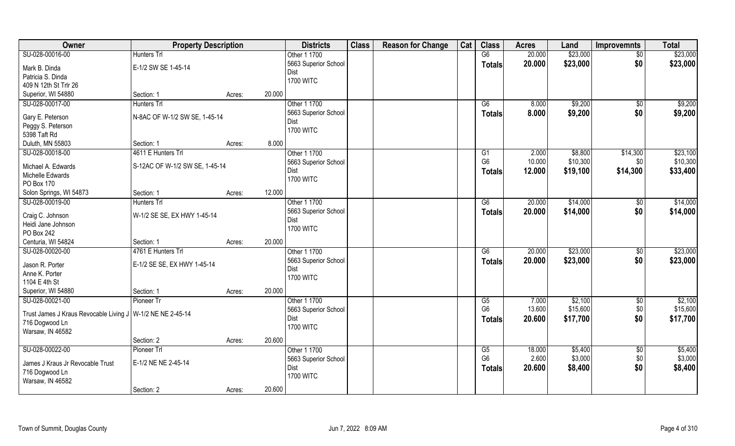| Owner | Property Description | | | Districts | Class | Reason for Change | Cat | Class | Acres | Land | Improvemnts | Total |
|---|---|---|---|---|---|---|---|---|---|---|---|---|
| SU-028-00016-00 | Hunters Trl | | | Other 1 1700 | | | | G6 | 20.000 | $23,000 | $0 | $23,000 |
| Mark B. Dinda<br>Patricia S. Dinda<br>409 N 12th St Trlr 26<br>Superior, WI 54880 | E-1/2 SW SE 1-45-14<br><br><br>Section: 1 | Acres: | 20.000 | 5663 Superior School Dist<br>1700 WITC | | | | Totals | 20.000 | $23,000 | $0 | $23,000 |
| SU-028-00017-00 | Hunters Trl | | | Other 1 1700 | | | | G6 | 8.000 | $9,200 | $0 | $9,200 |
| Gary E. Peterson<br>Peggy S. Peterson<br>5398 Taft Rd<br>Duluth, MN 55803 | N-8AC OF W-1/2 SW SE, 1-45-14<br><br><br>Section: 1 | Acres: | 8.000 | 5663 Superior School Dist<br>1700 WITC | | | | Totals | 8.000 | $9,200 | $0 | $9,200 |
| SU-028-00018-00 | 4611 E Hunters Trl | | | Other 1 1700 | | | | G1 | 2.000 | $8,800 | $14,300 | $23,100 |
| Michael A. Edwards<br>Michelle Edwards<br>PO Box 170<br>Solon Springs, WI 54873 | S-12AC OF W-1/2 SW SE, 1-45-14<br><br><br>Section: 1 | Acres: | 12.000 | 5663 Superior School Dist<br>1700 WITC | | | | G6 | 10.000 | $10,300 | $0 | $10,300 |
| | | | | | | | | Totals | 12.000 | $19,100 | $14,300 | $33,400 |
| SU-028-00019-00 | Hunters Trl | | | Other 1 1700 | | | | G6 | 20.000 | $14,000 | $0 | $14,000 |
| Craig C. Johnson<br>Heidi Jane Johnson<br>PO Box 242<br>Centuria, WI 54824 | W-1/2 SE SE, EX HWY 1-45-14<br><br><br>Section: 1 | Acres: | 20.000 | 5663 Superior School Dist<br>1700 WITC | | | | Totals | 20.000 | $14,000 | $0 | $14,000 |
| SU-028-00020-00 | 4761 E Hunters Trl | | | Other 1 1700 | | | | G6 | 20.000 | $23,000 | $0 | $23,000 |
| Jason R. Porter<br>Anne K. Porter<br>1104 E 4th St<br>Superior, WI 54880 | E-1/2 SE SE, EX HWY 1-45-14<br><br><br>Section: 1 | Acres: | 20.000 | 5663 Superior School Dist<br>1700 WITC | | | | Totals | 20.000 | $23,000 | $0 | $23,000 |
| SU-028-00021-00 | Pioneer Tr | | | Other 1 1700 | | | | G5 | 7.000 | $2,100 | $0 | $2,100 |
| Trust James J Kraus Revocable Living J<br>716 Dogwood Ln<br>Warsaw, IN 46582 | W-1/2 NE NE 2-45-14<br><br><br>Section: 2 | Acres: | 20.600 | 5663 Superior School Dist<br>1700 WITC | | | | G6 | 13.600 | $15,600 | $0 | $15,600 |
| | | | | | | | | Totals | 20.600 | $17,700 | $0 | $17,700 |
| SU-028-00022-00 | Pioneer Trl | | | Other 1 1700 | | | | G5 | 18.000 | $5,400 | $0 | $5,400 |
| James J Kraus Jr Revocable Trust<br>716 Dogwood Ln<br>Warsaw, IN 46582 | E-1/2 NE NE 2-45-14<br><br><br>Section: 2 | Acres: | 20.600 | 5663 Superior School Dist<br>1700 WITC | | | | G6 | 2.600 | $3,000 | $0 | $3,000 |
| | | | | | | | | Totals | 20.600 | $8,400 | $0 | $8,400 |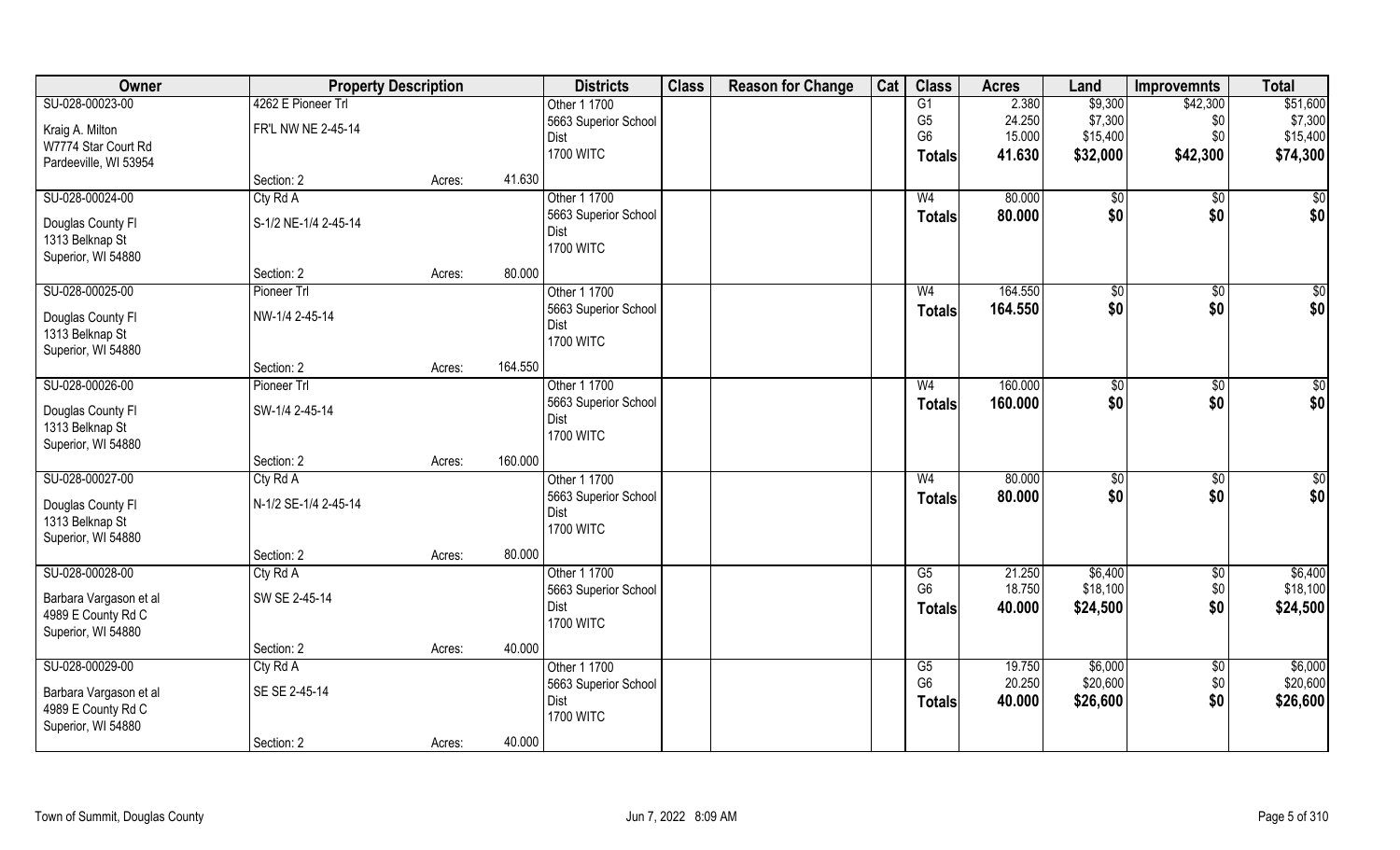| Owner | Property Description | | | Districts | Class | Reason for Change | Cat | Class | Acres | Land | Improvemnts | Total |
|---|---|---|---|---|---|---|---|---|---|---|---|---|
| SU-028-00023-00<br>Kraig A. Milton<br>W7774 Star Court Rd<br>Pardeeville, WI 53954 | 4262 E Pioneer Trl<br>FR'L NW NE 2-45-14<br>Section: 2 | Acres: | 41.630 | Other 1 1700<br>5663 Superior School Dist<br>1700 WITC | | | | G1<br>G5<br>G6<br>Totals | 2.380<br>24.250<br>15.000<br>41.630 | $9,300<br>$7,300<br>$15,400<br>$32,000 | $42,300<br>$0<br>$0<br>$42,300 | $51,600<br>$7,300<br>$15,400<br>$74,300 |
| SU-028-00024-00<br>Douglas County Fl<br>1313 Belknap St<br>Superior, WI 54880 | Cty Rd A<br>S-1/2 NE-1/4 2-45-14<br>Section: 2 | Acres: | 80.000 | Other 1 1700<br>5663 Superior School Dist<br>1700 WITC | | | | W4<br>Totals | 80.000<br>80.000 | $0<br>$0 | $0<br>$0 | $0<br>$0 |
| SU-028-00025-00<br>Douglas County Fl<br>1313 Belknap St<br>Superior, WI 54880 | Pioneer Trl<br>NW-1/4 2-45-14<br>Section: 2 | Acres: | 164.550 | Other 1 1700<br>5663 Superior School Dist<br>1700 WITC | | | | W4<br>Totals | 164.550<br>164.550 | $0<br>$0 | $0<br>$0 | $0<br>$0 |
| SU-028-00026-00<br>Douglas County Fl<br>1313 Belknap St<br>Superior, WI 54880 | Pioneer Trl<br>SW-1/4 2-45-14<br>Section: 2 | Acres: | 160.000 | Other 1 1700<br>5663 Superior School Dist<br>1700 WITC | | | | W4<br>Totals | 160.000<br>160.000 | $0<br>$0 | $0<br>$0 | $0<br>$0 |
| SU-028-00027-00<br>Douglas County Fl<br>1313 Belknap St<br>Superior, WI 54880 | Cty Rd A<br>N-1/2 SE-1/4 2-45-14<br>Section: 2 | Acres: | 80.000 | Other 1 1700<br>5663 Superior School Dist<br>1700 WITC | | | | W4<br>Totals | 80.000<br>80.000 | $0<br>$0 | $0<br>$0 | $0<br>$0 |
| SU-028-00028-00<br>Barbara Vargason et al<br>4989 E County Rd C<br>Superior, WI 54880 | Cty Rd A<br>SW SE 2-45-14<br>Section: 2 | Acres: | 40.000 | Other 1 1700<br>5663 Superior School Dist<br>1700 WITC | | | | G5<br>G6<br>Totals | 21.250<br>18.750<br>40.000 | $6,400<br>$18,100<br>$24,500 | $0<br>$0<br>$0 | $6,400<br>$18,100<br>$24,500 |
| SU-028-00029-00<br>Barbara Vargason et al<br>4989 E County Rd C<br>Superior, WI 54880 | Cty Rd A<br>SE SE 2-45-14<br>Section: 2 | Acres: | 40.000 | Other 1 1700<br>5663 Superior School Dist<br>1700 WITC | | | | G5<br>G6<br>Totals | 19.750<br>20.250<br>40.000 | $6,000<br>$20,600<br>$26,600 | $0<br>$0<br>$0 | $6,000<br>$20,600<br>$26,600 |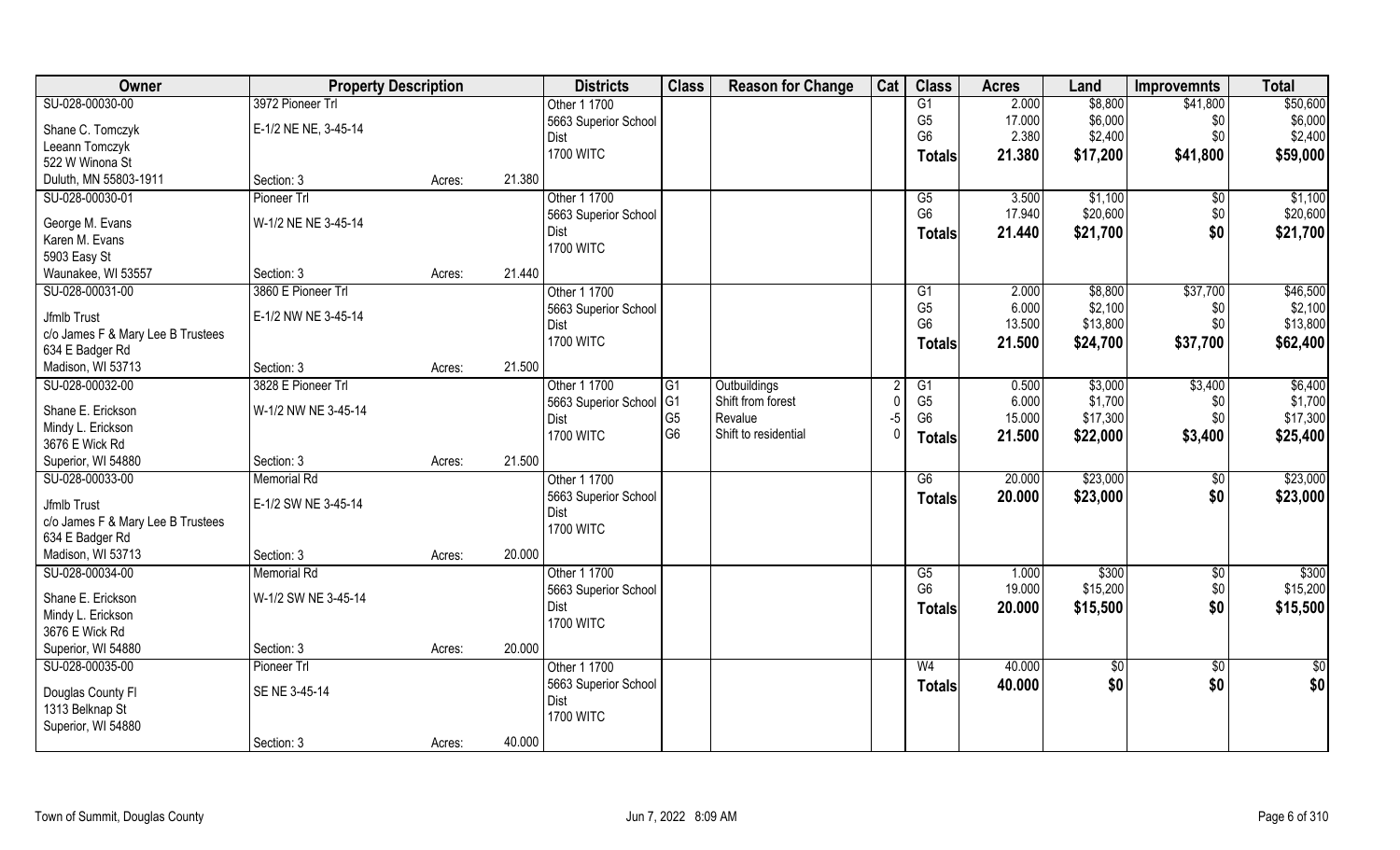| Owner | Property Description | | Districts | Class | Reason for Change | Cat | Class | Acres | Land | Improvemnts | Total |
|---|---|---|---|---|---|---|---|---|---|---|---|
| SU-028-00030-00 | 3972 Pioneer Trl | | Other 1 1700 | | | | G1 | 2.000 | $8,800 | $41,800 | $50,600 |
| Shane C. Tomczyk | E-1/2 NE NE, 3-45-14 | | 5663 Superior School Dist | | | | G5 | 17.000 | $6,000 | $0 | $6,000 |
| Leeann Tomczyk | | | 1700 WITC | | | | G6 | 2.380 | $2,400 | $0 | $2,400 |
| 522 W Winona St | | | | | | | **Totals** | **21.380** | **$17,200** | **$41,800** | **$59,000** |
| Duluth, MN 55803-1911 | Section: 3 | Acres: 21.380 | | | | | | | | | |
| SU-028-00030-01 | Pioneer Trl | | Other 1 1700 | | | | G5 | 3.500 | $1,100 | $0 | $1,100 |
| George M. Evans | W-1/2 NE NE 3-45-14 | | 5663 Superior School Dist | | | | G6 | 17.940 | $20,600 | $0 | $20,600 |
| Karen M. Evans | | | 1700 WITC | | | | **Totals** | **21.440** | **$21,700** | **$0** | **$21,700** |
| 5903 Easy St | | | | | | | | | | | |
| Waunakee, WI 53557 | Section: 3 | Acres: 21.440 | | | | | | | | | |
| SU-028-00031-00 | 3860 E Pioneer Trl | | Other 1 1700 | | | | G1 | 2.000 | $8,800 | $37,700 | $46,500 |
| Jfmlb Trust | E-1/2 NW NE 3-45-14 | | 5663 Superior School Dist | | | | G5 | 6.000 | $2,100 | $0 | $2,100 |
| c/o James F & Mary Lee B Trustees | | | 1700 WITC | | | | G6 | 13.500 | $13,800 | $0 | $13,800 |
| 634 E Badger Rd | | | | | | | **Totals** | **21.500** | **$24,700** | **$37,700** | **$62,400** |
| Madison, WI 53713 | Section: 3 | Acres: 21.500 | | | | | | | | | |
| SU-028-00032-00 | 3828 E Pioneer Trl | | Other 1 1700 | G1 | Outbuildings | 2 | G1 | 0.500 | $3,000 | $3,400 | $6,400 |
| Shane E. Erickson | W-1/2 NW NE 3-45-14 | | 5663 Superior School Dist | G1 | Shift from forest | 0 | G5 | 6.000 | $1,700 | $0 | $1,700 |
| Mindy L. Erickson | | | 1700 WITC | G5 | Revalue | -5 | G6 | 15.000 | $17,300 | $0 | $17,300 |
| 3676 E Wick Rd | | | | G6 | Shift to residential | 0 | **Totals** | **21.500** | **$22,000** | **$3,400** | **$25,400** |
| Superior, WI 54880 | Section: 3 | Acres: 21.500 | | | | | | | | | |
| SU-028-00033-00 | Memorial Rd | | Other 1 1700 | | | | G6 | 20.000 | $23,000 | $0 | $23,000 |
| Jfmlb Trust | E-1/2 SW NE 3-45-14 | | 5663 Superior School Dist | | | | **Totals** | **20.000** | **$23,000** | **$0** | **$23,000** |
| c/o James F & Mary Lee B Trustees | | | 1700 WITC | | | | | | | | |
| 634 E Badger Rd | | | | | | | | | | | |
| Madison, WI 53713 | Section: 3 | Acres: 20.000 | | | | | | | | | |
| SU-028-00034-00 | Memorial Rd | | Other 1 1700 | | | | G5 | 1.000 | $300 | $0 | $300 |
| Shane E. Erickson | W-1/2 SW NE 3-45-14 | | 5663 Superior School Dist | | | | G6 | 19.000 | $15,200 | $0 | $15,200 |
| Mindy L. Erickson | | | 1700 WITC | | | | **Totals** | **20.000** | **$15,500** | **$0** | **$15,500** |
| 3676 E Wick Rd | | | | | | | | | | | |
| Superior, WI 54880 | Section: 3 | Acres: 20.000 | | | | | | | | | |
| SU-028-00035-00 | Pioneer Trl | | Other 1 1700 | | | | W4 | 40.000 | $0 | $0 | $0 |
| Douglas County Fl | SE NE 3-45-14 | | 5663 Superior School Dist | | | | **Totals** | **40.000** | **$0** | **$0** | **$0** |
| 1313 Belknap St | | | 1700 WITC | | | | | | | | |
| Superior, WI 54880 | | | | | | | | | | | |
| | Section: 3 | Acres: 40.000 | | | | | | | | | |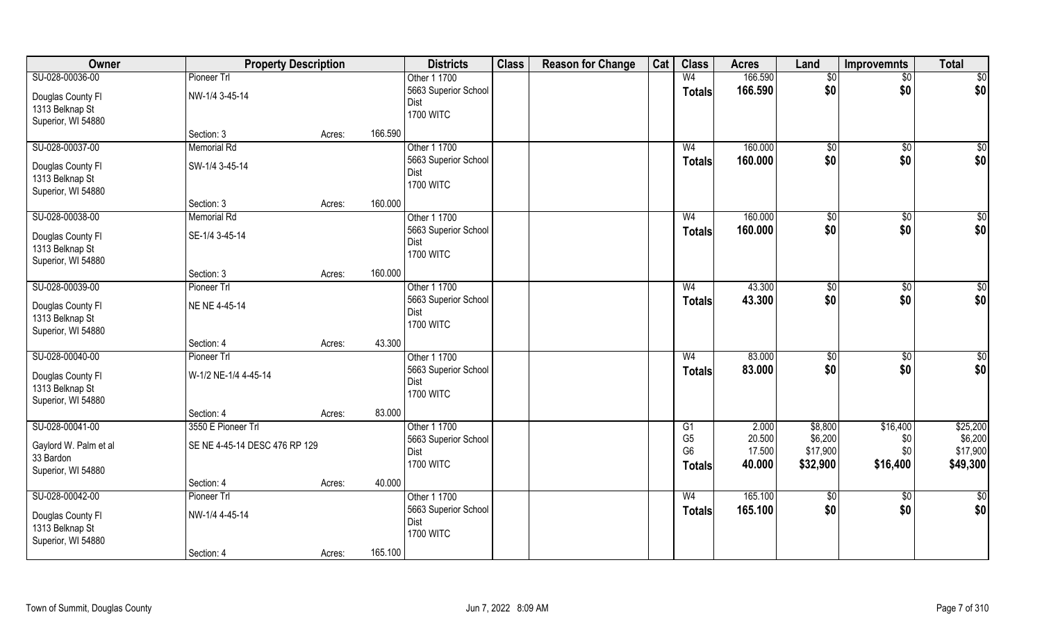| Owner | Property Description | | | Districts | Class | Reason for Change | Cat | Class | Acres | Land | Improvemnts | Total |
|---|---|---|---|---|---|---|---|---|---|---|---|---|
| SU-028-00036-00 | Pioneer Trl | | | Other 1 1700 | | | | W4 | 166.590 | $0 | $0 | $0 |
| Douglas County Fl | NW-1/4 3-45-14 | | | 5663 Superior School Dist | | | | Totals | 166.590 | $0 | $0 | $0 |
| 1313 Belknap St | | | | 1700 WITC | | | | | | | | |
| Superior, WI 54880 | | | | | | | | | | | | |
| | Section: 3 | Acres: | 166.590 | | | | | | | | | |
| SU-028-00037-00 | Memorial Rd | | | Other 1 1700 | | | | W4 | 160.000 | $0 | $0 | $0 |
| Douglas County Fl | SW-1/4 3-45-14 | | | 5663 Superior School Dist | | | | Totals | 160.000 | $0 | $0 | $0 |
| 1313 Belknap St | | | | 1700 WITC | | | | | | | | |
| Superior, WI 54880 | | | | | | | | | | | | |
| | Section: 3 | Acres: | 160.000 | | | | | | | | | |
| SU-028-00038-00 | Memorial Rd | | | Other 1 1700 | | | | W4 | 160.000 | $0 | $0 | $0 |
| Douglas County Fl | SE-1/4 3-45-14 | | | 5663 Superior School Dist | | | | Totals | 160.000 | $0 | $0 | $0 |
| 1313 Belknap St | | | | 1700 WITC | | | | | | | | |
| Superior, WI 54880 | | | | | | | | | | | | |
| | Section: 3 | Acres: | 160.000 | | | | | | | | | |
| SU-028-00039-00 | Pioneer Trl | | | Other 1 1700 | | | | W4 | 43.300 | $0 | $0 | $0 |
| Douglas County Fl | NE NE 4-45-14 | | | 5663 Superior School Dist | | | | Totals | 43.300 | $0 | $0 | $0 |
| 1313 Belknap St | | | | 1700 WITC | | | | | | | | |
| Superior, WI 54880 | | | | | | | | | | | | |
| | Section: 4 | Acres: | 43.300 | | | | | | | | | |
| SU-028-00040-00 | Pioneer Trl | | | Other 1 1700 | | | | W4 | 83.000 | $0 | $0 | $0 |
| Douglas County Fl | W-1/2 NE-1/4 4-45-14 | | | 5663 Superior School Dist | | | | Totals | 83.000 | $0 | $0 | $0 |
| 1313 Belknap St | | | | 1700 WITC | | | | | | | | |
| Superior, WI 54880 | | | | | | | | | | | | |
| | Section: 4 | Acres: | 83.000 | | | | | | | | | |
| SU-028-00041-00 | 3550 E Pioneer Trl | | | Other 1 1700 | | | | G1 | 2.000 | $8,800 | $16,400 | $25,200 |
| Gaylord W. Palm et al | SE NE 4-45-14 DESC 476 RP 129 | | | 5663 Superior School Dist | | | | G5 | 20.500 | $6,200 | $0 | $6,200 |
| 33 Bardon | | | | 1700 WITC | | | | G6 | 17.500 | $17,900 | $0 | $17,900 |
| Superior, WI 54880 | | | | | | | | Totals | 40.000 | $32,900 | $16,400 | $49,300 |
| | Section: 4 | Acres: | 40.000 | | | | | | | | | |
| SU-028-00042-00 | Pioneer Trl | | | Other 1 1700 | | | | W4 | 165.100 | $0 | $0 | $0 |
| Douglas County Fl | NW-1/4 4-45-14 | | | 5663 Superior School Dist | | | | Totals | 165.100 | $0 | $0 | $0 |
| 1313 Belknap St | | | | 1700 WITC | | | | | | | | |
| Superior, WI 54880 | | | | | | | | | | | | |
| | Section: 4 | Acres: | 165.100 | | | | | | | | | |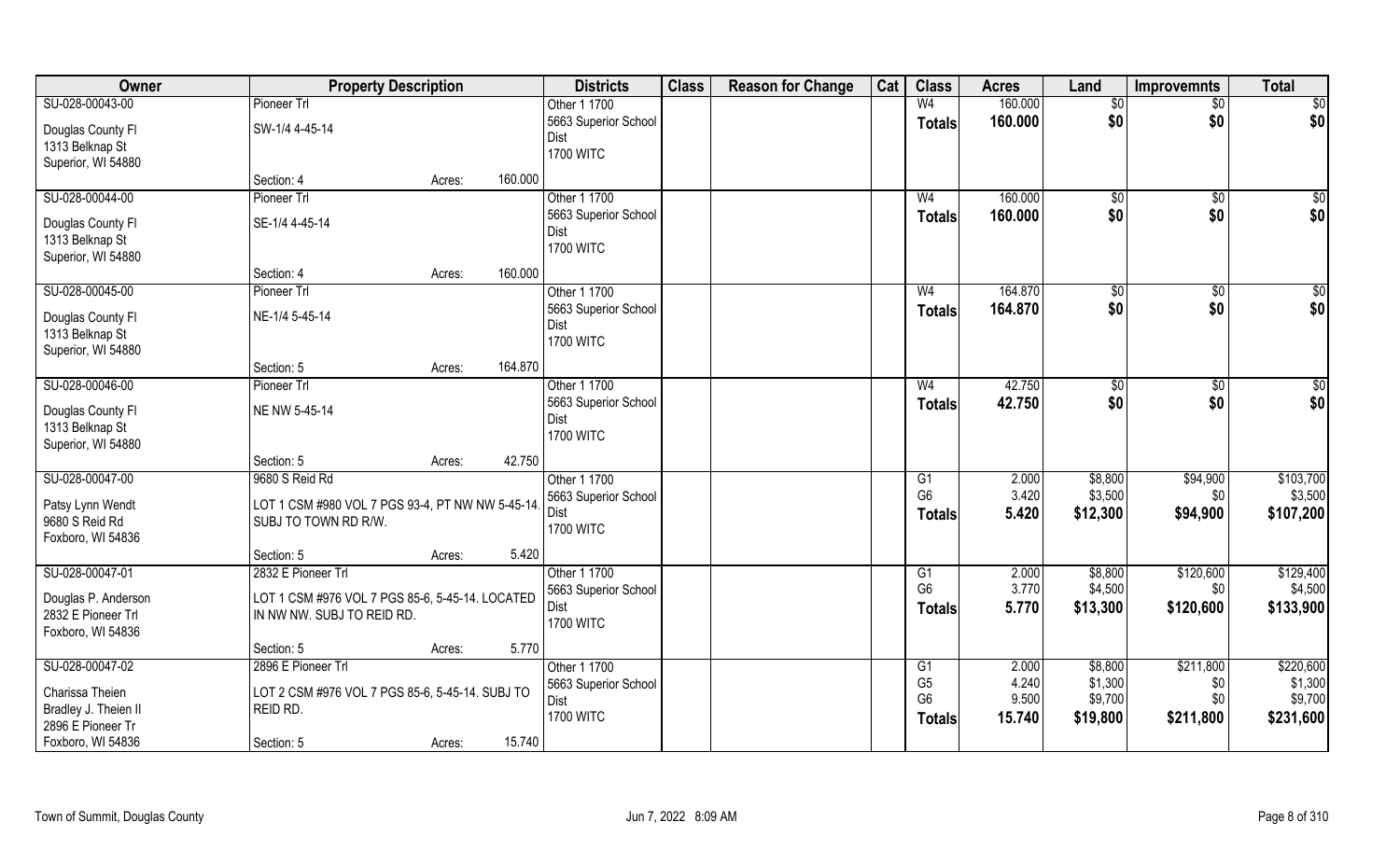| Owner | Property Description | | | Districts | Class | Reason for Change | Cat | Class | Acres | Land | Improvemnts | Total |
|---|---|---|---|---|---|---|---|---|---|---|---|---|
| SU-028-00043-00 | Pioneer Trl | | | Other 1 1700 | | | | W4 | 160.000 | $0 | $0 | $0 |
| Douglas County Fl<br>1313 Belknap St<br>Superior, WI 54880 | SW-1/4 4-45-14 | | | 5663 Superior School Dist<br>1700 WITC | | | | **Totals** | **160.000** | **$0** | **$0** | **$0** |
| | Section: 4 | Acres: | 160.000 | | | | | | | | | |
| SU-028-00044-00 | Pioneer Trl | | | Other 1 1700 | | | | W4 | 160.000 | $0 | $0 | $0 |
| Douglas County Fl<br>1313 Belknap St<br>Superior, WI 54880 | SE-1/4 4-45-14 | | | 5663 Superior School Dist<br>1700 WITC | | | | **Totals** | **160.000** | **$0** | **$0** | **$0** |
| | Section: 4 | Acres: | 160.000 | | | | | | | | | |
| SU-028-00045-00 | Pioneer Trl | | | Other 1 1700 | | | | W4 | 164.870 | $0 | $0 | $0 |
| Douglas County Fl<br>1313 Belknap St<br>Superior, WI 54880 | NE-1/4 5-45-14 | | | 5663 Superior School Dist<br>1700 WITC | | | | **Totals** | **164.870** | **$0** | **$0** | **$0** |
| | Section: 5 | Acres: | 164.870 | | | | | | | | | |
| SU-028-00046-00 | Pioneer Trl | | | Other 1 1700 | | | | W4 | 42.750 | $0 | $0 | $0 |
| Douglas County Fl<br>1313 Belknap St<br>Superior, WI 54880 | NE NW 5-45-14 | | | 5663 Superior School Dist<br>1700 WITC | | | | **Totals** | **42.750** | **$0** | **$0** | **$0** |
| | Section: 5 | Acres: | 42.750 | | | | | | | | | |
| SU-028-00047-00 | 9680 S Reid Rd | | | Other 1 1700 | | | | G1 | 2.000 | $8,800 | $94,900 | $103,700 |
| Patsy Lynn Wendt<br>9680 S Reid Rd<br>Foxboro, WI 54836 | LOT 1 CSM #980 VOL 7 PGS 93-4, PT NW NW 5-45-14. SUBJ TO TOWN RD R/W. | | | 5663 Superior School Dist<br>1700 WITC | | | | G6 | 3.420 | $3,500 | $0 | $3,500 |
| | | | | | | | | **Totals** | **5.420** | **$12,300** | **$94,900** | **$107,200** |
| | Section: 5 | Acres: | 5.420 | | | | | | | | | |
| SU-028-00047-01 | 2832 E Pioneer Trl | | | Other 1 1700 | | | | G1 | 2.000 | $8,800 | $120,600 | $129,400 |
| Douglas P. Anderson<br>2832 E Pioneer Trl<br>Foxboro, WI 54836 | LOT 1 CSM #976 VOL 7 PGS 85-6, 5-45-14. LOCATED IN NW NW. SUBJ TO REID RD. | | | 5663 Superior School Dist<br>1700 WITC | | | | G6 | 3.770 | $4,500 | $0 | $4,500 |
| | | | | | | | | **Totals** | **5.770** | **$13,300** | **$120,600** | **$133,900** |
| | Section: 5 | Acres: | 5.770 | | | | | | | | | |
| SU-028-00047-02 | 2896 E Pioneer Trl | | | Other 1 1700 | | | | G1 | 2.000 | $8,800 | $211,800 | $220,600 |
| Charissa Theien<br>Bradley J. Theien II<br>2896 E Pioneer Tr<br>Foxboro, WI 54836 | LOT 2 CSM #976 VOL 7 PGS 85-6, 5-45-14. SUBJ TO REID RD. | | | 5663 Superior School Dist<br>1700 WITC | | | | G5 | 4.240 | $1,300 | $0 | $1,300 |
| | | | | | | | | G6 | 9.500 | $9,700 | $0 | $9,700 |
| | | | | | | | | **Totals** | **15.740** | **$19,800** | **$211,800** | **$231,600** |
| | Section: 5 | Acres: | 15.740 | | | | | | | | | |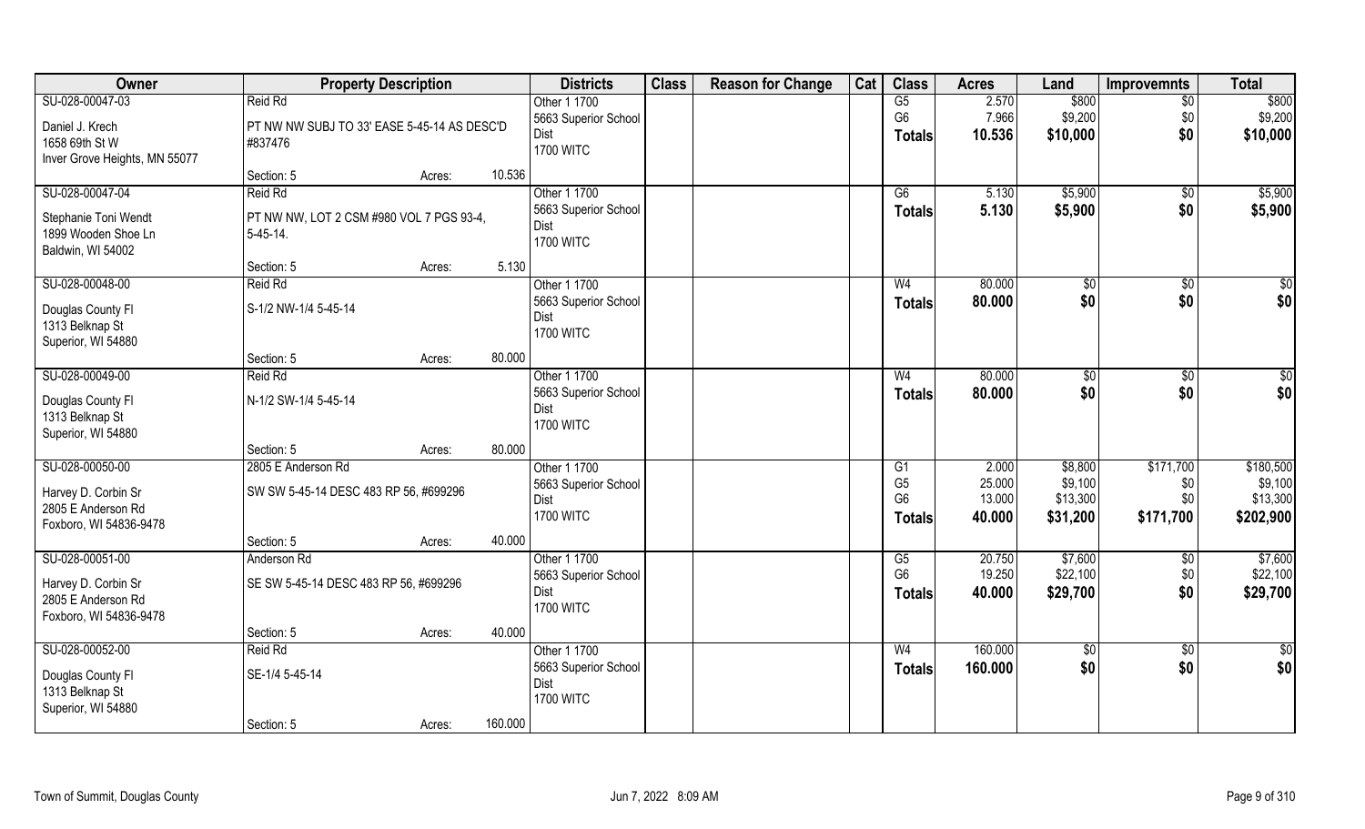| Owner | Property Description | | Districts | Class | Reason for Change | Cat | Class | Acres | Land | Improvemnts | Total |
|---|---|---|---|---|---|---|---|---|---|---|---|
| SU-028-00047-03 | Reid Rd | | Other 1 1700 | | | | G5 | 2.570 | $800 | $0 | $800 |
| Daniel J. Krech | PT NW NW SUBJ TO 33' EASE 5-45-14 AS DESC'D | | 5663 Superior School | | | | G6 | 7.966 | $9,200 | $0 | $9,200 |
| 1658 69th St W | #837476 | | Dist | | | | **Totals** | **10.536** | **$10,000** | **$0** | **$10,000** |
| Inver Grove Heights, MN 55077 | | | 1700 WITC | | | | | | | | |
| | Section: 5 | Acres: 10.536 | | | | | | | | | |
| SU-028-00047-04 | Reid Rd | | Other 1 1700 | | | | G6 | 5.130 | $5,900 | $0 | $5,900 |
| Stephanie Toni Wendt | PT NW NW, LOT 2 CSM #980 VOL 7 PGS 93-4, | | 5663 Superior School | | | | **Totals** | **5.130** | **$5,900** | **$0** | **$5,900** |
| 1899 Wooden Shoe Ln | 5-45-14. | | Dist | | | | | | | | |
| Baldwin, WI 54002 | | | 1700 WITC | | | | | | | | |
| | Section: 5 | Acres: 5.130 | | | | | | | | | |
| SU-028-00048-00 | Reid Rd | | Other 1 1700 | | | | W4 | 80.000 | $0 | $0 | $0 |
| Douglas County Fl | S-1/2 NW-1/4 5-45-14 | | 5663 Superior School | | | | **Totals** | **80.000** | **$0** | **$0** | **$0** |
| 1313 Belknap St | | | Dist | | | | | | | | |
| Superior, WI 54880 | | | 1700 WITC | | | | | | | | |
| | Section: 5 | Acres: 80.000 | | | | | | | | | |
| SU-028-00049-00 | Reid Rd | | Other 1 1700 | | | | W4 | 80.000 | $0 | $0 | $0 |
| Douglas County Fl | N-1/2 SW-1/4 5-45-14 | | 5663 Superior School | | | | **Totals** | **80.000** | **$0** | **$0** | **$0** |
| 1313 Belknap St | | | Dist | | | | | | | | |
| Superior, WI 54880 | | | 1700 WITC | | | | | | | | |
| | Section: 5 | Acres: 80.000 | | | | | | | | | |
| SU-028-00050-00 | 2805 E Anderson Rd | | Other 1 1700 | | | | G1 | 2.000 | $8,800 | $171,700 | $180,500 |
| Harvey D. Corbin Sr | SW SW 5-45-14 DESC 483 RP 56, #699296 | | 5663 Superior School | | | | G5 | 25.000 | $9,100 | $0 | $9,100 |
| 2805 E Anderson Rd | | | Dist | | | | G6 | 13.000 | $13,300 | $0 | $13,300 |
| Foxboro, WI 54836-9478 | | | 1700 WITC | | | | **Totals** | **40.000** | **$31,200** | **$171,700** | **$202,900** |
| | Section: 5 | Acres: 40.000 | | | | | | | | | |
| SU-028-00051-00 | Anderson Rd | | Other 1 1700 | | | | G5 | 20.750 | $7,600 | $0 | $7,600 |
| Harvey D. Corbin Sr | SE SW 5-45-14 DESC 483 RP 56, #699296 | | 5663 Superior School | | | | G6 | 19.250 | $22,100 | $0 | $22,100 |
| 2805 E Anderson Rd | | | Dist | | | | **Totals** | **40.000** | **$29,700** | **$0** | **$29,700** |
| Foxboro, WI 54836-9478 | | | 1700 WITC | | | | | | | | |
| | Section: 5 | Acres: 40.000 | | | | | | | | | |
| SU-028-00052-00 | Reid Rd | | Other 1 1700 | | | | W4 | 160.000 | $0 | $0 | $0 |
| Douglas County Fl | SE-1/4 5-45-14 | | 5663 Superior School | | | | **Totals** | **160.000** | **$0** | **$0** | **$0** |
| 1313 Belknap St | | | Dist | | | | | | | | |
| Superior, WI 54880 | | | 1700 WITC | | | | | | | | |
| | Section: 5 | Acres: 160.000 | | | | | | | | | |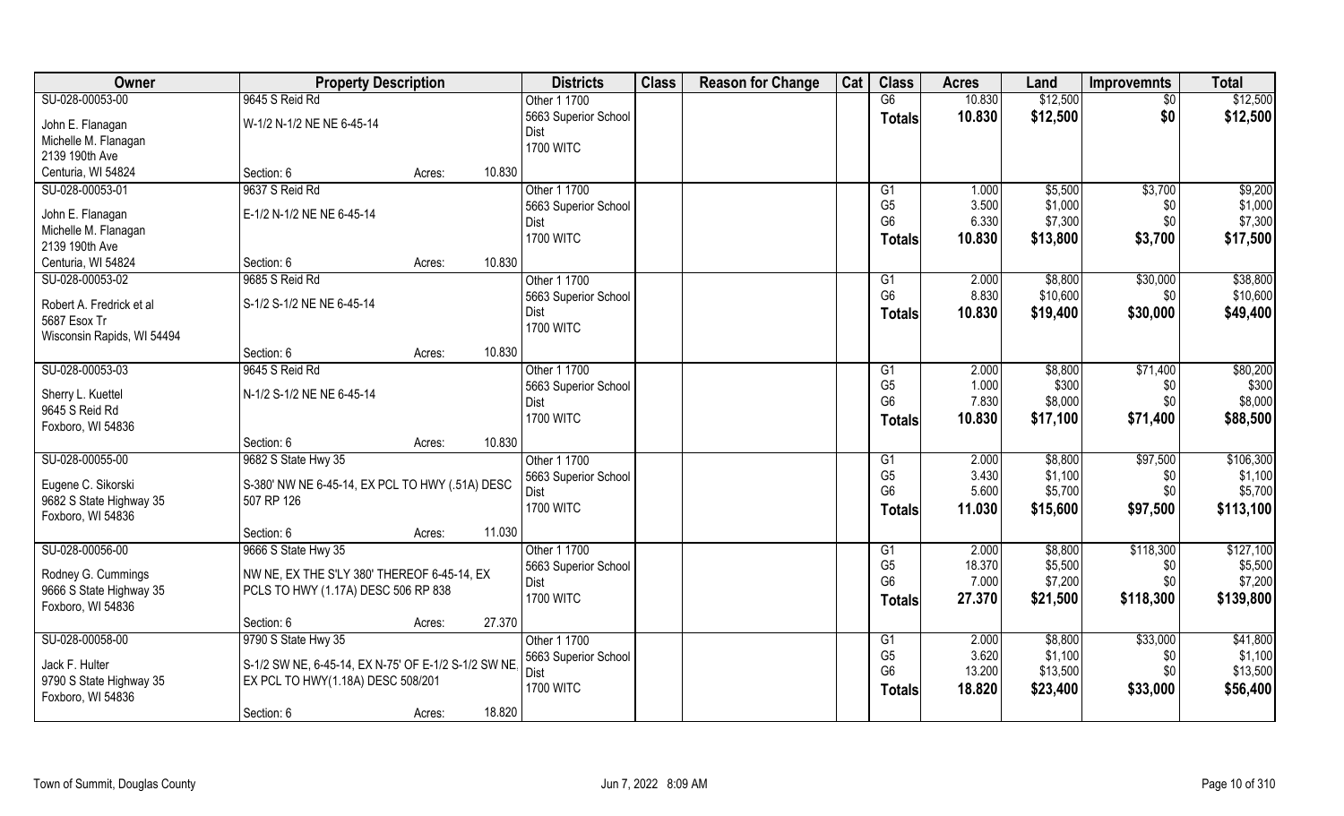| Owner | Property Description | | Districts | Class | Reason for Change | Cat | Class | Acres | Land | Improvemnts | Total |
|---|---|---|---|---|---|---|---|---|---|---|---|
| SU-028-00053-00 | 9645 S Reid Rd | | Other 1 1700 | | | | G6 | 10.830 | $12,500 | $0 | $12,500 |
| John E. Flanagan | W-1/2 N-1/2 NE NE 6-45-14 | | 5663 Superior School Dist | | | | **Totals** | **10.830** | **$12,500** | **$0** | **$12,500** |
| Michelle M. Flanagan | | | 1700 WITC | | | | | | | | |
| 2139 190th Ave | | | | | | | | | | | |
| Centuria, WI 54824 | Section: 6 | Acres: 10.830 | | | | | | | | | |
| SU-028-00053-01 | 9637 S Reid Rd | | Other 1 1700 | | | | G1 | 1.000 | $5,500 | $3,700 | $9,200 |
| John E. Flanagan | E-1/2 N-1/2 NE NE 6-45-14 | | 5663 Superior School Dist | | | | G5 | 3.500 | $1,000 | $0 | $1,000 |
| Michelle M. Flanagan | | | 1700 WITC | | | | G6 | 6.330 | $7,300 | $0 | $7,300 |
| 2139 190th Ave | | | | | | | **Totals** | **10.830** | **$13,800** | **$3,700** | **$17,500** |
| Centuria, WI 54824 | Section: 6 | Acres: 10.830 | | | | | | | | | |
| SU-028-00053-02 | 9685 S Reid Rd | | Other 1 1700 | | | | G1 | 2.000 | $8,800 | $30,000 | $38,800 |
| Robert A. Fredrick et al | S-1/2 S-1/2 NE NE 6-45-14 | | 5663 Superior School Dist | | | | G6 | 8.830 | $10,600 | $0 | $10,600 |
| 5687 Esox Tr | | | 1700 WITC | | | | **Totals** | **10.830** | **$19,400** | **$30,000** | **$49,400** |
| Wisconsin Rapids, WI 54494 | | | | | | | | | | | |
| | Section: 6 | Acres: 10.830 | | | | | | | | | |
| SU-028-00053-03 | 9645 S Reid Rd | | Other 1 1700 | | | | G1 | 2.000 | $8,800 | $71,400 | $80,200 |
| Sherry L. Kuettel | N-1/2 S-1/2 NE NE 6-45-14 | | 5663 Superior School Dist | | | | G5 | 1.000 | $300 | $0 | $300 |
| 9645 S Reid Rd | | | 1700 WITC | | | | G6 | 7.830 | $8,000 | $0 | $8,000 |
| Foxboro, WI 54836 | | | | | | | **Totals** | **10.830** | **$17,100** | **$71,400** | **$88,500** |
| | Section: 6 | Acres: 10.830 | | | | | | | | | |
| SU-028-00055-00 | 9682 S State Hwy 35 | | Other 1 1700 | | | | G1 | 2.000 | $8,800 | $97,500 | $106,300 |
| Eugene C. Sikorski | S-380' NW NE 6-45-14, EX PCL TO HWY (.51A) DESC 507 RP 126 | | 5663 Superior School Dist | | | | G5 | 3.430 | $1,100 | $0 | $1,100 |
| 9682 S State Highway 35 | | | 1700 WITC | | | | G6 | 5.600 | $5,700 | $0 | $5,700 |
| Foxboro, WI 54836 | | | | | | | **Totals** | **11.030** | **$15,600** | **$97,500** | **$113,100** |
| | Section: 6 | Acres: 11.030 | | | | | | | | | |
| SU-028-00056-00 | 9666 S State Hwy 35 | | Other 1 1700 | | | | G1 | 2.000 | $8,800 | $118,300 | $127,100 |
| Rodney G. Cummings | NW NE, EX THE S'LY 380' THEREOF 6-45-14, EX PCLS TO HWY (1.17A) DESC 506 RP 838 | | 5663 Superior School Dist | | | | G5 | 18.370 | $5,500 | $0 | $5,500 |
| 9666 S State Highway 35 | | | 1700 WITC | | | | G6 | 7.000 | $7,200 | $0 | $7,200 |
| Foxboro, WI 54836 | | | | | | | **Totals** | **27.370** | **$21,500** | **$118,300** | **$139,800** |
| | Section: 6 | Acres: 27.370 | | | | | | | | | |
| SU-028-00058-00 | 9790 S State Hwy 35 | | Other 1 1700 | | | | G1 | 2.000 | $8,800 | $33,000 | $41,800 |
| Jack F. Hulter | S-1/2 SW NE, 6-45-14, EX N-75' OF E-1/2 S-1/2 SW NE, EX PCL TO HWY(1.18A) DESC 508/201 | | 5663 Superior School Dist | | | | G5 | 3.620 | $1,100 | $0 | $1,100 |
| 9790 S State Highway 35 | | | 1700 WITC | | | | G6 | 13.200 | $13,500 | $0 | $13,500 |
| Foxboro, WI 54836 | | | | | | | **Totals** | **18.820** | **$23,400** | **$33,000** | **$56,400** |
| | Section: 6 | Acres: 18.820 | | | | | | | | | |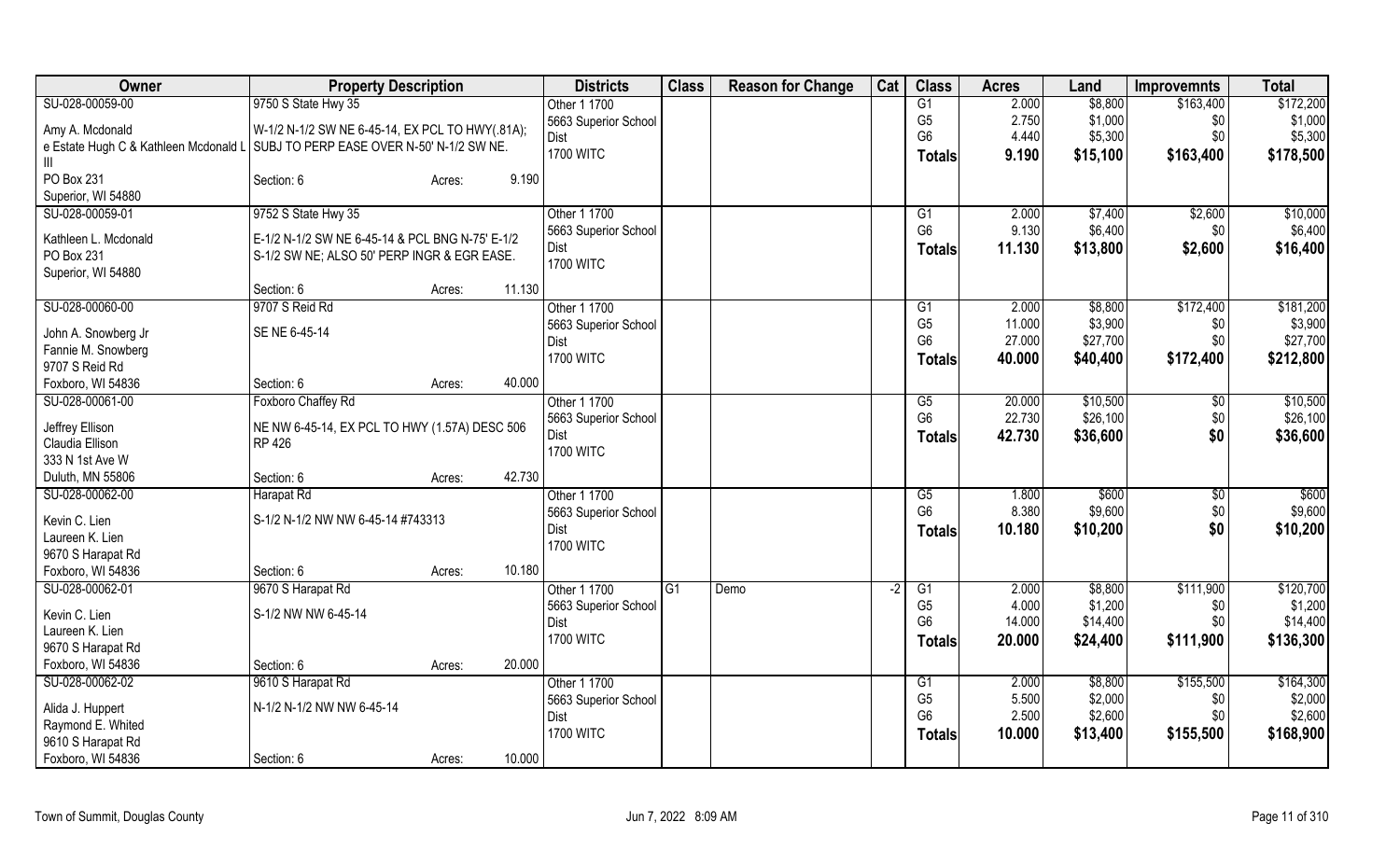| Owner | Property Description | | | Districts | Class | Reason for Change | Cat | Class | Acres | Land | Improvemnts | Total |
|---|---|---|---|---|---|---|---|---|---|---|---|---|
| SU-028-00059-00 | 9750 S State Hwy 35 | | | Other 1 1700 | | | | G1 | 2.000 | $8,800 | $163,400 | $172,200 |
| Amy A. Mcdonald | W-1/2 N-1/2 SW NE 6-45-14, EX PCL TO HWY(.81A); | | | 5663 Superior School Dist | | | | G5 | 2.750 | $1,000 | $0 | $1,000 |
| e Estate Hugh C & Kathleen Mcdonald L III | SUBJ TO PERP EASE OVER N-50' N-1/2 SW NE. | | | 1700 WITC | | | | G6 | 4.440 | $5,300 | $0 | $5,300 |
| PO Box 231 | Section: 6 | Acres: | 9.190 | | | | | Totals | 9.190 | $15,100 | $163,400 | $178,500 |
| Superior, WI 54880 | | | | | | | | | | | | |
| SU-028-00059-01 | 9752 S State Hwy 35 | | | Other 1 1700 | | | | G1 | 2.000 | $7,400 | $2,600 | $10,000 |
| Kathleen L. Mcdonald | E-1/2 N-1/2 SW NE 6-45-14 & PCL BNG N-75' E-1/2 | | | 5663 Superior School Dist | | | | G6 | 9.130 | $6,400 | $0 | $6,400 |
| PO Box 231 | S-1/2 SW NE; ALSO 50' PERP INGR & EGR EASE. | | | 1700 WITC | | | | Totals | 11.130 | $13,800 | $2,600 | $16,400 |
| Superior, WI 54880 | Section: 6 | Acres: | 11.130 | | | | | | | | | |
| SU-028-00060-00 | 9707 S Reid Rd | | | Other 1 1700 | | | | G1 | 2.000 | $8,800 | $172,400 | $181,200 |
| John A. Snowberg Jr | SE NE 6-45-14 | | | 5663 Superior School Dist | | | | G5 | 11.000 | $3,900 | $0 | $3,900 |
| Fannie M. Snowberg | | | | 1700 WITC | | | | G6 | 27.000 | $27,700 | $0 | $27,700 |
| 9707 S Reid Rd | | | | | | | | Totals | 40.000 | $40,400 | $172,400 | $212,800 |
| Foxboro, WI 54836 | Section: 6 | Acres: | 40.000 | | | | | | | | | |
| SU-028-00061-00 | Foxboro Chaffey Rd | | | Other 1 1700 | | | | G5 | 20.000 | $10,500 | $0 | $10,500 |
| Jeffrey Ellison | NE NW 6-45-14, EX PCL TO HWY (1.57A) DESC 506 RP 426 | | | 5663 Superior School Dist | | | | G6 | 22.730 | $26,100 | $0 | $26,100 |
| Claudia Ellison | | | | 1700 WITC | | | | Totals | 42.730 | $36,600 | $0 | $36,600 |
| 333 N 1st Ave W | | | | | | | | | | | | |
| Duluth, MN 55806 | Section: 6 | Acres: | 42.730 | | | | | | | | | |
| SU-028-00062-00 | Harapat Rd | | | Other 1 1700 | | | | G5 | 1.800 | $600 | $0 | $600 |
| Kevin C. Lien | S-1/2 N-1/2 NW NW 6-45-14 #743313 | | | 5663 Superior School Dist | | | | G6 | 8.380 | $9,600 | $0 | $9,600 |
| Laureen K. Lien | | | | 1700 WITC | | | | Totals | 10.180 | $10,200 | $0 | $10,200 |
| 9670 S Harapat Rd | | | | | | | | | | | | |
| Foxboro, WI 54836 | Section: 6 | Acres: | 10.180 | | | | | | | | | |
| SU-028-00062-01 | 9670 S Harapat Rd | | | Other 1 1700 | G1 | Demo | -2 | G1 | 2.000 | $8,800 | $111,900 | $120,700 |
| Kevin C. Lien | S-1/2 NW NW 6-45-14 | | | 5663 Superior School Dist | | | | G5 | 4.000 | $1,200 | $0 | $1,200 |
| Laureen K. Lien | | | | 1700 WITC | | | | G6 | 14.000 | $14,400 | $0 | $14,400 |
| 9670 S Harapat Rd | | | | | | | | Totals | 20.000 | $24,400 | $111,900 | $136,300 |
| Foxboro, WI 54836 | Section: 6 | Acres: | 20.000 | | | | | | | | | |
| SU-028-00062-02 | 9610 S Harapat Rd | | | Other 1 1700 | | | | G1 | 2.000 | $8,800 | $155,500 | $164,300 |
| Alida J. Huppert | N-1/2 N-1/2 NW NW 6-45-14 | | | 5663 Superior School Dist | | | | G5 | 5.500 | $2,000 | $0 | $2,000 |
| Raymond E. Whited | | | | 1700 WITC | | | | G6 | 2.500 | $2,600 | $0 | $2,600 |
| 9610 S Harapat Rd | | | | | | | | Totals | 10.000 | $13,400 | $155,500 | $168,900 |
| Foxboro, WI 54836 | Section: 6 | Acres: | 10.000 | | | | | | | | | |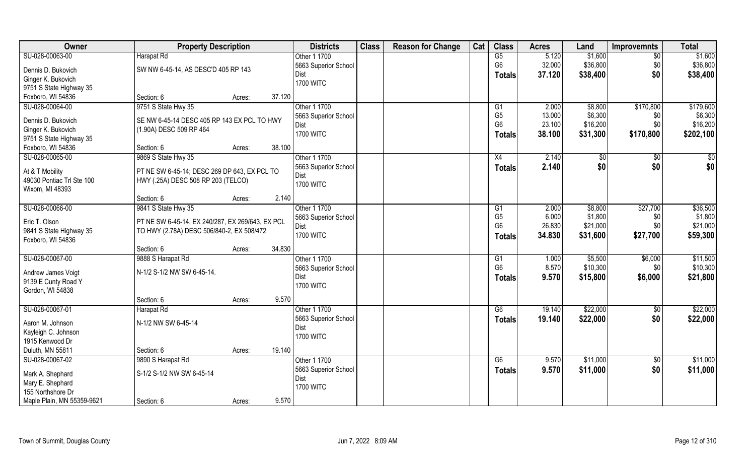| Owner | Property Description | | Districts | Class | Reason for Change | Cat | Class | Acres | Land | Improvemnts | Total |
|---|---|---|---|---|---|---|---|---|---|---|---|
| SU-028-00063-00 | Harapat Rd | | Other 1 1700 | | | | G5 | 5.120 | $1,600 | $0 | $1,600 |
| Dennis D. Bukovich | SW NW 6-45-14, AS DESC'D 405 RP 143 | | 5663 Superior School Dist | | | | G6 | 32.000 | $36,800 | $0 | $36,800 |
| Ginger K. Bukovich | | | 1700 WITC | | | | **Totals** | **37.120** | **$38,400** | **$0** | **$38,400** |
| 9751 S State Highway 35 | | | | | | | | | | | |
| Foxboro, WI 54836 | Section: 6 | Acres: 37.120 | | | | | | | | | |
| SU-028-00064-00 | 9751 S State Hwy 35 | | Other 1 1700 | | | | G1 | 2.000 | $8,800 | $170,800 | $179,600 |
| Dennis D. Bukovich | SE NW 6-45-14 DESC 405 RP 143 EX PCL TO HWY (1.90A) DESC 509 RP 464 | | 5663 Superior School Dist | | | | G5 | 13.000 | $6,300 | $0 | $6,300 |
| Ginger K. Bukovich | | | 1700 WITC | | | | G6 | 23.100 | $16,200 | $0 | $16,200 |
| 9751 S State Highway 35 | | | | | | | **Totals** | **38.100** | **$31,300** | **$170,800** | **$202,100** |
| Foxboro, WI 54836 | Section: 6 | Acres: 38.100 | | | | | | | | | |
| SU-028-00065-00 | 9869 S State Hwy 35 | | Other 1 1700 | | | | X4 | 2.140 | $0 | $0 | $0 |
| At & T Mobility | PT NE SW 6-45-14; DESC 269 DP 643, EX PCL TO HWY (.25A) DESC 508 RP 203 (TELCO) | | 5663 Superior School Dist | | | | **Totals** | **2.140** | **$0** | **$0** | **$0** |
| 49030 Pontiac Trl Ste 100 | | | 1700 WITC | | | | | | | | |
| Wixom, MI 48393 | Section: 6 | Acres: 2.140 | | | | | | | | | |
| SU-028-00066-00 | 9841 S State Hwy 35 | | Other 1 1700 | | | | G1 | 2.000 | $8,800 | $27,700 | $36,500 |
| Eric T. Olson | PT NE SW 6-45-14, EX 240/287, EX 269/643, EX PCL TO HWY (2.78A) DESC 506/840-2, EX 508/472 | | 5663 Superior School Dist | | | | G5 | 6.000 | $1,800 | $0 | $1,800 |
| 9841 S State Highway 35 | | | 1700 WITC | | | | G6 | 26.830 | $21,000 | $0 | $21,000 |
| Foxboro, WI 54836 | | | | | | | **Totals** | **34.830** | **$31,600** | **$27,700** | **$59,300** |
| | Section: 6 | Acres: 34.830 | | | | | | | | | |
| SU-028-00067-00 | 9888 S Harapat Rd | | Other 1 1700 | | | | G1 | 1.000 | $5,500 | $6,000 | $11,500 |
| Andrew James Voigt | N-1/2 S-1/2 NW SW 6-45-14. | | 5663 Superior School Dist | | | | G6 | 8.570 | $10,300 | $0 | $10,300 |
| 9139 E Cunty Road Y | | | 1700 WITC | | | | **Totals** | **9.570** | **$15,800** | **$6,000** | **$21,800** |
| Gordon, WI 54838 | | | | | | | | | | | |
| | Section: 6 | Acres: 9.570 | | | | | | | | | |
| SU-028-00067-01 | Harapat Rd | | Other 1 1700 | | | | G6 | 19.140 | $22,000 | $0 | $22,000 |
| Aaron M. Johnson | N-1/2 NW SW 6-45-14 | | 5663 Superior School Dist | | | | **Totals** | **19.140** | **$22,000** | **$0** | **$22,000** |
| Kayleigh C. Johnson | | | 1700 WITC | | | | | | | | |
| 1915 Kenwood Dr | | | | | | | | | | | |
| Duluth, MN 55811 | Section: 6 | Acres: 19.140 | | | | | | | | | |
| SU-028-00067-02 | 9890 S Harapat Rd | | Other 1 1700 | | | | G6 | 9.570 | $11,000 | $0 | $11,000 |
| Mark A. Shephard | S-1/2 S-1/2 NW SW 6-45-14 | | 5663 Superior School Dist | | | | **Totals** | **9.570** | **$11,000** | **$0** | **$11,000** |
| Mary E. Shephard | | | 1700 WITC | | | | | | | | |
| 155 Northshore Dr | | | | | | | | | | | |
| Maple Plain, MN 55359-9621 | Section: 6 | Acres: 9.570 | | | | | | | | | |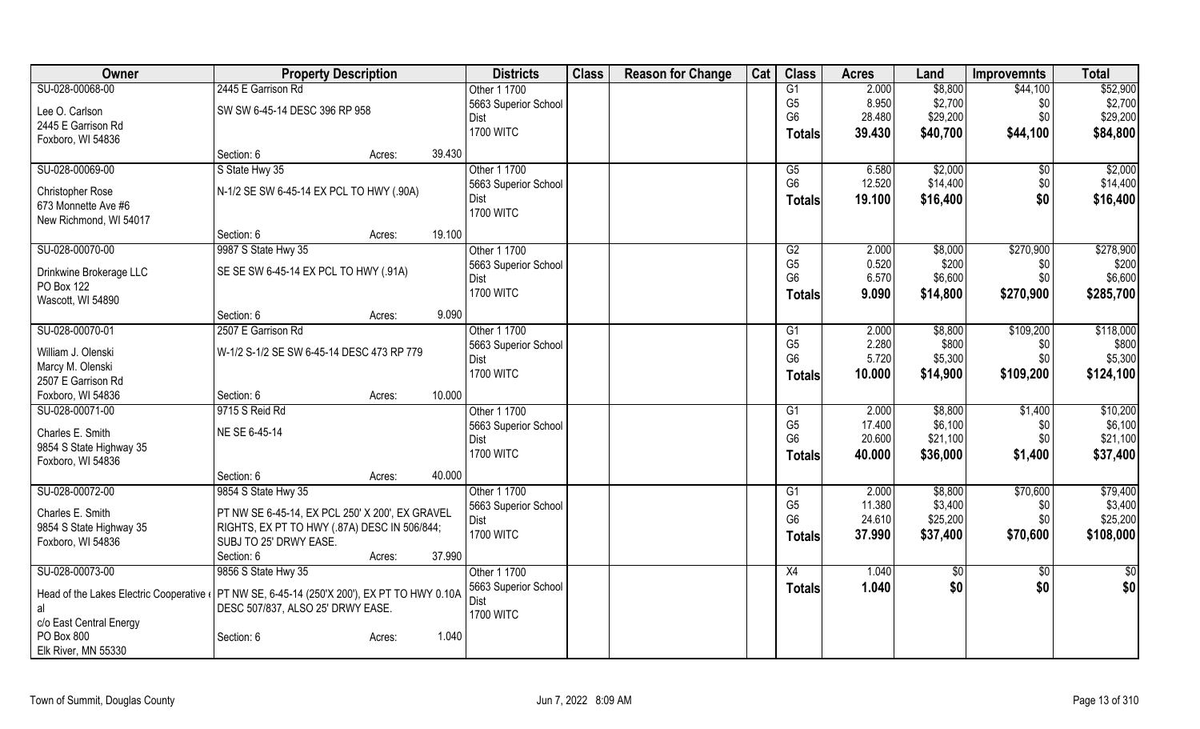| Owner | Property Description | | | Districts | Class | Reason for Change | Cat | Class | Acres | Land | Improvemnts | Total |
|---|---|---|---|---|---|---|---|---|---|---|---|---|
| SU-028-00068-00 | 2445 E Garrison Rd | | | Other 1 1700 | | | | G1 | 2.000 | $8,800 | $44,100 | $52,900 |
| Lee O. Carlson | SW SW 6-45-14 DESC 396 RP 958 | | | 5663 Superior School Dist | | | | G5 | 8.950 | $2,700 | $0 | $2,700 |
| 2445 E Garrison Rd | | | | 1700 WITC | | | | G6 | 28.480 | $29,200 | $0 | $29,200 |
| Foxboro, WI 54836 | | | | | | | | **Totals** | **39.430** | **$40,700** | **$44,100** | **$84,800** |
| | Section: 6 | Acres: | 39.430 | | | | | | | | | |
| SU-028-00069-00 | S State Hwy 35 | | | Other 1 1700 | | | | G5 | 6.580 | $2,000 | $0 | $2,000 |
| Christopher Rose | N-1/2 SE SW 6-45-14 EX PCL TO HWY (.90A) | | | 5663 Superior School Dist | | | | G6 | 12.520 | $14,400 | $0 | $14,400 |
| 673 Monnette Ave #6 | | | | 1700 WITC | | | | **Totals** | **19.100** | **$16,400** | **$0** | **$16,400** |
| New Richmond, WI 54017 | | | | | | | | | | | | |
| | Section: 6 | Acres: | 19.100 | | | | | | | | | |
| SU-028-00070-00 | 9987 S State Hwy 35 | | | Other 1 1700 | | | | G2 | 2.000 | $8,000 | $270,900 | $278,900 |
| Drinkwine Brokerage LLC | SE SE SW 6-45-14 EX PCL TO HWY (.91A) | | | 5663 Superior School Dist | | | | G5 | 0.520 | $200 | $0 | $200 |
| PO Box 122 | | | | 1700 WITC | | | | G6 | 6.570 | $6,600 | $0 | $6,600 |
| Wascott, WI 54890 | | | | | | | | **Totals** | **9.090** | **$14,800** | **$270,900** | **$285,700** |
| | Section: 6 | Acres: | 9.090 | | | | | | | | | |
| SU-028-00070-01 | 2507 E Garrison Rd | | | Other 1 1700 | | | | G1 | 2.000 | $8,800 | $109,200 | $118,000 |
| William J. Olenski | W-1/2 S-1/2 SE SW 6-45-14 DESC 473 RP 779 | | | 5663 Superior School Dist | | | | G5 | 2.280 | $800 | $0 | $800 |
| Marcy M. Olenski | | | | 1700 WITC | | | | G6 | 5.720 | $5,300 | $0 | $5,300 |
| 2507 E Garrison Rd | | | | | | | | **Totals** | **10.000** | **$14,900** | **$109,200** | **$124,100** |
| Foxboro, WI 54836 | Section: 6 | Acres: | 10.000 | | | | | | | | | |
| SU-028-00071-00 | 9715 S Reid Rd | | | Other 1 1700 | | | | G1 | 2.000 | $8,800 | $1,400 | $10,200 |
| Charles E. Smith | NE SE 6-45-14 | | | 5663 Superior School Dist | | | | G5 | 17.400 | $6,100 | $0 | $6,100 |
| 9854 S State Highway 35 | | | | 1700 WITC | | | | G6 | 20.600 | $21,100 | $0 | $21,100 |
| Foxboro, WI 54836 | | | | | | | | **Totals** | **40.000** | **$36,000** | **$1,400** | **$37,400** |
| | Section: 6 | Acres: | 40.000 | | | | | | | | | |
| SU-028-00072-00 | 9854 S State Hwy 35 | | | Other 1 1700 | | | | G1 | 2.000 | $8,800 | $70,600 | $79,400 |
| Charles E. Smith | PT NW SE 6-45-14, EX PCL 250' X 200', EX GRAVEL RIGHTS, EX PT TO HWY (.87A) DESC IN 506/844; SUBJ TO 25' DRWY EASE. | | | 5663 Superior School Dist | | | | G5 | 11.380 | $3,400 | $0 | $3,400 |
| 9854 S State Highway 35 | | | | 1700 WITC | | | | G6 | 24.610 | $25,200 | $0 | $25,200 |
| Foxboro, WI 54836 | | | | | | | | **Totals** | **37.990** | **$37,400** | **$70,600** | **$108,000** |
| | Section: 6 | Acres: | 37.990 | | | | | | | | | |
| SU-028-00073-00 | 9856 S State Hwy 35 | | | Other 1 1700 | | | | X4 | 1.040 | $0 | $0 | $0 |
| Head of the Lakes Electric Cooperative al | PT NW SE, 6-45-14 (250'X 200'), EX PT TO HWY 0.10A DESC 507/837, ALSO 25' DRWY EASE. | | | 5663 Superior School Dist | | | | **Totals** | **1.040** | **$0** | **$0** | **$0** |
| c/o East Central Energy | | | | 1700 WITC | | | | | | | | |
| PO Box 800 | Section: 6 | Acres: | 1.040 | | | | | | | | | |
| Elk River, MN 55330 | | | | | | | | | | | | |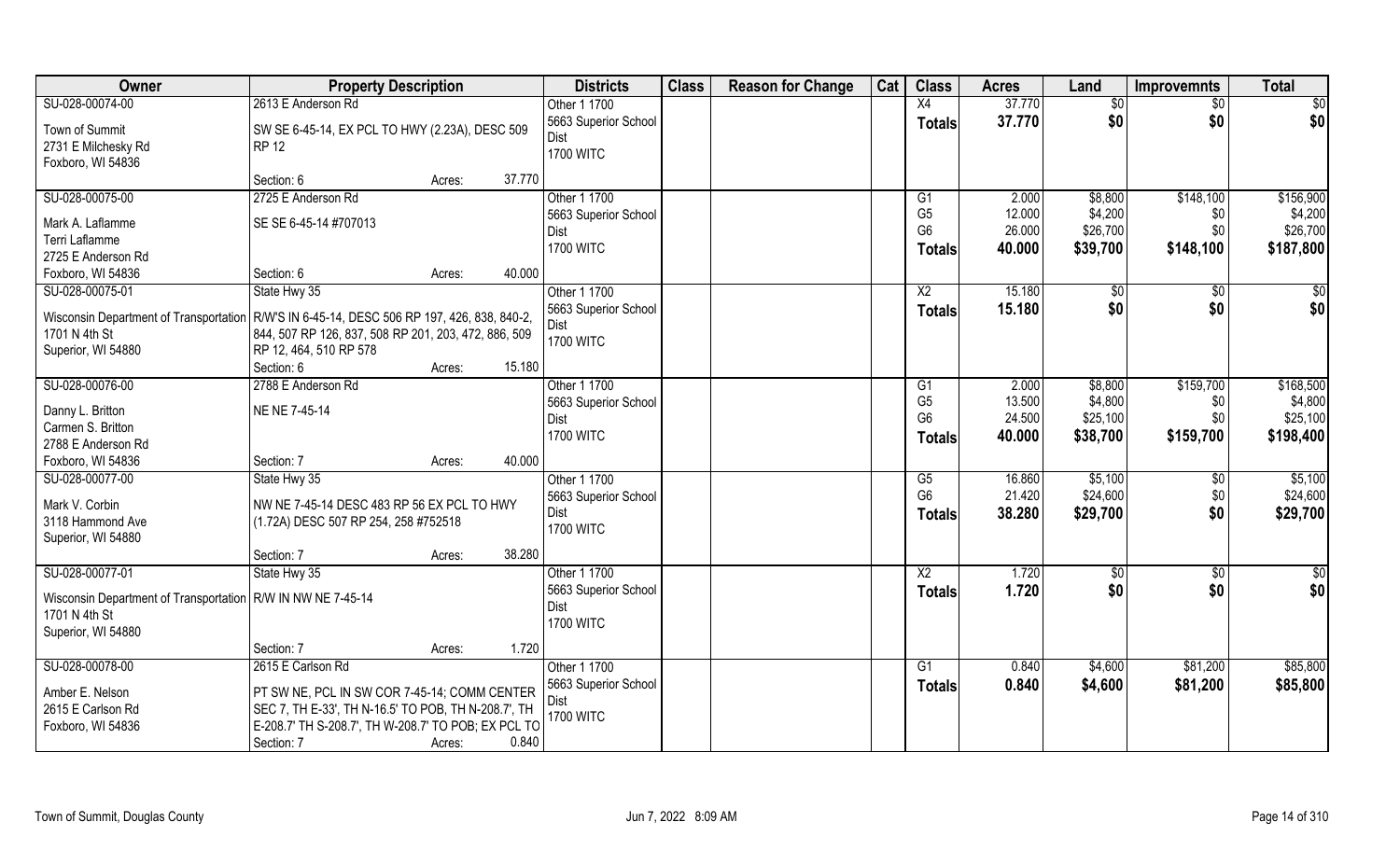| Owner | Property Description | Districts | Class | Reason for Change | Cat | Class | Acres | Land | Improvemnts | Total |
|---|---|---|---|---|---|---|---|---|---|---|
| SU-028-00074-00<br>Town of Summit<br>2731 E Milchesky Rd<br>Foxboro, WI 54836 | 2613 E Anderson Rd<br>SW SE 6-45-14, EX PCL TO HWY (2.23A), DESC 509 RP 12<br>Section: 6 Acres: 37.770 | Other 1 1700<br>5663 Superior School Dist<br>1700 WITC | | | | X4<br>**Totals** | 37.770<br>**37.770** | $0<br>**$0** | $0<br>**$0** | $0<br>**$0** |
| SU-028-00075-00<br>Mark A. Laflamme<br>Terri Laflamme<br>2725 E Anderson Rd<br>Foxboro, WI 54836 | 2725 E Anderson Rd<br>SE SE 6-45-14 #707013<br>Section: 6 Acres: 40.000 | Other 1 1700<br>5663 Superior School Dist<br>1700 WITC | | | | G1<br>G5<br>G6<br>**Totals** | 2.000<br>12.000<br>26.000<br>**40.000** | $8,800<br>$4,200<br>$26,700<br>**$39,700** | $148,100<br>$0<br>$0<br>**$148,100** | $156,900<br>$4,200<br>$26,700<br>**$187,800** |
| SU-028-00075-01<br>Wisconsin Department of Transportation<br>1701 N 4th St<br>Superior, WI 54880 | State Hwy 35<br>R/W'S IN 6-45-14, DESC 506 RP 197, 426, 838, 840-2, 844, 507 RP 126, 837, 508 RP 201, 203, 472, 886, 509 RP 12, 464, 510 RP 578<br>Section: 6 Acres: 15.180 | Other 1 1700<br>5663 Superior School Dist<br>1700 WITC | | | | X2<br>**Totals** | 15.180<br>**15.180** | $0<br>**$0** | $0<br>**$0** | $0<br>**$0** |
| SU-028-00076-00<br>Danny L. Britton<br>Carmen S. Britton<br>2788 E Anderson Rd<br>Foxboro, WI 54836 | 2788 E Anderson Rd<br>NE NE 7-45-14<br>Section: 7 Acres: 40.000 | Other 1 1700<br>5663 Superior School Dist<br>1700 WITC | | | | G1<br>G5<br>G6<br>**Totals** | 2.000<br>13.500<br>24.500<br>**40.000** | $8,800<br>$4,800<br>$25,100<br>**$38,700** | $159,700<br>$0<br>$0<br>**$159,700** | $168,500<br>$4,800<br>$25,100<br>**$198,400** |
| SU-028-00077-00<br>Mark V. Corbin<br>3118 Hammond Ave<br>Superior, WI 54880 | State Hwy 35<br>NW NE 7-45-14 DESC 483 RP 56 EX PCL TO HWY (1.72A) DESC 507 RP 254, 258 #752518<br>Section: 7 Acres: 38.280 | Other 1 1700<br>5663 Superior School Dist<br>1700 WITC | | | | G5<br>G6<br>**Totals** | 16.860<br>21.420<br>**38.280** | $5,100<br>$24,600<br>**$29,700** | $0<br>$0<br>**$0** | $5,100<br>$24,600<br>**$29,700** |
| SU-028-00077-01<br>Wisconsin Department of Transportation<br>1701 N 4th St<br>Superior, WI 54880 | State Hwy 35<br>R/W IN NW NE 7-45-14<br>Section: 7 Acres: 1.720 | Other 1 1700<br>5663 Superior School Dist<br>1700 WITC | | | | X2<br>**Totals** | 1.720<br>**1.720** | $0<br>**$0** | $0<br>**$0** | $0<br>**$0** |
| SU-028-00078-00<br>Amber E. Nelson<br>2615 E Carlson Rd<br>Foxboro, WI 54836 | 2615 E Carlson Rd<br>PT SW NE, PCL IN SW COR 7-45-14; COMM CENTER SEC 7, TH E-33', TH N-16.5' TO POB, TH N-208.7', TH E-208.7' TH S-208.7', TH W-208.7' TO POB; EX PCL TO<br>Section: 7 Acres: 0.840 | Other 1 1700<br>5663 Superior School Dist<br>1700 WITC | | | | G1<br>**Totals** | 0.840<br>**0.840** | $4,600<br>**$4,600** | $81,200<br>**$81,200** | $85,800<br>**$85,800** |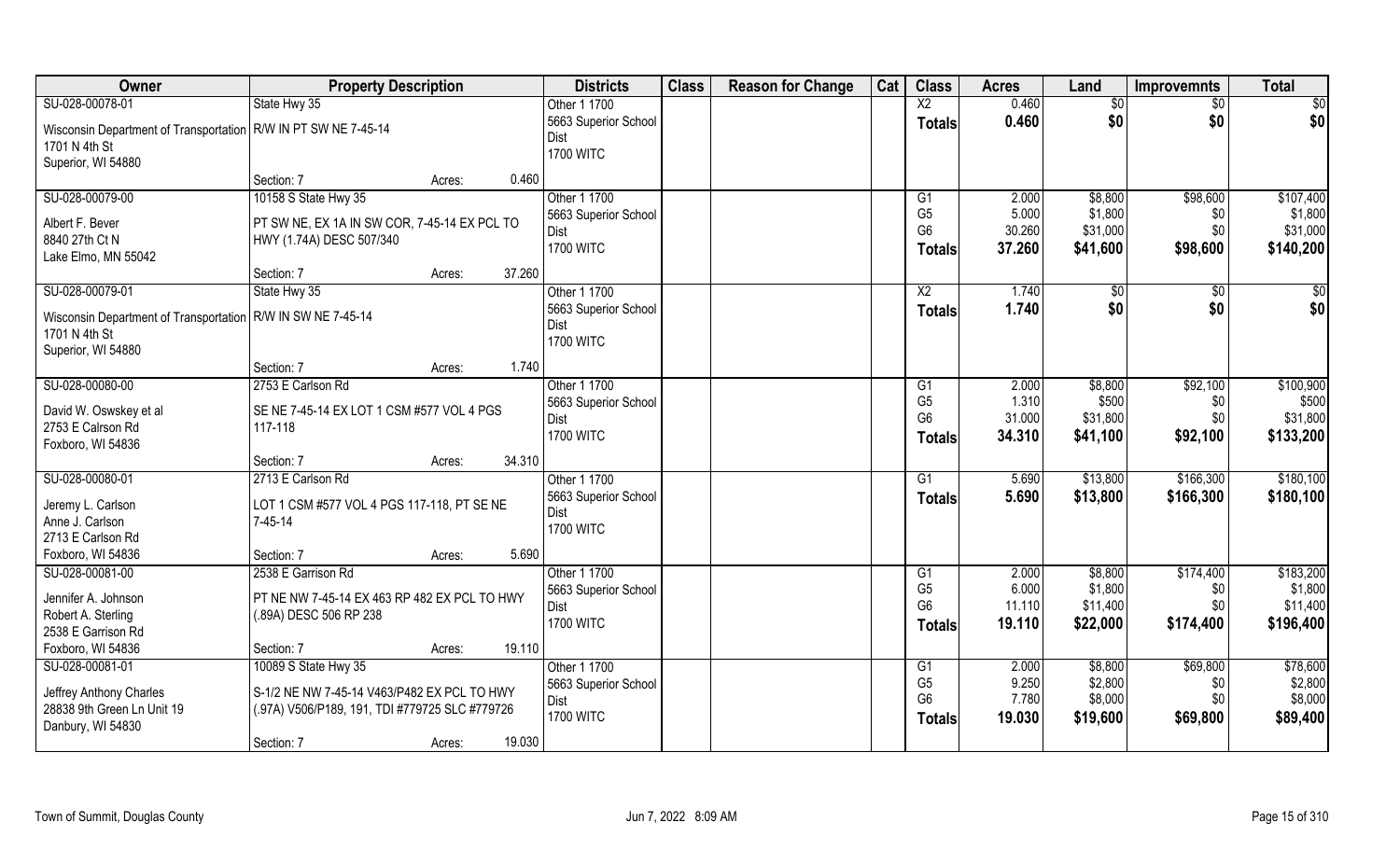| Owner | Property Description | Districts | Class | Reason for Change | Cat | Class | Acres | Land | Improvemnts | Total |
|---|---|---|---|---|---|---|---|---|---|---|
| SU-028-00078-01<br>Wisconsin Department of Transportation<br>1701 N 4th St<br>Superior, WI 54880 | State Hwy 35<br>R/W IN PT SW NE 7-45-14<br>Section: 7 Acres: 0.460 | Other 1 1700<br>5663 Superior School Dist<br>1700 WITC | | | | X2<br>**Totals** | 0.460<br>**0.460** | $0<br>**$0** | $0<br>**$0** | $0<br>**$0** |
| SU-028-00079-00<br>Albert F. Bever<br>8840 27th Ct N<br>Lake Elmo, MN 55042 | 10158 S State Hwy 35<br>PT SW NE, EX 1A IN SW COR, 7-45-14 EX PCL TO HWY (1.74A) DESC 507/340<br>Section: 7 Acres: 37.260 | Other 1 1700<br>5663 Superior School Dist<br>1700 WITC | | | | G1<br>G5<br>G6<br>**Totals** | 2.000<br>5.000<br>30.260<br>**37.260** | $8,800<br>$1,800<br>$31,000<br>**$41,600** | $98,600<br>$0<br>$0<br>**$98,600** | $107,400<br>$1,800<br>$31,000<br>**$140,200** |
| SU-028-00079-01<br>Wisconsin Department of Transportation<br>1701 N 4th St<br>Superior, WI 54880 | State Hwy 35<br>R/W IN SW NE 7-45-14<br>Section: 7 Acres: 1.740 | Other 1 1700<br>5663 Superior School Dist<br>1700 WITC | | | | X2<br>**Totals** | 1.740<br>**1.740** | $0<br>**$0** | $0<br>**$0** | $0<br>**$0** |
| SU-028-00080-00<br>David W. Oswskey et al<br>2753 E Calrson Rd<br>Foxboro, WI 54836 | 2753 E Carlson Rd<br>SE NE 7-45-14 EX LOT 1 CSM #577 VOL 4 PGS 117-118<br>Section: 7 Acres: 34.310 | Other 1 1700<br>5663 Superior School Dist<br>1700 WITC | | | | G1<br>G5<br>G6<br>**Totals** | 2.000<br>1.310<br>31.000<br>**34.310** | $8,800<br>$500<br>$31,800<br>**$41,100** | $92,100<br>$0<br>$0<br>**$92,100** | $100,900<br>$500<br>$31,800<br>**$133,200** |
| SU-028-00080-01<br>Jeremy L. Carlson<br>Anne J. Carlson<br>2713 E Carlson Rd<br>Foxboro, WI 54836 | 2713 E Carlson Rd<br>LOT 1 CSM #577 VOL 4 PGS 117-118, PT SE NE 7-45-14<br>Section: 7 Acres: 5.690 | Other 1 1700<br>5663 Superior School Dist<br>1700 WITC | | | | G1<br>**Totals** | 5.690<br>**5.690** | $13,800<br>**$13,800** | $166,300<br>**$166,300** | $180,100<br>**$180,100** |
| SU-028-00081-00<br>Jennifer A. Johnson<br>Robert A. Sterling<br>2538 E Garrison Rd<br>Foxboro, WI 54836 | 2538 E Garrison Rd<br>PT NE NW 7-45-14 EX 463 RP 482 EX PCL TO HWY (.89A) DESC 506 RP 238<br>Section: 7 Acres: 19.110 | Other 1 1700<br>5663 Superior School Dist<br>1700 WITC | | | | G1<br>G5<br>G6<br>**Totals** | 2.000<br>6.000<br>11.110<br>**19.110** | $8,800<br>$1,800<br>$11,400<br>**$22,000** | $174,400<br>$0<br>$0<br>**$174,400** | $183,200<br>$1,800<br>$11,400<br>**$196,400** |
| SU-028-00081-01<br>Jeffrey Anthony Charles<br>28838 9th Green Ln Unit 19<br>Danbury, WI 54830 | 10089 S State Hwy 35<br>S-1/2 NE NW 7-45-14 V463/P482 EX PCL TO HWY (.97A) V506/P189, 191, TDI #779725 SLC #779726<br>Section: 7 Acres: 19.030 | Other 1 1700<br>5663 Superior School Dist<br>1700 WITC | | | | G1<br>G5<br>G6<br>**Totals** | 2.000<br>9.250<br>7.780<br>**19.030** | $8,800<br>$2,800<br>$8,000<br>**$19,600** | $69,800<br>$0<br>$0<br>**$69,800** | $78,600<br>$2,800<br>$8,000<br>**$89,400** |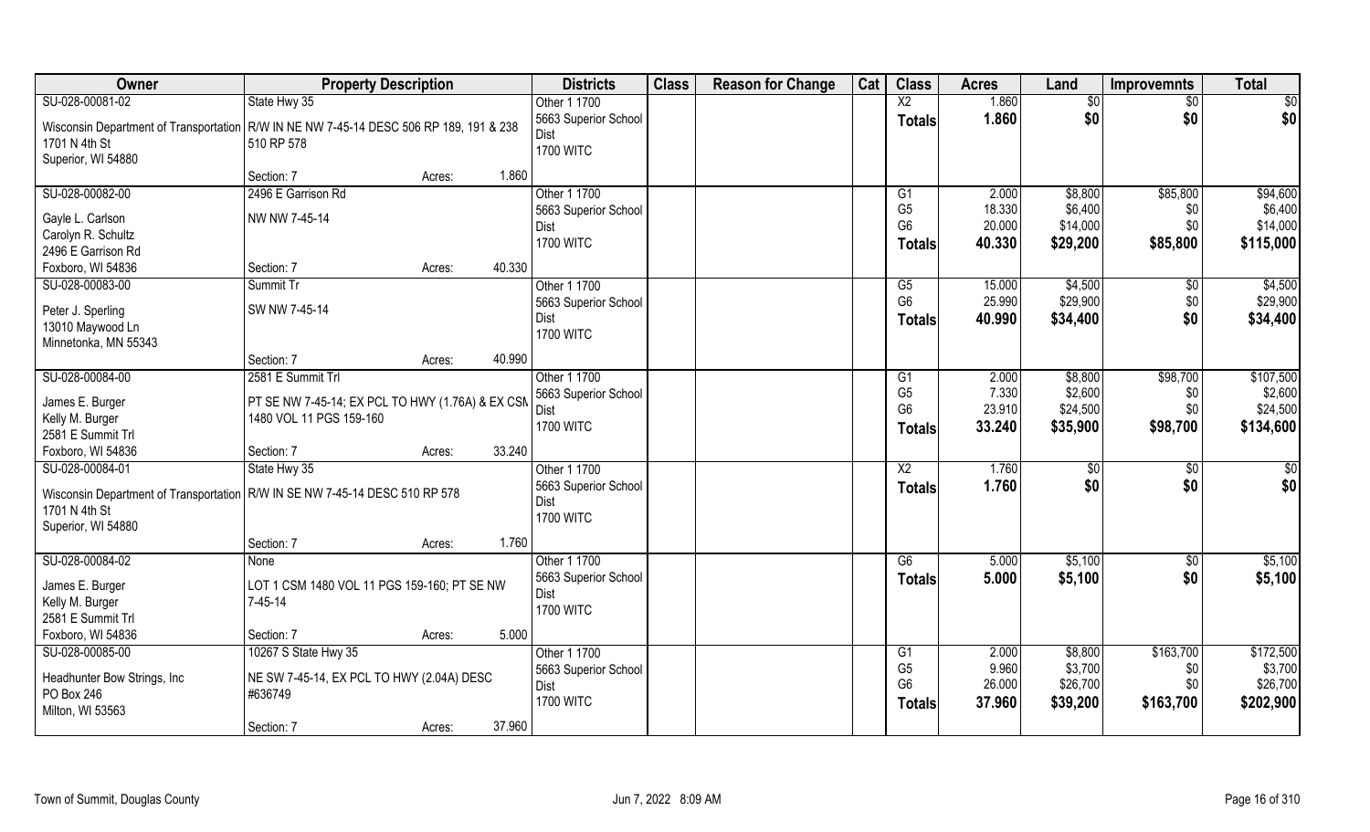| Owner | Property Description | Districts | Class | Reason for Change | Cat | Class | Acres | Land | Improvemnts | Total |
|---|---|---|---|---|---|---|---|---|---|---|
| SU-028-00081-02<br>Wisconsin Department of Transportation<br>1701 N 4th St<br>Superior, WI 54880 | State Hwy 35<br>R/W IN NE NW 7-45-14 DESC 506 RP 189, 191 & 238 510 RP 578<br>Section: 7 Acres: 1.860 | Other 1 1700<br>5663 Superior School Dist<br>1700 WITC | | | | X2<br>**Totals** | 1.860<br>**1.860** | $0<br>**$0** | $0<br>**$0** | $0<br>**$0** |
| SU-028-00082-00<br>Gayle L. Carlson<br>Carolyn R. Schultz<br>2496 E Garrison Rd<br>Foxboro, WI 54836 | 2496 E Garrison Rd<br>NW NW 7-45-14<br>Section: 7 Acres: 40.330 | Other 1 1700<br>5663 Superior School Dist<br>1700 WITC | | | | G1<br>G5<br>G6<br>**Totals** | 2.000<br>18.330<br>20.000<br>**40.330** | $8,800<br>$6,400<br>$14,000<br>**$29,200** | $85,800<br>$0<br>$0<br>**$85,800** | $94,600<br>$6,400<br>$14,000<br>**$115,000** |
| SU-028-00083-00<br>Peter J. Sperling<br>13010 Maywood Ln<br>Minnetonka, MN 55343 | Summit Tr<br>SW NW 7-45-14<br>Section: 7 Acres: 40.990 | Other 1 1700<br>5663 Superior School Dist<br>1700 WITC | | | | G5<br>G6<br>**Totals** | 15.000<br>25.990<br>**40.990** | $4,500<br>$29,900<br>**$34,400** | $0<br>$0<br>**$0** | $4,500<br>$29,900<br>**$34,400** |
| SU-028-00084-00<br>James E. Burger<br>Kelly M. Burger<br>2581 E Summit Trl<br>Foxboro, WI 54836 | 2581 E Summit Trl<br>PT SE NW 7-45-14; EX PCL TO HWY (1.76A) & EX CSM 1480 VOL 11 PGS 159-160<br>Section: 7 Acres: 33.240 | Other 1 1700<br>5663 Superior School Dist<br>1700 WITC | | | | G1<br>G5<br>G6<br>**Totals** | 2.000<br>7.330<br>23.910<br>**33.240** | $8,800<br>$2,600<br>$24,500<br>**$35,900** | $98,700<br>$0<br>$0<br>**$98,700** | $107,500<br>$2,600<br>$24,500<br>**$134,600** |
| SU-028-00084-01<br>Wisconsin Department of Transportation<br>1701 N 4th St<br>Superior, WI 54880 | State Hwy 35<br>R/W IN SE NW 7-45-14 DESC 510 RP 578<br>Section: 7 Acres: 1.760 | Other 1 1700<br>5663 Superior School Dist<br>1700 WITC | | | | X2<br>**Totals** | 1.760<br>**1.760** | $0<br>**$0** | $0<br>**$0** | $0<br>**$0** |
| SU-028-00084-02<br>James E. Burger<br>Kelly M. Burger<br>2581 E Summit Trl<br>Foxboro, WI 54836 | None<br>LOT 1 CSM 1480 VOL 11 PGS 159-160; PT SE NW 7-45-14<br>Section: 7 Acres: 5.000 | Other 1 1700<br>5663 Superior School Dist<br>1700 WITC | | | | G6<br>**Totals** | 5.000<br>**5.000** | $5,100<br>**$5,100** | $0<br>**$0** | $5,100<br>**$5,100** |
| SU-028-00085-00<br>Headhunter Bow Strings, Inc<br>PO Box 246<br>Milton, WI 53563 | 10267 S State Hwy 35<br>NE SW 7-45-14, EX PCL TO HWY (2.04A) DESC #636749<br>Section: 7 Acres: 37.960 | Other 1 1700<br>5663 Superior School Dist<br>1700 WITC | | | | G1<br>G5<br>G6<br>**Totals** | 2.000<br>9.960<br>26.000<br>**37.960** | $8,800<br>$3,700<br>$26,700<br>**$39,200** | $163,700<br>$0<br>$0<br>**$163,700** | $172,500<br>$3,700<br>$26,700<br>**$202,900** |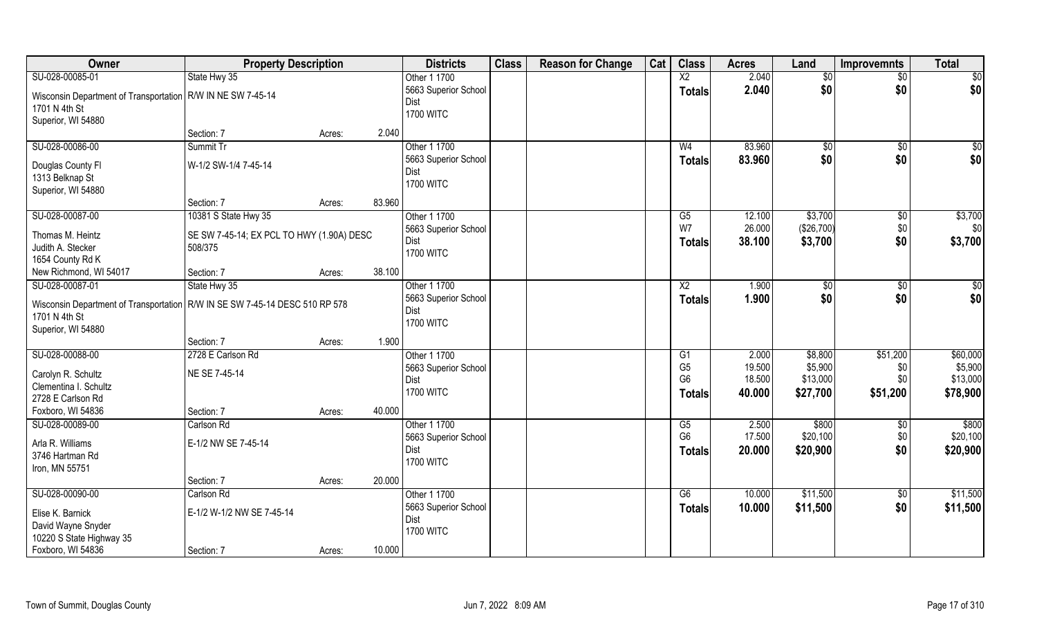| Owner | Property Description | | | Districts | Class | Reason for Change | Cat | Class | Acres | Land | Improvemnts | Total |
|---|---|---|---|---|---|---|---|---|---|---|---|---|
| SU-028-00085-01 | State Hwy 35 | | | Other 1 1700 | | | | X2 | 2.040 | $0 | $0 | $0 |
| Wisconsin Department of Transportation | R/W IN NE SW 7-45-14 | | | 5663 Superior School Dist | | | | Totals | 2.040 | $0 | $0 | $0 |
| 1701 N 4th St<br>Superior, WI 54880 | | | | 1700 WITC | | | | | | | | |
| | Section: 7 | Acres: | 2.040 | | | | | | | | | |
| SU-028-00086-00 | Summit Tr | | | Other 1 1700 | | | | W4 | 83.960 | $0 | $0 | $0 |
| Douglas County Fl | W-1/2 SW-1/4 7-45-14 | | | 5663 Superior School Dist | | | | Totals | 83.960 | $0 | $0 | $0 |
| 1313 Belknap St<br>Superior, WI 54880 | | | | 1700 WITC | | | | | | | | |
| | Section: 7 | Acres: | 83.960 | | | | | | | | | |
| SU-028-00087-00 | 10381 S State Hwy 35 | | | Other 1 1700 | | | | G5 | 12.100 | $3,700 | $0 | $3,700 |
| Thomas M. Heintz | SE SW 7-45-14; EX PCL TO HWY (1.90A) DESC 508/375 | | | 5663 Superior School Dist | | | | W7 | 26.000 | ($26,700) | $0 | $0 |
| Judith A. Stecker<br>1654 County Rd K | | | | 1700 WITC | | | | Totals | 38.100 | $3,700 | $0 | $3,700 |
| New Richmond, WI 54017 | Section: 7 | Acres: | 38.100 | | | | | | | | | |
| SU-028-00087-01 | State Hwy 35 | | | Other 1 1700 | | | | X2 | 1.900 | $0 | $0 | $0 |
| Wisconsin Department of Transportation | R/W IN SE SW 7-45-14 DESC 510 RP 578 | | | 5663 Superior School Dist | | | | Totals | 1.900 | $0 | $0 | $0 |
| 1701 N 4th St<br>Superior, WI 54880 | | | | 1700 WITC | | | | | | | | |
| | Section: 7 | Acres: | 1.900 | | | | | | | | | |
| SU-028-00088-00 | 2728 E Carlson Rd | | | Other 1 1700 | | | | G1 | 2.000 | $8,800 | $51,200 | $60,000 |
| Carolyn R. Schultz | NE SE 7-45-14 | | | 5663 Superior School Dist | | | | G5 | 19.500 | $5,900 | $0 | $5,900 |
| Clementina I. Schultz | | | | 1700 WITC | | | | G6 | 18.500 | $13,000 | $0 | $13,000 |
| 2728 E Carlson Rd | | | | | | | | Totals | 40.000 | $27,700 | $51,200 | $78,900 |
| Foxboro, WI 54836 | Section: 7 | Acres: | 40.000 | | | | | | | | | |
| SU-028-00089-00 | Carlson Rd | | | Other 1 1700 | | | | G5 | 2.500 | $800 | $0 | $800 |
| Arla R. Williams | E-1/2 NW SE 7-45-14 | | | 5663 Superior School Dist | | | | G6 | 17.500 | $20,100 | $0 | $20,100 |
| 3746 Hartman Rd<br>Iron, MN 55751 | | | | 1700 WITC | | | | Totals | 20.000 | $20,900 | $0 | $20,900 |
| | Section: 7 | Acres: | 20.000 | | | | | | | | | |
| SU-028-00090-00 | Carlson Rd | | | Other 1 1700 | | | | G6 | 10.000 | $11,500 | $0 | $11,500 |
| Elise K. Barnick | E-1/2 W-1/2 NW SE 7-45-14 | | | 5663 Superior School Dist | | | | Totals | 10.000 | $11,500 | $0 | $11,500 |
| David Wayne Snyder<br>10220 S State Highway 35 | | | | 1700 WITC | | | | | | | | |
| Foxboro, WI 54836 | Section: 7 | Acres: | 10.000 | | | | | | | | | |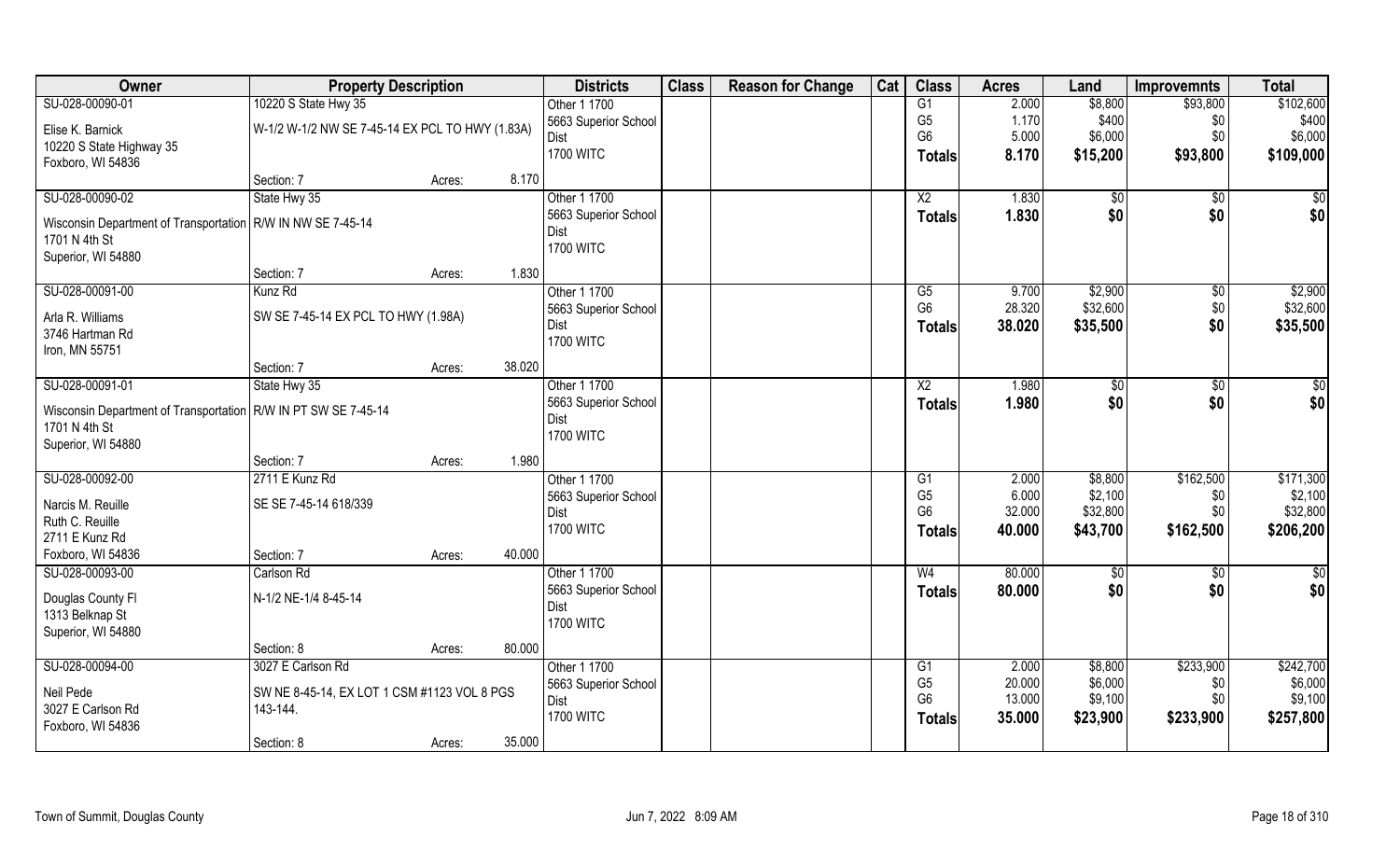| Owner | Property Description | | | Districts | Class | Reason for Change | Cat | Class | Acres | Land | Improvemnts | Total |
|---|---|---|---|---|---|---|---|---|---|---|---|---|
| SU-028-00090-01 | 10220 S State Hwy 35 | | | Other 1 1700 | | | | G1 | 2.000 | $8,800 | $93,800 | $102,600 |
| Elise K. Barnick | W-1/2 W-1/2 NW SE 7-45-14 EX PCL TO HWY (1.83A) | | | 5663 Superior School Dist | | | | G5 | 1.170 | $400 | $0 | $400 |
| 10220 S State Highway 35 | | | | 1700 WITC | | | | G6 | 5.000 | $6,000 | $0 | $6,000 |
| Foxboro, WI 54836 | | | | | | | | Totals | 8.170 | $15,200 | $93,800 | $109,000 |
| | Section: 7 | Acres: | 8.170 | | | | | | | | | |
| SU-028-00090-02 | State Hwy 35 | | | Other 1 1700 | | | | X2 | 1.830 | $0 | $0 | $0 |
| Wisconsin Department of Transportation | R/W IN NW SE 7-45-14 | | | 5663 Superior School Dist | | | | Totals | 1.830 | $0 | $0 | $0 |
| 1701 N 4th St | | | | 1700 WITC | | | | | | | | |
| Superior, WI 54880 | | | | | | | | | | | | |
| | Section: 7 | Acres: | 1.830 | | | | | | | | | |
| SU-028-00091-00 | Kunz Rd | | | Other 1 1700 | | | | G5 | 9.700 | $2,900 | $0 | $2,900 |
| Arla R. Williams | SW SE 7-45-14 EX PCL TO HWY (1.98A) | | | 5663 Superior School Dist | | | | G6 | 28.320 | $32,600 | $0 | $32,600 |
| 3746 Hartman Rd | | | | 1700 WITC | | | | Totals | 38.020 | $35,500 | $0 | $35,500 |
| Iron, MN 55751 | | | | | | | | | | | | |
| | Section: 7 | Acres: | 38.020 | | | | | | | | | |
| SU-028-00091-01 | State Hwy 35 | | | Other 1 1700 | | | | X2 | 1.980 | $0 | $0 | $0 |
| Wisconsin Department of Transportation | R/W IN PT SW SE 7-45-14 | | | 5663 Superior School Dist | | | | Totals | 1.980 | $0 | $0 | $0 |
| 1701 N 4th St | | | | 1700 WITC | | | | | | | | |
| Superior, WI 54880 | | | | | | | | | | | | |
| | Section: 7 | Acres: | 1.980 | | | | | | | | | |
| SU-028-00092-00 | 2711 E Kunz Rd | | | Other 1 1700 | | | | G1 | 2.000 | $8,800 | $162,500 | $171,300 |
| Narcis M. Reuille | SE SE 7-45-14 618/339 | | | 5663 Superior School Dist | | | | G5 | 6.000 | $2,100 | $0 | $2,100 |
| Ruth C. Reuille | | | | 1700 WITC | | | | G6 | 32.000 | $32,800 | $0 | $32,800 |
| 2711 E Kunz Rd | | | | | | | | Totals | 40.000 | $43,700 | $162,500 | $206,200 |
| Foxboro, WI 54836 | Section: 7 | Acres: | 40.000 | | | | | | | | | |
| SU-028-00093-00 | Carlson Rd | | | Other 1 1700 | | | | W4 | 80.000 | $0 | $0 | $0 |
| Douglas County Fl | N-1/2 NE-1/4 8-45-14 | | | 5663 Superior School Dist | | | | Totals | 80.000 | $0 | $0 | $0 |
| 1313 Belknap St | | | | 1700 WITC | | | | | | | | |
| Superior, WI 54880 | | | | | | | | | | | | |
| | Section: 8 | Acres: | 80.000 | | | | | | | | | |
| SU-028-00094-00 | 3027 E Carlson Rd | | | Other 1 1700 | | | | G1 | 2.000 | $8,800 | $233,900 | $242,700 |
| Neil Pede | SW NE 8-45-14, EX LOT 1 CSM #1123 VOL 8 PGS 143-144. | | | 5663 Superior School Dist | | | | G5 | 20.000 | $6,000 | $0 | $6,000 |
| 3027 E Carlson Rd | | | | 1700 WITC | | | | G6 | 13.000 | $9,100 | $0 | $9,100 |
| Foxboro, WI 54836 | | | | | | | | Totals | 35.000 | $23,900 | $233,900 | $257,800 |
| | Section: 8 | Acres: | 35.000 | | | | | | | | | |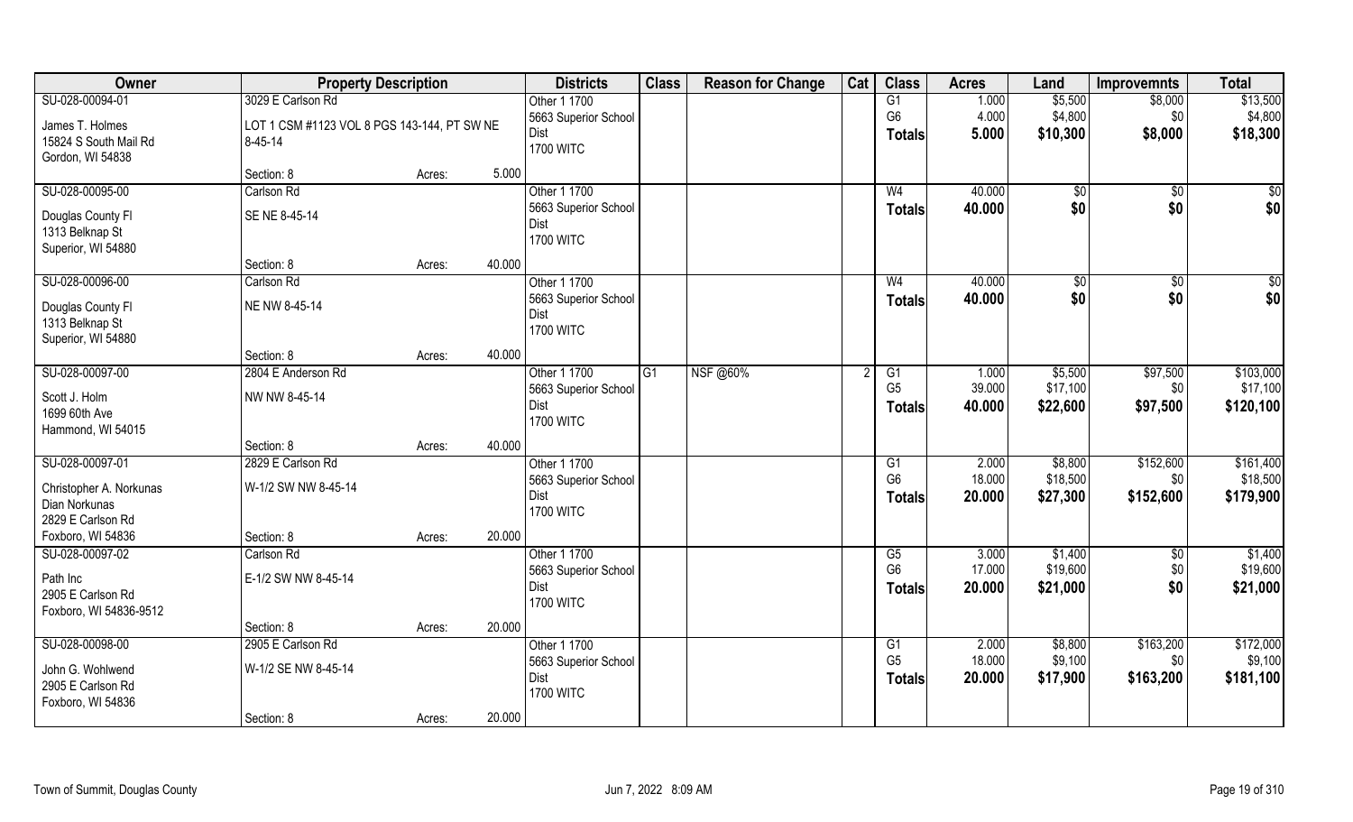| Owner | Property Description | | | Districts | Class | Reason for Change | Cat | Class | Acres | Land | Improvemnts | Total |
|---|---|---|---|---|---|---|---|---|---|---|---|---|
| SU-028-00094-01 | 3029 E Carlson Rd | | | Other 1 1700 | | | | G1 | 1.000 | $5,500 | $8,000 | $13,500 |
| James T. Holmes | LOT 1 CSM #1123 VOL 8 PGS 143-144, PT SW NE 8-45-14 | | | 5663 Superior School Dist | | | | G6 | 4.000 | $4,800 | $0 | $4,800 |
| 15824 S South Mail Rd | | | | 1700 WITC | | | | **Totals** | **5.000** | **$10,300** | **$8,000** | **$18,300** |
| Gordon, WI 54838 | Section: 8 | Acres: | 5.000 | | | | | | | | | |
| SU-028-00095-00 | Carlson Rd | | | Other 1 1700 | | | | W4 | 40.000 | $0 | $0 | $0 |
| Douglas County Fl | SE NE 8-45-14 | | | 5663 Superior School Dist | | | | **Totals** | **40.000** | **$0** | **$0** | **$0** |
| 1313 Belknap St | | | | 1700 WITC | | | | | | | | |
| Superior, WI 54880 | Section: 8 | Acres: | 40.000 | | | | | | | | | |
| SU-028-00096-00 | Carlson Rd | | | Other 1 1700 | | | | W4 | 40.000 | $0 | $0 | $0 |
| Douglas County Fl | NE NW 8-45-14 | | | 5663 Superior School Dist | | | | **Totals** | **40.000** | **$0** | **$0** | **$0** |
| 1313 Belknap St | | | | 1700 WITC | | | | | | | | |
| Superior, WI 54880 | Section: 8 | Acres: | 40.000 | | | | | | | | | |
| SU-028-00097-00 | 2804 E Anderson Rd | | | Other 1 1700 | G1 | NSF @60% | 2 | G1 | 1.000 | $5,500 | $97,500 | $103,000 |
| Scott J. Holm | NW NW 8-45-14 | | | 5663 Superior School Dist | | | | G5 | 39.000 | $17,100 | $0 | $17,100 |
| 1699 60th Ave | | | | 1700 WITC | | | | **Totals** | **40.000** | **$22,600** | **$97,500** | **$120,100** |
| Hammond, WI 54015 | Section: 8 | Acres: | 40.000 | | | | | | | | | |
| SU-028-00097-01 | 2829 E Carlson Rd | | | Other 1 1700 | | | | G1 | 2.000 | $8,800 | $152,600 | $161,400 |
| Christopher A. Norkunas | W-1/2 SW NW 8-45-14 | | | 5663 Superior School Dist | | | | G6 | 18.000 | $18,500 | $0 | $18,500 |
| Dian Norkunas | | | | 1700 WITC | | | | **Totals** | **20.000** | **$27,300** | **$152,600** | **$179,900** |
| 2829 E Carlson Rd | | | | | | | | | | | | |
| Foxboro, WI 54836 | Section: 8 | Acres: | 20.000 | | | | | | | | | |
| SU-028-00097-02 | Carlson Rd | | | Other 1 1700 | | | | G5 | 3.000 | $1,400 | $0 | $1,400 |
| Path Inc | E-1/2 SW NW 8-45-14 | | | 5663 Superior School Dist | | | | G6 | 17.000 | $19,600 | $0 | $19,600 |
| 2905 E Carlson Rd | | | | 1700 WITC | | | | **Totals** | **20.000** | **$21,000** | **$0** | **$21,000** |
| Foxboro, WI 54836-9512 | Section: 8 | Acres: | 20.000 | | | | | | | | | |
| SU-028-00098-00 | 2905 E Carlson Rd | | | Other 1 1700 | | | | G1 | 2.000 | $8,800 | $163,200 | $172,000 |
| John G. Wohlwend | W-1/2 SE NW 8-45-14 | | | 5663 Superior School Dist | | | | G5 | 18.000 | $9,100 | $0 | $9,100 |
| 2905 E Carlson Rd | | | | 1700 WITC | | | | **Totals** | **20.000** | **$17,900** | **$163,200** | **$181,100** |
| Foxboro, WI 54836 | Section: 8 | Acres: | 20.000 | | | | | | | | | |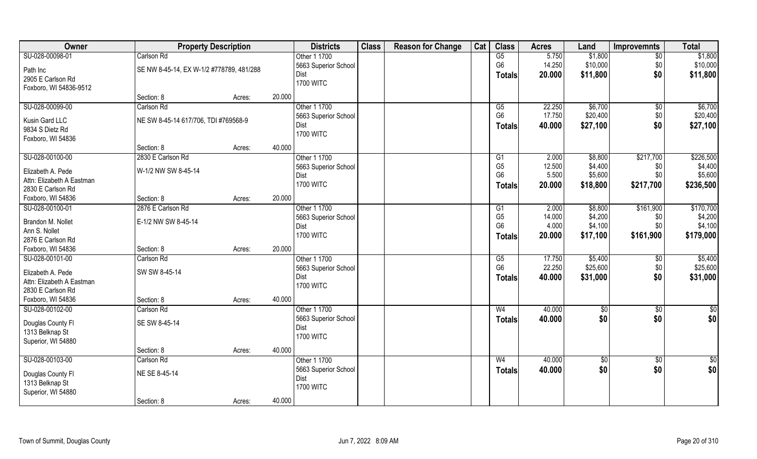| Owner | Property Description | | | Districts | Class | Reason for Change | Cat | Class | Acres | Land | Improvemnts | Total |
|---|---|---|---|---|---|---|---|---|---|---|---|---|
| SU-028-00098-01 | Carlson Rd | | | Other 1 1700 | | | | G5 | 5.750 | $1,800 | $0 | $1,800 |
| Path Inc | SE NW 8-45-14, EX W-1/2 #778789, 481/288 | | | 5663 Superior School | | | | G6 | 14.250 | $10,000 | $0 | $10,000 |
| 2905 E Carlson Rd | | | | Dist | | | | **Totals** | **20.000** | **$11,800** | **$0** | **$11,800** |
| Foxboro, WI 54836-9512 | | | | 1700 WITC | | | | | | | | |
| | Section: 8 | Acres: | 20.000 | | | | | | | | | |
| SU-028-00099-00 | Carlson Rd | | | Other 1 1700 | | | | G5 | 22.250 | $6,700 | $0 | $6,700 |
| Kusin Gard LLC | NE SW 8-45-14 617/706, TDI #769568-9 | | | 5663 Superior School | | | | G6 | 17.750 | $20,400 | $0 | $20,400 |
| 9834 S Dietz Rd | | | | Dist | | | | **Totals** | **40.000** | **$27,100** | **$0** | **$27,100** |
| Foxboro, WI 54836 | | | | 1700 WITC | | | | | | | | |
| | Section: 8 | Acres: | 40.000 | | | | | | | | | |
| SU-028-00100-00 | 2830 E Carlson Rd | | | Other 1 1700 | | | | G1 | 2.000 | $8,800 | $217,700 | $226,500 |
| Elizabeth A. Pede | W-1/2 NW SW 8-45-14 | | | 5663 Superior School | | | | G5 | 12.500 | $4,400 | $0 | $4,400 |
| Attn: Elizabeth A Eastman | | | | Dist | | | | G6 | 5.500 | $5,600 | $0 | $5,600 |
| 2830 E Carlson Rd | | | | 1700 WITC | | | | **Totals** | **20.000** | **$18,800** | **$217,700** | **$236,500** |
| Foxboro, WI 54836 | Section: 8 | Acres: | 20.000 | | | | | | | | | |
| SU-028-00100-01 | 2876 E Carlson Rd | | | Other 1 1700 | | | | G1 | 2.000 | $8,800 | $161,900 | $170,700 |
| Brandon M. Nollet | E-1/2 NW SW 8-45-14 | | | 5663 Superior School | | | | G5 | 14.000 | $4,200 | $0 | $4,200 |
| Ann S. Nollet | | | | Dist | | | | G6 | 4.000 | $4,100 | $0 | $4,100 |
| 2876 E Carlson Rd | | | | 1700 WITC | | | | **Totals** | **20.000** | **$17,100** | **$161,900** | **$179,000** |
| Foxboro, WI 54836 | Section: 8 | Acres: | 20.000 | | | | | | | | | |
| SU-028-00101-00 | Carlson Rd | | | Other 1 1700 | | | | G5 | 17.750 | $5,400 | $0 | $5,400 |
| Elizabeth A. Pede | SW SW 8-45-14 | | | 5663 Superior School | | | | G6 | 22.250 | $25,600 | $0 | $25,600 |
| Attn: Elizabeth A Eastman | | | | Dist | | | | **Totals** | **40.000** | **$31,000** | **$0** | **$31,000** |
| 2830 E Carlson Rd | | | | 1700 WITC | | | | | | | | |
| Foxboro, WI 54836 | Section: 8 | Acres: | 40.000 | | | | | | | | | |
| SU-028-00102-00 | Carlson Rd | | | Other 1 1700 | | | | W4 | 40.000 | $0 | $0 | $0 |
| Douglas County Fl | SE SW 8-45-14 | | | 5663 Superior School | | | | **Totals** | **40.000** | **$0** | **$0** | **$0** |
| 1313 Belknap St | | | | Dist | | | | | | | | |
| Superior, WI 54880 | | | | 1700 WITC | | | | | | | | |
| | Section: 8 | Acres: | 40.000 | | | | | | | | | |
| SU-028-00103-00 | Carlson Rd | | | Other 1 1700 | | | | W4 | 40.000 | $0 | $0 | $0 |
| Douglas County Fl | NE SE 8-45-14 | | | 5663 Superior School | | | | **Totals** | **40.000** | **$0** | **$0** | **$0** |
| 1313 Belknap St | | | | Dist | | | | | | | | |
| Superior, WI 54880 | | | | 1700 WITC | | | | | | | | |
| | Section: 8 | Acres: | 40.000 | | | | | | | | | |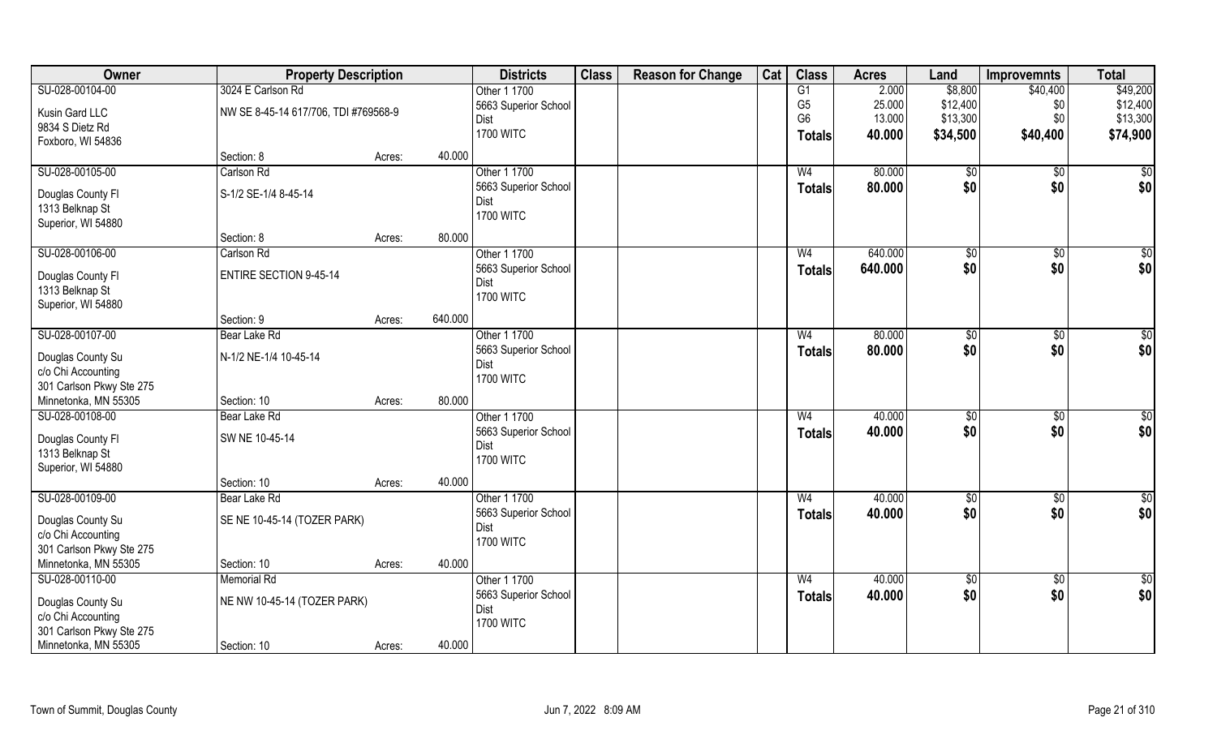| Owner | Property Description | | | Districts | Class | Reason for Change | Cat | Class | Acres | Land | Improvemnts | Total |
|---|---|---|---|---|---|---|---|---|---|---|---|---|
| SU-028-00104-00<br>Kusin Gard LLC<br>9834 S Dietz Rd<br>Foxboro, WI 54836 | 3024 E Carlson Rd<br>NW SE 8-45-14 617/706, TDI #769568-9<br>Section: 8 | Acres: | 40.000 | Other 1 1700<br>5663 Superior School Dist<br>1700 WITC | | | | G1<br>G5<br>G6<br>**Totals** | 2.000<br>25.000<br>13.000<br>**40.000** | $8,800<br>$12,400<br>$13,300<br>**$34,500** | $40,400<br>$0<br>$0<br>**$40,400** | $49,200<br>$12,400<br>$13,300<br>**$74,900** |
| SU-028-00105-00<br>Douglas County Fl<br>1313 Belknap St<br>Superior, WI 54880 | Carlson Rd<br>S-1/2 SE-1/4 8-45-14<br>Section: 8 | Acres: | 80.000 | Other 1 1700<br>5663 Superior School Dist<br>1700 WITC | | | | W4<br>**Totals** | 80.000<br>**80.000** | $0<br>**$0** | $0<br>**$0** | $0<br>**$0** |
| SU-028-00106-00<br>Douglas County Fl<br>1313 Belknap St<br>Superior, WI 54880 | Carlson Rd<br>ENTIRE SECTION 9-45-14<br>Section: 9 | Acres: | 640.000 | Other 1 1700<br>5663 Superior School Dist<br>1700 WITC | | | | W4<br>**Totals** | 640.000<br>**640.000** | $0<br>**$0** | $0<br>**$0** | $0<br>**$0** |
| SU-028-00107-00<br>Douglas County Su<br>c/o Chi Accounting<br>301 Carlson Pkwy Ste 275<br>Minnetonka, MN 55305 | Bear Lake Rd<br>N-1/2 NE-1/4 10-45-14<br>Section: 10 | Acres: | 80.000 | Other 1 1700<br>5663 Superior School Dist<br>1700 WITC | | | | W4<br>**Totals** | 80.000<br>**80.000** | $0<br>**$0** | $0<br>**$0** | $0<br>**$0** |
| SU-028-00108-00<br>Douglas County Fl<br>1313 Belknap St<br>Superior, WI 54880 | Bear Lake Rd<br>SW NE 10-45-14<br>Section: 10 | Acres: | 40.000 | Other 1 1700<br>5663 Superior School Dist<br>1700 WITC | | | | W4<br>**Totals** | 40.000<br>**40.000** | $0<br>**$0** | $0<br>**$0** | $0<br>**$0** |
| SU-028-00109-00<br>Douglas County Su<br>c/o Chi Accounting<br>301 Carlson Pkwy Ste 275<br>Minnetonka, MN 55305 | Bear Lake Rd<br>SE NE 10-45-14 (TOZER PARK)<br>Section: 10 | Acres: | 40.000 | Other 1 1700<br>5663 Superior School Dist<br>1700 WITC | | | | W4<br>**Totals** | 40.000<br>**40.000** | $0<br>**$0** | $0<br>**$0** | $0<br>**$0** |
| SU-028-00110-00<br>Douglas County Su<br>c/o Chi Accounting<br>301 Carlson Pkwy Ste 275<br>Minnetonka, MN 55305 | Memorial Rd<br>NE NW 10-45-14 (TOZER PARK)<br>Section: 10 | Acres: | 40.000 | Other 1 1700<br>5663 Superior School Dist<br>1700 WITC | | | | W4<br>**Totals** | 40.000<br>**40.000** | $0<br>**$0** | $0<br>**$0** | $0<br>**$0** |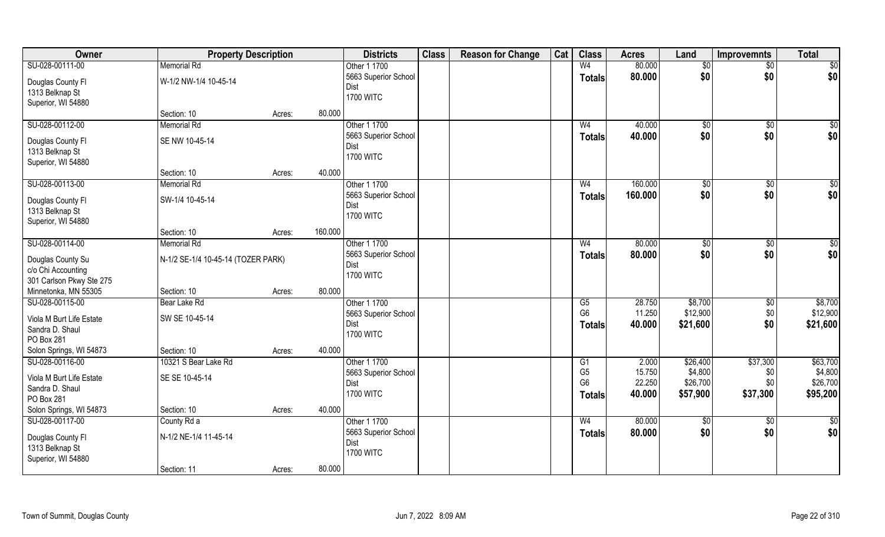| Owner | Property Description | | | Districts | Class | Reason for Change | Cat | Class | Acres | Land | Improvemnts | Total |
|---|---|---|---|---|---|---|---|---|---|---|---|---|
| SU-028-00111-00 | Memorial Rd | | | Other 1 1700 | | | | W4 | 80.000 | $0 | $0 | $0 |
| Douglas County Fl<br>1313 Belknap St<br>Superior, WI 54880 | W-1/2 NW-1/4 10-45-14 | | | 5663 Superior School Dist<br>1700 WITC | | | | Totals | 80.000 | $0 | $0 | $0 |
| | Section: 10 | Acres: | 80.000 | | | | | | | | | |
| SU-028-00112-00 | Memorial Rd | | | Other 1 1700 | | | | W4 | 40.000 | $0 | $0 | $0 |
| Douglas County Fl<br>1313 Belknap St<br>Superior, WI 54880 | SE NW 10-45-14 | | | 5663 Superior School Dist<br>1700 WITC | | | | Totals | 40.000 | $0 | $0 | $0 |
| | Section: 10 | Acres: | 40.000 | | | | | | | | | |
| SU-028-00113-00 | Memorial Rd | | | Other 1 1700 | | | | W4 | 160.000 | $0 | $0 | $0 |
| Douglas County Fl<br>1313 Belknap St<br>Superior, WI 54880 | SW-1/4 10-45-14 | | | 5663 Superior School Dist<br>1700 WITC | | | | Totals | 160.000 | $0 | $0 | $0 |
| | Section: 10 | Acres: | 160.000 | | | | | | | | | |
| SU-028-00114-00 | Memorial Rd | | | Other 1 1700 | | | | W4 | 80.000 | $0 | $0 | $0 |
| Douglas County Su<br>c/o Chi Accounting<br>301 Carlson Pkwy Ste 275<br>Minnetonka, MN 55305 | N-1/2 SE-1/4 10-45-14 (TOZER PARK) | | | 5663 Superior School Dist<br>1700 WITC | | | | Totals | 80.000 | $0 | $0 | $0 |
| | Section: 10 | Acres: | 80.000 | | | | | | | | | |
| SU-028-00115-00 | Bear Lake Rd | | | Other 1 1700 | | | | G5 | 28.750 | $8,700 | $0 | $8,700 |
| Viola M Burt Life Estate<br>Sandra D. Shaul<br>PO Box 281<br>Solon Springs, WI 54873 | SW SE 10-45-14 | | | 5663 Superior School Dist<br>1700 WITC | | | | G6 | 11.250 | $12,900 | $0 | $12,900 |
| | | | | | | | | Totals | 40.000 | $21,600 | $0 | $21,600 |
| | Section: 10 | Acres: | 40.000 | | | | | | | | | |
| SU-028-00116-00 | 10321 S Bear Lake Rd | | | Other 1 1700 | | | | G1 | 2.000 | $26,400 | $37,300 | $63,700 |
| Viola M Burt Life Estate<br>Sandra D. Shaul<br>PO Box 281<br>Solon Springs, WI 54873 | SE SE 10-45-14 | | | 5663 Superior School Dist<br>1700 WITC | | | | G5 | 15.750 | $4,800 | $0 | $4,800 |
| | | | | | | | | G6 | 22.250 | $26,700 | $0 | $26,700 |
| | | | | | | | | Totals | 40.000 | $57,900 | $37,300 | $95,200 |
| | Section: 10 | Acres: | 40.000 | | | | | | | | | |
| SU-028-00117-00 | County Rd a | | | Other 1 1700 | | | | W4 | 80.000 | $0 | $0 | $0 |
| Douglas County Fl<br>1313 Belknap St<br>Superior, WI 54880 | N-1/2 NE-1/4 11-45-14 | | | 5663 Superior School Dist<br>1700 WITC | | | | Totals | 80.000 | $0 | $0 | $0 |
| | Section: 11 | Acres: | 80.000 | | | | | | | | | |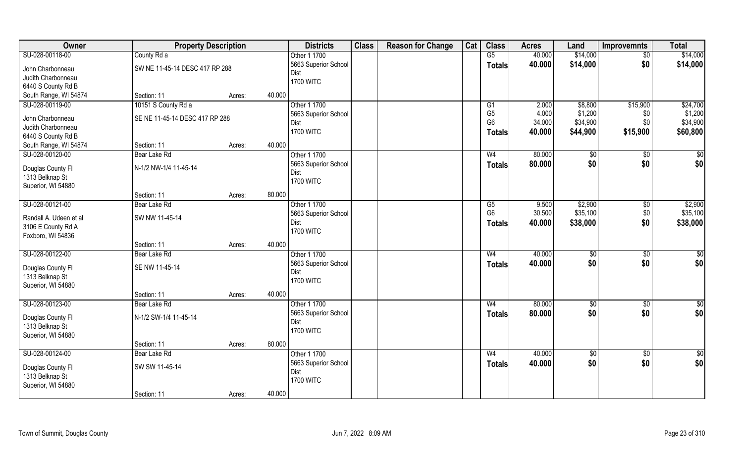| Owner | Property Description | | | Districts | Class | Reason for Change | Cat | Class | Acres | Land | Improvemnts | Total |
|---|---|---|---|---|---|---|---|---|---|---|---|---|
| SU-028-00118-00 | County Rd a | | | Other 1 1700 | | | | G5 | 40.000 | $14,000 | $0 | $14,000 |
| John Charbonneau | SW NE 11-45-14 DESC 417 RP 288 | | | 5663 Superior School | | | | **Totals** | **40.000** | **$14,000** | **$0** | **$14,000** |
| Judith Charbonneau | | | | Dist | | | | | | | | |
| 6440 S County Rd B | | | | 1700 WITC | | | | | | | | |
| South Range, WI 54874 | Section: 11 | Acres: | 40.000 | | | | | | | | | |
| SU-028-00119-00 | 10151 S County Rd a | | | Other 1 1700 | | | | G1 | 2.000 | $8,800 | $15,900 | $24,700 |
| John Charbonneau | SE NE 11-45-14 DESC 417 RP 288 | | | 5663 Superior School | | | | G5 | 4.000 | $1,200 | $0 | $1,200 |
| Judith Charbonneau | | | | Dist | | | | G6 | 34.000 | $34,900 | $0 | $34,900 |
| 6440 S County Rd B | | | | 1700 WITC | | | | **Totals** | **40.000** | **$44,900** | **$15,900** | **$60,800** |
| South Range, WI 54874 | Section: 11 | Acres: | 40.000 | | | | | | | | | |
| SU-028-00120-00 | Bear Lake Rd | | | Other 1 1700 | | | | W4 | 80.000 | $0 | $0 | $0 |
| Douglas County Fl | N-1/2 NW-1/4 11-45-14 | | | 5663 Superior School | | | | **Totals** | **80.000** | **$0** | **$0** | **$0** |
| 1313 Belknap St | | | | Dist | | | | | | | | |
| Superior, WI 54880 | | | | 1700 WITC | | | | | | | | |
| | Section: 11 | Acres: | 80.000 | | | | | | | | | |
| SU-028-00121-00 | Bear Lake Rd | | | Other 1 1700 | | | | G5 | 9.500 | $2,900 | $0 | $2,900 |
| Randall A. Udeen et al | SW NW 11-45-14 | | | 5663 Superior School | | | | G6 | 30.500 | $35,100 | $0 | $35,100 |
| 3106 E County Rd A | | | | Dist | | | | **Totals** | **40.000** | **$38,000** | **$0** | **$38,000** |
| Foxboro, WI 54836 | | | | 1700 WITC | | | | | | | | |
| | Section: 11 | Acres: | 40.000 | | | | | | | | | |
| SU-028-00122-00 | Bear Lake Rd | | | Other 1 1700 | | | | W4 | 40.000 | $0 | $0 | $0 |
| Douglas County Fl | SE NW 11-45-14 | | | 5663 Superior School | | | | **Totals** | **40.000** | **$0** | **$0** | **$0** |
| 1313 Belknap St | | | | Dist | | | | | | | | |
| Superior, WI 54880 | | | | 1700 WITC | | | | | | | | |
| | Section: 11 | Acres: | 40.000 | | | | | | | | | |
| SU-028-00123-00 | Bear Lake Rd | | | Other 1 1700 | | | | W4 | 80.000 | $0 | $0 | $0 |
| Douglas County Fl | N-1/2 SW-1/4 11-45-14 | | | 5663 Superior School | | | | **Totals** | **80.000** | **$0** | **$0** | **$0** |
| 1313 Belknap St | | | | Dist | | | | | | | | |
| Superior, WI 54880 | | | | 1700 WITC | | | | | | | | |
| | Section: 11 | Acres: | 80.000 | | | | | | | | | |
| SU-028-00124-00 | Bear Lake Rd | | | Other 1 1700 | | | | W4 | 40.000 | $0 | $0 | $0 |
| Douglas County Fl | SW SW 11-45-14 | | | 5663 Superior School | | | | **Totals** | **40.000** | **$0** | **$0** | **$0** |
| 1313 Belknap St | | | | Dist | | | | | | | | |
| Superior, WI 54880 | | | | 1700 WITC | | | | | | | | |
| | Section: 11 | Acres: | 40.000 | | | | | | | | | |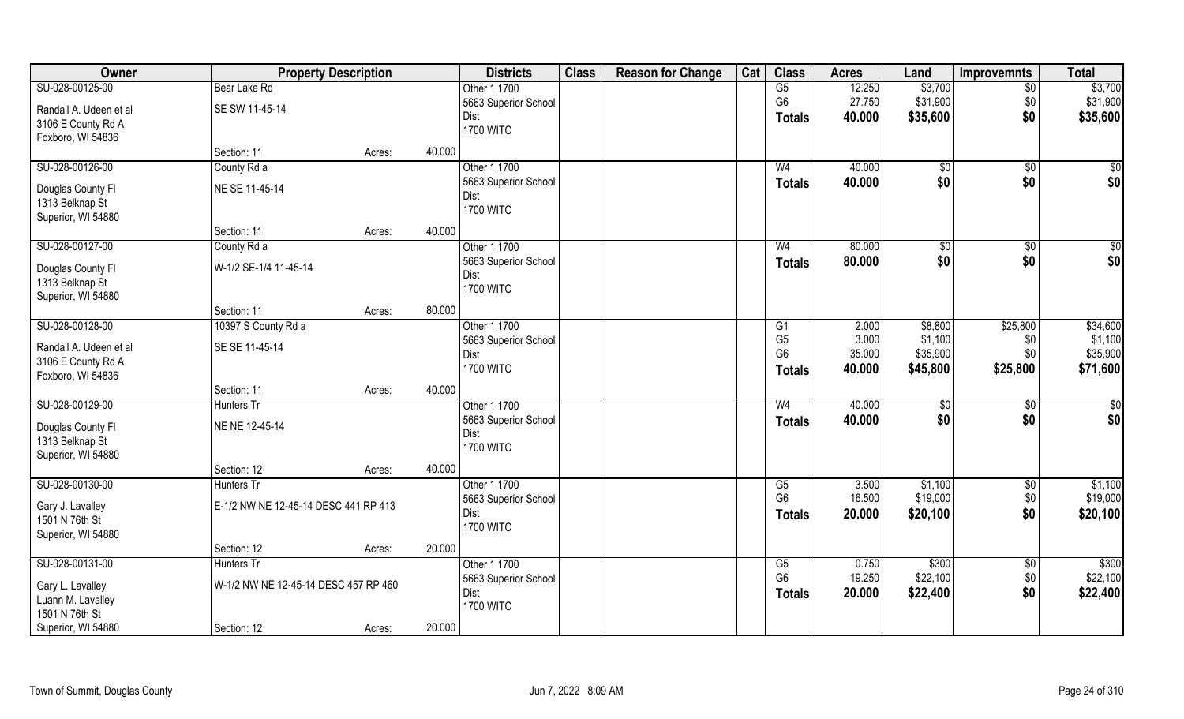| Owner | Property Description | | | Districts | Class | Reason for Change | Cat | Class | Acres | Land | Improvemnts | Total |
|---|---|---|---|---|---|---|---|---|---|---|---|---|
| SU-028-00125-00 | Bear Lake Rd | | | Other 1 1700 | | | | G5 | 12.250 | $3,700 | $0 | $3,700 |
| Randall A. Udeen et al | SE SW 11-45-14 | | | 5663 Superior School | | | | G6 | 27.750 | $31,900 | $0 | $31,900 |
| 3106 E County Rd A | | | | Dist | | | | **Totals** | **40.000** | **$35,600** | **$0** | **$35,600** |
| Foxboro, WI 54836 | | | | 1700 WITC | | | | | | | | |
| | Section: 11 | Acres: | 40.000 | | | | | | | | | |
| SU-028-00126-00 | County Rd a | | | Other 1 1700 | | | | W4 | 40.000 | $0 | $0 | $0 |
| Douglas County Fl | NE SE 11-45-14 | | | 5663 Superior School | | | | **Totals** | **40.000** | **$0** | **$0** | **$0** |
| 1313 Belknap St | | | | Dist | | | | | | | | |
| Superior, WI 54880 | | | | 1700 WITC | | | | | | | | |
| | Section: 11 | Acres: | 40.000 | | | | | | | | | |
| SU-028-00127-00 | County Rd a | | | Other 1 1700 | | | | W4 | 80.000 | $0 | $0 | $0 |
| Douglas County Fl | W-1/2 SE-1/4 11-45-14 | | | 5663 Superior School | | | | **Totals** | **80.000** | **$0** | **$0** | **$0** |
| 1313 Belknap St | | | | Dist | | | | | | | | |
| Superior, WI 54880 | | | | 1700 WITC | | | | | | | | |
| | Section: 11 | Acres: | 80.000 | | | | | | | | | |
| SU-028-00128-00 | 10397 S County Rd a | | | Other 1 1700 | | | | G1 | 2.000 | $8,800 | $25,800 | $34,600 |
| Randall A. Udeen et al | SE SE 11-45-14 | | | 5663 Superior School | | | | G5 | 3.000 | $1,100 | $0 | $1,100 |
| 3106 E County Rd A | | | | Dist | | | | G6 | 35.000 | $35,900 | $0 | $35,900 |
| Foxboro, WI 54836 | | | | 1700 WITC | | | | **Totals** | **40.000** | **$45,800** | **$25,800** | **$71,600** |
| | Section: 11 | Acres: | 40.000 | | | | | | | | | |
| SU-028-00129-00 | Hunters Tr | | | Other 1 1700 | | | | W4 | 40.000 | $0 | $0 | $0 |
| Douglas County Fl | NE NE 12-45-14 | | | 5663 Superior School | | | | **Totals** | **40.000** | **$0** | **$0** | **$0** |
| 1313 Belknap St | | | | Dist | | | | | | | | |
| Superior, WI 54880 | | | | 1700 WITC | | | | | | | | |
| | Section: 12 | Acres: | 40.000 | | | | | | | | | |
| SU-028-00130-00 | Hunters Tr | | | Other 1 1700 | | | | G5 | 3.500 | $1,100 | $0 | $1,100 |
| Gary J. Lavalley | E-1/2 NW NE 12-45-14 DESC 441 RP 413 | | | 5663 Superior School | | | | G6 | 16.500 | $19,000 | $0 | $19,000 |
| 1501 N 76th St | | | | Dist | | | | **Totals** | **20.000** | **$20,100** | **$0** | **$20,100** |
| Superior, WI 54880 | | | | 1700 WITC | | | | | | | | |
| | Section: 12 | Acres: | 20.000 | | | | | | | | | |
| SU-028-00131-00 | Hunters Tr | | | Other 1 1700 | | | | G5 | 0.750 | $300 | $0 | $300 |
| Gary L. Lavalley | W-1/2 NW NE 12-45-14 DESC 457 RP 460 | | | 5663 Superior School | | | | G6 | 19.250 | $22,100 | $0 | $22,100 |
| Luann M. Lavalley | | | | Dist | | | | **Totals** | **20.000** | **$22,400** | **$0** | **$22,400** |
| 1501 N 76th St | | | | 1700 WITC | | | | | | | | |
| Superior, WI 54880 | Section: 12 | Acres: | 20.000 | | | | | | | | | |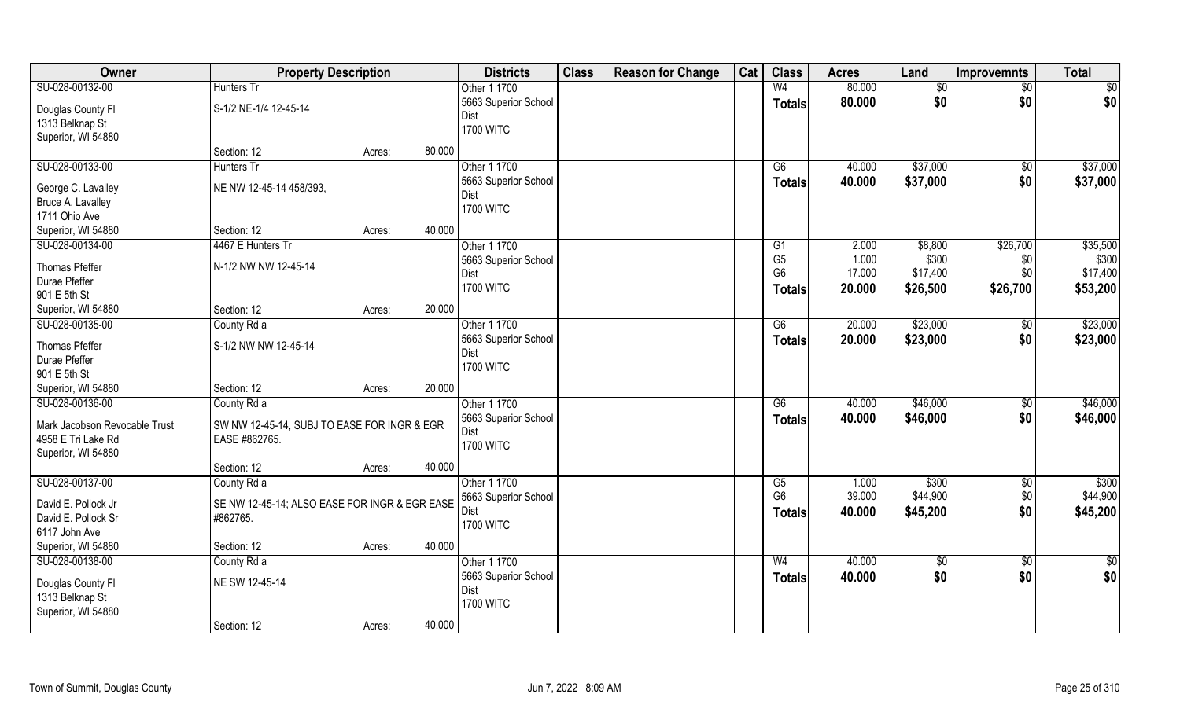| Owner | Property Description | | | Districts | Class | Reason for Change | Cat | Class | Acres | Land | Improvemnts | Total |
|---|---|---|---|---|---|---|---|---|---|---|---|---|
| SU-028-00132-00 | Hunters Tr | | | Other 1 1700 | | | | W4 | 80.000 | $0 | $0 | $0 |
| Douglas County Fl | S-1/2 NE-1/4 12-45-14 | | | 5663 Superior School Dist | | | | **Totals** | **80.000** | **$0** | **$0** | **$0** |
| 1313 Belknap St | | | | 1700 WITC | | | | | | | | |
| Superior, WI 54880 | | | | | | | | | | | | |
| | Section: 12 | Acres: | 80.000 | | | | | | | | | |
| SU-028-00133-00 | Hunters Tr | | | Other 1 1700 | | | | G6 | 40.000 | $37,000 | $0 | $37,000 |
| George C. Lavalley | NE NW 12-45-14 458/393, | | | 5663 Superior School Dist | | | | **Totals** | **40.000** | **$37,000** | **$0** | **$37,000** |
| Bruce A. Lavalley | | | | 1700 WITC | | | | | | | | |
| 1711 Ohio Ave | | | | | | | | | | | | |
| Superior, WI 54880 | Section: 12 | Acres: | 40.000 | | | | | | | | | |
| SU-028-00134-00 | 4467 E Hunters Tr | | | Other 1 1700 | | | | G1 | 2.000 | $8,800 | $26,700 | $35,500 |
| Thomas Pfeffer | N-1/2 NW NW 12-45-14 | | | 5663 Superior School Dist | | | | G5 | 1.000 | $300 | $0 | $300 |
| Durae Pfeffer | | | | 1700 WITC | | | | G6 | 17.000 | $17,400 | $0 | $17,400 |
| 901 E 5th St | | | | | | | | **Totals** | **20.000** | **$26,500** | **$26,700** | **$53,200** |
| Superior, WI 54880 | Section: 12 | Acres: | 20.000 | | | | | | | | | |
| SU-028-00135-00 | County Rd a | | | Other 1 1700 | | | | G6 | 20.000 | $23,000 | $0 | $23,000 |
| Thomas Pfeffer | S-1/2 NW NW 12-45-14 | | | 5663 Superior School Dist | | | | **Totals** | **20.000** | **$23,000** | **$0** | **$23,000** |
| Durae Pfeffer | | | | 1700 WITC | | | | | | | | |
| 901 E 5th St | | | | | | | | | | | | |
| Superior, WI 54880 | Section: 12 | Acres: | 20.000 | | | | | | | | | |
| SU-028-00136-00 | County Rd a | | | Other 1 1700 | | | | G6 | 40.000 | $46,000 | $0 | $46,000 |
| Mark Jacobson Revocable Trust | SW NW 12-45-14, SUBJ TO EASE FOR INGR & EGR EASE #862765. | | | 5663 Superior School Dist | | | | **Totals** | **40.000** | **$46,000** | **$0** | **$46,000** |
| 4958 E Tri Lake Rd | | | | 1700 WITC | | | | | | | | |
| Superior, WI 54880 | | | | | | | | | | | | |
| | Section: 12 | Acres: | 40.000 | | | | | | | | | |
| SU-028-00137-00 | County Rd a | | | Other 1 1700 | | | | G5 | 1.000 | $300 | $0 | $300 |
| David E. Pollock Jr | SE NW 12-45-14; ALSO EASE FOR INGR & EGR EASE #862765. | | | 5663 Superior School Dist | | | | G6 | 39.000 | $44,900 | $0 | $44,900 |
| David E. Pollock Sr | | | | 1700 WITC | | | | **Totals** | **40.000** | **$45,200** | **$0** | **$45,200** |
| 6117 John Ave | | | | | | | | | | | | |
| Superior, WI 54880 | Section: 12 | Acres: | 40.000 | | | | | | | | | |
| SU-028-00138-00 | County Rd a | | | Other 1 1700 | | | | W4 | 40.000 | $0 | $0 | $0 |
| Douglas County Fl | NE SW 12-45-14 | | | 5663 Superior School Dist | | | | **Totals** | **40.000** | **$0** | **$0** | **$0** |
| 1313 Belknap St | | | | 1700 WITC | | | | | | | | |
| Superior, WI 54880 | | | | | | | | | | | | |
| | Section: 12 | Acres: | 40.000 | | | | | | | | | |

Town of Summit, Douglas County | Jun 7, 2022 8:09 AM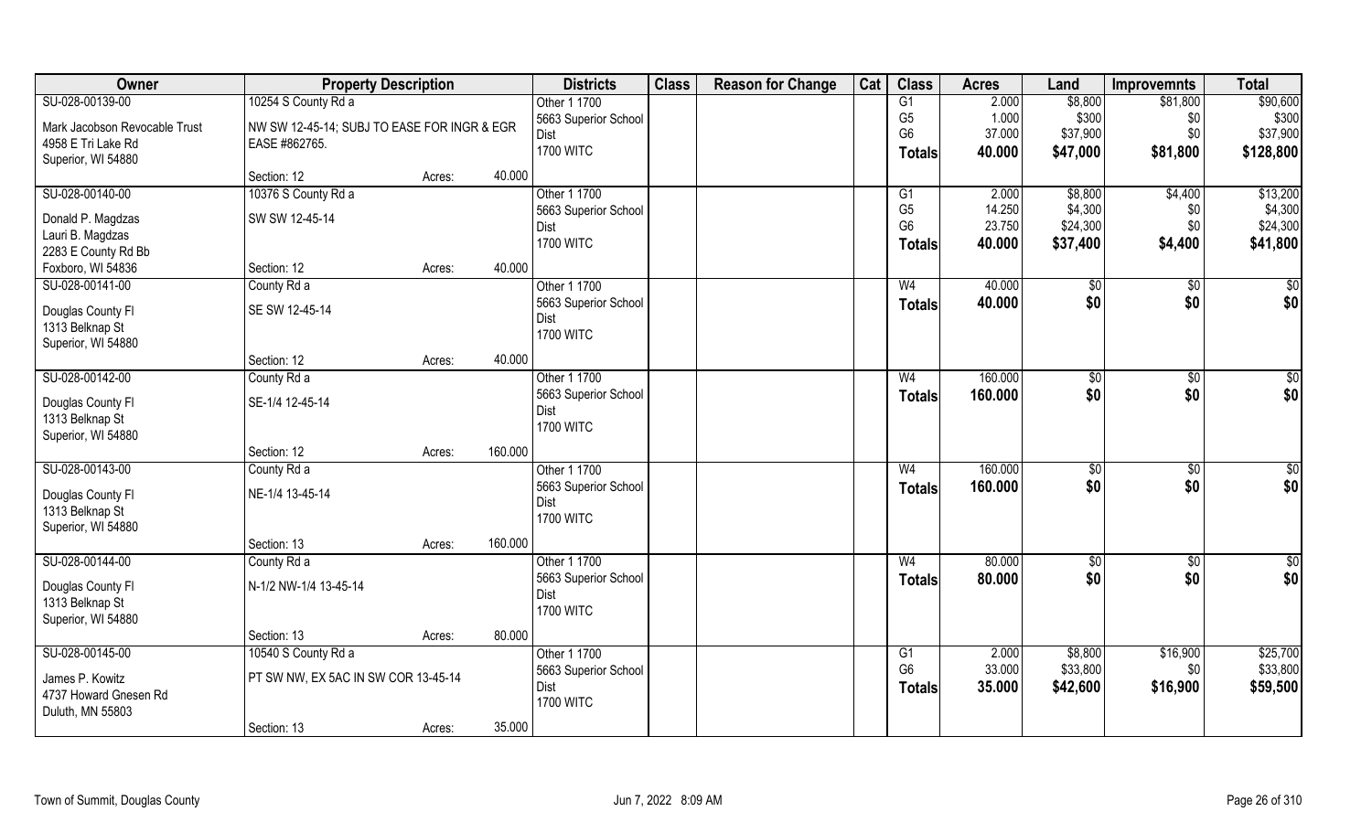| Owner | Property Description | | | Districts | Class | Reason for Change | Cat | Class | Acres | Land | Improvemnts | Total |
|---|---|---|---|---|---|---|---|---|---|---|---|---|
| SU-028-00139-00 | 10254 S County Rd a | | | Other 1 1700 | | | | G1 | 2.000 | $8,800 | $81,800 | $90,600 |
| Mark Jacobson Revocable Trust | NW SW 12-45-14; SUBJ TO EASE FOR INGR & EGR EASE #862765. | | | 5663 Superior School Dist | | | | G5 | 1.000 | $300 | $0 | $300 |
| 4958 E Tri Lake Rd | | | | 1700 WITC | | | | G6 | 37.000 | $37,900 | $0 | $37,900 |
| Superior, WI 54880 | | | | | | | | **Totals** | **40.000** | **$47,000** | **$81,800** | **$128,800** |
| | Section: 12 | Acres: | 40.000 | | | | | | | | | |
| SU-028-00140-00 | 10376 S County Rd a | | | Other 1 1700 | | | | G1 | 2.000 | $8,800 | $4,400 | $13,200 |
| Donald P. Magdzas | SW SW 12-45-14 | | | 5663 Superior School Dist | | | | G5 | 14.250 | $4,300 | $0 | $4,300 |
| Lauri B. Magdzas | | | | 1700 WITC | | | | G6 | 23.750 | $24,300 | $0 | $24,300 |
| 2283 E County Rd Bb | | | | | | | | **Totals** | **40.000** | **$37,400** | **$4,400** | **$41,800** |
| Foxboro, WI 54836 | Section: 12 | Acres: | 40.000 | | | | | | | | | |
| SU-028-00141-00 | County Rd a | | | Other 1 1700 | | | | W4 | 40.000 | $0 | $0 | $0 |
| Douglas County Fl | SE SW 12-45-14 | | | 5663 Superior School Dist | | | | **Totals** | **40.000** | **$0** | **$0** | **$0** |
| 1313 Belknap St | | | | 1700 WITC | | | | | | | | |
| Superior, WI 54880 | | | | | | | | | | | | |
| | Section: 12 | Acres: | 40.000 | | | | | | | | | |
| SU-028-00142-00 | County Rd a | | | Other 1 1700 | | | | W4 | 160.000 | $0 | $0 | $0 |
| Douglas County Fl | SE-1/4 12-45-14 | | | 5663 Superior School Dist | | | | **Totals** | **160.000** | **$0** | **$0** | **$0** |
| 1313 Belknap St | | | | 1700 WITC | | | | | | | | |
| Superior, WI 54880 | | | | | | | | | | | | |
| | Section: 12 | Acres: | 160.000 | | | | | | | | | |
| SU-028-00143-00 | County Rd a | | | Other 1 1700 | | | | W4 | 160.000 | $0 | $0 | $0 |
| Douglas County Fl | NE-1/4 13-45-14 | | | 5663 Superior School Dist | | | | **Totals** | **160.000** | **$0** | **$0** | **$0** |
| 1313 Belknap St | | | | 1700 WITC | | | | | | | | |
| Superior, WI 54880 | | | | | | | | | | | | |
| | Section: 13 | Acres: | 160.000 | | | | | | | | | |
| SU-028-00144-00 | County Rd a | | | Other 1 1700 | | | | W4 | 80.000 | $0 | $0 | $0 |
| Douglas County Fl | N-1/2 NW-1/4 13-45-14 | | | 5663 Superior School Dist | | | | **Totals** | **80.000** | **$0** | **$0** | **$0** |
| 1313 Belknap St | | | | 1700 WITC | | | | | | | | |
| Superior, WI 54880 | | | | | | | | | | | | |
| | Section: 13 | Acres: | 80.000 | | | | | | | | | |
| SU-028-00145-00 | 10540 S County Rd a | | | Other 1 1700 | | | | G1 | 2.000 | $8,800 | $16,900 | $25,700 |
| James P. Kowitz | PT SW NW, EX 5AC IN SW COR 13-45-14 | | | 5663 Superior School Dist | | | | G6 | 33.000 | $33,800 | $0 | $33,800 |
| 4737 Howard Gnesen Rd | | | | 1700 WITC | | | | **Totals** | **35.000** | **$42,600** | **$16,900** | **$59,500** |
| Duluth, MN 55803 | | | | | | | | | | | | |
| | Section: 13 | Acres: | 35.000 | | | | | | | | | |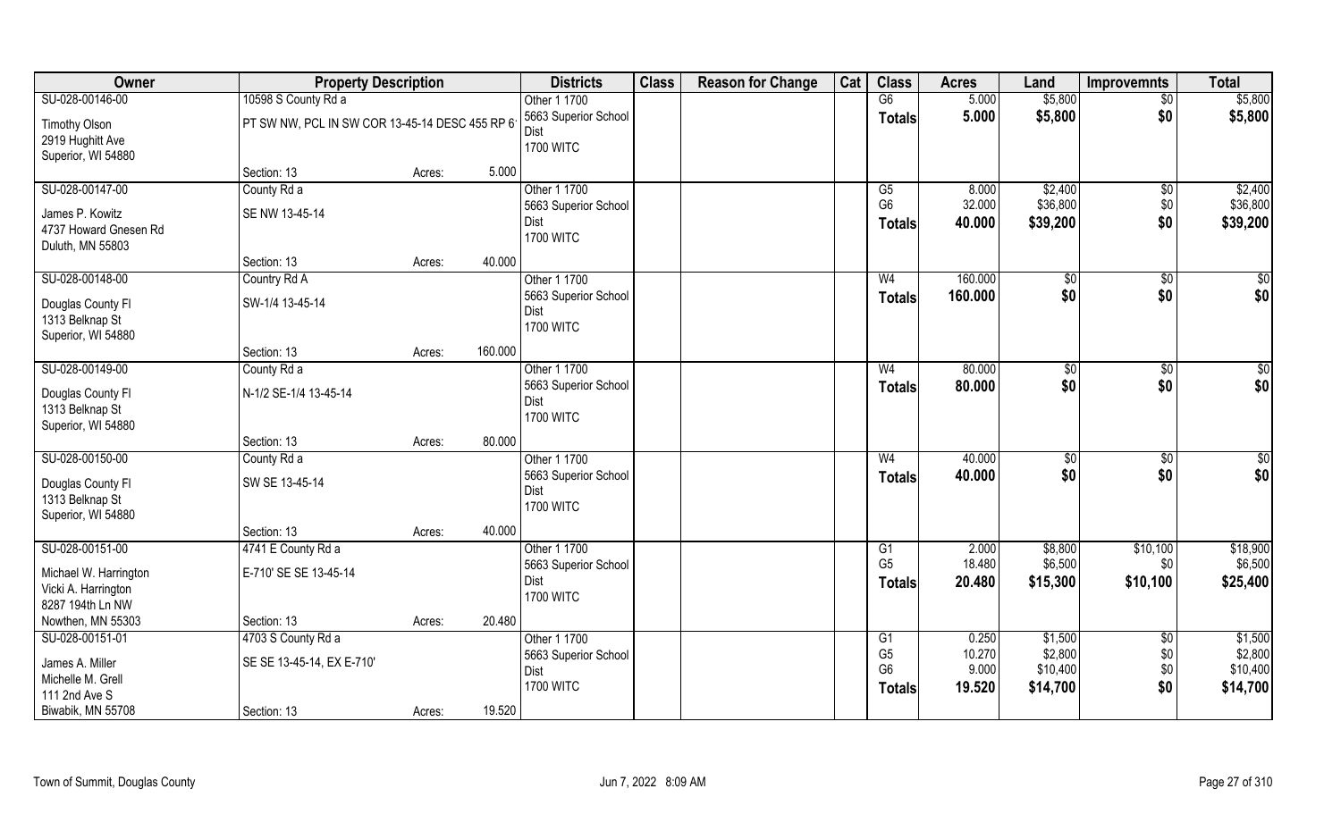| Owner | Property Description | | | Districts | Class | Reason for Change | Cat | Class | Acres | Land | Improvemnts | Total |
|---|---|---|---|---|---|---|---|---|---|---|---|---|
| SU-028-00146-00 | 10598 S County Rd a | | | Other 1 1700 | | | | G6 | 5.000 | $5,800 | $0 | $5,800 |
| Timothy Olson | PT SW NW, PCL IN SW COR 13-45-14 DESC 455 RP 6 | | | 5663 Superior School Dist | | | | Totals | 5.000 | $5,800 | $0 | $5,800 |
| 2919 Hughitt Ave | | | | 1700 WITC | | | | | | | | |
| Superior, WI 54880 | | | | | | | | | | | | |
| | Section: 13 | Acres: | 5.000 | | | | | | | | | |
| SU-028-00147-00 | County Rd a | | | Other 1 1700 | | | | G5 | 8.000 | $2,400 | $0 | $2,400 |
| James P. Kowitz | SE NW 13-45-14 | | | 5663 Superior School Dist | | | | G6 | 32.000 | $36,800 | $0 | $36,800 |
| 4737 Howard Gnesen Rd | | | | 1700 WITC | | | | Totals | 40.000 | $39,200 | $0 | $39,200 |
| Duluth, MN 55803 | | | | | | | | | | | | |
| | Section: 13 | Acres: | 40.000 | | | | | | | | | |
| SU-028-00148-00 | Country Rd A | | | Other 1 1700 | | | | W4 | 160.000 | $0 | $0 | $0 |
| Douglas County Fl | SW-1/4 13-45-14 | | | 5663 Superior School Dist | | | | Totals | 160.000 | $0 | $0 | $0 |
| 1313 Belknap St | | | | 1700 WITC | | | | | | | | |
| Superior, WI 54880 | | | | | | | | | | | | |
| | Section: 13 | Acres: | 160.000 | | | | | | | | | |
| SU-028-00149-00 | County Rd a | | | Other 1 1700 | | | | W4 | 80.000 | $0 | $0 | $0 |
| Douglas County Fl | N-1/2 SE-1/4 13-45-14 | | | 5663 Superior School Dist | | | | Totals | 80.000 | $0 | $0 | $0 |
| 1313 Belknap St | | | | 1700 WITC | | | | | | | | |
| Superior, WI 54880 | | | | | | | | | | | | |
| | Section: 13 | Acres: | 80.000 | | | | | | | | | |
| SU-028-00150-00 | County Rd a | | | Other 1 1700 | | | | W4 | 40.000 | $0 | $0 | $0 |
| Douglas County Fl | SW SE 13-45-14 | | | 5663 Superior School Dist | | | | Totals | 40.000 | $0 | $0 | $0 |
| 1313 Belknap St | | | | 1700 WITC | | | | | | | | |
| Superior, WI 54880 | | | | | | | | | | | | |
| | Section: 13 | Acres: | 40.000 | | | | | | | | | |
| SU-028-00151-00 | 4741 E County Rd a | | | Other 1 1700 | | | | G1 | 2.000 | $8,800 | $10,100 | $18,900 |
| Michael W. Harrington | E-710' SE SE 13-45-14 | | | 5663 Superior School Dist | | | | G5 | 18.480 | $6,500 | $0 | $6,500 |
| Vicki A. Harrington | | | | 1700 WITC | | | | Totals | 20.480 | $15,300 | $10,100 | $25,400 |
| 8287 194th Ln NW | | | | | | | | | | | | |
| Nowthen, MN 55303 | Section: 13 | Acres: | 20.480 | | | | | | | | | |
| SU-028-00151-01 | 4703 S County Rd a | | | Other 1 1700 | | | | G1 | 0.250 | $1,500 | $0 | $1,500 |
| James A. Miller | SE SE 13-45-14, EX E-710' | | | 5663 Superior School Dist | | | | G5 | 10.270 | $2,800 | $0 | $2,800 |
| Michelle M. Grell | | | | 1700 WITC | | | | G6 | 9.000 | $10,400 | $0 | $10,400 |
| 111 2nd Ave S | | | | | | | | Totals | 19.520 | $14,700 | $0 | $14,700 |
| Biwabik, MN 55708 | Section: 13 | Acres: | 19.520 | | | | | | | | | |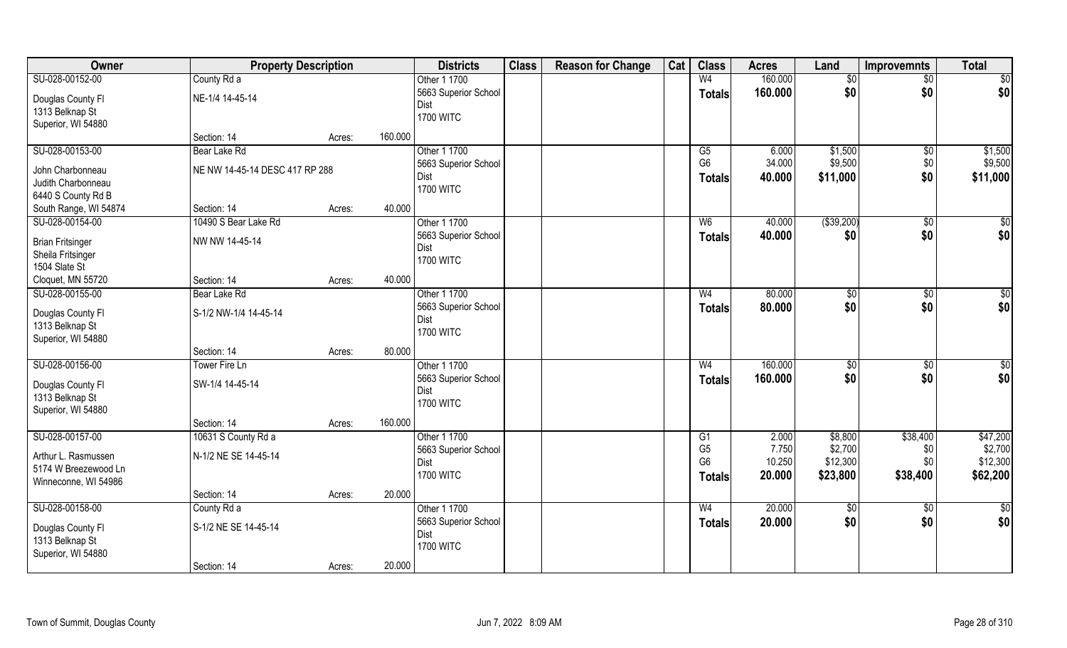| Owner | Property Description | | | Districts | Class | Reason for Change | Cat | Class | Acres | Land | Improvemnts | Total |
|---|---|---|---|---|---|---|---|---|---|---|---|---|
| SU-028-00152-00 | County Rd a | | | Other 1 1700 | | | | W4 | 160.000 | $0 | $0 | $0 |
| Douglas County Fl | NE-1/4 14-45-14 | | | 5663 Superior School Dist | | | | **Totals** | **160.000** | **$0** | **$0** | **$0** |
| 1313 Belknap St | | | | 1700 WITC | | | | | | | | |
| Superior, WI 54880 | | | | | | | | | | | | |
| | Section: 14 | Acres: | 160.000 | | | | | | | | | |
| SU-028-00153-00 | Bear Lake Rd | | | Other 1 1700 | | | | G5 | 6.000 | $1,500 | $0 | $1,500 |
| John Charbonneau | NE NW 14-45-14 DESC 417 RP 288 | | | 5663 Superior School Dist | | | | G6 | 34.000 | $9,500 | $0 | $9,500 |
| Judith Charbonneau | | | | 1700 WITC | | | | **Totals** | **40.000** | **$11,000** | **$0** | **$11,000** |
| 6440 S County Rd B | | | | | | | | | | | | |
| South Range, WI 54874 | Section: 14 | Acres: | 40.000 | | | | | | | | | |
| SU-028-00154-00 | 10490 S Bear Lake Rd | | | Other 1 1700 | | | | W6 | 40.000 | ($39,200) | $0 | $0 |
| Brian Fritsinger | NW NW 14-45-14 | | | 5663 Superior School Dist | | | | **Totals** | **40.000** | **$0** | **$0** | **$0** |
| Sheila Fritsinger | | | | 1700 WITC | | | | | | | | |
| 1504 Slate St | | | | | | | | | | | | |
| Cloquet, MN 55720 | Section: 14 | Acres: | 40.000 | | | | | | | | | |
| SU-028-00155-00 | Bear Lake Rd | | | Other 1 1700 | | | | W4 | 80.000 | $0 | $0 | $0 |
| Douglas County Fl | S-1/2 NW-1/4 14-45-14 | | | 5663 Superior School Dist | | | | **Totals** | **80.000** | **$0** | **$0** | **$0** |
| 1313 Belknap St | | | | 1700 WITC | | | | | | | | |
| Superior, WI 54880 | | | | | | | | | | | | |
| | Section: 14 | Acres: | 80.000 | | | | | | | | | |
| SU-028-00156-00 | Tower Fire Ln | | | Other 1 1700 | | | | W4 | 160.000 | $0 | $0 | $0 |
| Douglas County Fl | SW-1/4 14-45-14 | | | 5663 Superior School Dist | | | | **Totals** | **160.000** | **$0** | **$0** | **$0** |
| 1313 Belknap St | | | | 1700 WITC | | | | | | | | |
| Superior, WI 54880 | | | | | | | | | | | | |
| | Section: 14 | Acres: | 160.000 | | | | | | | | | |
| SU-028-00157-00 | 10631 S County Rd a | | | Other 1 1700 | | | | G1 | 2.000 | $8,800 | $38,400 | $47,200 |
| Arthur L. Rasmussen | N-1/2 NE SE 14-45-14 | | | 5663 Superior School Dist | | | | G5 | 7.750 | $2,700 | $0 | $2,700 |
| 5174 W Breezewood Ln | | | | 1700 WITC | | | | G6 | 10.250 | $12,300 | $0 | $12,300 |
| Winneconne, WI 54986 | | | | | | | | **Totals** | **20.000** | **$23,800** | **$38,400** | **$62,200** |
| | Section: 14 | Acres: | 20.000 | | | | | | | | | |
| SU-028-00158-00 | County Rd a | | | Other 1 1700 | | | | W4 | 20.000 | $0 | $0 | $0 |
| Douglas County Fl | S-1/2 NE SE 14-45-14 | | | 5663 Superior School Dist | | | | **Totals** | **20.000** | **$0** | **$0** | **$0** |
| 1313 Belknap St | | | | 1700 WITC | | | | | | | | |
| Superior, WI 54880 | | | | | | | | | | | | |
| | Section: 14 | Acres: | 20.000 | | | | | | | | | |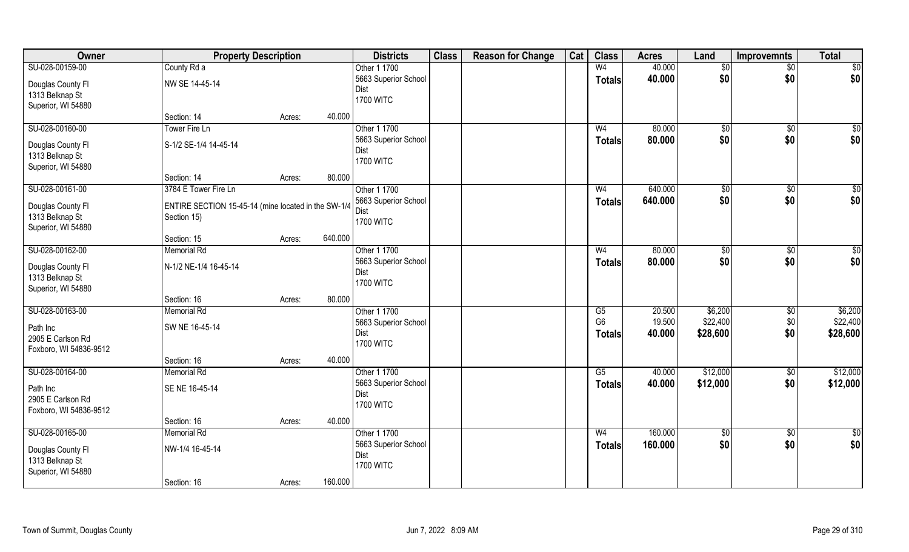| Owner | Property Description | | | Districts | Class | Reason for Change | Cat | Class | Acres | Land | Improvemnts | Total |
|---|---|---|---|---|---|---|---|---|---|---|---|---|
| SU-028-00159-00 | County Rd a | | | Other 1 1700 | | | | W4 | 40.000 | $0 | $0 | $0 |
| Douglas County Fl<br>1313 Belknap St<br>Superior, WI 54880 | NW SE 14-45-14 | | | 5663 Superior School Dist<br>1700 WITC | | | | Totals | 40.000 | $0 | $0 | $0 |
| | Section: 14 | Acres: | 40.000 | | | | | | | | | |
| SU-028-00160-00 | Tower Fire Ln | | | Other 1 1700 | | | | W4 | 80.000 | $0 | $0 | $0 |
| Douglas County Fl<br>1313 Belknap St<br>Superior, WI 54880 | S-1/2 SE-1/4 14-45-14 | | | 5663 Superior School Dist<br>1700 WITC | | | | Totals | 80.000 | $0 | $0 | $0 |
| | Section: 14 | Acres: | 80.000 | | | | | | | | | |
| SU-028-00161-00 | 3784 E Tower Fire Ln | | | Other 1 1700 | | | | W4 | 640.000 | $0 | $0 | $0 |
| Douglas County Fl<br>1313 Belknap St<br>Superior, WI 54880 | ENTIRE SECTION 15-45-14 (mine located in the SW-1/4 Section 15) | | | 5663 Superior School Dist<br>1700 WITC | | | | Totals | 640.000 | $0 | $0 | $0 |
| | Section: 15 | Acres: | 640.000 | | | | | | | | | |
| SU-028-00162-00 | Memorial Rd | | | Other 1 1700 | | | | W4 | 80.000 | $0 | $0 | $0 |
| Douglas County Fl<br>1313 Belknap St<br>Superior, WI 54880 | N-1/2 NE-1/4 16-45-14 | | | 5663 Superior School Dist<br>1700 WITC | | | | Totals | 80.000 | $0 | $0 | $0 |
| | Section: 16 | Acres: | 80.000 | | | | | | | | | |
| SU-028-00163-00 | Memorial Rd | | | Other 1 1700 | | | | G5 | 20.500 | $6,200 | $0 | $6,200 |
| Path Inc<br>2905 E Carlson Rd<br>Foxboro, WI 54836-9512 | SW NE 16-45-14 | | | 5663 Superior School Dist<br>1700 WITC | | | | G6 | 19.500 | $22,400 | $0 | $22,400 |
| | | | | | | | | Totals | 40.000 | $28,600 | $0 | $28,600 |
| | Section: 16 | Acres: | 40.000 | | | | | | | | | |
| SU-028-00164-00 | Memorial Rd | | | Other 1 1700 | | | | G5 | 40.000 | $12,000 | $0 | $12,000 |
| Path Inc<br>2905 E Carlson Rd<br>Foxboro, WI 54836-9512 | SE NE 16-45-14 | | | 5663 Superior School Dist<br>1700 WITC | | | | Totals | 40.000 | $12,000 | $0 | $12,000 |
| | Section: 16 | Acres: | 40.000 | | | | | | | | | |
| SU-028-00165-00 | Memorial Rd | | | Other 1 1700 | | | | W4 | 160.000 | $0 | $0 | $0 |
| Douglas County Fl<br>1313 Belknap St<br>Superior, WI 54880 | NW-1/4 16-45-14 | | | 5663 Superior School Dist<br>1700 WITC | | | | Totals | 160.000 | $0 | $0 | $0 |
| | Section: 16 | Acres: | 160.000 | | | | | | | | | |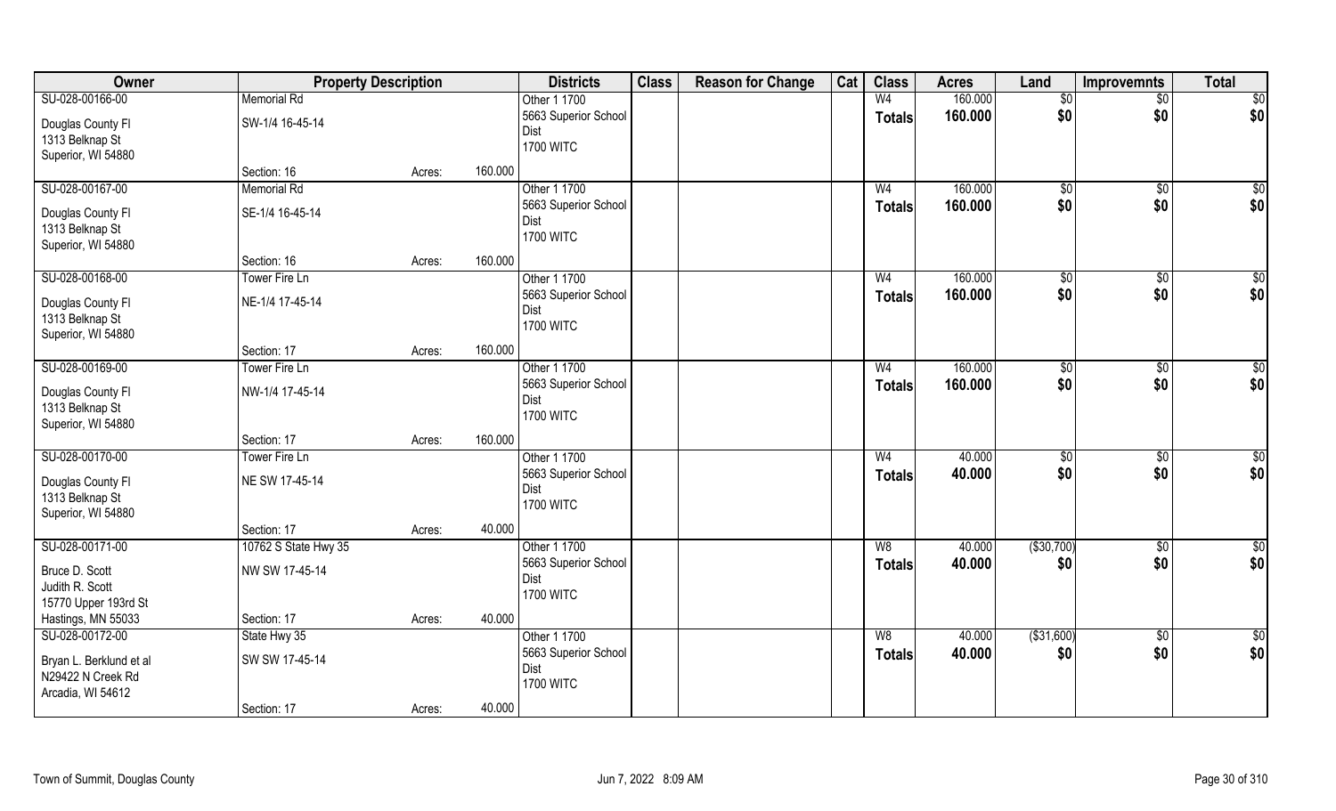| Owner | Property Description | | | Districts | Class | Reason for Change | Cat | Class | Acres | Land | Improvemnts | Total |
|---|---|---|---|---|---|---|---|---|---|---|---|---|
| SU-028-00166-00 | Memorial Rd | | | Other 1 1700 | | | | W4 | 160.000 | $0 | $0 | $0 |
| Douglas County Fl<br>1313 Belknap St<br>Superior, WI 54880 | SW-1/4 16-45-14 | | | 5663 Superior School Dist<br>1700 WITC | | | | Totals | 160.000 | $0 | $0 | $0 |
| | Section: 16 | Acres: | 160.000 | | | | | | | | | |
| SU-028-00167-00 | Memorial Rd | | | Other 1 1700 | | | | W4 | 160.000 | $0 | $0 | $0 |
| Douglas County Fl<br>1313 Belknap St<br>Superior, WI 54880 | SE-1/4 16-45-14 | | | 5663 Superior School Dist<br>1700 WITC | | | | Totals | 160.000 | $0 | $0 | $0 |
| | Section: 16 | Acres: | 160.000 | | | | | | | | | |
| SU-028-00168-00 | Tower Fire Ln | | | Other 1 1700 | | | | W4 | 160.000 | $0 | $0 | $0 |
| Douglas County Fl<br>1313 Belknap St<br>Superior, WI 54880 | NE-1/4 17-45-14 | | | 5663 Superior School Dist<br>1700 WITC | | | | Totals | 160.000 | $0 | $0 | $0 |
| | Section: 17 | Acres: | 160.000 | | | | | | | | | |
| SU-028-00169-00 | Tower Fire Ln | | | Other 1 1700 | | | | W4 | 160.000 | $0 | $0 | $0 |
| Douglas County Fl<br>1313 Belknap St<br>Superior, WI 54880 | NW-1/4 17-45-14 | | | 5663 Superior School Dist<br>1700 WITC | | | | Totals | 160.000 | $0 | $0 | $0 |
| | Section: 17 | Acres: | 160.000 | | | | | | | | | |
| SU-028-00170-00 | Tower Fire Ln | | | Other 1 1700 | | | | W4 | 40.000 | $0 | $0 | $0 |
| Douglas County Fl<br>1313 Belknap St<br>Superior, WI 54880 | NE SW 17-45-14 | | | 5663 Superior School Dist<br>1700 WITC | | | | Totals | 40.000 | $0 | $0 | $0 |
| | Section: 17 | Acres: | 40.000 | | | | | | | | | |
| SU-028-00171-00 | 10762 S State Hwy 35 | | | Other 1 1700 | | | | W8 | 40.000 | ($30,700) | $0 | $0 |
| Bruce D. Scott<br>Judith R. Scott<br>15770 Upper 193rd St<br>Hastings, MN 55033 | NW SW 17-45-14 | | | 5663 Superior School Dist<br>1700 WITC | | | | Totals | 40.000 | $0 | $0 | $0 |
| | Section: 17 | Acres: | 40.000 | | | | | | | | | |
| SU-028-00172-00 | State Hwy 35 | | | Other 1 1700 | | | | W8 | 40.000 | ($31,600) | $0 | $0 |
| Bryan L. Berklund et al<br>N29422 N Creek Rd<br>Arcadia, WI 54612 | SW SW 17-45-14 | | | 5663 Superior School Dist<br>1700 WITC | | | | Totals | 40.000 | $0 | $0 | $0 |
| | Section: 17 | Acres: | 40.000 | | | | | | | | | |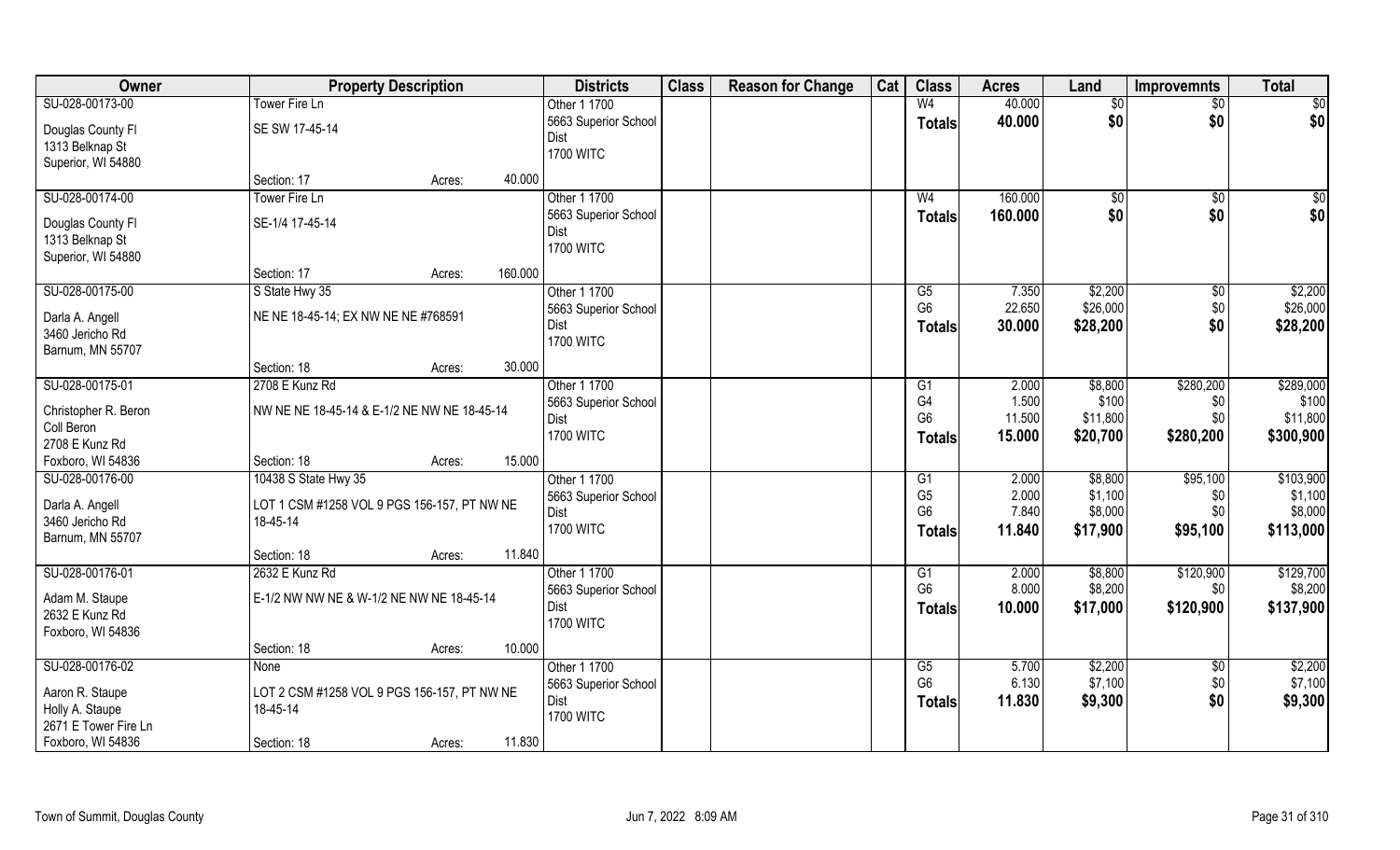| Owner | Property Description | Districts | Class | Reason for Change | Cat | Class | Acres | Land | Improvemnts | Total |
|---|---|---|---|---|---|---|---|---|---|---|
| SU-028-00173-00<br>Douglas County Fl<br>1313 Belknap St<br>Superior, WI 54880 | Tower Fire Ln<br>SE SW 17-45-14<br>Section: 17 Acres: 40.000 | Other 1 1700<br>5663 Superior School Dist<br>1700 WITC | | | | W4<br>**Totals** | 40.000<br>**40.000** | $0<br>**$0** | $0<br>**$0** | $0<br>**$0** |
| SU-028-00174-00<br>Douglas County Fl<br>1313 Belknap St<br>Superior, WI 54880 | Tower Fire Ln<br>SE-1/4 17-45-14<br>Section: 17 Acres: 160.000 | Other 1 1700<br>5663 Superior School Dist<br>1700 WITC | | | | W4<br>**Totals** | 160.000<br>**160.000** | $0<br>**$0** | $0<br>**$0** | $0<br>**$0** |
| SU-028-00175-00<br>Darla A. Angell<br>3460 Jericho Rd<br>Barnum, MN 55707 | S State Hwy 35<br>NE NE 18-45-14; EX NW NE NE #768591<br>Section: 18 Acres: 30.000 | Other 1 1700<br>5663 Superior School Dist<br>1700 WITC | | | | G5<br>G6<br>**Totals** | 7.350<br>22.650<br>**30.000** | $2,200<br>$26,000<br>**$28,200** | $0<br>$0<br>**$0** | $2,200<br>$26,000<br>**$28,200** |
| SU-028-00175-01<br>Christopher R. Beron<br>Coll Beron<br>2708 E Kunz Rd<br>Foxboro, WI 54836 | 2708 E Kunz Rd<br>NW NE NE 18-45-14 & E-1/2 NE NW NE 18-45-14<br>Section: 18 Acres: 15.000 | Other 1 1700<br>5663 Superior School Dist<br>1700 WITC | | | | G1<br>G4<br>G6<br>**Totals** | 2.000<br>1.500<br>11.500<br>**15.000** | $8,800<br>$100<br>$11,800<br>**$20,700** | $280,200<br>$0<br>$0<br>**$280,200** | $289,000<br>$100<br>$11,800<br>**$300,900** |
| SU-028-00176-00<br>Darla A. Angell<br>3460 Jericho Rd<br>Barnum, MN 55707 | 10438 S State Hwy 35<br>LOT 1 CSM #1258 VOL 9 PGS 156-157, PT NW NE 18-45-14<br>Section: 18 Acres: 11.840 | Other 1 1700<br>5663 Superior School Dist<br>1700 WITC | | | | G1<br>G5<br>G6<br>**Totals** | 2.000<br>2.000<br>7.840<br>**11.840** | $8,800<br>$1,100<br>$8,000<br>**$17,900** | $95,100<br>$0<br>$0<br>**$95,100** | $103,900<br>$1,100<br>$8,000<br>**$113,000** |
| SU-028-00176-01<br>Adam M. Staupe<br>2632 E Kunz Rd<br>Foxboro, WI 54836 | 2632 E Kunz Rd<br>E-1/2 NW NW NE & W-1/2 NE NW NE 18-45-14<br>Section: 18 Acres: 10.000 | Other 1 1700<br>5663 Superior School Dist<br>1700 WITC | | | | G1<br>G6<br>**Totals** | 2.000<br>8.000<br>**10.000** | $8,800<br>$8,200<br>**$17,000** | $120,900<br>$0<br>**$120,900** | $129,700<br>$8,200<br>**$137,900** |
| SU-028-00176-02<br>Aaron R. Staupe<br>Holly A. Staupe<br>2671 E Tower Fire Ln<br>Foxboro, WI 54836 | None<br>LOT 2 CSM #1258 VOL 9 PGS 156-157, PT NW NE 18-45-14<br>Section: 18 Acres: 11.830 | Other 1 1700<br>5663 Superior School Dist<br>1700 WITC | | | | G5<br>G6<br>**Totals** | 5.700<br>6.130<br>**11.830** | $2,200<br>$7,100<br>**$9,300** | $0<br>$0<br>**$0** | $2,200<br>$7,100<br>**$9,300** |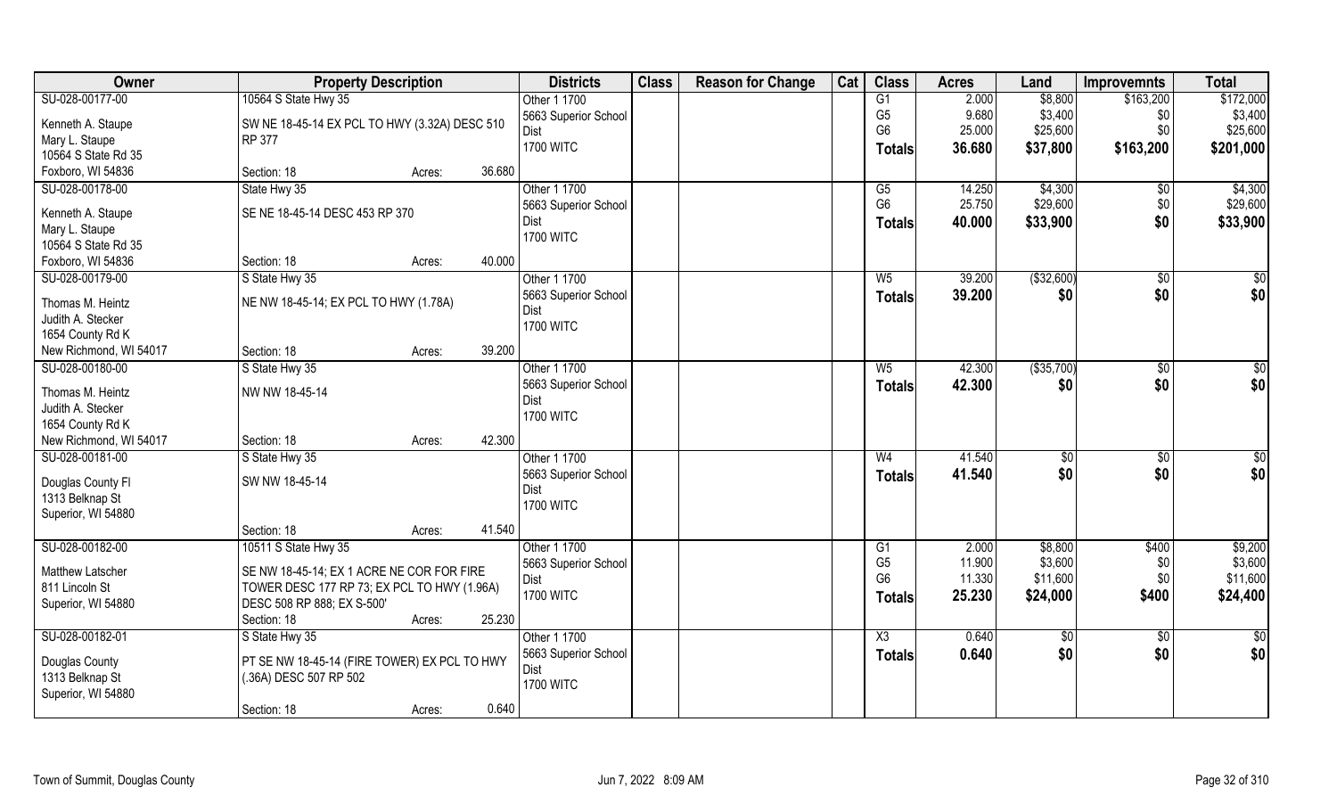| Owner | Property Description | | Districts | Class | Reason for Change | Cat | Class | Acres | Land | Improvemnts | Total |
|---|---|---|---|---|---|---|---|---|---|---|---|
| SU-028-00177-00 | 10564 S State Hwy 35 | | Other 1 1700 | | | | G1 | 2.000 | $8,800 | $163,200 | $172,000 |
| Kenneth A. Staupe | SW NE 18-45-14 EX PCL TO HWY (3.32A) DESC 510 | | 5663 Superior School | | | | G5 | 9.680 | $3,400 | $0 | $3,400 |
| Mary L. Staupe | RP 377 | | Dist | | | | G6 | 25.000 | $25,600 | $0 | $25,600 |
| 10564 S State Rd 35 | | | 1700 WITC | | | | Totals | 36.680 | $37,800 | $163,200 | $201,000 |
| Foxboro, WI 54836 | Section: 18 | Acres: 36.680 | | | | | | | | | |
| SU-028-00178-00 | State Hwy 35 | | Other 1 1700 | | | | G5 | 14.250 | $4,300 | $0 | $4,300 |
| Kenneth A. Staupe | SE NE 18-45-14 DESC 453 RP 370 | | 5663 Superior School | | | | G6 | 25.750 | $29,600 | $0 | $29,600 |
| Mary L. Staupe | | | Dist | | | | Totals | 40.000 | $33,900 | $0 | $33,900 |
| 10564 S State Rd 35 | | | 1700 WITC | | | | | | | | |
| Foxboro, WI 54836 | Section: 18 | Acres: 40.000 | | | | | | | | | |
| SU-028-00179-00 | S State Hwy 35 | | Other 1 1700 | | | | W5 | 39.200 | ($32,600) | $0 | $0 |
| Thomas M. Heintz | NE NW 18-45-14; EX PCL TO HWY (1.78A) | | 5663 Superior School | | | | Totals | 39.200 | $0 | $0 | $0 |
| Judith A. Stecker | | | Dist | | | | | | | | |
| 1654 County Rd K | | | 1700 WITC | | | | | | | | |
| New Richmond, WI 54017 | Section: 18 | Acres: 39.200 | | | | | | | | | |
| SU-028-00180-00 | S State Hwy 35 | | Other 1 1700 | | | | W5 | 42.300 | ($35,700) | $0 | $0 |
| Thomas M. Heintz | NW NW 18-45-14 | | 5663 Superior School | | | | Totals | 42.300 | $0 | $0 | $0 |
| Judith A. Stecker | | | Dist | | | | | | | | |
| 1654 County Rd K | | | 1700 WITC | | | | | | | | |
| New Richmond, WI 54017 | Section: 18 | Acres: 42.300 | | | | | | | | | |
| SU-028-00181-00 | S State Hwy 35 | | Other 1 1700 | | | | W4 | 41.540 | $0 | $0 | $0 |
| Douglas County Fl | SW NW 18-45-14 | | 5663 Superior School | | | | Totals | 41.540 | $0 | $0 | $0 |
| 1313 Belknap St | | | Dist | | | | | | | | |
| Superior, WI 54880 | | | 1700 WITC | | | | | | | | |
| | Section: 18 | Acres: 41.540 | | | | | | | | | |
| SU-028-00182-00 | 10511 S State Hwy 35 | | Other 1 1700 | | | | G1 | 2.000 | $8,800 | $400 | $9,200 |
| Matthew Latscher | SE NW 18-45-14; EX 1 ACRE NE COR FOR FIRE | | 5663 Superior School | | | | G5 | 11.900 | $3,600 | $0 | $3,600 |
| 811 Lincoln St | TOWER DESC 177 RP 73; EX PCL TO HWY (1.96A) | | Dist | | | | G6 | 11.330 | $11,600 | $0 | $11,600 |
| Superior, WI 54880 | DESC 508 RP 888; EX S-500' | | 1700 WITC | | | | Totals | 25.230 | $24,000 | $400 | $24,400 |
| | Section: 18 | Acres: 25.230 | | | | | | | | | |
| SU-028-00182-01 | S State Hwy 35 | | Other 1 1700 | | | | X3 | 0.640 | $0 | $0 | $0 |
| Douglas County | PT SE NW 18-45-14 (FIRE TOWER) EX PCL TO HWY | | 5663 Superior School | | | | Totals | 0.640 | $0 | $0 | $0 |
| 1313 Belknap St | (.36A) DESC 507 RP 502 | | Dist | | | | | | | | |
| Superior, WI 54880 | | | 1700 WITC | | | | | | | | |
| | Section: 18 | Acres: 0.640 | | | | | | | | | |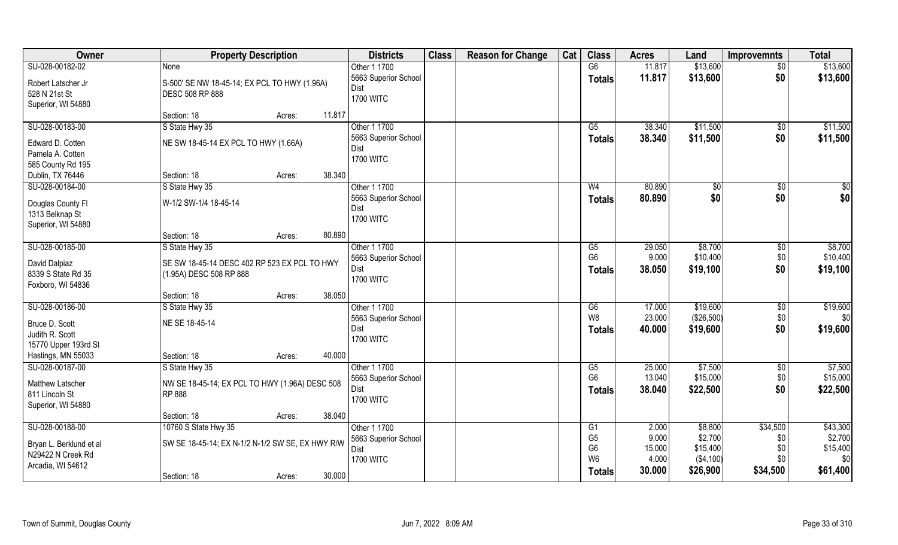| Owner | Property Description | | | Districts | Class | Reason for Change | Cat | Class | Acres | Land | Improvemnts | Total |
|---|---|---|---|---|---|---|---|---|---|---|---|---|
| SU-028-00182-02 | None | | | Other 1 1700 | | | | G6 | 11.817 | $13,600 | $0 | $13,600 |
| Robert Latscher Jr<br>528 N 21st St<br>Superior, WI 54880 | S-500' SE NW 18-45-14; EX PCL TO HWY (1.96A) DESC 508 RP 888 | | | 5663 Superior School Dist<br>1700 WITC | | | | Totals | 11.817 | $13,600 | $0 | $13,600 |
| | Section: 18 | Acres: | 11.817 | | | | | | | | | |
| SU-028-00183-00 | S State Hwy 35 | | | Other 1 1700 | | | | G5 | 38.340 | $11,500 | $0 | $11,500 |
| Edward D. Cotten<br>Pamela A. Cotten<br>585 County Rd 195<br>Dublin, TX 76446 | NE SW 18-45-14 EX PCL TO HWY (1.66A) | | | 5663 Superior School Dist<br>1700 WITC | | | | Totals | 38.340 | $11,500 | $0 | $11,500 |
| | Section: 18 | Acres: | 38.340 | | | | | | | | | |
| SU-028-00184-00 | S State Hwy 35 | | | Other 1 1700 | | | | W4 | 80.890 | $0 | $0 | $0 |
| Douglas County Fl<br>1313 Belknap St<br>Superior, WI 54880 | W-1/2 SW-1/4 18-45-14 | | | 5663 Superior School Dist<br>1700 WITC | | | | Totals | 80.890 | $0 | $0 | $0 |
| | Section: 18 | Acres: | 80.890 | | | | | | | | | |
| SU-028-00185-00 | S State Hwy 35 | | | Other 1 1700 | | | | G5 | 29.050 | $8,700 | $0 | $8,700 |
| David Dalpiaz<br>8339 S State Rd 35<br>Foxboro, WI 54836 | SE SW 18-45-14 DESC 402 RP 523 EX PCL TO HWY (1.95A) DESC 508 RP 888 | | | 5663 Superior School Dist<br>1700 WITC | | | | G6 | 9.000 | $10,400 | $0 | $10,400 |
| | | | | | | | | Totals | 38.050 | $19,100 | $0 | $19,100 |
| | Section: 18 | Acres: | 38.050 | | | | | | | | | |
| SU-028-00186-00 | S State Hwy 35 | | | Other 1 1700 | | | | G6 | 17.000 | $19,600 | $0 | $19,600 |
| Bruce D. Scott<br>Judith R. Scott<br>15770 Upper 193rd St<br>Hastings, MN 55033 | NE SE 18-45-14 | | | 5663 Superior School Dist<br>1700 WITC | | | | W8 | 23.000 | ($26,500) | $0 | $0 |
| | | | | | | | | Totals | 40.000 | $19,600 | $0 | $19,600 |
| | Section: 18 | Acres: | 40.000 | | | | | | | | | |
| SU-028-00187-00 | S State Hwy 35 | | | Other 1 1700 | | | | G5 | 25.000 | $7,500 | $0 | $7,500 |
| Matthew Latscher<br>811 Lincoln St<br>Superior, WI 54880 | NW SE 18-45-14; EX PCL TO HWY (1.96A) DESC 508 RP 888 | | | 5663 Superior School Dist<br>1700 WITC | | | | G6 | 13.040 | $15,000 | $0 | $15,000 |
| | | | | | | | | Totals | 38.040 | $22,500 | $0 | $22,500 |
| | Section: 18 | Acres: | 38.040 | | | | | | | | | |
| SU-028-00188-00 | 10760 S State Hwy 35 | | | Other 1 1700 | | | | G1 | 2.000 | $8,800 | $34,500 | $43,300 |
| Bryan L. Berklund et al<br>N29422 N Creek Rd<br>Arcadia, WI 54612 | SW SE 18-45-14; EX N-1/2 N-1/2 SW SE, EX HWY R/W | | | 5663 Superior School Dist<br>1700 WITC | | | | G5 | 9.000 | $2,700 | $0 | $2,700 |
| | | | | | | | | G6 | 15.000 | $15,400 | $0 | $15,400 |
| | | | | | | | | W6 | 4.000 | ($4,100) | $0 | $0 |
| | Section: 18 | Acres: | 30.000 | | | | | Totals | 30.000 | $26,900 | $34,500 | $61,400 |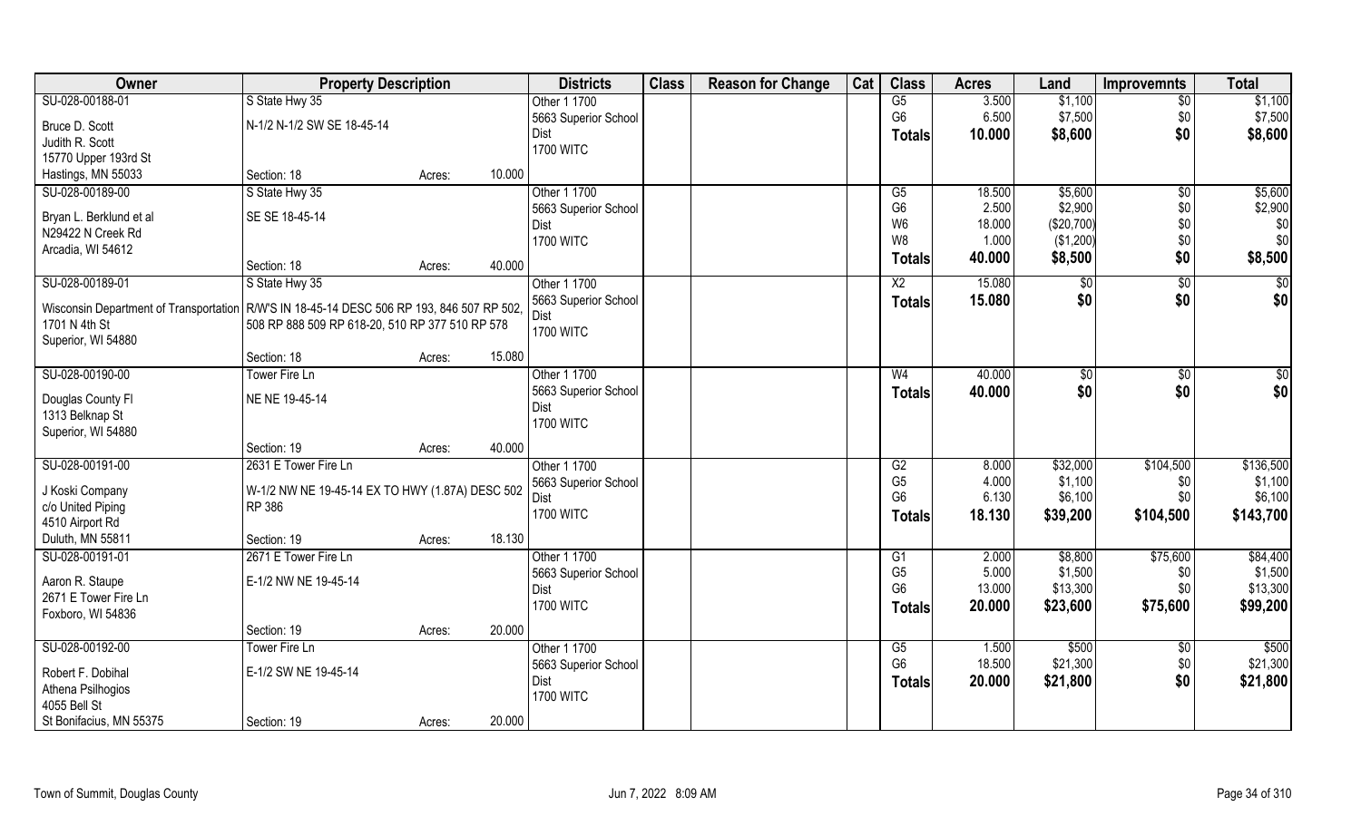| Owner | Property Description | | Districts | Class | Reason for Change | Cat | Class | Acres | Land | Improvemnts | Total |
|---|---|---|---|---|---|---|---|---|---|---|---|
| SU-028-00188-01 | S State Hwy 35 | | Other 1 1700 | | | | G5 | 3.500 | $1,100 | $0 | $1,100 |
| Bruce D. Scott | N-1/2 N-1/2 SW SE 18-45-14 | | 5663 Superior School | | | | G6 | 6.500 | $7,500 | $0 | $7,500 |
| Judith R. Scott | | | Dist | | | | **Totals** | **10.000** | **$8,600** | **$0** | **$8,600** |
| 15770 Upper 193rd St | | | 1700 WITC | | | | | | | | |
| Hastings, MN 55033 | Section: 18 | Acres: 10.000 | | | | | | | | | |
| SU-028-00189-00 | S State Hwy 35 | | Other 1 1700 | | | | G5 | 18.500 | $5,600 | $0 | $5,600 |
| Bryan L. Berklund et al | SE SE 18-45-14 | | 5663 Superior School | | | | G6 | 2.500 | $2,900 | $0 | $2,900 |
| N29422 N Creek Rd | | | Dist | | | | W6 | 18.000 | ($20,700) | $0 | $0 |
| Arcadia, WI 54612 | | | 1700 WITC | | | | W8 | 1.000 | ($1,200) | $0 | $0 |
| | Section: 18 | Acres: 40.000 | | | | | **Totals** | **40.000** | **$8,500** | **$0** | **$8,500** |
| SU-028-00189-01 | S State Hwy 35 | | Other 1 1700 | | | | X2 | 15.080 | $0 | $0 | $0 |
| Wisconsin Department of Transportation | R/W'S IN 18-45-14 DESC 506 RP 193, 846 507 RP 502, 508 RP 888 509 RP 618-20, 510 RP 377 510 RP 578 | | 5663 Superior School | | | | **Totals** | **15.080** | **$0** | **$0** | **$0** |
| 1701 N 4th St | | | Dist | | | | | | | | |
| Superior, WI 54880 | | | 1700 WITC | | | | | | | | |
| | Section: 18 | Acres: 15.080 | | | | | | | | | |
| SU-028-00190-00 | Tower Fire Ln | | Other 1 1700 | | | | W4 | 40.000 | $0 | $0 | $0 |
| Douglas County Fl | NE NE 19-45-14 | | 5663 Superior School | | | | **Totals** | **40.000** | **$0** | **$0** | **$0** |
| 1313 Belknap St | | | Dist | | | | | | | | |
| Superior, WI 54880 | | | 1700 WITC | | | | | | | | |
| | Section: 19 | Acres: 40.000 | | | | | | | | | |
| SU-028-00191-00 | 2631 E Tower Fire Ln | | Other 1 1700 | | | | G2 | 8.000 | $32,000 | $104,500 | $136,500 |
| J Koski Company | W-1/2 NW NE 19-45-14 EX TO HWY (1.87A) DESC 502 RP 386 | | 5663 Superior School | | | | G5 | 4.000 | $1,100 | $0 | $1,100 |
| c/o United Piping | | | Dist | | | | G6 | 6.130 | $6,100 | $0 | $6,100 |
| 4510 Airport Rd | | | 1700 WITC | | | | **Totals** | **18.130** | **$39,200** | **$104,500** | **$143,700** |
| Duluth, MN 55811 | Section: 19 | Acres: 18.130 | | | | | | | | | |
| SU-028-00191-01 | 2671 E Tower Fire Ln | | Other 1 1700 | | | | G1 | 2.000 | $8,800 | $75,600 | $84,400 |
| Aaron R. Staupe | E-1/2 NW NE 19-45-14 | | 5663 Superior School | | | | G5 | 5.000 | $1,500 | $0 | $1,500 |
| 2671 E Tower Fire Ln | | | Dist | | | | G6 | 13.000 | $13,300 | $0 | $13,300 |
| Foxboro, WI 54836 | | | 1700 WITC | | | | **Totals** | **20.000** | **$23,600** | **$75,600** | **$99,200** |
| | Section: 19 | Acres: 20.000 | | | | | | | | | |
| SU-028-00192-00 | Tower Fire Ln | | Other 1 1700 | | | | G5 | 1.500 | $500 | $0 | $500 |
| Robert F. Dobihal | E-1/2 SW NE 19-45-14 | | 5663 Superior School | | | | G6 | 18.500 | $21,300 | $0 | $21,300 |
| Athena Psilhogios | | | Dist | | | | **Totals** | **20.000** | **$21,800** | **$0** | **$21,800** |
| 4055 Bell St | | | 1700 WITC | | | | | | | | |
| St Bonifacius, MN 55375 | Section: 19 | Acres: 20.000 | | | | | | | | | |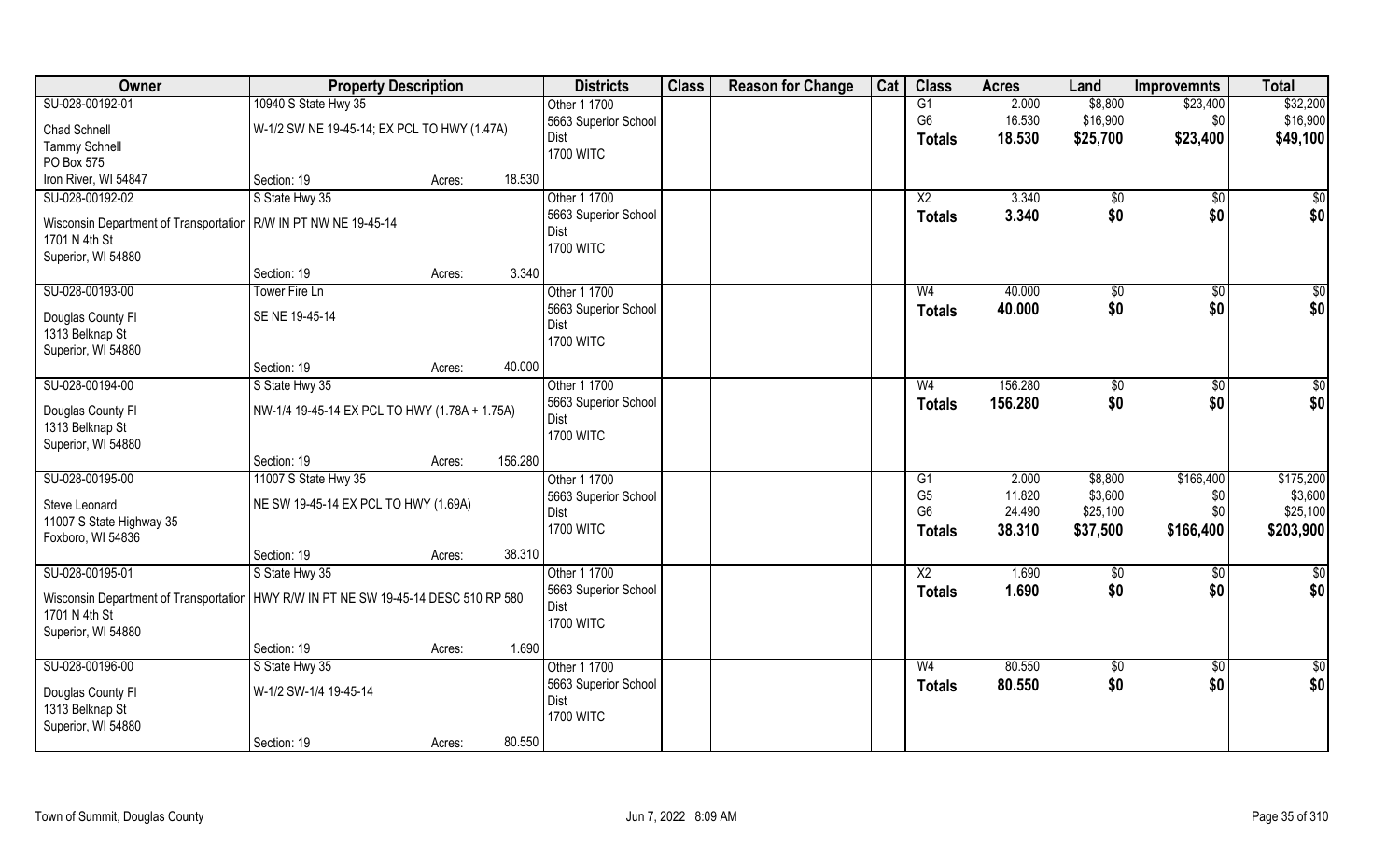| Owner | Property Description | | | Districts | Class | Reason for Change | Cat | Class | Acres | Land | Improvemnts | Total |
|---|---|---|---|---|---|---|---|---|---|---|---|---|
| SU-028-00192-01 | 10940 S State Hwy 35 | | | Other 1 1700 | | | | G1 | 2.000 | $8,800 | $23,400 | $32,200 |
| Chad Schnell | W-1/2 SW NE 19-45-14; EX PCL TO HWY (1.47A) | | | 5663 Superior School Dist | | | | G6 | 16.530 | $16,900 | $0 | $16,900 |
| Tammy Schnell | | | | 1700 WITC | | | | Totals | 18.530 | $25,700 | $23,400 | $49,100 |
| PO Box 575 | | | | | | | | | | | | |
| Iron River, WI 54847 | Section: 19 | Acres: | 18.530 | | | | | | | | | |
| SU-028-00192-02 | S State Hwy 35 | | | Other 1 1700 | | | | X2 | 3.340 | $0 | $0 | $0 |
| Wisconsin Department of Transportation | R/W IN PT NW NE 19-45-14 | | | 5663 Superior School Dist | | | | Totals | 3.340 | $0 | $0 | $0 |
| 1701 N 4th St | | | | 1700 WITC | | | | | | | | |
| Superior, WI 54880 | | | | | | | | | | | | |
| | Section: 19 | Acres: | 3.340 | | | | | | | | | |
| SU-028-00193-00 | Tower Fire Ln | | | Other 1 1700 | | | | W4 | 40.000 | $0 | $0 | $0 |
| Douglas County Fl | SE NE 19-45-14 | | | 5663 Superior School Dist | | | | Totals | 40.000 | $0 | $0 | $0 |
| 1313 Belknap St | | | | 1700 WITC | | | | | | | | |
| Superior, WI 54880 | | | | | | | | | | | | |
| | Section: 19 | Acres: | 40.000 | | | | | | | | | |
| SU-028-00194-00 | S State Hwy 35 | | | Other 1 1700 | | | | W4 | 156.280 | $0 | $0 | $0 |
| Douglas County Fl | NW-1/4 19-45-14 EX PCL TO HWY (1.78A + 1.75A) | | | 5663 Superior School Dist | | | | Totals | 156.280 | $0 | $0 | $0 |
| 1313 Belknap St | | | | 1700 WITC | | | | | | | | |
| Superior, WI 54880 | | | | | | | | | | | | |
| | Section: 19 | Acres: | 156.280 | | | | | | | | | |
| SU-028-00195-00 | 11007 S State Hwy 35 | | | Other 1 1700 | | | | G1 | 2.000 | $8,800 | $166,400 | $175,200 |
| Steve Leonard | NE SW 19-45-14 EX PCL TO HWY (1.69A) | | | 5663 Superior School Dist | | | | G5 | 11.820 | $3,600 | $0 | $3,600 |
| 11007 S State Highway 35 | | | | 1700 WITC | | | | G6 | 24.490 | $25,100 | $0 | $25,100 |
| Foxboro, WI 54836 | | | | | | | | Totals | 38.310 | $37,500 | $166,400 | $203,900 |
| | Section: 19 | Acres: | 38.310 | | | | | | | | | |
| SU-028-00195-01 | S State Hwy 35 | | | Other 1 1700 | | | | X2 | 1.690 | $0 | $0 | $0 |
| Wisconsin Department of Transportation | HWY R/W IN PT NE SW 19-45-14 DESC 510 RP 580 | | | 5663 Superior School Dist | | | | Totals | 1.690 | $0 | $0 | $0 |
| 1701 N 4th St | | | | 1700 WITC | | | | | | | | |
| Superior, WI 54880 | | | | | | | | | | | | |
| | Section: 19 | Acres: | 1.690 | | | | | | | | | |
| SU-028-00196-00 | S State Hwy 35 | | | Other 1 1700 | | | | W4 | 80.550 | $0 | $0 | $0 |
| Douglas County Fl | W-1/2 SW-1/4 19-45-14 | | | 5663 Superior School Dist | | | | Totals | 80.550 | $0 | $0 | $0 |
| 1313 Belknap St | | | | 1700 WITC | | | | | | | | |
| Superior, WI 54880 | | | | | | | | | | | | |
| | Section: 19 | Acres: | 80.550 | | | | | | | | | |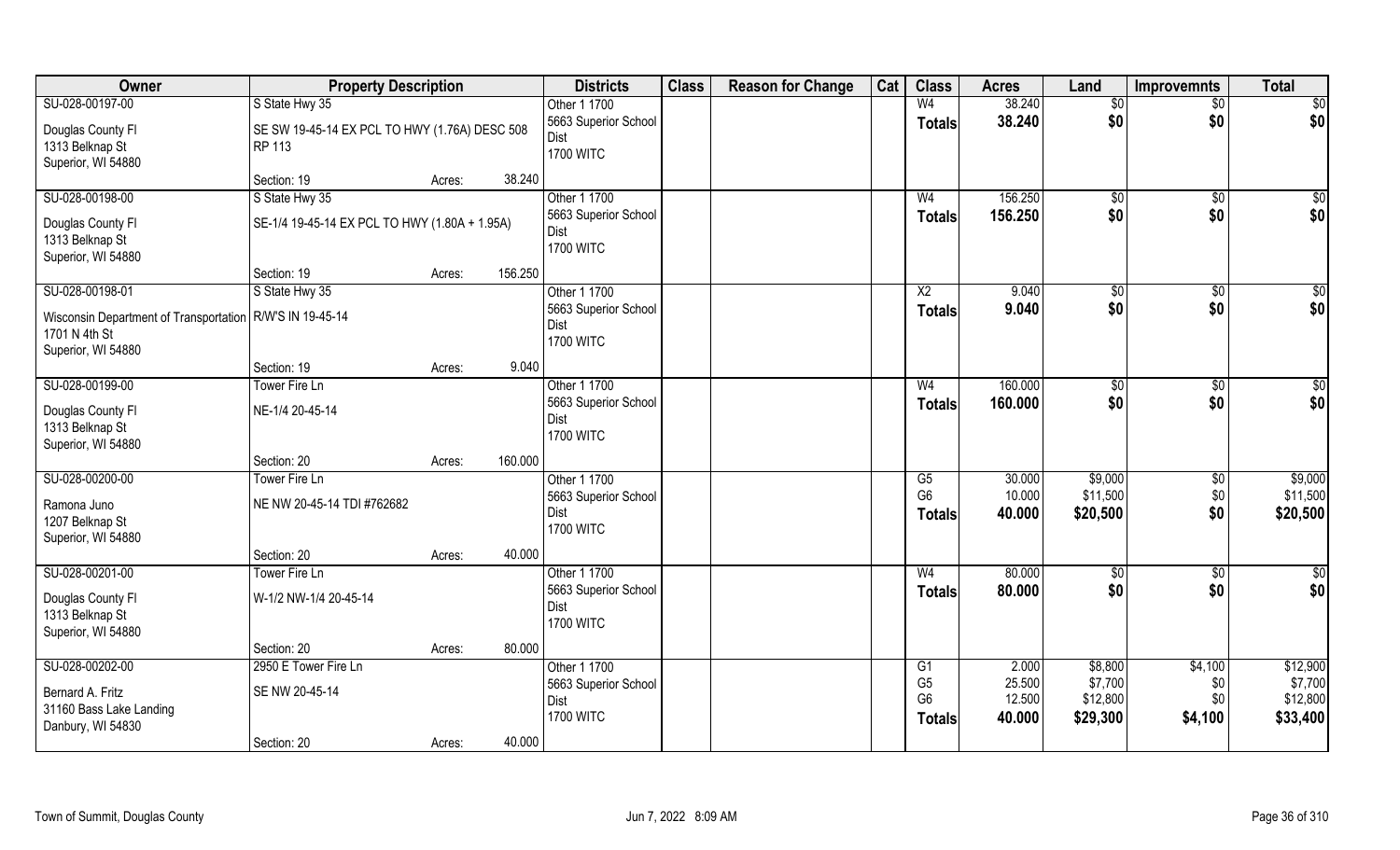| Owner | Property Description | | | Districts | Class | Reason for Change | Cat | Class | Acres | Land | Improvemnts | Total |
|---|---|---|---|---|---|---|---|---|---|---|---|---|
| SU-028-00197-00 | S State Hwy 35 | | | Other 1 1700 | | | | W4 | 38.240 | $0 | $0 | $0 |
| Douglas County Fl | SE SW 19-45-14 EX PCL TO HWY (1.76A) DESC 508 | | | 5663 Superior School | | | | **Totals** | **38.240** | **$0** | **$0** | **$0** |
| 1313 Belknap St | RP 113 | | | Dist | | | | | | | | |
| Superior, WI 54880 | | | | 1700 WITC | | | | | | | | |
| | Section: 19 | Acres: | 38.240 | | | | | | | | | |
| SU-028-00198-00 | S State Hwy 35 | | | Other 1 1700 | | | | W4 | 156.250 | $0 | $0 | $0 |
| Douglas County Fl | SE-1/4 19-45-14 EX PCL TO HWY (1.80A + 1.95A) | | | 5663 Superior School | | | | **Totals** | **156.250** | **$0** | **$0** | **$0** |
| 1313 Belknap St | | | | Dist | | | | | | | | |
| Superior, WI 54880 | | | | 1700 WITC | | | | | | | | |
| | Section: 19 | Acres: | 156.250 | | | | | | | | | |
| SU-028-00198-01 | S State Hwy 35 | | | Other 1 1700 | | | | X2 | 9.040 | $0 | $0 | $0 |
| Wisconsin Department of Transportation | R/W'S IN 19-45-14 | | | 5663 Superior School | | | | **Totals** | **9.040** | **$0** | **$0** | **$0** |
| 1701 N 4th St | | | | Dist | | | | | | | | |
| Superior, WI 54880 | | | | 1700 WITC | | | | | | | | |
| | Section: 19 | Acres: | 9.040 | | | | | | | | | |
| SU-028-00199-00 | Tower Fire Ln | | | Other 1 1700 | | | | W4 | 160.000 | $0 | $0 | $0 |
| Douglas County Fl | NE-1/4 20-45-14 | | | 5663 Superior School | | | | **Totals** | **160.000** | **$0** | **$0** | **$0** |
| 1313 Belknap St | | | | Dist | | | | | | | | |
| Superior, WI 54880 | | | | 1700 WITC | | | | | | | | |
| | Section: 20 | Acres: | 160.000 | | | | | | | | | |
| SU-028-00200-00 | Tower Fire Ln | | | Other 1 1700 | | | | G5 | 30.000 | $9,000 | $0 | $9,000 |
| Ramona Juno | NE NW 20-45-14 TDI #762682 | | | 5663 Superior School | | | | G6 | 10.000 | $11,500 | $0 | $11,500 |
| 1207 Belknap St | | | | Dist | | | | **Totals** | **40.000** | **$20,500** | **$0** | **$20,500** |
| Superior, WI 54880 | | | | 1700 WITC | | | | | | | | |
| | Section: 20 | Acres: | 40.000 | | | | | | | | | |
| SU-028-00201-00 | Tower Fire Ln | | | Other 1 1700 | | | | W4 | 80.000 | $0 | $0 | $0 |
| Douglas County Fl | W-1/2 NW-1/4 20-45-14 | | | 5663 Superior School | | | | **Totals** | **80.000** | **$0** | **$0** | **$0** |
| 1313 Belknap St | | | | Dist | | | | | | | | |
| Superior, WI 54880 | | | | 1700 WITC | | | | | | | | |
| | Section: 20 | Acres: | 80.000 | | | | | | | | | |
| SU-028-00202-00 | 2950 E Tower Fire Ln | | | Other 1 1700 | | | | G1 | 2.000 | $8,800 | $4,100 | $12,900 |
| Bernard A. Fritz | SE NW 20-45-14 | | | 5663 Superior School | | | | G5 | 25.500 | $7,700 | $0 | $7,700 |
| 31160 Bass Lake Landing | | | | Dist | | | | G6 | 12.500 | $12,800 | $0 | $12,800 |
| Danbury, WI 54830 | | | | 1700 WITC | | | | **Totals** | **40.000** | **$29,300** | **$4,100** | **$33,400** |
| | Section: 20 | Acres: | 40.000 | | | | | | | | | |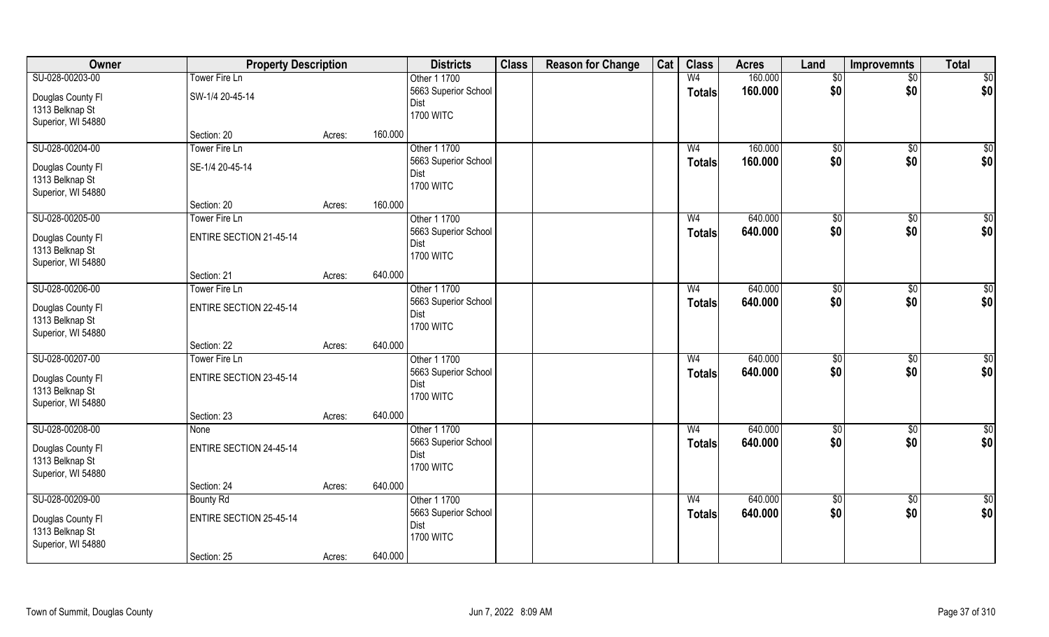| Owner | Property Description | | | Districts | Class | Reason for Change | Cat | Class | Acres | Land | Improvemnts | Total |
|---|---|---|---|---|---|---|---|---|---|---|---|---|
| SU-028-00203-00 | Tower Fire Ln | | | Other 1 1700 | | | | W4 | 160.000 | $0 | $0 | $0 |
| Douglas County Fl<br>1313 Belknap St<br>Superior, WI 54880 | SW-1/4 20-45-14 | | | 5663 Superior School Dist<br>1700 WITC | | | | Totals | 160.000 | $0 | $0 | $0 |
| | Section: 20 | Acres: | 160.000 | | | | | | | | | |
| SU-028-00204-00 | Tower Fire Ln | | | Other 1 1700 | | | | W4 | 160.000 | $0 | $0 | $0 |
| Douglas County Fl<br>1313 Belknap St<br>Superior, WI 54880 | SE-1/4 20-45-14 | | | 5663 Superior School Dist<br>1700 WITC | | | | Totals | 160.000 | $0 | $0 | $0 |
| | Section: 20 | Acres: | 160.000 | | | | | | | | | |
| SU-028-00205-00 | Tower Fire Ln | | | Other 1 1700 | | | | W4 | 640.000 | $0 | $0 | $0 |
| Douglas County Fl<br>1313 Belknap St<br>Superior, WI 54880 | ENTIRE SECTION 21-45-14 | | | 5663 Superior School Dist<br>1700 WITC | | | | Totals | 640.000 | $0 | $0 | $0 |
| | Section: 21 | Acres: | 640.000 | | | | | | | | | |
| SU-028-00206-00 | Tower Fire Ln | | | Other 1 1700 | | | | W4 | 640.000 | $0 | $0 | $0 |
| Douglas County Fl<br>1313 Belknap St<br>Superior, WI 54880 | ENTIRE SECTION 22-45-14 | | | 5663 Superior School Dist<br>1700 WITC | | | | Totals | 640.000 | $0 | $0 | $0 |
| | Section: 22 | Acres: | 640.000 | | | | | | | | | |
| SU-028-00207-00 | Tower Fire Ln | | | Other 1 1700 | | | | W4 | 640.000 | $0 | $0 | $0 |
| Douglas County Fl<br>1313 Belknap St<br>Superior, WI 54880 | ENTIRE SECTION 23-45-14 | | | 5663 Superior School Dist<br>1700 WITC | | | | Totals | 640.000 | $0 | $0 | $0 |
| | Section: 23 | Acres: | 640.000 | | | | | | | | | |
| SU-028-00208-00 | None | | | Other 1 1700 | | | | W4 | 640.000 | $0 | $0 | $0 |
| Douglas County Fl<br>1313 Belknap St<br>Superior, WI 54880 | ENTIRE SECTION 24-45-14 | | | 5663 Superior School Dist<br>1700 WITC | | | | Totals | 640.000 | $0 | $0 | $0 |
| | Section: 24 | Acres: | 640.000 | | | | | | | | | |
| SU-028-00209-00 | Bounty Rd | | | Other 1 1700 | | | | W4 | 640.000 | $0 | $0 | $0 |
| Douglas County Fl<br>1313 Belknap St<br>Superior, WI 54880 | ENTIRE SECTION 25-45-14 | | | 5663 Superior School Dist<br>1700 WITC | | | | Totals | 640.000 | $0 | $0 | $0 |
| | Section: 25 | Acres: | 640.000 | | | | | | | | | |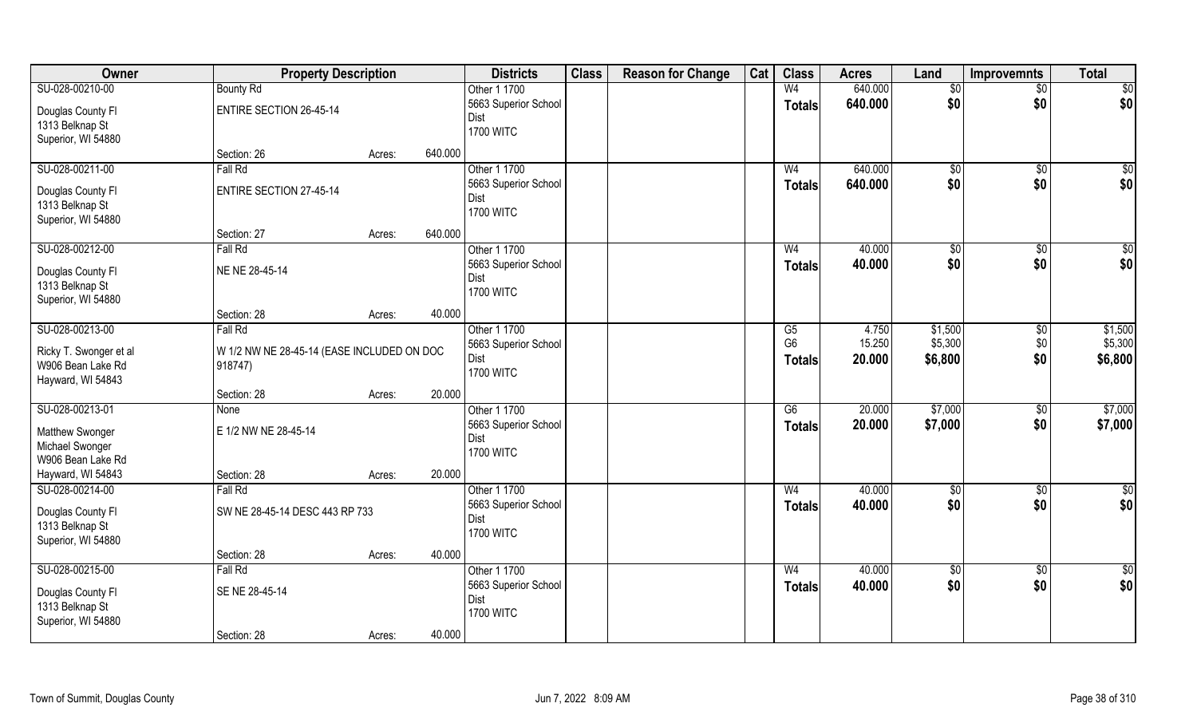| Owner | Property Description | | | Districts | Class | Reason for Change | Cat | Class | Acres | Land | Improvemnts | Total |
|---|---|---|---|---|---|---|---|---|---|---|---|---|
| SU-028-00210-00 | Bounty Rd | | | Other 1 1700 | | | | W4 | 640.000 | $0 | $0 | $0 |
| Douglas County Fl | ENTIRE SECTION 26-45-14 | | | 5663 Superior School Dist | | | | Totals | 640.000 | $0 | $0 | $0 |
| 1313 Belknap St | | | | 1700 WITC | | | | | | | | |
| Superior, WI 54880 | | | | | | | | | | | | |
| | Section: 26 | Acres: | 640.000 | | | | | | | | | |
| SU-028-00211-00 | Fall Rd | | | Other 1 1700 | | | | W4 | 640.000 | $0 | $0 | $0 |
| Douglas County Fl | ENTIRE SECTION 27-45-14 | | | 5663 Superior School Dist | | | | Totals | 640.000 | $0 | $0 | $0 |
| 1313 Belknap St | | | | 1700 WITC | | | | | | | | |
| Superior, WI 54880 | | | | | | | | | | | | |
| | Section: 27 | Acres: | 640.000 | | | | | | | | | |
| SU-028-00212-00 | Fall Rd | | | Other 1 1700 | | | | W4 | 40.000 | $0 | $0 | $0 |
| Douglas County Fl | NE NE 28-45-14 | | | 5663 Superior School Dist | | | | Totals | 40.000 | $0 | $0 | $0 |
| 1313 Belknap St | | | | 1700 WITC | | | | | | | | |
| Superior, WI 54880 | | | | | | | | | | | | |
| | Section: 28 | Acres: | 40.000 | | | | | | | | | |
| SU-028-00213-00 | Fall Rd | | | Other 1 1700 | | | | G5 | 4.750 | $1,500 | $0 | $1,500 |
| Ricky T. Swonger et al | W 1/2 NW NE 28-45-14 (EASE INCLUDED ON DOC 918747) | | | 5663 Superior School Dist | | | | G6 | 15.250 | $5,300 | $0 | $5,300 |
| W906 Bean Lake Rd | | | | 1700 WITC | | | | Totals | 20.000 | $6,800 | $0 | $6,800 |
| Hayward, WI 54843 | | | | | | | | | | | | |
| | Section: 28 | Acres: | 20.000 | | | | | | | | | |
| SU-028-00213-01 | None | | | Other 1 1700 | | | | G6 | 20.000 | $7,000 | $0 | $7,000 |
| Matthew Swonger | E 1/2 NW NE 28-45-14 | | | 5663 Superior School Dist | | | | Totals | 20.000 | $7,000 | $0 | $7,000 |
| Michael Swonger | | | | 1700 WITC | | | | | | | | |
| W906 Bean Lake Rd | | | | | | | | | | | | |
| Hayward, WI 54843 | Section: 28 | Acres: | 20.000 | | | | | | | | | |
| SU-028-00214-00 | Fall Rd | | | Other 1 1700 | | | | W4 | 40.000 | $0 | $0 | $0 |
| Douglas County Fl | SW NE 28-45-14 DESC 443 RP 733 | | | 5663 Superior School Dist | | | | Totals | 40.000 | $0 | $0 | $0 |
| 1313 Belknap St | | | | 1700 WITC | | | | | | | | |
| Superior, WI 54880 | | | | | | | | | | | | |
| | Section: 28 | Acres: | 40.000 | | | | | | | | | |
| SU-028-00215-00 | Fall Rd | | | Other 1 1700 | | | | W4 | 40.000 | $0 | $0 | $0 |
| Douglas County Fl | SE NE 28-45-14 | | | 5663 Superior School Dist | | | | Totals | 40.000 | $0 | $0 | $0 |
| 1313 Belknap St | | | | 1700 WITC | | | | | | | | |
| Superior, WI 54880 | | | | | | | | | | | | |
| | Section: 28 | Acres: | 40.000 | | | | | | | | | |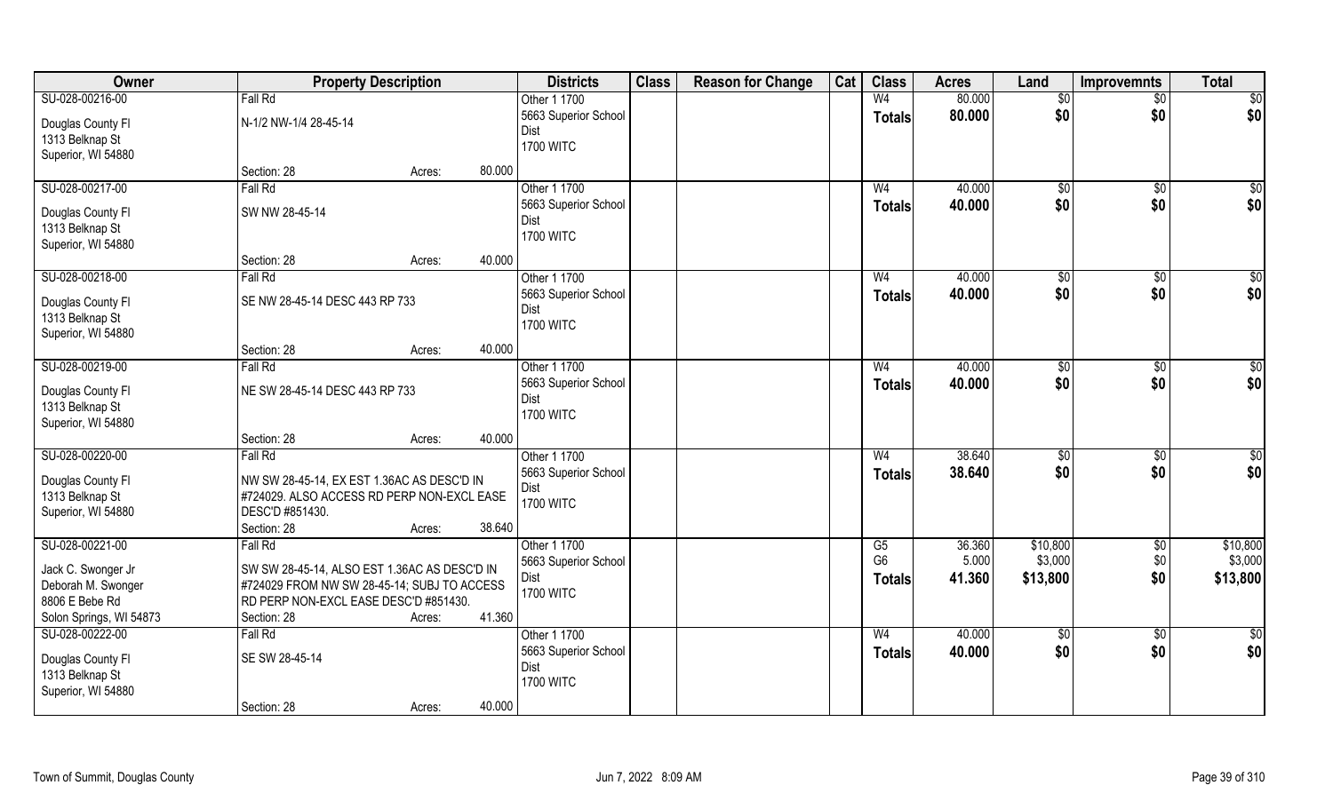| Owner | Property Description | | Districts | Class | Reason for Change | Cat | Class | Acres | Land | Improvemnts | Total |
|---|---|---|---|---|---|---|---|---|---|---|---|
| SU-028-00216-00 | Fall Rd | | Other 1 1700 | | | | W4 | 80.000 | $0 | $0 | $0 |
| Douglas County Fl | N-1/2 NW-1/4 28-45-14 | | 5663 Superior School Dist | | | | Totals | 80.000 | $0 | $0 | $0 |
| 1313 Belknap St | | | 1700 WITC | | | | | | | | |
| Superior, WI 54880 | | | | | | | | | | | |
| | Section: 28 | Acres: 80.000 | | | | | | | | | |
| SU-028-00217-00 | Fall Rd | | Other 1 1700 | | | | W4 | 40.000 | $0 | $0 | $0 |
| Douglas County Fl | SW NW 28-45-14 | | 5663 Superior School Dist | | | | Totals | 40.000 | $0 | $0 | $0 |
| 1313 Belknap St | | | 1700 WITC | | | | | | | | |
| Superior, WI 54880 | | | | | | | | | | | |
| | Section: 28 | Acres: 40.000 | | | | | | | | | |
| SU-028-00218-00 | Fall Rd | | Other 1 1700 | | | | W4 | 40.000 | $0 | $0 | $0 |
| Douglas County Fl | SE NW 28-45-14 DESC 443 RP 733 | | 5663 Superior School Dist | | | | Totals | 40.000 | $0 | $0 | $0 |
| 1313 Belknap St | | | 1700 WITC | | | | | | | | |
| Superior, WI 54880 | | | | | | | | | | | |
| | Section: 28 | Acres: 40.000 | | | | | | | | | |
| SU-028-00219-00 | Fall Rd | | Other 1 1700 | | | | W4 | 40.000 | $0 | $0 | $0 |
| Douglas County Fl | NE SW 28-45-14 DESC 443 RP 733 | | 5663 Superior School Dist | | | | Totals | 40.000 | $0 | $0 | $0 |
| 1313 Belknap St | | | 1700 WITC | | | | | | | | |
| Superior, WI 54880 | | | | | | | | | | | |
| | Section: 28 | Acres: 40.000 | | | | | | | | | |
| SU-028-00220-00 | Fall Rd | | Other 1 1700 | | | | W4 | 38.640 | $0 | $0 | $0 |
| Douglas County Fl | NW SW 28-45-14, EX EST 1.36AC AS DESC'D IN #724029. ALSO ACCESS RD PERP NON-EXCL EASE DESC'D #851430. | | 5663 Superior School Dist | | | | Totals | 38.640 | $0 | $0 | $0 |
| 1313 Belknap St | | | 1700 WITC | | | | | | | | |
| Superior, WI 54880 | | | | | | | | | | | |
| | Section: 28 | Acres: 38.640 | | | | | | | | | |
| SU-028-00221-00 | Fall Rd | | Other 1 1700 | | | | G5 | 36.360 | $10,800 | $0 | $10,800 |
| Jack C. Swonger Jr | SW SW 28-45-14, ALSO EST 1.36AC AS DESC'D IN #724029 FROM NW SW 28-45-14; SUBJ TO ACCESS RD PERP NON-EXCL EASE DESC'D #851430. | | 5663 Superior School Dist | | | | G6 | 5.000 | $3,000 | $0 | $3,000 |
| Deborah M. Swonger | | | 1700 WITC | | | | Totals | 41.360 | $13,800 | $0 | $13,800 |
| 8806 E Bebe Rd | | | | | | | | | | | |
| Solon Springs, WI 54873 | Section: 28 | Acres: 41.360 | | | | | | | | | |
| SU-028-00222-00 | Fall Rd | | Other 1 1700 | | | | W4 | 40.000 | $0 | $0 | $0 |
| Douglas County Fl | SE SW 28-45-14 | | 5663 Superior School Dist | | | | Totals | 40.000 | $0 | $0 | $0 |
| 1313 Belknap St | | | 1700 WITC | | | | | | | | |
| Superior, WI 54880 | | | | | | | | | | | |
| | Section: 28 | Acres: 40.000 | | | | | | | | | |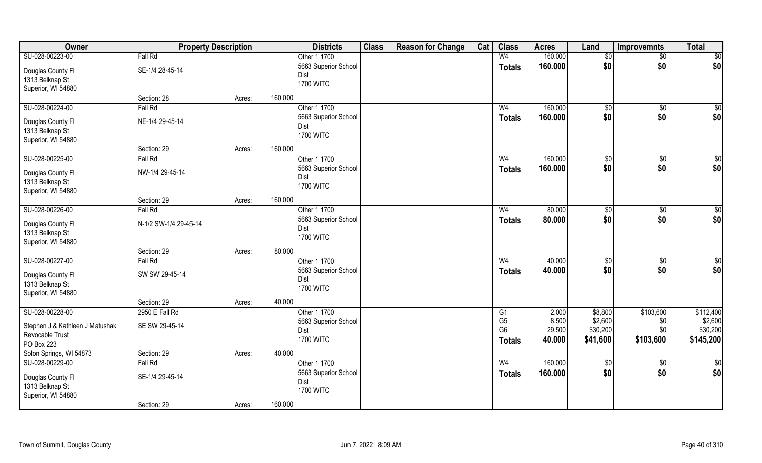| Owner | Property Description | | | Districts | Class | Reason for Change | Cat | Class | Acres | Land | Improvemnts | Total |
|---|---|---|---|---|---|---|---|---|---|---|---|---|
| SU-028-00223-00<br>Douglas County Fl<br>1313 Belknap St<br>Superior, WI 54880 | Fall Rd<br>SE-1/4 28-45-14<br>Section: 28 | Acres: | 160.000 | Other 1 1700<br>5663 Superior School Dist<br>1700 WITC | | | | W4<br>**Totals** | 160.000<br>**160.000** | $0<br>**$0** | $0<br>**$0** | $0<br>**$0** |
| SU-028-00224-00<br>Douglas County Fl<br>1313 Belknap St<br>Superior, WI 54880 | Fall Rd<br>NE-1/4 29-45-14<br>Section: 29 | Acres: | 160.000 | Other 1 1700<br>5663 Superior School Dist<br>1700 WITC | | | | W4<br>**Totals** | 160.000<br>**160.000** | $0<br>**$0** | $0<br>**$0** | $0<br>**$0** |
| SU-028-00225-00<br>Douglas County Fl<br>1313 Belknap St<br>Superior, WI 54880 | Fall Rd<br>NW-1/4 29-45-14<br>Section: 29 | Acres: | 160.000 | Other 1 1700<br>5663 Superior School Dist<br>1700 WITC | | | | W4<br>**Totals** | 160.000<br>**160.000** | $0<br>**$0** | $0<br>**$0** | $0<br>**$0** |
| SU-028-00226-00<br>Douglas County Fl<br>1313 Belknap St<br>Superior, WI 54880 | Fall Rd<br>N-1/2 SW-1/4 29-45-14<br>Section: 29 | Acres: | 80.000 | Other 1 1700<br>5663 Superior School Dist<br>1700 WITC | | | | W4<br>**Totals** | 80.000<br>**80.000** | $0<br>**$0** | $0<br>**$0** | $0<br>**$0** |
| SU-028-00227-00<br>Douglas County Fl<br>1313 Belknap St<br>Superior, WI 54880 | Fall Rd<br>SW SW 29-45-14<br>Section: 29 | Acres: | 40.000 | Other 1 1700<br>5663 Superior School Dist<br>1700 WITC | | | | W4<br>**Totals** | 40.000<br>**40.000** | $0<br>**$0** | $0<br>**$0** | $0<br>**$0** |
| SU-028-00228-00<br>Stephen J & Kathleen J Matushak Revocable Trust<br>PO Box 223<br>Solon Springs, WI 54873 | 2950 E Fall Rd<br>SE SW 29-45-14<br>Section: 29 | Acres: | 40.000 | Other 1 1700<br>5663 Superior School Dist<br>1700 WITC | | | | G1<br>G5<br>G6<br>**Totals** | 2.000<br>8.500<br>29.500<br>**40.000** | $8,800<br>$2,600<br>$30,200<br>**$41,600** | $103,600<br>$0<br>$0<br>**$103,600** | $112,400<br>$2,600<br>$30,200<br>**$145,200** |
| SU-028-00229-00<br>Douglas County Fl<br>1313 Belknap St<br>Superior, WI 54880 | Fall Rd<br>SE-1/4 29-45-14<br>Section: 29 | Acres: | 160.000 | Other 1 1700<br>5663 Superior School Dist<br>1700 WITC | | | | W4<br>**Totals** | 160.000<br>**160.000** | $0<br>**$0** | $0<br>**$0** | $0<br>**$0** |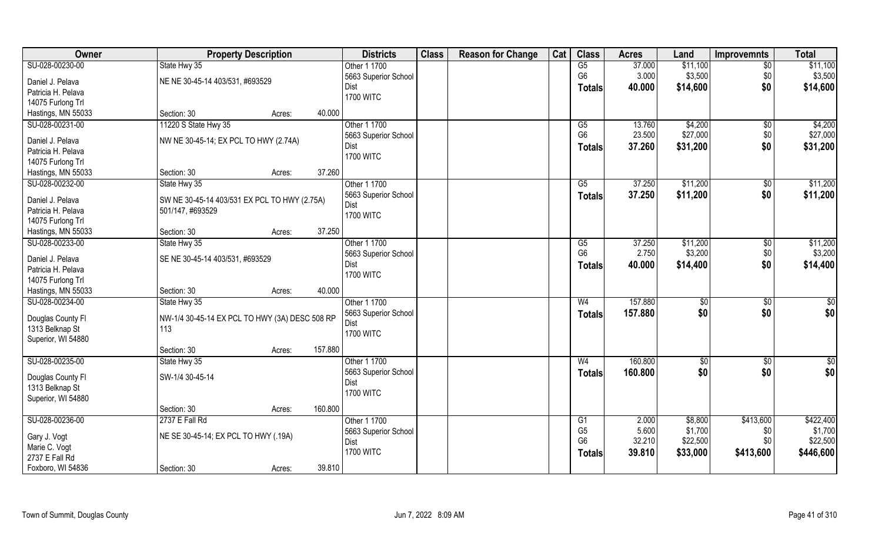| Owner | Property Description | | Districts | Class | Reason for Change | Cat | Class | Acres | Land | Improvemnts | Total |
|---|---|---|---|---|---|---|---|---|---|---|---|
| SU-028-00230-00 | State Hwy 35 | | Other 1 1700 | | | | G5 | 37.000 | $11,100 | $0 | $11,100 |
| Daniel J. Pelava | NE NE 30-45-14 403/531, #693529 | | 5663 Superior School | | | | G6 | 3.000 | $3,500 | $0 | $3,500 |
| Patricia H. Pelava | | | Dist | | | | **Totals** | **40.000** | **$14,600** | **$0** | **$14,600** |
| 14075 Furlong Trl | | | 1700 WITC | | | | | | | | |
| Hastings, MN 55033 | Section: 30 | Acres: 40.000 | | | | | | | | | |
| SU-028-00231-00 | 11220 S State Hwy 35 | | Other 1 1700 | | | | G5 | 13.760 | $4,200 | $0 | $4,200 |
| Daniel J. Pelava | NW NE 30-45-14; EX PCL TO HWY (2.74A) | | 5663 Superior School | | | | G6 | 23.500 | $27,000 | $0 | $27,000 |
| Patricia H. Pelava | | | Dist | | | | **Totals** | **37.260** | **$31,200** | **$0** | **$31,200** |
| 14075 Furlong Trl | | | 1700 WITC | | | | | | | | |
| Hastings, MN 55033 | Section: 30 | Acres: 37.260 | | | | | | | | | |
| SU-028-00232-00 | State Hwy 35 | | Other 1 1700 | | | | G5 | 37.250 | $11,200 | $0 | $11,200 |
| Daniel J. Pelava | SW NE 30-45-14 403/531 EX PCL TO HWY (2.75A) | | 5663 Superior School | | | | **Totals** | **37.250** | **$11,200** | **$0** | **$11,200** |
| Patricia H. Pelava | 501/147, #693529 | | Dist | | | | | | | | |
| 14075 Furlong Trl | | | 1700 WITC | | | | | | | | |
| Hastings, MN 55033 | Section: 30 | Acres: 37.250 | | | | | | | | | |
| SU-028-00233-00 | State Hwy 35 | | Other 1 1700 | | | | G5 | 37.250 | $11,200 | $0 | $11,200 |
| Daniel J. Pelava | SE NE 30-45-14 403/531, #693529 | | 5663 Superior School | | | | G6 | 2.750 | $3,200 | $0 | $3,200 |
| Patricia H. Pelava | | | Dist | | | | **Totals** | **40.000** | **$14,400** | **$0** | **$14,400** |
| 14075 Furlong Trl | | | 1700 WITC | | | | | | | | |
| Hastings, MN 55033 | Section: 30 | Acres: 40.000 | | | | | | | | | |
| SU-028-00234-00 | State Hwy 35 | | Other 1 1700 | | | | W4 | 157.880 | $0 | $0 | $0 |
| Douglas County Fl | NW-1/4 30-45-14 EX PCL TO HWY (3A) DESC 508 RP 113 | | 5663 Superior School | | | | **Totals** | **157.880** | **$0** | **$0** | **$0** |
| 1313 Belknap St | | | Dist | | | | | | | | |
| Superior, WI 54880 | | | 1700 WITC | | | | | | | | |
| | Section: 30 | Acres: 157.880 | | | | | | | | | |
| SU-028-00235-00 | State Hwy 35 | | Other 1 1700 | | | | W4 | 160.800 | $0 | $0 | $0 |
| Douglas County Fl | SW-1/4 30-45-14 | | 5663 Superior School | | | | **Totals** | **160.800** | **$0** | **$0** | **$0** |
| 1313 Belknap St | | | Dist | | | | | | | | |
| Superior, WI 54880 | | | 1700 WITC | | | | | | | | |
| | Section: 30 | Acres: 160.800 | | | | | | | | | |
| SU-028-00236-00 | 2737 E Fall Rd | | Other 1 1700 | | | | G1 | 2.000 | $8,800 | $413,600 | $422,400 |
| Gary J. Vogt | NE SE 30-45-14; EX PCL TO HWY (.19A) | | 5663 Superior School | | | | G5 | 5.600 | $1,700 | $0 | $1,700 |
| Marie C. Vogt | | | Dist | | | | G6 | 32.210 | $22,500 | $0 | $22,500 |
| 2737 E Fall Rd | | | 1700 WITC | | | | **Totals** | **39.810** | **$33,000** | **$413,600** | **$446,600** |
| Foxboro, WI 54836 | Section: 30 | Acres: 39.810 | | | | | | | | | |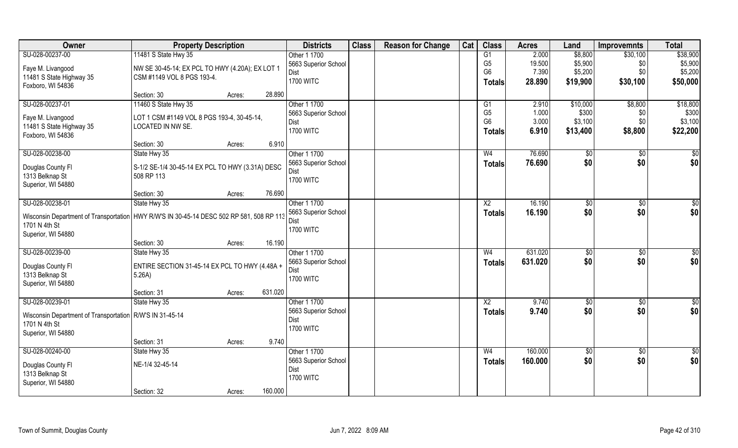| Owner | Property Description | | Districts | Class | Reason for Change | Cat | Class | Acres | Land | Improvemnts | Total |
|---|---|---|---|---|---|---|---|---|---|---|---|
| SU-028-00237-00 | 11481 S State Hwy 35 | | Other 1 1700 | | | | G1 | 2.000 | $8,800 | $30,100 | $38,900 |
| Faye M. Livangood | NW SE 30-45-14; EX PCL TO HWY (4.20A); EX LOT 1 CSM #1149 VOL 8 PGS 193-4. | | 5663 Superior School Dist | | | | G5 | 19.500 | $5,900 | $0 | $5,900 |
| 11481 S State Highway 35 | | | 1700 WITC | | | | G6 | 7.390 | $5,200 | $0 | $5,200 |
| Foxboro, WI 54836 | | | | | | | **Totals** | **28.890** | **$19,900** | **$30,100** | **$50,000** |
| | Section: 30 | Acres: 28.890 | | | | | | | | | |
| SU-028-00237-01 | 11460 S State Hwy 35 | | Other 1 1700 | | | | G1 | 2.910 | $10,000 | $8,800 | $18,800 |
| Faye M. Livangood | LOT 1 CSM #1149 VOL 8 PGS 193-4, 30-45-14, LOCATED IN NW SE. | | 5663 Superior School Dist | | | | G5 | 1.000 | $300 | $0 | $300 |
| 11481 S State Highway 35 | | | 1700 WITC | | | | G6 | 3.000 | $3,100 | $0 | $3,100 |
| Foxboro, WI 54836 | | | | | | | **Totals** | **6.910** | **$13,400** | **$8,800** | **$22,200** |
| | Section: 30 | Acres: 6.910 | | | | | | | | | |
| SU-028-00238-00 | State Hwy 35 | | Other 1 1700 | | | | W4 | 76.690 | $0 | $0 | $0 |
| Douglas County Fl | S-1/2 SE-1/4 30-45-14 EX PCL TO HWY (3.31A) DESC 508 RP 113 | | 5663 Superior School Dist | | | | **Totals** | **76.690** | **$0** | **$0** | **$0** |
| 1313 Belknap St | | | 1700 WITC | | | | | | | | |
| Superior, WI 54880 | | | | | | | | | | | |
| | Section: 30 | Acres: 76.690 | | | | | | | | | |
| SU-028-00238-01 | State Hwy 35 | | Other 1 1700 | | | | X2 | 16.190 | $0 | $0 | $0 |
| Wisconsin Department of Transportation | HWY R/W'S IN 30-45-14 DESC 502 RP 581, 508 RP 113 | | 5663 Superior School Dist | | | | **Totals** | **16.190** | **$0** | **$0** | **$0** |
| 1701 N 4th St | | | 1700 WITC | | | | | | | | |
| Superior, WI 54880 | | | | | | | | | | | |
| | Section: 30 | Acres: 16.190 | | | | | | | | | |
| SU-028-00239-00 | State Hwy 35 | | Other 1 1700 | | | | W4 | 631.020 | $0 | $0 | $0 |
| Douglas County Fl | ENTIRE SECTION 31-45-14 EX PCL TO HWY (4.48A + 5.26A) | | 5663 Superior School Dist | | | | **Totals** | **631.020** | **$0** | **$0** | **$0** |
| 1313 Belknap St | | | 1700 WITC | | | | | | | | |
| Superior, WI 54880 | | | | | | | | | | | |
| | Section: 31 | Acres: 631.020 | | | | | | | | | |
| SU-028-00239-01 | State Hwy 35 | | Other 1 1700 | | | | X2 | 9.740 | $0 | $0 | $0 |
| Wisconsin Department of Transportation | R/W'S IN 31-45-14 | | 5663 Superior School Dist | | | | **Totals** | **9.740** | **$0** | **$0** | **$0** |
| 1701 N 4th St | | | 1700 WITC | | | | | | | | |
| Superior, WI 54880 | | | | | | | | | | | |
| | Section: 31 | Acres: 9.740 | | | | | | | | | |
| SU-028-00240-00 | State Hwy 35 | | Other 1 1700 | | | | W4 | 160.000 | $0 | $0 | $0 |
| Douglas County Fl | NE-1/4 32-45-14 | | 5663 Superior School Dist | | | | **Totals** | **160.000** | **$0** | **$0** | **$0** |
| 1313 Belknap St | | | 1700 WITC | | | | | | | | |
| Superior, WI 54880 | | | | | | | | | | | |
| | Section: 32 | Acres: 160.000 | | | | | | | | | |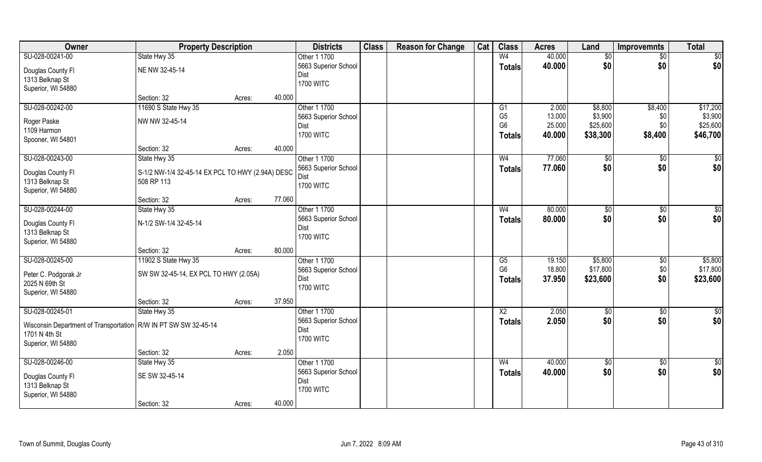| Owner | Property Description | | | Districts | Class | Reason for Change | Cat | Class | Acres | Land | Improvemnts | Total |
|---|---|---|---|---|---|---|---|---|---|---|---|---|
| SU-028-00241-00 | State Hwy 35 | | | Other 1 1700 | | | | W4 | 40.000 | $0 | $0 | $0 |
| Douglas County Fl<br>1313 Belknap St<br>Superior, WI 54880 | NE NW 32-45-14 | | | 5663 Superior School Dist<br>1700 WITC | | | | Totals | 40.000 | $0 | $0 | $0 |
| | Section: 32 | Acres: | 40.000 | | | | | | | | | |
| SU-028-00242-00 | 11690 S State Hwy 35 | | | Other 1 1700 | | | | G1 | 2.000 | $8,800 | $8,400 | $17,200 |
| Roger Paske<br>1109 Harmon<br>Spooner, WI 54801 | NW NW 32-45-14 | | | 5663 Superior School Dist<br>1700 WITC | | | | G5 | 13.000 | $3,900 | $0 | $3,900 |
| | | | | | | | | G6 | 25.000 | $25,600 | $0 | $25,600 |
| | | | | | | | | Totals | 40.000 | $38,300 | $8,400 | $46,700 |
| | Section: 32 | Acres: | 40.000 | | | | | | | | | |
| SU-028-00243-00 | State Hwy 35 | | | Other 1 1700 | | | | W4 | 77.060 | $0 | $0 | $0 |
| Douglas County Fl<br>1313 Belknap St<br>Superior, WI 54880 | S-1/2 NW-1/4 32-45-14 EX PCL TO HWY (2.94A) DESC 508 RP 113 | | | 5663 Superior School Dist<br>1700 WITC | | | | Totals | 77.060 | $0 | $0 | $0 |
| | Section: 32 | Acres: | 77.060 | | | | | | | | | |
| SU-028-00244-00 | State Hwy 35 | | | Other 1 1700 | | | | W4 | 80.000 | $0 | $0 | $0 |
| Douglas County Fl<br>1313 Belknap St<br>Superior, WI 54880 | N-1/2 SW-1/4 32-45-14 | | | 5663 Superior School Dist<br>1700 WITC | | | | Totals | 80.000 | $0 | $0 | $0 |
| | Section: 32 | Acres: | 80.000 | | | | | | | | | |
| SU-028-00245-00 | 11902 S State Hwy 35 | | | Other 1 1700 | | | | G5 | 19.150 | $5,800 | $0 | $5,800 |
| Peter C. Podgorak Jr<br>2025 N 69th St<br>Superior, WI 54880 | SW SW 32-45-14, EX PCL TO HWY (2.05A) | | | 5663 Superior School Dist<br>1700 WITC | | | | G6 | 18.800 | $17,800 | $0 | $17,800 |
| | | | | | | | | Totals | 37.950 | $23,600 | $0 | $23,600 |
| | Section: 32 | Acres: | 37.950 | | | | | | | | | |
| SU-028-00245-01 | State Hwy 35 | | | Other 1 1700 | | | | X2 | 2.050 | $0 | $0 | $0 |
| Wisconsin Department of Transportation<br>1701 N 4th St<br>Superior, WI 54880 | R/W IN PT SW SW 32-45-14 | | | 5663 Superior School Dist<br>1700 WITC | | | | Totals | 2.050 | $0 | $0 | $0 |
| | Section: 32 | Acres: | 2.050 | | | | | | | | | |
| SU-028-00246-00 | State Hwy 35 | | | Other 1 1700 | | | | W4 | 40.000 | $0 | $0 | $0 |
| Douglas County Fl<br>1313 Belknap St<br>Superior, WI 54880 | SE SW 32-45-14 | | | 5663 Superior School Dist<br>1700 WITC | | | | Totals | 40.000 | $0 | $0 | $0 |
| | Section: 32 | Acres: | 40.000 | | | | | | | | | |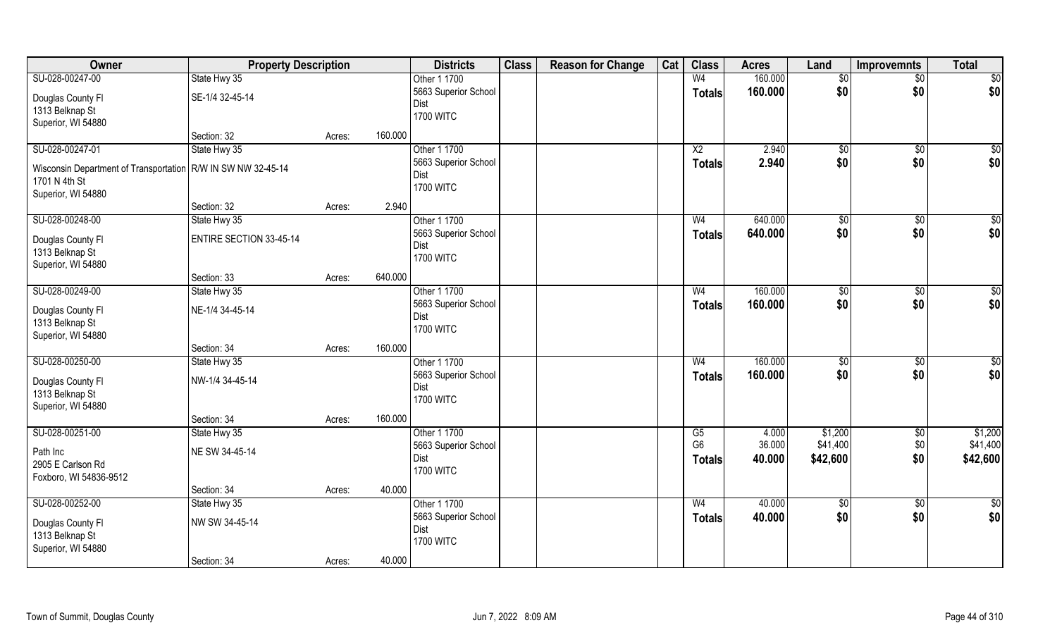| Owner | Property Description | | | Districts | Class | Reason for Change | Cat | Class | Acres | Land | Improvemnts | Total |
|---|---|---|---|---|---|---|---|---|---|---|---|---|
| SU-028-00247-00 | State Hwy 35 | | | Other 1 1700 | | | | W4 | 160.000 | $0 | $0 | $0 |
| Douglas County Fl<br>1313 Belknap St<br>Superior, WI 54880 | SE-1/4 32-45-14 | | | 5663 Superior School Dist<br>1700 WITC | | | | Totals | 160.000 | $0 | $0 | $0 |
| | Section: 32 | Acres: | 160.000 | | | | | | | | | |
| SU-028-00247-01 | State Hwy 35 | | | Other 1 1700 | | | | X2 | 2.940 | $0 | $0 | $0 |
| Wisconsin Department of Transportation<br>1701 N 4th St<br>Superior, WI 54880 | R/W IN SW NW 32-45-14 | | | 5663 Superior School Dist<br>1700 WITC | | | | Totals | 2.940 | $0 | $0 | $0 |
| | Section: 32 | Acres: | 2.940 | | | | | | | | | |
| SU-028-00248-00 | State Hwy 35 | | | Other 1 1700 | | | | W4 | 640.000 | $0 | $0 | $0 |
| Douglas County Fl<br>1313 Belknap St<br>Superior, WI 54880 | ENTIRE SECTION 33-45-14 | | | 5663 Superior School Dist<br>1700 WITC | | | | Totals | 640.000 | $0 | $0 | $0 |
| | Section: 33 | Acres: | 640.000 | | | | | | | | | |
| SU-028-00249-00 | State Hwy 35 | | | Other 1 1700 | | | | W4 | 160.000 | $0 | $0 | $0 |
| Douglas County Fl<br>1313 Belknap St<br>Superior, WI 54880 | NE-1/4 34-45-14 | | | 5663 Superior School Dist<br>1700 WITC | | | | Totals | 160.000 | $0 | $0 | $0 |
| | Section: 34 | Acres: | 160.000 | | | | | | | | | |
| SU-028-00250-00 | State Hwy 35 | | | Other 1 1700 | | | | W4 | 160.000 | $0 | $0 | $0 |
| Douglas County Fl<br>1313 Belknap St<br>Superior, WI 54880 | NW-1/4 34-45-14 | | | 5663 Superior School Dist<br>1700 WITC | | | | Totals | 160.000 | $0 | $0 | $0 |
| | Section: 34 | Acres: | 160.000 | | | | | | | | | |
| SU-028-00251-00 | State Hwy 35 | | | Other 1 1700 | | | | G5 | 4.000 | $1,200 | $0 | $1,200 |
| Path Inc<br>2905 E Carlson Rd<br>Foxboro, WI 54836-9512 | NE SW 34-45-14 | | | 5663 Superior School Dist<br>1700 WITC | | | | G6 | 36.000 | $41,400 | $0 | $41,400 |
| | | | | | | | | Totals | 40.000 | $42,600 | $0 | $42,600 |
| | Section: 34 | Acres: | 40.000 | | | | | | | | | |
| SU-028-00252-00 | State Hwy 35 | | | Other 1 1700 | | | | W4 | 40.000 | $0 | $0 | $0 |
| Douglas County Fl<br>1313 Belknap St<br>Superior, WI 54880 | NW SW 34-45-14 | | | 5663 Superior School Dist<br>1700 WITC | | | | Totals | 40.000 | $0 | $0 | $0 |
| | Section: 34 | Acres: | 40.000 | | | | | | | | | |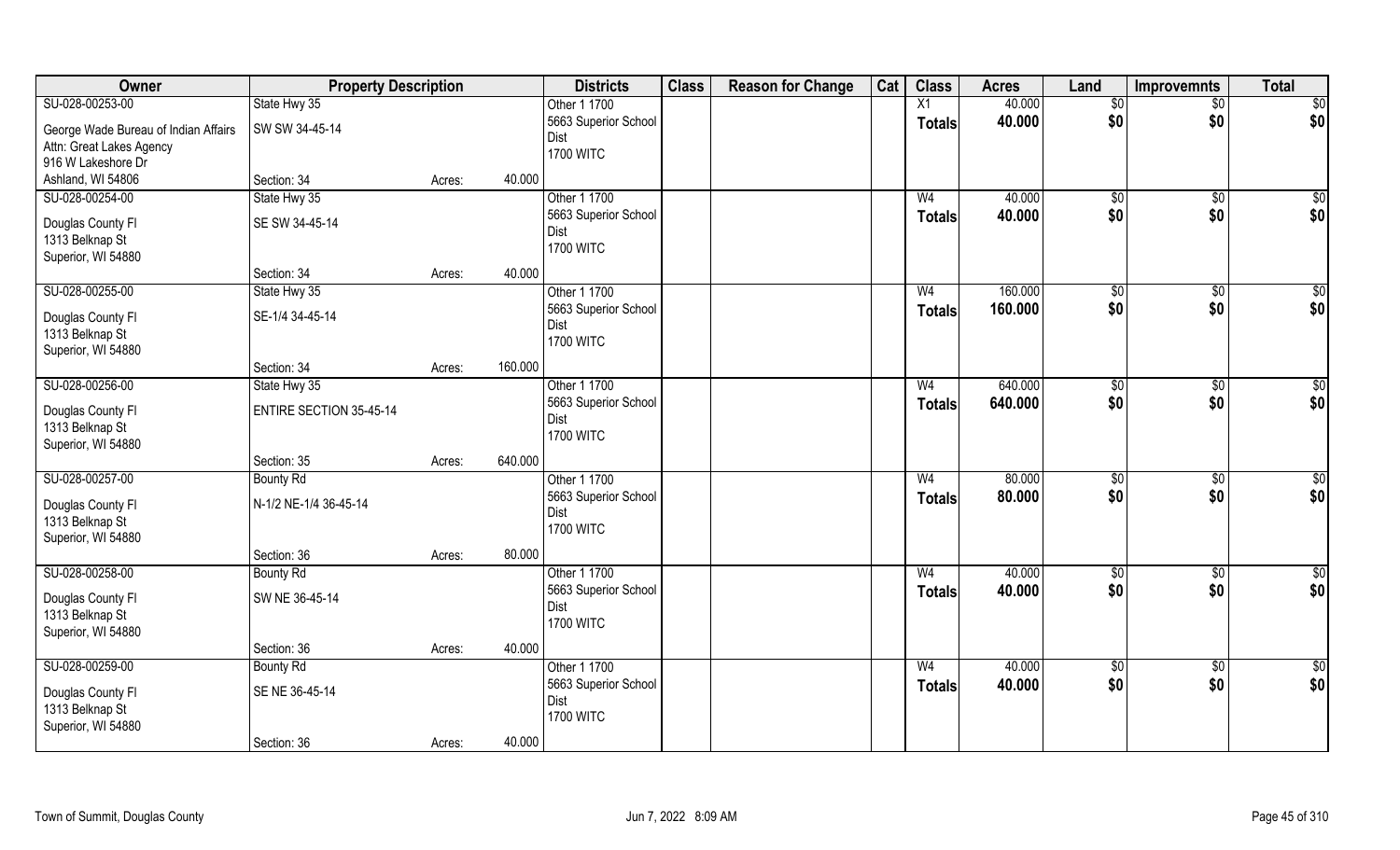| Owner | Property Description | | | Districts | Class | Reason for Change | Cat | Class | Acres | Land | Improvemnts | Total |
|---|---|---|---|---|---|---|---|---|---|---|---|---|
| SU-028-00253-00 | State Hwy 35 | | | Other 1 1700 | | | | X1 | 40.000 | $0 | $0 | $0 |
| George Wade Bureau of Indian Affairs<br>Attn: Great Lakes Agency<br>916 W Lakeshore Dr<br>Ashland, WI 54806 | SW SW 34-45-14 | | | 5663 Superior School Dist<br>1700 WITC | | | | Totals | 40.000 | $0 | $0 | $0 |
| | Section: 34 | Acres: | 40.000 | | | | | | | | | |
| SU-028-00254-00 | State Hwy 35 | | | Other 1 1700 | | | | W4 | 40.000 | $0 | $0 | $0 |
| Douglas County Fl<br>1313 Belknap St<br>Superior, WI 54880 | SE SW 34-45-14 | | | 5663 Superior School Dist<br>1700 WITC | | | | Totals | 40.000 | $0 | $0 | $0 |
| | Section: 34 | Acres: | 40.000 | | | | | | | | | |
| SU-028-00255-00 | State Hwy 35 | | | Other 1 1700 | | | | W4 | 160.000 | $0 | $0 | $0 |
| Douglas County Fl<br>1313 Belknap St<br>Superior, WI 54880 | SE-1/4 34-45-14 | | | 5663 Superior School Dist<br>1700 WITC | | | | Totals | 160.000 | $0 | $0 | $0 |
| | Section: 34 | Acres: | 160.000 | | | | | | | | | |
| SU-028-00256-00 | State Hwy 35 | | | Other 1 1700 | | | | W4 | 640.000 | $0 | $0 | $0 |
| Douglas County Fl<br>1313 Belknap St<br>Superior, WI 54880 | ENTIRE SECTION 35-45-14 | | | 5663 Superior School Dist<br>1700 WITC | | | | Totals | 640.000 | $0 | $0 | $0 |
| | Section: 35 | Acres: | 640.000 | | | | | | | | | |
| SU-028-00257-00 | Bounty Rd | | | Other 1 1700 | | | | W4 | 80.000 | $0 | $0 | $0 |
| Douglas County Fl<br>1313 Belknap St<br>Superior, WI 54880 | N-1/2 NE-1/4 36-45-14 | | | 5663 Superior School Dist<br>1700 WITC | | | | Totals | 80.000 | $0 | $0 | $0 |
| | Section: 36 | Acres: | 80.000 | | | | | | | | | |
| SU-028-00258-00 | Bounty Rd | | | Other 1 1700 | | | | W4 | 40.000 | $0 | $0 | $0 |
| Douglas County Fl<br>1313 Belknap St<br>Superior, WI 54880 | SW NE 36-45-14 | | | 5663 Superior School Dist<br>1700 WITC | | | | Totals | 40.000 | $0 | $0 | $0 |
| | Section: 36 | Acres: | 40.000 | | | | | | | | | |
| SU-028-00259-00 | Bounty Rd | | | Other 1 1700 | | | | W4 | 40.000 | $0 | $0 | $0 |
| Douglas County Fl<br>1313 Belknap St<br>Superior, WI 54880 | SE NE 36-45-14 | | | 5663 Superior School Dist<br>1700 WITC | | | | Totals | 40.000 | $0 | $0 | $0 |
| | Section: 36 | Acres: | 40.000 | | | | | | | | | |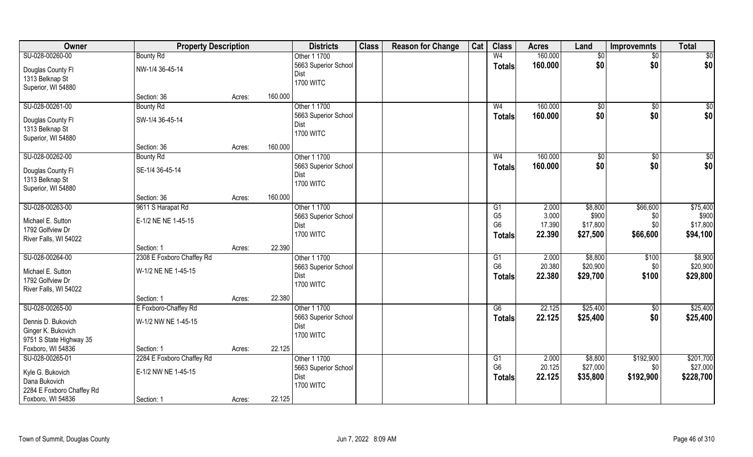| Owner | Property Description | | | Districts | Class | Reason for Change | Cat | Class | Acres | Land | Improvemnts | Total |
|---|---|---|---|---|---|---|---|---|---|---|---|---|
| SU-028-00260-00 | Bounty Rd | | | Other 1 1700 | | | | W4 | 160.000 | $0 | $0 | $0 |
| Douglas County Fl | NW-1/4 36-45-14 | | | 5663 Superior School Dist | | | | **Totals** | **160.000** | **$0** | **$0** | **$0** |
| 1313 Belknap St | | | | 1700 WITC | | | | | | | | |
| Superior, WI 54880 | | | | | | | | | | | | |
| | Section: 36 | Acres: | 160.000 | | | | | | | | | |
| SU-028-00261-00 | Bounty Rd | | | Other 1 1700 | | | | W4 | 160.000 | $0 | $0 | $0 |
| Douglas County Fl | SW-1/4 36-45-14 | | | 5663 Superior School Dist | | | | **Totals** | **160.000** | **$0** | **$0** | **$0** |
| 1313 Belknap St | | | | 1700 WITC | | | | | | | | |
| Superior, WI 54880 | | | | | | | | | | | | |
| | Section: 36 | Acres: | 160.000 | | | | | | | | | |
| SU-028-00262-00 | Bounty Rd | | | Other 1 1700 | | | | W4 | 160.000 | $0 | $0 | $0 |
| Douglas County Fl | SE-1/4 36-45-14 | | | 5663 Superior School Dist | | | | **Totals** | **160.000** | **$0** | **$0** | **$0** |
| 1313 Belknap St | | | | 1700 WITC | | | | | | | | |
| Superior, WI 54880 | | | | | | | | | | | | |
| | Section: 36 | Acres: | 160.000 | | | | | | | | | |
| SU-028-00263-00 | 9611 S Harapat Rd | | | Other 1 1700 | | | | G1 | 2.000 | $8,800 | $66,600 | $75,400 |
| Michael E. Sutton | E-1/2 NE NE 1-45-15 | | | 5663 Superior School Dist | | | | G5 | 3.000 | $900 | $0 | $900 |
| 1792 Golfview Dr | | | | 1700 WITC | | | | G6 | 17.390 | $17,800 | $0 | $17,800 |
| River Falls, WI 54022 | | | | | | | | **Totals** | **22.390** | **$27,500** | **$66,600** | **$94,100** |
| | Section: 1 | Acres: | 22.390 | | | | | | | | | |
| SU-028-00264-00 | 2308 E Foxboro Chaffey Rd | | | Other 1 1700 | | | | G1 | 2.000 | $8,800 | $100 | $8,900 |
| Michael E. Sutton | W-1/2 NE NE 1-45-15 | | | 5663 Superior School Dist | | | | G6 | 20.380 | $20,900 | $0 | $20,900 |
| 1792 Golfview Dr | | | | 1700 WITC | | | | **Totals** | **22.380** | **$29,700** | **$100** | **$29,800** |
| River Falls, WI 54022 | | | | | | | | | | | | |
| | Section: 1 | Acres: | 22.380 | | | | | | | | | |
| SU-028-00265-00 | E Foxboro-Chaffey Rd | | | Other 1 1700 | | | | G6 | 22.125 | $25,400 | $0 | $25,400 |
| Dennis D. Bukovich | W-1/2 NW NE 1-45-15 | | | 5663 Superior School Dist | | | | **Totals** | **22.125** | **$25,400** | **$0** | **$25,400** |
| Ginger K. Bukovich | | | | 1700 WITC | | | | | | | | |
| 9751 S State Highway 35 | | | | | | | | | | | | |
| Foxboro, WI 54836 | Section: 1 | Acres: | 22.125 | | | | | | | | | |
| SU-028-00265-01 | 2284 E Foxboro Chaffey Rd | | | Other 1 1700 | | | | G1 | 2.000 | $8,800 | $192,900 | $201,700 |
| Kyle G. Bukovich | E-1/2 NW NE 1-45-15 | | | 5663 Superior School Dist | | | | G6 | 20.125 | $27,000 | $0 | $27,000 |
| Dana Bukovich | | | | 1700 WITC | | | | **Totals** | **22.125** | **$35,800** | **$192,900** | **$228,700** |
| 2284 E Foxboro Chaffey Rd | | | | | | | | | | | | |
| Foxboro, WI 54836 | Section: 1 | Acres: | 22.125 | | | | | | | | | |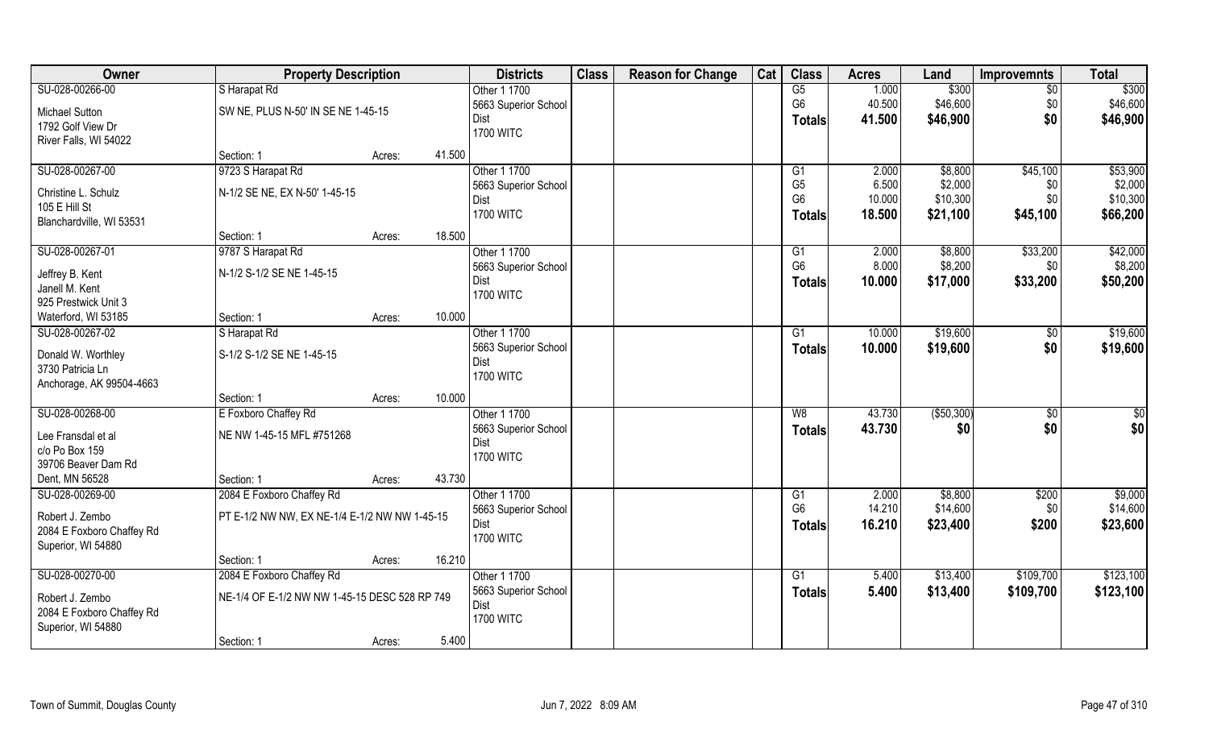| Owner | Property Description | | Districts | Class | Reason for Change | Cat | Class | Acres | Land | Improvemnts | Total |
|---|---|---|---|---|---|---|---|---|---|---|---|
| SU-028-00266-00 | S Harapat Rd | | Other 1 1700 | | | | G5 | 1.000 | $300 | $0 | $300 |
| Michael Sutton | SW NE, PLUS N-50' IN SE NE 1-45-15 | | 5663 Superior School | | | | G6 | 40.500 | $46,600 | $0 | $46,600 |
| 1792 Golf View Dr | | | Dist | | | | **Totals** | **41.500** | **$46,900** | **$0** | **$46,900** |
| River Falls, WI 54022 | | | 1700 WITC | | | | | | | | |
| | Section: 1 | Acres: 41.500 | | | | | | | | | |
| SU-028-00267-00 | 9723 S Harapat Rd | | Other 1 1700 | | | | G1 | 2.000 | $8,800 | $45,100 | $53,900 |
| Christine L. Schulz | N-1/2 SE NE, EX N-50' 1-45-15 | | 5663 Superior School | | | | G5 | 6.500 | $2,000 | $0 | $2,000 |
| 105 E Hill St | | | Dist | | | | G6 | 10.000 | $10,300 | $0 | $10,300 |
| Blanchardville, WI 53531 | | | 1700 WITC | | | | **Totals** | **18.500** | **$21,100** | **$45,100** | **$66,200** |
| | Section: 1 | Acres: 18.500 | | | | | | | | | |
| SU-028-00267-01 | 9787 S Harapat Rd | | Other 1 1700 | | | | G1 | 2.000 | $8,800 | $33,200 | $42,000 |
| Jeffrey B. Kent | N-1/2 S-1/2 SE NE 1-45-15 | | 5663 Superior School | | | | G6 | 8.000 | $8,200 | $0 | $8,200 |
| Janell M. Kent | | | Dist | | | | **Totals** | **10.000** | **$17,000** | **$33,200** | **$50,200** |
| 925 Prestwick Unit 3 | | | 1700 WITC | | | | | | | | |
| Waterford, WI 53185 | Section: 1 | Acres: 10.000 | | | | | | | | | |
| SU-028-00267-02 | S Harapat Rd | | Other 1 1700 | | | | G1 | 10.000 | $19,600 | $0 | $19,600 |
| Donald W. Worthley | S-1/2 S-1/2 SE NE 1-45-15 | | 5663 Superior School | | | | **Totals** | **10.000** | **$19,600** | **$0** | **$19,600** |
| 3730 Patricia Ln | | | Dist | | | | | | | | |
| Anchorage, AK 99504-4663 | | | 1700 WITC | | | | | | | | |
| | Section: 1 | Acres: 10.000 | | | | | | | | | |
| SU-028-00268-00 | E Foxboro Chaffey Rd | | Other 1 1700 | | | | W8 | 43.730 | ($50,300) | $0 | $0 |
| Lee Fransdal et al | NE NW 1-45-15 MFL #751268 | | 5663 Superior School | | | | **Totals** | **43.730** | **$0** | **$0** | **$0** |
| c/o Po Box 159 | | | Dist | | | | | | | | |
| 39706 Beaver Dam Rd | | | 1700 WITC | | | | | | | | |
| Dent, MN 56528 | Section: 1 | Acres: 43.730 | | | | | | | | | |
| SU-028-00269-00 | 2084 E Foxboro Chaffey Rd | | Other 1 1700 | | | | G1 | 2.000 | $8,800 | $200 | $9,000 |
| Robert J. Zembo | PT E-1/2 NW NW, EX NE-1/4 E-1/2 NW NW 1-45-15 | | 5663 Superior School | | | | G6 | 14.210 | $14,600 | $0 | $14,600 |
| 2084 E Foxboro Chaffey Rd | | | Dist | | | | **Totals** | **16.210** | **$23,400** | **$200** | **$23,600** |
| Superior, WI 54880 | | | 1700 WITC | | | | | | | | |
| | Section: 1 | Acres: 16.210 | | | | | | | | | |
| SU-028-00270-00 | 2084 E Foxboro Chaffey Rd | | Other 1 1700 | | | | G1 | 5.400 | $13,400 | $109,700 | $123,100 |
| Robert J. Zembo | NE-1/4 OF E-1/2 NW NW 1-45-15 DESC 528 RP 749 | | 5663 Superior School | | | | **Totals** | **5.400** | **$13,400** | **$109,700** | **$123,100** |
| 2084 E Foxboro Chaffey Rd | | | Dist | | | | | | | | |
| Superior, WI 54880 | | | 1700 WITC | | | | | | | | |
| | Section: 1 | Acres: 5.400 | | | | | | | | | |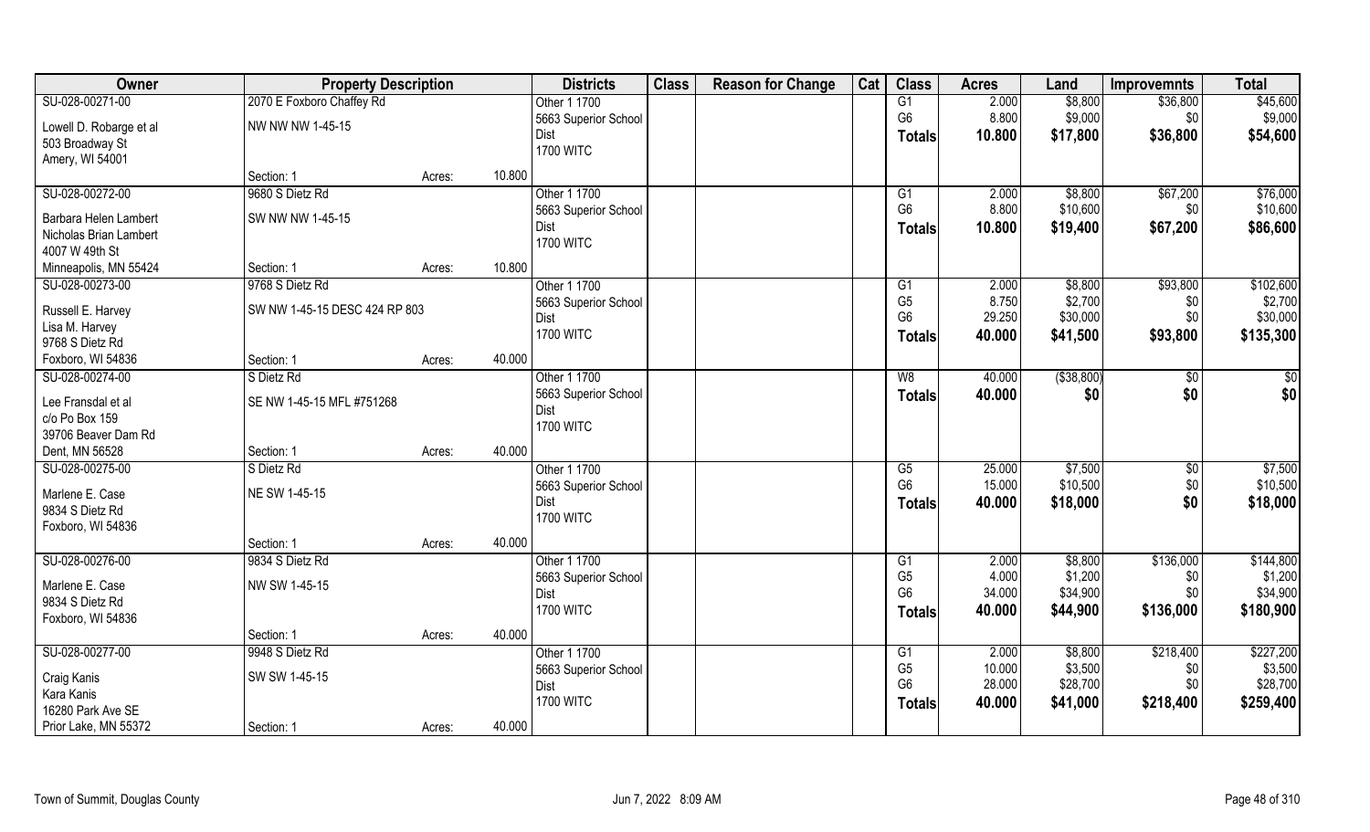| Owner | Property Description | | | Districts | Class | Reason for Change | Cat | Class | Acres | Land | Improvemnts | Total |
|---|---|---|---|---|---|---|---|---|---|---|---|---|
| SU-028-00271-00 | 2070 E Foxboro Chaffey Rd | | | Other 1 1700 | | | | G1 | 2.000 | $8,800 | $36,800 | $45,600 |
| Lowell D. Robarge et al | NW NW NW 1-45-15 | | | 5663 Superior School | | | | G6 | 8.800 | $9,000 | $0 | $9,000 |
| 503 Broadway St | | | | Dist | | | | **Totals** | **10.800** | **$17,800** | **$36,800** | **$54,600** |
| Amery, WI 54001 | | | | 1700 WITC | | | | | | | | |
| | Section: 1 | Acres: | 10.800 | | | | | | | | | |
| SU-028-00272-00 | 9680 S Dietz Rd | | | Other 1 1700 | | | | G1 | 2.000 | $8,800 | $67,200 | $76,000 |
| Barbara Helen Lambert | SW NW NW 1-45-15 | | | 5663 Superior School | | | | G6 | 8.800 | $10,600 | $0 | $10,600 |
| Nicholas Brian Lambert | | | | Dist | | | | **Totals** | **10.800** | **$19,400** | **$67,200** | **$86,600** |
| 4007 W 49th St | | | | 1700 WITC | | | | | | | | |
| Minneapolis, MN 55424 | Section: 1 | Acres: | 10.800 | | | | | | | | | |
| SU-028-00273-00 | 9768 S Dietz Rd | | | Other 1 1700 | | | | G1 | 2.000 | $8,800 | $93,800 | $102,600 |
| Russell E. Harvey | SW NW 1-45-15 DESC 424 RP 803 | | | 5663 Superior School | | | | G5 | 8.750 | $2,700 | $0 | $2,700 |
| Lisa M. Harvey | | | | Dist | | | | G6 | 29.250 | $30,000 | $0 | $30,000 |
| 9768 S Dietz Rd | | | | 1700 WITC | | | | **Totals** | **40.000** | **$41,500** | **$93,800** | **$135,300** |
| Foxboro, WI 54836 | Section: 1 | Acres: | 40.000 | | | | | | | | | |
| SU-028-00274-00 | S Dietz Rd | | | Other 1 1700 | | | | W8 | 40.000 | ($38,800) | $0 | $0 |
| Lee Fransdal et al | SE NW 1-45-15 MFL #751268 | | | 5663 Superior School | | | | **Totals** | **40.000** | **$0** | **$0** | **$0** |
| c/o Po Box 159 | | | | Dist | | | | | | | | |
| 39706 Beaver Dam Rd | | | | 1700 WITC | | | | | | | | |
| Dent, MN 56528 | Section: 1 | Acres: | 40.000 | | | | | | | | | |
| SU-028-00275-00 | S Dietz Rd | | | Other 1 1700 | | | | G5 | 25.000 | $7,500 | $0 | $7,500 |
| Marlene E. Case | NE SW 1-45-15 | | | 5663 Superior School | | | | G6 | 15.000 | $10,500 | $0 | $10,500 |
| 9834 S Dietz Rd | | | | Dist | | | | **Totals** | **40.000** | **$18,000** | **$0** | **$18,000** |
| Foxboro, WI 54836 | | | | 1700 WITC | | | | | | | | |
| | Section: 1 | Acres: | 40.000 | | | | | | | | | |
| SU-028-00276-00 | 9834 S Dietz Rd | | | Other 1 1700 | | | | G1 | 2.000 | $8,800 | $136,000 | $144,800 |
| Marlene E. Case | NW SW 1-45-15 | | | 5663 Superior School | | | | G5 | 4.000 | $1,200 | $0 | $1,200 |
| 9834 S Dietz Rd | | | | Dist | | | | G6 | 34.000 | $34,900 | $0 | $34,900 |
| Foxboro, WI 54836 | | | | 1700 WITC | | | | **Totals** | **40.000** | **$44,900** | **$136,000** | **$180,900** |
| | Section: 1 | Acres: | 40.000 | | | | | | | | | |
| SU-028-00277-00 | 9948 S Dietz Rd | | | Other 1 1700 | | | | G1 | 2.000 | $8,800 | $218,400 | $227,200 |
| Craig Kanis | SW SW 1-45-15 | | | 5663 Superior School | | | | G5 | 10.000 | $3,500 | $0 | $3,500 |
| Kara Kanis | | | | Dist | | | | G6 | 28.000 | $28,700 | $0 | $28,700 |
| 16280 Park Ave SE | | | | 1700 WITC | | | | **Totals** | **40.000** | **$41,000** | **$218,400** | **$259,400** |
| Prior Lake, MN 55372 | Section: 1 | Acres: | 40.000 | | | | | | | | | |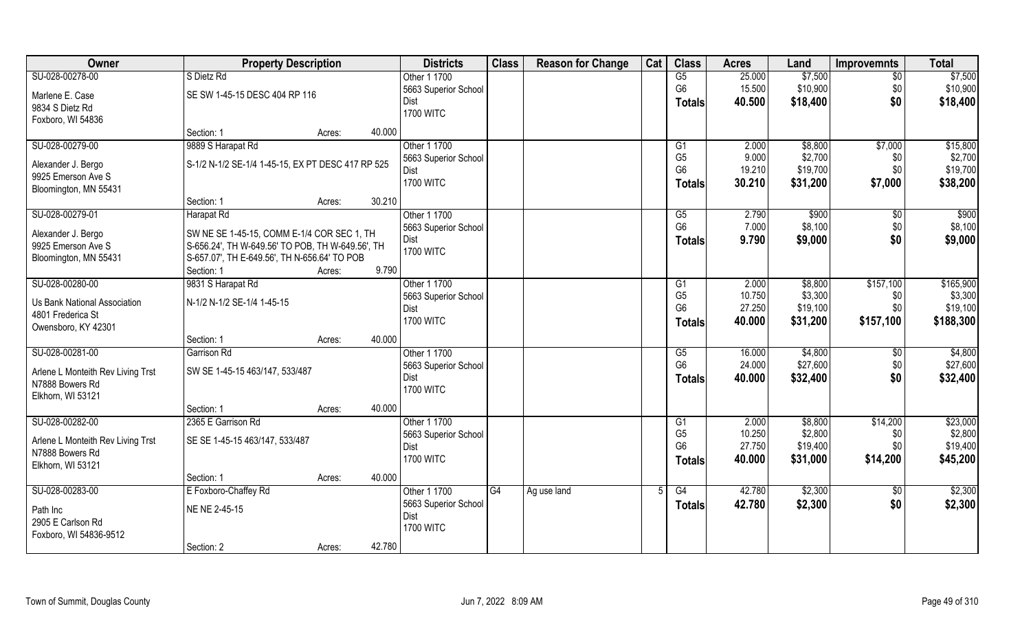| Owner | Property Description | | Districts | Class | Reason for Change | Cat | Class | Acres | Land | Improvemnts | Total |
|---|---|---|---|---|---|---|---|---|---|---|---|
| SU-028-00278-00 | S Dietz Rd | | Other 1 1700 | | | | G5 | 25.000 | $7,500 | $0 | $7,500 |
| Marlene E. Case | SE SW 1-45-15 DESC 404 RP 116 | | 5663 Superior School | | | | G6 | 15.500 | $10,900 | $0 | $10,900 |
| 9834 S Dietz Rd | | | Dist | | | | **Totals** | **40.500** | **$18,400** | **$0** | **$18,400** |
| Foxboro, WI 54836 | | | 1700 WITC | | | | | | | | |
| | Section: 1 | Acres: 40.000 | | | | | | | | | |
| SU-028-00279-00 | 9889 S Harapat Rd | | Other 1 1700 | | | | G1 | 2.000 | $8,800 | $7,000 | $15,800 |
| Alexander J. Bergo | S-1/2 N-1/2 SE-1/4 1-45-15, EX PT DESC 417 RP 525 | | 5663 Superior School | | | | G5 | 9.000 | $2,700 | $0 | $2,700 |
| 9925 Emerson Ave S | | | Dist | | | | G6 | 19.210 | $19,700 | $0 | $19,700 |
| Bloomington, MN 55431 | | | 1700 WITC | | | | **Totals** | **30.210** | **$31,200** | **$7,000** | **$38,200** |
| | Section: 1 | Acres: 30.210 | | | | | | | | | |
| SU-028-00279-01 | Harapat Rd | | Other 1 1700 | | | | G5 | 2.790 | $900 | $0 | $900 |
| Alexander J. Bergo | SW NE SE 1-45-15, COMM E-1/4 COR SEC 1, TH | | 5663 Superior School | | | | G6 | 7.000 | $8,100 | $0 | $8,100 |
| 9925 Emerson Ave S | S-656.24', TH W-649.56' TO POB, TH W-649.56', TH | | Dist | | | | **Totals** | **9.790** | **$9,000** | **$0** | **$9,000** |
| Bloomington, MN 55431 | S-657.07', TH E-649.56', TH N-656.64' TO POB | | 1700 WITC | | | | | | | | |
| | Section: 1 | Acres: 9.790 | | | | | | | | | |
| SU-028-00280-00 | 9831 S Harapat Rd | | Other 1 1700 | | | | G1 | 2.000 | $8,800 | $157,100 | $165,900 |
| Us Bank National Association | N-1/2 N-1/2 SE-1/4 1-45-15 | | 5663 Superior School | | | | G5 | 10.750 | $3,300 | $0 | $3,300 |
| 4801 Frederica St | | | Dist | | | | G6 | 27.250 | $19,100 | $0 | $19,100 |
| Owensboro, KY 42301 | | | 1700 WITC | | | | **Totals** | **40.000** | **$31,200** | **$157,100** | **$188,300** |
| | Section: 1 | Acres: 40.000 | | | | | | | | | |
| SU-028-00281-00 | Garrison Rd | | Other 1 1700 | | | | G5 | 16.000 | $4,800 | $0 | $4,800 |
| Arlene L Monteith Rev Living Trst | SW SE 1-45-15 463/147, 533/487 | | 5663 Superior School | | | | G6 | 24.000 | $27,600 | $0 | $27,600 |
| N7888 Bowers Rd | | | Dist | | | | **Totals** | **40.000** | **$32,400** | **$0** | **$32,400** |
| Elkhorn, WI 53121 | | | 1700 WITC | | | | | | | | |
| | Section: 1 | Acres: 40.000 | | | | | | | | | |
| SU-028-00282-00 | 2365 E Garrison Rd | | Other 1 1700 | | | | G1 | 2.000 | $8,800 | $14,200 | $23,000 |
| Arlene L Monteith Rev Living Trst | SE SE 1-45-15 463/147, 533/487 | | 5663 Superior School | | | | G5 | 10.250 | $2,800 | $0 | $2,800 |
| N7888 Bowers Rd | | | Dist | | | | G6 | 27.750 | $19,400 | $0 | $19,400 |
| Elkhorn, WI 53121 | | | 1700 WITC | | | | **Totals** | **40.000** | **$31,000** | **$14,200** | **$45,200** |
| | Section: 1 | Acres: 40.000 | | | | | | | | | |
| SU-028-00283-00 | E Foxboro-Chaffey Rd | | Other 1 1700 | G4 | Ag use land | 5 | G4 | 42.780 | $2,300 | $0 | $2,300 |
| Path Inc | NE NE 2-45-15 | | 5663 Superior School | | | | **Totals** | **42.780** | **$2,300** | **$0** | **$2,300** |
| 2905 E Carlson Rd | | | Dist | | | | | | | | |
| Foxboro, WI 54836-9512 | | | 1700 WITC | | | | | | | | |
| | Section: 2 | Acres: 42.780 | | | | | | | | | |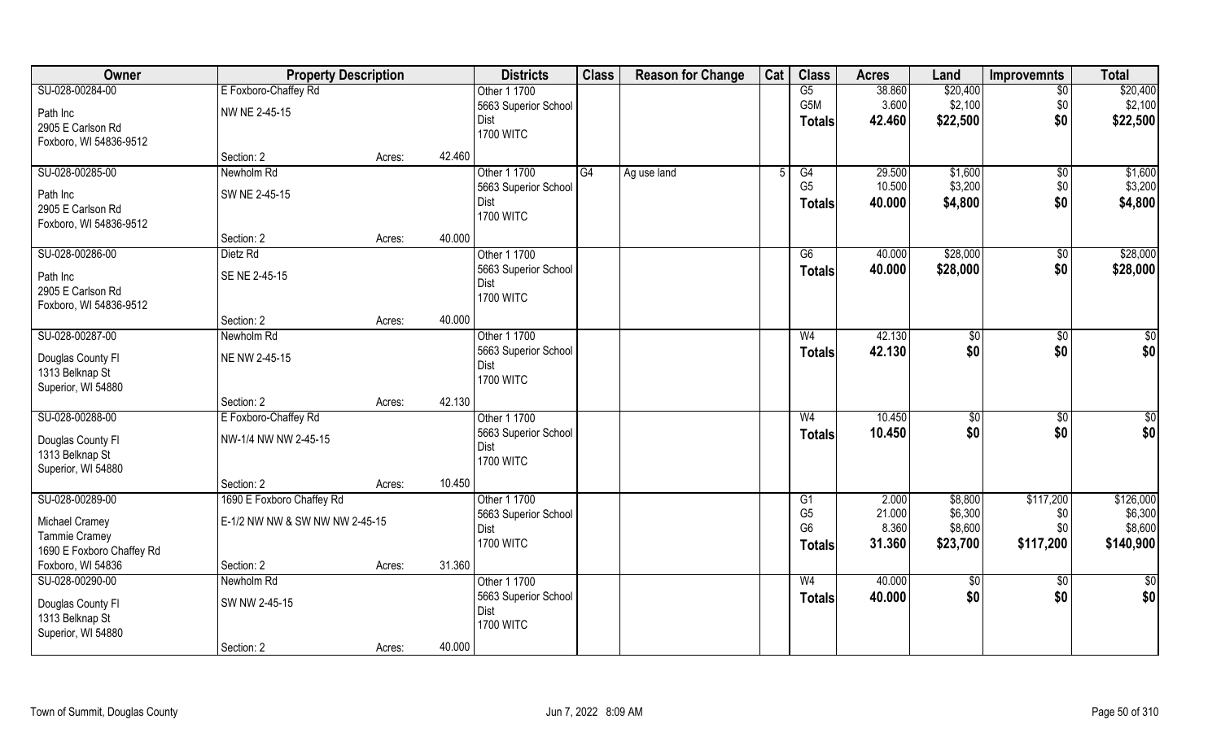| Owner | Property Description | | | Districts | Class | Reason for Change | Cat | Class | Acres | Land | Improvemnts | Total |
|---|---|---|---|---|---|---|---|---|---|---|---|---|
| SU-028-00284-00 | E Foxboro-Chaffey Rd | | | Other 1 1700 | | | | G5 | 38.860 | $20,400 | $0 | $20,400 |
| Path Inc | NW NE 2-45-15 | | | 5663 Superior School | | | | G5M | 3.600 | $2,100 | $0 | $2,100 |
| 2905 E Carlson Rd | | | | Dist | | | | **Totals** | **42.460** | **$22,500** | **$0** | **$22,500** |
| Foxboro, WI 54836-9512 | | | | 1700 WITC | | | | | | | | |
| | Section: 2 | Acres: | 42.460 | | | | | | | | | |
| SU-028-00285-00 | Newholm Rd | | | Other 1 1700 | G4 | Ag use land | 5 | G4 | 29.500 | $1,600 | $0 | $1,600 |
| Path Inc | SW NE 2-45-15 | | | 5663 Superior School | | | | G5 | 10.500 | $3,200 | $0 | $3,200 |
| 2905 E Carlson Rd | | | | Dist | | | | **Totals** | **40.000** | **$4,800** | **$0** | **$4,800** |
| Foxboro, WI 54836-9512 | | | | 1700 WITC | | | | | | | | |
| | Section: 2 | Acres: | 40.000 | | | | | | | | | |
| SU-028-00286-00 | Dietz Rd | | | Other 1 1700 | | | | G6 | 40.000 | $28,000 | $0 | $28,000 |
| Path Inc | SE NE 2-45-15 | | | 5663 Superior School | | | | **Totals** | **40.000** | **$28,000** | **$0** | **$28,000** |
| 2905 E Carlson Rd | | | | Dist | | | | | | | | |
| Foxboro, WI 54836-9512 | | | | 1700 WITC | | | | | | | | |
| | Section: 2 | Acres: | 40.000 | | | | | | | | | |
| SU-028-00287-00 | Newholm Rd | | | Other 1 1700 | | | | W4 | 42.130 | $0 | $0 | $0 |
| Douglas County Fl | NE NW 2-45-15 | | | 5663 Superior School | | | | **Totals** | **42.130** | **$0** | **$0** | **$0** |
| 1313 Belknap St | | | | Dist | | | | | | | | |
| Superior, WI 54880 | | | | 1700 WITC | | | | | | | | |
| | Section: 2 | Acres: | 42.130 | | | | | | | | | |
| SU-028-00288-00 | E Foxboro-Chaffey Rd | | | Other 1 1700 | | | | W4 | 10.450 | $0 | $0 | $0 |
| Douglas County Fl | NW-1/4 NW NW 2-45-15 | | | 5663 Superior School | | | | **Totals** | **10.450** | **$0** | **$0** | **$0** |
| 1313 Belknap St | | | | Dist | | | | | | | | |
| Superior, WI 54880 | | | | 1700 WITC | | | | | | | | |
| | Section: 2 | Acres: | 10.450 | | | | | | | | | |
| SU-028-00289-00 | 1690 E Foxboro Chaffey Rd | | | Other 1 1700 | | | | G1 | 2.000 | $8,800 | $117,200 | $126,000 |
| Michael Cramey | E-1/2 NW NW & SW NW NW 2-45-15 | | | 5663 Superior School | | | | G5 | 21.000 | $6,300 | $0 | $6,300 |
| Tammie Cramey | | | | Dist | | | | G6 | 8.360 | $8,600 | $0 | $8,600 |
| 1690 E Foxboro Chaffey Rd | | | | 1700 WITC | | | | **Totals** | **31.360** | **$23,700** | **$117,200** | **$140,900** |
| Foxboro, WI 54836 | Section: 2 | Acres: | 31.360 | | | | | | | | | |
| SU-028-00290-00 | Newholm Rd | | | Other 1 1700 | | | | W4 | 40.000 | $0 | $0 | $0 |
| Douglas County Fl | SW NW 2-45-15 | | | 5663 Superior School | | | | **Totals** | **40.000** | **$0** | **$0** | **$0** |
| 1313 Belknap St | | | | Dist | | | | | | | | |
| Superior, WI 54880 | | | | 1700 WITC | | | | | | | | |
| | Section: 2 | Acres: | 40.000 | | | | | | | | | |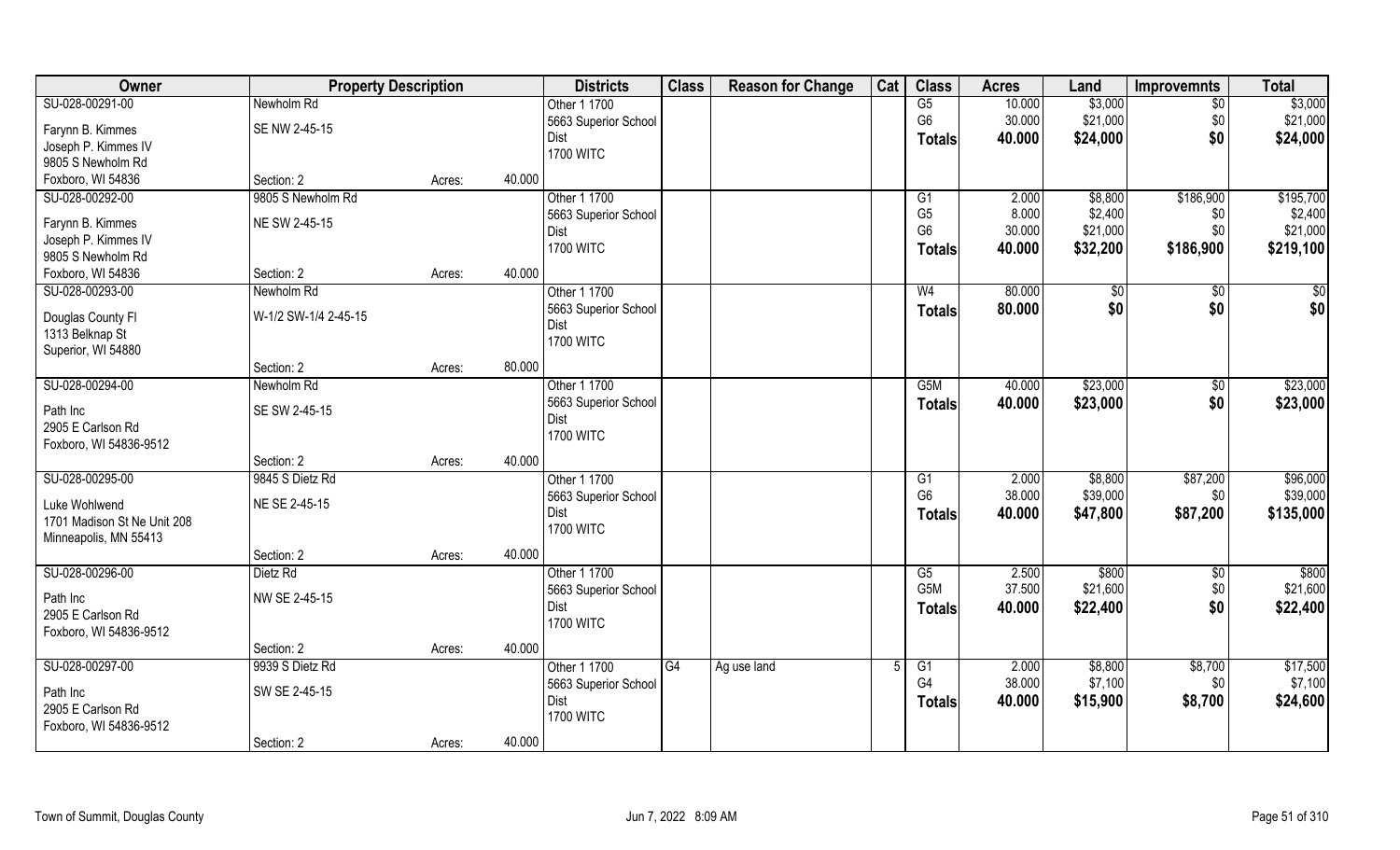| Owner | Property Description | | | Districts | Class | Reason for Change | Cat | Class | Acres | Land | Improvemnts | Total |
|---|---|---|---|---|---|---|---|---|---|---|---|---|
| SU-028-00291-00 | Newholm Rd | | | Other 1 1700 | | | | G5 | 10.000 | $3,000 | $0 | $3,000 |
| Farynn B. Kimmes | SE NW 2-45-15 | | | 5663 Superior School | | | | G6 | 30.000 | $21,000 | $0 | $21,000 |
| Joseph P. Kimmes IV | | | | Dist | | | | **Totals** | **40.000** | **$24,000** | **$0** | **$24,000** |
| 9805 S Newholm Rd | | | | 1700 WITC | | | | | | | | |
| Foxboro, WI 54836 | Section: 2 | Acres: | 40.000 | | | | | | | | | |
| SU-028-00292-00 | 9805 S Newholm Rd | | | Other 1 1700 | | | | G1 | 2.000 | $8,800 | $186,900 | $195,700 |
| Farynn B. Kimmes | NE SW 2-45-15 | | | 5663 Superior School | | | | G5 | 8.000 | $2,400 | $0 | $2,400 |
| Joseph P. Kimmes IV | | | | Dist | | | | G6 | 30.000 | $21,000 | $0 | $21,000 |
| 9805 S Newholm Rd | | | | 1700 WITC | | | | **Totals** | **40.000** | **$32,200** | **$186,900** | **$219,100** |
| Foxboro, WI 54836 | Section: 2 | Acres: | 40.000 | | | | | | | | | |
| SU-028-00293-00 | Newholm Rd | | | Other 1 1700 | | | | W4 | 80.000 | $0 | $0 | $0 |
| Douglas County Fl | W-1/2 SW-1/4 2-45-15 | | | 5663 Superior School | | | | **Totals** | **80.000** | **$0** | **$0** | **$0** |
| 1313 Belknap St | | | | Dist | | | | | | | | |
| Superior, WI 54880 | | | | 1700 WITC | | | | | | | | |
| | Section: 2 | Acres: | 80.000 | | | | | | | | | |
| SU-028-00294-00 | Newholm Rd | | | Other 1 1700 | | | | G5M | 40.000 | $23,000 | $0 | $23,000 |
| Path Inc | SE SW 2-45-15 | | | 5663 Superior School | | | | **Totals** | **40.000** | **$23,000** | **$0** | **$23,000** |
| 2905 E Carlson Rd | | | | Dist | | | | | | | | |
| Foxboro, WI 54836-9512 | | | | 1700 WITC | | | | | | | | |
| | Section: 2 | Acres: | 40.000 | | | | | | | | | |
| SU-028-00295-00 | 9845 S Dietz Rd | | | Other 1 1700 | | | | G1 | 2.000 | $8,800 | $87,200 | $96,000 |
| Luke Wohlwend | NE SE 2-45-15 | | | 5663 Superior School | | | | G6 | 38.000 | $39,000 | $0 | $39,000 |
| 1701 Madison St Ne Unit 208 | | | | Dist | | | | **Totals** | **40.000** | **$47,800** | **$87,200** | **$135,000** |
| Minneapolis, MN 55413 | | | | 1700 WITC | | | | | | | | |
| | Section: 2 | Acres: | 40.000 | | | | | | | | | |
| SU-028-00296-00 | Dietz Rd | | | Other 1 1700 | | | | G5 | 2.500 | $800 | $0 | $800 |
| Path Inc | NW SE 2-45-15 | | | 5663 Superior School | | | | G5M | 37.500 | $21,600 | $0 | $21,600 |
| 2905 E Carlson Rd | | | | Dist | | | | **Totals** | **40.000** | **$22,400** | **$0** | **$22,400** |
| Foxboro, WI 54836-9512 | | | | 1700 WITC | | | | | | | | |
| | Section: 2 | Acres: | 40.000 | | | | | | | | | |
| SU-028-00297-00 | 9939 S Dietz Rd | | | Other 1 1700 | G4 | Ag use land | 5 | G1 | 2.000 | $8,800 | $8,700 | $17,500 |
| Path Inc | SW SE 2-45-15 | | | 5663 Superior School | | | | G4 | 38.000 | $7,100 | $0 | $7,100 |
| 2905 E Carlson Rd | | | | Dist | | | | **Totals** | **40.000** | **$15,900** | **$8,700** | **$24,600** |
| Foxboro, WI 54836-9512 | | | | 1700 WITC | | | | | | | | |
| | Section: 2 | Acres: | 40.000 | | | | | | | | | |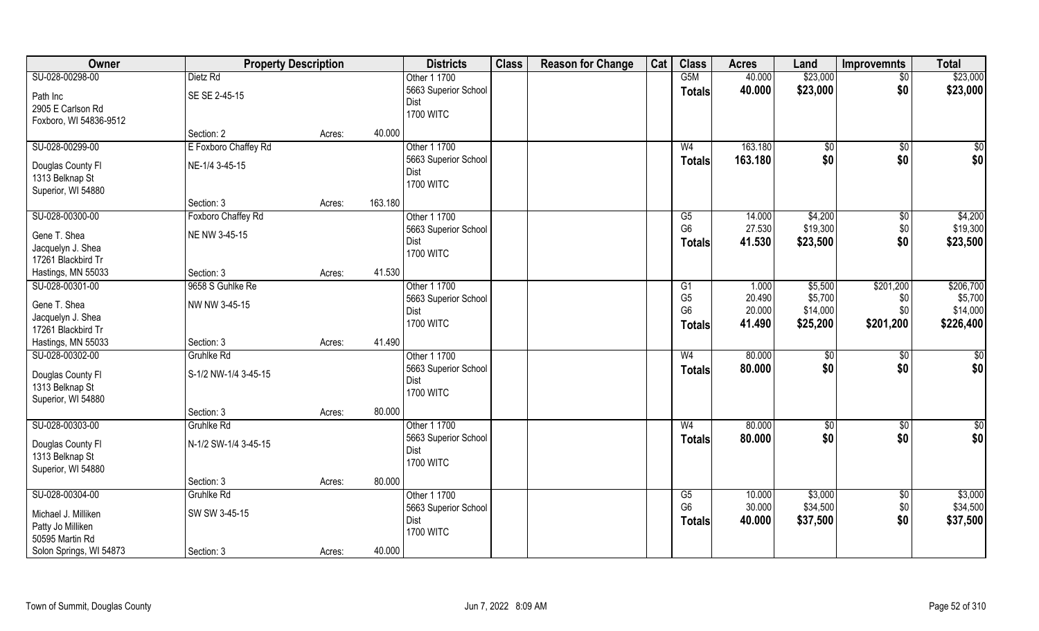| Owner | Property Description | | | Districts | Class | Reason for Change | Cat | Class | Acres | Land | Improvemnts | Total |
|---|---|---|---|---|---|---|---|---|---|---|---|---|
| SU-028-00298-00 | Dietz Rd | | | Other 1 1700 | | | | G5M | 40.000 | $23,000 | $0 | $23,000 |
| Path Inc | SE SE 2-45-15 | | | 5663 Superior School | | | | **Totals** | **40.000** | **$23,000** | **$0** | **$23,000** |
| 2905 E Carlson Rd | | | | Dist | | | | | | | | |
| Foxboro, WI 54836-9512 | | | | 1700 WITC | | | | | | | | |
| | Section: 2 | Acres: | 40.000 | | | | | | | | | |
| SU-028-00299-00 | E Foxboro Chaffey Rd | | | Other 1 1700 | | | | W4 | 163.180 | $0 | $0 | $0 |
| Douglas County Fl | NE-1/4 3-45-15 | | | 5663 Superior School | | | | **Totals** | **163.180** | **$0** | **$0** | **$0** |
| 1313 Belknap St | | | | Dist | | | | | | | | |
| Superior, WI 54880 | | | | 1700 WITC | | | | | | | | |
| | Section: 3 | Acres: | 163.180 | | | | | | | | | |
| SU-028-00300-00 | Foxboro Chaffey Rd | | | Other 1 1700 | | | | G5 | 14.000 | $4,200 | $0 | $4,200 |
| Gene T. Shea | NE NW 3-45-15 | | | 5663 Superior School | | | | G6 | 27.530 | $19,300 | $0 | $19,300 |
| Jacquelyn J. Shea | | | | Dist | | | | **Totals** | **41.530** | **$23,500** | **$0** | **$23,500** |
| 17261 Blackbird Tr | | | | 1700 WITC | | | | | | | | |
| Hastings, MN 55033 | Section: 3 | Acres: | 41.530 | | | | | | | | | |
| SU-028-00301-00 | 9658 S Guhlke Re | | | Other 1 1700 | | | | G1 | 1.000 | $5,500 | $201,200 | $206,700 |
| Gene T. Shea | NW NW 3-45-15 | | | 5663 Superior School | | | | G5 | 20.490 | $5,700 | $0 | $5,700 |
| Jacquelyn J. Shea | | | | Dist | | | | G6 | 20.000 | $14,000 | $0 | $14,000 |
| 17261 Blackbird Tr | | | | 1700 WITC | | | | **Totals** | **41.490** | **$25,200** | **$201,200** | **$226,400** |
| Hastings, MN 55033 | Section: 3 | Acres: | 41.490 | | | | | | | | | |
| SU-028-00302-00 | Gruhlke Rd | | | Other 1 1700 | | | | W4 | 80.000 | $0 | $0 | $0 |
| Douglas County Fl | S-1/2 NW-1/4 3-45-15 | | | 5663 Superior School | | | | **Totals** | **80.000** | **$0** | **$0** | **$0** |
| 1313 Belknap St | | | | Dist | | | | | | | | |
| Superior, WI 54880 | | | | 1700 WITC | | | | | | | | |
| | Section: 3 | Acres: | 80.000 | | | | | | | | | |
| SU-028-00303-00 | Gruhlke Rd | | | Other 1 1700 | | | | W4 | 80.000 | $0 | $0 | $0 |
| Douglas County Fl | N-1/2 SW-1/4 3-45-15 | | | 5663 Superior School | | | | **Totals** | **80.000** | **$0** | **$0** | **$0** |
| 1313 Belknap St | | | | Dist | | | | | | | | |
| Superior, WI 54880 | | | | 1700 WITC | | | | | | | | |
| | Section: 3 | Acres: | 80.000 | | | | | | | | | |
| SU-028-00304-00 | Gruhlke Rd | | | Other 1 1700 | | | | G5 | 10.000 | $3,000 | $0 | $3,000 |
| Michael J. Milliken | SW SW 3-45-15 | | | 5663 Superior School | | | | G6 | 30.000 | $34,500 | $0 | $34,500 |
| Patty Jo Milliken | | | | Dist | | | | **Totals** | **40.000** | **$37,500** | **$0** | **$37,500** |
| 50595 Martin Rd | | | | 1700 WITC | | | | | | | | |
| Solon Springs, WI 54873 | Section: 3 | Acres: | 40.000 | | | | | | | | | |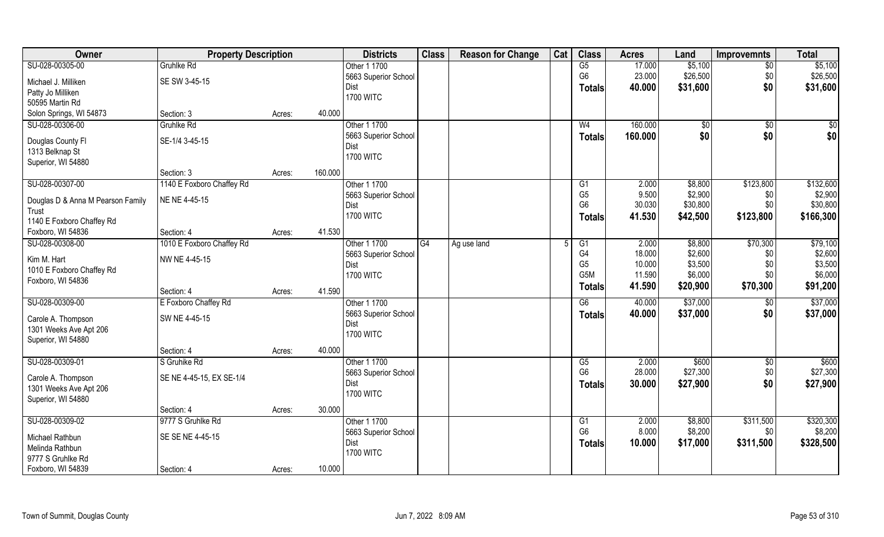| Owner | Property Description | | | Districts | Class | Reason for Change | Cat | Class | Acres | Land | Improvemnts | Total |
|---|---|---|---|---|---|---|---|---|---|---|---|---|
| SU-028-00305-00 | Gruhlke Rd | | | Other 1 1700 | | | | G5 | 17.000 | $5,100 | $0 | $5,100 |
| Michael J. Milliken | SE SW 3-45-15 | | | 5663 Superior School | | | | G6 | 23.000 | $26,500 | $0 | $26,500 |
| Patty Jo Milliken | | | | Dist | | | | Totals | 40.000 | $31,600 | $0 | $31,600 |
| 50595 Martin Rd | | | | 1700 WITC | | | | | | | | |
| Solon Springs, WI 54873 | Section: 3 | Acres: | 40.000 | | | | | | | | | |
| SU-028-00306-00 | Gruhlke Rd | | | Other 1 1700 | | | | W4 | 160.000 | $0 | $0 | $0 |
| Douglas County Fl | SE-1/4 3-45-15 | | | 5663 Superior School | | | | Totals | 160.000 | $0 | $0 | $0 |
| 1313 Belknap St | | | | Dist | | | | | | | | |
| Superior, WI 54880 | | | | 1700 WITC | | | | | | | | |
| | Section: 3 | Acres: | 160.000 | | | | | | | | | |
| SU-028-00307-00 | 1140 E Foxboro Chaffey Rd | | | Other 1 1700 | | | | G1 | 2.000 | $8,800 | $123,800 | $132,600 |
| Douglas D & Anna M Pearson Family | NE NE 4-45-15 | | | 5663 Superior School | | | | G5 | 9.500 | $2,900 | $0 | $2,900 |
| Trust | | | | Dist | | | | G6 | 30.030 | $30,800 | $0 | $30,800 |
| 1140 E Foxboro Chaffey Rd | | | | 1700 WITC | | | | Totals | 41.530 | $42,500 | $123,800 | $166,300 |
| Foxboro, WI 54836 | Section: 4 | Acres: | 41.530 | | | | | | | | | |
| SU-028-00308-00 | 1010 E Foxboro Chaffey Rd | | | Other 1 1700 | G4 | Ag use land | 5 | G1 | 2.000 | $8,800 | $70,300 | $79,100 |
| Kim M. Hart | NW NE 4-45-15 | | | 5663 Superior School | | | | G4 | 18.000 | $2,600 | $0 | $2,600 |
| 1010 E Foxboro Chaffey Rd | | | | Dist | | | | G5 | 10.000 | $3,500 | $0 | $3,500 |
| Foxboro, WI 54836 | | | | 1700 WITC | | | | G5M | 11.590 | $6,000 | $0 | $6,000 |
| | Section: 4 | Acres: | 41.590 | | | | | Totals | 41.590 | $20,900 | $70,300 | $91,200 |
| SU-028-00309-00 | E Foxboro Chaffey Rd | | | Other 1 1700 | | | | G6 | 40.000 | $37,000 | $0 | $37,000 |
| Carole A. Thompson | SW NE 4-45-15 | | | 5663 Superior School | | | | Totals | 40.000 | $37,000 | $0 | $37,000 |
| 1301 Weeks Ave Apt 206 | | | | Dist | | | | | | | | |
| Superior, WI 54880 | | | | 1700 WITC | | | | | | | | |
| | Section: 4 | Acres: | 40.000 | | | | | | | | | |
| SU-028-00309-01 | S Gruhlke Rd | | | Other 1 1700 | | | | G5 | 2.000 | $600 | $0 | $600 |
| Carole A. Thompson | SE NE 4-45-15, EX SE-1/4 | | | 5663 Superior School | | | | G6 | 28.000 | $27,300 | $0 | $27,300 |
| 1301 Weeks Ave Apt 206 | | | | Dist | | | | Totals | 30.000 | $27,900 | $0 | $27,900 |
| Superior, WI 54880 | | | | 1700 WITC | | | | | | | | |
| | Section: 4 | Acres: | 30.000 | | | | | | | | | |
| SU-028-00309-02 | 9777 S Gruhlke Rd | | | Other 1 1700 | | | | G1 | 2.000 | $8,800 | $311,500 | $320,300 |
| Michael Rathbun | SE SE NE 4-45-15 | | | 5663 Superior School | | | | G6 | 8.000 | $8,200 | $0 | $8,200 |
| Melinda Rathbun | | | | Dist | | | | Totals | 10.000 | $17,000 | $311,500 | $328,500 |
| 9777 S Gruhlke Rd | | | | 1700 WITC | | | | | | | | |
| Foxboro, WI 54839 | Section: 4 | Acres: | 10.000 | | | | | | | | | |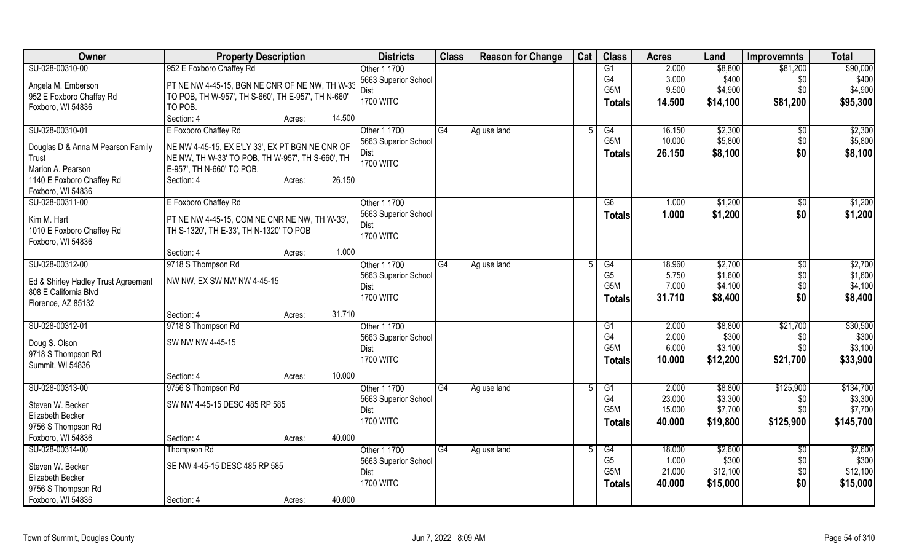| Owner | Property Description | Districts | Class | Reason for Change | Cat | Class | Acres | Land | Improvemnts | Total |
|---|---|---|---|---|---|---|---|---|---|---|
| SU-028-00310-00<br>Angela M. Emberson<br>952 E Foxboro Chaffey Rd<br>Foxboro, WI 54836 | 952 E Foxboro Chaffey Rd<br>PT NE NW 4-45-15, BGN NE CNR OF NE NW, TH W-33 TO POB, TH W-957', TH S-660', TH E-957', TH N-660' TO POB.<br>Section: 4 Acres: 14.500 | Other 1 1700<br>5663 Superior School Dist<br>1700 WITC | | | | G1<br>G4<br>G5M<br>**Totals** | 2.000<br>3.000<br>9.500<br>**14.500** | $8,800<br>$400<br>$4,900<br>**$14,100** | $81,200<br>$0<br>$0<br>**$81,200** | $90,000<br>$400<br>$4,900<br>**$95,300** |
| SU-028-00310-01<br>Douglas D & Anna M Pearson Family Trust<br>Marion A. Pearson<br>1140 E Foxboro Chaffey Rd<br>Foxboro, WI 54836 | E Foxboro Chaffey Rd<br>NE NW 4-45-15, EX E'LY 33', EX PT BGN NE CNR OF NE NW, TH W-33' TO POB, TH W-957', TH S-660', TH E-957', TH N-660' TO POB.<br>Section: 4 Acres: 26.150 | Other 1 1700<br>5663 Superior School Dist<br>1700 WITC | G4 | Ag use land | 5 | G4<br>G5M<br>**Totals** | 16.150<br>10.000<br>**26.150** | $2,300<br>$5,800<br>**$8,100** | $0<br>$0<br>**$0** | $2,300<br>$5,800<br>**$8,100** |
| SU-028-00311-00<br>Kim M. Hart<br>1010 E Foxboro Chaffey Rd<br>Foxboro, WI 54836 | E Foxboro Chaffey Rd<br>PT NE NW 4-45-15, COM NE CNR NE NW, TH W-33', TH S-1320', TH E-33', TH N-1320' TO POB<br>Section: 4 Acres: 1.000 | Other 1 1700<br>5663 Superior School Dist<br>1700 WITC | | | | G6<br>**Totals** | 1.000<br>**1.000** | $1,200<br>**$1,200** | $0<br>**$0** | $1,200<br>**$1,200** |
| SU-028-00312-00<br>Ed & Shirley Hadley Trust Agreement<br>808 E California Blvd<br>Florence, AZ 85132 | 9718 S Thompson Rd<br>NW NW, EX SW NW NW 4-45-15<br>Section: 4 Acres: 31.710 | Other 1 1700<br>5663 Superior School Dist<br>1700 WITC | G4 | Ag use land | 5 | G4<br>G5<br>G5M<br>**Totals** | 18.960<br>5.750<br>7.000<br>**31.710** | $2,700<br>$1,600<br>$4,100<br>**$8,400** | $0<br>$0<br>$0<br>**$0** | $2,700<br>$1,600<br>$4,100<br>**$8,400** |
| SU-028-00312-01<br>Doug S. Olson<br>9718 S Thompson Rd<br>Summit, WI 54836 | 9718 S Thompson Rd<br>SW NW NW 4-45-15<br>Section: 4 Acres: 10.000 | Other 1 1700<br>5663 Superior School Dist<br>1700 WITC | | | | G1<br>G4<br>G5M<br>**Totals** | 2.000<br>2.000<br>6.000<br>**10.000** | $8,800<br>$300<br>$3,100<br>**$12,200** | $21,700<br>$0<br>$0<br>**$21,700** | $30,500<br>$300<br>$3,100<br>**$33,900** |
| SU-028-00313-00<br>Steven W. Becker<br>Elizabeth Becker<br>9756 S Thompson Rd<br>Foxboro, WI 54836 | 9756 S Thompson Rd<br>SW NW 4-45-15 DESC 485 RP 585<br>Section: 4 Acres: 40.000 | Other 1 1700<br>5663 Superior School Dist<br>1700 WITC | G4 | Ag use land | 5 | G1<br>G4<br>G5M<br>**Totals** | 2.000<br>23.000<br>15.000<br>**40.000** | $8,800<br>$3,300<br>$7,700<br>**$19,800** | $125,900<br>$0<br>$0<br>**$125,900** | $134,700<br>$3,300<br>$7,700<br>**$145,700** |
| SU-028-00314-00<br>Steven W. Becker<br>Elizabeth Becker<br>9756 S Thompson Rd<br>Foxboro, WI 54836 | Thompson Rd<br>SE NW 4-45-15 DESC 485 RP 585<br>Section: 4 Acres: 40.000 | Other 1 1700<br>5663 Superior School Dist<br>1700 WITC | G4 | Ag use land | 5 | G4<br>G5<br>G5M<br>**Totals** | 18.000<br>1.000<br>21.000<br>**40.000** | $2,600<br>$300<br>$12,100<br>**$15,000** | $0<br>$0<br>$0<br>**$0** | $2,600<br>$300<br>$12,100<br>**$15,000** |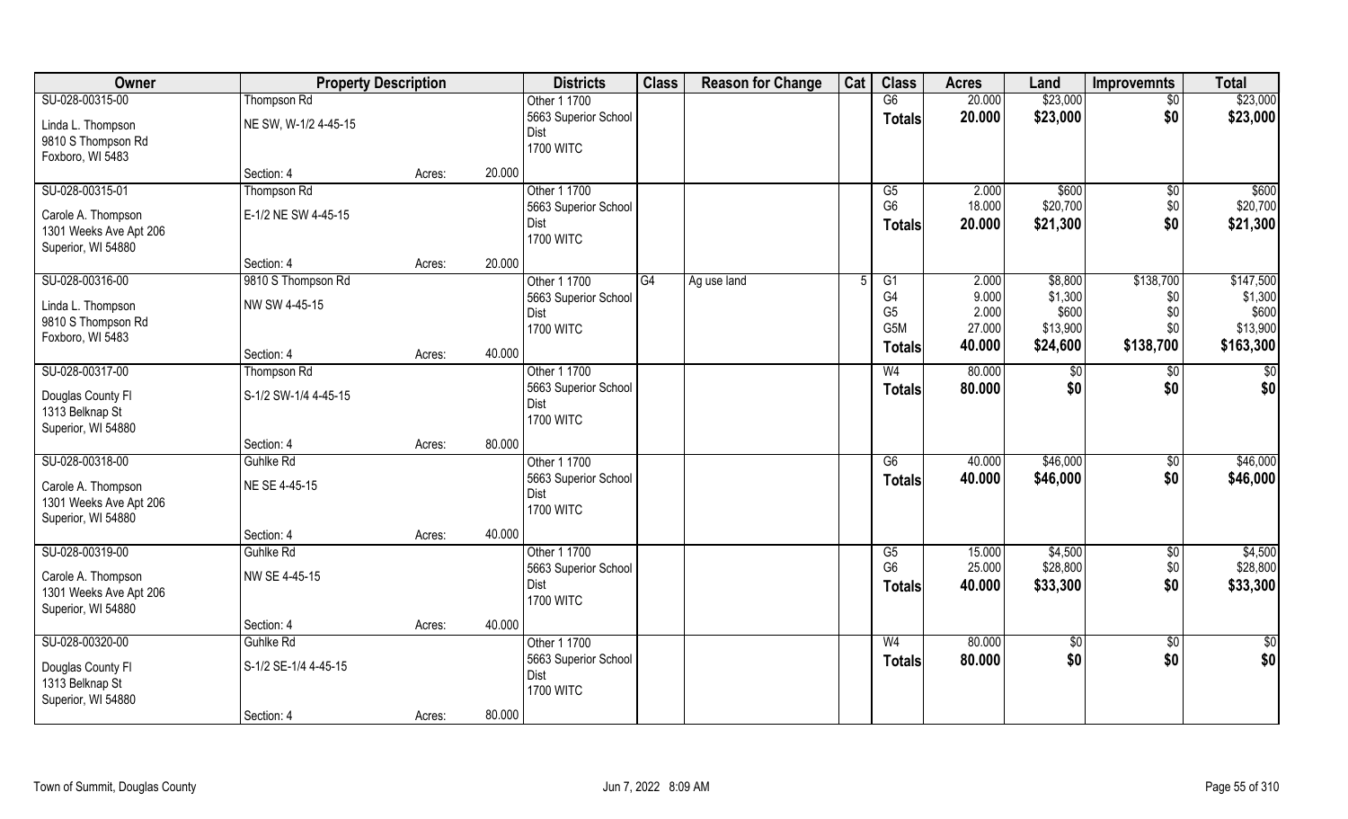| Owner | Property Description | | | Districts | Class | Reason for Change | Cat | Class | Acres | Land | Improvemnts | Total |
|---|---|---|---|---|---|---|---|---|---|---|---|---|
| SU-028-00315-00 | Thompson Rd | | | Other 1 1700 | | | | G6 | 20.000 | $23,000 | $0 | $23,000 |
| Linda L. Thompson | NE SW, W-1/2 4-45-15 | | | 5663 Superior School Dist | | | | **Totals** | **20.000** | **$23,000** | **$0** | **$23,000** |
| 9810 S Thompson Rd | | | | 1700 WITC | | | | | | | | |
| Foxboro, WI 5483 | | | | | | | | | | | | |
| | Section: 4 | Acres: | 20.000 | | | | | | | | | |
| SU-028-00315-01 | Thompson Rd | | | Other 1 1700 | | | | G5 | 2.000 | $600 | $0 | $600 |
| Carole A. Thompson | E-1/2 NE SW 4-45-15 | | | 5663 Superior School Dist | | | | G6 | 18.000 | $20,700 | $0 | $20,700 |
| 1301 Weeks Ave Apt 206 | | | | 1700 WITC | | | | **Totals** | **20.000** | **$21,300** | **$0** | **$21,300** |
| Superior, WI 54880 | | | | | | | | | | | | |
| | Section: 4 | Acres: | 20.000 | | | | | | | | | |
| SU-028-00316-00 | 9810 S Thompson Rd | | | Other 1 1700 | G4 | Ag use land | 5 | G1 | 2.000 | $8,800 | $138,700 | $147,500 |
| Linda L. Thompson | NW SW 4-45-15 | | | 5663 Superior School Dist | | | | G4 | 9.000 | $1,300 | $0 | $1,300 |
| 9810 S Thompson Rd | | | | 1700 WITC | | | | G5 | 2.000 | $600 | $0 | $600 |
| Foxboro, WI 5483 | | | | | | | | G5M | 27.000 | $13,900 | $0 | $13,900 |
| | Section: 4 | Acres: | 40.000 | | | | | **Totals** | **40.000** | **$24,600** | **$138,700** | **$163,300** |
| SU-028-00317-00 | Thompson Rd | | | Other 1 1700 | | | | W4 | 80.000 | $0 | $0 | $0 |
| Douglas County Fl | S-1/2 SW-1/4 4-45-15 | | | 5663 Superior School Dist | | | | **Totals** | **80.000** | **$0** | **$0** | **$0** |
| 1313 Belknap St | | | | 1700 WITC | | | | | | | | |
| Superior, WI 54880 | | | | | | | | | | | | |
| | Section: 4 | Acres: | 80.000 | | | | | | | | | |
| SU-028-00318-00 | Guhlke Rd | | | Other 1 1700 | | | | G6 | 40.000 | $46,000 | $0 | $46,000 |
| Carole A. Thompson | NE SE 4-45-15 | | | 5663 Superior School Dist | | | | **Totals** | **40.000** | **$46,000** | **$0** | **$46,000** |
| 1301 Weeks Ave Apt 206 | | | | 1700 WITC | | | | | | | | |
| Superior, WI 54880 | | | | | | | | | | | | |
| | Section: 4 | Acres: | 40.000 | | | | | | | | | |
| SU-028-00319-00 | Guhlke Rd | | | Other 1 1700 | | | | G5 | 15.000 | $4,500 | $0 | $4,500 |
| Carole A. Thompson | NW SE 4-45-15 | | | 5663 Superior School Dist | | | | G6 | 25.000 | $28,800 | $0 | $28,800 |
| 1301 Weeks Ave Apt 206 | | | | 1700 WITC | | | | **Totals** | **40.000** | **$33,300** | **$0** | **$33,300** |
| Superior, WI 54880 | | | | | | | | | | | | |
| | Section: 4 | Acres: | 40.000 | | | | | | | | | |
| SU-028-00320-00 | Guhlke Rd | | | Other 1 1700 | | | | W4 | 80.000 | $0 | $0 | $0 |
| Douglas County Fl | S-1/2 SE-1/4 4-45-15 | | | 5663 Superior School Dist | | | | **Totals** | **80.000** | **$0** | **$0** | **$0** |
| 1313 Belknap St | | | | 1700 WITC | | | | | | | | |
| Superior, WI 54880 | | | | | | | | | | | | |
| | Section: 4 | Acres: | 80.000 | | | | | | | | | |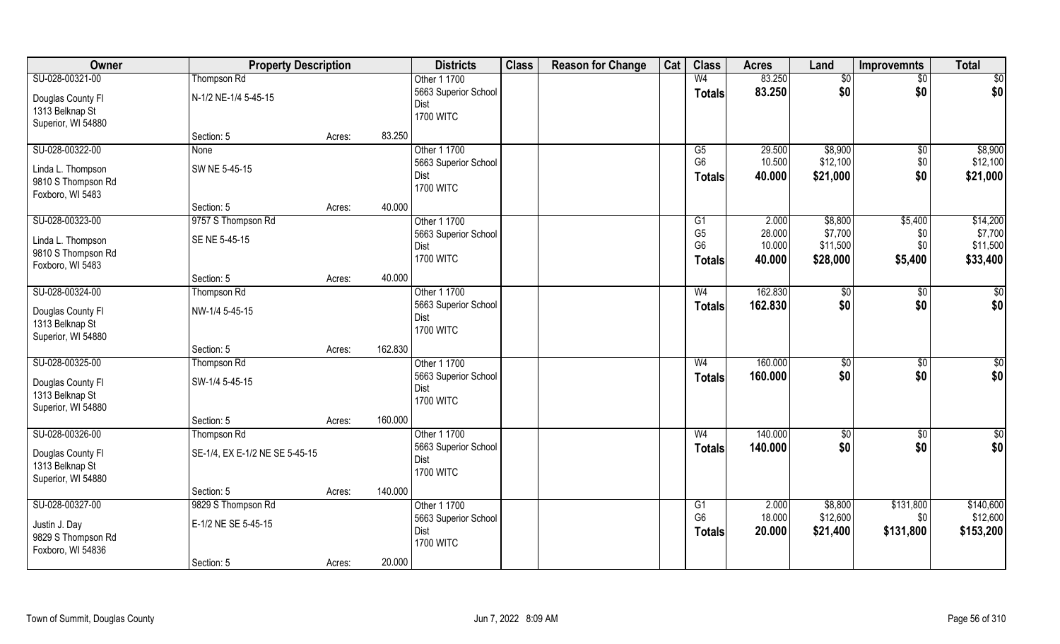| Owner | Property Description | | | Districts | Class | Reason for Change | Cat | Class | Acres | Land | Improvemnts | Total |
|---|---|---|---|---|---|---|---|---|---|---|---|---|
| SU-028-00321-00 | Thompson Rd | | | Other 1 1700 | | | | W4 | 83.250 | $0 | $0 | $0 |
| Douglas County Fl | N-1/2 NE-1/4 5-45-15 | | | 5663 Superior School | | | | Totals | 83.250 | $0 | $0 | $0 |
| 1313 Belknap St | | | | Dist | | | | | | | | |
| Superior, WI 54880 | | | | 1700 WITC | | | | | | | | |
| | Section: 5 | Acres: | 83.250 | | | | | | | | | |
| SU-028-00322-00 | None | | | Other 1 1700 | | | | G5 | 29.500 | $8,900 | $0 | $8,900 |
| Linda L. Thompson | SW NE 5-45-15 | | | 5663 Superior School | | | | G6 | 10.500 | $12,100 | $0 | $12,100 |
| 9810 S Thompson Rd | | | | Dist | | | | Totals | 40.000 | $21,000 | $0 | $21,000 |
| Foxboro, WI 5483 | | | | 1700 WITC | | | | | | | | |
| | Section: 5 | Acres: | 40.000 | | | | | | | | | |
| SU-028-00323-00 | 9757 S Thompson Rd | | | Other 1 1700 | | | | G1 | 2.000 | $8,800 | $5,400 | $14,200 |
| Linda L. Thompson | SE NE 5-45-15 | | | 5663 Superior School | | | | G5 | 28.000 | $7,700 | $0 | $7,700 |
| 9810 S Thompson Rd | | | | Dist | | | | G6 | 10.000 | $11,500 | $0 | $11,500 |
| Foxboro, WI 5483 | | | | 1700 WITC | | | | Totals | 40.000 | $28,000 | $5,400 | $33,400 |
| | Section: 5 | Acres: | 40.000 | | | | | | | | | |
| SU-028-00324-00 | Thompson Rd | | | Other 1 1700 | | | | W4 | 162.830 | $0 | $0 | $0 |
| Douglas County Fl | NW-1/4 5-45-15 | | | 5663 Superior School | | | | Totals | 162.830 | $0 | $0 | $0 |
| 1313 Belknap St | | | | Dist | | | | | | | | |
| Superior, WI 54880 | | | | 1700 WITC | | | | | | | | |
| | Section: 5 | Acres: | 162.830 | | | | | | | | | |
| SU-028-00325-00 | Thompson Rd | | | Other 1 1700 | | | | W4 | 160.000 | $0 | $0 | $0 |
| Douglas County Fl | SW-1/4 5-45-15 | | | 5663 Superior School | | | | Totals | 160.000 | $0 | $0 | $0 |
| 1313 Belknap St | | | | Dist | | | | | | | | |
| Superior, WI 54880 | | | | 1700 WITC | | | | | | | | |
| | Section: 5 | Acres: | 160.000 | | | | | | | | | |
| SU-028-00326-00 | Thompson Rd | | | Other 1 1700 | | | | W4 | 140.000 | $0 | $0 | $0 |
| Douglas County Fl | SE-1/4, EX E-1/2 NE SE 5-45-15 | | | 5663 Superior School | | | | Totals | 140.000 | $0 | $0 | $0 |
| 1313 Belknap St | | | | Dist | | | | | | | | |
| Superior, WI 54880 | | | | 1700 WITC | | | | | | | | |
| | Section: 5 | Acres: | 140.000 | | | | | | | | | |
| SU-028-00327-00 | 9829 S Thompson Rd | | | Other 1 1700 | | | | G1 | 2.000 | $8,800 | $131,800 | $140,600 |
| Justin J. Day | E-1/2 NE SE 5-45-15 | | | 5663 Superior School | | | | G6 | 18.000 | $12,600 | $0 | $12,600 |
| 9829 S Thompson Rd | | | | Dist | | | | Totals | 20.000 | $21,400 | $131,800 | $153,200 |
| Foxboro, WI 54836 | | | | 1700 WITC | | | | | | | | |
| | Section: 5 | Acres: | 20.000 | | | | | | | | | |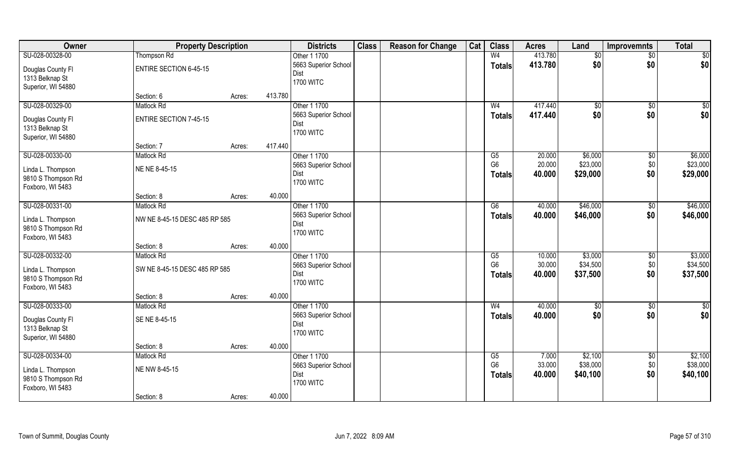| Owner | Property Description | | | Districts | Class | Reason for Change | Cat | Class | Acres | Land | Improvemnts | Total |
|---|---|---|---|---|---|---|---|---|---|---|---|---|
| SU-028-00328-00 | Thompson Rd | | | Other 1 1700 | | | | W4 | 413.780 | $0 | $0 | $0 |
| Douglas County Fl | ENTIRE SECTION 6-45-15 | | | 5663 Superior School Dist | | | | Totals | 413.780 | $0 | $0 | $0 |
| 1313 Belknap St | | | | 1700 WITC | | | | | | | | |
| Superior, WI 54880 | | | | | | | | | | | | |
| | Section: 6 | Acres: | 413.780 | | | | | | | | | |
| SU-028-00329-00 | Matlock Rd | | | Other 1 1700 | | | | W4 | 417.440 | $0 | $0 | $0 |
| Douglas County Fl | ENTIRE SECTION 7-45-15 | | | 5663 Superior School Dist | | | | Totals | 417.440 | $0 | $0 | $0 |
| 1313 Belknap St | | | | 1700 WITC | | | | | | | | |
| Superior, WI 54880 | | | | | | | | | | | | |
| | Section: 7 | Acres: | 417.440 | | | | | | | | | |
| SU-028-00330-00 | Matlock Rd | | | Other 1 1700 | | | | G5 | 20.000 | $6,000 | $0 | $6,000 |
| Linda L. Thompson | NE NE 8-45-15 | | | 5663 Superior School Dist | | | | G6 | 20.000 | $23,000 | $0 | $23,000 |
| 9810 S Thompson Rd | | | | 1700 WITC | | | | Totals | 40.000 | $29,000 | $0 | $29,000 |
| Foxboro, WI 5483 | | | | | | | | | | | | |
| | Section: 8 | Acres: | 40.000 | | | | | | | | | |
| SU-028-00331-00 | Matlock Rd | | | Other 1 1700 | | | | G6 | 40.000 | $46,000 | $0 | $46,000 |
| Linda L. Thompson | NW NE 8-45-15 DESC 485 RP 585 | | | 5663 Superior School Dist | | | | Totals | 40.000 | $46,000 | $0 | $46,000 |
| 9810 S Thompson Rd | | | | 1700 WITC | | | | | | | | |
| Foxboro, WI 5483 | | | | | | | | | | | | |
| | Section: 8 | Acres: | 40.000 | | | | | | | | | |
| SU-028-00332-00 | Matlock Rd | | | Other 1 1700 | | | | G5 | 10.000 | $3,000 | $0 | $3,000 |
| Linda L. Thompson | SW NE 8-45-15 DESC 485 RP 585 | | | 5663 Superior School Dist | | | | G6 | 30.000 | $34,500 | $0 | $34,500 |
| 9810 S Thompson Rd | | | | 1700 WITC | | | | Totals | 40.000 | $37,500 | $0 | $37,500 |
| Foxboro, WI 5483 | | | | | | | | | | | | |
| | Section: 8 | Acres: | 40.000 | | | | | | | | | |
| SU-028-00333-00 | Matlock Rd | | | Other 1 1700 | | | | W4 | 40.000 | $0 | $0 | $0 |
| Douglas County Fl | SE NE 8-45-15 | | | 5663 Superior School Dist | | | | Totals | 40.000 | $0 | $0 | $0 |
| 1313 Belknap St | | | | 1700 WITC | | | | | | | | |
| Superior, WI 54880 | | | | | | | | | | | | |
| | Section: 8 | Acres: | 40.000 | | | | | | | | | |
| SU-028-00334-00 | Matlock Rd | | | Other 1 1700 | | | | G5 | 7.000 | $2,100 | $0 | $2,100 |
| Linda L. Thompson | NE NW 8-45-15 | | | 5663 Superior School Dist | | | | G6 | 33.000 | $38,000 | $0 | $38,000 |
| 9810 S Thompson Rd | | | | 1700 WITC | | | | Totals | 40.000 | $40,100 | $0 | $40,100 |
| Foxboro, WI 5483 | | | | | | | | | | | | |
| | Section: 8 | Acres: | 40.000 | | | | | | | | | |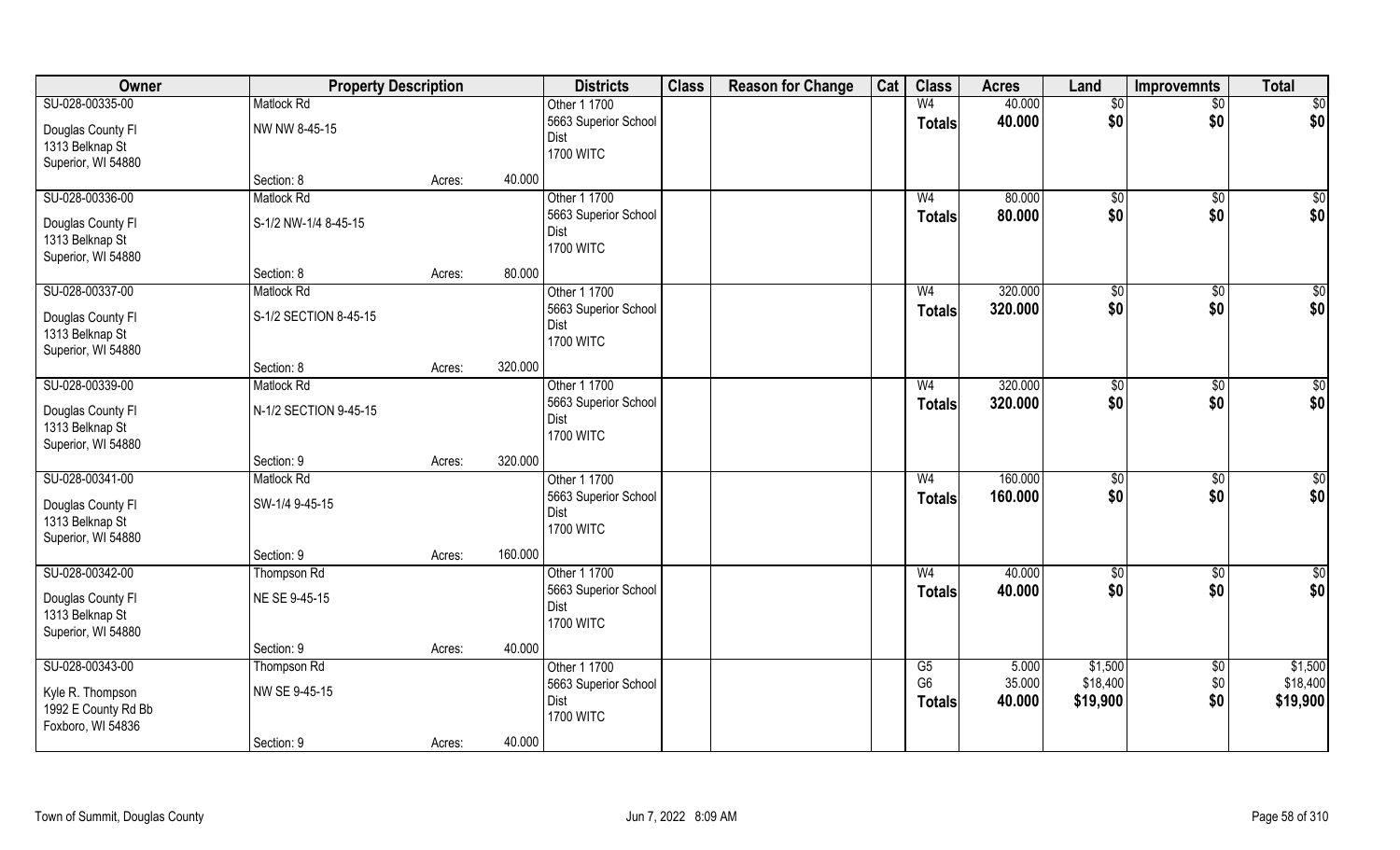| Owner | Property Description | | | Districts | Class | Reason for Change | Cat | Class | Acres | Land | Improvemnts | Total |
|---|---|---|---|---|---|---|---|---|---|---|---|---|
| SU-028-00335-00 | Matlock Rd | | | Other 1 1700 | | | | W4 | 40.000 | $0 | $0 | $0 |
| Douglas County Fl<br>1313 Belknap St<br>Superior, WI 54880 | NW NW 8-45-15 | | | 5663 Superior School Dist<br>1700 WITC | | | | Totals | 40.000 | $0 | $0 | $0 |
| | Section: 8 | Acres: | 40.000 | | | | | | | | | |
| SU-028-00336-00 | Matlock Rd | | | Other 1 1700 | | | | W4 | 80.000 | $0 | $0 | $0 |
| Douglas County Fl<br>1313 Belknap St<br>Superior, WI 54880 | S-1/2 NW-1/4 8-45-15 | | | 5663 Superior School Dist<br>1700 WITC | | | | Totals | 80.000 | $0 | $0 | $0 |
| | Section: 8 | Acres: | 80.000 | | | | | | | | | |
| SU-028-00337-00 | Matlock Rd | | | Other 1 1700 | | | | W4 | 320.000 | $0 | $0 | $0 |
| Douglas County Fl<br>1313 Belknap St<br>Superior, WI 54880 | S-1/2 SECTION 8-45-15 | | | 5663 Superior School Dist<br>1700 WITC | | | | Totals | 320.000 | $0 | $0 | $0 |
| | Section: 8 | Acres: | 320.000 | | | | | | | | | |
| SU-028-00339-00 | Matlock Rd | | | Other 1 1700 | | | | W4 | 320.000 | $0 | $0 | $0 |
| Douglas County Fl<br>1313 Belknap St<br>Superior, WI 54880 | N-1/2 SECTION 9-45-15 | | | 5663 Superior School Dist<br>1700 WITC | | | | Totals | 320.000 | $0 | $0 | $0 |
| | Section: 9 | Acres: | 320.000 | | | | | | | | | |
| SU-028-00341-00 | Matlock Rd | | | Other 1 1700 | | | | W4 | 160.000 | $0 | $0 | $0 |
| Douglas County Fl<br>1313 Belknap St<br>Superior, WI 54880 | SW-1/4 9-45-15 | | | 5663 Superior School Dist<br>1700 WITC | | | | Totals | 160.000 | $0 | $0 | $0 |
| | Section: 9 | Acres: | 160.000 | | | | | | | | | |
| SU-028-00342-00 | Thompson Rd | | | Other 1 1700 | | | | W4 | 40.000 | $0 | $0 | $0 |
| Douglas County Fl<br>1313 Belknap St<br>Superior, WI 54880 | NE SE 9-45-15 | | | 5663 Superior School Dist<br>1700 WITC | | | | Totals | 40.000 | $0 | $0 | $0 |
| | Section: 9 | Acres: | 40.000 | | | | | | | | | |
| SU-028-00343-00 | Thompson Rd | | | Other 1 1700 | | | | G5 | 5.000 | $1,500 | $0 | $1,500 |
| Kyle R. Thompson<br>1992 E County Rd Bb<br>Foxboro, WI 54836 | NW SE 9-45-15 | | | 5663 Superior School Dist<br>1700 WITC | | | | G6 | 35.000 | $18,400 | $0 | $18,400 |
| | | | | | | | | Totals | 40.000 | $19,900 | $0 | $19,900 |
| | Section: 9 | Acres: | 40.000 | | | | | | | | | |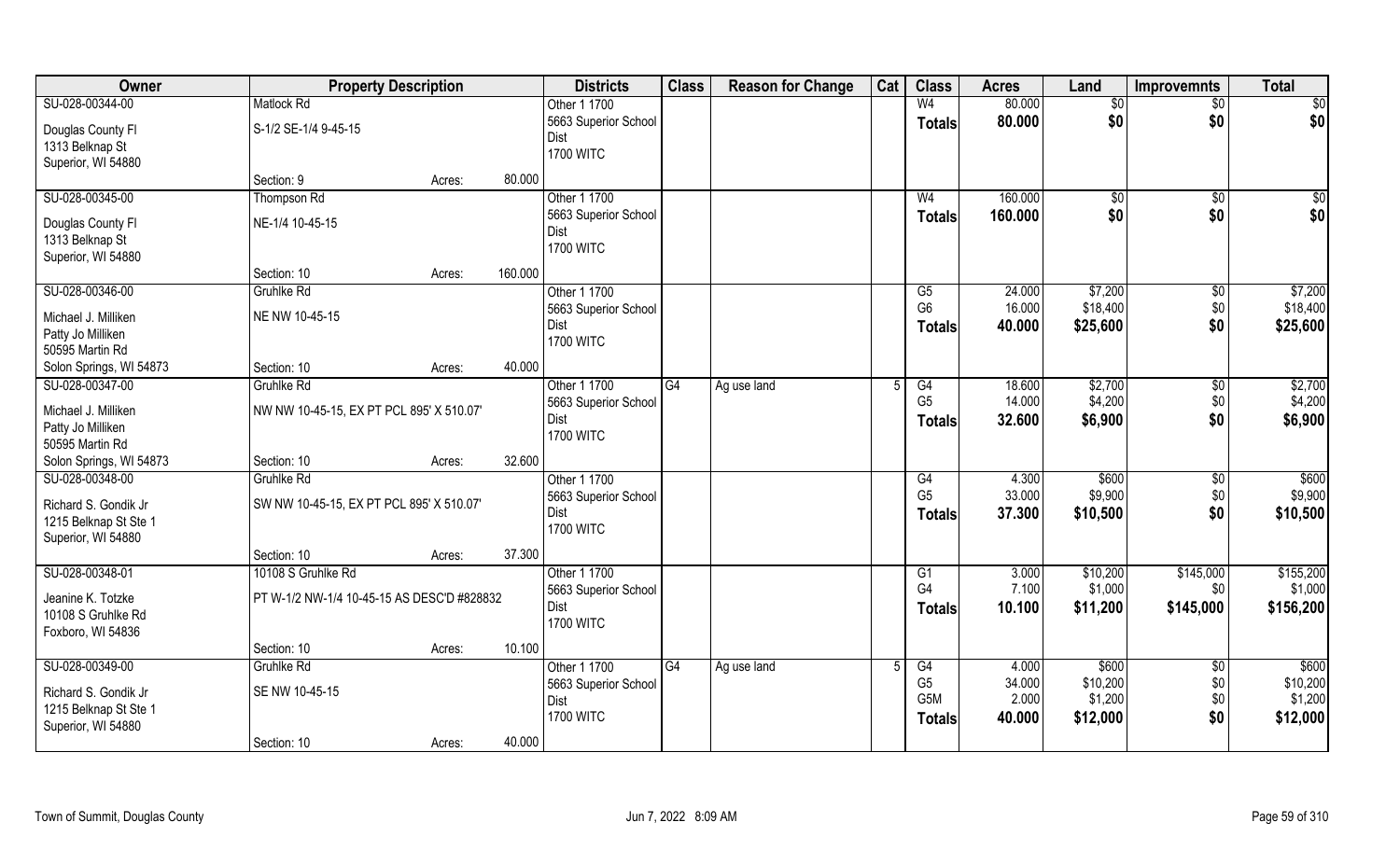| Owner | Property Description | | | Districts | Class | Reason for Change | Cat | Class | Acres | Land | Improvemnts | Total |
|---|---|---|---|---|---|---|---|---|---|---|---|---|
| SU-028-00344-00 | Matlock Rd | | | Other 1 1700 | | | | W4 | 80.000 | $0 | $0 | $0 |
| Douglas County Fl | S-1/2 SE-1/4 9-45-15 | | | 5663 Superior School | | | | **Totals** | **80.000** | **$0** | **$0** | **$0** |
| 1313 Belknap St | | | | Dist | | | | | | | | |
| Superior, WI 54880 | | | | 1700 WITC | | | | | | | | |
| | Section: 9 | Acres: | 80.000 | | | | | | | | | |
| SU-028-00345-00 | Thompson Rd | | | Other 1 1700 | | | | W4 | 160.000 | $0 | $0 | $0 |
| Douglas County Fl | NE-1/4 10-45-15 | | | 5663 Superior School | | | | **Totals** | **160.000** | **$0** | **$0** | **$0** |
| 1313 Belknap St | | | | Dist | | | | | | | | |
| Superior, WI 54880 | | | | 1700 WITC | | | | | | | | |
| | Section: 10 | Acres: | 160.000 | | | | | | | | | |
| SU-028-00346-00 | Gruhlke Rd | | | Other 1 1700 | | | | G5 | 24.000 | $7,200 | $0 | $7,200 |
| Michael J. Milliken | NE NW 10-45-15 | | | 5663 Superior School | | | | G6 | 16.000 | $18,400 | $0 | $18,400 |
| Patty Jo Milliken | | | | Dist | | | | **Totals** | **40.000** | **$25,600** | **$0** | **$25,600** |
| 50595 Martin Rd | | | | 1700 WITC | | | | | | | | |
| Solon Springs, WI 54873 | Section: 10 | Acres: | 40.000 | | | | | | | | | |
| SU-028-00347-00 | Gruhlke Rd | | | Other 1 1700 | G4 | Ag use land | 5 | G4 | 18.600 | $2,700 | $0 | $2,700 |
| Michael J. Milliken | NW NW 10-45-15, EX PT PCL 895' X 510.07' | | | 5663 Superior School | | | | G5 | 14.000 | $4,200 | $0 | $4,200 |
| Patty Jo Milliken | | | | Dist | | | | **Totals** | **32.600** | **$6,900** | **$0** | **$6,900** |
| 50595 Martin Rd | | | | 1700 WITC | | | | | | | | |
| Solon Springs, WI 54873 | Section: 10 | Acres: | 32.600 | | | | | | | | | |
| SU-028-00348-00 | Gruhlke Rd | | | Other 1 1700 | | | | G4 | 4.300 | $600 | $0 | $600 |
| Richard S. Gondik Jr | SW NW 10-45-15, EX PT PCL 895' X 510.07' | | | 5663 Superior School | | | | G5 | 33.000 | $9,900 | $0 | $9,900 |
| 1215 Belknap St Ste 1 | | | | Dist | | | | **Totals** | **37.300** | **$10,500** | **$0** | **$10,500** |
| Superior, WI 54880 | | | | 1700 WITC | | | | | | | | |
| | Section: 10 | Acres: | 37.300 | | | | | | | | | |
| SU-028-00348-01 | 10108 S Gruhlke Rd | | | Other 1 1700 | | | | G1 | 3.000 | $10,200 | $145,000 | $155,200 |
| Jeanine K. Totzke | PT W-1/2 NW-1/4 10-45-15 AS DESC'D #828832 | | | 5663 Superior School | | | | G4 | 7.100 | $1,000 | $0 | $1,000 |
| 10108 S Gruhlke Rd | | | | Dist | | | | **Totals** | **10.100** | **$11,200** | **$145,000** | **$156,200** |
| Foxboro, WI 54836 | | | | 1700 WITC | | | | | | | | |
| | Section: 10 | Acres: | 10.100 | | | | | | | | | |
| SU-028-00349-00 | Gruhlke Rd | | | Other 1 1700 | G4 | Ag use land | 5 | G4 | 4.000 | $600 | $0 | $600 |
| Richard S. Gondik Jr | SE NW 10-45-15 | | | 5663 Superior School | | | | G5 | 34.000 | $10,200 | $0 | $10,200 |
| 1215 Belknap St Ste 1 | | | | Dist | | | | G5M | 2.000 | $1,200 | $0 | $1,200 |
| Superior, WI 54880 | | | | 1700 WITC | | | | **Totals** | **40.000** | **$12,000** | **$0** | **$12,000** |
| | Section: 10 | Acres: | 40.000 | | | | | | | | | |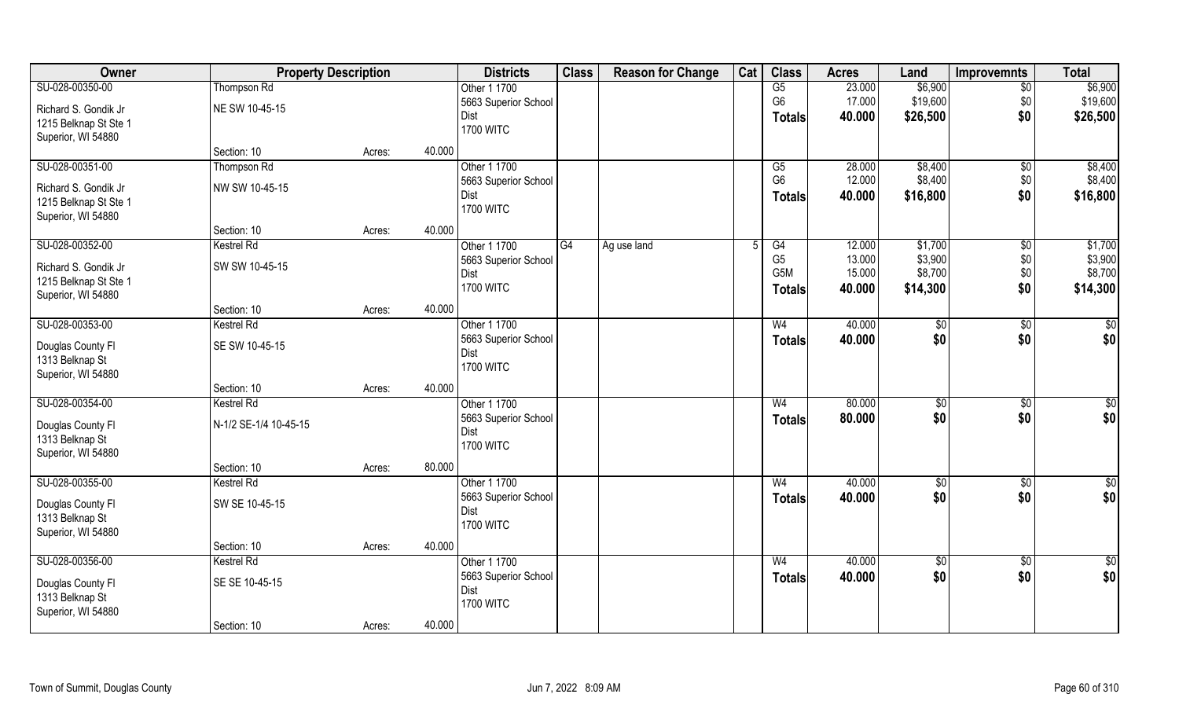| Owner | Property Description | | | Districts | Class | Reason for Change | Cat | Class | Acres | Land | Improvemnts | Total |
|---|---|---|---|---|---|---|---|---|---|---|---|---|
| SU-028-00350-00 | Thompson Rd | | | Other 1 1700 | | | | G5 | 23.000 | $6,900 | $0 | $6,900 |
| Richard S. Gondik Jr | NE SW 10-45-15 | | | 5663 Superior School | | | | G6 | 17.000 | $19,600 | $0 | $19,600 |
| 1215 Belknap St Ste 1 | | | | Dist | | | | **Totals** | **40.000** | **$26,500** | **$0** | **$26,500** |
| Superior, WI 54880 | | | | 1700 WITC | | | | | | | | |
| | Section: 10 | Acres: | 40.000 | | | | | | | | | |
| SU-028-00351-00 | Thompson Rd | | | Other 1 1700 | | | | G5 | 28.000 | $8,400 | $0 | $8,400 |
| Richard S. Gondik Jr | NW SW 10-45-15 | | | 5663 Superior School | | | | G6 | 12.000 | $8,400 | $0 | $8,400 |
| 1215 Belknap St Ste 1 | | | | Dist | | | | **Totals** | **40.000** | **$16,800** | **$0** | **$16,800** |
| Superior, WI 54880 | | | | 1700 WITC | | | | | | | | |
| | Section: 10 | Acres: | 40.000 | | | | | | | | | |
| SU-028-00352-00 | Kestrel Rd | | | Other 1 1700 | G4 | Ag use land | 5 | G4 | 12.000 | $1,700 | $0 | $1,700 |
| Richard S. Gondik Jr | SW SW 10-45-15 | | | 5663 Superior School | | | | G5 | 13.000 | $3,900 | $0 | $3,900 |
| 1215 Belknap St Ste 1 | | | | Dist | | | | G5M | 15.000 | $8,700 | $0 | $8,700 |
| Superior, WI 54880 | | | | 1700 WITC | | | | **Totals** | **40.000** | **$14,300** | **$0** | **$14,300** |
| | Section: 10 | Acres: | 40.000 | | | | | | | | | |
| SU-028-00353-00 | Kestrel Rd | | | Other 1 1700 | | | | W4 | 40.000 | $0 | $0 | $0 |
| Douglas County Fl | SE SW 10-45-15 | | | 5663 Superior School | | | | **Totals** | **40.000** | **$0** | **$0** | **$0** |
| 1313 Belknap St | | | | Dist | | | | | | | | |
| Superior, WI 54880 | | | | 1700 WITC | | | | | | | | |
| | Section: 10 | Acres: | 40.000 | | | | | | | | | |
| SU-028-00354-00 | Kestrel Rd | | | Other 1 1700 | | | | W4 | 80.000 | $0 | $0 | $0 |
| Douglas County Fl | N-1/2 SE-1/4 10-45-15 | | | 5663 Superior School | | | | **Totals** | **80.000** | **$0** | **$0** | **$0** |
| 1313 Belknap St | | | | Dist | | | | | | | | |
| Superior, WI 54880 | | | | 1700 WITC | | | | | | | | |
| | Section: 10 | Acres: | 80.000 | | | | | | | | | |
| SU-028-00355-00 | Kestrel Rd | | | Other 1 1700 | | | | W4 | 40.000 | $0 | $0 | $0 |
| Douglas County Fl | SW SE 10-45-15 | | | 5663 Superior School | | | | **Totals** | **40.000** | **$0** | **$0** | **$0** |
| 1313 Belknap St | | | | Dist | | | | | | | | |
| Superior, WI 54880 | | | | 1700 WITC | | | | | | | | |
| | Section: 10 | Acres: | 40.000 | | | | | | | | | |
| SU-028-00356-00 | Kestrel Rd | | | Other 1 1700 | | | | W4 | 40.000 | $0 | $0 | $0 |
| Douglas County Fl | SE SE 10-45-15 | | | 5663 Superior School | | | | **Totals** | **40.000** | **$0** | **$0** | **$0** |
| 1313 Belknap St | | | | Dist | | | | | | | | |
| Superior, WI 54880 | | | | 1700 WITC | | | | | | | | |
| | Section: 10 | Acres: | 40.000 | | | | | | | | | |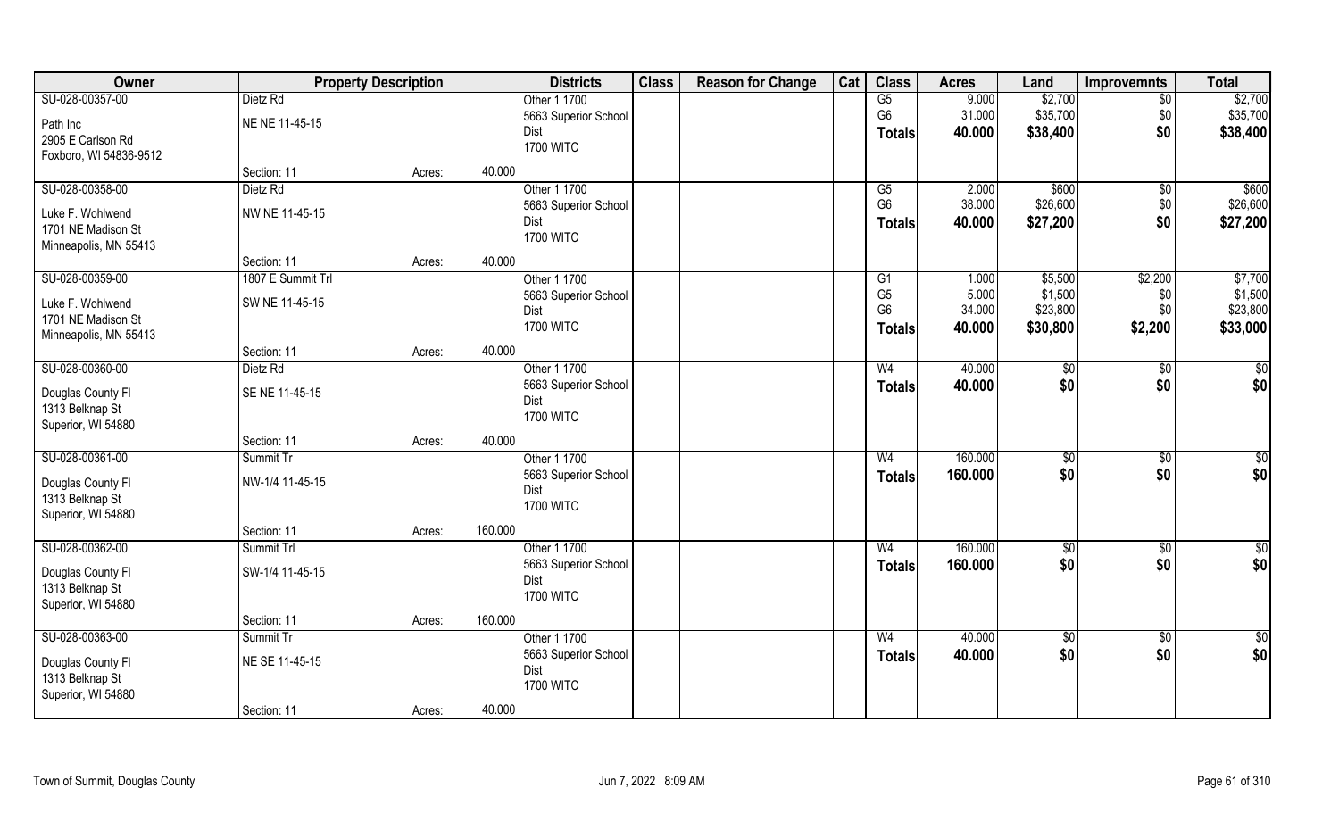| Owner | Property Description | | | Districts | Class | Reason for Change | Cat | Class | Acres | Land | Improvemnts | Total |
|---|---|---|---|---|---|---|---|---|---|---|---|---|
| SU-028-00357-00 | Dietz Rd | | | Other 1 1700 | | | | G5 | 9.000 | $2,700 | $0 | $2,700 |
| Path Inc | NE NE 11-45-15 | | | 5663 Superior School Dist | | | | G6 | 31.000 | $35,700 | $0 | $35,700 |
| 2905 E Carlson Rd | | | | 1700 WITC | | | | Totals | 40.000 | $38,400 | $0 | $38,400 |
| Foxboro, WI 54836-9512 | | | | | | | | | | | | |
| | Section: 11 | Acres: | 40.000 | | | | | | | | | |
| SU-028-00358-00 | Dietz Rd | | | Other 1 1700 | | | | G5 | 2.000 | $600 | $0 | $600 |
| Luke F. Wohlwend | NW NE 11-45-15 | | | 5663 Superior School Dist | | | | G6 | 38.000 | $26,600 | $0 | $26,600 |
| 1701 NE Madison St | | | | 1700 WITC | | | | Totals | 40.000 | $27,200 | $0 | $27,200 |
| Minneapolis, MN 55413 | | | | | | | | | | | | |
| | Section: 11 | Acres: | 40.000 | | | | | | | | | |
| SU-028-00359-00 | 1807 E Summit Trl | | | Other 1 1700 | | | | G1 | 1.000 | $5,500 | $2,200 | $7,700 |
| Luke F. Wohlwend | SW NE 11-45-15 | | | 5663 Superior School Dist | | | | G5 | 5.000 | $1,500 | $0 | $1,500 |
| 1701 NE Madison St | | | | 1700 WITC | | | | G6 | 34.000 | $23,800 | $0 | $23,800 |
| Minneapolis, MN 55413 | | | | | | | | Totals | 40.000 | $30,800 | $2,200 | $33,000 |
| | Section: 11 | Acres: | 40.000 | | | | | | | | | |
| SU-028-00360-00 | Dietz Rd | | | Other 1 1700 | | | | W4 | 40.000 | $0 | $0 | $0 |
| Douglas County Fl | SE NE 11-45-15 | | | 5663 Superior School Dist | | | | Totals | 40.000 | $0 | $0 | $0 |
| 1313 Belknap St | | | | 1700 WITC | | | | | | | | |
| Superior, WI 54880 | | | | | | | | | | | | |
| | Section: 11 | Acres: | 40.000 | | | | | | | | | |
| SU-028-00361-00 | Summit Tr | | | Other 1 1700 | | | | W4 | 160.000 | $0 | $0 | $0 |
| Douglas County Fl | NW-1/4 11-45-15 | | | 5663 Superior School Dist | | | | Totals | 160.000 | $0 | $0 | $0 |
| 1313 Belknap St | | | | 1700 WITC | | | | | | | | |
| Superior, WI 54880 | | | | | | | | | | | | |
| | Section: 11 | Acres: | 160.000 | | | | | | | | | |
| SU-028-00362-00 | Summit Trl | | | Other 1 1700 | | | | W4 | 160.000 | $0 | $0 | $0 |
| Douglas County Fl | SW-1/4 11-45-15 | | | 5663 Superior School Dist | | | | Totals | 160.000 | $0 | $0 | $0 |
| 1313 Belknap St | | | | 1700 WITC | | | | | | | | |
| Superior, WI 54880 | | | | | | | | | | | | |
| | Section: 11 | Acres: | 160.000 | | | | | | | | | |
| SU-028-00363-00 | Summit Tr | | | Other 1 1700 | | | | W4 | 40.000 | $0 | $0 | $0 |
| Douglas County Fl | NE SE 11-45-15 | | | 5663 Superior School Dist | | | | Totals | 40.000 | $0 | $0 | $0 |
| 1313 Belknap St | | | | 1700 WITC | | | | | | | | |
| Superior, WI 54880 | | | | | | | | | | | | |
| | Section: 11 | Acres: | 40.000 | | | | | | | | | |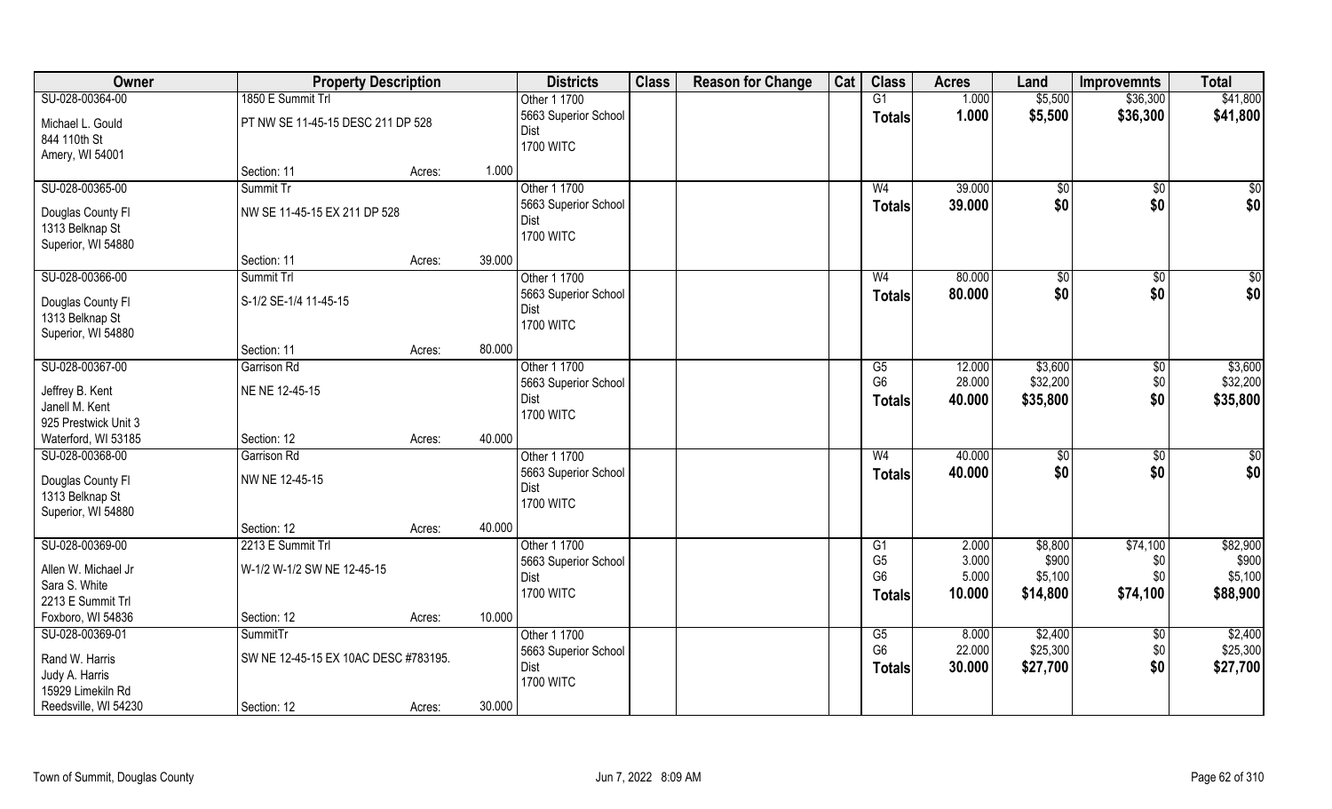| Owner | Property Description | | | Districts | Class | Reason for Change | Cat | Class | Acres | Land | Improvemnts | Total |
|---|---|---|---|---|---|---|---|---|---|---|---|---|
| SU-028-00364-00<br>Michael L. Gould<br>844 110th St<br>Amery, WI 54001 | 1850 E Summit Trl<br>PT NW SE 11-45-15 DESC 211 DP 528<br>Section: 11 | Acres: | 1.000 | Other 1 1700<br>5663 Superior School Dist<br>1700 WITC | | | | G1<br>**Totals** | 1.000<br>**1.000** | $5,500<br>**$5,500** | $36,300<br>**$36,300** | $41,800<br>**$41,800** |
| SU-028-00365-00<br>Douglas County Fl<br>1313 Belknap St<br>Superior, WI 54880 | Summit Tr<br>NW SE 11-45-15 EX 211 DP 528<br>Section: 11 | Acres: | 39.000 | Other 1 1700<br>5663 Superior School Dist<br>1700 WITC | | | | W4<br>**Totals** | 39.000<br>**39.000** | $0<br>**$0** | $0<br>**$0** | $0<br>**$0** |
| SU-028-00366-00<br>Douglas County Fl<br>1313 Belknap St<br>Superior, WI 54880 | Summit Trl<br>S-1/2 SE-1/4 11-45-15<br>Section: 11 | Acres: | 80.000 | Other 1 1700<br>5663 Superior School Dist<br>1700 WITC | | | | W4<br>**Totals** | 80.000<br>**80.000** | $0<br>**$0** | $0<br>**$0** | $0<br>**$0** |
| SU-028-00367-00<br>Jeffrey B. Kent<br>Janell M. Kent<br>925 Prestwick Unit 3<br>Waterford, WI 53185 | Garrison Rd<br>NE NE 12-45-15<br>Section: 12 | Acres: | 40.000 | Other 1 1700<br>5663 Superior School Dist<br>1700 WITC | | | | G5<br>G6<br>**Totals** | 12.000<br>28.000<br>**40.000** | $3,600<br>$32,200<br>**$35,800** | $0<br>$0<br>**$0** | $3,600<br>$32,200<br>**$35,800** |
| SU-028-00368-00<br>Douglas County Fl<br>1313 Belknap St<br>Superior, WI 54880 | Garrison Rd<br>NW NE 12-45-15<br>Section: 12 | Acres: | 40.000 | Other 1 1700<br>5663 Superior School Dist<br>1700 WITC | | | | W4<br>**Totals** | 40.000<br>**40.000** | $0<br>**$0** | $0<br>**$0** | $0<br>**$0** |
| SU-028-00369-00<br>Allen W. Michael Jr<br>Sara S. White<br>2213 E Summit Trl<br>Foxboro, WI 54836 | 2213 E Summit Trl<br>W-1/2 W-1/2 SW NE 12-45-15<br>Section: 12 | Acres: | 10.000 | Other 1 1700<br>5663 Superior School Dist<br>1700 WITC | | | | G1<br>G5<br>G6<br>**Totals** | 2.000<br>3.000<br>5.000<br>**10.000** | $8,800<br>$900<br>$5,100<br>**$14,800** | $74,100<br>$0<br>$0<br>**$74,100** | $82,900<br>$900<br>$5,100<br>**$88,900** |
| SU-028-00369-01<br>Rand W. Harris<br>Judy A. Harris<br>15929 Limekiln Rd<br>Reedsville, WI 54230 | SummitTr<br>SW NE 12-45-15 EX 10AC DESC #783195.<br>Section: 12 | Acres: | 30.000 | Other 1 1700<br>5663 Superior School Dist<br>1700 WITC | | | | G5<br>G6<br>**Totals** | 8.000<br>22.000<br>**30.000** | $2,400<br>$25,300<br>**$27,700** | $0<br>$0<br>**$0** | $2,400<br>$25,300<br>**$27,700** |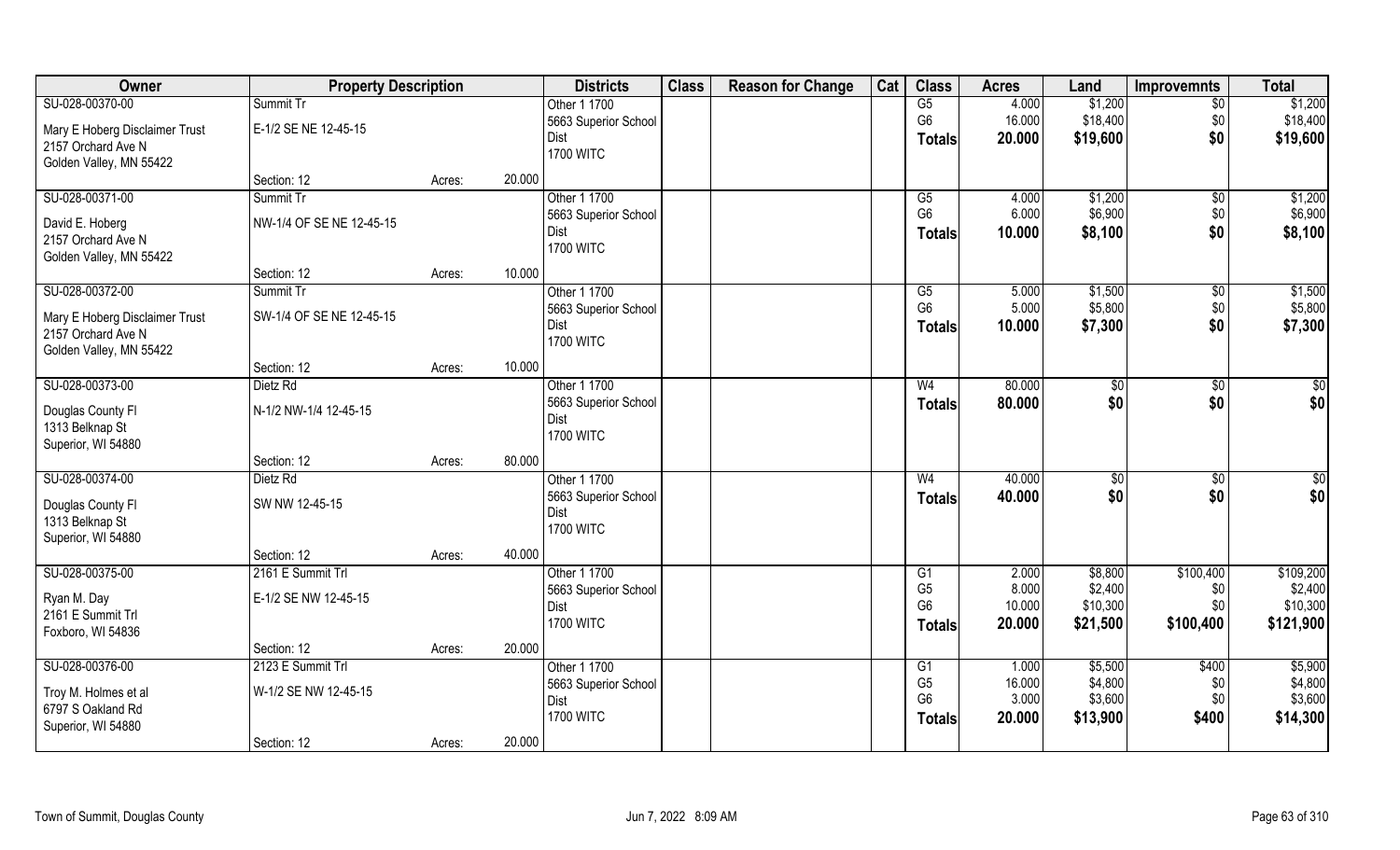| Owner | Property Description | | | Districts | Class | Reason for Change | Cat | Class | Acres | Land | Improvemnts | Total |
|---|---|---|---|---|---|---|---|---|---|---|---|---|
| SU-028-00370-00 | Summit Tr | | | Other 1 1700 | | | | G5 | 4.000 | $1,200 | $0 | $1,200 |
| Mary E Hoberg Disclaimer Trust | E-1/2 SE NE 12-45-15 | | | 5663 Superior School | | | | G6 | 16.000 | $18,400 | $0 | $18,400 |
| 2157 Orchard Ave N | | | | Dist | | | | **Totals** | **20.000** | **$19,600** | **$0** | **$19,600** |
| Golden Valley, MN 55422 | | | | 1700 WITC | | | | | | | | |
| | Section: 12 | Acres: | 20.000 | | | | | | | | | |
| SU-028-00371-00 | Summit Tr | | | Other 1 1700 | | | | G5 | 4.000 | $1,200 | $0 | $1,200 |
| David E. Hoberg | NW-1/4 OF SE NE 12-45-15 | | | 5663 Superior School | | | | G6 | 6.000 | $6,900 | $0 | $6,900 |
| 2157 Orchard Ave N | | | | Dist | | | | **Totals** | **10.000** | **$8,100** | **$0** | **$8,100** |
| Golden Valley, MN 55422 | | | | 1700 WITC | | | | | | | | |
| | Section: 12 | Acres: | 10.000 | | | | | | | | | |
| SU-028-00372-00 | Summit Tr | | | Other 1 1700 | | | | G5 | 5.000 | $1,500 | $0 | $1,500 |
| Mary E Hoberg Disclaimer Trust | SW-1/4 OF SE NE 12-45-15 | | | 5663 Superior School | | | | G6 | 5.000 | $5,800 | $0 | $5,800 |
| 2157 Orchard Ave N | | | | Dist | | | | **Totals** | **10.000** | **$7,300** | **$0** | **$7,300** |
| Golden Valley, MN 55422 | | | | 1700 WITC | | | | | | | | |
| | Section: 12 | Acres: | 10.000 | | | | | | | | | |
| SU-028-00373-00 | Dietz Rd | | | Other 1 1700 | | | | W4 | 80.000 | $0 | $0 | $0 |
| Douglas County Fl | N-1/2 NW-1/4 12-45-15 | | | 5663 Superior School | | | | **Totals** | **80.000** | **$0** | **$0** | **$0** |
| 1313 Belknap St | | | | Dist | | | | | | | | |
| Superior, WI 54880 | | | | 1700 WITC | | | | | | | | |
| | Section: 12 | Acres: | 80.000 | | | | | | | | | |
| SU-028-00374-00 | Dietz Rd | | | Other 1 1700 | | | | W4 | 40.000 | $0 | $0 | $0 |
| Douglas County Fl | SW NW 12-45-15 | | | 5663 Superior School | | | | **Totals** | **40.000** | **$0** | **$0** | **$0** |
| 1313 Belknap St | | | | Dist | | | | | | | | |
| Superior, WI 54880 | | | | 1700 WITC | | | | | | | | |
| | Section: 12 | Acres: | 40.000 | | | | | | | | | |
| SU-028-00375-00 | 2161 E Summit Trl | | | Other 1 1700 | | | | G1 | 2.000 | $8,800 | $100,400 | $109,200 |
| Ryan M. Day | E-1/2 SE NW 12-45-15 | | | 5663 Superior School | | | | G5 | 8.000 | $2,400 | $0 | $2,400 |
| 2161 E Summit Trl | | | | Dist | | | | G6 | 10.000 | $10,300 | $0 | $10,300 |
| Foxboro, WI 54836 | | | | 1700 WITC | | | | **Totals** | **20.000** | **$21,500** | **$100,400** | **$121,900** |
| | Section: 12 | Acres: | 20.000 | | | | | | | | | |
| SU-028-00376-00 | 2123 E Summit Trl | | | Other 1 1700 | | | | G1 | 1.000 | $5,500 | $400 | $5,900 |
| Troy M. Holmes et al | W-1/2 SE NW 12-45-15 | | | 5663 Superior School | | | | G5 | 16.000 | $4,800 | $0 | $4,800 |
| 6797 S Oakland Rd | | | | Dist | | | | G6 | 3.000 | $3,600 | $0 | $3,600 |
| Superior, WI 54880 | | | | 1700 WITC | | | | **Totals** | **20.000** | **$13,900** | **$400** | **$14,300** |
| | Section: 12 | Acres: | 20.000 | | | | | | | | | |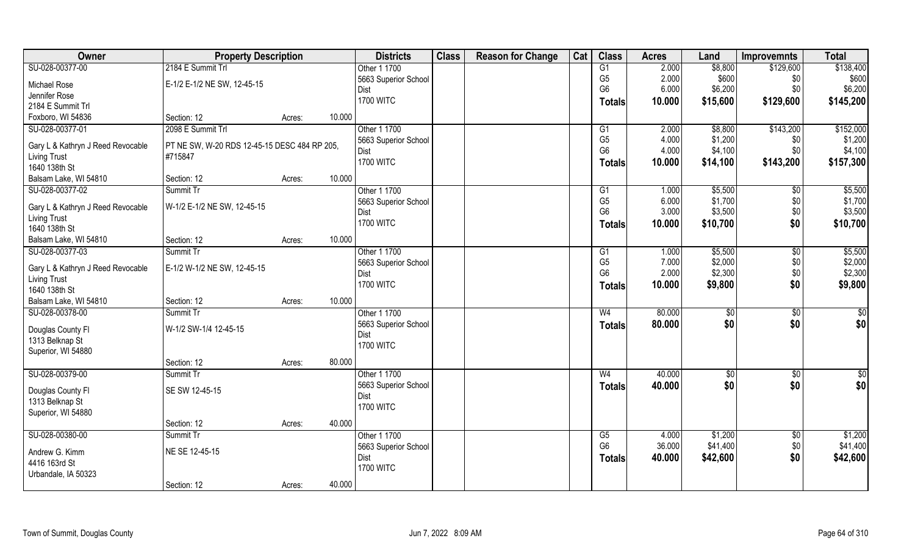| Owner | Property Description | | | Districts | Class | Reason for Change | Cat | Class | Acres | Land | Improvemnts | Total |
|---|---|---|---|---|---|---|---|---|---|---|---|---|
| SU-028-00377-00 | 2184 E Summit Trl | | | Other 1 1700 | | | | G1 | 2.000 | $8,800 | $129,600 | $138,400 |
| Michael Rose | E-1/2 E-1/2 NE SW, 12-45-15 | | | 5663 Superior School | | | | G5 | 2.000 | $600 | $0 | $600 |
| Jennifer Rose | | | | Dist | | | | G6 | 6.000 | $6,200 | $0 | $6,200 |
| 2184 E Summit Trl | | | | 1700 WITC | | | | **Totals** | **10.000** | **$15,600** | **$129,600** | **$145,200** |
| Foxboro, WI 54836 | Section: 12 | Acres: | 10.000 | | | | | | | | | |
| SU-028-00377-01 | 2098 E Summit Trl | | | Other 1 1700 | | | | G1 | 2.000 | $8,800 | $143,200 | $152,000 |
| Gary L & Kathryn J Reed Revocable | PT NE SW, W-20 RDS 12-45-15 DESC 484 RP 205, | | | 5663 Superior School | | | | G5 | 4.000 | $1,200 | $0 | $1,200 |
| Living Trust | #715847 | | | Dist | | | | G6 | 4.000 | $4,100 | $0 | $4,100 |
| 1640 138th St | | | | 1700 WITC | | | | **Totals** | **10.000** | **$14,100** | **$143,200** | **$157,300** |
| Balsam Lake, WI 54810 | Section: 12 | Acres: | 10.000 | | | | | | | | | |
| SU-028-00377-02 | Summit Tr | | | Other 1 1700 | | | | G1 | 1.000 | $5,500 | $0 | $5,500 |
| Gary L & Kathryn J Reed Revocable | W-1/2 E-1/2 NE SW, 12-45-15 | | | 5663 Superior School | | | | G5 | 6.000 | $1,700 | $0 | $1,700 |
| Living Trust | | | | Dist | | | | G6 | 3.000 | $3,500 | $0 | $3,500 |
| 1640 138th St | | | | 1700 WITC | | | | **Totals** | **10.000** | **$10,700** | **$0** | **$10,700** |
| Balsam Lake, WI 54810 | Section: 12 | Acres: | 10.000 | | | | | | | | | |
| SU-028-00377-03 | Summit Tr | | | Other 1 1700 | | | | G1 | 1.000 | $5,500 | $0 | $5,500 |
| Gary L & Kathryn J Reed Revocable | E-1/2 W-1/2 NE SW, 12-45-15 | | | 5663 Superior School | | | | G5 | 7.000 | $2,000 | $0 | $2,000 |
| Living Trust | | | | Dist | | | | G6 | 2.000 | $2,300 | $0 | $2,300 |
| 1640 138th St | | | | 1700 WITC | | | | **Totals** | **10.000** | **$9,800** | **$0** | **$9,800** |
| Balsam Lake, WI 54810 | Section: 12 | Acres: | 10.000 | | | | | | | | | |
| SU-028-00378-00 | Summit Tr | | | Other 1 1700 | | | | W4 | 80.000 | $0 | $0 | $0 |
| Douglas County Fl | W-1/2 SW-1/4 12-45-15 | | | 5663 Superior School | | | | **Totals** | **80.000** | **$0** | **$0** | **$0** |
| 1313 Belknap St | | | | Dist | | | | | | | | |
| Superior, WI 54880 | | | | 1700 WITC | | | | | | | | |
| | Section: 12 | Acres: | 80.000 | | | | | | | | | |
| SU-028-00379-00 | Summit Tr | | | Other 1 1700 | | | | W4 | 40.000 | $0 | $0 | $0 |
| Douglas County Fl | SE SW 12-45-15 | | | 5663 Superior School | | | | **Totals** | **40.000** | **$0** | **$0** | **$0** |
| 1313 Belknap St | | | | Dist | | | | | | | | |
| Superior, WI 54880 | | | | 1700 WITC | | | | | | | | |
| | Section: 12 | Acres: | 40.000 | | | | | | | | | |
| SU-028-00380-00 | Summit Tr | | | Other 1 1700 | | | | G5 | 4.000 | $1,200 | $0 | $1,200 |
| Andrew G. Kimm | NE SE 12-45-15 | | | 5663 Superior School | | | | G6 | 36.000 | $41,400 | $0 | $41,400 |
| 4416 163rd St | | | | Dist | | | | **Totals** | **40.000** | **$42,600** | **$0** | **$42,600** |
| Urbandale, IA 50323 | | | | 1700 WITC | | | | | | | | |
| | Section: 12 | Acres: | 40.000 | | | | | | | | | |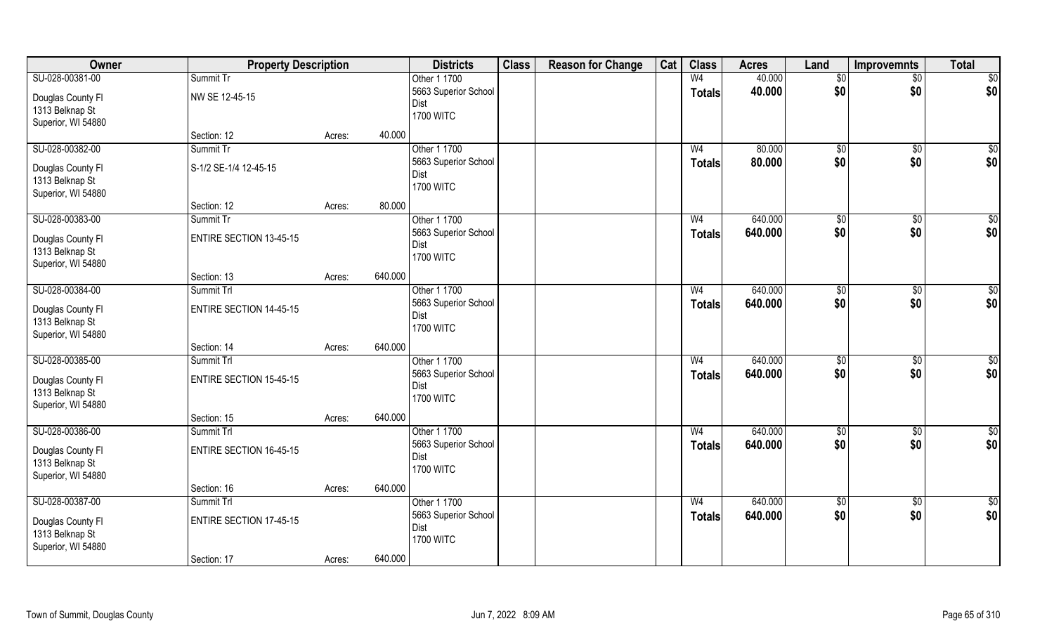| Owner | Property Description | | | Districts | Class | Reason for Change | Cat | Class | Acres | Land | Improvemnts | Total |
|---|---|---|---|---|---|---|---|---|---|---|---|---|
| SU-028-00381-00 | Summit Tr | | | Other 1 1700 | | | | W4 | 40.000 | $0 | $0 | $0 |
| Douglas County Fl<br>1313 Belknap St<br>Superior, WI 54880 | NW SE 12-45-15 | | | 5663 Superior School Dist<br>1700 WITC | | | | Totals | 40.000 | $0 | $0 | $0 |
| | Section: 12 | Acres: | 40.000 | | | | | | | | | |
| SU-028-00382-00 | Summit Tr | | | Other 1 1700 | | | | W4 | 80.000 | $0 | $0 | $0 |
| Douglas County Fl<br>1313 Belknap St<br>Superior, WI 54880 | S-1/2 SE-1/4 12-45-15 | | | 5663 Superior School Dist<br>1700 WITC | | | | Totals | 80.000 | $0 | $0 | $0 |
| | Section: 12 | Acres: | 80.000 | | | | | | | | | |
| SU-028-00383-00 | Summit Tr | | | Other 1 1700 | | | | W4 | 640.000 | $0 | $0 | $0 |
| Douglas County Fl<br>1313 Belknap St<br>Superior, WI 54880 | ENTIRE SECTION 13-45-15 | | | 5663 Superior School Dist<br>1700 WITC | | | | Totals | 640.000 | $0 | $0 | $0 |
| | Section: 13 | Acres: | 640.000 | | | | | | | | | |
| SU-028-00384-00 | Summit Trl | | | Other 1 1700 | | | | W4 | 640.000 | $0 | $0 | $0 |
| Douglas County Fl<br>1313 Belknap St<br>Superior, WI 54880 | ENTIRE SECTION 14-45-15 | | | 5663 Superior School Dist<br>1700 WITC | | | | Totals | 640.000 | $0 | $0 | $0 |
| | Section: 14 | Acres: | 640.000 | | | | | | | | | |
| SU-028-00385-00 | Summit Trl | | | Other 1 1700 | | | | W4 | 640.000 | $0 | $0 | $0 |
| Douglas County Fl<br>1313 Belknap St<br>Superior, WI 54880 | ENTIRE SECTION 15-45-15 | | | 5663 Superior School Dist<br>1700 WITC | | | | Totals | 640.000 | $0 | $0 | $0 |
| | Section: 15 | Acres: | 640.000 | | | | | | | | | |
| SU-028-00386-00 | Summit Trl | | | Other 1 1700 | | | | W4 | 640.000 | $0 | $0 | $0 |
| Douglas County Fl<br>1313 Belknap St<br>Superior, WI 54880 | ENTIRE SECTION 16-45-15 | | | 5663 Superior School Dist<br>1700 WITC | | | | Totals | 640.000 | $0 | $0 | $0 |
| | Section: 16 | Acres: | 640.000 | | | | | | | | | |
| SU-028-00387-00 | Summit Trl | | | Other 1 1700 | | | | W4 | 640.000 | $0 | $0 | $0 |
| Douglas County Fl<br>1313 Belknap St<br>Superior, WI 54880 | ENTIRE SECTION 17-45-15 | | | 5663 Superior School Dist<br>1700 WITC | | | | Totals | 640.000 | $0 | $0 | $0 |
| | Section: 17 | Acres: | 640.000 | | | | | | | | | |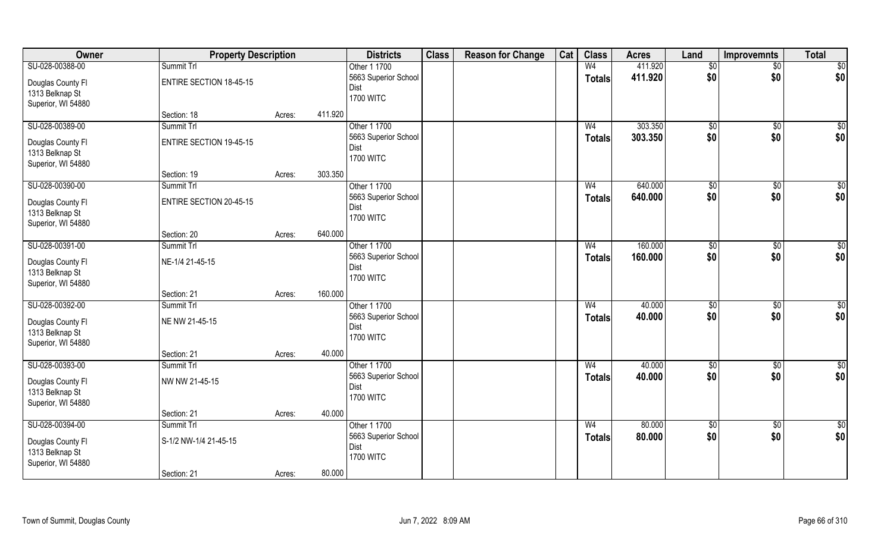| Owner | Property Description | | | Districts | Class | Reason for Change | Cat | Class | Acres | Land | Improvemnts | Total |
|---|---|---|---|---|---|---|---|---|---|---|---|---|
| SU-028-00388-00 | Summit Trl | | | Other 1 1700 | | | | W4 | 411.920 | $0 | $0 | $0 |
| Douglas County Fl<br>1313 Belknap St<br>Superior, WI 54880 | ENTIRE SECTION 18-45-15 | | | 5663 Superior School Dist<br>1700 WITC | | | | **Totals** | **411.920** | **$0** | **$0** | **$0** |
| | Section: 18 | Acres: | 411.920 | | | | | | | | | |
| SU-028-00389-00 | Summit Trl | | | Other 1 1700 | | | | W4 | 303.350 | $0 | $0 | $0 |
| Douglas County Fl<br>1313 Belknap St<br>Superior, WI 54880 | ENTIRE SECTION 19-45-15 | | | 5663 Superior School Dist<br>1700 WITC | | | | **Totals** | **303.350** | **$0** | **$0** | **$0** |
| | Section: 19 | Acres: | 303.350 | | | | | | | | | |
| SU-028-00390-00 | Summit Trl | | | Other 1 1700 | | | | W4 | 640.000 | $0 | $0 | $0 |
| Douglas County Fl<br>1313 Belknap St<br>Superior, WI 54880 | ENTIRE SECTION 20-45-15 | | | 5663 Superior School Dist<br>1700 WITC | | | | **Totals** | **640.000** | **$0** | **$0** | **$0** |
| | Section: 20 | Acres: | 640.000 | | | | | | | | | |
| SU-028-00391-00 | Summit Trl | | | Other 1 1700 | | | | W4 | 160.000 | $0 | $0 | $0 |
| Douglas County Fl<br>1313 Belknap St<br>Superior, WI 54880 | NE-1/4 21-45-15 | | | 5663 Superior School Dist<br>1700 WITC | | | | **Totals** | **160.000** | **$0** | **$0** | **$0** |
| | Section: 21 | Acres: | 160.000 | | | | | | | | | |
| SU-028-00392-00 | Summit Trl | | | Other 1 1700 | | | | W4 | 40.000 | $0 | $0 | $0 |
| Douglas County Fl<br>1313 Belknap St<br>Superior, WI 54880 | NE NW 21-45-15 | | | 5663 Superior School Dist<br>1700 WITC | | | | **Totals** | **40.000** | **$0** | **$0** | **$0** |
| | Section: 21 | Acres: | 40.000 | | | | | | | | | |
| SU-028-00393-00 | Summit Trl | | | Other 1 1700 | | | | W4 | 40.000 | $0 | $0 | $0 |
| Douglas County Fl<br>1313 Belknap St<br>Superior, WI 54880 | NW NW 21-45-15 | | | 5663 Superior School Dist<br>1700 WITC | | | | **Totals** | **40.000** | **$0** | **$0** | **$0** |
| | Section: 21 | Acres: | 40.000 | | | | | | | | | |
| SU-028-00394-00 | Summit Trl | | | Other 1 1700 | | | | W4 | 80.000 | $0 | $0 | $0 |
| Douglas County Fl<br>1313 Belknap St<br>Superior, WI 54880 | S-1/2 NW-1/4 21-45-15 | | | 5663 Superior School Dist<br>1700 WITC | | | | **Totals** | **80.000** | **$0** | **$0** | **$0** |
| | Section: 21 | Acres: | 80.000 | | | | | | | | | |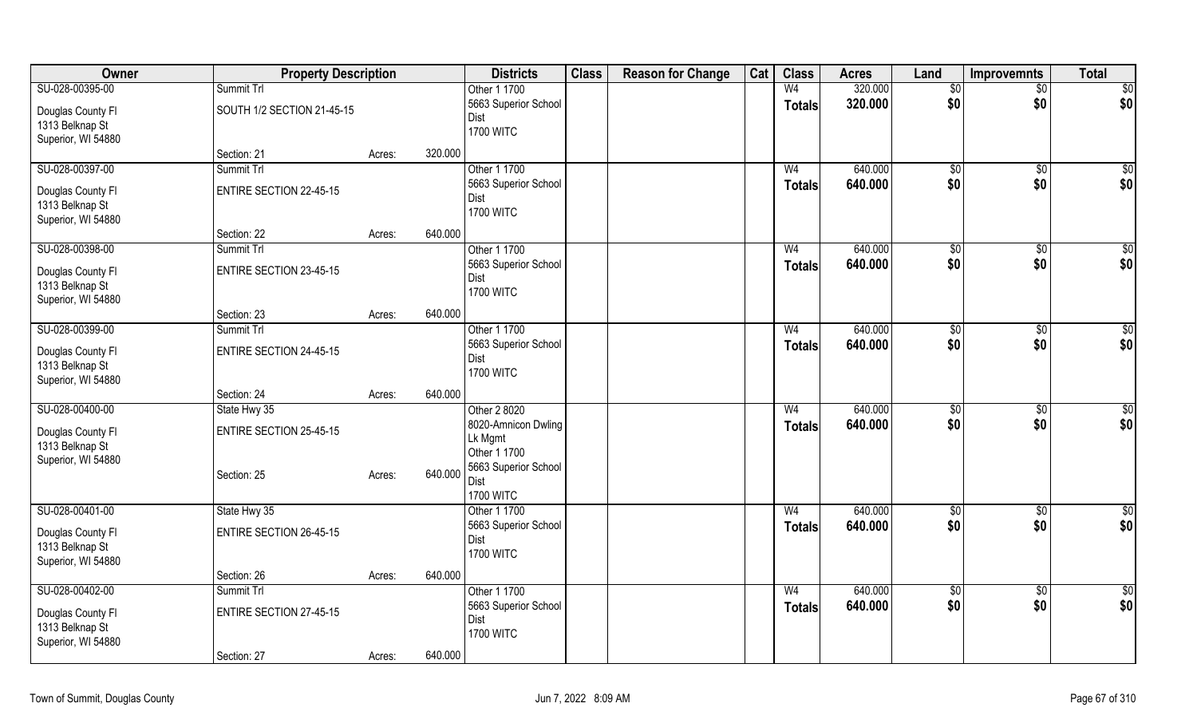| Owner | Property Description | | | Districts | Class | Reason for Change | Cat | Class | Acres | Land | Improvemnts | Total |
|---|---|---|---|---|---|---|---|---|---|---|---|---|
| SU-028-00395-00 | Summit Trl | | | Other 1 1700 | | | | W4 | 320.000 | $0 | $0 | $0 |
| Douglas County Fl<br>1313 Belknap St<br>Superior, WI 54880 | SOUTH 1/2 SECTION 21-45-15 | | | 5663 Superior School Dist<br>1700 WITC | | | | Totals | 320.000 | $0 | $0 | $0 |
| | Section: 21 | Acres: | 320.000 | | | | | | | | | |
| SU-028-00397-00 | Summit Trl | | | Other 1 1700 | | | | W4 | 640.000 | $0 | $0 | $0 |
| Douglas County Fl<br>1313 Belknap St<br>Superior, WI 54880 | ENTIRE SECTION 22-45-15 | | | 5663 Superior School Dist<br>1700 WITC | | | | Totals | 640.000 | $0 | $0 | $0 |
| | Section: 22 | Acres: | 640.000 | | | | | | | | | |
| SU-028-00398-00 | Summit Trl | | | Other 1 1700 | | | | W4 | 640.000 | $0 | $0 | $0 |
| Douglas County Fl<br>1313 Belknap St<br>Superior, WI 54880 | ENTIRE SECTION 23-45-15 | | | 5663 Superior School Dist<br>1700 WITC | | | | Totals | 640.000 | $0 | $0 | $0 |
| | Section: 23 | Acres: | 640.000 | | | | | | | | | |
| SU-028-00399-00 | Summit Trl | | | Other 1 1700 | | | | W4 | 640.000 | $0 | $0 | $0 |
| Douglas County Fl<br>1313 Belknap St<br>Superior, WI 54880 | ENTIRE SECTION 24-45-15 | | | 5663 Superior School Dist<br>1700 WITC | | | | Totals | 640.000 | $0 | $0 | $0 |
| | Section: 24 | Acres: | 640.000 | | | | | | | | | |
| SU-028-00400-00 | State Hwy 35 | | | Other 2 8020 | | | | W4 | 640.000 | $0 | $0 | $0 |
| Douglas County Fl<br>1313 Belknap St<br>Superior, WI 54880 | ENTIRE SECTION 25-45-15 | | | 8020-Amnicon Dwling Lk Mgmt<br>Other 1 1700<br>5663 Superior School Dist<br>1700 WITC | | | | Totals | 640.000 | $0 | $0 | $0 |
| | Section: 25 | Acres: | 640.000 | | | | | | | | | |
| SU-028-00401-00 | State Hwy 35 | | | Other 1 1700 | | | | W4 | 640.000 | $0 | $0 | $0 |
| Douglas County Fl<br>1313 Belknap St<br>Superior, WI 54880 | ENTIRE SECTION 26-45-15 | | | 5663 Superior School Dist<br>1700 WITC | | | | Totals | 640.000 | $0 | $0 | $0 |
| | Section: 26 | Acres: | 640.000 | | | | | | | | | |
| SU-028-00402-00 | Summit Trl | | | Other 1 1700 | | | | W4 | 640.000 | $0 | $0 | $0 |
| Douglas County Fl<br>1313 Belknap St<br>Superior, WI 54880 | ENTIRE SECTION 27-45-15 | | | 5663 Superior School Dist<br>1700 WITC | | | | Totals | 640.000 | $0 | $0 | $0 |
| | Section: 27 | Acres: | 640.000 | | | | | | | | | |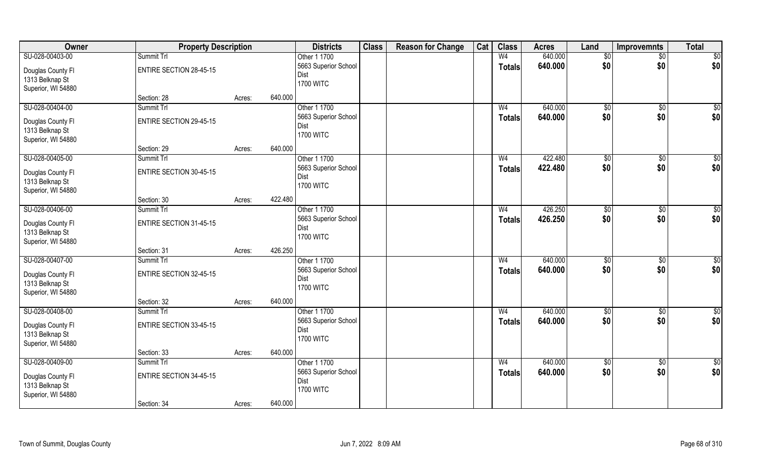| Owner | Property Description | | | Districts | Class | Reason for Change | Cat | Class | Acres | Land | Improvemnts | Total |
|---|---|---|---|---|---|---|---|---|---|---|---|---|
| SU-028-00403-00 | Summit Trl | | | Other 1 1700 | | | | W4 | 640.000 | $0 | $0 | $0 |
| Douglas County Fl<br>1313 Belknap St<br>Superior, WI 54880 | ENTIRE SECTION 28-45-15 | | | 5663 Superior School Dist<br>1700 WITC | | | | Totals | 640.000 | $0 | $0 | $0 |
| | Section: 28 | Acres: | 640.000 | | | | | | | | | |
| SU-028-00404-00 | Summit Trl | | | Other 1 1700 | | | | W4 | 640.000 | $0 | $0 | $0 |
| Douglas County Fl<br>1313 Belknap St<br>Superior, WI 54880 | ENTIRE SECTION 29-45-15 | | | 5663 Superior School Dist<br>1700 WITC | | | | Totals | 640.000 | $0 | $0 | $0 |
| | Section: 29 | Acres: | 640.000 | | | | | | | | | |
| SU-028-00405-00 | Summit Trl | | | Other 1 1700 | | | | W4 | 422.480 | $0 | $0 | $0 |
| Douglas County Fl<br>1313 Belknap St<br>Superior, WI 54880 | ENTIRE SECTION 30-45-15 | | | 5663 Superior School Dist<br>1700 WITC | | | | Totals | 422.480 | $0 | $0 | $0 |
| | Section: 30 | Acres: | 422.480 | | | | | | | | | |
| SU-028-00406-00 | Summit Trl | | | Other 1 1700 | | | | W4 | 426.250 | $0 | $0 | $0 |
| Douglas County Fl<br>1313 Belknap St<br>Superior, WI 54880 | ENTIRE SECTION 31-45-15 | | | 5663 Superior School Dist<br>1700 WITC | | | | Totals | 426.250 | $0 | $0 | $0 |
| | Section: 31 | Acres: | 426.250 | | | | | | | | | |
| SU-028-00407-00 | Summit Trl | | | Other 1 1700 | | | | W4 | 640.000 | $0 | $0 | $0 |
| Douglas County Fl<br>1313 Belknap St<br>Superior, WI 54880 | ENTIRE SECTION 32-45-15 | | | 5663 Superior School Dist<br>1700 WITC | | | | Totals | 640.000 | $0 | $0 | $0 |
| | Section: 32 | Acres: | 640.000 | | | | | | | | | |
| SU-028-00408-00 | Summit Trl | | | Other 1 1700 | | | | W4 | 640.000 | $0 | $0 | $0 |
| Douglas County Fl<br>1313 Belknap St<br>Superior, WI 54880 | ENTIRE SECTION 33-45-15 | | | 5663 Superior School Dist<br>1700 WITC | | | | Totals | 640.000 | $0 | $0 | $0 |
| | Section: 33 | Acres: | 640.000 | | | | | | | | | |
| SU-028-00409-00 | Summit Trl | | | Other 1 1700 | | | | W4 | 640.000 | $0 | $0 | $0 |
| Douglas County Fl<br>1313 Belknap St<br>Superior, WI 54880 | ENTIRE SECTION 34-45-15 | | | 5663 Superior School Dist<br>1700 WITC | | | | Totals | 640.000 | $0 | $0 | $0 |
| | Section: 34 | Acres: | 640.000 | | | | | | | | | |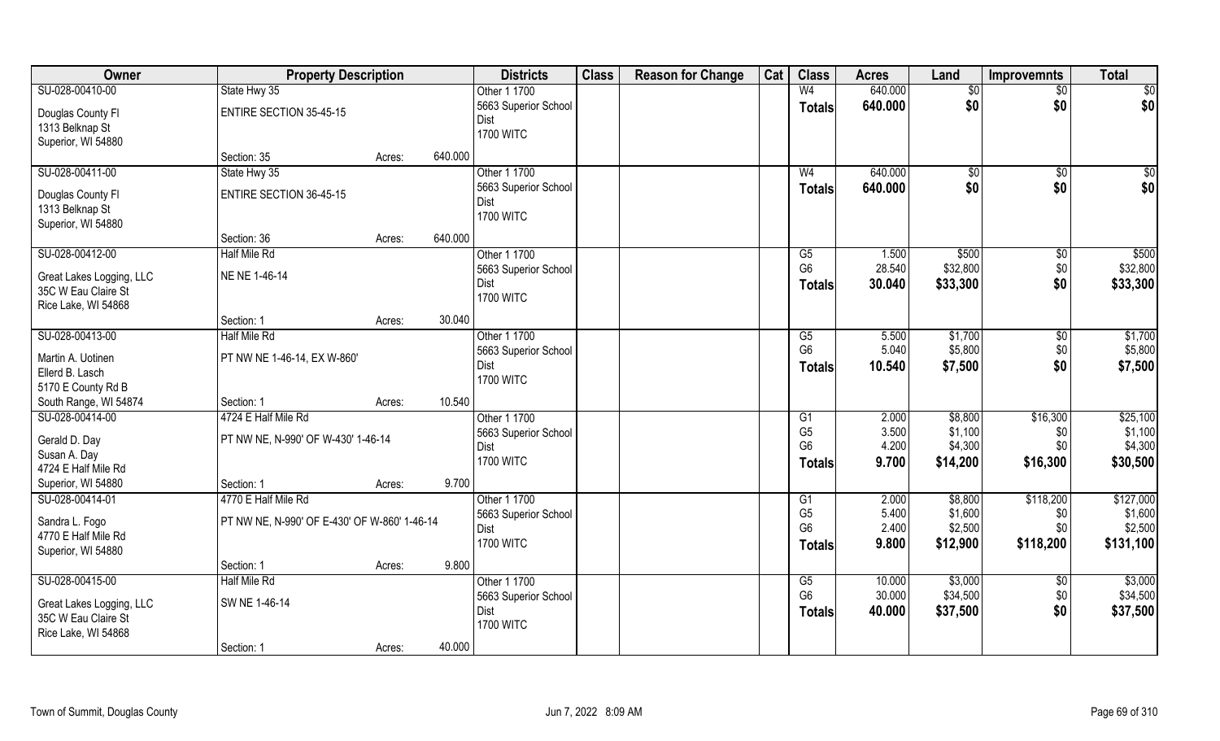| Owner | Property Description | | | Districts | Class | Reason for Change | Cat | Class | Acres | Land | Improvemnts | Total |
|---|---|---|---|---|---|---|---|---|---|---|---|---|
| SU-028-00410-00 | State Hwy 35 | | | Other 1 1700 | | | | W4 | 640.000 | $0 | $0 | $0 |
| Douglas County Fl<br>1313 Belknap St<br>Superior, WI 54880 | ENTIRE SECTION 35-45-15 | | | 5663 Superior School Dist<br>1700 WITC | | | | Totals | 640.000 | $0 | $0 | $0 |
| | Section: 35 | Acres: | 640.000 | | | | | | | | | |
| SU-028-00411-00 | State Hwy 35 | | | Other 1 1700 | | | | W4 | 640.000 | $0 | $0 | $0 |
| Douglas County Fl<br>1313 Belknap St<br>Superior, WI 54880 | ENTIRE SECTION 36-45-15 | | | 5663 Superior School Dist<br>1700 WITC | | | | Totals | 640.000 | $0 | $0 | $0 |
| | Section: 36 | Acres: | 640.000 | | | | | | | | | |
| SU-028-00412-00 | Half Mile Rd | | | Other 1 1700 | | | | G5 | 1.500 | $500 | $0 | $500 |
| Great Lakes Logging, LLC<br>35C W Eau Claire St<br>Rice Lake, WI 54868 | NE NE 1-46-14 | | | 5663 Superior School Dist<br>1700 WITC | | | | G6 | 28.540 | $32,800 | $0 | $32,800 |
| | | | | | | | | Totals | 30.040 | $33,300 | $0 | $33,300 |
| | Section: 1 | Acres: | 30.040 | | | | | | | | | |
| SU-028-00413-00 | Half Mile Rd | | | Other 1 1700 | | | | G5 | 5.500 | $1,700 | $0 | $1,700 |
| Martin A. Uotinen<br>Ellerd B. Lasch<br>5170 E County Rd B<br>South Range, WI 54874 | PT NW NE 1-46-14, EX W-860' | | | 5663 Superior School Dist<br>1700 WITC | | | | G6 | 5.040 | $5,800 | $0 | $5,800 |
| | | | | | | | | Totals | 10.540 | $7,500 | $0 | $7,500 |
| | Section: 1 | Acres: | 10.540 | | | | | | | | | |
| SU-028-00414-00 | 4724 E Half Mile Rd | | | Other 1 1700 | | | | G1 | 2.000 | $8,800 | $16,300 | $25,100 |
| Gerald D. Day<br>Susan A. Day<br>4724 E Half Mile Rd<br>Superior, WI 54880 | PT NW NE, N-990' OF W-430' 1-46-14 | | | 5663 Superior School Dist<br>1700 WITC | | | | G5 | 3.500 | $1,100 | $0 | $1,100 |
| | | | | | | | | G6 | 4.200 | $4,300 | $0 | $4,300 |
| | | | | | | | | Totals | 9.700 | $14,200 | $16,300 | $30,500 |
| | Section: 1 | Acres: | 9.700 | | | | | | | | | |
| SU-028-00414-01 | 4770 E Half Mile Rd | | | Other 1 1700 | | | | G1 | 2.000 | $8,800 | $118,200 | $127,000 |
| Sandra L. Fogo<br>4770 E Half Mile Rd<br>Superior, WI 54880 | PT NW NE, N-990' OF E-430' OF W-860' 1-46-14 | | | 5663 Superior School Dist<br>1700 WITC | | | | G5 | 5.400 | $1,600 | $0 | $1,600 |
| | | | | | | | | G6 | 2.400 | $2,500 | $0 | $2,500 |
| | | | | | | | | Totals | 9.800 | $12,900 | $118,200 | $131,100 |
| | Section: 1 | Acres: | 9.800 | | | | | | | | | |
| SU-028-00415-00 | Half Mile Rd | | | Other 1 1700 | | | | G5 | 10.000 | $3,000 | $0 | $3,000 |
| Great Lakes Logging, LLC<br>35C W Eau Claire St<br>Rice Lake, WI 54868 | SW NE 1-46-14 | | | 5663 Superior School Dist<br>1700 WITC | | | | G6 | 30.000 | $34,500 | $0 | $34,500 |
| | | | | | | | | Totals | 40.000 | $37,500 | $0 | $37,500 |
| | Section: 1 | Acres: | 40.000 | | | | | | | | | |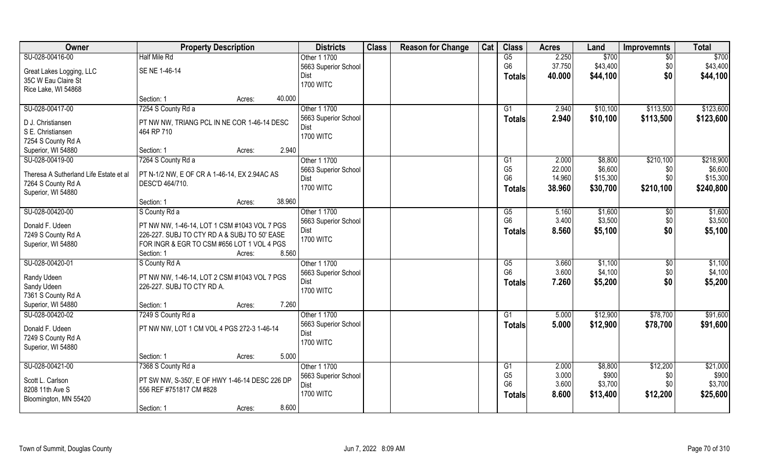| Owner | Property Description | Districts | Class | Reason for Change | Cat | Class | Acres | Land | Improvemnts | Total |
|---|---|---|---|---|---|---|---|---|---|---|
| SU-028-00416-00 | Half Mile Rd | Other 1 1700 | | | | G5 | 2.250 | $700 | $0 | $700 |
| Great Lakes Logging, LLC | SE NE 1-46-14 | 5663 Superior School Dist | | | | G6 | 37.750 | $43,400 | $0 | $43,400 |
| 35C W Eau Claire St | | 1700 WITC | | | | **Totals** | **40.000** | **$44,100** | **$0** | **$44,100** |
| Rice Lake, WI 54868 | Section: 1 Acres: 40.000 | | | | | | | | | |
| SU-028-00417-00 | 7254 S County Rd a | Other 1 1700 | | | | G1 | 2.940 | $10,100 | $113,500 | $123,600 |
| D J. Christiansen | PT NW NW, TRIANG PCL IN NE COR 1-46-14 DESC 464 RP 710 | 5663 Superior School Dist | | | | **Totals** | **2.940** | **$10,100** | **$113,500** | **$123,600** |
| S E. Christiansen | | 1700 WITC | | | | | | | | |
| 7254 S County Rd A | | | | | | | | | | |
| Superior, WI 54880 | Section: 1 Acres: 2.940 | | | | | | | | | |
| SU-028-00419-00 | 7264 S County Rd a | Other 1 1700 | | | | G1 | 2.000 | $8,800 | $210,100 | $218,900 |
| Theresa A Sutherland Life Estate et al | PT N-1/2 NW, E OF CR A 1-46-14, EX 2.94AC AS DESC'D 464/710. | 5663 Superior School Dist | | | | G5 | 22.000 | $6,600 | $0 | $6,600 |
| 7264 S County Rd A | | 1700 WITC | | | | G6 | 14.960 | $15,300 | $0 | $15,300 |
| Superior, WI 54880 | | | | | | **Totals** | **38.960** | **$30,700** | **$210,100** | **$240,800** |
| | Section: 1 Acres: 38.960 | | | | | | | | | |
| SU-028-00420-00 | S County Rd a | Other 1 1700 | | | | G5 | 5.160 | $1,600 | $0 | $1,600 |
| Donald F. Udeen | PT NW NW, 1-46-14, LOT 1 CSM #1043 VOL 7 PGS 226-227. SUBJ TO CTY RD A & SUBJ TO 50' EASE FOR INGR & EGR TO CSM #656 LOT 1 VOL 4 PGS | 5663 Superior School Dist | | | | G6 | 3.400 | $3,500 | $0 | $3,500 |
| 7249 S County Rd A | | 1700 WITC | | | | **Totals** | **8.560** | **$5,100** | **$0** | **$5,100** |
| Superior, WI 54880 | Section: 1 Acres: 8.560 | | | | | | | | | |
| SU-028-00420-01 | S County Rd A | Other 1 1700 | | | | G5 | 3.660 | $1,100 | $0 | $1,100 |
| Randy Udeen | PT NW NW, 1-46-14, LOT 2 CSM #1043 VOL 7 PGS 226-227. SUBJ TO CTY RD A. | 5663 Superior School Dist | | | | G6 | 3.600 | $4,100 | $0 | $4,100 |
| Sandy Udeen | | 1700 WITC | | | | **Totals** | **7.260** | **$5,200** | **$0** | **$5,200** |
| 7361 S County Rd A | | | | | | | | | | |
| Superior, WI 54880 | Section: 1 Acres: 7.260 | | | | | | | | | |
| SU-028-00420-02 | 7249 S County Rd a | Other 1 1700 | | | | G1 | 5.000 | $12,900 | $78,700 | $91,600 |
| Donald F. Udeen | PT NW NW, LOT 1 CM VOL 4 PGS 272-3 1-46-14 | 5663 Superior School Dist | | | | **Totals** | **5.000** | **$12,900** | **$78,700** | **$91,600** |
| 7249 S County Rd A | | 1700 WITC | | | | | | | | |
| Superior, WI 54880 | Section: 1 Acres: 5.000 | | | | | | | | | |
| SU-028-00421-00 | 7368 S County Rd a | Other 1 1700 | | | | G1 | 2.000 | $8,800 | $12,200 | $21,000 |
| Scott L. Carlson | PT SW NW, S-350', E OF HWY 1-46-14 DESC 226 DP 556 REF #751817 CM #828 | 5663 Superior School Dist | | | | G5 | 3.000 | $900 | $0 | $900 |
| 8208 11th Ave S | | 1700 WITC | | | | G6 | 3.600 | $3,700 | $0 | $3,700 |
| Bloomington, MN 55420 | | | | | | **Totals** | **8.600** | **$13,400** | **$12,200** | **$25,600** |
| | Section: 1 Acres: 8.600 | | | | | | | | | |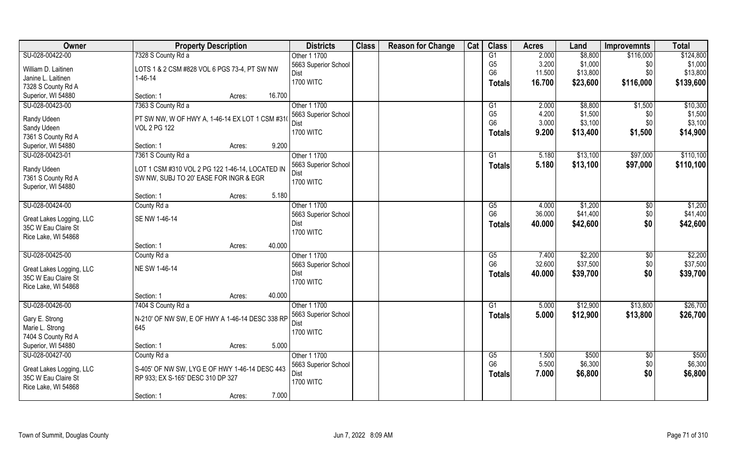| Owner | Property Description | Districts | Class | Reason for Change | Cat | Class | Acres | Land | Improvemnts | Total |
|---|---|---|---|---|---|---|---|---|---|---|
| SU-028-00422-00<br>William D. Laitinen<br>Janine L. Laitinen<br>7328 S County Rd A<br>Superior, WI 54880 | 7328 S County Rd a<br>LOTS 1 & 2 CSM #828 VOL 6 PGS 73-4, PT SW NW 1-46-14<br>Section: 1 Acres: 16.700 | Other 1 1700<br>5663 Superior School Dist<br>1700 WITC | | | | G1<br>G5<br>G6<br>**Totals** | 2.000<br>3.200<br>11.500<br>**16.700** | $8,800<br>$1,000<br>$13,800<br>**$23,600** | $116,000<br>$0<br>$0<br>**$116,000** | $124,800<br>$1,000<br>$13,800<br>**$139,600** |
| SU-028-00423-00<br>Randy Udeen<br>Sandy Udeen<br>7361 S County Rd A<br>Superior, WI 54880 | 7363 S County Rd a<br>PT SW NW, W OF HWY A, 1-46-14 EX LOT 1 CSM #310 VOL 2 PG 122<br>Section: 1 Acres: 9.200 | Other 1 1700<br>5663 Superior School Dist<br>1700 WITC | | | | G1<br>G5<br>G6<br>**Totals** | 2.000<br>4.200<br>3.000<br>**9.200** | $8,800<br>$1,500<br>$3,100<br>**$13,400** | $1,500<br>$0<br>$0<br>**$1,500** | $10,300<br>$1,500<br>$3,100<br>**$14,900** |
| SU-028-00423-01<br>Randy Udeen<br>7361 S County Rd A<br>Superior, WI 54880 | 7361 S County Rd a<br>LOT 1 CSM #310 VOL 2 PG 122 1-46-14, LOCATED IN SW NW, SUBJ TO 20' EASE FOR INGR & EGR<br>Section: 1 Acres: 5.180 | Other 1 1700<br>5663 Superior School Dist<br>1700 WITC | | | | G1<br>**Totals** | 5.180<br>**5.180** | $13,100<br>**$13,100** | $97,000<br>**$97,000** | $110,100<br>**$110,100** |
| SU-028-00424-00<br>Great Lakes Logging, LLC<br>35C W Eau Claire St<br>Rice Lake, WI 54868 | County Rd a<br>SE NW 1-46-14<br>Section: 1 Acres: 40.000 | Other 1 1700<br>5663 Superior School Dist<br>1700 WITC | | | | G5<br>G6<br>**Totals** | 4.000<br>36.000<br>**40.000** | $1,200<br>$41,400<br>**$42,600** | $0<br>$0<br>**$0** | $1,200<br>$41,400<br>**$42,600** |
| SU-028-00425-00<br>Great Lakes Logging, LLC<br>35C W Eau Claire St<br>Rice Lake, WI 54868 | County Rd a<br>NE SW 1-46-14<br>Section: 1 Acres: 40.000 | Other 1 1700<br>5663 Superior School Dist<br>1700 WITC | | | | G5<br>G6<br>**Totals** | 7.400<br>32.600<br>**40.000** | $2,200<br>$37,500<br>**$39,700** | $0<br>$0<br>**$0** | $2,200<br>$37,500<br>**$39,700** |
| SU-028-00426-00<br>Gary E. Strong<br>Marie L. Strong<br>7404 S County Rd A<br>Superior, WI 54880 | 7404 S County Rd a<br>N-210' OF NW SW, E OF HWY A 1-46-14 DESC 338 RP 645<br>Section: 1 Acres: 5.000 | Other 1 1700<br>5663 Superior School Dist<br>1700 WITC | | | | G1<br>**Totals** | 5.000<br>**5.000** | $12,900<br>**$12,900** | $13,800<br>**$13,800** | $26,700<br>**$26,700** |
| SU-028-00427-00<br>Great Lakes Logging, LLC<br>35C W Eau Claire St<br>Rice Lake, WI 54868 | County Rd a<br>S-405' OF NW SW, LYG E OF HWY 1-46-14 DESC 443 RP 933; EX S-165' DESC 310 DP 327<br>Section: 1 Acres: 7.000 | Other 1 1700<br>5663 Superior School Dist<br>1700 WITC | | | | G5<br>G6<br>**Totals** | 1.500<br>5.500<br>**7.000** | $500<br>$6,300<br>**$6,800** | $0<br>$0<br>**$0** | $500<br>$6,300<br>**$6,800** |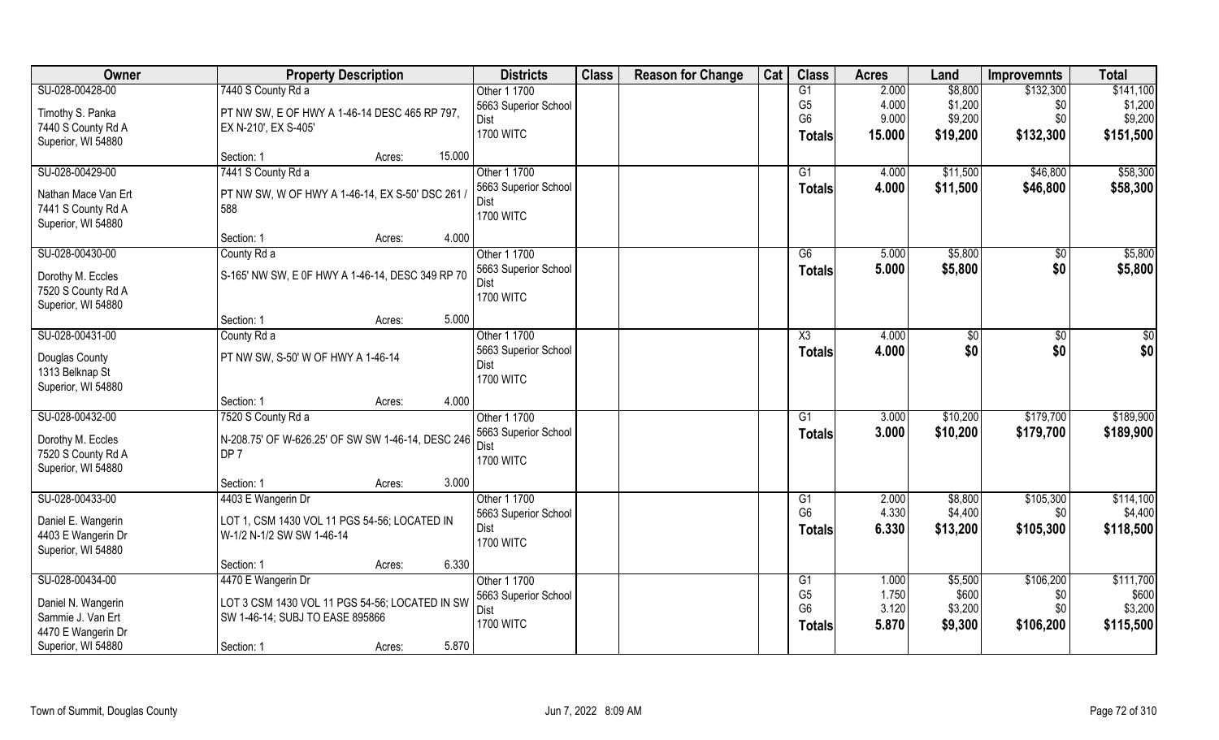| Owner | Property Description | | Districts | Class | Reason for Change | Cat | Class | Acres | Land | Improvemnts | Total |
|---|---|---|---|---|---|---|---|---|---|---|---|
| SU-028-00428-00<br>Timothy S. Panka<br>7440 S County Rd A<br>Superior, WI 54880 | 7440 S County Rd a<br>PT NW SW, E OF HWY A 1-46-14 DESC 465 RP 797, EX N-210', EX S-405'<br>Section: 1 | Acres: 15.000 | Other 1 1700<br>5663 Superior School Dist<br>1700 WITC | | | | G1<br>G5<br>G6<br>**Totals** | 2.000<br>4.000<br>9.000<br>**15.000** | $8,800<br>$1,200<br>$9,200<br>**$19,200** | $132,300<br>$0<br>$0<br>**$132,300** | $141,100<br>$1,200<br>$9,200<br>**$151,500** |
| SU-028-00429-00<br>Nathan Mace Van Ert<br>7441 S County Rd A<br>Superior, WI 54880 | 7441 S County Rd a<br>PT NW SW, W OF HWY A 1-46-14, EX S-50' DSC 261 / 588<br>Section: 1 | Acres: 4.000 | Other 1 1700<br>5663 Superior School Dist<br>1700 WITC | | | | G1<br>**Totals** | 4.000<br>**4.000** | $11,500<br>**$11,500** | $46,800<br>**$46,800** | $58,300<br>**$58,300** |
| SU-028-00430-00<br>Dorothy M. Eccles<br>7520 S County Rd A<br>Superior, WI 54880 | County Rd a<br>S-165' NW SW, E 0F HWY A 1-46-14, DESC 349 RP 70<br>Section: 1 | Acres: 5.000 | Other 1 1700<br>5663 Superior School Dist<br>1700 WITC | | | | G6<br>**Totals** | 5.000<br>**5.000** | $5,800<br>**$5,800** | $0<br>**$0** | $5,800<br>**$5,800** |
| SU-028-00431-00<br>Douglas County<br>1313 Belknap St<br>Superior, WI 54880 | County Rd a<br>PT NW SW, S-50' W OF HWY A 1-46-14<br>Section: 1 | Acres: 4.000 | Other 1 1700<br>5663 Superior School Dist<br>1700 WITC | | | | X3<br>**Totals** | 4.000<br>**4.000** | $0<br>**$0** | $0<br>**$0** | $0<br>**$0** |
| SU-028-00432-00<br>Dorothy M. Eccles<br>7520 S County Rd A<br>Superior, WI 54880 | 7520 S County Rd a<br>N-208.75' OF W-626.25' OF SW SW 1-46-14, DESC 246 DP 7<br>Section: 1 | Acres: 3.000 | Other 1 1700<br>5663 Superior School Dist<br>1700 WITC | | | | G1<br>**Totals** | 3.000<br>**3.000** | $10,200<br>**$10,200** | $179,700<br>**$179,700** | $189,900<br>**$189,900** |
| SU-028-00433-00<br>Daniel E. Wangerin<br>4403 E Wangerin Dr<br>Superior, WI 54880 | 4403 E Wangerin Dr<br>LOT 1, CSM 1430 VOL 11 PGS 54-56; LOCATED IN W-1/2 N-1/2 SW SW 1-46-14<br>Section: 1 | Acres: 6.330 | Other 1 1700<br>5663 Superior School Dist<br>1700 WITC | | | | G1<br>G6<br>**Totals** | 2.000<br>4.330<br>**6.330** | $8,800<br>$4,400<br>**$13,200** | $105,300<br>$0<br>**$105,300** | $114,100<br>$4,400<br>**$118,500** |
| SU-028-00434-00<br>Daniel N. Wangerin<br>Sammie J. Van Ert<br>4470 E Wangerin Dr<br>Superior, WI 54880 | 4470 E Wangerin Dr<br>LOT 3 CSM 1430 VOL 11 PGS 54-56; LOCATED IN SW SW 1-46-14; SUBJ TO EASE 895866<br>Section: 1 | Acres: 5.870 | Other 1 1700<br>5663 Superior School Dist<br>1700 WITC | | | | G1<br>G5<br>G6<br>**Totals** | 1.000<br>1.750<br>3.120<br>**5.870** | $5,500<br>$600<br>$3,200<br>**$9,300** | $106,200<br>$0<br>$0<br>**$106,200** | $111,700<br>$600<br>$3,200<br>**$115,500** |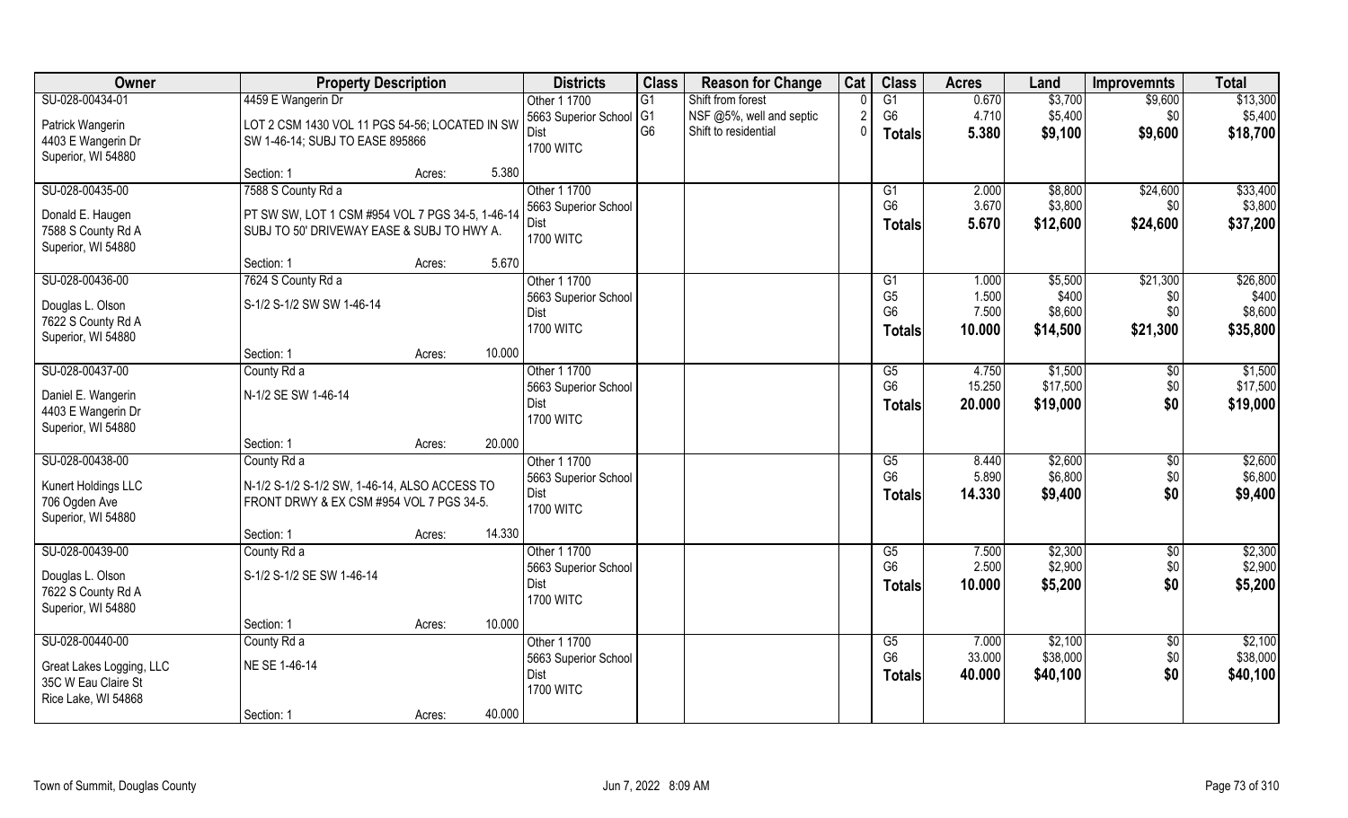| Owner | Property Description | | | Districts | Class | Reason for Change | Cat | Class | Acres | Land | Improvemnts | Total |
|---|---|---|---|---|---|---|---|---|---|---|---|---|
| SU-028-00434-01<br>Patrick Wangerin<br>4403 E Wangerin Dr<br>Superior, WI 54880 | 4459 E Wangerin Dr<br>LOT 2 CSM 1430 VOL 11 PGS 54-56; LOCATED IN SW SW 1-46-14; SUBJ TO EASE 895866<br>Section: 1 | Acres: | 5.380 | Other 1 1700<br>5663 Superior School Dist<br>1700 WITC | G1<br>G1<br>G6 | Shift from forest<br>NSF @5%, well and septic<br>Shift to residential | 0<br>2<br>0 | G1<br>G6<br>**Totals** | 0.670<br>4.710<br>**5.380** | $3,700<br>$5,400<br>**$9,100** | $9,600<br>$0<br>**$9,600** | $13,300<br>$5,400<br>**$18,700** |
| SU-028-00435-00<br>Donald E. Haugen<br>7588 S County Rd A<br>Superior, WI 54880 | 7588 S County Rd a<br>PT SW SW, LOT 1 CSM #954 VOL 7 PGS 34-5, 1-46-14 SUBJ TO 50' DRIVEWAY EASE & SUBJ TO HWY A.<br>Section: 1 | Acres: | 5.670 | Other 1 1700<br>5663 Superior School Dist<br>1700 WITC | | | | G1<br>G6<br>**Totals** | 2.000<br>3.670<br>**5.670** | $8,800<br>$3,800<br>**$12,600** | $24,600<br>$0<br>**$24,600** | $33,400<br>$3,800<br>**$37,200** |
| SU-028-00436-00<br>Douglas L. Olson<br>7622 S County Rd A<br>Superior, WI 54880 | 7624 S County Rd a<br>S-1/2 S-1/2 SW SW 1-46-14<br>Section: 1 | Acres: | 10.000 | Other 1 1700<br>5663 Superior School Dist<br>1700 WITC | | | | G1<br>G5<br>G6<br>**Totals** | 1.000<br>1.500<br>7.500<br>**10.000** | $5,500<br>$400<br>$8,600<br>**$14,500** | $21,300<br>$0<br>$0<br>**$21,300** | $26,800<br>$400<br>$8,600<br>**$35,800** |
| SU-028-00437-00<br>Daniel E. Wangerin<br>4403 E Wangerin Dr<br>Superior, WI 54880 | County Rd a<br>N-1/2 SE SW 1-46-14<br>Section: 1 | Acres: | 20.000 | Other 1 1700<br>5663 Superior School Dist<br>1700 WITC | | | | G5<br>G6<br>**Totals** | 4.750<br>15.250<br>**20.000** | $1,500<br>$17,500<br>**$19,000** | $0<br>$0<br>**$0** | $1,500<br>$17,500<br>**$19,000** |
| SU-028-00438-00<br>Kunert Holdings LLC<br>706 Ogden Ave<br>Superior, WI 54880 | County Rd a<br>N-1/2 S-1/2 SW, 1-46-14, ALSO ACCESS TO FRONT DRWY & EX CSM #954 VOL 7 PGS 34-5.<br>Section: 1 | Acres: | 14.330 | Other 1 1700<br>5663 Superior School Dist<br>1700 WITC | | | | G5<br>G6<br>**Totals** | 8.440<br>5.890<br>**14.330** | $2,600<br>$6,800<br>**$9,400** | $0<br>$0<br>**$0** | $2,600<br>$6,800<br>**$9,400** |
| SU-028-00439-00<br>Douglas L. Olson<br>7622 S County Rd A<br>Superior, WI 54880 | County Rd a<br>S-1/2 S-1/2 SE SW 1-46-14<br>Section: 1 | Acres: | 10.000 | Other 1 1700<br>5663 Superior School Dist<br>1700 WITC | | | | G5<br>G6<br>**Totals** | 7.500<br>2.500<br>**10.000** | $2,300<br>$2,900<br>**$5,200** | $0<br>$0<br>**$0** | $2,300<br>$2,900<br>**$5,200** |
| SU-028-00440-00<br>Great Lakes Logging, LLC<br>35C W Eau Claire St<br>Rice Lake, WI 54868 | County Rd a<br>NE SE 1-46-14<br>Section: 1 | Acres: | 40.000 | Other 1 1700<br>5663 Superior School Dist<br>1700 WITC | | | | G5<br>G6<br>**Totals** | 7.000<br>33.000<br>**40.000** | $2,100<br>$38,000<br>**$40,100** | $0<br>$0<br>**$0** | $2,100<br>$38,000<br>**$40,100** |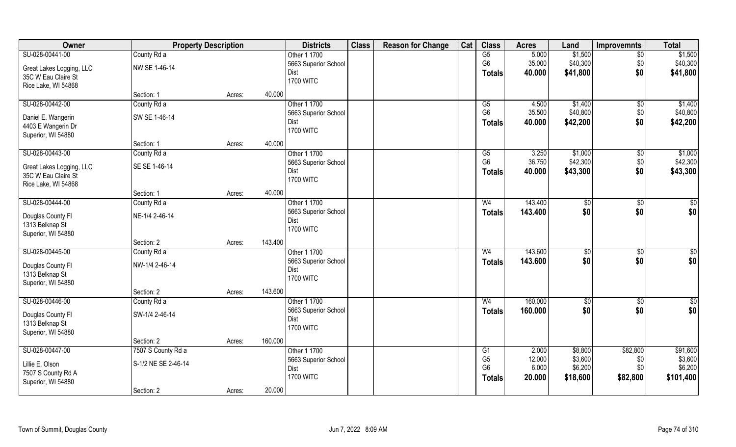| Owner | Property Description | | | Districts | Class | Reason for Change | Cat | Class | Acres | Land | Improvemnts | Total |
|---|---|---|---|---|---|---|---|---|---|---|---|---|
| SU-028-00441-00 | County Rd a | | | Other 1 1700 | | | | G5 | 5.000 | $1,500 | $0 | $1,500 |
| Great Lakes Logging, LLC | NW SE 1-46-14 | | | 5663 Superior School | | | | G6 | 35.000 | $40,300 | $0 | $40,300 |
| 35C W Eau Claire St | | | | Dist | | | | **Totals** | **40.000** | **$41,800** | **$0** | **$41,800** |
| Rice Lake, WI 54868 | | | | 1700 WITC | | | | | | | | |
| | Section: 1 | Acres: | 40.000 | | | | | | | | | |
| SU-028-00442-00 | County Rd a | | | Other 1 1700 | | | | G5 | 4.500 | $1,400 | $0 | $1,400 |
| Daniel E. Wangerin | SW SE 1-46-14 | | | 5663 Superior School | | | | G6 | 35.500 | $40,800 | $0 | $40,800 |
| 4403 E Wangerin Dr | | | | Dist | | | | **Totals** | **40.000** | **$42,200** | **$0** | **$42,200** |
| Superior, WI 54880 | | | | 1700 WITC | | | | | | | | |
| | Section: 1 | Acres: | 40.000 | | | | | | | | | |
| SU-028-00443-00 | County Rd a | | | Other 1 1700 | | | | G5 | 3.250 | $1,000 | $0 | $1,000 |
| Great Lakes Logging, LLC | SE SE 1-46-14 | | | 5663 Superior School | | | | G6 | 36.750 | $42,300 | $0 | $42,300 |
| 35C W Eau Claire St | | | | Dist | | | | **Totals** | **40.000** | **$43,300** | **$0** | **$43,300** |
| Rice Lake, WI 54868 | | | | 1700 WITC | | | | | | | | |
| | Section: 1 | Acres: | 40.000 | | | | | | | | | |
| SU-028-00444-00 | County Rd a | | | Other 1 1700 | | | | W4 | 143.400 | $0 | $0 | $0 |
| Douglas County Fl | NE-1/4 2-46-14 | | | 5663 Superior School | | | | **Totals** | **143.400** | **$0** | **$0** | **$0** |
| 1313 Belknap St | | | | Dist | | | | | | | | |
| Superior, WI 54880 | | | | 1700 WITC | | | | | | | | |
| | Section: 2 | Acres: | 143.400 | | | | | | | | | |
| SU-028-00445-00 | County Rd a | | | Other 1 1700 | | | | W4 | 143.600 | $0 | $0 | $0 |
| Douglas County Fl | NW-1/4 2-46-14 | | | 5663 Superior School | | | | **Totals** | **143.600** | **$0** | **$0** | **$0** |
| 1313 Belknap St | | | | Dist | | | | | | | | |
| Superior, WI 54880 | | | | 1700 WITC | | | | | | | | |
| | Section: 2 | Acres: | 143.600 | | | | | | | | | |
| SU-028-00446-00 | County Rd a | | | Other 1 1700 | | | | W4 | 160.000 | $0 | $0 | $0 |
| Douglas County Fl | SW-1/4 2-46-14 | | | 5663 Superior School | | | | **Totals** | **160.000** | **$0** | **$0** | **$0** |
| 1313 Belknap St | | | | Dist | | | | | | | | |
| Superior, WI 54880 | | | | 1700 WITC | | | | | | | | |
| | Section: 2 | Acres: | 160.000 | | | | | | | | | |
| SU-028-00447-00 | 7507 S County Rd a | | | Other 1 1700 | | | | G1 | 2.000 | $8,800 | $82,800 | $91,600 |
| Lillie E. Olson | S-1/2 NE SE 2-46-14 | | | 5663 Superior School | | | | G5 | 12.000 | $3,600 | $0 | $3,600 |
| 7507 S County Rd A | | | | Dist | | | | G6 | 6.000 | $6,200 | $0 | $6,200 |
| Superior, WI 54880 | | | | 1700 WITC | | | | **Totals** | **20.000** | **$18,600** | **$82,800** | **$101,400** |
| | Section: 2 | Acres: | 20.000 | | | | | | | | | |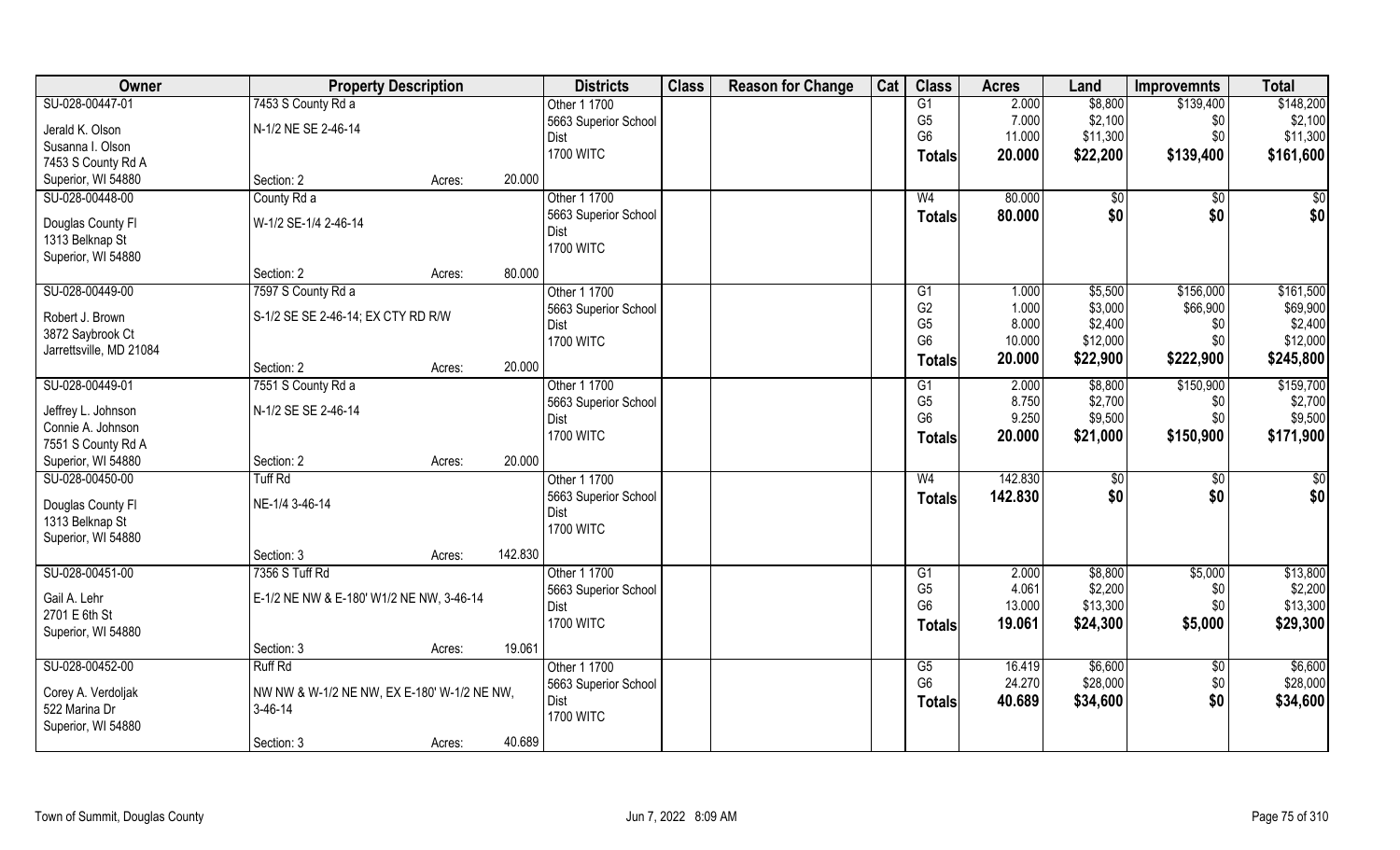| Owner | Property Description | | | Districts | Class | Reason for Change | Cat | Class | Acres | Land | Improvemnts | Total |
|---|---|---|---|---|---|---|---|---|---|---|---|---|
| SU-028-00447-01 | 7453 S County Rd a | | | Other 1 1700 | | | | G1 | 2.000 | $8,800 | $139,400 | $148,200 |
| Jerald K. Olson | N-1/2 NE SE 2-46-14 | | | 5663 Superior School Dist | | | | G5 | 7.000 | $2,100 | $0 | $2,100 |
| Susanna I. Olson | | | | 1700 WITC | | | | G6 | 11.000 | $11,300 | $0 | $11,300 |
| 7453 S County Rd A | | | | | | | | Totals | 20.000 | $22,200 | $139,400 | $161,600 |
| Superior, WI 54880 | Section: 2 | Acres: | 20.000 | | | | | | | | | |
| SU-028-00448-00 | County Rd a | | | Other 1 1700 | | | | W4 | 80.000 | $0 | $0 | $0 |
| Douglas County Fl | W-1/2 SE-1/4 2-46-14 | | | 5663 Superior School Dist | | | | Totals | 80.000 | $0 | $0 | $0 |
| 1313 Belknap St | | | | 1700 WITC | | | | | | | | |
| Superior, WI 54880 | | | | | | | | | | | | |
| | Section: 2 | Acres: | 80.000 | | | | | | | | | |
| SU-028-00449-00 | 7597 S County Rd a | | | Other 1 1700 | | | | G1 | 1.000 | $5,500 | $156,000 | $161,500 |
| Robert J. Brown | S-1/2 SE SE 2-46-14; EX CTY RD R/W | | | 5663 Superior School Dist | | | | G2 | 1.000 | $3,000 | $66,900 | $69,900 |
| 3872 Saybrook Ct | | | | 1700 WITC | | | | G5 | 8.000 | $2,400 | $0 | $2,400 |
| Jarrettsville, MD 21084 | | | | | | | | G6 | 10.000 | $12,000 | $0 | $12,000 |
| | Section: 2 | Acres: | 20.000 | | | | | Totals | 20.000 | $22,900 | $222,900 | $245,800 |
| SU-028-00449-01 | 7551 S County Rd a | | | Other 1 1700 | | | | G1 | 2.000 | $8,800 | $150,900 | $159,700 |
| Jeffrey L. Johnson | N-1/2 SE SE 2-46-14 | | | 5663 Superior School Dist | | | | G5 | 8.750 | $2,700 | $0 | $2,700 |
| Connie A. Johnson | | | | 1700 WITC | | | | G6 | 9.250 | $9,500 | $0 | $9,500 |
| 7551 S County Rd A | | | | | | | | Totals | 20.000 | $21,000 | $150,900 | $171,900 |
| Superior, WI 54880 | Section: 2 | Acres: | 20.000 | | | | | | | | | |
| SU-028-00450-00 | Tuff Rd | | | Other 1 1700 | | | | W4 | 142.830 | $0 | $0 | $0 |
| Douglas County Fl | NE-1/4 3-46-14 | | | 5663 Superior School Dist | | | | Totals | 142.830 | $0 | $0 | $0 |
| 1313 Belknap St | | | | 1700 WITC | | | | | | | | |
| Superior, WI 54880 | | | | | | | | | | | | |
| | Section: 3 | Acres: | 142.830 | | | | | | | | | |
| SU-028-00451-00 | 7356 S Tuff Rd | | | Other 1 1700 | | | | G1 | 2.000 | $8,800 | $5,000 | $13,800 |
| Gail A. Lehr | E-1/2 NE NW & E-180' W1/2 NE NW, 3-46-14 | | | 5663 Superior School Dist | | | | G5 | 4.061 | $2,200 | $0 | $2,200 |
| 2701 E 6th St | | | | 1700 WITC | | | | G6 | 13.000 | $13,300 | $0 | $13,300 |
| Superior, WI 54880 | | | | | | | | Totals | 19.061 | $24,300 | $5,000 | $29,300 |
| | Section: 3 | Acres: | 19.061 | | | | | | | | | |
| SU-028-00452-00 | Ruff Rd | | | Other 1 1700 | | | | G5 | 16.419 | $6,600 | $0 | $6,600 |
| Corey A. Verdoljak | NW NW & W-1/2 NE NW, EX E-180' W-1/2 NE NW, 3-46-14 | | | 5663 Superior School Dist | | | | G6 | 24.270 | $28,000 | $0 | $28,000 |
| 522 Marina Dr | | | | 1700 WITC | | | | Totals | 40.689 | $34,600 | $0 | $34,600 |
| Superior, WI 54880 | | | | | | | | | | | | |
| | Section: 3 | Acres: | 40.689 | | | | | | | | | |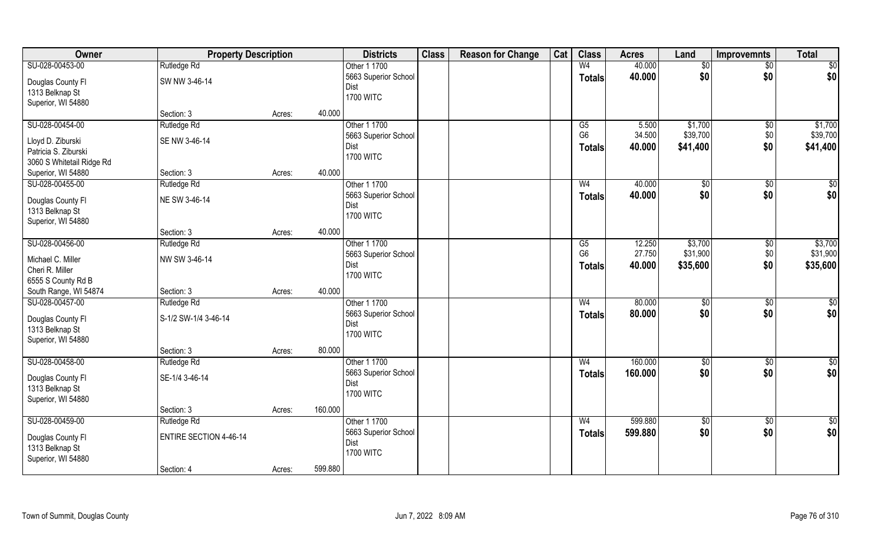| Owner | Property Description | | | Districts | Class | Reason for Change | Cat | Class | Acres | Land | Improvemnts | Total |
|---|---|---|---|---|---|---|---|---|---|---|---|---|
| SU-028-00453-00 | Rutledge Rd | | | Other 1 1700 | | | | W4 | 40.000 | $0 | $0 | $0 |
| Douglas County Fl<br>1313 Belknap St<br>Superior, WI 54880 | SW NW 3-46-14 | | | 5663 Superior School Dist<br>1700 WITC | | | | Totals | 40.000 | $0 | $0 | $0 |
| | Section: 3 | Acres: | 40.000 | | | | | | | | | |
| SU-028-00454-00 | Rutledge Rd | | | Other 1 1700 | | | | G5 | 5.500 | $1,700 | $0 | $1,700 |
| Lloyd D. Ziburski<br>Patricia S. Ziburski<br>3060 S Whitetail Ridge Rd<br>Superior, WI 54880 | SE NW 3-46-14 | | | 5663 Superior School Dist<br>1700 WITC | | | | G6 | 34.500 | $39,700 | $0 | $39,700 |
| | | | | | | | | Totals | 40.000 | $41,400 | $0 | $41,400 |
| | Section: 3 | Acres: | 40.000 | | | | | | | | | |
| SU-028-00455-00 | Rutledge Rd | | | Other 1 1700 | | | | W4 | 40.000 | $0 | $0 | $0 |
| Douglas County Fl<br>1313 Belknap St<br>Superior, WI 54880 | NE SW 3-46-14 | | | 5663 Superior School Dist<br>1700 WITC | | | | Totals | 40.000 | $0 | $0 | $0 |
| | Section: 3 | Acres: | 40.000 | | | | | | | | | |
| SU-028-00456-00 | Rutledge Rd | | | Other 1 1700 | | | | G5 | 12.250 | $3,700 | $0 | $3,700 |
| Michael C. Miller<br>Cheri R. Miller<br>6555 S County Rd B<br>South Range, WI 54874 | NW SW 3-46-14 | | | 5663 Superior School Dist<br>1700 WITC | | | | G6 | 27.750 | $31,900 | $0 | $31,900 |
| | | | | | | | | Totals | 40.000 | $35,600 | $0 | $35,600 |
| | Section: 3 | Acres: | 40.000 | | | | | | | | | |
| SU-028-00457-00 | Rutledge Rd | | | Other 1 1700 | | | | W4 | 80.000 | $0 | $0 | $0 |
| Douglas County Fl<br>1313 Belknap St<br>Superior, WI 54880 | S-1/2 SW-1/4 3-46-14 | | | 5663 Superior School Dist<br>1700 WITC | | | | Totals | 80.000 | $0 | $0 | $0 |
| | Section: 3 | Acres: | 80.000 | | | | | | | | | |
| SU-028-00458-00 | Rutledge Rd | | | Other 1 1700 | | | | W4 | 160.000 | $0 | $0 | $0 |
| Douglas County Fl<br>1313 Belknap St<br>Superior, WI 54880 | SE-1/4 3-46-14 | | | 5663 Superior School Dist<br>1700 WITC | | | | Totals | 160.000 | $0 | $0 | $0 |
| | Section: 3 | Acres: | 160.000 | | | | | | | | | |
| SU-028-00459-00 | Rutledge Rd | | | Other 1 1700 | | | | W4 | 599.880 | $0 | $0 | $0 |
| Douglas County Fl<br>1313 Belknap St<br>Superior, WI 54880 | ENTIRE SECTION 4-46-14 | | | 5663 Superior School Dist<br>1700 WITC | | | | Totals | 599.880 | $0 | $0 | $0 |
| | Section: 4 | Acres: | 599.880 | | | | | | | | | |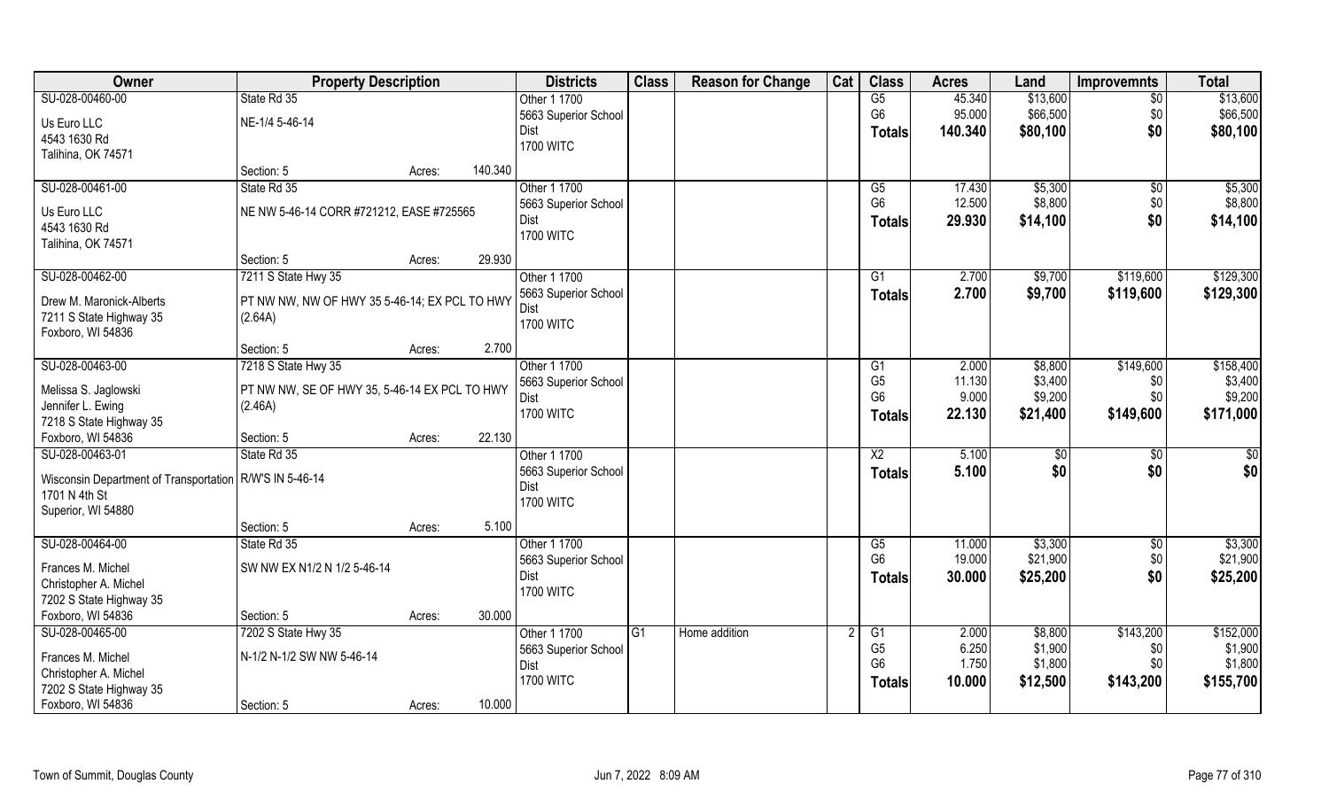| Owner | Property Description | | | Districts | Class | Reason for Change | Cat | Class | Acres | Land | Improvemnts | Total |
|---|---|---|---|---|---|---|---|---|---|---|---|---|
| SU-028-00460-00 | State Rd 35 | | | Other 1 1700 | | | | G5 | 45.340 | $13,600 | $0 | $13,600 |
| Us Euro LLC | NE-1/4 5-46-14 | | | 5663 Superior School Dist | | | | G6 | 95.000 | $66,500 | $0 | $66,500 |
| 4543 1630 Rd | | | | 1700 WITC | | | | Totals | 140.340 | $80,100 | $0 | $80,100 |
| Talihina, OK 74571 | | | | | | | | | | | | |
| | Section: 5 | Acres: | 140.340 | | | | | | | | | |
| SU-028-00461-00 | State Rd 35 | | | Other 1 1700 | | | | G5 | 17.430 | $5,300 | $0 | $5,300 |
| Us Euro LLC | NE NW 5-46-14 CORR #721212, EASE #725565 | | | 5663 Superior School Dist | | | | G6 | 12.500 | $8,800 | $0 | $8,800 |
| 4543 1630 Rd | | | | 1700 WITC | | | | Totals | 29.930 | $14,100 | $0 | $14,100 |
| Talihina, OK 74571 | | | | | | | | | | | | |
| | Section: 5 | Acres: | 29.930 | | | | | | | | | |
| SU-028-00462-00 | 7211 S State Hwy 35 | | | Other 1 1700 | | | | G1 | 2.700 | $9,700 | $119,600 | $129,300 |
| Drew M. Maronick-Alberts | PT NW NW, NW OF HWY 35 5-46-14; EX PCL TO HWY (2.64A) | | | 5663 Superior School Dist | | | | Totals | 2.700 | $9,700 | $119,600 | $129,300 |
| 7211 S State Highway 35 | | | | 1700 WITC | | | | | | | | |
| Foxboro, WI 54836 | | | | | | | | | | | | |
| | Section: 5 | Acres: | 2.700 | | | | | | | | | |
| SU-028-00463-00 | 7218 S State Hwy 35 | | | Other 1 1700 | | | | G1 | 2.000 | $8,800 | $149,600 | $158,400 |
| Melissa S. Jaglowski | PT NW NW, SE OF HWY 35, 5-46-14 EX PCL TO HWY (2.46A) | | | 5663 Superior School Dist | | | | G5 | 11.130 | $3,400 | $0 | $3,400 |
| Jennifer L. Ewing | | | | 1700 WITC | | | | G6 | 9.000 | $9,200 | $0 | $9,200 |
| 7218 S State Highway 35 | | | | | | | | Totals | 22.130 | $21,400 | $149,600 | $171,000 |
| Foxboro, WI 54836 | Section: 5 | Acres: | 22.130 | | | | | | | | | |
| SU-028-00463-01 | State Rd 35 | | | Other 1 1700 | | | | X2 | 5.100 | $0 | $0 | $0 |
| Wisconsin Department of Transportation | R/W'S IN 5-46-14 | | | 5663 Superior School Dist | | | | Totals | 5.100 | $0 | $0 | $0 |
| 1701 N 4th St | | | | 1700 WITC | | | | | | | | |
| Superior, WI 54880 | | | | | | | | | | | | |
| | Section: 5 | Acres: | 5.100 | | | | | | | | | |
| SU-028-00464-00 | State Rd 35 | | | Other 1 1700 | | | | G5 | 11.000 | $3,300 | $0 | $3,300 |
| Frances M. Michel | SW NW EX N1/2 N 1/2 5-46-14 | | | 5663 Superior School Dist | | | | G6 | 19.000 | $21,900 | $0 | $21,900 |
| Christopher A. Michel | | | | 1700 WITC | | | | Totals | 30.000 | $25,200 | $0 | $25,200 |
| 7202 S State Highway 35 | | | | | | | | | | | | |
| Foxboro, WI 54836 | Section: 5 | Acres: | 30.000 | | | | | | | | | |
| SU-028-00465-00 | 7202 S State Hwy 35 | | | Other 1 1700 | G1 | Home addition | 2 | G1 | 2.000 | $8,800 | $143,200 | $152,000 |
| Frances M. Michel | N-1/2 N-1/2 SW NW 5-46-14 | | | 5663 Superior School Dist | | | | G5 | 6.250 | $1,900 | $0 | $1,900 |
| Christopher A. Michel | | | | 1700 WITC | | | | G6 | 1.750 | $1,800 | $0 | $1,800 |
| 7202 S State Highway 35 | | | | | | | | Totals | 10.000 | $12,500 | $143,200 | $155,700 |
| Foxboro, WI 54836 | Section: 5 | Acres: | 10.000 | | | | | | | | | |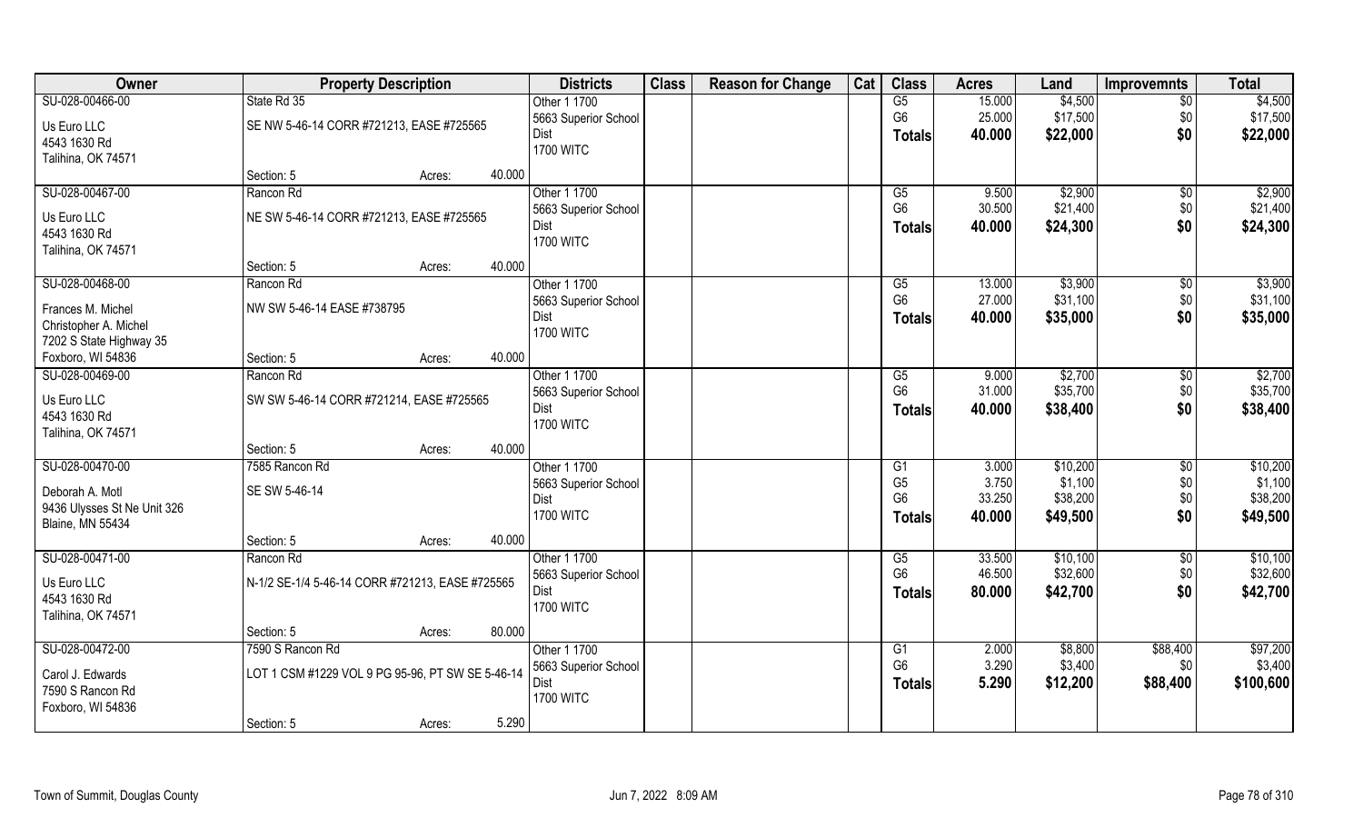| Owner | Property Description | Districts | Class | Reason for Change | Cat | Class | Acres | Land | Improvemnts | Total |
|---|---|---|---|---|---|---|---|---|---|---|
| SU-028-00466-00 | State Rd 35 | Other 1 1700 | | | | G5 | 15.000 | $4,500 | $0 | $4,500 |
| Us Euro LLC | SE NW 5-46-14 CORR #721213, EASE #725565 | 5663 Superior School Dist | | | | G6 | 25.000 | $17,500 | $0 | $17,500 |
| 4543 1630 Rd | | 1700 WITC | | | | Totals | 40.000 | $22,000 | $0 | $22,000 |
| Talihina, OK 74571 | | | | | | | | | | |
| | Section: 5 Acres: 40.000 | | | | | | | | | |
| SU-028-00467-00 | Rancon Rd | Other 1 1700 | | | | G5 | 9.500 | $2,900 | $0 | $2,900 |
| Us Euro LLC | NE SW 5-46-14 CORR #721213, EASE #725565 | 5663 Superior School Dist | | | | G6 | 30.500 | $21,400 | $0 | $21,400 |
| 4543 1630 Rd | | 1700 WITC | | | | Totals | 40.000 | $24,300 | $0 | $24,300 |
| Talihina, OK 74571 | | | | | | | | | | |
| | Section: 5 Acres: 40.000 | | | | | | | | | |
| SU-028-00468-00 | Rancon Rd | Other 1 1700 | | | | G5 | 13.000 | $3,900 | $0 | $3,900 |
| Frances M. Michel | NW SW 5-46-14 EASE #738795 | 5663 Superior School Dist | | | | G6 | 27.000 | $31,100 | $0 | $31,100 |
| Christopher A. Michel | | 1700 WITC | | | | Totals | 40.000 | $35,000 | $0 | $35,000 |
| 7202 S State Highway 35 | | | | | | | | | | |
| Foxboro, WI 54836 | Section: 5 Acres: 40.000 | | | | | | | | | |
| SU-028-00469-00 | Rancon Rd | Other 1 1700 | | | | G5 | 9.000 | $2,700 | $0 | $2,700 |
| Us Euro LLC | SW SW 5-46-14 CORR #721214, EASE #725565 | 5663 Superior School Dist | | | | G6 | 31.000 | $35,700 | $0 | $35,700 |
| 4543 1630 Rd | | 1700 WITC | | | | Totals | 40.000 | $38,400 | $0 | $38,400 |
| Talihina, OK 74571 | | | | | | | | | | |
| | Section: 5 Acres: 40.000 | | | | | | | | | |
| SU-028-00470-00 | 7585 Rancon Rd | Other 1 1700 | | | | G1 | 3.000 | $10,200 | $0 | $10,200 |
| Deborah A. Motl | SE SW 5-46-14 | 5663 Superior School Dist | | | | G5 | 3.750 | $1,100 | $0 | $1,100 |
| 9436 Ulysses St Ne Unit 326 | | 1700 WITC | | | | G6 | 33.250 | $38,200 | $0 | $38,200 |
| Blaine, MN 55434 | | | | | | Totals | 40.000 | $49,500 | $0 | $49,500 |
| | Section: 5 Acres: 40.000 | | | | | | | | | |
| SU-028-00471-00 | Rancon Rd | Other 1 1700 | | | | G5 | 33.500 | $10,100 | $0 | $10,100 |
| Us Euro LLC | N-1/2 SE-1/4 5-46-14 CORR #721213, EASE #725565 | 5663 Superior School Dist | | | | G6 | 46.500 | $32,600 | $0 | $32,600 |
| 4543 1630 Rd | | 1700 WITC | | | | Totals | 80.000 | $42,700 | $0 | $42,700 |
| Talihina, OK 74571 | | | | | | | | | | |
| | Section: 5 Acres: 80.000 | | | | | | | | | |
| SU-028-00472-00 | 7590 S Rancon Rd | Other 1 1700 | | | | G1 | 2.000 | $8,800 | $88,400 | $97,200 |
| Carol J. Edwards | LOT 1 CSM #1229 VOL 9 PG 95-96, PT SW SE 5-46-14 | 5663 Superior School Dist | | | | G6 | 3.290 | $3,400 | $0 | $3,400 |
| 7590 S Rancon Rd | | 1700 WITC | | | | Totals | 5.290 | $12,200 | $88,400 | $100,600 |
| Foxboro, WI 54836 | | | | | | | | | | |
| | Section: 5 Acres: 5.290 | | | | | | | | | |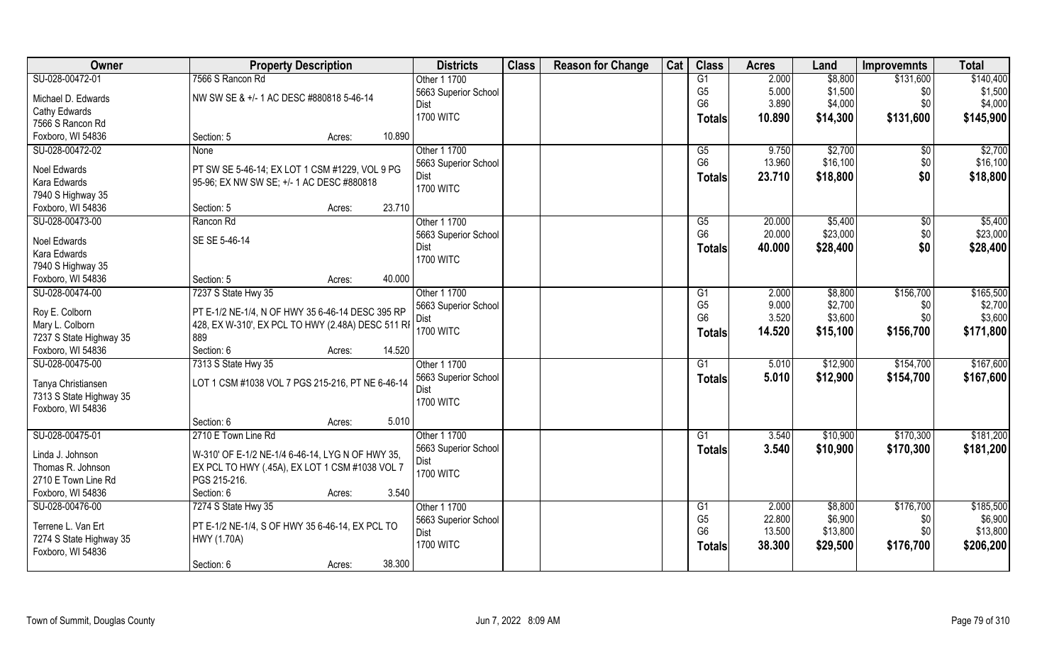| Owner | Property Description | Districts | Class | Reason for Change | Cat | Class | Acres | Land | Improvemnts | Total |
|---|---|---|---|---|---|---|---|---|---|---|
| SU-028-00472-01<br>Michael D. Edwards<br>Cathy Edwards<br>7566 S Rancon Rd<br>Foxboro, WI 54836 | 7566 S Rancon Rd<br>NW SW SE & +/- 1 AC DESC #880818 5-46-14<br>Section: 5 Acres: 10.890 | Other 1 1700<br>5663 Superior School Dist<br>1700 WITC | | | | G1<br>G5<br>G6<br>**Totals** | 2.000<br>5.000<br>3.890<br>**10.890** | $8,800<br>$1,500<br>$4,000<br>**$14,300** | $131,600<br>$0<br>$0<br>**$131,600** | $140,400<br>$1,500<br>$4,000<br>**$145,900** |
| SU-028-00472-02<br>Noel Edwards<br>Kara Edwards<br>7940 S Highway 35<br>Foxboro, WI 54836 | None<br>PT SW SE 5-46-14; EX LOT 1 CSM #1229, VOL 9 PG 95-96; EX NW SW SE; +/- 1 AC DESC #880818<br>Section: 5 Acres: 23.710 | Other 1 1700<br>5663 Superior School Dist<br>1700 WITC | | | | G5<br>G6<br>**Totals** | 9.750<br>13.960<br>**23.710** | $2,700<br>$16,100<br>**$18,800** | $0<br>$0<br>**$0** | $2,700<br>$16,100<br>**$18,800** |
| SU-028-00473-00<br>Noel Edwards<br>Kara Edwards<br>7940 S Highway 35<br>Foxboro, WI 54836 | Rancon Rd<br>SE SE 5-46-14<br>Section: 5 Acres: 40.000 | Other 1 1700<br>5663 Superior School Dist<br>1700 WITC | | | | G5<br>G6<br>**Totals** | 20.000<br>20.000<br>**40.000** | $5,400<br>$23,000<br>**$28,400** | $0<br>$0<br>**$0** | $5,400<br>$23,000<br>**$28,400** |
| SU-028-00474-00<br>Roy E. Colborn<br>Mary L. Colborn<br>7237 S State Highway 35<br>Foxboro, WI 54836 | 7237 S State Hwy 35<br>PT E-1/2 NE-1/4, N OF HWY 35 6-46-14 DESC 395 RP 428, EX W-310', EX PCL TO HWY (2.48A) DESC 511 RP 889<br>Section: 6 Acres: 14.520 | Other 1 1700<br>5663 Superior School Dist<br>1700 WITC | | | | G1<br>G5<br>G6<br>**Totals** | 2.000<br>9.000<br>3.520<br>**14.520** | $8,800<br>$2,700<br>$3,600<br>**$15,100** | $156,700<br>$0<br>$0<br>**$156,700** | $165,500<br>$2,700<br>$3,600<br>**$171,800** |
| SU-028-00475-00<br>Tanya Christiansen<br>7313 S State Highway 35<br>Foxboro, WI 54836 | 7313 S State Hwy 35<br>LOT 1 CSM #1038 VOL 7 PGS 215-216, PT NE 6-46-14<br>Section: 6 Acres: 5.010 | Other 1 1700<br>5663 Superior School Dist<br>1700 WITC | | | | G1<br>**Totals** | 5.010<br>**5.010** | $12,900<br>**$12,900** | $154,700<br>**$154,700** | $167,600<br>**$167,600** |
| SU-028-00475-01<br>Linda J. Johnson<br>Thomas R. Johnson<br>2710 E Town Line Rd<br>Foxboro, WI 54836 | 2710 E Town Line Rd<br>W-310' OF E-1/2 NE-1/4 6-46-14, LYG N OF HWY 35, EX PCL TO HWY (.45A), EX LOT 1 CSM #1038 VOL 7 PGS 215-216.<br>Section: 6 Acres: 3.540 | Other 1 1700<br>5663 Superior School Dist<br>1700 WITC | | | | G1<br>**Totals** | 3.540<br>**3.540** | $10,900<br>**$10,900** | $170,300<br>**$170,300** | $181,200<br>**$181,200** |
| SU-028-00476-00<br>Terrene L. Van Ert<br>7274 S State Highway 35<br>Foxboro, WI 54836 | 7274 S State Hwy 35<br>PT E-1/2 NE-1/4, S OF HWY 35 6-46-14, EX PCL TO HWY (1.70A)<br>Section: 6 Acres: 38.300 | Other 1 1700<br>5663 Superior School Dist<br>1700 WITC | | | | G1<br>G5<br>G6<br>**Totals** | 2.000<br>22.800<br>13.500<br>**38.300** | $8,800<br>$6,900<br>$13,800<br>**$29,500** | $176,700<br>$0<br>$0<br>**$176,700** | $185,500<br>$6,900<br>$13,800<br>**$206,200** |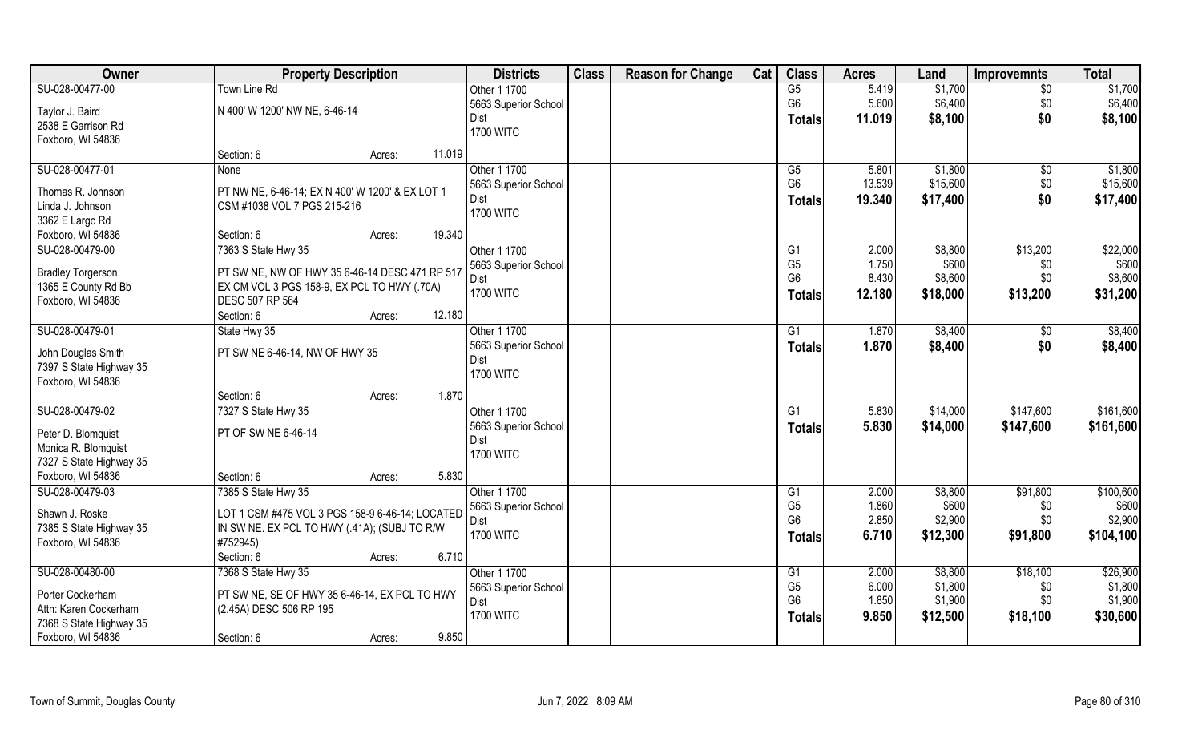| Owner | Property Description | Districts | Class | Reason for Change | Cat | Class | Acres | Land | Improvemnts | Total |
|---|---|---|---|---|---|---|---|---|---|---|
| SU-028-00477-00<br>Taylor J. Baird<br>2538 E Garrison Rd<br>Foxboro, WI 54836 | Town Line Rd<br>N 400' W 1200' NW NE, 6-46-14<br>Section: 6 Acres: 11.019 | Other 1 1700<br>5663 Superior School Dist<br>1700 WITC | | | | G5<br>G6<br>**Totals** | 5.419<br>5.600<br>**11.019** | $1,700<br>$6,400<br>**$8,100** | $0<br>$0<br>**$0** | $1,700<br>$6,400<br>**$8,100** |
| SU-028-00477-01<br>Thomas R. Johnson<br>Linda J. Johnson<br>3362 E Largo Rd<br>Foxboro, WI 54836 | None<br>PT NW NE, 6-46-14; EX N 400' W 1200' & EX LOT 1 CSM #1038 VOL 7 PGS 215-216<br>Section: 6 Acres: 19.340 | Other 1 1700<br>5663 Superior School Dist<br>1700 WITC | | | | G5<br>G6<br>**Totals** | 5.801<br>13.539<br>**19.340** | $1,800<br>$15,600<br>**$17,400** | $0<br>$0<br>**$0** | $1,800<br>$15,600<br>**$17,400** |
| SU-028-00479-00<br>Bradley Torgerson<br>1365 E County Rd Bb<br>Foxboro, WI 54836 | 7363 S State Hwy 35<br>PT SW NE, NW OF HWY 35 6-46-14 DESC 471 RP 517 EX CM VOL 3 PGS 158-9, EX PCL TO HWY (.70A) DESC 507 RP 564<br>Section: 6 Acres: 12.180 | Other 1 1700<br>5663 Superior School Dist<br>1700 WITC | | | | G1<br>G5<br>G6<br>**Totals** | 2.000<br>1.750<br>8.430<br>**12.180** | $8,800<br>$600<br>$8,600<br>**$18,000** | $13,200<br>$0<br>$0<br>**$13,200** | $22,000<br>$600<br>$8,600<br>**$31,200** |
| SU-028-00479-01<br>John Douglas Smith<br>7397 S State Highway 35<br>Foxboro, WI 54836 | State Hwy 35<br>PT SW NE 6-46-14, NW OF HWY 35<br>Section: 6 Acres: 1.870 | Other 1 1700<br>5663 Superior School Dist<br>1700 WITC | | | | G1<br>**Totals** | 1.870<br>**1.870** | $8,400<br>**$8,400** | $0<br>**$0** | $8,400<br>**$8,400** |
| SU-028-00479-02<br>Peter D. Blomquist<br>Monica R. Blomquist<br>7327 S State Highway 35<br>Foxboro, WI 54836 | 7327 S State Hwy 35<br>PT OF SW NE 6-46-14<br>Section: 6 Acres: 5.830 | Other 1 1700<br>5663 Superior School Dist<br>1700 WITC | | | | G1<br>**Totals** | 5.830<br>**5.830** | $14,000<br>**$14,000** | $147,600<br>**$147,600** | $161,600<br>**$161,600** |
| SU-028-00479-03<br>Shawn J. Roske<br>7385 S State Highway 35<br>Foxboro, WI 54836 | 7385 S State Hwy 35<br>LOT 1 CSM #475 VOL 3 PGS 158-9 6-46-14; LOCATED IN SW NE. EX PCL TO HWY (.41A); (SUBJ TO R/W #752945)<br>Section: 6 Acres: 6.710 | Other 1 1700<br>5663 Superior School Dist<br>1700 WITC | | | | G1<br>G5<br>G6<br>**Totals** | 2.000<br>1.860<br>2.850<br>**6.710** | $8,800<br>$600<br>$2,900<br>**$12,300** | $91,800<br>$0<br>$0<br>**$91,800** | $100,600<br>$600<br>$2,900<br>**$104,100** |
| SU-028-00480-00<br>Porter Cockerham<br>Attn: Karen Cockerham<br>7368 S State Highway 35<br>Foxboro, WI 54836 | 7368 S State Hwy 35<br>PT SW NE, SE OF HWY 35 6-46-14, EX PCL TO HWY (2.45A) DESC 506 RP 195<br>Section: 6 Acres: 9.850 | Other 1 1700<br>5663 Superior School Dist<br>1700 WITC | | | | G1<br>G5<br>G6<br>**Totals** | 2.000<br>6.000<br>1.850<br>**9.850** | $8,800<br>$1,800<br>$1,900<br>**$12,500** | $18,100<br>$0<br>$0<br>**$18,100** | $26,900<br>$1,800<br>$1,900<br>**$30,600** |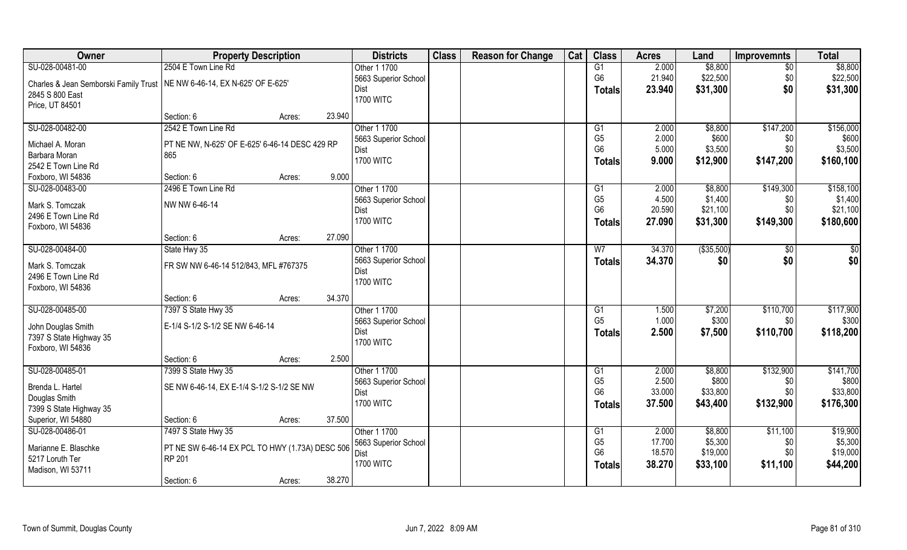| Owner | Property Description | | Districts | Class | Reason for Change | Cat | Class | Acres | Land | Improvemnts | Total |
|---|---|---|---|---|---|---|---|---|---|---|---|
| SU-028-00481-00 | 2504 E Town Line Rd | | Other 1 1700 | | | | G1 | 2.000 | $8,800 | $0 | $8,800 |
| Charles & Jean Semborski Family Trust | NE NW 6-46-14, EX N-625' OF E-625' | | 5663 Superior School Dist | | | | G6 | 21.940 | $22,500 | $0 | $22,500 |
| 2845 S 800 East | | | 1700 WITC | | | | Totals | 23.940 | $31,300 | $0 | $31,300 |
| Price, UT 84501 | | | | | | | | | | | |
| | Section: 6 | Acres: 23.940 | | | | | | | | | |
| SU-028-00482-00 | 2542 E Town Line Rd | | Other 1 1700 | | | | G1 | 2.000 | $8,800 | $147,200 | $156,000 |
| Michael A. Moran | PT NE NW, N-625' OF E-625' 6-46-14 DESC 429 RP 865 | | 5663 Superior School Dist | | | | G5 | 2.000 | $600 | $0 | $600 |
| Barbara Moran | | | 1700 WITC | | | | G6 | 5.000 | $3,500 | $0 | $3,500 |
| 2542 E Town Line Rd | | | | | | | Totals | 9.000 | $12,900 | $147,200 | $160,100 |
| Foxboro, WI 54836 | Section: 6 | Acres: 9.000 | | | | | | | | | |
| SU-028-00483-00 | 2496 E Town Line Rd | | Other 1 1700 | | | | G1 | 2.000 | $8,800 | $149,300 | $158,100 |
| Mark S. Tomczak | NW NW 6-46-14 | | 5663 Superior School Dist | | | | G5 | 4.500 | $1,400 | $0 | $1,400 |
| 2496 E Town Line Rd | | | 1700 WITC | | | | G6 | 20.590 | $21,100 | $0 | $21,100 |
| Foxboro, WI 54836 | | | | | | | Totals | 27.090 | $31,300 | $149,300 | $180,600 |
| | Section: 6 | Acres: 27.090 | | | | | | | | | |
| SU-028-00484-00 | State Hwy 35 | | Other 1 1700 | | | | W7 | 34.370 | ($35,500) | $0 | $0 |
| Mark S. Tomczak | FR SW NW 6-46-14 512/843, MFL #767375 | | 5663 Superior School Dist | | | | Totals | 34.370 | $0 | $0 | $0 |
| 2496 E Town Line Rd | | | 1700 WITC | | | | | | | | |
| Foxboro, WI 54836 | | | | | | | | | | | |
| | Section: 6 | Acres: 34.370 | | | | | | | | | |
| SU-028-00485-00 | 7397 S State Hwy 35 | | Other 1 1700 | | | | G1 | 1.500 | $7,200 | $110,700 | $117,900 |
| John Douglas Smith | E-1/4 S-1/2 S-1/2 SE NW 6-46-14 | | 5663 Superior School Dist | | | | G5 | 1.000 | $300 | $0 | $300 |
| 7397 S State Highway 35 | | | 1700 WITC | | | | Totals | 2.500 | $7,500 | $110,700 | $118,200 |
| Foxboro, WI 54836 | | | | | | | | | | | |
| | Section: 6 | Acres: 2.500 | | | | | | | | | |
| SU-028-00485-01 | 7399 S State Hwy 35 | | Other 1 1700 | | | | G1 | 2.000 | $8,800 | $132,900 | $141,700 |
| Brenda L. Hartel | SE NW 6-46-14, EX E-1/4 S-1/2 S-1/2 SE NW | | 5663 Superior School Dist | | | | G5 | 2.500 | $800 | $0 | $800 |
| Douglas Smith | | | 1700 WITC | | | | G6 | 33.000 | $33,800 | $0 | $33,800 |
| 7399 S State Highway 35 | | | | | | | Totals | 37.500 | $43,400 | $132,900 | $176,300 |
| Superior, WI 54880 | Section: 6 | Acres: 37.500 | | | | | | | | | |
| SU-028-00486-01 | 7497 S State Hwy 35 | | Other 1 1700 | | | | G1 | 2.000 | $8,800 | $11,100 | $19,900 |
| Marianne E. Blaschke | PT NE SW 6-46-14 EX PCL TO HWY (1.73A) DESC 506 RP 201 | | 5663 Superior School Dist | | | | G5 | 17.700 | $5,300 | $0 | $5,300 |
| 5217 Loruth Ter | | | 1700 WITC | | | | G6 | 18.570 | $19,000 | $0 | $19,000 |
| Madison, WI 53711 | | | | | | | Totals | 38.270 | $33,100 | $11,100 | $44,200 |
| | Section: 6 | Acres: 38.270 | | | | | | | | | |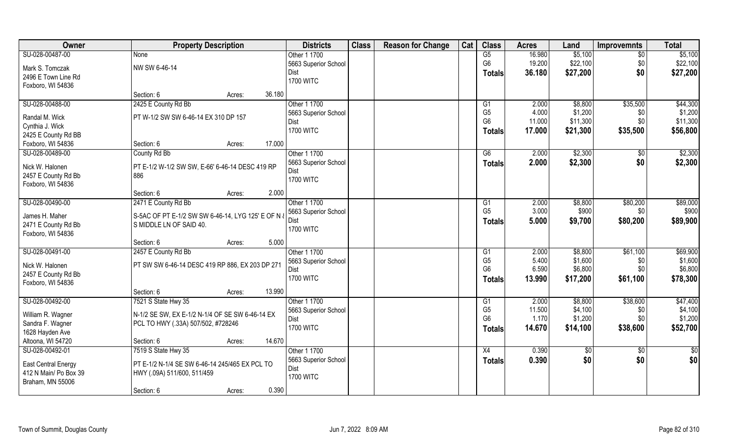| Owner | Property Description | | Districts | Class | Reason for Change | Cat | Class | Acres | Land | Improvemnts | Total |
|---|---|---|---|---|---|---|---|---|---|---|---|
| SU-028-00487-00<br>Mark S. Tomczak<br>2496 E Town Line Rd<br>Foxboro, WI 54836 | None<br>NW SW 6-46-14<br>Section: 6 | Acres: 36.180 | Other 1 1700<br>5663 Superior School Dist<br>1700 WITC | | | | G5<br>G6<br>**Totals** | 16.980<br>19.200<br>**36.180** | \$5,100<br>\$22,100<br>**\$27,200** | \$0<br>\$0<br>**\$0** | \$5,100<br>\$22,100<br>**\$27,200** |
| SU-028-00488-00<br>Randal M. Wick<br>Cynthia J. Wick<br>2425 E County Rd BB<br>Foxboro, WI 54836 | 2425 E County Rd Bb<br>PT W-1/2 SW SW 6-46-14 EX 310 DP 157<br>Section: 6 | Acres: 17.000 | Other 1 1700<br>5663 Superior School Dist<br>1700 WITC | | | | G1<br>G5<br>G6<br>**Totals** | 2.000<br>4.000<br>11.000<br>**17.000** | \$8,800<br>\$1,200<br>\$11,300<br>**\$21,300** | \$35,500<br>\$0<br>\$0<br>**\$35,500** | \$44,300<br>\$1,200<br>\$11,300<br>**\$56,800** |
| SU-028-00489-00<br>Nick W. Halonen<br>2457 E County Rd Bb<br>Foxboro, WI 54836 | County Rd Bb<br>PT E-1/2 W-1/2 SW SW, E-66' 6-46-14 DESC 419 RP 886<br>Section: 6 | Acres: 2.000 | Other 1 1700<br>5663 Superior School Dist<br>1700 WITC | | | | G6<br>**Totals** | 2.000<br>**2.000** | \$2,300<br>**\$2,300** | \$0<br>**\$0** | \$2,300<br>**\$2,300** |
| SU-028-00490-00<br>James H. Maher<br>2471 E County Rd Bb<br>Foxboro, WI 54836 | 2471 E County Rd Bb<br>S-5AC OF PT E-1/2 SW SW 6-46-14, LYG 125' E OF N & S MIDDLE LN OF SAID 40.<br>Section: 6 | Acres: 5.000 | Other 1 1700<br>5663 Superior School Dist<br>1700 WITC | | | | G1<br>G5<br>**Totals** | 2.000<br>3.000<br>**5.000** | \$8,800<br>\$900<br>**\$9,700** | \$80,200<br>\$0<br>**\$80,200** | \$89,000<br>\$900<br>**\$89,900** |
| SU-028-00491-00<br>Nick W. Halonen<br>2457 E County Rd Bb<br>Foxboro, WI 54836 | 2457 E County Rd Bb<br>PT SW SW 6-46-14 DESC 419 RP 886, EX 203 DP 271<br>Section: 6 | Acres: 13.990 | Other 1 1700<br>5663 Superior School Dist<br>1700 WITC | | | | G1<br>G5<br>G6<br>**Totals** | 2.000<br>5.400<br>6.590<br>**13.990** | \$8,800<br>\$1,600<br>\$6,800<br>**\$17,200** | \$61,100<br>\$0<br>\$0<br>**\$61,100** | \$69,900<br>\$1,600<br>\$6,800<br>**\$78,300** |
| SU-028-00492-00<br>William R. Wagner<br>Sandra F. Wagner<br>1628 Hayden Ave<br>Altoona, WI 54720 | 7521 S State Hwy 35<br>N-1/2 SE SW, EX E-1/2 N-1/4 OF SE SW 6-46-14 EX PCL TO HWY (.33A) 507/502, #728246<br>Section: 6 | Acres: 14.670 | Other 1 1700<br>5663 Superior School Dist<br>1700 WITC | | | | G1<br>G5<br>G6<br>**Totals** | 2.000<br>11.500<br>1.170<br>**14.670** | \$8,800<br>\$4,100<br>\$1,200<br>**\$14,100** | \$38,600<br>\$0<br>\$0<br>**\$38,600** | \$47,400<br>\$4,100<br>\$1,200<br>**\$52,700** |
| SU-028-00492-01<br>East Central Energy<br>412 N Main/ Po Box 39<br>Braham, MN 55006 | 7519 S State Hwy 35<br>PT E-1/2 N-1/4 SE SW 6-46-14 245/465 EX PCL TO HWY (.09A) 511/600, 511/459<br>Section: 6 | Acres: 0.390 | Other 1 1700<br>5663 Superior School Dist<br>1700 WITC | | | | X4<br>**Totals** | 0.390<br>**0.390** | \$0<br>**\$0** | \$0<br>**\$0** | \$0<br>**\$0** |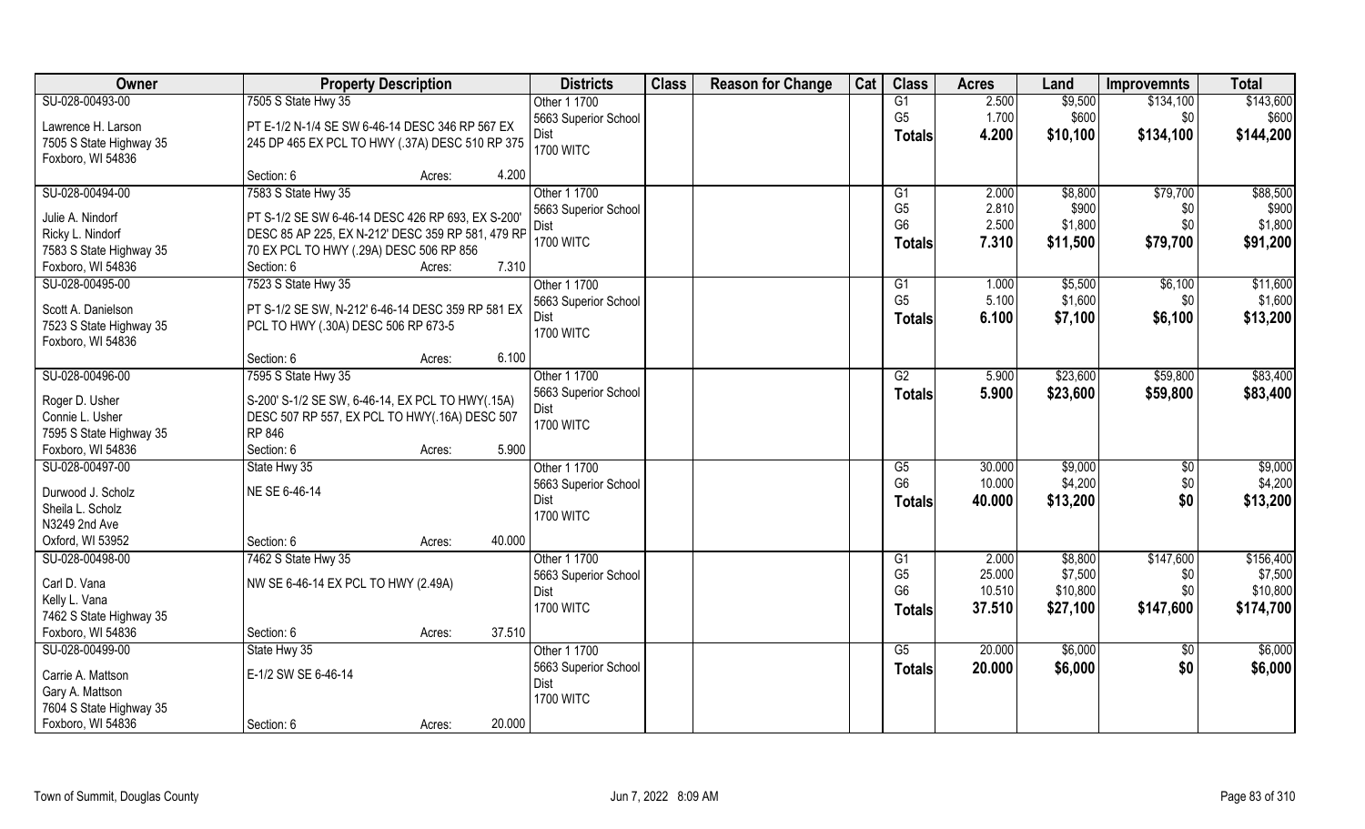| Owner | Property Description | Districts | Class | Reason for Change | Cat | Class | Acres | Land | Improvemnts | Total |
|---|---|---|---|---|---|---|---|---|---|---|
| SU-028-00493-00 | 7505 S State Hwy 35 | Other 1 1700 | | | | G1 | 2.500 | $9,500 | $134,100 | $143,600 |
| Lawrence H. Larson | PT E-1/2 N-1/4 SE SW 6-46-14 DESC 346 RP 567 EX | 5663 Superior School Dist | | | | G5 | 1.700 | $600 | $0 | $600 |
| 7505 S State Highway 35 | 245 DP 465 EX PCL TO HWY (.37A) DESC 510 RP 375 | 1700 WITC | | | | Totals | 4.200 | $10,100 | $134,100 | $144,200 |
| Foxboro, WI 54836 | Section: 6 Acres: 4.200 | | | | | | | | | |
| SU-028-00494-00 | 7583 S State Hwy 35 | Other 1 1700 | | | | G1 | 2.000 | $8,800 | $79,700 | $88,500 |
| Julie A. Nindorf | PT S-1/2 SE SW 6-46-14 DESC 426 RP 693, EX S-200' | 5663 Superior School Dist | | | | G5 | 2.810 | $900 | $0 | $900 |
| Ricky L. Nindorf | DESC 85 AP 225, EX N-212' DESC 359 RP 581, 479 RP | 1700 WITC | | | | G6 | 2.500 | $1,800 | $0 | $1,800 |
| 7583 S State Highway 35 | 70 EX PCL TO HWY (.29A) DESC 506 RP 856 | | | | | Totals | 7.310 | $11,500 | $79,700 | $91,200 |
| Foxboro, WI 54836 | Section: 6 Acres: 7.310 | | | | | | | | | |
| SU-028-00495-00 | 7523 S State Hwy 35 | Other 1 1700 | | | | G1 | 1.000 | $5,500 | $6,100 | $11,600 |
| Scott A. Danielson | PT S-1/2 SE SW, N-212' 6-46-14 DESC 359 RP 581 EX | 5663 Superior School Dist | | | | G5 | 5.100 | $1,600 | $0 | $1,600 |
| 7523 S State Highway 35 | PCL TO HWY (.30A) DESC 506 RP 673-5 | 1700 WITC | | | | Totals | 6.100 | $7,100 | $6,100 | $13,200 |
| Foxboro, WI 54836 | Section: 6 Acres: 6.100 | | | | | | | | | |
| SU-028-00496-00 | 7595 S State Hwy 35 | Other 1 1700 | | | | G2 | 5.900 | $23,600 | $59,800 | $83,400 |
| Roger D. Usher | S-200' S-1/2 SE SW, 6-46-14, EX PCL TO HWY(.15A) | 5663 Superior School Dist | | | | Totals | 5.900 | $23,600 | $59,800 | $83,400 |
| Connie L. Usher | DESC 507 RP 557, EX PCL TO HWY(.16A) DESC 507 | 1700 WITC | | | | | | | | |
| 7595 S State Highway 35 | RP 846 | | | | | | | | | |
| Foxboro, WI 54836 | Section: 6 Acres: 5.900 | | | | | | | | | |
| SU-028-00497-00 | State Hwy 35 | Other 1 1700 | | | | G5 | 30.000 | $9,000 | $0 | $9,000 |
| Durwood J. Scholz | NE SE 6-46-14 | 5663 Superior School Dist | | | | G6 | 10.000 | $4,200 | $0 | $4,200 |
| Sheila L. Scholz | | 1700 WITC | | | | Totals | 40.000 | $13,200 | $0 | $13,200 |
| N3249 2nd Ave | | | | | | | | | | |
| Oxford, WI 53952 | Section: 6 Acres: 40.000 | | | | | | | | | |
| SU-028-00498-00 | 7462 S State Hwy 35 | Other 1 1700 | | | | G1 | 2.000 | $8,800 | $147,600 | $156,400 |
| Carl D. Vana | NW SE 6-46-14 EX PCL TO HWY (2.49A) | 5663 Superior School Dist | | | | G5 | 25.000 | $7,500 | $0 | $7,500 |
| Kelly L. Vana | | 1700 WITC | | | | G6 | 10.510 | $10,800 | $0 | $10,800 |
| 7462 S State Highway 35 | | | | | | Totals | 37.510 | $27,100 | $147,600 | $174,700 |
| Foxboro, WI 54836 | Section: 6 Acres: 37.510 | | | | | | | | | |
| SU-028-00499-00 | State Hwy 35 | Other 1 1700 | | | | G5 | 20.000 | $6,000 | $0 | $6,000 |
| Carrie A. Mattson | E-1/2 SW SE 6-46-14 | 5663 Superior School Dist | | | | Totals | 20.000 | $6,000 | $0 | $6,000 |
| Gary A. Mattson | | 1700 WITC | | | | | | | | |
| 7604 S State Highway 35 | | | | | | | | | | |
| Foxboro, WI 54836 | Section: 6 Acres: 20.000 | | | | | | | | | |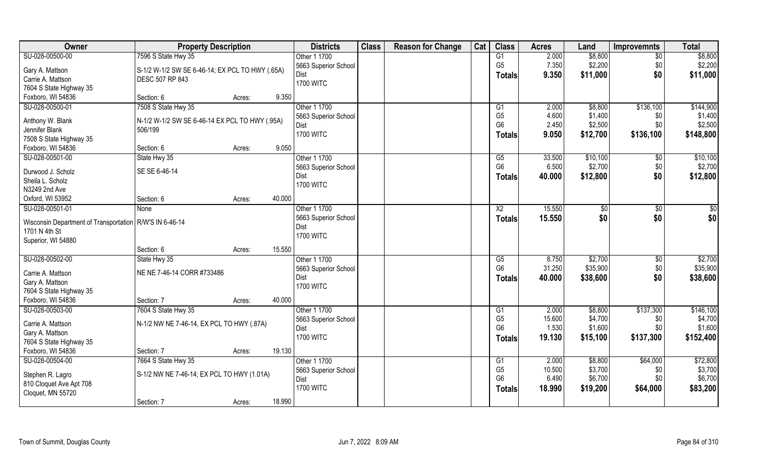| Owner | Property Description | | | Districts | Class | Reason for Change | Cat | Class | Acres | Land | Improvemnts | Total |
|---|---|---|---|---|---|---|---|---|---|---|---|---|
| SU-028-00500-00 | 7596 S State Hwy 35 | | | Other 1 1700 | | | | G1 | 2.000 | $8,800 | $0 | $8,800 |
| Gary A. Mattson | S-1/2 W-1/2 SW SE 6-46-14; EX PCL TO HWY (.65A) | | | 5663 Superior School Dist | | | | G5 | 7.350 | $2,200 | $0 | $2,200 |
| Carrie A. Mattson | DESC 507 RP 843 | | | 1700 WITC | | | | Totals | 9.350 | $11,000 | $0 | $11,000 |
| 7604 S State Highway 35 | | | | | | | | | | | | |
| Foxboro, WI 54836 | Section: 6 | Acres: | 9.350 | | | | | | | | | |
| SU-028-00500-01 | 7508 S State Hwy 35 | | | Other 1 1700 | | | | G1 | 2.000 | $8,800 | $136,100 | $144,900 |
| Anthony W. Blank | N-1/2 W-1/2 SW SE 6-46-14 EX PCL TO HWY (.95A) | | | 5663 Superior School Dist | | | | G5 | 4.600 | $1,400 | $0 | $1,400 |
| Jennifer Blank | 506/199 | | | 1700 WITC | | | | G6 | 2.450 | $2,500 | $0 | $2,500 |
| 7508 S State Highway 35 | | | | | | | | Totals | 9.050 | $12,700 | $136,100 | $148,800 |
| Foxboro, WI 54836 | Section: 6 | Acres: | 9.050 | | | | | | | | | |
| SU-028-00501-00 | State Hwy 35 | | | Other 1 1700 | | | | G5 | 33.500 | $10,100 | $0 | $10,100 |
| Durwood J. Scholz | SE SE 6-46-14 | | | 5663 Superior School Dist | | | | G6 | 6.500 | $2,700 | $0 | $2,700 |
| Sheila L. Scholz | | | | 1700 WITC | | | | Totals | 40.000 | $12,800 | $0 | $12,800 |
| N3249 2nd Ave | | | | | | | | | | | | |
| Oxford, WI 53952 | Section: 6 | Acres: | 40.000 | | | | | | | | | |
| SU-028-00501-01 | None | | | Other 1 1700 | | | | X2 | 15.550 | $0 | $0 | $0 |
| Wisconsin Department of Transportation | R/W'S IN 6-46-14 | | | 5663 Superior School Dist | | | | Totals | 15.550 | $0 | $0 | $0 |
| 1701 N 4th St | | | | 1700 WITC | | | | | | | | |
| Superior, WI 54880 | | | | | | | | | | | | |
| | Section: 6 | Acres: | 15.550 | | | | | | | | | |
| SU-028-00502-00 | State Hwy 35 | | | Other 1 1700 | | | | G5 | 8.750 | $2,700 | $0 | $2,700 |
| Carrie A. Mattson | NE NE 7-46-14 CORR #733486 | | | 5663 Superior School Dist | | | | G6 | 31.250 | $35,900 | $0 | $35,900 |
| Gary A. Mattson | | | | 1700 WITC | | | | Totals | 40.000 | $38,600 | $0 | $38,600 |
| 7604 S State Highway 35 | | | | | | | | | | | | |
| Foxboro, WI 54836 | Section: 7 | Acres: | 40.000 | | | | | | | | | |
| SU-028-00503-00 | 7604 S State Hwy 35 | | | Other 1 1700 | | | | G1 | 2.000 | $8,800 | $137,300 | $146,100 |
| Carrie A. Mattson | N-1/2 NW NE 7-46-14, EX PCL TO HWY (.87A) | | | 5663 Superior School Dist | | | | G5 | 15.600 | $4,700 | $0 | $4,700 |
| Gary A. Mattson | | | | 1700 WITC | | | | G6 | 1.530 | $1,600 | $0 | $1,600 |
| 7604 S State Highway 35 | | | | | | | | Totals | 19.130 | $15,100 | $137,300 | $152,400 |
| Foxboro, WI 54836 | Section: 7 | Acres: | 19.130 | | | | | | | | | |
| SU-028-00504-00 | 7664 S State Hwy 35 | | | Other 1 1700 | | | | G1 | 2.000 | $8,800 | $64,000 | $72,800 |
| Stephen R. Lagro | S-1/2 NW NE 7-46-14; EX PCL TO HWY (1.01A) | | | 5663 Superior School Dist | | | | G5 | 10.500 | $3,700 | $0 | $3,700 |
| 810 Cloquet Ave Apt 708 | | | | 1700 WITC | | | | G6 | 6.490 | $6,700 | $0 | $6,700 |
| Cloquet, MN 55720 | | | | | | | | Totals | 18.990 | $19,200 | $64,000 | $83,200 |
| | Section: 7 | Acres: | 18.990 | | | | | | | | | |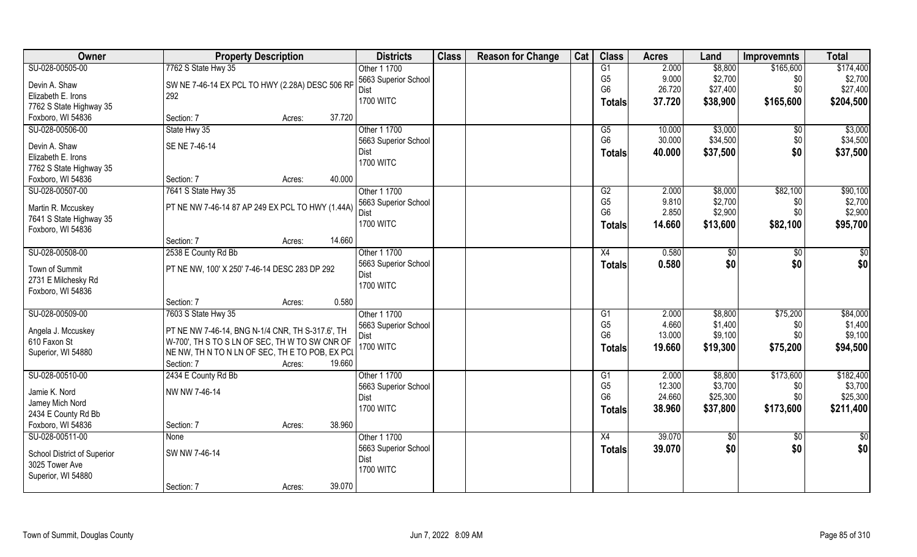| Owner | Property Description | | | Districts | Class | Reason for Change | Cat | Class | Acres | Land | Improvemnts | Total |
|---|---|---|---|---|---|---|---|---|---|---|---|---|
| SU-028-00505-00 | 7762 S State Hwy 35 | | | Other 1 1700 | | | | G1 | 2.000 | $8,800 | $165,600 | $174,400 |
| Devin A. Shaw | SW NE 7-46-14 EX PCL TO HWY (2.28A) DESC 506 RF | | | 5663 Superior School Dist | | | | G5 | 9.000 | $2,700 | $0 | $2,700 |
| Elizabeth E. Irons | 292 | | | 1700 WITC | | | | G6 | 26.720 | $27,400 | $0 | $27,400 |
| 7762 S State Highway 35 | | | | | | | | **Totals** | **37.720** | **$38,900** | **$165,600** | **$204,500** |
| Foxboro, WI 54836 | Section: 7 | Acres: | 37.720 | | | | | | | | | |
| SU-028-00506-00 | State Hwy 35 | | | Other 1 1700 | | | | G5 | 10.000 | $3,000 | $0 | $3,000 |
| Devin A. Shaw | SE NE 7-46-14 | | | 5663 Superior School Dist | | | | G6 | 30.000 | $34,500 | $0 | $34,500 |
| Elizabeth E. Irons | | | | 1700 WITC | | | | **Totals** | **40.000** | **$37,500** | **$0** | **$37,500** |
| 7762 S State Highway 35 | | | | | | | | | | | | |
| Foxboro, WI 54836 | Section: 7 | Acres: | 40.000 | | | | | | | | | |
| SU-028-00507-00 | 7641 S State Hwy 35 | | | Other 1 1700 | | | | G2 | 2.000 | $8,000 | $82,100 | $90,100 |
| Martin R. Mccuskey | PT NE NW 7-46-14 87 AP 249 EX PCL TO HWY (1.44A) | | | 5663 Superior School Dist | | | | G5 | 9.810 | $2,700 | $0 | $2,700 |
| 7641 S State Highway 35 | | | | 1700 WITC | | | | G6 | 2.850 | $2,900 | $0 | $2,900 |
| Foxboro, WI 54836 | | | | | | | | **Totals** | **14.660** | **$13,600** | **$82,100** | **$95,700** |
| | Section: 7 | Acres: | 14.660 | | | | | | | | | |
| SU-028-00508-00 | 2538 E County Rd Bb | | | Other 1 1700 | | | | X4 | 0.580 | $0 | $0 | $0 |
| Town of Summit | PT NE NW, 100' X 250' 7-46-14 DESC 283 DP 292 | | | 5663 Superior School Dist | | | | **Totals** | **0.580** | **$0** | **$0** | **$0** |
| 2731 E Milchesky Rd | | | | 1700 WITC | | | | | | | | |
| Foxboro, WI 54836 | | | | | | | | | | | | |
| | Section: 7 | Acres: | 0.580 | | | | | | | | | |
| SU-028-00509-00 | 7603 S State Hwy 35 | | | Other 1 1700 | | | | G1 | 2.000 | $8,800 | $75,200 | $84,000 |
| Angela J. Mccuskey | PT NE NW 7-46-14, BNG N-1/4 CNR, TH S-317.6', TH | | | 5663 Superior School Dist | | | | G5 | 4.660 | $1,400 | $0 | $1,400 |
| 610 Faxon St | W-700', TH S TO S LN OF SEC, TH W TO SW CNR OF | | | 1700 WITC | | | | G6 | 13.000 | $9,100 | $0 | $9,100 |
| Superior, WI 54880 | NE NW, TH N TO N LN OF SEC, TH E TO POB, EX PCL | | | | | | | **Totals** | **19.660** | **$19,300** | **$75,200** | **$94,500** |
| | Section: 7 | Acres: | 19.660 | | | | | | | | | |
| SU-028-00510-00 | 2434 E County Rd Bb | | | Other 1 1700 | | | | G1 | 2.000 | $8,800 | $173,600 | $182,400 |
| Jamie K. Nord | NW NW 7-46-14 | | | 5663 Superior School Dist | | | | G5 | 12.300 | $3,700 | $0 | $3,700 |
| Jamey Mich Nord | | | | 1700 WITC | | | | G6 | 24.660 | $25,300 | $0 | $25,300 |
| 2434 E County Rd Bb | | | | | | | | **Totals** | **38.960** | **$37,800** | **$173,600** | **$211,400** |
| Foxboro, WI 54836 | Section: 7 | Acres: | 38.960 | | | | | | | | | |
| SU-028-00511-00 | None | | | Other 1 1700 | | | | X4 | 39.070 | $0 | $0 | $0 |
| School District of Superior | SW NW 7-46-14 | | | 5663 Superior School Dist | | | | **Totals** | **39.070** | **$0** | **$0** | **$0** |
| 3025 Tower Ave | | | | 1700 WITC | | | | | | | | |
| Superior, WI 54880 | | | | | | | | | | | | |
| | Section: 7 | Acres: | 39.070 | | | | | | | | | |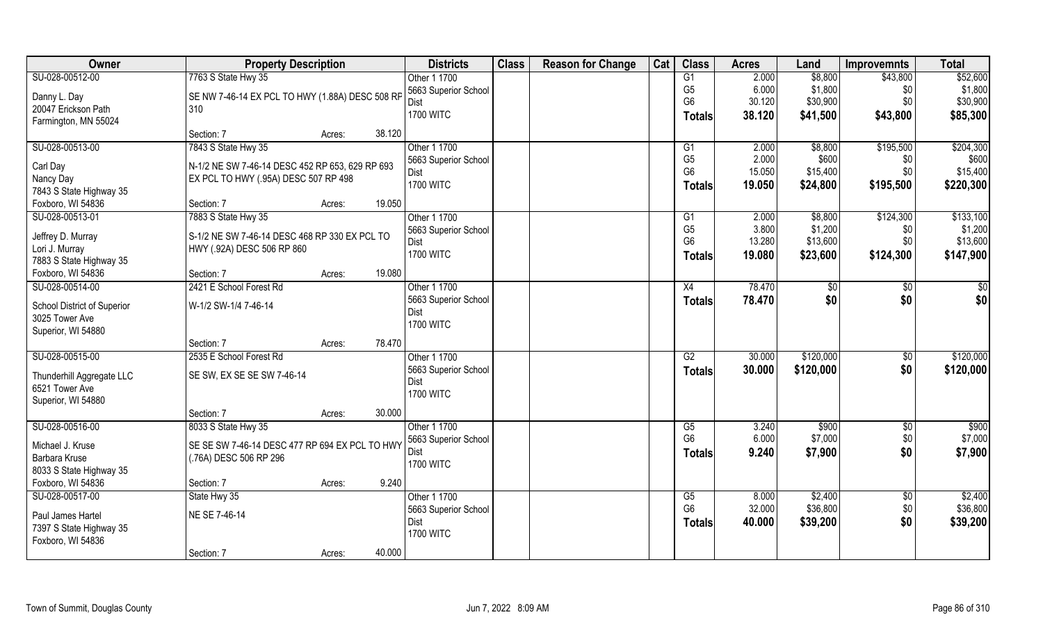| Owner | Property Description | | Districts | Class | Reason for Change | Cat | Class | Acres | Land | Improvemnts | Total |
|---|---|---|---|---|---|---|---|---|---|---|---|
| SU-028-00512-00 | 7763 S State Hwy 35 | | Other 1 1700 | | | | G1 | 2.000 | $8,800 | $43,800 | $52,600 |
| Danny L. Day | SE NW 7-46-14 EX PCL TO HWY (1.88A) DESC 508 RP 310 | | 5663 Superior School Dist | | | | G5 | 6.000 | $1,800 | $0 | $1,800 |
| 20047 Erickson Path | | | 1700 WITC | | | | G6 | 30.120 | $30,900 | $0 | $30,900 |
| Farmington, MN 55024 | | | | | | | **Totals** | **38.120** | **$41,500** | **$43,800** | **$85,300** |
| | Section: 7 | Acres: 38.120 | | | | | | | | | |
| SU-028-00513-00 | 7843 S State Hwy 35 | | Other 1 1700 | | | | G1 | 2.000 | $8,800 | $195,500 | $204,300 |
| Carl Day | N-1/2 NE SW 7-46-14 DESC 452 RP 653, 629 RP 693 EX PCL TO HWY (.95A) DESC 507 RP 498 | | 5663 Superior School Dist | | | | G5 | 2.000 | $600 | $0 | $600 |
| Nancy Day | | | 1700 WITC | | | | G6 | 15.050 | $15,400 | $0 | $15,400 |
| 7843 S State Highway 35 | | | | | | | **Totals** | **19.050** | **$24,800** | **$195,500** | **$220,300** |
| Foxboro, WI 54836 | Section: 7 | Acres: 19.050 | | | | | | | | | |
| SU-028-00513-01 | 7883 S State Hwy 35 | | Other 1 1700 | | | | G1 | 2.000 | $8,800 | $124,300 | $133,100 |
| Jeffrey D. Murray | S-1/2 NE SW 7-46-14 DESC 468 RP 330 EX PCL TO HWY (.92A) DESC 506 RP 860 | | 5663 Superior School Dist | | | | G5 | 3.800 | $1,200 | $0 | $1,200 |
| Lori J. Murray | | | 1700 WITC | | | | G6 | 13.280 | $13,600 | $0 | $13,600 |
| 7883 S State Highway 35 | | | | | | | **Totals** | **19.080** | **$23,600** | **$124,300** | **$147,900** |
| Foxboro, WI 54836 | Section: 7 | Acres: 19.080 | | | | | | | | | |
| SU-028-00514-00 | 2421 E School Forest Rd | | Other 1 1700 | | | | X4 | 78.470 | $0 | $0 | $0 |
| School District of Superior | W-1/2 SW-1/4 7-46-14 | | 5663 Superior School Dist | | | | **Totals** | **78.470** | **$0** | **$0** | **$0** |
| 3025 Tower Ave | | | 1700 WITC | | | | | | | | |
| Superior, WI 54880 | | | | | | | | | | | |
| | Section: 7 | Acres: 78.470 | | | | | | | | | |
| SU-028-00515-00 | 2535 E School Forest Rd | | Other 1 1700 | | | | G2 | 30.000 | $120,000 | $0 | $120,000 |
| Thunderhill Aggregate LLC | SE SW, EX SE SE SW 7-46-14 | | 5663 Superior School Dist | | | | **Totals** | **30.000** | **$120,000** | **$0** | **$120,000** |
| 6521 Tower Ave | | | 1700 WITC | | | | | | | | |
| Superior, WI 54880 | | | | | | | | | | | |
| | Section: 7 | Acres: 30.000 | | | | | | | | | |
| SU-028-00516-00 | 8033 S State Hwy 35 | | Other 1 1700 | | | | G5 | 3.240 | $900 | $0 | $900 |
| Michael J. Kruse | SE SE SW 7-46-14 DESC 477 RP 694 EX PCL TO HWY (.76A) DESC 506 RP 296 | | 5663 Superior School Dist | | | | G6 | 6.000 | $7,000 | $0 | $7,000 |
| Barbara Kruse | | | 1700 WITC | | | | **Totals** | **9.240** | **$7,900** | **$0** | **$7,900** |
| 8033 S State Highway 35 | | | | | | | | | | | |
| Foxboro, WI 54836 | Section: 7 | Acres: 9.240 | | | | | | | | | |
| SU-028-00517-00 | State Hwy 35 | | Other 1 1700 | | | | G5 | 8.000 | $2,400 | $0 | $2,400 |
| Paul James Hartel | NE SE 7-46-14 | | 5663 Superior School Dist | | | | G6 | 32.000 | $36,800 | $0 | $36,800 |
| 7397 S State Highway 35 | | | 1700 WITC | | | | **Totals** | **40.000** | **$39,200** | **$0** | **$39,200** |
| Foxboro, WI 54836 | | | | | | | | | | | |
| | Section: 7 | Acres: 40.000 | | | | | | | | | |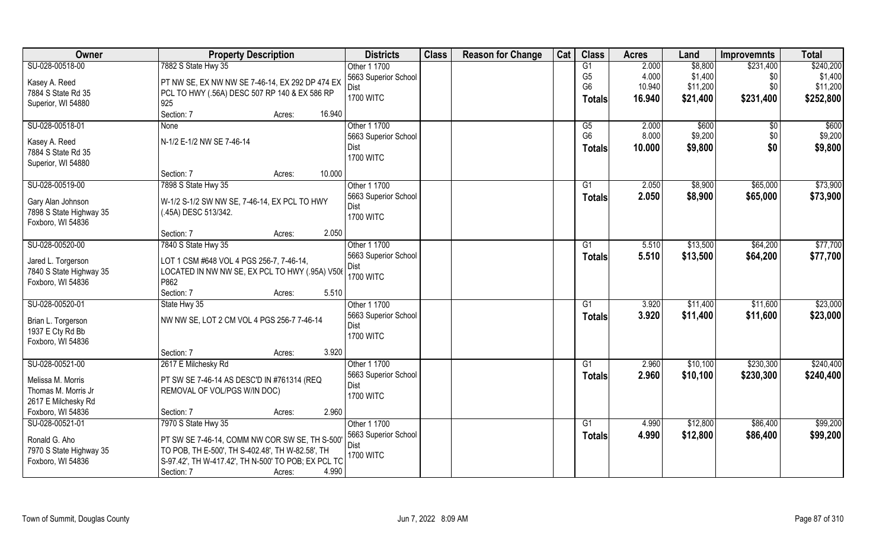| Owner | Property Description | Districts | Class | Reason for Change | Cat | Class | Acres | Land | Improvemnts | Total |
|---|---|---|---|---|---|---|---|---|---|---|
| SU-028-00518-00<br>Kasey A. Reed<br>7884 S State Rd 35<br>Superior, WI 54880 | 7882 S State Hwy 35<br>PT NW SE, EX NW NW SE 7-46-14, EX 292 DP 474 EX PCL TO HWY (.56A) DESC 507 RP 140 & EX 586 RP 925<br>Section: 7 Acres: 16.940 | Other 1 1700<br>5663 Superior School Dist<br>1700 WITC | | | | G1<br>G5<br>G6<br>**Totals** | 2.000<br>4.000<br>10.940<br>**16.940** | \$8,800<br>\$1,400<br>\$11,200<br>**\$21,400** | \$231,400<br>\$0<br>\$0<br>**\$231,400** | \$240,200<br>\$1,400<br>\$11,200<br>**\$252,800** |
| SU-028-00518-01<br>Kasey A. Reed<br>7884 S State Rd 35<br>Superior, WI 54880 | None<br>N-1/2 E-1/2 NW SE 7-46-14<br>Section: 7 Acres: 10.000 | Other 1 1700<br>5663 Superior School Dist<br>1700 WITC | | | | G5<br>G6<br>**Totals** | 2.000<br>8.000<br>**10.000** | \$600<br>\$9,200<br>**\$9,800** | \$0<br>\$0<br>**\$0** | \$600<br>\$9,200<br>**\$9,800** |
| SU-028-00519-00<br>Gary Alan Johnson<br>7898 S State Highway 35<br>Foxboro, WI 54836 | 7898 S State Hwy 35<br>W-1/2 S-1/2 SW NW SE, 7-46-14, EX PCL TO HWY (.45A) DESC 513/342.<br>Section: 7 Acres: 2.050 | Other 1 1700<br>5663 Superior School Dist<br>1700 WITC | | | | G1<br>**Totals** | 2.050<br>**2.050** | \$8,900<br>**\$8,900** | \$65,000<br>**\$65,000** | \$73,900<br>**\$73,900** |
| SU-028-00520-00<br>Jared L. Torgerson<br>7840 S State Highway 35<br>Foxboro, WI 54836 | 7840 S State Hwy 35<br>LOT 1 CSM #648 VOL 4 PGS 256-7, 7-46-14, LOCATED IN NW NW SE, EX PCL TO HWY (.95A) V506 P862<br>Section: 7 Acres: 5.510 | Other 1 1700<br>5663 Superior School Dist<br>1700 WITC | | | | G1<br>**Totals** | 5.510<br>**5.510** | \$13,500<br>**\$13,500** | \$64,200<br>**\$64,200** | \$77,700<br>**\$77,700** |
| SU-028-00520-01<br>Brian L. Torgerson<br>1937 E Cty Rd Bb<br>Foxboro, WI 54836 | State Hwy 35<br>NW NW SE, LOT 2 CM VOL 4 PGS 256-7 7-46-14<br>Section: 7 Acres: 3.920 | Other 1 1700<br>5663 Superior School Dist<br>1700 WITC | | | | G1<br>**Totals** | 3.920<br>**3.920** | \$11,400<br>**\$11,400** | \$11,600<br>**\$11,600** | \$23,000<br>**\$23,000** |
| SU-028-00521-00<br>Melissa M. Morris<br>Thomas M. Morris Jr<br>2617 E Milchesky Rd<br>Foxboro, WI 54836 | 2617 E Milchesky Rd<br>PT SW SE 7-46-14 AS DESC'D IN #761314 (REQ REMOVAL OF VOL/PGS W/IN DOC)<br>Section: 7 Acres: 2.960 | Other 1 1700<br>5663 Superior School Dist<br>1700 WITC | | | | G1<br>**Totals** | 2.960<br>**2.960** | \$10,100<br>**\$10,100** | \$230,300<br>**\$230,300** | \$240,400<br>**\$240,400** |
| SU-028-00521-01<br>Ronald G. Aho<br>7970 S State Highway 35<br>Foxboro, WI 54836 | 7970 S State Hwy 35<br>PT SW SE 7-46-14, COMM NW COR SW SE, TH S-500' TO POB, TH E-500', TH S-402.48', TH W-82.58', TH S-97.42', TH W-417.42', TH N-500' TO POB; EX PCL TC<br>Section: 7 Acres: 4.990 | Other 1 1700<br>5663 Superior School Dist<br>1700 WITC | | | | G1<br>**Totals** | 4.990<br>**4.990** | \$12,800<br>**\$12,800** | \$86,400<br>**\$86,400** | \$99,200<br>**\$99,200** |

Town of Summit, Douglas County Jun 7, 2022 8:09 AM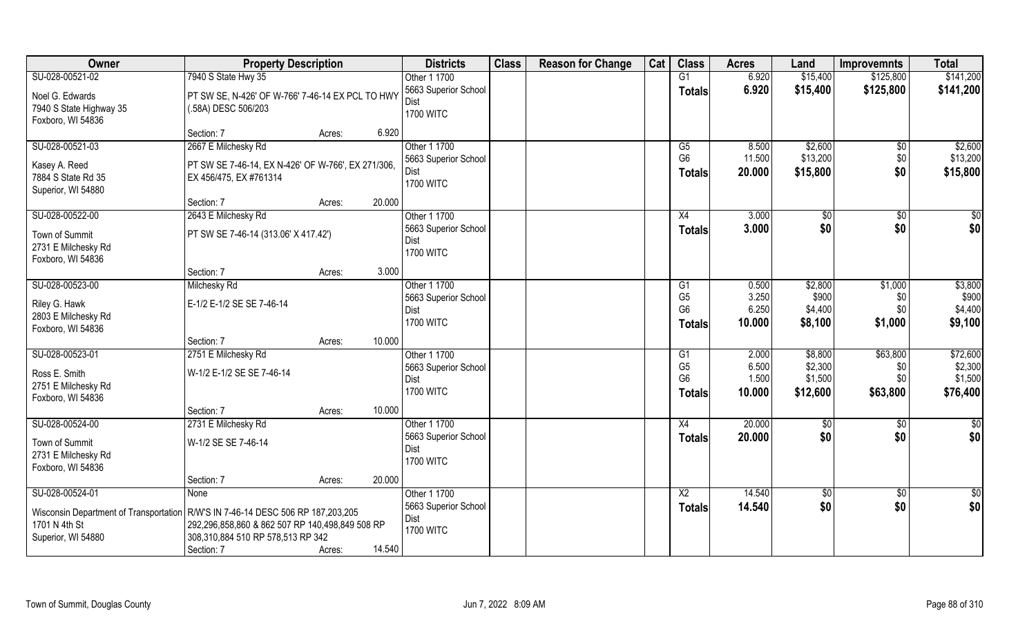| Owner | Property Description | | Districts | Class | Reason for Change | Cat | Class | Acres | Land | Improvemnts | Total |
|---|---|---|---|---|---|---|---|---|---|---|---|
| SU-028-00521-02 | 7940 S State Hwy 35 | | Other 1 1700 | | | | G1 | 6.920 | $15,400 | $125,800 | $141,200 |
| Noel G. Edwards<br>7940 S State Highway 35<br>Foxboro, WI 54836 | PT SW SE, N-426' OF W-766' 7-46-14 EX PCL TO HWY (.58A) DESC 506/203 | | 5663 Superior School Dist<br>1700 WITC | | | | **Totals** | **6.920** | **$15,400** | **$125,800** | **$141,200** |
| | Section: 7 | Acres: 6.920 | | | | | | | | | |
| SU-028-00521-03 | 2667 E Milchesky Rd | | Other 1 1700 | | | | G5 | 8.500 | $2,600 | $0 | $2,600 |
| Kasey A. Reed<br>7884 S State Rd 35<br>Superior, WI 54880 | PT SW SE 7-46-14, EX N-426' OF W-766', EX 271/306, EX 456/475, EX #761314 | | 5663 Superior School Dist<br>1700 WITC | | | | G6 | 11.500 | $13,200 | $0 | $13,200 |
| | | | | | | | **Totals** | **20.000** | **$15,800** | **$0** | **$15,800** |
| | Section: 7 | Acres: 20.000 | | | | | | | | | |
| SU-028-00522-00 | 2643 E Milchesky Rd | | Other 1 1700 | | | | X4 | 3.000 | $0 | $0 | $0 |
| Town of Summit<br>2731 E Milchesky Rd<br>Foxboro, WI 54836 | PT SW SE 7-46-14 (313.06' X 417.42') | | 5663 Superior School Dist<br>1700 WITC | | | | **Totals** | **3.000** | **$0** | **$0** | **$0** |
| | Section: 7 | Acres: 3.000 | | | | | | | | | |
| SU-028-00523-00 | Milchesky Rd | | Other 1 1700 | | | | G1 | 0.500 | $2,800 | $1,000 | $3,800 |
| Riley G. Hawk<br>2803 E Milchesky Rd<br>Foxboro, WI 54836 | E-1/2 E-1/2 SE SE 7-46-14 | | 5663 Superior School Dist<br>1700 WITC | | | | G5 | 3.250 | $900 | $0 | $900 |
| | | | | | | | G6 | 6.250 | $4,400 | $0 | $4,400 |
| | | | | | | | **Totals** | **10.000** | **$8,100** | **$1,000** | **$9,100** |
| | Section: 7 | Acres: 10.000 | | | | | | | | | |
| SU-028-00523-01 | 2751 E Milchesky Rd | | Other 1 1700 | | | | G1 | 2.000 | $8,800 | $63,800 | $72,600 |
| Ross E. Smith<br>2751 E Milchesky Rd<br>Foxboro, WI 54836 | W-1/2 E-1/2 SE SE 7-46-14 | | 5663 Superior School Dist<br>1700 WITC | | | | G5 | 6.500 | $2,300 | $0 | $2,300 |
| | | | | | | | G6 | 1.500 | $1,500 | $0 | $1,500 |
| | | | | | | | **Totals** | **10.000** | **$12,600** | **$63,800** | **$76,400** |
| | Section: 7 | Acres: 10.000 | | | | | | | | | |
| SU-028-00524-00 | 2731 E Milchesky Rd | | Other 1 1700 | | | | X4 | 20.000 | $0 | $0 | $0 |
| Town of Summit<br>2731 E Milchesky Rd<br>Foxboro, WI 54836 | W-1/2 SE SE 7-46-14 | | 5663 Superior School Dist<br>1700 WITC | | | | **Totals** | **20.000** | **$0** | **$0** | **$0** |
| | Section: 7 | Acres: 20.000 | | | | | | | | | |
| SU-028-00524-01 | None | | Other 1 1700 | | | | X2 | 14.540 | $0 | $0 | $0 |
| Wisconsin Department of Transportation<br>1701 N 4th St<br>Superior, WI 54880 | R/W'S IN 7-46-14 DESC 506 RP 187,203,205 292,296,858,860 & 862 507 RP 140,498,849 508 RP 308,310,884 510 RP 578,513 RP 342 | | 5663 Superior School Dist<br>1700 WITC | | | | **Totals** | **14.540** | **$0** | **$0** | **$0** |
| | Section: 7 | Acres: 14.540 | | | | | | | | | |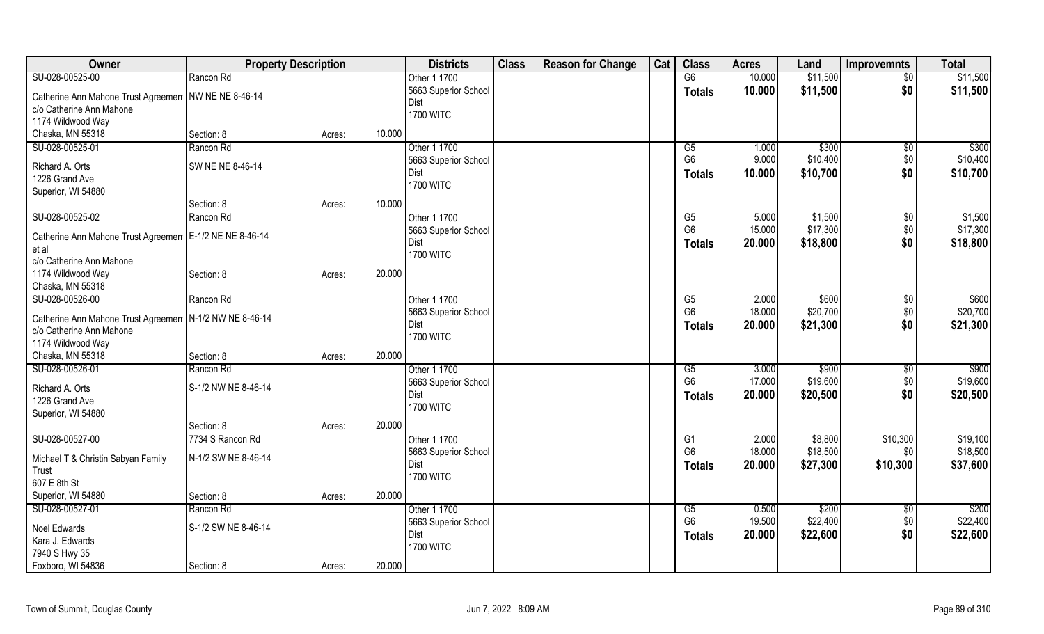| Owner | Property Description | | | Districts | Class | Reason for Change | Cat | Class | Acres | Land | Improvemnts | Total |
|---|---|---|---|---|---|---|---|---|---|---|---|---|
| SU-028-00525-00 | Rancon Rd | | | Other 1 1700 | | | | G6 | 10.000 | $11,500 | $0 | $11,500 |
| Catherine Ann Mahone Trust Agreement | NW NE NE 8-46-14 | | | 5663 Superior School Dist | | | | Totals | 10.000 | $11,500 | $0 | $11,500 |
| c/o Catherine Ann Mahone | | | | 1700 WITC | | | | | | | | |
| 1174 Wildwood Way | | | | | | | | | | | | |
| Chaska, MN 55318 | Section: 8 | Acres: | 10.000 | | | | | | | | | |
| SU-028-00525-01 | Rancon Rd | | | Other 1 1700 | | | | G5 | 1.000 | $300 | $0 | $300 |
| Richard A. Orts | SW NE NE 8-46-14 | | | 5663 Superior School Dist | | | | G6 | 9.000 | $10,400 | $0 | $10,400 |
| 1226 Grand Ave | | | | 1700 WITC | | | | Totals | 10.000 | $10,700 | $0 | $10,700 |
| Superior, WI 54880 | | | | | | | | | | | | |
| | Section: 8 | Acres: | 10.000 | | | | | | | | | |
| SU-028-00525-02 | Rancon Rd | | | Other 1 1700 | | | | G5 | 5.000 | $1,500 | $0 | $1,500 |
| Catherine Ann Mahone Trust Agreement et al | E-1/2 NE NE 8-46-14 | | | 5663 Superior School Dist | | | | G6 | 15.000 | $17,300 | $0 | $17,300 |
| c/o Catherine Ann Mahone | | | | 1700 WITC | | | | Totals | 20.000 | $18,800 | $0 | $18,800 |
| 1174 Wildwood Way | Section: 8 | Acres: | 20.000 | | | | | | | | | |
| Chaska, MN 55318 | | | | | | | | | | | | |
| SU-028-00526-00 | Rancon Rd | | | Other 1 1700 | | | | G5 | 2.000 | $600 | $0 | $600 |
| Catherine Ann Mahone Trust Agreement | N-1/2 NW NE 8-46-14 | | | 5663 Superior School Dist | | | | G6 | 18.000 | $20,700 | $0 | $20,700 |
| c/o Catherine Ann Mahone | | | | 1700 WITC | | | | Totals | 20.000 | $21,300 | $0 | $21,300 |
| 1174 Wildwood Way | | | | | | | | | | | | |
| Chaska, MN 55318 | Section: 8 | Acres: | 20.000 | | | | | | | | | |
| SU-028-00526-01 | Rancon Rd | | | Other 1 1700 | | | | G5 | 3.000 | $900 | $0 | $900 |
| Richard A. Orts | S-1/2 NW NE 8-46-14 | | | 5663 Superior School Dist | | | | G6 | 17.000 | $19,600 | $0 | $19,600 |
| 1226 Grand Ave | | | | 1700 WITC | | | | Totals | 20.000 | $20,500 | $0 | $20,500 |
| Superior, WI 54880 | | | | | | | | | | | | |
| | Section: 8 | Acres: | 20.000 | | | | | | | | | |
| SU-028-00527-00 | 7734 S Rancon Rd | | | Other 1 1700 | | | | G1 | 2.000 | $8,800 | $10,300 | $19,100 |
| Michael T & Christin Sabyan Family Trust | N-1/2 SW NE 8-46-14 | | | 5663 Superior School Dist | | | | G6 | 18.000 | $18,500 | $0 | $18,500 |
| 607 E 8th St | | | | 1700 WITC | | | | Totals | 20.000 | $27,300 | $10,300 | $37,600 |
| Superior, WI 54880 | Section: 8 | Acres: | 20.000 | | | | | | | | | |
| SU-028-00527-01 | Rancon Rd | | | Other 1 1700 | | | | G5 | 0.500 | $200 | $0 | $200 |
| Noel Edwards | S-1/2 SW NE 8-46-14 | | | 5663 Superior School Dist | | | | G6 | 19.500 | $22,400 | $0 | $22,400 |
| Kara J. Edwards | | | | 1700 WITC | | | | Totals | 20.000 | $22,600 | $0 | $22,600 |
| 7940 S Hwy 35 | | | | | | | | | | | | |
| Foxboro, WI 54836 | Section: 8 | Acres: | 20.000 | | | | | | | | | |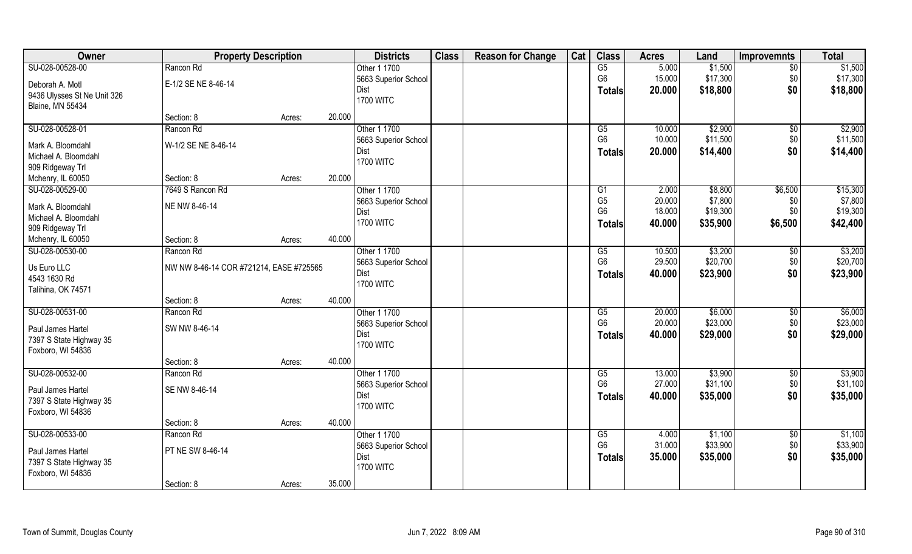| Owner | Property Description | | | Districts | Class | Reason for Change | Cat | Class | Acres | Land | Improvemnts | Total |
|---|---|---|---|---|---|---|---|---|---|---|---|---|
| SU-028-00528-00 | Rancon Rd | | | Other 1 1700 | | | | G5 | 5.000 | $1,500 | $0 | $1,500 |
| Deborah A. Motl | E-1/2 SE NE 8-46-14 | | | 5663 Superior School | | | | G6 | 15.000 | $17,300 | $0 | $17,300 |
| 9436 Ulysses St Ne Unit 326 | | | | Dist | | | | **Totals** | **20.000** | **$18,800** | **$0** | **$18,800** |
| Blaine, MN 55434 | | | | 1700 WITC | | | | | | | | |
| | Section: 8 | Acres: | 20.000 | | | | | | | | | |
| SU-028-00528-01 | Rancon Rd | | | Other 1 1700 | | | | G5 | 10.000 | $2,900 | $0 | $2,900 |
| Mark A. Bloomdahl | W-1/2 SE NE 8-46-14 | | | 5663 Superior School | | | | G6 | 10.000 | $11,500 | $0 | $11,500 |
| Michael A. Bloomdahl | | | | Dist | | | | **Totals** | **20.000** | **$14,400** | **$0** | **$14,400** |
| 909 Ridgeway Trl | | | | 1700 WITC | | | | | | | | |
| Mchenry, IL 60050 | Section: 8 | Acres: | 20.000 | | | | | | | | | |
| SU-028-00529-00 | 7649 S Rancon Rd | | | Other 1 1700 | | | | G1 | 2.000 | $8,800 | $6,500 | $15,300 |
| Mark A. Bloomdahl | NE NW 8-46-14 | | | 5663 Superior School | | | | G5 | 20.000 | $7,800 | $0 | $7,800 |
| Michael A. Bloomdahl | | | | Dist | | | | G6 | 18.000 | $19,300 | $0 | $19,300 |
| 909 Ridgeway Trl | | | | 1700 WITC | | | | **Totals** | **40.000** | **$35,900** | **$6,500** | **$42,400** |
| Mchenry, IL 60050 | Section: 8 | Acres: | 40.000 | | | | | | | | | |
| SU-028-00530-00 | Rancon Rd | | | Other 1 1700 | | | | G5 | 10.500 | $3,200 | $0 | $3,200 |
| Us Euro LLC | NW NW 8-46-14 COR #721214, EASE #725565 | | | 5663 Superior School | | | | G6 | 29.500 | $20,700 | $0 | $20,700 |
| 4543 1630 Rd | | | | Dist | | | | **Totals** | **40.000** | **$23,900** | **$0** | **$23,900** |
| Talihina, OK 74571 | | | | 1700 WITC | | | | | | | | |
| | Section: 8 | Acres: | 40.000 | | | | | | | | | |
| SU-028-00531-00 | Rancon Rd | | | Other 1 1700 | | | | G5 | 20.000 | $6,000 | $0 | $6,000 |
| Paul James Hartel | SW NW 8-46-14 | | | 5663 Superior School | | | | G6 | 20.000 | $23,000 | $0 | $23,000 |
| 7397 S State Highway 35 | | | | Dist | | | | **Totals** | **40.000** | **$29,000** | **$0** | **$29,000** |
| Foxboro, WI 54836 | | | | 1700 WITC | | | | | | | | |
| | Section: 8 | Acres: | 40.000 | | | | | | | | | |
| SU-028-00532-00 | Rancon Rd | | | Other 1 1700 | | | | G5 | 13.000 | $3,900 | $0 | $3,900 |
| Paul James Hartel | SE NW 8-46-14 | | | 5663 Superior School | | | | G6 | 27.000 | $31,100 | $0 | $31,100 |
| 7397 S State Highway 35 | | | | Dist | | | | **Totals** | **40.000** | **$35,000** | **$0** | **$35,000** |
| Foxboro, WI 54836 | | | | 1700 WITC | | | | | | | | |
| | Section: 8 | Acres: | 40.000 | | | | | | | | | |
| SU-028-00533-00 | Rancon Rd | | | Other 1 1700 | | | | G5 | 4.000 | $1,100 | $0 | $1,100 |
| Paul James Hartel | PT NE SW 8-46-14 | | | 5663 Superior School | | | | G6 | 31.000 | $33,900 | $0 | $33,900 |
| 7397 S State Highway 35 | | | | Dist | | | | **Totals** | **35.000** | **$35,000** | **$0** | **$35,000** |
| Foxboro, WI 54836 | | | | 1700 WITC | | | | | | | | |
| | Section: 8 | Acres: | 35.000 | | | | | | | | | |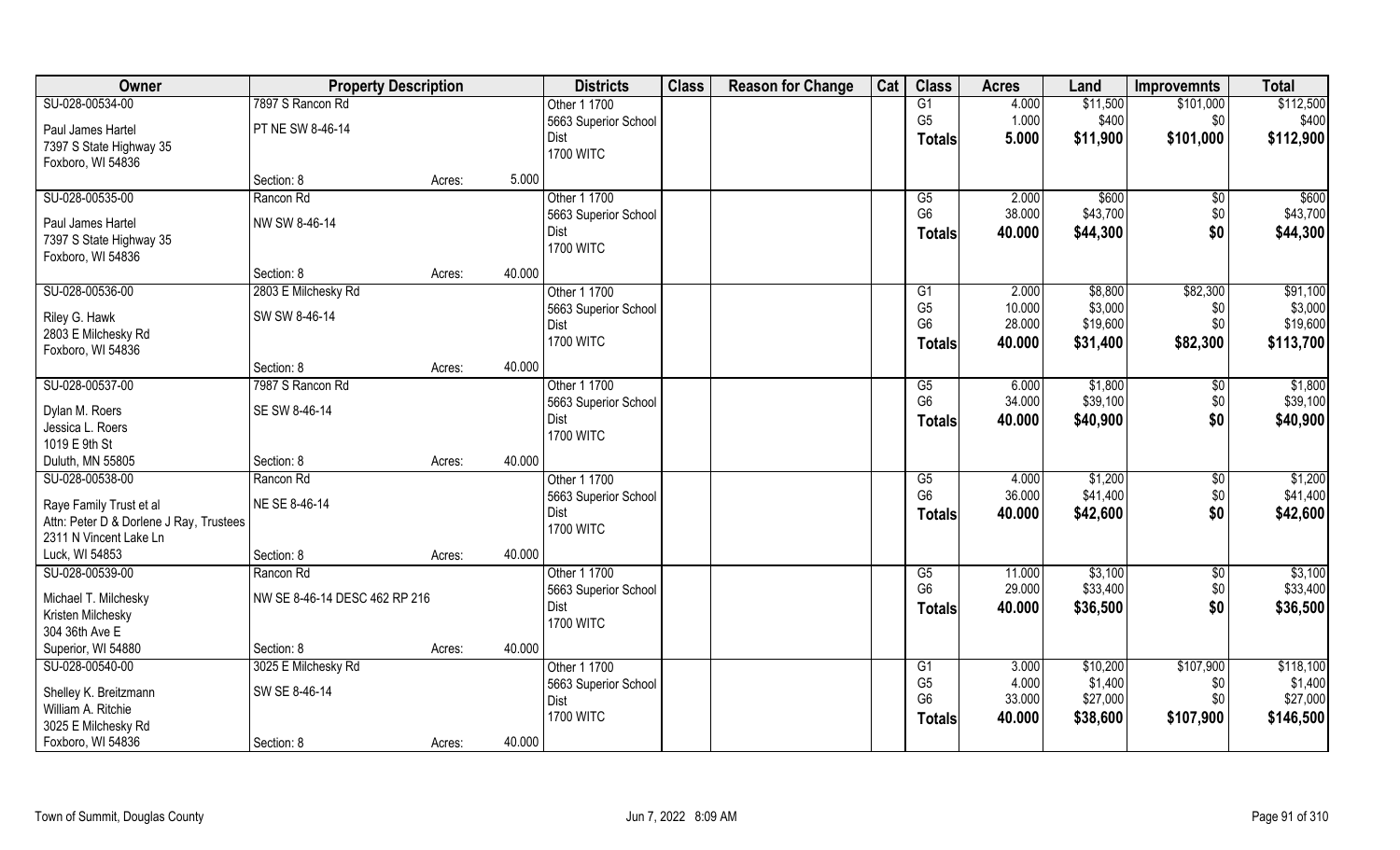| Owner | Property Description | | | Districts | Class | Reason for Change | Cat | Class | Acres | Land | Improvemnts | Total |
|---|---|---|---|---|---|---|---|---|---|---|---|---|
| SU-028-00534-00 | 7897 S Rancon Rd | | | Other 1 1700 | | | | G1 | 4.000 | $11,500 | $101,000 | $112,500 |
| Paul James Hartel | PT NE SW 8-46-14 | | | 5663 Superior School Dist | | | | G5 | 1.000 | $400 | $0 | $400 |
| 7397 S State Highway 35 | | | | 1700 WITC | | | | **Totals** | **5.000** | **$11,900** | **$101,000** | **$112,900** |
| Foxboro, WI 54836 | | | | | | | | | | | | |
| | Section: 8 | Acres: | 5.000 | | | | | | | | | |
| SU-028-00535-00 | Rancon Rd | | | Other 1 1700 | | | | G5 | 2.000 | $600 | $0 | $600 |
| Paul James Hartel | NW SW 8-46-14 | | | 5663 Superior School Dist | | | | G6 | 38.000 | $43,700 | $0 | $43,700 |
| 7397 S State Highway 35 | | | | 1700 WITC | | | | **Totals** | **40.000** | **$44,300** | **$0** | **$44,300** |
| Foxboro, WI 54836 | | | | | | | | | | | | |
| | Section: 8 | Acres: | 40.000 | | | | | | | | | |
| SU-028-00536-00 | 2803 E Milchesky Rd | | | Other 1 1700 | | | | G1 | 2.000 | $8,800 | $82,300 | $91,100 |
| Riley G. Hawk | SW SW 8-46-14 | | | 5663 Superior School Dist | | | | G5 | 10.000 | $3,000 | $0 | $3,000 |
| 2803 E Milchesky Rd | | | | 1700 WITC | | | | G6 | 28.000 | $19,600 | $0 | $19,600 |
| Foxboro, WI 54836 | | | | | | | | **Totals** | **40.000** | **$31,400** | **$82,300** | **$113,700** |
| | Section: 8 | Acres: | 40.000 | | | | | | | | | |
| SU-028-00537-00 | 7987 S Rancon Rd | | | Other 1 1700 | | | | G5 | 6.000 | $1,800 | $0 | $1,800 |
| Dylan M. Roers | SE SW 8-46-14 | | | 5663 Superior School Dist | | | | G6 | 34.000 | $39,100 | $0 | $39,100 |
| Jessica L. Roers | | | | 1700 WITC | | | | **Totals** | **40.000** | **$40,900** | **$0** | **$40,900** |
| 1019 E 9th St | | | | | | | | | | | | |
| Duluth, MN 55805 | Section: 8 | Acres: | 40.000 | | | | | | | | | |
| SU-028-00538-00 | Rancon Rd | | | Other 1 1700 | | | | G5 | 4.000 | $1,200 | $0 | $1,200 |
| Raye Family Trust et al | NE SE 8-46-14 | | | 5663 Superior School Dist | | | | G6 | 36.000 | $41,400 | $0 | $41,400 |
| Attn: Peter D & Dorlene J Ray, Trustees | | | | 1700 WITC | | | | **Totals** | **40.000** | **$42,600** | **$0** | **$42,600** |
| 2311 N Vincent Lake Ln | | | | | | | | | | | | |
| Luck, WI 54853 | Section: 8 | Acres: | 40.000 | | | | | | | | | |
| SU-028-00539-00 | Rancon Rd | | | Other 1 1700 | | | | G5 | 11.000 | $3,100 | $0 | $3,100 |
| Michael T. Milchesky | NW SE 8-46-14 DESC 462 RP 216 | | | 5663 Superior School Dist | | | | G6 | 29.000 | $33,400 | $0 | $33,400 |
| Kristen Milchesky | | | | 1700 WITC | | | | **Totals** | **40.000** | **$36,500** | **$0** | **$36,500** |
| 304 36th Ave E | | | | | | | | | | | | |
| Superior, WI 54880 | Section: 8 | Acres: | 40.000 | | | | | | | | | |
| SU-028-00540-00 | 3025 E Milchesky Rd | | | Other 1 1700 | | | | G1 | 3.000 | $10,200 | $107,900 | $118,100 |
| Shelley K. Breitzmann | SW SE 8-46-14 | | | 5663 Superior School Dist | | | | G5 | 4.000 | $1,400 | $0 | $1,400 |
| William A. Ritchie | | | | 1700 WITC | | | | G6 | 33.000 | $27,000 | $0 | $27,000 |
| 3025 E Milchesky Rd | | | | | | | | **Totals** | **40.000** | **$38,600** | **$107,900** | **$146,500** |
| Foxboro, WI 54836 | Section: 8 | Acres: | 40.000 | | | | | | | | | |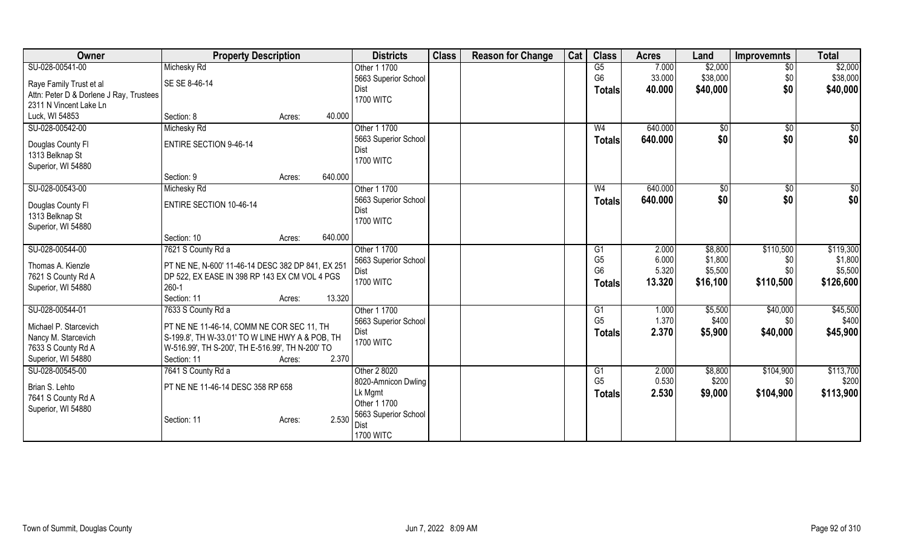| Owner | Property Description | | Districts | Class | Reason for Change | Cat | Class | Acres | Land | Improvemnts | Total |
|---|---|---|---|---|---|---|---|---|---|---|---|
| SU-028-00541-00<br>Raye Family Trust et al<br>Attn: Peter D & Dorlene J Ray, Trustees<br>2311 N Vincent Lake Ln<br>Luck, WI 54853 | Michesky Rd<br>SE SE 8-46-14<br>Section: 8 | Acres: 40.000 | Other 1 1700<br>5663 Superior School Dist<br>1700 WITC | | | | G5<br>G6<br>**Totals** | 7.000<br>33.000<br>**40.000** | $2,000<br>$38,000<br>**$40,000** | $0<br>$0<br>**$0** | $2,000<br>$38,000<br>**$40,000** |
| SU-028-00542-00<br>Douglas County Fl<br>1313 Belknap St<br>Superior, WI 54880 | Michesky Rd<br>ENTIRE SECTION 9-46-14<br>Section: 9 | Acres: 640.000 | Other 1 1700<br>5663 Superior School Dist<br>1700 WITC | | | | W4<br>**Totals** | 640.000<br>**640.000** | $0<br>**$0** | $0<br>**$0** | $0<br>**$0** |
| SU-028-00543-00<br>Douglas County Fl<br>1313 Belknap St<br>Superior, WI 54880 | Michesky Rd<br>ENTIRE SECTION 10-46-14<br>Section: 10 | Acres: 640.000 | Other 1 1700<br>5663 Superior School Dist<br>1700 WITC | | | | W4<br>**Totals** | 640.000<br>**640.000** | $0<br>**$0** | $0<br>**$0** | $0<br>**$0** |
| SU-028-00544-00<br>Thomas A. Kienzle<br>7621 S County Rd A<br>Superior, WI 54880 | 7621 S County Rd a<br>PT NE NE, N-600' 11-46-14 DESC 382 DP 841, EX 251 DP 522, EX EASE IN 398 RP 143 EX CM VOL 4 PGS 260-1<br>Section: 11 | Acres: 13.320 | Other 1 1700<br>5663 Superior School Dist<br>1700 WITC | | | | G1<br>G5<br>G6<br>**Totals** | 2.000<br>6.000<br>5.320<br>**13.320** | $8,800<br>$1,800<br>$5,500<br>**$16,100** | $110,500<br>$0<br>$0<br>**$110,500** | $119,300<br>$1,800<br>$5,500<br>**$126,600** |
| SU-028-00544-01<br>Michael P. Starcevich<br>Nancy M. Starcevich<br>7633 S County Rd A<br>Superior, WI 54880 | 7633 S County Rd a<br>PT NE NE 11-46-14, COMM NE COR SEC 11, TH S-199.8', TH W-33.01' TO W LINE HWY A & POB, TH W-516.99', TH S-200', TH E-516.99', TH N-200' TO<br>Section: 11 | Acres: 2.370 | Other 1 1700<br>5663 Superior School Dist<br>1700 WITC | | | | G1<br>G5<br>**Totals** | 1.000<br>1.370<br>**2.370** | $5,500<br>$400<br>**$5,900** | $40,000<br>$0<br>**$40,000** | $45,500<br>$400<br>**$45,900** |
| SU-028-00545-00<br>Brian S. Lehto<br>7641 S County Rd A<br>Superior, WI 54880 | 7641 S County Rd a<br>PT NE NE 11-46-14 DESC 358 RP 658<br>Section: 11 | Acres: 2.530 | Other 2 8020<br>8020-Amnicon Dwling Lk Mgmt<br>Other 1 1700<br>5663 Superior School Dist<br>1700 WITC | | | | G1<br>G5<br>**Totals** | 2.000<br>0.530<br>**2.530** | $8,800<br>$200<br>**$9,000** | $104,900<br>$0<br>**$104,900** | $113,700<br>$200<br>**$113,900** |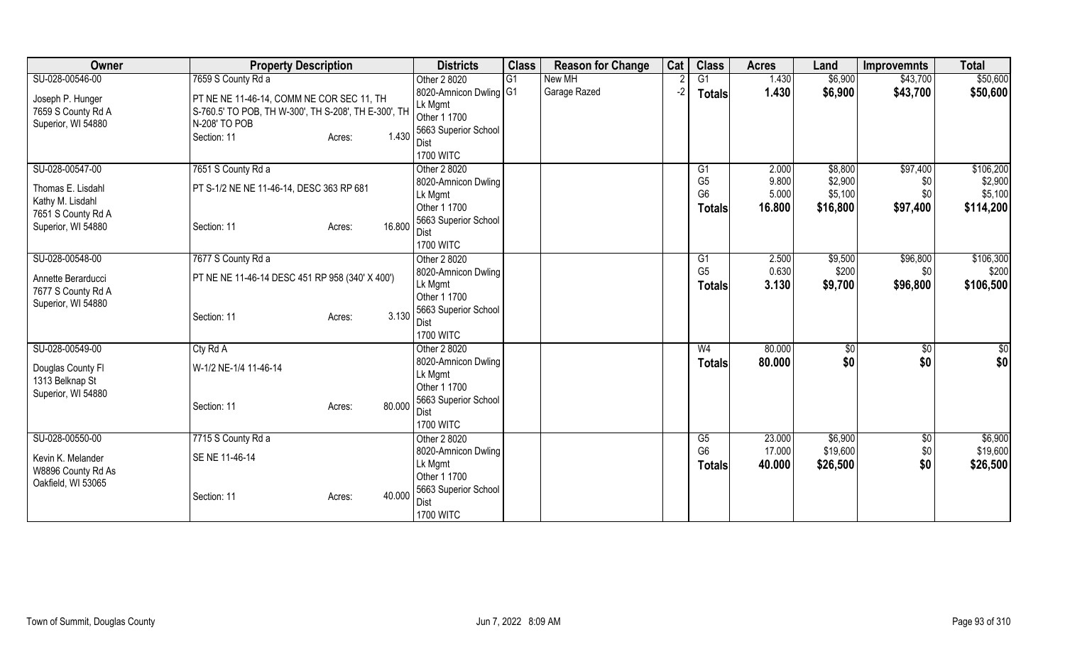| Owner | Property Description | Districts | Class | Reason for Change | Cat | Class | Acres | Land | Improvemnts | Total |
|---|---|---|---|---|---|---|---|---|---|---|
| SU-028-00546-00<br>Joseph P. Hunger<br>7659 S County Rd A<br>Superior, WI 54880 | 7659 S County Rd a<br>PT NE NE 11-46-14, COMM NE COR SEC 11, TH S-760.5' TO POB, TH W-300', TH S-208', TH E-300', TH N-208' TO POB<br>Section: 11 Acres: 1.430 | Other 2 8020<br>8020-Amnicon Dwling<br>Lk Mgmt<br>Other 1 1700<br>5663 Superior School Dist<br>1700 WITC | G1<br>G1 | New MH<br>Garage Razed | 2<br>-2 | G1<br>**Totals** | 1.430<br>**1.430** | \$6,900<br>**\$6,900** | \$43,700<br>**\$43,700** | \$50,600<br>**\$50,600** |
| SU-028-00547-00<br>Thomas E. Lisdahl<br>Kathy M. Lisdahl<br>7651 S County Rd A<br>Superior, WI 54880 | 7651 S County Rd a<br>PT S-1/2 NE NE 11-46-14, DESC 363 RP 681<br>Section: 11 Acres: 16.800 | Other 2 8020<br>8020-Amnicon Dwling<br>Lk Mgmt<br>Other 1 1700<br>5663 Superior School Dist<br>1700 WITC | | | | G1<br>G5<br>G6<br>**Totals** | 2.000<br>9.800<br>5.000<br>**16.800** | \$8,800<br>\$2,900<br>\$5,100<br>**\$16,800** | \$97,400<br>\$0<br>\$0<br>**\$97,400** | \$106,200<br>\$2,900<br>\$5,100<br>**\$114,200** |
| SU-028-00548-00<br>Annette Berarducci<br>7677 S County Rd A<br>Superior, WI 54880 | 7677 S County Rd a<br>PT NE NE 11-46-14 DESC 451 RP 958 (340' X 400')<br>Section: 11 Acres: 3.130 | Other 2 8020<br>8020-Amnicon Dwling<br>Lk Mgmt<br>Other 1 1700<br>5663 Superior School Dist<br>1700 WITC | | | | G1<br>G5<br>**Totals** | 2.500<br>0.630<br>**3.130** | \$9,500<br>\$200<br>**\$9,700** | \$96,800<br>\$0<br>**\$96,800** | \$106,300<br>\$200<br>**\$106,500** |
| SU-028-00549-00<br>Douglas County Fl<br>1313 Belknap St<br>Superior, WI 54880 | Cty Rd A<br>W-1/2 NE-1/4 11-46-14<br>Section: 11 Acres: 80.000 | Other 2 8020<br>8020-Amnicon Dwling<br>Lk Mgmt<br>Other 1 1700<br>5663 Superior School Dist<br>1700 WITC | | | | W4<br>**Totals** | 80.000<br>**80.000** | \$0<br>**\$0** | \$0<br>**\$0** | \$0<br>**\$0** |
| SU-028-00550-00<br>Kevin K. Melander<br>W8896 County Rd As<br>Oakfield, WI 53065 | 7715 S County Rd a<br>SE NE 11-46-14<br>Section: 11 Acres: 40.000 | Other 2 8020<br>8020-Amnicon Dwling<br>Lk Mgmt<br>Other 1 1700<br>5663 Superior School Dist<br>1700 WITC | | | | G5<br>G6<br>**Totals** | 23.000<br>17.000<br>**40.000** | \$6,900<br>\$19,600<br>**\$26,500** | \$0<br>\$0<br>**\$0** | \$6,900<br>\$19,600<br>**\$26,500** |

Town of Summit, Douglas County Jun 7, 2022 8:09 AM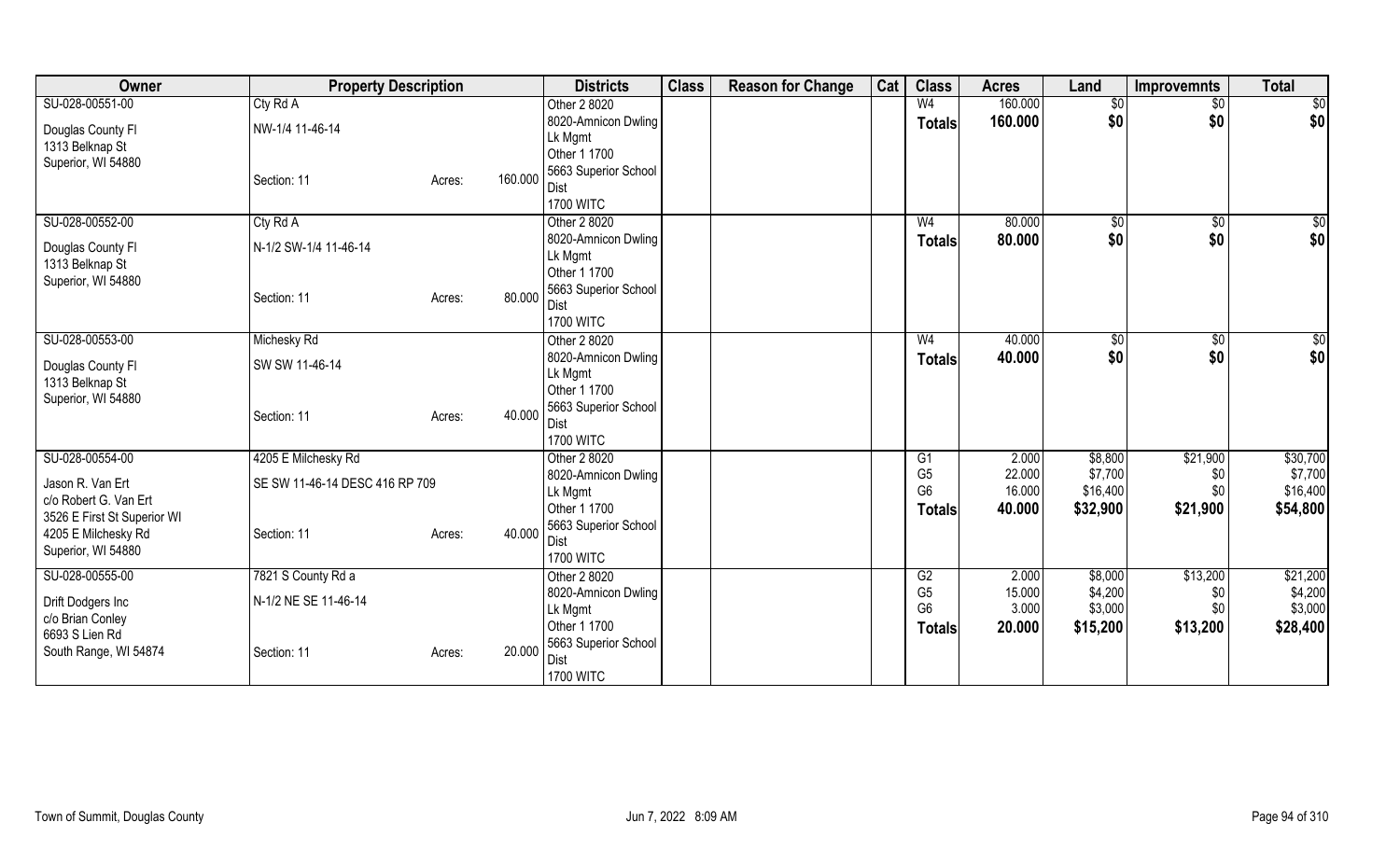| Owner | Property Description | | Districts | Class | Reason for Change | Cat | Class | Acres | Land | Improvemnts | Total |
|---|---|---|---|---|---|---|---|---|---|---|---|
| SU-028-00551-00<br>Douglas County Fl<br>1313 Belknap St<br>Superior, WI 54880 | Cty Rd A<br>NW-1/4 11-46-14<br><br>Section: 11 | Acres: 160.000 | Other 2 8020<br>8020-Amnicon Dwling Lk Mgmt<br>Other 1 1700<br>5663 Superior School Dist<br>1700 WITC | | | | W4<br>**Totals** | 160.000<br>**160.000** | $0<br>**$0** | $0<br>**$0** | $0<br>**$0** |
| SU-028-00552-00<br>Douglas County Fl<br>1313 Belknap St<br>Superior, WI 54880 | Cty Rd A<br>N-1/2 SW-1/4 11-46-14<br><br>Section: 11 | Acres: 80.000 | Other 2 8020<br>8020-Amnicon Dwling Lk Mgmt<br>Other 1 1700<br>5663 Superior School Dist<br>1700 WITC | | | | W4<br>**Totals** | 80.000<br>**80.000** | $0<br>**$0** | $0<br>**$0** | $0<br>**$0** |
| SU-028-00553-00<br>Douglas County Fl<br>1313 Belknap St<br>Superior, WI 54880 | Michesky Rd<br>SW SW 11-46-14<br><br>Section: 11 | Acres: 40.000 | Other 2 8020<br>8020-Amnicon Dwling Lk Mgmt<br>Other 1 1700<br>5663 Superior School Dist<br>1700 WITC | | | | W4<br>**Totals** | 40.000<br>**40.000** | $0<br>**$0** | $0<br>**$0** | $0<br>**$0** |
| SU-028-00554-00<br>Jason R. Van Ert<br>c/o Robert G. Van Ert<br>3526 E First St Superior WI<br>4205 E Milchesky Rd<br>Superior, WI 54880 | 4205 E Milchesky Rd<br>SE SW 11-46-14 DESC 416 RP 709<br><br>Section: 11 | Acres: 40.000 | Other 2 8020<br>8020-Amnicon Dwling Lk Mgmt<br>Other 1 1700<br>5663 Superior School Dist<br>1700 WITC | | | | G1<br>G5<br>G6<br>**Totals** | 2.000<br>22.000<br>16.000<br>**40.000** | $8,800<br>$7,700<br>$16,400<br>**$32,900** | $21,900<br>$0<br>$0<br>**$21,900** | $30,700<br>$7,700<br>$16,400<br>**$54,800** |
| SU-028-00555-00<br>Drift Dodgers Inc<br>c/o Brian Conley<br>6693 S Lien Rd<br>South Range, WI 54874 | 7821 S County Rd a<br>N-1/2 NE SE 11-46-14<br><br>Section: 11 | Acres: 20.000 | Other 2 8020<br>8020-Amnicon Dwling Lk Mgmt<br>Other 1 1700<br>5663 Superior School Dist<br>1700 WITC | | | | G2<br>G5<br>G6<br>**Totals** | 2.000<br>15.000<br>3.000<br>**20.000** | $8,000<br>$4,200<br>$3,000<br>**$15,200** | $13,200<br>$0<br>$0<br>**$13,200** | $21,200<br>$4,200<br>$3,000<br>**$28,400** |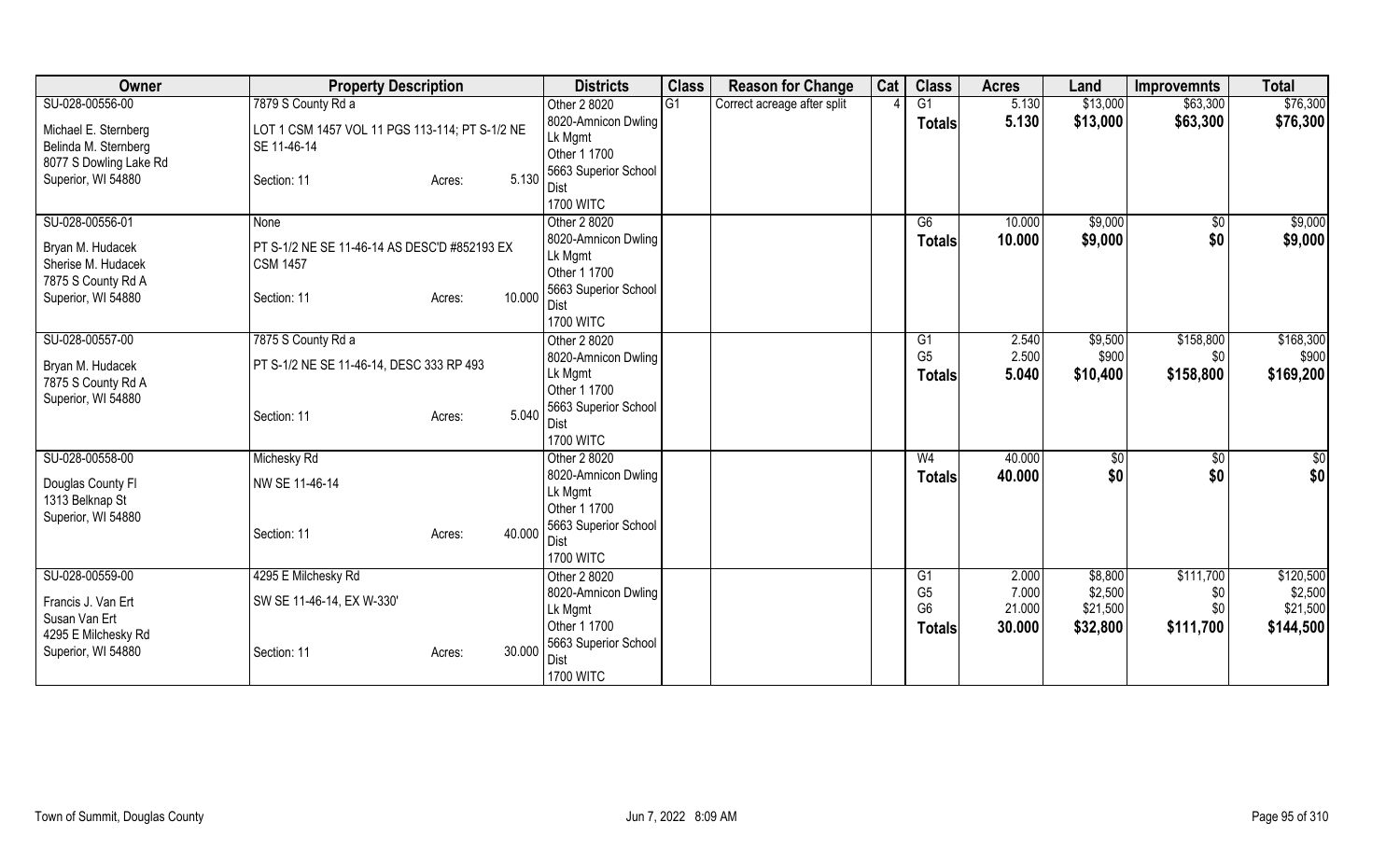| Owner | Property Description | Districts | Class | Reason for Change | Cat | Class | Acres | Land | Improvemnts | Total |
|---|---|---|---|---|---|---|---|---|---|---|
| SU-028-00556-00<br>Michael E. Sternberg<br>Belinda M. Sternberg<br>8077 S Dowling Lake Rd<br>Superior, WI 54880 | 7879 S County Rd a<br>LOT 1 CSM 1457 VOL 11 PGS 113-114; PT S-1/2 NE SE 11-46-14<br>Section: 11 Acres: 5.130 | Other 2 8020<br>8020-Amnicon Dwling Lk Mgmt<br>Other 1 1700<br>5663 Superior School Dist<br>1700 WITC | G1 | Correct acreage after split | 4 | G1<br>**Totals** | 5.130<br>**5.130** | $13,000<br>**$13,000** | $63,300<br>**$63,300** | $76,300<br>**$76,300** |
| SU-028-00556-01<br>Bryan M. Hudacek<br>Sherise M. Hudacek<br>7875 S County Rd A<br>Superior, WI 54880 | None<br>PT S-1/2 NE SE 11-46-14 AS DESC'D #852193 EX CSM 1457<br>Section: 11 Acres: 10.000 | Other 2 8020<br>8020-Amnicon Dwling Lk Mgmt<br>Other 1 1700<br>5663 Superior School Dist<br>1700 WITC | | | | G6<br>**Totals** | 10.000<br>**10.000** | $9,000<br>**$9,000** | $0<br>**$0** | $9,000<br>**$9,000** |
| SU-028-00557-00<br>Bryan M. Hudacek<br>7875 S County Rd A<br>Superior, WI 54880 | 7875 S County Rd a<br>PT S-1/2 NE SE 11-46-14, DESC 333 RP 493<br>Section: 11 Acres: 5.040 | Other 2 8020<br>8020-Amnicon Dwling Lk Mgmt<br>Other 1 1700<br>5663 Superior School Dist<br>1700 WITC | | | | G1<br>G5<br>**Totals** | 2.540<br>2.500<br>**5.040** | $9,500<br>$900<br>**$10,400** | $158,800<br>$0<br>**$158,800** | $168,300<br>$900<br>**$169,200** |
| SU-028-00558-00<br>Douglas County Fl<br>1313 Belknap St<br>Superior, WI 54880 | Michesky Rd<br>NW SE 11-46-14<br>Section: 11 Acres: 40.000 | Other 2 8020<br>8020-Amnicon Dwling Lk Mgmt<br>Other 1 1700<br>5663 Superior School Dist<br>1700 WITC | | | | W4<br>**Totals** | 40.000<br>**40.000** | $0<br>**$0** | $0<br>**$0** | $0<br>**$0** |
| SU-028-00559-00<br>Francis J. Van Ert<br>Susan Van Ert<br>4295 E Milchesky Rd<br>Superior, WI 54880 | 4295 E Milchesky Rd<br>SW SE 11-46-14, EX W-330'<br>Section: 11 Acres: 30.000 | Other 2 8020<br>8020-Amnicon Dwling Lk Mgmt<br>Other 1 1700<br>5663 Superior School Dist<br>1700 WITC | | | | G1<br>G5<br>G6<br>**Totals** | 2.000<br>7.000<br>21.000<br>**30.000** | $8,800<br>$2,500<br>$21,500<br>**$32,800** | $111,700<br>$0<br>$0<br>**$111,700** | $120,500<br>$2,500<br>$21,500<br>**$144,500** |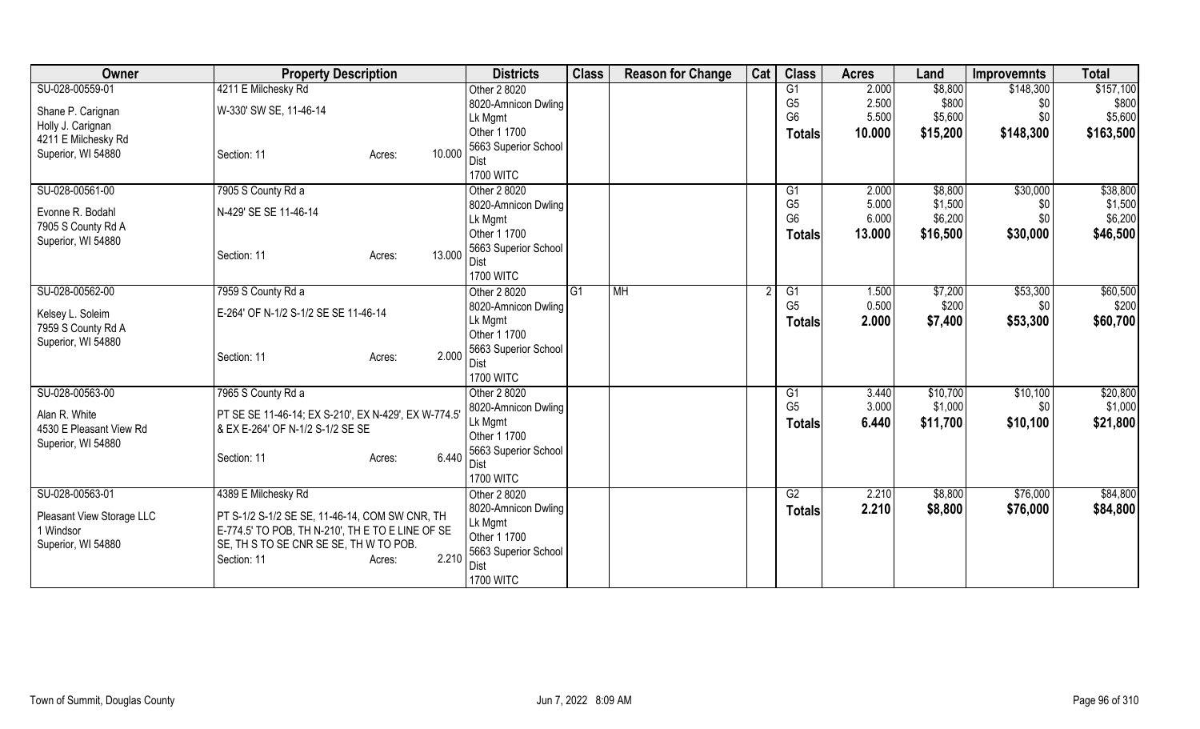| Owner | Property Description | Districts | Class | Reason for Change | Cat | Class | Acres | Land | Improvemnts | Total |
|---|---|---|---|---|---|---|---|---|---|---|
| SU-028-00559-01<br>Shane P. Carignan<br>Holly J. Carignan<br>4211 E Milchesky Rd<br>Superior, WI 54880 | 4211 E Milchesky Rd<br>W-330' SW SE, 11-46-14<br>Section: 11 Acres: 10.000 | Other 2 8020<br>8020-Amnicon Dwling Lk Mgmt<br>Other 1 1700<br>5663 Superior School Dist<br>1700 WITC | | | | G1<br>G5<br>G6<br>**Totals** | 2.000<br>2.500<br>5.500<br>**10.000** | $8,800<br>$800<br>$5,600<br>**$15,200** | $148,300<br>$0<br>$0<br>**$148,300** | $157,100<br>$800<br>$5,600<br>**$163,500** |
| SU-028-00561-00<br>Evonne R. Bodahl<br>7905 S County Rd A<br>Superior, WI 54880 | 7905 S County Rd a<br>N-429' SE SE 11-46-14<br>Section: 11 Acres: 13.000 | Other 2 8020<br>8020-Amnicon Dwling Lk Mgmt<br>Other 1 1700<br>5663 Superior School Dist<br>1700 WITC | | | | G1<br>G5<br>G6<br>**Totals** | 2.000<br>5.000<br>6.000<br>**13.000** | $8,800<br>$1,500<br>$6,200<br>**$16,500** | $30,000<br>$0<br>$0<br>**$30,000** | $38,800<br>$1,500<br>$6,200<br>**$46,500** |
| SU-028-00562-00<br>Kelsey L. Soleim<br>7959 S County Rd A<br>Superior, WI 54880 | 7959 S County Rd a<br>E-264' OF N-1/2 S-1/2 SE SE 11-46-14<br>Section: 11 Acres: 2.000 | Other 2 8020<br>8020-Amnicon Dwling Lk Mgmt<br>Other 1 1700<br>5663 Superior School Dist<br>1700 WITC | G1 | MH | 2 | G1<br>G5<br>**Totals** | 1.500<br>0.500<br>**2.000** | $7,200<br>$200<br>**$7,400** | $53,300<br>$0<br>**$53,300** | $60,500<br>$200<br>**$60,700** |
| SU-028-00563-00<br>Alan R. White<br>4530 E Pleasant View Rd<br>Superior, WI 54880 | 7965 S County Rd a<br>PT SE SE 11-46-14; EX S-210', EX N-429', EX W-774.5' & EX E-264' OF N-1/2 S-1/2 SE SE<br>Section: 11 Acres: 6.440 | Other 2 8020<br>8020-Amnicon Dwling Lk Mgmt<br>Other 1 1700<br>5663 Superior School Dist<br>1700 WITC | | | | G1<br>G5<br>**Totals** | 3.440<br>3.000<br>**6.440** | $10,700<br>$1,000<br>**$11,700** | $10,100<br>$0<br>**$10,100** | $20,800<br>$1,000<br>**$21,800** |
| SU-028-00563-01<br>Pleasant View Storage LLC<br>1 Windsor<br>Superior, WI 54880 | 4389 E Milchesky Rd<br>PT S-1/2 S-1/2 SE SE, 11-46-14, COM SW CNR, TH E-774.5' TO POB, TH N-210', TH E TO E LINE OF SE SE, TH S TO SE CNR SE SE, TH W TO POB.<br>Section: 11 Acres: 2.210 | Other 2 8020<br>8020-Amnicon Dwling Lk Mgmt<br>Other 1 1700<br>5663 Superior School Dist<br>1700 WITC | | | | G2<br>**Totals** | 2.210<br>**2.210** | $8,800<br>**$8,800** | $76,000<br>**$76,000** | $84,800<br>**$84,800** |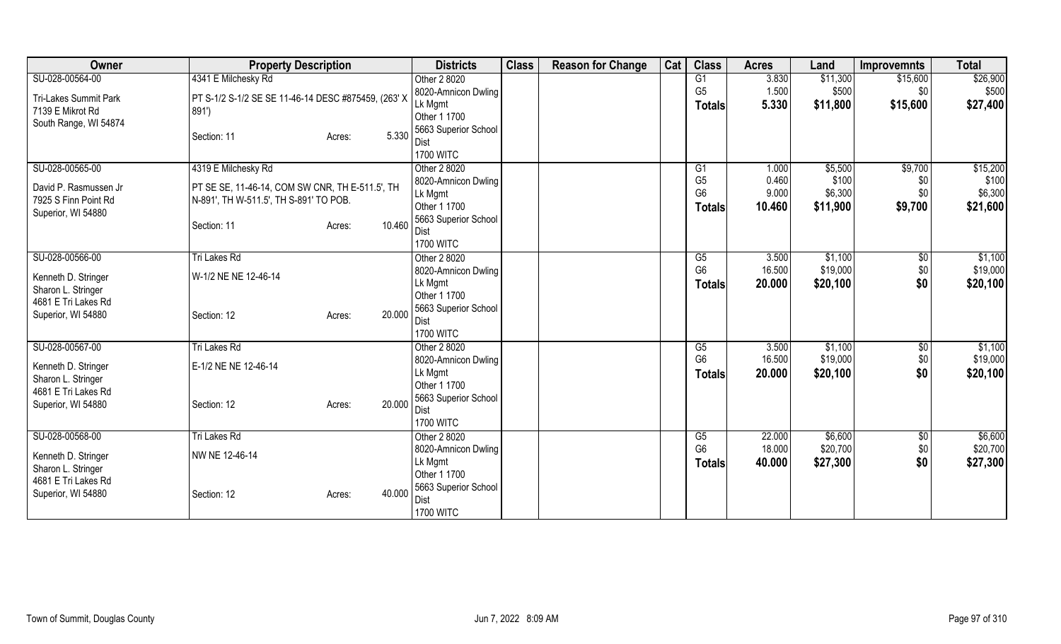| Owner | Property Description | | | Districts | Class | Reason for Change | Cat | Class | Acres | Land | Improvemnts | Total |
|---|---|---|---|---|---|---|---|---|---|---|---|---|
| SU-028-00564-00 | 4341 E Milchesky Rd | | | Other 2 8020 | | | | G1 | 3.830 | $11,300 | $15,600 | $26,900 |
| Tri-Lakes Summit Park | PT S-1/2 S-1/2 SE SE 11-46-14 DESC #875459, (263' X 891') | | | 8020-Amnicon Dwling | | | | G5 | 1.500 | $500 | $0 | $500 |
| 7139 E Mikrot Rd | | | | Lk Mgmt | | | | **Totals** | **5.330** | **$11,800** | **$15,600** | **$27,400** |
| South Range, WI 54874 | | | | Other 1 1700 | | | | | | | | |
| | Section: 11 | Acres: | 5.330 | 5663 Superior School Dist | | | | | | | | |
| | | | | 1700 WITC | | | | | | | | |
| SU-028-00565-00 | 4319 E Milchesky Rd | | | Other 2 8020 | | | | G1 | 1.000 | $5,500 | $9,700 | $15,200 |
| David P. Rasmussen Jr | PT SE SE, 11-46-14, COM SW CNR, TH E-511.5', TH N-891', TH W-511.5', TH S-891' TO POB. | | | 8020-Amnicon Dwling | | | | G5 | 0.460 | $100 | $0 | $100 |
| 7925 S Finn Point Rd | | | | Lk Mgmt | | | | G6 | 9.000 | $6,300 | $0 | $6,300 |
| Superior, WI 54880 | | | | Other 1 1700 | | | | **Totals** | **10.460** | **$11,900** | **$9,700** | **$21,600** |
| | Section: 11 | Acres: | 10.460 | 5663 Superior School Dist | | | | | | | | |
| | | | | 1700 WITC | | | | | | | | |
| SU-028-00566-00 | Tri Lakes Rd | | | Other 2 8020 | | | | G5 | 3.500 | $1,100 | $0 | $1,100 |
| Kenneth D. Stringer | W-1/2 NE NE 12-46-14 | | | 8020-Amnicon Dwling | | | | G6 | 16.500 | $19,000 | $0 | $19,000 |
| Sharon L. Stringer | | | | Lk Mgmt | | | | **Totals** | **20.000** | **$20,100** | **$0** | **$20,100** |
| 4681 E Tri Lakes Rd | | | | Other 1 1700 | | | | | | | | |
| Superior, WI 54880 | Section: 12 | Acres: | 20.000 | 5663 Superior School Dist | | | | | | | | |
| | | | | 1700 WITC | | | | | | | | |
| SU-028-00567-00 | Tri Lakes Rd | | | Other 2 8020 | | | | G5 | 3.500 | $1,100 | $0 | $1,100 |
| Kenneth D. Stringer | E-1/2 NE NE 12-46-14 | | | 8020-Amnicon Dwling | | | | G6 | 16.500 | $19,000 | $0 | $19,000 |
| Sharon L. Stringer | | | | Lk Mgmt | | | | **Totals** | **20.000** | **$20,100** | **$0** | **$20,100** |
| 4681 E Tri Lakes Rd | | | | Other 1 1700 | | | | | | | | |
| Superior, WI 54880 | Section: 12 | Acres: | 20.000 | 5663 Superior School Dist | | | | | | | | |
| | | | | 1700 WITC | | | | | | | | |
| SU-028-00568-00 | Tri Lakes Rd | | | Other 2 8020 | | | | G5 | 22.000 | $6,600 | $0 | $6,600 |
| Kenneth D. Stringer | NW NE 12-46-14 | | | 8020-Amnicon Dwling | | | | G6 | 18.000 | $20,700 | $0 | $20,700 |
| Sharon L. Stringer | | | | Lk Mgmt | | | | **Totals** | **40.000** | **$27,300** | **$0** | **$27,300** |
| 4681 E Tri Lakes Rd | | | | Other 1 1700 | | | | | | | | |
| Superior, WI 54880 | Section: 12 | Acres: | 40.000 | 5663 Superior School Dist | | | | | | | | |
| | | | | 1700 WITC | | | | | | | | |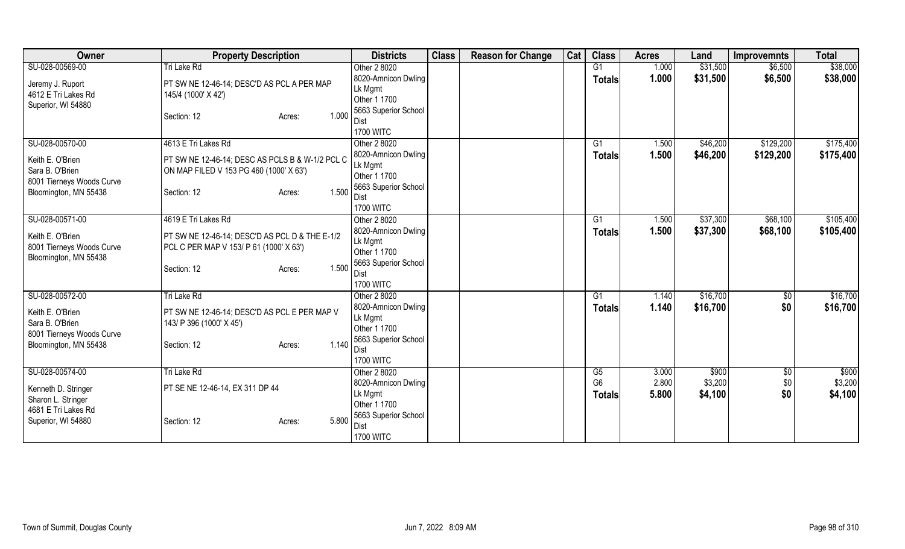| Owner | Property Description | Districts | Class | Reason for Change | Cat | Class | Acres | Land | Improvemnts | Total |
|---|---|---|---|---|---|---|---|---|---|---|
| SU-028-00569-00<br><br>Jeremy J. Ruport<br>4612 E Tri Lakes Rd<br>Superior, WI 54880 | Tri Lake Rd<br><br>PT SW NE 12-46-14; DESC'D AS PCL A PER MAP 145/4 (1000' X 42')<br><br>Section: 12 Acres: 1.000 | Other 2 8020<br>8020-Amnicon Dwling Lk Mgmt<br>Other 1 1700<br>5663 Superior School Dist<br>1700 WITC | | | | G1<br>**Totals** | 1.000<br>**1.000** | $31,500<br>**$31,500** | $6,500<br>**$6,500** | $38,000<br>**$38,000** |
| SU-028-00570-00<br><br>Keith E. O'Brien<br>Sara B. O'Brien<br>8001 Tierneys Woods Curve<br>Bloomington, MN 55438 | 4613 E Tri Lakes Rd<br><br>PT SW NE 12-46-14; DESC AS PCLS B & W-1/2 PCL C ON MAP FILED V 153 PG 460 (1000' X 63')<br><br>Section: 12 Acres: 1.500 | Other 2 8020<br>8020-Amnicon Dwling Lk Mgmt<br>Other 1 1700<br>5663 Superior School Dist<br>1700 WITC | | | | G1<br>**Totals** | 1.500<br>**1.500** | $46,200<br>**$46,200** | $129,200<br>**$129,200** | $175,400<br>**$175,400** |
| SU-028-00571-00<br><br>Keith E. O'Brien<br>8001 Tierneys Woods Curve<br>Bloomington, MN 55438 | 4619 E Tri Lakes Rd<br><br>PT SW NE 12-46-14; DESC'D AS PCL D & THE E-1/2 PCL C PER MAP V 153/ P 61 (1000' X 63')<br><br>Section: 12 Acres: 1.500 | Other 2 8020<br>8020-Amnicon Dwling Lk Mgmt<br>Other 1 1700<br>5663 Superior School Dist<br>1700 WITC | | | | G1<br>**Totals** | 1.500<br>**1.500** | $37,300<br>**$37,300** | $68,100<br>**$68,100** | $105,400<br>**$105,400** |
| SU-028-00572-00<br><br>Keith E. O'Brien<br>Sara B. O'Brien<br>8001 Tierneys Woods Curve<br>Bloomington, MN 55438 | Tri Lake Rd<br><br>PT SW NE 12-46-14; DESC'D AS PCL E PER MAP V 143/ P 396 (1000' X 45')<br><br>Section: 12 Acres: 1.140 | Other 2 8020<br>8020-Amnicon Dwling Lk Mgmt<br>Other 1 1700<br>5663 Superior School Dist<br>1700 WITC | | | | G1<br>**Totals** | 1.140<br>**1.140** | $16,700<br>**$16,700** | $0<br>**$0** | $16,700<br>**$16,700** |
| SU-028-00574-00<br><br>Kenneth D. Stringer<br>Sharon L. Stringer<br>4681 E Tri Lakes Rd<br>Superior, WI 54880 | Tri Lake Rd<br><br>PT SE NE 12-46-14, EX 311 DP 44<br><br>Section: 12 Acres: 5.800 | Other 2 8020<br>8020-Amnicon Dwling Lk Mgmt<br>Other 1 1700<br>5663 Superior School Dist<br>1700 WITC | | | | G5<br>G6<br>**Totals** | 3.000<br>2.800<br>**5.800** | $900<br>$3,200<br>**$4,100** | $0<br>$0<br>**$0** | $900<br>$3,200<br>**$4,100** |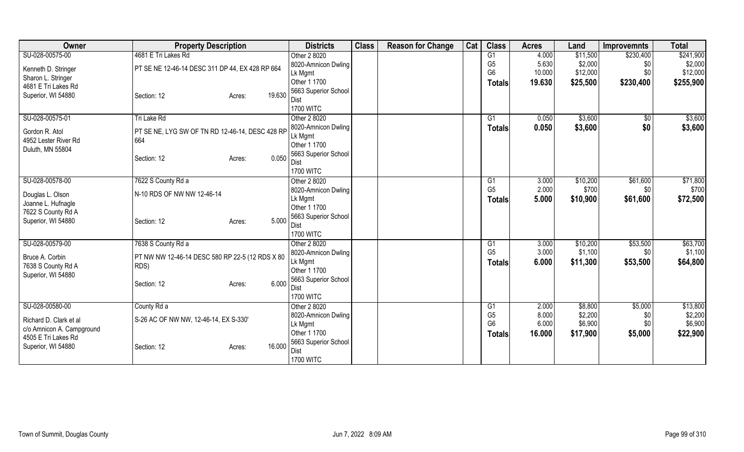| Owner | Property Description | Districts | Class | Reason for Change | Cat | Class | Acres | Land | Improvemnts | Total |
|---|---|---|---|---|---|---|---|---|---|---|
| SU-028-00575-00<br>Kenneth D. Stringer<br>Sharon L. Stringer<br>4681 E Tri Lakes Rd<br>Superior, WI 54880 | 4681 E Tri Lakes Rd<br>PT SE NE 12-46-14 DESC 311 DP 44, EX 428 RP 664<br>Section: 12 Acres: 19.630 | Other 2 8020<br>8020-Amnicon Dwling Lk Mgmt<br>Other 1 1700<br>5663 Superior School Dist<br>1700 WITC | | | | G1<br>G5<br>G6<br>**Totals** | 4.000<br>5.630<br>10.000<br>**19.630** | $11,500<br>$2,000<br>$12,000<br>**$25,500** | $230,400<br>$0<br>$0<br>**$230,400** | $241,900<br>$2,000<br>$12,000<br>**$255,900** |
| SU-028-00575-01<br>Gordon R. Atol<br>4952 Lester River Rd<br>Duluth, MN 55804 | Tri Lake Rd<br>PT SE NE, LYG SW OF TN RD 12-46-14, DESC 428 RP 664<br>Section: 12 Acres: 0.050 | Other 2 8020<br>8020-Amnicon Dwling Lk Mgmt<br>Other 1 1700<br>5663 Superior School Dist<br>1700 WITC | | | | G1<br>**Totals** | 0.050<br>**0.050** | $3,600<br>**$3,600** | $0<br>**$0** | $3,600<br>**$3,600** |
| SU-028-00578-00<br>Douglas L. Olson<br>Joanne L. Hufnagle<br>7622 S County Rd A<br>Superior, WI 54880 | 7622 S County Rd a<br>N-10 RDS OF NW NW 12-46-14<br>Section: 12 Acres: 5.000 | Other 2 8020<br>8020-Amnicon Dwling Lk Mgmt<br>Other 1 1700<br>5663 Superior School Dist<br>1700 WITC | | | | G1<br>G5<br>**Totals** | 3.000<br>2.000<br>**5.000** | $10,200<br>$700<br>**$10,900** | $61,600<br>$0<br>**$61,600** | $71,800<br>$700<br>**$72,500** |
| SU-028-00579-00<br>Bruce A. Corbin<br>7638 S County Rd A<br>Superior, WI 54880 | 7638 S County Rd a<br>PT NW NW 12-46-14 DESC 580 RP 22-5 (12 RDS X 80 RDS)<br>Section: 12 Acres: 6.000 | Other 2 8020<br>8020-Amnicon Dwling Lk Mgmt<br>Other 1 1700<br>5663 Superior School Dist<br>1700 WITC | | | | G1<br>G5<br>**Totals** | 3.000<br>3.000<br>**6.000** | $10,200<br>$1,100<br>**$11,300** | $53,500<br>$0<br>**$53,500** | $63,700<br>$1,100<br>**$64,800** |
| SU-028-00580-00<br>Richard D. Clark et al<br>c/o Amnicon A. Campground<br>4505 E Tri Lakes Rd<br>Superior, WI 54880 | County Rd a<br>S-26 AC OF NW NW, 12-46-14, EX S-330'<br>Section: 12 Acres: 16.000 | Other 2 8020<br>8020-Amnicon Dwling Lk Mgmt<br>Other 1 1700<br>5663 Superior School Dist<br>1700 WITC | | | | G1<br>G5<br>G6<br>**Totals** | 2.000<br>8.000<br>6.000<br>**16.000** | $8,800<br>$2,200<br>$6,900<br>**$17,900** | $5,000<br>$0<br>$0<br>**$5,000** | $13,800<br>$2,200<br>$6,900<br>**$22,900** |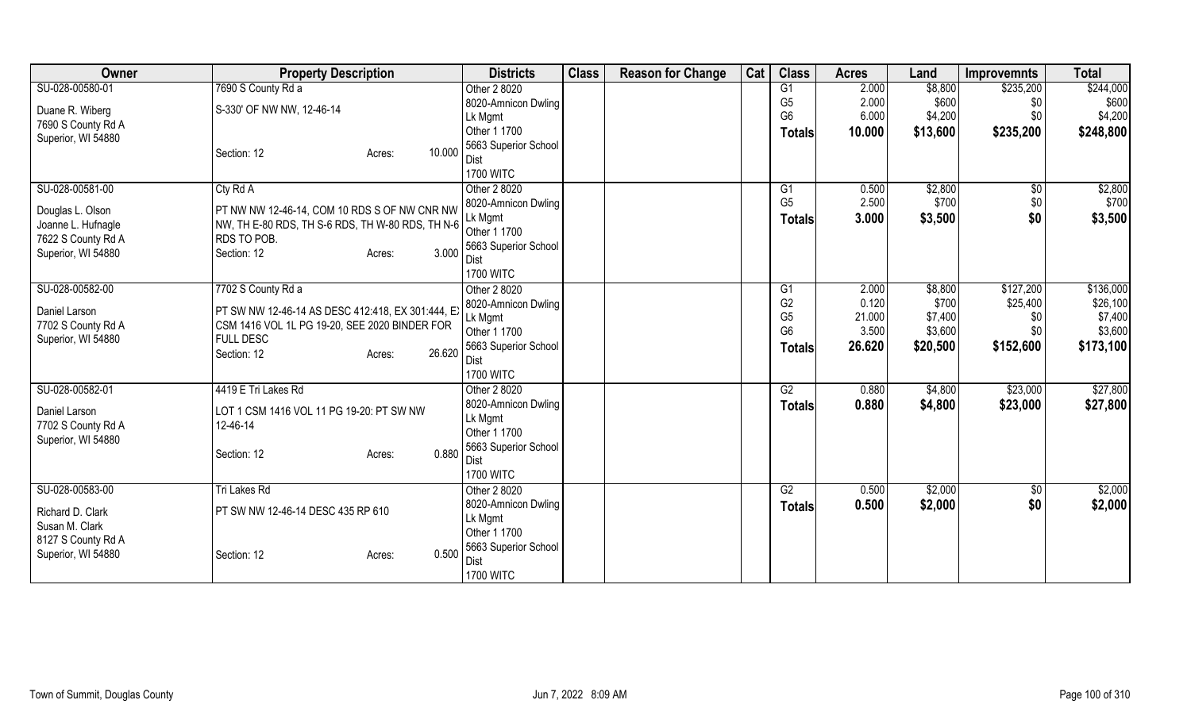| Owner | Property Description | Districts | Class | Reason for Change | Cat | Class | Acres | Land | Improvemnts | Total |
|---|---|---|---|---|---|---|---|---|---|---|
| SU-028-00580-01<br><br>Duane R. Wiberg<br>7690 S County Rd A<br>Superior, WI 54880 | 7690 S County Rd a<br><br>S-330' OF NW NW, 12-46-14<br><br>Section: 12 Acres: 10.000 | Other 2 8020<br>8020-Amnicon Dwling Lk Mgmt<br>Other 1 1700<br>5663 Superior School Dist<br>1700 WITC | | | | G1<br>G5<br>G6<br>**Totals** | 2.000<br>2.000<br>6.000<br>**10.000** | $8,800<br>$600<br>$4,200<br>**$13,600** | $235,200<br>$0<br>$0<br>**$235,200** | $244,000<br>$600<br>$4,200<br>**$248,800** |
| SU-028-00581-00<br><br>Douglas L. Olson<br>Joanne L. Hufnagle<br>7622 S County Rd A<br>Superior, WI 54880 | Cty Rd A<br><br>PT NW NW 12-46-14, COM 10 RDS S OF NW CNR NW NW, TH E-80 RDS, TH S-6 RDS, TH W-80 RDS, TH N-6 RDS TO POB.<br>Section: 12 Acres: 3.000 | Other 2 8020<br>8020-Amnicon Dwling Lk Mgmt<br>Other 1 1700<br>5663 Superior School Dist<br>1700 WITC | | | | G1<br>G5<br>**Totals** | 0.500<br>2.500<br>**3.000** | $2,800<br>$700<br>**$3,500** | $0<br>$0<br>**$0** | $2,800<br>$700<br>**$3,500** |
| SU-028-00582-00<br><br>Daniel Larson<br>7702 S County Rd A<br>Superior, WI 54880 | 7702 S County Rd a<br><br>PT SW NW 12-46-14 AS DESC 412:418, EX 301:444, EX CSM 1416 VOL 1L PG 19-20, SEE 2020 BINDER FOR FULL DESC<br>Section: 12 Acres: 26.620 | Other 2 8020<br>8020-Amnicon Dwling Lk Mgmt<br>Other 1 1700<br>5663 Superior School Dist<br>1700 WITC | | | | G1<br>G2<br>G5<br>G6<br>**Totals** | 2.000<br>0.120<br>21.000<br>3.500<br>**26.620** | $8,800<br>$700<br>$7,400<br>$3,600<br>**$20,500** | $127,200<br>$25,400<br>$0<br>$0<br>**$152,600** | $136,000<br>$26,100<br>$7,400<br>$3,600<br>**$173,100** |
| SU-028-00582-01<br><br>Daniel Larson<br>7702 S County Rd A<br>Superior, WI 54880 | 4419 E Tri Lakes Rd<br><br>LOT 1 CSM 1416 VOL 11 PG 19-20: PT SW NW 12-46-14<br><br>Section: 12 Acres: 0.880 | Other 2 8020<br>8020-Amnicon Dwling Lk Mgmt<br>Other 1 1700<br>5663 Superior School Dist<br>1700 WITC | | | | G2<br>**Totals** | 0.880<br>**0.880** | $4,800<br>**$4,800** | $23,000<br>**$23,000** | $27,800<br>**$27,800** |
| SU-028-00583-00<br><br>Richard D. Clark<br>Susan M. Clark<br>8127 S County Rd A<br>Superior, WI 54880 | Tri Lakes Rd<br><br>PT SW NW 12-46-14 DESC 435 RP 610<br><br>Section: 12 Acres: 0.500 | Other 2 8020<br>8020-Amnicon Dwling Lk Mgmt<br>Other 1 1700<br>5663 Superior School Dist<br>1700 WITC | | | | G2<br>**Totals** | 0.500<br>**0.500** | $2,000<br>**$2,000** | $0<br>**$0** | $2,000<br>**$2,000** |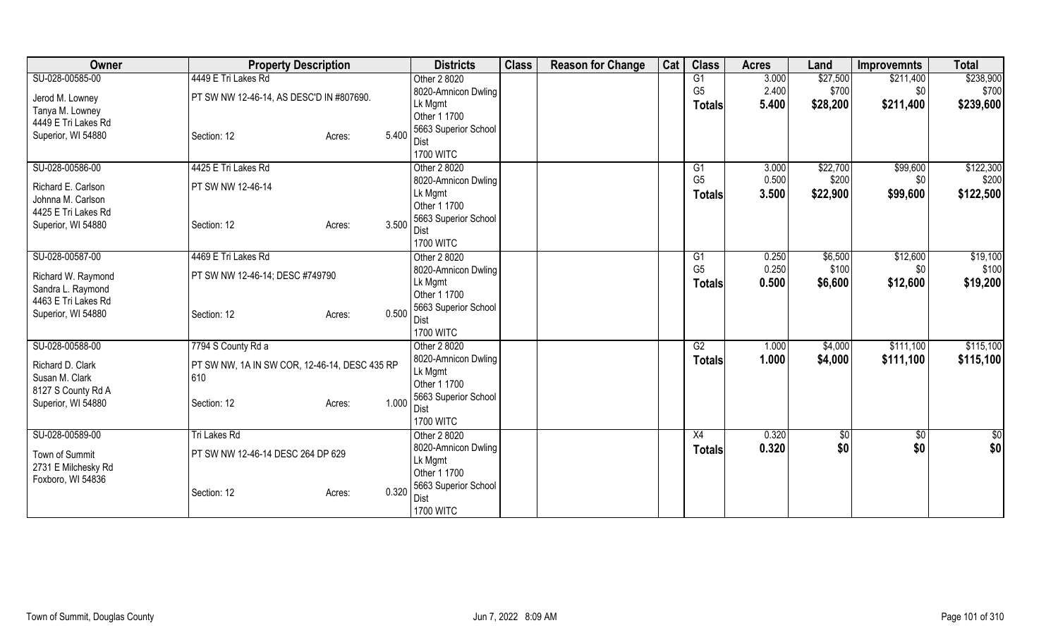| Owner | Property Description | | | Districts | Class | Reason for Change | Cat | Class | Acres | Land | Improvemnts | Total |
|---|---|---|---|---|---|---|---|---|---|---|---|---|
| SU-028-00585-00 | 4449 E Tri Lakes Rd | | | Other 2 8020 | | | | G1 | 3.000 | $27,500 | $211,400 | $238,900 |
| Jerod M. Lowney | PT SW NW 12-46-14, AS DESC'D IN #807690. | | | 8020-Amnicon Dwling | | | | G5 | 2.400 | $700 | $0 | $700 |
| Tanya M. Lowney | | | | Lk Mgmt | | | | **Totals** | **5.400** | **$28,200** | **$211,400** | **$239,600** |
| 4449 E Tri Lakes Rd | | | | Other 1 1700 | | | | | | | | |
| Superior, WI 54880 | Section: 12 | Acres: | 5.400 | 5663 Superior School Dist | | | | | | | | |
| | | | | 1700 WITC | | | | | | | | |
| SU-028-00586-00 | 4425 E Tri Lakes Rd | | | Other 2 8020 | | | | G1 | 3.000 | $22,700 | $99,600 | $122,300 |
| Richard E. Carlson | PT SW NW 12-46-14 | | | 8020-Amnicon Dwling | | | | G5 | 0.500 | $200 | $0 | $200 |
| Johnna M. Carlson | | | | Lk Mgmt | | | | **Totals** | **3.500** | **$22,900** | **$99,600** | **$122,500** |
| 4425 E Tri Lakes Rd | | | | Other 1 1700 | | | | | | | | |
| Superior, WI 54880 | Section: 12 | Acres: | 3.500 | 5663 Superior School Dist | | | | | | | | |
| | | | | 1700 WITC | | | | | | | | |
| SU-028-00587-00 | 4469 E Tri Lakes Rd | | | Other 2 8020 | | | | G1 | 0.250 | $6,500 | $12,600 | $19,100 |
| Richard W. Raymond | PT SW NW 12-46-14; DESC #749790 | | | 8020-Amnicon Dwling | | | | G5 | 0.250 | $100 | $0 | $100 |
| Sandra L. Raymond | | | | Lk Mgmt | | | | **Totals** | **0.500** | **$6,600** | **$12,600** | **$19,200** |
| 4463 E Tri Lakes Rd | | | | Other 1 1700 | | | | | | | | |
| Superior, WI 54880 | Section: 12 | Acres: | 0.500 | 5663 Superior School Dist | | | | | | | | |
| | | | | 1700 WITC | | | | | | | | |
| SU-028-00588-00 | 7794 S County Rd a | | | Other 2 8020 | | | | G2 | 1.000 | $4,000 | $111,100 | $115,100 |
| Richard D. Clark | PT SW NW, 1A IN SW COR, 12-46-14, DESC 435 RP 610 | | | 8020-Amnicon Dwling | | | | **Totals** | **1.000** | **$4,000** | **$111,100** | **$115,100** |
| Susan M. Clark | | | | Lk Mgmt | | | | | | | | |
| 8127 S County Rd A | | | | Other 1 1700 | | | | | | | | |
| Superior, WI 54880 | Section: 12 | Acres: | 1.000 | 5663 Superior School Dist | | | | | | | | |
| | | | | 1700 WITC | | | | | | | | |
| SU-028-00589-00 | Tri Lakes Rd | | | Other 2 8020 | | | | X4 | 0.320 | $0 | $0 | $0 |
| Town of Summit | PT SW NW 12-46-14 DESC 264 DP 629 | | | 8020-Amnicon Dwling | | | | **Totals** | **0.320** | **$0** | **$0** | **$0** |
| 2731 E Milchesky Rd | | | | Lk Mgmt | | | | | | | | |
| Foxboro, WI 54836 | | | | Other 1 1700 | | | | | | | | |
| | Section: 12 | Acres: | 0.320 | 5663 Superior School Dist | | | | | | | | |
| | | | | 1700 WITC | | | | | | | | |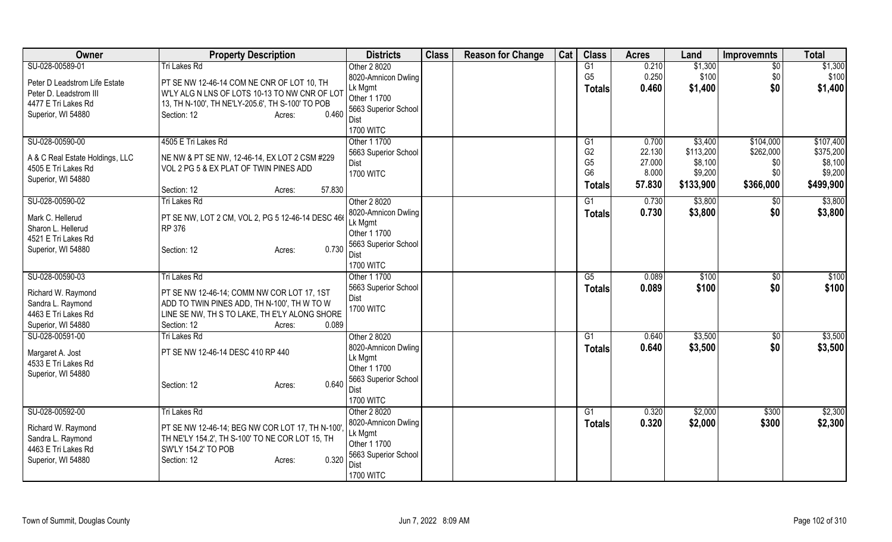| Owner | Property Description | Districts | Class | Reason for Change | Cat | Class | Acres | Land | Improvemnts | Total |
|---|---|---|---|---|---|---|---|---|---|---|
| SU-028-00589-01<br>Peter D Leadstrom Life Estate<br>Peter D. Leadstrom III<br>4477 E Tri Lakes Rd<br>Superior, WI 54880 | Tri Lakes Rd<br>PT SE NW 12-46-14 COM NE CNR OF LOT 10, TH W'LY ALG N LNS OF LOTS 10-13 TO NW CNR OF LOT 13, TH N-100', TH NE'LY-205.6', TH S-100' TO POB<br>Section: 12 Acres: 0.460 | Other 2 8020<br>8020-Amnicon Dwling Lk Mgmt<br>Other 1 1700<br>5663 Superior School Dist<br>1700 WITC | | | | G1<br>G5<br>**Totals** | 0.210<br>0.250<br>**0.460** | \$1,300<br>\$100<br>**\$1,400** | \$0<br>\$0<br>**\$0** | \$1,300<br>\$100<br>**\$1,400** |
| SU-028-00590-00<br>A & C Real Estate Holdings, LLC<br>4505 E Tri Lakes Rd<br>Superior, WI 54880 | 4505 E Tri Lakes Rd<br>NE NW & PT SE NW, 12-46-14, EX LOT 2 CSM #229 VOL 2 PG 5 & EX PLAT OF TWIN PINES ADD<br>Section: 12 Acres: 57.830 | Other 1 1700<br>5663 Superior School Dist<br>1700 WITC | | | | G1<br>G2<br>G5<br>G6<br>**Totals** | 0.700<br>22.130<br>27.000<br>8.000<br>**57.830** | \$3,400<br>\$113,200<br>\$8,100<br>\$9,200<br>**\$133,900** | \$104,000<br>\$262,000<br>\$0<br>\$0<br>**\$366,000** | \$107,400<br>\$375,200<br>\$8,100<br>\$9,200<br>**\$499,900** |
| SU-028-00590-02<br>Mark C. Hellerud<br>Sharon L. Hellerud<br>4521 E Tri Lakes Rd<br>Superior, WI 54880 | Tri Lakes Rd<br>PT SE NW, LOT 2 CM, VOL 2, PG 5 12-46-14 DESC 466 RP 376<br>Section: 12 Acres: 0.730 | Other 2 8020<br>8020-Amnicon Dwling Lk Mgmt<br>Other 1 1700<br>5663 Superior School Dist<br>1700 WITC | | | | G1<br>**Totals** | 0.730<br>**0.730** | \$3,800<br>**\$3,800** | \$0<br>**\$0** | \$3,800<br>**\$3,800** |
| SU-028-00590-03<br>Richard W. Raymond<br>Sandra L. Raymond<br>4463 E Tri Lakes Rd<br>Superior, WI 54880 | Tri Lakes Rd<br>PT SE NW 12-46-14; COMM NW COR LOT 17, 1ST ADD TO TWIN PINES ADD, TH N-100', TH W TO W LINE SE NW, TH S TO LAKE, TH E'LY ALONG SHORE<br>Section: 12 Acres: 0.089 | Other 1 1700<br>5663 Superior School Dist<br>1700 WITC | | | | G5<br>**Totals** | 0.089<br>**0.089** | \$100<br>**\$100** | \$0<br>**\$0** | \$100<br>**\$100** |
| SU-028-00591-00<br>Margaret A. Jost<br>4533 E Tri Lakes Rd<br>Superior, WI 54880 | Tri Lakes Rd<br>PT SE NW 12-46-14 DESC 410 RP 440<br>Section: 12 Acres: 0.640 | Other 2 8020<br>8020-Amnicon Dwling Lk Mgmt<br>Other 1 1700<br>5663 Superior School Dist<br>1700 WITC | | | | G1<br>**Totals** | 0.640<br>**0.640** | \$3,500<br>**\$3,500** | \$0<br>**\$0** | \$3,500<br>**\$3,500** |
| SU-028-00592-00<br>Richard W. Raymond<br>Sandra L. Raymond<br>4463 E Tri Lakes Rd<br>Superior, WI 54880 | Tri Lakes Rd<br>PT SE NW 12-46-14; BEG NW COR LOT 17, TH N-100', TH NE'LY 154.2', TH S-100' TO NE COR LOT 15, TH SW'LY 154.2' TO POB<br>Section: 12 Acres: 0.320 | Other 2 8020<br>8020-Amnicon Dwling Lk Mgmt<br>Other 1 1700<br>5663 Superior School Dist<br>1700 WITC | | | | G1<br>**Totals** | 0.320<br>**0.320** | \$2,000<br>**\$2,000** | \$300<br>**\$300** | \$2,300<br>**\$2,300** |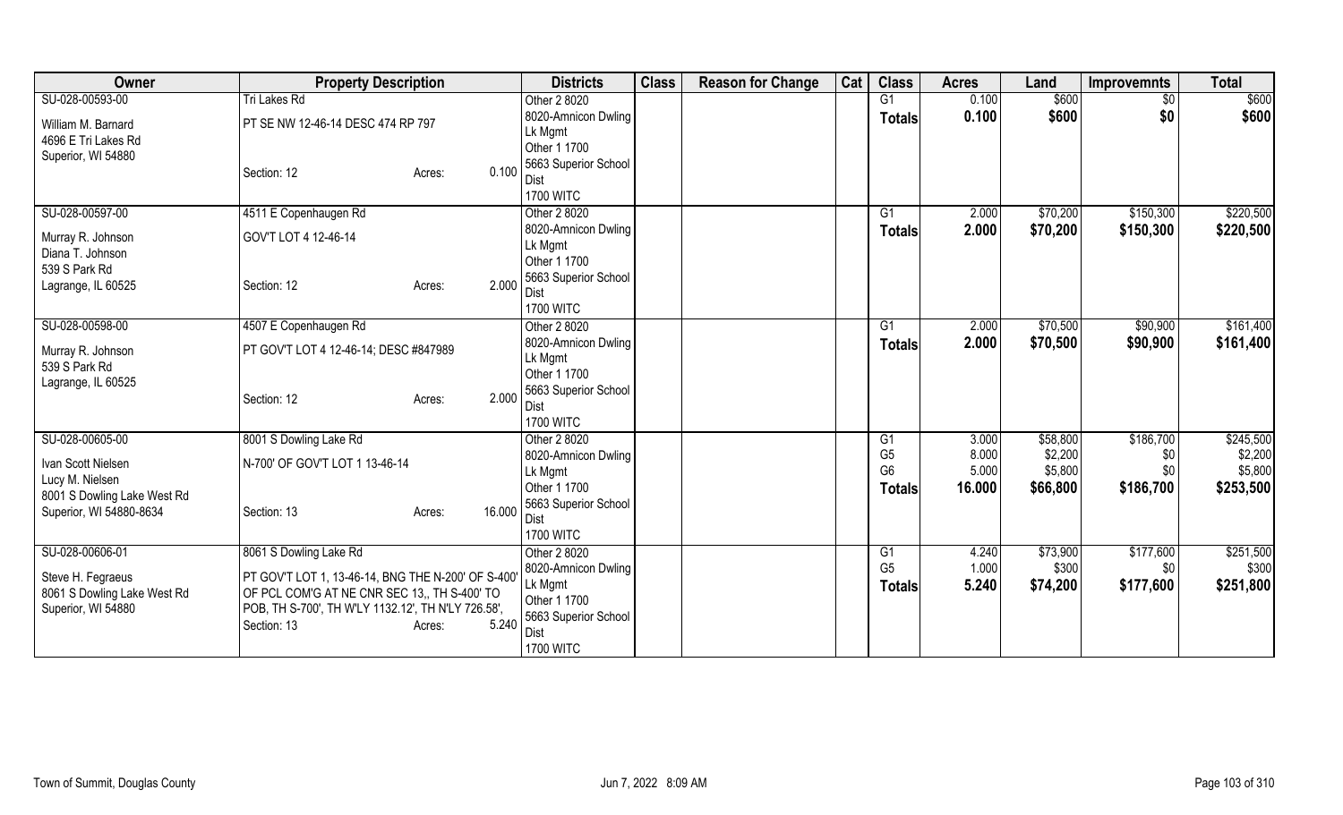| Owner | Property Description | Districts | Class | Reason for Change | Cat | Class | Acres | Land | Improvemnts | Total |
|---|---|---|---|---|---|---|---|---|---|---|
| SU-028-00593-00<br>William M. Barnard<br>4696 E Tri Lakes Rd<br>Superior, WI 54880 | Tri Lakes Rd<br>PT SE NW 12-46-14 DESC 474 RP 797<br>Section: 12 Acres: 0.100 | Other 2 8020<br>8020-Amnicon Dwling Lk Mgmt<br>Other 1 1700<br>5663 Superior School Dist<br>1700 WITC | | | | G1<br>**Totals** | 0.100<br>**0.100** | $600<br>**$600** | $0<br>**$0** | $600<br>**$600** |
| SU-028-00597-00<br>Murray R. Johnson<br>Diana T. Johnson<br>539 S Park Rd<br>Lagrange, IL 60525 | 4511 E Copenhaugen Rd<br>GOV'T LOT 4 12-46-14<br>Section: 12 Acres: 2.000 | Other 2 8020<br>8020-Amnicon Dwling Lk Mgmt<br>Other 1 1700<br>5663 Superior School Dist<br>1700 WITC | | | | G1<br>**Totals** | 2.000<br>**2.000** | $70,200<br>**$70,200** | $150,300<br>**$150,300** | $220,500<br>**$220,500** |
| SU-028-00598-00<br>Murray R. Johnson<br>539 S Park Rd<br>Lagrange, IL 60525 | 4507 E Copenhaugen Rd<br>PT GOV'T LOT 4 12-46-14; DESC #847989<br>Section: 12 Acres: 2.000 | Other 2 8020<br>8020-Amnicon Dwling Lk Mgmt<br>Other 1 1700<br>5663 Superior School Dist<br>1700 WITC | | | | G1<br>**Totals** | 2.000<br>**2.000** | $70,500<br>**$70,500** | $90,900<br>**$90,900** | $161,400<br>**$161,400** |
| SU-028-00605-00<br>Ivan Scott Nielsen<br>Lucy M. Nielsen<br>8001 S Dowling Lake West Rd<br>Superior, WI 54880-8634 | 8001 S Dowling Lake Rd<br>N-700' OF GOV'T LOT 1 13-46-14<br>Section: 13 Acres: 16.000 | Other 2 8020<br>8020-Amnicon Dwling Lk Mgmt<br>Other 1 1700<br>5663 Superior School Dist<br>1700 WITC | | | | G1<br>G5<br>G6<br>**Totals** | 3.000<br>8.000<br>5.000<br>**16.000** | $58,800<br>$2,200<br>$5,800<br>**$66,800** | $186,700<br>$0<br>$0<br>**$186,700** | $245,500<br>$2,200<br>$5,800<br>**$253,500** |
| SU-028-00606-01<br>Steve H. Fegraeus<br>8061 S Dowling Lake West Rd<br>Superior, WI 54880 | 8061 S Dowling Lake Rd<br>PT GOV'T LOT 1, 13-46-14, BNG THE N-200' OF S-400' OF PCL COM'G AT NE CNR SEC 13,, TH S-400' TO POB, TH S-700', TH W'LY 1132.12', TH N'LY 726.58',<br>Section: 13 Acres: 5.240 | Other 2 8020<br>8020-Amnicon Dwling Lk Mgmt<br>Other 1 1700<br>5663 Superior School Dist<br>1700 WITC | | | | G1<br>G5<br>**Totals** | 4.240<br>1.000<br>**5.240** | $73,900<br>$300<br>**$74,200** | $177,600<br>$0<br>**$177,600** | $251,500<br>$300<br>**$251,800** |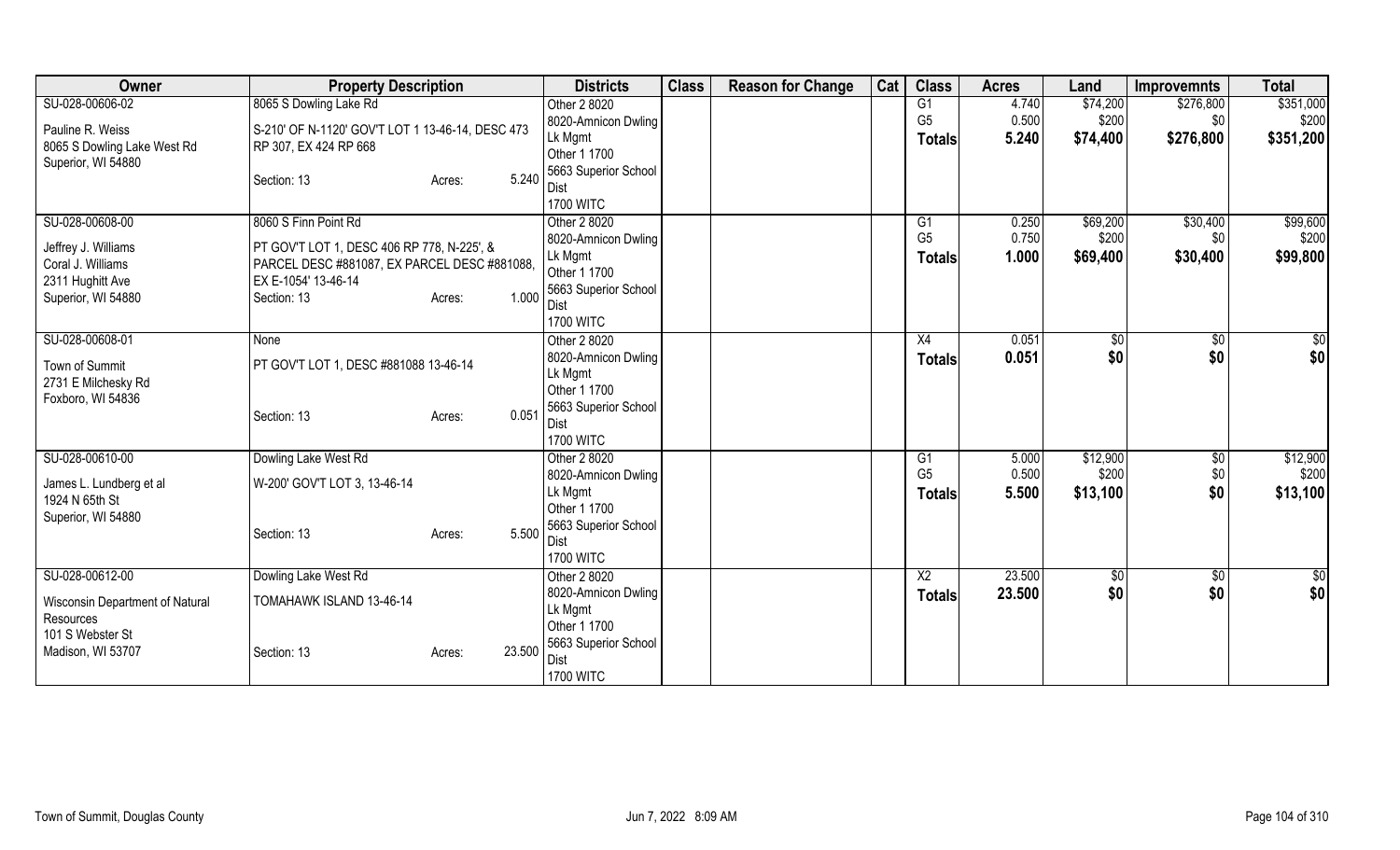| Owner | Property Description | Districts | Class | Reason for Change | Cat | Class | Acres | Land | Improvemnts | Total |
|---|---|---|---|---|---|---|---|---|---|---|
| SU-028-00606-02<br>Pauline R. Weiss<br>8065 S Dowling Lake West Rd<br>Superior, WI 54880 | 8065 S Dowling Lake Rd<br>S-210' OF N-1120' GOV'T LOT 1 13-46-14, DESC 473 RP 307, EX 424 RP 668<br>Section: 13 Acres: 5.240 | Other 2 8020<br>8020-Amnicon Dwling Lk Mgmt<br>Other 1 1700<br>5663 Superior School Dist<br>1700 WITC | | | | G1<br>G5<br>**Totals** | 4.740<br>0.500<br>**5.240** | $74,200<br>$200<br>**$74,400** | $276,800<br>$0<br>**$276,800** | $351,000<br>$200<br>**$351,200** |
| SU-028-00608-00<br>Jeffrey J. Williams<br>Coral J. Williams<br>2311 Hughitt Ave<br>Superior, WI 54880 | 8060 S Finn Point Rd<br>PT GOV'T LOT 1, DESC 406 RP 778, N-225', & PARCEL DESC #881087, EX PARCEL DESC #881088, EX E-1054' 13-46-14<br>Section: 13 Acres: 1.000 | Other 2 8020<br>8020-Amnicon Dwling Lk Mgmt<br>Other 1 1700<br>5663 Superior School Dist<br>1700 WITC | | | | G1<br>G5<br>**Totals** | 0.250<br>0.750<br>**1.000** | $69,200<br>$200<br>**$69,400** | $30,400<br>$0<br>**$30,400** | $99,600<br>$200<br>**$99,800** |
| SU-028-00608-01<br>Town of Summit<br>2731 E Milchesky Rd<br>Foxboro, WI 54836 | None<br>PT GOV'T LOT 1, DESC #881088 13-46-14<br>Section: 13 Acres: 0.051 | Other 2 8020<br>8020-Amnicon Dwling Lk Mgmt<br>Other 1 1700<br>5663 Superior School Dist<br>1700 WITC | | | | X4<br>**Totals** | 0.051<br>**0.051** | $0<br>**$0** | $0<br>**$0** | $0<br>**$0** |
| SU-028-00610-00<br>James L. Lundberg et al<br>1924 N 65th St<br>Superior, WI 54880 | Dowling Lake West Rd<br>W-200' GOV'T LOT 3, 13-46-14<br>Section: 13 Acres: 5.500 | Other 2 8020<br>8020-Amnicon Dwling Lk Mgmt<br>Other 1 1700<br>5663 Superior School Dist<br>1700 WITC | | | | G1<br>G5<br>**Totals** | 5.000<br>0.500<br>**5.500** | $12,900<br>$200<br>**$13,100** | $0<br>$0<br>**$0** | $12,900<br>$200<br>**$13,100** |
| SU-028-00612-00<br>Wisconsin Department of Natural Resources<br>101 S Webster St<br>Madison, WI 53707 | Dowling Lake West Rd<br>TOMAHAWK ISLAND 13-46-14<br>Section: 13 Acres: 23.500 | Other 2 8020<br>8020-Amnicon Dwling Lk Mgmt<br>Other 1 1700<br>5663 Superior School Dist<br>1700 WITC | | | | X2<br>**Totals** | 23.500<br>**23.500** | $0<br>**$0** | $0<br>**$0** | $0<br>**$0** |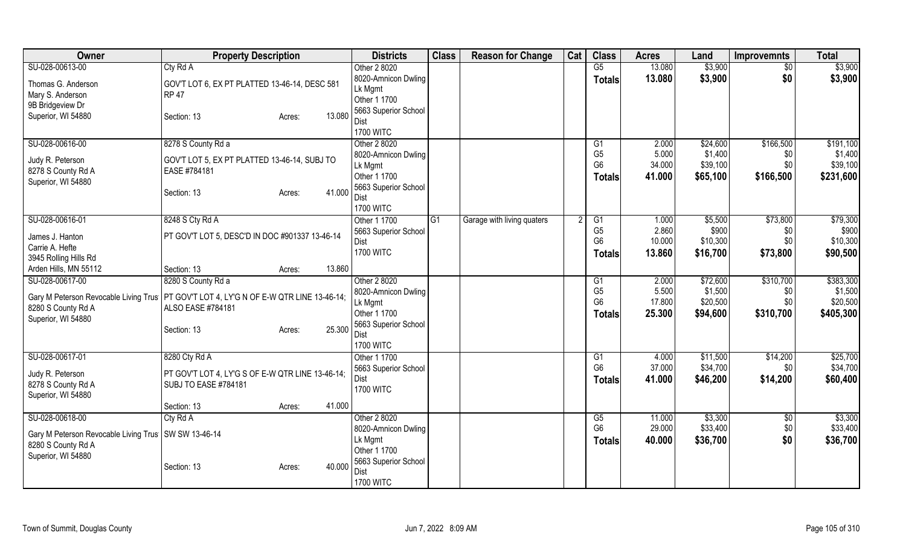| Owner | Property Description | | | Districts | Class | Reason for Change | Cat | Class | Acres | Land | Improvemnts | Total |
|---|---|---|---|---|---|---|---|---|---|---|---|---|
| SU-028-00613-00<br>Thomas G. Anderson<br>Mary S. Anderson<br>9B Bridgeview Dr<br>Superior, WI 54880 | Cty Rd A<br>GOV'T LOT 6, EX PT PLATTED 13-46-14, DESC 581 RP 47<br>Section: 13 | Acres: | 13.080 | Other 2 8020<br>8020-Amnicon Dwling Lk Mgmt<br>Other 1 1700<br>5663 Superior School Dist<br>1700 WITC | | | | G5<br>**Totals** | 13.080<br>**13.080** | \$3,900<br>**\$3,900** | \$0<br>**\$0** | \$3,900<br>**\$3,900** |
| SU-028-00616-00<br>Judy R. Peterson<br>8278 S County Rd A<br>Superior, WI 54880 | 8278 S County Rd a<br>GOV'T LOT 5, EX PT PLATTED 13-46-14, SUBJ TO EASE #784181<br>Section: 13 | Acres: | 41.000 | Other 2 8020<br>8020-Amnicon Dwling Lk Mgmt<br>Other 1 1700<br>5663 Superior School Dist<br>1700 WITC | | | | G1<br>G5<br>G6<br>**Totals** | 2.000<br>5.000<br>34.000<br>**41.000** | \$24,600<br>\$1,400<br>\$39,100<br>**\$65,100** | \$166,500<br>\$0<br>\$0<br>**\$166,500** | \$191,100<br>\$1,400<br>\$39,100<br>**\$231,600** |
| SU-028-00616-01<br>James J. Hanton<br>Carrie A. Hefte<br>3945 Rolling Hills Rd<br>Arden Hills, MN 55112 | 8248 S Cty Rd A<br>PT GOV'T LOT 5, DESC'D IN DOC #901337 13-46-14<br>Section: 13 | Acres: | 13.860 | Other 1 1700<br>5663 Superior School Dist<br>1700 WITC | G1 | Garage with living quaters | 2 | G1<br>G5<br>G6<br>**Totals** | 1.000<br>2.860<br>10.000<br>**13.860** | \$5,500<br>\$900<br>\$10,300<br>**\$16,700** | \$73,800<br>\$0<br>\$0<br>**\$73,800** | \$79,300<br>\$900<br>\$10,300<br>**\$90,500** |
| SU-028-00617-00<br>Gary M Peterson Revocable Living Trus<br>8280 S County Rd A<br>Superior, WI 54880 | 8280 S County Rd a<br>PT GOV'T LOT 4, LY'G N OF E-W QTR LINE 13-46-14; ALSO EASE #784181<br>Section: 13 | Acres: | 25.300 | Other 2 8020<br>8020-Amnicon Dwling Lk Mgmt<br>Other 1 1700<br>5663 Superior School Dist<br>1700 WITC | | | | G1<br>G5<br>G6<br>**Totals** | 2.000<br>5.500<br>17.800<br>**25.300** | \$72,600<br>\$1,500<br>\$20,500<br>**\$94,600** | \$310,700<br>\$0<br>\$0<br>**\$310,700** | \$383,300<br>\$1,500<br>\$20,500<br>**\$405,300** |
| SU-028-00617-01<br>Judy R. Peterson<br>8278 S County Rd A<br>Superior, WI 54880 | 8280 Cty Rd A<br>PT GOV'T LOT 4, LY'G S OF E-W QTR LINE 13-46-14; SUBJ TO EASE #784181<br>Section: 13 | Acres: | 41.000 | Other 1 1700<br>5663 Superior School Dist<br>1700 WITC | | | | G1<br>G6<br>**Totals** | 4.000<br>37.000<br>**41.000** | \$11,500<br>\$34,700<br>**\$46,200** | \$14,200<br>\$0<br>**\$14,200** | \$25,700<br>\$34,700<br>**\$60,400** |
| SU-028-00618-00<br>Gary M Peterson Revocable Living Trus<br>8280 S County Rd A<br>Superior, WI 54880 | Cty Rd A<br>SW SW 13-46-14<br>Section: 13 | Acres: | 40.000 | Other 2 8020<br>8020-Amnicon Dwling Lk Mgmt<br>Other 1 1700<br>5663 Superior School Dist<br>1700 WITC | | | | G5<br>G6<br>**Totals** | 11.000<br>29.000<br>**40.000** | \$3,300<br>\$33,400<br>**\$36,700** | \$0<br>\$0<br>**\$0** | \$3,300<br>\$33,400<br>**\$36,700** |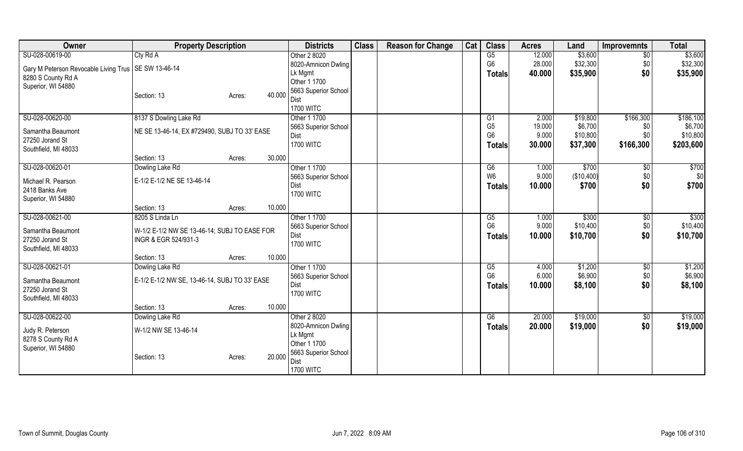| Owner | Property Description | | | Districts | Class | Reason for Change | Cat | Class | Acres | Land | Improvemnts | Total |
|---|---|---|---|---|---|---|---|---|---|---|---|---|
| SU-028-00619-00 | Cty Rd A | | | Other 2 8020 | | | | G5 | 12.000 | $3,600 | $0 | $3,600 |
| Gary M Peterson Revocable Living Trus | SE SW 13-46-14 | | | 8020-Amnicon Dwling Lk Mgmt | | | | G6 | 28.000 | $32,300 | $0 | $32,300 |
| 8280 S County Rd A | | | | Other 1 1700 | | | | Totals | 40.000 | $35,900 | $0 | $35,900 |
| Superior, WI 54880 | Section: 13 | Acres: | 40.000 | 5663 Superior School Dist | | | | | | | | |
| | | | | 1700 WITC | | | | | | | | |
| SU-028-00620-00 | 8137 S Dowling Lake Rd | | | Other 1 1700 | | | | G1 | 2.000 | $19,800 | $166,300 | $186,100 |
| Samantha Beaumont | NE SE 13-46-14, EX #729490, SUBJ TO 33' EASE | | | 5663 Superior School Dist | | | | G5 | 19.000 | $6,700 | $0 | $6,700 |
| 27250 Jorand St | | | | 1700 WITC | | | | G6 | 9.000 | $10,800 | $0 | $10,800 |
| Southfield, MI 48033 | | | | | | | | Totals | 30.000 | $37,300 | $166,300 | $203,600 |
| | Section: 13 | Acres: | 30.000 | | | | | | | | | |
| SU-028-00620-01 | Dowling Lake Rd | | | Other 1 1700 | | | | G6 | 1.000 | $700 | $0 | $700 |
| Michael R. Pearson | E-1/2 E-1/2 NE SE 13-46-14 | | | 5663 Superior School Dist | | | | W6 | 9.000 | ($10,400) | $0 | $0 |
| 2418 Banks Ave | | | | 1700 WITC | | | | Totals | 10.000 | $700 | $0 | $700 |
| Superior, WI 54880 | | | | | | | | | | | | |
| | Section: 13 | Acres: | 10.000 | | | | | | | | | |
| SU-028-00621-00 | 8205 S Linda Ln | | | Other 1 1700 | | | | G5 | 1.000 | $300 | $0 | $300 |
| Samantha Beaumont | W-1/2 E-1/2 NW SE 13-46-14; SUBJ TO EASE FOR INGR & EGR 524/931-3 | | | 5663 Superior School Dist | | | | G6 | 9.000 | $10,400 | $0 | $10,400 |
| 27250 Jorand St | | | | 1700 WITC | | | | Totals | 10.000 | $10,700 | $0 | $10,700 |
| Southfield, MI 48033 | | | | | | | | | | | | |
| | Section: 13 | Acres: | 10.000 | | | | | | | | | |
| SU-028-00621-01 | Dowling Lake Rd | | | Other 1 1700 | | | | G5 | 4.000 | $1,200 | $0 | $1,200 |
| Samantha Beaumont | E-1/2 E-1/2 NW SE, 13-46-14, SUBJ TO 33' EASE | | | 5663 Superior School Dist | | | | G6 | 6.000 | $6,900 | $0 | $6,900 |
| 27250 Jorand St | | | | 1700 WITC | | | | Totals | 10.000 | $8,100 | $0 | $8,100 |
| Southfield, MI 48033 | | | | | | | | | | | | |
| | Section: 13 | Acres: | 10.000 | | | | | | | | | |
| SU-028-00622-00 | Dowling Lake Rd | | | Other 2 8020 | | | | G6 | 20.000 | $19,000 | $0 | $19,000 |
| Judy R. Peterson | W-1/2 NW SE 13-46-14 | | | 8020-Amnicon Dwling Lk Mgmt | | | | Totals | 20.000 | $19,000 | $0 | $19,000 |
| 8278 S County Rd A | | | | Other 1 1700 | | | | | | | | |
| Superior, WI 54880 | Section: 13 | Acres: | 20.000 | 5663 Superior School Dist | | | | | | | | |
| | | | | 1700 WITC | | | | | | | | |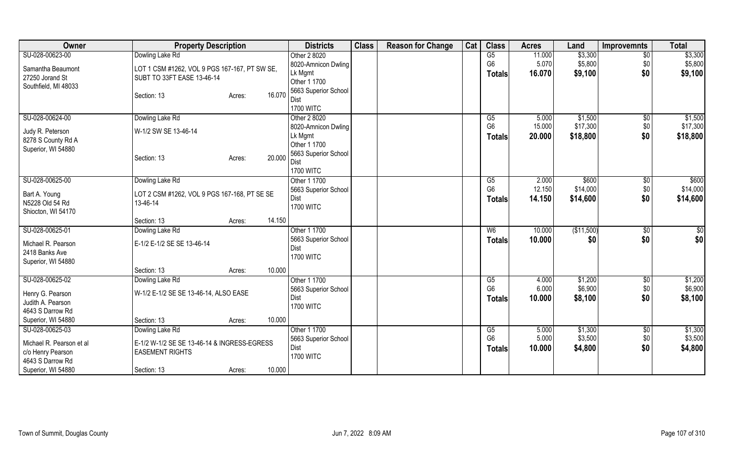| Owner | Property Description | Districts | Class | Reason for Change | Cat | Class | Acres | Land | Improvemnts | Total |
|---|---|---|---|---|---|---|---|---|---|---|
| SU-028-00623-00<br>Samantha Beaumont<br>27250 Jorand St<br>Southfield, MI 48033 | Dowling Lake Rd<br>LOT 1 CSM #1262, VOL 9 PGS 167-167, PT SW SE, SUBT TO 33FT EASE 13-46-14<br>Section: 13 Acres: 16.070 | Other 2 8020<br>8020-Amnicon Dwling Lk Mgmt<br>Other 1 1700<br>5663 Superior School Dist<br>1700 WITC | | | | G5<br>G6<br>**Totals** | 11.000<br>5.070<br>**16.070** | $3,300<br>$5,800<br>**$9,100** | $0<br>$0<br>**$0** | $3,300<br>$5,800<br>**$9,100** |
| SU-028-00624-00<br>Judy R. Peterson<br>8278 S County Rd A<br>Superior, WI 54880 | Dowling Lake Rd<br>W-1/2 SW SE 13-46-14<br>Section: 13 Acres: 20.000 | Other 2 8020<br>8020-Amnicon Dwling Lk Mgmt<br>Other 1 1700<br>5663 Superior School Dist<br>1700 WITC | | | | G5<br>G6<br>**Totals** | 5.000<br>15.000<br>**20.000** | $1,500<br>$17,300<br>**$18,800** | $0<br>$0<br>**$0** | $1,500<br>$17,300<br>**$18,800** |
| SU-028-00625-00<br>Bart A. Young<br>N5228 Old 54 Rd<br>Shiocton, WI 54170 | Dowling Lake Rd<br>LOT 2 CSM #1262, VOL 9 PGS 167-168, PT SE SE 13-46-14<br>Section: 13 Acres: 14.150 | Other 1 1700<br>5663 Superior School Dist<br>1700 WITC | | | | G5<br>G6<br>**Totals** | 2.000<br>12.150<br>**14.150** | $600<br>$14,000<br>**$14,600** | $0<br>$0<br>**$0** | $600<br>$14,000<br>**$14,600** |
| SU-028-00625-01<br>Michael R. Pearson<br>2418 Banks Ave<br>Superior, WI 54880 | Dowling Lake Rd<br>E-1/2 E-1/2 SE SE 13-46-14<br>Section: 13 Acres: 10.000 | Other 1 1700<br>5663 Superior School Dist<br>1700 WITC | | | | W6<br>**Totals** | 10.000<br>**10.000** | ($11,500)<br>**$0** | $0<br>**$0** | $0<br>**$0** |
| SU-028-00625-02<br>Henry G. Pearson<br>Judith A. Pearson<br>4643 S Darrow Rd<br>Superior, WI 54880 | Dowling Lake Rd<br>W-1/2 E-1/2 SE SE 13-46-14, ALSO EASE<br>Section: 13 Acres: 10.000 | Other 1 1700<br>5663 Superior School Dist<br>1700 WITC | | | | G5<br>G6<br>**Totals** | 4.000<br>6.000<br>**10.000** | $1,200<br>$6,900<br>**$8,100** | $0<br>$0<br>**$0** | $1,200<br>$6,900<br>**$8,100** |
| SU-028-00625-03<br>Michael R. Pearson et al<br>c/o Henry Pearson<br>4643 S Darrow Rd<br>Superior, WI 54880 | Dowling Lake Rd<br>E-1/2 W-1/2 SE SE 13-46-14 & INGRESS-EGRESS EASEMENT RIGHTS<br>Section: 13 Acres: 10.000 | Other 1 1700<br>5663 Superior School Dist<br>1700 WITC | | | | G5<br>G6<br>**Totals** | 5.000<br>5.000<br>**10.000** | $1,300<br>$3,500<br>**$4,800** | $0<br>$0<br>**$0** | $1,300<br>$3,500<br>**$4,800** |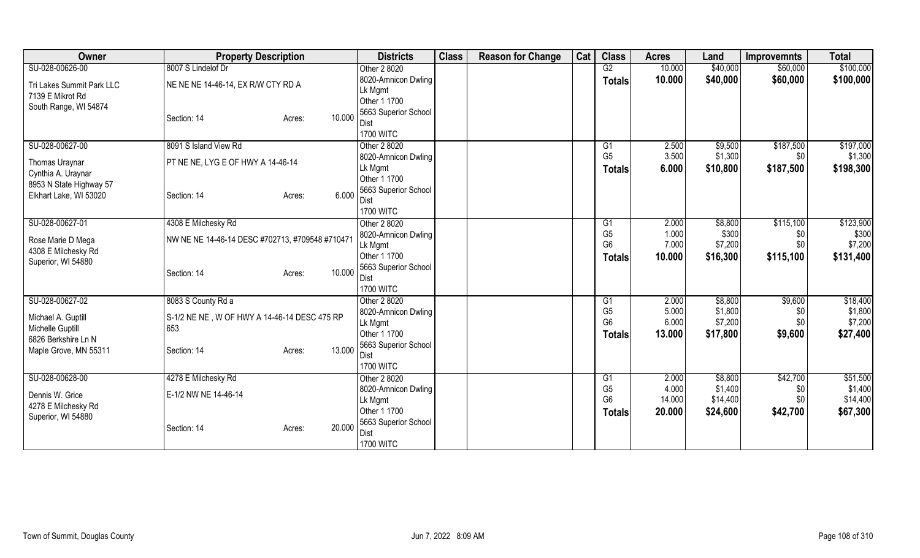| Owner | Property Description | | Districts | Class | Reason for Change | Cat | Class | Acres | Land | Improvemnts | Total |
|---|---|---|---|---|---|---|---|---|---|---|---|
| SU-028-00626-00 | 8007 S Lindelof Dr | | Other 2 8020 | | | | G2 | 10.000 | $40,000 | $60,000 | $100,000 |
| Tri Lakes Summit Park LLC | NE NE NE 14-46-14, EX R/W CTY RD A | | 8020-Amnicon Dwling | | | | **Totals** | **10.000** | **$40,000** | **$60,000** | **$100,000** |
| 7139 E Mikrot Rd | | | Lk Mgmt | | | | | | | | |
| South Range, WI 54874 | | | Other 1 1700 | | | | | | | | |
| | Section: 14 | Acres: 10.000 | 5663 Superior School Dist | | | | | | | | |
| | | | 1700 WITC | | | | | | | | |
| SU-028-00627-00 | 8091 S Island View Rd | | Other 2 8020 | | | | G1 | 2.500 | $9,500 | $187,500 | $197,000 |
| Thomas Uraynar | PT NE NE, LYG E OF HWY A 14-46-14 | | 8020-Amnicon Dwling | | | | G5 | 3.500 | $1,300 | $0 | $1,300 |
| Cynthia A. Uraynar | | | Lk Mgmt | | | | **Totals** | **6.000** | **$10,800** | **$187,500** | **$198,300** |
| 8953 N State Highway 57 | | | Other 1 1700 | | | | | | | | |
| Elkhart Lake, WI 53020 | Section: 14 | Acres: 6.000 | 5663 Superior School Dist | | | | | | | | |
| | | | 1700 WITC | | | | | | | | |
| SU-028-00627-01 | 4308 E Milchesky Rd | | Other 2 8020 | | | | G1 | 2.000 | $8,800 | $115,100 | $123,900 |
| Rose Marie D Mega | NW NE NE 14-46-14 DESC #702713, #709548 #710471 | | 8020-Amnicon Dwling | | | | G5 | 1.000 | $300 | $0 | $300 |
| 4308 E Milchesky Rd | | | Lk Mgmt | | | | G6 | 7.000 | $7,200 | $0 | $7,200 |
| Superior, WI 54880 | | | Other 1 1700 | | | | **Totals** | **10.000** | **$16,300** | **$115,100** | **$131,400** |
| | Section: 14 | Acres: 10.000 | 5663 Superior School Dist | | | | | | | | |
| | | | 1700 WITC | | | | | | | | |
| SU-028-00627-02 | 8083 S County Rd a | | Other 2 8020 | | | | G1 | 2.000 | $8,800 | $9,600 | $18,400 |
| Michael A. Guptill | S-1/2 NE NE , W OF HWY A 14-46-14 DESC 475 RP 653 | | 8020-Amnicon Dwling | | | | G5 | 5.000 | $1,800 | $0 | $1,800 |
| Michelle Guptill | | | Lk Mgmt | | | | G6 | 6.000 | $7,200 | $0 | $7,200 |
| 6826 Berkshire Ln N | | | Other 1 1700 | | | | **Totals** | **13.000** | **$17,800** | **$9,600** | **$27,400** |
| Maple Grove, MN 55311 | Section: 14 | Acres: 13.000 | 5663 Superior School Dist | | | | | | | | |
| | | | 1700 WITC | | | | | | | | |
| SU-028-00628-00 | 4278 E Milchesky Rd | | Other 2 8020 | | | | G1 | 2.000 | $8,800 | $42,700 | $51,500 |
| Dennis W. Grice | E-1/2 NW NE 14-46-14 | | 8020-Amnicon Dwling | | | | G5 | 4.000 | $1,400 | $0 | $1,400 |
| 4278 E Milchesky Rd | | | Lk Mgmt | | | | G6 | 14.000 | $14,400 | $0 | $14,400 |
| Superior, WI 54880 | | | Other 1 1700 | | | | **Totals** | **20.000** | **$24,600** | **$42,700** | **$67,300** |
| | Section: 14 | Acres: 20.000 | 5663 Superior School Dist | | | | | | | | |
| | | | 1700 WITC | | | | | | | | |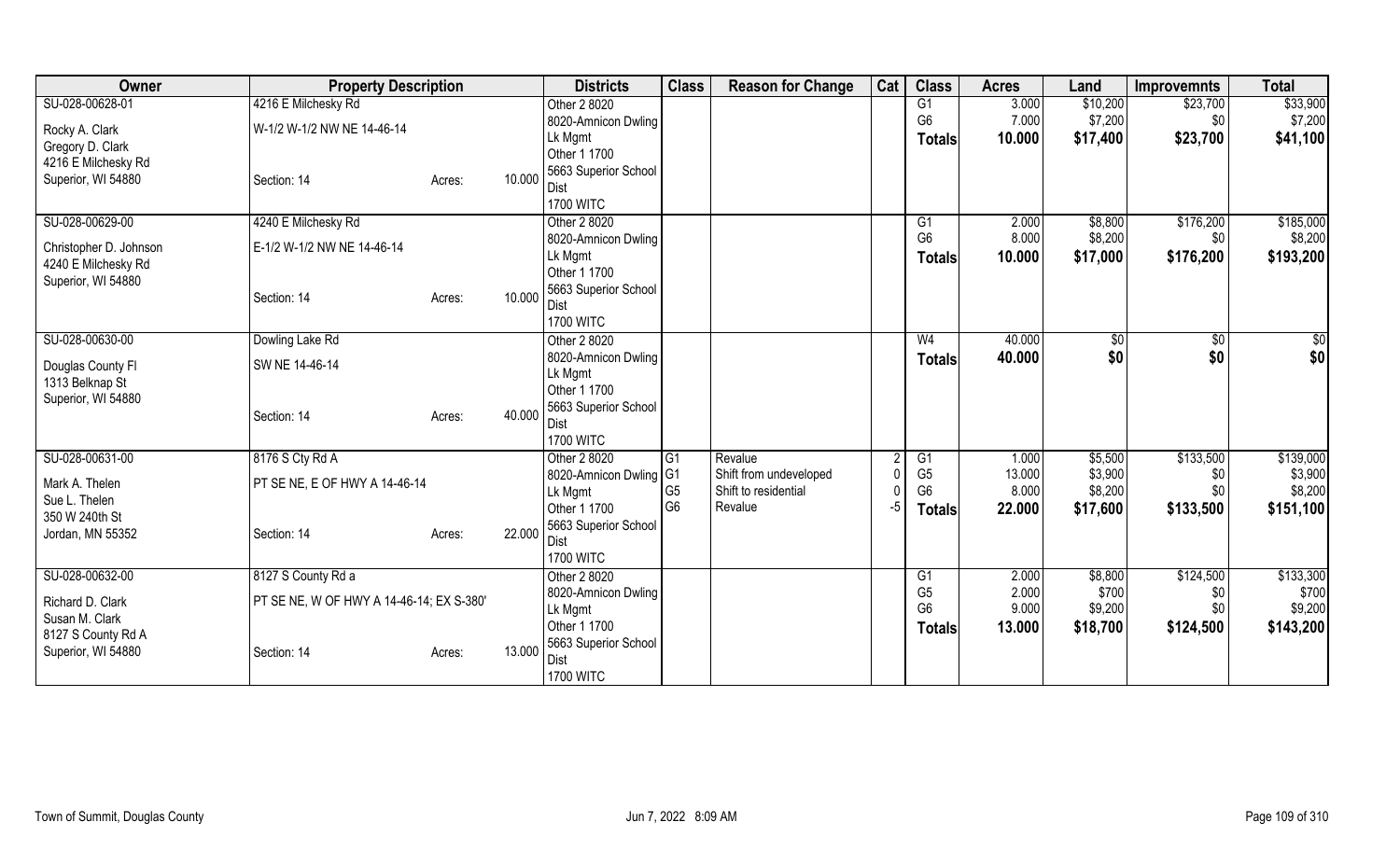| Owner | Property Description | | | Districts | Class | Reason for Change | Cat | Class | Acres | Land | Improvemnts | Total |
|---|---|---|---|---|---|---|---|---|---|---|---|---|
| SU-028-00628-01 | 4216 E Milchesky Rd | | | Other 2 8020 | | | | G1 | 3.000 | $10,200 | $23,700 | $33,900 |
| Rocky A. Clark | W-1/2 W-1/2 NW NE 14-46-14 | | | 8020-Amnicon Dwling | | | | G6 | 7.000 | $7,200 | $0 | $7,200 |
| Gregory D. Clark | | | | Lk Mgmt | | | | **Totals** | **10.000** | **$17,400** | **$23,700** | **$41,100** |
| 4216 E Milchesky Rd | | | | Other 1 1700 | | | | | | | | |
| Superior, WI 54880 | Section: 14 | Acres: | 10.000 | 5663 Superior School Dist | | | | | | | | |
| | | | | 1700 WITC | | | | | | | | |
| SU-028-00629-00 | 4240 E Milchesky Rd | | | Other 2 8020 | | | | G1 | 2.000 | $8,800 | $176,200 | $185,000 |
| Christopher D. Johnson | E-1/2 W-1/2 NW NE 14-46-14 | | | 8020-Amnicon Dwling | | | | G6 | 8.000 | $8,200 | $0 | $8,200 |
| 4240 E Milchesky Rd | | | | Lk Mgmt | | | | **Totals** | **10.000** | **$17,000** | **$176,200** | **$193,200** |
| Superior, WI 54880 | | | | Other 1 1700 | | | | | | | | |
| | Section: 14 | Acres: | 10.000 | 5663 Superior School Dist | | | | | | | | |
| | | | | 1700 WITC | | | | | | | | |
| SU-028-00630-00 | Dowling Lake Rd | | | Other 2 8020 | | | | W4 | 40.000 | $0 | $0 | $0 |
| Douglas County Fl | SW NE 14-46-14 | | | 8020-Amnicon Dwling | | | | **Totals** | **40.000** | **$0** | **$0** | **$0** |
| 1313 Belknap St | | | | Lk Mgmt | | | | | | | | |
| Superior, WI 54880 | | | | Other 1 1700 | | | | | | | | |
| | Section: 14 | Acres: | 40.000 | 5663 Superior School Dist | | | | | | | | |
| | | | | 1700 WITC | | | | | | | | |
| SU-028-00631-00 | 8176 S Cty Rd A | | | Other 2 8020 | G1 | Revalue | 2 | G1 | 1.000 | $5,500 | $133,500 | $139,000 |
| Mark A. Thelen | PT SE NE, E OF HWY A 14-46-14 | | | 8020-Amnicon Dwling | G1 | Shift from undeveloped | 0 | G5 | 13.000 | $3,900 | $0 | $3,900 |
| Sue L. Thelen | | | | Lk Mgmt | G5 | Shift to residential | 0 | G6 | 8.000 | $8,200 | $0 | $8,200 |
| 350 W 240th St | | | | Other 1 1700 | G6 | Revalue | -5 | **Totals** | **22.000** | **$17,600** | **$133,500** | **$151,100** |
| Jordan, MN 55352 | Section: 14 | Acres: | 22.000 | 5663 Superior School Dist | | | | | | | | |
| | | | | 1700 WITC | | | | | | | | |
| SU-028-00632-00 | 8127 S County Rd a | | | Other 2 8020 | | | | G1 | 2.000 | $8,800 | $124,500 | $133,300 |
| Richard D. Clark | PT SE NE, W OF HWY A 14-46-14; EX S-380' | | | 8020-Amnicon Dwling | | | | G5 | 2.000 | $700 | $0 | $700 |
| Susan M. Clark | | | | Lk Mgmt | | | | G6 | 9.000 | $9,200 | $0 | $9,200 |
| 8127 S County Rd A | | | | Other 1 1700 | | | | **Totals** | **13.000** | **$18,700** | **$124,500** | **$143,200** |
| Superior, WI 54880 | Section: 14 | Acres: | 13.000 | 5663 Superior School Dist | | | | | | | | |
| | | | | 1700 WITC | | | | | | | | |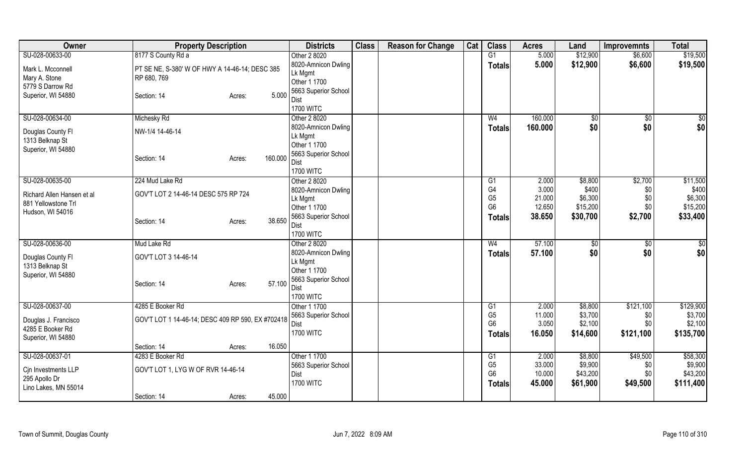| Owner | Property Description | | | Districts | Class | Reason for Change | Cat | Class | Acres | Land | Improvemnts | Total |
|---|---|---|---|---|---|---|---|---|---|---|---|---|
| SU-028-00633-00 | 8177 S County Rd a | | | Other 2 8020 | | | | G1 | 5.000 | $12,900 | $6,600 | $19,500 |
| Mark L. Mcconnell | PT SE NE, S-380' W OF HWY A 14-46-14; DESC 385 RP 680, 769 | | | 8020-Amnicon Dwling Lk Mgmt | | | | Totals | 5.000 | $12,900 | $6,600 | $19,500 |
| Mary A. Stone | | | | Other 1 1700 | | | | | | | | |
| 5779 S Darrow Rd | | | | 5663 Superior School Dist | | | | | | | | |
| Superior, WI 54880 | Section: 14 | Acres: | 5.000 | 1700 WITC | | | | | | | | |
| SU-028-00634-00 | Michesky Rd | | | Other 2 8020 | | | | W4 | 160.000 | $0 | $0 | $0 |
| Douglas County Fl | NW-1/4 14-46-14 | | | 8020-Amnicon Dwling Lk Mgmt | | | | Totals | 160.000 | $0 | $0 | $0 |
| 1313 Belknap St | | | | Other 1 1700 | | | | | | | | |
| Superior, WI 54880 | Section: 14 | Acres: | 160.000 | 5663 Superior School Dist | | | | | | | | |
| | | | | 1700 WITC | | | | | | | | |
| SU-028-00635-00 | 224 Mud Lake Rd | | | Other 2 8020 | | | | G1 | 2.000 | $8,800 | $2,700 | $11,500 |
| Richard Allen Hansen et al | GOV'T LOT 2 14-46-14 DESC 575 RP 724 | | | 8020-Amnicon Dwling Lk Mgmt | | | | G4 | 3.000 | $400 | $0 | $400 |
| 881 Yellowstone Trl | | | | Other 1 1700 | | | | G5 | 21.000 | $6,300 | $0 | $6,300 |
| Hudson, WI 54016 | | | | 5663 Superior School Dist | | | | G6 | 12.650 | $15,200 | $0 | $15,200 |
| | Section: 14 | Acres: | 38.650 | 1700 WITC | | | | Totals | 38.650 | $30,700 | $2,700 | $33,400 |
| SU-028-00636-00 | Mud Lake Rd | | | Other 2 8020 | | | | W4 | 57.100 | $0 | $0 | $0 |
| Douglas County Fl | GOV'T LOT 3 14-46-14 | | | 8020-Amnicon Dwling Lk Mgmt | | | | Totals | 57.100 | $0 | $0 | $0 |
| 1313 Belknap St | | | | Other 1 1700 | | | | | | | | |
| Superior, WI 54880 | Section: 14 | Acres: | 57.100 | 5663 Superior School Dist | | | | | | | | |
| | | | | 1700 WITC | | | | | | | | |
| SU-028-00637-00 | 4285 E Booker Rd | | | Other 1 1700 | | | | G1 | 2.000 | $8,800 | $121,100 | $129,900 |
| Douglas J. Francisco | GOV'T LOT 1 14-46-14; DESC 409 RP 590, EX #702418 | | | 5663 Superior School Dist | | | | G5 | 11.000 | $3,700 | $0 | $3,700 |
| 4285 E Booker Rd | | | | 1700 WITC | | | | G6 | 3.050 | $2,100 | $0 | $2,100 |
| Superior, WI 54880 | | | | | | | | Totals | 16.050 | $14,600 | $121,100 | $135,700 |
| | Section: 14 | Acres: | 16.050 | | | | | | | | | |
| SU-028-00637-01 | 4283 E Booker Rd | | | Other 1 1700 | | | | G1 | 2.000 | $8,800 | $49,500 | $58,300 |
| Cjn Investments LLP | GOV'T LOT 1, LYG W OF RVR 14-46-14 | | | 5663 Superior School Dist | | | | G5 | 33.000 | $9,900 | $0 | $9,900 |
| 295 Apollo Dr | | | | 1700 WITC | | | | G6 | 10.000 | $43,200 | $0 | $43,200 |
| Lino Lakes, MN 55014 | | | | | | | | Totals | 45.000 | $61,900 | $49,500 | $111,400 |
| | Section: 14 | Acres: | 45.000 | | | | | | | | | |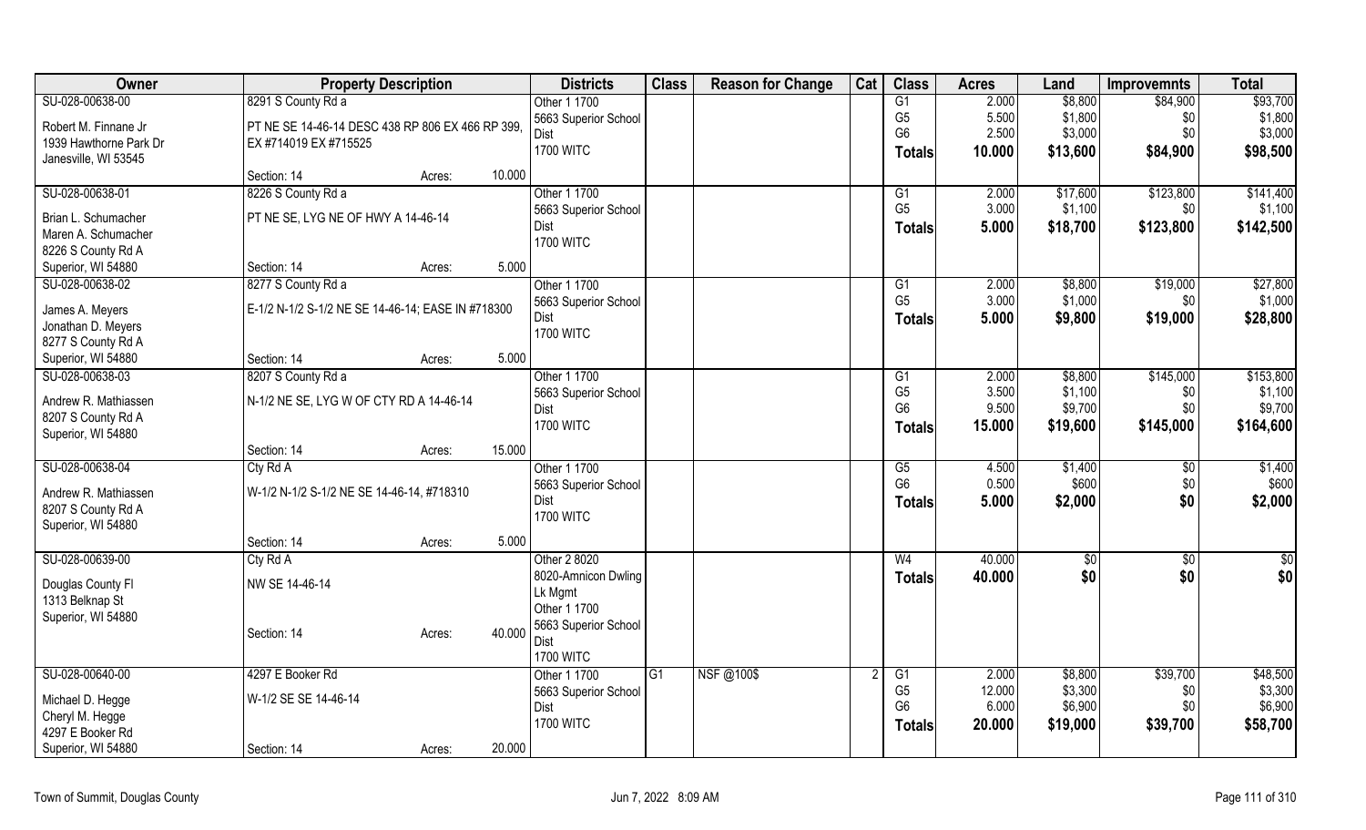| Owner | Property Description | | | Districts | Class | Reason for Change | Cat | Class | Acres | Land | Improvemnts | Total |
|---|---|---|---|---|---|---|---|---|---|---|---|---|
| SU-028-00638-00 | 8291 S County Rd a | | | Other 1 1700 | | | | G1 | 2.000 | $8,800 | $84,900 | $93,700 |
| Robert M. Finnane Jr | PT NE SE 14-46-14 DESC 438 RP 806 EX 466 RP 399, | | | 5663 Superior School | | | | G5 | 5.500 | $1,800 | $0 | $1,800 |
| 1939 Hawthorne Park Dr | EX #714019 EX #715525 | | | Dist | | | | G6 | 2.500 | $3,000 | $0 | $3,000 |
| Janesville, WI 53545 | | | | 1700 WITC | | | | Totals | 10.000 | $13,600 | $84,900 | $98,500 |
| | Section: 14 | Acres: | 10.000 | | | | | | | | | |
| SU-028-00638-01 | 8226 S County Rd a | | | Other 1 1700 | | | | G1 | 2.000 | $17,600 | $123,800 | $141,400 |
| Brian L. Schumacher | PT NE SE, LYG NE OF HWY A 14-46-14 | | | 5663 Superior School | | | | G5 | 3.000 | $1,100 | $0 | $1,100 |
| Maren A. Schumacher | | | | Dist | | | | Totals | 5.000 | $18,700 | $123,800 | $142,500 |
| 8226 S County Rd A | | | | 1700 WITC | | | | | | | | |
| Superior, WI 54880 | Section: 14 | Acres: | 5.000 | | | | | | | | | |
| SU-028-00638-02 | 8277 S County Rd a | | | Other 1 1700 | | | | G1 | 2.000 | $8,800 | $19,000 | $27,800 |
| James A. Meyers | E-1/2 N-1/2 S-1/2 NE SE 14-46-14; EASE IN #718300 | | | 5663 Superior School | | | | G5 | 3.000 | $1,000 | $0 | $1,000 |
| Jonathan D. Meyers | | | | Dist | | | | Totals | 5.000 | $9,800 | $19,000 | $28,800 |
| 8277 S County Rd A | | | | 1700 WITC | | | | | | | | |
| Superior, WI 54880 | Section: 14 | Acres: | 5.000 | | | | | | | | | |
| SU-028-00638-03 | 8207 S County Rd a | | | Other 1 1700 | | | | G1 | 2.000 | $8,800 | $145,000 | $153,800 |
| Andrew R. Mathiassen | N-1/2 NE SE, LYG W OF CTY RD A 14-46-14 | | | 5663 Superior School | | | | G5 | 3.500 | $1,100 | $0 | $1,100 |
| 8207 S County Rd A | | | | Dist | | | | G6 | 9.500 | $9,700 | $0 | $9,700 |
| Superior, WI 54880 | | | | 1700 WITC | | | | Totals | 15.000 | $19,600 | $145,000 | $164,600 |
| | Section: 14 | Acres: | 15.000 | | | | | | | | | |
| SU-028-00638-04 | Cty Rd A | | | Other 1 1700 | | | | G5 | 4.500 | $1,400 | $0 | $1,400 |
| Andrew R. Mathiassen | W-1/2 N-1/2 S-1/2 NE SE 14-46-14, #718310 | | | 5663 Superior School | | | | G6 | 0.500 | $600 | $0 | $600 |
| 8207 S County Rd A | | | | Dist | | | | Totals | 5.000 | $2,000 | $0 | $2,000 |
| Superior, WI 54880 | | | | 1700 WITC | | | | | | | | |
| | Section: 14 | Acres: | 5.000 | | | | | | | | | |
| SU-028-00639-00 | Cty Rd A | | | Other 2 8020 | | | | W4 | 40.000 | $0 | $0 | $0 |
| Douglas County Fl | NW SE 14-46-14 | | | 8020-Amnicon Dwling | | | | Totals | 40.000 | $0 | $0 | $0 |
| 1313 Belknap St | | | | Lk Mgmt | | | | | | | | |
| Superior, WI 54880 | | | | Other 1 1700 | | | | | | | | |
| | Section: 14 | Acres: | 40.000 | 5663 Superior School | | | | | | | | |
| | | | | Dist | | | | | | | | |
| | | | | 1700 WITC | | | | | | | | |
| SU-028-00640-00 | 4297 E Booker Rd | | | Other 1 1700 | G1 | NSF @100$ | 2 | G1 | 2.000 | $8,800 | $39,700 | $48,500 |
| Michael D. Hegge | W-1/2 SE SE 14-46-14 | | | 5663 Superior School | | | | G5 | 12.000 | $3,300 | $0 | $3,300 |
| Cheryl M. Hegge | | | | Dist | | | | G6 | 6.000 | $6,900 | $0 | $6,900 |
| 4297 E Booker Rd | | | | 1700 WITC | | | | Totals | 20.000 | $19,000 | $39,700 | $58,700 |
| Superior, WI 54880 | Section: 14 | Acres: | 20.000 | | | | | | | | | |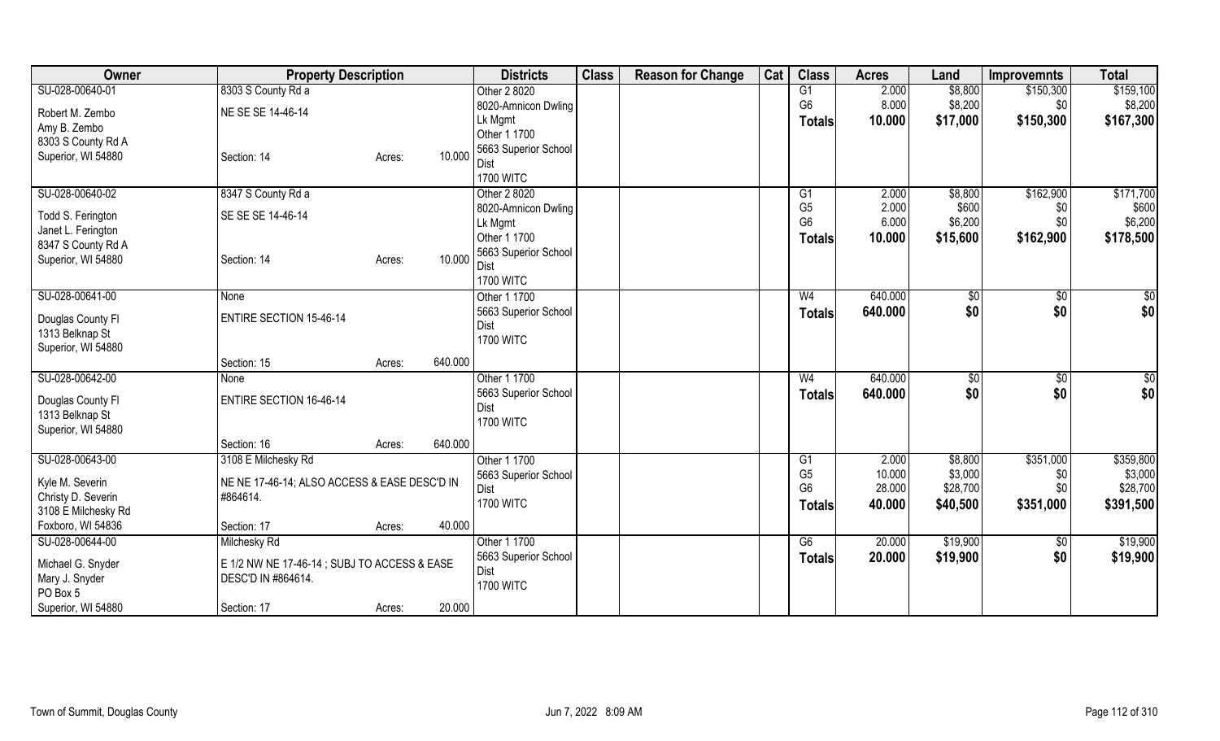| Owner | Property Description | Districts | Class | Reason for Change | Cat | Class | Acres | Land | Improvemnts | Total |
|---|---|---|---|---|---|---|---|---|---|---|
| SU-028-00640-01<br>Robert M. Zembo<br>Amy B. Zembo<br>8303 S County Rd A<br>Superior, WI 54880 | 8303 S County Rd a<br>NE SE SE 14-46-14<br>Section: 14 Acres: 10.000 | Other 2 8020<br>8020-Amnicon Dwling Lk Mgmt<br>Other 1 1700<br>5663 Superior School Dist<br>1700 WITC | | | | G1<br>G6<br>**Totals** | 2.000<br>8.000<br>**10.000** | $8,800<br>$8,200<br>**$17,000** | $150,300<br>$0<br>**$150,300** | $159,100<br>$8,200<br>**$167,300** |
| SU-028-00640-02<br>Todd S. Ferington<br>Janet L. Ferington<br>8347 S County Rd A<br>Superior, WI 54880 | 8347 S County Rd a<br>SE SE SE 14-46-14<br>Section: 14 Acres: 10.000 | Other 2 8020<br>8020-Amnicon Dwling Lk Mgmt<br>Other 1 1700<br>5663 Superior School Dist<br>1700 WITC | | | | G1<br>G5<br>G6<br>**Totals** | 2.000<br>2.000<br>6.000<br>**10.000** | $8,800<br>$600<br>$6,200<br>**$15,600** | $162,900<br>$0<br>$0<br>**$162,900** | $171,700<br>$600<br>$6,200<br>**$178,500** |
| SU-028-00641-00<br>Douglas County Fl<br>1313 Belknap St<br>Superior, WI 54880 | None<br>ENTIRE SECTION 15-46-14<br>Section: 15 Acres: 640.000 | Other 1 1700<br>5663 Superior School Dist<br>1700 WITC | | | | W4<br>**Totals** | 640.000<br>**640.000** | $0<br>**$0** | $0<br>**$0** | $0<br>**$0** |
| SU-028-00642-00<br>Douglas County Fl<br>1313 Belknap St<br>Superior, WI 54880 | None<br>ENTIRE SECTION 16-46-14<br>Section: 16 Acres: 640.000 | Other 1 1700<br>5663 Superior School Dist<br>1700 WITC | | | | W4<br>**Totals** | 640.000<br>**640.000** | $0<br>**$0** | $0<br>**$0** | $0<br>**$0** |
| SU-028-00643-00<br>Kyle M. Severin<br>Christy D. Severin<br>3108 E Milchesky Rd<br>Foxboro, WI 54836 | 3108 E Milchesky Rd<br>NE NE 17-46-14; ALSO ACCESS & EASE DESC'D IN #864614.<br>Section: 17 Acres: 40.000 | Other 1 1700<br>5663 Superior School Dist<br>1700 WITC | | | | G1<br>G5<br>G6<br>**Totals** | 2.000<br>10.000<br>28.000<br>**40.000** | $8,800<br>$3,000<br>$28,700<br>**$40,500** | $351,000<br>$0<br>$0<br>**$351,000** | $359,800<br>$3,000<br>$28,700<br>**$391,500** |
| SU-028-00644-00<br>Michael G. Snyder<br>Mary J. Snyder<br>PO Box 5<br>Superior, WI 54880 | Milchesky Rd<br>E 1/2 NW NE 17-46-14 ; SUBJ TO ACCESS & EASE DESC'D IN #864614.<br>Section: 17 Acres: 20.000 | Other 1 1700<br>5663 Superior School Dist<br>1700 WITC | | | | G6<br>**Totals** | 20.000<br>**20.000** | $19,900<br>**$19,900** | $0<br>**$0** | $19,900<br>**$19,900** |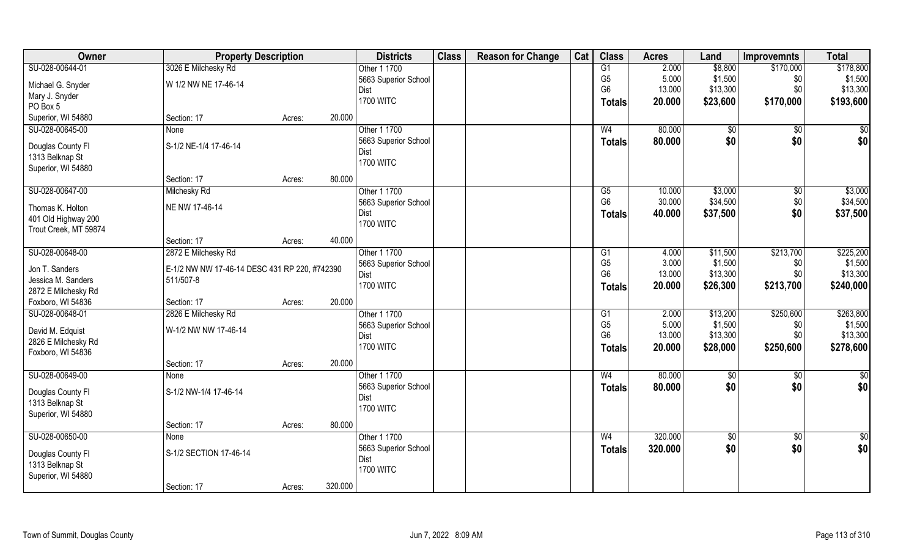| Owner | Property Description | | | Districts | Class | Reason for Change | Cat | Class | Acres | Land | Improvemnts | Total |
|---|---|---|---|---|---|---|---|---|---|---|---|---|
| SU-028-00644-01 | 3026 E Milchesky Rd | | | Other 1 1700 | | | | G1 | 2.000 | $8,800 | $170,000 | $178,800 |
| Michael G. Snyder | W 1/2 NW NE 17-46-14 | | | 5663 Superior School Dist | | | | G5 | 5.000 | $1,500 | $0 | $1,500 |
| Mary J. Snyder | | | | 1700 WITC | | | | G6 | 13.000 | $13,300 | $0 | $13,300 |
| PO Box 5 | | | | | | | | Totals | 20.000 | $23,600 | $170,000 | $193,600 |
| Superior, WI 54880 | Section: 17 | Acres: | 20.000 | | | | | | | | | |
| SU-028-00645-00 | None | | | Other 1 1700 | | | | W4 | 80.000 | $0 | $0 | $0 |
| Douglas County Fl | S-1/2 NE-1/4 17-46-14 | | | 5663 Superior School Dist | | | | Totals | 80.000 | $0 | $0 | $0 |
| 1313 Belknap St | | | | 1700 WITC | | | | | | | | |
| Superior, WI 54880 | | | | | | | | | | | | |
| | Section: 17 | Acres: | 80.000 | | | | | | | | | |
| SU-028-00647-00 | Milchesky Rd | | | Other 1 1700 | | | | G5 | 10.000 | $3,000 | $0 | $3,000 |
| Thomas K. Holton | NE NW 17-46-14 | | | 5663 Superior School Dist | | | | G6 | 30.000 | $34,500 | $0 | $34,500 |
| 401 Old Highway 200 | | | | 1700 WITC | | | | Totals | 40.000 | $37,500 | $0 | $37,500 |
| Trout Creek, MT 59874 | | | | | | | | | | | | |
| | Section: 17 | Acres: | 40.000 | | | | | | | | | |
| SU-028-00648-00 | 2872 E Milchesky Rd | | | Other 1 1700 | | | | G1 | 4.000 | $11,500 | $213,700 | $225,200 |
| Jon T. Sanders | E-1/2 NW NW 17-46-14 DESC 431 RP 220, #742390 511/507-8 | | | 5663 Superior School Dist | | | | G5 | 3.000 | $1,500 | $0 | $1,500 |
| Jessica M. Sanders | | | | 1700 WITC | | | | G6 | 13.000 | $13,300 | $0 | $13,300 |
| 2872 E Milchesky Rd | | | | | | | | Totals | 20.000 | $26,300 | $213,700 | $240,000 |
| Foxboro, WI 54836 | Section: 17 | Acres: | 20.000 | | | | | | | | | |
| SU-028-00648-01 | 2826 E Milchesky Rd | | | Other 1 1700 | | | | G1 | 2.000 | $13,200 | $250,600 | $263,800 |
| David M. Edquist | W-1/2 NW NW 17-46-14 | | | 5663 Superior School Dist | | | | G5 | 5.000 | $1,500 | $0 | $1,500 |
| 2826 E Milchesky Rd | | | | 1700 WITC | | | | G6 | 13.000 | $13,300 | $0 | $13,300 |
| Foxboro, WI 54836 | | | | | | | | Totals | 20.000 | $28,000 | $250,600 | $278,600 |
| | Section: 17 | Acres: | 20.000 | | | | | | | | | |
| SU-028-00649-00 | None | | | Other 1 1700 | | | | W4 | 80.000 | $0 | $0 | $0 |
| Douglas County Fl | S-1/2 NW-1/4 17-46-14 | | | 5663 Superior School Dist | | | | Totals | 80.000 | $0 | $0 | $0 |
| 1313 Belknap St | | | | 1700 WITC | | | | | | | | |
| Superior, WI 54880 | | | | | | | | | | | | |
| | Section: 17 | Acres: | 80.000 | | | | | | | | | |
| SU-028-00650-00 | None | | | Other 1 1700 | | | | W4 | 320.000 | $0 | $0 | $0 |
| Douglas County Fl | S-1/2 SECTION 17-46-14 | | | 5663 Superior School Dist | | | | Totals | 320.000 | $0 | $0 | $0 |
| 1313 Belknap St | | | | 1700 WITC | | | | | | | | |
| Superior, WI 54880 | | | | | | | | | | | | |
| | Section: 17 | Acres: | 320.000 | | | | | | | | | |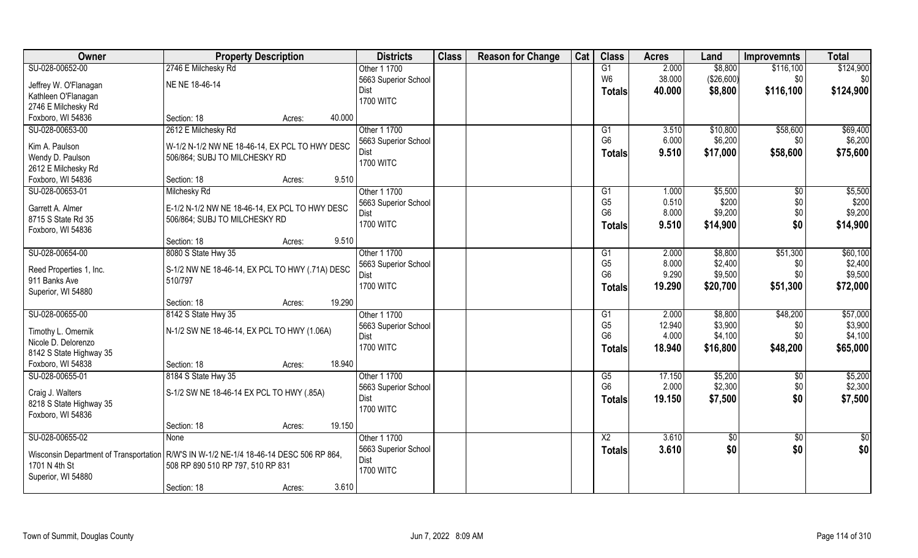| Owner | Property Description | Districts | Class | Reason for Change | Cat | Class | Acres | Land | Improvemnts | Total |
|---|---|---|---|---|---|---|---|---|---|---|
| SU-028-00652-00<br>Jeffrey W. O'Flanagan<br>Kathleen O'Flanagan<br>2746 E Milchesky Rd<br>Foxboro, WI 54836 | 2746 E Milchesky Rd<br>NE NE 18-46-14<br>Section: 18 Acres: 40.000 | Other 1 1700<br>5663 Superior School Dist<br>1700 WITC | | | | G1<br>W6<br>**Totals** | 2.000<br>38.000<br>**40.000** | \$8,800<br>(\$26,600)<br>**\$8,800** | \$116,100<br>\$0<br>**\$116,100** | \$124,900<br>\$0<br>**\$124,900** |
| SU-028-00653-00<br>Kim A. Paulson<br>Wendy D. Paulson<br>2612 E Milchesky Rd<br>Foxboro, WI 54836 | 2612 E Milchesky Rd<br>W-1/2 N-1/2 NW NE 18-46-14, EX PCL TO HWY DESC 506/864; SUBJ TO MILCHESKY RD<br>Section: 18 Acres: 9.510 | Other 1 1700<br>5663 Superior School Dist<br>1700 WITC | | | | G1<br>G6<br>**Totals** | 3.510<br>6.000<br>**9.510** | \$10,800<br>\$6,200<br>**\$17,000** | \$58,600<br>\$0<br>**\$58,600** | \$69,400<br>\$6,200<br>**\$75,600** |
| SU-028-00653-01<br>Garrett A. Almer<br>8715 S State Rd 35<br>Foxboro, WI 54836 | Milchesky Rd<br>E-1/2 N-1/2 NW NE 18-46-14, EX PCL TO HWY DESC 506/864; SUBJ TO MILCHESKY RD<br>Section: 18 Acres: 9.510 | Other 1 1700<br>5663 Superior School Dist<br>1700 WITC | | | | G1<br>G5<br>G6<br>**Totals** | 1.000<br>0.510<br>8.000<br>**9.510** | \$5,500<br>\$200<br>\$9,200<br>**\$14,900** | \$0<br>\$0<br>\$0<br>**\$0** | \$5,500<br>\$200<br>\$9,200<br>**\$14,900** |
| SU-028-00654-00<br>Reed Properties 1, Inc.<br>911 Banks Ave<br>Superior, WI 54880 | 8080 S State Hwy 35<br>S-1/2 NW NE 18-46-14, EX PCL TO HWY (.71A) DESC 510/797<br>Section: 18 Acres: 19.290 | Other 1 1700<br>5663 Superior School Dist<br>1700 WITC | | | | G1<br>G5<br>G6<br>**Totals** | 2.000<br>8.000<br>9.290<br>**19.290** | \$8,800<br>\$2,400<br>\$9,500<br>**\$20,700** | \$51,300<br>\$0<br>\$0<br>**\$51,300** | \$60,100<br>\$2,400<br>\$9,500<br>**\$72,000** |
| SU-028-00655-00<br>Timothy L. Omernik<br>Nicole D. Delorenzo<br>8142 S State Highway 35<br>Foxboro, WI 54838 | 8142 S State Hwy 35<br>N-1/2 SW NE 18-46-14, EX PCL TO HWY (1.06A)<br>Section: 18 Acres: 18.940 | Other 1 1700<br>5663 Superior School Dist<br>1700 WITC | | | | G1<br>G5<br>G6<br>**Totals** | 2.000<br>12.940<br>4.000<br>**18.940** | \$8,800<br>\$3,900<br>\$4,100<br>**\$16,800** | \$48,200<br>\$0<br>\$0<br>**\$48,200** | \$57,000<br>\$3,900<br>\$4,100<br>**\$65,000** |
| SU-028-00655-01<br>Craig J. Walters<br>8218 S State Highway 35<br>Foxboro, WI 54836 | 8184 S State Hwy 35<br>S-1/2 SW NE 18-46-14 EX PCL TO HWY (.85A)<br>Section: 18 Acres: 19.150 | Other 1 1700<br>5663 Superior School Dist<br>1700 WITC | | | | G5<br>G6<br>**Totals** | 17.150<br>2.000<br>**19.150** | \$5,200<br>\$2,300<br>**\$7,500** | \$0<br>\$0<br>**\$0** | \$5,200<br>\$2,300<br>**\$7,500** |
| SU-028-00655-02<br>Wisconsin Department of Transportation<br>1701 N 4th St<br>Superior, WI 54880 | None<br>R/W'S IN W-1/2 NE-1/4 18-46-14 DESC 506 RP 864, 508 RP 890 510 RP 797, 510 RP 831<br>Section: 18 Acres: 3.610 | Other 1 1700<br>5663 Superior School Dist<br>1700 WITC | | | | X2<br>**Totals** | 3.610<br>**3.610** | \$0<br>**\$0** | \$0<br>**\$0** | \$0<br>**\$0** |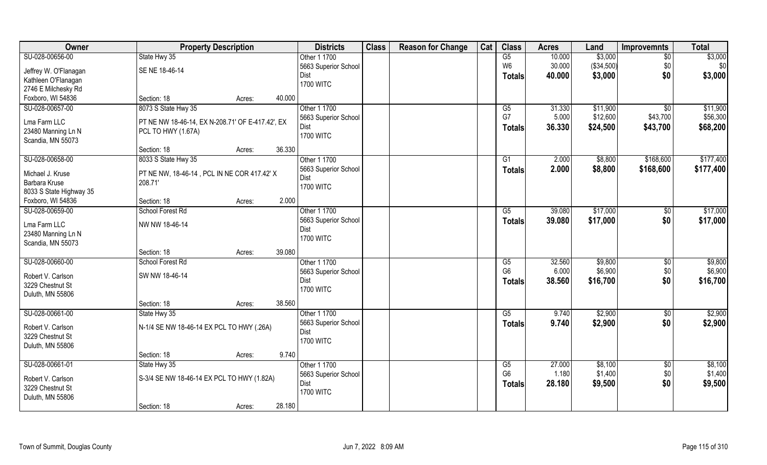| Owner | Property Description | | | Districts | Class | Reason for Change | Cat | Class | Acres | Land | Improvemnts | Total |
|---|---|---|---|---|---|---|---|---|---|---|---|---|
| SU-028-00656-00 | State Hwy 35 | | | Other 1 1700 | | | | G5 | 10.000 | $3,000 | $0 | $3,000 |
| Jeffrey W. O'Flanagan | SE NE 18-46-14 | | | 5663 Superior School | | | | W6 | 30.000 | ($34,500) | $0 | $0 |
| Kathleen O'Flanagan | | | | Dist | | | | **Totals** | **40.000** | **$3,000** | **$0** | **$3,000** |
| 2746 E Milchesky Rd | | | | 1700 WITC | | | | | | | | |
| Foxboro, WI 54836 | Section: 18 | Acres: | 40.000 | | | | | | | | | |
| SU-028-00657-00 | 8073 S State Hwy 35 | | | Other 1 1700 | | | | G5 | 31.330 | $11,900 | $0 | $11,900 |
| Lma Farm LLC | PT NE NW 18-46-14, EX N-208.71' OF E-417.42', EX PCL TO HWY (1.67A) | | | 5663 Superior School | | | | G7 | 5.000 | $12,600 | $43,700 | $56,300 |
| 23480 Manning Ln N | | | | Dist | | | | **Totals** | **36.330** | **$24,500** | **$43,700** | **$68,200** |
| Scandia, MN 55073 | | | | 1700 WITC | | | | | | | | |
| | Section: 18 | Acres: | 36.330 | | | | | | | | | |
| SU-028-00658-00 | 8033 S State Hwy 35 | | | Other 1 1700 | | | | G1 | 2.000 | $8,800 | $168,600 | $177,400 |
| Michael J. Kruse | PT NE NW, 18-46-14 , PCL IN NE COR 417.42' X 208.71' | | | 5663 Superior School | | | | **Totals** | **2.000** | **$8,800** | **$168,600** | **$177,400** |
| Barbara Kruse | | | | Dist | | | | | | | | |
| 8033 S State Highway 35 | | | | 1700 WITC | | | | | | | | |
| Foxboro, WI 54836 | Section: 18 | Acres: | 2.000 | | | | | | | | | |
| SU-028-00659-00 | School Forest Rd | | | Other 1 1700 | | | | G5 | 39.080 | $17,000 | $0 | $17,000 |
| Lma Farm LLC | NW NW 18-46-14 | | | 5663 Superior School | | | | **Totals** | **39.080** | **$17,000** | **$0** | **$17,000** |
| 23480 Manning Ln N | | | | Dist | | | | | | | | |
| Scandia, MN 55073 | | | | 1700 WITC | | | | | | | | |
| | Section: 18 | Acres: | 39.080 | | | | | | | | | |
| SU-028-00660-00 | School Forest Rd | | | Other 1 1700 | | | | G5 | 32.560 | $9,800 | $0 | $9,800 |
| Robert V. Carlson | SW NW 18-46-14 | | | 5663 Superior School | | | | G6 | 6.000 | $6,900 | $0 | $6,900 |
| 3229 Chestnut St | | | | Dist | | | | **Totals** | **38.560** | **$16,700** | **$0** | **$16,700** |
| Duluth, MN 55806 | | | | 1700 WITC | | | | | | | | |
| | Section: 18 | Acres: | 38.560 | | | | | | | | | |
| SU-028-00661-00 | State Hwy 35 | | | Other 1 1700 | | | | G5 | 9.740 | $2,900 | $0 | $2,900 |
| Robert V. Carlson | N-1/4 SE NW 18-46-14 EX PCL TO HWY (.26A) | | | 5663 Superior School | | | | **Totals** | **9.740** | **$2,900** | **$0** | **$2,900** |
| 3229 Chestnut St | | | | Dist | | | | | | | | |
| Duluth, MN 55806 | | | | 1700 WITC | | | | | | | | |
| | Section: 18 | Acres: | 9.740 | | | | | | | | | |
| SU-028-00661-01 | State Hwy 35 | | | Other 1 1700 | | | | G5 | 27.000 | $8,100 | $0 | $8,100 |
| Robert V. Carlson | S-3/4 SE NW 18-46-14 EX PCL TO HWY (1.82A) | | | 5663 Superior School | | | | G6 | 1.180 | $1,400 | $0 | $1,400 |
| 3229 Chestnut St | | | | Dist | | | | **Totals** | **28.180** | **$9,500** | **$0** | **$9,500** |
| Duluth, MN 55806 | | | | 1700 WITC | | | | | | | | |
| | Section: 18 | Acres: | 28.180 | | | | | | | | | |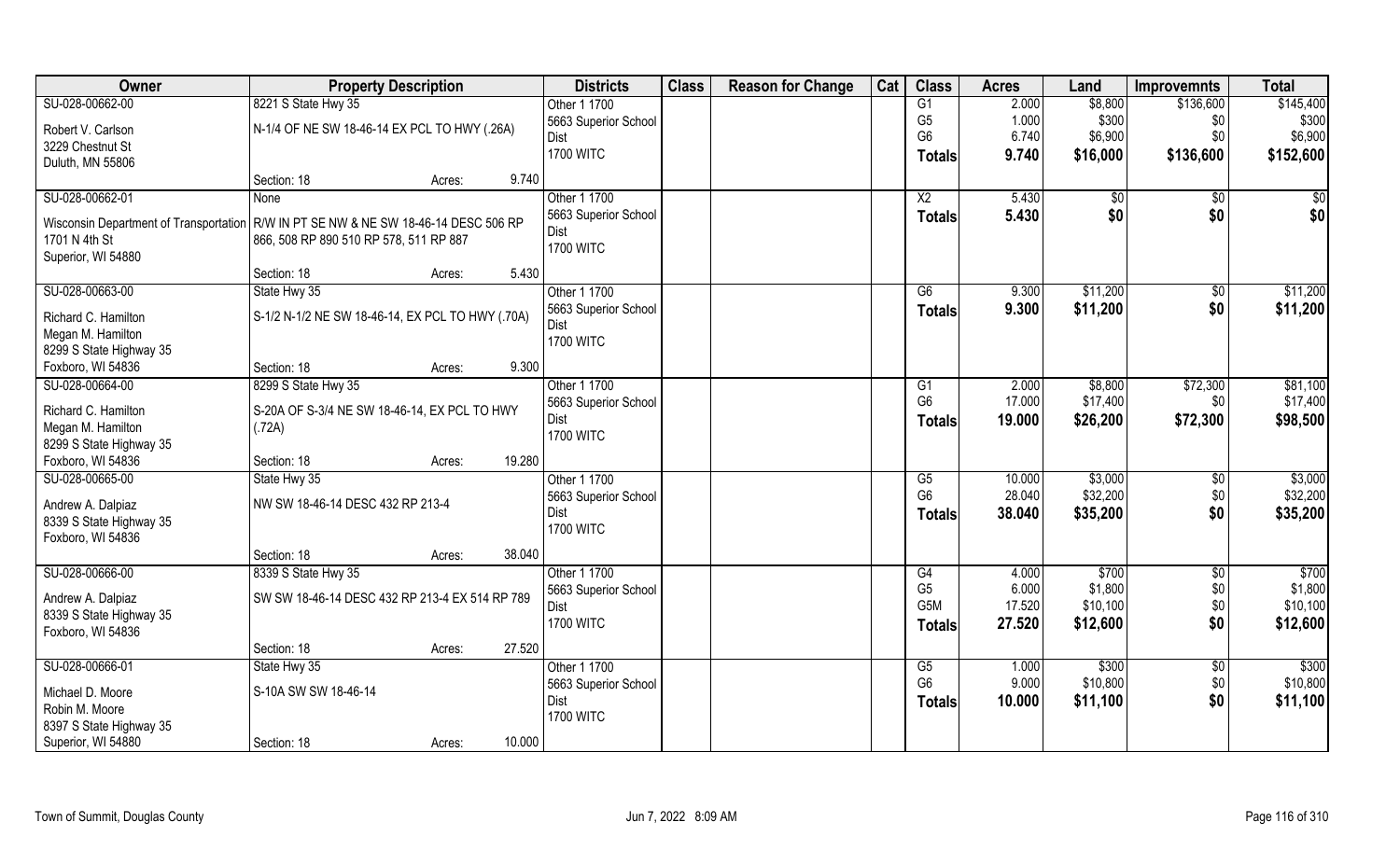| Owner | Property Description | | Districts | Class | Reason for Change | Cat | Class | Acres | Land | Improvemnts | Total |
|---|---|---|---|---|---|---|---|---|---|---|---|
| SU-028-00662-00 | 8221 S State Hwy 35 | | Other 1 1700 | | | | G1 | 2.000 | $8,800 | $136,600 | $145,400 |
| Robert V. Carlson | N-1/4 OF NE SW 18-46-14 EX PCL TO HWY (.26A) | | 5663 Superior School Dist | | | | G5 | 1.000 | $300 | $0 | $300 |
| 3229 Chestnut St | | | 1700 WITC | | | | G6 | 6.740 | $6,900 | $0 | $6,900 |
| Duluth, MN 55806 | | | | | | | Totals | 9.740 | $16,000 | $136,600 | $152,600 |
| | Section: 18 | Acres: 9.740 | | | | | | | | | |
| SU-028-00662-01 | None | | Other 1 1700 | | | | X2 | 5.430 | $0 | $0 | $0 |
| Wisconsin Department of Transportation | R/W IN PT SE NW & NE SW 18-46-14 DESC 506 RP 866, 508 RP 890 510 RP 578, 511 RP 887 | | 5663 Superior School Dist | | | | Totals | 5.430 | $0 | $0 | $0 |
| 1701 N 4th St | | | 1700 WITC | | | | | | | | |
| Superior, WI 54880 | | | | | | | | | | | |
| | Section: 18 | Acres: 5.430 | | | | | | | | | |
| SU-028-00663-00 | State Hwy 35 | | Other 1 1700 | | | | G6 | 9.300 | $11,200 | $0 | $11,200 |
| Richard C. Hamilton | S-1/2 N-1/2 NE SW 18-46-14, EX PCL TO HWY (.70A) | | 5663 Superior School Dist | | | | Totals | 9.300 | $11,200 | $0 | $11,200 |
| Megan M. Hamilton | | | 1700 WITC | | | | | | | | |
| 8299 S State Highway 35 | | | | | | | | | | | |
| Foxboro, WI 54836 | Section: 18 | Acres: 9.300 | | | | | | | | | |
| SU-028-00664-00 | 8299 S State Hwy 35 | | Other 1 1700 | | | | G1 | 2.000 | $8,800 | $72,300 | $81,100 |
| Richard C. Hamilton | S-20A OF S-3/4 NE SW 18-46-14, EX PCL TO HWY (.72A) | | 5663 Superior School Dist | | | | G6 | 17.000 | $17,400 | $0 | $17,400 |
| Megan M. Hamilton | | | 1700 WITC | | | | Totals | 19.000 | $26,200 | $72,300 | $98,500 |
| 8299 S State Highway 35 | | | | | | | | | | | |
| Foxboro, WI 54836 | Section: 18 | Acres: 19.280 | | | | | | | | | |
| SU-028-00665-00 | State Hwy 35 | | Other 1 1700 | | | | G5 | 10.000 | $3,000 | $0 | $3,000 |
| Andrew A. Dalpiaz | NW SW 18-46-14 DESC 432 RP 213-4 | | 5663 Superior School Dist | | | | G6 | 28.040 | $32,200 | $0 | $32,200 |
| 8339 S State Highway 35 | | | 1700 WITC | | | | Totals | 38.040 | $35,200 | $0 | $35,200 |
| Foxboro, WI 54836 | | | | | | | | | | | |
| | Section: 18 | Acres: 38.040 | | | | | | | | | |
| SU-028-00666-00 | 8339 S State Hwy 35 | | Other 1 1700 | | | | G4 | 4.000 | $700 | $0 | $700 |
| Andrew A. Dalpiaz | SW SW 18-46-14 DESC 432 RP 213-4 EX 514 RP 789 | | 5663 Superior School Dist | | | | G5 | 6.000 | $1,800 | $0 | $1,800 |
| 8339 S State Highway 35 | | | 1700 WITC | | | | G5M | 17.520 | $10,100 | $0 | $10,100 |
| Foxboro, WI 54836 | | | | | | | Totals | 27.520 | $12,600 | $0 | $12,600 |
| | Section: 18 | Acres: 27.520 | | | | | | | | | |
| SU-028-00666-01 | State Hwy 35 | | Other 1 1700 | | | | G5 | 1.000 | $300 | $0 | $300 |
| Michael D. Moore | S-10A SW SW 18-46-14 | | 5663 Superior School Dist | | | | G6 | 9.000 | $10,800 | $0 | $10,800 |
| Robin M. Moore | | | 1700 WITC | | | | Totals | 10.000 | $11,100 | $0 | $11,100 |
| 8397 S State Highway 35 | | | | | | | | | | | |
| Superior, WI 54880 | Section: 18 | Acres: 10.000 | | | | | | | | | |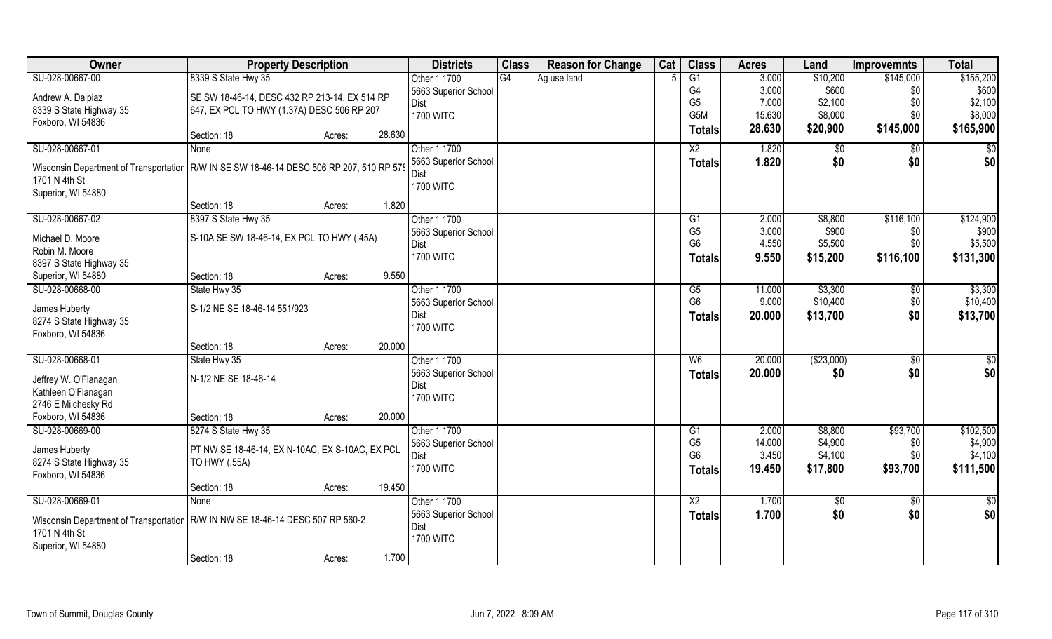| Owner | Property Description | | | Districts | Class | Reason for Change | Cat | Class | Acres | Land | Improvemnts | Total |
|---|---|---|---|---|---|---|---|---|---|---|---|---|
| SU-028-00667-00 | 8339 S State Hwy 35 | | | Other 1 1700 | G4 | Ag use land | 5 | G1 | 3.000 | $10,200 | $145,000 | $155,200 |
| Andrew A. Dalpiaz | SE SW 18-46-14, DESC 432 RP 213-14, EX 514 RP | | | 5663 Superior School Dist | | | | G4 | 3.000 | $600 | $0 | $600 |
| 8339 S State Highway 35 | 647, EX PCL TO HWY (1.37A) DESC 506 RP 207 | | | 1700 WITC | | | | G5 | 7.000 | $2,100 | $0 | $2,100 |
| Foxboro, WI 54836 | | | | | | | | G5M | 15.630 | $8,000 | $0 | $8,000 |
| | Section: 18 | Acres: | 28.630 | | | | | Totals | 28.630 | $20,900 | $145,000 | $165,900 |
| SU-028-00667-01 | None | | | Other 1 1700 | | | | X2 | 1.820 | $0 | $0 | $0 |
| Wisconsin Department of Transportation | R/W IN SE SW 18-46-14 DESC 506 RP 207, 510 RP 578 | | | 5663 Superior School Dist | | | | Totals | 1.820 | $0 | $0 | $0 |
| 1701 N 4th St | | | | 1700 WITC | | | | | | | | |
| Superior, WI 54880 | | | | | | | | | | | | |
| | Section: 18 | Acres: | 1.820 | | | | | | | | | |
| SU-028-00667-02 | 8397 S State Hwy 35 | | | Other 1 1700 | | | | G1 | 2.000 | $8,800 | $116,100 | $124,900 |
| Michael D. Moore | S-10A SE SW 18-46-14, EX PCL TO HWY (.45A) | | | 5663 Superior School Dist | | | | G5 | 3.000 | $900 | $0 | $900 |
| Robin M. Moore | | | | 1700 WITC | | | | G6 | 4.550 | $5,500 | $0 | $5,500 |
| 8397 S State Highway 35 | | | | | | | | Totals | 9.550 | $15,200 | $116,100 | $131,300 |
| Superior, WI 54880 | Section: 18 | Acres: | 9.550 | | | | | | | | | |
| SU-028-00668-00 | State Hwy 35 | | | Other 1 1700 | | | | G5 | 11.000 | $3,300 | $0 | $3,300 |
| James Huberty | S-1/2 NE SE 18-46-14 551/923 | | | 5663 Superior School Dist | | | | G6 | 9.000 | $10,400 | $0 | $10,400 |
| 8274 S State Highway 35 | | | | 1700 WITC | | | | Totals | 20.000 | $13,700 | $0 | $13,700 |
| Foxboro, WI 54836 | | | | | | | | | | | | |
| | Section: 18 | Acres: | 20.000 | | | | | | | | | |
| SU-028-00668-01 | State Hwy 35 | | | Other 1 1700 | | | | W6 | 20.000 | ($23,000) | $0 | $0 |
| Jeffrey W. O'Flanagan | N-1/2 NE SE 18-46-14 | | | 5663 Superior School Dist | | | | Totals | 20.000 | $0 | $0 | $0 |
| Kathleen O'Flanagan | | | | 1700 WITC | | | | | | | | |
| 2746 E Milchesky Rd | | | | | | | | | | | | |
| Foxboro, WI 54836 | Section: 18 | Acres: | 20.000 | | | | | | | | | |
| SU-028-00669-00 | 8274 S State Hwy 35 | | | Other 1 1700 | | | | G1 | 2.000 | $8,800 | $93,700 | $102,500 |
| James Huberty | PT NW SE 18-46-14, EX N-10AC, EX S-10AC, EX PCL | | | 5663 Superior School Dist | | | | G5 | 14.000 | $4,900 | $0 | $4,900 |
| 8274 S State Highway 35 | TO HWY (.55A) | | | 1700 WITC | | | | G6 | 3.450 | $4,100 | $0 | $4,100 |
| Foxboro, WI 54836 | | | | | | | | Totals | 19.450 | $17,800 | $93,700 | $111,500 |
| | Section: 18 | Acres: | 19.450 | | | | | | | | | |
| SU-028-00669-01 | None | | | Other 1 1700 | | | | X2 | 1.700 | $0 | $0 | $0 |
| Wisconsin Department of Transportation | R/W IN NW SE 18-46-14 DESC 507 RP 560-2 | | | 5663 Superior School Dist | | | | Totals | 1.700 | $0 | $0 | $0 |
| 1701 N 4th St | | | | 1700 WITC | | | | | | | | |
| Superior, WI 54880 | | | | | | | | | | | | |
| | Section: 18 | Acres: | 1.700 | | | | | | | | | |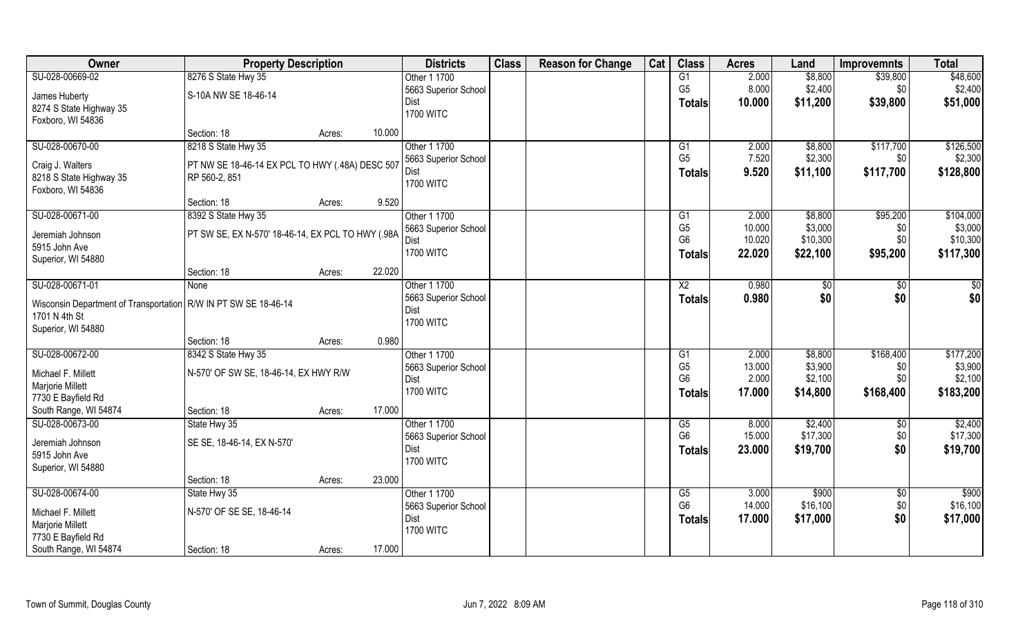| Owner | Property Description | | | Districts | Class | Reason for Change | Cat | Class | Acres | Land | Improvemnts | Total |
|---|---|---|---|---|---|---|---|---|---|---|---|---|
| SU-028-00669-02 | 8276 S State Hwy 35 | | | Other 1 1700 | | | | G1 | 2.000 | $8,800 | $39,800 | $48,600 |
| James Huberty | S-10A NW SE 18-46-14 | | | 5663 Superior School | | | | G5 | 8.000 | $2,400 | $0 | $2,400 |
| 8274 S State Highway 35 | | | | Dist | | | | **Totals** | **10.000** | **$11,200** | **$39,800** | **$51,000** |
| Foxboro, WI 54836 | | | | 1700 WITC | | | | | | | | |
| | Section: 18 | Acres: | 10.000 | | | | | | | | | |
| SU-028-00670-00 | 8218 S State Hwy 35 | | | Other 1 1700 | | | | G1 | 2.000 | $8,800 | $117,700 | $126,500 |
| Craig J. Walters | PT NW SE 18-46-14 EX PCL TO HWY (.48A) DESC 507 RP 560-2, 851 | | | 5663 Superior School | | | | G5 | 7.520 | $2,300 | $0 | $2,300 |
| 8218 S State Highway 35 | | | | Dist | | | | **Totals** | **9.520** | **$11,100** | **$117,700** | **$128,800** |
| Foxboro, WI 54836 | | | | 1700 WITC | | | | | | | | |
| | Section: 18 | Acres: | 9.520 | | | | | | | | | |
| SU-028-00671-00 | 8392 S State Hwy 35 | | | Other 1 1700 | | | | G1 | 2.000 | $8,800 | $95,200 | $104,000 |
| Jeremiah Johnson | PT SW SE, EX N-570' 18-46-14, EX PCL TO HWY (.98A | | | 5663 Superior School | | | | G5 | 10.000 | $3,000 | $0 | $3,000 |
| 5915 John Ave | | | | Dist | | | | G6 | 10.020 | $10,300 | $0 | $10,300 |
| Superior, WI 54880 | | | | 1700 WITC | | | | **Totals** | **22.020** | **$22,100** | **$95,200** | **$117,300** |
| | Section: 18 | Acres: | 22.020 | | | | | | | | | |
| SU-028-00671-01 | None | | | Other 1 1700 | | | | X2 | 0.980 | $0 | $0 | $0 |
| Wisconsin Department of Transportation | R/W IN PT SW SE 18-46-14 | | | 5663 Superior School | | | | **Totals** | **0.980** | **$0** | **$0** | **$0** |
| 1701 N 4th St | | | | Dist | | | | | | | | |
| Superior, WI 54880 | | | | 1700 WITC | | | | | | | | |
| | Section: 18 | Acres: | 0.980 | | | | | | | | | |
| SU-028-00672-00 | 8342 S State Hwy 35 | | | Other 1 1700 | | | | G1 | 2.000 | $8,800 | $168,400 | $177,200 |
| Michael F. Millett | N-570' OF SW SE, 18-46-14, EX HWY R/W | | | 5663 Superior School | | | | G5 | 13.000 | $3,900 | $0 | $3,900 |
| Marjorie Millett | | | | Dist | | | | G6 | 2.000 | $2,100 | $0 | $2,100 |
| 7730 E Bayfield Rd | | | | 1700 WITC | | | | **Totals** | **17.000** | **$14,800** | **$168,400** | **$183,200** |
| South Range, WI 54874 | Section: 18 | Acres: | 17.000 | | | | | | | | | |
| SU-028-00673-00 | State Hwy 35 | | | Other 1 1700 | | | | G5 | 8.000 | $2,400 | $0 | $2,400 |
| Jeremiah Johnson | SE SE, 18-46-14, EX N-570' | | | 5663 Superior School | | | | G6 | 15.000 | $17,300 | $0 | $17,300 |
| 5915 John Ave | | | | Dist | | | | **Totals** | **23.000** | **$19,700** | **$0** | **$19,700** |
| Superior, WI 54880 | | | | 1700 WITC | | | | | | | | |
| | Section: 18 | Acres: | 23.000 | | | | | | | | | |
| SU-028-00674-00 | State Hwy 35 | | | Other 1 1700 | | | | G5 | 3.000 | $900 | $0 | $900 |
| Michael F. Millett | N-570' OF SE SE, 18-46-14 | | | 5663 Superior School | | | | G6 | 14.000 | $16,100 | $0 | $16,100 |
| Marjorie Millett | | | | Dist | | | | **Totals** | **17.000** | **$17,000** | **$0** | **$17,000** |
| 7730 E Bayfield Rd | | | | 1700 WITC | | | | | | | | |
| South Range, WI 54874 | Section: 18 | Acres: | 17.000 | | | | | | | | | |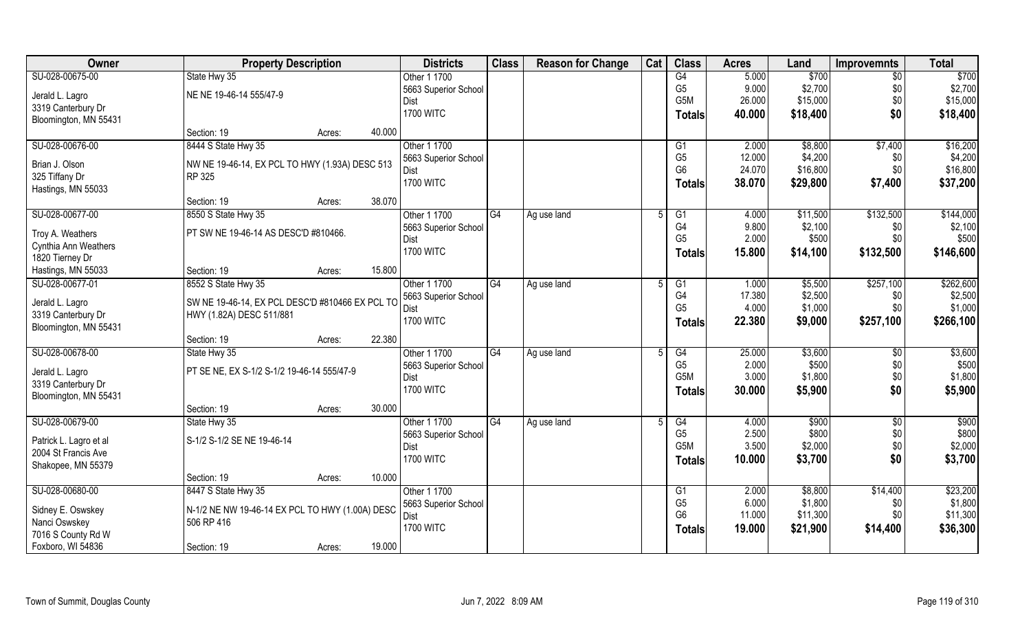| Owner | Property Description | | Districts | Class | Reason for Change | Cat | Class | Acres | Land | Improvemnts | Total |
|---|---|---|---|---|---|---|---|---|---|---|---|
| SU-028-00675-00 | State Hwy 35 | | Other 1 1700 | | | | G4 | 5.000 | $700 | $0 | $700 |
| Jerald L. Lagro | NE NE 19-46-14 555/47-9 | | 5663 Superior School Dist | | | | G5 | 9.000 | $2,700 | $0 | $2,700 |
| 3319 Canterbury Dr | | | 1700 WITC | | | | G5M | 26.000 | $15,000 | $0 | $15,000 |
| Bloomington, MN 55431 | | | | | | | **Totals** | **40.000** | **$18,400** | **$0** | **$18,400** |
| | Section: 19 | Acres: 40.000 | | | | | | | | | |
| SU-028-00676-00 | 8444 S State Hwy 35 | | Other 1 1700 | | | | G1 | 2.000 | $8,800 | $7,400 | $16,200 |
| Brian J. Olson | NW NE 19-46-14, EX PCL TO HWY (1.93A) DESC 513 RP 325 | | 5663 Superior School Dist | | | | G5 | 12.000 | $4,200 | $0 | $4,200 |
| 325 Tiffany Dr | | | 1700 WITC | | | | G6 | 24.070 | $16,800 | $0 | $16,800 |
| Hastings, MN 55033 | | | | | | | **Totals** | **38.070** | **$29,800** | **$7,400** | **$37,200** |
| | Section: 19 | Acres: 38.070 | | | | | | | | | |
| SU-028-00677-00 | 8550 S State Hwy 35 | | Other 1 1700 | G4 | Ag use land | 5 | G1 | 4.000 | $11,500 | $132,500 | $144,000 |
| Troy A. Weathers | PT SW NE 19-46-14 AS DESC'D #810466. | | 5663 Superior School Dist | | | | G4 | 9.800 | $2,100 | $0 | $2,100 |
| Cynthia Ann Weathers | | | 1700 WITC | | | | G5 | 2.000 | $500 | $0 | $500 |
| 1820 Tierney Dr | | | | | | | **Totals** | **15.800** | **$14,100** | **$132,500** | **$146,600** |
| Hastings, MN 55033 | Section: 19 | Acres: 15.800 | | | | | | | | | |
| SU-028-00677-01 | 8552 S State Hwy 35 | | Other 1 1700 | G4 | Ag use land | 5 | G1 | 1.000 | $5,500 | $257,100 | $262,600 |
| Jerald L. Lagro | SW NE 19-46-14, EX PCL DESC'D #810466 EX PCL TO HWY (1.82A) DESC 511/881 | | 5663 Superior School Dist | | | | G4 | 17.380 | $2,500 | $0 | $2,500 |
| 3319 Canterbury Dr | | | 1700 WITC | | | | G5 | 4.000 | $1,000 | $0 | $1,000 |
| Bloomington, MN 55431 | | | | | | | **Totals** | **22.380** | **$9,000** | **$257,100** | **$266,100** |
| | Section: 19 | Acres: 22.380 | | | | | | | | | |
| SU-028-00678-00 | State Hwy 35 | | Other 1 1700 | G4 | Ag use land | 5 | G4 | 25.000 | $3,600 | $0 | $3,600 |
| Jerald L. Lagro | PT SE NE, EX S-1/2 S-1/2 19-46-14 555/47-9 | | 5663 Superior School Dist | | | | G5 | 2.000 | $500 | $0 | $500 |
| 3319 Canterbury Dr | | | 1700 WITC | | | | G5M | 3.000 | $1,800 | $0 | $1,800 |
| Bloomington, MN 55431 | | | | | | | **Totals** | **30.000** | **$5,900** | **$0** | **$5,900** |
| | Section: 19 | Acres: 30.000 | | | | | | | | | |
| SU-028-00679-00 | State Hwy 35 | | Other 1 1700 | G4 | Ag use land | 5 | G4 | 4.000 | $900 | $0 | $900 |
| Patrick L. Lagro et al | S-1/2 S-1/2 SE NE 19-46-14 | | 5663 Superior School Dist | | | | G5 | 2.500 | $800 | $0 | $800 |
| 2004 St Francis Ave | | | 1700 WITC | | | | G5M | 3.500 | $2,000 | $0 | $2,000 |
| Shakopee, MN 55379 | | | | | | | **Totals** | **10.000** | **$3,700** | **$0** | **$3,700** |
| | Section: 19 | Acres: 10.000 | | | | | | | | | |
| SU-028-00680-00 | 8447 S State Hwy 35 | | Other 1 1700 | | | | G1 | 2.000 | $8,800 | $14,400 | $23,200 |
| Sidney E. Oswskey | N-1/2 NE NW 19-46-14 EX PCL TO HWY (1.00A) DESC 506 RP 416 | | 5663 Superior School Dist | | | | G5 | 6.000 | $1,800 | $0 | $1,800 |
| Nanci Oswskey | | | 1700 WITC | | | | G6 | 11.000 | $11,300 | $0 | $11,300 |
| 7016 S County Rd W | | | | | | | **Totals** | **19.000** | **$21,900** | **$14,400** | **$36,300** |
| Foxboro, WI 54836 | Section: 19 | Acres: 19.000 | | | | | | | | | |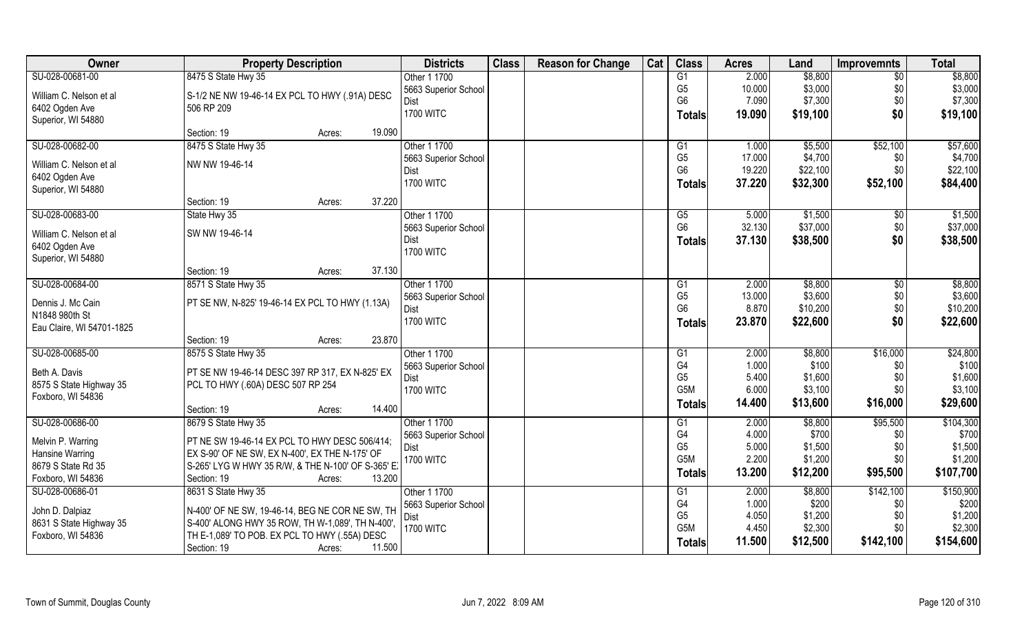| Owner | Property Description | Districts | Class | Reason for Change | Cat | Class | Acres | Land | Improvemnts | Total |
|---|---|---|---|---|---|---|---|---|---|---|
| SU-028-00681-00<br>William C. Nelson et al<br>6402 Ogden Ave<br>Superior, WI 54880 | 8475 S State Hwy 35<br>S-1/2 NE NW 19-46-14 EX PCL TO HWY (.91A) DESC 506 RP 209<br>Section: 19 Acres: 19.090 | Other 1 1700<br>5663 Superior School Dist<br>1700 WITC | | | | G1<br>G5<br>G6<br>**Totals** | 2.000<br>10.000<br>7.090<br>**19.090** | $8,800<br>$3,000<br>$7,300<br>**$19,100** | $0<br>$0<br>$0<br>**$0** | $8,800<br>$3,000<br>$7,300<br>**$19,100** |
| SU-028-00682-00<br>William C. Nelson et al<br>6402 Ogden Ave<br>Superior, WI 54880 | 8475 S State Hwy 35<br>NW NW 19-46-14<br>Section: 19 Acres: 37.220 | Other 1 1700<br>5663 Superior School Dist<br>1700 WITC | | | | G1<br>G5<br>G6<br>**Totals** | 1.000<br>17.000<br>19.220<br>**37.220** | $5,500<br>$4,700<br>$22,100<br>**$32,300** | $52,100<br>$0<br>$0<br>**$52,100** | $57,600<br>$4,700<br>$22,100<br>**$84,400** |
| SU-028-00683-00<br>William C. Nelson et al<br>6402 Ogden Ave<br>Superior, WI 54880 | State Hwy 35<br>SW NW 19-46-14<br>Section: 19 Acres: 37.130 | Other 1 1700<br>5663 Superior School Dist<br>1700 WITC | | | | G5<br>G6<br>**Totals** | 5.000<br>32.130<br>**37.130** | $1,500<br>$37,000<br>**$38,500** | $0<br>$0<br>**$0** | $1,500<br>$37,000<br>**$38,500** |
| SU-028-00684-00<br>Dennis J. Mc Cain<br>N1848 980th St<br>Eau Claire, WI 54701-1825 | 8571 S State Hwy 35<br>PT SE NW, N-825' 19-46-14 EX PCL TO HWY (1.13A)<br>Section: 19 Acres: 23.870 | Other 1 1700<br>5663 Superior School Dist<br>1700 WITC | | | | G1<br>G5<br>G6<br>**Totals** | 2.000<br>13.000<br>8.870<br>**23.870** | $8,800<br>$3,600<br>$10,200<br>**$22,600** | $0<br>$0<br>$0<br>**$0** | $8,800<br>$3,600<br>$10,200<br>**$22,600** |
| SU-028-00685-00<br>Beth A. Davis<br>8575 S State Highway 35<br>Foxboro, WI 54836 | 8575 S State Hwy 35<br>PT SE NW 19-46-14 DESC 397 RP 317, EX N-825' EX PCL TO HWY (.60A) DESC 507 RP 254<br>Section: 19 Acres: 14.400 | Other 1 1700<br>5663 Superior School Dist<br>1700 WITC | | | | G1<br>G4<br>G5<br>G5M<br>**Totals** | 2.000<br>1.000<br>5.400<br>6.000<br>**14.400** | $8,800<br>$100<br>$1,600<br>$3,100<br>**$13,600** | $16,000<br>$0<br>$0<br>$0<br>**$16,000** | $24,800<br>$100<br>$1,600<br>$3,100<br>**$29,600** |
| SU-028-00686-00<br>Melvin P. Warring<br>Hansine Warring<br>8679 S State Rd 35<br>Foxboro, WI 54836 | 8679 S State Hwy 35<br>PT NE SW 19-46-14 EX PCL TO HWY DESC 506/414; EX S-90' OF NE SW, EX N-400', EX THE N-175' OF S-265' LYG W HWY 35 R/W, & THE N-100' OF S-365' E.<br>Section: 19 Acres: 13.200 | Other 1 1700<br>5663 Superior School Dist<br>1700 WITC | | | | G1<br>G4<br>G5<br>G5M<br>**Totals** | 2.000<br>4.000<br>5.000<br>2.200<br>**13.200** | $8,800<br>$700<br>$1,500<br>$1,200<br>**$12,200** | $95,500<br>$0<br>$0<br>$0<br>**$95,500** | $104,300<br>$700<br>$1,500<br>$1,200<br>**$107,700** |
| SU-028-00686-01<br>John D. Dalpiaz<br>8631 S State Highway 35<br>Foxboro, WI 54836 | 8631 S State Hwy 35<br>N-400' OF NE SW, 19-46-14, BEG NE COR NE SW, TH S-400' ALONG HWY 35 ROW, TH W-1,089', TH N-400', TH E-1,089' TO POB. EX PCL TO HWY (.55A) DESC<br>Section: 19 Acres: 11.500 | Other 1 1700<br>5663 Superior School Dist<br>1700 WITC | | | | G1<br>G4<br>G5<br>G5M<br>**Totals** | 2.000<br>1.000<br>4.050<br>4.450<br>**11.500** | $8,800<br>$200<br>$1,200<br>$2,300<br>**$12,500** | $142,100<br>$0<br>$0<br>$0<br>**$142,100** | $150,900<br>$200<br>$1,200<br>$2,300<br>**$154,600** |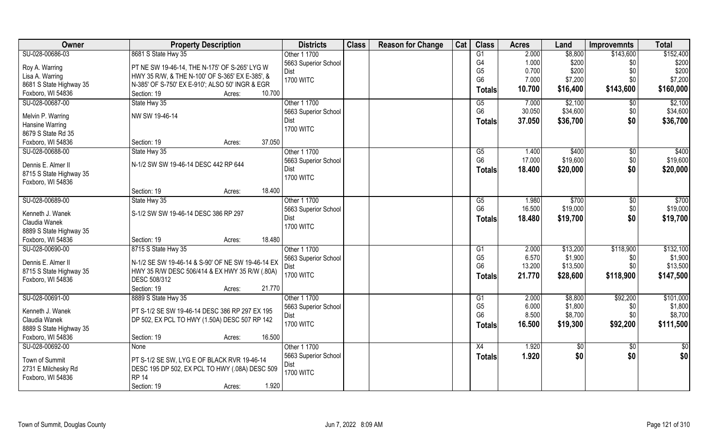| Owner | Property Description | Districts | Class | Reason for Change | Cat | Class | Acres | Land | Improvemnts | Total |
|---|---|---|---|---|---|---|---|---|---|---|
| SU-028-00686-03<br><br>Roy A. Warring<br>Lisa A. Warring<br>8681 S State Highway 35<br>Foxboro, WI 54836 | 8681 S State Hwy 35<br><br>PT NE SW 19-46-14, THE N-175' OF S-265' LYG W HWY 35 R/W, & THE N-100' OF S-365' EX E-385', & N-385' OF S-750' EX E-910'; ALSO 50' INGR & EGR<br>Section: 19 Acres: 10.700 | Other 1 1700<br>5663 Superior School Dist<br>1700 WITC | | | | G1<br>G4<br>G5<br>G6<br>**Totals** | 2.000<br>1.000<br>0.700<br>7.000<br>**10.700** | $8,800<br>$200<br>$200<br>$7,200<br>**$16,400** | $143,600<br>$0<br>$0<br>$0<br>**$143,600** | $152,400<br>$200<br>$200<br>$7,200<br>**$160,000** |
| SU-028-00687-00<br><br>Melvin P. Warring<br>Hansine Warring<br>8679 S State Rd 35<br>Foxboro, WI 54836 | State Hwy 35<br><br>NW SW 19-46-14<br><br>Section: 19 Acres: 37.050 | Other 1 1700<br>5663 Superior School Dist<br>1700 WITC | | | | G5<br>G6<br>**Totals** | 7.000<br>30.050<br>**37.050** | $2,100<br>$34,600<br>**$36,700** | $0<br>$0<br>**$0** | $2,100<br>$34,600<br>**$36,700** |
| SU-028-00688-00<br><br>Dennis E. Almer II<br>8715 S State Highway 35<br>Foxboro, WI 54836 | State Hwy 35<br><br>N-1/2 SW SW 19-46-14 DESC 442 RP 644<br><br>Section: 19 Acres: 18.400 | Other 1 1700<br>5663 Superior School Dist<br>1700 WITC | | | | G5<br>G6<br>**Totals** | 1.400<br>17.000<br>**18.400** | $400<br>$19,600<br>**$20,000** | $0<br>$0<br>**$0** | $400<br>$19,600<br>**$20,000** |
| SU-028-00689-00<br><br>Kenneth J. Wanek<br>Claudia Wanek<br>8889 S State Highway 35<br>Foxboro, WI 54836 | State Hwy 35<br><br>S-1/2 SW SW 19-46-14 DESC 386 RP 297<br><br>Section: 19 Acres: 18.480 | Other 1 1700<br>5663 Superior School Dist<br>1700 WITC | | | | G5<br>G6<br>**Totals** | 1.980<br>16.500<br>**18.480** | $700<br>$19,000<br>**$19,700** | $0<br>$0<br>**$0** | $700<br>$19,000<br>**$19,700** |
| SU-028-00690-00<br><br>Dennis E. Almer II<br>8715 S State Highway 35<br>Foxboro, WI 54836 | 8715 S State Hwy 35<br><br>N-1/2 SE SW 19-46-14 & S-90' OF NE SW 19-46-14 EX HWY 35 R/W DESC 506/414 & EX HWY 35 R/W (.80A) DESC 508/312<br>Section: 19 Acres: 21.770 | Other 1 1700<br>5663 Superior School Dist<br>1700 WITC | | | | G1<br>G5<br>G6<br>**Totals** | 2.000<br>6.570<br>13.200<br>**21.770** | $13,200<br>$1,900<br>$13,500<br>**$28,600** | $118,900<br>$0<br>$0<br>**$118,900** | $132,100<br>$1,900<br>$13,500<br>**$147,500** |
| SU-028-00691-00<br><br>Kenneth J. Wanek<br>Claudia Wanek<br>8889 S State Highway 35<br>Foxboro, WI 54836 | 8889 S State Hwy 35<br><br>PT S-1/2 SE SW 19-46-14 DESC 386 RP 297 EX 195 DP 502, EX PCL TO HWY (1.50A) DESC 507 RP 142<br><br>Section: 19 Acres: 16.500 | Other 1 1700<br>5663 Superior School Dist<br>1700 WITC | | | | G1<br>G5<br>G6<br>**Totals** | 2.000<br>6.000<br>8.500<br>**16.500** | $8,800<br>$1,800<br>$8,700<br>**$19,300** | $92,200<br>$0<br>$0<br>**$92,200** | $101,000<br>$1,800<br>$8,700<br>**$111,500** |
| SU-028-00692-00<br><br>Town of Summit<br>2731 E Milchesky Rd<br>Foxboro, WI 54836 | None<br><br>PT S-1/2 SE SW, LYG E OF BLACK RVR 19-46-14 DESC 195 DP 502, EX PCL TO HWY (.08A) DESC 509 RP 14<br>Section: 19 Acres: 1.920 | Other 1 1700<br>5663 Superior School Dist<br>1700 WITC | | | | X4<br>**Totals** | 1.920<br>**1.920** | $0<br>**$0** | $0<br>**$0** | $0<br>**$0** |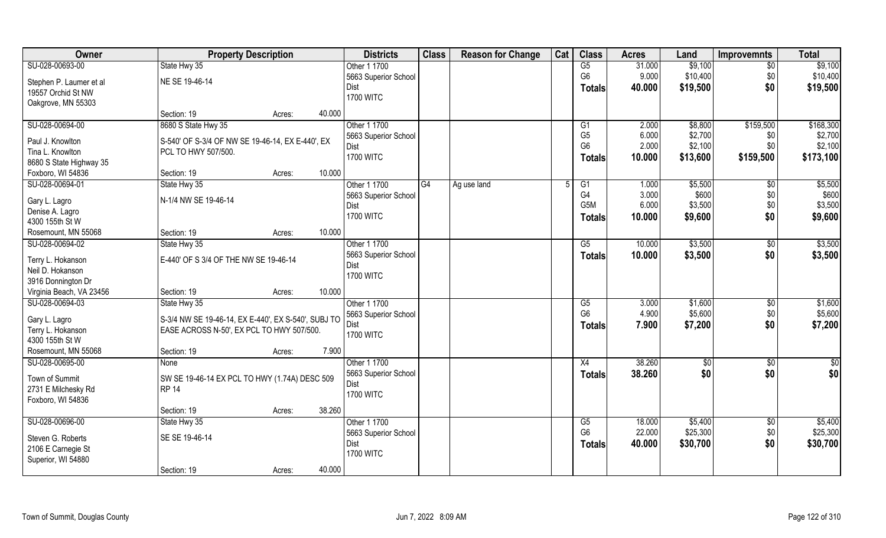| Owner | Property Description | Districts | Class | Reason for Change | Cat | Class | Acres | Land | Improvemnts | Total |
|---|---|---|---|---|---|---|---|---|---|---|
| SU-028-00693-00<br>Stephen P. Laumer et al<br>19557 Orchid St NW<br>Oakgrove, MN 55303 | State Hwy 35<br>NE SE 19-46-14<br>Section: 19 Acres: 40.000 | Other 1 1700<br>5663 Superior School Dist<br>1700 WITC | | | | G5<br>G6<br>**Totals** | 31.000<br>9.000<br>**40.000** | $9,100<br>$10,400<br>**$19,500** | $0<br>$0<br>**$0** | $9,100<br>$10,400<br>**$19,500** |
| SU-028-00694-00<br>Paul J. Knowlton<br>Tina L. Knowlton<br>8680 S State Highway 35<br>Foxboro, WI 54836 | 8680 S State Hwy 35<br>S-540' OF S-3/4 OF NW SE 19-46-14, EX E-440', EX PCL TO HWY 507/500.<br>Section: 19 Acres: 10.000 | Other 1 1700<br>5663 Superior School Dist<br>1700 WITC | | | | G1<br>G5<br>G6<br>**Totals** | 2.000<br>6.000<br>2.000<br>**10.000** | $8,800<br>$2,700<br>$2,100<br>**$13,600** | $159,500<br>$0<br>$0<br>**$159,500** | $168,300<br>$2,700<br>$2,100<br>**$173,100** |
| SU-028-00694-01<br>Gary L. Lagro<br>Denise A. Lagro<br>4300 155th St W<br>Rosemount, MN 55068 | State Hwy 35<br>N-1/4 NW SE 19-46-14<br>Section: 19 Acres: 10.000 | Other 1 1700<br>5663 Superior School Dist<br>1700 WITC | G4 | Ag use land | 5 | G1<br>G4<br>G5M<br>**Totals** | 1.000<br>3.000<br>6.000<br>**10.000** | $5,500<br>$600<br>$3,500<br>**$9,600** | $0<br>$0<br>$0<br>**$0** | $5,500<br>$600<br>$3,500<br>**$9,600** |
| SU-028-00694-02<br>Terry L. Hokanson<br>Neil D. Hokanson<br>3916 Donnington Dr<br>Virginia Beach, VA 23456 | State Hwy 35<br>E-440' OF S 3/4 OF THE NW SE 19-46-14<br>Section: 19 Acres: 10.000 | Other 1 1700<br>5663 Superior School Dist<br>1700 WITC | | | | G5<br>**Totals** | 10.000<br>**10.000** | $3,500<br>**$3,500** | $0<br>**$0** | $3,500<br>**$3,500** |
| SU-028-00694-03<br>Gary L. Lagro<br>Terry L. Hokanson<br>4300 155th St W<br>Rosemount, MN 55068 | State Hwy 35<br>S-3/4 NW SE 19-46-14, EX E-440', EX S-540', SUBJ TO EASE ACROSS N-50', EX PCL TO HWY 507/500.<br>Section: 19 Acres: 7.900 | Other 1 1700<br>5663 Superior School Dist<br>1700 WITC | | | | G5<br>G6<br>**Totals** | 3.000<br>4.900<br>**7.900** | $1,600<br>$5,600<br>**$7,200** | $0<br>$0<br>**$0** | $1,600<br>$5,600<br>**$7,200** |
| SU-028-00695-00<br>Town of Summit<br>2731 E Milchesky Rd<br>Foxboro, WI 54836 | None<br>SW SE 19-46-14 EX PCL TO HWY (1.74A) DESC 509 RP 14<br>Section: 19 Acres: 38.260 | Other 1 1700<br>5663 Superior School Dist<br>1700 WITC | | | | X4<br>**Totals** | 38.260<br>**38.260** | $0<br>**$0** | $0<br>**$0** | $0<br>**$0** |
| SU-028-00696-00<br>Steven G. Roberts<br>2106 E Carnegie St<br>Superior, WI 54880 | State Hwy 35<br>SE SE 19-46-14<br>Section: 19 Acres: 40.000 | Other 1 1700<br>5663 Superior School Dist<br>1700 WITC | | | | G5<br>G6<br>**Totals** | 18.000<br>22.000<br>**40.000** | $5,400<br>$25,300<br>**$30,700** | $0<br>$0<br>**$0** | $5,400<br>$25,300<br>**$30,700** |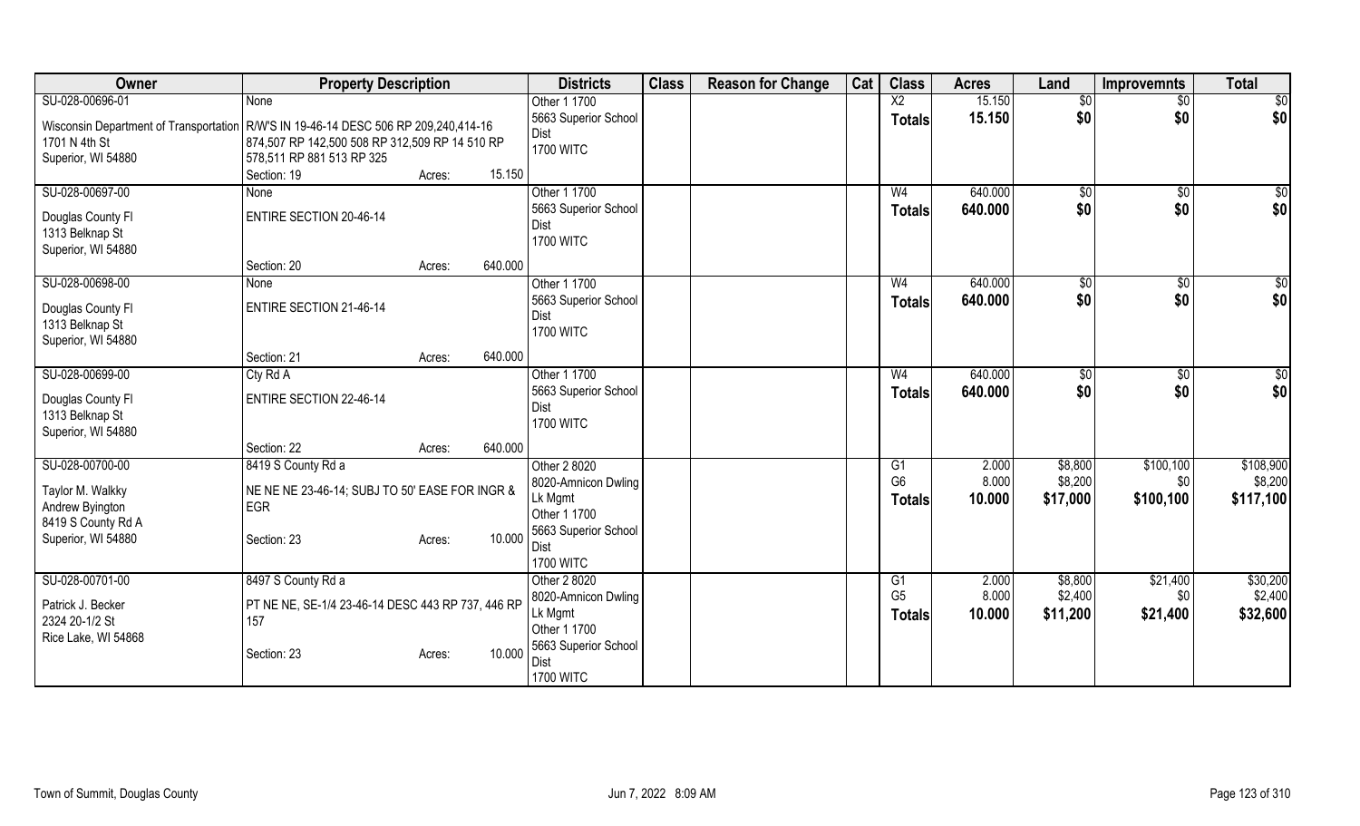| Owner | Property Description | | | Districts | Class | Reason for Change | Cat | Class | Acres | Land | Improvemnts | Total |
|---|---|---|---|---|---|---|---|---|---|---|---|---|
| SU-028-00696-01 | None | | | Other 1 1700 | | | | X2 | 15.150 | $0 | $0 | $0 |
| Wisconsin Department of Transportation 1701 N 4th St Superior, WI 54880 | R/W'S IN 19-46-14 DESC 506 RP 209,240,414-16 874,507 RP 142,500 508 RP 312,509 RP 14 510 RP 578,511 RP 881 513 RP 325 | | | 5663 Superior School Dist 1700 WITC | | | | Totals | 15.150 | $0 | $0 | $0 |
| | Section: 19 | Acres: | 15.150 | | | | | | | | | |
| SU-028-00697-00 | None | | | Other 1 1700 | | | | W4 | 640.000 | $0 | $0 | $0 |
| Douglas County Fl 1313 Belknap St Superior, WI 54880 | ENTIRE SECTION 20-46-14 | | | 5663 Superior School Dist 1700 WITC | | | | Totals | 640.000 | $0 | $0 | $0 |
| | Section: 20 | Acres: | 640.000 | | | | | | | | | |
| SU-028-00698-00 | None | | | Other 1 1700 | | | | W4 | 640.000 | $0 | $0 | $0 |
| Douglas County Fl 1313 Belknap St Superior, WI 54880 | ENTIRE SECTION 21-46-14 | | | 5663 Superior School Dist 1700 WITC | | | | Totals | 640.000 | $0 | $0 | $0 |
| | Section: 21 | Acres: | 640.000 | | | | | | | | | |
| SU-028-00699-00 | Cty Rd A | | | Other 1 1700 | | | | W4 | 640.000 | $0 | $0 | $0 |
| Douglas County Fl 1313 Belknap St Superior, WI 54880 | ENTIRE SECTION 22-46-14 | | | 5663 Superior School Dist 1700 WITC | | | | Totals | 640.000 | $0 | $0 | $0 |
| | Section: 22 | Acres: | 640.000 | | | | | | | | | |
| SU-028-00700-00 | 8419 S County Rd a | | | Other 2 8020 | | | | G1 | 2.000 | $8,800 | $100,100 | $108,900 |
| Taylor M. Walkky Andrew Byington 8419 S County Rd A Superior, WI 54880 | NE NE NE 23-46-14; SUBJ TO 50' EASE FOR INGR & EGR | | | 8020-Amnicon Dwling Lk Mgmt Other 1 1700 5663 Superior School Dist 1700 WITC | | | | G6 | 8.000 | $8,200 | $0 | $8,200 |
| | | | | | | | | Totals | 10.000 | $17,000 | $100,100 | $117,100 |
| | Section: 23 | Acres: | 10.000 | | | | | | | | | |
| SU-028-00701-00 | 8497 S County Rd a | | | Other 2 8020 | | | | G1 | 2.000 | $8,800 | $21,400 | $30,200 |
| Patrick J. Becker 2324 20-1/2 St Rice Lake, WI 54868 | PT NE NE, SE-1/4 23-46-14 DESC 443 RP 737, 446 RP 157 | | | 8020-Amnicon Dwling Lk Mgmt Other 1 1700 5663 Superior School Dist 1700 WITC | | | | G5 | 8.000 | $2,400 | $0 | $2,400 |
| | | | | | | | | Totals | 10.000 | $11,200 | $21,400 | $32,600 |
| | Section: 23 | Acres: | 10.000 | | | | | | | | | |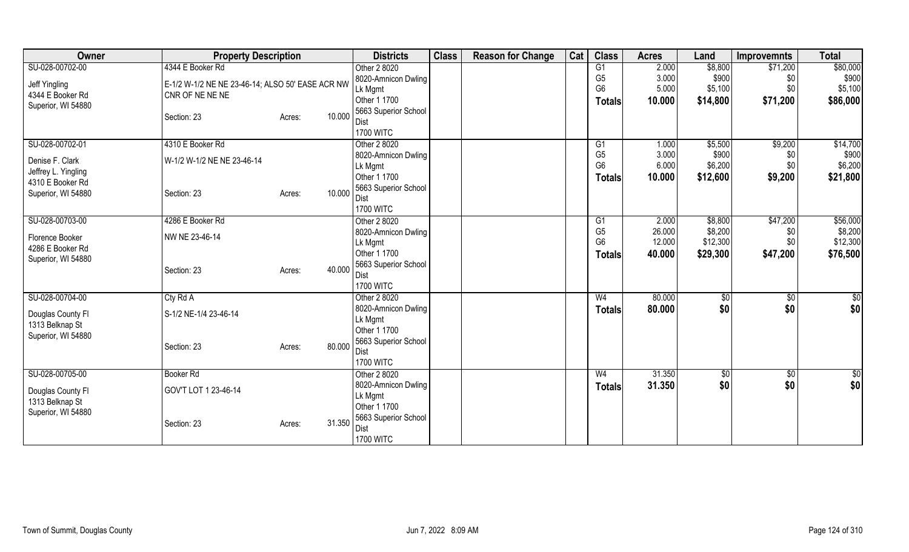| Owner | Property Description | | Districts | Class | Reason for Change | Cat | Class | Acres | Land | Improvemnts | Total |
|---|---|---|---|---|---|---|---|---|---|---|---|
| SU-028-00702-00 | 4344 E Booker Rd | | Other 2 8020 | | | | G1 | 2.000 | $8,800 | $71,200 | $80,000 |
| Jeff Yingling | E-1/2 W-1/2 NE NE 23-46-14; ALSO 50' EASE ACR NW | | 8020-Amnicon Dwling | | | | G5 | 3.000 | $900 | $0 | $900 |
| 4344 E Booker Rd | CNR OF NE NE NE | | Lk Mgmt | | | | G6 | 5.000 | $5,100 | $0 | $5,100 |
| Superior, WI 54880 | | | Other 1 1700 | | | | **Totals** | **10.000** | **$14,800** | **$71,200** | **$86,000** |
| | Section: 23 | Acres: 10.000 | 5663 Superior School Dist | | | | | | | | |
| | | | 1700 WITC | | | | | | | | |
| SU-028-00702-01 | 4310 E Booker Rd | | Other 2 8020 | | | | G1 | 1.000 | $5,500 | $9,200 | $14,700 |
| Denise F. Clark | W-1/2 W-1/2 NE NE 23-46-14 | | 8020-Amnicon Dwling | | | | G5 | 3.000 | $900 | $0 | $900 |
| Jeffrey L. Yingling | | | Lk Mgmt | | | | G6 | 6.000 | $6,200 | $0 | $6,200 |
| 4310 E Booker Rd | | | Other 1 1700 | | | | **Totals** | **10.000** | **$12,600** | **$9,200** | **$21,800** |
| Superior, WI 54880 | Section: 23 | Acres: 10.000 | 5663 Superior School Dist | | | | | | | | |
| | | | 1700 WITC | | | | | | | | |
| SU-028-00703-00 | 4286 E Booker Rd | | Other 2 8020 | | | | G1 | 2.000 | $8,800 | $47,200 | $56,000 |
| Florence Booker | NW NE 23-46-14 | | 8020-Amnicon Dwling | | | | G5 | 26.000 | $8,200 | $0 | $8,200 |
| 4286 E Booker Rd | | | Lk Mgmt | | | | G6 | 12.000 | $12,300 | $0 | $12,300 |
| Superior, WI 54880 | | | Other 1 1700 | | | | **Totals** | **40.000** | **$29,300** | **$47,200** | **$76,500** |
| | Section: 23 | Acres: 40.000 | 5663 Superior School Dist | | | | | | | | |
| | | | 1700 WITC | | | | | | | | |
| SU-028-00704-00 | Cty Rd A | | Other 2 8020 | | | | W4 | 80.000 | $0 | $0 | $0 |
| Douglas County Fl | S-1/2 NE-1/4 23-46-14 | | 8020-Amnicon Dwling | | | | **Totals** | **80.000** | **$0** | **$0** | **$0** |
| 1313 Belknap St | | | Lk Mgmt | | | | | | | | |
| Superior, WI 54880 | | | Other 1 1700 | | | | | | | | |
| | Section: 23 | Acres: 80.000 | 5663 Superior School Dist | | | | | | | | |
| | | | 1700 WITC | | | | | | | | |
| SU-028-00705-00 | Booker Rd | | Other 2 8020 | | | | W4 | 31.350 | $0 | $0 | $0 |
| Douglas County Fl | GOV'T LOT 1 23-46-14 | | 8020-Amnicon Dwling | | | | **Totals** | **31.350** | **$0** | **$0** | **$0** |
| 1313 Belknap St | | | Lk Mgmt | | | | | | | | |
| Superior, WI 54880 | | | Other 1 1700 | | | | | | | | |
| | Section: 23 | Acres: 31.350 | 5663 Superior School Dist | | | | | | | | |
| | | | 1700 WITC | | | | | | | | |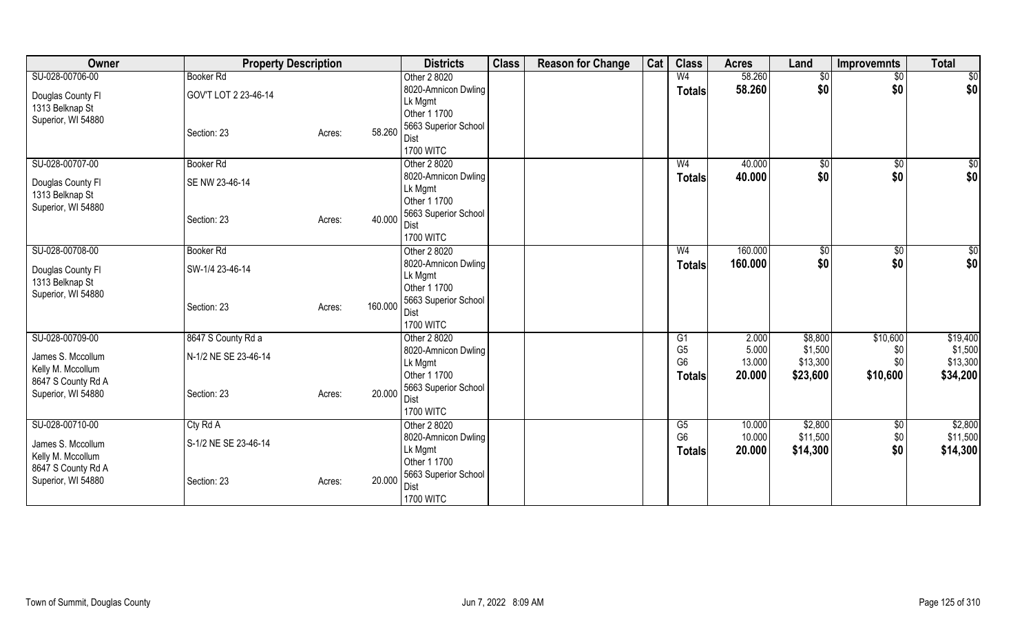| Owner | Property Description | | | Districts | Class | Reason for Change | Cat | Class | Acres | Land | Improvemnts | Total |
|---|---|---|---|---|---|---|---|---|---|---|---|---|
| SU-028-00706-00 | Booker Rd | | | Other 2 8020 | | | | W4 | 58.260 | $0 | $0 | $0 |
| Douglas County Fl | GOV'T LOT 2 23-46-14 | | | 8020-Amnicon Dwling Lk Mgmt | | | | Totals | 58.260 | $0 | $0 | $0 |
| 1313 Belknap St | | | | Other 1 1700 | | | | | | | | |
| Superior, WI 54880 | Section: 23 | Acres: | 58.260 | 5663 Superior School Dist | | | | | | | | |
| | | | | 1700 WITC | | | | | | | | |
| SU-028-00707-00 | Booker Rd | | | Other 2 8020 | | | | W4 | 40.000 | $0 | $0 | $0 |
| Douglas County Fl | SE NW 23-46-14 | | | 8020-Amnicon Dwling Lk Mgmt | | | | Totals | 40.000 | $0 | $0 | $0 |
| 1313 Belknap St | | | | Other 1 1700 | | | | | | | | |
| Superior, WI 54880 | Section: 23 | Acres: | 40.000 | 5663 Superior School Dist | | | | | | | | |
| | | | | 1700 WITC | | | | | | | | |
| SU-028-00708-00 | Booker Rd | | | Other 2 8020 | | | | W4 | 160.000 | $0 | $0 | $0 |
| Douglas County Fl | SW-1/4 23-46-14 | | | 8020-Amnicon Dwling Lk Mgmt | | | | Totals | 160.000 | $0 | $0 | $0 |
| 1313 Belknap St | | | | Other 1 1700 | | | | | | | | |
| Superior, WI 54880 | Section: 23 | Acres: | 160.000 | 5663 Superior School Dist | | | | | | | | |
| | | | | 1700 WITC | | | | | | | | |
| SU-028-00709-00 | 8647 S County Rd a | | | Other 2 8020 | | | | G1 | 2.000 | $8,800 | $10,600 | $19,400 |
| James S. Mccollum | N-1/2 NE SE 23-46-14 | | | 8020-Amnicon Dwling | | | | G5 | 5.000 | $1,500 | $0 | $1,500 |
| Kelly M. Mccollum | | | | Lk Mgmt | | | | G6 | 13.000 | $13,300 | $0 | $13,300 |
| 8647 S County Rd A | | | | Other 1 1700 | | | | Totals | 20.000 | $23,600 | $10,600 | $34,200 |
| Superior, WI 54880 | Section: 23 | Acres: | 20.000 | 5663 Superior School Dist | | | | | | | | |
| | | | | 1700 WITC | | | | | | | | |
| SU-028-00710-00 | Cty Rd A | | | Other 2 8020 | | | | G5 | 10.000 | $2,800 | $0 | $2,800 |
| James S. Mccollum | S-1/2 NE SE 23-46-14 | | | 8020-Amnicon Dwling | | | | G6 | 10.000 | $11,500 | $0 | $11,500 |
| Kelly M. Mccollum | | | | Lk Mgmt | | | | Totals | 20.000 | $14,300 | $0 | $14,300 |
| 8647 S County Rd A | | | | Other 1 1700 | | | | | | | | |
| Superior, WI 54880 | Section: 23 | Acres: | 20.000 | 5663 Superior School Dist | | | | | | | | |
| | | | | 1700 WITC | | | | | | | | |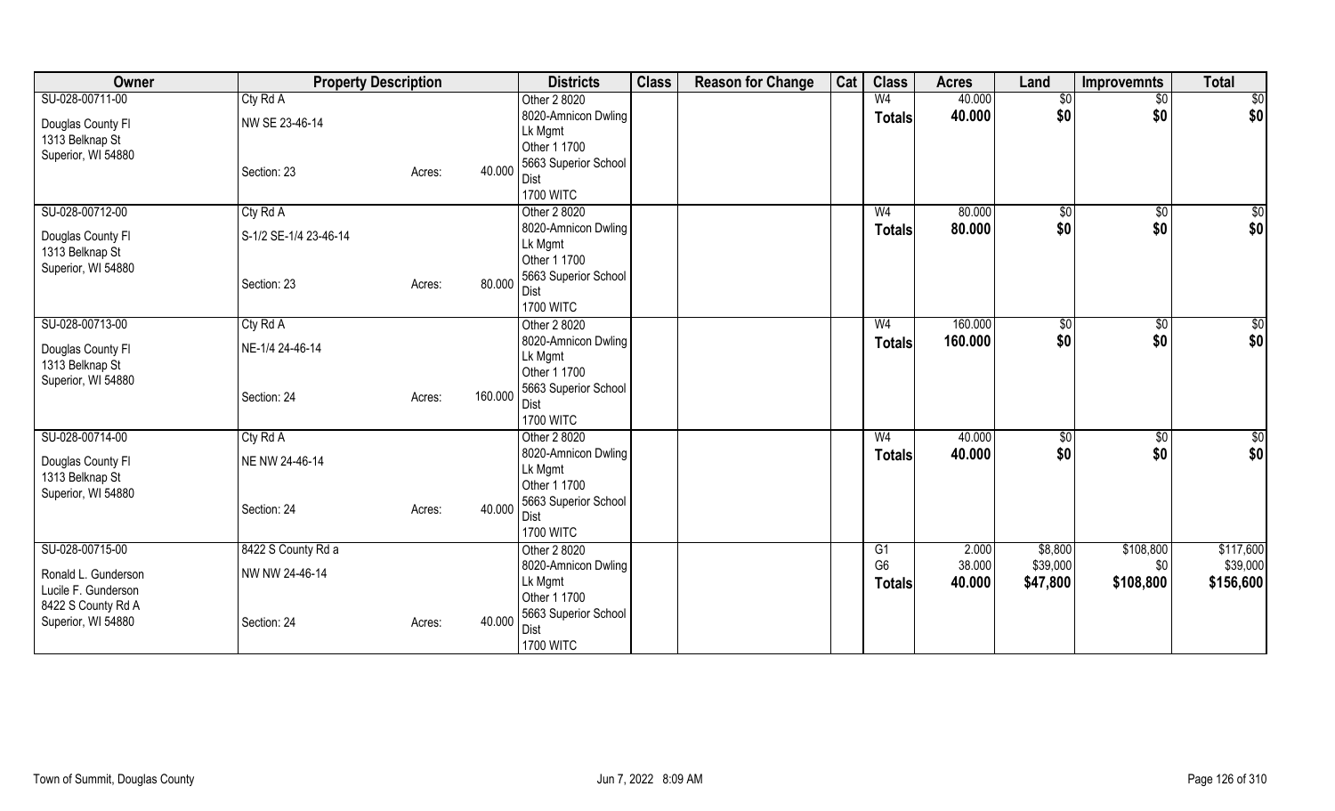| Owner | Property Description | | | Districts | Class | Reason for Change | Cat | Class | Acres | Land | Improvemnts | Total |
|---|---|---|---|---|---|---|---|---|---|---|---|---|
| SU-028-00711-00 | Cty Rd A | | | Other 2 8020 | | | | W4 | 40.000 | $0 | $0 | $0 |
| Douglas County Fl | NW SE 23-46-14 | | | 8020-Amnicon Dwling Lk Mgmt | | | | **Totals** | **40.000** | **$0** | **$0** | **$0** |
| 1313 Belknap St | | | | Other 1 1700 | | | | | | | | |
| Superior, WI 54880 | Section: 23 | Acres: | 40.000 | 5663 Superior School Dist | | | | | | | | |
| | | | | 1700 WITC | | | | | | | | |
| SU-028-00712-00 | Cty Rd A | | | Other 2 8020 | | | | W4 | 80.000 | $0 | $0 | $0 |
| Douglas County Fl | S-1/2 SE-1/4 23-46-14 | | | 8020-Amnicon Dwling Lk Mgmt | | | | **Totals** | **80.000** | **$0** | **$0** | **$0** |
| 1313 Belknap St | | | | Other 1 1700 | | | | | | | | |
| Superior, WI 54880 | Section: 23 | Acres: | 80.000 | 5663 Superior School Dist | | | | | | | | |
| | | | | 1700 WITC | | | | | | | | |
| SU-028-00713-00 | Cty Rd A | | | Other 2 8020 | | | | W4 | 160.000 | $0 | $0 | $0 |
| Douglas County Fl | NE-1/4 24-46-14 | | | 8020-Amnicon Dwling Lk Mgmt | | | | **Totals** | **160.000** | **$0** | **$0** | **$0** |
| 1313 Belknap St | | | | Other 1 1700 | | | | | | | | |
| Superior, WI 54880 | Section: 24 | Acres: | 160.000 | 5663 Superior School Dist | | | | | | | | |
| | | | | 1700 WITC | | | | | | | | |
| SU-028-00714-00 | Cty Rd A | | | Other 2 8020 | | | | W4 | 40.000 | $0 | $0 | $0 |
| Douglas County Fl | NE NW 24-46-14 | | | 8020-Amnicon Dwling Lk Mgmt | | | | **Totals** | **40.000** | **$0** | **$0** | **$0** |
| 1313 Belknap St | | | | Other 1 1700 | | | | | | | | |
| Superior, WI 54880 | Section: 24 | Acres: | 40.000 | 5663 Superior School Dist | | | | | | | | |
| | | | | 1700 WITC | | | | | | | | |
| SU-028-00715-00 | 8422 S County Rd a | | | Other 2 8020 | | | | G1 | 2.000 | $8,800 | $108,800 | $117,600 |
| Ronald L. Gunderson | NW NW 24-46-14 | | | 8020-Amnicon Dwling Lk Mgmt | | | | G6 | 38.000 | $39,000 | $0 | $39,000 |
| Lucile F. Gunderson | | | | Other 1 1700 | | | | **Totals** | **40.000** | **$47,800** | **$108,800** | **$156,600** |
| 8422 S County Rd A | | | | 5663 Superior School Dist | | | | | | | | |
| Superior, WI 54880 | Section: 24 | Acres: | 40.000 | 1700 WITC | | | | | | | | |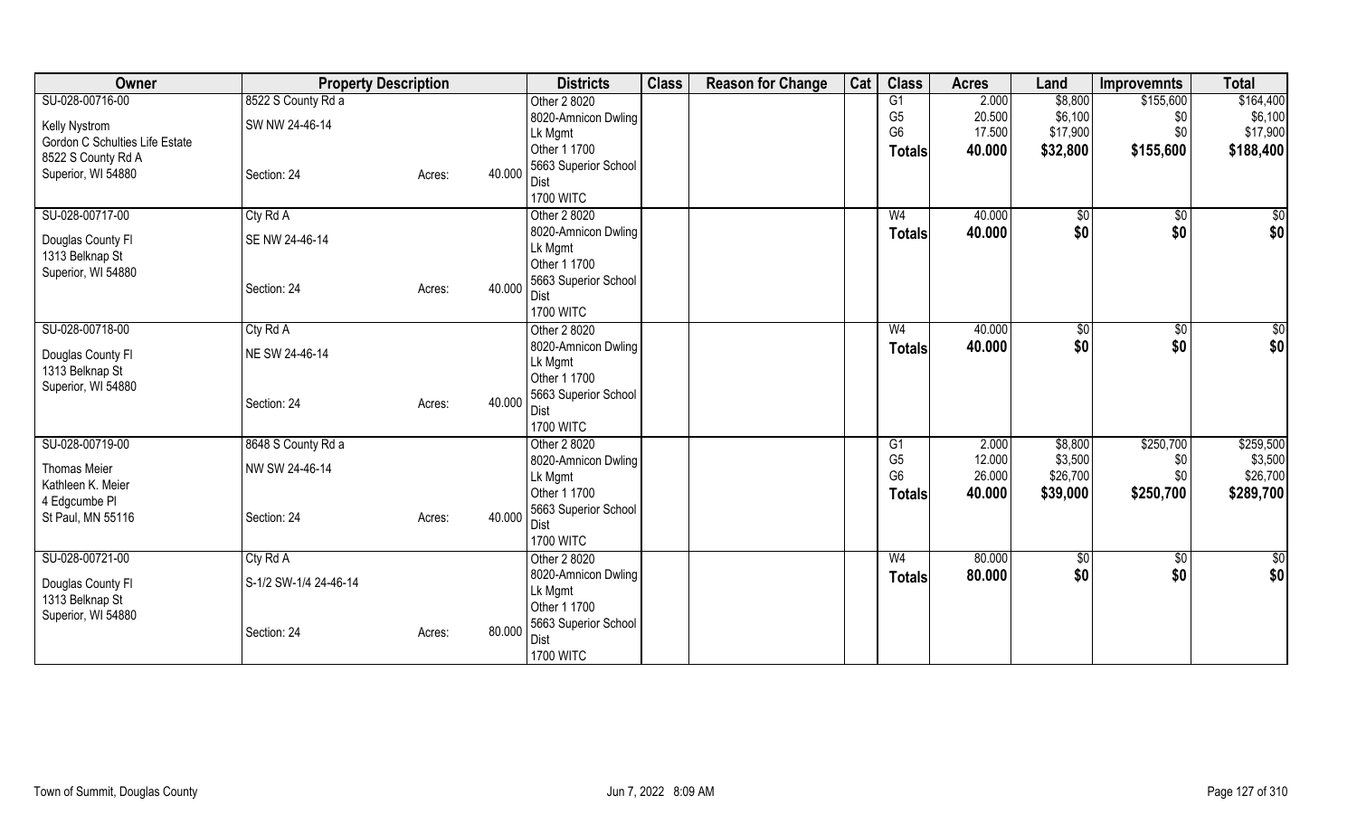| Owner | Property Description | | Districts | Class | Reason for Change | Cat | Class | Acres | Land | Improvemnts | Total |
|---|---|---|---|---|---|---|---|---|---|---|---|
| SU-028-00716-00<br>Kelly Nystrom<br>Gordon C Schulties Life Estate<br>8522 S County Rd A<br>Superior, WI 54880 | 8522 S County Rd a<br>SW NW 24-46-14<br>Section: 24 | Acres: 40.000 | Other 2 8020<br>8020-Amnicon Dwling<br>Lk Mgmt<br>Other 1 1700<br>5663 Superior School Dist<br>1700 WITC | | | | G1<br>G5<br>G6<br>**Totals** | 2.000<br>20.500<br>17.500<br>**40.000** | \$8,800<br>\$6,100<br>\$17,900<br>**\$32,800** | \$155,600<br>\$0<br>\$0<br>**\$155,600** | \$164,400<br>\$6,100<br>\$17,900<br>**\$188,400** |
| SU-028-00717-00<br>Douglas County Fl<br>1313 Belknap St<br>Superior, WI 54880 | Cty Rd A<br>SE NW 24-46-14<br>Section: 24 | Acres: 40.000 | Other 2 8020<br>8020-Amnicon Dwling<br>Lk Mgmt<br>Other 1 1700<br>5663 Superior School Dist<br>1700 WITC | | | | W4<br>**Totals** | 40.000<br>**40.000** | \$0<br>**\$0** | \$0<br>**\$0** | \$0<br>**\$0** |
| SU-028-00718-00<br>Douglas County Fl<br>1313 Belknap St<br>Superior, WI 54880 | Cty Rd A<br>NE SW 24-46-14<br>Section: 24 | Acres: 40.000 | Other 2 8020<br>8020-Amnicon Dwling<br>Lk Mgmt<br>Other 1 1700<br>5663 Superior School Dist<br>1700 WITC | | | | W4<br>**Totals** | 40.000<br>**40.000** | \$0<br>**\$0** | \$0<br>**\$0** | \$0<br>**\$0** |
| SU-028-00719-00<br>Thomas Meier<br>Kathleen K. Meier<br>4 Edgcumbe Pl<br>St Paul, MN 55116 | 8648 S County Rd a<br>NW SW 24-46-14<br>Section: 24 | Acres: 40.000 | Other 2 8020<br>8020-Amnicon Dwling<br>Lk Mgmt<br>Other 1 1700<br>5663 Superior School Dist<br>1700 WITC | | | | G1<br>G5<br>G6<br>**Totals** | 2.000<br>12.000<br>26.000<br>**40.000** | \$8,800<br>\$3,500<br>\$26,700<br>**\$39,000** | \$250,700<br>\$0<br>\$0<br>**\$250,700** | \$259,500<br>\$3,500<br>\$26,700<br>**\$289,700** |
| SU-028-00721-00<br>Douglas County Fl<br>1313 Belknap St<br>Superior, WI 54880 | Cty Rd A<br>S-1/2 SW-1/4 24-46-14<br>Section: 24 | Acres: 80.000 | Other 2 8020<br>8020-Amnicon Dwling<br>Lk Mgmt<br>Other 1 1700<br>5663 Superior School Dist<br>1700 WITC | | | | W4<br>**Totals** | 80.000<br>**80.000** | \$0<br>**\$0** | \$0<br>**\$0** | \$0<br>**\$0** |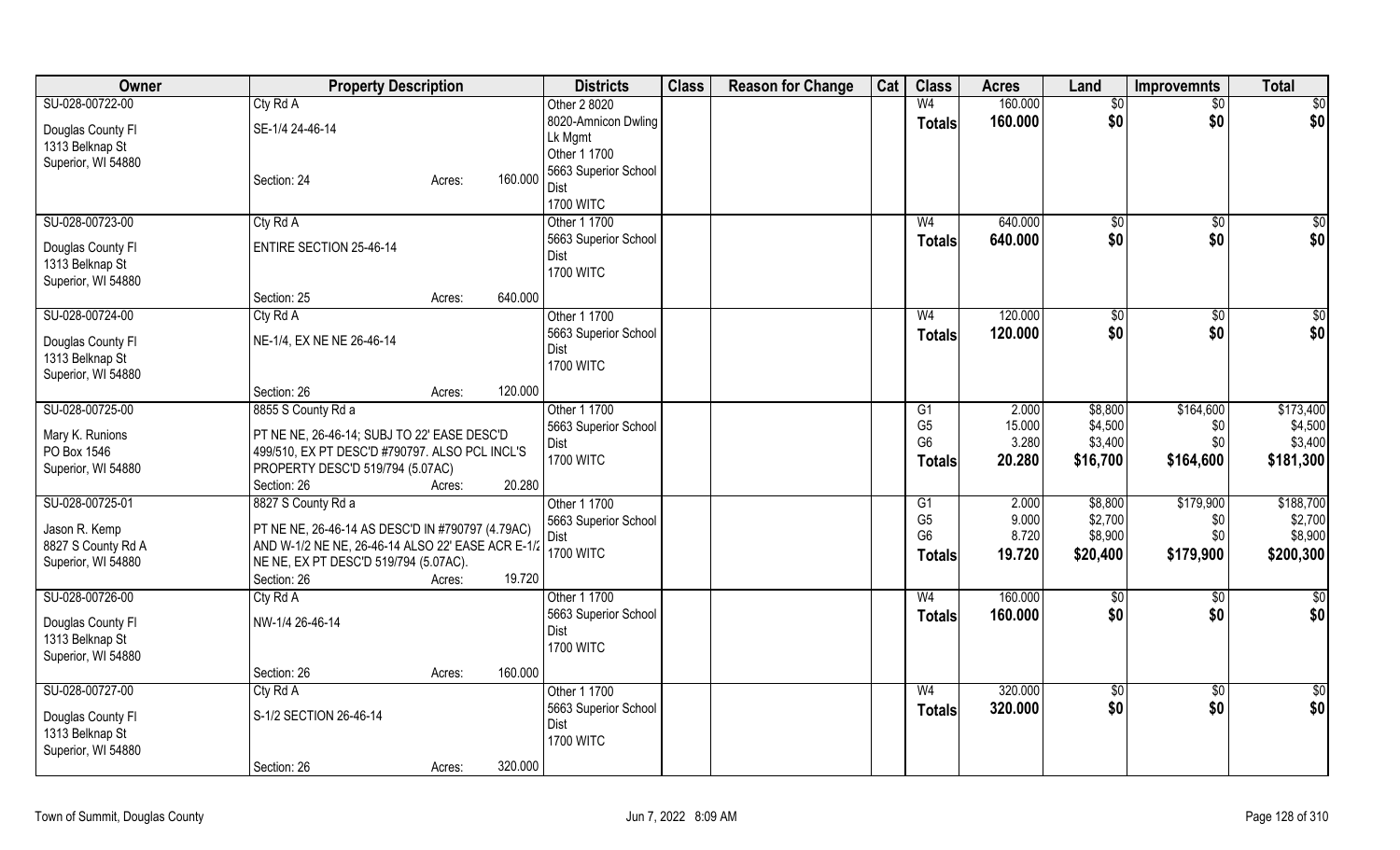| Owner | Property Description | Districts | Class | Reason for Change | Cat | Class | Acres | Land | Improvemnts | Total |
|---|---|---|---|---|---|---|---|---|---|---|
| SU-028-00722-00<br>Douglas County Fl<br>1313 Belknap St<br>Superior, WI 54880 | Cty Rd A<br>SE-1/4 24-46-14<br>Section: 24 Acres: 160.000 | Other 2 8020<br>8020-Amnicon Dwling Lk Mgmt<br>Other 1 1700<br>5663 Superior School Dist<br>1700 WITC | | | | W4<br>**Totals** | 160.000<br>**160.000** | $0<br>**$0** | $0<br>**$0** | $0<br>**$0** |
| SU-028-00723-00<br>Douglas County Fl<br>1313 Belknap St<br>Superior, WI 54880 | Cty Rd A<br>ENTIRE SECTION 25-46-14<br>Section: 25 Acres: 640.000 | Other 1 1700<br>5663 Superior School Dist<br>1700 WITC | | | | W4<br>**Totals** | 640.000<br>**640.000** | $0<br>**$0** | $0<br>**$0** | $0<br>**$0** |
| SU-028-00724-00<br>Douglas County Fl<br>1313 Belknap St<br>Superior, WI 54880 | Cty Rd A<br>NE-1/4, EX NE NE 26-46-14<br>Section: 26 Acres: 120.000 | Other 1 1700<br>5663 Superior School Dist<br>1700 WITC | | | | W4<br>**Totals** | 120.000<br>**120.000** | $0<br>**$0** | $0<br>**$0** | $0<br>**$0** |
| SU-028-00725-00<br>Mary K. Runions<br>PO Box 1546<br>Superior, WI 54880 | 8855 S County Rd a<br>PT NE NE, 26-46-14; SUBJ TO 22' EASE DESC'D 499/510, EX PT DESC'D #790797. ALSO PCL INCL'S PROPERTY DESC'D 519/794 (5.07AC)<br>Section: 26 Acres: 20.280 | Other 1 1700<br>5663 Superior School Dist<br>1700 WITC | | | | G1<br>G5<br>G6<br>**Totals** | 2.000<br>15.000<br>3.280<br>**20.280** | $8,800<br>$4,500<br>$3,400<br>**$16,700** | $164,600<br>$0<br>$0<br>**$164,600** | $173,400<br>$4,500<br>$3,400<br>**$181,300** |
| SU-028-00725-01<br>Jason R. Kemp<br>8827 S County Rd A<br>Superior, WI 54880 | 8827 S County Rd a<br>PT NE NE, 26-46-14 AS DESC'D IN #790797 (4.79AC) AND W-1/2 NE NE, 26-46-14 ALSO 22' EASE ACR E-1/2 NE NE, EX PT DESC'D 519/794 (5.07AC).<br>Section: 26 Acres: 19.720 | Other 1 1700<br>5663 Superior School Dist<br>1700 WITC | | | | G1<br>G5<br>G6<br>**Totals** | 2.000<br>9.000<br>8.720<br>**19.720** | $8,800<br>$2,700<br>$8,900<br>**$20,400** | $179,900<br>$0<br>$0<br>**$179,900** | $188,700<br>$2,700<br>$8,900<br>**$200,300** |
| SU-028-00726-00<br>Douglas County Fl<br>1313 Belknap St<br>Superior, WI 54880 | Cty Rd A<br>NW-1/4 26-46-14<br>Section: 26 Acres: 160.000 | Other 1 1700<br>5663 Superior School Dist<br>1700 WITC | | | | W4<br>**Totals** | 160.000<br>**160.000** | $0<br>**$0** | $0<br>**$0** | $0<br>**$0** |
| SU-028-00727-00<br>Douglas County Fl<br>1313 Belknap St<br>Superior, WI 54880 | Cty Rd A<br>S-1/2 SECTION 26-46-14<br>Section: 26 Acres: 320.000 | Other 1 1700<br>5663 Superior School Dist<br>1700 WITC | | | | W4<br>**Totals** | 320.000<br>**320.000** | $0<br>**$0** | $0<br>**$0** | $0<br>**$0** |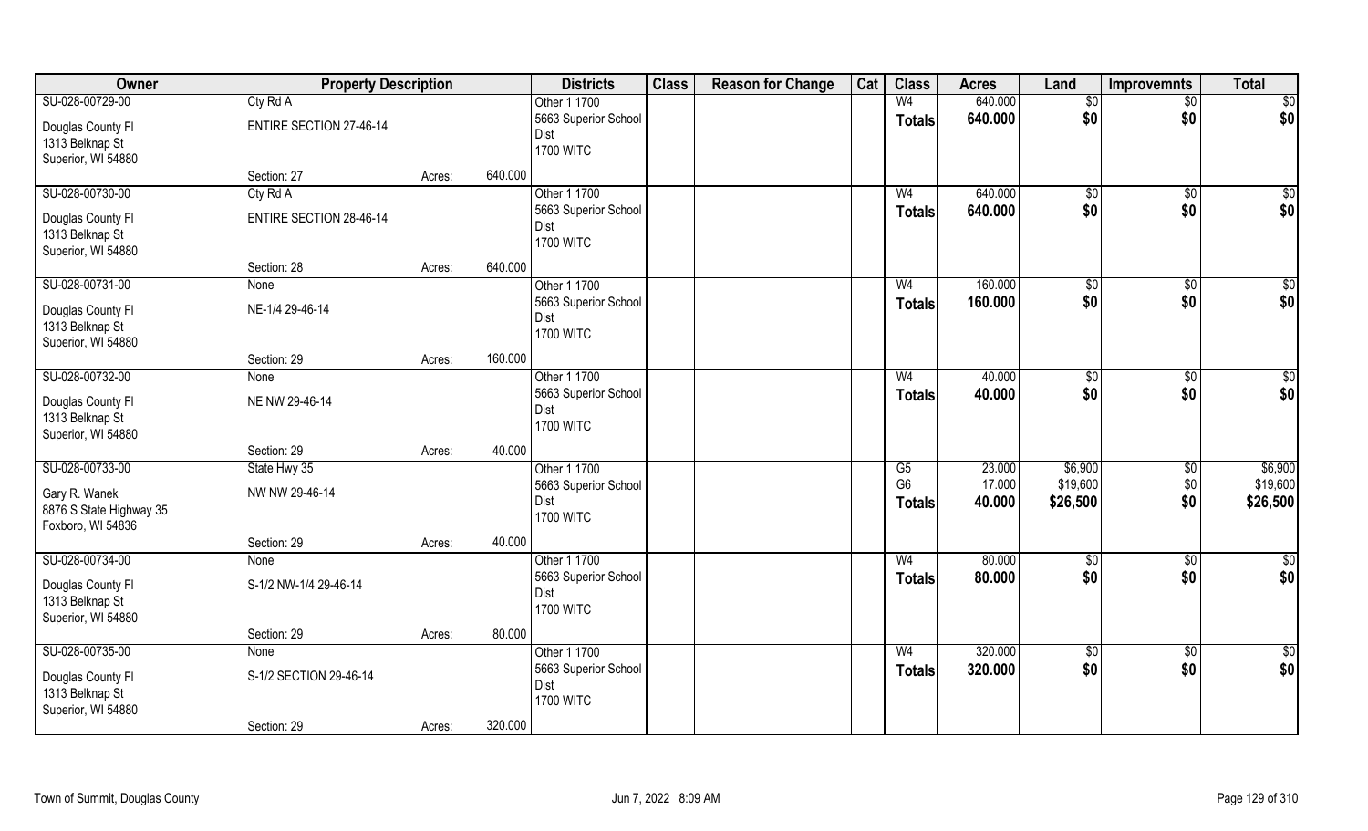| Owner | Property Description | | | Districts | Class | Reason for Change | Cat | Class | Acres | Land | Improvemnts | Total |
|---|---|---|---|---|---|---|---|---|---|---|---|---|
| SU-028-00729-00 | Cty Rd A | | | Other 1 1700 | | | | W4 | 640.000 | $0 | $0 | $0 |
| Douglas County Fl | ENTIRE SECTION 27-46-14 | | | 5663 Superior School Dist | | | | **Totals** | **640.000** | **$0** | **$0** | **$0** |
| 1313 Belknap St | | | | 1700 WITC | | | | | | | | |
| Superior, WI 54880 | | | | | | | | | | | | |
| | Section: 27 | Acres: | 640.000 | | | | | | | | | |
| SU-028-00730-00 | Cty Rd A | | | Other 1 1700 | | | | W4 | 640.000 | $0 | $0 | $0 |
| Douglas County Fl | ENTIRE SECTION 28-46-14 | | | 5663 Superior School Dist | | | | **Totals** | **640.000** | **$0** | **$0** | **$0** |
| 1313 Belknap St | | | | 1700 WITC | | | | | | | | |
| Superior, WI 54880 | | | | | | | | | | | | |
| | Section: 28 | Acres: | 640.000 | | | | | | | | | |
| SU-028-00731-00 | None | | | Other 1 1700 | | | | W4 | 160.000 | $0 | $0 | $0 |
| Douglas County Fl | NE-1/4 29-46-14 | | | 5663 Superior School Dist | | | | **Totals** | **160.000** | **$0** | **$0** | **$0** |
| 1313 Belknap St | | | | 1700 WITC | | | | | | | | |
| Superior, WI 54880 | | | | | | | | | | | | |
| | Section: 29 | Acres: | 160.000 | | | | | | | | | |
| SU-028-00732-00 | None | | | Other 1 1700 | | | | W4 | 40.000 | $0 | $0 | $0 |
| Douglas County Fl | NE NW 29-46-14 | | | 5663 Superior School Dist | | | | **Totals** | **40.000** | **$0** | **$0** | **$0** |
| 1313 Belknap St | | | | 1700 WITC | | | | | | | | |
| Superior, WI 54880 | | | | | | | | | | | | |
| | Section: 29 | Acres: | 40.000 | | | | | | | | | |
| SU-028-00733-00 | State Hwy 35 | | | Other 1 1700 | | | | G5 | 23.000 | $6,900 | $0 | $6,900 |
| Gary R. Wanek | NW NW 29-46-14 | | | 5663 Superior School Dist | | | | G6 | 17.000 | $19,600 | $0 | $19,600 |
| 8876 S State Highway 35 | | | | 1700 WITC | | | | **Totals** | **40.000** | **$26,500** | **$0** | **$26,500** |
| Foxboro, WI 54836 | | | | | | | | | | | | |
| | Section: 29 | Acres: | 40.000 | | | | | | | | | |
| SU-028-00734-00 | None | | | Other 1 1700 | | | | W4 | 80.000 | $0 | $0 | $0 |
| Douglas County Fl | S-1/2 NW-1/4 29-46-14 | | | 5663 Superior School Dist | | | | **Totals** | **80.000** | **$0** | **$0** | **$0** |
| 1313 Belknap St | | | | 1700 WITC | | | | | | | | |
| Superior, WI 54880 | | | | | | | | | | | | |
| | Section: 29 | Acres: | 80.000 | | | | | | | | | |
| SU-028-00735-00 | None | | | Other 1 1700 | | | | W4 | 320.000 | $0 | $0 | $0 |
| Douglas County Fl | S-1/2 SECTION 29-46-14 | | | 5663 Superior School Dist | | | | **Totals** | **320.000** | **$0** | **$0** | **$0** |
| 1313 Belknap St | | | | 1700 WITC | | | | | | | | |
| Superior, WI 54880 | | | | | | | | | | | | |
| | Section: 29 | Acres: | 320.000 | | | | | | | | | |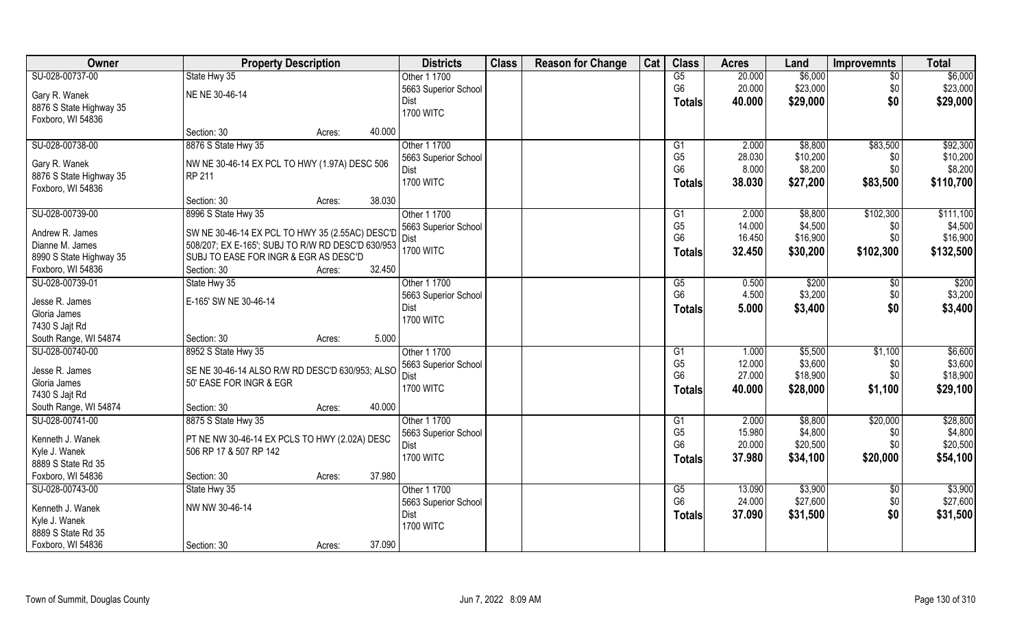| Owner | Property Description | Districts | Class | Reason for Change | Cat | Class | Acres | Land | Improvemnts | Total |
|---|---|---|---|---|---|---|---|---|---|---|
| SU-028-00737-00<br><br>Gary R. Wanek<br>8876 S State Highway 35<br>Foxboro, WI 54836 | State Hwy 35<br><br>NE NE 30-46-14<br><br>Section: 30 Acres: 40.000 | Other 1 1700<br>5663 Superior School Dist<br>1700 WITC | | | | G5<br>G6<br>**Totals** | 20.000<br>20.000<br>**40.000** | $6,000<br>$23,000<br>**$29,000** | $0<br>$0<br>**$0** | $6,000<br>$23,000<br>**$29,000** |
| SU-028-00738-00<br><br>Gary R. Wanek<br>8876 S State Highway 35<br>Foxboro, WI 54836 | 8876 S State Hwy 35<br><br>NW NE 30-46-14 EX PCL TO HWY (1.97A) DESC 506 RP 211<br><br>Section: 30 Acres: 38.030 | Other 1 1700<br>5663 Superior School Dist<br>1700 WITC | | | | G1<br>G5<br>G6<br>**Totals** | 2.000<br>28.030<br>8.000<br>**38.030** | $8,800<br>$10,200<br>$8,200<br>**$27,200** | $83,500<br>$0<br>$0<br>**$83,500** | $92,300<br>$10,200<br>$8,200<br>**$110,700** |
| SU-028-00739-00<br><br>Andrew R. James<br>Dianne M. James<br>8990 S State Highway 35<br>Foxboro, WI 54836 | 8996 S State Hwy 35<br><br>SW NE 30-46-14 EX PCL TO HWY 35 (2.55AC) DESC'D 508/207; EX E-165'; SUBJ TO R/W RD DESC'D 630/953 SUBJ TO EASE FOR INGR & EGR AS DESC'D<br>Section: 30 Acres: 32.450 | Other 1 1700<br>5663 Superior School Dist<br>1700 WITC | | | | G1<br>G5<br>G6<br>**Totals** | 2.000<br>14.000<br>16.450<br>**32.450** | $8,800<br>$4,500<br>$16,900<br>**$30,200** | $102,300<br>$0<br>$0<br>**$102,300** | $111,100<br>$4,500<br>$16,900<br>**$132,500** |
| SU-028-00739-01<br><br>Jesse R. James<br>Gloria James<br>7430 S Jajt Rd<br>South Range, WI 54874 | State Hwy 35<br><br>E-165' SW NE 30-46-14<br><br>Section: 30 Acres: 5.000 | Other 1 1700<br>5663 Superior School Dist<br>1700 WITC | | | | G5<br>G6<br>**Totals** | 0.500<br>4.500<br>**5.000** | $200<br>$3,200<br>**$3,400** | $0<br>$0<br>**$0** | $200<br>$3,200<br>**$3,400** |
| SU-028-00740-00<br><br>Jesse R. James<br>Gloria James<br>7430 S Jajt Rd<br>South Range, WI 54874 | 8952 S State Hwy 35<br><br>SE NE 30-46-14 ALSO R/W RD DESC'D 630/953; ALSO 50' EASE FOR INGR & EGR<br><br>Section: 30 Acres: 40.000 | Other 1 1700<br>5663 Superior School Dist<br>1700 WITC | | | | G1<br>G5<br>G6<br>**Totals** | 1.000<br>12.000<br>27.000<br>**40.000** | $5,500<br>$3,600<br>$18,900<br>**$28,000** | $1,100<br>$0<br>$0<br>**$1,100** | $6,600<br>$3,600<br>$18,900<br>**$29,100** |
| SU-028-00741-00<br><br>Kenneth J. Wanek<br>Kyle J. Wanek<br>8889 S State Rd 35<br>Foxboro, WI 54836 | 8875 S State Hwy 35<br><br>PT NE NW 30-46-14 EX PCLS TO HWY (2.02A) DESC 506 RP 17 & 507 RP 142<br><br>Section: 30 Acres: 37.980 | Other 1 1700<br>5663 Superior School Dist<br>1700 WITC | | | | G1<br>G5<br>G6<br>**Totals** | 2.000<br>15.980<br>20.000<br>**37.980** | $8,800<br>$4,800<br>$20,500<br>**$34,100** | $20,000<br>$0<br>$0<br>**$20,000** | $28,800<br>$4,800<br>$20,500<br>**$54,100** |
| SU-028-00743-00<br><br>Kenneth J. Wanek<br>Kyle J. Wanek<br>8889 S State Rd 35<br>Foxboro, WI 54836 | State Hwy 35<br><br>NW NW 30-46-14<br><br>Section: 30 Acres: 37.090 | Other 1 1700<br>5663 Superior School Dist<br>1700 WITC | | | | G5<br>G6<br>**Totals** | 13.090<br>24.000<br>**37.090** | $3,900<br>$27,600<br>**$31,500** | $0<br>$0<br>**$0** | $3,900<br>$27,600<br>**$31,500** |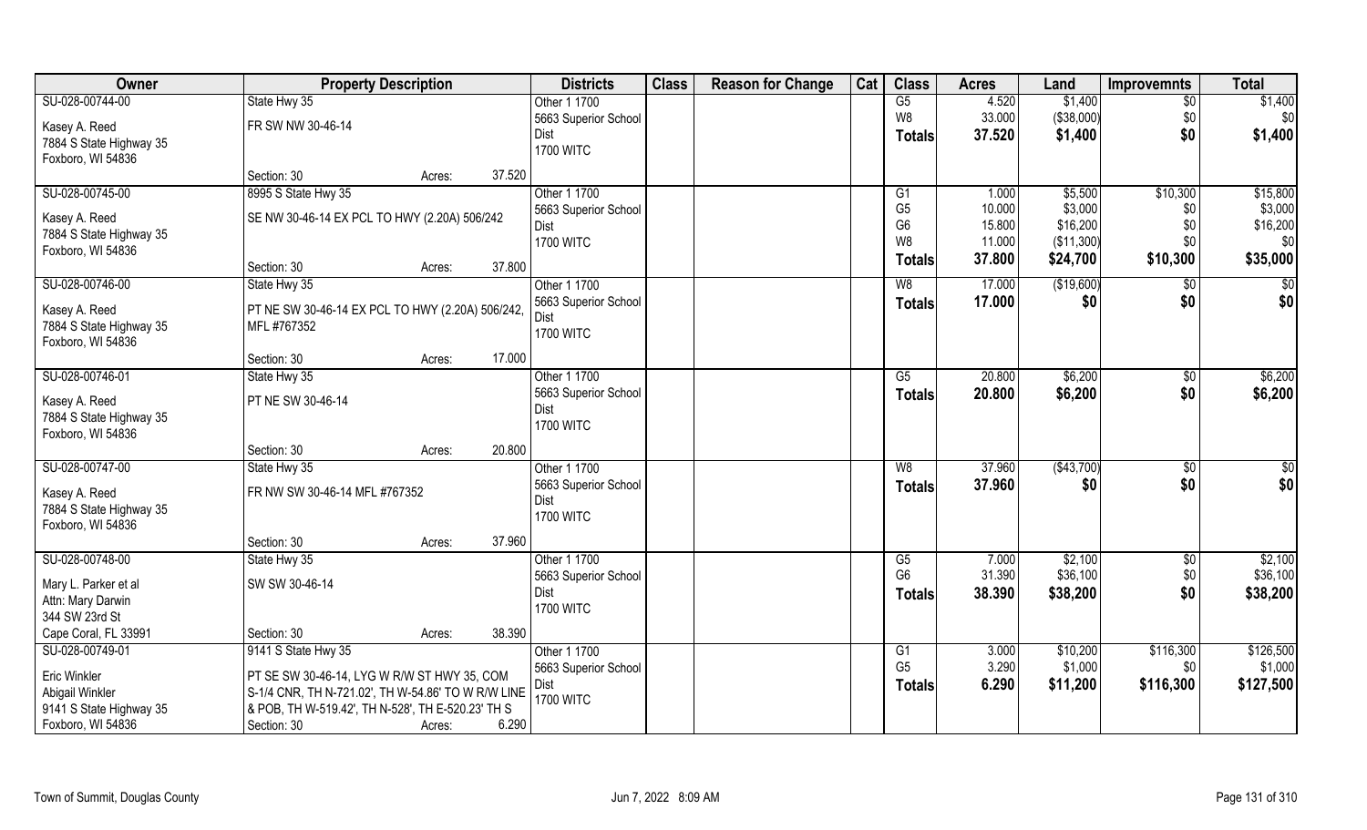| Owner | Property Description | | | Districts | Class | Reason for Change | Cat | Class | Acres | Land | Improvemnts | Total |
|---|---|---|---|---|---|---|---|---|---|---|---|---|
| SU-028-00744-00 | State Hwy 35 | | | Other 1 1700 | | | | G5 | 4.520 | $1,400 | $0 | $1,400 |
| Kasey A. Reed | FR SW NW 30-46-14 | | | 5663 Superior School | | | | W8 | 33.000 | ($38,000) | $0 | $0 |
| 7884 S State Highway 35 | | | | Dist | | | | **Totals** | **37.520** | **$1,400** | **$0** | **$1,400** |
| Foxboro, WI 54836 | | | | 1700 WITC | | | | | | | | |
| | Section: 30 | Acres: | 37.520 | | | | | | | | | |
| SU-028-00745-00 | 8995 S State Hwy 35 | | | Other 1 1700 | | | | G1 | 1.000 | $5,500 | $10,300 | $15,800 |
| Kasey A. Reed | SE NW 30-46-14 EX PCL TO HWY (2.20A) 506/242 | | | 5663 Superior School | | | | G5 | 10.000 | $3,000 | $0 | $3,000 |
| 7884 S State Highway 35 | | | | Dist | | | | G6 | 15.800 | $16,200 | $0 | $16,200 |
| Foxboro, WI 54836 | | | | 1700 WITC | | | | W8 | 11.000 | ($11,300) | $0 | $0 |
| | Section: 30 | Acres: | 37.800 | | | | | **Totals** | **37.800** | **$24,700** | **$10,300** | **$35,000** |
| SU-028-00746-00 | State Hwy 35 | | | Other 1 1700 | | | | W8 | 17.000 | ($19,600) | $0 | $0 |
| Kasey A. Reed | PT NE SW 30-46-14 EX PCL TO HWY (2.20A) 506/242, | | | 5663 Superior School | | | | **Totals** | **17.000** | **$0** | **$0** | **$0** |
| 7884 S State Highway 35 | MFL #767352 | | | Dist | | | | | | | | |
| Foxboro, WI 54836 | | | | 1700 WITC | | | | | | | | |
| | Section: 30 | Acres: | 17.000 | | | | | | | | | |
| SU-028-00746-01 | State Hwy 35 | | | Other 1 1700 | | | | G5 | 20.800 | $6,200 | $0 | $6,200 |
| Kasey A. Reed | PT NE SW 30-46-14 | | | 5663 Superior School | | | | **Totals** | **20.800** | **$6,200** | **$0** | **$6,200** |
| 7884 S State Highway 35 | | | | Dist | | | | | | | | |
| Foxboro, WI 54836 | | | | 1700 WITC | | | | | | | | |
| | Section: 30 | Acres: | 20.800 | | | | | | | | | |
| SU-028-00747-00 | State Hwy 35 | | | Other 1 1700 | | | | W8 | 37.960 | ($43,700) | $0 | $0 |
| Kasey A. Reed | FR NW SW 30-46-14 MFL #767352 | | | 5663 Superior School | | | | **Totals** | **37.960** | **$0** | **$0** | **$0** |
| 7884 S State Highway 35 | | | | Dist | | | | | | | | |
| Foxboro, WI 54836 | | | | 1700 WITC | | | | | | | | |
| | Section: 30 | Acres: | 37.960 | | | | | | | | | |
| SU-028-00748-00 | State Hwy 35 | | | Other 1 1700 | | | | G5 | 7.000 | $2,100 | $0 | $2,100 |
| Mary L. Parker et al | SW SW 30-46-14 | | | 5663 Superior School | | | | G6 | 31.390 | $36,100 | $0 | $36,100 |
| Attn: Mary Darwin | | | | Dist | | | | **Totals** | **38.390** | **$38,200** | **$0** | **$38,200** |
| 344 SW 23rd St | | | | 1700 WITC | | | | | | | | |
| Cape Coral, FL 33991 | Section: 30 | Acres: | 38.390 | | | | | | | | | |
| SU-028-00749-01 | 9141 S State Hwy 35 | | | Other 1 1700 | | | | G1 | 3.000 | $10,200 | $116,300 | $126,500 |
| Eric Winkler | PT SE SW 30-46-14, LYG W R/W ST HWY 35, COM | | | 5663 Superior School | | | | G5 | 3.290 | $1,000 | $0 | $1,000 |
| Abigail Winkler | S-1/4 CNR, TH N-721.02', TH W-54.86' TO W R/W LINE | | | Dist | | | | **Totals** | **6.290** | **$11,200** | **$116,300** | **$127,500** |
| 9141 S State Highway 35 | & POB, TH W-519.42', TH N-528', TH E-520.23' TH S | | | 1700 WITC | | | | | | | | |
| Foxboro, WI 54836 | Section: 30 | Acres: | 6.290 | | | | | | | | | |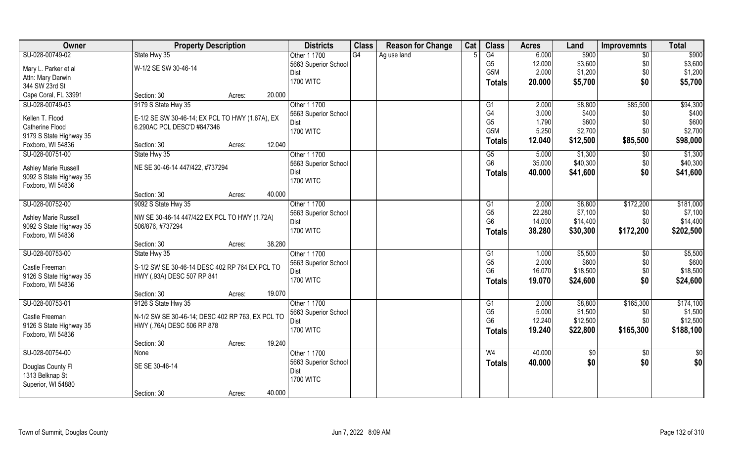| Owner | Property Description | | | Districts | Class | Reason for Change | Cat | Class | Acres | Land | Improvemnts | Total |
|---|---|---|---|---|---|---|---|---|---|---|---|---|
| SU-028-00749-02 | State Hwy 35 | | | Other 1 1700 | G4 | Ag use land | 5 | G4 | 6.000 | $900 | $0 | $900 |
| Mary L. Parker et al | W-1/2 SE SW 30-46-14 | | | 5663 Superior School Dist | | | | G5 | 12.000 | $3,600 | $0 | $3,600 |
| Attn: Mary Darwin | | | | | | | | G5M | 2.000 | $1,200 | $0 | $1,200 |
| 344 SW 23rd St | | | | 1700 WITC | | | | Totals | 20.000 | $5,700 | $0 | $5,700 |
| Cape Coral, FL 33991 | Section: 30 | Acres: | 20.000 | | | | | | | | | |
| SU-028-00749-03 | 9179 S State Hwy 35 | | | Other 1 1700 | | | | G1 | 2.000 | $8,800 | $85,500 | $94,300 |
| Kellen T. Flood | E-1/2 SE SW 30-46-14; EX PCL TO HWY (1.67A), EX 6.290AC PCL DESC'D #847346 | | | 5663 Superior School Dist | | | | G4 | 3.000 | $400 | $0 | $400 |
| Catherine Flood | | | | | | | | G5 | 1.790 | $600 | $0 | $600 |
| 9179 S State Highway 35 | | | | 1700 WITC | | | | G5M | 5.250 | $2,700 | $0 | $2,700 |
| Foxboro, WI 54836 | Section: 30 | Acres: | 12.040 | | | | | Totals | 12.040 | $12,500 | $85,500 | $98,000 |
| SU-028-00751-00 | State Hwy 35 | | | Other 1 1700 | | | | G5 | 5.000 | $1,300 | $0 | $1,300 |
| Ashley Marie Russell | NE SE 30-46-14 447/422, #737294 | | | 5663 Superior School Dist | | | | G6 | 35.000 | $40,300 | $0 | $40,300 |
| 9092 S State Highway 35 | | | | 1700 WITC | | | | Totals | 40.000 | $41,600 | $0 | $41,600 |
| Foxboro, WI 54836 | | | | | | | | | | | | |
| | Section: 30 | Acres: | 40.000 | | | | | | | | | |
| SU-028-00752-00 | 9092 S State Hwy 35 | | | Other 1 1700 | | | | G1 | 2.000 | $8,800 | $172,200 | $181,000 |
| Ashley Marie Russell | NW SE 30-46-14 447/422 EX PCL TO HWY (1.72A) 506/876, #737294 | | | 5663 Superior School Dist | | | | G5 | 22.280 | $7,100 | $0 | $7,100 |
| 9092 S State Highway 35 | | | | | | | | G6 | 14.000 | $14,400 | $0 | $14,400 |
| Foxboro, WI 54836 | | | | 1700 WITC | | | | Totals | 38.280 | $30,300 | $172,200 | $202,500 |
| | Section: 30 | Acres: | 38.280 | | | | | | | | | |
| SU-028-00753-00 | State Hwy 35 | | | Other 1 1700 | | | | G1 | 1.000 | $5,500 | $0 | $5,500 |
| Castle Freeman | S-1/2 SW SE 30-46-14 DESC 402 RP 764 EX PCL TO HWY (.93A) DESC 507 RP 841 | | | 5663 Superior School Dist | | | | G5 | 2.000 | $600 | $0 | $600 |
| 9126 S State Highway 35 | | | | | | | | G6 | 16.070 | $18,500 | $0 | $18,500 |
| Foxboro, WI 54836 | | | | 1700 WITC | | | | Totals | 19.070 | $24,600 | $0 | $24,600 |
| | Section: 30 | Acres: | 19.070 | | | | | | | | | |
| SU-028-00753-01 | 9126 S State Hwy 35 | | | Other 1 1700 | | | | G1 | 2.000 | $8,800 | $165,300 | $174,100 |
| Castle Freeman | N-1/2 SW SE 30-46-14; DESC 402 RP 763, EX PCL TO HWY (.76A) DESC 506 RP 878 | | | 5663 Superior School Dist | | | | G5 | 5.000 | $1,500 | $0 | $1,500 |
| 9126 S State Highway 35 | | | | | | | | G6 | 12.240 | $12,500 | $0 | $12,500 |
| Foxboro, WI 54836 | | | | 1700 WITC | | | | Totals | 19.240 | $22,800 | $165,300 | $188,100 |
| | Section: 30 | Acres: | 19.240 | | | | | | | | | |
| SU-028-00754-00 | None | | | Other 1 1700 | | | | W4 | 40.000 | $0 | $0 | $0 |
| Douglas County Fl | SE SE 30-46-14 | | | 5663 Superior School Dist | | | | Totals | 40.000 | $0 | $0 | $0 |
| 1313 Belknap St | | | | 1700 WITC | | | | | | | | |
| Superior, WI 54880 | | | | | | | | | | | | |
| | Section: 30 | Acres: | 40.000 | | | | | | | | | |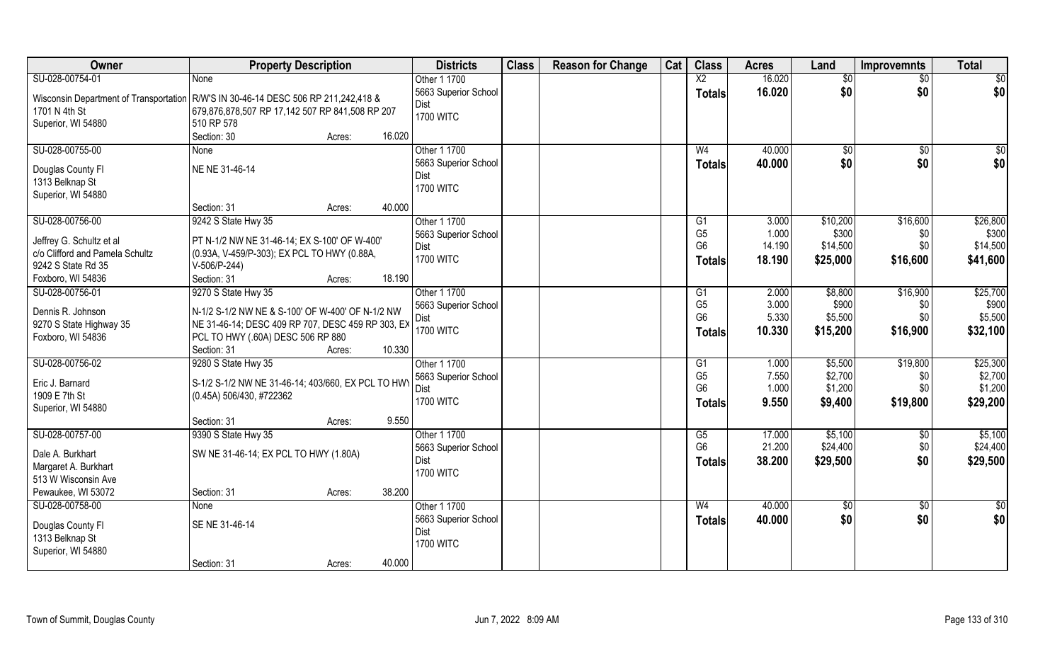| Owner | Property Description | | Districts | Class | Reason for Change | Cat | Class | Acres | Land | Improvemnts | Total |
|---|---|---|---|---|---|---|---|---|---|---|---|
| SU-028-00754-01 | None | | Other 1 1700 | | | | X2 | 16.020 | $0 | $0 | $0 |
| Wisconsin Department of Transportation | R/W'S IN 30-46-14 DESC 506 RP 211,242,418 & | | 5663 Superior School | | | | **Totals** | **16.020** | **$0** | **$0** | **$0** |
| 1701 N 4th St | 679,876,878,507 RP 17,142 507 RP 841,508 RP 207 | | Dist | | | | | | | | |
| Superior, WI 54880 | 510 RP 578 | | 1700 WITC | | | | | | | | |
| | Section: 30 | Acres: 16.020 | | | | | | | | | |
| SU-028-00755-00 | None | | Other 1 1700 | | | | W4 | 40.000 | $0 | $0 | $0 |
| Douglas County Fl | NE NE 31-46-14 | | 5663 Superior School | | | | **Totals** | **40.000** | **$0** | **$0** | **$0** |
| 1313 Belknap St | | | Dist | | | | | | | | |
| Superior, WI 54880 | | | 1700 WITC | | | | | | | | |
| | Section: 31 | Acres: 40.000 | | | | | | | | | |
| SU-028-00756-00 | 9242 S State Hwy 35 | | Other 1 1700 | | | | G1 | 3.000 | $10,200 | $16,600 | $26,800 |
| Jeffrey G. Schultz et al | PT N-1/2 NW NE 31-46-14; EX S-100' OF W-400' | | 5663 Superior School | | | | G5 | 1.000 | $300 | $0 | $300 |
| c/o Clifford and Pamela Schultz | (0.93A, V-459/P-303); EX PCL TO HWY (0.88A, | | Dist | | | | G6 | 14.190 | $14,500 | $0 | $14,500 |
| 9242 S State Rd 35 | V-506/P-244) | | 1700 WITC | | | | **Totals** | **18.190** | **$25,000** | **$16,600** | **$41,600** |
| Foxboro, WI 54836 | Section: 31 | Acres: 18.190 | | | | | | | | | |
| SU-028-00756-01 | 9270 S State Hwy 35 | | Other 1 1700 | | | | G1 | 2.000 | $8,800 | $16,900 | $25,700 |
| Dennis R. Johnson | N-1/2 S-1/2 NW NE & S-100' OF W-400' OF N-1/2 NW | | 5663 Superior School | | | | G5 | 3.000 | $900 | $0 | $900 |
| 9270 S State Highway 35 | NE 31-46-14; DESC 409 RP 707, DESC 459 RP 303, EX | | Dist | | | | G6 | 5.330 | $5,500 | $0 | $5,500 |
| Foxboro, WI 54836 | PCL TO HWY (.60A) DESC 506 RP 880 | | 1700 WITC | | | | **Totals** | **10.330** | **$15,200** | **$16,900** | **$32,100** |
| | Section: 31 | Acres: 10.330 | | | | | | | | | |
| SU-028-00756-02 | 9280 S State Hwy 35 | | Other 1 1700 | | | | G1 | 1.000 | $5,500 | $19,800 | $25,300 |
| Eric J. Barnard | S-1/2 S-1/2 NW NE 31-46-14; 403/660, EX PCL TO HWY | | 5663 Superior School | | | | G5 | 7.550 | $2,700 | $0 | $2,700 |
| 1909 E 7th St | (0.45A) 506/430, #722362 | | Dist | | | | G6 | 1.000 | $1,200 | $0 | $1,200 |
| Superior, WI 54880 | | | 1700 WITC | | | | **Totals** | **9.550** | **$9,400** | **$19,800** | **$29,200** |
| | Section: 31 | Acres: 9.550 | | | | | | | | | |
| SU-028-00757-00 | 9390 S State Hwy 35 | | Other 1 1700 | | | | G5 | 17.000 | $5,100 | $0 | $5,100 |
| Dale A. Burkhart | SW NE 31-46-14; EX PCL TO HWY (1.80A) | | 5663 Superior School | | | | G6 | 21.200 | $24,400 | $0 | $24,400 |
| Margaret A. Burkhart | | | Dist | | | | **Totals** | **38.200** | **$29,500** | **$0** | **$29,500** |
| 513 W Wisconsin Ave | | | 1700 WITC | | | | | | | | |
| Pewaukee, WI 53072 | Section: 31 | Acres: 38.200 | | | | | | | | | |
| SU-028-00758-00 | None | | Other 1 1700 | | | | W4 | 40.000 | $0 | $0 | $0 |
| Douglas County Fl | SE NE 31-46-14 | | 5663 Superior School | | | | **Totals** | **40.000** | **$0** | **$0** | **$0** |
| 1313 Belknap St | | | Dist | | | | | | | | |
| Superior, WI 54880 | | | 1700 WITC | | | | | | | | |
| | Section: 31 | Acres: 40.000 | | | | | | | | | |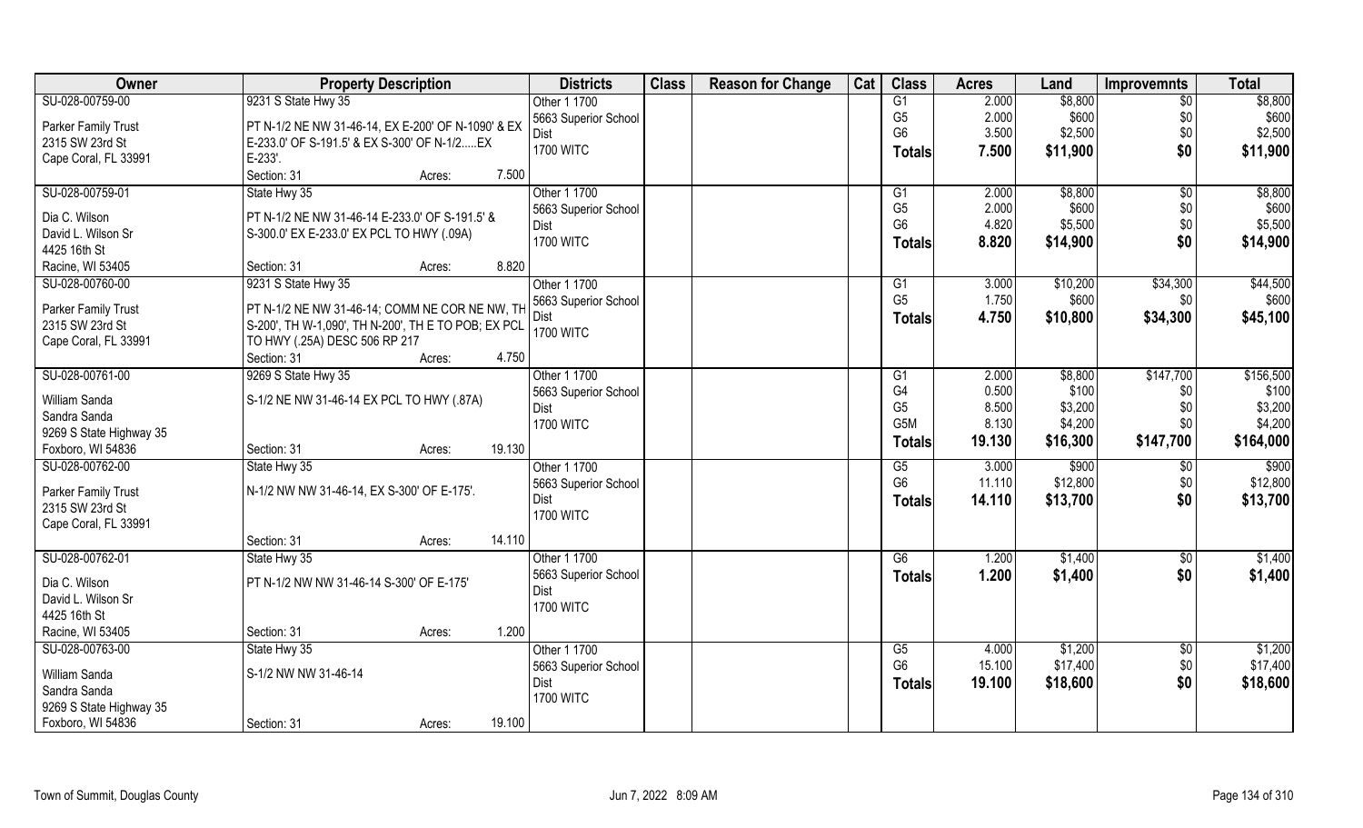| Owner | Property Description | Districts | Class | Reason for Change | Cat | Class | Acres | Land | Improvemnts | Total |
|---|---|---|---|---|---|---|---|---|---|---|
| SU-028-00759-00 | 9231 S State Hwy 35 | Other 1 1700 | | | | G1 | 2.000 | $8,800 | $0 | $8,800 |
| Parker Family Trust | PT N-1/2 NE NW 31-46-14, EX E-200' OF N-1090' & EX | 5663 Superior School | | | | G5 | 2.000 | $600 | $0 | $600 |
| 2315 SW 23rd St | E-233.0' OF S-191.5' & EX S-300' OF N-1/2.....EX | Dist | | | | G6 | 3.500 | $2,500 | $0 | $2,500 |
| Cape Coral, FL 33991 | E-233'. | 1700 WITC | | | | **Totals** | **7.500** | **$11,900** | **$0** | **$11,900** |
| | Section: 31 Acres: 7.500 | | | | | | | | | |
| SU-028-00759-01 | State Hwy 35 | Other 1 1700 | | | | G1 | 2.000 | $8,800 | $0 | $8,800 |
| Dia C. Wilson | PT N-1/2 NE NW 31-46-14 E-233.0' OF S-191.5' & | 5663 Superior School | | | | G5 | 2.000 | $600 | $0 | $600 |
| David L. Wilson Sr | S-300.0' EX E-233.0' EX PCL TO HWY (.09A) | Dist | | | | G6 | 4.820 | $5,500 | $0 | $5,500 |
| 4425 16th St | | 1700 WITC | | | | **Totals** | **8.820** | **$14,900** | **$0** | **$14,900** |
| Racine, WI 53405 | Section: 31 Acres: 8.820 | | | | | | | | | |
| SU-028-00760-00 | 9231 S State Hwy 35 | Other 1 1700 | | | | G1 | 3.000 | $10,200 | $34,300 | $44,500 |
| Parker Family Trust | PT N-1/2 NE NW 31-46-14; COMM NE COR NE NW, TH | 5663 Superior School | | | | G5 | 1.750 | $600 | $0 | $600 |
| 2315 SW 23rd St | S-200', TH W-1,090', TH N-200', TH E TO POB; EX PCL | Dist | | | | **Totals** | **4.750** | **$10,800** | **$34,300** | **$45,100** |
| Cape Coral, FL 33991 | TO HWY (.25A) DESC 506 RP 217 | 1700 WITC | | | | | | | | |
| | Section: 31 Acres: 4.750 | | | | | | | | | |
| SU-028-00761-00 | 9269 S State Hwy 35 | Other 1 1700 | | | | G1 | 2.000 | $8,800 | $147,700 | $156,500 |
| William Sanda | S-1/2 NE NW 31-46-14 EX PCL TO HWY (.87A) | 5663 Superior School | | | | G4 | 0.500 | $100 | $0 | $100 |
| Sandra Sanda | | Dist | | | | G5 | 8.500 | $3,200 | $0 | $3,200 |
| 9269 S State Highway 35 | | 1700 WITC | | | | G5M | 8.130 | $4,200 | $0 | $4,200 |
| Foxboro, WI 54836 | Section: 31 Acres: 19.130 | | | | | **Totals** | **19.130** | **$16,300** | **$147,700** | **$164,000** |
| SU-028-00762-00 | State Hwy 35 | Other 1 1700 | | | | G5 | 3.000 | $900 | $0 | $900 |
| Parker Family Trust | N-1/2 NW NW 31-46-14, EX S-300' OF E-175'. | 5663 Superior School | | | | G6 | 11.110 | $12,800 | $0 | $12,800 |
| 2315 SW 23rd St | | Dist | | | | **Totals** | **14.110** | **$13,700** | **$0** | **$13,700** |
| Cape Coral, FL 33991 | | 1700 WITC | | | | | | | | |
| | Section: 31 Acres: 14.110 | | | | | | | | | |
| SU-028-00762-01 | State Hwy 35 | Other 1 1700 | | | | G6 | 1.200 | $1,400 | $0 | $1,400 |
| Dia C. Wilson | PT N-1/2 NW NW 31-46-14 S-300' OF E-175' | 5663 Superior School | | | | **Totals** | **1.200** | **$1,400** | **$0** | **$1,400** |
| David L. Wilson Sr | | Dist | | | | | | | | |
| 4425 16th St | | 1700 WITC | | | | | | | | |
| Racine, WI 53405 | Section: 31 Acres: 1.200 | | | | | | | | | |
| SU-028-00763-00 | State Hwy 35 | Other 1 1700 | | | | G5 | 4.000 | $1,200 | $0 | $1,200 |
| William Sanda | S-1/2 NW NW 31-46-14 | 5663 Superior School | | | | G6 | 15.100 | $17,400 | $0 | $17,400 |
| Sandra Sanda | | Dist | | | | **Totals** | **19.100** | **$18,600** | **$0** | **$18,600** |
| 9269 S State Highway 35 | | 1700 WITC | | | | | | | | |
| Foxboro, WI 54836 | Section: 31 Acres: 19.100 | | | | | | | | | |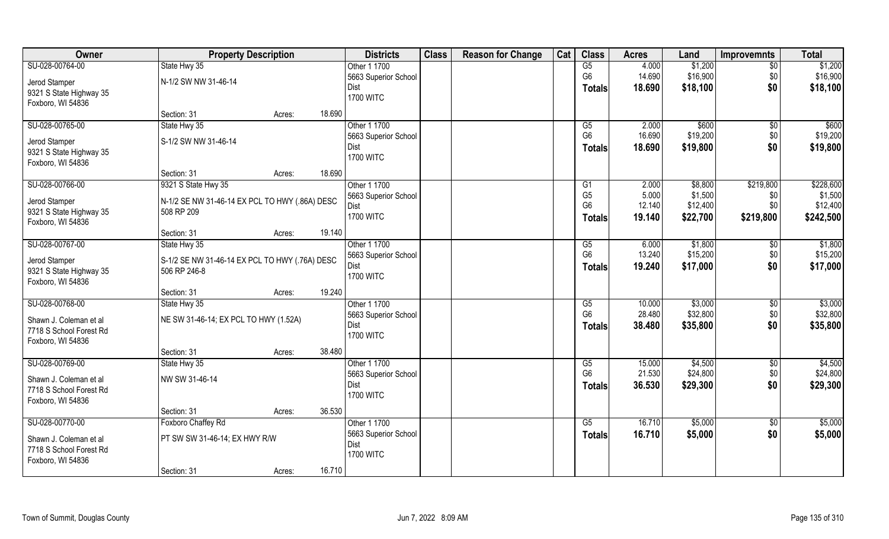| Owner | Property Description | | | Districts | Class | Reason for Change | Cat | Class | Acres | Land | Improvemnts | Total |
|---|---|---|---|---|---|---|---|---|---|---|---|---|
| SU-028-00764-00<br>Jerod Stamper<br>9321 S State Highway 35<br>Foxboro, WI 54836 | State Hwy 35<br>N-1/2 SW NW 31-46-14<br>Section: 31 | Acres: | 18.690 | Other 1 1700<br>5663 Superior School Dist<br>1700 WITC | | | | G5<br>G6<br>**Totals** | 4.000<br>14.690<br>**18.690** | $1,200<br>$16,900<br>**$18,100** | $0<br>$0<br>**$0** | $1,200<br>$16,900<br>**$18,100** |
| SU-028-00765-00<br>Jerod Stamper<br>9321 S State Highway 35<br>Foxboro, WI 54836 | State Hwy 35<br>S-1/2 SW NW 31-46-14<br>Section: 31 | Acres: | 18.690 | Other 1 1700<br>5663 Superior School Dist<br>1700 WITC | | | | G5<br>G6<br>**Totals** | 2.000<br>16.690<br>**18.690** | $600<br>$19,200<br>**$19,800** | $0<br>$0<br>**$0** | $600<br>$19,200<br>**$19,800** |
| SU-028-00766-00<br>Jerod Stamper<br>9321 S State Highway 35<br>Foxboro, WI 54836 | 9321 S State Hwy 35<br>N-1/2 SE NW 31-46-14 EX PCL TO HWY (.86A) DESC 508 RP 209<br>Section: 31 | Acres: | 19.140 | Other 1 1700<br>5663 Superior School Dist<br>1700 WITC | | | | G1<br>G5<br>G6<br>**Totals** | 2.000<br>5.000<br>12.140<br>**19.140** | $8,800<br>$1,500<br>$12,400<br>**$22,700** | $219,800<br>$0<br>$0<br>**$219,800** | $228,600<br>$1,500<br>$12,400<br>**$242,500** |
| SU-028-00767-00<br>Jerod Stamper<br>9321 S State Highway 35<br>Foxboro, WI 54836 | State Hwy 35<br>S-1/2 SE NW 31-46-14 EX PCL TO HWY (.76A) DESC 506 RP 246-8<br>Section: 31 | Acres: | 19.240 | Other 1 1700<br>5663 Superior School Dist<br>1700 WITC | | | | G5<br>G6<br>**Totals** | 6.000<br>13.240<br>**19.240** | $1,800<br>$15,200<br>**$17,000** | $0<br>$0<br>**$0** | $1,800<br>$15,200<br>**$17,000** |
| SU-028-00768-00<br>Shawn J. Coleman et al<br>7718 S School Forest Rd<br>Foxboro, WI 54836 | State Hwy 35<br>NE SW 31-46-14; EX PCL TO HWY (1.52A)<br>Section: 31 | Acres: | 38.480 | Other 1 1700<br>5663 Superior School Dist<br>1700 WITC | | | | G5<br>G6<br>**Totals** | 10.000<br>28.480<br>**38.480** | $3,000<br>$32,800<br>**$35,800** | $0<br>$0<br>**$0** | $3,000<br>$32,800<br>**$35,800** |
| SU-028-00769-00<br>Shawn J. Coleman et al<br>7718 S School Forest Rd<br>Foxboro, WI 54836 | State Hwy 35<br>NW SW 31-46-14<br>Section: 31 | Acres: | 36.530 | Other 1 1700<br>5663 Superior School Dist<br>1700 WITC | | | | G5<br>G6<br>**Totals** | 15.000<br>21.530<br>**36.530** | $4,500<br>$24,800<br>**$29,300** | $0<br>$0<br>**$0** | $4,500<br>$24,800<br>**$29,300** |
| SU-028-00770-00<br>Shawn J. Coleman et al<br>7718 S School Forest Rd<br>Foxboro, WI 54836 | Foxboro Chaffey Rd<br>PT SW SW 31-46-14; EX HWY R/W<br>Section: 31 | Acres: | 16.710 | Other 1 1700<br>5663 Superior School Dist<br>1700 WITC | | | | G5<br>**Totals** | 16.710<br>**16.710** | $5,000<br>**$5,000** | $0<br>**$0** | $5,000<br>**$5,000** |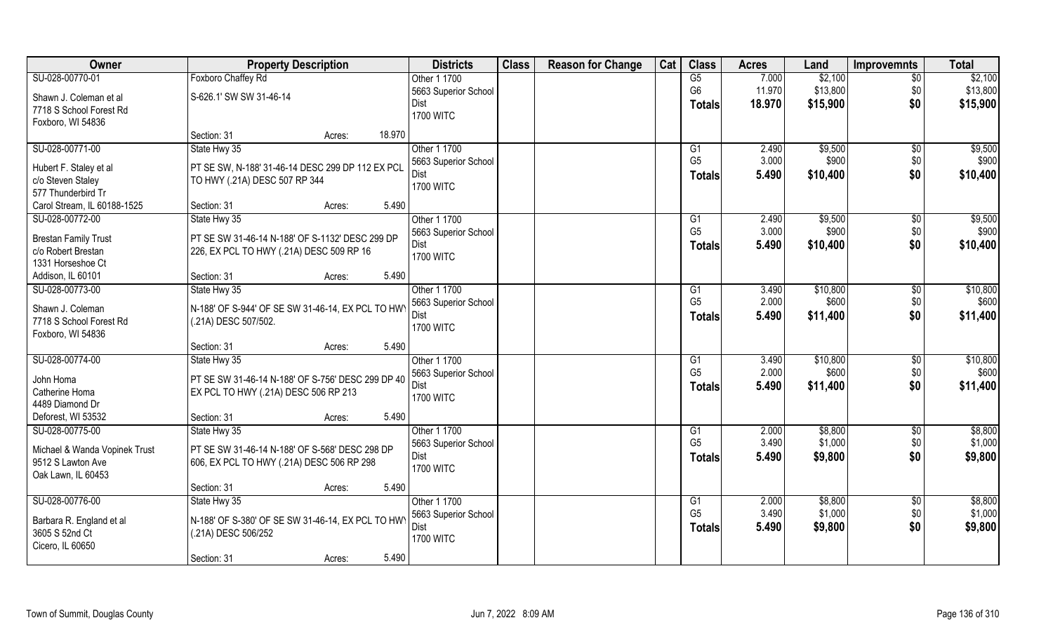| Owner | Property Description | Districts | Class | Reason for Change | Cat | Class | Acres | Land | Improvemnts | Total |
|---|---|---|---|---|---|---|---|---|---|---|
| SU-028-00770-01<br>Shawn J. Coleman et al<br>7718 S School Forest Rd<br>Foxboro, WI 54836 | Foxboro Chaffey Rd<br>S-626.1' SW SW 31-46-14<br>Section: 31 Acres: 18.970 | Other 1 1700<br>5663 Superior School Dist<br>1700 WITC | | | | G5<br>G6<br>**Totals** | 7.000<br>11.970<br>**18.970** | $2,100<br>$13,800<br>**$15,900** | $0<br>$0<br>**$0** | $2,100<br>$13,800<br>**$15,900** |
| SU-028-00771-00<br>Hubert F. Staley et al<br>c/o Steven Staley<br>577 Thunderbird Tr<br>Carol Stream, IL 60188-1525 | State Hwy 35<br>PT SE SW, N-188' 31-46-14 DESC 299 DP 112 EX PCL TO HWY (.21A) DESC 507 RP 344<br>Section: 31 Acres: 5.490 | Other 1 1700<br>5663 Superior School Dist<br>1700 WITC | | | | G1<br>G5<br>**Totals** | 2.490<br>3.000<br>**5.490** | $9,500<br>$900<br>**$10,400** | $0<br>$0<br>**$0** | $9,500<br>$900<br>**$10,400** |
| SU-028-00772-00<br>Brestan Family Trust<br>c/o Robert Brestan<br>1331 Horseshoe Ct<br>Addison, IL 60101 | State Hwy 35<br>PT SE SW 31-46-14 N-188' OF S-1132' DESC 299 DP 226, EX PCL TO HWY (.21A) DESC 509 RP 16<br>Section: 31 Acres: 5.490 | Other 1 1700<br>5663 Superior School Dist<br>1700 WITC | | | | G1<br>G5<br>**Totals** | 2.490<br>3.000<br>**5.490** | $9,500<br>$900<br>**$10,400** | $0<br>$0<br>**$0** | $9,500<br>$900<br>**$10,400** |
| SU-028-00773-00<br>Shawn J. Coleman<br>7718 S School Forest Rd<br>Foxboro, WI 54836 | State Hwy 35<br>N-188' OF S-944' OF SE SW 31-46-14, EX PCL TO HWY (.21A) DESC 507/502.<br>Section: 31 Acres: 5.490 | Other 1 1700<br>5663 Superior School Dist<br>1700 WITC | | | | G1<br>G5<br>**Totals** | 3.490<br>2.000<br>**5.490** | $10,800<br>$600<br>**$11,400** | $0<br>$0<br>**$0** | $10,800<br>$600<br>**$11,400** |
| SU-028-00774-00<br>John Homa<br>Catherine Homa<br>4489 Diamond Dr<br>Deforest, WI 53532 | State Hwy 35<br>PT SE SW 31-46-14 N-188' OF S-756' DESC 299 DP 40 EX PCL TO HWY (.21A) DESC 506 RP 213<br>Section: 31 Acres: 5.490 | Other 1 1700<br>5663 Superior School Dist<br>1700 WITC | | | | G1<br>G5<br>**Totals** | 3.490<br>2.000<br>**5.490** | $10,800<br>$600<br>**$11,400** | $0<br>$0<br>**$0** | $10,800<br>$600<br>**$11,400** |
| SU-028-00775-00<br>Michael & Wanda Vopinek Trust<br>9512 S Lawton Ave<br>Oak Lawn, IL 60453 | State Hwy 35<br>PT SE SW 31-46-14 N-188' OF S-568' DESC 298 DP 606, EX PCL TO HWY (.21A) DESC 506 RP 298<br>Section: 31 Acres: 5.490 | Other 1 1700<br>5663 Superior School Dist<br>1700 WITC | | | | G1<br>G5<br>**Totals** | 2.000<br>3.490<br>**5.490** | $8,800<br>$1,000<br>**$9,800** | $0<br>$0<br>**$0** | $8,800<br>$1,000<br>**$9,800** |
| SU-028-00776-00<br>Barbara R. England et al<br>3605 S 52nd Ct<br>Cicero, IL 60650 | State Hwy 35<br>N-188' OF S-380' OF SE SW 31-46-14, EX PCL TO HWY (.21A) DESC 506/252<br>Section: 31 Acres: 5.490 | Other 1 1700<br>5663 Superior School Dist<br>1700 WITC | | | | G1<br>G5<br>**Totals** | 2.000<br>3.490<br>**5.490** | $8,800<br>$1,000<br>**$9,800** | $0<br>$0<br>**$0** | $8,800<br>$1,000<br>**$9,800** |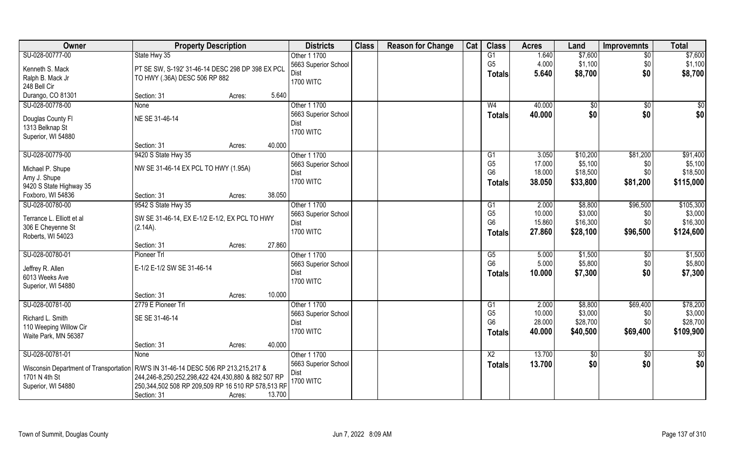| Owner | Property Description | Districts | Class | Reason for Change | Cat | Class | Acres | Land | Improvemnts | Total |
|---|---|---|---|---|---|---|---|---|---|---|
| SU-028-00777-00 | State Hwy 35 | Other 1 1700 | | | | G1 | 1.640 | $7,600 | $0 | $7,600 |
| Kenneth S. Mack | PT SE SW, S-192' 31-46-14 DESC 298 DP 398 EX PCL TO HWY (.36A) DESC 506 RP 882 | 5663 Superior School Dist | | | | G5 | 4.000 | $1,100 | $0 | $1,100 |
| Ralph B. Mack Jr | | 1700 WITC | | | | **Totals** | **5.640** | **$8,700** | **$0** | **$8,700** |
| 248 Bell Cir | | | | | | | | | | |
| Durango, CO 81301 | Section: 31 Acres: 5.640 | | | | | | | | | |
| SU-028-00778-00 | None | Other 1 1700 | | | | W4 | 40.000 | $0 | $0 | $0 |
| Douglas County Fl | NE SE 31-46-14 | 5663 Superior School Dist | | | | **Totals** | **40.000** | **$0** | **$0** | **$0** |
| 1313 Belknap St | | 1700 WITC | | | | | | | | |
| Superior, WI 54880 | | | | | | | | | | |
| | Section: 31 Acres: 40.000 | | | | | | | | | |
| SU-028-00779-00 | 9420 S State Hwy 35 | Other 1 1700 | | | | G1 | 3.050 | $10,200 | $81,200 | $91,400 |
| Michael P. Shupe | NW SE 31-46-14 EX PCL TO HWY (1.95A) | 5663 Superior School Dist | | | | G5 | 17.000 | $5,100 | $0 | $5,100 |
| Amy J. Shupe | | 1700 WITC | | | | G6 | 18.000 | $18,500 | $0 | $18,500 |
| 9420 S State Highway 35 | | | | | | **Totals** | **38.050** | **$33,800** | **$81,200** | **$115,000** |
| Foxboro, WI 54836 | Section: 31 Acres: 38.050 | | | | | | | | | |
| SU-028-00780-00 | 9542 S State Hwy 35 | Other 1 1700 | | | | G1 | 2.000 | $8,800 | $96,500 | $105,300 |
| Terrance L. Elliott et al | SW SE 31-46-14, EX E-1/2 E-1/2, EX PCL TO HWY (2.14A). | 5663 Superior School Dist | | | | G5 | 10.000 | $3,000 | $0 | $3,000 |
| 306 E Cheyenne St | | 1700 WITC | | | | G6 | 15.860 | $16,300 | $0 | $16,300 |
| Roberts, WI 54023 | | | | | | **Totals** | **27.860** | **$28,100** | **$96,500** | **$124,600** |
| | Section: 31 Acres: 27.860 | | | | | | | | | |
| SU-028-00780-01 | Pioneer Trl | Other 1 1700 | | | | G5 | 5.000 | $1,500 | $0 | $1,500 |
| Jeffrey R. Allen | E-1/2 E-1/2 SW SE 31-46-14 | 5663 Superior School Dist | | | | G6 | 5.000 | $5,800 | $0 | $5,800 |
| 6013 Weeks Ave | | 1700 WITC | | | | **Totals** | **10.000** | **$7,300** | **$0** | **$7,300** |
| Superior, WI 54880 | | | | | | | | | | |
| | Section: 31 Acres: 10.000 | | | | | | | | | |
| SU-028-00781-00 | 2779 E Pioneer Trl | Other 1 1700 | | | | G1 | 2.000 | $8,800 | $69,400 | $78,200 |
| Richard L. Smith | SE SE 31-46-14 | 5663 Superior School Dist | | | | G5 | 10.000 | $3,000 | $0 | $3,000 |
| 110 Weeping Willow Cir | | 1700 WITC | | | | G6 | 28.000 | $28,700 | $0 | $28,700 |
| Waite Park, MN 56387 | | | | | | **Totals** | **40.000** | **$40,500** | **$69,400** | **$109,900** |
| | Section: 31 Acres: 40.000 | | | | | | | | | |
| SU-028-00781-01 | None | Other 1 1700 | | | | X2 | 13.700 | $0 | $0 | $0 |
| Wisconsin Department of Transportation | R/W'S IN 31-46-14 DESC 506 RP 213,215,217 & 244,246-8,250,252,298,422 424,430,880 & 882 507 RP 250,344,502 508 RP 209,509 RP 16 510 RP 578,513 RF | 5663 Superior School Dist | | | | **Totals** | **13.700** | **$0** | **$0** | **$0** |
| 1701 N 4th St | | 1700 WITC | | | | | | | | |
| Superior, WI 54880 | Section: 31 Acres: 13.700 | | | | | | | | | |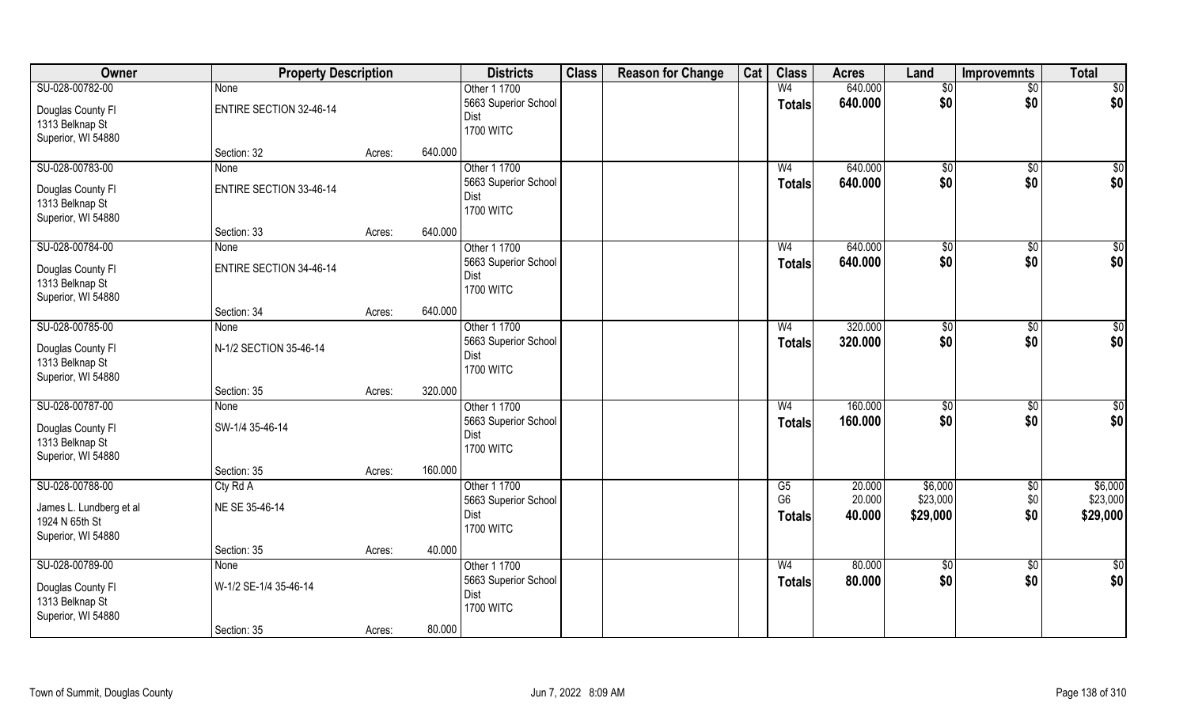| Owner | Property Description | | | Districts | Class | Reason for Change | Cat | Class | Acres | Land | Improvemnts | Total |
|---|---|---|---|---|---|---|---|---|---|---|---|---|
| SU-028-00782-00 | None | | | Other 1 1700 | | | | W4 | 640.000 | $0 | $0 | $0 |
| Douglas County Fl | ENTIRE SECTION 32-46-14 | | | 5663 Superior School Dist | | | | **Totals** | **640.000** | **$0** | **$0** | **$0** |
| 1313 Belknap St | | | | 1700 WITC | | | | | | | | |
| Superior, WI 54880 | | | | | | | | | | | | |
| | Section: 32 | Acres: | 640.000 | | | | | | | | | |
| SU-028-00783-00 | None | | | Other 1 1700 | | | | W4 | 640.000 | $0 | $0 | $0 |
| Douglas County Fl | ENTIRE SECTION 33-46-14 | | | 5663 Superior School Dist | | | | **Totals** | **640.000** | **$0** | **$0** | **$0** |
| 1313 Belknap St | | | | 1700 WITC | | | | | | | | |
| Superior, WI 54880 | | | | | | | | | | | | |
| | Section: 33 | Acres: | 640.000 | | | | | | | | | |
| SU-028-00784-00 | None | | | Other 1 1700 | | | | W4 | 640.000 | $0 | $0 | $0 |
| Douglas County Fl | ENTIRE SECTION 34-46-14 | | | 5663 Superior School Dist | | | | **Totals** | **640.000** | **$0** | **$0** | **$0** |
| 1313 Belknap St | | | | 1700 WITC | | | | | | | | |
| Superior, WI 54880 | | | | | | | | | | | | |
| | Section: 34 | Acres: | 640.000 | | | | | | | | | |
| SU-028-00785-00 | None | | | Other 1 1700 | | | | W4 | 320.000 | $0 | $0 | $0 |
| Douglas County Fl | N-1/2 SECTION 35-46-14 | | | 5663 Superior School Dist | | | | **Totals** | **320.000** | **$0** | **$0** | **$0** |
| 1313 Belknap St | | | | 1700 WITC | | | | | | | | |
| Superior, WI 54880 | | | | | | | | | | | | |
| | Section: 35 | Acres: | 320.000 | | | | | | | | | |
| SU-028-00787-00 | None | | | Other 1 1700 | | | | W4 | 160.000 | $0 | $0 | $0 |
| Douglas County Fl | SW-1/4 35-46-14 | | | 5663 Superior School Dist | | | | **Totals** | **160.000** | **$0** | **$0** | **$0** |
| 1313 Belknap St | | | | 1700 WITC | | | | | | | | |
| Superior, WI 54880 | | | | | | | | | | | | |
| | Section: 35 | Acres: | 160.000 | | | | | | | | | |
| SU-028-00788-00 | Cty Rd A | | | Other 1 1700 | | | | G5 | 20.000 | $6,000 | $0 | $6,000 |
| James L. Lundberg et al | NE SE 35-46-14 | | | 5663 Superior School Dist | | | | G6 | 20.000 | $23,000 | $0 | $23,000 |
| 1924 N 65th St | | | | 1700 WITC | | | | **Totals** | **40.000** | **$29,000** | **$0** | **$29,000** |
| Superior, WI 54880 | | | | | | | | | | | | |
| | Section: 35 | Acres: | 40.000 | | | | | | | | | |
| SU-028-00789-00 | None | | | Other 1 1700 | | | | W4 | 80.000 | $0 | $0 | $0 |
| Douglas County Fl | W-1/2 SE-1/4 35-46-14 | | | 5663 Superior School Dist | | | | **Totals** | **80.000** | **$0** | **$0** | **$0** |
| 1313 Belknap St | | | | 1700 WITC | | | | | | | | |
| Superior, WI 54880 | | | | | | | | | | | | |
| | Section: 35 | Acres: | 80.000 | | | | | | | | | |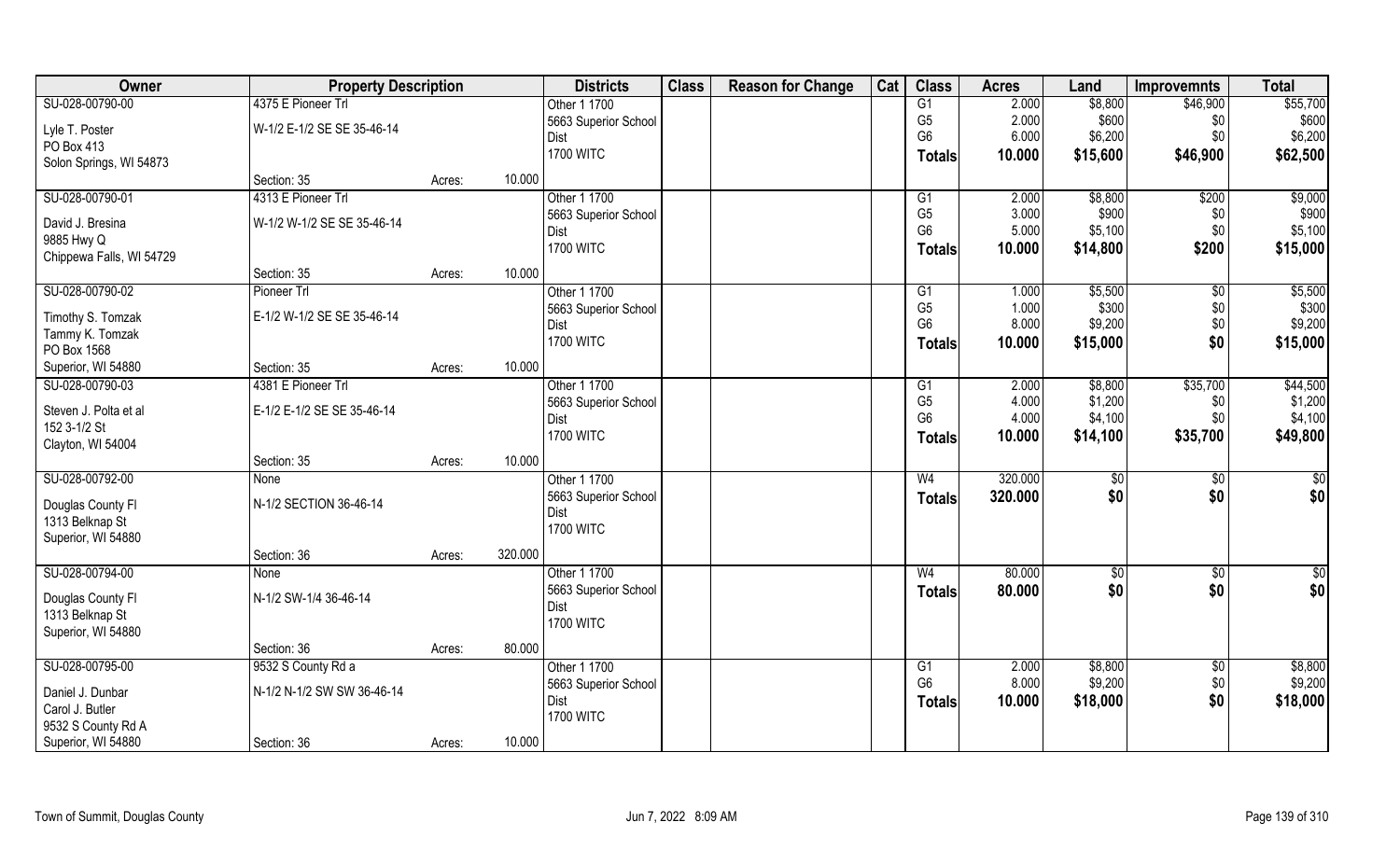| Owner | Property Description | | | Districts | Class | Reason for Change | Cat | Class | Acres | Land | Improvemnts | Total |
|---|---|---|---|---|---|---|---|---|---|---|---|---|
| SU-028-00790-00 | 4375 E Pioneer Trl | | | Other 1 1700 | | | | G1 | 2.000 | $8,800 | $46,900 | $55,700 |
| Lyle T. Poster | W-1/2 E-1/2 SE SE 35-46-14 | | | 5663 Superior School | | | | G5 | 2.000 | $600 | $0 | $600 |
| PO Box 413 | | | | Dist | | | | G6 | 6.000 | $6,200 | $0 | $6,200 |
| Solon Springs, WI 54873 | | | | 1700 WITC | | | | Totals | 10.000 | $15,600 | $46,900 | $62,500 |
| | Section: 35 | Acres: | 10.000 | | | | | | | | | |
| SU-028-00790-01 | 4313 E Pioneer Trl | | | Other 1 1700 | | | | G1 | 2.000 | $8,800 | $200 | $9,000 |
| David J. Bresina | W-1/2 W-1/2 SE SE 35-46-14 | | | 5663 Superior School | | | | G5 | 3.000 | $900 | $0 | $900 |
| 9885 Hwy Q | | | | Dist | | | | G6 | 5.000 | $5,100 | $0 | $5,100 |
| Chippewa Falls, WI 54729 | | | | 1700 WITC | | | | Totals | 10.000 | $14,800 | $200 | $15,000 |
| | Section: 35 | Acres: | 10.000 | | | | | | | | | |
| SU-028-00790-02 | Pioneer Trl | | | Other 1 1700 | | | | G1 | 1.000 | $5,500 | $0 | $5,500 |
| Timothy S. Tomzak | E-1/2 W-1/2 SE SE 35-46-14 | | | 5663 Superior School | | | | G5 | 1.000 | $300 | $0 | $300 |
| Tammy K. Tomzak | | | | Dist | | | | G6 | 8.000 | $9,200 | $0 | $9,200 |
| PO Box 1568 | | | | 1700 WITC | | | | Totals | 10.000 | $15,000 | $0 | $15,000 |
| Superior, WI 54880 | Section: 35 | Acres: | 10.000 | | | | | | | | | |
| SU-028-00790-03 | 4381 E Pioneer Trl | | | Other 1 1700 | | | | G1 | 2.000 | $8,800 | $35,700 | $44,500 |
| Steven J. Polta et al | E-1/2 E-1/2 SE SE 35-46-14 | | | 5663 Superior School | | | | G5 | 4.000 | $1,200 | $0 | $1,200 |
| 152 3-1/2 St | | | | Dist | | | | G6 | 4.000 | $4,100 | $0 | $4,100 |
| Clayton, WI 54004 | | | | 1700 WITC | | | | Totals | 10.000 | $14,100 | $35,700 | $49,800 |
| | Section: 35 | Acres: | 10.000 | | | | | | | | | |
| SU-028-00792-00 | None | | | Other 1 1700 | | | | W4 | 320.000 | $0 | $0 | $0 |
| Douglas County Fl | N-1/2 SECTION 36-46-14 | | | 5663 Superior School | | | | Totals | 320.000 | $0 | $0 | $0 |
| 1313 Belknap St | | | | Dist | | | | | | | | |
| Superior, WI 54880 | | | | 1700 WITC | | | | | | | | |
| | Section: 36 | Acres: | 320.000 | | | | | | | | | |
| SU-028-00794-00 | None | | | Other 1 1700 | | | | W4 | 80.000 | $0 | $0 | $0 |
| Douglas County Fl | N-1/2 SW-1/4 36-46-14 | | | 5663 Superior School | | | | Totals | 80.000 | $0 | $0 | $0 |
| 1313 Belknap St | | | | Dist | | | | | | | | |
| Superior, WI 54880 | | | | 1700 WITC | | | | | | | | |
| | Section: 36 | Acres: | 80.000 | | | | | | | | | |
| SU-028-00795-00 | 9532 S County Rd a | | | Other 1 1700 | | | | G1 | 2.000 | $8,800 | $0 | $8,800 |
| Daniel J. Dunbar | N-1/2 N-1/2 SW SW 36-46-14 | | | 5663 Superior School | | | | G6 | 8.000 | $9,200 | $0 | $9,200 |
| Carol J. Butler | | | | Dist | | | | Totals | 10.000 | $18,000 | $0 | $18,000 |
| 9532 S County Rd A | | | | 1700 WITC | | | | | | | | |
| Superior, WI 54880 | Section: 36 | Acres: | 10.000 | | | | | | | | | |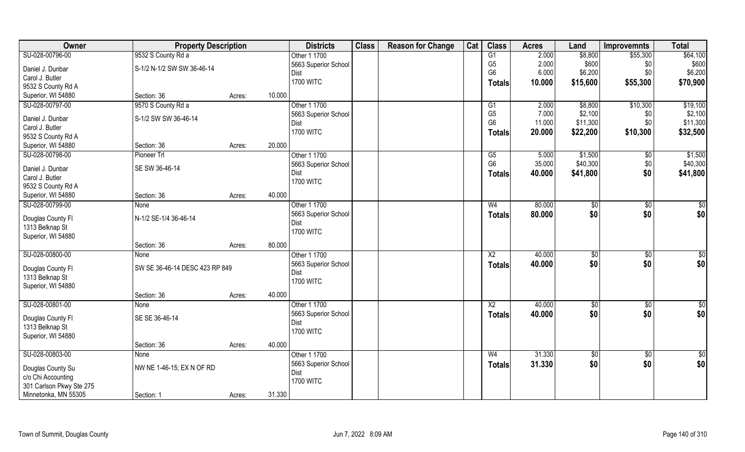| Owner | Property Description | | | Districts | Class | Reason for Change | Cat | Class | Acres | Land | Improvemnts | Total |
|---|---|---|---|---|---|---|---|---|---|---|---|---|
| SU-028-00796-00 | 9532 S County Rd a | | | Other 1 1700 | | | | G1 | 2.000 | $8,800 | $55,300 | $64,100 |
| Daniel J. Dunbar | S-1/2 N-1/2 SW SW 36-46-14 | | | 5663 Superior School Dist | | | | G5 | 2.000 | $600 | $0 | $600 |
| Carol J. Butler | | | | 1700 WITC | | | | G6 | 6.000 | $6,200 | $0 | $6,200 |
| 9532 S County Rd A | | | | | | | | **Totals** | **10.000** | **$15,600** | **$55,300** | **$70,900** |
| Superior, WI 54880 | Section: 36 | Acres: | 10.000 | | | | | | | | | |
| SU-028-00797-00 | 9570 S County Rd a | | | Other 1 1700 | | | | G1 | 2.000 | $8,800 | $10,300 | $19,100 |
| Daniel J. Dunbar | S-1/2 SW SW 36-46-14 | | | 5663 Superior School Dist | | | | G5 | 7.000 | $2,100 | $0 | $2,100 |
| Carol J. Butler | | | | 1700 WITC | | | | G6 | 11.000 | $11,300 | $0 | $11,300 |
| 9532 S County Rd A | | | | | | | | **Totals** | **20.000** | **$22,200** | **$10,300** | **$32,500** |
| Superior, WI 54880 | Section: 36 | Acres: | 20.000 | | | | | | | | | |
| SU-028-00798-00 | Pioneer Trl | | | Other 1 1700 | | | | G5 | 5.000 | $1,500 | $0 | $1,500 |
| Daniel J. Dunbar | SE SW 36-46-14 | | | 5663 Superior School Dist | | | | G6 | 35.000 | $40,300 | $0 | $40,300 |
| Carol J. Butler | | | | 1700 WITC | | | | **Totals** | **40.000** | **$41,800** | **$0** | **$41,800** |
| 9532 S County Rd A | | | | | | | | | | | | |
| Superior, WI 54880 | Section: 36 | Acres: | 40.000 | | | | | | | | | |
| SU-028-00799-00 | None | | | Other 1 1700 | | | | W4 | 80.000 | $0 | $0 | $0 |
| Douglas County Fl | N-1/2 SE-1/4 36-46-14 | | | 5663 Superior School Dist | | | | **Totals** | **80.000** | **$0** | **$0** | **$0** |
| 1313 Belknap St | | | | 1700 WITC | | | | | | | | |
| Superior, WI 54880 | | | | | | | | | | | | |
| | Section: 36 | Acres: | 80.000 | | | | | | | | | |
| SU-028-00800-00 | None | | | Other 1 1700 | | | | X2 | 40.000 | $0 | $0 | $0 |
| Douglas County Fl | SW SE 36-46-14 DESC 423 RP 849 | | | 5663 Superior School Dist | | | | **Totals** | **40.000** | **$0** | **$0** | **$0** |
| 1313 Belknap St | | | | 1700 WITC | | | | | | | | |
| Superior, WI 54880 | | | | | | | | | | | | |
| | Section: 36 | Acres: | 40.000 | | | | | | | | | |
| SU-028-00801-00 | None | | | Other 1 1700 | | | | X2 | 40.000 | $0 | $0 | $0 |
| Douglas County Fl | SE SE 36-46-14 | | | 5663 Superior School Dist | | | | **Totals** | **40.000** | **$0** | **$0** | **$0** |
| 1313 Belknap St | | | | 1700 WITC | | | | | | | | |
| Superior, WI 54880 | | | | | | | | | | | | |
| | Section: 36 | Acres: | 40.000 | | | | | | | | | |
| SU-028-00803-00 | None | | | Other 1 1700 | | | | W4 | 31.330 | $0 | $0 | $0 |
| Douglas County Su | NW NE 1-46-15; EX N OF RD | | | 5663 Superior School Dist | | | | **Totals** | **31.330** | **$0** | **$0** | **$0** |
| c/o Chi Accounting | | | | 1700 WITC | | | | | | | | |
| 301 Carlson Pkwy Ste 275 | | | | | | | | | | | | |
| Minnetonka, MN 55305 | Section: 1 | Acres: | 31.330 | | | | | | | | | |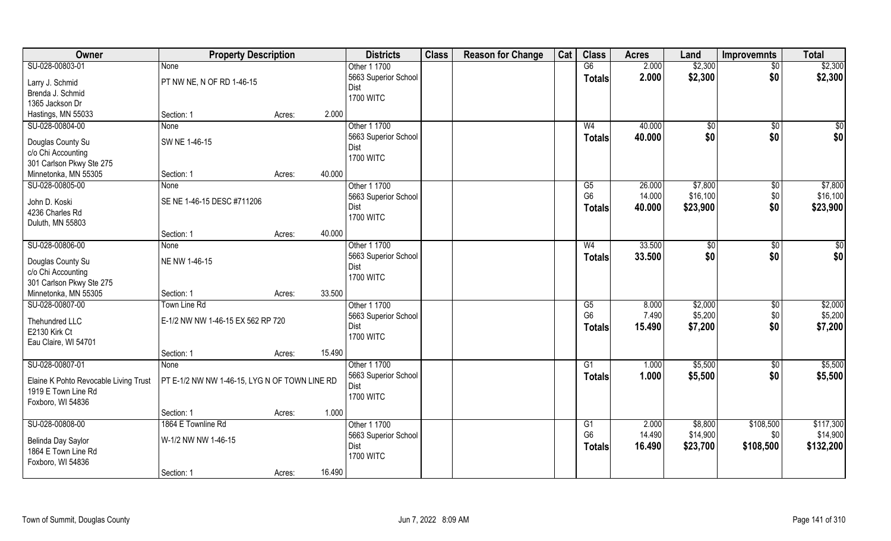| Owner | Property Description | | Districts | Class | Reason for Change | Cat | Class | Acres | Land | Improvemnts | Total |
|---|---|---|---|---|---|---|---|---|---|---|---|
| SU-028-00803-01 | None | | Other 1 1700 | | | | G6 | 2.000 | $2,300 | $0 | $2,300 |
| Larry J. Schmid | PT NW NE, N OF RD 1-46-15 | | 5663 Superior School Dist | | | | **Totals** | **2.000** | **$2,300** | **$0** | **$2,300** |
| Brenda J. Schmid | | | 1700 WITC | | | | | | | | |
| 1365 Jackson Dr | | | | | | | | | | | |
| Hastings, MN 55033 | Section: 1 | Acres: 2.000 | | | | | | | | | |
| SU-028-00804-00 | None | | Other 1 1700 | | | | W4 | 40.000 | $0 | $0 | $0 |
| Douglas County Su | SW NE 1-46-15 | | 5663 Superior School Dist | | | | **Totals** | **40.000** | **$0** | **$0** | **$0** |
| c/o Chi Accounting | | | 1700 WITC | | | | | | | | |
| 301 Carlson Pkwy Ste 275 | | | | | | | | | | | |
| Minnetonka, MN 55305 | Section: 1 | Acres: 40.000 | | | | | | | | | |
| SU-028-00805-00 | None | | Other 1 1700 | | | | G5 | 26.000 | $7,800 | $0 | $7,800 |
| John D. Koski | SE NE 1-46-15 DESC #711206 | | 5663 Superior School Dist | | | | G6 | 14.000 | $16,100 | $0 | $16,100 |
| 4236 Charles Rd | | | 1700 WITC | | | | **Totals** | **40.000** | **$23,900** | **$0** | **$23,900** |
| Duluth, MN 55803 | | | | | | | | | | | |
| | Section: 1 | Acres: 40.000 | | | | | | | | | |
| SU-028-00806-00 | None | | Other 1 1700 | | | | W4 | 33.500 | $0 | $0 | $0 |
| Douglas County Su | NE NW 1-46-15 | | 5663 Superior School Dist | | | | **Totals** | **33.500** | **$0** | **$0** | **$0** |
| c/o Chi Accounting | | | 1700 WITC | | | | | | | | |
| 301 Carlson Pkwy Ste 275 | | | | | | | | | | | |
| Minnetonka, MN 55305 | Section: 1 | Acres: 33.500 | | | | | | | | | |
| SU-028-00807-00 | Town Line Rd | | Other 1 1700 | | | | G5 | 8.000 | $2,000 | $0 | $2,000 |
| Thehundred LLC | E-1/2 NW NW 1-46-15 EX 562 RP 720 | | 5663 Superior School Dist | | | | G6 | 7.490 | $5,200 | $0 | $5,200 |
| E2130 Kirk Ct | | | 1700 WITC | | | | **Totals** | **15.490** | **$7,200** | **$0** | **$7,200** |
| Eau Claire, WI 54701 | | | | | | | | | | | |
| | Section: 1 | Acres: 15.490 | | | | | | | | | |
| SU-028-00807-01 | None | | Other 1 1700 | | | | G1 | 1.000 | $5,500 | $0 | $5,500 |
| Elaine K Pohto Revocable Living Trust | PT E-1/2 NW NW 1-46-15, LYG N OF TOWN LINE RD | | 5663 Superior School Dist | | | | **Totals** | **1.000** | **$5,500** | **$0** | **$5,500** |
| 1919 E Town Line Rd | | | 1700 WITC | | | | | | | | |
| Foxboro, WI 54836 | | | | | | | | | | | |
| | Section: 1 | Acres: 1.000 | | | | | | | | | |
| SU-028-00808-00 | 1864 E Townline Rd | | Other 1 1700 | | | | G1 | 2.000 | $8,800 | $108,500 | $117,300 |
| Belinda Day Saylor | W-1/2 NW NW 1-46-15 | | 5663 Superior School Dist | | | | G6 | 14.490 | $14,900 | $0 | $14,900 |
| 1864 E Town Line Rd | | | 1700 WITC | | | | **Totals** | **16.490** | **$23,700** | **$108,500** | **$132,200** |
| Foxboro, WI 54836 | | | | | | | | | | | |
| | Section: 1 | Acres: 16.490 | | | | | | | | | |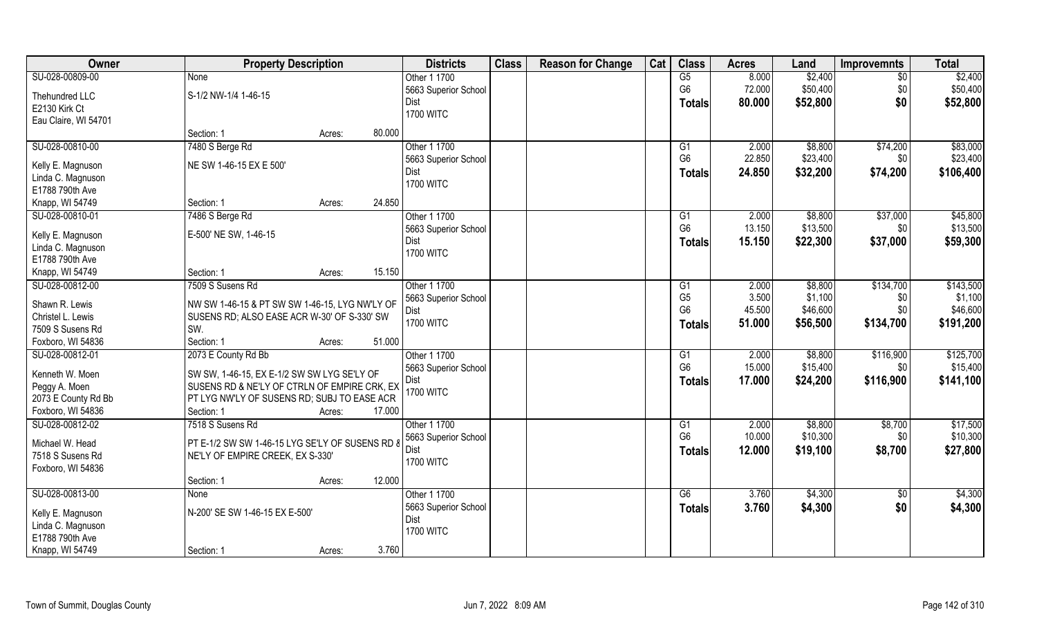| Owner | Property Description | | Districts | Class | Reason for Change | Cat | Class | Acres | Land | Improvemnts | Total |
|---|---|---|---|---|---|---|---|---|---|---|---|
| SU-028-00809-00 | None | | Other 1 1700 | | | | G5 | 8.000 | $2,400 | $0 | $2,400 |
| Thehundred LLC | S-1/2 NW-1/4 1-46-15 | | 5663 Superior School Dist | | | | G6 | 72.000 | $50,400 | $0 | $50,400 |
| E2130 Kirk Ct | | | 1700 WITC | | | | Totals | 80.000 | $52,800 | $0 | $52,800 |
| Eau Claire, WI 54701 | | | | | | | | | | | |
| | Section: 1 | Acres: 80.000 | | | | | | | | | |
| SU-028-00810-00 | 7480 S Berge Rd | | Other 1 1700 | | | | G1 | 2.000 | $8,800 | $74,200 | $83,000 |
| Kelly E. Magnuson | NE SW 1-46-15 EX E 500' | | 5663 Superior School Dist | | | | G6 | 22.850 | $23,400 | $0 | $23,400 |
| Linda C. Magnuson | | | 1700 WITC | | | | Totals | 24.850 | $32,200 | $74,200 | $106,400 |
| E1788 790th Ave | | | | | | | | | | | |
| Knapp, WI 54749 | Section: 1 | Acres: 24.850 | | | | | | | | | |
| SU-028-00810-01 | 7486 S Berge Rd | | Other 1 1700 | | | | G1 | 2.000 | $8,800 | $37,000 | $45,800 |
| Kelly E. Magnuson | E-500' NE SW, 1-46-15 | | 5663 Superior School Dist | | | | G6 | 13.150 | $13,500 | $0 | $13,500 |
| Linda C. Magnuson | | | 1700 WITC | | | | Totals | 15.150 | $22,300 | $37,000 | $59,300 |
| E1788 790th Ave | | | | | | | | | | | |
| Knapp, WI 54749 | Section: 1 | Acres: 15.150 | | | | | | | | | |
| SU-028-00812-00 | 7509 S Susens Rd | | Other 1 1700 | | | | G1 | 2.000 | $8,800 | $134,700 | $143,500 |
| Shawn R. Lewis | NW SW 1-46-15 & PT SW SW 1-46-15, LYG NW'LY OF SUSENS RD; ALSO EASE ACR W-30' OF S-330' SW SW. | | 5663 Superior School Dist | | | | G5 | 3.500 | $1,100 | $0 | $1,100 |
| Christel L. Lewis | | | 1700 WITC | | | | G6 | 45.500 | $46,600 | $0 | $46,600 |
| 7509 S Susens Rd | | | | | | | Totals | 51.000 | $56,500 | $134,700 | $191,200 |
| Foxboro, WI 54836 | Section: 1 | Acres: 51.000 | | | | | | | | | |
| SU-028-00812-01 | 2073 E County Rd Bb | | Other 1 1700 | | | | G1 | 2.000 | $8,800 | $116,900 | $125,700 |
| Kenneth W. Moen | SW SW, 1-46-15, EX E-1/2 SW SW LYG SE'LY OF SUSENS RD & NE'LY OF CTRLN OF EMPIRE CRK, EX PT LYG NW'LY OF SUSENS RD; SUBJ TO EASE ACR | | 5663 Superior School Dist | | | | G6 | 15.000 | $15,400 | $0 | $15,400 |
| Peggy A. Moen | | | 1700 WITC | | | | Totals | 17.000 | $24,200 | $116,900 | $141,100 |
| 2073 E County Rd Bb | | | | | | | | | | | |
| Foxboro, WI 54836 | Section: 1 | Acres: 17.000 | | | | | | | | | |
| SU-028-00812-02 | 7518 S Susens Rd | | Other 1 1700 | | | | G1 | 2.000 | $8,800 | $8,700 | $17,500 |
| Michael W. Head | PT E-1/2 SW SW 1-46-15 LYG SE'LY OF SUSENS RD & NE'LY OF EMPIRE CREEK, EX S-330' | | 5663 Superior School Dist | | | | G6 | 10.000 | $10,300 | $0 | $10,300 |
| 7518 S Susens Rd | | | 1700 WITC | | | | Totals | 12.000 | $19,100 | $8,700 | $27,800 |
| Foxboro, WI 54836 | | | | | | | | | | | |
| | Section: 1 | Acres: 12.000 | | | | | | | | | |
| SU-028-00813-00 | None | | Other 1 1700 | | | | G6 | 3.760 | $4,300 | $0 | $4,300 |
| Kelly E. Magnuson | N-200' SE SW 1-46-15 EX E-500' | | 5663 Superior School Dist | | | | Totals | 3.760 | $4,300 | $0 | $4,300 |
| Linda C. Magnuson | | | 1700 WITC | | | | | | | | |
| E1788 790th Ave | | | | | | | | | | | |
| Knapp, WI 54749 | Section: 1 | Acres: 3.760 | | | | | | | | | |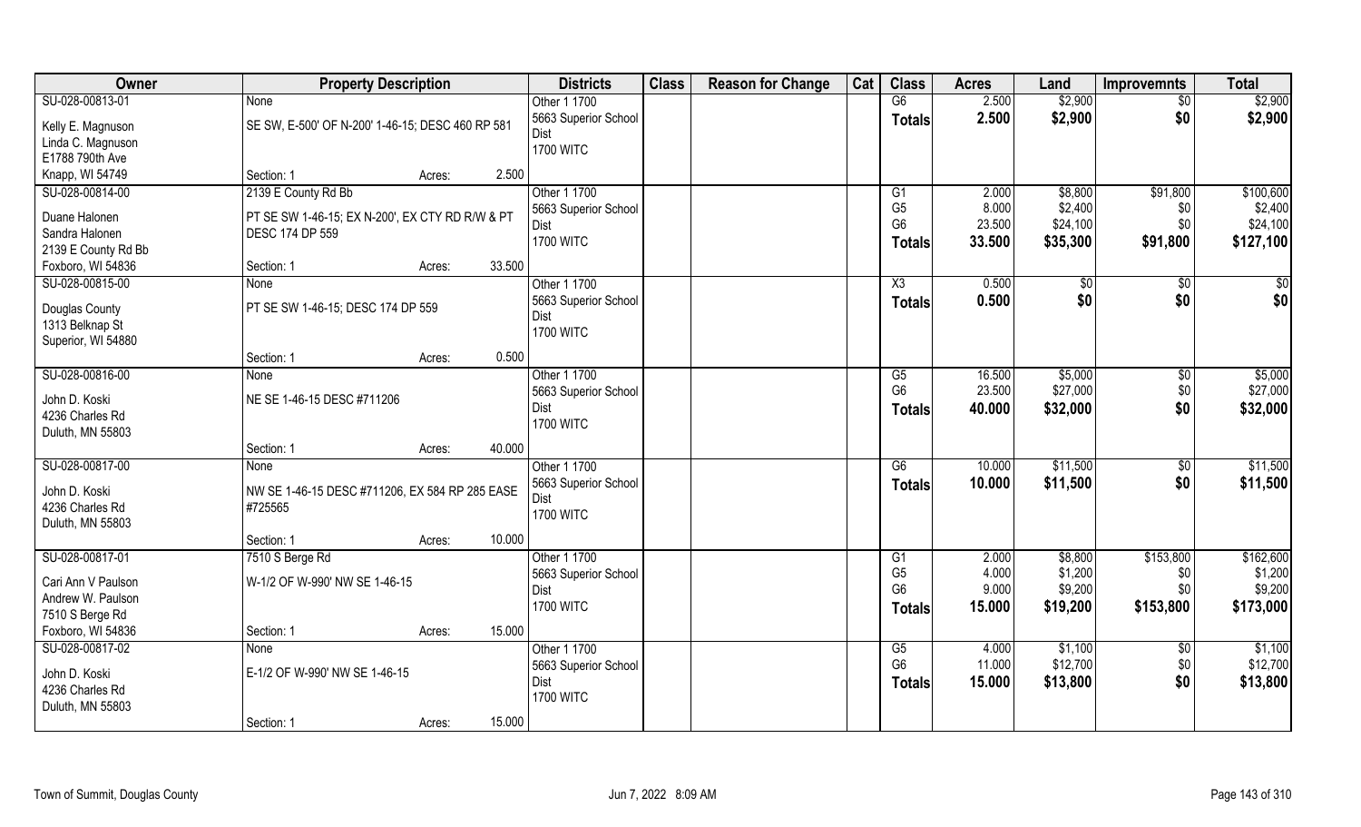| Owner | Property Description | | Districts | Class | Reason for Change | Cat | Class | Acres | Land | Improvemnts | Total |
|---|---|---|---|---|---|---|---|---|---|---|---|
| SU-028-00813-01 | None | | Other 1 1700 | | | | G6 | 2.500 | $2,900 | $0 | $2,900 |
| Kelly E. Magnuson<br>Linda C. Magnuson<br>E1788 790th Ave<br>Knapp, WI 54749 | SE SW, E-500' OF N-200' 1-46-15; DESC 460 RP 581 | | 5663 Superior School Dist<br>1700 WITC | | | | **Totals** | **2.500** | **$2,900** | **$0** | **$2,900** |
| | Section: 1 | Acres: 2.500 | | | | | | | | | |
| SU-028-00814-00 | 2139 E County Rd Bb | | Other 1 1700 | | | | G1 | 2.000 | $8,800 | $91,800 | $100,600 |
| Duane Halonen<br>Sandra Halonen<br>2139 E County Rd Bb<br>Foxboro, WI 54836 | PT SE SW 1-46-15; EX N-200', EX CTY RD R/W & PT DESC 174 DP 559 | | 5663 Superior School Dist<br>1700 WITC | | | | G5 | 8.000 | $2,400 | $0 | $2,400 |
| | | | | | | | G6 | 23.500 | $24,100 | $0 | $24,100 |
| | | | | | | | **Totals** | **33.500** | **$35,300** | **$91,800** | **$127,100** |
| | Section: 1 | Acres: 33.500 | | | | | | | | | |
| SU-028-00815-00 | None | | Other 1 1700 | | | | X3 | 0.500 | $0 | $0 | $0 |
| Douglas County<br>1313 Belknap St<br>Superior, WI 54880 | PT SE SW 1-46-15; DESC 174 DP 559 | | 5663 Superior School Dist<br>1700 WITC | | | | **Totals** | **0.500** | **$0** | **$0** | **$0** |
| | Section: 1 | Acres: 0.500 | | | | | | | | | |
| SU-028-00816-00 | None | | Other 1 1700 | | | | G5 | 16.500 | $5,000 | $0 | $5,000 |
| John D. Koski<br>4236 Charles Rd<br>Duluth, MN 55803 | NE SE 1-46-15 DESC #711206 | | 5663 Superior School Dist<br>1700 WITC | | | | G6 | 23.500 | $27,000 | $0 | $27,000 |
| | | | | | | | **Totals** | **40.000** | **$32,000** | **$0** | **$32,000** |
| | Section: 1 | Acres: 40.000 | | | | | | | | | |
| SU-028-00817-00 | None | | Other 1 1700 | | | | G6 | 10.000 | $11,500 | $0 | $11,500 |
| John D. Koski<br>4236 Charles Rd<br>Duluth, MN 55803 | NW SE 1-46-15 DESC #711206, EX 584 RP 285 EASE #725565 | | 5663 Superior School Dist<br>1700 WITC | | | | **Totals** | **10.000** | **$11,500** | **$0** | **$11,500** |
| | Section: 1 | Acres: 10.000 | | | | | | | | | |
| SU-028-00817-01 | 7510 S Berge Rd | | Other 1 1700 | | | | G1 | 2.000 | $8,800 | $153,800 | $162,600 |
| Cari Ann V Paulson<br>Andrew W. Paulson<br>7510 S Berge Rd<br>Foxboro, WI 54836 | W-1/2 OF W-990' NW SE 1-46-15 | | 5663 Superior School Dist<br>1700 WITC | | | | G5 | 4.000 | $1,200 | $0 | $1,200 |
| | | | | | | | G6 | 9.000 | $9,200 | $0 | $9,200 |
| | | | | | | | **Totals** | **15.000** | **$19,200** | **$153,800** | **$173,000** |
| | Section: 1 | Acres: 15.000 | | | | | | | | | |
| SU-028-00817-02 | None | | Other 1 1700 | | | | G5 | 4.000 | $1,100 | $0 | $1,100 |
| John D. Koski<br>4236 Charles Rd<br>Duluth, MN 55803 | E-1/2 OF W-990' NW SE 1-46-15 | | 5663 Superior School Dist<br>1700 WITC | | | | G6 | 11.000 | $12,700 | $0 | $12,700 |
| | | | | | | | **Totals** | **15.000** | **$13,800** | **$0** | **$13,800** |
| | Section: 1 | Acres: 15.000 | | | | | | | | | |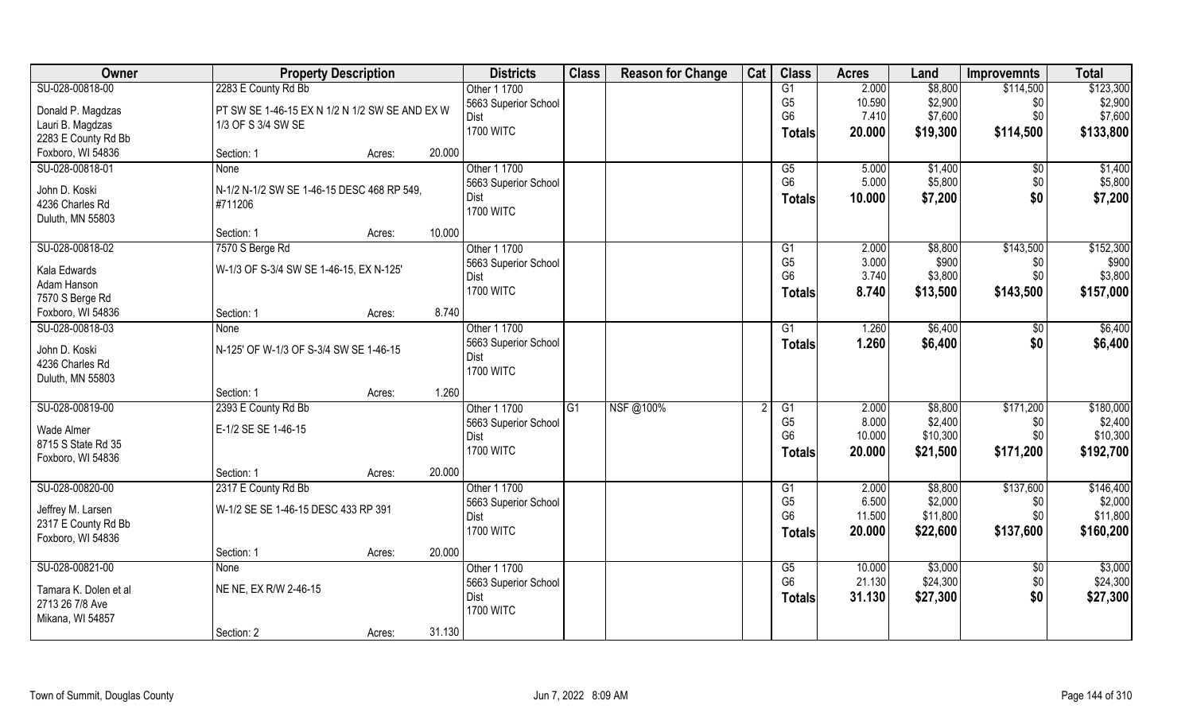| Owner | Property Description | | Districts | Class | Reason for Change | Cat | Class | Acres | Land | Improvemnts | Total |
|---|---|---|---|---|---|---|---|---|---|---|---|
| SU-028-00818-00 | 2283 E County Rd Bb | | Other 1 1700 | | | | G1 | 2.000 | $8,800 | $114,500 | $123,300 |
| Donald P. Magdzas | PT SW SE 1-46-15 EX N 1/2 N 1/2 SW SE AND EX W | | 5663 Superior School | | | | G5 | 10.590 | $2,900 | $0 | $2,900 |
| Lauri B. Magdzas | 1/3 OF S 3/4 SW SE | | Dist | | | | G6 | 7.410 | $7,600 | $0 | $7,600 |
| 2283 E County Rd Bb | | | 1700 WITC | | | | Totals | 20.000 | $19,300 | $114,500 | $133,800 |
| Foxboro, WI 54836 | Section: 1 | Acres: 20.000 | | | | | | | | | |
| SU-028-00818-01 | None | | Other 1 1700 | | | | G5 | 5.000 | $1,400 | $0 | $1,400 |
| John D. Koski | N-1/2 N-1/2 SW SE 1-46-15 DESC 468 RP 549, | | 5663 Superior School | | | | G6 | 5.000 | $5,800 | $0 | $5,800 |
| 4236 Charles Rd | #711206 | | Dist | | | | Totals | 10.000 | $7,200 | $0 | $7,200 |
| Duluth, MN 55803 | | | 1700 WITC | | | | | | | | |
| | Section: 1 | Acres: 10.000 | | | | | | | | | |
| SU-028-00818-02 | 7570 S Berge Rd | | Other 1 1700 | | | | G1 | 2.000 | $8,800 | $143,500 | $152,300 |
| Kala Edwards | W-1/3 OF S-3/4 SW SE 1-46-15, EX N-125' | | 5663 Superior School | | | | G5 | 3.000 | $900 | $0 | $900 |
| Adam Hanson | | | Dist | | | | G6 | 3.740 | $3,800 | $0 | $3,800 |
| 7570 S Berge Rd | | | 1700 WITC | | | | Totals | 8.740 | $13,500 | $143,500 | $157,000 |
| Foxboro, WI 54836 | Section: 1 | Acres: 8.740 | | | | | | | | | |
| SU-028-00818-03 | None | | Other 1 1700 | | | | G1 | 1.260 | $6,400 | $0 | $6,400 |
| John D. Koski | N-125' OF W-1/3 OF S-3/4 SW SE 1-46-15 | | 5663 Superior School | | | | Totals | 1.260 | $6,400 | $0 | $6,400 |
| 4236 Charles Rd | | | Dist | | | | | | | | |
| Duluth, MN 55803 | | | 1700 WITC | | | | | | | | |
| | Section: 1 | Acres: 1.260 | | | | | | | | | |
| SU-028-00819-00 | 2393 E County Rd Bb | | Other 1 1700 | G1 | NSF @100% | 2 | G1 | 2.000 | $8,800 | $171,200 | $180,000 |
| Wade Almer | E-1/2 SE SE 1-46-15 | | 5663 Superior School | | | | G5 | 8.000 | $2,400 | $0 | $2,400 |
| 8715 S State Rd 35 | | | Dist | | | | G6 | 10.000 | $10,300 | $0 | $10,300 |
| Foxboro, WI 54836 | | | 1700 WITC | | | | Totals | 20.000 | $21,500 | $171,200 | $192,700 |
| | Section: 1 | Acres: 20.000 | | | | | | | | | |
| SU-028-00820-00 | 2317 E County Rd Bb | | Other 1 1700 | | | | G1 | 2.000 | $8,800 | $137,600 | $146,400 |
| Jeffrey M. Larsen | W-1/2 SE SE 1-46-15 DESC 433 RP 391 | | 5663 Superior School | | | | G5 | 6.500 | $2,000 | $0 | $2,000 |
| 2317 E County Rd Bb | | | Dist | | | | G6 | 11.500 | $11,800 | $0 | $11,800 |
| Foxboro, WI 54836 | | | 1700 WITC | | | | Totals | 20.000 | $22,600 | $137,600 | $160,200 |
| | Section: 1 | Acres: 20.000 | | | | | | | | | |
| SU-028-00821-00 | None | | Other 1 1700 | | | | G5 | 10.000 | $3,000 | $0 | $3,000 |
| Tamara K. Dolen et al | NE NE, EX R/W 2-46-15 | | 5663 Superior School | | | | G6 | 21.130 | $24,300 | $0 | $24,300 |
| 2713 26 7/8 Ave | | | Dist | | | | Totals | 31.130 | $27,300 | $0 | $27,300 |
| Mikana, WI 54857 | | | 1700 WITC | | | | | | | | |
| | Section: 2 | Acres: 31.130 | | | | | | | | | |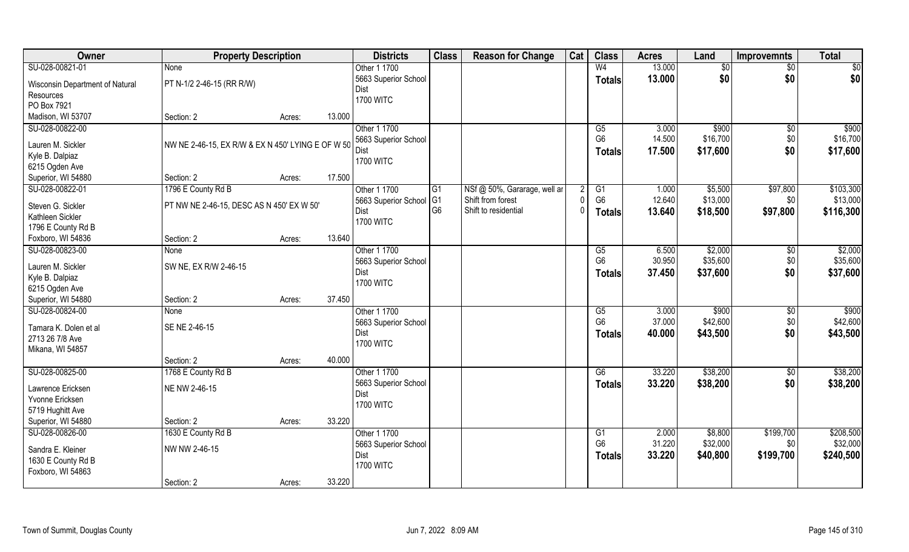| Owner | Property Description | | Districts | Class | Reason for Change | Cat | Class | Acres | Land | Improvemnts | Total |
|---|---|---|---|---|---|---|---|---|---|---|---|
| SU-028-00821-01 | None | | Other 1 1700 | | | | W4 | 13.000 | $0 | $0 | $0 |
| Wisconsin Department of Natural Resources | PT N-1/2 2-46-15 (RR R/W) | | 5663 Superior School Dist | | | | **Totals** | **13.000** | **$0** | **$0** | **$0** |
| PO Box 7921 | | | 1700 WITC | | | | | | | | |
| Madison, WI 53707 | Section: 2 | Acres: 13.000 | | | | | | | | | |
| SU-028-00822-00 | | | Other 1 1700 | | | | G5 | 3.000 | $900 | $0 | $900 |
| Lauren M. Sickler | NW NE 2-46-15, EX R/W & EX N 450' LYING E OF W 50 | | 5663 Superior School Dist | | | | G6 | 14.500 | $16,700 | $0 | $16,700 |
| Kyle B. Dalpiaz | | | 1700 WITC | | | | **Totals** | **17.500** | **$17,600** | **$0** | **$17,600** |
| 6215 Ogden Ave | | | | | | | | | | | |
| Superior, WI 54880 | Section: 2 | Acres: 17.500 | | | | | | | | | |
| SU-028-00822-01 | 1796 E County Rd B | | Other 1 1700 | G1 | NSf @ 50%, Gararage, well ar | 2 | G1 | 1.000 | $5,500 | $97,800 | $103,300 |
| Steven G. Sickler | PT NW NE 2-46-15, DESC AS N 450' EX W 50' | | 5663 Superior School Dist | G1 | Shift from forest | 0 | G6 | 12.640 | $13,000 | $0 | $13,000 |
| Kathleen Sickler | | | 1700 WITC | G6 | Shift to residential | 0 | **Totals** | **13.640** | **$18,500** | **$97,800** | **$116,300** |
| 1796 E County Rd B | | | | | | | | | | | |
| Foxboro, WI 54836 | Section: 2 | Acres: 13.640 | | | | | | | | | |
| SU-028-00823-00 | None | | Other 1 1700 | | | | G5 | 6.500 | $2,000 | $0 | $2,000 |
| Lauren M. Sickler | SW NE, EX R/W 2-46-15 | | 5663 Superior School Dist | | | | G6 | 30.950 | $35,600 | $0 | $35,600 |
| Kyle B. Dalpiaz | | | 1700 WITC | | | | **Totals** | **37.450** | **$37,600** | **$0** | **$37,600** |
| 6215 Ogden Ave | | | | | | | | | | | |
| Superior, WI 54880 | Section: 2 | Acres: 37.450 | | | | | | | | | |
| SU-028-00824-00 | None | | Other 1 1700 | | | | G5 | 3.000 | $900 | $0 | $900 |
| Tamara K. Dolen et al | SE NE 2-46-15 | | 5663 Superior School Dist | | | | G6 | 37.000 | $42,600 | $0 | $42,600 |
| 2713 26 7/8 Ave | | | 1700 WITC | | | | **Totals** | **40.000** | **$43,500** | **$0** | **$43,500** |
| Mikana, WI 54857 | | | | | | | | | | | |
| | Section: 2 | Acres: 40.000 | | | | | | | | | |
| SU-028-00825-00 | 1768 E County Rd B | | Other 1 1700 | | | | G6 | 33.220 | $38,200 | $0 | $38,200 |
| Lawrence Ericksen | NE NW 2-46-15 | | 5663 Superior School Dist | | | | **Totals** | **33.220** | **$38,200** | **$0** | **$38,200** |
| Yvonne Ericksen | | | 1700 WITC | | | | | | | | |
| 5719 Hughitt Ave | | | | | | | | | | | |
| Superior, WI 54880 | Section: 2 | Acres: 33.220 | | | | | | | | | |
| SU-028-00826-00 | 1630 E County Rd B | | Other 1 1700 | | | | G1 | 2.000 | $8,800 | $199,700 | $208,500 |
| Sandra E. Kleiner | NW NW 2-46-15 | | 5663 Superior School Dist | | | | G6 | 31.220 | $32,000 | $0 | $32,000 |
| 1630 E County Rd B | | | 1700 WITC | | | | **Totals** | **33.220** | **$40,800** | **$199,700** | **$240,500** |
| Foxboro, WI 54863 | | | | | | | | | | | |
| | Section: 2 | Acres: 33.220 | | | | | | | | | |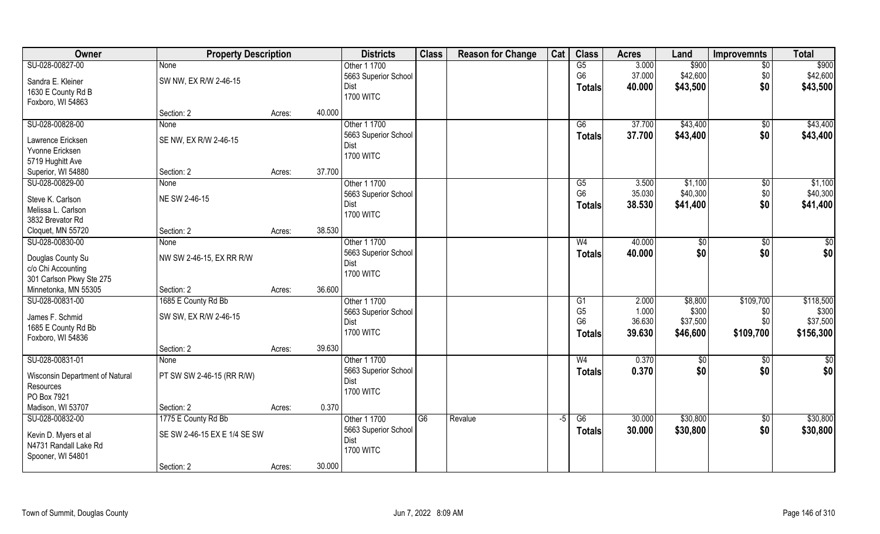| Owner | Property Description | | | Districts | Class | Reason for Change | Cat | Class | Acres | Land | Improvemnts | Total |
|---|---|---|---|---|---|---|---|---|---|---|---|---|
| SU-028-00827-00 | None | | | Other 1 1700 | | | | G5 | 3.000 | $900 | $0 | $900 |
| Sandra E. Kleiner | SW NW, EX R/W 2-46-15 | | | 5663 Superior School | | | | G6 | 37.000 | $42,600 | $0 | $42,600 |
| 1630 E County Rd B | | | | Dist | | | | **Totals** | **40.000** | **$43,500** | **$0** | **$43,500** |
| Foxboro, WI 54863 | | | | 1700 WITC | | | | | | | | |
| | Section: 2 | Acres: | 40.000 | | | | | | | | | |
| SU-028-00828-00 | None | | | Other 1 1700 | | | | G6 | 37.700 | $43,400 | $0 | $43,400 |
| Lawrence Ericksen | SE NW, EX R/W 2-46-15 | | | 5663 Superior School | | | | **Totals** | **37.700** | **$43,400** | **$0** | **$43,400** |
| Yvonne Ericksen | | | | Dist | | | | | | | | |
| 5719 Hughitt Ave | | | | 1700 WITC | | | | | | | | |
| Superior, WI 54880 | Section: 2 | Acres: | 37.700 | | | | | | | | | |
| SU-028-00829-00 | None | | | Other 1 1700 | | | | G5 | 3.500 | $1,100 | $0 | $1,100 |
| Steve K. Carlson | NE SW 2-46-15 | | | 5663 Superior School | | | | G6 | 35.030 | $40,300 | $0 | $40,300 |
| Melissa L. Carlson | | | | Dist | | | | **Totals** | **38.530** | **$41,400** | **$0** | **$41,400** |
| 3832 Brevator Rd | | | | 1700 WITC | | | | | | | | |
| Cloquet, MN 55720 | Section: 2 | Acres: | 38.530 | | | | | | | | | |
| SU-028-00830-00 | None | | | Other 1 1700 | | | | W4 | 40.000 | $0 | $0 | $0 |
| Douglas County Su | NW SW 2-46-15, EX RR R/W | | | 5663 Superior School | | | | **Totals** | **40.000** | **$0** | **$0** | **$0** |
| c/o Chi Accounting | | | | Dist | | | | | | | | |
| 301 Carlson Pkwy Ste 275 | | | | 1700 WITC | | | | | | | | |
| Minnetonka, MN 55305 | Section: 2 | Acres: | 36.600 | | | | | | | | | |
| SU-028-00831-00 | 1685 E County Rd Bb | | | Other 1 1700 | | | | G1 | 2.000 | $8,800 | $109,700 | $118,500 |
| James F. Schmid | SW SW, EX R/W 2-46-15 | | | 5663 Superior School | | | | G5 | 1.000 | $300 | $0 | $300 |
| 1685 E County Rd Bb | | | | Dist | | | | G6 | 36.630 | $37,500 | $0 | $37,500 |
| Foxboro, WI 54836 | | | | 1700 WITC | | | | **Totals** | **39.630** | **$46,600** | **$109,700** | **$156,300** |
| | Section: 2 | Acres: | 39.630 | | | | | | | | | |
| SU-028-00831-01 | None | | | Other 1 1700 | | | | W4 | 0.370 | $0 | $0 | $0 |
| Wisconsin Department of Natural Resources | PT SW SW 2-46-15 (RR R/W) | | | 5663 Superior School | | | | **Totals** | **0.370** | **$0** | **$0** | **$0** |
| PO Box 7921 | | | | Dist | | | | | | | | |
| | | | | 1700 WITC | | | | | | | | |
| Madison, WI 53707 | Section: 2 | Acres: | 0.370 | | | | | | | | | |
| SU-028-00832-00 | 1775 E County Rd Bb | | | Other 1 1700 | G6 | Revalue | -5 | G6 | 30.000 | $30,800 | $0 | $30,800 |
| Kevin D. Myers et al | SE SW 2-46-15 EX E 1/4 SE SW | | | 5663 Superior School | | | | **Totals** | **30.000** | **$30,800** | **$0** | **$30,800** |
| N4731 Randall Lake Rd | | | | Dist | | | | | | | | |
| Spooner, WI 54801 | | | | 1700 WITC | | | | | | | | |
| | Section: 2 | Acres: | 30.000 | | | | | | | | | |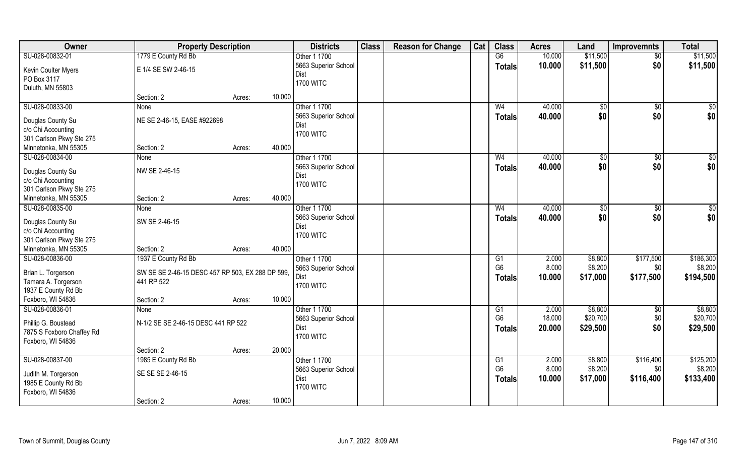| Owner | Property Description | | | Districts | Class | Reason for Change | Cat | Class | Acres | Land | Improvemnts | Total |
|---|---|---|---|---|---|---|---|---|---|---|---|---|
| SU-028-00832-01 | 1779 E County Rd Bb | | | Other 1 1700 | | | | G6 | 10.000 | $11,500 | $0 | $11,500 |
| Kevin Coulter Myers<br>PO Box 3117<br>Duluth, MN 55803 | E 1/4 SE SW 2-46-15 | | | 5663 Superior School Dist<br>1700 WITC | | | | Totals | 10.000 | $11,500 | $0 | $11,500 |
| | Section: 2 | Acres: | 10.000 | | | | | | | | | |
| SU-028-00833-00 | None | | | Other 1 1700 | | | | W4 | 40.000 | $0 | $0 | $0 |
| Douglas County Su<br>c/o Chi Accounting<br>301 Carlson Pkwy Ste 275<br>Minnetonka, MN 55305 | NE SE 2-46-15, EASE #922698 | | | 5663 Superior School Dist<br>1700 WITC | | | | Totals | 40.000 | $0 | $0 | $0 |
| | Section: 2 | Acres: | 40.000 | | | | | | | | | |
| SU-028-00834-00 | None | | | Other 1 1700 | | | | W4 | 40.000 | $0 | $0 | $0 |
| Douglas County Su<br>c/o Chi Accounting<br>301 Carlson Pkwy Ste 275<br>Minnetonka, MN 55305 | NW SE 2-46-15 | | | 5663 Superior School Dist<br>1700 WITC | | | | Totals | 40.000 | $0 | $0 | $0 |
| | Section: 2 | Acres: | 40.000 | | | | | | | | | |
| SU-028-00835-00 | None | | | Other 1 1700 | | | | W4 | 40.000 | $0 | $0 | $0 |
| Douglas County Su<br>c/o Chi Accounting<br>301 Carlson Pkwy Ste 275<br>Minnetonka, MN 55305 | SW SE 2-46-15 | | | 5663 Superior School Dist<br>1700 WITC | | | | Totals | 40.000 | $0 | $0 | $0 |
| | Section: 2 | Acres: | 40.000 | | | | | | | | | |
| SU-028-00836-00 | 1937 E County Rd Bb | | | Other 1 1700 | | | | G1<br>G6 | 2.000<br>8.000 | $8,800<br>$8,200 | $177,500<br>$0 | $186,300<br>$8,200 |
| Brian L. Torgerson<br>Tamara A. Torgerson<br>1937 E County Rd Bb<br>Foxboro, WI 54836 | SW SE SE 2-46-15 DESC 457 RP 503, EX 288 DP 599, 441 RP 522 | | | 5663 Superior School Dist<br>1700 WITC | | | | Totals | 10.000 | $17,000 | $177,500 | $194,500 |
| | Section: 2 | Acres: | 10.000 | | | | | | | | | |
| SU-028-00836-01 | None | | | Other 1 1700 | | | | G1<br>G6 | 2.000<br>18.000 | $8,800<br>$20,700 | $0<br>$0 | $8,800<br>$20,700 |
| Phillip G. Boustead<br>7875 S Foxboro Chaffey Rd<br>Foxboro, WI 54836 | N-1/2 SE SE 2-46-15 DESC 441 RP 522 | | | 5663 Superior School Dist<br>1700 WITC | | | | Totals | 20.000 | $29,500 | $0 | $29,500 |
| | Section: 2 | Acres: | 20.000 | | | | | | | | | |
| SU-028-00837-00 | 1985 E County Rd Bb | | | Other 1 1700 | | | | G1<br>G6 | 2.000<br>8.000 | $8,800<br>$8,200 | $116,400<br>$0 | $125,200<br>$8,200 |
| Judith M. Torgerson<br>1985 E County Rd Bb<br>Foxboro, WI 54836 | SE SE SE 2-46-15 | | | 5663 Superior School Dist<br>1700 WITC | | | | Totals | 10.000 | $17,000 | $116,400 | $133,400 |
| | Section: 2 | Acres: | 10.000 | | | | | | | | | |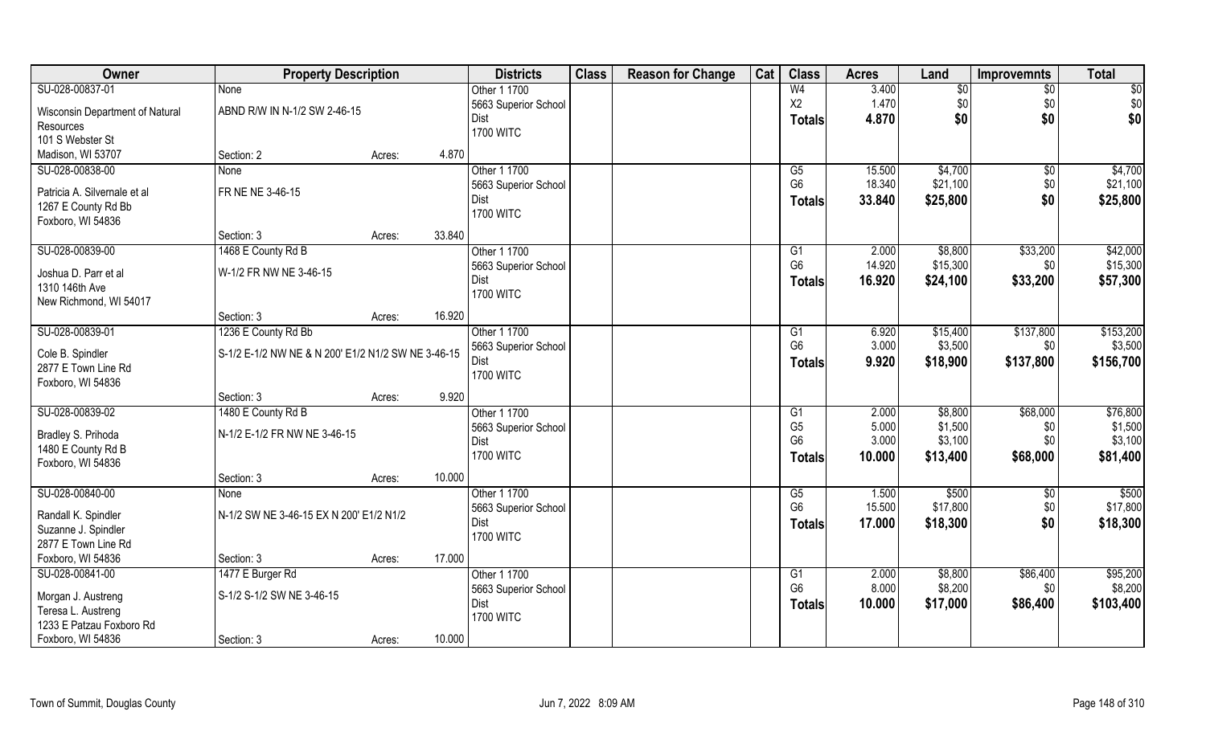| Owner | Property Description | | | Districts | Class | Reason for Change | Cat | Class | Acres | Land | Improvemnts | Total |
|---|---|---|---|---|---|---|---|---|---|---|---|---|
| SU-028-00837-01 | None | | | Other 1 1700 | | | | W4 | 3.400 | $0 | $0 | $0 |
| Wisconsin Department of Natural Resources | ABND R/W IN N-1/2 SW 2-46-15 | | | 5663 Superior School Dist | | | | X2 | 1.470 | $0 | $0 | $0 |
| 101 S Webster St | | | | 1700 WITC | | | | Totals | 4.870 | $0 | $0 | $0 |
| Madison, WI 53707 | Section: 2 | Acres: | 4.870 | | | | | | | | | |
| SU-028-00838-00 | None | | | Other 1 1700 | | | | G5 | 15.500 | $4,700 | $0 | $4,700 |
| Patricia A. Silvernale et al | FR NE NE 3-46-15 | | | 5663 Superior School Dist | | | | G6 | 18.340 | $21,100 | $0 | $21,100 |
| 1267 E County Rd Bb | | | | 1700 WITC | | | | Totals | 33.840 | $25,800 | $0 | $25,800 |
| Foxboro, WI 54836 | Section: 3 | Acres: | 33.840 | | | | | | | | | |
| SU-028-00839-00 | 1468 E County Rd B | | | Other 1 1700 | | | | G1 | 2.000 | $8,800 | $33,200 | $42,000 |
| Joshua D. Parr et al | W-1/2 FR NW NE 3-46-15 | | | 5663 Superior School Dist | | | | G6 | 14.920 | $15,300 | $0 | $15,300 |
| 1310 146th Ave | | | | 1700 WITC | | | | Totals | 16.920 | $24,100 | $33,200 | $57,300 |
| New Richmond, WI 54017 | Section: 3 | Acres: | 16.920 | | | | | | | | | |
| SU-028-00839-01 | 1236 E County Rd Bb | | | Other 1 1700 | | | | G1 | 6.920 | $15,400 | $137,800 | $153,200 |
| Cole B. Spindler | S-1/2 E-1/2 NW NE & N 200' E1/2 N1/2 SW NE 3-46-15 | | | 5663 Superior School Dist | | | | G6 | 3.000 | $3,500 | $0 | $3,500 |
| 2877 E Town Line Rd | | | | 1700 WITC | | | | Totals | 9.920 | $18,900 | $137,800 | $156,700 |
| Foxboro, WI 54836 | Section: 3 | Acres: | 9.920 | | | | | | | | | |
| SU-028-00839-02 | 1480 E County Rd B | | | Other 1 1700 | | | | G1 | 2.000 | $8,800 | $68,000 | $76,800 |
| Bradley S. Prihoda | N-1/2 E-1/2 FR NW NE 3-46-15 | | | 5663 Superior School Dist | | | | G5 | 5.000 | $1,500 | $0 | $1,500 |
| 1480 E County Rd B | | | | 1700 WITC | | | | G6 | 3.000 | $3,100 | $0 | $3,100 |
| Foxboro, WI 54836 | | | | | | | | Totals | 10.000 | $13,400 | $68,000 | $81,400 |
| | Section: 3 | Acres: | 10.000 | | | | | | | | | |
| SU-028-00840-00 | None | | | Other 1 1700 | | | | G5 | 1.500 | $500 | $0 | $500 |
| Randall K. Spindler | N-1/2 SW NE 3-46-15 EX N 200' E1/2 N1/2 | | | 5663 Superior School Dist | | | | G6 | 15.500 | $17,800 | $0 | $17,800 |
| Suzanne J. Spindler | | | | 1700 WITC | | | | Totals | 17.000 | $18,300 | $0 | $18,300 |
| 2877 E Town Line Rd | | | | | | | | | | | | |
| Foxboro, WI 54836 | Section: 3 | Acres: | 17.000 | | | | | | | | | |
| SU-028-00841-00 | 1477 E Burger Rd | | | Other 1 1700 | | | | G1 | 2.000 | $8,800 | $86,400 | $95,200 |
| Morgan J. Austreng | S-1/2 S-1/2 SW NE 3-46-15 | | | 5663 Superior School Dist | | | | G6 | 8.000 | $8,200 | $0 | $8,200 |
| Teresa L. Austreng | | | | 1700 WITC | | | | Totals | 10.000 | $17,000 | $86,400 | $103,400 |
| 1233 E Patzau Foxboro Rd | | | | | | | | | | | | |
| Foxboro, WI 54836 | Section: 3 | Acres: | 10.000 | | | | | | | | | |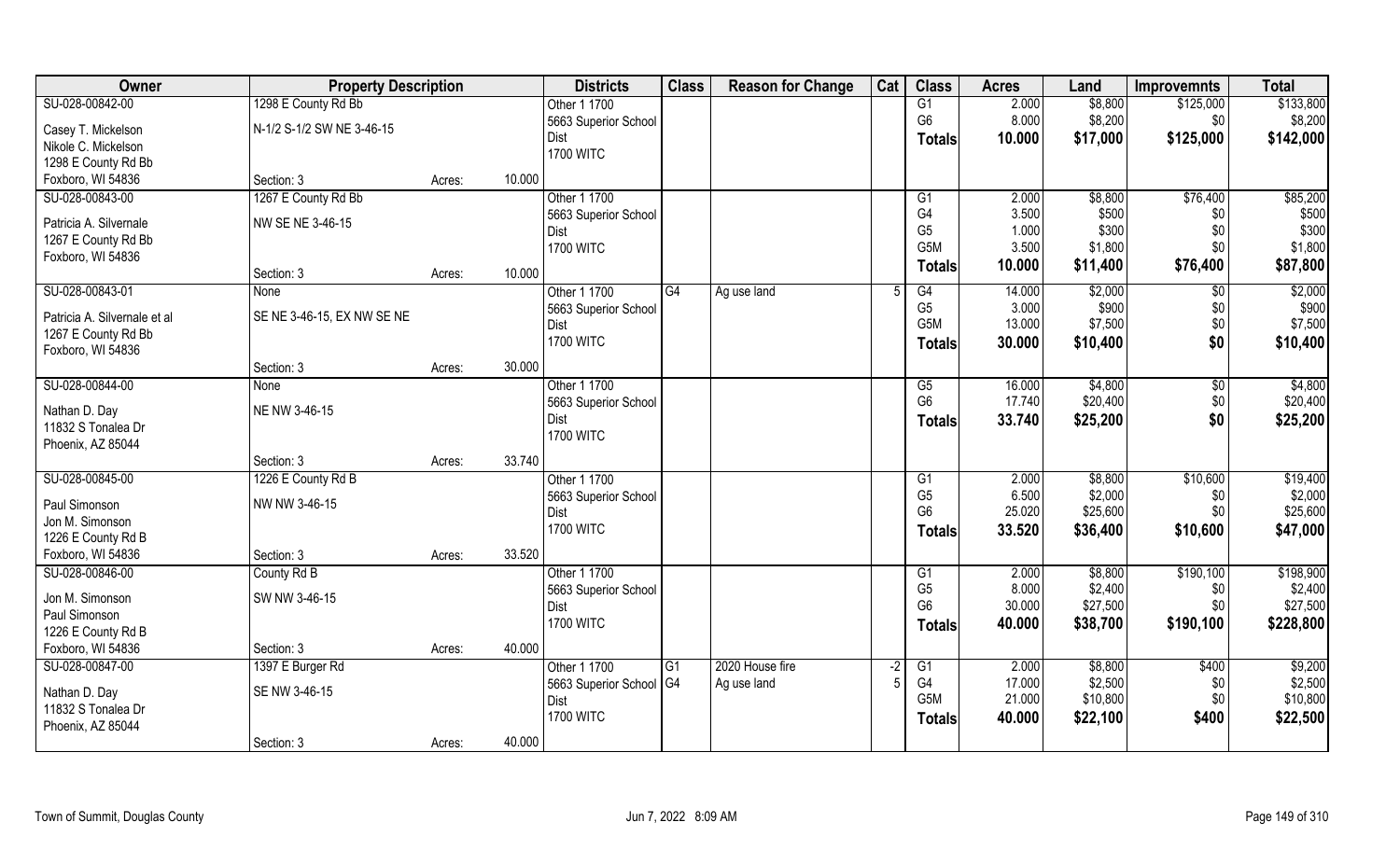| Owner | Property Description | | | Districts | Class | Reason for Change | Cat | Class | Acres | Land | Improvemnts | Total |
|---|---|---|---|---|---|---|---|---|---|---|---|---|
| SU-028-00842-00 | 1298 E County Rd Bb | | | Other 1 1700 | | | | G1 | 2.000 | $8,800 | $125,000 | $133,800 |
| Casey T. Mickelson | N-1/2 S-1/2 SW NE 3-46-15 | | | 5663 Superior School Dist | | | | G6 | 8.000 | $8,200 | $0 | $8,200 |
| Nikole C. Mickelson | | | | 1700 WITC | | | | Totals | 10.000 | $17,000 | $125,000 | $142,000 |
| 1298 E County Rd Bb | | | | | | | | | | | | |
| Foxboro, WI 54836 | Section: 3 | Acres: | 10.000 | | | | | | | | | |
| SU-028-00843-00 | 1267 E County Rd Bb | | | Other 1 1700 | | | | G1 | 2.000 | $8,800 | $76,400 | $85,200 |
| Patricia A. Silvernale | NW SE NE 3-46-15 | | | 5663 Superior School Dist | | | | G4 | 3.500 | $500 | $0 | $500 |
| 1267 E County Rd Bb | | | | 1700 WITC | | | | G5 | 1.000 | $300 | $0 | $300 |
| Foxboro, WI 54836 | | | | | | | | G5M | 3.500 | $1,800 | $0 | $1,800 |
| | Section: 3 | Acres: | 10.000 | | | | | Totals | 10.000 | $11,400 | $76,400 | $87,800 |
| SU-028-00843-01 | None | | | Other 1 1700 | G4 | Ag use land | 5 | G4 | 14.000 | $2,000 | $0 | $2,000 |
| Patricia A. Silvernale et al | SE NE 3-46-15, EX NW SE NE | | | 5663 Superior School Dist | | | | G5 | 3.000 | $900 | $0 | $900 |
| 1267 E County Rd Bb | | | | 1700 WITC | | | | G5M | 13.000 | $7,500 | $0 | $7,500 |
| Foxboro, WI 54836 | | | | | | | | Totals | 30.000 | $10,400 | $0 | $10,400 |
| | Section: 3 | Acres: | 30.000 | | | | | | | | | |
| SU-028-00844-00 | None | | | Other 1 1700 | | | | G5 | 16.000 | $4,800 | $0 | $4,800 |
| Nathan D. Day | NE NW 3-46-15 | | | 5663 Superior School Dist | | | | G6 | 17.740 | $20,400 | $0 | $20,400 |
| 11832 S Tonalea Dr | | | | 1700 WITC | | | | Totals | 33.740 | $25,200 | $0 | $25,200 |
| Phoenix, AZ 85044 | | | | | | | | | | | | |
| | Section: 3 | Acres: | 33.740 | | | | | | | | | |
| SU-028-00845-00 | 1226 E County Rd B | | | Other 1 1700 | | | | G1 | 2.000 | $8,800 | $10,600 | $19,400 |
| Paul Simonson | NW NW 3-46-15 | | | 5663 Superior School Dist | | | | G5 | 6.500 | $2,000 | $0 | $2,000 |
| Jon M. Simonson | | | | 1700 WITC | | | | G6 | 25.020 | $25,600 | $0 | $25,600 |
| 1226 E County Rd B | | | | | | | | Totals | 33.520 | $36,400 | $10,600 | $47,000 |
| Foxboro, WI 54836 | Section: 3 | Acres: | 33.520 | | | | | | | | | |
| SU-028-00846-00 | County Rd B | | | Other 1 1700 | | | | G1 | 2.000 | $8,800 | $190,100 | $198,900 |
| Jon M. Simonson | SW NW 3-46-15 | | | 5663 Superior School Dist | | | | G5 | 8.000 | $2,400 | $0 | $2,400 |
| Paul Simonson | | | | 1700 WITC | | | | G6 | 30.000 | $27,500 | $0 | $27,500 |
| 1226 E County Rd B | | | | | | | | Totals | 40.000 | $38,700 | $190,100 | $228,800 |
| Foxboro, WI 54836 | Section: 3 | Acres: | 40.000 | | | | | | | | | |
| SU-028-00847-00 | 1397 E Burger Rd | | | Other 1 1700 | G1 | 2020 House fire | -2 | G1 | 2.000 | $8,800 | $400 | $9,200 |
| Nathan D. Day | SE NW 3-46-15 | | | 5663 Superior School Dist | G4 | Ag use land | 5 | G4 | 17.000 | $2,500 | $0 | $2,500 |
| 11832 S Tonalea Dr | | | | 1700 WITC | | | | G5M | 21.000 | $10,800 | $0 | $10,800 |
| Phoenix, AZ 85044 | | | | | | | | Totals | 40.000 | $22,100 | $400 | $22,500 |
| | Section: 3 | Acres: | 40.000 | | | | | | | | | |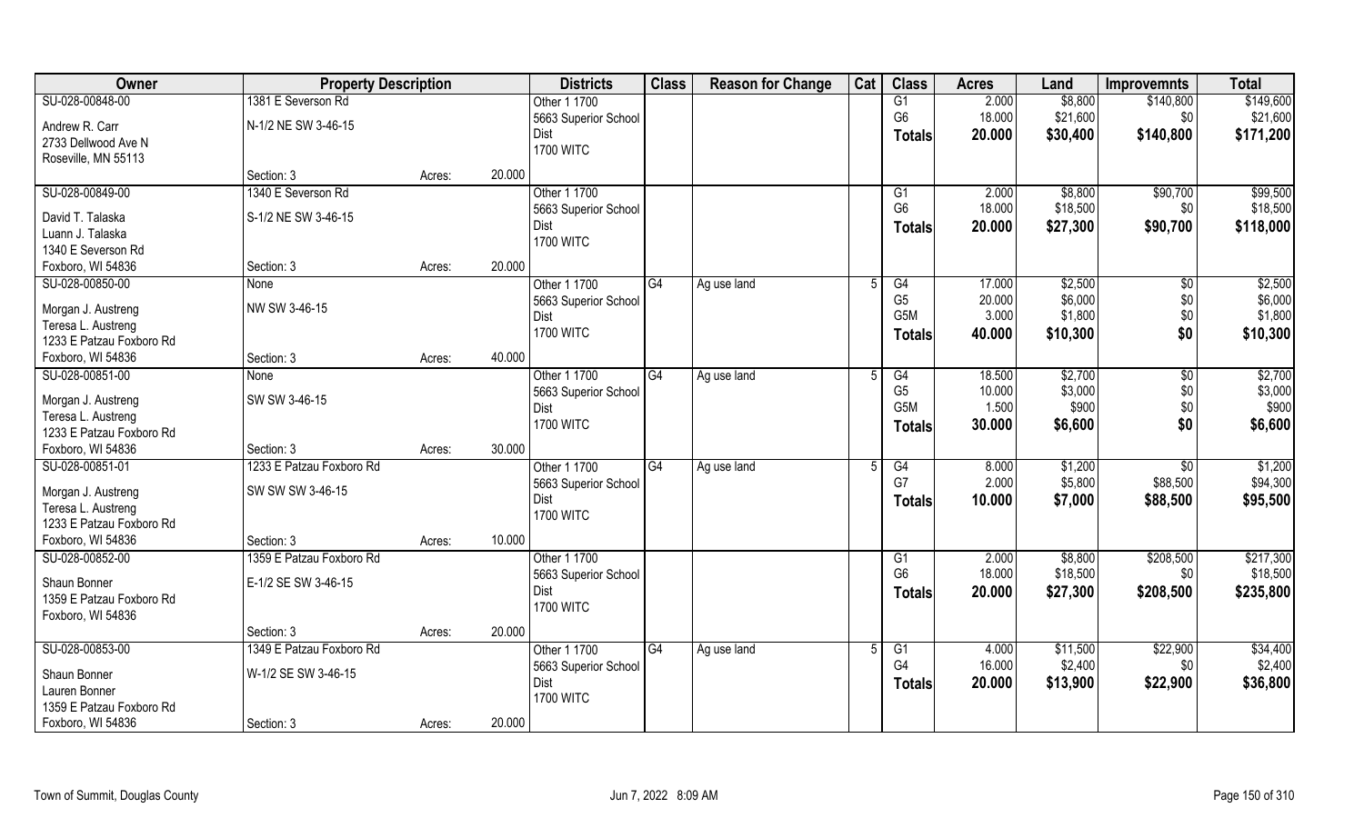| Owner | Property Description | | | Districts | Class | Reason for Change | Cat | Class | Acres | Land | Improvemnts | Total |
|---|---|---|---|---|---|---|---|---|---|---|---|---|
| SU-028-00848-00 | 1381 E Severson Rd | | | Other 1 1700 | | | | G1 | 2.000 | $8,800 | $140,800 | $149,600 |
| Andrew R. Carr | N-1/2 NE SW 3-46-15 | | | 5663 Superior School Dist | | | | G6 | 18.000 | $21,600 | $0 | $21,600 |
| 2733 Dellwood Ave N | | | | 1700 WITC | | | | Totals | 20.000 | $30,400 | $140,800 | $171,200 |
| Roseville, MN 55113 | | | | | | | | | | | | |
| | Section: 3 | Acres: | 20.000 | | | | | | | | | |
| SU-028-00849-00 | 1340 E Severson Rd | | | Other 1 1700 | | | | G1 | 2.000 | $8,800 | $90,700 | $99,500 |
| David T. Talaska | S-1/2 NE SW 3-46-15 | | | 5663 Superior School Dist | | | | G6 | 18.000 | $18,500 | $0 | $18,500 |
| Luann J. Talaska | | | | 1700 WITC | | | | Totals | 20.000 | $27,300 | $90,700 | $118,000 |
| 1340 E Severson Rd | | | | | | | | | | | | |
| Foxboro, WI 54836 | Section: 3 | Acres: | 20.000 | | | | | | | | | |
| SU-028-00850-00 | None | | | Other 1 1700 | G4 | Ag use land | 5 | G4 | 17.000 | $2,500 | $0 | $2,500 |
| Morgan J. Austreng | NW SW 3-46-15 | | | 5663 Superior School Dist | | | | G5 | 20.000 | $6,000 | $0 | $6,000 |
| Teresa L. Austreng | | | | 1700 WITC | | | | G5M | 3.000 | $1,800 | $0 | $1,800 |
| 1233 E Patzau Foxboro Rd | | | | | | | | Totals | 40.000 | $10,300 | $0 | $10,300 |
| Foxboro, WI 54836 | Section: 3 | Acres: | 40.000 | | | | | | | | | |
| SU-028-00851-00 | None | | | Other 1 1700 | G4 | Ag use land | 5 | G4 | 18.500 | $2,700 | $0 | $2,700 |
| Morgan J. Austreng | SW SW 3-46-15 | | | 5663 Superior School Dist | | | | G5 | 10.000 | $3,000 | $0 | $3,000 |
| Teresa L. Austreng | | | | 1700 WITC | | | | G5M | 1.500 | $900 | $0 | $900 |
| 1233 E Patzau Foxboro Rd | | | | | | | | Totals | 30.000 | $6,600 | $0 | $6,600 |
| Foxboro, WI 54836 | Section: 3 | Acres: | 30.000 | | | | | | | | | |
| SU-028-00851-01 | 1233 E Patzau Foxboro Rd | | | Other 1 1700 | G4 | Ag use land | 5 | G4 | 8.000 | $1,200 | $0 | $1,200 |
| Morgan J. Austreng | SW SW SW 3-46-15 | | | 5663 Superior School Dist | | | | G7 | 2.000 | $5,800 | $88,500 | $94,300 |
| Teresa L. Austreng | | | | 1700 WITC | | | | Totals | 10.000 | $7,000 | $88,500 | $95,500 |
| 1233 E Patzau Foxboro Rd | | | | | | | | | | | | |
| Foxboro, WI 54836 | Section: 3 | Acres: | 10.000 | | | | | | | | | |
| SU-028-00852-00 | 1359 E Patzau Foxboro Rd | | | Other 1 1700 | | | | G1 | 2.000 | $8,800 | $208,500 | $217,300 |
| Shaun Bonner | E-1/2 SE SW 3-46-15 | | | 5663 Superior School Dist | | | | G6 | 18.000 | $18,500 | $0 | $18,500 |
| 1359 E Patzau Foxboro Rd | | | | 1700 WITC | | | | Totals | 20.000 | $27,300 | $208,500 | $235,800 |
| Foxboro, WI 54836 | | | | | | | | | | | | |
| | Section: 3 | Acres: | 20.000 | | | | | | | | | |
| SU-028-00853-00 | 1349 E Patzau Foxboro Rd | | | Other 1 1700 | G4 | Ag use land | 5 | G1 | 4.000 | $11,500 | $22,900 | $34,400 |
| Shaun Bonner | W-1/2 SE SW 3-46-15 | | | 5663 Superior School Dist | | | | G4 | 16.000 | $2,400 | $0 | $2,400 |
| Lauren Bonner | | | | 1700 WITC | | | | Totals | 20.000 | $13,900 | $22,900 | $36,800 |
| 1359 E Patzau Foxboro Rd | | | | | | | | | | | | |
| Foxboro, WI 54836 | Section: 3 | Acres: | 20.000 | | | | | | | | | |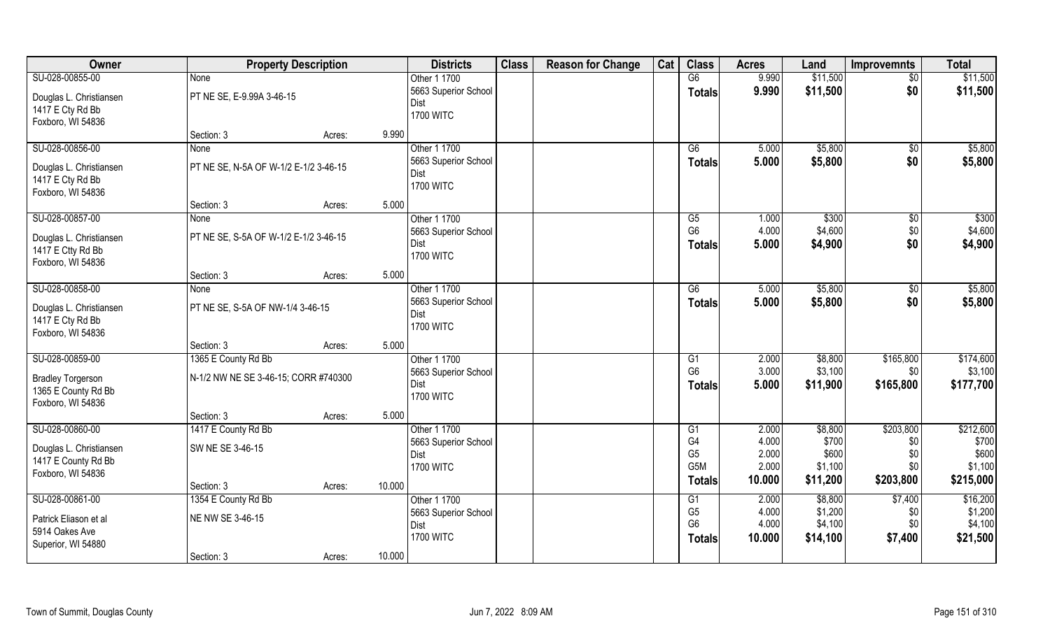| Owner | Property Description | | | Districts | Class | Reason for Change | Cat | Class | Acres | Land | Improvemnts | Total |
|---|---|---|---|---|---|---|---|---|---|---|---|---|
| SU-028-00855-00 | None | | | Other 1 1700 | | | | G6 | 9.990 | $11,500 | $0 | $11,500 |
| Douglas L. Christiansen<br>1417 E Cty Rd Bb<br>Foxboro, WI 54836 | PT NE SE, E-9.99A 3-46-15 | | | 5663 Superior School Dist<br>1700 WITC | | | | **Totals** | **9.990** | **$11,500** | **$0** | **$11,500** |
| | Section: 3 | Acres: | 9.990 | | | | | | | | | |
| SU-028-00856-00 | None | | | Other 1 1700 | | | | G6 | 5.000 | $5,800 | $0 | $5,800 |
| Douglas L. Christiansen<br>1417 E Cty Rd Bb<br>Foxboro, WI 54836 | PT NE SE, N-5A OF W-1/2 E-1/2 3-46-15 | | | 5663 Superior School Dist<br>1700 WITC | | | | **Totals** | **5.000** | **$5,800** | **$0** | **$5,800** |
| | Section: 3 | Acres: | 5.000 | | | | | | | | | |
| SU-028-00857-00 | None | | | Other 1 1700 | | | | G5 | 1.000 | $300 | $0 | $300 |
| Douglas L. Christiansen<br>1417 E Ctty Rd Bb<br>Foxboro, WI 54836 | PT NE SE, S-5A OF W-1/2 E-1/2 3-46-15 | | | 5663 Superior School Dist<br>1700 WITC | | | | G6 | 4.000 | $4,600 | $0 | $4,600 |
| | | | | | | | | **Totals** | **5.000** | **$4,900** | **$0** | **$4,900** |
| | Section: 3 | Acres: | 5.000 | | | | | | | | | |
| SU-028-00858-00 | None | | | Other 1 1700 | | | | G6 | 5.000 | $5,800 | $0 | $5,800 |
| Douglas L. Christiansen<br>1417 E Cty Rd Bb<br>Foxboro, WI 54836 | PT NE SE, S-5A OF NW-1/4 3-46-15 | | | 5663 Superior School Dist<br>1700 WITC | | | | **Totals** | **5.000** | **$5,800** | **$0** | **$5,800** |
| | Section: 3 | Acres: | 5.000 | | | | | | | | | |
| SU-028-00859-00 | 1365 E County Rd Bb | | | Other 1 1700 | | | | G1 | 2.000 | $8,800 | $165,800 | $174,600 |
| Bradley Torgerson<br>1365 E County Rd Bb<br>Foxboro, WI 54836 | N-1/2 NW NE SE 3-46-15; CORR #740300 | | | 5663 Superior School Dist<br>1700 WITC | | | | G6 | 3.000 | $3,100 | $0 | $3,100 |
| | | | | | | | | **Totals** | **5.000** | **$11,900** | **$165,800** | **$177,700** |
| | Section: 3 | Acres: | 5.000 | | | | | | | | | |
| SU-028-00860-00 | 1417 E County Rd Bb | | | Other 1 1700 | | | | G1 | 2.000 | $8,800 | $203,800 | $212,600 |
| Douglas L. Christiansen<br>1417 E County Rd Bb<br>Foxboro, WI 54836 | SW NE SE 3-46-15 | | | 5663 Superior School Dist<br>1700 WITC | | | | G4 | 4.000 | $700 | $0 | $700 |
| | | | | | | | | G5 | 2.000 | $600 | $0 | $600 |
| | | | | | | | | G5M | 2.000 | $1,100 | $0 | $1,100 |
| | | | | | | | | **Totals** | **10.000** | **$11,200** | **$203,800** | **$215,000** |
| | Section: 3 | Acres: | 10.000 | | | | | | | | | |
| SU-028-00861-00 | 1354 E County Rd Bb | | | Other 1 1700 | | | | G1 | 2.000 | $8,800 | $7,400 | $16,200 |
| Patrick Eliason et al<br>5914 Oakes Ave<br>Superior, WI 54880 | NE NW SE 3-46-15 | | | 5663 Superior School Dist<br>1700 WITC | | | | G5 | 4.000 | $1,200 | $0 | $1,200 |
| | | | | | | | | G6 | 4.000 | $4,100 | $0 | $4,100 |
| | | | | | | | | **Totals** | **10.000** | **$14,100** | **$7,400** | **$21,500** |
| | Section: 3 | Acres: | 10.000 | | | | | | | | | |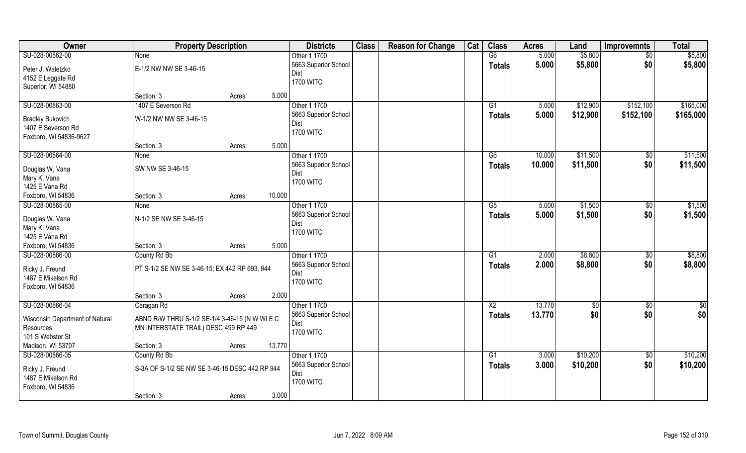| Owner | Property Description | | | Districts | Class | Reason for Change | Cat | Class | Acres | Land | Improvemnts | Total |
|---|---|---|---|---|---|---|---|---|---|---|---|---|
| SU-028-00862-00 | None | | | Other 1 1700 | | | | G6 | 5.000 | $5,800 | $0 | $5,800 |
| Peter J. Waletzko<br>4152 E Leggate Rd<br>Superior, WI 54880 | E-1/2 NW NW SE 3-46-15 | | | 5663 Superior School Dist<br>1700 WITC | | | | Totals | 5.000 | $5,800 | $0 | $5,800 |
| | Section: 3 | Acres: | 5.000 | | | | | | | | | |
| SU-028-00863-00 | 1407 E Severson Rd | | | Other 1 1700 | | | | G1 | 5.000 | $12,900 | $152,100 | $165,000 |
| Bradley Bukovich<br>1407 E Severson Rd<br>Foxboro, WI 54836-9627 | W-1/2 NW NW SE 3-46-15 | | | 5663 Superior School Dist<br>1700 WITC | | | | Totals | 5.000 | $12,900 | $152,100 | $165,000 |
| | Section: 3 | Acres: | 5.000 | | | | | | | | | |
| SU-028-00864-00 | None | | | Other 1 1700 | | | | G6 | 10.000 | $11,500 | $0 | $11,500 |
| Douglas W. Vana<br>Mary K. Vana<br>1425 E Vana Rd<br>Foxboro, WI 54836 | SW NW SE 3-46-15 | | | 5663 Superior School Dist<br>1700 WITC | | | | Totals | 10.000 | $11,500 | $0 | $11,500 |
| | Section: 3 | Acres: | 10.000 | | | | | | | | | |
| SU-028-00865-00 | None | | | Other 1 1700 | | | | G5 | 5.000 | $1,500 | $0 | $1,500 |
| Douglas W. Vana<br>Mary K. Vana<br>1425 E Vana Rd<br>Foxboro, WI 54836 | N-1/2 SE NW SE 3-46-15 | | | 5663 Superior School Dist<br>1700 WITC | | | | Totals | 5.000 | $1,500 | $0 | $1,500 |
| | Section: 3 | Acres: | 5.000 | | | | | | | | | |
| SU-028-00866-00 | County Rd Bb | | | Other 1 1700 | | | | G1 | 2.000 | $8,800 | $0 | $8,800 |
| Ricky J. Freund<br>1487 E Mikelson Rd<br>Foxboro, WI 54836 | PT S-1/2 SE NW SE 3-46-15; EX 442 RP 693, 944 | | | 5663 Superior School Dist<br>1700 WITC | | | | Totals | 2.000 | $8,800 | $0 | $8,800 |
| | Section: 3 | Acres: | 2.000 | | | | | | | | | |
| SU-028-00866-04 | Caragan Rd | | | Other 1 1700 | | | | X2 | 13.770 | $0 | $0 | $0 |
| Wisconsin Department of Natural Resources<br>101 S Webster St<br>Madison, WI 53707 | ABND R/W THRU S-1/2 SE-1/4 3-46-15 (N W WI E C MN INTERSTATE TRAIL) DESC 499 RP 449 | | | 5663 Superior School Dist<br>1700 WITC | | | | Totals | 13.770 | $0 | $0 | $0 |
| | Section: 3 | Acres: | 13.770 | | | | | | | | | |
| SU-028-00866-05 | County Rd Bb | | | Other 1 1700 | | | | G1 | 3.000 | $10,200 | $0 | $10,200 |
| Ricky J. Freund<br>1487 E Mikelson Rd<br>Foxboro, WI 54836 | S-3A OF S-1/2 SE NW SE 3-46-15 DESC 442 RP 944 | | | 5663 Superior School Dist<br>1700 WITC | | | | Totals | 3.000 | $10,200 | $0 | $10,200 |
| | Section: 3 | Acres: | 3.000 | | | | | | | | | |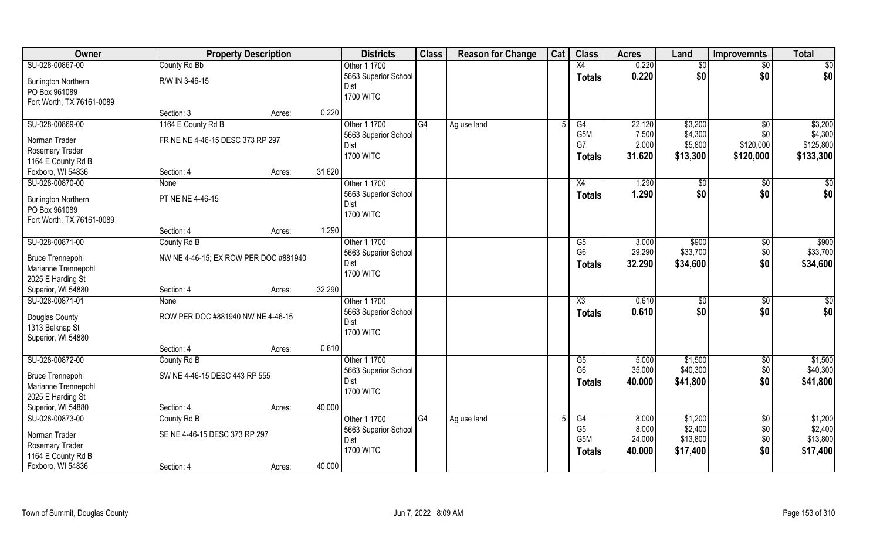| Owner | Property Description | | | Districts | Class | Reason for Change | Cat | Class | Acres | Land | Improvemnts | Total |
|---|---|---|---|---|---|---|---|---|---|---|---|---|
| SU-028-00867-00 | County Rd Bb | | | Other 1 1700 | | | | X4 | 0.220 | $0 | $0 | $0 |
| Burlington Northern | R/W IN 3-46-15 | | | 5663 Superior School Dist | | | | **Totals** | **0.220** | **$0** | **$0** | **$0** |
| PO Box 961089 | | | | 1700 WITC | | | | | | | | |
| Fort Worth, TX 76161-0089 | | | | | | | | | | | | |
| | Section: 3 | Acres: | 0.220 | | | | | | | | | |
| SU-028-00869-00 | 1164 E County Rd B | | | Other 1 1700 | G4 | Ag use land | 5 | G4 | 22.120 | $3,200 | $0 | $3,200 |
| Norman Trader | FR NE NE 4-46-15 DESC 373 RP 297 | | | 5663 Superior School Dist | | | | G5M | 7.500 | $4,300 | $0 | $4,300 |
| Rosemary Trader | | | | 1700 WITC | | | | G7 | 2.000 | $5,800 | $120,000 | $125,800 |
| 1164 E County Rd B | | | | | | | | **Totals** | **31.620** | **$13,300** | **$120,000** | **$133,300** |
| Foxboro, WI 54836 | Section: 4 | Acres: | 31.620 | | | | | | | | | |
| SU-028-00870-00 | None | | | Other 1 1700 | | | | X4 | 1.290 | $0 | $0 | $0 |
| Burlington Northern | PT NE NE 4-46-15 | | | 5663 Superior School Dist | | | | **Totals** | **1.290** | **$0** | **$0** | **$0** |
| PO Box 961089 | | | | 1700 WITC | | | | | | | | |
| Fort Worth, TX 76161-0089 | | | | | | | | | | | | |
| | Section: 4 | Acres: | 1.290 | | | | | | | | | |
| SU-028-00871-00 | County Rd B | | | Other 1 1700 | | | | G5 | 3.000 | $900 | $0 | $900 |
| Bruce Trennepohl | NW NE 4-46-15; EX ROW PER DOC #881940 | | | 5663 Superior School Dist | | | | G6 | 29.290 | $33,700 | $0 | $33,700 |
| Marianne Trennepohl | | | | 1700 WITC | | | | **Totals** | **32.290** | **$34,600** | **$0** | **$34,600** |
| 2025 E Harding St | | | | | | | | | | | | |
| Superior, WI 54880 | Section: 4 | Acres: | 32.290 | | | | | | | | | |
| SU-028-00871-01 | None | | | Other 1 1700 | | | | X3 | 0.610 | $0 | $0 | $0 |
| Douglas County | ROW PER DOC #881940 NW NE 4-46-15 | | | 5663 Superior School Dist | | | | **Totals** | **0.610** | **$0** | **$0** | **$0** |
| 1313 Belknap St | | | | 1700 WITC | | | | | | | | |
| Superior, WI 54880 | | | | | | | | | | | | |
| | Section: 4 | Acres: | 0.610 | | | | | | | | | |
| SU-028-00872-00 | County Rd B | | | Other 1 1700 | | | | G5 | 5.000 | $1,500 | $0 | $1,500 |
| Bruce Trennepohl | SW NE 4-46-15 DESC 443 RP 555 | | | 5663 Superior School Dist | | | | G6 | 35.000 | $40,300 | $0 | $40,300 |
| Marianne Trennepohl | | | | 1700 WITC | | | | **Totals** | **40.000** | **$41,800** | **$0** | **$41,800** |
| 2025 E Harding St | | | | | | | | | | | | |
| Superior, WI 54880 | Section: 4 | Acres: | 40.000 | | | | | | | | | |
| SU-028-00873-00 | County Rd B | | | Other 1 1700 | G4 | Ag use land | 5 | G4 | 8.000 | $1,200 | $0 | $1,200 |
| Norman Trader | SE NE 4-46-15 DESC 373 RP 297 | | | 5663 Superior School Dist | | | | G5 | 8.000 | $2,400 | $0 | $2,400 |
| Rosemary Trader | | | | 1700 WITC | | | | G5M | 24.000 | $13,800 | $0 | $13,800 |
| 1164 E County Rd B | | | | | | | | **Totals** | **40.000** | **$17,400** | **$0** | **$17,400** |
| Foxboro, WI 54836 | Section: 4 | Acres: | 40.000 | | | | | | | | | |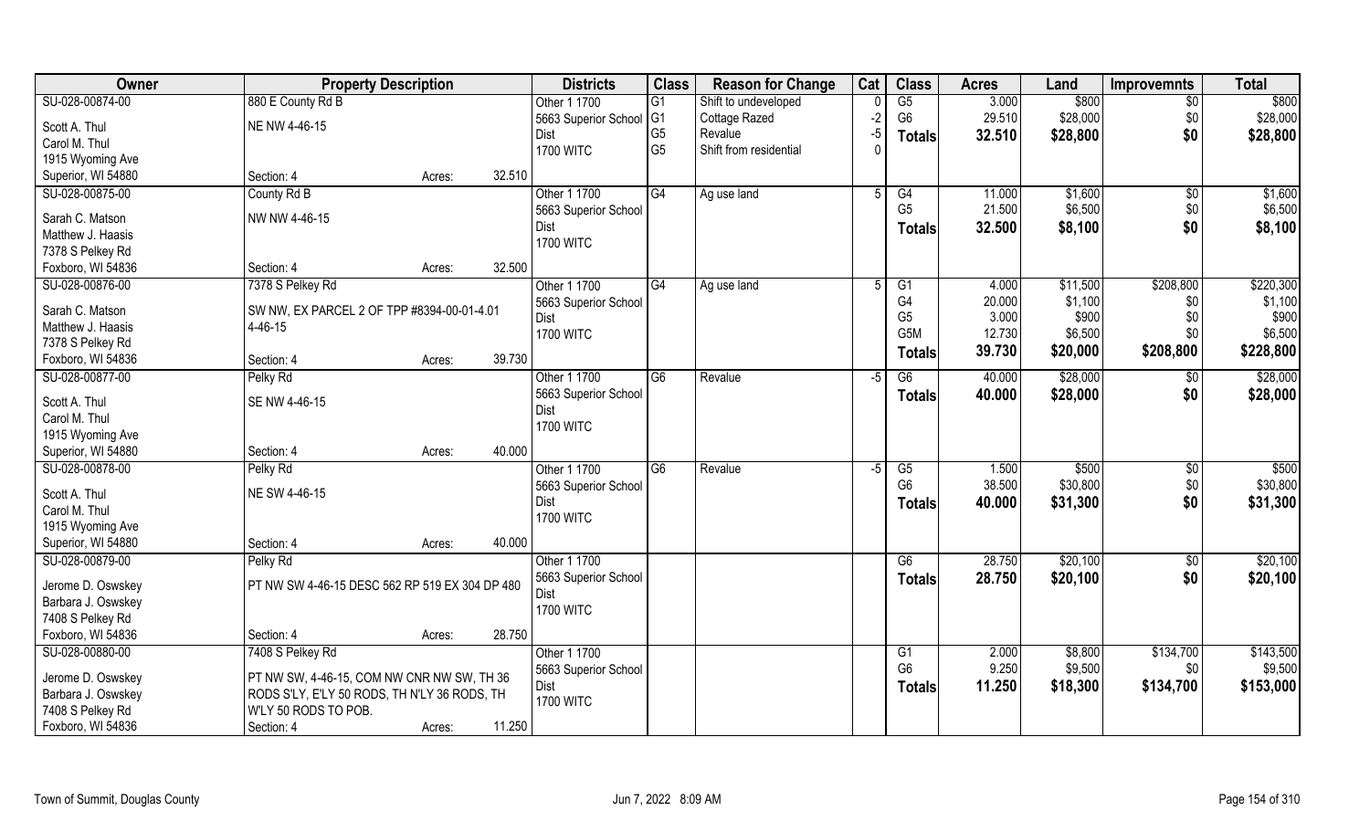| Owner | Property Description | Districts | Class | Reason for Change | Cat | Class | Acres | Land | Improvemnts | Total |
|---|---|---|---|---|---|---|---|---|---|---|
| SU-028-00874-00 | 880 E County Rd B | Other 1 1700 | G1 | Shift to undeveloped | 0 | G5 | 3.000 | $800 | $0 | $800 |
| Scott A. Thul | NE NW 4-46-15 | 5663 Superior School | G1 | Cottage Razed | -2 | G6 | 29.510 | $28,000 | $0 | $28,000 |
| Carol M. Thul | | Dist | G5 | Revalue | -5 | **Totals** | **32.510** | **$28,800** | **$0** | **$28,800** |
| 1915 Wyoming Ave | | 1700 WITC | G5 | Shift from residential | 0 | | | | | |
| Superior, WI 54880 | Section: 4 Acres: 32.510 | | | | | | | | | |
| SU-028-00875-00 | County Rd B | Other 1 1700 | G4 | Ag use land | 5 | G4 | 11.000 | $1,600 | $0 | $1,600 |
| Sarah C. Matson | NW NW 4-46-15 | 5663 Superior School | | | | G5 | 21.500 | $6,500 | $0 | $6,500 |
| Matthew J. Haasis | | Dist | | | | **Totals** | **32.500** | **$8,100** | **$0** | **$8,100** |
| 7378 S Pelkey Rd | | 1700 WITC | | | | | | | | |
| Foxboro, WI 54836 | Section: 4 Acres: 32.500 | | | | | | | | | |
| SU-028-00876-00 | 7378 S Pelkey Rd | Other 1 1700 | G4 | Ag use land | 5 | G1 | 4.000 | $11,500 | $208,800 | $220,300 |
| Sarah C. Matson | SW NW, EX PARCEL 2 OF TPP #8394-00-01-4.01 | 5663 Superior School | | | | G4 | 20.000 | $1,100 | $0 | $1,100 |
| Matthew J. Haasis | 4-46-15 | Dist | | | | G5 | 3.000 | $900 | $0 | $900 |
| 7378 S Pelkey Rd | | 1700 WITC | | | | G5M | 12.730 | $6,500 | $0 | $6,500 |
| Foxboro, WI 54836 | Section: 4 Acres: 39.730 | | | | | **Totals** | **39.730** | **$20,000** | **$208,800** | **$228,800** |
| SU-028-00877-00 | Pelky Rd | Other 1 1700 | G6 | Revalue | -5 | G6 | 40.000 | $28,000 | $0 | $28,000 |
| Scott A. Thul | SE NW 4-46-15 | 5663 Superior School | | | | **Totals** | **40.000** | **$28,000** | **$0** | **$28,000** |
| Carol M. Thul | | Dist | | | | | | | | |
| 1915 Wyoming Ave | | 1700 WITC | | | | | | | | |
| Superior, WI 54880 | Section: 4 Acres: 40.000 | | | | | | | | | |
| SU-028-00878-00 | Pelky Rd | Other 1 1700 | G6 | Revalue | -5 | G5 | 1.500 | $500 | $0 | $500 |
| Scott A. Thul | NE SW 4-46-15 | 5663 Superior School | | | | G6 | 38.500 | $30,800 | $0 | $30,800 |
| Carol M. Thul | | Dist | | | | **Totals** | **40.000** | **$31,300** | **$0** | **$31,300** |
| 1915 Wyoming Ave | | 1700 WITC | | | | | | | | |
| Superior, WI 54880 | Section: 4 Acres: 40.000 | | | | | | | | | |
| SU-028-00879-00 | Pelky Rd | Other 1 1700 | | | | G6 | 28.750 | $20,100 | $0 | $20,100 |
| Jerome D. Oswskey | PT NW SW 4-46-15 DESC 562 RP 519 EX 304 DP 480 | 5663 Superior School | | | | **Totals** | **28.750** | **$20,100** | **$0** | **$20,100** |
| Barbara J. Oswskey | | Dist | | | | | | | | |
| 7408 S Pelkey Rd | | 1700 WITC | | | | | | | | |
| Foxboro, WI 54836 | Section: 4 Acres: 28.750 | | | | | | | | | |
| SU-028-00880-00 | 7408 S Pelkey Rd | Other 1 1700 | | | | G1 | 2.000 | $8,800 | $134,700 | $143,500 |
| Jerome D. Oswskey | PT NW SW, 4-46-15, COM NW CNR NW SW, TH 36 | 5663 Superior School | | | | G6 | 9.250 | $9,500 | $0 | $9,500 |
| Barbara J. Oswskey | RODS S'LY, E'LY 50 RODS, TH N'LY 36 RODS, TH | Dist | | | | **Totals** | **11.250** | **$18,300** | **$134,700** | **$153,000** |
| 7408 S Pelkey Rd | W'LY 50 RODS TO POB. | 1700 WITC | | | | | | | | |
| Foxboro, WI 54836 | Section: 4 Acres: 11.250 | | | | | | | | | |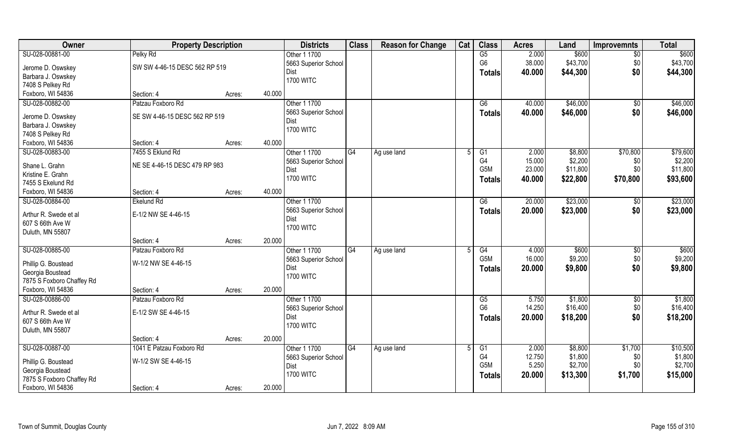| Owner | Property Description | | | Districts | Class | Reason for Change | Cat | Class | Acres | Land | Improvemnts | Total |
|---|---|---|---|---|---|---|---|---|---|---|---|---|
| SU-028-00881-00 | Pelky Rd | | | Other 1 1700 | | | | G5 | 2.000 | $600 | $0 | $600 |
| Jerome D. Oswskey | SW SW 4-46-15 DESC 562 RP 519 | | | 5663 Superior School | | | | G6 | 38.000 | $43,700 | $0 | $43,700 |
| Barbara J. Oswskey | | | | Dist | | | | **Totals** | **40.000** | **$44,300** | **$0** | **$44,300** |
| 7408 S Pelkey Rd | | | | 1700 WITC | | | | | | | | |
| Foxboro, WI 54836 | Section: 4 | Acres: | 40.000 | | | | | | | | | |
| SU-028-00882-00 | Patzau Foxboro Rd | | | Other 1 1700 | | | | G6 | 40.000 | $46,000 | $0 | $46,000 |
| Jerome D. Oswskey | SE SW 4-46-15 DESC 562 RP 519 | | | 5663 Superior School | | | | **Totals** | **40.000** | **$46,000** | **$0** | **$46,000** |
| Barbara J. Oswskey | | | | Dist | | | | | | | | |
| 7408 S Pelkey Rd | | | | 1700 WITC | | | | | | | | |
| Foxboro, WI 54836 | Section: 4 | Acres: | 40.000 | | | | | | | | | |
| SU-028-00883-00 | 7455 S Eklund Rd | | | Other 1 1700 | G4 | Ag use land | 5 | G1 | 2.000 | $8,800 | $70,800 | $79,600 |
| Shane L. Grahn | NE SE 4-46-15 DESC 479 RP 983 | | | 5663 Superior School | | | | G4 | 15.000 | $2,200 | $0 | $2,200 |
| Kristine E. Grahn | | | | Dist | | | | G5M | 23.000 | $11,800 | $0 | $11,800 |
| 7455 S Ekelund Rd | | | | 1700 WITC | | | | **Totals** | **40.000** | **$22,800** | **$70,800** | **$93,600** |
| Foxboro, WI 54836 | Section: 4 | Acres: | 40.000 | | | | | | | | | |
| SU-028-00884-00 | Ekelund Rd | | | Other 1 1700 | | | | G6 | 20.000 | $23,000 | $0 | $23,000 |
| Arthur R. Swede et al | E-1/2 NW SE 4-46-15 | | | 5663 Superior School | | | | **Totals** | **20.000** | **$23,000** | **$0** | **$23,000** |
| 607 S 66th Ave W | | | | Dist | | | | | | | | |
| Duluth, MN 55807 | | | | 1700 WITC | | | | | | | | |
| | Section: 4 | Acres: | 20.000 | | | | | | | | | |
| SU-028-00885-00 | Patzau Foxboro Rd | | | Other 1 1700 | G4 | Ag use land | 5 | G4 | 4.000 | $600 | $0 | $600 |
| Phillip G. Boustead | W-1/2 NW SE 4-46-15 | | | 5663 Superior School | | | | G5M | 16.000 | $9,200 | $0 | $9,200 |
| Georgia Boustead | | | | Dist | | | | **Totals** | **20.000** | **$9,800** | **$0** | **$9,800** |
| 7875 S Foxboro Chaffey Rd | | | | 1700 WITC | | | | | | | | |
| Foxboro, WI 54836 | Section: 4 | Acres: | 20.000 | | | | | | | | | |
| SU-028-00886-00 | Patzau Foxboro Rd | | | Other 1 1700 | | | | G5 | 5.750 | $1,800 | $0 | $1,800 |
| Arthur R. Swede et al | E-1/2 SW SE 4-46-15 | | | 5663 Superior School | | | | G6 | 14.250 | $16,400 | $0 | $16,400 |
| 607 S 66th Ave W | | | | Dist | | | | **Totals** | **20.000** | **$18,200** | **$0** | **$18,200** |
| Duluth, MN 55807 | | | | 1700 WITC | | | | | | | | |
| | Section: 4 | Acres: | 20.000 | | | | | | | | | |
| SU-028-00887-00 | 1041 E Patzau Foxboro Rd | | | Other 1 1700 | G4 | Ag use land | 5 | G1 | 2.000 | $8,800 | $1,700 | $10,500 |
| Phillip G. Boustead | W-1/2 SW SE 4-46-15 | | | 5663 Superior School | | | | G4 | 12.750 | $1,800 | $0 | $1,800 |
| Georgia Boustead | | | | Dist | | | | G5M | 5.250 | $2,700 | $0 | $2,700 |
| 7875 S Foxboro Chaffey Rd | | | | 1700 WITC | | | | **Totals** | **20.000** | **$13,300** | **$1,700** | **$15,000** |
| Foxboro, WI 54836 | Section: 4 | Acres: | 20.000 | | | | | | | | | |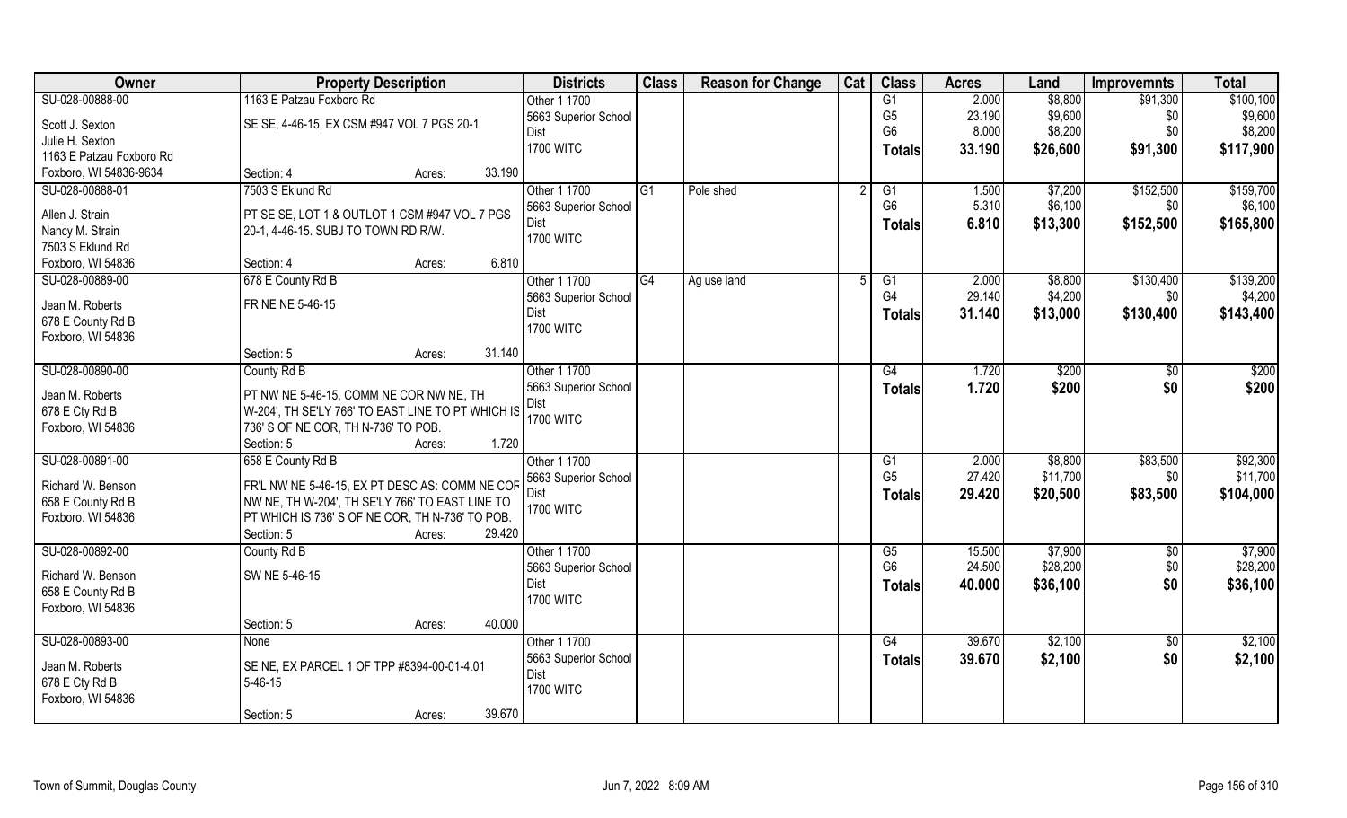| Owner | Property Description | Districts | Class | Reason for Change | Cat | Class | Acres | Land | Improvemnts | Total |
|---|---|---|---|---|---|---|---|---|---|---|
| SU-028-00888-00<br>Scott J. Sexton<br>Julie H. Sexton<br>1163 E Patzau Foxboro Rd<br>Foxboro, WI 54836-9634 | 1163 E Patzau Foxboro Rd<br>SE SE, 4-46-15, EX CSM #947 VOL 7 PGS 20-1<br>Section: 4 Acres: 33.190 | Other 1 1700<br>5663 Superior School Dist<br>1700 WITC | | | | G1<br>G5<br>G6<br>**Totals** | 2.000<br>23.190<br>8.000<br>**33.190** | $8,800<br>$9,600<br>$8,200<br>**$26,600** | $91,300<br>$0<br>$0<br>**$91,300** | $100,100<br>$9,600<br>$8,200<br>**$117,900** |
| SU-028-00888-01<br>Allen J. Strain<br>Nancy M. Strain<br>7503 S Eklund Rd<br>Foxboro, WI 54836 | 7503 S Eklund Rd<br>PT SE SE, LOT 1 & OUTLOT 1 CSM #947 VOL 7 PGS 20-1, 4-46-15. SUBJ TO TOWN RD R/W.<br>Section: 4 Acres: 6.810 | Other 1 1700<br>5663 Superior School Dist<br>1700 WITC | G1 | Pole shed | 2 | G1<br>G6<br>**Totals** | 1.500<br>5.310<br>**6.810** | $7,200<br>$6,100<br>**$13,300** | $152,500<br>$0<br>**$152,500** | $159,700<br>$6,100<br>**$165,800** |
| SU-028-00889-00<br>Jean M. Roberts<br>678 E County Rd B<br>Foxboro, WI 54836 | 678 E County Rd B<br>FR NE NE 5-46-15<br>Section: 5 Acres: 31.140 | Other 1 1700<br>5663 Superior School Dist<br>1700 WITC | G4 | Ag use land | 5 | G1<br>G4<br>**Totals** | 2.000<br>29.140<br>**31.140** | $8,800<br>$4,200<br>**$13,000** | $130,400<br>$0<br>**$130,400** | $139,200<br>$4,200<br>**$143,400** |
| SU-028-00890-00<br>Jean M. Roberts<br>678 E Cty Rd B<br>Foxboro, WI 54836 | County Rd B<br>PT NW NE 5-46-15, COMM NE COR NW NE, TH W-204', TH SE'LY 766' TO EAST LINE TO PT WHICH IS 736' S OF NE COR, TH N-736' TO POB.<br>Section: 5 Acres: 1.720 | Other 1 1700<br>5663 Superior School Dist<br>1700 WITC | | | | G4<br>**Totals** | 1.720<br>**1.720** | $200<br>**$200** | $0<br>**$0** | $200<br>**$200** |
| SU-028-00891-00<br>Richard W. Benson<br>658 E County Rd B<br>Foxboro, WI 54836 | 658 E County Rd B<br>FR'L NW NE 5-46-15, EX PT DESC AS: COMM NE COR NW NE, TH W-204', TH SE'LY 766' TO EAST LINE TO PT WHICH IS 736' S OF NE COR, TH N-736' TO POB.<br>Section: 5 Acres: 29.420 | Other 1 1700<br>5663 Superior School Dist<br>1700 WITC | | | | G1<br>G5<br>**Totals** | 2.000<br>27.420<br>**29.420** | $8,800<br>$11,700<br>**$20,500** | $83,500<br>$0<br>**$83,500** | $92,300<br>$11,700<br>**$104,000** |
| SU-028-00892-00<br>Richard W. Benson<br>658 E County Rd B<br>Foxboro, WI 54836 | County Rd B<br>SW NE 5-46-15<br>Section: 5 Acres: 40.000 | Other 1 1700<br>5663 Superior School Dist<br>1700 WITC | | | | G5<br>G6<br>**Totals** | 15.500<br>24.500<br>**40.000** | $7,900<br>$28,200<br>**$36,100** | $0<br>$0<br>**$0** | $7,900<br>$28,200<br>**$36,100** |
| SU-028-00893-00<br>Jean M. Roberts<br>678 E Cty Rd B<br>Foxboro, WI 54836 | None<br>SE NE, EX PARCEL 1 OF TPP #8394-00-01-4.01 5-46-15<br>Section: 5 Acres: 39.670 | Other 1 1700<br>5663 Superior School Dist<br>1700 WITC | | | | G4<br>**Totals** | 39.670<br>**39.670** | $2,100<br>**$2,100** | $0<br>**$0** | $2,100<br>**$2,100** |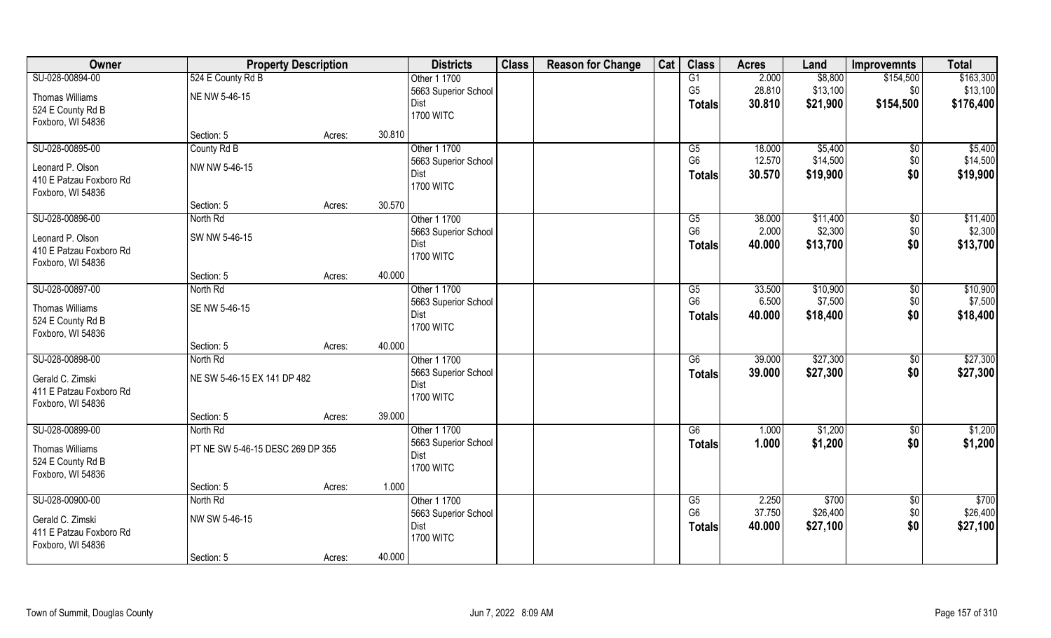| Owner | Property Description | | | Districts | Class | Reason for Change | Cat | Class | Acres | Land | Improvemnts | Total |
|---|---|---|---|---|---|---|---|---|---|---|---|---|
| SU-028-00894-00 | 524 E County Rd B | | | Other 1 1700 | | | | G1 | 2.000 | $8,800 | $154,500 | $163,300 |
| Thomas Williams | NE NW 5-46-15 | | | 5663 Superior School | | | | G5 | 28.810 | $13,100 | $0 | $13,100 |
| 524 E County Rd B | | | | Dist | | | | **Totals** | **30.810** | **$21,900** | **$154,500** | **$176,400** |
| Foxboro, WI 54836 | | | | 1700 WITC | | | | | | | | |
| | Section: 5 | Acres: | 30.810 | | | | | | | | | |
| SU-028-00895-00 | County Rd B | | | Other 1 1700 | | | | G5 | 18.000 | $5,400 | $0 | $5,400 |
| Leonard P. Olson | NW NW 5-46-15 | | | 5663 Superior School | | | | G6 | 12.570 | $14,500 | $0 | $14,500 |
| 410 E Patzau Foxboro Rd | | | | Dist | | | | **Totals** | **30.570** | **$19,900** | **$0** | **$19,900** |
| Foxboro, WI 54836 | | | | 1700 WITC | | | | | | | | |
| | Section: 5 | Acres: | 30.570 | | | | | | | | | |
| SU-028-00896-00 | North Rd | | | Other 1 1700 | | | | G5 | 38.000 | $11,400 | $0 | $11,400 |
| Leonard P. Olson | SW NW 5-46-15 | | | 5663 Superior School | | | | G6 | 2.000 | $2,300 | $0 | $2,300 |
| 410 E Patzau Foxboro Rd | | | | Dist | | | | **Totals** | **40.000** | **$13,700** | **$0** | **$13,700** |
| Foxboro, WI 54836 | | | | 1700 WITC | | | | | | | | |
| | Section: 5 | Acres: | 40.000 | | | | | | | | | |
| SU-028-00897-00 | North Rd | | | Other 1 1700 | | | | G5 | 33.500 | $10,900 | $0 | $10,900 |
| Thomas Williams | SE NW 5-46-15 | | | 5663 Superior School | | | | G6 | 6.500 | $7,500 | $0 | $7,500 |
| 524 E County Rd B | | | | Dist | | | | **Totals** | **40.000** | **$18,400** | **$0** | **$18,400** |
| Foxboro, WI 54836 | | | | 1700 WITC | | | | | | | | |
| | Section: 5 | Acres: | 40.000 | | | | | | | | | |
| SU-028-00898-00 | North Rd | | | Other 1 1700 | | | | G6 | 39.000 | $27,300 | $0 | $27,300 |
| Gerald C. Zimski | NE SW 5-46-15 EX 141 DP 482 | | | 5663 Superior School | | | | **Totals** | **39.000** | **$27,300** | **$0** | **$27,300** |
| 411 E Patzau Foxboro Rd | | | | Dist | | | | | | | | |
| Foxboro, WI 54836 | | | | 1700 WITC | | | | | | | | |
| | Section: 5 | Acres: | 39.000 | | | | | | | | | |
| SU-028-00899-00 | North Rd | | | Other 1 1700 | | | | G6 | 1.000 | $1,200 | $0 | $1,200 |
| Thomas Williams | PT NE SW 5-46-15 DESC 269 DP 355 | | | 5663 Superior School | | | | **Totals** | **1.000** | **$1,200** | **$0** | **$1,200** |
| 524 E County Rd B | | | | Dist | | | | | | | | |
| Foxboro, WI 54836 | | | | 1700 WITC | | | | | | | | |
| | Section: 5 | Acres: | 1.000 | | | | | | | | | |
| SU-028-00900-00 | North Rd | | | Other 1 1700 | | | | G5 | 2.250 | $700 | $0 | $700 |
| Gerald C. Zimski | NW SW 5-46-15 | | | 5663 Superior School | | | | G6 | 37.750 | $26,400 | $0 | $26,400 |
| 411 E Patzau Foxboro Rd | | | | Dist | | | | **Totals** | **40.000** | **$27,100** | **$0** | **$27,100** |
| Foxboro, WI 54836 | | | | 1700 WITC | | | | | | | | |
| | Section: 5 | Acres: | 40.000 | | | | | | | | | |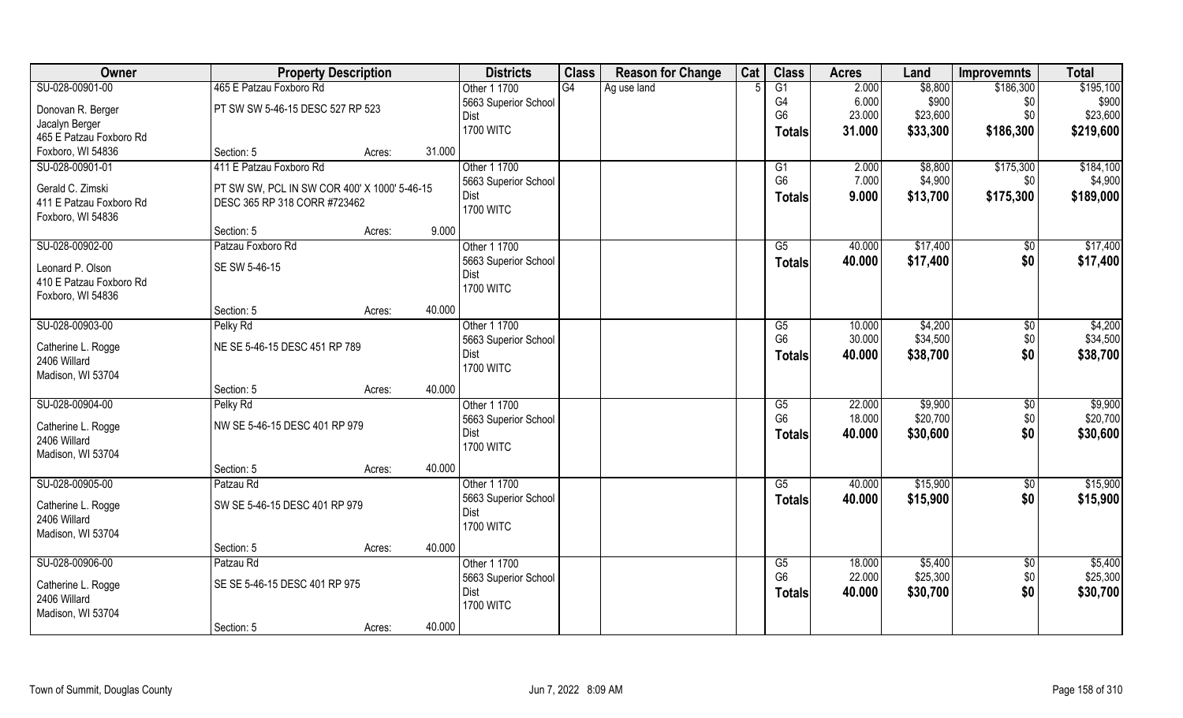| Owner | Property Description | | | Districts | Class | Reason for Change | Cat | Class | Acres | Land | Improvemnts | Total |
|---|---|---|---|---|---|---|---|---|---|---|---|---|
| SU-028-00901-00 | 465 E Patzau Foxboro Rd | | | Other 1 1700 | G4 | Ag use land | 5 | G1 | 2.000 | $8,800 | $186,300 | $195,100 |
| Donovan R. Berger | PT SW SW 5-46-15 DESC 527 RP 523 | | | 5663 Superior School | | | | G4 | 6.000 | $900 | $0 | $900 |
| Jacalyn Berger | | | | Dist | | | | G6 | 23.000 | $23,600 | $0 | $23,600 |
| 465 E Patzau Foxboro Rd | | | | 1700 WITC | | | | **Totals** | **31.000** | **$33,300** | **$186,300** | **$219,600** |
| Foxboro, WI 54836 | Section: 5 | Acres: | 31.000 | | | | | | | | | |
| SU-028-00901-01 | 411 E Patzau Foxboro Rd | | | Other 1 1700 | | | | G1 | 2.000 | $8,800 | $175,300 | $184,100 |
| Gerald C. Zimski | PT SW SW, PCL IN SW COR 400' X 1000' 5-46-15 | | | 5663 Superior School | | | | G6 | 7.000 | $4,900 | $0 | $4,900 |
| 411 E Patzau Foxboro Rd | DESC 365 RP 318 CORR #723462 | | | Dist | | | | **Totals** | **9.000** | **$13,700** | **$175,300** | **$189,000** |
| Foxboro, WI 54836 | | | | 1700 WITC | | | | | | | | |
| | Section: 5 | Acres: | 9.000 | | | | | | | | | |
| SU-028-00902-00 | Patzau Foxboro Rd | | | Other 1 1700 | | | | G5 | 40.000 | $17,400 | $0 | $17,400 |
| Leonard P. Olson | SE SW 5-46-15 | | | 5663 Superior School | | | | **Totals** | **40.000** | **$17,400** | **$0** | **$17,400** |
| 410 E Patzau Foxboro Rd | | | | Dist | | | | | | | | |
| Foxboro, WI 54836 | | | | 1700 WITC | | | | | | | | |
| | Section: 5 | Acres: | 40.000 | | | | | | | | | |
| SU-028-00903-00 | Pelky Rd | | | Other 1 1700 | | | | G5 | 10.000 | $4,200 | $0 | $4,200 |
| Catherine L. Rogge | NE SE 5-46-15 DESC 451 RP 789 | | | 5663 Superior School | | | | G6 | 30.000 | $34,500 | $0 | $34,500 |
| 2406 Willard | | | | Dist | | | | **Totals** | **40.000** | **$38,700** | **$0** | **$38,700** |
| Madison, WI 53704 | | | | 1700 WITC | | | | | | | | |
| | Section: 5 | Acres: | 40.000 | | | | | | | | | |
| SU-028-00904-00 | Pelky Rd | | | Other 1 1700 | | | | G5 | 22.000 | $9,900 | $0 | $9,900 |
| Catherine L. Rogge | NW SE 5-46-15 DESC 401 RP 979 | | | 5663 Superior School | | | | G6 | 18.000 | $20,700 | $0 | $20,700 |
| 2406 Willard | | | | Dist | | | | **Totals** | **40.000** | **$30,600** | **$0** | **$30,600** |
| Madison, WI 53704 | | | | 1700 WITC | | | | | | | | |
| | Section: 5 | Acres: | 40.000 | | | | | | | | | |
| SU-028-00905-00 | Patzau Rd | | | Other 1 1700 | | | | G5 | 40.000 | $15,900 | $0 | $15,900 |
| Catherine L. Rogge | SW SE 5-46-15 DESC 401 RP 979 | | | 5663 Superior School | | | | **Totals** | **40.000** | **$15,900** | **$0** | **$15,900** |
| 2406 Willard | | | | Dist | | | | | | | | |
| Madison, WI 53704 | | | | 1700 WITC | | | | | | | | |
| | Section: 5 | Acres: | 40.000 | | | | | | | | | |
| SU-028-00906-00 | Patzau Rd | | | Other 1 1700 | | | | G5 | 18.000 | $5,400 | $0 | $5,400 |
| Catherine L. Rogge | SE SE 5-46-15 DESC 401 RP 975 | | | 5663 Superior School | | | | G6 | 22.000 | $25,300 | $0 | $25,300 |
| 2406 Willard | | | | Dist | | | | **Totals** | **40.000** | **$30,700** | **$0** | **$30,700** |
| Madison, WI 53704 | | | | 1700 WITC | | | | | | | | |
| | Section: 5 | Acres: | 40.000 | | | | | | | | | |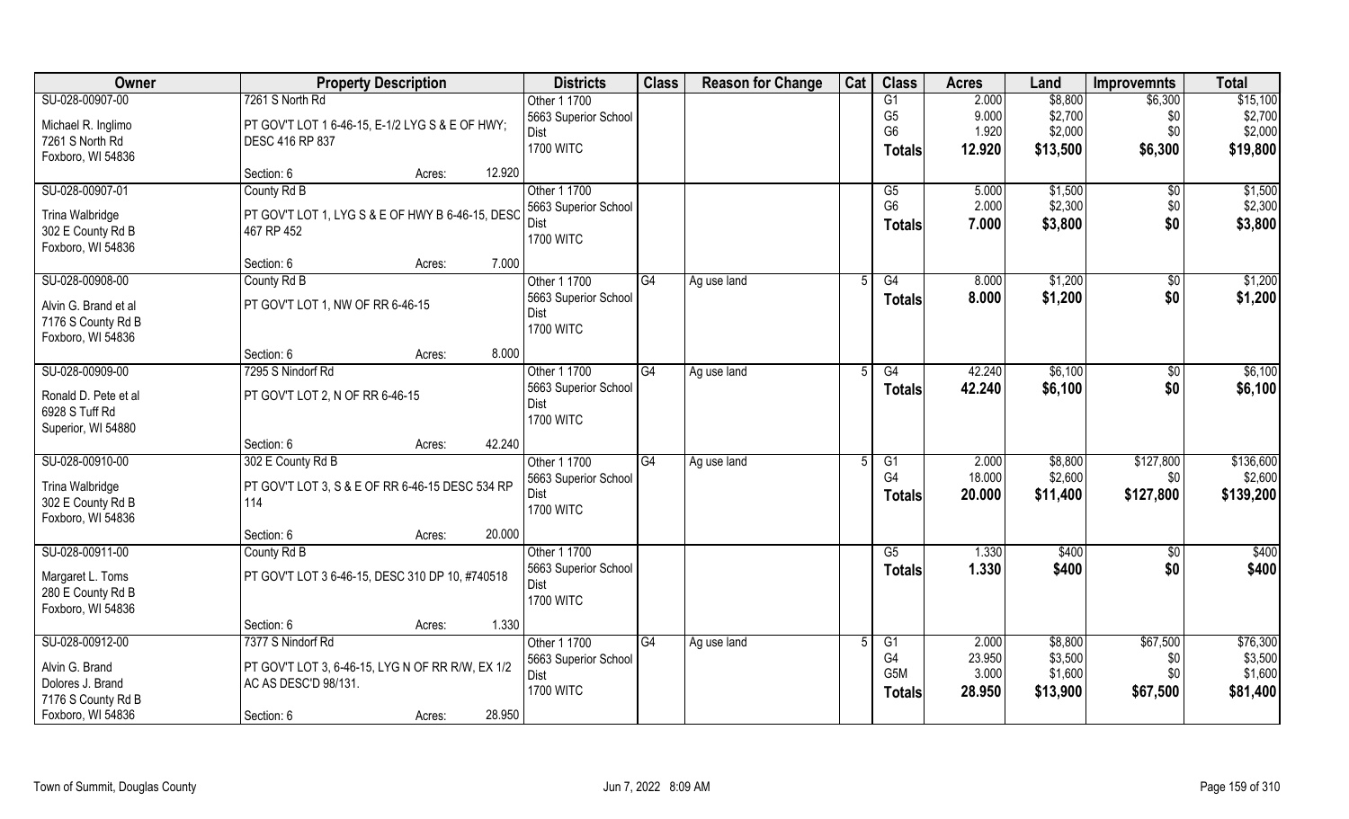| Owner | Property Description | | | Districts | Class | Reason for Change | Cat | Class | Acres | Land | Improvemnts | Total |
|---|---|---|---|---|---|---|---|---|---|---|---|---|
| SU-028-00907-00<br>Michael R. Inglimo<br>7261 S North Rd<br>Foxboro, WI 54836 | 7261 S North Rd<br>PT GOV'T LOT 1 6-46-15, E-1/2 LYG S & E OF HWY; DESC 416 RP 837 | | | Other 1 1700<br>5663 Superior School Dist<br>1700 WITC | | | | G1<br>G5<br>G6<br>**Totals** | 2.000<br>9.000<br>1.920<br>**12.920** | $8,800<br>$2,700<br>$2,000<br>**$13,500** | $6,300<br>$0<br>$0<br>**$6,300** | $15,100<br>$2,700<br>$2,000<br>**$19,800** |
| | Section: 6 | Acres: | 12.920 | | | | | | | | | |
| SU-028-00907-01<br>Trina Walbridge<br>302 E County Rd B<br>Foxboro, WI 54836 | County Rd B<br>PT GOV'T LOT 1, LYG S & E OF HWY B 6-46-15, DESC 467 RP 452 | | | Other 1 1700<br>5663 Superior School Dist<br>1700 WITC | | | | G5<br>G6<br>**Totals** | 5.000<br>2.000<br>**7.000** | $1,500<br>$2,300<br>**$3,800** | $0<br>$0<br>**$0** | $1,500<br>$2,300<br>**$3,800** |
| | Section: 6 | Acres: | 7.000 | | | | | | | | | |
| SU-028-00908-00<br>Alvin G. Brand et al<br>7176 S County Rd B<br>Foxboro, WI 54836 | County Rd B<br>PT GOV'T LOT 1, NW OF RR 6-46-15 | | | Other 1 1700<br>5663 Superior School Dist<br>1700 WITC | G4 | Ag use land | 5 | G4<br>**Totals** | 8.000<br>**8.000** | $1,200<br>**$1,200** | $0<br>**$0** | $1,200<br>**$1,200** |
| | Section: 6 | Acres: | 8.000 | | | | | | | | | |
| SU-028-00909-00<br>Ronald D. Pete et al<br>6928 S Tuff Rd<br>Superior, WI 54880 | 7295 S Nindorf Rd<br>PT GOV'T LOT 2, N OF RR 6-46-15 | | | Other 1 1700<br>5663 Superior School Dist<br>1700 WITC | G4 | Ag use land | 5 | G4<br>**Totals** | 42.240<br>**42.240** | $6,100<br>**$6,100** | $0<br>**$0** | $6,100<br>**$6,100** |
| | Section: 6 | Acres: | 42.240 | | | | | | | | | |
| SU-028-00910-00<br>Trina Walbridge<br>302 E County Rd B<br>Foxboro, WI 54836 | 302 E County Rd B<br>PT GOV'T LOT 3, S & E OF RR 6-46-15 DESC 534 RP 114 | | | Other 1 1700<br>5663 Superior School Dist<br>1700 WITC | G4 | Ag use land | 5 | G1<br>G4<br>**Totals** | 2.000<br>18.000<br>**20.000** | $8,800<br>$2,600<br>**$11,400** | $127,800<br>$0<br>**$127,800** | $136,600<br>$2,600<br>**$139,200** |
| | Section: 6 | Acres: | 20.000 | | | | | | | | | |
| SU-028-00911-00<br>Margaret L. Toms<br>280 E County Rd B<br>Foxboro, WI 54836 | County Rd B<br>PT GOV'T LOT 3 6-46-15, DESC 310 DP 10, #740518 | | | Other 1 1700<br>5663 Superior School Dist<br>1700 WITC | | | | G5<br>**Totals** | 1.330<br>**1.330** | $400<br>**$400** | $0<br>**$0** | $400<br>**$400** |
| | Section: 6 | Acres: | 1.330 | | | | | | | | | |
| SU-028-00912-00<br>Alvin G. Brand<br>Dolores J. Brand<br>7176 S County Rd B<br>Foxboro, WI 54836 | 7377 S Nindorf Rd<br>PT GOV'T LOT 3, 6-46-15, LYG N OF RR R/W, EX 1/2 AC AS DESC'D 98/131. | | | Other 1 1700<br>5663 Superior School Dist<br>1700 WITC | G4 | Ag use land | 5 | G1<br>G4<br>G5M<br>**Totals** | 2.000<br>23.950<br>3.000<br>**28.950** | $8,800<br>$3,500<br>$1,600<br>**$13,900** | $67,500<br>$0<br>$0<br>**$67,500** | $76,300<br>$3,500<br>$1,600<br>**$81,400** |
| | Section: 6 | Acres: | 28.950 | | | | | | | | | |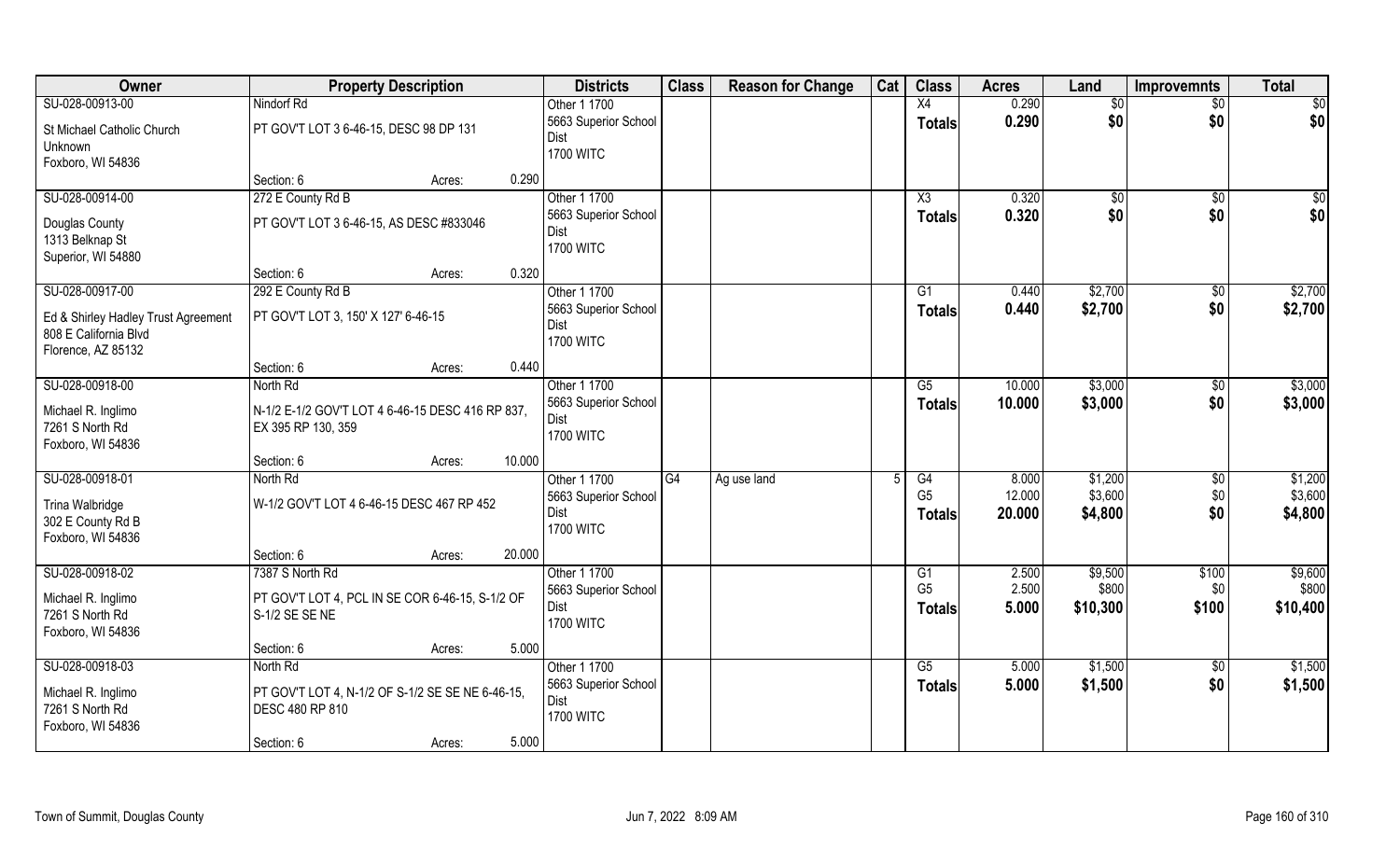| Owner | Property Description | | | Districts | Class | Reason for Change | Cat | Class | Acres | Land | Improvemnts | Total |
|---|---|---|---|---|---|---|---|---|---|---|---|---|
| SU-028-00913-00 | Nindorf Rd | | | Other 1 1700 | | | | X4 | 0.290 | $0 | $0 | $0 |
| St Michael Catholic Church<br>Unknown<br>Foxboro, WI 54836 | PT GOV'T LOT 3 6-46-15, DESC 98 DP 131 | | | 5663 Superior School Dist<br>1700 WITC | | | | **Totals** | **0.290** | **$0** | **$0** | **$0** |
| | Section: 6 | Acres: | 0.290 | | | | | | | | | |
| SU-028-00914-00 | 272 E County Rd B | | | Other 1 1700 | | | | X3 | 0.320 | $0 | $0 | $0 |
| Douglas County<br>1313 Belknap St<br>Superior, WI 54880 | PT GOV'T LOT 3 6-46-15, AS DESC #833046 | | | 5663 Superior School Dist<br>1700 WITC | | | | **Totals** | **0.320** | **$0** | **$0** | **$0** |
| | Section: 6 | Acres: | 0.320 | | | | | | | | | |
| SU-028-00917-00 | 292 E County Rd B | | | Other 1 1700 | | | | G1 | 0.440 | $2,700 | $0 | $2,700 |
| Ed & Shirley Hadley Trust Agreement<br>808 E California Blvd<br>Florence, AZ 85132 | PT GOV'T LOT 3, 150' X 127' 6-46-15 | | | 5663 Superior School Dist<br>1700 WITC | | | | **Totals** | **0.440** | **$2,700** | **$0** | **$2,700** |
| | Section: 6 | Acres: | 0.440 | | | | | | | | | |
| SU-028-00918-00 | North Rd | | | Other 1 1700 | | | | G5 | 10.000 | $3,000 | $0 | $3,000 |
| Michael R. Inglimo<br>7261 S North Rd<br>Foxboro, WI 54836 | N-1/2 E-1/2 GOV'T LOT 4 6-46-15 DESC 416 RP 837, EX 395 RP 130, 359 | | | 5663 Superior School Dist<br>1700 WITC | | | | **Totals** | **10.000** | **$3,000** | **$0** | **$3,000** |
| | Section: 6 | Acres: | 10.000 | | | | | | | | | |
| SU-028-00918-01 | North Rd | | | Other 1 1700 | G4 | Ag use land | 5 | G4 | 8.000 | $1,200 | $0 | $1,200 |
| Trina Walbridge<br>302 E County Rd B<br>Foxboro, WI 54836 | W-1/2 GOV'T LOT 4 6-46-15 DESC 467 RP 452 | | | 5663 Superior School Dist<br>1700 WITC | | | | G5 | 12.000 | $3,600 | $0 | $3,600 |
| | | | | | | | | **Totals** | **20.000** | **$4,800** | **$0** | **$4,800** |
| | Section: 6 | Acres: | 20.000 | | | | | | | | | |
| SU-028-00918-02 | 7387 S North Rd | | | Other 1 1700 | | | | G1 | 2.500 | $9,500 | $100 | $9,600 |
| Michael R. Inglimo<br>7261 S North Rd<br>Foxboro, WI 54836 | PT GOV'T LOT 4, PCL IN SE COR 6-46-15, S-1/2 OF S-1/2 SE SE NE | | | 5663 Superior School Dist<br>1700 WITC | | | | G5 | 2.500 | $800 | $0 | $800 |
| | | | | | | | | **Totals** | **5.000** | **$10,300** | **$100** | **$10,400** |
| | Section: 6 | Acres: | 5.000 | | | | | | | | | |
| SU-028-00918-03 | North Rd | | | Other 1 1700 | | | | G5 | 5.000 | $1,500 | $0 | $1,500 |
| Michael R. Inglimo<br>7261 S North Rd<br>Foxboro, WI 54836 | PT GOV'T LOT 4, N-1/2 OF S-1/2 SE SE NE 6-46-15, DESC 480 RP 810 | | | 5663 Superior School Dist<br>1700 WITC | | | | **Totals** | **5.000** | **$1,500** | **$0** | **$1,500** |
| | Section: 6 | Acres: | 5.000 | | | | | | | | | |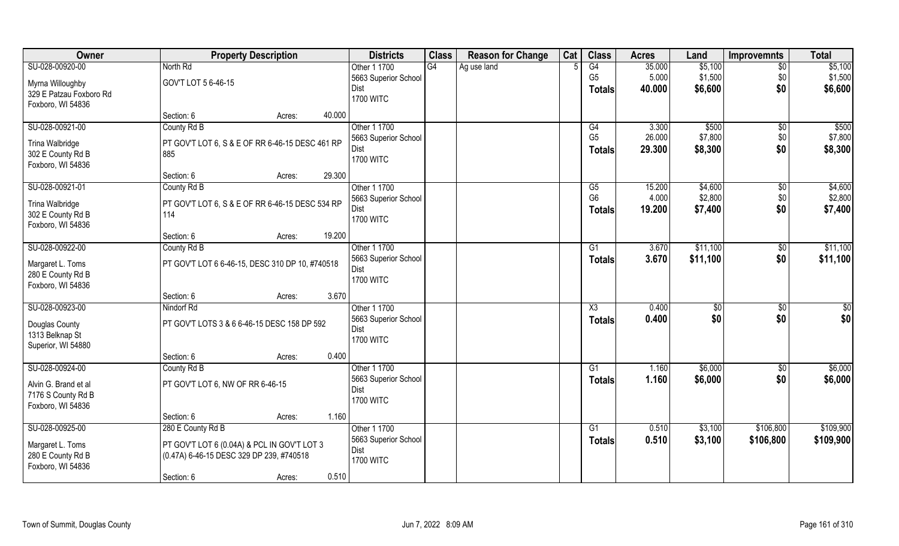| Owner | Property Description | Districts | Class | Reason for Change | Cat | Class | Acres | Land | Improvemnts | Total |
|---|---|---|---|---|---|---|---|---|---|---|
| SU-028-00920-00<br>Myrna Willoughby<br>329 E Patzau Foxboro Rd<br>Foxboro, WI 54836 | North Rd<br>GOV'T LOT 5 6-46-15<br>Section: 6 Acres: 40.000 | Other 1 1700<br>5663 Superior School Dist<br>1700 WITC | G4 | Ag use land | 5 | G4<br>G5<br>**Totals** | 35.000<br>5.000<br>**40.000** | $5,100<br>$1,500<br>**$6,600** | $0<br>$0<br>**$0** | $5,100<br>$1,500<br>**$6,600** |
| SU-028-00921-00<br>Trina Walbridge<br>302 E County Rd B<br>Foxboro, WI 54836 | County Rd B<br>PT GOV'T LOT 6, S & E OF RR 6-46-15 DESC 461 RP 885<br>Section: 6 Acres: 29.300 | Other 1 1700<br>5663 Superior School Dist<br>1700 WITC | | | | G4<br>G5<br>**Totals** | 3.300<br>26.000<br>**29.300** | $500<br>$7,800<br>**$8,300** | $0<br>$0<br>**$0** | $500<br>$7,800<br>**$8,300** |
| SU-028-00921-01<br>Trina Walbridge<br>302 E County Rd B<br>Foxboro, WI 54836 | County Rd B<br>PT GOV'T LOT 6, S & E OF RR 6-46-15 DESC 534 RP 114<br>Section: 6 Acres: 19.200 | Other 1 1700<br>5663 Superior School Dist<br>1700 WITC | | | | G5<br>G6<br>**Totals** | 15.200<br>4.000<br>**19.200** | $4,600<br>$2,800<br>**$7,400** | $0<br>$0<br>**$0** | $4,600<br>$2,800<br>**$7,400** |
| SU-028-00922-00<br>Margaret L. Toms<br>280 E County Rd B<br>Foxboro, WI 54836 | County Rd B<br>PT GOV'T LOT 6 6-46-15, DESC 310 DP 10, #740518<br>Section: 6 Acres: 3.670 | Other 1 1700<br>5663 Superior School Dist<br>1700 WITC | | | | G1<br>**Totals** | 3.670<br>**3.670** | $11,100<br>**$11,100** | $0<br>**$0** | $11,100<br>**$11,100** |
| SU-028-00923-00<br>Douglas County<br>1313 Belknap St<br>Superior, WI 54880 | Nindorf Rd<br>PT GOV'T LOTS 3 & 6 6-46-15 DESC 158 DP 592<br>Section: 6 Acres: 0.400 | Other 1 1700<br>5663 Superior School Dist<br>1700 WITC | | | | X3<br>**Totals** | 0.400<br>**0.400** | $0<br>**$0** | $0<br>**$0** | $0<br>**$0** |
| SU-028-00924-00<br>Alvin G. Brand et al<br>7176 S County Rd B<br>Foxboro, WI 54836 | County Rd B<br>PT GOV'T LOT 6, NW OF RR 6-46-15<br>Section: 6 Acres: 1.160 | Other 1 1700<br>5663 Superior School Dist<br>1700 WITC | | | | G1<br>**Totals** | 1.160<br>**1.160** | $6,000<br>**$6,000** | $0<br>**$0** | $6,000<br>**$6,000** |
| SU-028-00925-00<br>Margaret L. Toms<br>280 E County Rd B<br>Foxboro, WI 54836 | 280 E County Rd B<br>PT GOV'T LOT 6 (0.04A) & PCL IN GOV'T LOT 3 (0.47A) 6-46-15 DESC 329 DP 239, #740518<br>Section: 6 Acres: 0.510 | Other 1 1700<br>5663 Superior School Dist<br>1700 WITC | | | | G1<br>**Totals** | 0.510<br>**0.510** | $3,100<br>**$3,100** | $106,800<br>**$106,800** | $109,900<br>**$109,900** |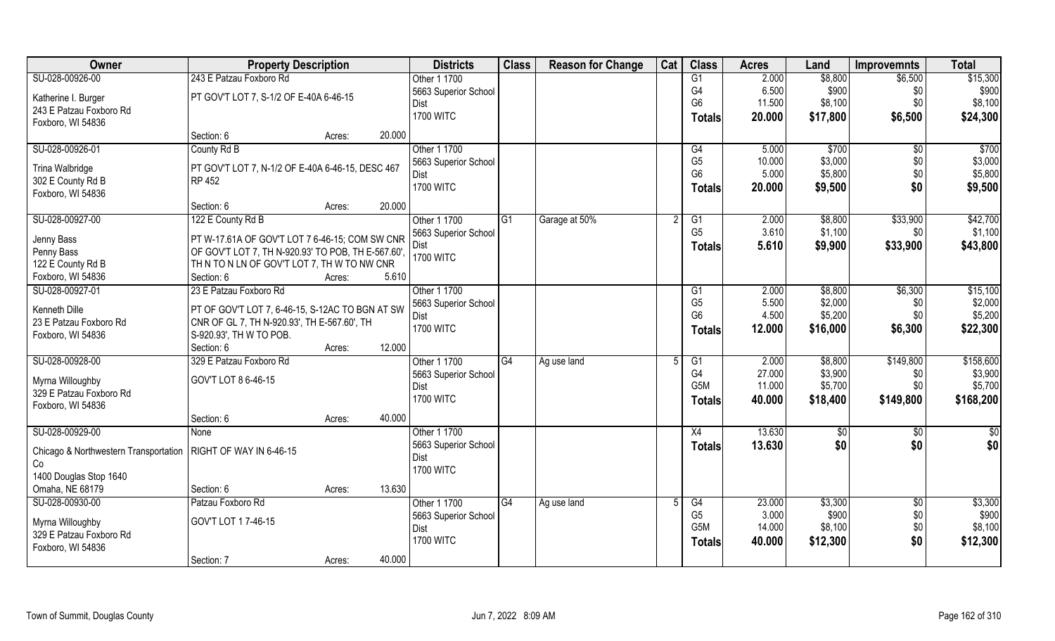| Owner | Property Description | Districts | Class | Reason for Change | Cat | Class | Acres | Land | Improvemnts | Total |
|---|---|---|---|---|---|---|---|---|---|---|
| SU-028-00926-00<br>Katherine I. Burger<br>243 E Patzau Foxboro Rd<br>Foxboro, WI 54836 | 243 E Patzau Foxboro Rd<br>PT GOV'T LOT 7, S-1/2 OF E-40A 6-46-15<br>Section: 6 Acres: 20.000 | Other 1 1700<br>5663 Superior School Dist<br>1700 WITC | | | | G1<br>G4<br>G6<br>**Totals** | 2.000<br>6.500<br>11.500<br>**20.000** | $8,800<br>$900<br>$8,100<br>**$17,800** | $6,500<br>$0<br>$0<br>**$6,500** | $15,300<br>$900<br>$8,100<br>**$24,300** |
| SU-028-00926-01<br>Trina Walbridge<br>302 E County Rd B<br>Foxboro, WI 54836 | County Rd B<br>PT GOV'T LOT 7, N-1/2 OF E-40A 6-46-15, DESC 467 RP 452<br>Section: 6 Acres: 20.000 | Other 1 1700<br>5663 Superior School Dist<br>1700 WITC | | | | G4<br>G5<br>G6<br>**Totals** | 5.000<br>10.000<br>5.000<br>**20.000** | $700<br>$3,000<br>$5,800<br>**$9,500** | $0<br>$0<br>$0<br>**$0** | $700<br>$3,000<br>$5,800<br>**$9,500** |
| SU-028-00927-00<br>Jenny Bass<br>Penny Bass<br>122 E County Rd B<br>Foxboro, WI 54836 | 122 E County Rd B<br>PT W-17.61A OF GOV'T LOT 7 6-46-15; COM SW CNR OF GOV'T LOT 7, TH N-920.93' TO POB, TH E-567.60', TH N TO N LN OF GOV'T LOT 7, TH W TO NW CNR<br>Section: 6 Acres: 5.610 | Other 1 1700<br>5663 Superior School Dist<br>1700 WITC | G1 | Garage at 50% | 2 | G1<br>G5<br>**Totals** | 2.000<br>3.610<br>**5.610** | $8,800<br>$1,100<br>**$9,900** | $33,900<br>$0<br>**$33,900** | $42,700<br>$1,100<br>**$43,800** |
| SU-028-00927-01<br>Kenneth Dille<br>23 E Patzau Foxboro Rd<br>Foxboro, WI 54836 | 23 E Patzau Foxboro Rd<br>PT OF GOV'T LOT 7, 6-46-15, S-12AC TO BGN AT SW CNR OF GL 7, TH N-920.93', TH E-567.60', TH S-920.93', TH W TO POB.<br>Section: 6 Acres: 12.000 | Other 1 1700<br>5663 Superior School Dist<br>1700 WITC | | | | G1<br>G5<br>G6<br>**Totals** | 2.000<br>5.500<br>4.500<br>**12.000** | $8,800<br>$2,000<br>$5,200<br>**$16,000** | $6,300<br>$0<br>$0<br>**$6,300** | $15,100<br>$2,000<br>$5,200<br>**$22,300** |
| SU-028-00928-00<br>Myrna Willoughby<br>329 E Patzau Foxboro Rd<br>Foxboro, WI 54836 | 329 E Patzau Foxboro Rd<br>GOV'T LOT 8 6-46-15<br>Section: 6 Acres: 40.000 | Other 1 1700<br>5663 Superior School Dist<br>1700 WITC | G4 | Ag use land | 5 | G1<br>G4<br>G5M<br>**Totals** | 2.000<br>27.000<br>11.000<br>**40.000** | $8,800<br>$3,900<br>$5,700<br>**$18,400** | $149,800<br>$0<br>$0<br>**$149,800** | $158,600<br>$3,900<br>$5,700<br>**$168,200** |
| SU-028-00929-00<br>Chicago & Northwestern Transportation Co<br>1400 Douglas Stop 1640<br>Omaha, NE 68179 | None<br>RIGHT OF WAY IN 6-46-15<br>Section: 6 Acres: 13.630 | Other 1 1700<br>5663 Superior School Dist<br>1700 WITC | | | | X4<br>**Totals** | 13.630<br>**13.630** | $0<br>**$0** | $0<br>**$0** | $0<br>**$0** |
| SU-028-00930-00<br>Myrna Willoughby<br>329 E Patzau Foxboro Rd<br>Foxboro, WI 54836 | Patzau Foxboro Rd<br>GOV'T LOT 1 7-46-15<br>Section: 7 Acres: 40.000 | Other 1 1700<br>5663 Superior School Dist<br>1700 WITC | G4 | Ag use land | 5 | G4<br>G5<br>G5M<br>**Totals** | 23.000<br>3.000<br>14.000<br>**40.000** | $3,300<br>$900<br>$8,100<br>**$12,300** | $0<br>$0<br>$0<br>**$0** | $3,300<br>$900<br>$8,100<br>**$12,300** |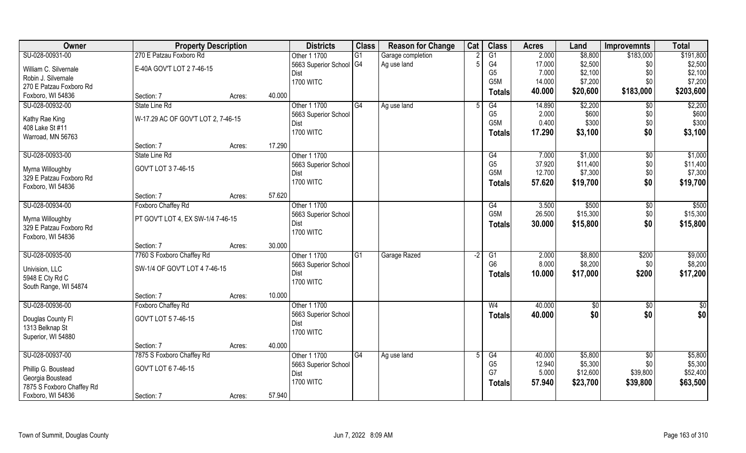| Owner | Property Description | | Districts | Class | Reason for Change | Cat | Class | Acres | Land | Improvemnts | Total |
|---|---|---|---|---|---|---|---|---|---|---|---|
| SU-028-00931-00 | 270 E Patzau Foxboro Rd | | Other 1 1700 | G1 | Garage completion | 2 | G1 | 2.000 | $8,800 | $183,000 | $191,800 |
| William C. Silvernale | E-40A GOV'T LOT 2 7-46-15 | | 5663 Superior School Dist | G4 | Ag use land | 5 | G4 | 17.000 | $2,500 | $0 | $2,500 |
| Robin J. Silvernale | | | 1700 WITC | | | | G5 | 7.000 | $2,100 | $0 | $2,100 |
| 270 E Patzau Foxboro Rd | | | | | | | G5M | 14.000 | $7,200 | $0 | $7,200 |
| Foxboro, WI 54836 | Section: 7 | Acres: 40.000 | | | | | **Totals** | **40.000** | **$20,600** | **$183,000** | **$203,600** |
| SU-028-00932-00 | State Line Rd | | Other 1 1700 | G4 | Ag use land | 5 | G4 | 14.890 | $2,200 | $0 | $2,200 |
| Kathy Rae King | W-17.29 AC OF GOV'T LOT 2, 7-46-15 | | 5663 Superior School Dist | | | | G5 | 2.000 | $600 | $0 | $600 |
| 408 Lake St #11 | | | 1700 WITC | | | | G5M | 0.400 | $300 | $0 | $300 |
| Warroad, MN 56763 | | | | | | | **Totals** | **17.290** | **$3,100** | **$0** | **$3,100** |
| | Section: 7 | Acres: 17.290 | | | | | | | | | |
| SU-028-00933-00 | State Line Rd | | Other 1 1700 | | | | G4 | 7.000 | $1,000 | $0 | $1,000 |
| Myrna Willoughby | GOV'T LOT 3 7-46-15 | | 5663 Superior School Dist | | | | G5 | 37.920 | $11,400 | $0 | $11,400 |
| 329 E Patzau Foxboro Rd | | | 1700 WITC | | | | G5M | 12.700 | $7,300 | $0 | $7,300 |
| Foxboro, WI 54836 | | | | | | | **Totals** | **57.620** | **$19,700** | **$0** | **$19,700** |
| | Section: 7 | Acres: 57.620 | | | | | | | | | |
| SU-028-00934-00 | Foxboro Chaffey Rd | | Other 1 1700 | | | | G4 | 3.500 | $500 | $0 | $500 |
| Myrna Willoughby | PT GOV'T LOT 4, EX SW-1/4 7-46-15 | | 5663 Superior School Dist | | | | G5M | 26.500 | $15,300 | $0 | $15,300 |
| 329 E Patzau Foxboro Rd | | | 1700 WITC | | | | **Totals** | **30.000** | **$15,800** | **$0** | **$15,800** |
| Foxboro, WI 54836 | | | | | | | | | | | |
| | Section: 7 | Acres: 30.000 | | | | | | | | | |
| SU-028-00935-00 | 7760 S Foxboro Chaffey Rd | | Other 1 1700 | G1 | Garage Razed | -2 | G1 | 2.000 | $8,800 | $200 | $9,000 |
| Univision, LLC | SW-1/4 OF GOV'T LOT 4 7-46-15 | | 5663 Superior School Dist | | | | G6 | 8.000 | $8,200 | $0 | $8,200 |
| 5948 E Cty Rd C | | | 1700 WITC | | | | **Totals** | **10.000** | **$17,000** | **$200** | **$17,200** |
| South Range, WI 54874 | | | | | | | | | | | |
| | Section: 7 | Acres: 10.000 | | | | | | | | | |
| SU-028-00936-00 | Foxboro Chaffey Rd | | Other 1 1700 | | | | W4 | 40.000 | $0 | $0 | $0 |
| Douglas County Fl | GOV'T LOT 5 7-46-15 | | 5663 Superior School Dist | | | | **Totals** | **40.000** | **$0** | **$0** | **$0** |
| 1313 Belknap St | | | 1700 WITC | | | | | | | | |
| Superior, WI 54880 | | | | | | | | | | | |
| | Section: 7 | Acres: 40.000 | | | | | | | | | |
| SU-028-00937-00 | 7875 S Foxboro Chaffey Rd | | Other 1 1700 | G4 | Ag use land | 5 | G4 | 40.000 | $5,800 | $0 | $5,800 |
| Phillip G. Boustead | GOV'T LOT 6 7-46-15 | | 5663 Superior School Dist | | | | G5 | 12.940 | $5,300 | $0 | $5,300 |
| Georgia Boustead | | | 1700 WITC | | | | G7 | 5.000 | $12,600 | $39,800 | $52,400 |
| 7875 S Foxboro Chaffey Rd | | | | | | | **Totals** | **57.940** | **$23,700** | **$39,800** | **$63,500** |
| Foxboro, WI 54836 | Section: 7 | Acres: 57.940 | | | | | | | | | |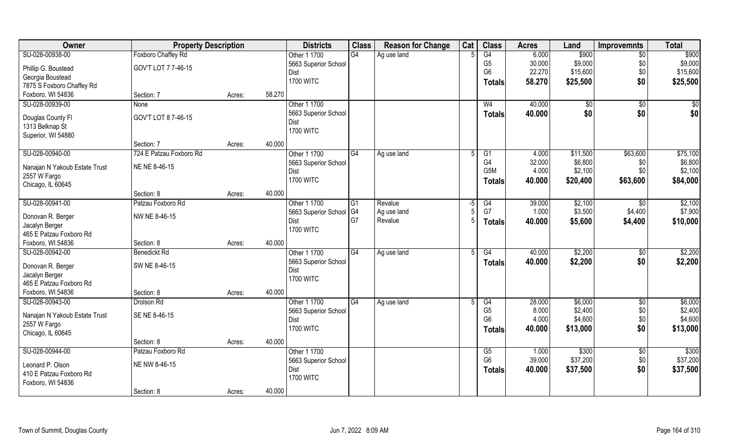| Owner | Property Description | | | Districts | Class | Reason for Change | Cat | Class | Acres | Land | Improvemnts | Total |
|---|---|---|---|---|---|---|---|---|---|---|---|---|
| SU-028-00938-00 | Foxboro Chaffey Rd | | | Other 1 1700 | G4 | Ag use land | 5 | G4 | 6.000 | $900 | $0 | $900 |
| Phillip G. Boustead | GOV'T LOT 7 7-46-15 | | | 5663 Superior School | | | | G5 | 30.000 | $9,000 | $0 | $9,000 |
| Georgia Boustead | | | | Dist | | | | G6 | 22.270 | $15,600 | $0 | $15,600 |
| 7875 S Foxboro Chaffey Rd | | | | 1700 WITC | | | | **Totals** | **58.270** | **$25,500** | **$0** | **$25,500** |
| Foxboro, WI 54836 | Section: 7 | Acres: | 58.270 | | | | | | | | | |
| SU-028-00939-00 | None | | | Other 1 1700 | | | | W4 | 40.000 | $0 | $0 | $0 |
| Douglas County Fl | GOV'T LOT 8 7-46-15 | | | 5663 Superior School | | | | **Totals** | **40.000** | **$0** | **$0** | **$0** |
| 1313 Belknap St | | | | Dist | | | | | | | | |
| Superior, WI 54880 | | | | 1700 WITC | | | | | | | | |
| | Section: 7 | Acres: | 40.000 | | | | | | | | | |
| SU-028-00940-00 | 724 E Patzau Foxboro Rd | | | Other 1 1700 | G4 | Ag use land | 5 | G1 | 4.000 | $11,500 | $63,600 | $75,100 |
| Nanajan N Yakoub Estate Trust | NE NE 8-46-15 | | | 5663 Superior School | | | | G4 | 32.000 | $6,800 | $0 | $6,800 |
| 2557 W Fargo | | | | Dist | | | | G5M | 4.000 | $2,100 | $0 | $2,100 |
| Chicago, IL 60645 | | | | 1700 WITC | | | | **Totals** | **40.000** | **$20,400** | **$63,600** | **$84,000** |
| | Section: 8 | Acres: | 40.000 | | | | | | | | | |
| SU-028-00941-00 | Patzau Foxboro Rd | | | Other 1 1700 | G1 | Revalue | -5 | G4 | 39.000 | $2,100 | $0 | $2,100 |
| Donovan R. Berger | NW NE 8-46-15 | | | 5663 Superior School | G4 | Ag use land | 5 | G7 | 1.000 | $3,500 | $4,400 | $7,900 |
| Jacalyn Berger | | | | Dist | G7 | Revalue | 5 | **Totals** | **40.000** | **$5,600** | **$4,400** | **$10,000** |
| 465 E Patzau Foxboro Rd | | | | 1700 WITC | | | | | | | | |
| Foxboro, WI 54836 | Section: 8 | Acres: | 40.000 | | | | | | | | | |
| SU-028-00942-00 | Benedickt Rd | | | Other 1 1700 | G4 | Ag use land | 5 | G4 | 40.000 | $2,200 | $0 | $2,200 |
| Donovan R. Berger | SW NE 8-46-15 | | | 5663 Superior School | | | | **Totals** | **40.000** | **$2,200** | **$0** | **$2,200** |
| Jacalyn Berger | | | | Dist | | | | | | | | |
| 465 E Patzau Foxboro Rd | | | | 1700 WITC | | | | | | | | |
| Foxboro, WI 54836 | Section: 8 | Acres: | 40.000 | | | | | | | | | |
| SU-028-00943-00 | Drolson Rd | | | Other 1 1700 | G4 | Ag use land | 5 | G4 | 28.000 | $6,000 | $0 | $6,000 |
| Nanajan N Yakoub Estate Trust | SE NE 8-46-15 | | | 5663 Superior School | | | | G5 | 8.000 | $2,400 | $0 | $2,400 |
| 2557 W Fargo | | | | Dist | | | | G6 | 4.000 | $4,600 | $0 | $4,600 |
| Chicago, IL 60645 | | | | 1700 WITC | | | | **Totals** | **40.000** | **$13,000** | **$0** | **$13,000** |
| | Section: 8 | Acres: | 40.000 | | | | | | | | | |
| SU-028-00944-00 | Patzau Foxboro Rd | | | Other 1 1700 | | | | G5 | 1.000 | $300 | $0 | $300 |
| Leonard P. Olson | NE NW 8-46-15 | | | 5663 Superior School | | | | G6 | 39.000 | $37,200 | $0 | $37,200 |
| 410 E Patzau Foxboro Rd | | | | Dist | | | | **Totals** | **40.000** | **$37,500** | **$0** | **$37,500** |
| Foxboro, WI 54836 | | | | 1700 WITC | | | | | | | | |
| | Section: 8 | Acres: | 40.000 | | | | | | | | | |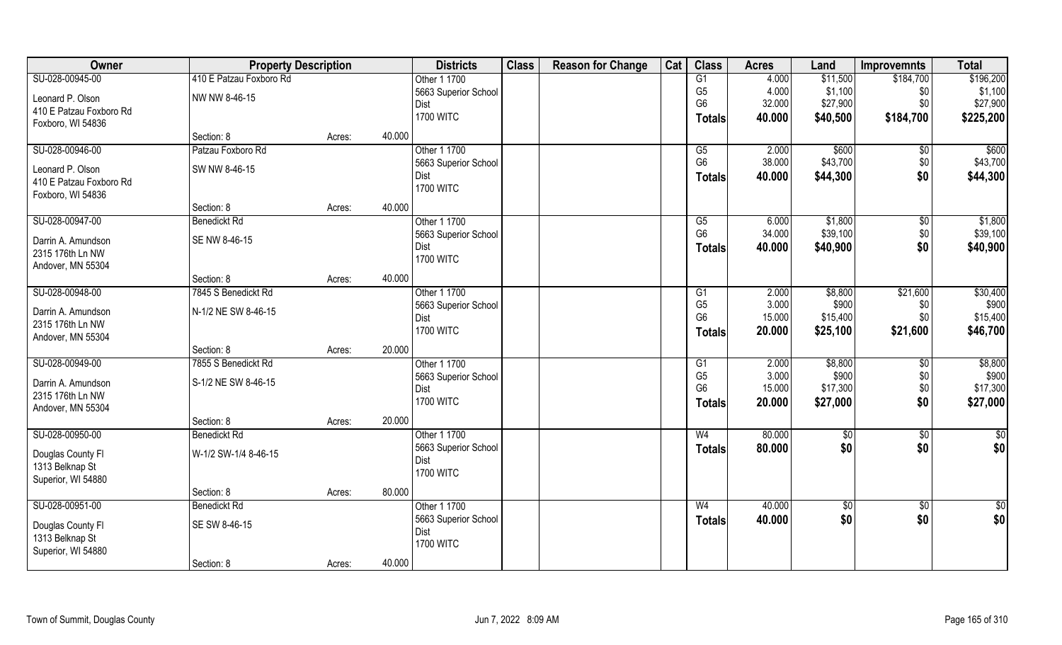| Owner | Property Description | | | Districts | Class | Reason for Change | Cat | Class | Acres | Land | Improvemnts | Total |
|---|---|---|---|---|---|---|---|---|---|---|---|---|
| SU-028-00945-00 | 410 E Patzau Foxboro Rd | | | Other 1 1700 | | | | G1 | 4.000 | $11,500 | $184,700 | $196,200 |
| Leonard P. Olson | NW NW 8-46-15 | | | 5663 Superior School | | | | G5 | 4.000 | $1,100 | $0 | $1,100 |
| 410 E Patzau Foxboro Rd | | | | Dist | | | | G6 | 32.000 | $27,900 | $0 | $27,900 |
| Foxboro, WI 54836 | | | | 1700 WITC | | | | **Totals** | **40.000** | **$40,500** | **$184,700** | **$225,200** |
| | Section: 8 | Acres: | 40.000 | | | | | | | | | |
| SU-028-00946-00 | Patzau Foxboro Rd | | | Other 1 1700 | | | | G5 | 2.000 | $600 | $0 | $600 |
| Leonard P. Olson | SW NW 8-46-15 | | | 5663 Superior School | | | | G6 | 38.000 | $43,700 | $0 | $43,700 |
| 410 E Patzau Foxboro Rd | | | | Dist | | | | **Totals** | **40.000** | **$44,300** | **$0** | **$44,300** |
| Foxboro, WI 54836 | | | | 1700 WITC | | | | | | | | |
| | Section: 8 | Acres: | 40.000 | | | | | | | | | |
| SU-028-00947-00 | Benedickt Rd | | | Other 1 1700 | | | | G5 | 6.000 | $1,800 | $0 | $1,800 |
| Darrin A. Amundson | SE NW 8-46-15 | | | 5663 Superior School | | | | G6 | 34.000 | $39,100 | $0 | $39,100 |
| 2315 176th Ln NW | | | | Dist | | | | **Totals** | **40.000** | **$40,900** | **$0** | **$40,900** |
| Andover, MN 55304 | | | | 1700 WITC | | | | | | | | |
| | Section: 8 | Acres: | 40.000 | | | | | | | | | |
| SU-028-00948-00 | 7845 S Benedickt Rd | | | Other 1 1700 | | | | G1 | 2.000 | $8,800 | $21,600 | $30,400 |
| Darrin A. Amundson | N-1/2 NE SW 8-46-15 | | | 5663 Superior School | | | | G5 | 3.000 | $900 | $0 | $900 |
| 2315 176th Ln NW | | | | Dist | | | | G6 | 15.000 | $15,400 | $0 | $15,400 |
| Andover, MN 55304 | | | | 1700 WITC | | | | **Totals** | **20.000** | **$25,100** | **$21,600** | **$46,700** |
| | Section: 8 | Acres: | 20.000 | | | | | | | | | |
| SU-028-00949-00 | 7855 S Benedickt Rd | | | Other 1 1700 | | | | G1 | 2.000 | $8,800 | $0 | $8,800 |
| Darrin A. Amundson | S-1/2 NE SW 8-46-15 | | | 5663 Superior School | | | | G5 | 3.000 | $900 | $0 | $900 |
| 2315 176th Ln NW | | | | Dist | | | | G6 | 15.000 | $17,300 | $0 | $17,300 |
| Andover, MN 55304 | | | | 1700 WITC | | | | **Totals** | **20.000** | **$27,000** | **$0** | **$27,000** |
| | Section: 8 | Acres: | 20.000 | | | | | | | | | |
| SU-028-00950-00 | Benedickt Rd | | | Other 1 1700 | | | | W4 | 80.000 | $0 | $0 | $0 |
| Douglas County Fl | W-1/2 SW-1/4 8-46-15 | | | 5663 Superior School | | | | **Totals** | **80.000** | **$0** | **$0** | **$0** |
| 1313 Belknap St | | | | Dist | | | | | | | | |
| Superior, WI 54880 | | | | 1700 WITC | | | | | | | | |
| | Section: 8 | Acres: | 80.000 | | | | | | | | | |
| SU-028-00951-00 | Benedickt Rd | | | Other 1 1700 | | | | W4 | 40.000 | $0 | $0 | $0 |
| Douglas County Fl | SE SW 8-46-15 | | | 5663 Superior School | | | | **Totals** | **40.000** | **$0** | **$0** | **$0** |
| 1313 Belknap St | | | | Dist | | | | | | | | |
| Superior, WI 54880 | | | | 1700 WITC | | | | | | | | |
| | Section: 8 | Acres: | 40.000 | | | | | | | | | |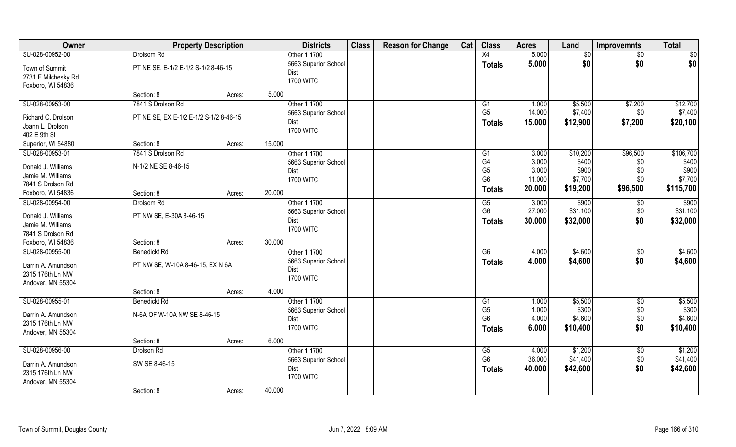| Owner | Property Description | | | Districts | Class | Reason for Change | Cat | Class | Acres | Land | Improvemnts | Total |
|---|---|---|---|---|---|---|---|---|---|---|---|---|
| SU-028-00952-00 | Drolsom Rd | | | Other 1 1700 | | | | X4 | 5.000 | $0 | $0 | $0 |
| Town of Summit | PT NE SE, E-1/2 E-1/2 S-1/2 8-46-15 | | | 5663 Superior School | | | | Totals | 5.000 | $0 | $0 | $0 |
| 2731 E Milchesky Rd | | | | Dist | | | | | | | | |
| Foxboro, WI 54836 | | | | 1700 WITC | | | | | | | | |
| | Section: 8 | Acres: | 5.000 | | | | | | | | | |
| SU-028-00953-00 | 7841 S Drolson Rd | | | Other 1 1700 | | | | G1 | 1.000 | $5,500 | $7,200 | $12,700 |
| Richard C. Drolson | PT NE SE, EX E-1/2 E-1/2 S-1/2 8-46-15 | | | 5663 Superior School | | | | G5 | 14.000 | $7,400 | $0 | $7,400 |
| Joann L. Drolson | | | | Dist | | | | Totals | 15.000 | $12,900 | $7,200 | $20,100 |
| 402 E 9th St | | | | 1700 WITC | | | | | | | | |
| Superior, WI 54880 | Section: 8 | Acres: | 15.000 | | | | | | | | | |
| SU-028-00953-01 | 7841 S Drolson Rd | | | Other 1 1700 | | | | G1 | 3.000 | $10,200 | $96,500 | $106,700 |
| Donald J. Williams | N-1/2 NE SE 8-46-15 | | | 5663 Superior School | | | | G4 | 3.000 | $400 | $0 | $400 |
| Jamie M. Williams | | | | Dist | | | | G5 | 3.000 | $900 | $0 | $900 |
| 7841 S Drolson Rd | | | | 1700 WITC | | | | G6 | 11.000 | $7,700 | $0 | $7,700 |
| Foxboro, WI 54836 | Section: 8 | Acres: | 20.000 | | | | | Totals | 20.000 | $19,200 | $96,500 | $115,700 |
| SU-028-00954-00 | Drolsom Rd | | | Other 1 1700 | | | | G5 | 3.000 | $900 | $0 | $900 |
| Donald J. Williams | PT NW SE, E-30A 8-46-15 | | | 5663 Superior School | | | | G6 | 27.000 | $31,100 | $0 | $31,100 |
| Jamie M. Williams | | | | Dist | | | | Totals | 30.000 | $32,000 | $0 | $32,000 |
| 7841 S Drolson Rd | | | | 1700 WITC | | | | | | | | |
| Foxboro, WI 54836 | Section: 8 | Acres: | 30.000 | | | | | | | | | |
| SU-028-00955-00 | Benedickt Rd | | | Other 1 1700 | | | | G6 | 4.000 | $4,600 | $0 | $4,600 |
| Darrin A. Amundson | PT NW SE, W-10A 8-46-15, EX N 6A | | | 5663 Superior School | | | | Totals | 4.000 | $4,600 | $0 | $4,600 |
| 2315 176th Ln NW | | | | Dist | | | | | | | | |
| Andover, MN 55304 | | | | 1700 WITC | | | | | | | | |
| | Section: 8 | Acres: | 4.000 | | | | | | | | | |
| SU-028-00955-01 | Benedickt Rd | | | Other 1 1700 | | | | G1 | 1.000 | $5,500 | $0 | $5,500 |
| Darrin A. Amundson | N-6A OF W-10A NW SE 8-46-15 | | | 5663 Superior School | | | | G5 | 1.000 | $300 | $0 | $300 |
| 2315 176th Ln NW | | | | Dist | | | | G6 | 4.000 | $4,600 | $0 | $4,600 |
| Andover, MN 55304 | | | | 1700 WITC | | | | Totals | 6.000 | $10,400 | $0 | $10,400 |
| | Section: 8 | Acres: | 6.000 | | | | | | | | | |
| SU-028-00956-00 | Drolson Rd | | | Other 1 1700 | | | | G5 | 4.000 | $1,200 | $0 | $1,200 |
| Darrin A. Amundson | SW SE 8-46-15 | | | 5663 Superior School | | | | G6 | 36.000 | $41,400 | $0 | $41,400 |
| 2315 176th Ln NW | | | | Dist | | | | Totals | 40.000 | $42,600 | $0 | $42,600 |
| Andover, MN 55304 | | | | 1700 WITC | | | | | | | | |
| | Section: 8 | Acres: | 40.000 | | | | | | | | | |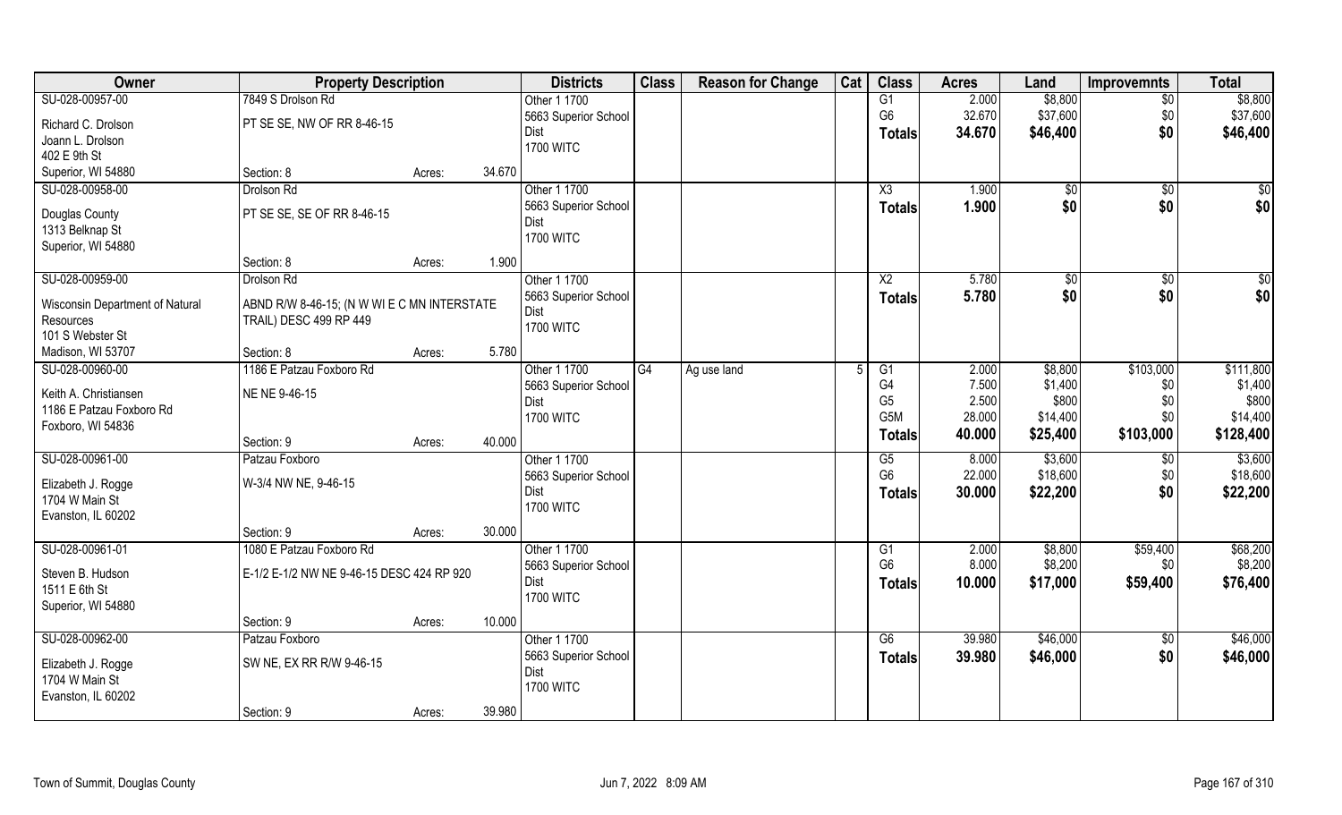| Owner | Property Description | | | Districts | Class | Reason for Change | Cat | Class | Acres | Land | Improvemnts | Total |
|---|---|---|---|---|---|---|---|---|---|---|---|---|
| SU-028-00957-00 | 7849 S Drolson Rd | | | Other 1 1700 | | | | G1 | 2.000 | $8,800 | $0 | $8,800 |
| Richard C. Drolson | PT SE SE, NW OF RR 8-46-15 | | | 5663 Superior School | | | | G6 | 32.670 | $37,600 | $0 | $37,600 |
| Joann L. Drolson | | | | Dist | | | | Totals | 34.670 | $46,400 | $0 | $46,400 |
| 402 E 9th St | | | | 1700 WITC | | | | | | | | |
| Superior, WI 54880 | Section: 8 | Acres: | 34.670 | | | | | | | | | |
| SU-028-00958-00 | Drolson Rd | | | Other 1 1700 | | | | X3 | 1.900 | $0 | $0 | $0 |
| Douglas County | PT SE SE, SE OF RR 8-46-15 | | | 5663 Superior School | | | | Totals | 1.900 | $0 | $0 | $0 |
| 1313 Belknap St | | | | Dist | | | | | | | | |
| Superior, WI 54880 | | | | 1700 WITC | | | | | | | | |
| | Section: 8 | Acres: | 1.900 | | | | | | | | | |
| SU-028-00959-00 | Drolson Rd | | | Other 1 1700 | | | | X2 | 5.780 | $0 | $0 | $0 |
| Wisconsin Department of Natural Resources | ABND R/W 8-46-15; (N W WI E C MN INTERSTATE TRAIL) DESC 499 RP 449 | | | 5663 Superior School | | | | Totals | 5.780 | $0 | $0 | $0 |
| 101 S Webster St | | | | Dist | | | | | | | | |
| Madison, WI 53707 | Section: 8 | Acres: | 5.780 | 1700 WITC | | | | | | | | |
| SU-028-00960-00 | 1186 E Patzau Foxboro Rd | | | Other 1 1700 | G4 | Ag use land | 5 | G1 | 2.000 | $8,800 | $103,000 | $111,800 |
| Keith A. Christiansen | NE NE 9-46-15 | | | 5663 Superior School | | | | G4 | 7.500 | $1,400 | $0 | $1,400 |
| 1186 E Patzau Foxboro Rd | | | | Dist | | | | G5 | 2.500 | $800 | $0 | $800 |
| Foxboro, WI 54836 | | | | 1700 WITC | | | | G5M | 28.000 | $14,400 | $0 | $14,400 |
| | Section: 9 | Acres: | 40.000 | | | | | Totals | 40.000 | $25,400 | $103,000 | $128,400 |
| SU-028-00961-00 | Patzau Foxboro | | | Other 1 1700 | | | | G5 | 8.000 | $3,600 | $0 | $3,600 |
| Elizabeth J. Rogge | W-3/4 NW NE, 9-46-15 | | | 5663 Superior School | | | | G6 | 22.000 | $18,600 | $0 | $18,600 |
| 1704 W Main St | | | | Dist | | | | Totals | 30.000 | $22,200 | $0 | $22,200 |
| Evanston, IL 60202 | | | | 1700 WITC | | | | | | | | |
| | Section: 9 | Acres: | 30.000 | | | | | | | | | |
| SU-028-00961-01 | 1080 E Patzau Foxboro Rd | | | Other 1 1700 | | | | G1 | 2.000 | $8,800 | $59,400 | $68,200 |
| Steven B. Hudson | E-1/2 E-1/2 NW NE 9-46-15 DESC 424 RP 920 | | | 5663 Superior School | | | | G6 | 8.000 | $8,200 | $0 | $8,200 |
| 1511 E 6th St | | | | Dist | | | | Totals | 10.000 | $17,000 | $59,400 | $76,400 |
| Superior, WI 54880 | | | | 1700 WITC | | | | | | | | |
| | Section: 9 | Acres: | 10.000 | | | | | | | | | |
| SU-028-00962-00 | Patzau Foxboro | | | Other 1 1700 | | | | G6 | 39.980 | $46,000 | $0 | $46,000 |
| Elizabeth J. Rogge | SW NE, EX RR R/W 9-46-15 | | | 5663 Superior School | | | | Totals | 39.980 | $46,000 | $0 | $46,000 |
| 1704 W Main St | | | | Dist | | | | | | | | |
| Evanston, IL 60202 | | | | 1700 WITC | | | | | | | | |
| | Section: 9 | Acres: | 39.980 | | | | | | | | | |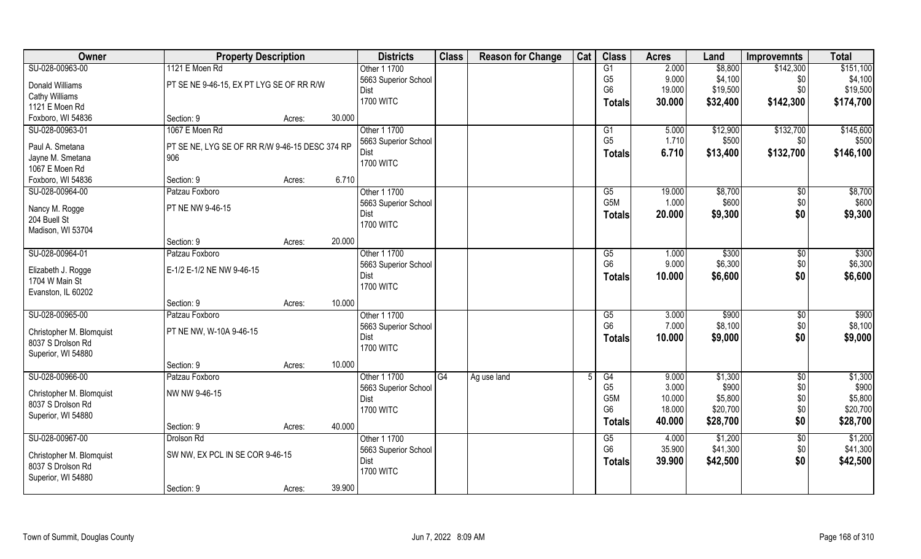| Owner | Property Description | | Districts | Class | Reason for Change | Cat | Class | Acres | Land | Improvemnts | Total |
|---|---|---|---|---|---|---|---|---|---|---|---|
| SU-028-00963-00 | 1121 E Moen Rd | | Other 1 1700 | | | | G1 | 2.000 | $8,800 | $142,300 | $151,100 |
| Donald Williams | PT SE NE 9-46-15, EX PT LYG SE OF RR R/W | | 5663 Superior School Dist | | | | G5 | 9.000 | $4,100 | $0 | $4,100 |
| Cathy Williams | | | 1700 WITC | | | | G6 | 19.000 | $19,500 | $0 | $19,500 |
| 1121 E Moen Rd | | | | | | | Totals | 30.000 | $32,400 | $142,300 | $174,700 |
| Foxboro, WI 54836 | Section: 9 | Acres: 30.000 | | | | | | | | | |
| SU-028-00963-01 | 1067 E Moen Rd | | Other 1 1700 | | | | G1 | 5.000 | $12,900 | $132,700 | $145,600 |
| Paul A. Smetana | PT SE NE, LYG SE OF RR R/W 9-46-15 DESC 374 RP 906 | | 5663 Superior School Dist | | | | G5 | 1.710 | $500 | $0 | $500 |
| Jayne M. Smetana | | | 1700 WITC | | | | Totals | 6.710 | $13,400 | $132,700 | $146,100 |
| 1067 E Moen Rd | | | | | | | | | | | |
| Foxboro, WI 54836 | Section: 9 | Acres: 6.710 | | | | | | | | | |
| SU-028-00964-00 | Patzau Foxboro | | Other 1 1700 | | | | G5 | 19.000 | $8,700 | $0 | $8,700 |
| Nancy M. Rogge | PT NE NW 9-46-15 | | 5663 Superior School Dist | | | | G5M | 1.000 | $600 | $0 | $600 |
| 204 Buell St | | | 1700 WITC | | | | Totals | 20.000 | $9,300 | $0 | $9,300 |
| Madison, WI 53704 | | | | | | | | | | | |
| | Section: 9 | Acres: 20.000 | | | | | | | | | |
| SU-028-00964-01 | Patzau Foxboro | | Other 1 1700 | | | | G5 | 1.000 | $300 | $0 | $300 |
| Elizabeth J. Rogge | E-1/2 E-1/2 NE NW 9-46-15 | | 5663 Superior School Dist | | | | G6 | 9.000 | $6,300 | $0 | $6,300 |
| 1704 W Main St | | | 1700 WITC | | | | Totals | 10.000 | $6,600 | $0 | $6,600 |
| Evanston, IL 60202 | | | | | | | | | | | |
| | Section: 9 | Acres: 10.000 | | | | | | | | | |
| SU-028-00965-00 | Patzau Foxboro | | Other 1 1700 | | | | G5 | 3.000 | $900 | $0 | $900 |
| Christopher M. Blomquist | PT NE NW, W-10A 9-46-15 | | 5663 Superior School Dist | | | | G6 | 7.000 | $8,100 | $0 | $8,100 |
| 8037 S Drolson Rd | | | 1700 WITC | | | | Totals | 10.000 | $9,000 | $0 | $9,000 |
| Superior, WI 54880 | | | | | | | | | | | |
| | Section: 9 | Acres: 10.000 | | | | | | | | | |
| SU-028-00966-00 | Patzau Foxboro | | Other 1 1700 | G4 | Ag use land | 5 | G4 | 9.000 | $1,300 | $0 | $1,300 |
| Christopher M. Blomquist | NW NW 9-46-15 | | 5663 Superior School Dist | | | | G5 | 3.000 | $900 | $0 | $900 |
| 8037 S Drolson Rd | | | 1700 WITC | | | | G5M | 10.000 | $5,800 | $0 | $5,800 |
| Superior, WI 54880 | | | | | | | G6 | 18.000 | $20,700 | $0 | $20,700 |
| | Section: 9 | Acres: 40.000 | | | | | Totals | 40.000 | $28,700 | $0 | $28,700 |
| SU-028-00967-00 | Drolson Rd | | Other 1 1700 | | | | G5 | 4.000 | $1,200 | $0 | $1,200 |
| Christopher M. Blomquist | SW NW, EX PCL IN SE COR 9-46-15 | | 5663 Superior School Dist | | | | G6 | 35.900 | $41,300 | $0 | $41,300 |
| 8037 S Drolson Rd | | | 1700 WITC | | | | Totals | 39.900 | $42,500 | $0 | $42,500 |
| Superior, WI 54880 | | | | | | | | | | | |
| | Section: 9 | Acres: 39.900 | | | | | | | | | |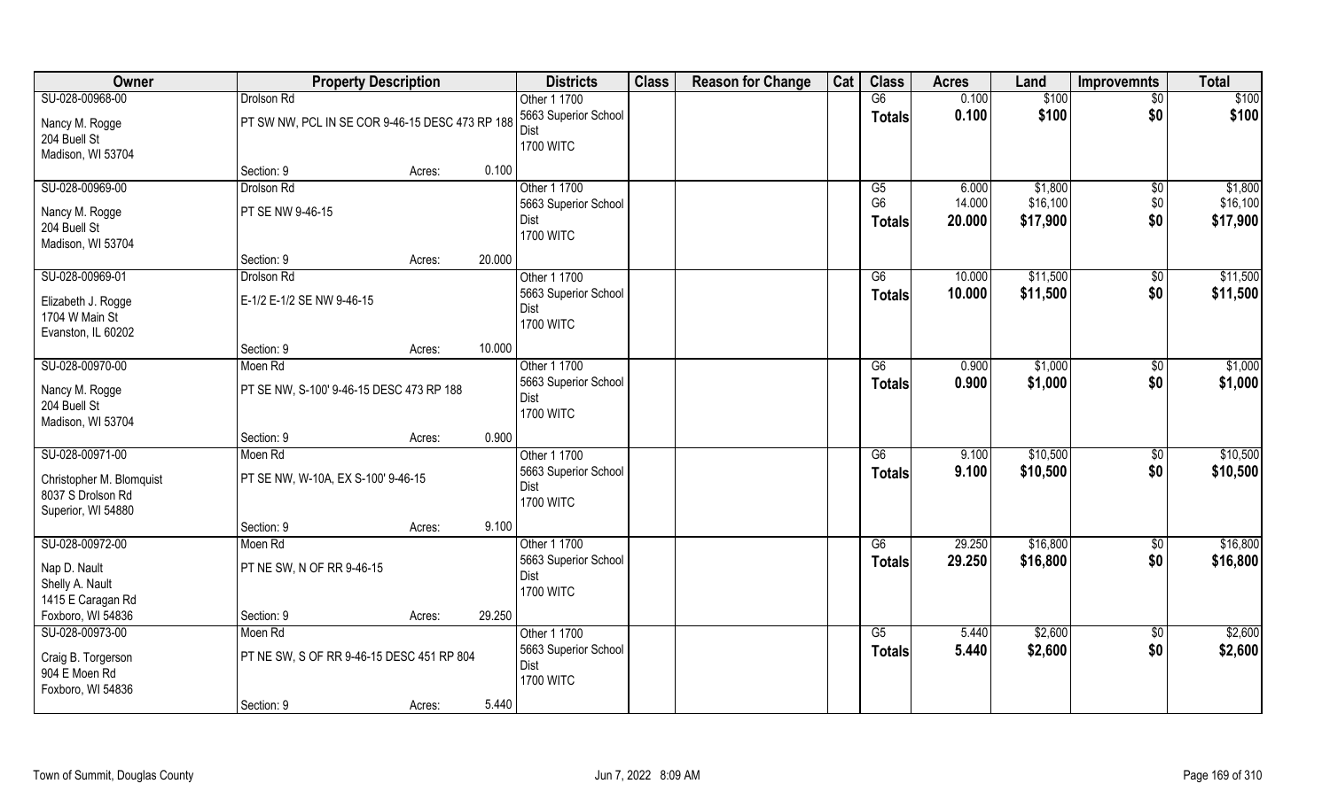| Owner | Property Description | | | Districts | Class | Reason for Change | Cat | Class | Acres | Land | Improvemnts | Total |
|---|---|---|---|---|---|---|---|---|---|---|---|---|
| SU-028-00968-00 | Drolson Rd | | | Other 1 1700 | | | | G6 | 0.100 | $100 | $0 | $100 |
| Nancy M. Rogge<br>204 Buell St<br>Madison, WI 53704 | PT SW NW, PCL IN SE COR 9-46-15 DESC 473 RP 188 | | | 5663 Superior School Dist<br>1700 WITC | | | | Totals | 0.100 | $100 | $0 | $100 |
| | Section: 9 | Acres: | 0.100 | | | | | | | | | |
| SU-028-00969-00 | Drolson Rd | | | Other 1 1700 | | | | G5 | 6.000 | $1,800 | $0 | $1,800 |
| Nancy M. Rogge<br>204 Buell St<br>Madison, WI 53704 | PT SE NW 9-46-15 | | | 5663 Superior School Dist<br>1700 WITC | | | | G6 | 14.000 | $16,100 | $0 | $16,100 |
| | | | | | | | | Totals | 20.000 | $17,900 | $0 | $17,900 |
| | Section: 9 | Acres: | 20.000 | | | | | | | | | |
| SU-028-00969-01 | Drolson Rd | | | Other 1 1700 | | | | G6 | 10.000 | $11,500 | $0 | $11,500 |
| Elizabeth J. Rogge<br>1704 W Main St<br>Evanston, IL 60202 | E-1/2 E-1/2 SE NW 9-46-15 | | | 5663 Superior School Dist<br>1700 WITC | | | | Totals | 10.000 | $11,500 | $0 | $11,500 |
| | Section: 9 | Acres: | 10.000 | | | | | | | | | |
| SU-028-00970-00 | Moen Rd | | | Other 1 1700 | | | | G6 | 0.900 | $1,000 | $0 | $1,000 |
| Nancy M. Rogge<br>204 Buell St<br>Madison, WI 53704 | PT SE NW, S-100' 9-46-15 DESC 473 RP 188 | | | 5663 Superior School Dist<br>1700 WITC | | | | Totals | 0.900 | $1,000 | $0 | $1,000 |
| | Section: 9 | Acres: | 0.900 | | | | | | | | | |
| SU-028-00971-00 | Moen Rd | | | Other 1 1700 | | | | G6 | 9.100 | $10,500 | $0 | $10,500 |
| Christopher M. Blomquist<br>8037 S Drolson Rd<br>Superior, WI 54880 | PT SE NW, W-10A, EX S-100' 9-46-15 | | | 5663 Superior School Dist<br>1700 WITC | | | | Totals | 9.100 | $10,500 | $0 | $10,500 |
| | Section: 9 | Acres: | 9.100 | | | | | | | | | |
| SU-028-00972-00 | Moen Rd | | | Other 1 1700 | | | | G6 | 29.250 | $16,800 | $0 | $16,800 |
| Nap D. Nault<br>Shelly A. Nault<br>1415 E Caragan Rd<br>Foxboro, WI 54836 | PT NE SW, N OF RR 9-46-15 | | | 5663 Superior School Dist<br>1700 WITC | | | | Totals | 29.250 | $16,800 | $0 | $16,800 |
| | Section: 9 | Acres: | 29.250 | | | | | | | | | |
| SU-028-00973-00 | Moen Rd | | | Other 1 1700 | | | | G5 | 5.440 | $2,600 | $0 | $2,600 |
| Craig B. Torgerson<br>904 E Moen Rd<br>Foxboro, WI 54836 | PT NE SW, S OF RR 9-46-15 DESC 451 RP 804 | | | 5663 Superior School Dist<br>1700 WITC | | | | Totals | 5.440 | $2,600 | $0 | $2,600 |
| | Section: 9 | Acres: | 5.440 | | | | | | | | | |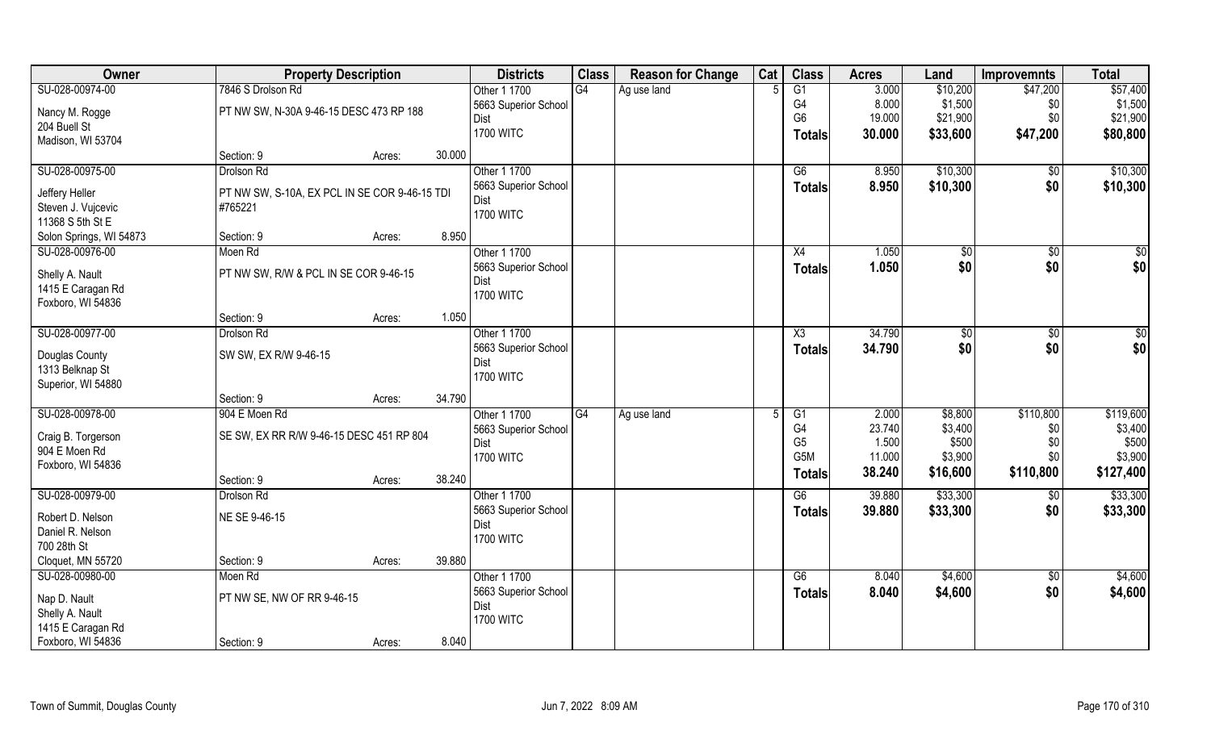| Owner | Property Description | | | Districts | Class | Reason for Change | Cat | Class | Acres | Land | Improvemnts | Total |
|---|---|---|---|---|---|---|---|---|---|---|---|---|
| SU-028-00974-00 | 7846 S Drolson Rd | | | Other 1 1700 | G4 | Ag use land | 5 | G1 | 3.000 | $10,200 | $47,200 | $57,400 |
| Nancy M. Rogge | PT NW SW, N-30A 9-46-15 DESC 473 RP 188 | | | 5663 Superior School Dist | | | | G4 | 8.000 | $1,500 | $0 | $1,500 |
| 204 Buell St | | | | 1700 WITC | | | | G6 | 19.000 | $21,900 | $0 | $21,900 |
| Madison, WI 53704 | | | | | | | | **Totals** | **30.000** | **$33,600** | **$47,200** | **$80,800** |
| | Section: 9 | Acres: | 30.000 | | | | | | | | | |
| SU-028-00975-00 | Drolson Rd | | | Other 1 1700 | | | | G6 | 8.950 | $10,300 | $0 | $10,300 |
| Jeffery Heller | PT NW SW, S-10A, EX PCL IN SE COR 9-46-15 TDI #765221 | | | 5663 Superior School Dist | | | | **Totals** | **8.950** | **$10,300** | **$0** | **$10,300** |
| Steven J. Vujcevic | | | | 1700 WITC | | | | | | | | |
| 11368 S 5th St E | | | | | | | | | | | | |
| Solon Springs, WI 54873 | Section: 9 | Acres: | 8.950 | | | | | | | | | |
| SU-028-00976-00 | Moen Rd | | | Other 1 1700 | | | | X4 | 1.050 | $0 | $0 | $0 |
| Shelly A. Nault | PT NW SW, R/W & PCL IN SE COR 9-46-15 | | | 5663 Superior School Dist | | | | **Totals** | **1.050** | **$0** | **$0** | **$0** |
| 1415 E Caragan Rd | | | | 1700 WITC | | | | | | | | |
| Foxboro, WI 54836 | | | | | | | | | | | | |
| | Section: 9 | Acres: | 1.050 | | | | | | | | | |
| SU-028-00977-00 | Drolson Rd | | | Other 1 1700 | | | | X3 | 34.790 | $0 | $0 | $0 |
| Douglas County | SW SW, EX R/W 9-46-15 | | | 5663 Superior School Dist | | | | **Totals** | **34.790** | **$0** | **$0** | **$0** |
| 1313 Belknap St | | | | 1700 WITC | | | | | | | | |
| Superior, WI 54880 | | | | | | | | | | | | |
| | Section: 9 | Acres: | 34.790 | | | | | | | | | |
| SU-028-00978-00 | 904 E Moen Rd | | | Other 1 1700 | G4 | Ag use land | 5 | G1 | 2.000 | $8,800 | $110,800 | $119,600 |
| Craig B. Torgerson | SE SW, EX RR R/W 9-46-15 DESC 451 RP 804 | | | 5663 Superior School Dist | | | | G4 | 23.740 | $3,400 | $0 | $3,400 |
| 904 E Moen Rd | | | | 1700 WITC | | | | G5 | 1.500 | $500 | $0 | $500 |
| Foxboro, WI 54836 | | | | | | | | G5M | 11.000 | $3,900 | $0 | $3,900 |
| | Section: 9 | Acres: | 38.240 | | | | | **Totals** | **38.240** | **$16,600** | **$110,800** | **$127,400** |
| SU-028-00979-00 | Drolson Rd | | | Other 1 1700 | | | | G6 | 39.880 | $33,300 | $0 | $33,300 |
| Robert D. Nelson | NE SE 9-46-15 | | | 5663 Superior School Dist | | | | **Totals** | **39.880** | **$33,300** | **$0** | **$33,300** |
| Daniel R. Nelson | | | | 1700 WITC | | | | | | | | |
| 700 28th St | | | | | | | | | | | | |
| Cloquet, MN 55720 | Section: 9 | Acres: | 39.880 | | | | | | | | | |
| SU-028-00980-00 | Moen Rd | | | Other 1 1700 | | | | G6 | 8.040 | $4,600 | $0 | $4,600 |
| Nap D. Nault | PT NW SE, NW OF RR 9-46-15 | | | 5663 Superior School Dist | | | | **Totals** | **8.040** | **$4,600** | **$0** | **$4,600** |
| Shelly A. Nault | | | | 1700 WITC | | | | | | | | |
| 1415 E Caragan Rd | | | | | | | | | | | | |
| Foxboro, WI 54836 | Section: 9 | Acres: | 8.040 | | | | | | | | | |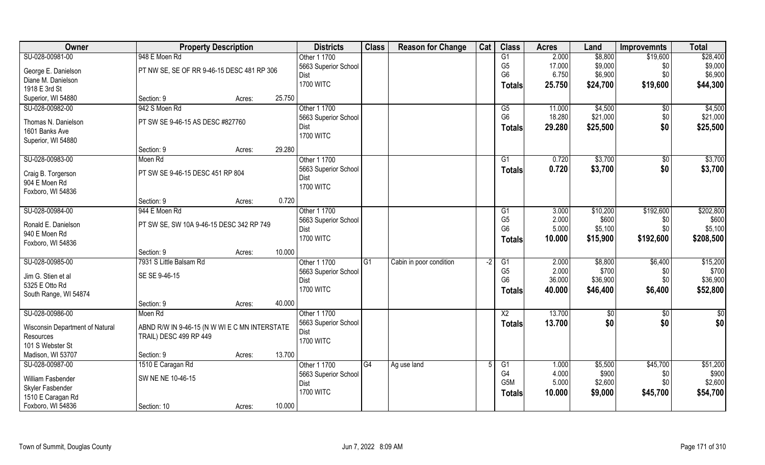| Owner | Property Description | | | Districts | Class | Reason for Change | Cat | Class | Acres | Land | Improvemnts | Total |
|---|---|---|---|---|---|---|---|---|---|---|---|---|
| SU-028-00981-00 | 948 E Moen Rd | | | Other 1 1700 | | | | G1 | 2.000 | $8,800 | $19,600 | $28,400 |
| George E. Danielson | PT NW SE, SE OF RR 9-46-15 DESC 481 RP 306 | | | 5663 Superior School | | | | G5 | 17.000 | $9,000 | $0 | $9,000 |
| Diane M. Danielson | | | | Dist | | | | G6 | 6.750 | $6,900 | $0 | $6,900 |
| 1918 E 3rd St | | | | 1700 WITC | | | | **Totals** | **25.750** | **$24,700** | **$19,600** | **$44,300** |
| Superior, WI 54880 | Section: 9 | Acres: | 25.750 | | | | | | | | | |
| SU-028-00982-00 | 942 S Moen Rd | | | Other 1 1700 | | | | G5 | 11.000 | $4,500 | $0 | $4,500 |
| Thomas N. Danielson | PT SW SE 9-46-15 AS DESC #827760 | | | 5663 Superior School | | | | G6 | 18.280 | $21,000 | $0 | $21,000 |
| 1601 Banks Ave | | | | Dist | | | | **Totals** | **29.280** | **$25,500** | **$0** | **$25,500** |
| Superior, WI 54880 | | | | 1700 WITC | | | | | | | | |
| | Section: 9 | Acres: | 29.280 | | | | | | | | | |
| SU-028-00983-00 | Moen Rd | | | Other 1 1700 | | | | G1 | 0.720 | $3,700 | $0 | $3,700 |
| Craig B. Torgerson | PT SW SE 9-46-15 DESC 451 RP 804 | | | 5663 Superior School | | | | **Totals** | **0.720** | **$3,700** | **$0** | **$3,700** |
| 904 E Moen Rd | | | | Dist | | | | | | | | |
| Foxboro, WI 54836 | | | | 1700 WITC | | | | | | | | |
| | Section: 9 | Acres: | 0.720 | | | | | | | | | |
| SU-028-00984-00 | 944 E Moen Rd | | | Other 1 1700 | | | | G1 | 3.000 | $10,200 | $192,600 | $202,800 |
| Ronald E. Danielson | PT SW SE, SW 10A 9-46-15 DESC 342 RP 749 | | | 5663 Superior School | | | | G5 | 2.000 | $600 | $0 | $600 |
| 940 E Moen Rd | | | | Dist | | | | G6 | 5.000 | $5,100 | $0 | $5,100 |
| Foxboro, WI 54836 | | | | 1700 WITC | | | | **Totals** | **10.000** | **$15,900** | **$192,600** | **$208,500** |
| | Section: 9 | Acres: | 10.000 | | | | | | | | | |
| SU-028-00985-00 | 7931 S Little Balsam Rd | | | Other 1 1700 | G1 | Cabin in poor condition | -2 | G1 | 2.000 | $8,800 | $6,400 | $15,200 |
| Jim G. Stien et al | SE SE 9-46-15 | | | 5663 Superior School | | | | G5 | 2.000 | $700 | $0 | $700 |
| 5325 E Otto Rd | | | | Dist | | | | G6 | 36.000 | $36,900 | $0 | $36,900 |
| South Range, WI 54874 | | | | 1700 WITC | | | | **Totals** | **40.000** | **$46,400** | **$6,400** | **$52,800** |
| | Section: 9 | Acres: | 40.000 | | | | | | | | | |
| SU-028-00986-00 | Moen Rd | | | Other 1 1700 | | | | X2 | 13.700 | $0 | $0 | $0 |
| Wisconsin Department of Natural Resources | ABND R/W IN 9-46-15 (N W WI E C MN INTERSTATE TRAIL) DESC 499 RP 449 | | | 5663 Superior School | | | | **Totals** | **13.700** | **$0** | **$0** | **$0** |
| 101 S Webster St | | | | Dist | | | | | | | | |
| Madison, WI 53707 | Section: 9 | Acres: | 13.700 | 1700 WITC | | | | | | | | |
| SU-028-00987-00 | 1510 E Caragan Rd | | | Other 1 1700 | G4 | Ag use land | 5 | G1 | 1.000 | $5,500 | $45,700 | $51,200 |
| William Fasbender | SW NE NE 10-46-15 | | | 5663 Superior School | | | | G4 | 4.000 | $900 | $0 | $900 |
| Skyler Fasbender | | | | Dist | | | | G5M | 5.000 | $2,600 | $0 | $2,600 |
| 1510 E Caragan Rd | | | | 1700 WITC | | | | **Totals** | **10.000** | **$9,000** | **$45,700** | **$54,700** |
| Foxboro, WI 54836 | Section: 10 | Acres: | 10.000 | | | | | | | | | |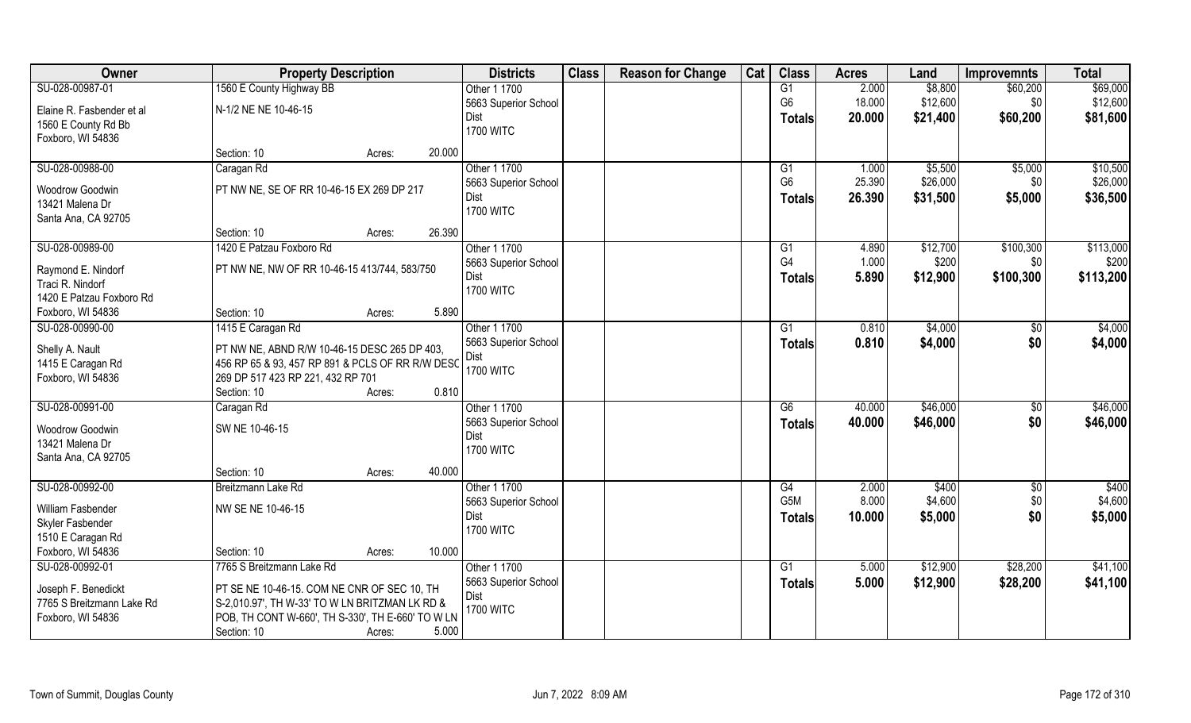| Owner | Property Description | Districts | Class | Reason for Change | Cat | Class | Acres | Land | Improvemnts | Total |
|---|---|---|---|---|---|---|---|---|---|---|
| SU-028-00987-01<br>Elaine R. Fasbender et al<br>1560 E County Rd Bb<br>Foxboro, WI 54836 | 1560 E County Highway BB<br>N-1/2 NE NE 10-46-15<br>Section: 10 Acres: 20.000 | Other 1 1700<br>5663 Superior School Dist<br>1700 WITC | | | | G1<br>G6<br>**Totals** | 2.000<br>18.000<br>**20.000** | $8,800<br>$12,600<br>**$21,400** | $60,200<br>$0<br>**$60,200** | $69,000<br>$12,600<br>**$81,600** |
| SU-028-00988-00<br>Woodrow Goodwin<br>13421 Malena Dr<br>Santa Ana, CA 92705 | Caragan Rd<br>PT NW NE, SE OF RR 10-46-15 EX 269 DP 217<br>Section: 10 Acres: 26.390 | Other 1 1700<br>5663 Superior School Dist<br>1700 WITC | | | | G1<br>G6<br>**Totals** | 1.000<br>25.390<br>**26.390** | $5,500<br>$26,000<br>**$31,500** | $5,000<br>$0<br>**$5,000** | $10,500<br>$26,000<br>**$36,500** |
| SU-028-00989-00<br>Raymond E. Nindorf<br>Traci R. Nindorf<br>1420 E Patzau Foxboro Rd<br>Foxboro, WI 54836 | 1420 E Patzau Foxboro Rd<br>PT NW NE, NW OF RR 10-46-15 413/744, 583/750<br>Section: 10 Acres: 5.890 | Other 1 1700<br>5663 Superior School Dist<br>1700 WITC | | | | G1<br>G4<br>**Totals** | 4.890<br>1.000<br>**5.890** | $12,700<br>$200<br>**$12,900** | $100,300<br>$0<br>**$100,300** | $113,000<br>$200<br>**$113,200** |
| SU-028-00990-00<br>Shelly A. Nault<br>1415 E Caragan Rd<br>Foxboro, WI 54836 | 1415 E Caragan Rd<br>PT NW NE, ABND R/W 10-46-15 DESC 265 DP 403, 456 RP 65 & 93, 457 RP 891 & PCLS OF RR R/W DESC 269 DP 517 423 RP 221, 432 RP 701<br>Section: 10 Acres: 0.810 | Other 1 1700<br>5663 Superior School Dist<br>1700 WITC | | | | G1<br>**Totals** | 0.810<br>**0.810** | $4,000<br>**$4,000** | $0<br>**$0** | $4,000<br>**$4,000** |
| SU-028-00991-00<br>Woodrow Goodwin<br>13421 Malena Dr<br>Santa Ana, CA 92705 | Caragan Rd<br>SW NE 10-46-15<br>Section: 10 Acres: 40.000 | Other 1 1700<br>5663 Superior School Dist<br>1700 WITC | | | | G6<br>**Totals** | 40.000<br>**40.000** | $46,000<br>**$46,000** | $0<br>**$0** | $46,000<br>**$46,000** |
| SU-028-00992-00<br>William Fasbender<br>Skyler Fasbender<br>1510 E Caragan Rd<br>Foxboro, WI 54836 | Breitzmann Lake Rd<br>NW SE NE 10-46-15<br>Section: 10 Acres: 10.000 | Other 1 1700<br>5663 Superior School Dist<br>1700 WITC | | | | G4<br>G5M<br>**Totals** | 2.000<br>8.000<br>**10.000** | $400<br>$4,600<br>**$5,000** | $0<br>$0<br>**$0** | $400<br>$4,600<br>**$5,000** |
| SU-028-00992-01<br>Joseph F. Benedickt<br>7765 S Breitzmann Lake Rd<br>Foxboro, WI 54836 | 7765 S Breitzmann Lake Rd<br>PT SE NE 10-46-15. COM NE CNR OF SEC 10, TH S-2,010.97', TH W-33' TO W LN BRITZMAN LK RD & POB, TH CONT W-660', TH S-330', TH E-660' TO W LN<br>Section: 10 Acres: 5.000 | Other 1 1700<br>5663 Superior School Dist<br>1700 WITC | | | | G1<br>**Totals** | 5.000<br>**5.000** | $12,900<br>**$12,900** | $28,200<br>**$28,200** | $41,100<br>**$41,100** |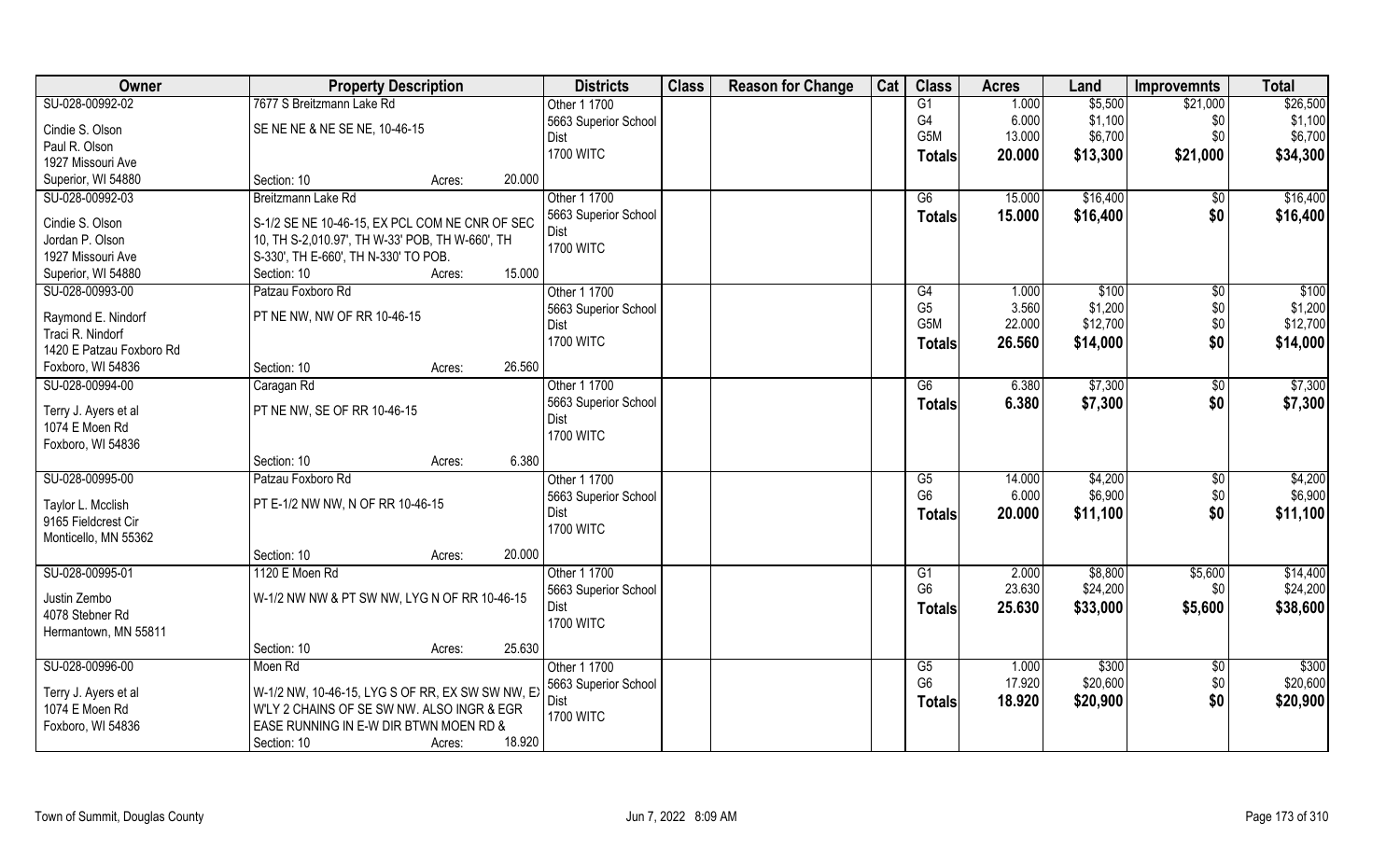| Owner | Property Description | Districts | Class | Reason for Change | Cat | Class | Acres | Land | Improvemnts | Total |
|---|---|---|---|---|---|---|---|---|---|---|
| SU-028-00992-02 | 7677 S Breitzmann Lake Rd | Other 1 1700 | | | | G1 | 1.000 | $5,500 | $21,000 | $26,500 |
| Cindie S. Olson | SE NE NE & NE SE NE, 10-46-15 | 5663 Superior School Dist | | | | G4 | 6.000 | $1,100 | $0 | $1,100 |
| Paul R. Olson | | 1700 WITC | | | | G5M | 13.000 | $6,700 | $0 | $6,700 |
| 1927 Missouri Ave | | | | | | **Totals** | **20.000** | **$13,300** | **$21,000** | **$34,300** |
| Superior, WI 54880 | Section: 10 Acres: 20.000 | | | | | | | | | |
| SU-028-00992-03 | Breitzmann Lake Rd | Other 1 1700 | | | | G6 | 15.000 | $16,400 | $0 | $16,400 |
| Cindie S. Olson | S-1/2 SE NE 10-46-15, EX PCL COM NE CNR OF SEC 10, TH S-2,010.97', TH W-33' POB, TH W-660', TH S-330', TH E-660', TH N-330' TO POB. | 5663 Superior School Dist | | | | **Totals** | **15.000** | **$16,400** | **$0** | **$16,400** |
| Jordan P. Olson | | 1700 WITC | | | | | | | | |
| 1927 Missouri Ave | | | | | | | | | | |
| Superior, WI 54880 | Section: 10 Acres: 15.000 | | | | | | | | | |
| SU-028-00993-00 | Patzau Foxboro Rd | Other 1 1700 | | | | G4 | 1.000 | $100 | $0 | $100 |
| Raymond E. Nindorf | PT NE NW, NW OF RR 10-46-15 | 5663 Superior School Dist | | | | G5 | 3.560 | $1,200 | $0 | $1,200 |
| Traci R. Nindorf | | 1700 WITC | | | | G5M | 22.000 | $12,700 | $0 | $12,700 |
| 1420 E Patzau Foxboro Rd | | | | | | **Totals** | **26.560** | **$14,000** | **$0** | **$14,000** |
| Foxboro, WI 54836 | Section: 10 Acres: 26.560 | | | | | | | | | |
| SU-028-00994-00 | Caragan Rd | Other 1 1700 | | | | G6 | 6.380 | $7,300 | $0 | $7,300 |
| Terry J. Ayers et al | PT NE NW, SE OF RR 10-46-15 | 5663 Superior School Dist | | | | **Totals** | **6.380** | **$7,300** | **$0** | **$7,300** |
| 1074 E Moen Rd | | 1700 WITC | | | | | | | | |
| Foxboro, WI 54836 | | | | | | | | | | |
| | Section: 10 Acres: 6.380 | | | | | | | | | |
| SU-028-00995-00 | Patzau Foxboro Rd | Other 1 1700 | | | | G5 | 14.000 | $4,200 | $0 | $4,200 |
| Taylor L. Mcclish | PT E-1/2 NW NW, N OF RR 10-46-15 | 5663 Superior School Dist | | | | G6 | 6.000 | $6,900 | $0 | $6,900 |
| 9165 Fieldcrest Cir | | 1700 WITC | | | | **Totals** | **20.000** | **$11,100** | **$0** | **$11,100** |
| Monticello, MN 55362 | | | | | | | | | | |
| | Section: 10 Acres: 20.000 | | | | | | | | | |
| SU-028-00995-01 | 1120 E Moen Rd | Other 1 1700 | | | | G1 | 2.000 | $8,800 | $5,600 | $14,400 |
| Justin Zembo | W-1/2 NW NW & PT SW NW, LYG N OF RR 10-46-15 | 5663 Superior School Dist | | | | G6 | 23.630 | $24,200 | $0 | $24,200 |
| 4078 Stebner Rd | | 1700 WITC | | | | **Totals** | **25.630** | **$33,000** | **$5,600** | **$38,600** |
| Hermantown, MN 55811 | | | | | | | | | | |
| | Section: 10 Acres: 25.630 | | | | | | | | | |
| SU-028-00996-00 | Moen Rd | Other 1 1700 | | | | G5 | 1.000 | $300 | $0 | $300 |
| Terry J. Ayers et al | W-1/2 NW, 10-46-15, LYG S OF RR, EX SW SW NW, EX W'LY 2 CHAINS OF SE SW NW. ALSO INGR & EGR EASE RUNNING IN E-W DIR BTWN MOEN RD & | 5663 Superior School Dist | | | | G6 | 17.920 | $20,600 | $0 | $20,600 |
| 1074 E Moen Rd | | 1700 WITC | | | | **Totals** | **18.920** | **$20,900** | **$0** | **$20,900** |
| Foxboro, WI 54836 | Section: 10 Acres: 18.920 | | | | | | | | | |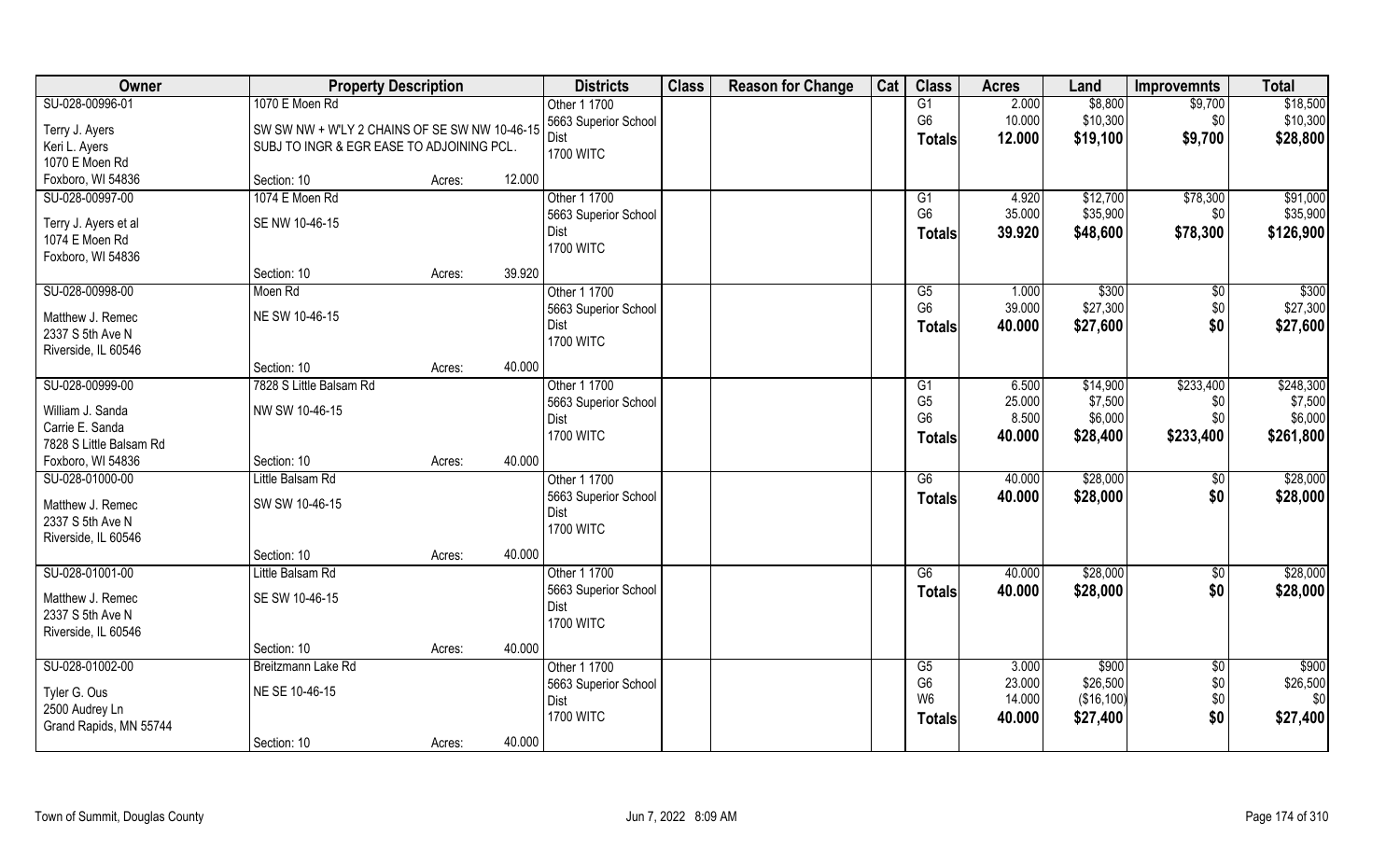| Owner | Property Description | | | Districts | Class | Reason for Change | Cat | Class | Acres | Land | Improvemnts | Total |
|---|---|---|---|---|---|---|---|---|---|---|---|---|
| SU-028-00996-01 | 1070 E Moen Rd | | | Other 1 1700 | | | | G1 | 2.000 | $8,800 | $9,700 | $18,500 |
| Terry J. Ayers | SW SW NW + W'LY 2 CHAINS OF SE SW NW 10-46-15 | | | 5663 Superior School Dist | | | | G6 | 10.000 | $10,300 | $0 | $10,300 |
| Keri L. Ayers | SUBJ TO INGR & EGR EASE TO ADJOINING PCL. | | | 1700 WITC | | | | **Totals** | **12.000** | **$19,100** | **$9,700** | **$28,800** |
| 1070 E Moen Rd | | | | | | | | | | | | |
| Foxboro, WI 54836 | Section: 10 | Acres: | 12.000 | | | | | | | | | |
| SU-028-00997-00 | 1074 E Moen Rd | | | Other 1 1700 | | | | G1 | 4.920 | $12,700 | $78,300 | $91,000 |
| Terry J. Ayers et al | SE NW 10-46-15 | | | 5663 Superior School Dist | | | | G6 | 35.000 | $35,900 | $0 | $35,900 |
| 1074 E Moen Rd | | | | 1700 WITC | | | | **Totals** | **39.920** | **$48,600** | **$78,300** | **$126,900** |
| Foxboro, WI 54836 | | | | | | | | | | | | |
| | Section: 10 | Acres: | 39.920 | | | | | | | | | |
| SU-028-00998-00 | Moen Rd | | | Other 1 1700 | | | | G5 | 1.000 | $300 | $0 | $300 |
| Matthew J. Remec | NE SW 10-46-15 | | | 5663 Superior School Dist | | | | G6 | 39.000 | $27,300 | $0 | $27,300 |
| 2337 S 5th Ave N | | | | 1700 WITC | | | | **Totals** | **40.000** | **$27,600** | **$0** | **$27,600** |
| Riverside, IL 60546 | | | | | | | | | | | | |
| | Section: 10 | Acres: | 40.000 | | | | | | | | | |
| SU-028-00999-00 | 7828 S Little Balsam Rd | | | Other 1 1700 | | | | G1 | 6.500 | $14,900 | $233,400 | $248,300 |
| William J. Sanda | NW SW 10-46-15 | | | 5663 Superior School Dist | | | | G5 | 25.000 | $7,500 | $0 | $7,500 |
| Carrie E. Sanda | | | | 1700 WITC | | | | G6 | 8.500 | $6,000 | $0 | $6,000 |
| 7828 S Little Balsam Rd | | | | | | | | **Totals** | **40.000** | **$28,400** | **$233,400** | **$261,800** |
| Foxboro, WI 54836 | Section: 10 | Acres: | 40.000 | | | | | | | | | |
| SU-028-01000-00 | Little Balsam Rd | | | Other 1 1700 | | | | G6 | 40.000 | $28,000 | $0 | $28,000 |
| Matthew J. Remec | SW SW 10-46-15 | | | 5663 Superior School Dist | | | | **Totals** | **40.000** | **$28,000** | **$0** | **$28,000** |
| 2337 S 5th Ave N | | | | 1700 WITC | | | | | | | | |
| Riverside, IL 60546 | | | | | | | | | | | | |
| | Section: 10 | Acres: | 40.000 | | | | | | | | | |
| SU-028-01001-00 | Little Balsam Rd | | | Other 1 1700 | | | | G6 | 40.000 | $28,000 | $0 | $28,000 |
| Matthew J. Remec | SE SW 10-46-15 | | | 5663 Superior School Dist | | | | **Totals** | **40.000** | **$28,000** | **$0** | **$28,000** |
| 2337 S 5th Ave N | | | | 1700 WITC | | | | | | | | |
| Riverside, IL 60546 | | | | | | | | | | | | |
| | Section: 10 | Acres: | 40.000 | | | | | | | | | |
| SU-028-01002-00 | Breitzmann Lake Rd | | | Other 1 1700 | | | | G5 | 3.000 | $900 | $0 | $900 |
| Tyler G. Ous | NE SE 10-46-15 | | | 5663 Superior School Dist | | | | G6 | 23.000 | $26,500 | $0 | $26,500 |
| 2500 Audrey Ln | | | | 1700 WITC | | | | W6 | 14.000 | ($16,100) | $0 | $0 |
| Grand Rapids, MN 55744 | | | | | | | | **Totals** | **40.000** | **$27,400** | **$0** | **$27,400** |
| | Section: 10 | Acres: | 40.000 | | | | | | | | | |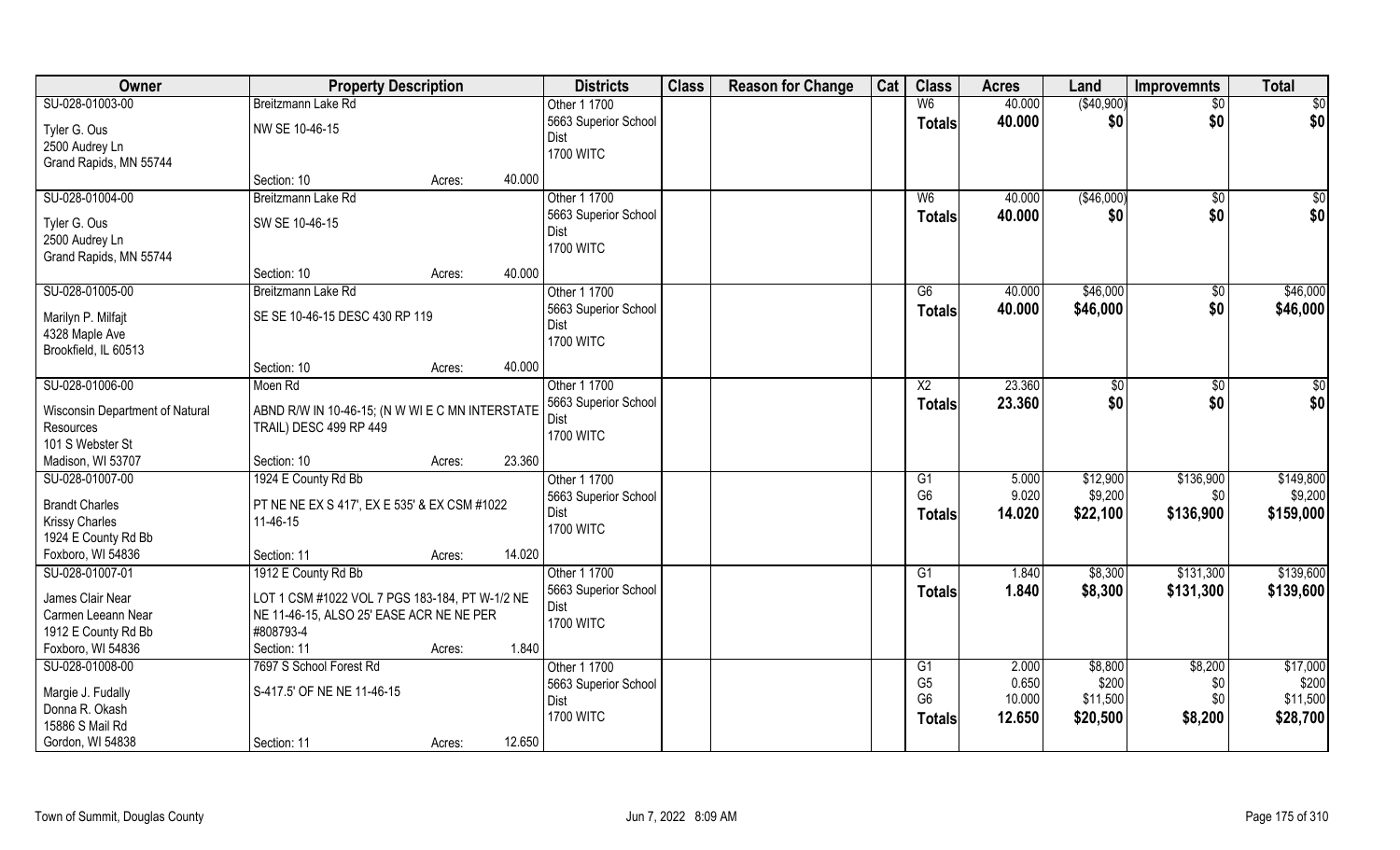| Owner | Property Description | | | Districts | Class | Reason for Change | Cat | Class | Acres | Land | Improvemnts | Total |
|---|---|---|---|---|---|---|---|---|---|---|---|---|
| SU-028-01003-00 | Breitzmann Lake Rd | | | Other 1 1700 | | | | W6 | 40.000 | ($40,900) | $0 | $0 |
| Tyler G. Ous<br>2500 Audrey Ln<br>Grand Rapids, MN 55744 | NW SE 10-46-15 | | | 5663 Superior School Dist<br>1700 WITC | | | | Totals | 40.000 | $0 | $0 | $0 |
| | Section: 10 | Acres: | 40.000 | | | | | | | | | |
| SU-028-01004-00 | Breitzmann Lake Rd | | | Other 1 1700 | | | | W6 | 40.000 | ($46,000) | $0 | $0 |
| Tyler G. Ous<br>2500 Audrey Ln<br>Grand Rapids, MN 55744 | SW SE 10-46-15 | | | 5663 Superior School Dist<br>1700 WITC | | | | Totals | 40.000 | $0 | $0 | $0 |
| | Section: 10 | Acres: | 40.000 | | | | | | | | | |
| SU-028-01005-00 | Breitzmann Lake Rd | | | Other 1 1700 | | | | G6 | 40.000 | $46,000 | $0 | $46,000 |
| Marilyn P. Milfajt<br>4328 Maple Ave<br>Brookfield, IL 60513 | SE SE 10-46-15 DESC 430 RP 119 | | | 5663 Superior School Dist<br>1700 WITC | | | | Totals | 40.000 | $46,000 | $0 | $46,000 |
| | Section: 10 | Acres: | 40.000 | | | | | | | | | |
| SU-028-01006-00 | Moen Rd | | | Other 1 1700 | | | | X2 | 23.360 | $0 | $0 | $0 |
| Wisconsin Department of Natural Resources<br>101 S Webster St<br>Madison, WI 53707 | ABND R/W IN 10-46-15; (N W WI E C MN INTERSTATE TRAIL) DESC 499 RP 449 | | | 5663 Superior School Dist<br>1700 WITC | | | | Totals | 23.360 | $0 | $0 | $0 |
| | Section: 10 | Acres: | 23.360 | | | | | | | | | |
| SU-028-01007-00 | 1924 E County Rd Bb | | | Other 1 1700 | | | | G1 | 5.000 | $12,900 | $136,900 | $149,800 |
| Brandt Charles<br>Krissy Charles<br>1924 E County Rd Bb<br>Foxboro, WI 54836 | PT NE NE EX S 417', EX E 535' & EX CSM #1022 11-46-15 | | | 5663 Superior School Dist<br>1700 WITC | | | | G6 | 9.020 | $9,200 | $0 | $9,200 |
| | | | | | | | | Totals | 14.020 | $22,100 | $136,900 | $159,000 |
| | Section: 11 | Acres: | 14.020 | | | | | | | | | |
| SU-028-01007-01 | 1912 E County Rd Bb | | | Other 1 1700 | | | | G1 | 1.840 | $8,300 | $131,300 | $139,600 |
| James Clair Near<br>Carmen Leeann Near<br>1912 E County Rd Bb<br>Foxboro, WI 54836 | LOT 1 CSM #1022 VOL 7 PGS 183-184, PT W-1/2 NE NE 11-46-15, ALSO 25' EASE ACR NE NE PER #808793-4 | | | 5663 Superior School Dist<br>1700 WITC | | | | Totals | 1.840 | $8,300 | $131,300 | $139,600 |
| | Section: 11 | Acres: | 1.840 | | | | | | | | | |
| SU-028-01008-00 | 7697 S School Forest Rd | | | Other 1 1700 | | | | G1 | 2.000 | $8,800 | $8,200 | $17,000 |
| Margie J. Fudally<br>Donna R. Okash<br>15886 S Mail Rd<br>Gordon, WI 54838 | S-417.5' OF NE NE 11-46-15 | | | 5663 Superior School Dist<br>1700 WITC | | | | G5 | 0.650 | $200 | $0 | $200 |
| | | | | | | | | G6 | 10.000 | $11,500 | $0 | $11,500 |
| | | | | | | | | Totals | 12.650 | $20,500 | $8,200 | $28,700 |
| | Section: 11 | Acres: | 12.650 | | | | | | | | | |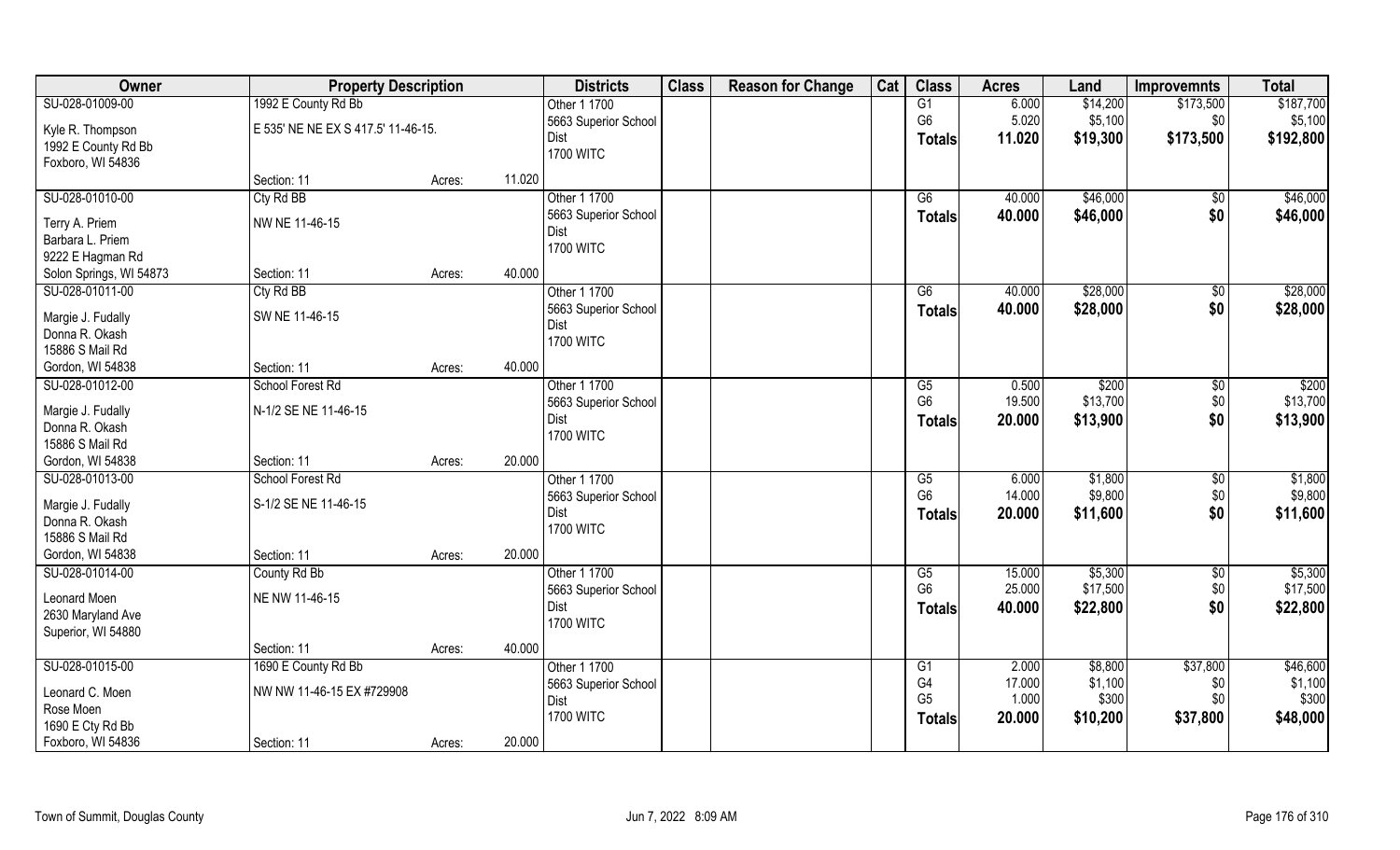| Owner | Property Description | | | Districts | Class | Reason for Change | Cat | Class | Acres | Land | Improvemnts | Total |
|---|---|---|---|---|---|---|---|---|---|---|---|---|
| SU-028-01009-00 | 1992 E County Rd Bb | | | Other 1 1700 | | | | G1 | 6.000 | $14,200 | $173,500 | $187,700 |
| Kyle R. Thompson | E 535' NE NE EX S 417.5' 11-46-15. | | | 5663 Superior School Dist | | | | G6 | 5.020 | $5,100 | $0 | $5,100 |
| 1992 E County Rd Bb | | | | 1700 WITC | | | | Totals | 11.020 | $19,300 | $173,500 | $192,800 |
| Foxboro, WI 54836 | | | | | | | | | | | | |
| | Section: 11 | Acres: | 11.020 | | | | | | | | | |
| SU-028-01010-00 | Cty Rd BB | | | Other 1 1700 | | | | G6 | 40.000 | $46,000 | $0 | $46,000 |
| Terry A. Priem | NW NE 11-46-15 | | | 5663 Superior School Dist | | | | Totals | 40.000 | $46,000 | $0 | $46,000 |
| Barbara L. Priem | | | | 1700 WITC | | | | | | | | |
| 9222 E Hagman Rd | | | | | | | | | | | | |
| Solon Springs, WI 54873 | Section: 11 | Acres: | 40.000 | | | | | | | | | |
| SU-028-01011-00 | Cty Rd BB | | | Other 1 1700 | | | | G6 | 40.000 | $28,000 | $0 | $28,000 |
| Margie J. Fudally | SW NE 11-46-15 | | | 5663 Superior School Dist | | | | Totals | 40.000 | $28,000 | $0 | $28,000 |
| Donna R. Okash | | | | 1700 WITC | | | | | | | | |
| 15886 S Mail Rd | | | | | | | | | | | | |
| Gordon, WI 54838 | Section: 11 | Acres: | 40.000 | | | | | | | | | |
| SU-028-01012-00 | School Forest Rd | | | Other 1 1700 | | | | G5 | 0.500 | $200 | $0 | $200 |
| Margie J. Fudally | N-1/2 SE NE 11-46-15 | | | 5663 Superior School Dist | | | | G6 | 19.500 | $13,700 | $0 | $13,700 |
| Donna R. Okash | | | | 1700 WITC | | | | Totals | 20.000 | $13,900 | $0 | $13,900 |
| 15886 S Mail Rd | | | | | | | | | | | | |
| Gordon, WI 54838 | Section: 11 | Acres: | 20.000 | | | | | | | | | |
| SU-028-01013-00 | School Forest Rd | | | Other 1 1700 | | | | G5 | 6.000 | $1,800 | $0 | $1,800 |
| Margie J. Fudally | S-1/2 SE NE 11-46-15 | | | 5663 Superior School Dist | | | | G6 | 14.000 | $9,800 | $0 | $9,800 |
| Donna R. Okash | | | | 1700 WITC | | | | Totals | 20.000 | $11,600 | $0 | $11,600 |
| 15886 S Mail Rd | | | | | | | | | | | | |
| Gordon, WI 54838 | Section: 11 | Acres: | 20.000 | | | | | | | | | |
| SU-028-01014-00 | County Rd Bb | | | Other 1 1700 | | | | G5 | 15.000 | $5,300 | $0 | $5,300 |
| Leonard Moen | NE NW 11-46-15 | | | 5663 Superior School Dist | | | | G6 | 25.000 | $17,500 | $0 | $17,500 |
| 2630 Maryland Ave | | | | 1700 WITC | | | | Totals | 40.000 | $22,800 | $0 | $22,800 |
| Superior, WI 54880 | | | | | | | | | | | | |
| | Section: 11 | Acres: | 40.000 | | | | | | | | | |
| SU-028-01015-00 | 1690 E County Rd Bb | | | Other 1 1700 | | | | G1 | 2.000 | $8,800 | $37,800 | $46,600 |
| Leonard C. Moen | NW NW 11-46-15 EX #729908 | | | 5663 Superior School Dist | | | | G4 | 17.000 | $1,100 | $0 | $1,100 |
| Rose Moen | | | | 1700 WITC | | | | G5 | 1.000 | $300 | $0 | $300 |
| 1690 E Cty Rd Bb | | | | | | | | Totals | 20.000 | $10,200 | $37,800 | $48,000 |
| Foxboro, WI 54836 | Section: 11 | Acres: | 20.000 | | | | | | | | | |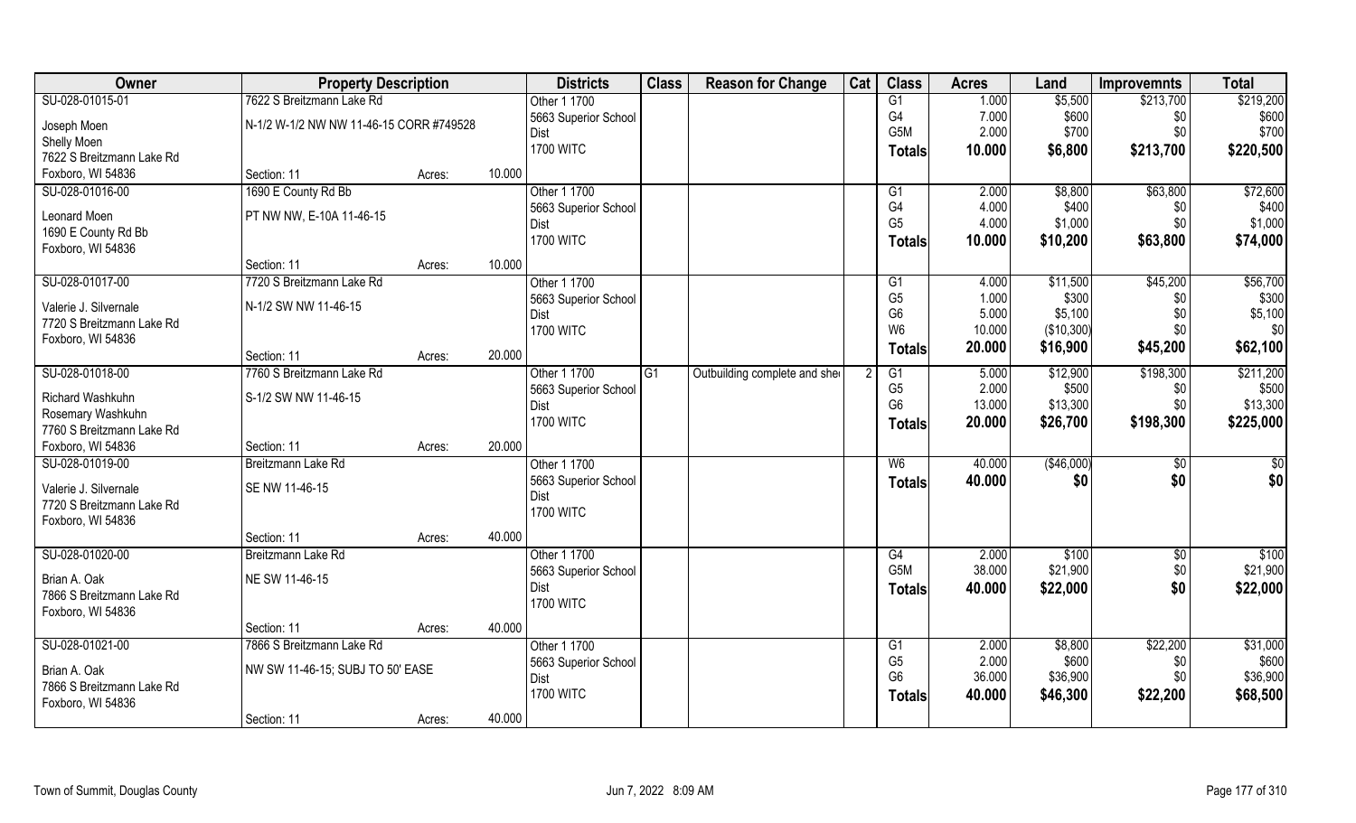| Owner | Property Description | | | Districts | Class | Reason for Change | Cat | Class | Acres | Land | Improvemnts | Total |
|---|---|---|---|---|---|---|---|---|---|---|---|---|
| SU-028-01015-01 | 7622 S Breitzmann Lake Rd | | | Other 1 1700 | | | | G1 | 1.000 | $5,500 | $213,700 | $219,200 |
| Joseph Moen | N-1/2 W-1/2 NW NW 11-46-15 CORR #749528 | | | 5663 Superior School | | | | G4 | 7.000 | $600 | $0 | $600 |
| Shelly Moen | | | | Dist | | | | G5M | 2.000 | $700 | $0 | $700 |
| 7622 S Breitzmann Lake Rd | | | | 1700 WITC | | | | **Totals** | **10.000** | **$6,800** | **$213,700** | **$220,500** |
| Foxboro, WI 54836 | Section: 11 | Acres: | 10.000 | | | | | | | | | |
| SU-028-01016-00 | 1690 E County Rd Bb | | | Other 1 1700 | | | | G1 | 2.000 | $8,800 | $63,800 | $72,600 |
| Leonard Moen | PT NW NW, E-10A 11-46-15 | | | 5663 Superior School | | | | G4 | 4.000 | $400 | $0 | $400 |
| 1690 E County Rd Bb | | | | Dist | | | | G5 | 4.000 | $1,000 | $0 | $1,000 |
| Foxboro, WI 54836 | | | | 1700 WITC | | | | **Totals** | **10.000** | **$10,200** | **$63,800** | **$74,000** |
| | Section: 11 | Acres: | 10.000 | | | | | | | | | |
| SU-028-01017-00 | 7720 S Breitzmann Lake Rd | | | Other 1 1700 | | | | G1 | 4.000 | $11,500 | $45,200 | $56,700 |
| Valerie J. Silvernale | N-1/2 SW NW 11-46-15 | | | 5663 Superior School | | | | G5 | 1.000 | $300 | $0 | $300 |
| 7720 S Breitzmann Lake Rd | | | | Dist | | | | G6 | 5.000 | $5,100 | $0 | $5,100 |
| Foxboro, WI 54836 | | | | 1700 WITC | | | | W6 | 10.000 | ($10,300) | $0 | $0 |
| | Section: 11 | Acres: | 20.000 | | | | | **Totals** | **20.000** | **$16,900** | **$45,200** | **$62,100** |
| SU-028-01018-00 | 7760 S Breitzmann Lake Rd | | | Other 1 1700 | G1 | Outbuilding complete and she | 2 | G1 | 5.000 | $12,900 | $198,300 | $211,200 |
| Richard Washkuhn | S-1/2 SW NW 11-46-15 | | | 5663 Superior School | | | | G5 | 2.000 | $500 | $0 | $500 |
| Rosemary Washkuhn | | | | Dist | | | | G6 | 13.000 | $13,300 | $0 | $13,300 |
| 7760 S Breitzmann Lake Rd | | | | 1700 WITC | | | | **Totals** | **20.000** | **$26,700** | **$198,300** | **$225,000** |
| Foxboro, WI 54836 | Section: 11 | Acres: | 20.000 | | | | | | | | | |
| SU-028-01019-00 | Breitzmann Lake Rd | | | Other 1 1700 | | | | W6 | 40.000 | ($46,000) | $0 | $0 |
| Valerie J. Silvernale | SE NW 11-46-15 | | | 5663 Superior School | | | | **Totals** | **40.000** | **$0** | **$0** | **$0** |
| 7720 S Breitzmann Lake Rd | | | | Dist | | | | | | | | |
| Foxboro, WI 54836 | | | | 1700 WITC | | | | | | | | |
| | Section: 11 | Acres: | 40.000 | | | | | | | | | |
| SU-028-01020-00 | Breitzmann Lake Rd | | | Other 1 1700 | | | | G4 | 2.000 | $100 | $0 | $100 |
| Brian A. Oak | NE SW 11-46-15 | | | 5663 Superior School | | | | G5M | 38.000 | $21,900 | $0 | $21,900 |
| 7866 S Breitzmann Lake Rd | | | | Dist | | | | **Totals** | **40.000** | **$22,000** | **$0** | **$22,000** |
| Foxboro, WI 54836 | | | | 1700 WITC | | | | | | | | |
| | Section: 11 | Acres: | 40.000 | | | | | | | | | |
| SU-028-01021-00 | 7866 S Breitzmann Lake Rd | | | Other 1 1700 | | | | G1 | 2.000 | $8,800 | $22,200 | $31,000 |
| Brian A. Oak | NW SW 11-46-15; SUBJ TO 50' EASE | | | 5663 Superior School | | | | G5 | 2.000 | $600 | $0 | $600 |
| 7866 S Breitzmann Lake Rd | | | | Dist | | | | G6 | 36.000 | $36,900 | $0 | $36,900 |
| Foxboro, WI 54836 | | | | 1700 WITC | | | | **Totals** | **40.000** | **$46,300** | **$22,200** | **$68,500** |
| | Section: 11 | Acres: | 40.000 | | | | | | | | | |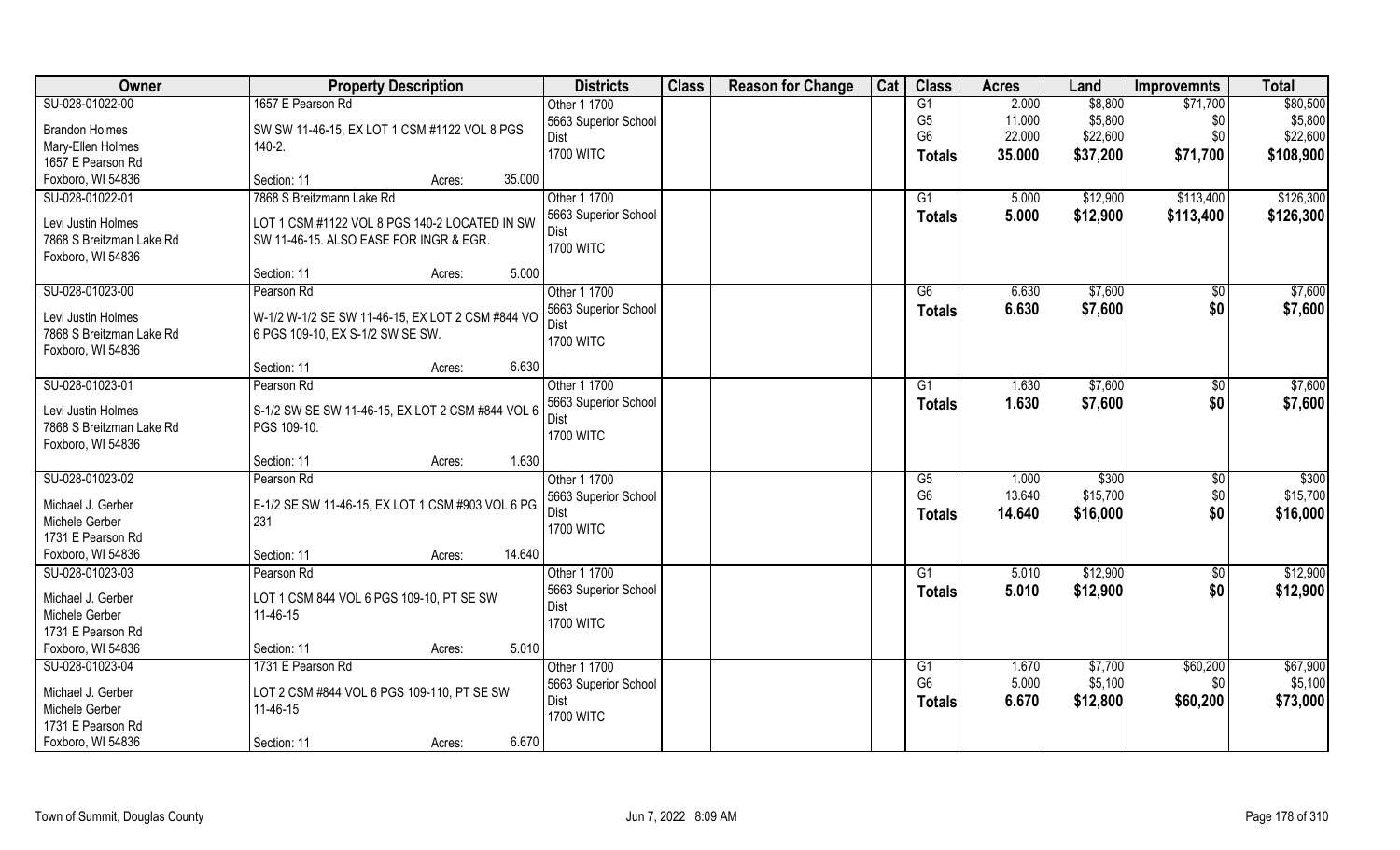| Owner | Property Description | Districts | Class | Reason for Change | Cat | Class | Acres | Land | Improvemnts | Total |
|---|---|---|---|---|---|---|---|---|---|---|
| SU-028-01022-00<br>Brandon Holmes<br>Mary-Ellen Holmes<br>1657 E Pearson Rd<br>Foxboro, WI 54836 | 1657 E Pearson Rd<br>SW SW 11-46-15, EX LOT 1 CSM #1122 VOL 8 PGS 140-2.<br>Section: 11 Acres: 35.000 | Other 1 1700<br>5663 Superior School Dist<br>1700 WITC | | | | G1<br>G5<br>G6<br>**Totals** | 2.000<br>11.000<br>22.000<br>**35.000** | $8,800<br>$5,800<br>$22,600<br>**$37,200** | $71,700<br>$0<br>$0<br>**$71,700** | $80,500<br>$5,800<br>$22,600<br>**$108,900** |
| SU-028-01022-01<br>Levi Justin Holmes<br>7868 S Breitzman Lake Rd<br>Foxboro, WI 54836 | 7868 S Breitzmann Lake Rd<br>LOT 1 CSM #1122 VOL 8 PGS 140-2 LOCATED IN SW SW 11-46-15. ALSO EASE FOR INGR & EGR.<br>Section: 11 Acres: 5.000 | Other 1 1700<br>5663 Superior School Dist<br>1700 WITC | | | | G1<br>**Totals** | 5.000<br>**5.000** | $12,900<br>**$12,900** | $113,400<br>**$113,400** | $126,300<br>**$126,300** |
| SU-028-01023-00<br>Levi Justin Holmes<br>7868 S Breitzman Lake Rd<br>Foxboro, WI 54836 | Pearson Rd<br>W-1/2 W-1/2 SE SW 11-46-15, EX LOT 2 CSM #844 VOL 6 PGS 109-10, EX S-1/2 SW SE SW.<br>Section: 11 Acres: 6.630 | Other 1 1700<br>5663 Superior School Dist<br>1700 WITC | | | | G6<br>**Totals** | 6.630<br>**6.630** | $7,600<br>**$7,600** | $0<br>**$0** | $7,600<br>**$7,600** |
| SU-028-01023-01<br>Levi Justin Holmes<br>7868 S Breitzman Lake Rd<br>Foxboro, WI 54836 | Pearson Rd<br>S-1/2 SW SE SW 11-46-15, EX LOT 2 CSM #844 VOL 6 PGS 109-10.<br>Section: 11 Acres: 1.630 | Other 1 1700<br>5663 Superior School Dist<br>1700 WITC | | | | G1<br>**Totals** | 1.630<br>**1.630** | $7,600<br>**$7,600** | $0<br>**$0** | $7,600<br>**$7,600** |
| SU-028-01023-02<br>Michael J. Gerber<br>Michele Gerber<br>1731 E Pearson Rd<br>Foxboro, WI 54836 | Pearson Rd<br>E-1/2 SE SW 11-46-15, EX LOT 1 CSM #903 VOL 6 PG 231<br>Section: 11 Acres: 14.640 | Other 1 1700<br>5663 Superior School Dist<br>1700 WITC | | | | G5<br>G6<br>**Totals** | 1.000<br>13.640<br>**14.640** | $300<br>$15,700<br>**$16,000** | $0<br>$0<br>**$0** | $300<br>$15,700<br>**$16,000** |
| SU-028-01023-03<br>Michael J. Gerber<br>Michele Gerber<br>1731 E Pearson Rd<br>Foxboro, WI 54836 | Pearson Rd<br>LOT 1 CSM 844 VOL 6 PGS 109-10, PT SE SW 11-46-15<br>Section: 11 Acres: 5.010 | Other 1 1700<br>5663 Superior School Dist<br>1700 WITC | | | | G1<br>**Totals** | 5.010<br>**5.010** | $12,900<br>**$12,900** | $0<br>**$0** | $12,900<br>**$12,900** |
| SU-028-01023-04<br>Michael J. Gerber<br>Michele Gerber<br>1731 E Pearson Rd<br>Foxboro, WI 54836 | 1731 E Pearson Rd<br>LOT 2 CSM #844 VOL 6 PGS 109-110, PT SE SW 11-46-15<br>Section: 11 Acres: 6.670 | Other 1 1700<br>5663 Superior School Dist<br>1700 WITC | | | | G1<br>G6<br>**Totals** | 1.670<br>5.000<br>**6.670** | $7,700<br>$5,100<br>**$12,800** | $60,200<br>$0<br>**$60,200** | $67,900<br>$5,100<br>**$73,000** |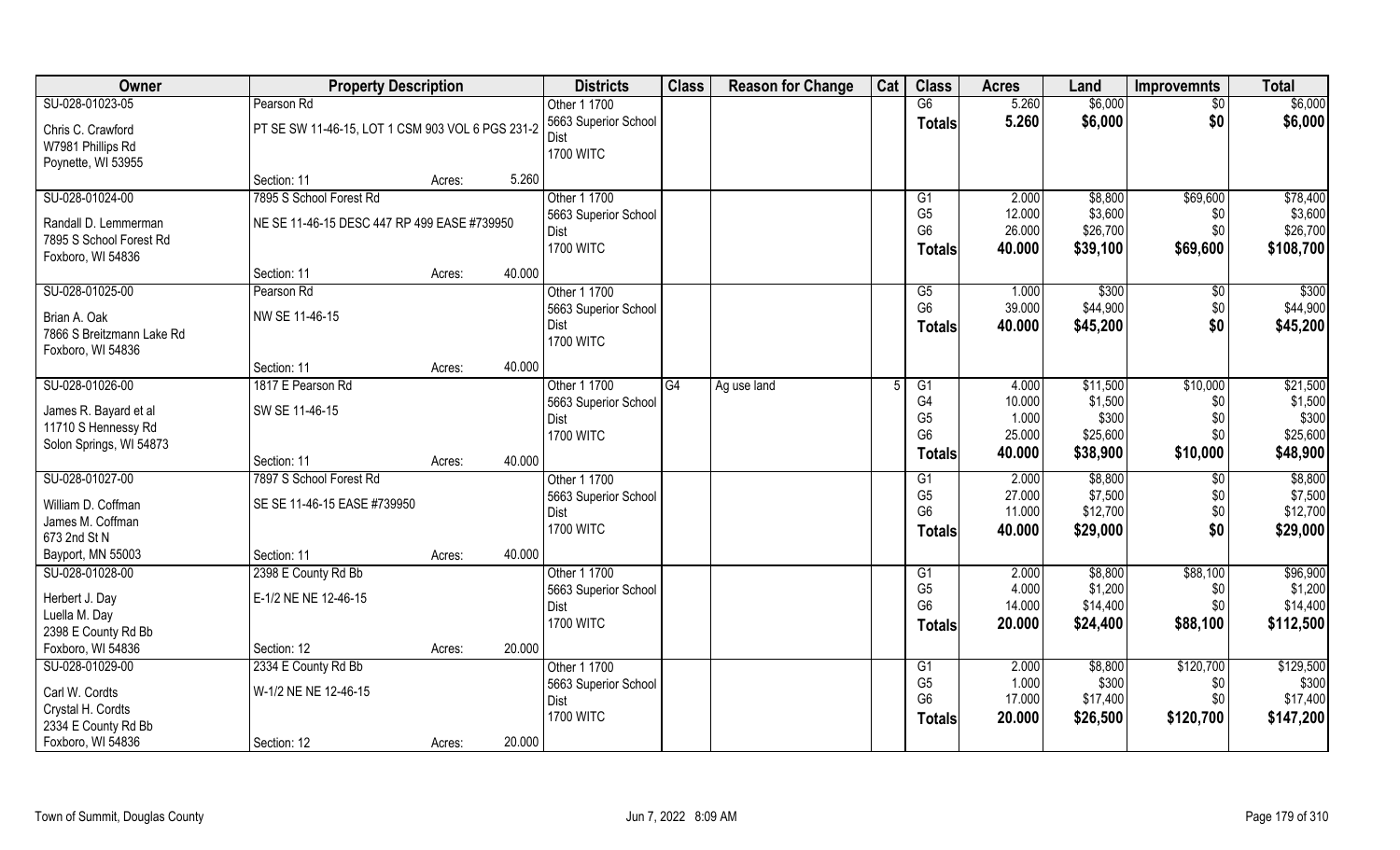| Owner | Property Description | | | Districts | Class | Reason for Change | Cat | Class | Acres | Land | Improvemnts | Total |
|---|---|---|---|---|---|---|---|---|---|---|---|---|
| SU-028-01023-05 | Pearson Rd | | | Other 1 1700 | | | | G6 | 5.260 | $6,000 | $0 | $6,000 |
| Chris C. Crawford<br>W7981 Phillips Rd<br>Poynette, WI 53955 | PT SE SW 11-46-15, LOT 1 CSM 903 VOL 6 PGS 231-2 | | | 5663 Superior School Dist<br>1700 WITC | | | | Totals | 5.260 | $6,000 | $0 | $6,000 |
| | Section: 11 | Acres: | 5.260 | | | | | | | | | |
| SU-028-01024-00 | 7895 S School Forest Rd | | | Other 1 1700 | | | | G1 | 2.000 | $8,800 | $69,600 | $78,400 |
| Randall D. Lemmerman<br>7895 S School Forest Rd<br>Foxboro, WI 54836 | NE SE 11-46-15 DESC 447 RP 499 EASE #739950 | | | 5663 Superior School Dist<br>1700 WITC | | | | G5 | 12.000 | $3,600 | $0 | $3,600 |
| | | | | | | | | G6 | 26.000 | $26,700 | $0 | $26,700 |
| | | | | | | | | Totals | 40.000 | $39,100 | $69,600 | $108,700 |
| | Section: 11 | Acres: | 40.000 | | | | | | | | | |
| SU-028-01025-00 | Pearson Rd | | | Other 1 1700 | | | | G5 | 1.000 | $300 | $0 | $300 |
| Brian A. Oak<br>7866 S Breitzmann Lake Rd<br>Foxboro, WI 54836 | NW SE 11-46-15 | | | 5663 Superior School Dist<br>1700 WITC | | | | G6 | 39.000 | $44,900 | $0 | $44,900 |
| | | | | | | | | Totals | 40.000 | $45,200 | $0 | $45,200 |
| | Section: 11 | Acres: | 40.000 | | | | | | | | | |
| SU-028-01026-00 | 1817 E Pearson Rd | | | Other 1 1700 | G4 | Ag use land | 5 | G1 | 4.000 | $11,500 | $10,000 | $21,500 |
| James R. Bayard et al<br>11710 S Hennessy Rd<br>Solon Springs, WI 54873 | SW SE 11-46-15 | | | 5663 Superior School Dist<br>1700 WITC | | | | G4 | 10.000 | $1,500 | $0 | $1,500 |
| | | | | | | | | G5 | 1.000 | $300 | $0 | $300 |
| | | | | | | | | G6 | 25.000 | $25,600 | $0 | $25,600 |
| | Section: 11 | Acres: | 40.000 | | | | | Totals | 40.000 | $38,900 | $10,000 | $48,900 |
| SU-028-01027-00 | 7897 S School Forest Rd | | | Other 1 1700 | | | | G1 | 2.000 | $8,800 | $0 | $8,800 |
| William D. Coffman<br>James M. Coffman<br>673 2nd St N<br>Bayport, MN 55003 | SE SE 11-46-15 EASE #739950 | | | 5663 Superior School Dist<br>1700 WITC | | | | G5 | 27.000 | $7,500 | $0 | $7,500 |
| | | | | | | | | G6 | 11.000 | $12,700 | $0 | $12,700 |
| | | | | | | | | Totals | 40.000 | $29,000 | $0 | $29,000 |
| | Section: 11 | Acres: | 40.000 | | | | | | | | | |
| SU-028-01028-00 | 2398 E County Rd Bb | | | Other 1 1700 | | | | G1 | 2.000 | $8,800 | $88,100 | $96,900 |
| Herbert J. Day<br>Luella M. Day<br>2398 E County Rd Bb<br>Foxboro, WI 54836 | E-1/2 NE NE 12-46-15 | | | 5663 Superior School Dist<br>1700 WITC | | | | G5 | 4.000 | $1,200 | $0 | $1,200 |
| | | | | | | | | G6 | 14.000 | $14,400 | $0 | $14,400 |
| | | | | | | | | Totals | 20.000 | $24,400 | $88,100 | $112,500 |
| | Section: 12 | Acres: | 20.000 | | | | | | | | | |
| SU-028-01029-00 | 2334 E County Rd Bb | | | Other 1 1700 | | | | G1 | 2.000 | $8,800 | $120,700 | $129,500 |
| Carl W. Cordts<br>Crystal H. Cordts<br>2334 E County Rd Bb<br>Foxboro, WI 54836 | W-1/2 NE NE 12-46-15 | | | 5663 Superior School Dist<br>1700 WITC | | | | G5 | 1.000 | $300 | $0 | $300 |
| | | | | | | | | G6 | 17.000 | $17,400 | $0 | $17,400 |
| | | | | | | | | Totals | 20.000 | $26,500 | $120,700 | $147,200 |
| | Section: 12 | Acres: | 20.000 | | | | | | | | | |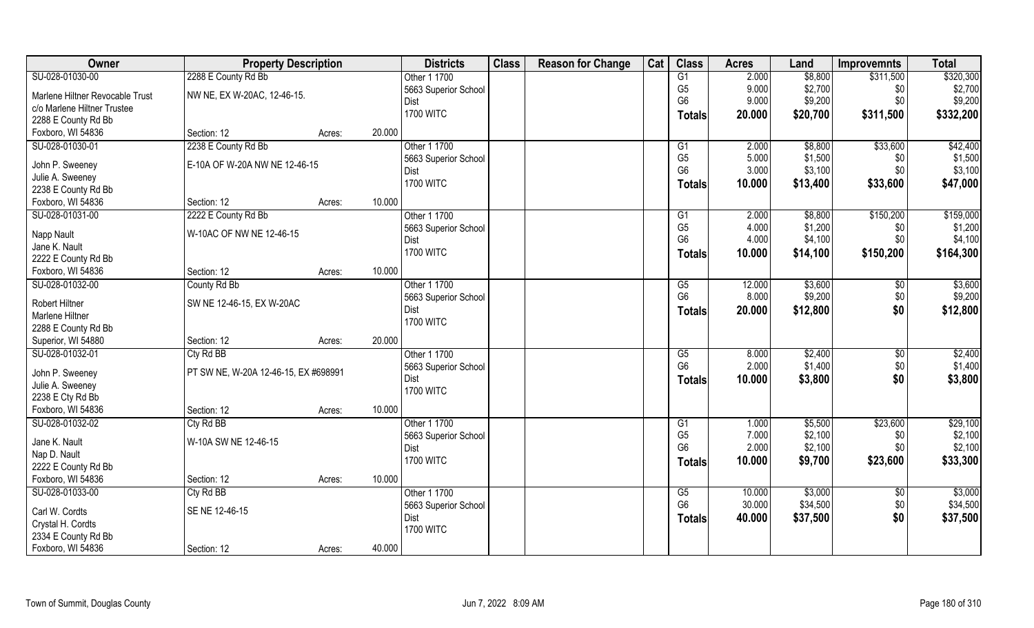| Owner | Property Description | | | Districts | Class | Reason for Change | Cat | Class | Acres | Land | Improvemnts | Total |
|---|---|---|---|---|---|---|---|---|---|---|---|---|
| SU-028-01030-00 | 2288 E County Rd Bb | | | Other 1 1700 | | | | G1 | 2.000 | $8,800 | $311,500 | $320,300 |
| Marlene Hiltner Revocable Trust | NW NE, EX W-20AC, 12-46-15. | | | 5663 Superior School | | | | G5 | 9.000 | $2,700 | $0 | $2,700 |
| c/o Marlene Hiltner Trustee | | | | Dist | | | | G6 | 9.000 | $9,200 | $0 | $9,200 |
| 2288 E County Rd Bb | | | | 1700 WITC | | | | **Totals** | **20.000** | **$20,700** | **$311,500** | **$332,200** |
| Foxboro, WI 54836 | Section: 12 | Acres: | 20.000 | | | | | | | | | |
| SU-028-01030-01 | 2238 E County Rd Bb | | | Other 1 1700 | | | | G1 | 2.000 | $8,800 | $33,600 | $42,400 |
| John P. Sweeney | E-10A OF W-20A NW NE 12-46-15 | | | 5663 Superior School | | | | G5 | 5.000 | $1,500 | $0 | $1,500 |
| Julie A. Sweeney | | | | Dist | | | | G6 | 3.000 | $3,100 | $0 | $3,100 |
| 2238 E County Rd Bb | | | | 1700 WITC | | | | **Totals** | **10.000** | **$13,400** | **$33,600** | **$47,000** |
| Foxboro, WI 54836 | Section: 12 | Acres: | 10.000 | | | | | | | | | |
| SU-028-01031-00 | 2222 E County Rd Bb | | | Other 1 1700 | | | | G1 | 2.000 | $8,800 | $150,200 | $159,000 |
| Napp Nault | W-10AC OF NW NE 12-46-15 | | | 5663 Superior School | | | | G5 | 4.000 | $1,200 | $0 | $1,200 |
| Jane K. Nault | | | | Dist | | | | G6 | 4.000 | $4,100 | $0 | $4,100 |
| 2222 E County Rd Bb | | | | 1700 WITC | | | | **Totals** | **10.000** | **$14,100** | **$150,200** | **$164,300** |
| Foxboro, WI 54836 | Section: 12 | Acres: | 10.000 | | | | | | | | | |
| SU-028-01032-00 | County Rd Bb | | | Other 1 1700 | | | | G5 | 12.000 | $3,600 | $0 | $3,600 |
| Robert Hiltner | SW NE 12-46-15, EX W-20AC | | | 5663 Superior School | | | | G6 | 8.000 | $9,200 | $0 | $9,200 |
| Marlene Hiltner | | | | Dist | | | | **Totals** | **20.000** | **$12,800** | **$0** | **$12,800** |
| 2288 E County Rd Bb | | | | 1700 WITC | | | | | | | | |
| Superior, WI 54880 | Section: 12 | Acres: | 20.000 | | | | | | | | | |
| SU-028-01032-01 | Cty Rd BB | | | Other 1 1700 | | | | G5 | 8.000 | $2,400 | $0 | $2,400 |
| John P. Sweeney | PT SW NE, W-20A 12-46-15, EX #698991 | | | 5663 Superior School | | | | G6 | 2.000 | $1,400 | $0 | $1,400 |
| Julie A. Sweeney | | | | Dist | | | | **Totals** | **10.000** | **$3,800** | **$0** | **$3,800** |
| 2238 E Cty Rd Bb | | | | 1700 WITC | | | | | | | | |
| Foxboro, WI 54836 | Section: 12 | Acres: | 10.000 | | | | | | | | | |
| SU-028-01032-02 | Cty Rd BB | | | Other 1 1700 | | | | G1 | 1.000 | $5,500 | $23,600 | $29,100 |
| Jane K. Nault | W-10A SW NE 12-46-15 | | | 5663 Superior School | | | | G5 | 7.000 | $2,100 | $0 | $2,100 |
| Nap D. Nault | | | | Dist | | | | G6 | 2.000 | $2,100 | $0 | $2,100 |
| 2222 E County Rd Bb | | | | 1700 WITC | | | | **Totals** | **10.000** | **$9,700** | **$23,600** | **$33,300** |
| Foxboro, WI 54836 | Section: 12 | Acres: | 10.000 | | | | | | | | | |
| SU-028-01033-00 | Cty Rd BB | | | Other 1 1700 | | | | G5 | 10.000 | $3,000 | $0 | $3,000 |
| Carl W. Cordts | SE NE 12-46-15 | | | 5663 Superior School | | | | G6 | 30.000 | $34,500 | $0 | $34,500 |
| Crystal H. Cordts | | | | Dist | | | | **Totals** | **40.000** | **$37,500** | **$0** | **$37,500** |
| 2334 E County Rd Bb | | | | 1700 WITC | | | | | | | | |
| Foxboro, WI 54836 | Section: 12 | Acres: | 40.000 | | | | | | | | | |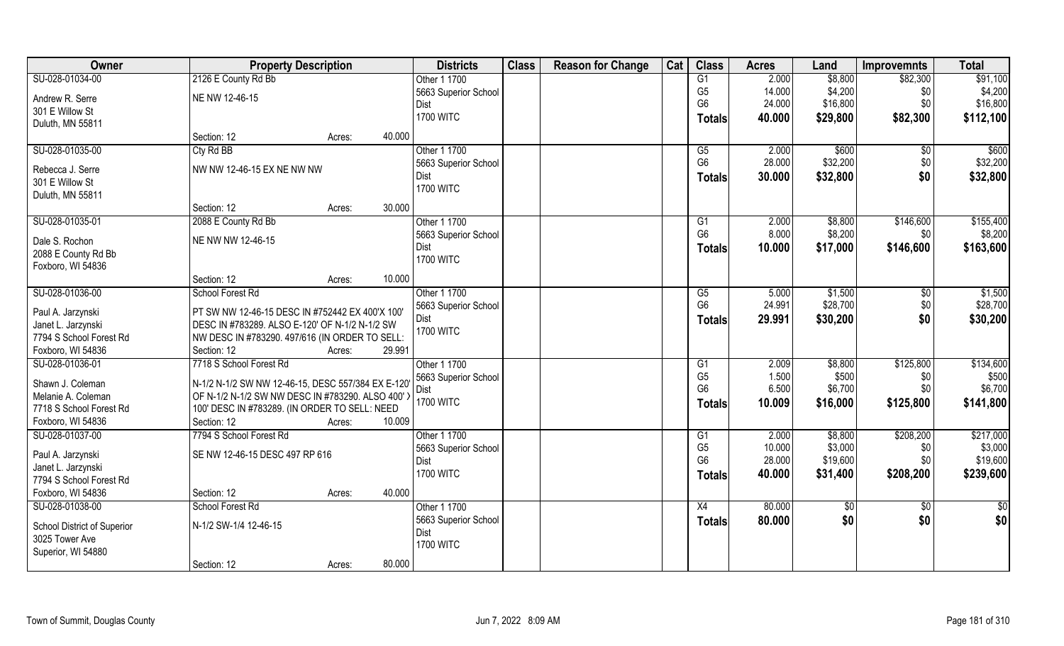| Owner | Property Description | | | Districts | Class | Reason for Change | Cat | Class | Acres | Land | Improvemnts | Total |
|---|---|---|---|---|---|---|---|---|---|---|---|---|
| SU-028-01034-00 | 2126 E County Rd Bb | | | Other 1 1700 | | | | G1 | 2.000 | $8,800 | $82,300 | $91,100 |
| Andrew R. Serre | NE NW 12-46-15 | | | 5663 Superior School | | | | G5 | 14.000 | $4,200 | $0 | $4,200 |
| 301 E Willow St | | | | Dist | | | | G6 | 24.000 | $16,800 | $0 | $16,800 |
| Duluth, MN 55811 | | | | 1700 WITC | | | | **Totals** | **40.000** | **$29,800** | **$82,300** | **$112,100** |
| | Section: 12 | Acres: | 40.000 | | | | | | | | | |
| SU-028-01035-00 | Cty Rd BB | | | Other 1 1700 | | | | G5 | 2.000 | $600 | $0 | $600 |
| Rebecca J. Serre | NW NW 12-46-15 EX NE NW NW | | | 5663 Superior School | | | | G6 | 28.000 | $32,200 | $0 | $32,200 |
| 301 E Willow St | | | | Dist | | | | **Totals** | **30.000** | **$32,800** | **$0** | **$32,800** |
| Duluth, MN 55811 | | | | 1700 WITC | | | | | | | | |
| | Section: 12 | Acres: | 30.000 | | | | | | | | | |
| SU-028-01035-01 | 2088 E County Rd Bb | | | Other 1 1700 | | | | G1 | 2.000 | $8,800 | $146,600 | $155,400 |
| Dale S. Rochon | NE NW NW 12-46-15 | | | 5663 Superior School | | | | G6 | 8.000 | $8,200 | $0 | $8,200 |
| 2088 E County Rd Bb | | | | Dist | | | | **Totals** | **10.000** | **$17,000** | **$146,600** | **$163,600** |
| Foxboro, WI 54836 | | | | 1700 WITC | | | | | | | | |
| | Section: 12 | Acres: | 10.000 | | | | | | | | | |
| SU-028-01036-00 | School Forest Rd | | | Other 1 1700 | | | | G5 | 5.000 | $1,500 | $0 | $1,500 |
| Paul A. Jarzynski | PT SW NW 12-46-15 DESC IN #752442 EX 400'X 100' | | | 5663 Superior School | | | | G6 | 24.991 | $28,700 | $0 | $28,700 |
| Janet L. Jarzynski | DESC IN #783289. ALSO E-120' OF N-1/2 N-1/2 SW | | | Dist | | | | **Totals** | **29.991** | **$30,200** | **$0** | **$30,200** |
| 7794 S School Forest Rd | NW DESC IN #783290. 497/616 (IN ORDER TO SELL: | | | 1700 WITC | | | | | | | | |
| Foxboro, WI 54836 | Section: 12 | Acres: | 29.991 | | | | | | | | | |
| SU-028-01036-01 | 7718 S School Forest Rd | | | Other 1 1700 | | | | G1 | 2.009 | $8,800 | $125,800 | $134,600 |
| Shawn J. Coleman | N-1/2 N-1/2 SW NW 12-46-15, DESC 557/384 EX E-120' | | | 5663 Superior School | | | | G5 | 1.500 | $500 | $0 | $500 |
| Melanie A. Coleman | OF N-1/2 N-1/2 SW NW DESC IN #783290. ALSO 400' X | | | Dist | | | | G6 | 6.500 | $6,700 | $0 | $6,700 |
| 7718 S School Forest Rd | 100' DESC IN #783289. (IN ORDER TO SELL: NEED | | | 1700 WITC | | | | **Totals** | **10.009** | **$16,000** | **$125,800** | **$141,800** |
| Foxboro, WI 54836 | Section: 12 | Acres: | 10.009 | | | | | | | | | |
| SU-028-01037-00 | 7794 S School Forest Rd | | | Other 1 1700 | | | | G1 | 2.000 | $8,800 | $208,200 | $217,000 |
| Paul A. Jarzynski | SE NW 12-46-15 DESC 497 RP 616 | | | 5663 Superior School | | | | G5 | 10.000 | $3,000 | $0 | $3,000 |
| Janet L. Jarzynski | | | | Dist | | | | G6 | 28.000 | $19,600 | $0 | $19,600 |
| 7794 S School Forest Rd | | | | 1700 WITC | | | | **Totals** | **40.000** | **$31,400** | **$208,200** | **$239,600** |
| Foxboro, WI 54836 | Section: 12 | Acres: | 40.000 | | | | | | | | | |
| SU-028-01038-00 | School Forest Rd | | | Other 1 1700 | | | | X4 | 80.000 | $0 | $0 | $0 |
| School District of Superior | N-1/2 SW-1/4 12-46-15 | | | 5663 Superior School | | | | **Totals** | **80.000** | **$0** | **$0** | **$0** |
| 3025 Tower Ave | | | | Dist | | | | | | | | |
| Superior, WI 54880 | | | | 1700 WITC | | | | | | | | |
| | Section: 12 | Acres: | 80.000 | | | | | | | | | |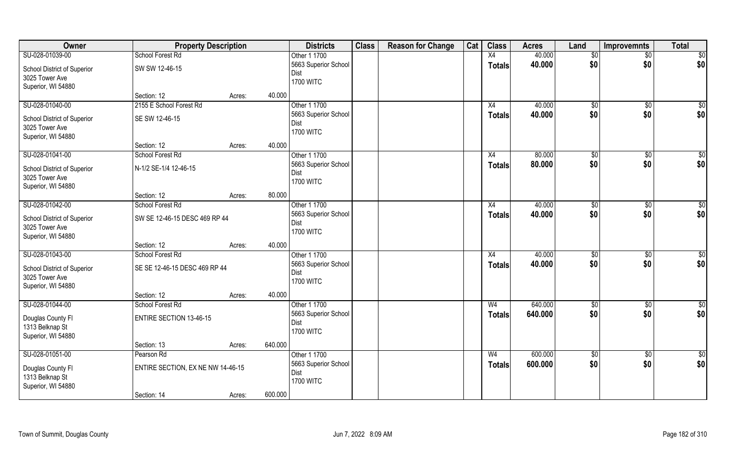| Owner | Property Description | | | Districts | Class | Reason for Change | Cat | Class | Acres | Land | Improvemnts | Total |
|---|---|---|---|---|---|---|---|---|---|---|---|---|
| SU-028-01039-00 | School Forest Rd | | | Other 1 1700 | | | | X4 | 40.000 | $0 | $0 | $0 |
| School District of Superior<br>3025 Tower Ave<br>Superior, WI 54880 | SW SW 12-46-15 | | | 5663 Superior School Dist<br>1700 WITC | | | | Totals | 40.000 | $0 | $0 | $0 |
| | Section: 12 | Acres: | 40.000 | | | | | | | | | |
| SU-028-01040-00 | 2155 E School Forest Rd | | | Other 1 1700 | | | | X4 | 40.000 | $0 | $0 | $0 |
| School District of Superior<br>3025 Tower Ave<br>Superior, WI 54880 | SE SW 12-46-15 | | | 5663 Superior School Dist<br>1700 WITC | | | | Totals | 40.000 | $0 | $0 | $0 |
| | Section: 12 | Acres: | 40.000 | | | | | | | | | |
| SU-028-01041-00 | School Forest Rd | | | Other 1 1700 | | | | X4 | 80.000 | $0 | $0 | $0 |
| School District of Superior<br>3025 Tower Ave<br>Superior, WI 54880 | N-1/2 SE-1/4 12-46-15 | | | 5663 Superior School Dist<br>1700 WITC | | | | Totals | 80.000 | $0 | $0 | $0 |
| | Section: 12 | Acres: | 80.000 | | | | | | | | | |
| SU-028-01042-00 | School Forest Rd | | | Other 1 1700 | | | | X4 | 40.000 | $0 | $0 | $0 |
| School District of Superior<br>3025 Tower Ave<br>Superior, WI 54880 | SW SE 12-46-15 DESC 469 RP 44 | | | 5663 Superior School Dist<br>1700 WITC | | | | Totals | 40.000 | $0 | $0 | $0 |
| | Section: 12 | Acres: | 40.000 | | | | | | | | | |
| SU-028-01043-00 | School Forest Rd | | | Other 1 1700 | | | | X4 | 40.000 | $0 | $0 | $0 |
| School District of Superior<br>3025 Tower Ave<br>Superior, WI 54880 | SE SE 12-46-15 DESC 469 RP 44 | | | 5663 Superior School Dist<br>1700 WITC | | | | Totals | 40.000 | $0 | $0 | $0 |
| | Section: 12 | Acres: | 40.000 | | | | | | | | | |
| SU-028-01044-00 | School Forest Rd | | | Other 1 1700 | | | | W4 | 640.000 | $0 | $0 | $0 |
| Douglas County Fl<br>1313 Belknap St<br>Superior, WI 54880 | ENTIRE SECTION 13-46-15 | | | 5663 Superior School Dist<br>1700 WITC | | | | Totals | 640.000 | $0 | $0 | $0 |
| | Section: 13 | Acres: | 640.000 | | | | | | | | | |
| SU-028-01051-00 | Pearson Rd | | | Other 1 1700 | | | | W4 | 600.000 | $0 | $0 | $0 |
| Douglas County Fl<br>1313 Belknap St<br>Superior, WI 54880 | ENTIRE SECTION, EX NE NW 14-46-15 | | | 5663 Superior School Dist<br>1700 WITC | | | | Totals | 600.000 | $0 | $0 | $0 |
| | Section: 14 | Acres: | 600.000 | | | | | | | | | |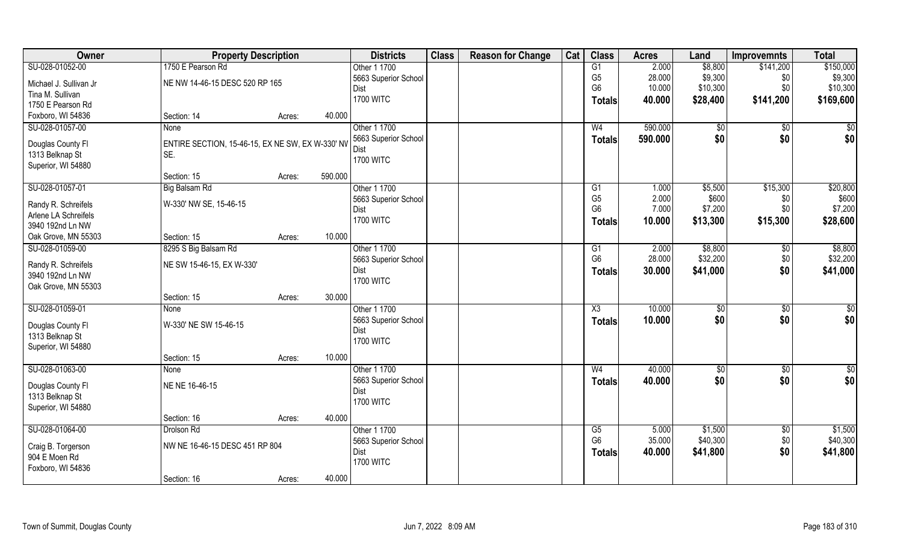| Owner | Property Description | | | Districts | Class | Reason for Change | Cat | Class | Acres | Land | Improvemnts | Total |
|---|---|---|---|---|---|---|---|---|---|---|---|---|
| SU-028-01052-00 | 1750 E Pearson Rd | | | Other 1 1700 | | | | G1 | 2.000 | $8,800 | $141,200 | $150,000 |
| Michael J. Sullivan Jr | NE NW 14-46-15 DESC 520 RP 165 | | | 5663 Superior School Dist | | | | G5 | 28.000 | $9,300 | $0 | $9,300 |
| Tina M. Sullivan | | | | 1700 WITC | | | | G6 | 10.000 | $10,300 | $0 | $10,300 |
| 1750 E Pearson Rd | | | | | | | | **Totals** | **40.000** | **$28,400** | **$141,200** | **$169,600** |
| Foxboro, WI 54836 | Section: 14 | Acres: | 40.000 | | | | | | | | | |
| SU-028-01057-00 | None | | | Other 1 1700 | | | | W4 | 590.000 | $0 | $0 | $0 |
| Douglas County Fl | ENTIRE SECTION, 15-46-15, EX NE SW, EX W-330' NW SE. | | | 5663 Superior School Dist | | | | **Totals** | **590.000** | **$0** | **$0** | **$0** |
| 1313 Belknap St | | | | 1700 WITC | | | | | | | | |
| Superior, WI 54880 | | | | | | | | | | | | |
| | Section: 15 | Acres: | 590.000 | | | | | | | | | |
| SU-028-01057-01 | Big Balsam Rd | | | Other 1 1700 | | | | G1 | 1.000 | $5,500 | $15,300 | $20,800 |
| Randy R. Schreifels | W-330' NW SE, 15-46-15 | | | 5663 Superior School Dist | | | | G5 | 2.000 | $600 | $0 | $600 |
| Arlene LA Schreifels | | | | 1700 WITC | | | | G6 | 7.000 | $7,200 | $0 | $7,200 |
| 3940 192nd Ln NW | | | | | | | | **Totals** | **10.000** | **$13,300** | **$15,300** | **$28,600** |
| Oak Grove, MN 55303 | Section: 15 | Acres: | 10.000 | | | | | | | | | |
| SU-028-01059-00 | 8295 S Big Balsam Rd | | | Other 1 1700 | | | | G1 | 2.000 | $8,800 | $0 | $8,800 |
| Randy R. Schreifels | NE SW 15-46-15, EX W-330' | | | 5663 Superior School Dist | | | | G6 | 28.000 | $32,200 | $0 | $32,200 |
| 3940 192nd Ln NW | | | | 1700 WITC | | | | **Totals** | **30.000** | **$41,000** | **$0** | **$41,000** |
| Oak Grove, MN 55303 | | | | | | | | | | | | |
| | Section: 15 | Acres: | 30.000 | | | | | | | | | |
| SU-028-01059-01 | None | | | Other 1 1700 | | | | X3 | 10.000 | $0 | $0 | $0 |
| Douglas County Fl | W-330' NE SW 15-46-15 | | | 5663 Superior School Dist | | | | **Totals** | **10.000** | **$0** | **$0** | **$0** |
| 1313 Belknap St | | | | 1700 WITC | | | | | | | | |
| Superior, WI 54880 | | | | | | | | | | | | |
| | Section: 15 | Acres: | 10.000 | | | | | | | | | |
| SU-028-01063-00 | None | | | Other 1 1700 | | | | W4 | 40.000 | $0 | $0 | $0 |
| Douglas County Fl | NE NE 16-46-15 | | | 5663 Superior School Dist | | | | **Totals** | **40.000** | **$0** | **$0** | **$0** |
| 1313 Belknap St | | | | 1700 WITC | | | | | | | | |
| Superior, WI 54880 | | | | | | | | | | | | |
| | Section: 16 | Acres: | 40.000 | | | | | | | | | |
| SU-028-01064-00 | Drolson Rd | | | Other 1 1700 | | | | G5 | 5.000 | $1,500 | $0 | $1,500 |
| Craig B. Torgerson | NW NE 16-46-15 DESC 451 RP 804 | | | 5663 Superior School Dist | | | | G6 | 35.000 | $40,300 | $0 | $40,300 |
| 904 E Moen Rd | | | | 1700 WITC | | | | **Totals** | **40.000** | **$41,800** | **$0** | **$41,800** |
| Foxboro, WI 54836 | | | | | | | | | | | | |
| | Section: 16 | Acres: | 40.000 | | | | | | | | | |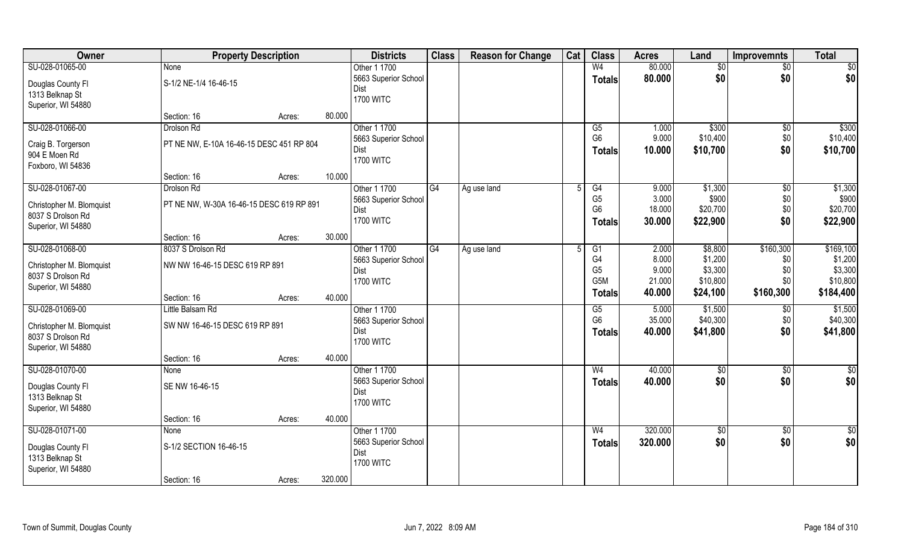| Owner | Property Description | | Districts | Class | Reason for Change | Cat | Class | Acres | Land | Improvemnts | Total |
|---|---|---|---|---|---|---|---|---|---|---|---|
| SU-028-01065-00<br>Douglas County Fl<br>1313 Belknap St<br>Superior, WI 54880 | None<br>S-1/2 NE-1/4 16-46-15<br>Section: 16 | Acres: 80.000 | Other 1 1700<br>5663 Superior School Dist<br>1700 WITC | | | | W4<br>**Totals** | 80.000<br>**80.000** | $0<br>**$0** | $0<br>**$0** | $0<br>**$0** |
| SU-028-01066-00<br>Craig B. Torgerson<br>904 E Moen Rd<br>Foxboro, WI 54836 | Drolson Rd<br>PT NE NW, E-10A 16-46-15 DESC 451 RP 804<br>Section: 16 | Acres: 10.000 | Other 1 1700<br>5663 Superior School Dist<br>1700 WITC | | | | G5<br>G6<br>**Totals** | 1.000<br>9.000<br>**10.000** | $300<br>$10,400<br>**$10,700** | $0<br>$0<br>**$0** | $300<br>$10,400<br>**$10,700** |
| SU-028-01067-00<br>Christopher M. Blomquist<br>8037 S Drolson Rd<br>Superior, WI 54880 | Drolson Rd<br>PT NE NW, W-30A 16-46-15 DESC 619 RP 891<br>Section: 16 | Acres: 30.000 | Other 1 1700<br>5663 Superior School Dist<br>1700 WITC | G4 | Ag use land | 5 | G4<br>G5<br>G6<br>**Totals** | 9.000<br>3.000<br>18.000<br>**30.000** | $1,300<br>$900<br>$20,700<br>**$22,900** | $0<br>$0<br>$0<br>**$0** | $1,300<br>$900<br>$20,700<br>**$22,900** |
| SU-028-01068-00<br>Christopher M. Blomquist<br>8037 S Drolson Rd<br>Superior, WI 54880 | 8037 S Drolson Rd<br>NW NW 16-46-15 DESC 619 RP 891<br>Section: 16 | Acres: 40.000 | Other 1 1700<br>5663 Superior School Dist<br>1700 WITC | G4 | Ag use land | 5 | G1<br>G4<br>G5<br>G5M<br>**Totals** | 2.000<br>8.000<br>9.000<br>21.000<br>**40.000** | $8,800<br>$1,200<br>$3,300<br>$10,800<br>**$24,100** | $160,300<br>$0<br>$0<br>$0<br>**$160,300** | $169,100<br>$1,200<br>$3,300<br>$10,800<br>**$184,400** |
| SU-028-01069-00<br>Christopher M. Blomquist<br>8037 S Drolson Rd<br>Superior, WI 54880 | Little Balsam Rd<br>SW NW 16-46-15 DESC 619 RP 891<br>Section: 16 | Acres: 40.000 | Other 1 1700<br>5663 Superior School Dist<br>1700 WITC | | | | G5<br>G6<br>**Totals** | 5.000<br>35.000<br>**40.000** | $1,500<br>$40,300<br>**$41,800** | $0<br>$0<br>**$0** | $1,500<br>$40,300<br>**$41,800** |
| SU-028-01070-00<br>Douglas County Fl<br>1313 Belknap St<br>Superior, WI 54880 | None<br>SE NW 16-46-15<br>Section: 16 | Acres: 40.000 | Other 1 1700<br>5663 Superior School Dist<br>1700 WITC | | | | W4<br>**Totals** | 40.000<br>**40.000** | $0<br>**$0** | $0<br>**$0** | $0<br>**$0** |
| SU-028-01071-00<br>Douglas County Fl<br>1313 Belknap St<br>Superior, WI 54880 | None<br>S-1/2 SECTION 16-46-15<br>Section: 16 | Acres: 320.000 | Other 1 1700<br>5663 Superior School Dist<br>1700 WITC | | | | W4<br>**Totals** | 320.000<br>**320.000** | $0<br>**$0** | $0<br>**$0** | $0<br>**$0** |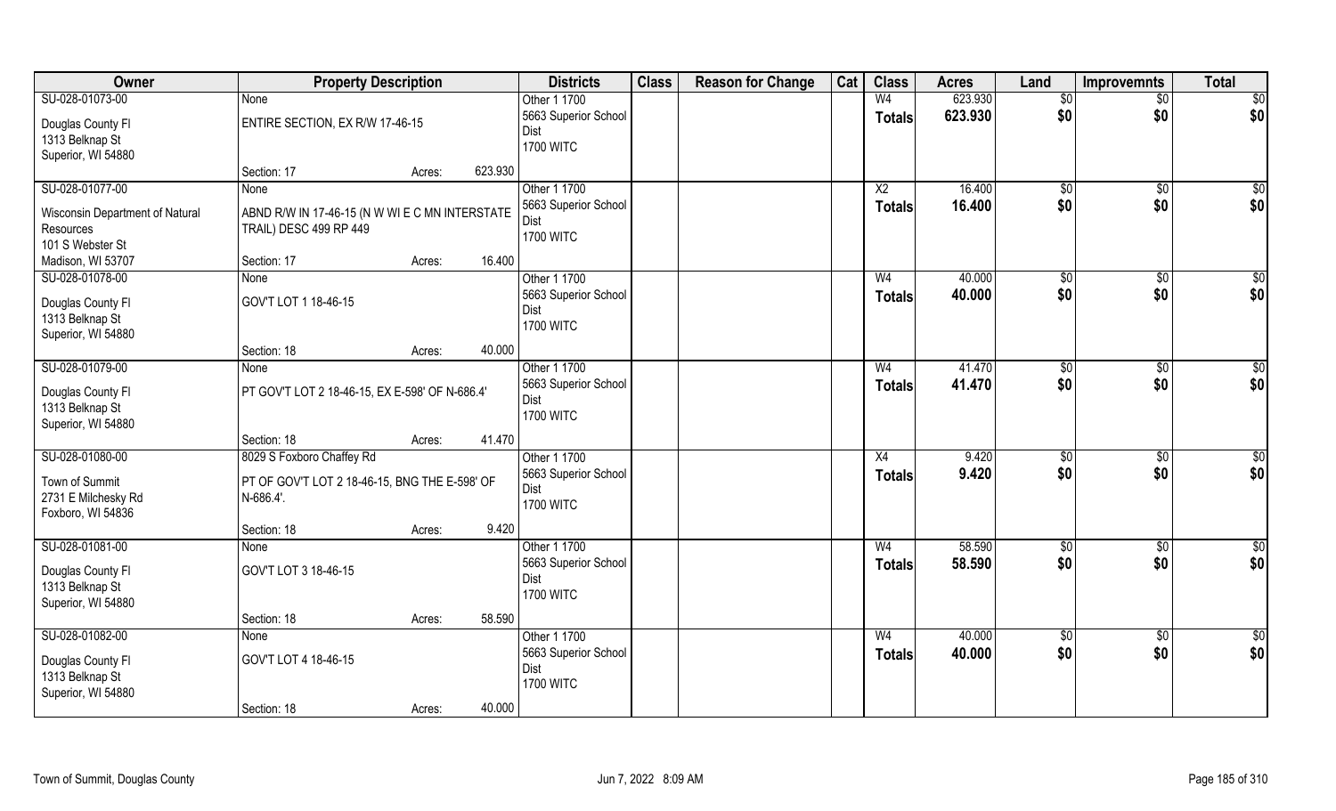| Owner | Property Description | | | Districts | Class | Reason for Change | Cat | Class | Acres | Land | Improvemnts | Total |
|---|---|---|---|---|---|---|---|---|---|---|---|---|
| SU-028-01073-00 | None | | | Other 1 1700 | | | | W4 | 623.930 | $0 | $0 | $0 |
| Douglas County Fl<br>1313 Belknap St<br>Superior, WI 54880 | ENTIRE SECTION, EX R/W 17-46-15 | | | 5663 Superior School Dist<br>1700 WITC | | | | Totals | 623.930 | $0 | $0 | $0 |
| | Section: 17 | Acres: | 623.930 | | | | | | | | | |
| SU-028-01077-00 | None | | | Other 1 1700 | | | | X2 | 16.400 | $0 | $0 | $0 |
| Wisconsin Department of Natural Resources<br>101 S Webster St<br>Madison, WI 53707 | ABND R/W IN 17-46-15 (N W WI E C MN INTERSTATE TRAIL) DESC 499 RP 449 | | | 5663 Superior School Dist<br>1700 WITC | | | | Totals | 16.400 | $0 | $0 | $0 |
| | Section: 17 | Acres: | 16.400 | | | | | | | | | |
| SU-028-01078-00 | None | | | Other 1 1700 | | | | W4 | 40.000 | $0 | $0 | $0 |
| Douglas County Fl<br>1313 Belknap St<br>Superior, WI 54880 | GOV'T LOT 1 18-46-15 | | | 5663 Superior School Dist<br>1700 WITC | | | | Totals | 40.000 | $0 | $0 | $0 |
| | Section: 18 | Acres: | 40.000 | | | | | | | | | |
| SU-028-01079-00 | None | | | Other 1 1700 | | | | W4 | 41.470 | $0 | $0 | $0 |
| Douglas County Fl<br>1313 Belknap St<br>Superior, WI 54880 | PT GOV'T LOT 2 18-46-15, EX E-598' OF N-686.4' | | | 5663 Superior School Dist<br>1700 WITC | | | | Totals | 41.470 | $0 | $0 | $0 |
| | Section: 18 | Acres: | 41.470 | | | | | | | | | |
| SU-028-01080-00 | 8029 S Foxboro Chaffey Rd | | | Other 1 1700 | | | | X4 | 9.420 | $0 | $0 | $0 |
| Town of Summit<br>2731 E Milchesky Rd<br>Foxboro, WI 54836 | PT OF GOV'T LOT 2 18-46-15, BNG THE E-598' OF N-686.4'. | | | 5663 Superior School Dist<br>1700 WITC | | | | Totals | 9.420 | $0 | $0 | $0 |
| | Section: 18 | Acres: | 9.420 | | | | | | | | | |
| SU-028-01081-00 | None | | | Other 1 1700 | | | | W4 | 58.590 | $0 | $0 | $0 |
| Douglas County Fl<br>1313 Belknap St<br>Superior, WI 54880 | GOV'T LOT 3 18-46-15 | | | 5663 Superior School Dist<br>1700 WITC | | | | Totals | 58.590 | $0 | $0 | $0 |
| | Section: 18 | Acres: | 58.590 | | | | | | | | | |
| SU-028-01082-00 | None | | | Other 1 1700 | | | | W4 | 40.000 | $0 | $0 | $0 |
| Douglas County Fl<br>1313 Belknap St<br>Superior, WI 54880 | GOV'T LOT 4 18-46-15 | | | 5663 Superior School Dist<br>1700 WITC | | | | Totals | 40.000 | $0 | $0 | $0 |
| | Section: 18 | Acres: | 40.000 | | | | | | | | | |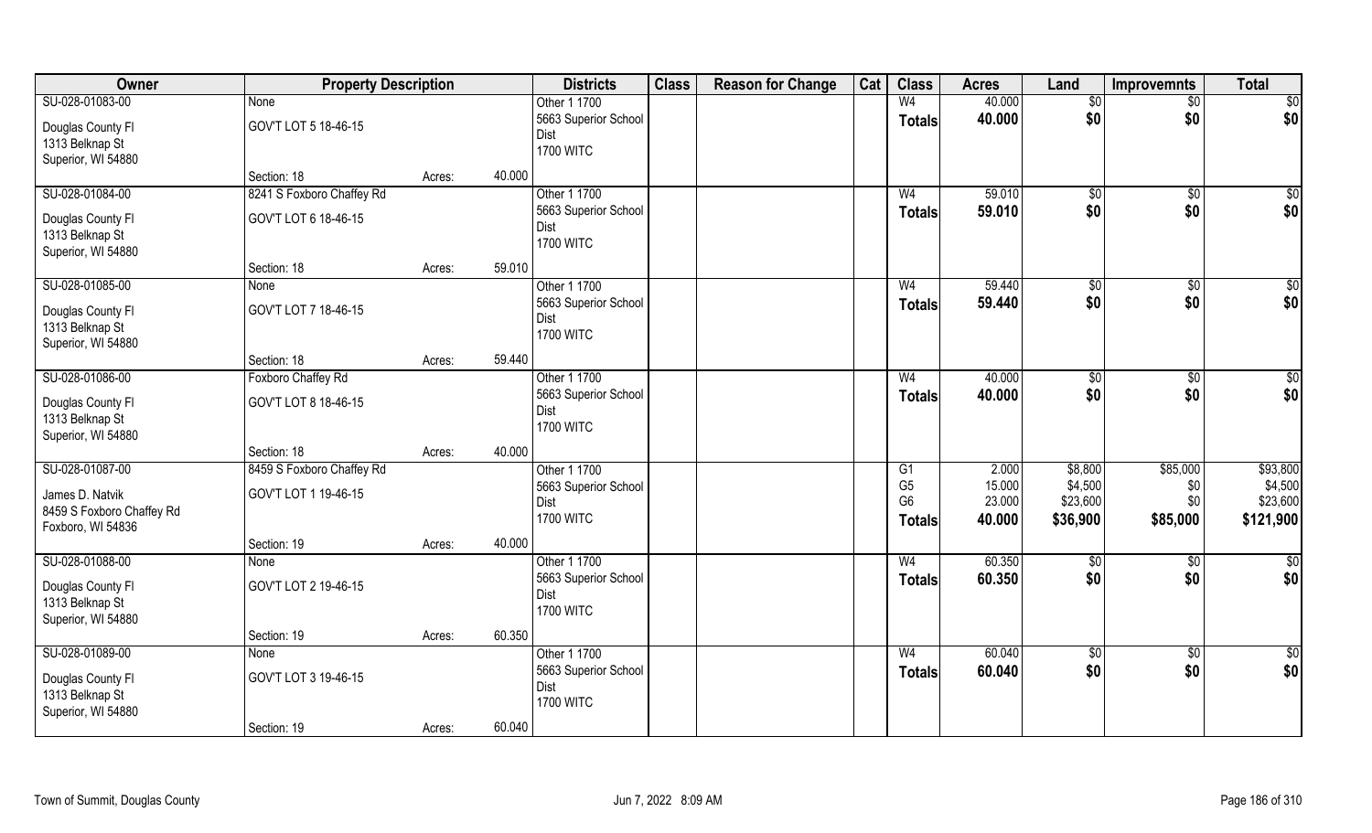| Owner | Property Description | | | Districts | Class | Reason for Change | Cat | Class | Acres | Land | Improvemnts | Total |
|---|---|---|---|---|---|---|---|---|---|---|---|---|
| SU-028-01083-00 | None | | | Other 1 1700 | | | | W4 | 40.000 | $0 | $0 | $0 |
| Douglas County Fl | GOV'T LOT 5 18-46-15 | | | 5663 Superior School | | | | **Totals** | **40.000** | **$0** | **$0** | **$0** |
| 1313 Belknap St | | | | Dist | | | | | | | | |
| Superior, WI 54880 | | | | 1700 WITC | | | | | | | | |
| | Section: 18 | Acres: | 40.000 | | | | | | | | | |
| SU-028-01084-00 | 8241 S Foxboro Chaffey Rd | | | Other 1 1700 | | | | W4 | 59.010 | $0 | $0 | $0 |
| Douglas County Fl | GOV'T LOT 6 18-46-15 | | | 5663 Superior School | | | | **Totals** | **59.010** | **$0** | **$0** | **$0** |
| 1313 Belknap St | | | | Dist | | | | | | | | |
| Superior, WI 54880 | | | | 1700 WITC | | | | | | | | |
| | Section: 18 | Acres: | 59.010 | | | | | | | | | |
| SU-028-01085-00 | None | | | Other 1 1700 | | | | W4 | 59.440 | $0 | $0 | $0 |
| Douglas County Fl | GOV'T LOT 7 18-46-15 | | | 5663 Superior School | | | | **Totals** | **59.440** | **$0** | **$0** | **$0** |
| 1313 Belknap St | | | | Dist | | | | | | | | |
| Superior, WI 54880 | | | | 1700 WITC | | | | | | | | |
| | Section: 18 | Acres: | 59.440 | | | | | | | | | |
| SU-028-01086-00 | Foxboro Chaffey Rd | | | Other 1 1700 | | | | W4 | 40.000 | $0 | $0 | $0 |
| Douglas County Fl | GOV'T LOT 8 18-46-15 | | | 5663 Superior School | | | | **Totals** | **40.000** | **$0** | **$0** | **$0** |
| 1313 Belknap St | | | | Dist | | | | | | | | |
| Superior, WI 54880 | | | | 1700 WITC | | | | | | | | |
| | Section: 18 | Acres: | 40.000 | | | | | | | | | |
| SU-028-01087-00 | 8459 S Foxboro Chaffey Rd | | | Other 1 1700 | | | | G1 | 2.000 | $8,800 | $85,000 | $93,800 |
| James D. Natvik | GOV'T LOT 1 19-46-15 | | | 5663 Superior School | | | | G5 | 15.000 | $4,500 | $0 | $4,500 |
| 8459 S Foxboro Chaffey Rd | | | | Dist | | | | G6 | 23.000 | $23,600 | $0 | $23,600 |
| Foxboro, WI 54836 | | | | 1700 WITC | | | | **Totals** | **40.000** | **$36,900** | **$85,000** | **$121,900** |
| | Section: 19 | Acres: | 40.000 | | | | | | | | | |
| SU-028-01088-00 | None | | | Other 1 1700 | | | | W4 | 60.350 | $0 | $0 | $0 |
| Douglas County Fl | GOV'T LOT 2 19-46-15 | | | 5663 Superior School | | | | **Totals** | **60.350** | **$0** | **$0** | **$0** |
| 1313 Belknap St | | | | Dist | | | | | | | | |
| Superior, WI 54880 | | | | 1700 WITC | | | | | | | | |
| | Section: 19 | Acres: | 60.350 | | | | | | | | | |
| SU-028-01089-00 | None | | | Other 1 1700 | | | | W4 | 60.040 | $0 | $0 | $0 |
| Douglas County Fl | GOV'T LOT 3 19-46-15 | | | 5663 Superior School | | | | **Totals** | **60.040** | **$0** | **$0** | **$0** |
| 1313 Belknap St | | | | Dist | | | | | | | | |
| Superior, WI 54880 | | | | 1700 WITC | | | | | | | | |
| | Section: 19 | Acres: | 60.040 | | | | | | | | | |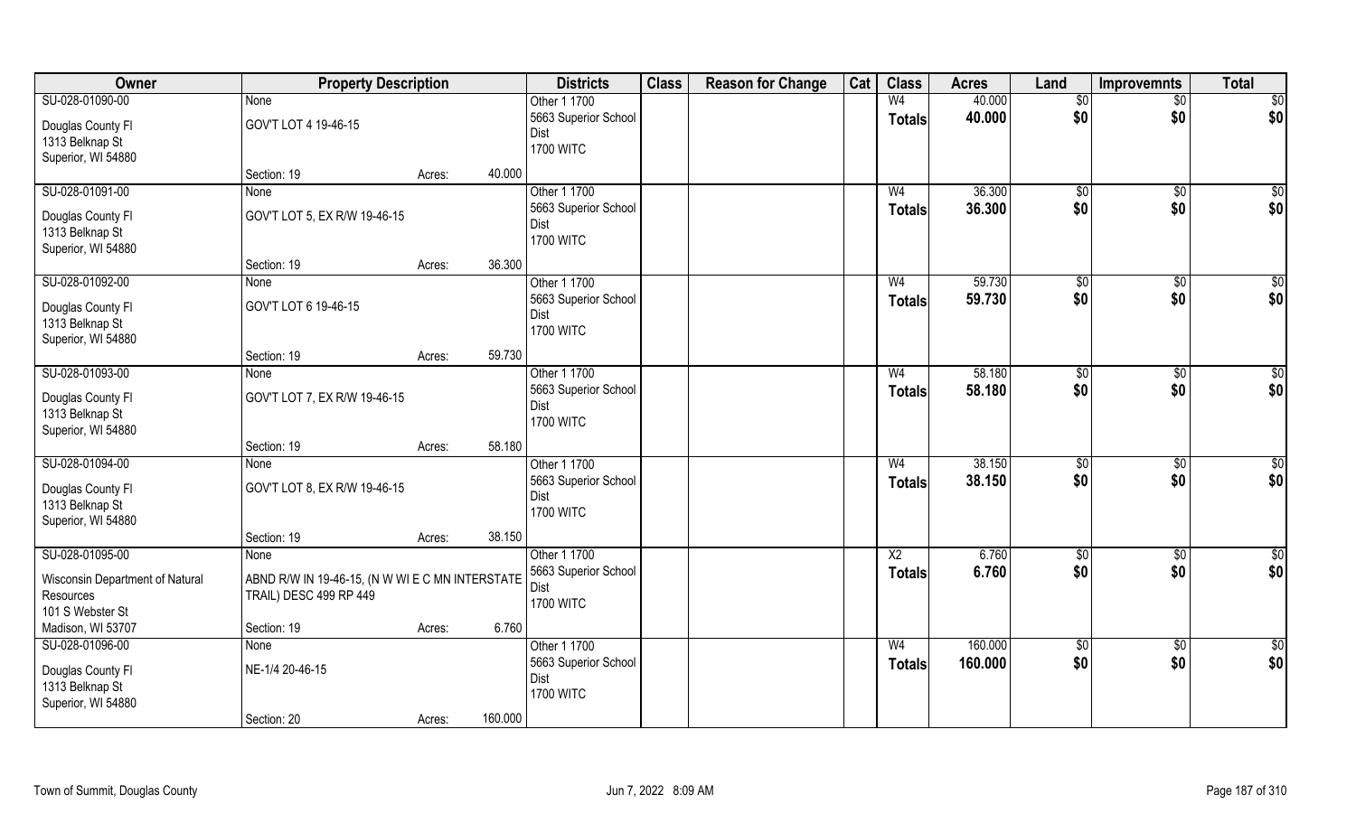| Owner | Property Description | | | Districts | Class | Reason for Change | Cat | Class | Acres | Land | Improvemnts | Total |
|---|---|---|---|---|---|---|---|---|---|---|---|---|
| SU-028-01090-00 | None | | | Other 1 1700 | | | | W4 | 40.000 | $0 | $0 | $0 |
| Douglas County Fl<br>1313 Belknap St<br>Superior, WI 54880 | GOV'T LOT 4 19-46-15 | | | 5663 Superior School Dist<br>1700 WITC | | | | Totals | 40.000 | $0 | $0 | $0 |
| | Section: 19 | Acres: | 40.000 | | | | | | | | | |
| SU-028-01091-00 | None | | | Other 1 1700 | | | | W4 | 36.300 | $0 | $0 | $0 |
| Douglas County Fl<br>1313 Belknap St<br>Superior, WI 54880 | GOV'T LOT 5, EX R/W 19-46-15 | | | 5663 Superior School Dist<br>1700 WITC | | | | Totals | 36.300 | $0 | $0 | $0 |
| | Section: 19 | Acres: | 36.300 | | | | | | | | | |
| SU-028-01092-00 | None | | | Other 1 1700 | | | | W4 | 59.730 | $0 | $0 | $0 |
| Douglas County Fl<br>1313 Belknap St<br>Superior, WI 54880 | GOV'T LOT 6 19-46-15 | | | 5663 Superior School Dist<br>1700 WITC | | | | Totals | 59.730 | $0 | $0 | $0 |
| | Section: 19 | Acres: | 59.730 | | | | | | | | | |
| SU-028-01093-00 | None | | | Other 1 1700 | | | | W4 | 58.180 | $0 | $0 | $0 |
| Douglas County Fl<br>1313 Belknap St<br>Superior, WI 54880 | GOV'T LOT 7, EX R/W 19-46-15 | | | 5663 Superior School Dist<br>1700 WITC | | | | Totals | 58.180 | $0 | $0 | $0 |
| | Section: 19 | Acres: | 58.180 | | | | | | | | | |
| SU-028-01094-00 | None | | | Other 1 1700 | | | | W4 | 38.150 | $0 | $0 | $0 |
| Douglas County Fl<br>1313 Belknap St<br>Superior, WI 54880 | GOV'T LOT 8, EX R/W 19-46-15 | | | 5663 Superior School Dist<br>1700 WITC | | | | Totals | 38.150 | $0 | $0 | $0 |
| | Section: 19 | Acres: | 38.150 | | | | | | | | | |
| SU-028-01095-00 | None | | | Other 1 1700 | | | | X2 | 6.760 | $0 | $0 | $0 |
| Wisconsin Department of Natural Resources<br>101 S Webster St<br>Madison, WI 53707 | ABND R/W IN 19-46-15, (N W WI E C MN INTERSTATE TRAIL) DESC 499 RP 449 | | | 5663 Superior School Dist<br>1700 WITC | | | | Totals | 6.760 | $0 | $0 | $0 |
| | Section: 19 | Acres: | 6.760 | | | | | | | | | |
| SU-028-01096-00 | None | | | Other 1 1700 | | | | W4 | 160.000 | $0 | $0 | $0 |
| Douglas County Fl<br>1313 Belknap St<br>Superior, WI 54880 | NE-1/4 20-46-15 | | | 5663 Superior School Dist<br>1700 WITC | | | | Totals | 160.000 | $0 | $0 | $0 |
| | Section: 20 | Acres: | 160.000 | | | | | | | | | |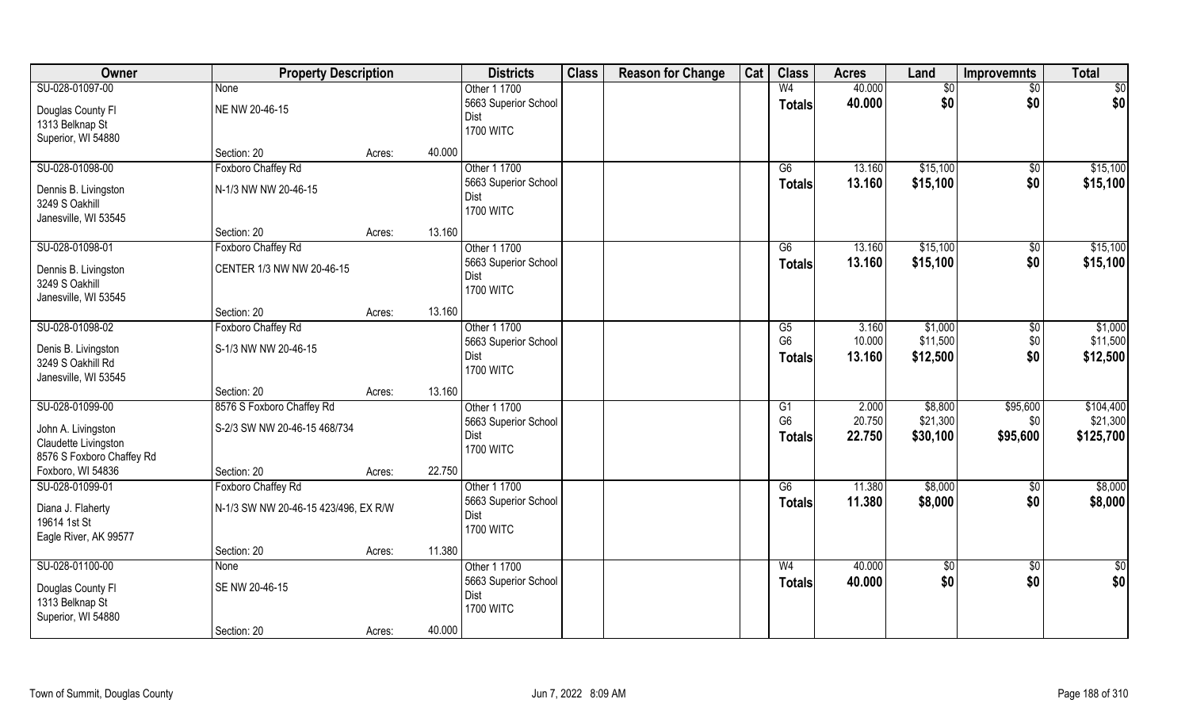| Owner | Property Description | | Districts | Class | Reason for Change | Cat | Class | Acres | Land | Improvemnts | Total |
|---|---|---|---|---|---|---|---|---|---|---|---|
| SU-028-01097-00 | None | | Other 1 1700 | | | | W4 | 40.000 | $0 | $0 | $0 |
| Douglas County Fl<br>1313 Belknap St<br>Superior, WI 54880 | NE NW 20-46-15 | | 5663 Superior School Dist<br>1700 WITC | | | | Totals | 40.000 | $0 | $0 | $0 |
| | Section: 20 | Acres: 40.000 | | | | | | | | | |
| SU-028-01098-00 | Foxboro Chaffey Rd | | Other 1 1700 | | | | G6 | 13.160 | $15,100 | $0 | $15,100 |
| Dennis B. Livingston<br>3249 S Oakhill<br>Janesville, WI 53545 | N-1/3 NW NW 20-46-15 | | 5663 Superior School Dist<br>1700 WITC | | | | Totals | 13.160 | $15,100 | $0 | $15,100 |
| | Section: 20 | Acres: 13.160 | | | | | | | | | |
| SU-028-01098-01 | Foxboro Chaffey Rd | | Other 1 1700 | | | | G6 | 13.160 | $15,100 | $0 | $15,100 |
| Dennis B. Livingston<br>3249 S Oakhill<br>Janesville, WI 53545 | CENTER 1/3 NW NW 20-46-15 | | 5663 Superior School Dist<br>1700 WITC | | | | Totals | 13.160 | $15,100 | $0 | $15,100 |
| | Section: 20 | Acres: 13.160 | | | | | | | | | |
| SU-028-01098-02 | Foxboro Chaffey Rd | | Other 1 1700 | | | | G5 | 3.160 | $1,000 | $0 | $1,000 |
| Denis B. Livingston<br>3249 S Oakhill Rd<br>Janesville, WI 53545 | S-1/3 NW NW 20-46-15 | | 5663 Superior School Dist<br>1700 WITC | | | | G6 | 10.000 | $11,500 | $0 | $11,500 |
| | | | | | | | Totals | 13.160 | $12,500 | $0 | $12,500 |
| | Section: 20 | Acres: 13.160 | | | | | | | | | |
| SU-028-01099-00 | 8576 S Foxboro Chaffey Rd | | Other 1 1700 | | | | G1 | 2.000 | $8,800 | $95,600 | $104,400 |
| John A. Livingston<br>Claudette Livingston<br>8576 S Foxboro Chaffey Rd<br>Foxboro, WI 54836 | S-2/3 SW NW 20-46-15 468/734 | | 5663 Superior School Dist<br>1700 WITC | | | | G6 | 20.750 | $21,300 | $0 | $21,300 |
| | | | | | | | Totals | 22.750 | $30,100 | $95,600 | $125,700 |
| | Section: 20 | Acres: 22.750 | | | | | | | | | |
| SU-028-01099-01 | Foxboro Chaffey Rd | | Other 1 1700 | | | | G6 | 11.380 | $8,000 | $0 | $8,000 |
| Diana J. Flaherty<br>19614 1st St<br>Eagle River, AK 99577 | N-1/3 SW NW 20-46-15 423/496, EX R/W | | 5663 Superior School Dist<br>1700 WITC | | | | Totals | 11.380 | $8,000 | $0 | $8,000 |
| | Section: 20 | Acres: 11.380 | | | | | | | | | |
| SU-028-01100-00 | None | | Other 1 1700 | | | | W4 | 40.000 | $0 | $0 | $0 |
| Douglas County Fl<br>1313 Belknap St<br>Superior, WI 54880 | SE NW 20-46-15 | | 5663 Superior School Dist<br>1700 WITC | | | | Totals | 40.000 | $0 | $0 | $0 |
| | Section: 20 | Acres: 40.000 | | | | | | | | | |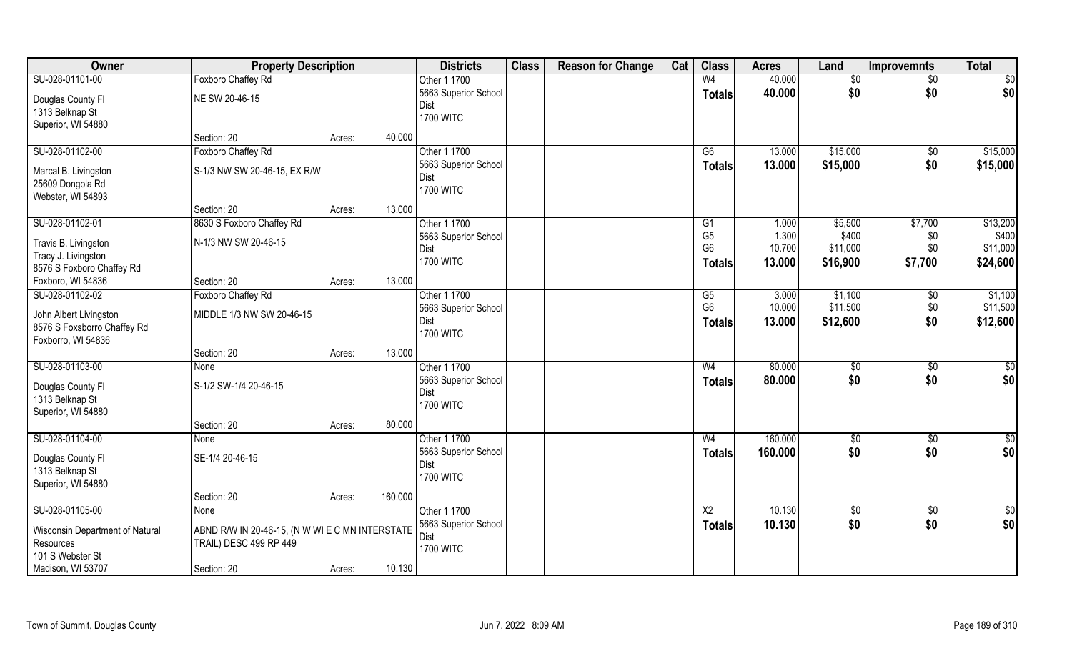| Owner | Property Description | | | Districts | Class | Reason for Change | Cat | Class | Acres | Land | Improvemnts | Total |
|---|---|---|---|---|---|---|---|---|---|---|---|---|
| SU-028-01101-00 | Foxboro Chaffey Rd | | | Other 1 1700 | | | | W4 | 40.000 | $0 | $0 | $0 |
| Douglas County Fl<br>1313 Belknap St<br>Superior, WI 54880 | NE SW 20-46-15 | | | 5663 Superior School Dist<br>1700 WITC | | | | Totals | 40.000 | $0 | $0 | $0 |
| | Section: 20 | Acres: | 40.000 | | | | | | | | | |
| SU-028-01102-00 | Foxboro Chaffey Rd | | | Other 1 1700 | | | | G6 | 13.000 | $15,000 | $0 | $15,000 |
| Marcal B. Livingston<br>25609 Dongola Rd<br>Webster, WI 54893 | S-1/3 NW SW 20-46-15, EX R/W | | | 5663 Superior School Dist<br>1700 WITC | | | | Totals | 13.000 | $15,000 | $0 | $15,000 |
| | Section: 20 | Acres: | 13.000 | | | | | | | | | |
| SU-028-01102-01 | 8630 S Foxboro Chaffey Rd | | | Other 1 1700 | | | | G1 | 1.000 | $5,500 | $7,700 | $13,200 |
| Travis B. Livingston<br>Tracy J. Livingston<br>8576 S Foxboro Chaffey Rd<br>Foxboro, WI 54836 | N-1/3 NW SW 20-46-15 | | | 5663 Superior School Dist<br>1700 WITC | | | | G5 | 1.300 | $400 | $0 | $400 |
| | | | | | | | | G6 | 10.700 | $11,000 | $0 | $11,000 |
| | | | | | | | | Totals | 13.000 | $16,900 | $7,700 | $24,600 |
| | Section: 20 | Acres: | 13.000 | | | | | | | | | |
| SU-028-01102-02 | Foxboro Chaffey Rd | | | Other 1 1700 | | | | G5 | 3.000 | $1,100 | $0 | $1,100 |
| John Albert Livingston<br>8576 S Foxsborro Chaffey Rd<br>Foxborro, WI 54836 | MIDDLE 1/3 NW SW 20-46-15 | | | 5663 Superior School Dist<br>1700 WITC | | | | G6 | 10.000 | $11,500 | $0 | $11,500 |
| | | | | | | | | Totals | 13.000 | $12,600 | $0 | $12,600 |
| | Section: 20 | Acres: | 13.000 | | | | | | | | | |
| SU-028-01103-00 | None | | | Other 1 1700 | | | | W4 | 80.000 | $0 | $0 | $0 |
| Douglas County Fl<br>1313 Belknap St<br>Superior, WI 54880 | S-1/2 SW-1/4 20-46-15 | | | 5663 Superior School Dist<br>1700 WITC | | | | Totals | 80.000 | $0 | $0 | $0 |
| | Section: 20 | Acres: | 80.000 | | | | | | | | | |
| SU-028-01104-00 | None | | | Other 1 1700 | | | | W4 | 160.000 | $0 | $0 | $0 |
| Douglas County Fl<br>1313 Belknap St<br>Superior, WI 54880 | SE-1/4 20-46-15 | | | 5663 Superior School Dist<br>1700 WITC | | | | Totals | 160.000 | $0 | $0 | $0 |
| | Section: 20 | Acres: | 160.000 | | | | | | | | | |
| SU-028-01105-00 | None | | | Other 1 1700 | | | | X2 | 10.130 | $0 | $0 | $0 |
| Wisconsin Department of Natural Resources<br>101 S Webster St<br>Madison, WI 53707 | ABND R/W IN 20-46-15, (N W WI E C MN INTERSTATE TRAIL) DESC 499 RP 449 | | | 5663 Superior School Dist<br>1700 WITC | | | | Totals | 10.130 | $0 | $0 | $0 |
| | Section: 20 | Acres: | 10.130 | | | | | | | | | |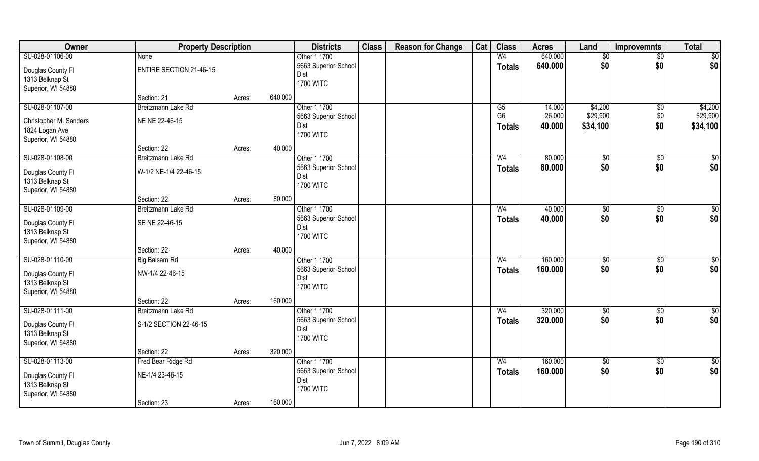| Owner | Property Description | | | Districts | Class | Reason for Change | Cat | Class | Acres | Land | Improvemnts | Total |
|---|---|---|---|---|---|---|---|---|---|---|---|---|
| SU-028-01106-00 | None | | | Other 1 1700 | | | | W4 | 640.000 | $0 | $0 | $0 |
| Douglas County Fl<br>1313 Belknap St<br>Superior, WI 54880 | ENTIRE SECTION 21-46-15 | | | 5663 Superior School Dist<br>1700 WITC | | | | Totals | 640.000 | $0 | $0 | $0 |
| | Section: 21 | Acres: | 640.000 | | | | | | | | | |
| SU-028-01107-00 | Breitzmann Lake Rd | | | Other 1 1700 | | | | G5 | 14.000 | $4,200 | $0 | $4,200 |
| Christopher M. Sanders<br>1824 Logan Ave<br>Superior, WI 54880 | NE NE 22-46-15 | | | 5663 Superior School Dist<br>1700 WITC | | | | G6 | 26.000 | $29,900 | $0 | $29,900 |
| | | | | | | | | Totals | 40.000 | $34,100 | $0 | $34,100 |
| | Section: 22 | Acres: | 40.000 | | | | | | | | | |
| SU-028-01108-00 | Breitzmann Lake Rd | | | Other 1 1700 | | | | W4 | 80.000 | $0 | $0 | $0 |
| Douglas County Fl<br>1313 Belknap St<br>Superior, WI 54880 | W-1/2 NE-1/4 22-46-15 | | | 5663 Superior School Dist<br>1700 WITC | | | | Totals | 80.000 | $0 | $0 | $0 |
| | Section: 22 | Acres: | 80.000 | | | | | | | | | |
| SU-028-01109-00 | Breitzmann Lake Rd | | | Other 1 1700 | | | | W4 | 40.000 | $0 | $0 | $0 |
| Douglas County Fl<br>1313 Belknap St<br>Superior, WI 54880 | SE NE 22-46-15 | | | 5663 Superior School Dist<br>1700 WITC | | | | Totals | 40.000 | $0 | $0 | $0 |
| | Section: 22 | Acres: | 40.000 | | | | | | | | | |
| SU-028-01110-00 | Big Balsam Rd | | | Other 1 1700 | | | | W4 | 160.000 | $0 | $0 | $0 |
| Douglas County Fl<br>1313 Belknap St<br>Superior, WI 54880 | NW-1/4 22-46-15 | | | 5663 Superior School Dist<br>1700 WITC | | | | Totals | 160.000 | $0 | $0 | $0 |
| | Section: 22 | Acres: | 160.000 | | | | | | | | | |
| SU-028-01111-00 | Breitzmann Lake Rd | | | Other 1 1700 | | | | W4 | 320.000 | $0 | $0 | $0 |
| Douglas County Fl<br>1313 Belknap St<br>Superior, WI 54880 | S-1/2 SECTION 22-46-15 | | | 5663 Superior School Dist<br>1700 WITC | | | | Totals | 320.000 | $0 | $0 | $0 |
| | Section: 22 | Acres: | 320.000 | | | | | | | | | |
| SU-028-01113-00 | Fred Bear Ridge Rd | | | Other 1 1700 | | | | W4 | 160.000 | $0 | $0 | $0 |
| Douglas County Fl<br>1313 Belknap St<br>Superior, WI 54880 | NE-1/4 23-46-15 | | | 5663 Superior School Dist<br>1700 WITC | | | | Totals | 160.000 | $0 | $0 | $0 |
| | Section: 23 | Acres: | 160.000 | | | | | | | | | |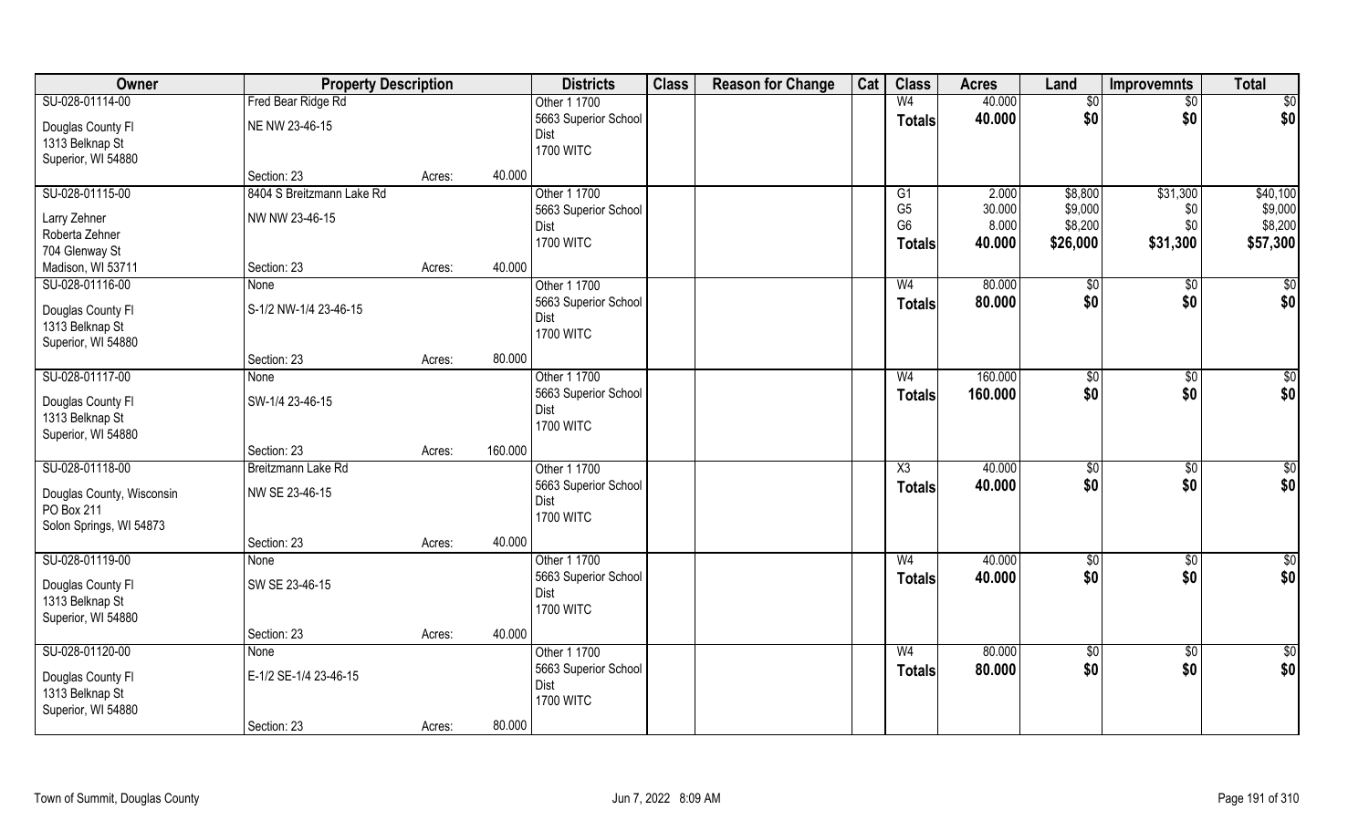| Owner | Property Description | | | Districts | Class | Reason for Change | Cat | Class | Acres | Land | Improvemnts | Total |
|---|---|---|---|---|---|---|---|---|---|---|---|---|
| SU-028-01114-00 | Fred Bear Ridge Rd | | | Other 1 1700 | | | | W4 | 40.000 | $0 | $0 | $0 |
| Douglas County Fl | NE NW 23-46-15 | | | 5663 Superior School Dist | | | | **Totals** | **40.000** | **$0** | **$0** | **$0** |
| 1313 Belknap St | | | | 1700 WITC | | | | | | | | |
| Superior, WI 54880 | | | | | | | | | | | | |
| | Section: 23 | Acres: | 40.000 | | | | | | | | | |
| SU-028-01115-00 | 8404 S Breitzmann Lake Rd | | | Other 1 1700 | | | | G1 | 2.000 | $8,800 | $31,300 | $40,100 |
| Larry Zehner | NW NW 23-46-15 | | | 5663 Superior School Dist | | | | G5 | 30.000 | $9,000 | $0 | $9,000 |
| Roberta Zehner | | | | 1700 WITC | | | | G6 | 8.000 | $8,200 | $0 | $8,200 |
| 704 Glenway St | | | | | | | | **Totals** | **40.000** | **$26,000** | **$31,300** | **$57,300** |
| Madison, WI 53711 | Section: 23 | Acres: | 40.000 | | | | | | | | | |
| SU-028-01116-00 | None | | | Other 1 1700 | | | | W4 | 80.000 | $0 | $0 | $0 |
| Douglas County Fl | S-1/2 NW-1/4 23-46-15 | | | 5663 Superior School Dist | | | | **Totals** | **80.000** | **$0** | **$0** | **$0** |
| 1313 Belknap St | | | | 1700 WITC | | | | | | | | |
| Superior, WI 54880 | | | | | | | | | | | | |
| | Section: 23 | Acres: | 80.000 | | | | | | | | | |
| SU-028-01117-00 | None | | | Other 1 1700 | | | | W4 | 160.000 | $0 | $0 | $0 |
| Douglas County Fl | SW-1/4 23-46-15 | | | 5663 Superior School Dist | | | | **Totals** | **160.000** | **$0** | **$0** | **$0** |
| 1313 Belknap St | | | | 1700 WITC | | | | | | | | |
| Superior, WI 54880 | | | | | | | | | | | | |
| | Section: 23 | Acres: | 160.000 | | | | | | | | | |
| SU-028-01118-00 | Breitzmann Lake Rd | | | Other 1 1700 | | | | X3 | 40.000 | $0 | $0 | $0 |
| Douglas County, Wisconsin | NW SE 23-46-15 | | | 5663 Superior School Dist | | | | **Totals** | **40.000** | **$0** | **$0** | **$0** |
| PO Box 211 | | | | 1700 WITC | | | | | | | | |
| Solon Springs, WI 54873 | | | | | | | | | | | | |
| | Section: 23 | Acres: | 40.000 | | | | | | | | | |
| SU-028-01119-00 | None | | | Other 1 1700 | | | | W4 | 40.000 | $0 | $0 | $0 |
| Douglas County Fl | SW SE 23-46-15 | | | 5663 Superior School Dist | | | | **Totals** | **40.000** | **$0** | **$0** | **$0** |
| 1313 Belknap St | | | | 1700 WITC | | | | | | | | |
| Superior, WI 54880 | | | | | | | | | | | | |
| | Section: 23 | Acres: | 40.000 | | | | | | | | | |
| SU-028-01120-00 | None | | | Other 1 1700 | | | | W4 | 80.000 | $0 | $0 | $0 |
| Douglas County Fl | E-1/2 SE-1/4 23-46-15 | | | 5663 Superior School Dist | | | | **Totals** | **80.000** | **$0** | **$0** | **$0** |
| 1313 Belknap St | | | | 1700 WITC | | | | | | | | |
| Superior, WI 54880 | | | | | | | | | | | | |
| | Section: 23 | Acres: | 80.000 | | | | | | | | | |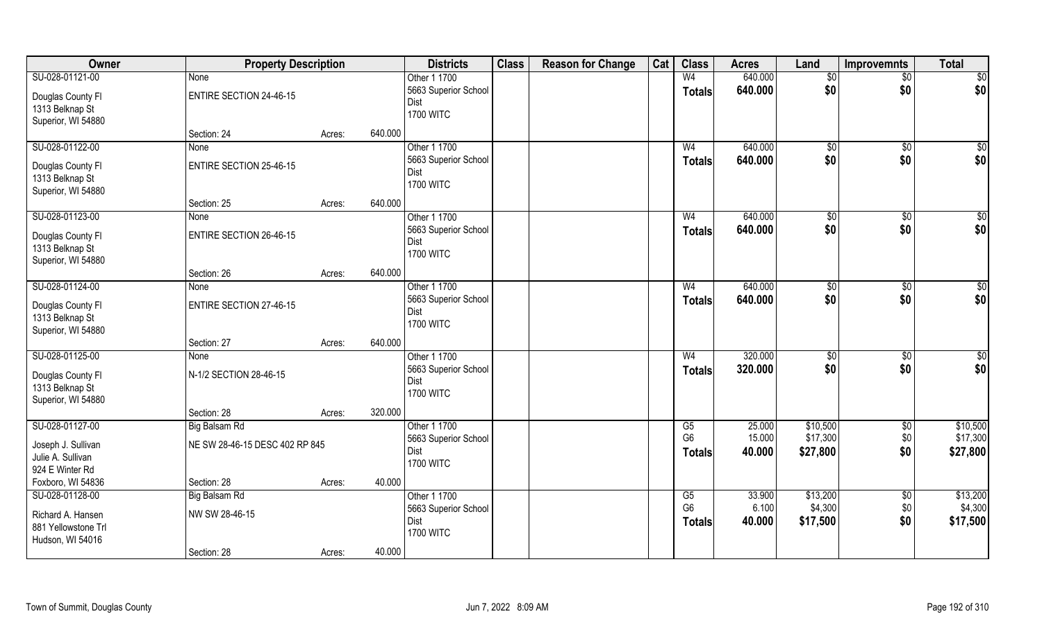| Owner | Property Description | | | Districts | Class | Reason for Change | Cat | Class | Acres | Land | Improvemnts | Total |
|---|---|---|---|---|---|---|---|---|---|---|---|---|
| SU-028-01121-00 | None | | | Other 1 1700 | | | | W4 | 640.000 | $0 | $0 | $0 |
| Douglas County Fl<br>1313 Belknap St<br>Superior, WI 54880 | ENTIRE SECTION 24-46-15 | | | 5663 Superior School Dist<br>1700 WITC | | | | Totals | 640.000 | $0 | $0 | $0 |
| | Section: 24 | Acres: | 640.000 | | | | | | | | | |
| SU-028-01122-00 | None | | | Other 1 1700 | | | | W4 | 640.000 | $0 | $0 | $0 |
| Douglas County Fl<br>1313 Belknap St<br>Superior, WI 54880 | ENTIRE SECTION 25-46-15 | | | 5663 Superior School Dist<br>1700 WITC | | | | Totals | 640.000 | $0 | $0 | $0 |
| | Section: 25 | Acres: | 640.000 | | | | | | | | | |
| SU-028-01123-00 | None | | | Other 1 1700 | | | | W4 | 640.000 | $0 | $0 | $0 |
| Douglas County Fl<br>1313 Belknap St<br>Superior, WI 54880 | ENTIRE SECTION 26-46-15 | | | 5663 Superior School Dist<br>1700 WITC | | | | Totals | 640.000 | $0 | $0 | $0 |
| | Section: 26 | Acres: | 640.000 | | | | | | | | | |
| SU-028-01124-00 | None | | | Other 1 1700 | | | | W4 | 640.000 | $0 | $0 | $0 |
| Douglas County Fl<br>1313 Belknap St<br>Superior, WI 54880 | ENTIRE SECTION 27-46-15 | | | 5663 Superior School Dist<br>1700 WITC | | | | Totals | 640.000 | $0 | $0 | $0 |
| | Section: 27 | Acres: | 640.000 | | | | | | | | | |
| SU-028-01125-00 | None | | | Other 1 1700 | | | | W4 | 320.000 | $0 | $0 | $0 |
| Douglas County Fl<br>1313 Belknap St<br>Superior, WI 54880 | N-1/2 SECTION 28-46-15 | | | 5663 Superior School Dist<br>1700 WITC | | | | Totals | 320.000 | $0 | $0 | $0 |
| | Section: 28 | Acres: | 320.000 | | | | | | | | | |
| SU-028-01127-00 | Big Balsam Rd | | | Other 1 1700 | | | | G5 | 25.000 | $10,500 | $0 | $10,500 |
| Joseph J. Sullivan<br>Julie A. Sullivan<br>924 E Winter Rd<br>Foxboro, WI 54836 | NE SW 28-46-15 DESC 402 RP 845 | | | 5663 Superior School Dist<br>1700 WITC | | | | G6 | 15.000 | $17,300 | $0 | $17,300 |
| | | | | | | | | Totals | 40.000 | $27,800 | $0 | $27,800 |
| | Section: 28 | Acres: | 40.000 | | | | | | | | | |
| SU-028-01128-00 | Big Balsam Rd | | | Other 1 1700 | | | | G5 | 33.900 | $13,200 | $0 | $13,200 |
| Richard A. Hansen<br>881 Yellowstone Trl<br>Hudson, WI 54016 | NW SW 28-46-15 | | | 5663 Superior School Dist<br>1700 WITC | | | | G6 | 6.100 | $4,300 | $0 | $4,300 |
| | | | | | | | | Totals | 40.000 | $17,500 | $0 | $17,500 |
| | Section: 28 | Acres: | 40.000 | | | | | | | | | |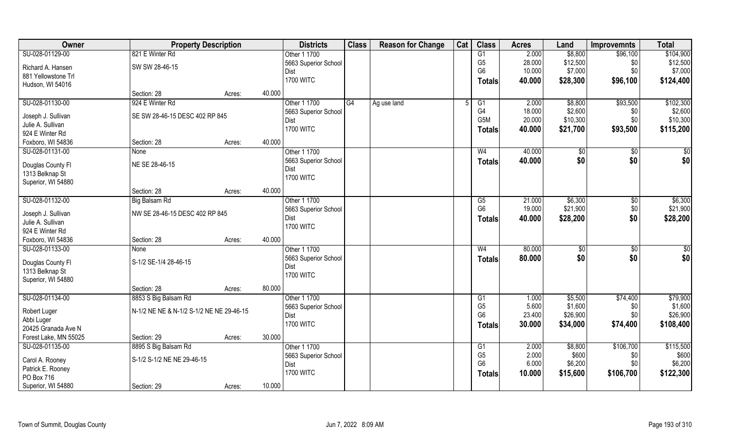| Owner | Property Description | | | Districts | Class | Reason for Change | Cat | Class | Acres | Land | Improvemnts | Total |
|---|---|---|---|---|---|---|---|---|---|---|---|---|
| SU-028-01129-00 | 821 E Winter Rd | | | Other 1 1700 | | | | G1 | 2.000 | $8,800 | $96,100 | $104,900 |
| Richard A. Hansen | SW SW 28-46-15 | | | 5663 Superior School | | | | G5 | 28.000 | $12,500 | $0 | $12,500 |
| 881 Yellowstone Trl | | | | Dist | | | | G6 | 10.000 | $7,000 | $0 | $7,000 |
| Hudson, WI 54016 | | | | 1700 WITC | | | | **Totals** | **40.000** | **$28,300** | **$96,100** | **$124,400** |
| | Section: 28 | Acres: | 40.000 | | | | | | | | | |
| SU-028-01130-00 | 924 E Winter Rd | | | Other 1 1700 | G4 | Ag use land | 5 | G1 | 2.000 | $8,800 | $93,500 | $102,300 |
| Joseph J. Sullivan | SE SW 28-46-15 DESC 402 RP 845 | | | 5663 Superior School | | | | G4 | 18.000 | $2,600 | $0 | $2,600 |
| Julie A. Sullivan | | | | Dist | | | | G5M | 20.000 | $10,300 | $0 | $10,300 |
| 924 E Winter Rd | | | | 1700 WITC | | | | **Totals** | **40.000** | **$21,700** | **$93,500** | **$115,200** |
| Foxboro, WI 54836 | Section: 28 | Acres: | 40.000 | | | | | | | | | |
| SU-028-01131-00 | None | | | Other 1 1700 | | | | W4 | 40.000 | $0 | $0 | $0 |
| Douglas County Fl | NE SE 28-46-15 | | | 5663 Superior School | | | | **Totals** | **40.000** | **$0** | **$0** | **$0** |
| 1313 Belknap St | | | | Dist | | | | | | | | |
| Superior, WI 54880 | | | | 1700 WITC | | | | | | | | |
| | Section: 28 | Acres: | 40.000 | | | | | | | | | |
| SU-028-01132-00 | Big Balsam Rd | | | Other 1 1700 | | | | G5 | 21.000 | $6,300 | $0 | $6,300 |
| Joseph J. Sullivan | NW SE 28-46-15 DESC 402 RP 845 | | | 5663 Superior School | | | | G6 | 19.000 | $21,900 | $0 | $21,900 |
| Julie A. Sullivan | | | | Dist | | | | **Totals** | **40.000** | **$28,200** | **$0** | **$28,200** |
| 924 E Winter Rd | | | | 1700 WITC | | | | | | | | |
| Foxboro, WI 54836 | Section: 28 | Acres: | 40.000 | | | | | | | | | |
| SU-028-01133-00 | None | | | Other 1 1700 | | | | W4 | 80.000 | $0 | $0 | $0 |
| Douglas County Fl | S-1/2 SE-1/4 28-46-15 | | | 5663 Superior School | | | | **Totals** | **80.000** | **$0** | **$0** | **$0** |
| 1313 Belknap St | | | | Dist | | | | | | | | |
| Superior, WI 54880 | | | | 1700 WITC | | | | | | | | |
| | Section: 28 | Acres: | 80.000 | | | | | | | | | |
| SU-028-01134-00 | 8853 S Big Balsam Rd | | | Other 1 1700 | | | | G1 | 1.000 | $5,500 | $74,400 | $79,900 |
| Robert Luger | N-1/2 NE NE & N-1/2 S-1/2 NE NE 29-46-15 | | | 5663 Superior School | | | | G5 | 5.600 | $1,600 | $0 | $1,600 |
| Abbi Luger | | | | Dist | | | | G6 | 23.400 | $26,900 | $0 | $26,900 |
| 20425 Granada Ave N | | | | 1700 WITC | | | | **Totals** | **30.000** | **$34,000** | **$74,400** | **$108,400** |
| Forest Lake, MN 55025 | Section: 29 | Acres: | 30.000 | | | | | | | | | |
| SU-028-01135-00 | 8895 S Big Balsam Rd | | | Other 1 1700 | | | | G1 | 2.000 | $8,800 | $106,700 | $115,500 |
| Carol A. Rooney | S-1/2 S-1/2 NE NE 29-46-15 | | | 5663 Superior School | | | | G5 | 2.000 | $600 | $0 | $600 |
| Patrick E. Rooney | | | | Dist | | | | G6 | 6.000 | $6,200 | $0 | $6,200 |
| PO Box 716 | | | | 1700 WITC | | | | **Totals** | **10.000** | **$15,600** | **$106,700** | **$122,300** |
| Superior, WI 54880 | Section: 29 | Acres: | 10.000 | | | | | | | | | |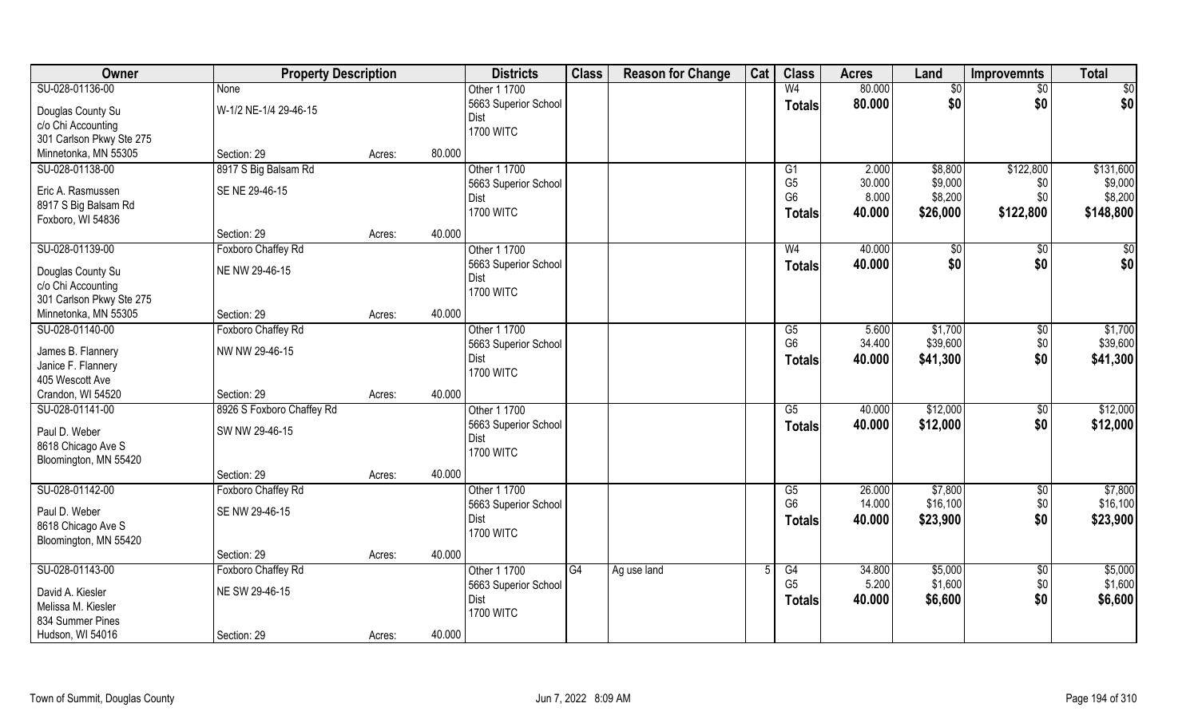| Owner | Property Description | | | Districts | Class | Reason for Change | Cat | Class | Acres | Land | Improvemnts | Total |
|---|---|---|---|---|---|---|---|---|---|---|---|---|
| SU-028-01136-00 | None | | | Other 1 1700 | | | | W4 | 80.000 | $0 | $0 | $0 |
| Douglas County Su | W-1/2 NE-1/4 29-46-15 | | | 5663 Superior School Dist | | | | Totals | 80.000 | $0 | $0 | $0 |
| c/o Chi Accounting | | | | 1700 WITC | | | | | | | | |
| 301 Carlson Pkwy Ste 275 | | | | | | | | | | | | |
| Minnetonka, MN 55305 | Section: 29 | Acres: | 80.000 | | | | | | | | | |
| SU-028-01138-00 | 8917 S Big Balsam Rd | | | Other 1 1700 | | | | G1 | 2.000 | $8,800 | $122,800 | $131,600 |
| Eric A. Rasmussen | SE NE 29-46-15 | | | 5663 Superior School | | | | G5 | 30.000 | $9,000 | $0 | $9,000 |
| 8917 S Big Balsam Rd | | | | Dist | | | | G6 | 8.000 | $8,200 | $0 | $8,200 |
| Foxboro, WI 54836 | | | | 1700 WITC | | | | Totals | 40.000 | $26,000 | $122,800 | $148,800 |
| | Section: 29 | Acres: | 40.000 | | | | | | | | | |
| SU-028-01139-00 | Foxboro Chaffey Rd | | | Other 1 1700 | | | | W4 | 40.000 | $0 | $0 | $0 |
| Douglas County Su | NE NW 29-46-15 | | | 5663 Superior School Dist | | | | Totals | 40.000 | $0 | $0 | $0 |
| c/o Chi Accounting | | | | 1700 WITC | | | | | | | | |
| 301 Carlson Pkwy Ste 275 | | | | | | | | | | | | |
| Minnetonka, MN 55305 | Section: 29 | Acres: | 40.000 | | | | | | | | | |
| SU-028-01140-00 | Foxboro Chaffey Rd | | | Other 1 1700 | | | | G5 | 5.600 | $1,700 | $0 | $1,700 |
| James B. Flannery | NW NW 29-46-15 | | | 5663 Superior School | | | | G6 | 34.400 | $39,600 | $0 | $39,600 |
| Janice F. Flannery | | | | Dist | | | | Totals | 40.000 | $41,300 | $0 | $41,300 |
| 405 Wescott Ave | | | | 1700 WITC | | | | | | | | |
| Crandon, WI 54520 | Section: 29 | Acres: | 40.000 | | | | | | | | | |
| SU-028-01141-00 | 8926 S Foxboro Chaffey Rd | | | Other 1 1700 | | | | G5 | 40.000 | $12,000 | $0 | $12,000 |
| Paul D. Weber | SW NW 29-46-15 | | | 5663 Superior School Dist | | | | Totals | 40.000 | $12,000 | $0 | $12,000 |
| 8618 Chicago Ave S | | | | 1700 WITC | | | | | | | | |
| Bloomington, MN 55420 | | | | | | | | | | | | |
| | Section: 29 | Acres: | 40.000 | | | | | | | | | |
| SU-028-01142-00 | Foxboro Chaffey Rd | | | Other 1 1700 | | | | G5 | 26.000 | $7,800 | $0 | $7,800 |
| Paul D. Weber | SE NW 29-46-15 | | | 5663 Superior School | | | | G6 | 14.000 | $16,100 | $0 | $16,100 |
| 8618 Chicago Ave S | | | | Dist | | | | Totals | 40.000 | $23,900 | $0 | $23,900 |
| Bloomington, MN 55420 | | | | 1700 WITC | | | | | | | | |
| | Section: 29 | Acres: | 40.000 | | | | | | | | | |
| SU-028-01143-00 | Foxboro Chaffey Rd | | | Other 1 1700 | G4 | Ag use land | 5 | G4 | 34.800 | $5,000 | $0 | $5,000 |
| David A. Kiesler | NE SW 29-46-15 | | | 5663 Superior School | | | | G5 | 5.200 | $1,600 | $0 | $1,600 |
| Melissa M. Kiesler | | | | Dist | | | | Totals | 40.000 | $6,600 | $0 | $6,600 |
| 834 Summer Pines | | | | 1700 WITC | | | | | | | | |
| Hudson, WI 54016 | Section: 29 | Acres: | 40.000 | | | | | | | | | |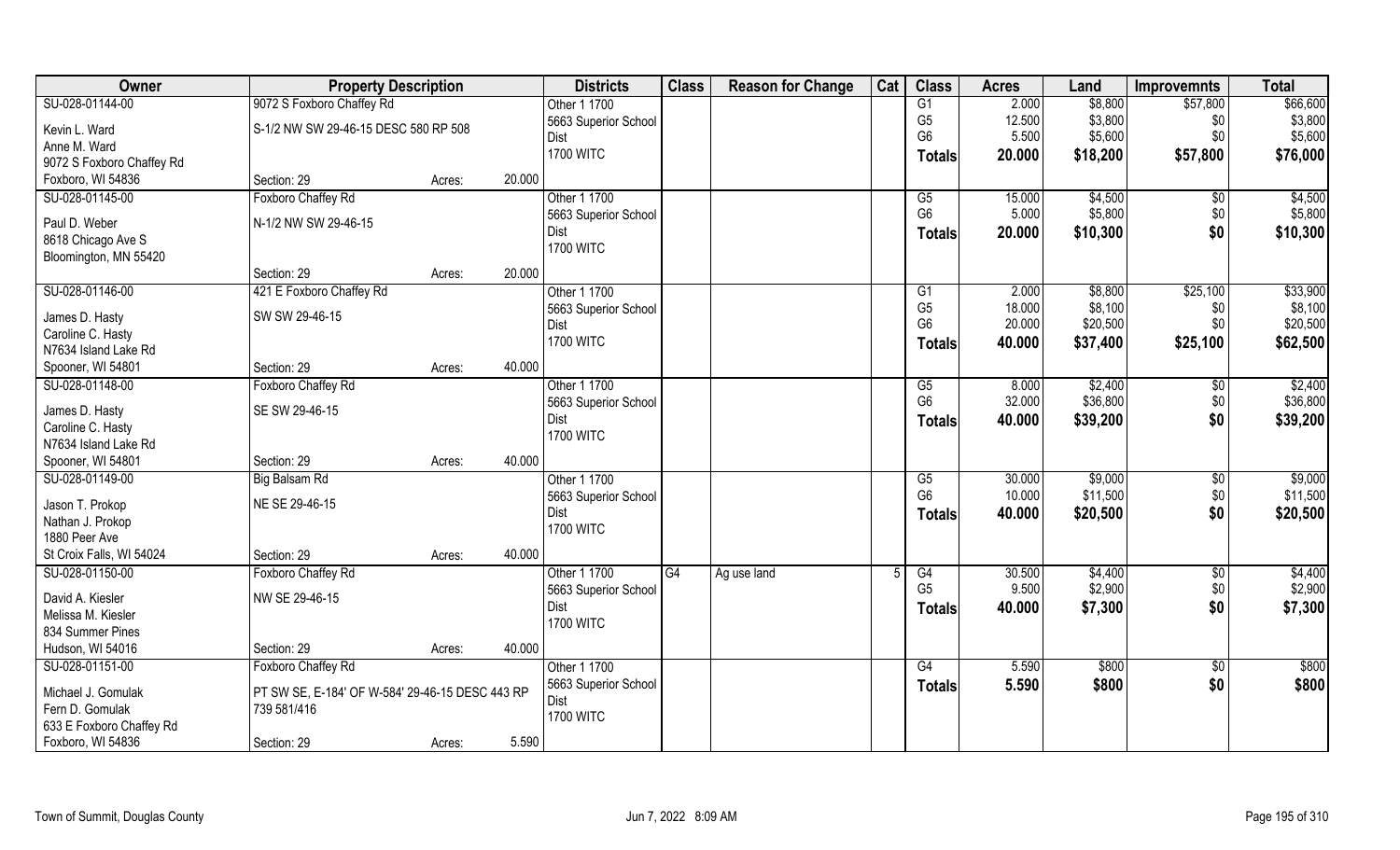| Owner | Property Description | | | Districts | Class | Reason for Change | Cat | Class | Acres | Land | Improvemnts | Total |
|---|---|---|---|---|---|---|---|---|---|---|---|---|
| SU-028-01144-00 | 9072 S Foxboro Chaffey Rd | | | Other 1 1700 | | | | G1 | 2.000 | $8,800 | $57,800 | $66,600 |
| Kevin L. Ward | S-1/2 NW SW 29-46-15 DESC 580 RP 508 | | | 5663 Superior School Dist | | | | G5 | 12.500 | $3,800 | $0 | $3,800 |
| Anne M. Ward | | | | 1700 WITC | | | | G6 | 5.500 | $5,600 | $0 | $5,600 |
| 9072 S Foxboro Chaffey Rd | | | | | | | | **Totals** | **20.000** | **$18,200** | **$57,800** | **$76,000** |
| Foxboro, WI 54836 | Section: 29 | Acres: | 20.000 | | | | | | | | | |
| SU-028-01145-00 | Foxboro Chaffey Rd | | | Other 1 1700 | | | | G5 | 15.000 | $4,500 | $0 | $4,500 |
| Paul D. Weber | N-1/2 NW SW 29-46-15 | | | 5663 Superior School Dist | | | | G6 | 5.000 | $5,800 | $0 | $5,800 |
| 8618 Chicago Ave S | | | | 1700 WITC | | | | **Totals** | **20.000** | **$10,300** | **$0** | **$10,300** |
| Bloomington, MN 55420 | | | | | | | | | | | | |
| | Section: 29 | Acres: | 20.000 | | | | | | | | | |
| SU-028-01146-00 | 421 E Foxboro Chaffey Rd | | | Other 1 1700 | | | | G1 | 2.000 | $8,800 | $25,100 | $33,900 |
| James D. Hasty | SW SW 29-46-15 | | | 5663 Superior School Dist | | | | G5 | 18.000 | $8,100 | $0 | $8,100 |
| Caroline C. Hasty | | | | 1700 WITC | | | | G6 | 20.000 | $20,500 | $0 | $20,500 |
| N7634 Island Lake Rd | | | | | | | | **Totals** | **40.000** | **$37,400** | **$25,100** | **$62,500** |
| Spooner, WI 54801 | Section: 29 | Acres: | 40.000 | | | | | | | | | |
| SU-028-01148-00 | Foxboro Chaffey Rd | | | Other 1 1700 | | | | G5 | 8.000 | $2,400 | $0 | $2,400 |
| James D. Hasty | SE SW 29-46-15 | | | 5663 Superior School Dist | | | | G6 | 32.000 | $36,800 | $0 | $36,800 |
| Caroline C. Hasty | | | | 1700 WITC | | | | **Totals** | **40.000** | **$39,200** | **$0** | **$39,200** |
| N7634 Island Lake Rd | | | | | | | | | | | | |
| Spooner, WI 54801 | Section: 29 | Acres: | 40.000 | | | | | | | | | |
| SU-028-01149-00 | Big Balsam Rd | | | Other 1 1700 | | | | G5 | 30.000 | $9,000 | $0 | $9,000 |
| Jason T. Prokop | NE SE 29-46-15 | | | 5663 Superior School Dist | | | | G6 | 10.000 | $11,500 | $0 | $11,500 |
| Nathan J. Prokop | | | | 1700 WITC | | | | **Totals** | **40.000** | **$20,500** | **$0** | **$20,500** |
| 1880 Peer Ave | | | | | | | | | | | | |
| St Croix Falls, WI 54024 | Section: 29 | Acres: | 40.000 | | | | | | | | | |
| SU-028-01150-00 | Foxboro Chaffey Rd | | | Other 1 1700 | G4 | Ag use land | 5 | G4 | 30.500 | $4,400 | $0 | $4,400 |
| David A. Kiesler | NW SE 29-46-15 | | | 5663 Superior School Dist | | | | G5 | 9.500 | $2,900 | $0 | $2,900 |
| Melissa M. Kiesler | | | | 1700 WITC | | | | **Totals** | **40.000** | **$7,300** | **$0** | **$7,300** |
| 834 Summer Pines | | | | | | | | | | | | |
| Hudson, WI 54016 | Section: 29 | Acres: | 40.000 | | | | | | | | | |
| SU-028-01151-00 | Foxboro Chaffey Rd | | | Other 1 1700 | | | | G4 | 5.590 | $800 | $0 | $800 |
| Michael J. Gomulak | PT SW SE, E-184' OF W-584' 29-46-15 DESC 443 RP 739 581/416 | | | 5663 Superior School Dist | | | | **Totals** | **5.590** | **$800** | **$0** | **$800** |
| Fern D. Gomulak | | | | 1700 WITC | | | | | | | | |
| 633 E Foxboro Chaffey Rd | | | | | | | | | | | | |
| Foxboro, WI 54836 | Section: 29 | Acres: | 5.590 | | | | | | | | | |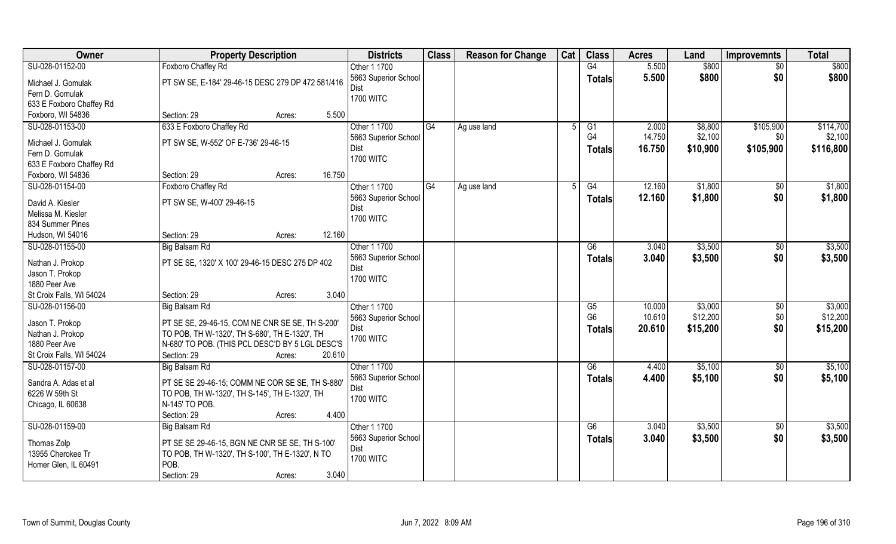| Owner | Property Description | Districts | Class | Reason for Change | Cat | Class | Acres | Land | Improvemnts | Total |
|---|---|---|---|---|---|---|---|---|---|---|
| SU-028-01152-00<br>Michael J. Gomulak<br>Fern D. Gomulak<br>633 E Foxboro Chaffey Rd<br>Foxboro, WI 54836 | Foxboro Chaffey Rd<br>PT SW SE, E-184' 29-46-15 DESC 279 DP 472 581/416<br>Section: 29 Acres: 5.500 | Other 1 1700<br>5663 Superior School Dist<br>1700 WITC | | | | G4<br>**Totals** | 5.500<br>**5.500** | \$800<br>**\$800** | \$0<br>**\$0** | \$800<br>**\$800** |
| SU-028-01153-00<br>Michael J. Gomulak<br>Fern D. Gomulak<br>633 E Foxboro Chaffey Rd<br>Foxboro, WI 54836 | 633 E Foxboro Chaffey Rd<br>PT SW SE, W-552' OF E-736' 29-46-15<br>Section: 29 Acres: 16.750 | Other 1 1700<br>5663 Superior School Dist<br>1700 WITC | G4 | Ag use land | 5 | G1<br>G4<br>**Totals** | 2.000<br>14.750<br>**16.750** | \$8,800<br>\$2,100<br>**\$10,900** | \$105,900<br>\$0<br>**\$105,900** | \$114,700<br>\$2,100<br>**\$116,800** |
| SU-028-01154-00<br>David A. Kiesler<br>Melissa M. Kiesler<br>834 Summer Pines<br>Hudson, WI 54016 | Foxboro Chaffey Rd<br>PT SW SE, W-400' 29-46-15<br>Section: 29 Acres: 12.160 | Other 1 1700<br>5663 Superior School Dist<br>1700 WITC | G4 | Ag use land | 5 | G4<br>**Totals** | 12.160<br>**12.160** | \$1,800<br>**\$1,800** | \$0<br>**\$0** | \$1,800<br>**\$1,800** |
| SU-028-01155-00<br>Nathan J. Prokop<br>Jason T. Prokop<br>1880 Peer Ave<br>St Croix Falls, WI 54024 | Big Balsam Rd<br>PT SE SE, 1320' X 100' 29-46-15 DESC 275 DP 402<br>Section: 29 Acres: 3.040 | Other 1 1700<br>5663 Superior School Dist<br>1700 WITC | | | | G6<br>**Totals** | 3.040<br>**3.040** | \$3,500<br>**\$3,500** | \$0<br>**\$0** | \$3,500<br>**\$3,500** |
| SU-028-01156-00<br>Jason T. Prokop<br>Nathan J. Prokop<br>1880 Peer Ave<br>St Croix Falls, WI 54024 | Big Balsam Rd<br>PT SE SE, 29-46-15, COM NE CNR SE SE, TH S-200' TO POB, TH W-1320', TH S-680', TH E-1320', TH N-680' TO POB. (THIS PCL DESC'D BY 5 LGL DESC'S<br>Section: 29 Acres: 20.610 | Other 1 1700<br>5663 Superior School Dist<br>1700 WITC | | | | G5<br>G6<br>**Totals** | 10.000<br>10.610<br>**20.610** | \$3,000<br>\$12,200<br>**\$15,200** | \$0<br>\$0<br>**\$0** | \$3,000<br>\$12,200<br>**\$15,200** |
| SU-028-01157-00<br>Sandra A. Adas et al<br>6226 W 59th St<br>Chicago, IL 60638 | Big Balsam Rd<br>PT SE SE 29-46-15; COMM NE COR SE SE, TH S-880' TO POB, TH W-1320', TH S-145', TH E-1320', TH N-145' TO POB.<br>Section: 29 Acres: 4.400 | Other 1 1700<br>5663 Superior School Dist<br>1700 WITC | | | | G6<br>**Totals** | 4.400<br>**4.400** | \$5,100<br>**\$5,100** | \$0<br>**\$0** | \$5,100<br>**\$5,100** |
| SU-028-01159-00<br>Thomas Zolp<br>13955 Cherokee Tr<br>Homer Glen, IL 60491 | Big Balsam Rd<br>PT SE SE 29-46-15, BGN NE CNR SE SE, TH S-100' TO POB, TH W-1320', TH S-100', TH E-1320', N TO POB.<br>Section: 29 Acres: 3.040 | Other 1 1700<br>5663 Superior School Dist<br>1700 WITC | | | | G6<br>**Totals** | 3.040<br>**3.040** | \$3,500<br>**\$3,500** | \$0<br>**\$0** | \$3,500<br>**\$3,500** |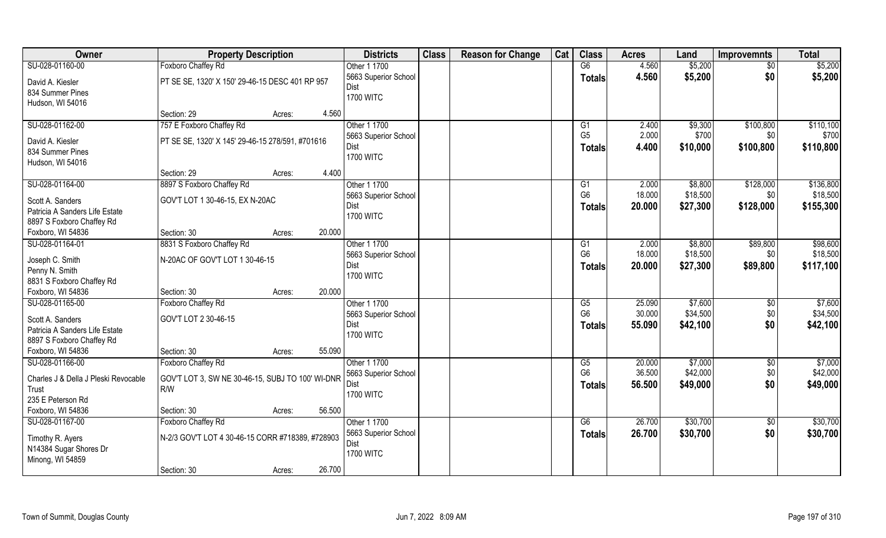| Owner | Property Description | | Districts | Class | Reason for Change | Cat | Class | Acres | Land | Improvemnts | Total |
|---|---|---|---|---|---|---|---|---|---|---|---|
| SU-028-01160-00 | Foxboro Chaffey Rd | | Other 1 1700 | | | | G6 | 4.560 | $5,200 | $0 | $5,200 |
| David A. Kiesler<br>834 Summer Pines<br>Hudson, WI 54016 | PT SE SE, 1320' X 150' 29-46-15 DESC 401 RP 957 | | 5663 Superior School Dist<br>1700 WITC | | | | Totals | 4.560 | $5,200 | $0 | $5,200 |
| | Section: 29 | Acres: 4.560 | | | | | | | | | |
| SU-028-01162-00 | 757 E Foxboro Chaffey Rd | | Other 1 1700 | | | | G1 | 2.400 | $9,300 | $100,800 | $110,100 |
| David A. Kiesler<br>834 Summer Pines<br>Hudson, WI 54016 | PT SE SE, 1320' X 145' 29-46-15 278/591, #701616 | | 5663 Superior School Dist<br>1700 WITC | | | | G5 | 2.000 | $700 | $0 | $700 |
| | | | | | | | Totals | 4.400 | $10,000 | $100,800 | $110,800 |
| | Section: 29 | Acres: 4.400 | | | | | | | | | |
| SU-028-01164-00 | 8897 S Foxboro Chaffey Rd | | Other 1 1700 | | | | G1 | 2.000 | $8,800 | $128,000 | $136,800 |
| Scott A. Sanders<br>Patricia A Sanders Life Estate<br>8897 S Foxboro Chaffey Rd<br>Foxboro, WI 54836 | GOV'T LOT 1 30-46-15, EX N-20AC | | 5663 Superior School Dist<br>1700 WITC | | | | G6 | 18.000 | $18,500 | $0 | $18,500 |
| | | | | | | | Totals | 20.000 | $27,300 | $128,000 | $155,300 |
| | Section: 30 | Acres: 20.000 | | | | | | | | | |
| SU-028-01164-01 | 8831 S Foxboro Chaffey Rd | | Other 1 1700 | | | | G1 | 2.000 | $8,800 | $89,800 | $98,600 |
| Joseph C. Smith<br>Penny N. Smith<br>8831 S Foxboro Chaffey Rd<br>Foxboro, WI 54836 | N-20AC OF GOV'T LOT 1 30-46-15 | | 5663 Superior School Dist<br>1700 WITC | | | | G6 | 18.000 | $18,500 | $0 | $18,500 |
| | | | | | | | Totals | 20.000 | $27,300 | $89,800 | $117,100 |
| | Section: 30 | Acres: 20.000 | | | | | | | | | |
| SU-028-01165-00 | Foxboro Chaffey Rd | | Other 1 1700 | | | | G5 | 25.090 | $7,600 | $0 | $7,600 |
| Scott A. Sanders<br>Patricia A Sanders Life Estate<br>8897 S Foxboro Chaffey Rd<br>Foxboro, WI 54836 | GOV'T LOT 2 30-46-15 | | 5663 Superior School Dist<br>1700 WITC | | | | G6 | 30.000 | $34,500 | $0 | $34,500 |
| | | | | | | | Totals | 55.090 | $42,100 | $0 | $42,100 |
| | Section: 30 | Acres: 55.090 | | | | | | | | | |
| SU-028-01166-00 | Foxboro Chaffey Rd | | Other 1 1700 | | | | G5 | 20.000 | $7,000 | $0 | $7,000 |
| Charles J & Della J Pleski Revocable Trust<br>235 E Peterson Rd<br>Foxboro, WI 54836 | GOV'T LOT 3, SW NE 30-46-15, SUBJ TO 100' WI-DNR R/W | | 5663 Superior School Dist<br>1700 WITC | | | | G6 | 36.500 | $42,000 | $0 | $42,000 |
| | | | | | | | Totals | 56.500 | $49,000 | $0 | $49,000 |
| | Section: 30 | Acres: 56.500 | | | | | | | | | |
| SU-028-01167-00 | Foxboro Chaffey Rd | | Other 1 1700 | | | | G6 | 26.700 | $30,700 | $0 | $30,700 |
| Timothy R. Ayers<br>N14384 Sugar Shores Dr<br>Minong, WI 54859 | N-2/3 GOV'T LOT 4 30-46-15 CORR #718389, #728903 | | 5663 Superior School Dist<br>1700 WITC | | | | Totals | 26.700 | $30,700 | $0 | $30,700 |
| | Section: 30 | Acres: 26.700 | | | | | | | | | |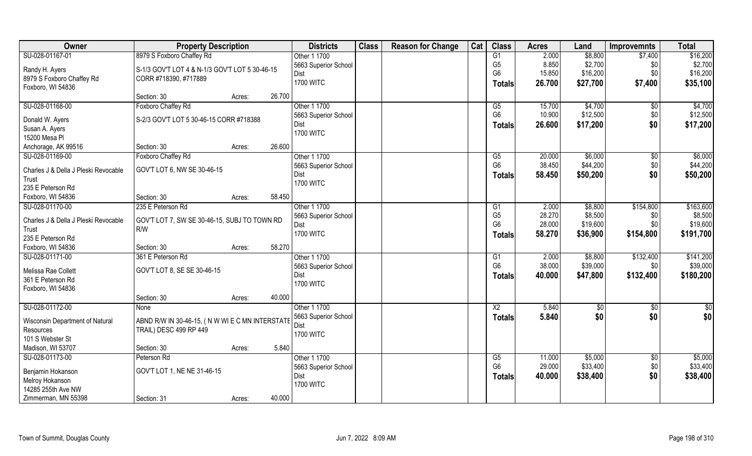| Owner | Property Description | | | Districts | Class | Reason for Change | Cat | Class | Acres | Land | Improvemnts | Total |
|---|---|---|---|---|---|---|---|---|---|---|---|---|
| SU-028-01167-01 | 8979 S Foxboro Chaffey Rd | | | Other 1 1700 | | | | G1 | 2.000 | $8,800 | $7,400 | $16,200 |
| Randy H. Ayers | S-1/3 GOV'T LOT 4 & N-1/3 GOV'T LOT 5 30-46-15 | | | 5663 Superior School Dist | | | | G5 | 8.850 | $2,700 | $0 | $2,700 |
| 8979 S Foxboro Chaffey Rd | CORR #718390, #717889 | | | 1700 WITC | | | | G6 | 15.850 | $16,200 | $0 | $16,200 |
| Foxboro, WI 54836 | | | | | | | | Totals | 26.700 | $27,700 | $7,400 | $35,100 |
| | Section: 30 | Acres: | 26.700 | | | | | | | | | |
| SU-028-01168-00 | Foxboro Chaffey Rd | | | Other 1 1700 | | | | G5 | 15.700 | $4,700 | $0 | $4,700 |
| Donald W. Ayers | S-2/3 GOV'T LOT 5 30-46-15 CORR #718388 | | | 5663 Superior School Dist | | | | G6 | 10.900 | $12,500 | $0 | $12,500 |
| Susan A. Ayers | | | | 1700 WITC | | | | Totals | 26.600 | $17,200 | $0 | $17,200 |
| 15200 Mesa Pl | | | | | | | | | | | | |
| Anchorage, AK 99516 | Section: 30 | Acres: | 26.600 | | | | | | | | | |
| SU-028-01169-00 | Foxboro Chaffey Rd | | | Other 1 1700 | | | | G5 | 20.000 | $6,000 | $0 | $6,000 |
| Charles J & Della J Pleski Revocable Trust | GOV'T LOT 6, NW SE 30-46-15 | | | 5663 Superior School Dist | | | | G6 | 38.450 | $44,200 | $0 | $44,200 |
| 235 E Peterson Rd | | | | 1700 WITC | | | | Totals | 58.450 | $50,200 | $0 | $50,200 |
| Foxboro, WI 54836 | Section: 30 | Acres: | 58.450 | | | | | | | | | |
| SU-028-01170-00 | 235 E Peterson Rd | | | Other 1 1700 | | | | G1 | 2.000 | $8,800 | $154,800 | $163,600 |
| Charles J & Della J Pleski Revocable Trust | GOV'T LOT 7, SW SE 30-46-15, SUBJ TO TOWN RD R/W | | | 5663 Superior School Dist | | | | G5 | 28.270 | $8,500 | $0 | $8,500 |
| 235 E Peterson Rd | | | | 1700 WITC | | | | G6 | 28.000 | $19,600 | $0 | $19,600 |
| | | | | | | | | Totals | 58.270 | $36,900 | $154,800 | $191,700 |
| Foxboro, WI 54836 | Section: 30 | Acres: | 58.270 | | | | | | | | | |
| SU-028-01171-00 | 361 E Peterson Rd | | | Other 1 1700 | | | | G1 | 2.000 | $8,800 | $132,400 | $141,200 |
| Melissa Rae Collett | GOV'T LOT 8, SE SE 30-46-15 | | | 5663 Superior School Dist | | | | G6 | 38.000 | $39,000 | $0 | $39,000 |
| 361 E Peterson Rd | | | | 1700 WITC | | | | Totals | 40.000 | $47,800 | $132,400 | $180,200 |
| Foxboro, WI 54836 | | | | | | | | | | | | |
| | Section: 30 | Acres: | 40.000 | | | | | | | | | |
| SU-028-01172-00 | None | | | Other 1 1700 | | | | X2 | 5.840 | $0 | $0 | $0 |
| Wisconsin Department of Natural Resources | ABND R/W IN 30-46-15, ( N W WI E C MN INTERSTATE TRAIL) DESC 499 RP 449 | | | 5663 Superior School Dist | | | | Totals | 5.840 | $0 | $0 | $0 |
| 101 S Webster St | | | | 1700 WITC | | | | | | | | |
| Madison, WI 53707 | Section: 30 | Acres: | 5.840 | | | | | | | | | |
| SU-028-01173-00 | Peterson Rd | | | Other 1 1700 | | | | G5 | 11.000 | $5,000 | $0 | $5,000 |
| Benjamin Hokanson | GOV'T LOT 1, NE NE 31-46-15 | | | 5663 Superior School Dist | | | | G6 | 29.000 | $33,400 | $0 | $33,400 |
| Melroy Hokanson | | | | 1700 WITC | | | | Totals | 40.000 | $38,400 | $0 | $38,400 |
| 14285 255th Ave NW | | | | | | | | | | | | |
| Zimmerman, MN 55398 | Section: 31 | Acres: | 40.000 | | | | | | | | | |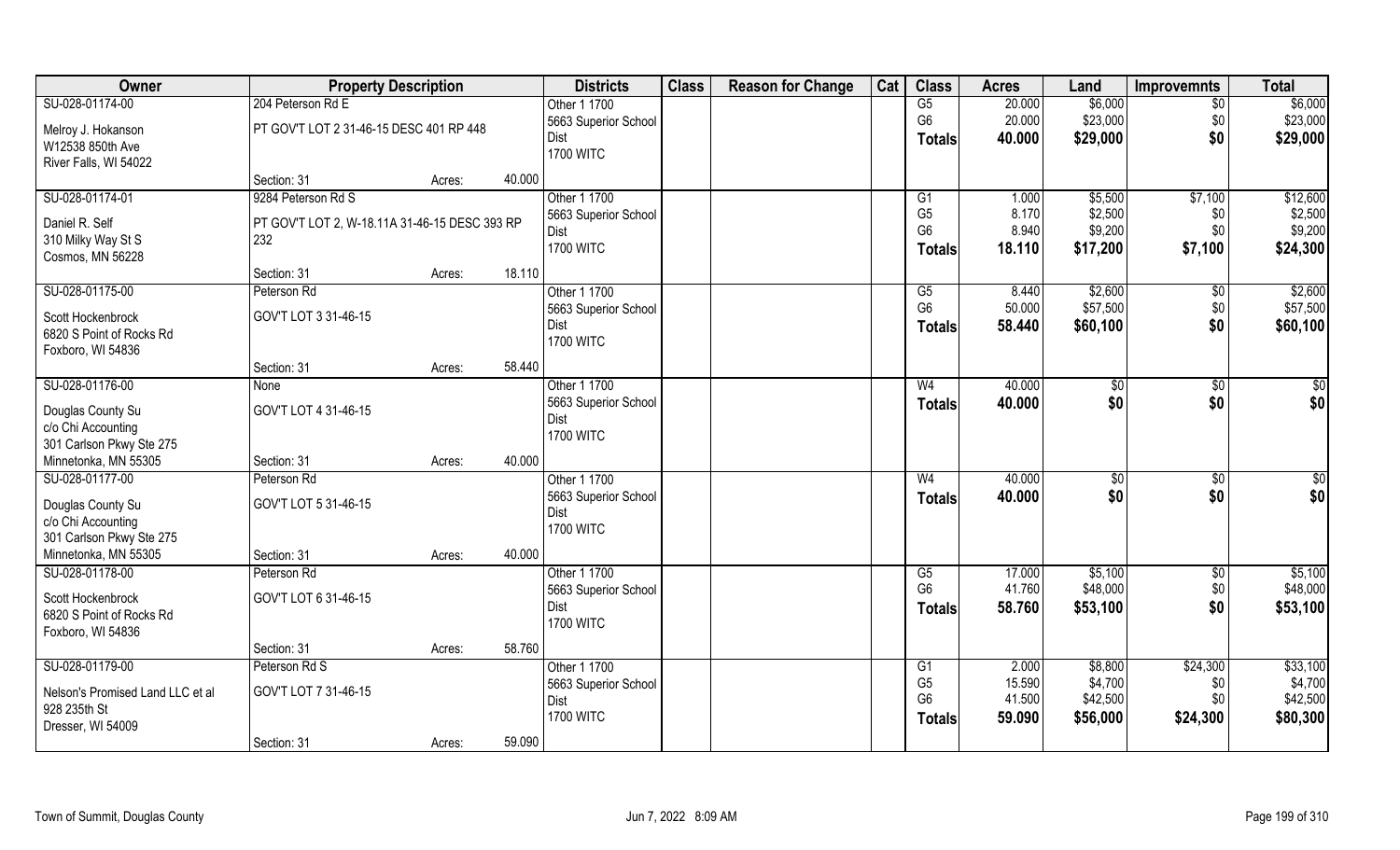| Owner | Property Description | | | Districts | Class | Reason for Change | Cat | Class | Acres | Land | Improvemnts | Total |
|---|---|---|---|---|---|---|---|---|---|---|---|---|
| SU-028-01174-00<br>Melroy J. Hokanson<br>W12538 850th Ave<br>River Falls, WI 54022 | 204 Peterson Rd E<br>PT GOV'T LOT 2 31-46-15 DESC 401 RP 448<br>Section: 31 | Acres: | 40.000 | Other 1 1700<br>5663 Superior School Dist<br>1700 WITC | | | | G5<br>G6<br>**Totals** | 20.000<br>20.000<br>**40.000** | $6,000<br>$23,000<br>**$29,000** | $0<br>$0<br>**$0** | $6,000<br>$23,000<br>**$29,000** |
| SU-028-01174-01<br>Daniel R. Self<br>310 Milky Way St S<br>Cosmos, MN 56228 | 9284 Peterson Rd S<br>PT GOV'T LOT 2, W-18.11A 31-46-15 DESC 393 RP 232<br>Section: 31 | Acres: | 18.110 | Other 1 1700<br>5663 Superior School Dist<br>1700 WITC | | | | G1<br>G5<br>G6<br>**Totals** | 1.000<br>8.170<br>8.940<br>**18.110** | $5,500<br>$2,500<br>$9,200<br>**$17,200** | $7,100<br>$0<br>$0<br>**$7,100** | $12,600<br>$2,500<br>$9,200<br>**$24,300** |
| SU-028-01175-00<br>Scott Hockenbrock<br>6820 S Point of Rocks Rd<br>Foxboro, WI 54836 | Peterson Rd<br>GOV'T LOT 3 31-46-15<br>Section: 31 | Acres: | 58.440 | Other 1 1700<br>5663 Superior School Dist<br>1700 WITC | | | | G5<br>G6<br>**Totals** | 8.440<br>50.000<br>**58.440** | $2,600<br>$57,500<br>**$60,100** | $0<br>$0<br>**$0** | $2,600<br>$57,500<br>**$60,100** |
| SU-028-01176-00<br>Douglas County Su<br>c/o Chi Accounting<br>301 Carlson Pkwy Ste 275<br>Minnetonka, MN 55305 | None<br>GOV'T LOT 4 31-46-15<br>Section: 31 | Acres: | 40.000 | Other 1 1700<br>5663 Superior School Dist<br>1700 WITC | | | | W4<br>**Totals** | 40.000<br>**40.000** | $0<br>**$0** | $0<br>**$0** | $0<br>**$0** |
| SU-028-01177-00<br>Douglas County Su<br>c/o Chi Accounting<br>301 Carlson Pkwy Ste 275<br>Minnetonka, MN 55305 | Peterson Rd<br>GOV'T LOT 5 31-46-15<br>Section: 31 | Acres: | 40.000 | Other 1 1700<br>5663 Superior School Dist<br>1700 WITC | | | | W4<br>**Totals** | 40.000<br>**40.000** | $0<br>**$0** | $0<br>**$0** | $0<br>**$0** |
| SU-028-01178-00<br>Scott Hockenbrock<br>6820 S Point of Rocks Rd<br>Foxboro, WI 54836 | Peterson Rd<br>GOV'T LOT 6 31-46-15<br>Section: 31 | Acres: | 58.760 | Other 1 1700<br>5663 Superior School Dist<br>1700 WITC | | | | G5<br>G6<br>**Totals** | 17.000<br>41.760<br>**58.760** | $5,100<br>$48,000<br>**$53,100** | $0<br>$0<br>**$0** | $5,100<br>$48,000<br>**$53,100** |
| SU-028-01179-00<br>Nelson's Promised Land LLC et al<br>928 235th St<br>Dresser, WI 54009 | Peterson Rd S<br>GOV'T LOT 7 31-46-15<br>Section: 31 | Acres: | 59.090 | Other 1 1700<br>5663 Superior School Dist<br>1700 WITC | | | | G1<br>G5<br>G6<br>**Totals** | 2.000<br>15.590<br>41.500<br>**59.090** | $8,800<br>$4,700<br>$42,500<br>**$56,000** | $24,300<br>$0<br>$0<br>**$24,300** | $33,100<br>$4,700<br>$42,500<br>**$80,300** |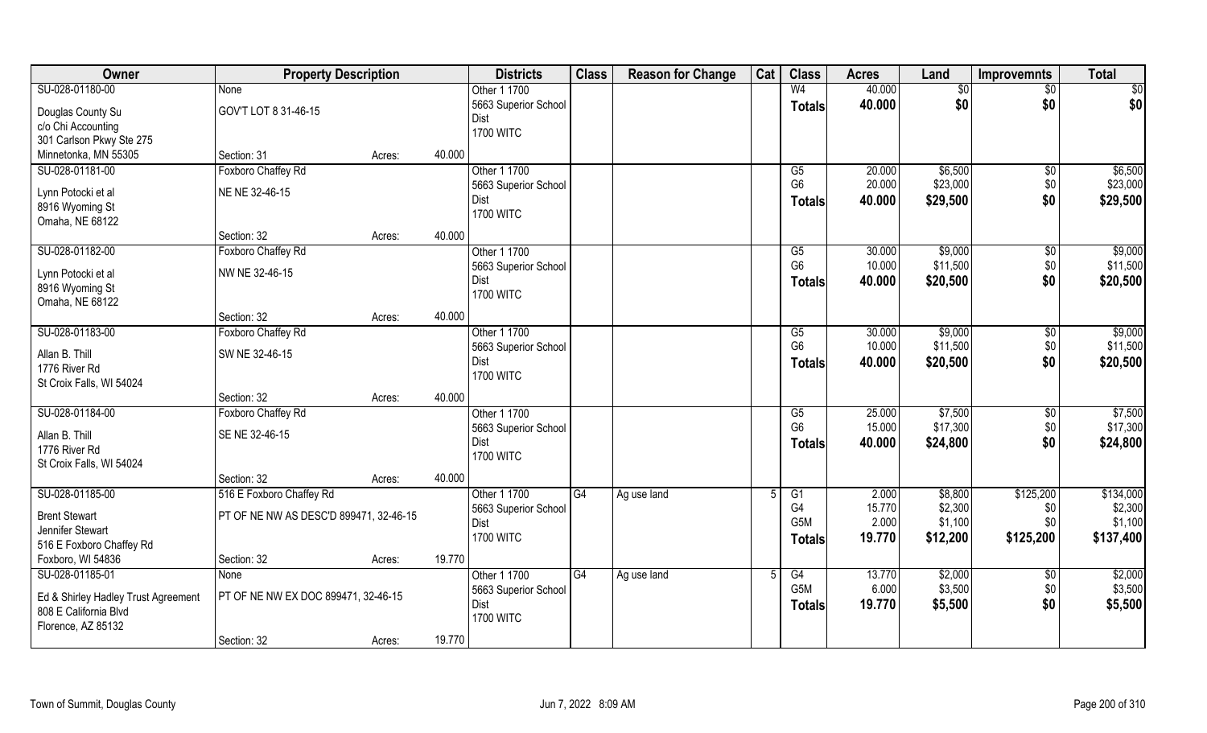| Owner | Property Description | | | Districts | Class | Reason for Change | Cat | Class | Acres | Land | Improvemnts | Total |
|---|---|---|---|---|---|---|---|---|---|---|---|---|
| SU-028-01180-00 | None | | | Other 1 1700 | | | | W4 | 40.000 | $0 | $0 | $0 |
| Douglas County Su<br>c/o Chi Accounting<br>301 Carlson Pkwy Ste 275<br>Minnetonka, MN 55305 | GOV'T LOT 8 31-46-15 | | | 5663 Superior School Dist<br>1700 WITC | | | | Totals | 40.000 | $0 | $0 | $0 |
| | Section: 31 | Acres: | 40.000 | | | | | | | | | |
| SU-028-01181-00 | Foxboro Chaffey Rd | | | Other 1 1700 | | | | G5 | 20.000 | $6,500 | $0 | $6,500 |
| Lynn Potocki et al<br>8916 Wyoming St<br>Omaha, NE 68122 | NE NE 32-46-15 | | | 5663 Superior School Dist<br>1700 WITC | | | | G6 | 20.000 | $23,000 | $0 | $23,000 |
| | | | | | | | | Totals | 40.000 | $29,500 | $0 | $29,500 |
| | Section: 32 | Acres: | 40.000 | | | | | | | | | |
| SU-028-01182-00 | Foxboro Chaffey Rd | | | Other 1 1700 | | | | G5 | 30.000 | $9,000 | $0 | $9,000 |
| Lynn Potocki et al<br>8916 Wyoming St<br>Omaha, NE 68122 | NW NE 32-46-15 | | | 5663 Superior School Dist<br>1700 WITC | | | | G6 | 10.000 | $11,500 | $0 | $11,500 |
| | | | | | | | | Totals | 40.000 | $20,500 | $0 | $20,500 |
| | Section: 32 | Acres: | 40.000 | | | | | | | | | |
| SU-028-01183-00 | Foxboro Chaffey Rd | | | Other 1 1700 | | | | G5 | 30.000 | $9,000 | $0 | $9,000 |
| Allan B. Thill<br>1776 River Rd<br>St Croix Falls, WI 54024 | SW NE 32-46-15 | | | 5663 Superior School Dist<br>1700 WITC | | | | G6 | 10.000 | $11,500 | $0 | $11,500 |
| | | | | | | | | Totals | 40.000 | $20,500 | $0 | $20,500 |
| | Section: 32 | Acres: | 40.000 | | | | | | | | | |
| SU-028-01184-00 | Foxboro Chaffey Rd | | | Other 1 1700 | | | | G5 | 25.000 | $7,500 | $0 | $7,500 |
| Allan B. Thill<br>1776 River Rd<br>St Croix Falls, WI 54024 | SE NE 32-46-15 | | | 5663 Superior School Dist<br>1700 WITC | | | | G6 | 15.000 | $17,300 | $0 | $17,300 |
| | | | | | | | | Totals | 40.000 | $24,800 | $0 | $24,800 |
| | Section: 32 | Acres: | 40.000 | | | | | | | | | |
| SU-028-01185-00 | 516 E Foxboro Chaffey Rd | | | Other 1 1700 | G4 | Ag use land | 5 | G1 | 2.000 | $8,800 | $125,200 | $134,000 |
| Brent Stewart<br>Jennifer Stewart<br>516 E Foxboro Chaffey Rd<br>Foxboro, WI 54836 | PT OF NE NW AS DESC'D 899471, 32-46-15 | | | 5663 Superior School Dist<br>1700 WITC | | | | G4 | 15.770 | $2,300 | $0 | $2,300 |
| | | | | | | | | G5M | 2.000 | $1,100 | $0 | $1,100 |
| | | | | | | | | Totals | 19.770 | $12,200 | $125,200 | $137,400 |
| | Section: 32 | Acres: | 19.770 | | | | | | | | | |
| SU-028-01185-01 | None | | | Other 1 1700 | G4 | Ag use land | 5 | G4 | 13.770 | $2,000 | $0 | $2,000 |
| Ed & Shirley Hadley Trust Agreement<br>808 E California Blvd<br>Florence, AZ 85132 | PT OF NE NW EX DOC 899471, 32-46-15 | | | 5663 Superior School Dist<br>1700 WITC | | | | G5M | 6.000 | $3,500 | $0 | $3,500 |
| | | | | | | | | Totals | 19.770 | $5,500 | $0 | $5,500 |
| | Section: 32 | Acres: | 19.770 | | | | | | | | | |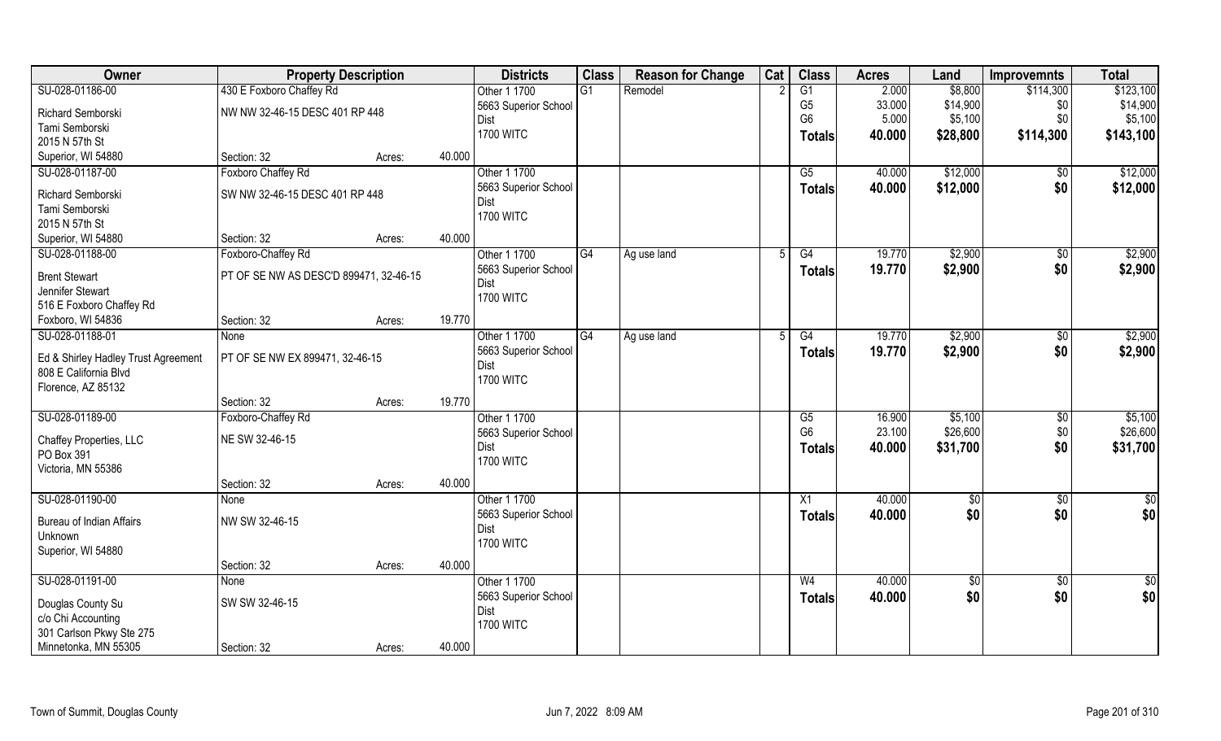| Owner | Property Description | | | Districts | Class | Reason for Change | Cat | Class | Acres | Land | Improvemnts | Total |
|---|---|---|---|---|---|---|---|---|---|---|---|---|
| SU-028-01186-00 | 430 E Foxboro Chaffey Rd | | | Other 1 1700 | G1 | Remodel | 2 | G1 | 2.000 | $8,800 | $114,300 | $123,100 |
| Richard Semborski | NW NW 32-46-15 DESC 401 RP 448 | | | 5663 Superior School | | | | G5 | 33.000 | $14,900 | $0 | $14,900 |
| Tami Semborski | | | | Dist | | | | G6 | 5.000 | $5,100 | $0 | $5,100 |
| 2015 N 57th St | | | | 1700 WITC | | | | Totals | 40.000 | $28,800 | $114,300 | $143,100 |
| Superior, WI 54880 | Section: 32 | Acres: | 40.000 | | | | | | | | | |
| SU-028-01187-00 | Foxboro Chaffey Rd | | | Other 1 1700 | | | | G5 | 40.000 | $12,000 | $0 | $12,000 |
| Richard Semborski | SW NW 32-46-15 DESC 401 RP 448 | | | 5663 Superior School | | | | Totals | 40.000 | $12,000 | $0 | $12,000 |
| Tami Semborski | | | | Dist | | | | | | | | |
| 2015 N 57th St | | | | 1700 WITC | | | | | | | | |
| Superior, WI 54880 | Section: 32 | Acres: | 40.000 | | | | | | | | | |
| SU-028-01188-00 | Foxboro-Chaffey Rd | | | Other 1 1700 | G4 | Ag use land | 5 | G4 | 19.770 | $2,900 | $0 | $2,900 |
| Brent Stewart | PT OF SE NW AS DESC'D 899471, 32-46-15 | | | 5663 Superior School | | | | Totals | 19.770 | $2,900 | $0 | $2,900 |
| Jennifer Stewart | | | | Dist | | | | | | | | |
| 516 E Foxboro Chaffey Rd | | | | 1700 WITC | | | | | | | | |
| Foxboro, WI 54836 | Section: 32 | Acres: | 19.770 | | | | | | | | | |
| SU-028-01188-01 | None | | | Other 1 1700 | G4 | Ag use land | 5 | G4 | 19.770 | $2,900 | $0 | $2,900 |
| Ed & Shirley Hadley Trust Agreement | PT OF SE NW EX 899471, 32-46-15 | | | 5663 Superior School | | | | Totals | 19.770 | $2,900 | $0 | $2,900 |
| 808 E California Blvd | | | | Dist | | | | | | | | |
| Florence, AZ 85132 | | | | 1700 WITC | | | | | | | | |
| | Section: 32 | Acres: | 19.770 | | | | | | | | | |
| SU-028-01189-00 | Foxboro-Chaffey Rd | | | Other 1 1700 | | | | G5 | 16.900 | $5,100 | $0 | $5,100 |
| Chaffey Properties, LLC | NE SW 32-46-15 | | | 5663 Superior School | | | | G6 | 23.100 | $26,600 | $0 | $26,600 |
| PO Box 391 | | | | Dist | | | | Totals | 40.000 | $31,700 | $0 | $31,700 |
| Victoria, MN 55386 | | | | 1700 WITC | | | | | | | | |
| | Section: 32 | Acres: | 40.000 | | | | | | | | | |
| SU-028-01190-00 | None | | | Other 1 1700 | | | | X1 | 40.000 | $0 | $0 | $0 |
| Bureau of Indian Affairs | NW SW 32-46-15 | | | 5663 Superior School | | | | Totals | 40.000 | $0 | $0 | $0 |
| Unknown | | | | Dist | | | | | | | | |
| Superior, WI 54880 | | | | 1700 WITC | | | | | | | | |
| | Section: 32 | Acres: | 40.000 | | | | | | | | | |
| SU-028-01191-00 | None | | | Other 1 1700 | | | | W4 | 40.000 | $0 | $0 | $0 |
| Douglas County Su | SW SW 32-46-15 | | | 5663 Superior School | | | | Totals | 40.000 | $0 | $0 | $0 |
| c/o Chi Accounting | | | | Dist | | | | | | | | |
| 301 Carlson Pkwy Ste 275 | | | | 1700 WITC | | | | | | | | |
| Minnetonka, MN 55305 | Section: 32 | Acres: | 40.000 | | | | | | | | | |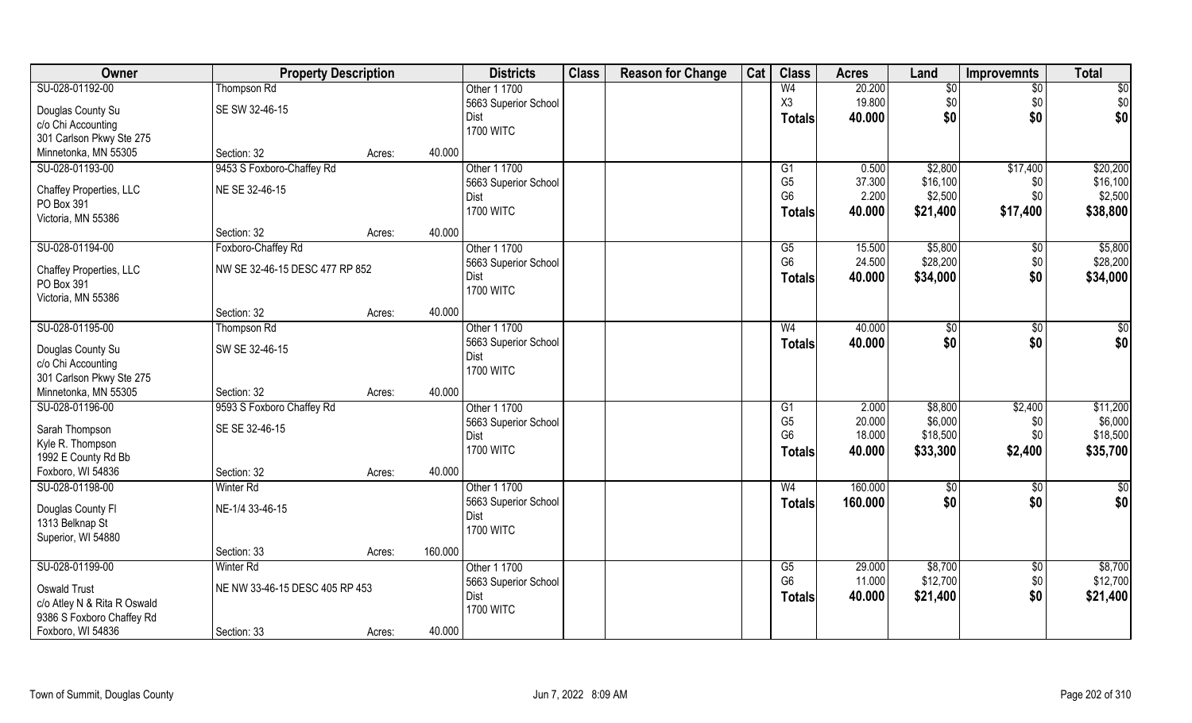| Owner | Property Description | | | Districts | Class | Reason for Change | Cat | Class | Acres | Land | Improvemnts | Total |
|---|---|---|---|---|---|---|---|---|---|---|---|---|
| SU-028-01192-00 | Thompson Rd | | | Other 1 1700 | | | | W4 | 20.200 | $0 | $0 | $0 |
| Douglas County Su | SE SW 32-46-15 | | | 5663 Superior School | | | | X3 | 19.800 | $0 | $0 | $0 |
| c/o Chi Accounting | | | | Dist | | | | **Totals** | **40.000** | **$0** | **$0** | **$0** |
| 301 Carlson Pkwy Ste 275 | | | | 1700 WITC | | | | | | | | |
| Minnetonka, MN 55305 | Section: 32 | Acres: | 40.000 | | | | | | | | | |
| SU-028-01193-00 | 9453 S Foxboro-Chaffey Rd | | | Other 1 1700 | | | | G1 | 0.500 | $2,800 | $17,400 | $20,200 |
| Chaffey Properties, LLC | NE SE 32-46-15 | | | 5663 Superior School | | | | G5 | 37.300 | $16,100 | $0 | $16,100 |
| PO Box 391 | | | | Dist | | | | G6 | 2.200 | $2,500 | $0 | $2,500 |
| Victoria, MN 55386 | | | | 1700 WITC | | | | **Totals** | **40.000** | **$21,400** | **$17,400** | **$38,800** |
| | Section: 32 | Acres: | 40.000 | | | | | | | | | |
| SU-028-01194-00 | Foxboro-Chaffey Rd | | | Other 1 1700 | | | | G5 | 15.500 | $5,800 | $0 | $5,800 |
| Chaffey Properties, LLC | NW SE 32-46-15 DESC 477 RP 852 | | | 5663 Superior School | | | | G6 | 24.500 | $28,200 | $0 | $28,200 |
| PO Box 391 | | | | Dist | | | | **Totals** | **40.000** | **$34,000** | **$0** | **$34,000** |
| Victoria, MN 55386 | | | | 1700 WITC | | | | | | | | |
| | Section: 32 | Acres: | 40.000 | | | | | | | | | |
| SU-028-01195-00 | Thompson Rd | | | Other 1 1700 | | | | W4 | 40.000 | $0 | $0 | $0 |
| Douglas County Su | SW SE 32-46-15 | | | 5663 Superior School | | | | **Totals** | **40.000** | **$0** | **$0** | **$0** |
| c/o Chi Accounting | | | | Dist | | | | | | | | |
| 301 Carlson Pkwy Ste 275 | | | | 1700 WITC | | | | | | | | |
| Minnetonka, MN 55305 | Section: 32 | Acres: | 40.000 | | | | | | | | | |
| SU-028-01196-00 | 9593 S Foxboro Chaffey Rd | | | Other 1 1700 | | | | G1 | 2.000 | $8,800 | $2,400 | $11,200 |
| Sarah Thompson | SE SE 32-46-15 | | | 5663 Superior School | | | | G5 | 20.000 | $6,000 | $0 | $6,000 |
| Kyle R. Thompson | | | | Dist | | | | G6 | 18.000 | $18,500 | $0 | $18,500 |
| 1992 E County Rd Bb | | | | 1700 WITC | | | | **Totals** | **40.000** | **$33,300** | **$2,400** | **$35,700** |
| Foxboro, WI 54836 | Section: 32 | Acres: | 40.000 | | | | | | | | | |
| SU-028-01198-00 | Winter Rd | | | Other 1 1700 | | | | W4 | 160.000 | $0 | $0 | $0 |
| Douglas County Fl | NE-1/4 33-46-15 | | | 5663 Superior School | | | | **Totals** | **160.000** | **$0** | **$0** | **$0** |
| 1313 Belknap St | | | | Dist | | | | | | | | |
| Superior, WI 54880 | | | | 1700 WITC | | | | | | | | |
| | Section: 33 | Acres: | 160.000 | | | | | | | | | |
| SU-028-01199-00 | Winter Rd | | | Other 1 1700 | | | | G5 | 29.000 | $8,700 | $0 | $8,700 |
| Oswald Trust | NE NW 33-46-15 DESC 405 RP 453 | | | 5663 Superior School | | | | G6 | 11.000 | $12,700 | $0 | $12,700 |
| c/o Atley N & Rita R Oswald | | | | Dist | | | | **Totals** | **40.000** | **$21,400** | **$0** | **$21,400** |
| 9386 S Foxboro Chaffey Rd | | | | 1700 WITC | | | | | | | | |
| Foxboro, WI 54836 | Section: 33 | Acres: | 40.000 | | | | | | | | | |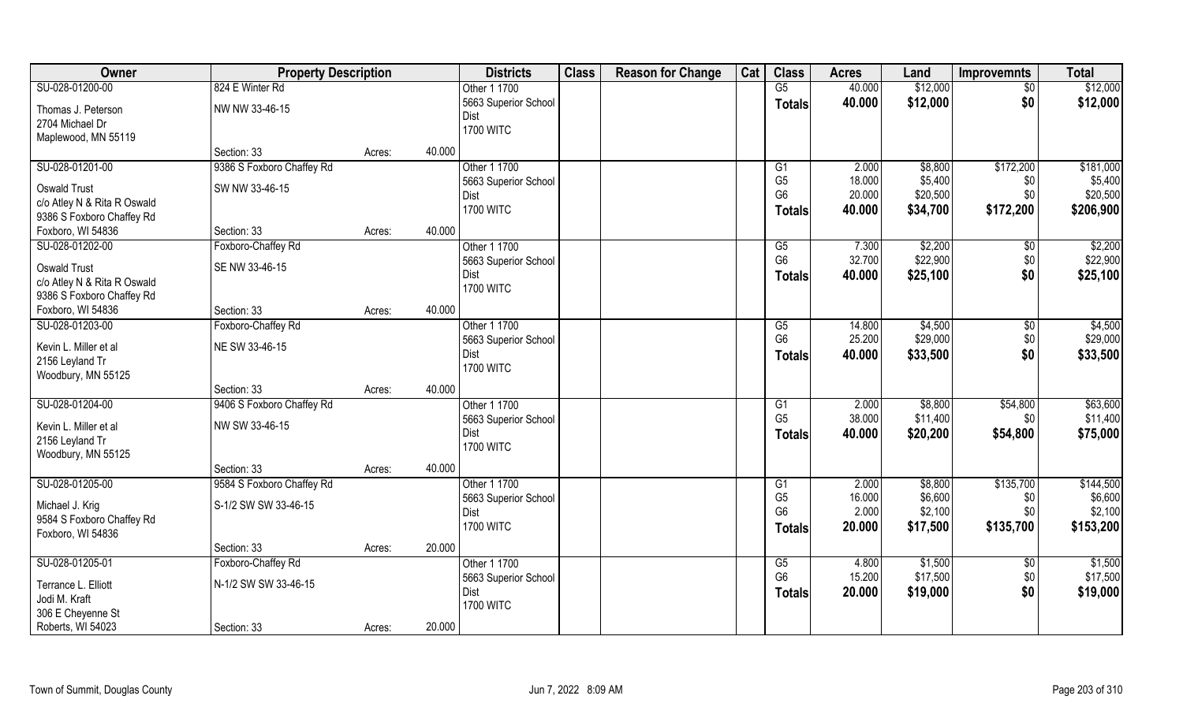| Owner | Property Description | | | Districts | Class | Reason for Change | Cat | Class | Acres | Land | Improvemnts | Total |
|---|---|---|---|---|---|---|---|---|---|---|---|---|
| SU-028-01200-00 | 824 E Winter Rd | | | Other 1 1700 | | | | G5 | 40.000 | $12,000 | $0 | $12,000 |
| Thomas J. Peterson | NW NW 33-46-15 | | | 5663 Superior School | | | | **Totals** | **40.000** | **$12,000** | **$0** | **$12,000** |
| 2704 Michael Dr | | | | Dist | | | | | | | | |
| Maplewood, MN 55119 | | | | 1700 WITC | | | | | | | | |
| | Section: 33 | Acres: | 40.000 | | | | | | | | | |
| SU-028-01201-00 | 9386 S Foxboro Chaffey Rd | | | Other 1 1700 | | | | G1 | 2.000 | $8,800 | $172,200 | $181,000 |
| Oswald Trust | SW NW 33-46-15 | | | 5663 Superior School | | | | G5 | 18.000 | $5,400 | $0 | $5,400 |
| c/o Atley N & Rita R Oswald | | | | Dist | | | | G6 | 20.000 | $20,500 | $0 | $20,500 |
| 9386 S Foxboro Chaffey Rd | | | | 1700 WITC | | | | **Totals** | **40.000** | **$34,700** | **$172,200** | **$206,900** |
| Foxboro, WI 54836 | Section: 33 | Acres: | 40.000 | | | | | | | | | |
| SU-028-01202-00 | Foxboro-Chaffey Rd | | | Other 1 1700 | | | | G5 | 7.300 | $2,200 | $0 | $2,200 |
| Oswald Trust | SE NW 33-46-15 | | | 5663 Superior School | | | | G6 | 32.700 | $22,900 | $0 | $22,900 |
| c/o Atley N & Rita R Oswald | | | | Dist | | | | **Totals** | **40.000** | **$25,100** | **$0** | **$25,100** |
| 9386 S Foxboro Chaffey Rd | | | | 1700 WITC | | | | | | | | |
| Foxboro, WI 54836 | Section: 33 | Acres: | 40.000 | | | | | | | | | |
| SU-028-01203-00 | Foxboro-Chaffey Rd | | | Other 1 1700 | | | | G5 | 14.800 | $4,500 | $0 | $4,500 |
| Kevin L. Miller et al | NE SW 33-46-15 | | | 5663 Superior School | | | | G6 | 25.200 | $29,000 | $0 | $29,000 |
| 2156 Leyland Tr | | | | Dist | | | | **Totals** | **40.000** | **$33,500** | **$0** | **$33,500** |
| Woodbury, MN 55125 | | | | 1700 WITC | | | | | | | | |
| | Section: 33 | Acres: | 40.000 | | | | | | | | | |
| SU-028-01204-00 | 9406 S Foxboro Chaffey Rd | | | Other 1 1700 | | | | G1 | 2.000 | $8,800 | $54,800 | $63,600 |
| Kevin L. Miller et al | NW SW 33-46-15 | | | 5663 Superior School | | | | G5 | 38.000 | $11,400 | $0 | $11,400 |
| 2156 Leyland Tr | | | | Dist | | | | **Totals** | **40.000** | **$20,200** | **$54,800** | **$75,000** |
| Woodbury, MN 55125 | | | | 1700 WITC | | | | | | | | |
| | Section: 33 | Acres: | 40.000 | | | | | | | | | |
| SU-028-01205-00 | 9584 S Foxboro Chaffey Rd | | | Other 1 1700 | | | | G1 | 2.000 | $8,800 | $135,700 | $144,500 |
| Michael J. Krig | S-1/2 SW SW 33-46-15 | | | 5663 Superior School | | | | G5 | 16.000 | $6,600 | $0 | $6,600 |
| 9584 S Foxboro Chaffey Rd | | | | Dist | | | | G6 | 2.000 | $2,100 | $0 | $2,100 |
| Foxboro, WI 54836 | | | | 1700 WITC | | | | **Totals** | **20.000** | **$17,500** | **$135,700** | **$153,200** |
| | Section: 33 | Acres: | 20.000 | | | | | | | | | |
| SU-028-01205-01 | Foxboro-Chaffey Rd | | | Other 1 1700 | | | | G5 | 4.800 | $1,500 | $0 | $1,500 |
| Terrance L. Elliott | N-1/2 SW SW 33-46-15 | | | 5663 Superior School | | | | G6 | 15.200 | $17,500 | $0 | $17,500 |
| Jodi M. Kraft | | | | Dist | | | | **Totals** | **20.000** | **$19,000** | **$0** | **$19,000** |
| 306 E Cheyenne St | | | | 1700 WITC | | | | | | | | |
| Roberts, WI 54023 | Section: 33 | Acres: | 20.000 | | | | | | | | | |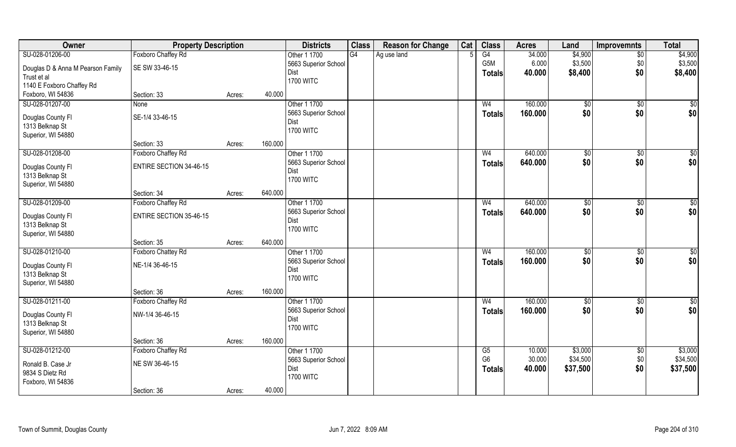| Owner | Property Description | | | Districts | Class | Reason for Change | Cat | Class | Acres | Land | Improvemnts | Total |
|---|---|---|---|---|---|---|---|---|---|---|---|---|
| SU-028-01206-00 | Foxboro Chaffey Rd | | | Other 1 1700 | G4 | Ag use land | 5 | G4 | 34.000 | $4,900 | $0 | $4,900 |
| Douglas D & Anna M Pearson Family Trust et al | SE SW 33-46-15 | | | 5663 Superior School Dist | | | | G5M | 6.000 | $3,500 | $0 | $3,500 |
| 1140 E Foxboro Chaffey Rd | | | | 1700 WITC | | | | **Totals** | **40.000** | **$8,400** | **$0** | **$8,400** |
| Foxboro, WI 54836 | Section: 33 | Acres: | 40.000 | | | | | | | | | |
| SU-028-01207-00 | None | | | Other 1 1700 | | | | W4 | 160.000 | $0 | $0 | $0 |
| Douglas County Fl | SE-1/4 33-46-15 | | | 5663 Superior School Dist | | | | **Totals** | **160.000** | **$0** | **$0** | **$0** |
| 1313 Belknap St | | | | 1700 WITC | | | | | | | | |
| Superior, WI 54880 | Section: 33 | Acres: | 160.000 | | | | | | | | | |
| SU-028-01208-00 | Foxboro Chaffey Rd | | | Other 1 1700 | | | | W4 | 640.000 | $0 | $0 | $0 |
| Douglas County Fl | ENTIRE SECTION 34-46-15 | | | 5663 Superior School Dist | | | | **Totals** | **640.000** | **$0** | **$0** | **$0** |
| 1313 Belknap St | | | | 1700 WITC | | | | | | | | |
| Superior, WI 54880 | Section: 34 | Acres: | 640.000 | | | | | | | | | |
| SU-028-01209-00 | Foxboro Chaffey Rd | | | Other 1 1700 | | | | W4 | 640.000 | $0 | $0 | $0 |
| Douglas County Fl | ENTIRE SECTION 35-46-15 | | | 5663 Superior School Dist | | | | **Totals** | **640.000** | **$0** | **$0** | **$0** |
| 1313 Belknap St | | | | 1700 WITC | | | | | | | | |
| Superior, WI 54880 | Section: 35 | Acres: | 640.000 | | | | | | | | | |
| SU-028-01210-00 | Foxboro Chattey Rd | | | Other 1 1700 | | | | W4 | 160.000 | $0 | $0 | $0 |
| Douglas County Fl | NE-1/4 36-46-15 | | | 5663 Superior School Dist | | | | **Totals** | **160.000** | **$0** | **$0** | **$0** |
| 1313 Belknap St | | | | 1700 WITC | | | | | | | | |
| Superior, WI 54880 | Section: 36 | Acres: | 160.000 | | | | | | | | | |
| SU-028-01211-00 | Foxboro Chaffey Rd | | | Other 1 1700 | | | | W4 | 160.000 | $0 | $0 | $0 |
| Douglas County Fl | NW-1/4 36-46-15 | | | 5663 Superior School Dist | | | | **Totals** | **160.000** | **$0** | **$0** | **$0** |
| 1313 Belknap St | | | | 1700 WITC | | | | | | | | |
| Superior, WI 54880 | Section: 36 | Acres: | 160.000 | | | | | | | | | |
| SU-028-01212-00 | Foxboro Chaffey Rd | | | Other 1 1700 | | | | G5 | 10.000 | $3,000 | $0 | $3,000 |
| Ronald B. Case Jr | NE SW 36-46-15 | | | 5663 Superior School Dist | | | | G6 | 30.000 | $34,500 | $0 | $34,500 |
| 9834 S Dietz Rd | | | | 1700 WITC | | | | **Totals** | **40.000** | **$37,500** | **$0** | **$37,500** |
| Foxboro, WI 54836 | Section: 36 | Acres: | 40.000 | | | | | | | | | |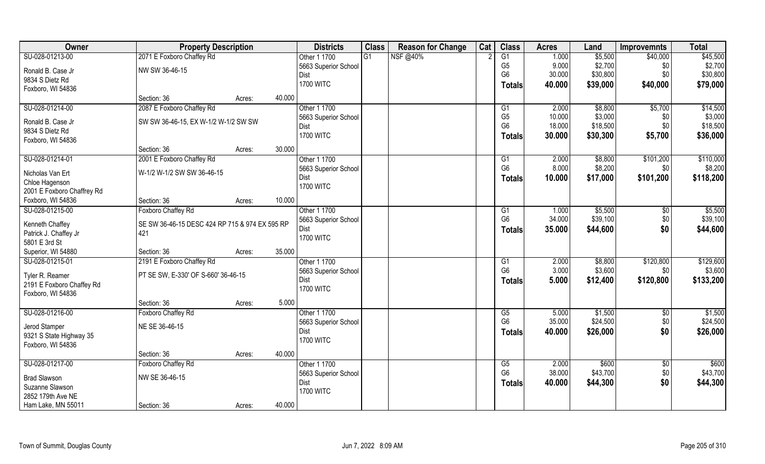| Owner | Property Description | | | Districts | Class | Reason for Change | Cat | Class | Acres | Land | Improvemnts | Total |
|---|---|---|---|---|---|---|---|---|---|---|---|---|
| SU-028-01213-00 | 2071 E Foxboro Chaffey Rd | | | Other 1 1700 | G1 | NSF @40% | 2 | G1 | 1.000 | $5,500 | $40,000 | $45,500 |
| Ronald B. Case Jr | NW SW 36-46-15 | | | 5663 Superior School Dist | | | | G5 | 9.000 | $2,700 | $0 | $2,700 |
| 9834 S Dietz Rd | | | | 1700 WITC | | | | G6 | 30.000 | $30,800 | $0 | $30,800 |
| Foxboro, WI 54836 | | | | | | | | **Totals** | **40.000** | **$39,000** | **$40,000** | **$79,000** |
| | Section: 36 | Acres: | 40.000 | | | | | | | | | |
| SU-028-01214-00 | 2087 E Foxboro Chaffey Rd | | | Other 1 1700 | | | | G1 | 2.000 | $8,800 | $5,700 | $14,500 |
| Ronald B. Case Jr | SW SW 36-46-15, EX W-1/2 W-1/2 SW SW | | | 5663 Superior School Dist | | | | G5 | 10.000 | $3,000 | $0 | $3,000 |
| 9834 S Dietz Rd | | | | 1700 WITC | | | | G6 | 18.000 | $18,500 | $0 | $18,500 |
| Foxboro, WI 54836 | | | | | | | | **Totals** | **30.000** | **$30,300** | **$5,700** | **$36,000** |
| | Section: 36 | Acres: | 30.000 | | | | | | | | | |
| SU-028-01214-01 | 2001 E Foxboro Chaffey Rd | | | Other 1 1700 | | | | G1 | 2.000 | $8,800 | $101,200 | $110,000 |
| Nicholas Van Ert | W-1/2 W-1/2 SW SW 36-46-15 | | | 5663 Superior School Dist | | | | G6 | 8.000 | $8,200 | $0 | $8,200 |
| Chloe Hagenson | | | | 1700 WITC | | | | **Totals** | **10.000** | **$17,000** | **$101,200** | **$118,200** |
| 2001 E Foxboro Chaffrey Rd | | | | | | | | | | | | |
| Foxboro, WI 54836 | Section: 36 | Acres: | 10.000 | | | | | | | | | |
| SU-028-01215-00 | Foxboro Chaffey Rd | | | Other 1 1700 | | | | G1 | 1.000 | $5,500 | $0 | $5,500 |
| Kenneth Chaffey | SE SW 36-46-15 DESC 424 RP 715 & 974 EX 595 RP 421 | | | 5663 Superior School Dist | | | | G6 | 34.000 | $39,100 | $0 | $39,100 |
| Patrick J. Chaffey Jr | | | | 1700 WITC | | | | **Totals** | **35.000** | **$44,600** | **$0** | **$44,600** |
| 5801 E 3rd St | | | | | | | | | | | | |
| Superior, WI 54880 | Section: 36 | Acres: | 35.000 | | | | | | | | | |
| SU-028-01215-01 | 2191 E Foxboro Chaffey Rd | | | Other 1 1700 | | | | G1 | 2.000 | $8,800 | $120,800 | $129,600 |
| Tyler R. Reamer | PT SE SW, E-330' OF S-660' 36-46-15 | | | 5663 Superior School Dist | | | | G6 | 3.000 | $3,600 | $0 | $3,600 |
| 2191 E Foxboro Chaffey Rd | | | | 1700 WITC | | | | **Totals** | **5.000** | **$12,400** | **$120,800** | **$133,200** |
| Foxboro, WI 54836 | | | | | | | | | | | | |
| | Section: 36 | Acres: | 5.000 | | | | | | | | | |
| SU-028-01216-00 | Foxboro Chaffey Rd | | | Other 1 1700 | | | | G5 | 5.000 | $1,500 | $0 | $1,500 |
| Jerod Stamper | NE SE 36-46-15 | | | 5663 Superior School Dist | | | | G6 | 35.000 | $24,500 | $0 | $24,500 |
| 9321 S State Highway 35 | | | | 1700 WITC | | | | **Totals** | **40.000** | **$26,000** | **$0** | **$26,000** |
| Foxboro, WI 54836 | | | | | | | | | | | | |
| | Section: 36 | Acres: | 40.000 | | | | | | | | | |
| SU-028-01217-00 | Foxboro Chaffey Rd | | | Other 1 1700 | | | | G5 | 2.000 | $600 | $0 | $600 |
| Brad Slawson | NW SE 36-46-15 | | | 5663 Superior School Dist | | | | G6 | 38.000 | $43,700 | $0 | $43,700 |
| Suzanne Slawson | | | | 1700 WITC | | | | **Totals** | **40.000** | **$44,300** | **$0** | **$44,300** |
| 2852 179th Ave NE | | | | | | | | | | | | |
| Ham Lake, MN 55011 | Section: 36 | Acres: | 40.000 | | | | | | | | | |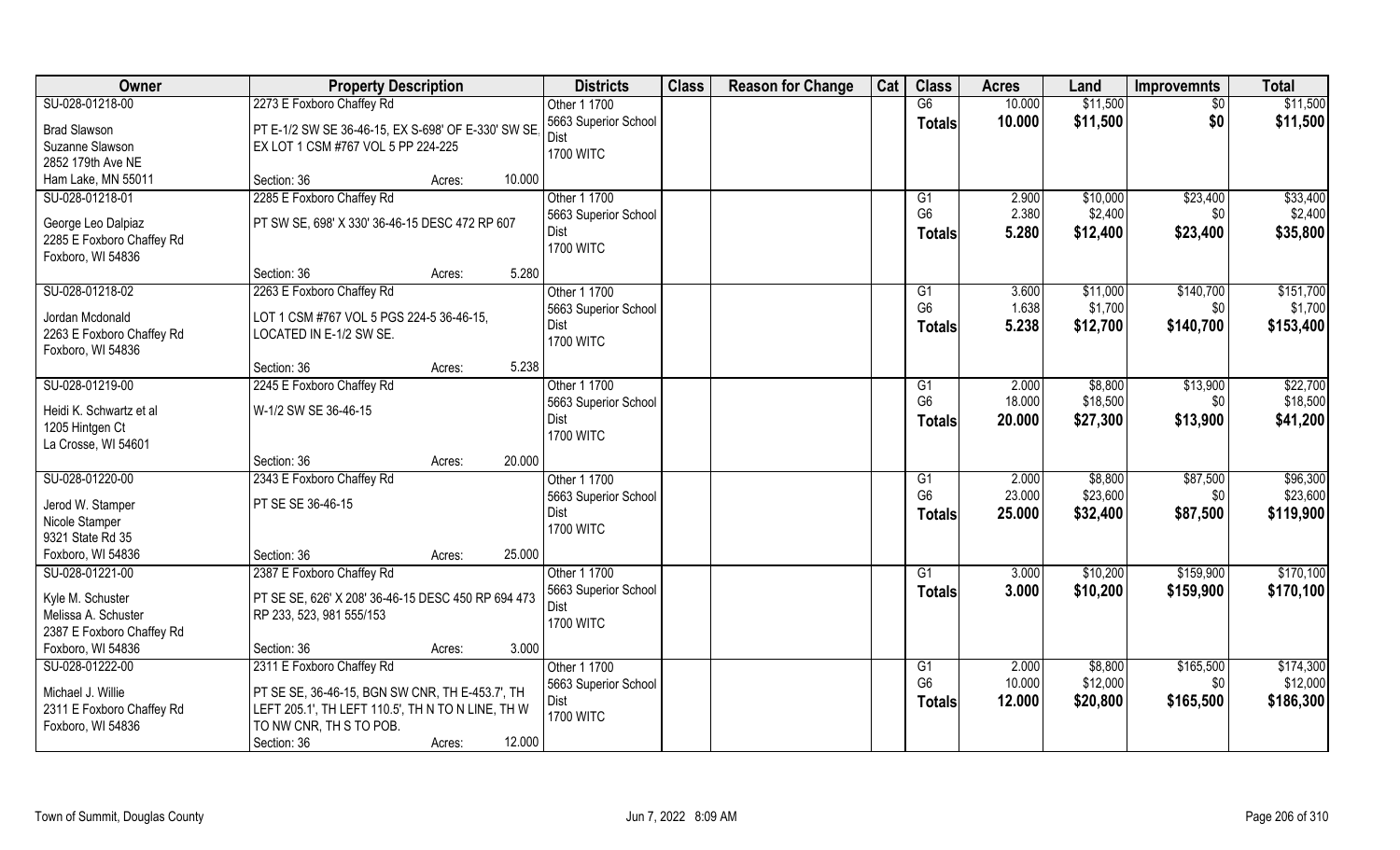| Owner | Property Description | | Districts | Class | Reason for Change | Cat | Class | Acres | Land | Improvemnts | Total |
|---|---|---|---|---|---|---|---|---|---|---|---|
| SU-028-01218-00 | 2273 E Foxboro Chaffey Rd | | Other 1 1700 | | | | G6 | 10.000 | $11,500 | $0 | $11,500 |
| Brad Slawson | PT E-1/2 SW SE 36-46-15, EX S-698' OF E-330' SW SE, | | 5663 Superior School Dist | | | | **Totals** | **10.000** | **$11,500** | **$0** | **$11,500** |
| Suzanne Slawson | EX LOT 1 CSM #767 VOL 5 PP 224-225 | | 1700 WITC | | | | | | | | |
| 2852 179th Ave NE | | | | | | | | | | | |
| Ham Lake, MN 55011 | Section: 36 | Acres: 10.000 | | | | | | | | | |
| SU-028-01218-01 | 2285 E Foxboro Chaffey Rd | | Other 1 1700 | | | | G1 | 2.900 | $10,000 | $23,400 | $33,400 |
| George Leo Dalpiaz | PT SW SE, 698' X 330' 36-46-15 DESC 472 RP 607 | | 5663 Superior School Dist | | | | G6 | 2.380 | $2,400 | $0 | $2,400 |
| 2285 E Foxboro Chaffey Rd | | | 1700 WITC | | | | **Totals** | **5.280** | **$12,400** | **$23,400** | **$35,800** |
| Foxboro, WI 54836 | | | | | | | | | | | |
| | Section: 36 | Acres: 5.280 | | | | | | | | | |
| SU-028-01218-02 | 2263 E Foxboro Chaffey Rd | | Other 1 1700 | | | | G1 | 3.600 | $11,000 | $140,700 | $151,700 |
| Jordan Mcdonald | LOT 1 CSM #767 VOL 5 PGS 224-5 36-46-15, | | 5663 Superior School Dist | | | | G6 | 1.638 | $1,700 | $0 | $1,700 |
| 2263 E Foxboro Chaffey Rd | LOCATED IN E-1/2 SW SE. | | 1700 WITC | | | | **Totals** | **5.238** | **$12,700** | **$140,700** | **$153,400** |
| Foxboro, WI 54836 | | | | | | | | | | | |
| | Section: 36 | Acres: 5.238 | | | | | | | | | |
| SU-028-01219-00 | 2245 E Foxboro Chaffey Rd | | Other 1 1700 | | | | G1 | 2.000 | $8,800 | $13,900 | $22,700 |
| Heidi K. Schwartz et al | W-1/2 SW SE 36-46-15 | | 5663 Superior School Dist | | | | G6 | 18.000 | $18,500 | $0 | $18,500 |
| 1205 Hintgen Ct | | | 1700 WITC | | | | **Totals** | **20.000** | **$27,300** | **$13,900** | **$41,200** |
| La Crosse, WI 54601 | | | | | | | | | | | |
| | Section: 36 | Acres: 20.000 | | | | | | | | | |
| SU-028-01220-00 | 2343 E Foxboro Chaffey Rd | | Other 1 1700 | | | | G1 | 2.000 | $8,800 | $87,500 | $96,300 |
| Jerod W. Stamper | PT SE SE 36-46-15 | | 5663 Superior School Dist | | | | G6 | 23.000 | $23,600 | $0 | $23,600 |
| Nicole Stamper | | | 1700 WITC | | | | **Totals** | **25.000** | **$32,400** | **$87,500** | **$119,900** |
| 9321 State Rd 35 | | | | | | | | | | | |
| Foxboro, WI 54836 | Section: 36 | Acres: 25.000 | | | | | | | | | |
| SU-028-01221-00 | 2387 E Foxboro Chaffey Rd | | Other 1 1700 | | | | G1 | 3.000 | $10,200 | $159,900 | $170,100 |
| Kyle M. Schuster | PT SE SE, 626' X 208' 36-46-15 DESC 450 RP 694 473 | | 5663 Superior School Dist | | | | **Totals** | **3.000** | **$10,200** | **$159,900** | **$170,100** |
| Melissa A. Schuster | RP 233, 523, 981 555/153 | | 1700 WITC | | | | | | | | |
| 2387 E Foxboro Chaffey Rd | | | | | | | | | | | |
| Foxboro, WI 54836 | Section: 36 | Acres: 3.000 | | | | | | | | | |
| SU-028-01222-00 | 2311 E Foxboro Chaffey Rd | | Other 1 1700 | | | | G1 | 2.000 | $8,800 | $165,500 | $174,300 |
| Michael J. Willie | PT SE SE, 36-46-15, BGN SW CNR, TH E-453.7', TH | | 5663 Superior School Dist | | | | G6 | 10.000 | $12,000 | $0 | $12,000 |
| 2311 E Foxboro Chaffey Rd | LEFT 205.1', TH LEFT 110.5', TH N TO N LINE, TH W | | 1700 WITC | | | | **Totals** | **12.000** | **$20,800** | **$165,500** | **$186,300** |
| Foxboro, WI 54836 | TO NW CNR, TH S TO POB. | | | | | | | | | | |
| | Section: 36 | Acres: 12.000 | | | | | | | | | |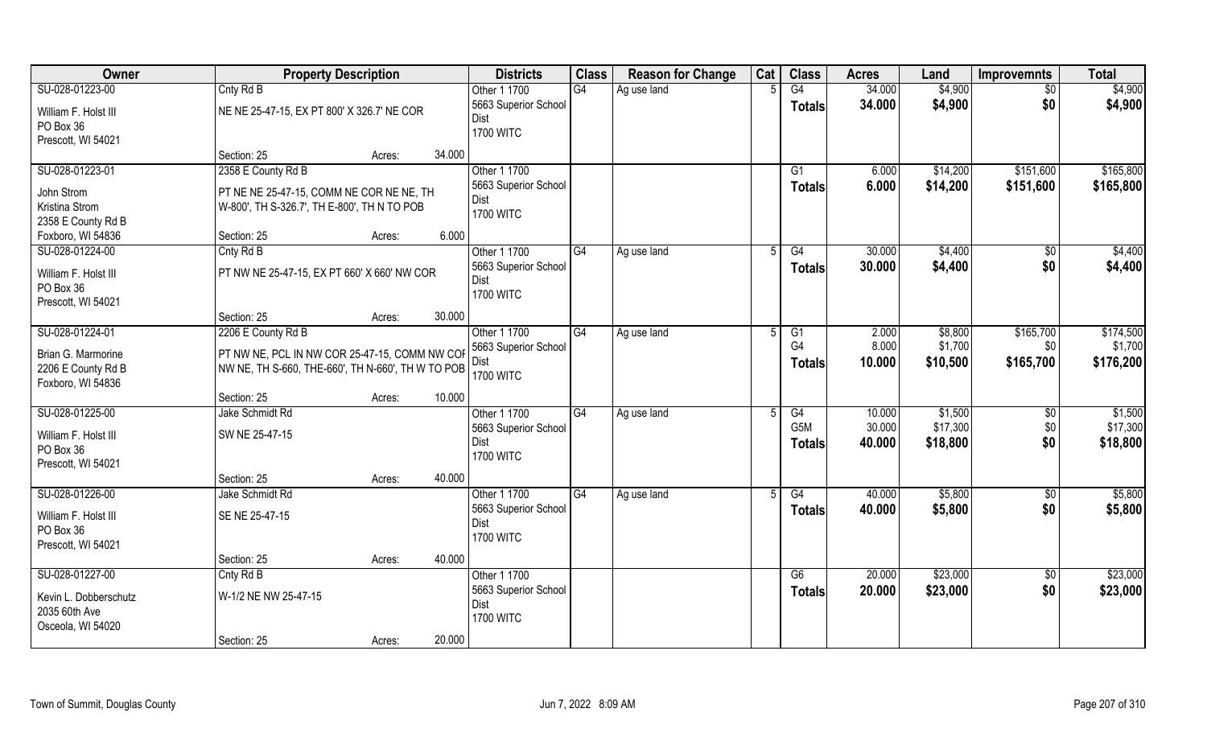| Owner | Property Description | Districts | Class | Reason for Change | Cat | Class | Acres | Land | Improvemnts | Total |
|---|---|---|---|---|---|---|---|---|---|---|
| SU-028-01223-00<br>William F. Holst III<br>PO Box 36<br>Prescott, WI 54021 | Cnty Rd B<br>NE NE 25-47-15, EX PT 800' X 326.7' NE COR<br>Section: 25 Acres: 34.000 | Other 1 1700<br>5663 Superior School Dist<br>1700 WITC | G4 | Ag use land | 5 | G4<br>**Totals** | 34.000<br>**34.000** | $4,900<br>**$4,900** | $0<br>**$0** | $4,900<br>**$4,900** |
| SU-028-01223-01<br>John Strom<br>Kristina Strom<br>2358 E County Rd B<br>Foxboro, WI 54836 | 2358 E County Rd B<br>PT NE NE 25-47-15, COMM NE COR NE NE, TH W-800', TH S-326.7', TH E-800', TH N TO POB<br>Section: 25 Acres: 6.000 | Other 1 1700<br>5663 Superior School Dist<br>1700 WITC | | | | G1<br>**Totals** | 6.000<br>**6.000** | $14,200<br>**$14,200** | $151,600<br>**$151,600** | $165,800<br>**$165,800** |
| SU-028-01224-00<br>William F. Holst III<br>PO Box 36<br>Prescott, WI 54021 | Cnty Rd B<br>PT NW NE 25-47-15, EX PT 660' X 660' NW COR<br>Section: 25 Acres: 30.000 | Other 1 1700<br>5663 Superior School Dist<br>1700 WITC | G4 | Ag use land | 5 | G4<br>**Totals** | 30.000<br>**30.000** | $4,400<br>**$4,400** | $0<br>**$0** | $4,400<br>**$4,400** |
| SU-028-01224-01<br>Brian G. Marmorine<br>2206 E County Rd B<br>Foxboro, WI 54836 | 2206 E County Rd B<br>PT NW NE, PCL IN NW COR 25-47-15, COMM NW COR NW NE, TH S-660, THE-660', TH N-660', TH W TO POB<br>Section: 25 Acres: 10.000 | Other 1 1700<br>5663 Superior School Dist<br>1700 WITC | G4 | Ag use land | 5 | G1<br>G4<br>**Totals** | 2.000<br>8.000<br>**10.000** | $8,800<br>$1,700<br>**$10,500** | $165,700<br>$0<br>**$165,700** | $174,500<br>$1,700<br>**$176,200** |
| SU-028-01225-00<br>William F. Holst III<br>PO Box 36<br>Prescott, WI 54021 | Jake Schmidt Rd<br>SW NE 25-47-15<br>Section: 25 Acres: 40.000 | Other 1 1700<br>5663 Superior School Dist<br>1700 WITC | G4 | Ag use land | 5 | G4<br>G5M<br>**Totals** | 10.000<br>30.000<br>**40.000** | $1,500<br>$17,300<br>**$18,800** | $0<br>$0<br>**$0** | $1,500<br>$17,300<br>**$18,800** |
| SU-028-01226-00<br>William F. Holst III<br>PO Box 36<br>Prescott, WI 54021 | Jake Schmidt Rd<br>SE NE 25-47-15<br>Section: 25 Acres: 40.000 | Other 1 1700<br>5663 Superior School Dist<br>1700 WITC | G4 | Ag use land | 5 | G4<br>**Totals** | 40.000<br>**40.000** | $5,800<br>**$5,800** | $0<br>**$0** | $5,800<br>**$5,800** |
| SU-028-01227-00<br>Kevin L. Dobberschutz<br>2035 60th Ave<br>Osceola, WI 54020 | Cnty Rd B<br>W-1/2 NE NW 25-47-15<br>Section: 25 Acres: 20.000 | Other 1 1700<br>5663 Superior School Dist<br>1700 WITC | | | | G6<br>**Totals** | 20.000<br>**20.000** | $23,000<br>**$23,000** | $0<br>**$0** | $23,000<br>**$23,000** |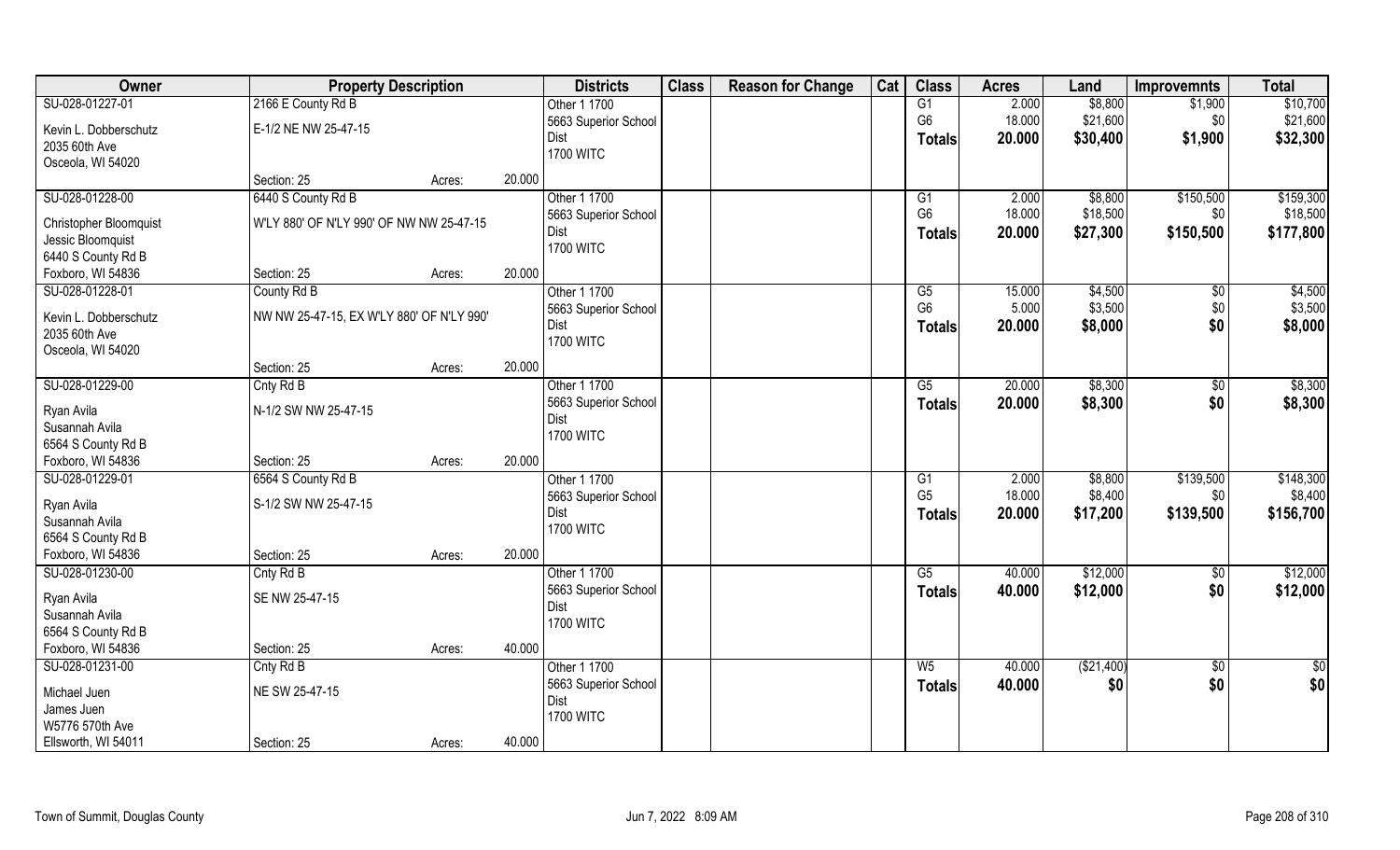| Owner | Property Description | | | Districts | Class | Reason for Change | Cat | Class | Acres | Land | Improvemnts | Total |
|---|---|---|---|---|---|---|---|---|---|---|---|---|
| SU-028-01227-01 | 2166 E County Rd B | | | Other 1 1700 | | | | G1 | 2.000 | $8,800 | $1,900 | $10,700 |
| Kevin L. Dobberschutz | E-1/2 NE NW 25-47-15 | | | 5663 Superior School Dist | | | | G6 | 18.000 | $21,600 | $0 | $21,600 |
| 2035 60th Ave | | | | 1700 WITC | | | | **Totals** | **20.000** | **$30,400** | **$1,900** | **$32,300** |
| Osceola, WI 54020 | | | | | | | | | | | | |
| | Section: 25 | Acres: | 20.000 | | | | | | | | | |
| SU-028-01228-00 | 6440 S County Rd B | | | Other 1 1700 | | | | G1 | 2.000 | $8,800 | $150,500 | $159,300 |
| Christopher Bloomquist | W'LY 880' OF N'LY 990' OF NW NW 25-47-15 | | | 5663 Superior School Dist | | | | G6 | 18.000 | $18,500 | $0 | $18,500 |
| Jessic Bloomquist | | | | 1700 WITC | | | | **Totals** | **20.000** | **$27,300** | **$150,500** | **$177,800** |
| 6440 S County Rd B | | | | | | | | | | | | |
| Foxboro, WI 54836 | Section: 25 | Acres: | 20.000 | | | | | | | | | |
| SU-028-01228-01 | County Rd B | | | Other 1 1700 | | | | G5 | 15.000 | $4,500 | $0 | $4,500 |
| Kevin L. Dobberschutz | NW NW 25-47-15, EX W'LY 880' OF N'LY 990' | | | 5663 Superior School Dist | | | | G6 | 5.000 | $3,500 | $0 | $3,500 |
| 2035 60th Ave | | | | 1700 WITC | | | | **Totals** | **20.000** | **$8,000** | **$0** | **$8,000** |
| Osceola, WI 54020 | | | | | | | | | | | | |
| | Section: 25 | Acres: | 20.000 | | | | | | | | | |
| SU-028-01229-00 | Cnty Rd B | | | Other 1 1700 | | | | G5 | 20.000 | $8,300 | $0 | $8,300 |
| Ryan Avila | N-1/2 SW NW 25-47-15 | | | 5663 Superior School Dist | | | | **Totals** | **20.000** | **$8,300** | **$0** | **$8,300** |
| Susannah Avila | | | | 1700 WITC | | | | | | | | |
| 6564 S County Rd B | | | | | | | | | | | | |
| Foxboro, WI 54836 | Section: 25 | Acres: | 20.000 | | | | | | | | | |
| SU-028-01229-01 | 6564 S County Rd B | | | Other 1 1700 | | | | G1 | 2.000 | $8,800 | $139,500 | $148,300 |
| Ryan Avila | S-1/2 SW NW 25-47-15 | | | 5663 Superior School Dist | | | | G5 | 18.000 | $8,400 | $0 | $8,400 |
| Susannah Avila | | | | 1700 WITC | | | | **Totals** | **20.000** | **$17,200** | **$139,500** | **$156,700** |
| 6564 S County Rd B | | | | | | | | | | | | |
| Foxboro, WI 54836 | Section: 25 | Acres: | 20.000 | | | | | | | | | |
| SU-028-01230-00 | Cnty Rd B | | | Other 1 1700 | | | | G5 | 40.000 | $12,000 | $0 | $12,000 |
| Ryan Avila | SE NW 25-47-15 | | | 5663 Superior School Dist | | | | **Totals** | **40.000** | **$12,000** | **$0** | **$12,000** |
| Susannah Avila | | | | 1700 WITC | | | | | | | | |
| 6564 S County Rd B | | | | | | | | | | | | |
| Foxboro, WI 54836 | Section: 25 | Acres: | 40.000 | | | | | | | | | |
| SU-028-01231-00 | Cnty Rd B | | | Other 1 1700 | | | | W5 | 40.000 | ($21,400) | $0 | $0 |
| Michael Juen | NE SW 25-47-15 | | | 5663 Superior School Dist | | | | **Totals** | **40.000** | **$0** | **$0** | **$0** |
| James Juen | | | | 1700 WITC | | | | | | | | |
| W5776 570th Ave | | | | | | | | | | | | |
| Ellsworth, WI 54011 | Section: 25 | Acres: | 40.000 | | | | | | | | | |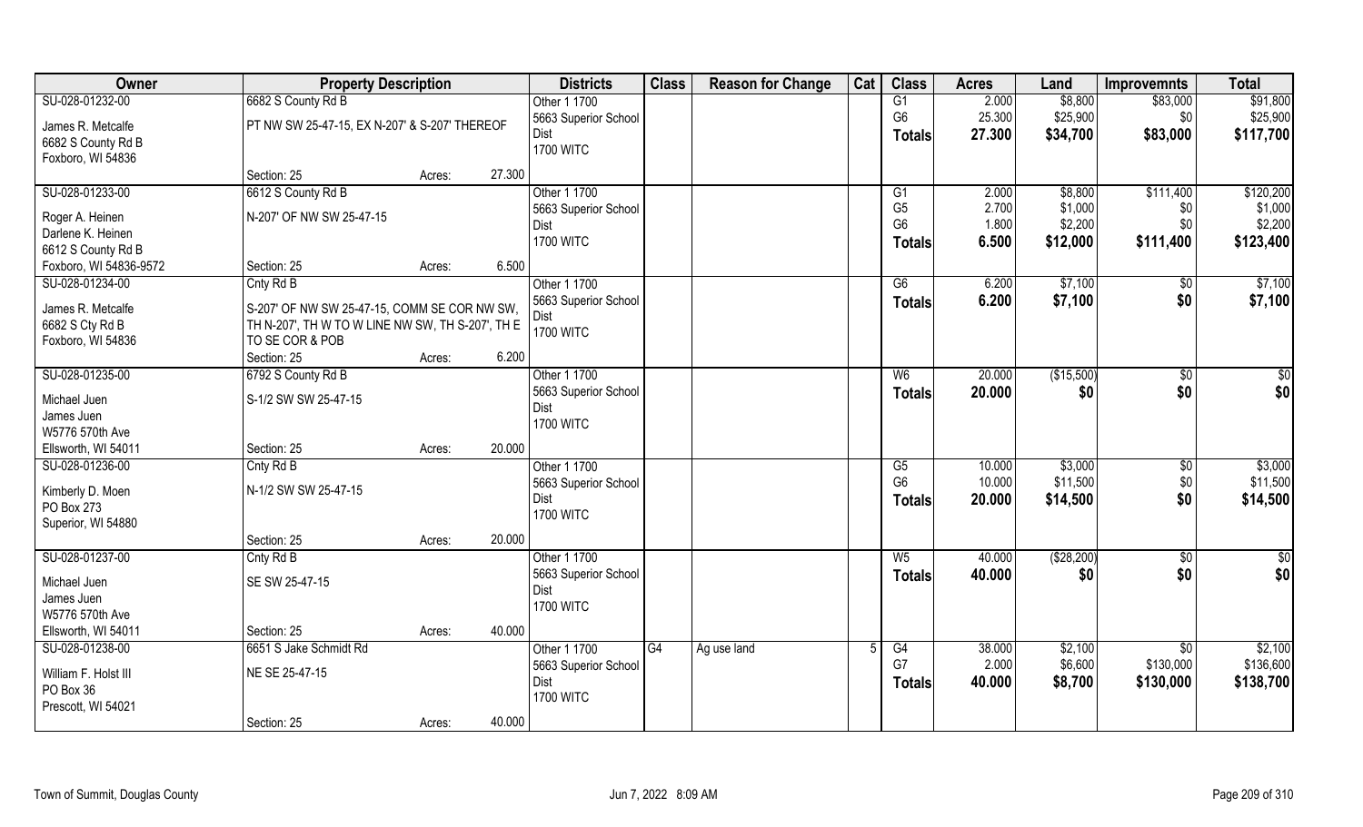| Owner | Property Description | | Districts | Class | Reason for Change | Cat | Class | Acres | Land | Improvemnts | Total |
|---|---|---|---|---|---|---|---|---|---|---|---|
| SU-028-01232-00<br>James R. Metcalfe<br>6682 S County Rd B<br>Foxboro, WI 54836 | 6682 S County Rd B<br>PT NW SW 25-47-15, EX N-207' & S-207' THEREOF<br>Section: 25 | Acres: 27.300 | Other 1 1700<br>5663 Superior School Dist<br>1700 WITC | | | | G1<br>G6<br>**Totals** | 2.000<br>25.300<br>**27.300** | $8,800<br>$25,900<br>**$34,700** | $83,000<br>$0<br>**$83,000** | $91,800<br>$25,900<br>**$117,700** |
| SU-028-01233-00<br>Roger A. Heinen<br>Darlene K. Heinen<br>6612 S County Rd B<br>Foxboro, WI 54836-9572 | 6612 S County Rd B<br>N-207' OF NW SW 25-47-15<br>Section: 25 | Acres: 6.500 | Other 1 1700<br>5663 Superior School Dist<br>1700 WITC | | | | G1<br>G5<br>G6<br>**Totals** | 2.000<br>2.700<br>1.800<br>**6.500** | $8,800<br>$1,000<br>$2,200<br>**$12,000** | $111,400<br>$0<br>$0<br>**$111,400** | $120,200<br>$1,000<br>$2,200<br>**$123,400** |
| SU-028-01234-00<br>James R. Metcalfe<br>6682 S Cty Rd B<br>Foxboro, WI 54836 | Cnty Rd B<br>S-207' OF NW SW 25-47-15, COMM SE COR NW SW, TH N-207', TH W TO W LINE NW SW, TH S-207', TH E TO SE COR & POB<br>Section: 25 | Acres: 6.200 | Other 1 1700<br>5663 Superior School Dist<br>1700 WITC | | | | G6<br>**Totals** | 6.200<br>**6.200** | $7,100<br>**$7,100** | $0<br>**$0** | $7,100<br>**$7,100** |
| SU-028-01235-00<br>Michael Juen<br>James Juen<br>W5776 570th Ave<br>Ellsworth, WI 54011 | 6792 S County Rd B<br>S-1/2 SW SW 25-47-15<br>Section: 25 | Acres: 20.000 | Other 1 1700<br>5663 Superior School Dist<br>1700 WITC | | | | W6<br>**Totals** | 20.000<br>**20.000** | ($15,500)<br>**$0** | $0<br>**$0** | $0<br>**$0** |
| SU-028-01236-00<br>Kimberly D. Moen<br>PO Box 273<br>Superior, WI 54880 | Cnty Rd B<br>N-1/2 SW SW 25-47-15<br>Section: 25 | Acres: 20.000 | Other 1 1700<br>5663 Superior School Dist<br>1700 WITC | | | | G5<br>G6<br>**Totals** | 10.000<br>10.000<br>**20.000** | $3,000<br>$11,500<br>**$14,500** | $0<br>$0<br>**$0** | $3,000<br>$11,500<br>**$14,500** |
| SU-028-01237-00<br>Michael Juen<br>James Juen<br>W5776 570th Ave<br>Ellsworth, WI 54011 | Cnty Rd B<br>SE SW 25-47-15<br>Section: 25 | Acres: 40.000 | Other 1 1700<br>5663 Superior School Dist<br>1700 WITC | | | | W5<br>**Totals** | 40.000<br>**40.000** | ($28,200)<br>**$0** | $0<br>**$0** | $0<br>**$0** |
| SU-028-01238-00<br>William F. Holst III<br>PO Box 36<br>Prescott, WI 54021 | 6651 S Jake Schmidt Rd<br>NE SE 25-47-15<br>Section: 25 | Acres: 40.000 | Other 1 1700<br>5663 Superior School Dist<br>1700 WITC | G4 | Ag use land | 5 | G4<br>G7<br>**Totals** | 38.000<br>2.000<br>**40.000** | $2,100<br>$6,600<br>**$8,700** | $0<br>$130,000<br>**$130,000** | $2,100<br>$136,600<br>**$138,700** |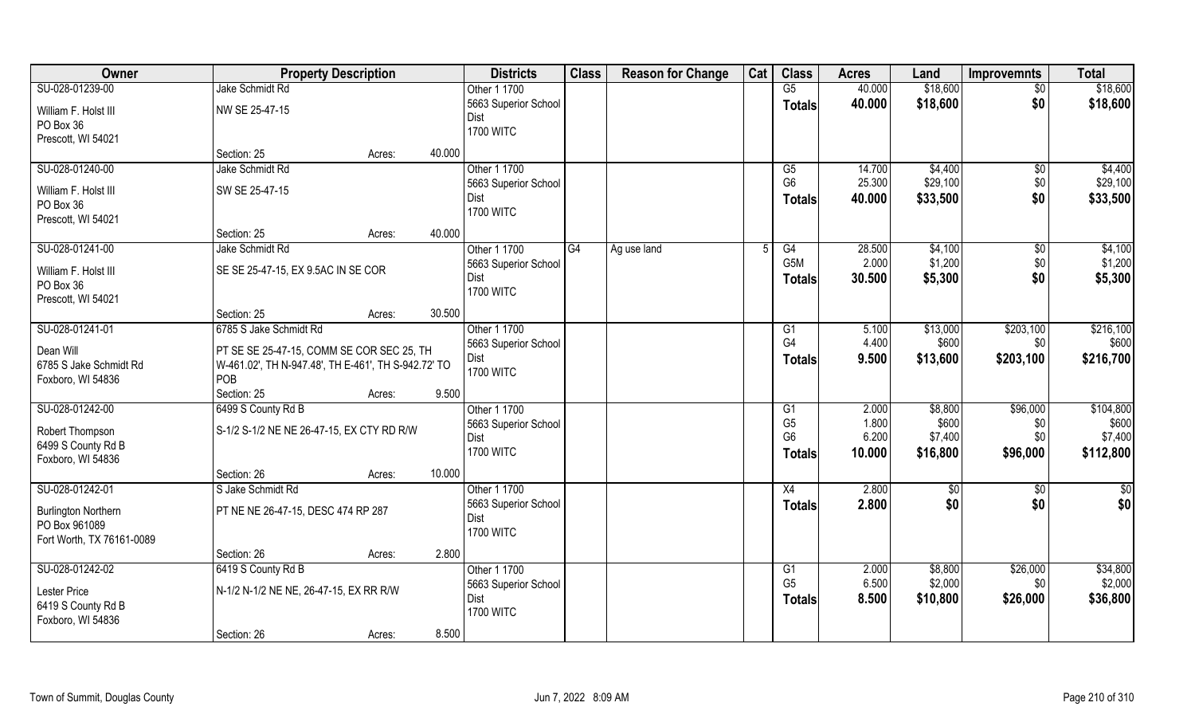| Owner | Property Description | | | Districts | Class | Reason for Change | Cat | Class | Acres | Land | Improvemnts | Total |
|---|---|---|---|---|---|---|---|---|---|---|---|---|
| SU-028-01239-00 | Jake Schmidt Rd | | | Other 1 1700 | | | | G5 | 40.000 | $18,600 | $0 | $18,600 |
| William F. Holst III | NW SE 25-47-15 | | | 5663 Superior School Dist | | | | **Totals** | **40.000** | **$18,600** | **$0** | **$18,600** |
| PO Box 36 | | | | 1700 WITC | | | | | | | | |
| Prescott, WI 54021 | | | | | | | | | | | | |
| | Section: 25 | Acres: | 40.000 | | | | | | | | | |
| SU-028-01240-00 | Jake Schmidt Rd | | | Other 1 1700 | | | | G5 | 14.700 | $4,400 | $0 | $4,400 |
| William F. Holst III | SW SE 25-47-15 | | | 5663 Superior School Dist | | | | G6 | 25.300 | $29,100 | $0 | $29,100 |
| PO Box 36 | | | | 1700 WITC | | | | **Totals** | **40.000** | **$33,500** | **$0** | **$33,500** |
| Prescott, WI 54021 | | | | | | | | | | | | |
| | Section: 25 | Acres: | 40.000 | | | | | | | | | |
| SU-028-01241-00 | Jake Schmidt Rd | | | Other 1 1700 | G4 | Ag use land | 5 | G4 | 28.500 | $4,100 | $0 | $4,100 |
| William F. Holst III | SE SE 25-47-15, EX 9.5AC IN SE COR | | | 5663 Superior School Dist | | | | G5M | 2.000 | $1,200 | $0 | $1,200 |
| PO Box 36 | | | | 1700 WITC | | | | **Totals** | **30.500** | **$5,300** | **$0** | **$5,300** |
| Prescott, WI 54021 | | | | | | | | | | | | |
| | Section: 25 | Acres: | 30.500 | | | | | | | | | |
| SU-028-01241-01 | 6785 S Jake Schmidt Rd | | | Other 1 1700 | | | | G1 | 5.100 | $13,000 | $203,100 | $216,100 |
| Dean Will | PT SE SE 25-47-15, COMM SE COR SEC 25, TH W-461.02', TH N-947.48', TH E-461', TH S-942.72' TO POB | | | 5663 Superior School Dist | | | | G4 | 4.400 | $600 | $0 | $600 |
| 6785 S Jake Schmidt Rd | | | | 1700 WITC | | | | **Totals** | **9.500** | **$13,600** | **$203,100** | **$216,700** |
| Foxboro, WI 54836 | | | | | | | | | | | | |
| | Section: 25 | Acres: | 9.500 | | | | | | | | | |
| SU-028-01242-00 | 6499 S County Rd B | | | Other 1 1700 | | | | G1 | 2.000 | $8,800 | $96,000 | $104,800 |
| Robert Thompson | S-1/2 S-1/2 NE NE 26-47-15, EX CTY RD R/W | | | 5663 Superior School Dist | | | | G5 | 1.800 | $600 | $0 | $600 |
| 6499 S County Rd B | | | | 1700 WITC | | | | G6 | 6.200 | $7,400 | $0 | $7,400 |
| Foxboro, WI 54836 | | | | | | | | **Totals** | **10.000** | **$16,800** | **$96,000** | **$112,800** |
| | Section: 26 | Acres: | 10.000 | | | | | | | | | |
| SU-028-01242-01 | S Jake Schmidt Rd | | | Other 1 1700 | | | | X4 | 2.800 | $0 | $0 | $0 |
| Burlington Northern | PT NE NE 26-47-15, DESC 474 RP 287 | | | 5663 Superior School Dist | | | | **Totals** | **2.800** | **$0** | **$0** | **$0** |
| PO Box 961089 | | | | 1700 WITC | | | | | | | | |
| Fort Worth, TX 76161-0089 | | | | | | | | | | | | |
| | Section: 26 | Acres: | 2.800 | | | | | | | | | |
| SU-028-01242-02 | 6419 S County Rd B | | | Other 1 1700 | | | | G1 | 2.000 | $8,800 | $26,000 | $34,800 |
| Lester Price | N-1/2 N-1/2 NE NE, 26-47-15, EX RR R/W | | | 5663 Superior School Dist | | | | G5 | 6.500 | $2,000 | $0 | $2,000 |
| 6419 S County Rd B | | | | 1700 WITC | | | | **Totals** | **8.500** | **$10,800** | **$26,000** | **$36,800** |
| Foxboro, WI 54836 | | | | | | | | | | | | |
| | Section: 26 | Acres: | 8.500 | | | | | | | | | |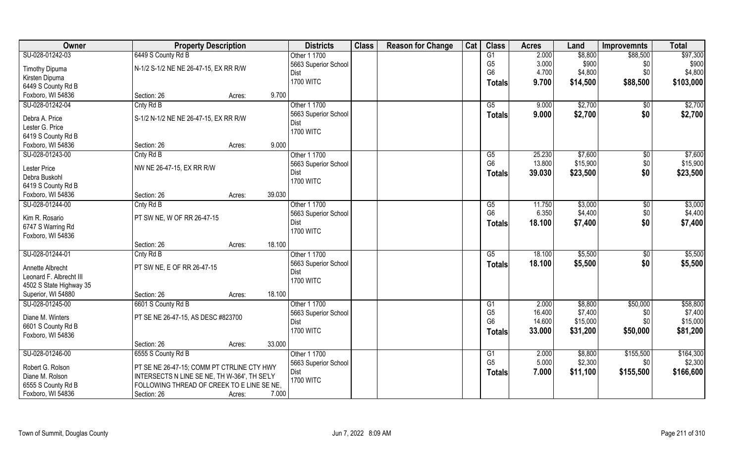| Owner | Property Description | | | Districts | Class | Reason for Change | Cat | Class | Acres | Land | Improvemnts | Total |
|---|---|---|---|---|---|---|---|---|---|---|---|---|
| SU-028-01242-03 | 6449 S County Rd B | | | Other 1 1700 | | | | G1 | 2.000 | $8,800 | $88,500 | $97,300 |
| Timothy Dipuma | N-1/2 S-1/2 NE NE 26-47-15, EX RR R/W | | | 5663 Superior School Dist | | | | G5 | 3.000 | $900 | $0 | $900 |
| Kirsten Dipuma | | | | | | | | G6 | 4.700 | $4,800 | $0 | $4,800 |
| 6449 S County Rd B | | | | 1700 WITC | | | | Totals | 9.700 | $14,500 | $88,500 | $103,000 |
| Foxboro, WI 54836 | Section: 26 | Acres: | 9.700 | | | | | | | | | |
| SU-028-01242-04 | Cnty Rd B | | | Other 1 1700 | | | | G5 | 9.000 | $2,700 | $0 | $2,700 |
| Debra A. Price | S-1/2 N-1/2 NE NE 26-47-15, EX RR R/W | | | 5663 Superior School Dist | | | | Totals | 9.000 | $2,700 | $0 | $2,700 |
| Lester G. Price | | | | 1700 WITC | | | | | | | | |
| 6419 S County Rd B | | | | | | | | | | | | |
| Foxboro, WI 54836 | Section: 26 | Acres: | 9.000 | | | | | | | | | |
| SU-028-01243-00 | Cnty Rd B | | | Other 1 1700 | | | | G5 | 25.230 | $7,600 | $0 | $7,600 |
| Lester Price | NW NE 26-47-15, EX RR R/W | | | 5663 Superior School Dist | | | | G6 | 13.800 | $15,900 | $0 | $15,900 |
| Debra Buskohl | | | | 1700 WITC | | | | Totals | 39.030 | $23,500 | $0 | $23,500 |
| 6419 S County Rd B | | | | | | | | | | | | |
| Foxboro, WI 54836 | Section: 26 | Acres: | 39.030 | | | | | | | | | |
| SU-028-01244-00 | Cnty Rd B | | | Other 1 1700 | | | | G5 | 11.750 | $3,000 | $0 | $3,000 |
| Kim R. Rosario | PT SW NE, W OF RR 26-47-15 | | | 5663 Superior School Dist | | | | G6 | 6.350 | $4,400 | $0 | $4,400 |
| 6747 S Warring Rd | | | | 1700 WITC | | | | Totals | 18.100 | $7,400 | $0 | $7,400 |
| Foxboro, WI 54836 | | | | | | | | | | | | |
| | Section: 26 | Acres: | 18.100 | | | | | | | | | |
| SU-028-01244-01 | Cnty Rd B | | | Other 1 1700 | | | | G5 | 18.100 | $5,500 | $0 | $5,500 |
| Annette Albrecht | PT SW NE, E OF RR 26-47-15 | | | 5663 Superior School Dist | | | | Totals | 18.100 | $5,500 | $0 | $5,500 |
| Leonard F. Albrecht III | | | | 1700 WITC | | | | | | | | |
| 4502 S State Highway 35 | | | | | | | | | | | | |
| Superior, WI 54880 | Section: 26 | Acres: | 18.100 | | | | | | | | | |
| SU-028-01245-00 | 6601 S County Rd B | | | Other 1 1700 | | | | G1 | 2.000 | $8,800 | $50,000 | $58,800 |
| Diane M. Winters | PT SE NE 26-47-15, AS DESC #823700 | | | 5663 Superior School Dist | | | | G5 | 16.400 | $7,400 | $0 | $7,400 |
| 6601 S County Rd B | | | | | | | | G6 | 14.600 | $15,000 | $0 | $15,000 |
| Foxboro, WI 54836 | | | | 1700 WITC | | | | Totals | 33.000 | $31,200 | $50,000 | $81,200 |
| | Section: 26 | Acres: | 33.000 | | | | | | | | | |
| SU-028-01246-00 | 6555 S County Rd B | | | Other 1 1700 | | | | G1 | 2.000 | $8,800 | $155,500 | $164,300 |
| Robert G. Rolson | PT SE NE 26-47-15; COMM PT CTRLINE CTY HWY INTERSECTS N LINE SE NE, TH W-364', TH SE'LY FOLLOWING THREAD OF CREEK TO E LINE SE NE, | | | 5663 Superior School Dist | | | | G5 | 5.000 | $2,300 | $0 | $2,300 |
| Diane M. Rolson | | | | 1700 WITC | | | | Totals | 7.000 | $11,100 | $155,500 | $166,600 |
| 6555 S County Rd B | | | | | | | | | | | | |
| Foxboro, WI 54836 | Section: 26 | Acres: | 7.000 | | | | | | | | | |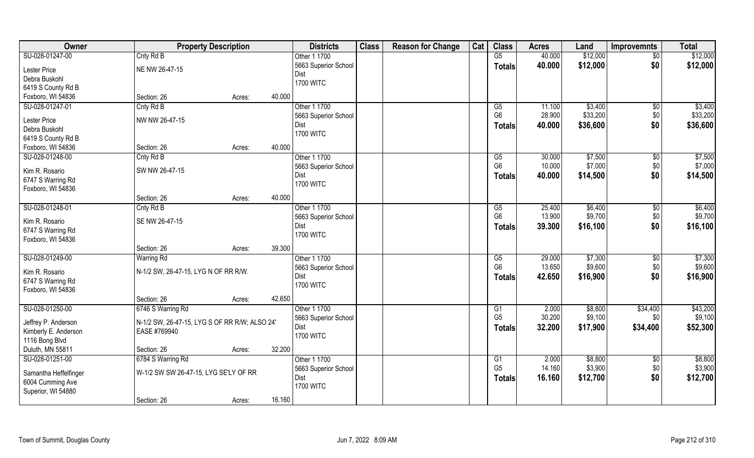| Owner | Property Description | | | Districts | Class | Reason for Change | Cat | Class | Acres | Land | Improvemnts | Total |
|---|---|---|---|---|---|---|---|---|---|---|---|---|
| SU-028-01247-00 | Cnty Rd B | | | Other 1 1700 | | | | G5 | 40.000 | $12,000 | $0 | $12,000 |
| Lester Price | NE NW 26-47-15 | | | 5663 Superior School Dist | | | | Totals | 40.000 | $12,000 | $0 | $12,000 |
| Debra Buskohl | | | | 1700 WITC | | | | | | | | |
| 6419 S County Rd B | | | | | | | | | | | | |
| Foxboro, WI 54836 | Section: 26 | Acres: | 40.000 | | | | | | | | | |
| SU-028-01247-01 | Cnty Rd B | | | Other 1 1700 | | | | G5 | 11.100 | $3,400 | $0 | $3,400 |
| Lester Price | NW NW 26-47-15 | | | 5663 Superior School Dist | | | | G6 | 28.900 | $33,200 | $0 | $33,200 |
| Debra Buskohl | | | | 1700 WITC | | | | Totals | 40.000 | $36,600 | $0 | $36,600 |
| 6419 S County Rd B | | | | | | | | | | | | |
| Foxboro, WI 54836 | Section: 26 | Acres: | 40.000 | | | | | | | | | |
| SU-028-01248-00 | Cnty Rd B | | | Other 1 1700 | | | | G5 | 30.000 | $7,500 | $0 | $7,500 |
| Kim R. Rosario | SW NW 26-47-15 | | | 5663 Superior School Dist | | | | G6 | 10.000 | $7,000 | $0 | $7,000 |
| 6747 S Warring Rd | | | | 1700 WITC | | | | Totals | 40.000 | $14,500 | $0 | $14,500 |
| Foxboro, WI 54836 | | | | | | | | | | | | |
| | Section: 26 | Acres: | 40.000 | | | | | | | | | |
| SU-028-01248-01 | Cnty Rd B | | | Other 1 1700 | | | | G5 | 25.400 | $6,400 | $0 | $6,400 |
| Kim R. Rosario | SE NW 26-47-15 | | | 5663 Superior School Dist | | | | G6 | 13.900 | $9,700 | $0 | $9,700 |
| 6747 S Warring Rd | | | | 1700 WITC | | | | Totals | 39.300 | $16,100 | $0 | $16,100 |
| Foxboro, WI 54836 | | | | | | | | | | | | |
| | Section: 26 | Acres: | 39.300 | | | | | | | | | |
| SU-028-01249-00 | Warring Rd | | | Other 1 1700 | | | | G5 | 29.000 | $7,300 | $0 | $7,300 |
| Kim R. Rosario | N-1/2 SW, 26-47-15, LYG N OF RR R/W. | | | 5663 Superior School Dist | | | | G6 | 13.650 | $9,600 | $0 | $9,600 |
| 6747 S Warring Rd | | | | 1700 WITC | | | | Totals | 42.650 | $16,900 | $0 | $16,900 |
| Foxboro, WI 54836 | | | | | | | | | | | | |
| | Section: 26 | Acres: | 42.650 | | | | | | | | | |
| SU-028-01250-00 | 6746 S Warring Rd | | | Other 1 1700 | | | | G1 | 2.000 | $8,800 | $34,400 | $43,200 |
| Jeffrey P. Anderson | N-1/2 SW, 26-47-15, LYG S OF RR R/W; ALSO 24' EASE #769940 | | | 5663 Superior School Dist | | | | G5 | 30.200 | $9,100 | $0 | $9,100 |
| Kimberly E. Anderson | | | | 1700 WITC | | | | Totals | 32.200 | $17,900 | $34,400 | $52,300 |
| 1116 Bong Blvd | | | | | | | | | | | | |
| Duluth, MN 55811 | Section: 26 | Acres: | 32.200 | | | | | | | | | |
| SU-028-01251-00 | 6784 S Warring Rd | | | Other 1 1700 | | | | G1 | 2.000 | $8,800 | $0 | $8,800 |
| Samantha Heffelfinger | W-1/2 SW SW 26-47-15, LYG SE'LY OF RR | | | 5663 Superior School Dist | | | | G5 | 14.160 | $3,900 | $0 | $3,900 |
| 6004 Cumming Ave | | | | 1700 WITC | | | | Totals | 16.160 | $12,700 | $0 | $12,700 |
| Superior, WI 54880 | | | | | | | | | | | | |
| | Section: 26 | Acres: | 16.160 | | | | | | | | | |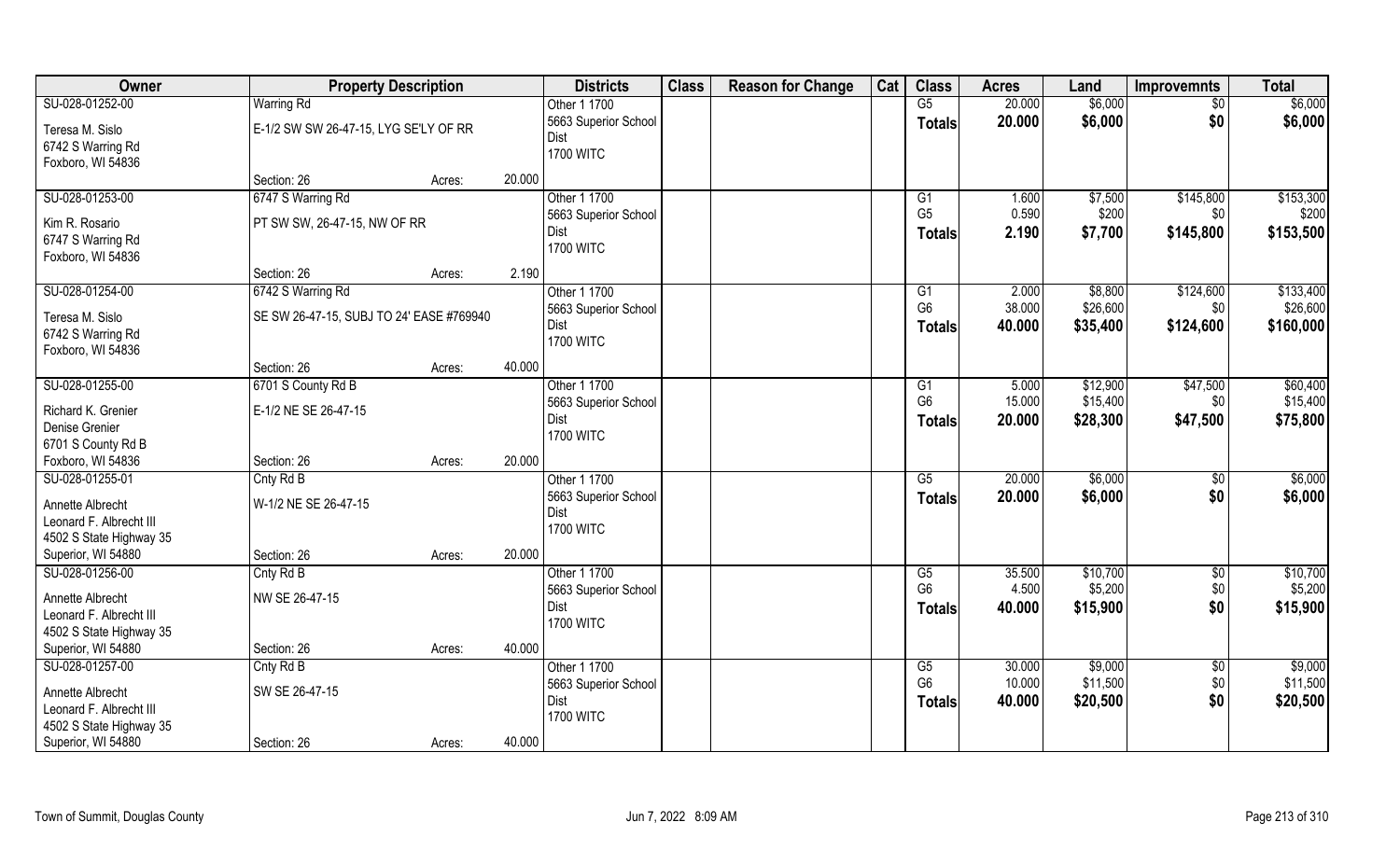| Owner | Property Description | | | Districts | Class | Reason for Change | Cat | Class | Acres | Land | Improvemnts | Total |
|---|---|---|---|---|---|---|---|---|---|---|---|---|
| SU-028-01252-00 | Warring Rd | | | Other 1 1700 | | | | G5 | 20.000 | $6,000 | $0 | $6,000 |
| Teresa M. Sislo | E-1/2 SW SW 26-47-15, LYG SE'LY OF RR | | | 5663 Superior School Dist | | | | **Totals** | **20.000** | **$6,000** | **$0** | **$6,000** |
| 6742 S Warring Rd | | | | 1700 WITC | | | | | | | | |
| Foxboro, WI 54836 | | | | | | | | | | | | |
| | Section: 26 | Acres: | 20.000 | | | | | | | | | |
| SU-028-01253-00 | 6747 S Warring Rd | | | Other 1 1700 | | | | G1 | 1.600 | $7,500 | $145,800 | $153,300 |
| Kim R. Rosario | PT SW SW, 26-47-15, NW OF RR | | | 5663 Superior School Dist | | | | G5 | 0.590 | $200 | $0 | $200 |
| 6747 S Warring Rd | | | | 1700 WITC | | | | **Totals** | **2.190** | **$7,700** | **$145,800** | **$153,500** |
| Foxboro, WI 54836 | | | | | | | | | | | | |
| | Section: 26 | Acres: | 2.190 | | | | | | | | | |
| SU-028-01254-00 | 6742 S Warring Rd | | | Other 1 1700 | | | | G1 | 2.000 | $8,800 | $124,600 | $133,400 |
| Teresa M. Sislo | SE SW 26-47-15, SUBJ TO 24' EASE #769940 | | | 5663 Superior School Dist | | | | G6 | 38.000 | $26,600 | $0 | $26,600 |
| 6742 S Warring Rd | | | | 1700 WITC | | | | **Totals** | **40.000** | **$35,400** | **$124,600** | **$160,000** |
| Foxboro, WI 54836 | | | | | | | | | | | | |
| | Section: 26 | Acres: | 40.000 | | | | | | | | | |
| SU-028-01255-00 | 6701 S County Rd B | | | Other 1 1700 | | | | G1 | 5.000 | $12,900 | $47,500 | $60,400 |
| Richard K. Grenier | E-1/2 NE SE 26-47-15 | | | 5663 Superior School Dist | | | | G6 | 15.000 | $15,400 | $0 | $15,400 |
| Denise Grenier | | | | 1700 WITC | | | | **Totals** | **20.000** | **$28,300** | **$47,500** | **$75,800** |
| 6701 S County Rd B | | | | | | | | | | | | |
| Foxboro, WI 54836 | Section: 26 | Acres: | 20.000 | | | | | | | | | |
| SU-028-01255-01 | Cnty Rd B | | | Other 1 1700 | | | | G5 | 20.000 | $6,000 | $0 | $6,000 |
| Annette Albrecht | W-1/2 NE SE 26-47-15 | | | 5663 Superior School Dist | | | | **Totals** | **20.000** | **$6,000** | **$0** | **$6,000** |
| Leonard F. Albrecht III | | | | 1700 WITC | | | | | | | | |
| 4502 S State Highway 35 | | | | | | | | | | | | |
| Superior, WI 54880 | Section: 26 | Acres: | 20.000 | | | | | | | | | |
| SU-028-01256-00 | Cnty Rd B | | | Other 1 1700 | | | | G5 | 35.500 | $10,700 | $0 | $10,700 |
| Annette Albrecht | NW SE 26-47-15 | | | 5663 Superior School Dist | | | | G6 | 4.500 | $5,200 | $0 | $5,200 |
| Leonard F. Albrecht III | | | | 1700 WITC | | | | **Totals** | **40.000** | **$15,900** | **$0** | **$15,900** |
| 4502 S State Highway 35 | | | | | | | | | | | | |
| Superior, WI 54880 | Section: 26 | Acres: | 40.000 | | | | | | | | | |
| SU-028-01257-00 | Cnty Rd B | | | Other 1 1700 | | | | G5 | 30.000 | $9,000 | $0 | $9,000 |
| Annette Albrecht | SW SE 26-47-15 | | | 5663 Superior School Dist | | | | G6 | 10.000 | $11,500 | $0 | $11,500 |
| Leonard F. Albrecht III | | | | 1700 WITC | | | | **Totals** | **40.000** | **$20,500** | **$0** | **$20,500** |
| 4502 S State Highway 35 | | | | | | | | | | | | |
| Superior, WI 54880 | Section: 26 | Acres: | 40.000 | | | | | | | | | |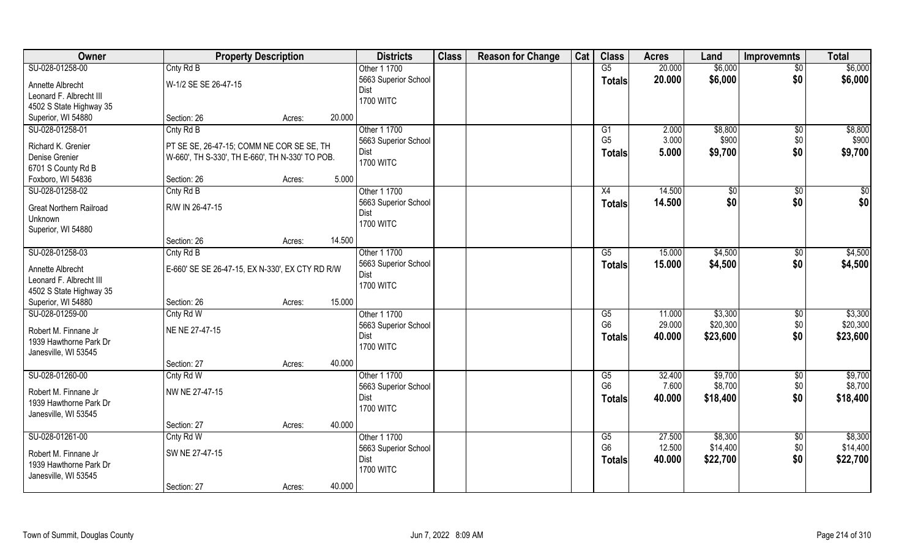| Owner | Property Description | | | Districts | Class | Reason for Change | Cat | Class | Acres | Land | Improvemnts | Total |
|---|---|---|---|---|---|---|---|---|---|---|---|---|
| SU-028-01258-00 | Cnty Rd B | | | Other 1 1700 | | | | G5 | 20.000 | $6,000 | $0 | $6,000 |
| Annette Albrecht | W-1/2 SE SE 26-47-15 | | | 5663 Superior School Dist | | | | **Totals** | **20.000** | **$6,000** | **$0** | **$6,000** |
| Leonard F. Albrecht III | | | | 1700 WITC | | | | | | | | |
| 4502 S State Highway 35 | | | | | | | | | | | | |
| Superior, WI 54880 | Section: 26 | Acres: | 20.000 | | | | | | | | | |
| SU-028-01258-01 | Cnty Rd B | | | Other 1 1700 | | | | G1 | 2.000 | $8,800 | $0 | $8,800 |
| Richard K. Grenier | PT SE SE, 26-47-15; COMM NE COR SE SE, TH | | | 5663 Superior School Dist | | | | G5 | 3.000 | $900 | $0 | $900 |
| Denise Grenier | W-660', TH S-330', TH E-660', TH N-330' TO POB. | | | 1700 WITC | | | | **Totals** | **5.000** | **$9,700** | **$0** | **$9,700** |
| 6701 S County Rd B | | | | | | | | | | | | |
| Foxboro, WI 54836 | Section: 26 | Acres: | 5.000 | | | | | | | | | |
| SU-028-01258-02 | Cnty Rd B | | | Other 1 1700 | | | | X4 | 14.500 | $0 | $0 | $0 |
| Great Northern Railroad | R/W IN 26-47-15 | | | 5663 Superior School Dist | | | | **Totals** | **14.500** | **$0** | **$0** | **$0** |
| Unknown | | | | 1700 WITC | | | | | | | | |
| Superior, WI 54880 | | | | | | | | | | | | |
| | Section: 26 | Acres: | 14.500 | | | | | | | | | |
| SU-028-01258-03 | Cnty Rd B | | | Other 1 1700 | | | | G5 | 15.000 | $4,500 | $0 | $4,500 |
| Annette Albrecht | E-660' SE SE 26-47-15, EX N-330', EX CTY RD R/W | | | 5663 Superior School Dist | | | | **Totals** | **15.000** | **$4,500** | **$0** | **$4,500** |
| Leonard F. Albrecht III | | | | 1700 WITC | | | | | | | | |
| 4502 S State Highway 35 | | | | | | | | | | | | |
| Superior, WI 54880 | Section: 26 | Acres: | 15.000 | | | | | | | | | |
| SU-028-01259-00 | Cnty Rd W | | | Other 1 1700 | | | | G5 | 11.000 | $3,300 | $0 | $3,300 |
| Robert M. Finnane Jr | NE NE 27-47-15 | | | 5663 Superior School Dist | | | | G6 | 29.000 | $20,300 | $0 | $20,300 |
| 1939 Hawthorne Park Dr | | | | 1700 WITC | | | | **Totals** | **40.000** | **$23,600** | **$0** | **$23,600** |
| Janesville, WI 53545 | | | | | | | | | | | | |
| | Section: 27 | Acres: | 40.000 | | | | | | | | | |
| SU-028-01260-00 | Cnty Rd W | | | Other 1 1700 | | | | G5 | 32.400 | $9,700 | $0 | $9,700 |
| Robert M. Finnane Jr | NW NE 27-47-15 | | | 5663 Superior School Dist | | | | G6 | 7.600 | $8,700 | $0 | $8,700 |
| 1939 Hawthorne Park Dr | | | | 1700 WITC | | | | **Totals** | **40.000** | **$18,400** | **$0** | **$18,400** |
| Janesville, WI 53545 | | | | | | | | | | | | |
| | Section: 27 | Acres: | 40.000 | | | | | | | | | |
| SU-028-01261-00 | Cnty Rd W | | | Other 1 1700 | | | | G5 | 27.500 | $8,300 | $0 | $8,300 |
| Robert M. Finnane Jr | SW NE 27-47-15 | | | 5663 Superior School Dist | | | | G6 | 12.500 | $14,400 | $0 | $14,400 |
| 1939 Hawthorne Park Dr | | | | 1700 WITC | | | | **Totals** | **40.000** | **$22,700** | **$0** | **$22,700** |
| Janesville, WI 53545 | | | | | | | | | | | | |
| | Section: 27 | Acres: | 40.000 | | | | | | | | | |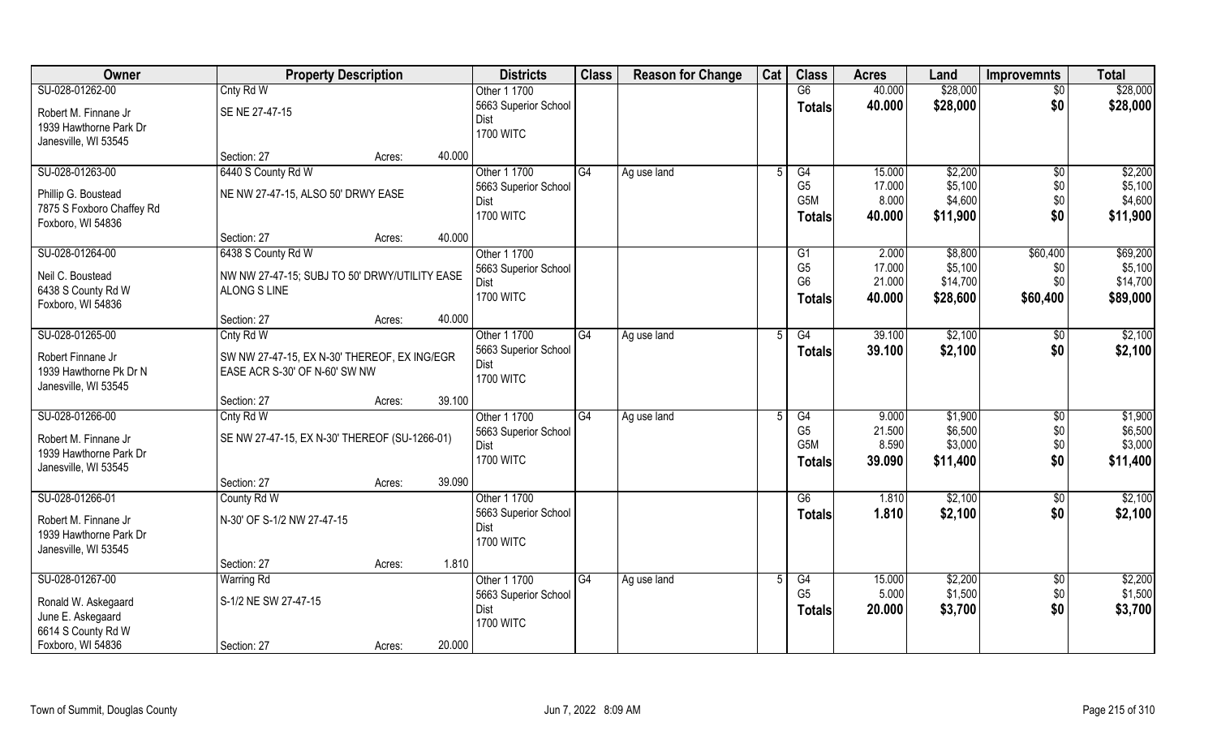| Owner | Property Description | | Districts | Class | Reason for Change | Cat | Class | Acres | Land | Improvemnts | Total |
|---|---|---|---|---|---|---|---|---|---|---|---|
| SU-028-01262-00 | Cnty Rd W | | Other 1 1700 | | | | G6 | 40.000 | $28,000 | $0 | $28,000 |
| Robert M. Finnane Jr | SE NE 27-47-15 | | 5663 Superior School Dist | | | | **Totals** | **40.000** | **$28,000** | **$0** | **$28,000** |
| 1939 Hawthorne Park Dr | | | 1700 WITC | | | | | | | | |
| Janesville, WI 53545 | | | | | | | | | | | |
| | Section: 27 | Acres: 40.000 | | | | | | | | | |
| SU-028-01263-00 | 6440 S County Rd W | | Other 1 1700 | G4 | Ag use land | 5 | G4 | 15.000 | $2,200 | $0 | $2,200 |
| Phillip G. Boustead | NE NW 27-47-15, ALSO 50' DRWY EASE | | 5663 Superior School Dist | | | | G5 | 17.000 | $5,100 | $0 | $5,100 |
| 7875 S Foxboro Chaffey Rd | | | 1700 WITC | | | | G5M | 8.000 | $4,600 | $0 | $4,600 |
| Foxboro, WI 54836 | | | | | | | **Totals** | **40.000** | **$11,900** | **$0** | **$11,900** |
| | Section: 27 | Acres: 40.000 | | | | | | | | | |
| SU-028-01264-00 | 6438 S County Rd W | | Other 1 1700 | | | | G1 | 2.000 | $8,800 | $60,400 | $69,200 |
| Neil C. Boustead | NW NW 27-47-15; SUBJ TO 50' DRWY/UTILITY EASE ALONG S LINE | | 5663 Superior School Dist | | | | G5 | 17.000 | $5,100 | $0 | $5,100 |
| 6438 S County Rd W | | | 1700 WITC | | | | G6 | 21.000 | $14,700 | $0 | $14,700 |
| Foxboro, WI 54836 | | | | | | | **Totals** | **40.000** | **$28,600** | **$60,400** | **$89,000** |
| | Section: 27 | Acres: 40.000 | | | | | | | | | |
| SU-028-01265-00 | Cnty Rd W | | Other 1 1700 | G4 | Ag use land | 5 | G4 | 39.100 | $2,100 | $0 | $2,100 |
| Robert Finnane Jr | SW NW 27-47-15, EX N-30' THEREOF, EX ING/EGR EASE ACR S-30' OF N-60' SW NW | | 5663 Superior School Dist | | | | **Totals** | **39.100** | **$2,100** | **$0** | **$2,100** |
| 1939 Hawthorne Pk Dr N | | | 1700 WITC | | | | | | | | |
| Janesville, WI 53545 | | | | | | | | | | | |
| | Section: 27 | Acres: 39.100 | | | | | | | | | |
| SU-028-01266-00 | Cnty Rd W | | Other 1 1700 | G4 | Ag use land | 5 | G4 | 9.000 | $1,900 | $0 | $1,900 |
| Robert M. Finnane Jr | SE NW 27-47-15, EX N-30' THEREOF (SU-1266-01) | | 5663 Superior School Dist | | | | G5 | 21.500 | $6,500 | $0 | $6,500 |
| 1939 Hawthorne Park Dr | | | 1700 WITC | | | | G5M | 8.590 | $3,000 | $0 | $3,000 |
| Janesville, WI 53545 | | | | | | | **Totals** | **39.090** | **$11,400** | **$0** | **$11,400** |
| | Section: 27 | Acres: 39.090 | | | | | | | | | |
| SU-028-01266-01 | County Rd W | | Other 1 1700 | | | | G6 | 1.810 | $2,100 | $0 | $2,100 |
| Robert M. Finnane Jr | N-30' OF S-1/2 NW 27-47-15 | | 5663 Superior School Dist | | | | **Totals** | **1.810** | **$2,100** | **$0** | **$2,100** |
| 1939 Hawthorne Park Dr | | | 1700 WITC | | | | | | | | |
| Janesville, WI 53545 | | | | | | | | | | | |
| | Section: 27 | Acres: 1.810 | | | | | | | | | |
| SU-028-01267-00 | Warring Rd | | Other 1 1700 | G4 | Ag use land | 5 | G4 | 15.000 | $2,200 | $0 | $2,200 |
| Ronald W. Askegaard | S-1/2 NE SW 27-47-15 | | 5663 Superior School Dist | | | | G5 | 5.000 | $1,500 | $0 | $1,500 |
| June E. Askegaard | | | 1700 WITC | | | | **Totals** | **20.000** | **$3,700** | **$0** | **$3,700** |
| 6614 S County Rd W | | | | | | | | | | | |
| Foxboro, WI 54836 | Section: 27 | Acres: 20.000 | | | | | | | | | |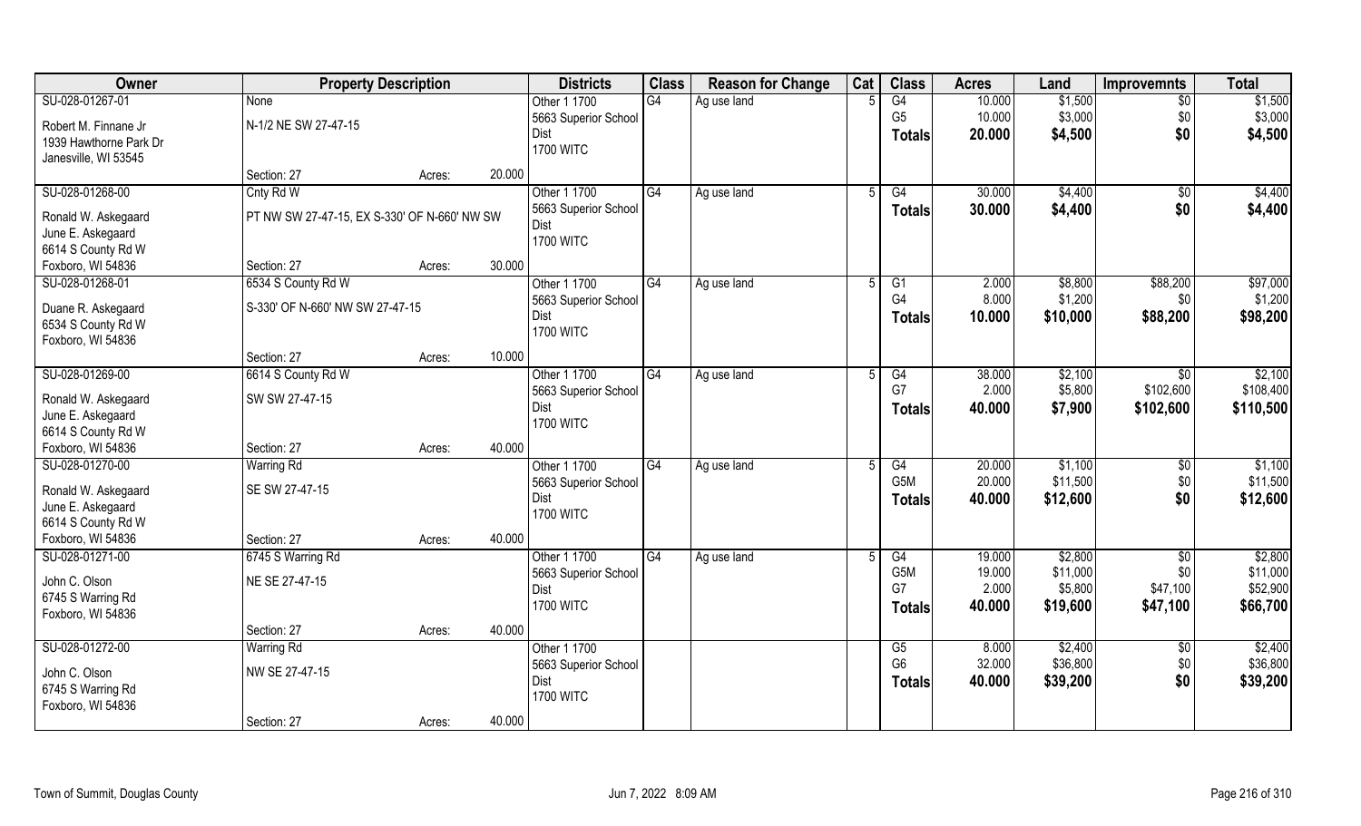| Owner | Property Description | | | Districts | Class | Reason for Change | Cat | Class | Acres | Land | Improvemnts | Total |
|---|---|---|---|---|---|---|---|---|---|---|---|---|
| SU-028-01267-01 | None | | | Other 1 1700 | G4 | Ag use land | 5 | G4 | 10.000 | $1,500 | $0 | $1,500 |
| Robert M. Finnane Jr | N-1/2 NE SW 27-47-15 | | | 5663 Superior School | | | | G5 | 10.000 | $3,000 | $0 | $3,000 |
| 1939 Hawthorne Park Dr | | | | Dist | | | | Totals | 20.000 | $4,500 | $0 | $4,500 |
| Janesville, WI 53545 | | | | 1700 WITC | | | | | | | | |
| | Section: 27 | Acres: | 20.000 | | | | | | | | | |
| SU-028-01268-00 | Cnty Rd W | | | Other 1 1700 | G4 | Ag use land | 5 | G4 | 30.000 | $4,400 | $0 | $4,400 |
| Ronald W. Askegaard | PT NW SW 27-47-15, EX S-330' OF N-660' NW SW | | | 5663 Superior School | | | | Totals | 30.000 | $4,400 | $0 | $4,400 |
| June E. Askegaard | | | | Dist | | | | | | | | |
| 6614 S County Rd W | | | | 1700 WITC | | | | | | | | |
| Foxboro, WI 54836 | Section: 27 | Acres: | 30.000 | | | | | | | | | |
| SU-028-01268-01 | 6534 S County Rd W | | | Other 1 1700 | G4 | Ag use land | 5 | G1 | 2.000 | $8,800 | $88,200 | $97,000 |
| Duane R. Askegaard | S-330' OF N-660' NW SW 27-47-15 | | | 5663 Superior School | | | | G4 | 8.000 | $1,200 | $0 | $1,200 |
| 6534 S County Rd W | | | | Dist | | | | Totals | 10.000 | $10,000 | $88,200 | $98,200 |
| Foxboro, WI 54836 | | | | 1700 WITC | | | | | | | | |
| | Section: 27 | Acres: | 10.000 | | | | | | | | | |
| SU-028-01269-00 | 6614 S County Rd W | | | Other 1 1700 | G4 | Ag use land | 5 | G4 | 38.000 | $2,100 | $0 | $2,100 |
| Ronald W. Askegaard | SW SW 27-47-15 | | | 5663 Superior School | | | | G7 | 2.000 | $5,800 | $102,600 | $108,400 |
| June E. Askegaard | | | | Dist | | | | Totals | 40.000 | $7,900 | $102,600 | $110,500 |
| 6614 S County Rd W | | | | 1700 WITC | | | | | | | | |
| Foxboro, WI 54836 | Section: 27 | Acres: | 40.000 | | | | | | | | | |
| SU-028-01270-00 | Warring Rd | | | Other 1 1700 | G4 | Ag use land | 5 | G4 | 20.000 | $1,100 | $0 | $1,100 |
| Ronald W. Askegaard | SE SW 27-47-15 | | | 5663 Superior School | | | | G5M | 20.000 | $11,500 | $0 | $11,500 |
| June E. Askegaard | | | | Dist | | | | Totals | 40.000 | $12,600 | $0 | $12,600 |
| 6614 S County Rd W | | | | 1700 WITC | | | | | | | | |
| Foxboro, WI 54836 | Section: 27 | Acres: | 40.000 | | | | | | | | | |
| SU-028-01271-00 | 6745 S Warring Rd | | | Other 1 1700 | G4 | Ag use land | 5 | G4 | 19.000 | $2,800 | $0 | $2,800 |
| John C. Olson | NE SE 27-47-15 | | | 5663 Superior School | | | | G5M | 19.000 | $11,000 | $0 | $11,000 |
| 6745 S Warring Rd | | | | Dist | | | | G7 | 2.000 | $5,800 | $47,100 | $52,900 |
| Foxboro, WI 54836 | | | | 1700 WITC | | | | Totals | 40.000 | $19,600 | $47,100 | $66,700 |
| | Section: 27 | Acres: | 40.000 | | | | | | | | | |
| SU-028-01272-00 | Warring Rd | | | Other 1 1700 | | | | G5 | 8.000 | $2,400 | $0 | $2,400 |
| John C. Olson | NW SE 27-47-15 | | | 5663 Superior School | | | | G6 | 32.000 | $36,800 | $0 | $36,800 |
| 6745 S Warring Rd | | | | Dist | | | | Totals | 40.000 | $39,200 | $0 | $39,200 |
| Foxboro, WI 54836 | | | | 1700 WITC | | | | | | | | |
| | Section: 27 | Acres: | 40.000 | | | | | | | | | |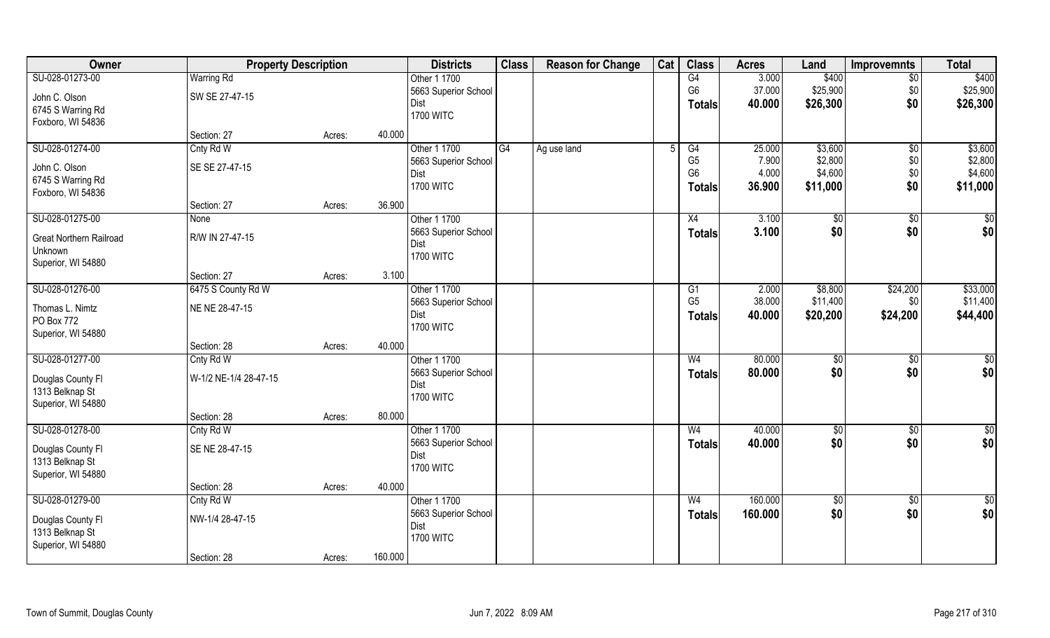| Owner | Property Description | | | Districts | Class | Reason for Change | Cat | Class | Acres | Land | Improvemnts | Total |
|---|---|---|---|---|---|---|---|---|---|---|---|---|
| SU-028-01273-00 | Warring Rd | | | Other 1 1700 | | | | G4 | 3.000 | $400 | $0 | $400 |
| John C. Olson | SW SE 27-47-15 | | | 5663 Superior School | | | | G6 | 37.000 | $25,900 | $0 | $25,900 |
| 6745 S Warring Rd | | | | Dist | | | | **Totals** | **40.000** | **$26,300** | **$0** | **$26,300** |
| Foxboro, WI 54836 | | | | 1700 WITC | | | | | | | | |
| | Section: 27 | Acres: | 40.000 | | | | | | | | | |
| SU-028-01274-00 | Cnty Rd W | | | Other 1 1700 | G4 | Ag use land | 5 | G4 | 25.000 | $3,600 | $0 | $3,600 |
| John C. Olson | SE SE 27-47-15 | | | 5663 Superior School | | | | G5 | 7.900 | $2,800 | $0 | $2,800 |
| 6745 S Warring Rd | | | | Dist | | | | G6 | 4.000 | $4,600 | $0 | $4,600 |
| Foxboro, WI 54836 | | | | 1700 WITC | | | | **Totals** | **36.900** | **$11,000** | **$0** | **$11,000** |
| | Section: 27 | Acres: | 36.900 | | | | | | | | | |
| SU-028-01275-00 | None | | | Other 1 1700 | | | | X4 | 3.100 | $0 | $0 | $0 |
| Great Northern Railroad | R/W IN 27-47-15 | | | 5663 Superior School | | | | **Totals** | **3.100** | **$0** | **$0** | **$0** |
| Unknown | | | | Dist | | | | | | | | |
| Superior, WI 54880 | | | | 1700 WITC | | | | | | | | |
| | Section: 27 | Acres: | 3.100 | | | | | | | | | |
| SU-028-01276-00 | 6475 S County Rd W | | | Other 1 1700 | | | | G1 | 2.000 | $8,800 | $24,200 | $33,000 |
| Thomas L. Nimtz | NE NE 28-47-15 | | | 5663 Superior School | | | | G5 | 38.000 | $11,400 | $0 | $11,400 |
| PO Box 772 | | | | Dist | | | | **Totals** | **40.000** | **$20,200** | **$24,200** | **$44,400** |
| Superior, WI 54880 | | | | 1700 WITC | | | | | | | | |
| | Section: 28 | Acres: | 40.000 | | | | | | | | | |
| SU-028-01277-00 | Cnty Rd W | | | Other 1 1700 | | | | W4 | 80.000 | $0 | $0 | $0 |
| Douglas County Fl | W-1/2 NE-1/4 28-47-15 | | | 5663 Superior School | | | | **Totals** | **80.000** | **$0** | **$0** | **$0** |
| 1313 Belknap St | | | | Dist | | | | | | | | |
| Superior, WI 54880 | | | | 1700 WITC | | | | | | | | |
| | Section: 28 | Acres: | 80.000 | | | | | | | | | |
| SU-028-01278-00 | Cnty Rd W | | | Other 1 1700 | | | | W4 | 40.000 | $0 | $0 | $0 |
| Douglas County Fl | SE NE 28-47-15 | | | 5663 Superior School | | | | **Totals** | **40.000** | **$0** | **$0** | **$0** |
| 1313 Belknap St | | | | Dist | | | | | | | | |
| Superior, WI 54880 | | | | 1700 WITC | | | | | | | | |
| | Section: 28 | Acres: | 40.000 | | | | | | | | | |
| SU-028-01279-00 | Cnty Rd W | | | Other 1 1700 | | | | W4 | 160.000 | $0 | $0 | $0 |
| Douglas County Fl | NW-1/4 28-47-15 | | | 5663 Superior School | | | | **Totals** | **160.000** | **$0** | **$0** | **$0** |
| 1313 Belknap St | | | | Dist | | | | | | | | |
| Superior, WI 54880 | | | | 1700 WITC | | | | | | | | |
| | Section: 28 | Acres: | 160.000 | | | | | | | | | |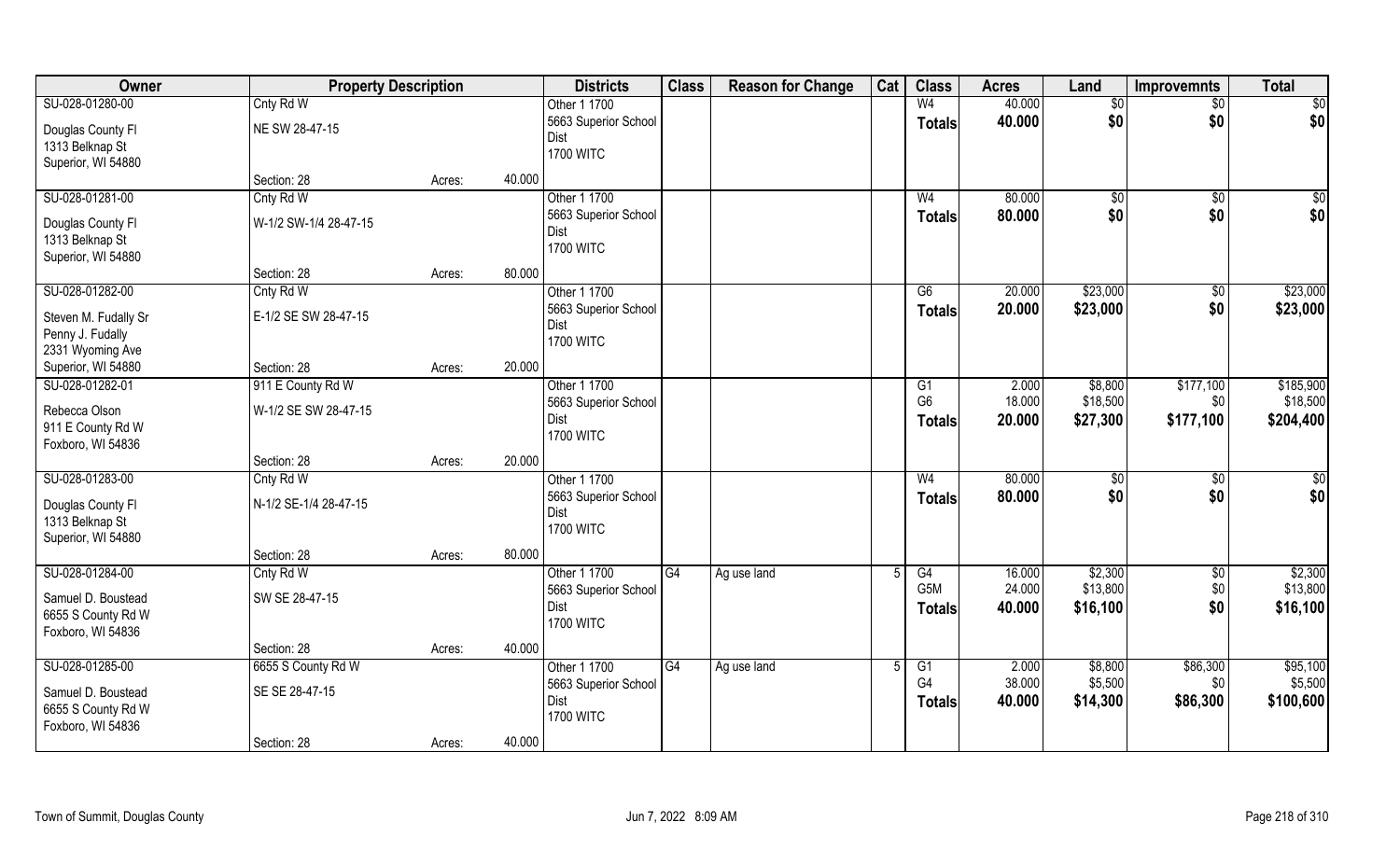| Owner | Property Description | | | Districts | Class | Reason for Change | Cat | Class | Acres | Land | Improvemnts | Total |
|---|---|---|---|---|---|---|---|---|---|---|---|---|
| SU-028-01280-00 | Cnty Rd W | | | Other 1 1700 | | | | W4 | 40.000 | $0 | $0 | $0 |
| Douglas County Fl<br>1313 Belknap St<br>Superior, WI 54880 | NE SW 28-47-15 | | | 5663 Superior School Dist<br>1700 WITC | | | | Totals | 40.000 | $0 | $0 | $0 |
| | Section: 28 | Acres: | 40.000 | | | | | | | | | |
| SU-028-01281-00 | Cnty Rd W | | | Other 1 1700 | | | | W4 | 80.000 | $0 | $0 | $0 |
| Douglas County Fl<br>1313 Belknap St<br>Superior, WI 54880 | W-1/2 SW-1/4 28-47-15 | | | 5663 Superior School Dist<br>1700 WITC | | | | Totals | 80.000 | $0 | $0 | $0 |
| | Section: 28 | Acres: | 80.000 | | | | | | | | | |
| SU-028-01282-00 | Cnty Rd W | | | Other 1 1700 | | | | G6 | 20.000 | $23,000 | $0 | $23,000 |
| Steven M. Fudally Sr<br>Penny J. Fudally<br>2331 Wyoming Ave<br>Superior, WI 54880 | E-1/2 SE SW 28-47-15 | | | 5663 Superior School Dist<br>1700 WITC | | | | Totals | 20.000 | $23,000 | $0 | $23,000 |
| | Section: 28 | Acres: | 20.000 | | | | | | | | | |
| SU-028-01282-01 | 911 E County Rd W | | | Other 1 1700 | | | | G1 | 2.000 | $8,800 | $177,100 | $185,900 |
| Rebecca Olson<br>911 E County Rd W<br>Foxboro, WI 54836 | W-1/2 SE SW 28-47-15 | | | 5663 Superior School Dist<br>1700 WITC | | | | G6 | 18.000 | $18,500 | $0 | $18,500 |
| | | | | | | | | Totals | 20.000 | $27,300 | $177,100 | $204,400 |
| | Section: 28 | Acres: | 20.000 | | | | | | | | | |
| SU-028-01283-00 | Cnty Rd W | | | Other 1 1700 | | | | W4 | 80.000 | $0 | $0 | $0 |
| Douglas County Fl<br>1313 Belknap St<br>Superior, WI 54880 | N-1/2 SE-1/4 28-47-15 | | | 5663 Superior School Dist<br>1700 WITC | | | | Totals | 80.000 | $0 | $0 | $0 |
| | Section: 28 | Acres: | 80.000 | | | | | | | | | |
| SU-028-01284-00 | Cnty Rd W | | | Other 1 1700 | G4 | Ag use land | 5 | G4 | 16.000 | $2,300 | $0 | $2,300 |
| Samuel D. Boustead<br>6655 S County Rd W<br>Foxboro, WI 54836 | SW SE 28-47-15 | | | 5663 Superior School Dist<br>1700 WITC | | | | G5M | 24.000 | $13,800 | $0 | $13,800 |
| | | | | | | | | Totals | 40.000 | $16,100 | $0 | $16,100 |
| | Section: 28 | Acres: | 40.000 | | | | | | | | | |
| SU-028-01285-00 | 6655 S County Rd W | | | Other 1 1700 | G4 | Ag use land | 5 | G1 | 2.000 | $8,800 | $86,300 | $95,100 |
| Samuel D. Boustead<br>6655 S County Rd W<br>Foxboro, WI 54836 | SE SE 28-47-15 | | | 5663 Superior School Dist<br>1700 WITC | | | | G4 | 38.000 | $5,500 | $0 | $5,500 |
| | | | | | | | | Totals | 40.000 | $14,300 | $86,300 | $100,600 |
| | Section: 28 | Acres: | 40.000 | | | | | | | | | |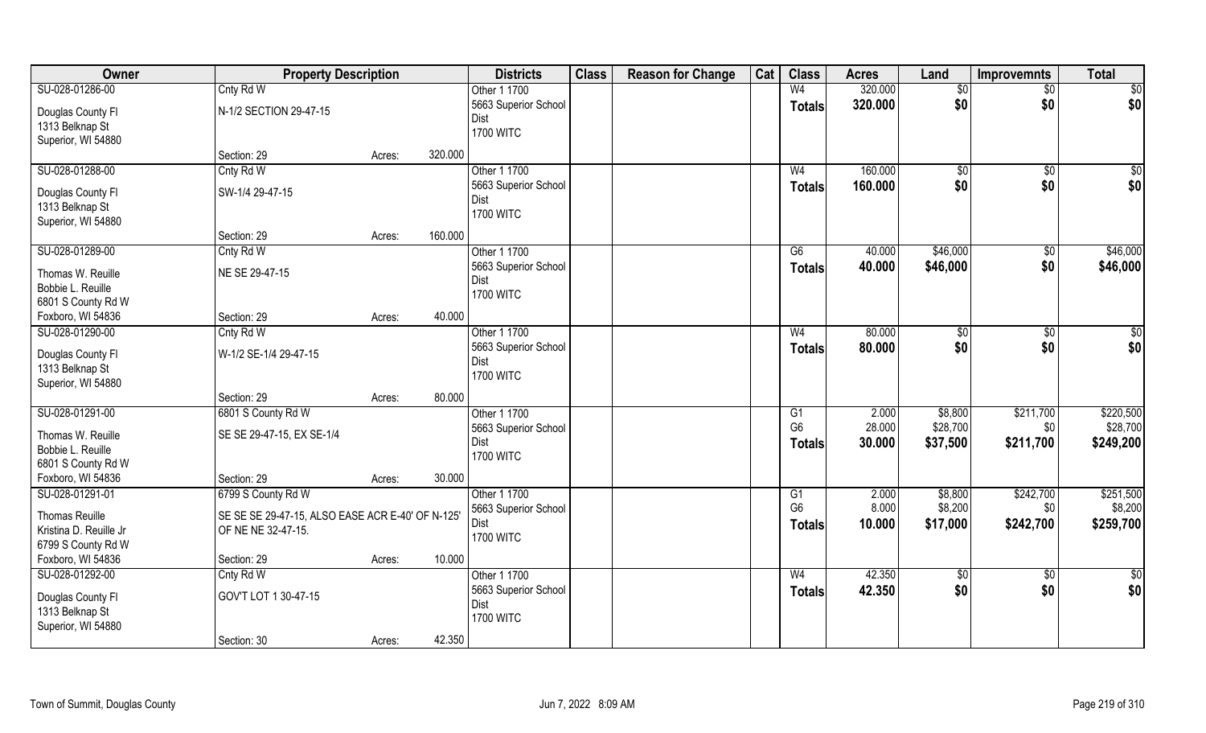| Owner | Property Description | | | Districts | Class | Reason for Change | Cat | Class | Acres | Land | Improvemnts | Total |
|---|---|---|---|---|---|---|---|---|---|---|---|---|
| SU-028-01286-00 | Cnty Rd W | | | Other 1 1700 | | | | W4 | 320.000 | $0 | $0 | $0 |
| Douglas County Fl<br>1313 Belknap St<br>Superior, WI 54880 | N-1/2 SECTION 29-47-15 | | | 5663 Superior School Dist<br>1700 WITC | | | | Totals | 320.000 | $0 | $0 | $0 |
| | Section: 29 | Acres: | 320.000 | | | | | | | | | |
| SU-028-01288-00 | Cnty Rd W | | | Other 1 1700 | | | | W4 | 160.000 | $0 | $0 | $0 |
| Douglas County Fl<br>1313 Belknap St<br>Superior, WI 54880 | SW-1/4 29-47-15 | | | 5663 Superior School Dist<br>1700 WITC | | | | Totals | 160.000 | $0 | $0 | $0 |
| | Section: 29 | Acres: | 160.000 | | | | | | | | | |
| SU-028-01289-00 | Cnty Rd W | | | Other 1 1700 | | | | G6 | 40.000 | $46,000 | $0 | $46,000 |
| Thomas W. Reuille<br>Bobbie L. Reuille<br>6801 S County Rd W<br>Foxboro, WI 54836 | NE SE 29-47-15 | | | 5663 Superior School Dist<br>1700 WITC | | | | Totals | 40.000 | $46,000 | $0 | $46,000 |
| | Section: 29 | Acres: | 40.000 | | | | | | | | | |
| SU-028-01290-00 | Cnty Rd W | | | Other 1 1700 | | | | W4 | 80.000 | $0 | $0 | $0 |
| Douglas County Fl<br>1313 Belknap St<br>Superior, WI 54880 | W-1/2 SE-1/4 29-47-15 | | | 5663 Superior School Dist<br>1700 WITC | | | | Totals | 80.000 | $0 | $0 | $0 |
| | Section: 29 | Acres: | 80.000 | | | | | | | | | |
| SU-028-01291-00 | 6801 S County Rd W | | | Other 1 1700 | | | | G1 | 2.000 | $8,800 | $211,700 | $220,500 |
| Thomas W. Reuille<br>Bobbie L. Reuille<br>6801 S County Rd W<br>Foxboro, WI 54836 | SE SE 29-47-15, EX SE-1/4 | | | 5663 Superior School Dist<br>1700 WITC | | | | G6 | 28.000 | $28,700 | $0 | $28,700 |
| | | | | | | | | Totals | 30.000 | $37,500 | $211,700 | $249,200 |
| | Section: 29 | Acres: | 30.000 | | | | | | | | | |
| SU-028-01291-01 | 6799 S County Rd W | | | Other 1 1700 | | | | G1 | 2.000 | $8,800 | $242,700 | $251,500 |
| Thomas Reuille<br>Kristina D. Reuille Jr<br>6799 S County Rd W<br>Foxboro, WI 54836 | SE SE SE 29-47-15, ALSO EASE ACR E-40' OF N-125' OF NE NE 32-47-15. | | | 5663 Superior School Dist<br>1700 WITC | | | | G6 | 8.000 | $8,200 | $0 | $8,200 |
| | | | | | | | | Totals | 10.000 | $17,000 | $242,700 | $259,700 |
| | Section: 29 | Acres: | 10.000 | | | | | | | | | |
| SU-028-01292-00 | Cnty Rd W | | | Other 1 1700 | | | | W4 | 42.350 | $0 | $0 | $0 |
| Douglas County Fl<br>1313 Belknap St<br>Superior, WI 54880 | GOV'T LOT 1 30-47-15 | | | 5663 Superior School Dist<br>1700 WITC | | | | Totals | 42.350 | $0 | $0 | $0 |
| | Section: 30 | Acres: | 42.350 | | | | | | | | | |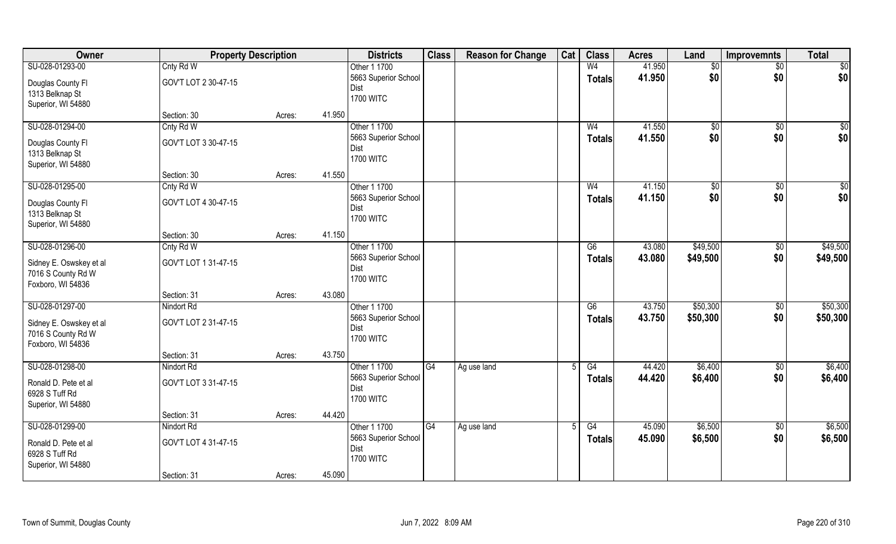| Owner | Property Description | | | Districts | Class | Reason for Change | Cat | Class | Acres | Land | Improvemnts | Total |
|---|---|---|---|---|---|---|---|---|---|---|---|---|
| SU-028-01293-00 | Cnty Rd W | | | Other 1 1700 | | | | W4 | 41.950 | $0 | $0 | $0 |
| Douglas County Fl<br>1313 Belknap St<br>Superior, WI 54880 | GOV'T LOT 2 30-47-15 | | | 5663 Superior School Dist<br>1700 WITC | | | | Totals | 41.950 | $0 | $0 | $0 |
| | Section: 30 | Acres: | 41.950 | | | | | | | | | |
| SU-028-01294-00 | Cnty Rd W | | | Other 1 1700 | | | | W4 | 41.550 | $0 | $0 | $0 |
| Douglas County Fl<br>1313 Belknap St<br>Superior, WI 54880 | GOV'T LOT 3 30-47-15 | | | 5663 Superior School Dist<br>1700 WITC | | | | Totals | 41.550 | $0 | $0 | $0 |
| | Section: 30 | Acres: | 41.550 | | | | | | | | | |
| SU-028-01295-00 | Cnty Rd W | | | Other 1 1700 | | | | W4 | 41.150 | $0 | $0 | $0 |
| Douglas County Fl<br>1313 Belknap St<br>Superior, WI 54880 | GOV'T LOT 4 30-47-15 | | | 5663 Superior School Dist<br>1700 WITC | | | | Totals | 41.150 | $0 | $0 | $0 |
| | Section: 30 | Acres: | 41.150 | | | | | | | | | |
| SU-028-01296-00 | Cnty Rd W | | | Other 1 1700 | | | | G6 | 43.080 | $49,500 | $0 | $49,500 |
| Sidney E. Oswskey et al<br>7016 S County Rd W<br>Foxboro, WI 54836 | GOV'T LOT 1 31-47-15 | | | 5663 Superior School Dist<br>1700 WITC | | | | Totals | 43.080 | $49,500 | $0 | $49,500 |
| | Section: 31 | Acres: | 43.080 | | | | | | | | | |
| SU-028-01297-00 | Nindort Rd | | | Other 1 1700 | | | | G6 | 43.750 | $50,300 | $0 | $50,300 |
| Sidney E. Oswskey et al<br>7016 S County Rd W<br>Foxboro, WI 54836 | GOV'T LOT 2 31-47-15 | | | 5663 Superior School Dist<br>1700 WITC | | | | Totals | 43.750 | $50,300 | $0 | $50,300 |
| | Section: 31 | Acres: | 43.750 | | | | | | | | | |
| SU-028-01298-00 | Nindort Rd | | | Other 1 1700 | G4 | Ag use land | 5 | G4 | 44.420 | $6,400 | $0 | $6,400 |
| Ronald D. Pete et al<br>6928 S Tuff Rd<br>Superior, WI 54880 | GOV'T LOT 3 31-47-15 | | | 5663 Superior School Dist<br>1700 WITC | | | | Totals | 44.420 | $6,400 | $0 | $6,400 |
| | Section: 31 | Acres: | 44.420 | | | | | | | | | |
| SU-028-01299-00 | Nindort Rd | | | Other 1 1700 | G4 | Ag use land | 5 | G4 | 45.090 | $6,500 | $0 | $6,500 |
| Ronald D. Pete et al<br>6928 S Tuff Rd<br>Superior, WI 54880 | GOV'T LOT 4 31-47-15 | | | 5663 Superior School Dist<br>1700 WITC | | | | Totals | 45.090 | $6,500 | $0 | $6,500 |
| | Section: 31 | Acres: | 45.090 | | | | | | | | | |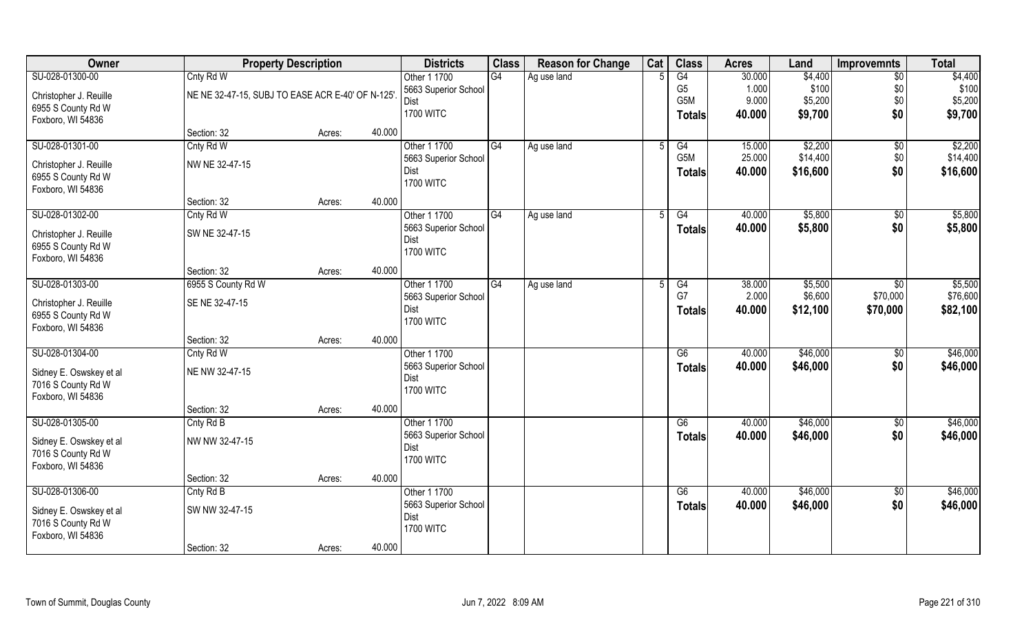| Owner | Property Description | | | Districts | Class | Reason for Change | Cat | Class | Acres | Land | Improvemnts | Total |
|---|---|---|---|---|---|---|---|---|---|---|---|---|
| SU-028-01300-00 | Cnty Rd W | | | Other 1 1700 | G4 | Ag use land | 5 | G4 | 30.000 | $4,400 | $0 | $4,400 |
| Christopher J. Reuille | NE NE 32-47-15, SUBJ TO EASE ACR E-40' OF N-125'. | | | 5663 Superior School Dist | | | | G5 | 1.000 | $100 | $0 | $100 |
| 6955 S County Rd W | | | | 1700 WITC | | | | G5M | 9.000 | $5,200 | $0 | $5,200 |
| Foxboro, WI 54836 | | | | | | | | **Totals** | **40.000** | **$9,700** | **$0** | **$9,700** |
| | Section: 32 | Acres: | 40.000 | | | | | | | | | |
| SU-028-01301-00 | Cnty Rd W | | | Other 1 1700 | G4 | Ag use land | 5 | G4 | 15.000 | $2,200 | $0 | $2,200 |
| Christopher J. Reuille | NW NE 32-47-15 | | | 5663 Superior School Dist | | | | G5M | 25.000 | $14,400 | $0 | $14,400 |
| 6955 S County Rd W | | | | 1700 WITC | | | | **Totals** | **40.000** | **$16,600** | **$0** | **$16,600** |
| Foxboro, WI 54836 | | | | | | | | | | | | |
| | Section: 32 | Acres: | 40.000 | | | | | | | | | |
| SU-028-01302-00 | Cnty Rd W | | | Other 1 1700 | G4 | Ag use land | 5 | G4 | 40.000 | $5,800 | $0 | $5,800 |
| Christopher J. Reuille | SW NE 32-47-15 | | | 5663 Superior School Dist | | | | **Totals** | **40.000** | **$5,800** | **$0** | **$5,800** |
| 6955 S County Rd W | | | | 1700 WITC | | | | | | | | |
| Foxboro, WI 54836 | | | | | | | | | | | | |
| | Section: 32 | Acres: | 40.000 | | | | | | | | | |
| SU-028-01303-00 | 6955 S County Rd W | | | Other 1 1700 | G4 | Ag use land | 5 | G4 | 38.000 | $5,500 | $0 | $5,500 |
| Christopher J. Reuille | SE NE 32-47-15 | | | 5663 Superior School Dist | | | | G7 | 2.000 | $6,600 | $70,000 | $76,600 |
| 6955 S County Rd W | | | | 1700 WITC | | | | **Totals** | **40.000** | **$12,100** | **$70,000** | **$82,100** |
| Foxboro, WI 54836 | | | | | | | | | | | | |
| | Section: 32 | Acres: | 40.000 | | | | | | | | | |
| SU-028-01304-00 | Cnty Rd W | | | Other 1 1700 | | | | G6 | 40.000 | $46,000 | $0 | $46,000 |
| Sidney E. Oswskey et al | NE NW 32-47-15 | | | 5663 Superior School Dist | | | | **Totals** | **40.000** | **$46,000** | **$0** | **$46,000** |
| 7016 S County Rd W | | | | 1700 WITC | | | | | | | | |
| Foxboro, WI 54836 | | | | | | | | | | | | |
| | Section: 32 | Acres: | 40.000 | | | | | | | | | |
| SU-028-01305-00 | Cnty Rd B | | | Other 1 1700 | | | | G6 | 40.000 | $46,000 | $0 | $46,000 |
| Sidney E. Oswskey et al | NW NW 32-47-15 | | | 5663 Superior School Dist | | | | **Totals** | **40.000** | **$46,000** | **$0** | **$46,000** |
| 7016 S County Rd W | | | | 1700 WITC | | | | | | | | |
| Foxboro, WI 54836 | | | | | | | | | | | | |
| | Section: 32 | Acres: | 40.000 | | | | | | | | | |
| SU-028-01306-00 | Cnty Rd B | | | Other 1 1700 | | | | G6 | 40.000 | $46,000 | $0 | $46,000 |
| Sidney E. Oswskey et al | SW NW 32-47-15 | | | 5663 Superior School Dist | | | | **Totals** | **40.000** | **$46,000** | **$0** | **$46,000** |
| 7016 S County Rd W | | | | 1700 WITC | | | | | | | | |
| Foxboro, WI 54836 | | | | | | | | | | | | |
| | Section: 32 | Acres: | 40.000 | | | | | | | | | |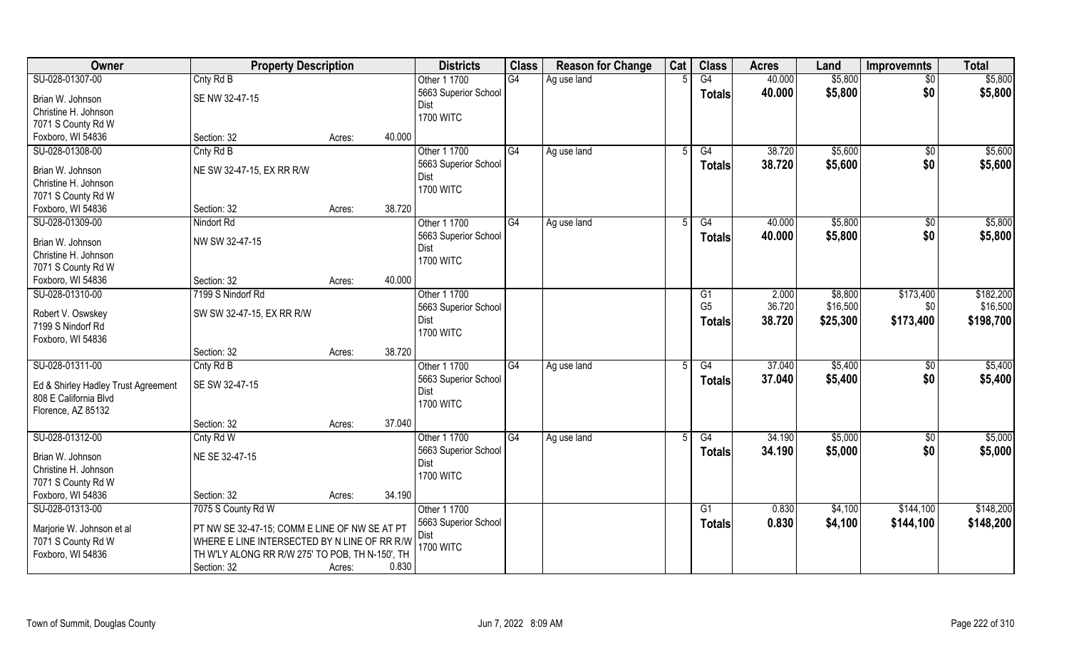| Owner | Property Description | | | Districts | Class | Reason for Change | Cat | Class | Acres | Land | Improvemnts | Total |
|---|---|---|---|---|---|---|---|---|---|---|---|---|
| SU-028-01307-00 | Cnty Rd B | | | Other 1 1700 | G4 | Ag use land | 5 | G4 | 40.000 | $5,800 | $0 | $5,800 |
| Brian W. Johnson<br>Christine H. Johnson<br>7071 S County Rd W<br>Foxboro, WI 54836 | SE NW 32-47-15 | | | 5663 Superior School Dist<br>1700 WITC | | | | Totals | 40.000 | $5,800 | $0 | $5,800 |
| | Section: 32 | Acres: | 40.000 | | | | | | | | | |
| SU-028-01308-00 | Cnty Rd B | | | Other 1 1700 | G4 | Ag use land | 5 | G4 | 38.720 | $5,600 | $0 | $5,600 |
| Brian W. Johnson<br>Christine H. Johnson<br>7071 S County Rd W<br>Foxboro, WI 54836 | NE SW 32-47-15, EX RR R/W | | | 5663 Superior School Dist<br>1700 WITC | | | | Totals | 38.720 | $5,600 | $0 | $5,600 |
| | Section: 32 | Acres: | 38.720 | | | | | | | | | |
| SU-028-01309-00 | Nindort Rd | | | Other 1 1700 | G4 | Ag use land | 5 | G4 | 40.000 | $5,800 | $0 | $5,800 |
| Brian W. Johnson<br>Christine H. Johnson<br>7071 S County Rd W<br>Foxboro, WI 54836 | NW SW 32-47-15 | | | 5663 Superior School Dist<br>1700 WITC | | | | Totals | 40.000 | $5,800 | $0 | $5,800 |
| | Section: 32 | Acres: | 40.000 | | | | | | | | | |
| SU-028-01310-00 | 7199 S Nindorf Rd | | | Other 1 1700 | | | | G1 | 2.000 | $8,800 | $173,400 | $182,200 |
| Robert V. Oswskey<br>7199 S Nindorf Rd<br>Foxboro, WI 54836 | SW SW 32-47-15, EX RR R/W | | | 5663 Superior School Dist<br>1700 WITC | | | | G5 | 36.720 | $16,500 | $0 | $16,500 |
| | | | | | | | | Totals | 38.720 | $25,300 | $173,400 | $198,700 |
| | Section: 32 | Acres: | 38.720 | | | | | | | | | |
| SU-028-01311-00 | Cnty Rd B | | | Other 1 1700 | G4 | Ag use land | 5 | G4 | 37.040 | $5,400 | $0 | $5,400 |
| Ed & Shirley Hadley Trust Agreement<br>808 E California Blvd<br>Florence, AZ 85132 | SE SW 32-47-15 | | | 5663 Superior School Dist<br>1700 WITC | | | | Totals | 37.040 | $5,400 | $0 | $5,400 |
| | Section: 32 | Acres: | 37.040 | | | | | | | | | |
| SU-028-01312-00 | Cnty Rd W | | | Other 1 1700 | G4 | Ag use land | 5 | G4 | 34.190 | $5,000 | $0 | $5,000 |
| Brian W. Johnson<br>Christine H. Johnson<br>7071 S County Rd W<br>Foxboro, WI 54836 | NE SE 32-47-15 | | | 5663 Superior School Dist<br>1700 WITC | | | | Totals | 34.190 | $5,000 | $0 | $5,000 |
| | Section: 32 | Acres: | 34.190 | | | | | | | | | |
| SU-028-01313-00 | 7075 S County Rd W | | | Other 1 1700 | | | | G1 | 0.830 | $4,100 | $144,100 | $148,200 |
| Marjorie W. Johnson et al<br>7071 S County Rd W<br>Foxboro, WI 54836 | PT NW SE 32-47-15; COMM E LINE OF NW SE AT PT WHERE E LINE INTERSECTED BY N LINE OF RR R/W TH W'LY ALONG RR R/W 275' TO POB, TH N-150', TH | | | 5663 Superior School Dist<br>1700 WITC | | | | Totals | 0.830 | $4,100 | $144,100 | $148,200 |
| | Section: 32 | Acres: | 0.830 | | | | | | | | | |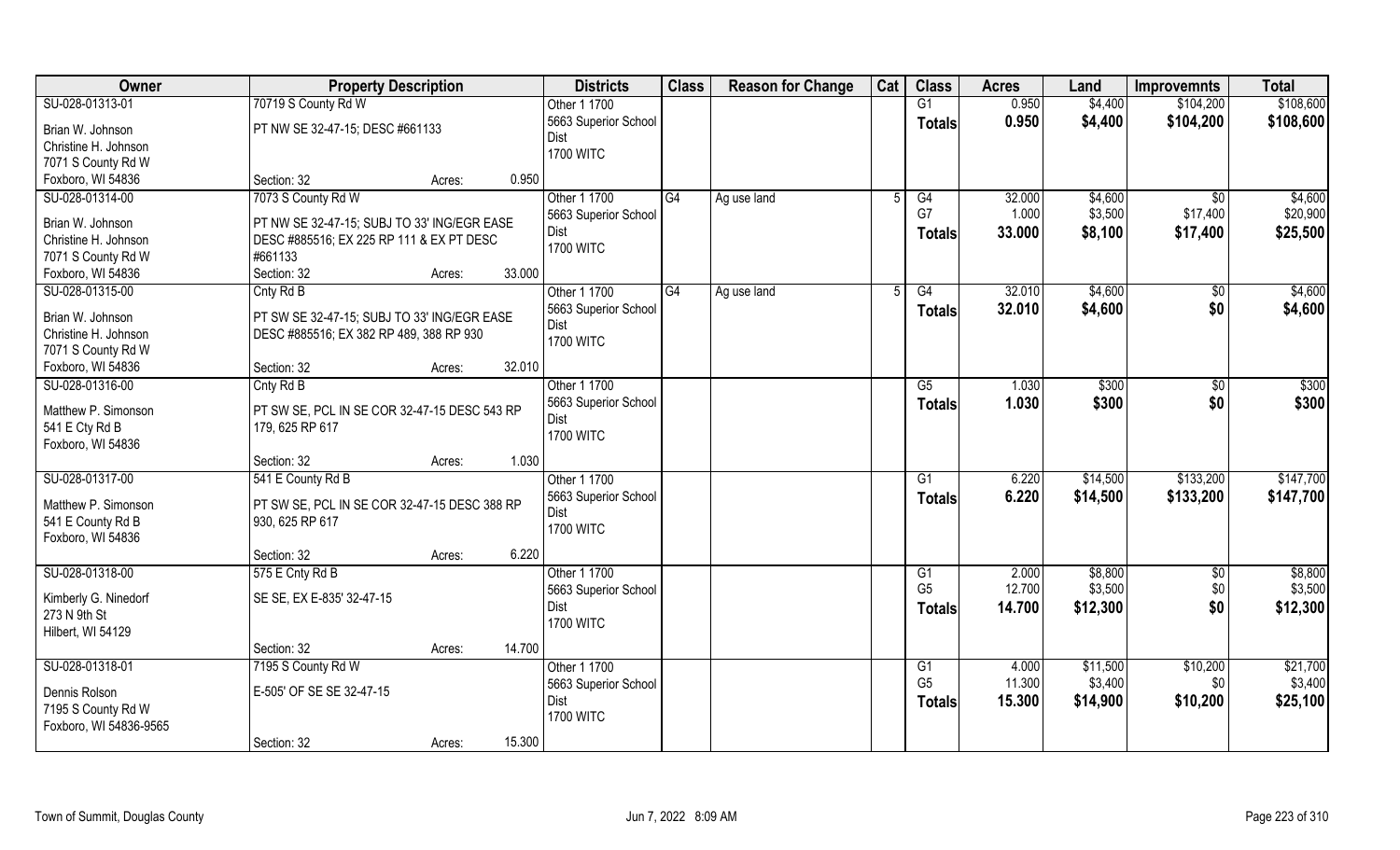| Owner | Property Description | | | Districts | Class | Reason for Change | Cat | Class | Acres | Land | Improvemnts | Total |
|---|---|---|---|---|---|---|---|---|---|---|---|---|
| SU-028-01313-01 | 70719 S County Rd W | | | Other 1 1700 | | | | G1 | 0.950 | $4,400 | $104,200 | $108,600 |
| Brian W. Johnson<br>Christine H. Johnson<br>7071 S County Rd W<br>Foxboro, WI 54836 | PT NW SE 32-47-15; DESC #661133 | | | 5663 Superior School Dist<br>1700 WITC | | | | Totals | 0.950 | $4,400 | $104,200 | $108,600 |
| | Section: 32 | Acres: | 0.950 | | | | | | | | | |
| SU-028-01314-00 | 7073 S County Rd W | | | Other 1 1700 | G4 | Ag use land | 5 | G4 | 32.000 | $4,600 | $0 | $4,600 |
| Brian W. Johnson<br>Christine H. Johnson<br>7071 S County Rd W<br>Foxboro, WI 54836 | PT NW SE 32-47-15; SUBJ TO 33' ING/EGR EASE DESC #885516; EX 225 RP 111 & EX PT DESC #661133 | | | 5663 Superior School Dist<br>1700 WITC | | | | G7 | 1.000 | $3,500 | $17,400 | $20,900 |
| | | | | | | | | Totals | 33.000 | $8,100 | $17,400 | $25,500 |
| | Section: 32 | Acres: | 33.000 | | | | | | | | | |
| SU-028-01315-00 | Cnty Rd B | | | Other 1 1700 | G4 | Ag use land | 5 | G4 | 32.010 | $4,600 | $0 | $4,600 |
| Brian W. Johnson<br>Christine H. Johnson<br>7071 S County Rd W<br>Foxboro, WI 54836 | PT SW SE 32-47-15; SUBJ TO 33' ING/EGR EASE DESC #885516; EX 382 RP 489, 388 RP 930 | | | 5663 Superior School Dist<br>1700 WITC | | | | Totals | 32.010 | $4,600 | $0 | $4,600 |
| | Section: 32 | Acres: | 32.010 | | | | | | | | | |
| SU-028-01316-00 | Cnty Rd B | | | Other 1 1700 | | | | G5 | 1.030 | $300 | $0 | $300 |
| Matthew P. Simonson<br>541 E Cty Rd B<br>Foxboro, WI 54836 | PT SW SE, PCL IN SE COR 32-47-15 DESC 543 RP 179, 625 RP 617 | | | 5663 Superior School Dist<br>1700 WITC | | | | Totals | 1.030 | $300 | $0 | $300 |
| | Section: 32 | Acres: | 1.030 | | | | | | | | | |
| SU-028-01317-00 | 541 E County Rd B | | | Other 1 1700 | | | | G1 | 6.220 | $14,500 | $133,200 | $147,700 |
| Matthew P. Simonson<br>541 E County Rd B<br>Foxboro, WI 54836 | PT SW SE, PCL IN SE COR 32-47-15 DESC 388 RP 930, 625 RP 617 | | | 5663 Superior School Dist<br>1700 WITC | | | | Totals | 6.220 | $14,500 | $133,200 | $147,700 |
| | Section: 32 | Acres: | 6.220 | | | | | | | | | |
| SU-028-01318-00 | 575 E Cnty Rd B | | | Other 1 1700 | | | | G1 | 2.000 | $8,800 | $0 | $8,800 |
| Kimberly G. Ninedorf<br>273 N 9th St<br>Hilbert, WI 54129 | SE SE, EX E-835' 32-47-15 | | | 5663 Superior School Dist<br>1700 WITC | | | | G5 | 12.700 | $3,500 | $0 | $3,500 |
| | | | | | | | | Totals | 14.700 | $12,300 | $0 | $12,300 |
| | Section: 32 | Acres: | 14.700 | | | | | | | | | |
| SU-028-01318-01 | 7195 S County Rd W | | | Other 1 1700 | | | | G1 | 4.000 | $11,500 | $10,200 | $21,700 |
| Dennis Rolson<br>7195 S County Rd W<br>Foxboro, WI 54836-9565 | E-505' OF SE SE 32-47-15 | | | 5663 Superior School Dist<br>1700 WITC | | | | G5 | 11.300 | $3,400 | $0 | $3,400 |
| | | | | | | | | Totals | 15.300 | $14,900 | $10,200 | $25,100 |
| | Section: 32 | Acres: | 15.300 | | | | | | | | | |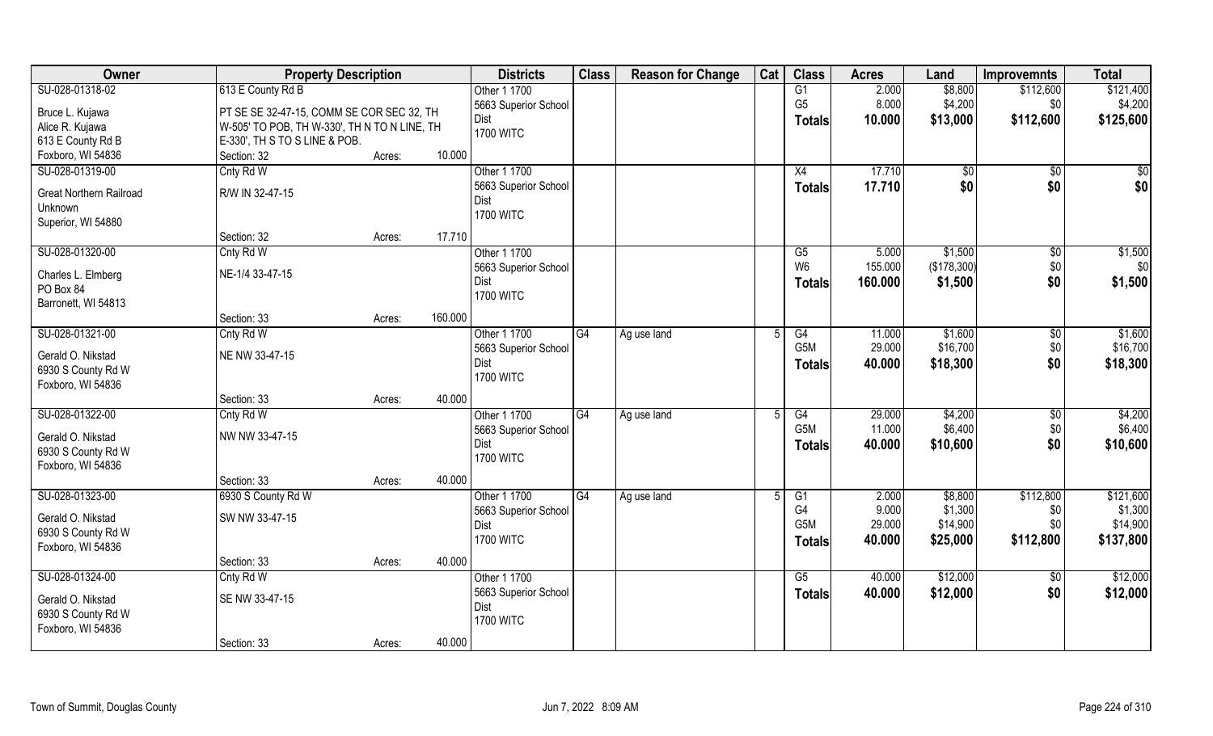| Owner | Property Description | | | Districts | Class | Reason for Change | Cat | Class | Acres | Land | Improvemnts | Total |
|---|---|---|---|---|---|---|---|---|---|---|---|---|
| SU-028-01318-02 | 613 E County Rd B | | | Other 1 1700 | | | | G1 | 2.000 | $8,800 | $112,600 | $121,400 |
| Bruce L. Kujawa | PT SE SE 32-47-15, COMM SE COR SEC 32, TH | | | 5663 Superior School | | | | G5 | 8.000 | $4,200 | $0 | $4,200 |
| Alice R. Kujawa | W-505' TO POB, TH W-330', TH N TO N LINE, TH | | | Dist | | | | **Totals** | **10.000** | **$13,000** | **$112,600** | **$125,600** |
| 613 E County Rd B | E-330', TH S TO S LINE & POB. | | | 1700 WITC | | | | | | | | |
| Foxboro, WI 54836 | Section: 32 | Acres: | 10.000 | | | | | | | | | |
| SU-028-01319-00 | Cnty Rd W | | | Other 1 1700 | | | | X4 | 17.710 | $0 | $0 | $0 |
| Great Northern Railroad | R/W IN 32-47-15 | | | 5663 Superior School | | | | **Totals** | **17.710** | **$0** | **$0** | **$0** |
| Unknown | | | | Dist | | | | | | | | |
| Superior, WI 54880 | | | | 1700 WITC | | | | | | | | |
| | Section: 32 | Acres: | 17.710 | | | | | | | | | |
| SU-028-01320-00 | Cnty Rd W | | | Other 1 1700 | | | | G5 | 5.000 | $1,500 | $0 | $1,500 |
| Charles L. Elmberg | NE-1/4 33-47-15 | | | 5663 Superior School | | | | W6 | 155.000 | ($178,300) | $0 | $0 |
| PO Box 84 | | | | Dist | | | | **Totals** | **160.000** | **$1,500** | **$0** | **$1,500** |
| Barronett, WI 54813 | | | | 1700 WITC | | | | | | | | |
| | Section: 33 | Acres: | 160.000 | | | | | | | | | |
| SU-028-01321-00 | Cnty Rd W | | | Other 1 1700 | G4 | Ag use land | 5 | G4 | 11.000 | $1,600 | $0 | $1,600 |
| Gerald O. Nikstad | NE NW 33-47-15 | | | 5663 Superior School | | | | G5M | 29.000 | $16,700 | $0 | $16,700 |
| 6930 S County Rd W | | | | Dist | | | | **Totals** | **40.000** | **$18,300** | **$0** | **$18,300** |
| Foxboro, WI 54836 | | | | 1700 WITC | | | | | | | | |
| | Section: 33 | Acres: | 40.000 | | | | | | | | | |
| SU-028-01322-00 | Cnty Rd W | | | Other 1 1700 | G4 | Ag use land | 5 | G4 | 29.000 | $4,200 | $0 | $4,200 |
| Gerald O. Nikstad | NW NW 33-47-15 | | | 5663 Superior School | | | | G5M | 11.000 | $6,400 | $0 | $6,400 |
| 6930 S County Rd W | | | | Dist | | | | **Totals** | **40.000** | **$10,600** | **$0** | **$10,600** |
| Foxboro, WI 54836 | | | | 1700 WITC | | | | | | | | |
| | Section: 33 | Acres: | 40.000 | | | | | | | | | |
| SU-028-01323-00 | 6930 S County Rd W | | | Other 1 1700 | G4 | Ag use land | 5 | G1 | 2.000 | $8,800 | $112,800 | $121,600 |
| Gerald O. Nikstad | SW NW 33-47-15 | | | 5663 Superior School | | | | G4 | 9.000 | $1,300 | $0 | $1,300 |
| 6930 S County Rd W | | | | Dist | | | | G5M | 29.000 | $14,900 | $0 | $14,900 |
| Foxboro, WI 54836 | | | | 1700 WITC | | | | **Totals** | **40.000** | **$25,000** | **$112,800** | **$137,800** |
| | Section: 33 | Acres: | 40.000 | | | | | | | | | |
| SU-028-01324-00 | Cnty Rd W | | | Other 1 1700 | | | | G5 | 40.000 | $12,000 | $0 | $12,000 |
| Gerald O. Nikstad | SE NW 33-47-15 | | | 5663 Superior School | | | | **Totals** | **40.000** | **$12,000** | **$0** | **$12,000** |
| 6930 S County Rd W | | | | Dist | | | | | | | | |
| Foxboro, WI 54836 | | | | 1700 WITC | | | | | | | | |
| | Section: 33 | Acres: | 40.000 | | | | | | | | | |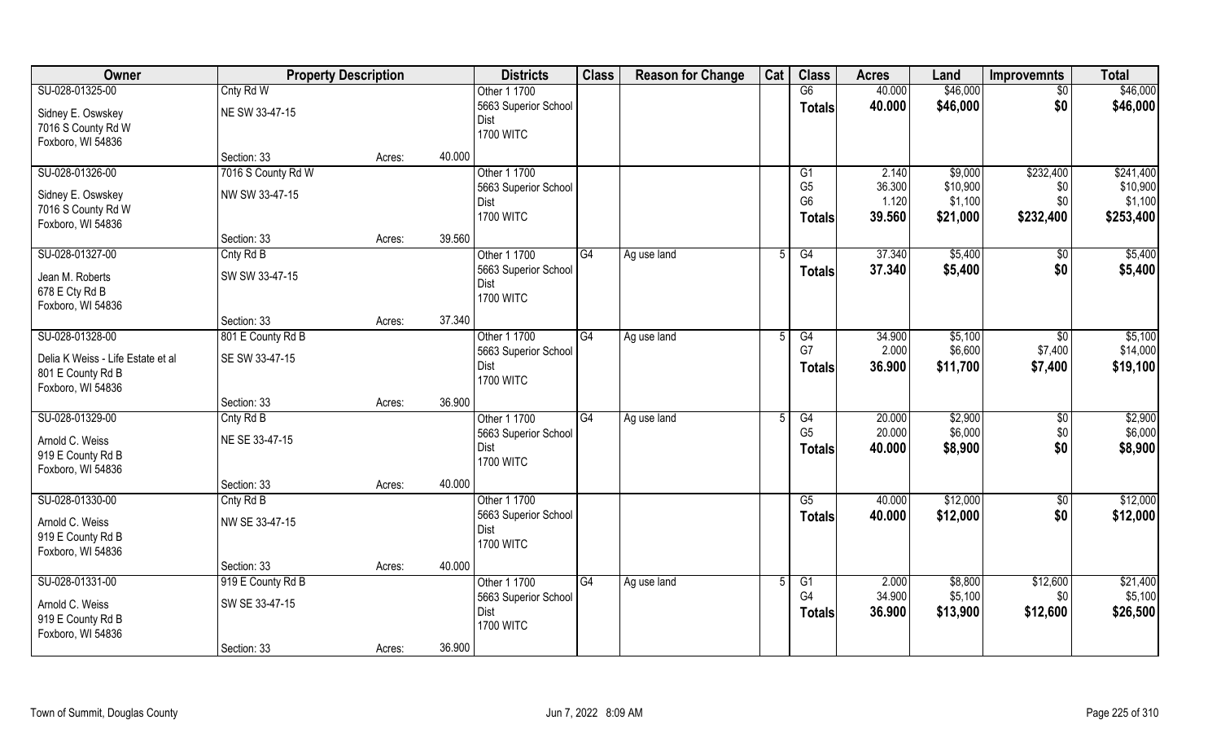| Owner | Property Description | | | Districts | Class | Reason for Change | Cat | Class | Acres | Land | Improvemnts | Total |
|---|---|---|---|---|---|---|---|---|---|---|---|---|
| SU-028-01325-00 | Cnty Rd W | | | Other 1 1700 | | | | G6 | 40.000 | $46,000 | $0 | $46,000 |
| Sidney E. Oswskey | NE SW 33-47-15 | | | 5663 Superior School | | | | **Totals** | **40.000** | **$46,000** | **$0** | **$46,000** |
| 7016 S County Rd W | | | | Dist | | | | | | | | |
| Foxboro, WI 54836 | | | | 1700 WITC | | | | | | | | |
| | Section: 33 | Acres: | 40.000 | | | | | | | | | |
| SU-028-01326-00 | 7016 S County Rd W | | | Other 1 1700 | | | | G1 | 2.140 | $9,000 | $232,400 | $241,400 |
| Sidney E. Oswskey | NW SW 33-47-15 | | | 5663 Superior School | | | | G5 | 36.300 | $10,900 | $0 | $10,900 |
| 7016 S County Rd W | | | | Dist | | | | G6 | 1.120 | $1,100 | $0 | $1,100 |
| Foxboro, WI 54836 | | | | 1700 WITC | | | | **Totals** | **39.560** | **$21,000** | **$232,400** | **$253,400** |
| | Section: 33 | Acres: | 39.560 | | | | | | | | | |
| SU-028-01327-00 | Cnty Rd B | | | Other 1 1700 | G4 | Ag use land | 5 | G4 | 37.340 | $5,400 | $0 | $5,400 |
| Jean M. Roberts | SW SW 33-47-15 | | | 5663 Superior School | | | | **Totals** | **37.340** | **$5,400** | **$0** | **$5,400** |
| 678 E Cty Rd B | | | | Dist | | | | | | | | |
| Foxboro, WI 54836 | | | | 1700 WITC | | | | | | | | |
| | Section: 33 | Acres: | 37.340 | | | | | | | | | |
| SU-028-01328-00 | 801 E County Rd B | | | Other 1 1700 | G4 | Ag use land | 5 | G4 | 34.900 | $5,100 | $0 | $5,100 |
| Delia K Weiss - Life Estate et al | SE SW 33-47-15 | | | 5663 Superior School | | | | G7 | 2.000 | $6,600 | $7,400 | $14,000 |
| 801 E County Rd B | | | | Dist | | | | **Totals** | **36.900** | **$11,700** | **$7,400** | **$19,100** |
| Foxboro, WI 54836 | | | | 1700 WITC | | | | | | | | |
| | Section: 33 | Acres: | 36.900 | | | | | | | | | |
| SU-028-01329-00 | Cnty Rd B | | | Other 1 1700 | G4 | Ag use land | 5 | G4 | 20.000 | $2,900 | $0 | $2,900 |
| Arnold C. Weiss | NE SE 33-47-15 | | | 5663 Superior School | | | | G5 | 20.000 | $6,000 | $0 | $6,000 |
| 919 E County Rd B | | | | Dist | | | | **Totals** | **40.000** | **$8,900** | **$0** | **$8,900** |
| Foxboro, WI 54836 | | | | 1700 WITC | | | | | | | | |
| | Section: 33 | Acres: | 40.000 | | | | | | | | | |
| SU-028-01330-00 | Cnty Rd B | | | Other 1 1700 | | | | G5 | 40.000 | $12,000 | $0 | $12,000 |
| Arnold C. Weiss | NW SE 33-47-15 | | | 5663 Superior School | | | | **Totals** | **40.000** | **$12,000** | **$0** | **$12,000** |
| 919 E County Rd B | | | | Dist | | | | | | | | |
| Foxboro, WI 54836 | | | | 1700 WITC | | | | | | | | |
| | Section: 33 | Acres: | 40.000 | | | | | | | | | |
| SU-028-01331-00 | 919 E County Rd B | | | Other 1 1700 | G4 | Ag use land | 5 | G1 | 2.000 | $8,800 | $12,600 | $21,400 |
| Arnold C. Weiss | SW SE 33-47-15 | | | 5663 Superior School | | | | G4 | 34.900 | $5,100 | $0 | $5,100 |
| 919 E County Rd B | | | | Dist | | | | **Totals** | **36.900** | **$13,900** | **$12,600** | **$26,500** |
| Foxboro, WI 54836 | | | | 1700 WITC | | | | | | | | |
| | Section: 33 | Acres: | 36.900 | | | | | | | | | |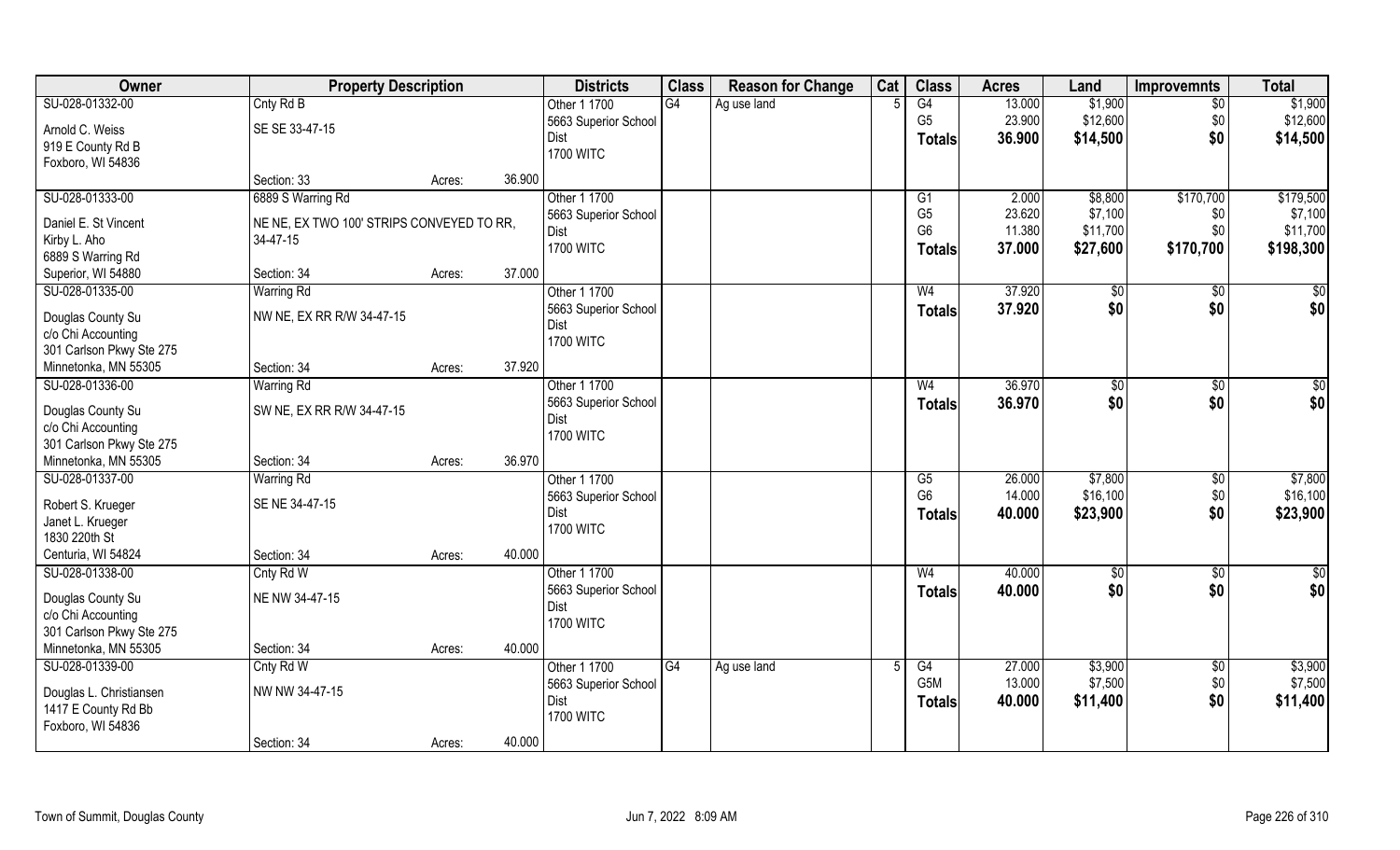| Owner | Property Description | | | Districts | Class | Reason for Change | Cat | Class | Acres | Land | Improvemnts | Total |
|---|---|---|---|---|---|---|---|---|---|---|---|---|
| SU-028-01332-00 | Cnty Rd B | | | Other 1 1700 | G4 | Ag use land | 5 | G4 | 13.000 | $1,900 | $0 | $1,900 |
| Arnold C. Weiss | SE SE 33-47-15 | | | 5663 Superior School | | | | G5 | 23.900 | $12,600 | $0 | $12,600 |
| 919 E County Rd B | | | | Dist | | | | **Totals** | **36.900** | **$14,500** | **$0** | **$14,500** |
| Foxboro, WI 54836 | | | | 1700 WITC | | | | | | | | |
| | Section: 33 | Acres: | 36.900 | | | | | | | | | |
| SU-028-01333-00 | 6889 S Warring Rd | | | Other 1 1700 | | | | G1 | 2.000 | $8,800 | $170,700 | $179,500 |
| Daniel E. St Vincent | NE NE, EX TWO 100' STRIPS CONVEYED TO RR, | | | 5663 Superior School | | | | G5 | 23.620 | $7,100 | $0 | $7,100 |
| Kirby L. Aho | 34-47-15 | | | Dist | | | | G6 | 11.380 | $11,700 | $0 | $11,700 |
| 6889 S Warring Rd | | | | 1700 WITC | | | | **Totals** | **37.000** | **$27,600** | **$170,700** | **$198,300** |
| Superior, WI 54880 | Section: 34 | Acres: | 37.000 | | | | | | | | | |
| SU-028-01335-00 | Warring Rd | | | Other 1 1700 | | | | W4 | 37.920 | $0 | $0 | $0 |
| Douglas County Su | NW NE, EX RR R/W 34-47-15 | | | 5663 Superior School | | | | **Totals** | **37.920** | **$0** | **$0** | **$0** |
| c/o Chi Accounting | | | | Dist | | | | | | | | |
| 301 Carlson Pkwy Ste 275 | | | | 1700 WITC | | | | | | | | |
| Minnetonka, MN 55305 | Section: 34 | Acres: | 37.920 | | | | | | | | | |
| SU-028-01336-00 | Warring Rd | | | Other 1 1700 | | | | W4 | 36.970 | $0 | $0 | $0 |
| Douglas County Su | SW NE, EX RR R/W 34-47-15 | | | 5663 Superior School | | | | **Totals** | **36.970** | **$0** | **$0** | **$0** |
| c/o Chi Accounting | | | | Dist | | | | | | | | |
| 301 Carlson Pkwy Ste 275 | | | | 1700 WITC | | | | | | | | |
| Minnetonka, MN 55305 | Section: 34 | Acres: | 36.970 | | | | | | | | | |
| SU-028-01337-00 | Warring Rd | | | Other 1 1700 | | | | G5 | 26.000 | $7,800 | $0 | $7,800 |
| Robert S. Krueger | SE NE 34-47-15 | | | 5663 Superior School | | | | G6 | 14.000 | $16,100 | $0 | $16,100 |
| Janet L. Krueger | | | | Dist | | | | **Totals** | **40.000** | **$23,900** | **$0** | **$23,900** |
| 1830 220th St | | | | 1700 WITC | | | | | | | | |
| Centuria, WI 54824 | Section: 34 | Acres: | 40.000 | | | | | | | | | |
| SU-028-01338-00 | Cnty Rd W | | | Other 1 1700 | | | | W4 | 40.000 | $0 | $0 | $0 |
| Douglas County Su | NE NW 34-47-15 | | | 5663 Superior School | | | | **Totals** | **40.000** | **$0** | **$0** | **$0** |
| c/o Chi Accounting | | | | Dist | | | | | | | | |
| 301 Carlson Pkwy Ste 275 | | | | 1700 WITC | | | | | | | | |
| Minnetonka, MN 55305 | Section: 34 | Acres: | 40.000 | | | | | | | | | |
| SU-028-01339-00 | Cnty Rd W | | | Other 1 1700 | G4 | Ag use land | 5 | G4 | 27.000 | $3,900 | $0 | $3,900 |
| Douglas L. Christiansen | NW NW 34-47-15 | | | 5663 Superior School | | | | G5M | 13.000 | $7,500 | $0 | $7,500 |
| 1417 E County Rd Bb | | | | Dist | | | | **Totals** | **40.000** | **$11,400** | **$0** | **$11,400** |
| Foxboro, WI 54836 | | | | 1700 WITC | | | | | | | | |
| | Section: 34 | Acres: | 40.000 | | | | | | | | | |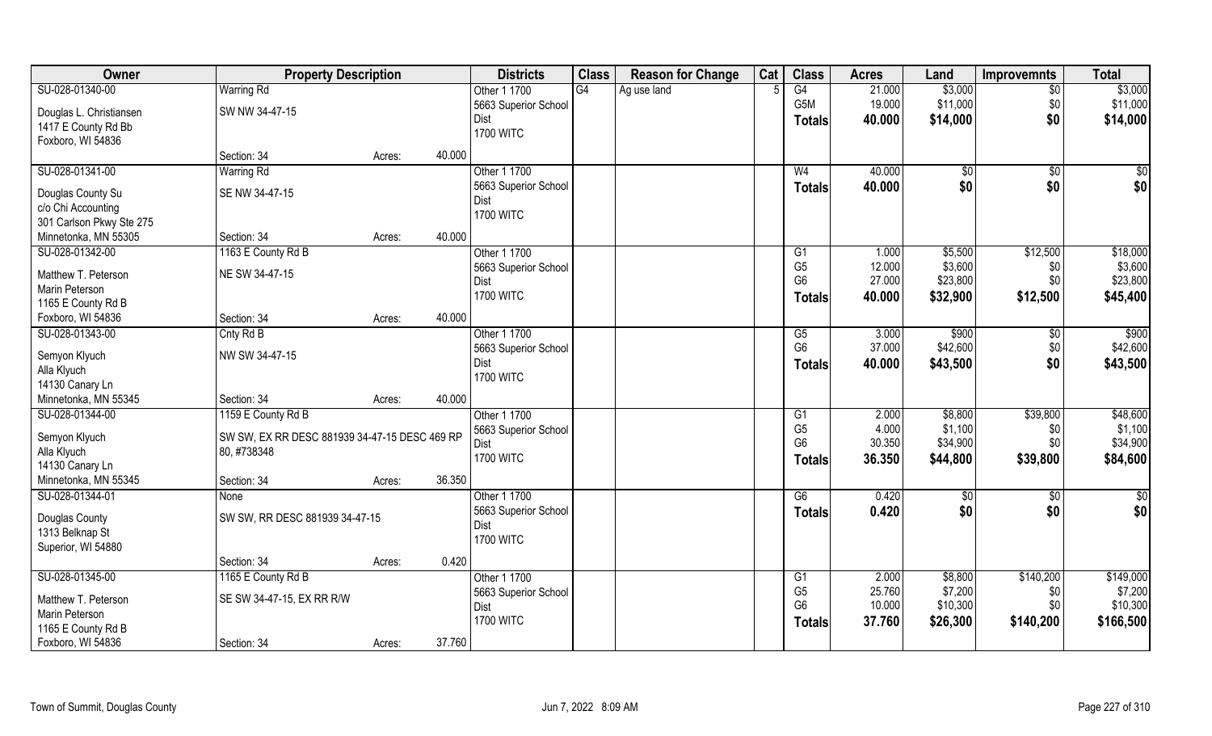| Owner | Property Description | | | Districts | Class | Reason for Change | Cat | Class | Acres | Land | Improvemnts | Total |
|---|---|---|---|---|---|---|---|---|---|---|---|---|
| SU-028-01340-00 | Warring Rd | | | Other 1 1700 | G4 | Ag use land | 5 | G4 | 21.000 | $3,000 | $0 | $3,000 |
| Douglas L. Christiansen | SW NW 34-47-15 | | | 5663 Superior School | | | | G5M | 19.000 | $11,000 | $0 | $11,000 |
| 1417 E County Rd Bb | | | | Dist | | | | **Totals** | **40.000** | **$14,000** | **$0** | **$14,000** |
| Foxboro, WI 54836 | | | | 1700 WITC | | | | | | | | |
| | Section: 34 | Acres: | 40.000 | | | | | | | | | |
| SU-028-01341-00 | Warring Rd | | | Other 1 1700 | | | | W4 | 40.000 | $0 | $0 | $0 |
| Douglas County Su | SE NW 34-47-15 | | | 5663 Superior School | | | | **Totals** | **40.000** | **$0** | **$0** | **$0** |
| c/o Chi Accounting | | | | Dist | | | | | | | | |
| 301 Carlson Pkwy Ste 275 | | | | 1700 WITC | | | | | | | | |
| Minnetonka, MN 55305 | Section: 34 | Acres: | 40.000 | | | | | | | | | |
| SU-028-01342-00 | 1163 E County Rd B | | | Other 1 1700 | | | | G1 | 1.000 | $5,500 | $12,500 | $18,000 |
| Matthew T. Peterson | NE SW 34-47-15 | | | 5663 Superior School | | | | G5 | 12.000 | $3,600 | $0 | $3,600 |
| Marin Peterson | | | | Dist | | | | G6 | 27.000 | $23,800 | $0 | $23,800 |
| 1165 E County Rd B | | | | 1700 WITC | | | | **Totals** | **40.000** | **$32,900** | **$12,500** | **$45,400** |
| Foxboro, WI 54836 | Section: 34 | Acres: | 40.000 | | | | | | | | | |
| SU-028-01343-00 | Cnty Rd B | | | Other 1 1700 | | | | G5 | 3.000 | $900 | $0 | $900 |
| Semyon Klyuch | NW SW 34-47-15 | | | 5663 Superior School | | | | G6 | 37.000 | $42,600 | $0 | $42,600 |
| Alla Klyuch | | | | Dist | | | | **Totals** | **40.000** | **$43,500** | **$0** | **$43,500** |
| 14130 Canary Ln | | | | 1700 WITC | | | | | | | | |
| Minnetonka, MN 55345 | Section: 34 | Acres: | 40.000 | | | | | | | | | |
| SU-028-01344-00 | 1159 E County Rd B | | | Other 1 1700 | | | | G1 | 2.000 | $8,800 | $39,800 | $48,600 |
| Semyon Klyuch | SW SW, EX RR DESC 881939 34-47-15 DESC 469 RP 80, #738348 | | | 5663 Superior School | | | | G5 | 4.000 | $1,100 | $0 | $1,100 |
| Alla Klyuch | | | | Dist | | | | G6 | 30.350 | $34,900 | $0 | $34,900 |
| 14130 Canary Ln | | | | 1700 WITC | | | | **Totals** | **36.350** | **$44,800** | **$39,800** | **$84,600** |
| Minnetonka, MN 55345 | Section: 34 | Acres: | 36.350 | | | | | | | | | |
| SU-028-01344-01 | None | | | Other 1 1700 | | | | G6 | 0.420 | $0 | $0 | $0 |
| Douglas County | SW SW, RR DESC 881939 34-47-15 | | | 5663 Superior School | | | | **Totals** | **0.420** | **$0** | **$0** | **$0** |
| 1313 Belknap St | | | | Dist | | | | | | | | |
| Superior, WI 54880 | | | | 1700 WITC | | | | | | | | |
| | Section: 34 | Acres: | 0.420 | | | | | | | | | |
| SU-028-01345-00 | 1165 E County Rd B | | | Other 1 1700 | | | | G1 | 2.000 | $8,800 | $140,200 | $149,000 |
| Matthew T. Peterson | SE SW 34-47-15, EX RR R/W | | | 5663 Superior School | | | | G5 | 25.760 | $7,200 | $0 | $7,200 |
| Marin Peterson | | | | Dist | | | | G6 | 10.000 | $10,300 | $0 | $10,300 |
| 1165 E County Rd B | | | | 1700 WITC | | | | **Totals** | **37.760** | **$26,300** | **$140,200** | **$166,500** |
| Foxboro, WI 54836 | Section: 34 | Acres: | 37.760 | | | | | | | | | |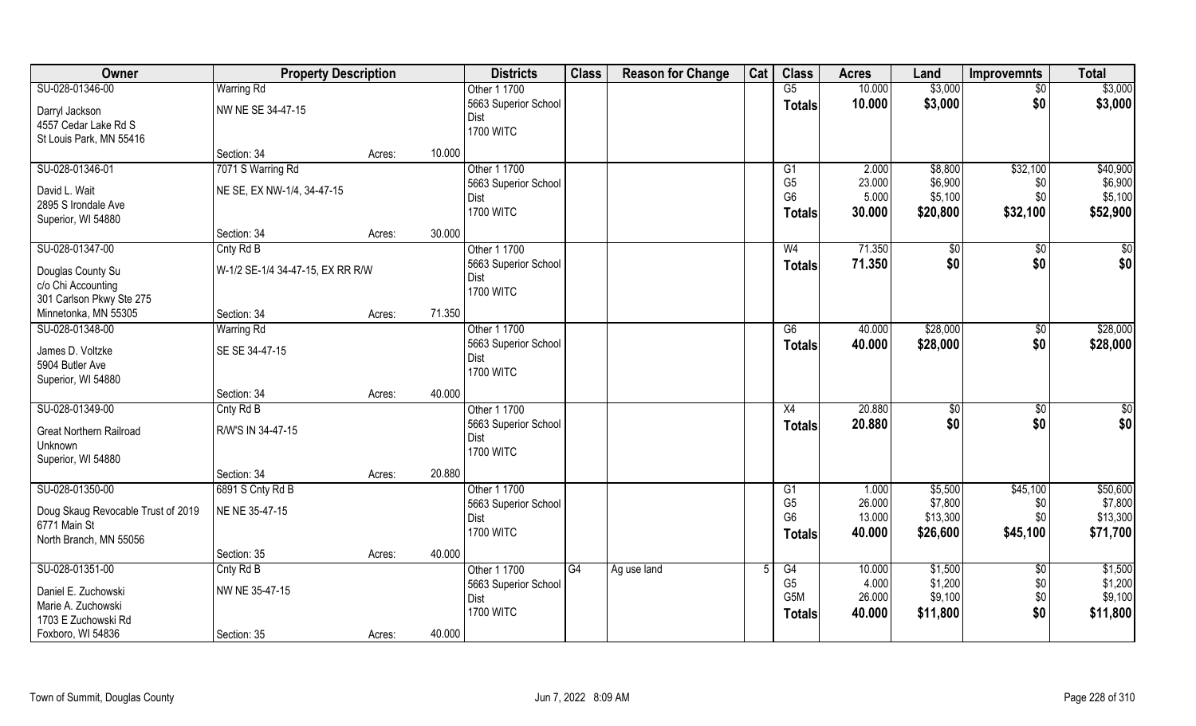| Owner | Property Description | | | Districts | Class | Reason for Change | Cat | Class | Acres | Land | Improvemnts | Total |
|---|---|---|---|---|---|---|---|---|---|---|---|---|
| SU-028-01346-00 | Warring Rd | | | Other 1 1700 | | | | G5 | 10.000 | $3,000 | $0 | $3,000 |
| Darryl Jackson | NW NE SE 34-47-15 | | | 5663 Superior School Dist | | | | **Totals** | **10.000** | **$3,000** | **$0** | **$3,000** |
| 4557 Cedar Lake Rd S | | | | 1700 WITC | | | | | | | | |
| St Louis Park, MN 55416 | | | | | | | | | | | | |
| | Section: 34 | Acres: | 10.000 | | | | | | | | | |
| SU-028-01346-01 | 7071 S Warring Rd | | | Other 1 1700 | | | | G1 | 2.000 | $8,800 | $32,100 | $40,900 |
| David L. Wait | NE SE, EX NW-1/4, 34-47-15 | | | 5663 Superior School Dist | | | | G5 | 23.000 | $6,900 | $0 | $6,900 |
| 2895 S Irondale Ave | | | | 1700 WITC | | | | G6 | 5.000 | $5,100 | $0 | $5,100 |
| Superior, WI 54880 | | | | | | | | **Totals** | **30.000** | **$20,800** | **$32,100** | **$52,900** |
| | Section: 34 | Acres: | 30.000 | | | | | | | | | |
| SU-028-01347-00 | Cnty Rd B | | | Other 1 1700 | | | | W4 | 71.350 | $0 | $0 | $0 |
| Douglas County Su | W-1/2 SE-1/4 34-47-15, EX RR R/W | | | 5663 Superior School Dist | | | | **Totals** | **71.350** | **$0** | **$0** | **$0** |
| c/o Chi Accounting | | | | 1700 WITC | | | | | | | | |
| 301 Carlson Pkwy Ste 275 | | | | | | | | | | | | |
| Minnetonka, MN 55305 | Section: 34 | Acres: | 71.350 | | | | | | | | | |
| SU-028-01348-00 | Warring Rd | | | Other 1 1700 | | | | G6 | 40.000 | $28,000 | $0 | $28,000 |
| James D. Voltzke | SE SE 34-47-15 | | | 5663 Superior School Dist | | | | **Totals** | **40.000** | **$28,000** | **$0** | **$28,000** |
| 5904 Butler Ave | | | | 1700 WITC | | | | | | | | |
| Superior, WI 54880 | | | | | | | | | | | | |
| | Section: 34 | Acres: | 40.000 | | | | | | | | | |
| SU-028-01349-00 | Cnty Rd B | | | Other 1 1700 | | | | X4 | 20.880 | $0 | $0 | $0 |
| Great Northern Railroad | R/W'S IN 34-47-15 | | | 5663 Superior School Dist | | | | **Totals** | **20.880** | **$0** | **$0** | **$0** |
| Unknown | | | | 1700 WITC | | | | | | | | |
| Superior, WI 54880 | | | | | | | | | | | | |
| | Section: 34 | Acres: | 20.880 | | | | | | | | | |
| SU-028-01350-00 | 6891 S Cnty Rd B | | | Other 1 1700 | | | | G1 | 1.000 | $5,500 | $45,100 | $50,600 |
| Doug Skaug Revocable Trust of 2019 | NE NE 35-47-15 | | | 5663 Superior School Dist | | | | G5 | 26.000 | $7,800 | $0 | $7,800 |
| 6771 Main St | | | | 1700 WITC | | | | G6 | 13.000 | $13,300 | $0 | $13,300 |
| North Branch, MN 55056 | | | | | | | | **Totals** | **40.000** | **$26,600** | **$45,100** | **$71,700** |
| | Section: 35 | Acres: | 40.000 | | | | | | | | | |
| SU-028-01351-00 | Cnty Rd B | | | Other 1 1700 | G4 | Ag use land | 5 | G4 | 10.000 | $1,500 | $0 | $1,500 |
| Daniel E. Zuchowski | NW NE 35-47-15 | | | 5663 Superior School Dist | | | | G5 | 4.000 | $1,200 | $0 | $1,200 |
| Marie A. Zuchowski | | | | 1700 WITC | | | | G5M | 26.000 | $9,100 | $0 | $9,100 |
| 1703 E Zuchowski Rd | | | | | | | | **Totals** | **40.000** | **$11,800** | **$0** | **$11,800** |
| Foxboro, WI 54836 | Section: 35 | Acres: | 40.000 | | | | | | | | | |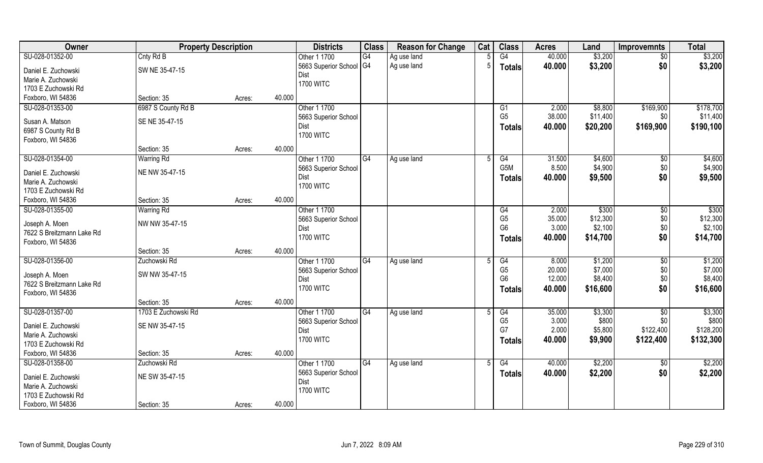| Owner | Property Description | | | Districts | Class | Reason for Change | Cat | Class | Acres | Land | Improvemnts | Total |
|---|---|---|---|---|---|---|---|---|---|---|---|---|
| SU-028-01352-00 | Cnty Rd B | | | Other 1 1700 | G4 | Ag use land | 5 | G4 | 40.000 | $3,200 | $0 | $3,200 |
| Daniel E. Zuchowski | SW NE 35-47-15 | | | 5663 Superior School | G4 | Ag use land | 5 | **Totals** | **40.000** | **$3,200** | **$0** | **$3,200** |
| Marie A. Zuchowski | | | | Dist | | | | | | | | |
| 1703 E Zuchowski Rd | | | | 1700 WITC | | | | | | | | |
| Foxboro, WI 54836 | Section: 35 | Acres: | 40.000 | | | | | | | | | |
| SU-028-01353-00 | 6987 S County Rd B | | | Other 1 1700 | | | | G1 | 2.000 | $8,800 | $169,900 | $178,700 |
| Susan A. Matson | SE NE 35-47-15 | | | 5663 Superior School | | | | G5 | 38.000 | $11,400 | $0 | $11,400 |
| 6987 S County Rd B | | | | Dist | | | | **Totals** | **40.000** | **$20,200** | **$169,900** | **$190,100** |
| Foxboro, WI 54836 | | | | 1700 WITC | | | | | | | | |
| | Section: 35 | Acres: | 40.000 | | | | | | | | | |
| SU-028-01354-00 | Warring Rd | | | Other 1 1700 | G4 | Ag use land | 5 | G4 | 31.500 | $4,600 | $0 | $4,600 |
| Daniel E. Zuchowski | NE NW 35-47-15 | | | 5663 Superior School | | | | G5M | 8.500 | $4,900 | $0 | $4,900 |
| Marie A. Zuchowski | | | | Dist | | | | **Totals** | **40.000** | **$9,500** | **$0** | **$9,500** |
| 1703 E Zuchowski Rd | | | | 1700 WITC | | | | | | | | |
| Foxboro, WI 54836 | Section: 35 | Acres: | 40.000 | | | | | | | | | |
| SU-028-01355-00 | Warring Rd | | | Other 1 1700 | | | | G4 | 2.000 | $300 | $0 | $300 |
| Joseph A. Moen | NW NW 35-47-15 | | | 5663 Superior School | | | | G5 | 35.000 | $12,300 | $0 | $12,300 |
| 7622 S Breitzmann Lake Rd | | | | Dist | | | | G6 | 3.000 | $2,100 | $0 | $2,100 |
| Foxboro, WI 54836 | | | | 1700 WITC | | | | **Totals** | **40.000** | **$14,700** | **$0** | **$14,700** |
| | Section: 35 | Acres: | 40.000 | | | | | | | | | |
| SU-028-01356-00 | Zuchowski Rd | | | Other 1 1700 | G4 | Ag use land | 5 | G4 | 8.000 | $1,200 | $0 | $1,200 |
| Joseph A. Moen | SW NW 35-47-15 | | | 5663 Superior School | | | | G5 | 20.000 | $7,000 | $0 | $7,000 |
| 7622 S Breitzmann Lake Rd | | | | Dist | | | | G6 | 12.000 | $8,400 | $0 | $8,400 |
| Foxboro, WI 54836 | | | | 1700 WITC | | | | **Totals** | **40.000** | **$16,600** | **$0** | **$16,600** |
| | Section: 35 | Acres: | 40.000 | | | | | | | | | |
| SU-028-01357-00 | 1703 E Zuchowski Rd | | | Other 1 1700 | G4 | Ag use land | 5 | G4 | 35.000 | $3,300 | $0 | $3,300 |
| Daniel E. Zuchowski | SE NW 35-47-15 | | | 5663 Superior School | | | | G5 | 3.000 | $800 | $0 | $800 |
| Marie A. Zuchowski | | | | Dist | | | | G7 | 2.000 | $5,800 | $122,400 | $128,200 |
| 1703 E Zuchowski Rd | | | | 1700 WITC | | | | **Totals** | **40.000** | **$9,900** | **$122,400** | **$132,300** |
| Foxboro, WI 54836 | Section: 35 | Acres: | 40.000 | | | | | | | | | |
| SU-028-01358-00 | Zuchowski Rd | | | Other 1 1700 | G4 | Ag use land | 5 | G4 | 40.000 | $2,200 | $0 | $2,200 |
| Daniel E. Zuchowski | NE SW 35-47-15 | | | 5663 Superior School | | | | **Totals** | **40.000** | **$2,200** | **$0** | **$2,200** |
| Marie A. Zuchowski | | | | Dist | | | | | | | | |
| 1703 E Zuchowski Rd | | | | 1700 WITC | | | | | | | | |
| Foxboro, WI 54836 | Section: 35 | Acres: | 40.000 | | | | | | | | | |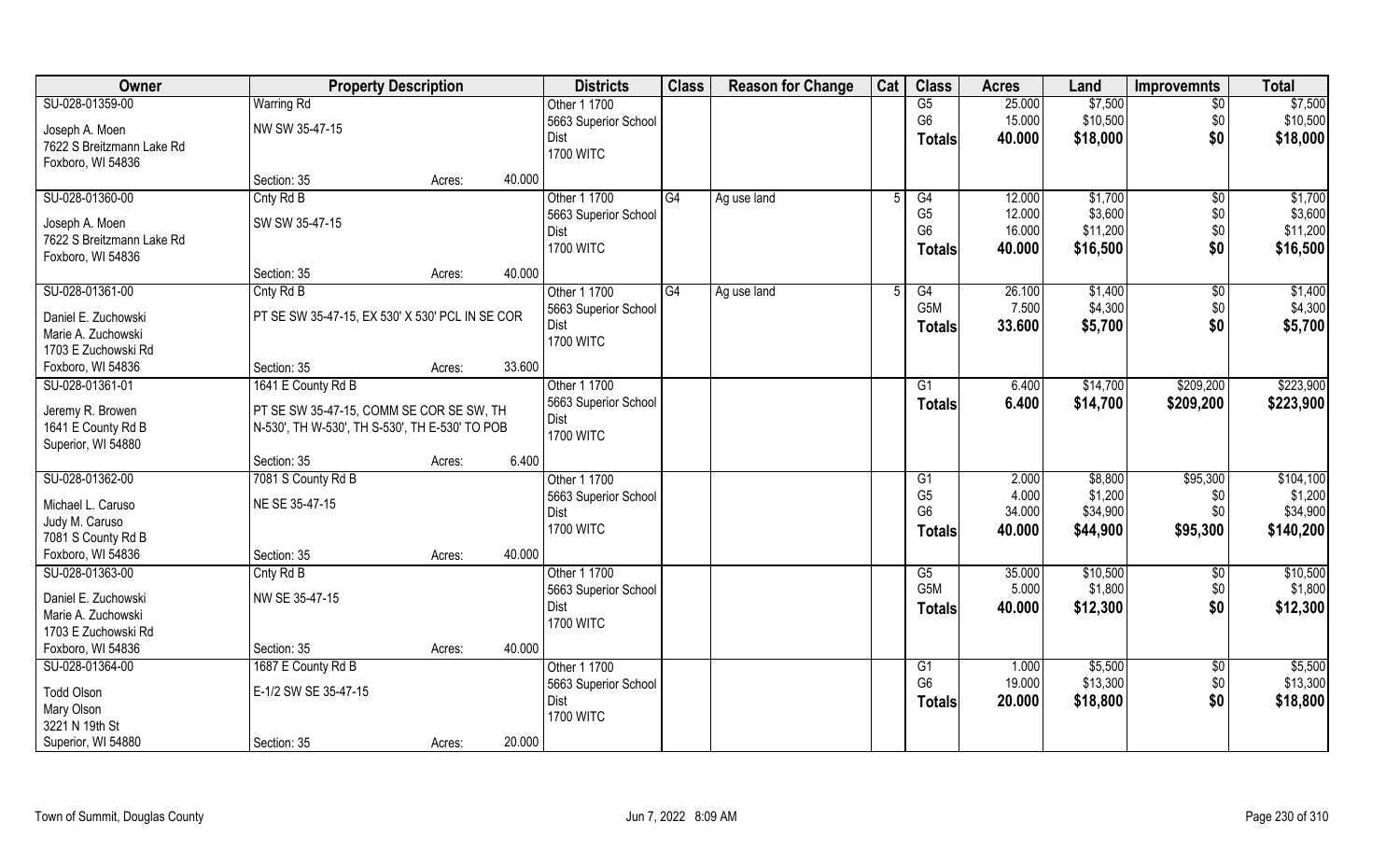| Owner | Property Description | | | Districts | Class | Reason for Change | Cat | Class | Acres | Land | Improvemnts | Total |
|---|---|---|---|---|---|---|---|---|---|---|---|---|
| SU-028-01359-00 | Warring Rd | | | Other 1 1700 | | | | G5 | 25.000 | $7,500 | $0 | $7,500 |
| Joseph A. Moen | NW SW 35-47-15 | | | 5663 Superior School | | | | G6 | 15.000 | $10,500 | $0 | $10,500 |
| 7622 S Breitzmann Lake Rd | | | | Dist | | | | **Totals** | **40.000** | **$18,000** | **$0** | **$18,000** |
| Foxboro, WI 54836 | | | | 1700 WITC | | | | | | | | |
| | Section: 35 | Acres: | 40.000 | | | | | | | | | |
| SU-028-01360-00 | Cnty Rd B | | | Other 1 1700 | G4 | Ag use land | 5 | G4 | 12.000 | $1,700 | $0 | $1,700 |
| Joseph A. Moen | SW SW 35-47-15 | | | 5663 Superior School | | | | G5 | 12.000 | $3,600 | $0 | $3,600 |
| 7622 S Breitzmann Lake Rd | | | | Dist | | | | G6 | 16.000 | $11,200 | $0 | $11,200 |
| Foxboro, WI 54836 | | | | 1700 WITC | | | | **Totals** | **40.000** | **$16,500** | **$0** | **$16,500** |
| | Section: 35 | Acres: | 40.000 | | | | | | | | | |
| SU-028-01361-00 | Cnty Rd B | | | Other 1 1700 | G4 | Ag use land | 5 | G4 | 26.100 | $1,400 | $0 | $1,400 |
| Daniel E. Zuchowski | PT SE SW 35-47-15, EX 530' X 530' PCL IN SE COR | | | 5663 Superior School | | | | G5M | 7.500 | $4,300 | $0 | $4,300 |
| Marie A. Zuchowski | | | | Dist | | | | **Totals** | **33.600** | **$5,700** | **$0** | **$5,700** |
| 1703 E Zuchowski Rd | | | | 1700 WITC | | | | | | | | |
| Foxboro, WI 54836 | Section: 35 | Acres: | 33.600 | | | | | | | | | |
| SU-028-01361-01 | 1641 E County Rd B | | | Other 1 1700 | | | | G1 | 6.400 | $14,700 | $209,200 | $223,900 |
| Jeremy R. Browen | PT SE SW 35-47-15, COMM SE COR SE SW, TH | | | 5663 Superior School | | | | **Totals** | **6.400** | **$14,700** | **$209,200** | **$223,900** |
| 1641 E County Rd B | N-530', TH W-530', TH S-530', TH E-530' TO POB | | | Dist | | | | | | | | |
| Superior, WI 54880 | | | | 1700 WITC | | | | | | | | |
| | Section: 35 | Acres: | 6.400 | | | | | | | | | |
| SU-028-01362-00 | 7081 S County Rd B | | | Other 1 1700 | | | | G1 | 2.000 | $8,800 | $95,300 | $104,100 |
| Michael L. Caruso | NE SE 35-47-15 | | | 5663 Superior School | | | | G5 | 4.000 | $1,200 | $0 | $1,200 |
| Judy M. Caruso | | | | Dist | | | | G6 | 34.000 | $34,900 | $0 | $34,900 |
| 7081 S County Rd B | | | | 1700 WITC | | | | **Totals** | **40.000** | **$44,900** | **$95,300** | **$140,200** |
| Foxboro, WI 54836 | Section: 35 | Acres: | 40.000 | | | | | | | | | |
| SU-028-01363-00 | Cnty Rd B | | | Other 1 1700 | | | | G5 | 35.000 | $10,500 | $0 | $10,500 |
| Daniel E. Zuchowski | NW SE 35-47-15 | | | 5663 Superior School | | | | G5M | 5.000 | $1,800 | $0 | $1,800 |
| Marie A. Zuchowski | | | | Dist | | | | **Totals** | **40.000** | **$12,300** | **$0** | **$12,300** |
| 1703 E Zuchowski Rd | | | | 1700 WITC | | | | | | | | |
| Foxboro, WI 54836 | Section: 35 | Acres: | 40.000 | | | | | | | | | |
| SU-028-01364-00 | 1687 E County Rd B | | | Other 1 1700 | | | | G1 | 1.000 | $5,500 | $0 | $5,500 |
| Todd Olson | E-1/2 SW SE 35-47-15 | | | 5663 Superior School | | | | G6 | 19.000 | $13,300 | $0 | $13,300 |
| Mary Olson | | | | Dist | | | | **Totals** | **20.000** | **$18,800** | **$0** | **$18,800** |
| 3221 N 19th St | | | | 1700 WITC | | | | | | | | |
| Superior, WI 54880 | Section: 35 | Acres: | 20.000 | | | | | | | | | |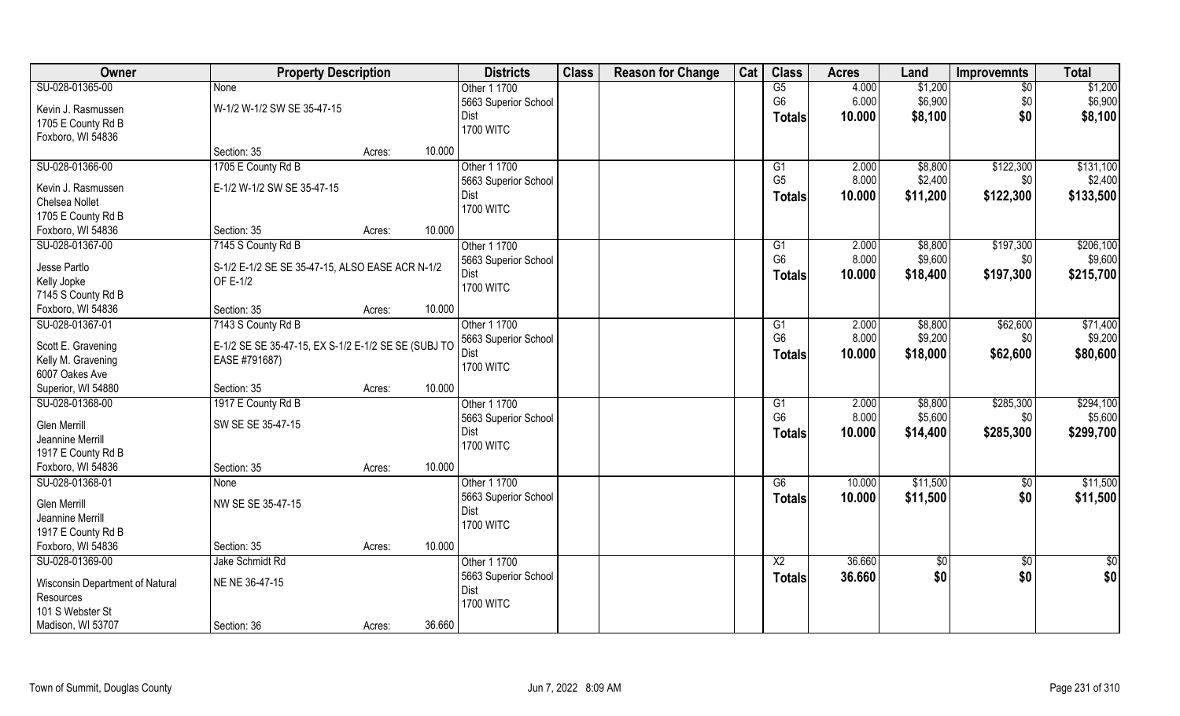| Owner | Property Description | | | Districts | Class | Reason for Change | Cat | Class | Acres | Land | Improvemnts | Total |
|---|---|---|---|---|---|---|---|---|---|---|---|---|
| SU-028-01365-00 | None | | | Other 1 1700 | | | | G5 | 4.000 | $1,200 | $0 | $1,200 |
| Kevin J. Rasmussen | W-1/2 W-1/2 SW SE 35-47-15 | | | 5663 Superior School Dist | | | | G6 | 6.000 | $6,900 | $0 | $6,900 |
| 1705 E County Rd B | | | | 1700 WITC | | | | **Totals** | **10.000** | **$8,100** | **$0** | **$8,100** |
| Foxboro, WI 54836 | Section: 35 | Acres: | 10.000 | | | | | | | | | |
| SU-028-01366-00 | 1705 E County Rd B | | | Other 1 1700 | | | | G1 | 2.000 | $8,800 | $122,300 | $131,100 |
| Kevin J. Rasmussen | E-1/2 W-1/2 SW SE 35-47-15 | | | 5663 Superior School Dist | | | | G5 | 8.000 | $2,400 | $0 | $2,400 |
| Chelsea Nollet | | | | 1700 WITC | | | | **Totals** | **10.000** | **$11,200** | **$122,300** | **$133,500** |
| 1705 E County Rd B | | | | | | | | | | | | |
| Foxboro, WI 54836 | Section: 35 | Acres: | 10.000 | | | | | | | | | |
| SU-028-01367-00 | 7145 S County Rd B | | | Other 1 1700 | | | | G1 | 2.000 | $8,800 | $197,300 | $206,100 |
| Jesse Partlo | S-1/2 E-1/2 SE SE 35-47-15, ALSO EASE ACR N-1/2 OF E-1/2 | | | 5663 Superior School Dist | | | | G6 | 8.000 | $9,600 | $0 | $9,600 |
| Kelly Jopke | | | | 1700 WITC | | | | **Totals** | **10.000** | **$18,400** | **$197,300** | **$215,700** |
| 7145 S County Rd B | | | | | | | | | | | | |
| Foxboro, WI 54836 | Section: 35 | Acres: | 10.000 | | | | | | | | | |
| SU-028-01367-01 | 7143 S County Rd B | | | Other 1 1700 | | | | G1 | 2.000 | $8,800 | $62,600 | $71,400 |
| Scott E. Gravening | E-1/2 SE SE 35-47-15, EX S-1/2 E-1/2 SE SE (SUBJ TO EASE #791687) | | | 5663 Superior School Dist | | | | G6 | 8.000 | $9,200 | $0 | $9,200 |
| Kelly M. Gravening | | | | 1700 WITC | | | | **Totals** | **10.000** | **$18,000** | **$62,600** | **$80,600** |
| 6007 Oakes Ave | | | | | | | | | | | | |
| Superior, WI 54880 | Section: 35 | Acres: | 10.000 | | | | | | | | | |
| SU-028-01368-00 | 1917 E County Rd B | | | Other 1 1700 | | | | G1 | 2.000 | $8,800 | $285,300 | $294,100 |
| Glen Merrill | SW SE SE 35-47-15 | | | 5663 Superior School Dist | | | | G6 | 8.000 | $5,600 | $0 | $5,600 |
| Jeannine Merrill | | | | 1700 WITC | | | | **Totals** | **10.000** | **$14,400** | **$285,300** | **$299,700** |
| 1917 E County Rd B | | | | | | | | | | | | |
| Foxboro, WI 54836 | Section: 35 | Acres: | 10.000 | | | | | | | | | |
| SU-028-01368-01 | None | | | Other 1 1700 | | | | G6 | 10.000 | $11,500 | $0 | $11,500 |
| Glen Merrill | NW SE SE 35-47-15 | | | 5663 Superior School Dist | | | | **Totals** | **10.000** | **$11,500** | **$0** | **$11,500** |
| Jeannine Merrill | | | | 1700 WITC | | | | | | | | |
| 1917 E County Rd B | | | | | | | | | | | | |
| Foxboro, WI 54836 | Section: 35 | Acres: | 10.000 | | | | | | | | | |
| SU-028-01369-00 | Jake Schmidt Rd | | | Other 1 1700 | | | | X2 | 36.660 | $0 | $0 | $0 |
| Wisconsin Department of Natural Resources | NE NE 36-47-15 | | | 5663 Superior School Dist | | | | **Totals** | **36.660** | **$0** | **$0** | **$0** |
| 101 S Webster St | | | | 1700 WITC | | | | | | | | |
| Madison, WI 53707 | Section: 36 | Acres: | 36.660 | | | | | | | | | |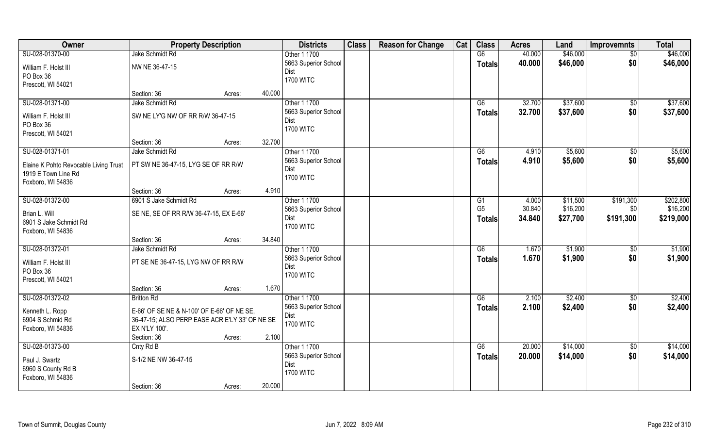| Owner | Property Description | | | Districts | Class | Reason for Change | Cat | Class | Acres | Land | Improvemnts | Total |
|---|---|---|---|---|---|---|---|---|---|---|---|---|
| SU-028-01370-00 | Jake Schmidt Rd | | | Other 1 1700 | | | | G6 | 40.000 | $46,000 | $0 | $46,000 |
| William F. Holst III<br>PO Box 36<br>Prescott, WI 54021 | NW NE 36-47-15 | | | 5663 Superior School Dist<br>1700 WITC | | | | Totals | 40.000 | $46,000 | $0 | $46,000 |
| | Section: 36 | Acres: | 40.000 | | | | | | | | | |
| SU-028-01371-00 | Jake Schmidt Rd | | | Other 1 1700 | | | | G6 | 32.700 | $37,600 | $0 | $37,600 |
| William F. Holst III<br>PO Box 36<br>Prescott, WI 54021 | SW NE LY'G NW OF RR R/W 36-47-15 | | | 5663 Superior School Dist<br>1700 WITC | | | | Totals | 32.700 | $37,600 | $0 | $37,600 |
| | Section: 36 | Acres: | 32.700 | | | | | | | | | |
| SU-028-01371-01 | Jake Schmidt Rd | | | Other 1 1700 | | | | G6 | 4.910 | $5,600 | $0 | $5,600 |
| Elaine K Pohto Revocable Living Trust<br>1919 E Town Line Rd<br>Foxboro, WI 54836 | PT SW NE 36-47-15, LYG SE OF RR R/W | | | 5663 Superior School Dist<br>1700 WITC | | | | Totals | 4.910 | $5,600 | $0 | $5,600 |
| | Section: 36 | Acres: | 4.910 | | | | | | | | | |
| SU-028-01372-00 | 6901 S Jake Schmidt Rd | | | Other 1 1700 | | | | G1 | 4.000 | $11,500 | $191,300 | $202,800 |
| Brian L. Will<br>6901 S Jake Schmidt Rd<br>Foxboro, WI 54836 | SE NE, SE OF RR R/W 36-47-15, EX E-66' | | | 5663 Superior School Dist<br>1700 WITC | | | | G5 | 30.840 | $16,200 | $0 | $16,200 |
| | | | | | | | | Totals | 34.840 | $27,700 | $191,300 | $219,000 |
| | Section: 36 | Acres: | 34.840 | | | | | | | | | |
| SU-028-01372-01 | Jake Schmidt Rd | | | Other 1 1700 | | | | G6 | 1.670 | $1,900 | $0 | $1,900 |
| William F. Holst III<br>PO Box 36<br>Prescott, WI 54021 | PT SE NE 36-47-15, LYG NW OF RR R/W | | | 5663 Superior School Dist<br>1700 WITC | | | | Totals | 1.670 | $1,900 | $0 | $1,900 |
| | Section: 36 | Acres: | 1.670 | | | | | | | | | |
| SU-028-01372-02 | Britton Rd | | | Other 1 1700 | | | | G6 | 2.100 | $2,400 | $0 | $2,400 |
| Kenneth L. Ropp<br>6904 S Schmid Rd<br>Foxboro, WI 54836 | E-66' OF SE NE & N-100' OF E-66' OF NE SE, 36-47-15; ALSO PERP EASE ACR E'LY 33' OF NE SE EX N'LY 100'. | | | 5663 Superior School Dist<br>1700 WITC | | | | Totals | 2.100 | $2,400 | $0 | $2,400 |
| | Section: 36 | Acres: | 2.100 | | | | | | | | | |
| SU-028-01373-00 | Cnty Rd B | | | Other 1 1700 | | | | G6 | 20.000 | $14,000 | $0 | $14,000 |
| Paul J. Swartz<br>6960 S County Rd B<br>Foxboro, WI 54836 | S-1/2 NE NW 36-47-15 | | | 5663 Superior School Dist<br>1700 WITC | | | | Totals | 20.000 | $14,000 | $0 | $14,000 |
| | Section: 36 | Acres: | 20.000 | | | | | | | | | |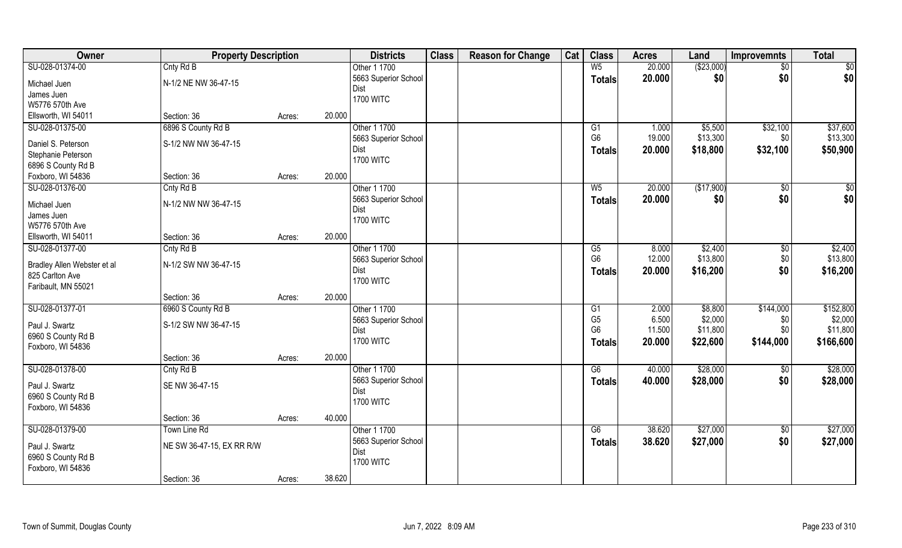| Owner | Property Description | | | Districts | Class | Reason for Change | Cat | Class | Acres | Land | Improvemnts | Total |
|---|---|---|---|---|---|---|---|---|---|---|---|---|
| SU-028-01374-00 | Cnty Rd B | | | Other 1 1700 | | | | W5 | 20.000 | ($23,000) | $0 | $0 |
| Michael Juen | N-1/2 NE NW 36-47-15 | | | 5663 Superior School Dist | | | | **Totals** | **20.000** | **$0** | **$0** | **$0** |
| James Juen | | | | 1700 WITC | | | | | | | | |
| W5776 570th Ave | | | | | | | | | | | | |
| Ellsworth, WI 54011 | Section: 36 | Acres: | 20.000 | | | | | | | | | |
| SU-028-01375-00 | 6896 S County Rd B | | | Other 1 1700 | | | | G1 | 1.000 | $5,500 | $32,100 | $37,600 |
| Daniel S. Peterson | S-1/2 NW NW 36-47-15 | | | 5663 Superior School Dist | | | | G6 | 19.000 | $13,300 | $0 | $13,300 |
| Stephanie Peterson | | | | 1700 WITC | | | | **Totals** | **20.000** | **$18,800** | **$32,100** | **$50,900** |
| 6896 S County Rd B | | | | | | | | | | | | |
| Foxboro, WI 54836 | Section: 36 | Acres: | 20.000 | | | | | | | | | |
| SU-028-01376-00 | Cnty Rd B | | | Other 1 1700 | | | | W5 | 20.000 | ($17,900) | $0 | $0 |
| Michael Juen | N-1/2 NW NW 36-47-15 | | | 5663 Superior School Dist | | | | **Totals** | **20.000** | **$0** | **$0** | **$0** |
| James Juen | | | | 1700 WITC | | | | | | | | |
| W5776 570th Ave | | | | | | | | | | | | |
| Ellsworth, WI 54011 | Section: 36 | Acres: | 20.000 | | | | | | | | | |
| SU-028-01377-00 | Cnty Rd B | | | Other 1 1700 | | | | G5 | 8.000 | $2,400 | $0 | $2,400 |
| Bradley Allen Webster et al | N-1/2 SW NW 36-47-15 | | | 5663 Superior School Dist | | | | G6 | 12.000 | $13,800 | $0 | $13,800 |
| 825 Carlton Ave | | | | 1700 WITC | | | | **Totals** | **20.000** | **$16,200** | **$0** | **$16,200** |
| Faribault, MN 55021 | | | | | | | | | | | | |
| | Section: 36 | Acres: | 20.000 | | | | | | | | | |
| SU-028-01377-01 | 6960 S County Rd B | | | Other 1 1700 | | | | G1 | 2.000 | $8,800 | $144,000 | $152,800 |
| Paul J. Swartz | S-1/2 SW NW 36-47-15 | | | 5663 Superior School | | | | G5 | 6.500 | $2,000 | $0 | $2,000 |
| 6960 S County Rd B | | | | Dist | | | | G6 | 11.500 | $11,800 | $0 | $11,800 |
| Foxboro, WI 54836 | | | | 1700 WITC | | | | **Totals** | **20.000** | **$22,600** | **$144,000** | **$166,600** |
| | Section: 36 | Acres: | 20.000 | | | | | | | | | |
| SU-028-01378-00 | Cnty Rd B | | | Other 1 1700 | | | | G6 | 40.000 | $28,000 | $0 | $28,000 |
| Paul J. Swartz | SE NW 36-47-15 | | | 5663 Superior School Dist | | | | **Totals** | **40.000** | **$28,000** | **$0** | **$28,000** |
| 6960 S County Rd B | | | | 1700 WITC | | | | | | | | |
| Foxboro, WI 54836 | | | | | | | | | | | | |
| | Section: 36 | Acres: | 40.000 | | | | | | | | | |
| SU-028-01379-00 | Town Line Rd | | | Other 1 1700 | | | | G6 | 38.620 | $27,000 | $0 | $27,000 |
| Paul J. Swartz | NE SW 36-47-15, EX RR R/W | | | 5663 Superior School Dist | | | | **Totals** | **38.620** | **$27,000** | **$0** | **$27,000** |
| 6960 S County Rd B | | | | 1700 WITC | | | | | | | | |
| Foxboro, WI 54836 | | | | | | | | | | | | |
| | Section: 36 | Acres: | 38.620 | | | | | | | | | |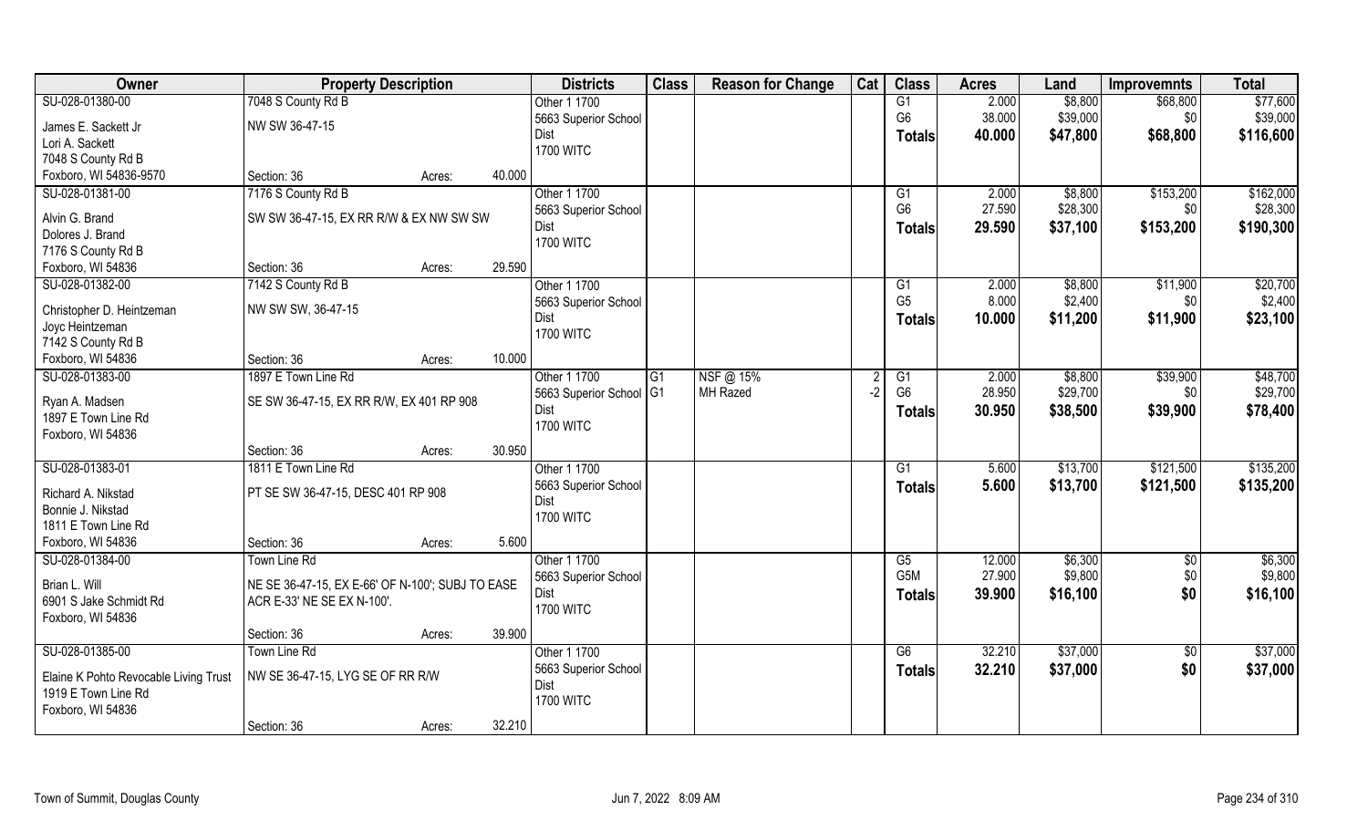| Owner | Property Description | | Districts | Class | Reason for Change | Cat | Class | Acres | Land | Improvemnts | Total |
|---|---|---|---|---|---|---|---|---|---|---|---|
| SU-028-01380-00<br>James E. Sackett Jr<br>Lori A. Sackett<br>7048 S County Rd B<br>Foxboro, WI 54836-9570 | 7048 S County Rd B<br>NW SW 36-47-15<br>Section: 36 | Acres: 40.000 | Other 1 1700<br>5663 Superior School Dist<br>1700 WITC | | | | G1<br>G6<br>**Totals** | 2.000<br>38.000<br>**40.000** | $8,800<br>$39,000<br>**$47,800** | $68,800<br>$0<br>**$68,800** | $77,600<br>$39,000<br>**$116,600** |
| SU-028-01381-00<br>Alvin G. Brand<br>Dolores J. Brand<br>7176 S County Rd B<br>Foxboro, WI 54836 | 7176 S County Rd B<br>SW SW 36-47-15, EX RR R/W & EX NW SW SW<br>Section: 36 | Acres: 29.590 | Other 1 1700<br>5663 Superior School Dist<br>1700 WITC | | | | G1<br>G6<br>**Totals** | 2.000<br>27.590<br>**29.590** | $8,800<br>$28,300<br>**$37,100** | $153,200<br>$0<br>**$153,200** | $162,000<br>$28,300<br>**$190,300** |
| SU-028-01382-00<br>Christopher D. Heintzeman<br>Joyc Heintzeman<br>7142 S County Rd B<br>Foxboro, WI 54836 | 7142 S County Rd B<br>NW SW SW, 36-47-15<br>Section: 36 | Acres: 10.000 | Other 1 1700<br>5663 Superior School Dist<br>1700 WITC | | | | G1<br>G5<br>**Totals** | 2.000<br>8.000<br>**10.000** | $8,800<br>$2,400<br>**$11,200** | $11,900<br>$0<br>**$11,900** | $20,700<br>$2,400<br>**$23,100** |
| SU-028-01383-00<br>Ryan A. Madsen<br>1897 E Town Line Rd<br>Foxboro, WI 54836 | 1897 E Town Line Rd<br>SE SW 36-47-15, EX RR R/W, EX 401 RP 908<br>Section: 36 | Acres: 30.950 | Other 1 1700<br>5663 Superior School Dist<br>1700 WITC | G1<br>G1 | NSF @ 15%<br>MH Razed | 2<br>-2 | G1<br>G6<br>**Totals** | 2.000<br>28.950<br>**30.950** | $8,800<br>$29,700<br>**$38,500** | $39,900<br>$0<br>**$39,900** | $48,700<br>$29,700<br>**$78,400** |
| SU-028-01383-01<br>Richard A. Nikstad<br>Bonnie J. Nikstad<br>1811 E Town Line Rd<br>Foxboro, WI 54836 | 1811 E Town Line Rd<br>PT SE SW 36-47-15, DESC 401 RP 908<br>Section: 36 | Acres: 5.600 | Other 1 1700<br>5663 Superior School Dist<br>1700 WITC | | | | G1<br>**Totals** | 5.600<br>**5.600** | $13,700<br>**$13,700** | $121,500<br>**$121,500** | $135,200<br>**$135,200** |
| SU-028-01384-00<br>Brian L. Will<br>6901 S Jake Schmidt Rd<br>Foxboro, WI 54836 | Town Line Rd<br>NE SE 36-47-15, EX E-66' OF N-100'; SUBJ TO EASE ACR E-33' NE SE EX N-100'.<br>Section: 36 | Acres: 39.900 | Other 1 1700<br>5663 Superior School Dist<br>1700 WITC | | | | G5<br>G5M<br>**Totals** | 12.000<br>27.900<br>**39.900** | $6,300<br>$9,800<br>**$16,100** | $0<br>$0<br>**$0** | $6,300<br>$9,800<br>**$16,100** |
| SU-028-01385-00<br>Elaine K Pohto Revocable Living Trust<br>1919 E Town Line Rd<br>Foxboro, WI 54836 | Town Line Rd<br>NW SE 36-47-15, LYG SE OF RR R/W<br>Section: 36 | Acres: 32.210 | Other 1 1700<br>5663 Superior School Dist<br>1700 WITC | | | | G6<br>**Totals** | 32.210<br>**32.210** | $37,000<br>**$37,000** | $0<br>**$0** | $37,000<br>**$37,000** |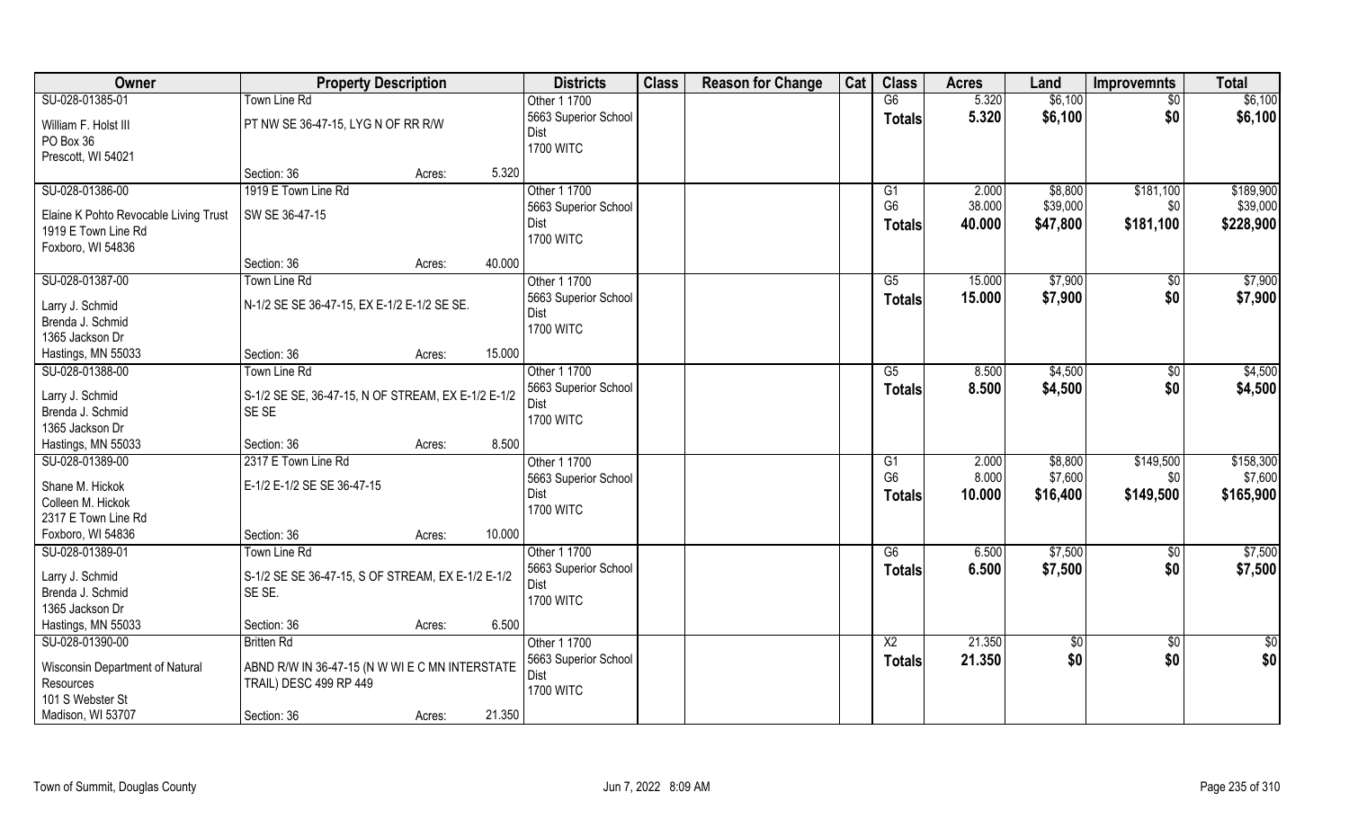| Owner | Property Description | | | Districts | Class | Reason for Change | Cat | Class | Acres | Land | Improvemnts | Total |
|---|---|---|---|---|---|---|---|---|---|---|---|---|
| SU-028-01385-01 | Town Line Rd | | | Other 1 1700 | | | | G6 | 5.320 | $6,100 | $0 | $6,100 |
| William F. Holst III | PT NW SE 36-47-15, LYG N OF RR R/W | | | 5663 Superior School Dist | | | | **Totals** | **5.320** | **$6,100** | **$0** | **$6,100** |
| PO Box 36 | | | | 1700 WITC | | | | | | | | |
| Prescott, WI 54021 | | | | | | | | | | | | |
| | Section: 36 | Acres: | 5.320 | | | | | | | | | |
| SU-028-01386-00 | 1919 E Town Line Rd | | | Other 1 1700 | | | | G1 | 2.000 | $8,800 | $181,100 | $189,900 |
| Elaine K Pohto Revocable Living Trust | SW SE 36-47-15 | | | 5663 Superior School Dist | | | | G6 | 38.000 | $39,000 | $0 | $39,000 |
| 1919 E Town Line Rd | | | | 1700 WITC | | | | **Totals** | **40.000** | **$47,800** | **$181,100** | **$228,900** |
| Foxboro, WI 54836 | | | | | | | | | | | | |
| | Section: 36 | Acres: | 40.000 | | | | | | | | | |
| SU-028-01387-00 | Town Line Rd | | | Other 1 1700 | | | | G5 | 15.000 | $7,900 | $0 | $7,900 |
| Larry J. Schmid | N-1/2 SE SE 36-47-15, EX E-1/2 E-1/2 SE SE. | | | 5663 Superior School Dist | | | | **Totals** | **15.000** | **$7,900** | **$0** | **$7,900** |
| Brenda J. Schmid | | | | 1700 WITC | | | | | | | | |
| 1365 Jackson Dr | | | | | | | | | | | | |
| Hastings, MN 55033 | Section: 36 | Acres: | 15.000 | | | | | | | | | |
| SU-028-01388-00 | Town Line Rd | | | Other 1 1700 | | | | G5 | 8.500 | $4,500 | $0 | $4,500 |
| Larry J. Schmid | S-1/2 SE SE, 36-47-15, N OF STREAM, EX E-1/2 E-1/2 SE SE | | | 5663 Superior School Dist | | | | **Totals** | **8.500** | **$4,500** | **$0** | **$4,500** |
| Brenda J. Schmid | | | | 1700 WITC | | | | | | | | |
| 1365 Jackson Dr | | | | | | | | | | | | |
| Hastings, MN 55033 | Section: 36 | Acres: | 8.500 | | | | | | | | | |
| SU-028-01389-00 | 2317 E Town Line Rd | | | Other 1 1700 | | | | G1 | 2.000 | $8,800 | $149,500 | $158,300 |
| Shane M. Hickok | E-1/2 E-1/2 SE SE 36-47-15 | | | 5663 Superior School Dist | | | | G6 | 8.000 | $7,600 | $0 | $7,600 |
| Colleen M. Hickok | | | | 1700 WITC | | | | **Totals** | **10.000** | **$16,400** | **$149,500** | **$165,900** |
| 2317 E Town Line Rd | | | | | | | | | | | | |
| Foxboro, WI 54836 | Section: 36 | Acres: | 10.000 | | | | | | | | | |
| SU-028-01389-01 | Town Line Rd | | | Other 1 1700 | | | | G6 | 6.500 | $7,500 | $0 | $7,500 |
| Larry J. Schmid | S-1/2 SE SE 36-47-15, S OF STREAM, EX E-1/2 E-1/2 SE SE. | | | 5663 Superior School Dist | | | | **Totals** | **6.500** | **$7,500** | **$0** | **$7,500** |
| Brenda J. Schmid | | | | 1700 WITC | | | | | | | | |
| 1365 Jackson Dr | | | | | | | | | | | | |
| Hastings, MN 55033 | Section: 36 | Acres: | 6.500 | | | | | | | | | |
| SU-028-01390-00 | Britten Rd | | | Other 1 1700 | | | | X2 | 21.350 | $0 | $0 | $0 |
| Wisconsin Department of Natural Resources | ABND R/W IN 36-47-15 (N W WI E C MN INTERSTATE TRAIL) DESC 499 RP 449 | | | 5663 Superior School Dist | | | | **Totals** | **21.350** | **$0** | **$0** | **$0** |
| 101 S Webster St | | | | 1700 WITC | | | | | | | | |
| Madison, WI 53707 | Section: 36 | Acres: | 21.350 | | | | | | | | | |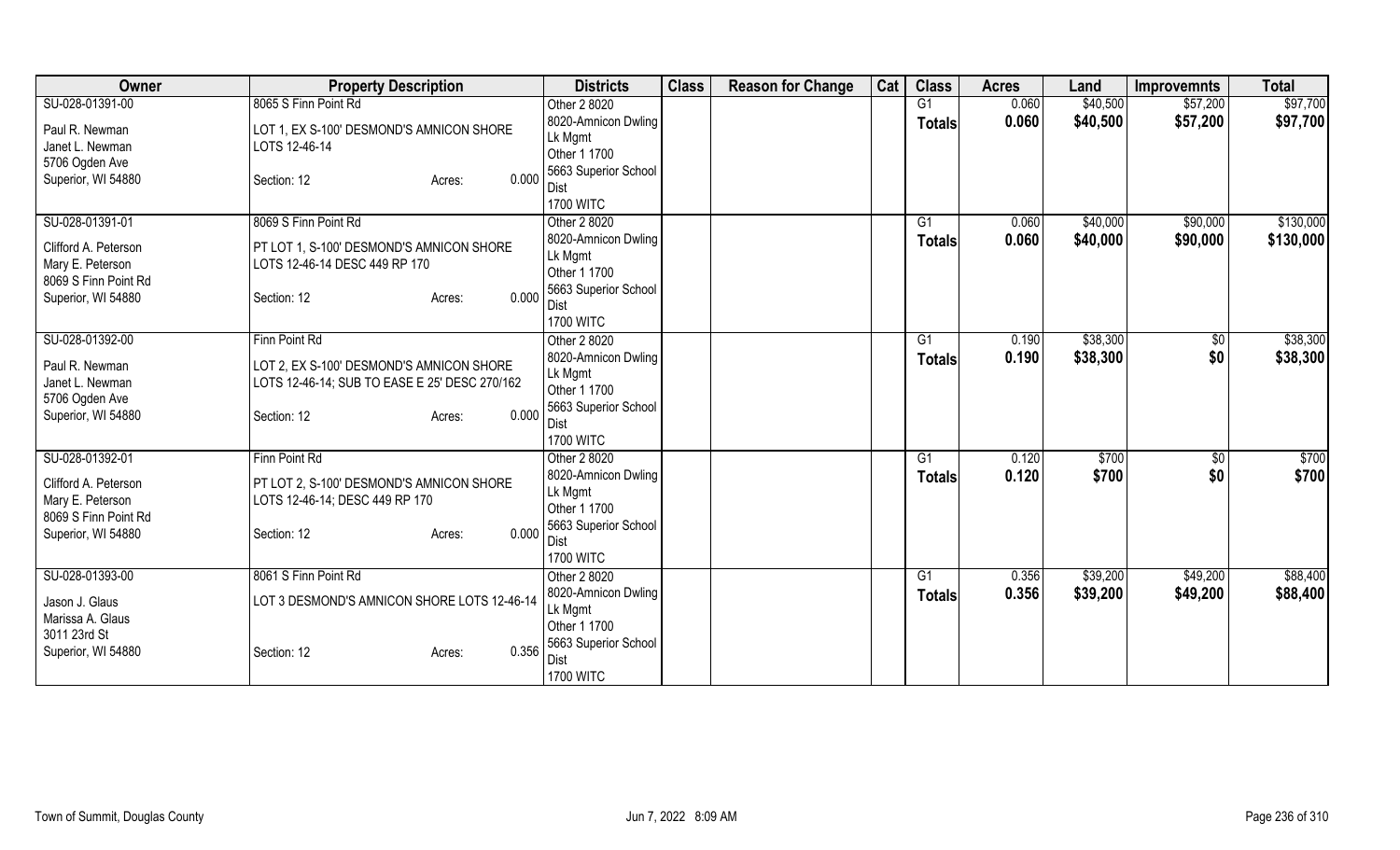| Owner | Property Description | Districts | Class | Reason for Change | Cat | Class | Acres | Land | Improvemnts | Total |
|---|---|---|---|---|---|---|---|---|---|---|
| SU-028-01391-00<br>Paul R. Newman<br>Janet L. Newman<br>5706 Ogden Ave<br>Superior, WI 54880 | 8065 S Finn Point Rd<br>LOT 1, EX S-100' DESMOND'S AMNICON SHORE LOTS 12-46-14<br>Section: 12 Acres: 0.000 | Other 2 8020<br>8020-Amnicon Dwling Lk Mgmt<br>Other 1 1700<br>5663 Superior School Dist<br>1700 WITC | | | | G1<br>**Totals** | 0.060<br>**0.060** | $40,500<br>**$40,500** | $57,200<br>**$57,200** | $97,700<br>**$97,700** |
| SU-028-01391-01<br>Clifford A. Peterson<br>Mary E. Peterson<br>8069 S Finn Point Rd<br>Superior, WI 54880 | 8069 S Finn Point Rd<br>PT LOT 1, S-100' DESMOND'S AMNICON SHORE LOTS 12-46-14 DESC 449 RP 170<br>Section: 12 Acres: 0.000 | Other 2 8020<br>8020-Amnicon Dwling Lk Mgmt<br>Other 1 1700<br>5663 Superior School Dist<br>1700 WITC | | | | G1<br>**Totals** | 0.060<br>**0.060** | $40,000<br>**$40,000** | $90,000<br>**$90,000** | $130,000<br>**$130,000** |
| SU-028-01392-00<br>Paul R. Newman<br>Janet L. Newman<br>5706 Ogden Ave<br>Superior, WI 54880 | Finn Point Rd<br>LOT 2, EX S-100' DESMOND'S AMNICON SHORE LOTS 12-46-14; SUB TO EASE E 25' DESC 270/162<br>Section: 12 Acres: 0.000 | Other 2 8020<br>8020-Amnicon Dwling Lk Mgmt<br>Other 1 1700<br>5663 Superior School Dist<br>1700 WITC | | | | G1<br>**Totals** | 0.190<br>**0.190** | $38,300<br>**$38,300** | $0<br>**$0** | $38,300<br>**$38,300** |
| SU-028-01392-01<br>Clifford A. Peterson<br>Mary E. Peterson<br>8069 S Finn Point Rd<br>Superior, WI 54880 | Finn Point Rd<br>PT LOT 2, S-100' DESMOND'S AMNICON SHORE LOTS 12-46-14; DESC 449 RP 170<br>Section: 12 Acres: 0.000 | Other 2 8020<br>8020-Amnicon Dwling Lk Mgmt<br>Other 1 1700<br>5663 Superior School Dist<br>1700 WITC | | | | G1<br>**Totals** | 0.120<br>**0.120** | $700<br>**$700** | $0<br>**$0** | $700<br>**$700** |
| SU-028-01393-00<br>Jason J. Glaus<br>Marissa A. Glaus<br>3011 23rd St<br>Superior, WI 54880 | 8061 S Finn Point Rd<br>LOT 3 DESMOND'S AMNICON SHORE LOTS 12-46-14<br>Section: 12 Acres: 0.356 | Other 2 8020<br>8020-Amnicon Dwling Lk Mgmt<br>Other 1 1700<br>5663 Superior School Dist<br>1700 WITC | | | | G1<br>**Totals** | 0.356<br>**0.356** | $39,200<br>**$39,200** | $49,200<br>**$49,200** | $88,400<br>**$88,400** |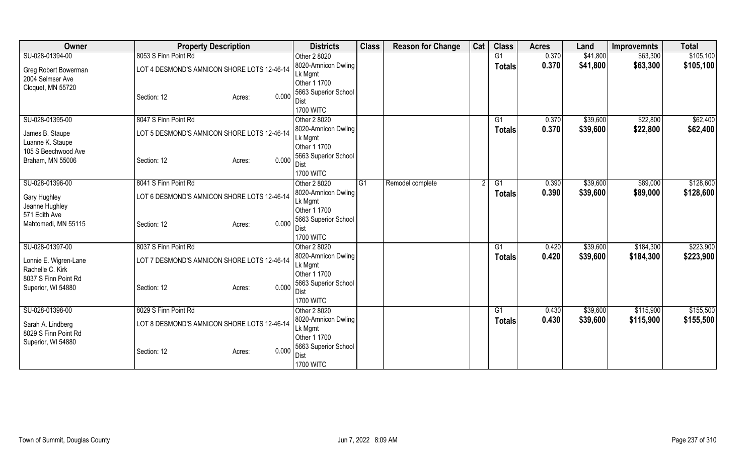| Owner | Property Description | Districts | Class | Reason for Change | Cat | Class | Acres | Land | Improvemnts | Total |
|---|---|---|---|---|---|---|---|---|---|---|
| SU-028-01394-00<br>Greg Robert Bowerman<br>2004 Selmser Ave<br>Cloquet, MN 55720 | 8053 S Finn Point Rd<br>LOT 4 DESMOND'S AMNICON SHORE LOTS 12-46-14<br>Section: 12 Acres: 0.000 | Other 2 8020<br>8020-Amnicon Dwling Lk Mgmt<br>Other 1 1700<br>5663 Superior School Dist<br>1700 WITC | | | | G1<br>**Totals** | 0.370<br>**0.370** | $41,800<br>**$41,800** | $63,300<br>**$63,300** | $105,100<br>**$105,100** |
| SU-028-01395-00<br>James B. Staupe<br>Luanne K. Staupe<br>105 S Beechwood Ave<br>Braham, MN 55006 | 8047 S Finn Point Rd<br>LOT 5 DESMOND'S AMNICON SHORE LOTS 12-46-14<br>Section: 12 Acres: 0.000 | Other 2 8020<br>8020-Amnicon Dwling Lk Mgmt<br>Other 1 1700<br>5663 Superior School Dist<br>1700 WITC | | | | G1<br>**Totals** | 0.370<br>**0.370** | $39,600<br>**$39,600** | $22,800<br>**$22,800** | $62,400<br>**$62,400** |
| SU-028-01396-00<br>Gary Hughley<br>Jeanne Hughley<br>571 Edith Ave<br>Mahtomedi, MN 55115 | 8041 S Finn Point Rd<br>LOT 6 DESMOND'S AMNICON SHORE LOTS 12-46-14<br>Section: 12 Acres: 0.000 | Other 2 8020<br>8020-Amnicon Dwling Lk Mgmt<br>Other 1 1700<br>5663 Superior School Dist<br>1700 WITC | G1 | Remodel complete | 2 | G1<br>**Totals** | 0.390<br>**0.390** | $39,600<br>**$39,600** | $89,000<br>**$89,000** | $128,600<br>**$128,600** |
| SU-028-01397-00<br>Lonnie E. Wigren-Lane<br>Rachelle C. Kirk<br>8037 S Finn Point Rd<br>Superior, WI 54880 | 8037 S Finn Point Rd<br>LOT 7 DESMOND'S AMNICON SHORE LOTS 12-46-14<br>Section: 12 Acres: 0.000 | Other 2 8020<br>8020-Amnicon Dwling Lk Mgmt<br>Other 1 1700<br>5663 Superior School Dist<br>1700 WITC | | | | G1<br>**Totals** | 0.420<br>**0.420** | $39,600<br>**$39,600** | $184,300<br>**$184,300** | $223,900<br>**$223,900** |
| SU-028-01398-00<br>Sarah A. Lindberg<br>8029 S Finn Point Rd<br>Superior, WI 54880 | 8029 S Finn Point Rd<br>LOT 8 DESMOND'S AMNICON SHORE LOTS 12-46-14<br>Section: 12 Acres: 0.000 | Other 2 8020<br>8020-Amnicon Dwling Lk Mgmt<br>Other 1 1700<br>5663 Superior School Dist<br>1700 WITC | | | | G1<br>**Totals** | 0.430<br>**0.430** | $39,600<br>**$39,600** | $115,900<br>**$115,900** | $155,500<br>**$155,500** |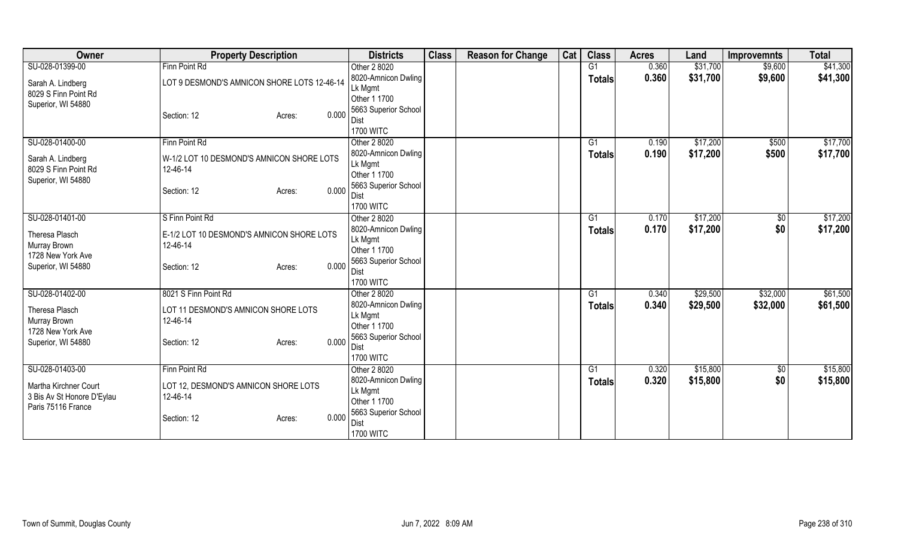| Owner | Property Description | Districts | Class | Reason for Change | Cat | Class | Acres | Land | Improvemnts | Total |
|---|---|---|---|---|---|---|---|---|---|---|
| SU-028-01399-00<br>Sarah A. Lindberg<br>8029 S Finn Point Rd<br>Superior, WI 54880 | Finn Point Rd<br>LOT 9 DESMOND'S AMNICON SHORE LOTS 12-46-14<br>Section: 12 Acres: 0.000 | Other 2 8020<br>8020-Amnicon Dwling Lk Mgmt<br>Other 1 1700<br>5663 Superior School Dist<br>1700 WITC | | | | G1<br>**Totals** | 0.360<br>**0.360** | $31,700<br>**$31,700** | $9,600<br>**$9,600** | $41,300<br>**$41,300** |
| SU-028-01400-00<br>Sarah A. Lindberg<br>8029 S Finn Point Rd<br>Superior, WI 54880 | Finn Point Rd<br>W-1/2 LOT 10 DESMOND'S AMNICON SHORE LOTS 12-46-14<br>Section: 12 Acres: 0.000 | Other 2 8020<br>8020-Amnicon Dwling Lk Mgmt<br>Other 1 1700<br>5663 Superior School Dist<br>1700 WITC | | | | G1<br>**Totals** | 0.190<br>**0.190** | $17,200<br>**$17,200** | $500<br>**$500** | $17,700<br>**$17,700** |
| SU-028-01401-00<br>Theresa Plasch<br>Murray Brown<br>1728 New York Ave<br>Superior, WI 54880 | S Finn Point Rd<br>E-1/2 LOT 10 DESMOND'S AMNICON SHORE LOTS 12-46-14<br>Section: 12 Acres: 0.000 | Other 2 8020<br>8020-Amnicon Dwling Lk Mgmt<br>Other 1 1700<br>5663 Superior School Dist<br>1700 WITC | | | | G1<br>**Totals** | 0.170<br>**0.170** | $17,200<br>**$17,200** | $0<br>**$0** | $17,200<br>**$17,200** |
| SU-028-01402-00<br>Theresa Plasch<br>Murray Brown<br>1728 New York Ave<br>Superior, WI 54880 | 8021 S Finn Point Rd<br>LOT 11 DESMOND'S AMNICON SHORE LOTS 12-46-14<br>Section: 12 Acres: 0.000 | Other 2 8020<br>8020-Amnicon Dwling Lk Mgmt<br>Other 1 1700<br>5663 Superior School Dist<br>1700 WITC | | | | G1<br>**Totals** | 0.340<br>**0.340** | $29,500<br>**$29,500** | $32,000<br>**$32,000** | $61,500<br>**$61,500** |
| SU-028-01403-00<br>Martha Kirchner Court<br>3 Bis Av St Honore D'Eylau<br>Paris 75116 France | Finn Point Rd<br>LOT 12, DESMOND'S AMNICON SHORE LOTS 12-46-14<br>Section: 12 Acres: 0.000 | Other 2 8020<br>8020-Amnicon Dwling Lk Mgmt<br>Other 1 1700<br>5663 Superior School Dist<br>1700 WITC | | | | G1<br>**Totals** | 0.320<br>**0.320** | $15,800<br>**$15,800** | $0<br>**$0** | $15,800<br>**$15,800** |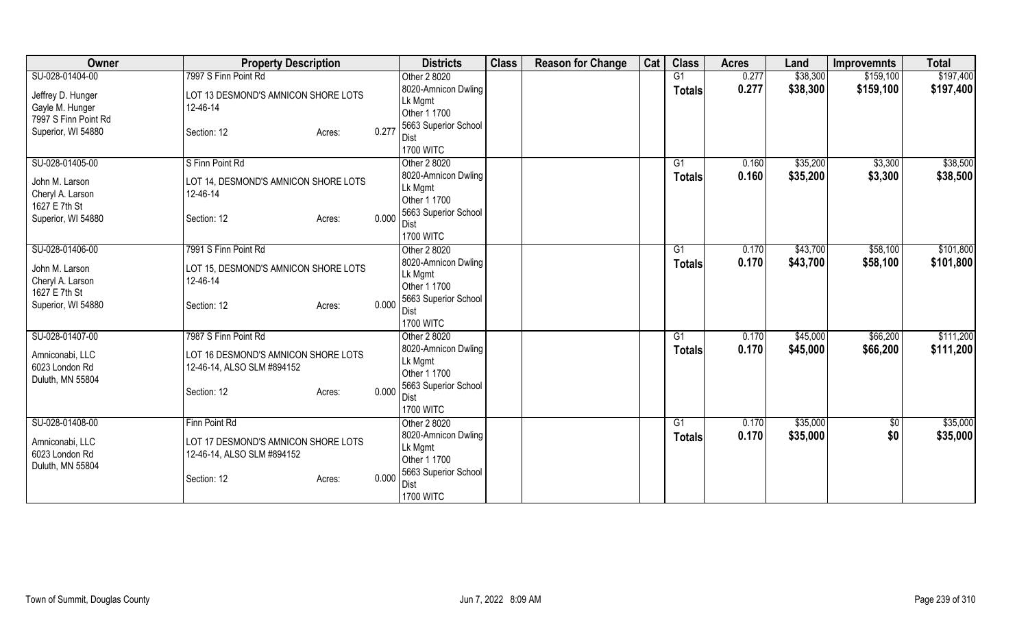| Owner | Property Description | Districts | Class | Reason for Change | Cat | Class | Acres | Land | Improvemnts | Total |
|---|---|---|---|---|---|---|---|---|---|---|
| SU-028-01404-00<br>Jeffrey D. Hunger<br>Gayle M. Hunger<br>7997 S Finn Point Rd<br>Superior, WI 54880 | 7997 S Finn Point Rd<br>LOT 13 DESMOND'S AMNICON SHORE LOTS<br>12-46-14<br>Section: 12 Acres: 0.277 | Other 2 8020<br>8020-Amnicon Dwling Lk Mgmt<br>Other 1 1700<br>5663 Superior School Dist<br>1700 WITC | | | | G1<br>**Totals** | 0.277<br>**0.277** | $38,300<br>**$38,300** | $159,100<br>**$159,100** | $197,400<br>**$197,400** |
| SU-028-01405-00<br>John M. Larson<br>Cheryl A. Larson<br>1627 E 7th St<br>Superior, WI 54880 | S Finn Point Rd<br>LOT 14, DESMOND'S AMNICON SHORE LOTS<br>12-46-14<br>Section: 12 Acres: 0.000 | Other 2 8020<br>8020-Amnicon Dwling Lk Mgmt<br>Other 1 1700<br>5663 Superior School Dist<br>1700 WITC | | | | G1<br>**Totals** | 0.160<br>**0.160** | $35,200<br>**$35,200** | $3,300<br>**$3,300** | $38,500<br>**$38,500** |
| SU-028-01406-00<br>John M. Larson<br>Cheryl A. Larson<br>1627 E 7th St<br>Superior, WI 54880 | 7991 S Finn Point Rd<br>LOT 15, DESMOND'S AMNICON SHORE LOTS<br>12-46-14<br>Section: 12 Acres: 0.000 | Other 2 8020<br>8020-Amnicon Dwling Lk Mgmt<br>Other 1 1700<br>5663 Superior School Dist<br>1700 WITC | | | | G1<br>**Totals** | 0.170<br>**0.170** | $43,700<br>**$43,700** | $58,100<br>**$58,100** | $101,800<br>**$101,800** |
| SU-028-01407-00<br>Amniconabi, LLC<br>6023 London Rd<br>Duluth, MN 55804 | 7987 S Finn Point Rd<br>LOT 16 DESMOND'S AMNICON SHORE LOTS<br>12-46-14, ALSO SLM #894152<br>Section: 12 Acres: 0.000 | Other 2 8020<br>8020-Amnicon Dwling Lk Mgmt<br>Other 1 1700<br>5663 Superior School Dist<br>1700 WITC | | | | G1<br>**Totals** | 0.170<br>**0.170** | $45,000<br>**$45,000** | $66,200<br>**$66,200** | $111,200<br>**$111,200** |
| SU-028-01408-00<br>Amniconabi, LLC<br>6023 London Rd<br>Duluth, MN 55804 | Finn Point Rd<br>LOT 17 DESMOND'S AMNICON SHORE LOTS<br>12-46-14, ALSO SLM #894152<br>Section: 12 Acres: 0.000 | Other 2 8020<br>8020-Amnicon Dwling Lk Mgmt<br>Other 1 1700<br>5663 Superior School Dist<br>1700 WITC | | | | G1<br>**Totals** | 0.170<br>**0.170** | $35,000<br>**$35,000** | $0<br>**$0** | $35,000<br>**$35,000** |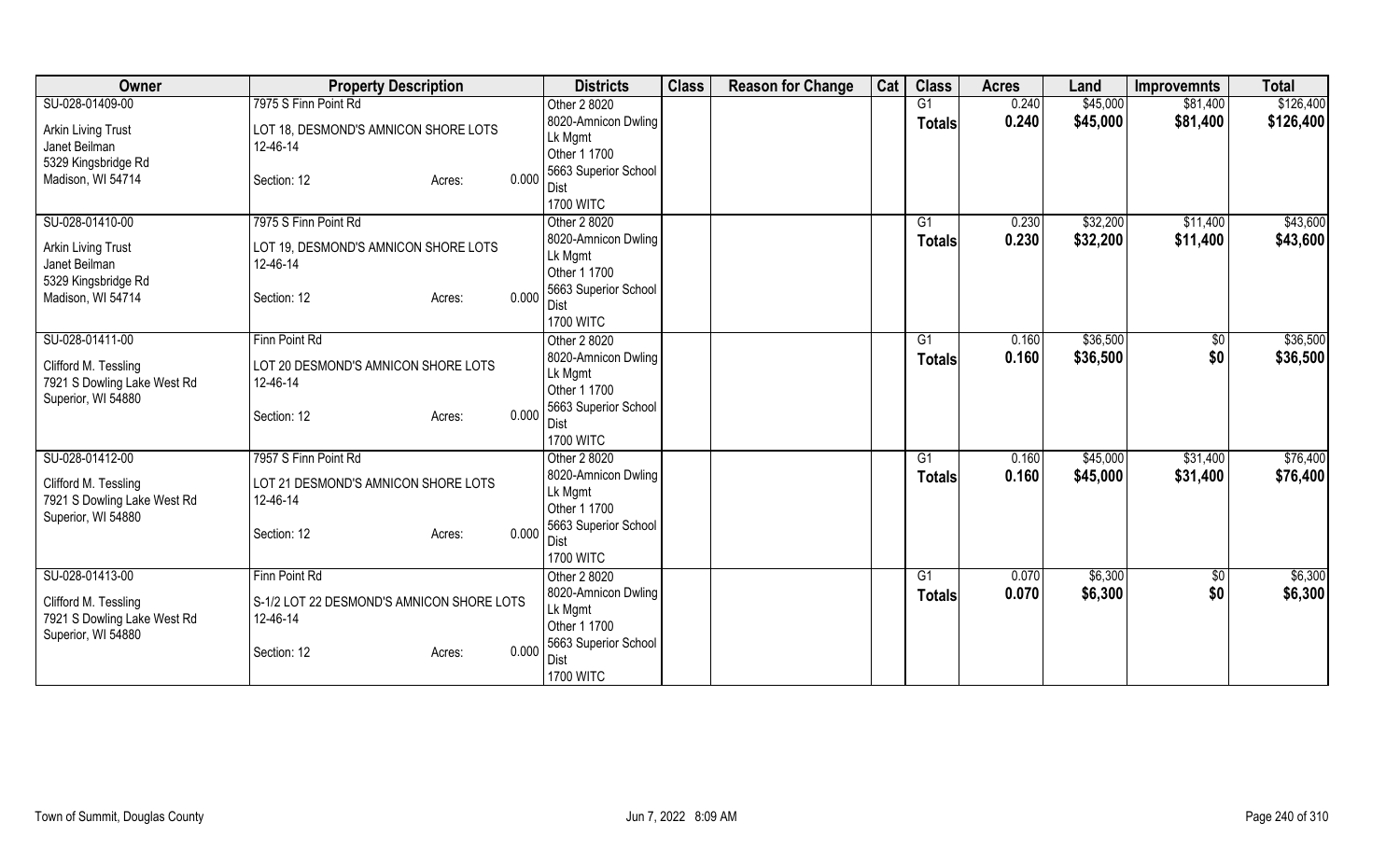| Owner | Property Description | | | Districts | Class | Reason for Change | Cat | Class | Acres | Land | Improvemnts | Total |
|---|---|---|---|---|---|---|---|---|---|---|---|---|
| SU-028-01409-00 | 7975 S Finn Point Rd | | | Other 2 8020 | | | | G1 | 0.240 | $45,000 | $81,400 | $126,400 |
| Arkin Living Trust | LOT 18, DESMOND'S AMNICON SHORE LOTS | | | 8020-Amnicon Dwling Lk Mgmt | | | | Totals | 0.240 | $45,000 | $81,400 | $126,400 |
| Janet Beilman | 12-46-14 | | | Other 1 1700 | | | | | | | | |
| 5329 Kingsbridge Rd | | | | 5663 Superior School Dist | | | | | | | | |
| Madison, WI 54714 | Section: 12 | Acres: | 0.000 | 1700 WITC | | | | | | | | |
| SU-028-01410-00 | 7975 S Finn Point Rd | | | Other 2 8020 | | | | G1 | 0.230 | $32,200 | $11,400 | $43,600 |
| Arkin Living Trust | LOT 19, DESMOND'S AMNICON SHORE LOTS | | | 8020-Amnicon Dwling Lk Mgmt | | | | Totals | 0.230 | $32,200 | $11,400 | $43,600 |
| Janet Beilman | 12-46-14 | | | Other 1 1700 | | | | | | | | |
| 5329 Kingsbridge Rd | | | | 5663 Superior School Dist | | | | | | | | |
| Madison, WI 54714 | Section: 12 | Acres: | 0.000 | 1700 WITC | | | | | | | | |
| SU-028-01411-00 | Finn Point Rd | | | Other 2 8020 | | | | G1 | 0.160 | $36,500 | $0 | $36,500 |
| Clifford M. Tessling | LOT 20 DESMOND'S AMNICON SHORE LOTS | | | 8020-Amnicon Dwling Lk Mgmt | | | | Totals | 0.160 | $36,500 | $0 | $36,500 |
| 7921 S Dowling Lake West Rd | 12-46-14 | | | Other 1 1700 | | | | | | | | |
| Superior, WI 54880 | | | | 5663 Superior School Dist | | | | | | | | |
| | Section: 12 | Acres: | 0.000 | 1700 WITC | | | | | | | | |
| SU-028-01412-00 | 7957 S Finn Point Rd | | | Other 2 8020 | | | | G1 | 0.160 | $45,000 | $31,400 | $76,400 |
| Clifford M. Tessling | LOT 21 DESMOND'S AMNICON SHORE LOTS | | | 8020-Amnicon Dwling Lk Mgmt | | | | Totals | 0.160 | $45,000 | $31,400 | $76,400 |
| 7921 S Dowling Lake West Rd | 12-46-14 | | | Other 1 1700 | | | | | | | | |
| Superior, WI 54880 | | | | 5663 Superior School Dist | | | | | | | | |
| | Section: 12 | Acres: | 0.000 | 1700 WITC | | | | | | | | |
| SU-028-01413-00 | Finn Point Rd | | | Other 2 8020 | | | | G1 | 0.070 | $6,300 | $0 | $6,300 |
| Clifford M. Tessling | S-1/2 LOT 22 DESMOND'S AMNICON SHORE LOTS | | | 8020-Amnicon Dwling Lk Mgmt | | | | Totals | 0.070 | $6,300 | $0 | $6,300 |
| 7921 S Dowling Lake West Rd | 12-46-14 | | | Other 1 1700 | | | | | | | | |
| Superior, WI 54880 | | | | 5663 Superior School Dist | | | | | | | | |
| | Section: 12 | Acres: | 0.000 | 1700 WITC | | | | | | | | |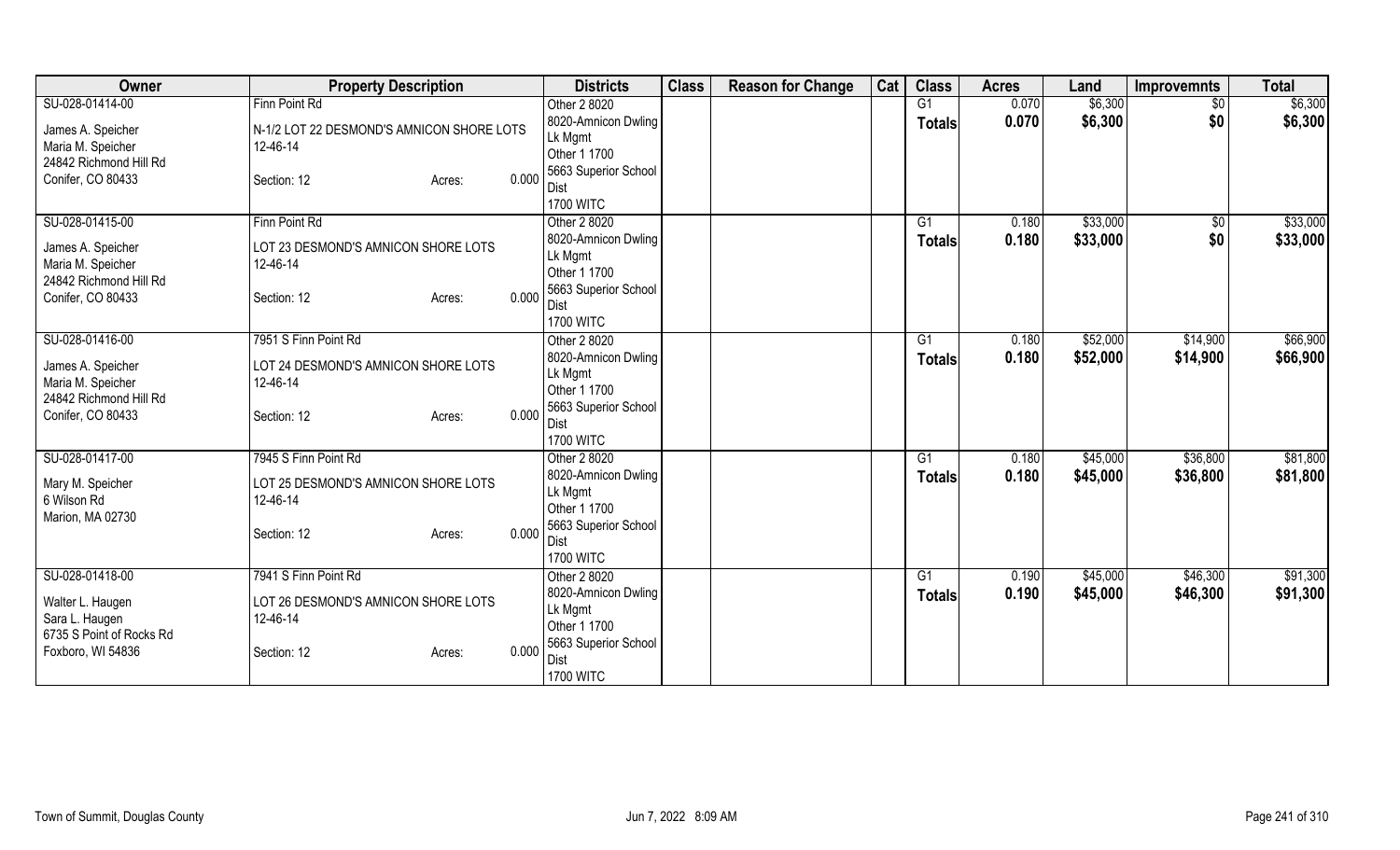| Owner | Property Description | Districts | Class | Reason for Change | Cat | Class | Acres | Land | Improvemnts | Total |
|---|---|---|---|---|---|---|---|---|---|---|
| SU-028-01414-00<br><br>James A. Speicher<br>Maria M. Speicher<br>24842 Richmond Hill Rd<br>Conifer, CO 80433 | Finn Point Rd<br><br>N-1/2 LOT 22 DESMOND'S AMNICON SHORE LOTS<br>12-46-14<br><br>Section: 12 Acres: 0.000 | Other 2 8020<br>8020-Amnicon Dwling Lk Mgmt<br>Other 1 1700<br>5663 Superior School Dist<br>1700 WITC | | | | G1<br>**Totals** | 0.070<br>**0.070** | $6,300<br>**$6,300** | $0<br>**$0** | $6,300<br>**$6,300** |
| SU-028-01415-00<br><br>James A. Speicher<br>Maria M. Speicher<br>24842 Richmond Hill Rd<br>Conifer, CO 80433 | Finn Point Rd<br><br>LOT 23 DESMOND'S AMNICON SHORE LOTS<br>12-46-14<br><br>Section: 12 Acres: 0.000 | Other 2 8020<br>8020-Amnicon Dwling Lk Mgmt<br>Other 1 1700<br>5663 Superior School Dist<br>1700 WITC | | | | G1<br>**Totals** | 0.180<br>**0.180** | $33,000<br>**$33,000** | $0<br>**$0** | $33,000<br>**$33,000** |
| SU-028-01416-00<br><br>James A. Speicher<br>Maria M. Speicher<br>24842 Richmond Hill Rd<br>Conifer, CO 80433 | 7951 S Finn Point Rd<br><br>LOT 24 DESMOND'S AMNICON SHORE LOTS<br>12-46-14<br><br>Section: 12 Acres: 0.000 | Other 2 8020<br>8020-Amnicon Dwling Lk Mgmt<br>Other 1 1700<br>5663 Superior School Dist<br>1700 WITC | | | | G1<br>**Totals** | 0.180<br>**0.180** | $52,000<br>**$52,000** | $14,900<br>**$14,900** | $66,900<br>**$66,900** |
| SU-028-01417-00<br><br>Mary M. Speicher<br>6 Wilson Rd<br>Marion, MA 02730 | 7945 S Finn Point Rd<br><br>LOT 25 DESMOND'S AMNICON SHORE LOTS<br>12-46-14<br><br>Section: 12 Acres: 0.000 | Other 2 8020<br>8020-Amnicon Dwling Lk Mgmt<br>Other 1 1700<br>5663 Superior School Dist<br>1700 WITC | | | | G1<br>**Totals** | 0.180<br>**0.180** | $45,000<br>**$45,000** | $36,800<br>**$36,800** | $81,800<br>**$81,800** |
| SU-028-01418-00<br><br>Walter L. Haugen<br>Sara L. Haugen<br>6735 S Point of Rocks Rd<br>Foxboro, WI 54836 | 7941 S Finn Point Rd<br><br>LOT 26 DESMOND'S AMNICON SHORE LOTS<br>12-46-14<br><br>Section: 12 Acres: 0.000 | Other 2 8020<br>8020-Amnicon Dwling Lk Mgmt<br>Other 1 1700<br>5663 Superior School Dist<br>1700 WITC | | | | G1<br>**Totals** | 0.190<br>**0.190** | $45,000<br>**$45,000** | $46,300<br>**$46,300** | $91,300<br>**$91,300** |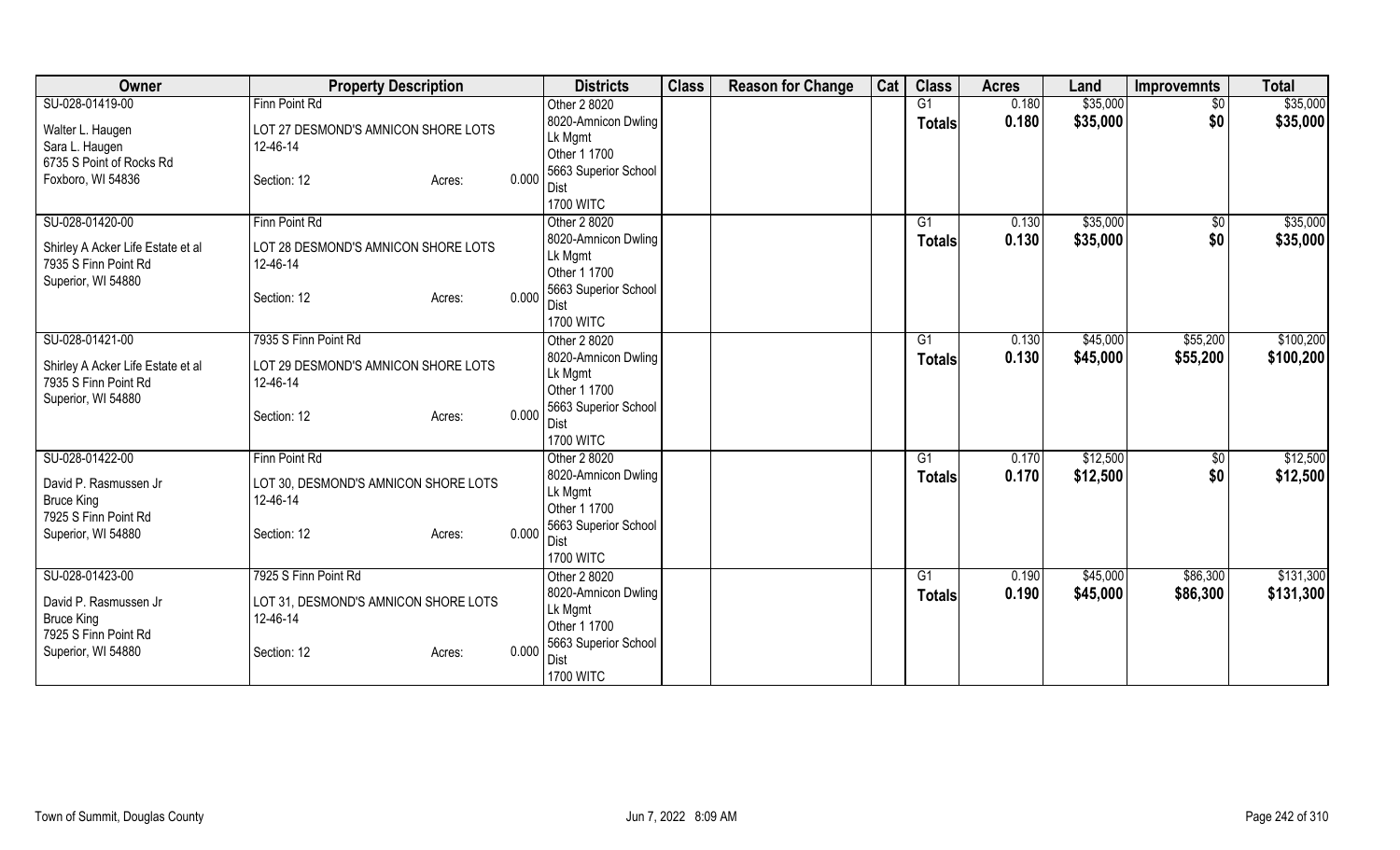| Owner | Property Description | | | Districts | Class | Reason for Change | Cat | Class | Acres | Land | Improvemnts | Total |
|---|---|---|---|---|---|---|---|---|---|---|---|---|
| SU-028-01419-00<br>Walter L. Haugen<br>Sara L. Haugen<br>6735 S Point of Rocks Rd<br>Foxboro, WI 54836 | Finn Point Rd<br>LOT 27 DESMOND'S AMNICON SHORE LOTS<br>12-46-14<br>Section: 12 | Acres: | 0.000 | Other 2 8020<br>8020-Amnicon Dwling Lk Mgmt<br>Other 1 1700<br>5663 Superior School Dist<br>1700 WITC | | | | G1<br>**Totals** | 0.180<br>**0.180** | $35,000<br>**$35,000** | $0<br>**$0** | $35,000<br>**$35,000** |
| SU-028-01420-00<br>Shirley A Acker Life Estate et al<br>7935 S Finn Point Rd<br>Superior, WI 54880 | Finn Point Rd<br>LOT 28 DESMOND'S AMNICON SHORE LOTS<br>12-46-14<br>Section: 12 | Acres: | 0.000 | Other 2 8020<br>8020-Amnicon Dwling Lk Mgmt<br>Other 1 1700<br>5663 Superior School Dist<br>1700 WITC | | | | G1<br>**Totals** | 0.130<br>**0.130** | $35,000<br>**$35,000** | $0<br>**$0** | $35,000<br>**$35,000** |
| SU-028-01421-00<br>Shirley A Acker Life Estate et al<br>7935 S Finn Point Rd<br>Superior, WI 54880 | 7935 S Finn Point Rd<br>LOT 29 DESMOND'S AMNICON SHORE LOTS<br>12-46-14<br>Section: 12 | Acres: | 0.000 | Other 2 8020<br>8020-Amnicon Dwling Lk Mgmt<br>Other 1 1700<br>5663 Superior School Dist<br>1700 WITC | | | | G1<br>**Totals** | 0.130<br>**0.130** | $45,000<br>**$45,000** | $55,200<br>**$55,200** | $100,200<br>**$100,200** |
| SU-028-01422-00<br>David P. Rasmussen Jr<br>Bruce King<br>7925 S Finn Point Rd<br>Superior, WI 54880 | Finn Point Rd<br>LOT 30, DESMOND'S AMNICON SHORE LOTS<br>12-46-14<br>Section: 12 | Acres: | 0.000 | Other 2 8020<br>8020-Amnicon Dwling Lk Mgmt<br>Other 1 1700<br>5663 Superior School Dist<br>1700 WITC | | | | G1<br>**Totals** | 0.170<br>**0.170** | $12,500<br>**$12,500** | $0<br>**$0** | $12,500<br>**$12,500** |
| SU-028-01423-00<br>David P. Rasmussen Jr<br>Bruce King<br>7925 S Finn Point Rd<br>Superior, WI 54880 | 7925 S Finn Point Rd<br>LOT 31, DESMOND'S AMNICON SHORE LOTS<br>12-46-14<br>Section: 12 | Acres: | 0.000 | Other 2 8020<br>8020-Amnicon Dwling Lk Mgmt<br>Other 1 1700<br>5663 Superior School Dist<br>1700 WITC | | | | G1<br>**Totals** | 0.190<br>**0.190** | $45,000<br>**$45,000** | $86,300<br>**$86,300** | $131,300<br>**$131,300** |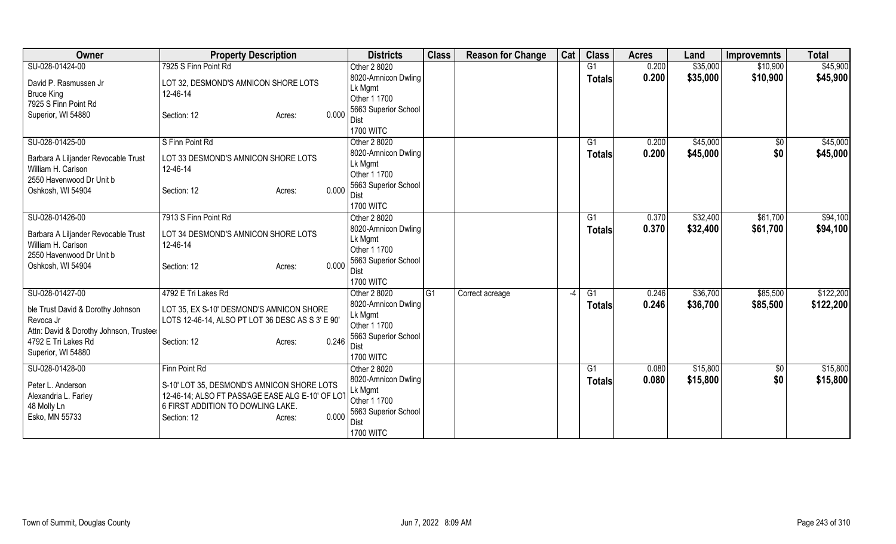| Owner | Property Description | Districts | Class | Reason for Change | Cat | Class | Acres | Land | Improvemnts | Total |
|---|---|---|---|---|---|---|---|---|---|---|
| SU-028-01424-00<br>David P. Rasmussen Jr<br>Bruce King<br>7925 S Finn Point Rd<br>Superior, WI 54880 | 7925 S Finn Point Rd<br>LOT 32, DESMOND'S AMNICON SHORE LOTS 12-46-14<br>Section: 12 Acres: 0.000 | Other 2 8020<br>8020-Amnicon Dwling Lk Mgmt<br>Other 1 1700<br>5663 Superior School Dist<br>1700 WITC | | | | G1<br>**Totals** | 0.200<br>**0.200** | $35,000<br>**$35,000** | $10,900<br>**$10,900** | $45,900<br>**$45,900** |
| SU-028-01425-00<br>Barbara A Liljander Revocable Trust<br>William H. Carlson<br>2550 Havenwood Dr Unit b<br>Oshkosh, WI 54904 | S Finn Point Rd<br>LOT 33 DESMOND'S AMNICON SHORE LOTS 12-46-14<br>Section: 12 Acres: 0.000 | Other 2 8020<br>8020-Amnicon Dwling Lk Mgmt<br>Other 1 1700<br>5663 Superior School Dist<br>1700 WITC | | | | G1<br>**Totals** | 0.200<br>**0.200** | $45,000<br>**$45,000** | $0<br>**$0** | $45,000<br>**$45,000** |
| SU-028-01426-00<br>Barbara A Liljander Revocable Trust<br>William H. Carlson<br>2550 Havenwood Dr Unit b<br>Oshkosh, WI 54904 | 7913 S Finn Point Rd<br>LOT 34 DESMOND'S AMNICON SHORE LOTS 12-46-14<br>Section: 12 Acres: 0.000 | Other 2 8020<br>8020-Amnicon Dwling Lk Mgmt<br>Other 1 1700<br>5663 Superior School Dist<br>1700 WITC | | | | G1<br>**Totals** | 0.370<br>**0.370** | $32,400<br>**$32,400** | $61,700<br>**$61,700** | $94,100<br>**$94,100** |
| SU-028-01427-00<br>ble Trust David & Dorothy Johnson Revoca Jr<br>Attn: David & Dorothy Johnson, Trustees<br>4792 E Tri Lakes Rd<br>Superior, WI 54880 | 4792 E Tri Lakes Rd<br>LOT 35, EX S-10' DESMOND'S AMNICON SHORE LOTS 12-46-14, ALSO PT LOT 36 DESC AS S 3' E 90'<br>Section: 12 Acres: 0.246 | Other 2 8020<br>8020-Amnicon Dwling Lk Mgmt<br>Other 1 1700<br>5663 Superior School Dist<br>1700 WITC | G1 | Correct acreage | -4 | G1<br>**Totals** | 0.246<br>**0.246** | $36,700<br>**$36,700** | $85,500<br>**$85,500** | $122,200<br>**$122,200** |
| SU-028-01428-00<br>Peter L. Anderson<br>Alexandria L. Farley<br>48 Molly Ln<br>Esko, MN 55733 | Finn Point Rd<br>S-10' LOT 35, DESMOND'S AMNICON SHORE LOTS 12-46-14; ALSO FT PASSAGE EASE ALG E-10' OF LOT 6 FIRST ADDITION TO DOWLING LAKE.<br>Section: 12 Acres: 0.000 | Other 2 8020<br>8020-Amnicon Dwling Lk Mgmt<br>Other 1 1700<br>5663 Superior School Dist<br>1700 WITC | | | | G1<br>**Totals** | 0.080<br>**0.080** | $15,800<br>**$15,800** | $0<br>**$0** | $15,800<br>**$15,800** |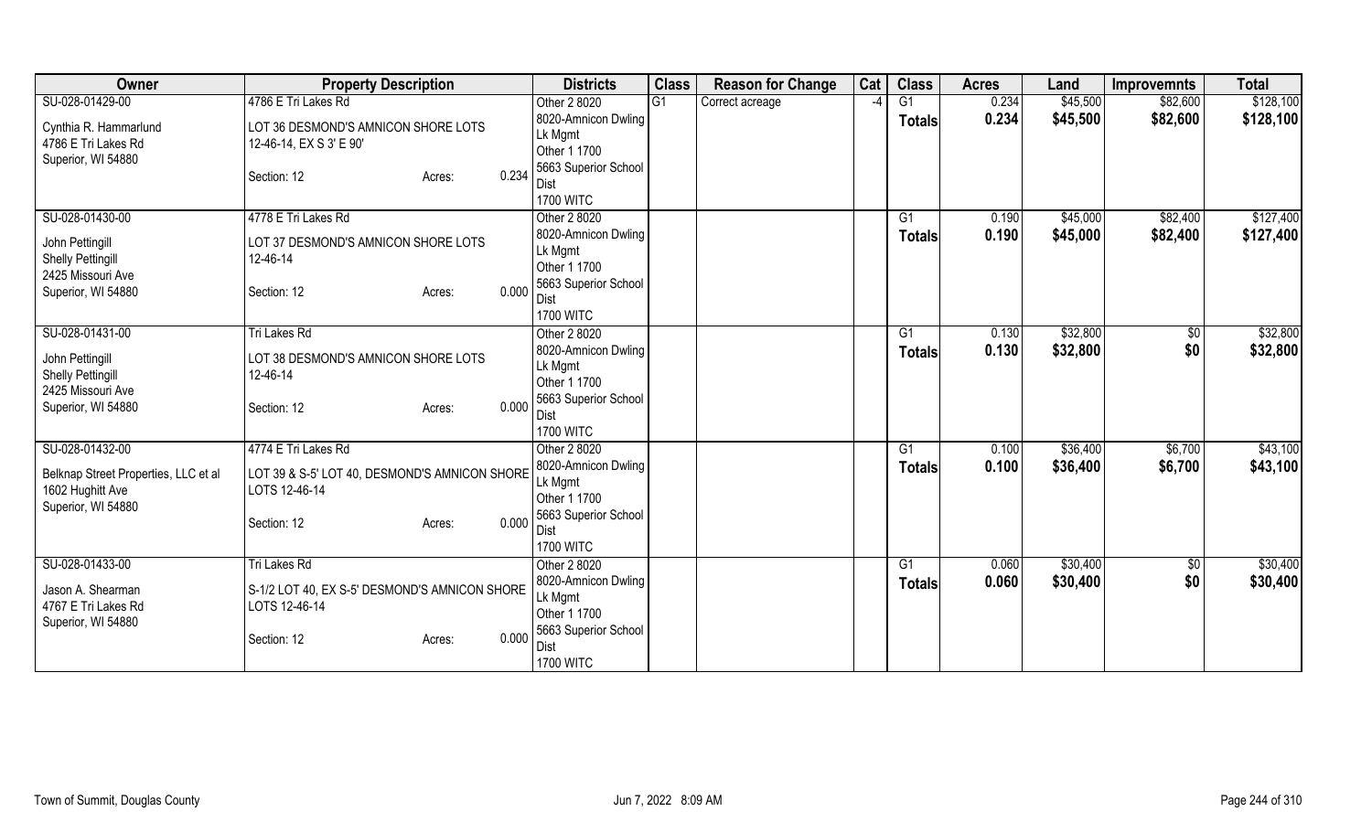| Owner | Property Description | Districts | Class | Reason for Change | Cat | Class | Acres | Land | Improvemnts | Total |
|---|---|---|---|---|---|---|---|---|---|---|
| SU-028-01429-00<br>Cynthia R. Hammarlund<br>4786 E Tri Lakes Rd<br>Superior, WI 54880 | 4786 E Tri Lakes Rd<br>LOT 36 DESMOND'S AMNICON SHORE LOTS 12-46-14, EX S 3' E 90'<br>Section: 12 Acres: 0.234 | Other 2 8020<br>8020-Amnicon Dwling Lk Mgmt<br>Other 1 1700<br>5663 Superior School Dist<br>1700 WITC | G1 | Correct acreage | -4 | G1<br>**Totals** | 0.234<br>**0.234** | $45,500<br>**$45,500** | $82,600<br>**$82,600** | $128,100<br>**$128,100** |
| SU-028-01430-00<br>John Pettingill<br>Shelly Pettingill<br>2425 Missouri Ave<br>Superior, WI 54880 | 4778 E Tri Lakes Rd<br>LOT 37 DESMOND'S AMNICON SHORE LOTS 12-46-14<br>Section: 12 Acres: 0.000 | Other 2 8020<br>8020-Amnicon Dwling Lk Mgmt<br>Other 1 1700<br>5663 Superior School Dist<br>1700 WITC | | | | G1<br>**Totals** | 0.190<br>**0.190** | $45,000<br>**$45,000** | $82,400<br>**$82,400** | $127,400<br>**$127,400** |
| SU-028-01431-00<br>John Pettingill<br>Shelly Pettingill<br>2425 Missouri Ave<br>Superior, WI 54880 | Tri Lakes Rd<br>LOT 38 DESMOND'S AMNICON SHORE LOTS 12-46-14<br>Section: 12 Acres: 0.000 | Other 2 8020<br>8020-Amnicon Dwling Lk Mgmt<br>Other 1 1700<br>5663 Superior School Dist<br>1700 WITC | | | | G1<br>**Totals** | 0.130<br>**0.130** | $32,800<br>**$32,800** | $0<br>**$0** | $32,800<br>**$32,800** |
| SU-028-01432-00<br>Belknap Street Properties, LLC et al<br>1602 Hughitt Ave<br>Superior, WI 54880 | 4774 E Tri Lakes Rd<br>LOT 39 & S-5' LOT 40, DESMOND'S AMNICON SHORE LOTS 12-46-14<br>Section: 12 Acres: 0.000 | Other 2 8020<br>8020-Amnicon Dwling Lk Mgmt<br>Other 1 1700<br>5663 Superior School Dist<br>1700 WITC | | | | G1<br>**Totals** | 0.100<br>**0.100** | $36,400<br>**$36,400** | $6,700<br>**$6,700** | $43,100<br>**$43,100** |
| SU-028-01433-00<br>Jason A. Shearman<br>4767 E Tri Lakes Rd<br>Superior, WI 54880 | Tri Lakes Rd<br>S-1/2 LOT 40, EX S-5' DESMOND'S AMNICON SHORE LOTS 12-46-14<br>Section: 12 Acres: 0.000 | Other 2 8020<br>8020-Amnicon Dwling Lk Mgmt<br>Other 1 1700<br>5663 Superior School Dist<br>1700 WITC | | | | G1<br>**Totals** | 0.060<br>**0.060** | $30,400<br>**$30,400** | $0<br>**$0** | $30,400<br>**$30,400** |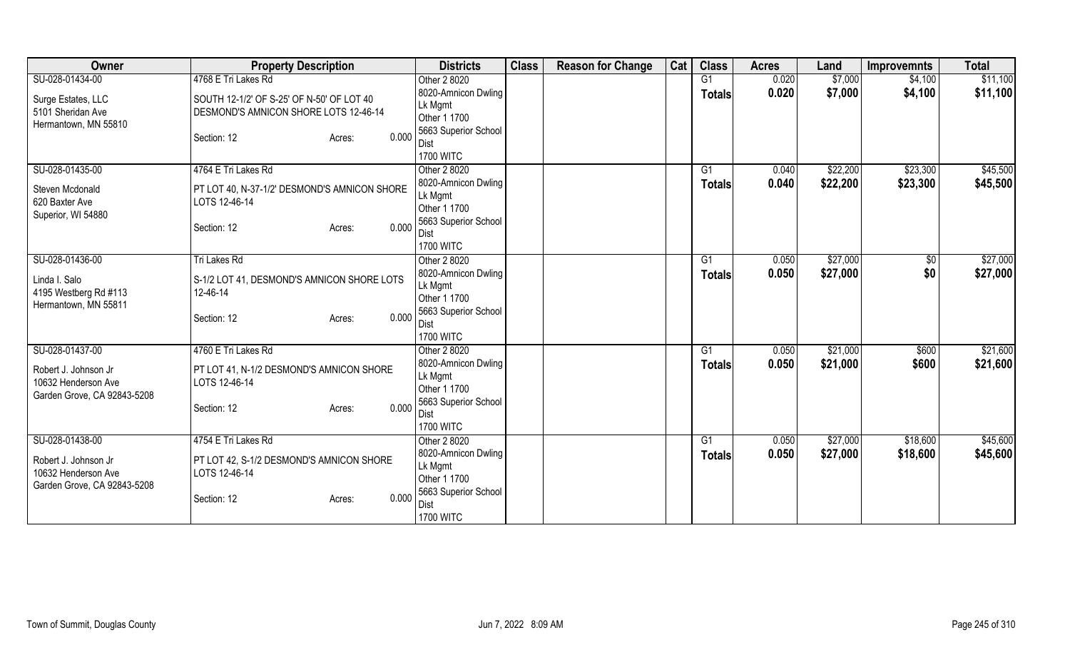| Owner | Property Description | Districts | Class | Reason for Change | Cat | Class | Acres | Land | Improvemnts | Total |
|---|---|---|---|---|---|---|---|---|---|---|
| SU-028-01434-00<br>Surge Estates, LLC<br>5101 Sheridan Ave<br>Hermantown, MN 55810 | 4768 E Tri Lakes Rd<br>SOUTH 12-1/2' OF S-25' OF N-50' OF LOT 40 DESMOND'S AMNICON SHORE LOTS 12-46-14<br>Section: 12 Acres: 0.000 | Other 2 8020<br>8020-Amnicon Dwling Lk Mgmt<br>Other 1 1700<br>5663 Superior School Dist<br>1700 WITC | | | | G1<br>**Totals** | 0.020<br>**0.020** | \$7,000<br>**\$7,000** | \$4,100<br>**\$4,100** | \$11,100<br>**\$11,100** |
| SU-028-01435-00<br>Steven Mcdonald<br>620 Baxter Ave<br>Superior, WI 54880 | 4764 E Tri Lakes Rd<br>PT LOT 40, N-37-1/2' DESMOND'S AMNICON SHORE LOTS 12-46-14<br>Section: 12 Acres: 0.000 | Other 2 8020<br>8020-Amnicon Dwling Lk Mgmt<br>Other 1 1700<br>5663 Superior School Dist<br>1700 WITC | | | | G1<br>**Totals** | 0.040<br>**0.040** | \$22,200<br>**\$22,200** | \$23,300<br>**\$23,300** | \$45,500<br>**\$45,500** |
| SU-028-01436-00<br>Linda I. Salo<br>4195 Westberg Rd #113<br>Hermantown, MN 55811 | Tri Lakes Rd<br>S-1/2 LOT 41, DESMOND'S AMNICON SHORE LOTS 12-46-14<br>Section: 12 Acres: 0.000 | Other 2 8020<br>8020-Amnicon Dwling Lk Mgmt<br>Other 1 1700<br>5663 Superior School Dist<br>1700 WITC | | | | G1<br>**Totals** | 0.050<br>**0.050** | \$27,000<br>**\$27,000** | \$0<br>**\$0** | \$27,000<br>**\$27,000** |
| SU-028-01437-00<br>Robert J. Johnson Jr<br>10632 Henderson Ave<br>Garden Grove, CA 92843-5208 | 4760 E Tri Lakes Rd<br>PT LOT 41, N-1/2 DESMOND'S AMNICON SHORE LOTS 12-46-14<br>Section: 12 Acres: 0.000 | Other 2 8020<br>8020-Amnicon Dwling Lk Mgmt<br>Other 1 1700<br>5663 Superior School Dist<br>1700 WITC | | | | G1<br>**Totals** | 0.050<br>**0.050** | \$21,000<br>**\$21,000** | \$600<br>**\$600** | \$21,600<br>**\$21,600** |
| SU-028-01438-00<br>Robert J. Johnson Jr<br>10632 Henderson Ave<br>Garden Grove, CA 92843-5208 | 4754 E Tri Lakes Rd<br>PT LOT 42, S-1/2 DESMOND'S AMNICON SHORE LOTS 12-46-14<br>Section: 12 Acres: 0.000 | Other 2 8020<br>8020-Amnicon Dwling Lk Mgmt<br>Other 1 1700<br>5663 Superior School Dist<br>1700 WITC | | | | G1<br>**Totals** | 0.050<br>**0.050** | \$27,000<br>**\$27,000** | \$18,600<br>**\$18,600** | \$45,600<br>**\$45,600** |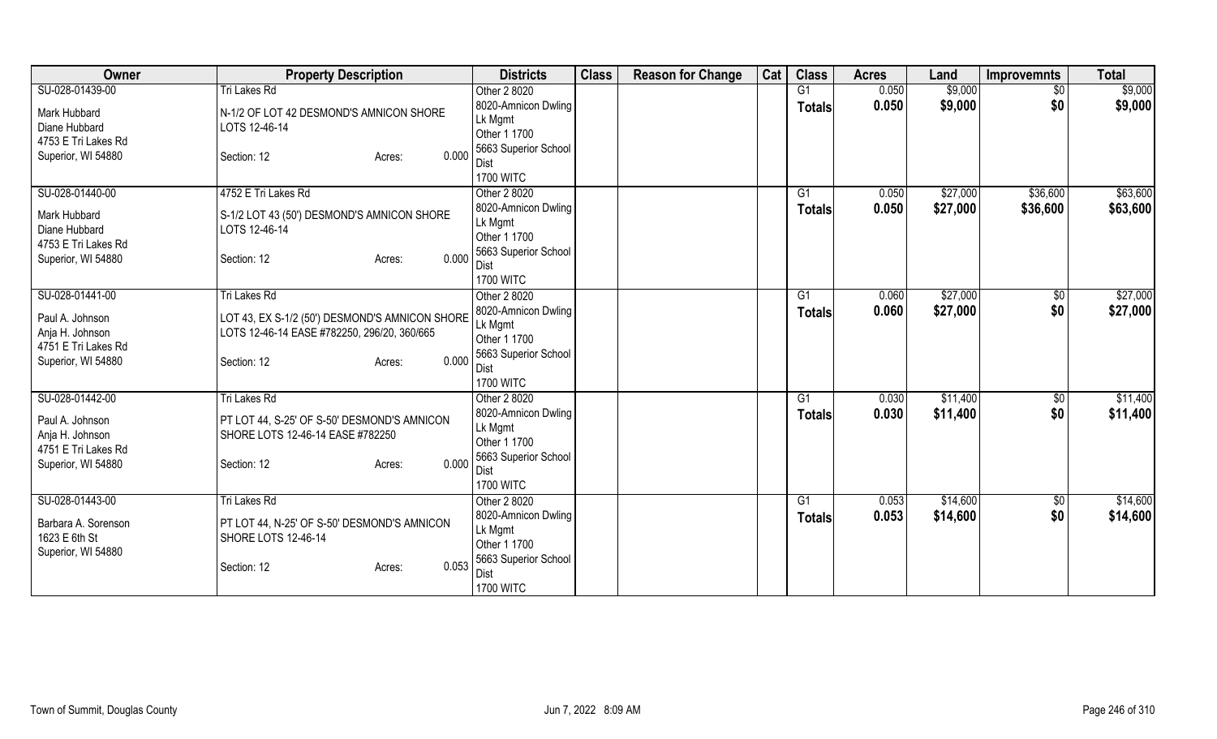| Owner | Property Description | Districts | Class | Reason for Change | Cat | Class | Acres | Land | Improvemnts | Total |
|---|---|---|---|---|---|---|---|---|---|---|
| SU-028-01439-00<br>Mark Hubbard<br>Diane Hubbard<br>4753 E Tri Lakes Rd<br>Superior, WI 54880 | Tri Lakes Rd<br>N-1/2 OF LOT 42 DESMOND'S AMNICON SHORE LOTS 12-46-14<br>Section: 12 Acres: 0.000 | Other 2 8020<br>8020-Amnicon Dwling Lk Mgmt<br>Other 1 1700<br>5663 Superior School Dist<br>1700 WITC | | | | G1<br>**Totals** | 0.050<br>**0.050** | \$9,000<br>**\$9,000** | \$0<br>**\$0** | \$9,000<br>**\$9,000** |
| SU-028-01440-00<br>Mark Hubbard<br>Diane Hubbard<br>4753 E Tri Lakes Rd<br>Superior, WI 54880 | 4752 E Tri Lakes Rd<br>S-1/2 LOT 43 (50') DESMOND'S AMNICON SHORE LOTS 12-46-14<br>Section: 12 Acres: 0.000 | Other 2 8020<br>8020-Amnicon Dwling Lk Mgmt<br>Other 1 1700<br>5663 Superior School Dist<br>1700 WITC | | | | G1<br>**Totals** | 0.050<br>**0.050** | \$27,000<br>**\$27,000** | \$36,600<br>**\$36,600** | \$63,600<br>**\$63,600** |
| SU-028-01441-00<br>Paul A. Johnson<br>Anja H. Johnson<br>4751 E Tri Lakes Rd<br>Superior, WI 54880 | Tri Lakes Rd<br>LOT 43, EX S-1/2 (50') DESMOND'S AMNICON SHORE LOTS 12-46-14 EASE #782250, 296/20, 360/665<br>Section: 12 Acres: 0.000 | Other 2 8020<br>8020-Amnicon Dwling Lk Mgmt<br>Other 1 1700<br>5663 Superior School Dist<br>1700 WITC | | | | G1<br>**Totals** | 0.060<br>**0.060** | \$27,000<br>**\$27,000** | \$0<br>**\$0** | \$27,000<br>**\$27,000** |
| SU-028-01442-00<br>Paul A. Johnson<br>Anja H. Johnson<br>4751 E Tri Lakes Rd<br>Superior, WI 54880 | Tri Lakes Rd<br>PT LOT 44, S-25' OF S-50' DESMOND'S AMNICON SHORE LOTS 12-46-14 EASE #782250<br>Section: 12 Acres: 0.000 | Other 2 8020<br>8020-Amnicon Dwling Lk Mgmt<br>Other 1 1700<br>5663 Superior School Dist<br>1700 WITC | | | | G1<br>**Totals** | 0.030<br>**0.030** | \$11,400<br>**\$11,400** | \$0<br>**\$0** | \$11,400<br>**\$11,400** |
| SU-028-01443-00<br>Barbara A. Sorenson<br>1623 E 6th St<br>Superior, WI 54880 | Tri Lakes Rd<br>PT LOT 44, N-25' OF S-50' DESMOND'S AMNICON SHORE LOTS 12-46-14<br>Section: 12 Acres: 0.053 | Other 2 8020<br>8020-Amnicon Dwling Lk Mgmt<br>Other 1 1700<br>5663 Superior School Dist<br>1700 WITC | | | | G1<br>**Totals** | 0.053<br>**0.053** | \$14,600<br>**\$14,600** | \$0<br>**\$0** | \$14,600<br>**\$14,600** |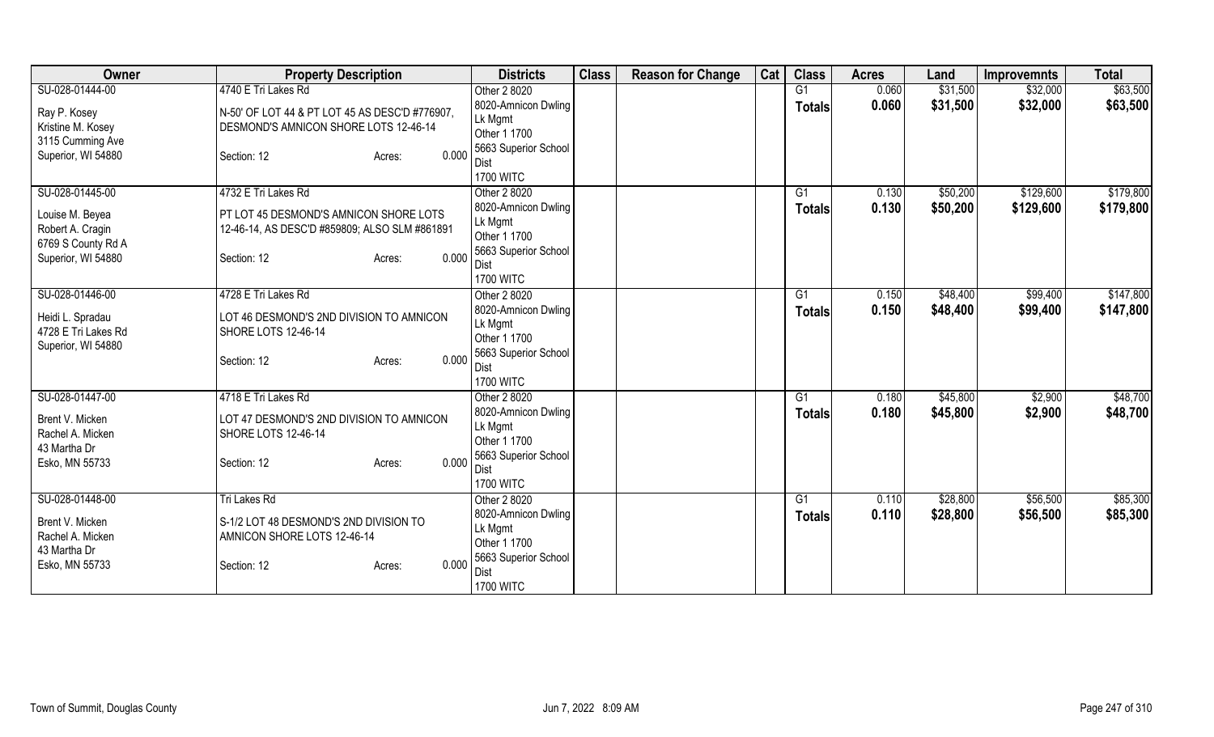| Owner | Property Description | Districts | Class | Reason for Change | Cat | Class | Acres | Land | Improvemnts | Total |
|---|---|---|---|---|---|---|---|---|---|---|
| SU-028-01444-00<br>Ray P. Kosey<br>Kristine M. Kosey<br>3115 Cumming Ave<br>Superior, WI 54880 | 4740 E Tri Lakes Rd<br>N-50' OF LOT 44 & PT LOT 45 AS DESC'D #776907, DESMOND'S AMNICON SHORE LOTS 12-46-14<br>Section: 12 Acres: 0.000 | Other 2 8020<br>8020-Amnicon Dwling Lk Mgmt<br>Other 1 1700<br>5663 Superior School Dist<br>1700 WITC | | | | G1<br>**Totals** | 0.060<br>**0.060** | $31,500<br>**$31,500** | $32,000<br>**$32,000** | $63,500<br>**$63,500** |
| SU-028-01445-00<br>Louise M. Beyea<br>Robert A. Cragin<br>6769 S County Rd A<br>Superior, WI 54880 | 4732 E Tri Lakes Rd<br>PT LOT 45 DESMOND'S AMNICON SHORE LOTS 12-46-14, AS DESC'D #859809; ALSO SLM #861891<br>Section: 12 Acres: 0.000 | Other 2 8020<br>8020-Amnicon Dwling Lk Mgmt<br>Other 1 1700<br>5663 Superior School Dist<br>1700 WITC | | | | G1<br>**Totals** | 0.130<br>**0.130** | $50,200<br>**$50,200** | $129,600<br>**$129,600** | $179,800<br>**$179,800** |
| SU-028-01446-00<br>Heidi L. Spradau<br>4728 E Tri Lakes Rd<br>Superior, WI 54880 | 4728 E Tri Lakes Rd<br>LOT 46 DESMOND'S 2ND DIVISION TO AMNICON SHORE LOTS 12-46-14<br>Section: 12 Acres: 0.000 | Other 2 8020<br>8020-Amnicon Dwling Lk Mgmt<br>Other 1 1700<br>5663 Superior School Dist<br>1700 WITC | | | | G1<br>**Totals** | 0.150<br>**0.150** | $48,400<br>**$48,400** | $99,400<br>**$99,400** | $147,800<br>**$147,800** |
| SU-028-01447-00<br>Brent V. Micken<br>Rachel A. Micken<br>43 Martha Dr<br>Esko, MN 55733 | 4718 E Tri Lakes Rd<br>LOT 47 DESMOND'S 2ND DIVISION TO AMNICON SHORE LOTS 12-46-14<br>Section: 12 Acres: 0.000 | Other 2 8020<br>8020-Amnicon Dwling Lk Mgmt<br>Other 1 1700<br>5663 Superior School Dist<br>1700 WITC | | | | G1<br>**Totals** | 0.180<br>**0.180** | $45,800<br>**$45,800** | $2,900<br>**$2,900** | $48,700<br>**$48,700** |
| SU-028-01448-00<br>Brent V. Micken<br>Rachel A. Micken<br>43 Martha Dr<br>Esko, MN 55733 | Tri Lakes Rd<br>S-1/2 LOT 48 DESMOND'S 2ND DIVISION TO AMNICON SHORE LOTS 12-46-14<br>Section: 12 Acres: 0.000 | Other 2 8020<br>8020-Amnicon Dwling Lk Mgmt<br>Other 1 1700<br>5663 Superior School Dist<br>1700 WITC | | | | G1<br>**Totals** | 0.110<br>**0.110** | $28,800<br>**$28,800** | $56,500<br>**$56,500** | $85,300<br>**$85,300** |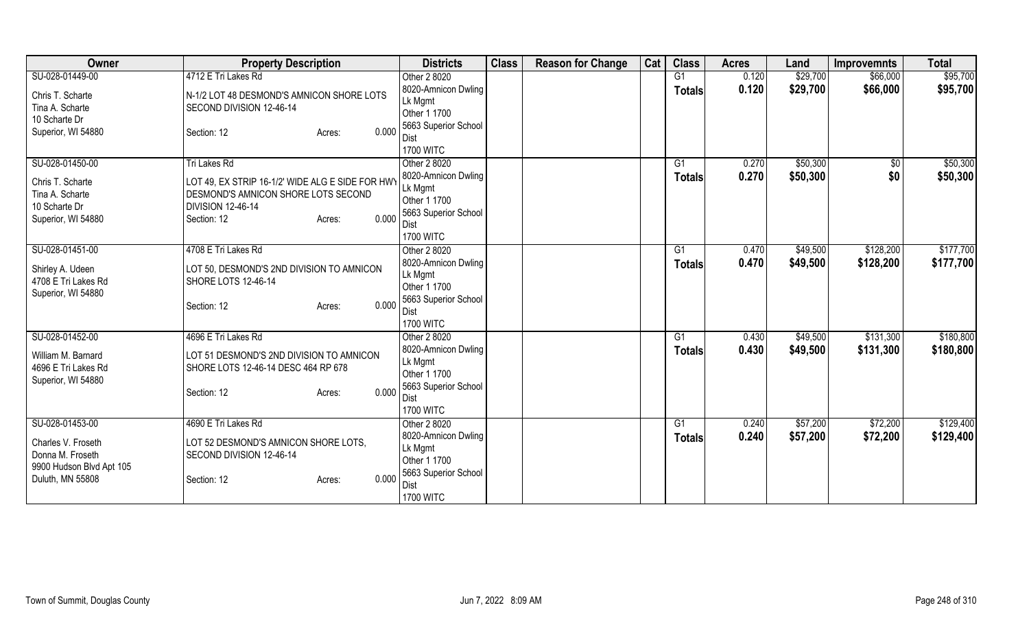| Owner | Property Description | Districts | Class | Reason for Change | Cat | Class | Acres | Land | Improvemnts | Total |
|---|---|---|---|---|---|---|---|---|---|---|
| SU-028-01449-00<br>Chris T. Scharte<br>Tina A. Scharte<br>10 Scharte Dr<br>Superior, WI 54880 | 4712 E Tri Lakes Rd<br>N-1/2 LOT 48 DESMOND'S AMNICON SHORE LOTS SECOND DIVISION 12-46-14<br>Section: 12 Acres: 0.000 | Other 2 8020<br>8020-Amnicon Dwling Lk Mgmt<br>Other 1 1700<br>5663 Superior School Dist<br>1700 WITC | | | | G1<br>**Totals** | 0.120<br>**0.120** | $29,700<br>**$29,700** | $66,000<br>**$66,000** | $95,700<br>**$95,700** |
| SU-028-01450-00<br>Chris T. Scharte<br>Tina A. Scharte<br>10 Scharte Dr<br>Superior, WI 54880 | Tri Lakes Rd<br>LOT 49, EX STRIP 16-1/2' WIDE ALG E SIDE FOR HWY DESMOND'S AMNICON SHORE LOTS SECOND DIVISION 12-46-14<br>Section: 12 Acres: 0.000 | Other 2 8020<br>8020-Amnicon Dwling Lk Mgmt<br>Other 1 1700<br>5663 Superior School Dist<br>1700 WITC | | | | G1<br>**Totals** | 0.270<br>**0.270** | $50,300<br>**$50,300** | $0<br>**$0** | $50,300<br>**$50,300** |
| SU-028-01451-00<br>Shirley A. Udeen<br>4708 E Tri Lakes Rd<br>Superior, WI 54880 | 4708 E Tri Lakes Rd<br>LOT 50, DESMOND'S 2ND DIVISION TO AMNICON SHORE LOTS 12-46-14<br>Section: 12 Acres: 0.000 | Other 2 8020<br>8020-Amnicon Dwling Lk Mgmt<br>Other 1 1700<br>5663 Superior School Dist<br>1700 WITC | | | | G1<br>**Totals** | 0.470<br>**0.470** | $49,500<br>**$49,500** | $128,200<br>**$128,200** | $177,700<br>**$177,700** |
| SU-028-01452-00<br>William M. Barnard<br>4696 E Tri Lakes Rd<br>Superior, WI 54880 | 4696 E Tri Lakes Rd<br>LOT 51 DESMOND'S 2ND DIVISION TO AMNICON SHORE LOTS 12-46-14 DESC 464 RP 678<br>Section: 12 Acres: 0.000 | Other 2 8020<br>8020-Amnicon Dwling Lk Mgmt<br>Other 1 1700<br>5663 Superior School Dist<br>1700 WITC | | | | G1<br>**Totals** | 0.430<br>**0.430** | $49,500<br>**$49,500** | $131,300<br>**$131,300** | $180,800<br>**$180,800** |
| SU-028-01453-00<br>Charles V. Froseth<br>Donna M. Froseth<br>9900 Hudson Blvd Apt 105<br>Duluth, MN 55808 | 4690 E Tri Lakes Rd<br>LOT 52 DESMOND'S AMNICON SHORE LOTS, SECOND DIVISION 12-46-14<br>Section: 12 Acres: 0.000 | Other 2 8020<br>8020-Amnicon Dwling Lk Mgmt<br>Other 1 1700<br>5663 Superior School Dist<br>1700 WITC | | | | G1<br>**Totals** | 0.240<br>**0.240** | $57,200<br>**$57,200** | $72,200<br>**$72,200** | $129,400<br>**$129,400** |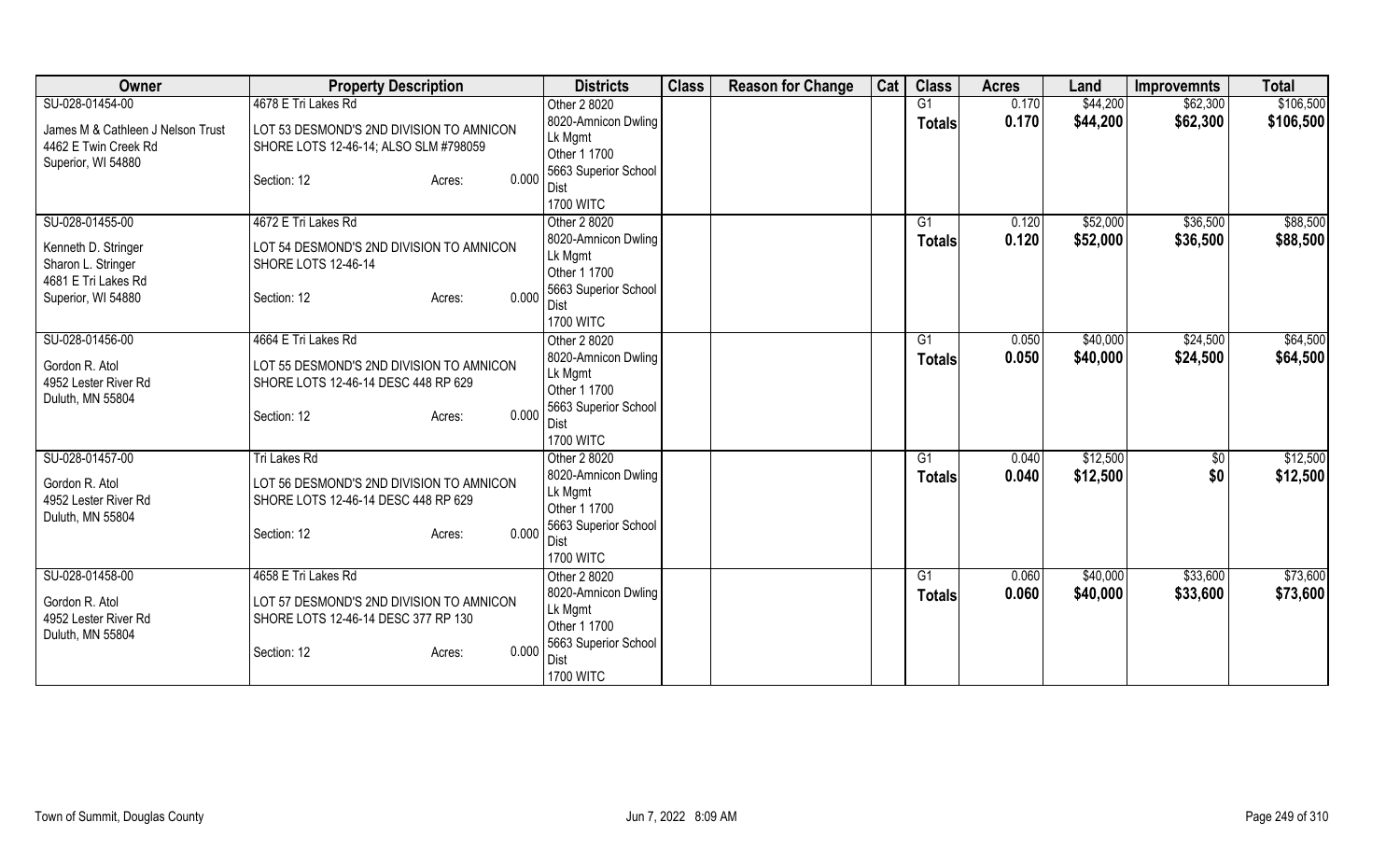| Owner | Property Description | Districts | Class | Reason for Change | Cat | Class | Acres | Land | Improvemnts | Total |
|---|---|---|---|---|---|---|---|---|---|---|
| SU-028-01454-00<br>James M & Cathleen J Nelson Trust<br>4462 E Twin Creek Rd<br>Superior, WI 54880 | 4678 E Tri Lakes Rd<br>LOT 53 DESMOND'S 2ND DIVISION TO AMNICON SHORE LOTS 12-46-14; ALSO SLM #798059<br>Section: 12 Acres: 0.000 | Other 2 8020<br>8020-Amnicon Dwling Lk Mgmt<br>Other 1 1700<br>5663 Superior School Dist<br>1700 WITC | | | | G1<br>**Totals** | 0.170<br>**0.170** | $44,200<br>**$44,200** | $62,300<br>**$62,300** | $106,500<br>**$106,500** |
| SU-028-01455-00<br>Kenneth D. Stringer<br>Sharon L. Stringer<br>4681 E Tri Lakes Rd<br>Superior, WI 54880 | 4672 E Tri Lakes Rd<br>LOT 54 DESMOND'S 2ND DIVISION TO AMNICON SHORE LOTS 12-46-14<br>Section: 12 Acres: 0.000 | Other 2 8020<br>8020-Amnicon Dwling Lk Mgmt<br>Other 1 1700<br>5663 Superior School Dist<br>1700 WITC | | | | G1<br>**Totals** | 0.120<br>**0.120** | $52,000<br>**$52,000** | $36,500<br>**$36,500** | $88,500<br>**$88,500** |
| SU-028-01456-00<br>Gordon R. Atol<br>4952 Lester River Rd<br>Duluth, MN 55804 | 4664 E Tri Lakes Rd<br>LOT 55 DESMOND'S 2ND DIVISION TO AMNICON SHORE LOTS 12-46-14 DESC 448 RP 629<br>Section: 12 Acres: 0.000 | Other 2 8020<br>8020-Amnicon Dwling Lk Mgmt<br>Other 1 1700<br>5663 Superior School Dist<br>1700 WITC | | | | G1<br>**Totals** | 0.050<br>**0.050** | $40,000<br>**$40,000** | $24,500<br>**$24,500** | $64,500<br>**$64,500** |
| SU-028-01457-00<br>Gordon R. Atol<br>4952 Lester River Rd<br>Duluth, MN 55804 | Tri Lakes Rd<br>LOT 56 DESMOND'S 2ND DIVISION TO AMNICON SHORE LOTS 12-46-14 DESC 448 RP 629<br>Section: 12 Acres: 0.000 | Other 2 8020<br>8020-Amnicon Dwling Lk Mgmt<br>Other 1 1700<br>5663 Superior School Dist<br>1700 WITC | | | | G1<br>**Totals** | 0.040<br>**0.040** | $12,500<br>**$12,500** | $0<br>**$0** | $12,500<br>**$12,500** |
| SU-028-01458-00<br>Gordon R. Atol<br>4952 Lester River Rd<br>Duluth, MN 55804 | 4658 E Tri Lakes Rd<br>LOT 57 DESMOND'S 2ND DIVISION TO AMNICON SHORE LOTS 12-46-14 DESC 377 RP 130<br>Section: 12 Acres: 0.000 | Other 2 8020<br>8020-Amnicon Dwling Lk Mgmt<br>Other 1 1700<br>5663 Superior School Dist<br>1700 WITC | | | | G1<br>**Totals** | 0.060<br>**0.060** | $40,000<br>**$40,000** | $33,600<br>**$33,600** | $73,600<br>**$73,600** |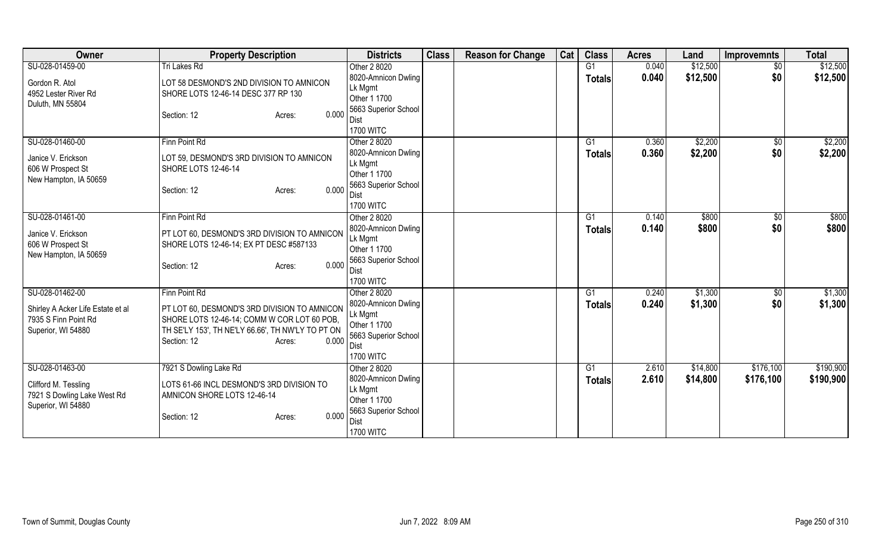| Owner | Property Description | Districts | Class | Reason for Change | Cat | Class | Acres | Land | Improvemnts | Total |
|---|---|---|---|---|---|---|---|---|---|---|
| SU-028-01459-00<br>Gordon R. Atol<br>4952 Lester River Rd<br>Duluth, MN 55804 | Tri Lakes Rd<br>LOT 58 DESMOND'S 2ND DIVISION TO AMNICON SHORE LOTS 12-46-14 DESC 377 RP 130<br>Section: 12 Acres: 0.000 | Other 2 8020<br>8020-Amnicon Dwling Lk Mgmt<br>Other 1 1700<br>5663 Superior School Dist<br>1700 WITC | | | | G1<br>**Totals** | 0.040<br>**0.040** | \$12,500<br>**\$12,500** | \$0<br>**\$0** | \$12,500<br>**\$12,500** |
| SU-028-01460-00<br>Janice V. Erickson<br>606 W Prospect St<br>New Hampton, IA 50659 | Finn Point Rd<br>LOT 59, DESMOND'S 3RD DIVISION TO AMNICON SHORE LOTS 12-46-14<br>Section: 12 Acres: 0.000 | Other 2 8020<br>8020-Amnicon Dwling Lk Mgmt<br>Other 1 1700<br>5663 Superior School Dist<br>1700 WITC | | | | G1<br>**Totals** | 0.360<br>**0.360** | \$2,200<br>**\$2,200** | \$0<br>**\$0** | \$2,200<br>**\$2,200** |
| SU-028-01461-00<br>Janice V. Erickson<br>606 W Prospect St<br>New Hampton, IA 50659 | Finn Point Rd<br>PT LOT 60, DESMOND'S 3RD DIVISION TO AMNICON SHORE LOTS 12-46-14; EX PT DESC #587133<br>Section: 12 Acres: 0.000 | Other 2 8020<br>8020-Amnicon Dwling Lk Mgmt<br>Other 1 1700<br>5663 Superior School Dist<br>1700 WITC | | | | G1<br>**Totals** | 0.140<br>**0.140** | \$800<br>**\$800** | \$0<br>**\$0** | \$800<br>**\$800** |
| SU-028-01462-00<br>Shirley A Acker Life Estate et al<br>7935 S Finn Point Rd<br>Superior, WI 54880 | Finn Point Rd<br>PT LOT 60, DESMOND'S 3RD DIVISION TO AMNICON SHORE LOTS 12-46-14; COMM W COR LOT 60 POB, TH SE'LY 153', TH NE'LY 66.66', TH NW'LY TO PT ON<br>Section: 12 Acres: 0.000 | Other 2 8020<br>8020-Amnicon Dwling Lk Mgmt<br>Other 1 1700<br>5663 Superior School Dist<br>1700 WITC | | | | G1<br>**Totals** | 0.240<br>**0.240** | \$1,300<br>**\$1,300** | \$0<br>**\$0** | \$1,300<br>**\$1,300** |
| SU-028-01463-00<br>Clifford M. Tessling<br>7921 S Dowling Lake West Rd<br>Superior, WI 54880 | 7921 S Dowling Lake Rd<br>LOTS 61-66 INCL DESMOND'S 3RD DIVISION TO AMNICON SHORE LOTS 12-46-14<br>Section: 12 Acres: 0.000 | Other 2 8020<br>8020-Amnicon Dwling Lk Mgmt<br>Other 1 1700<br>5663 Superior School Dist<br>1700 WITC | | | | G1<br>**Totals** | 2.610<br>**2.610** | \$14,800<br>**\$14,800** | \$176,100<br>**\$176,100** | \$190,900<br>**\$190,900** |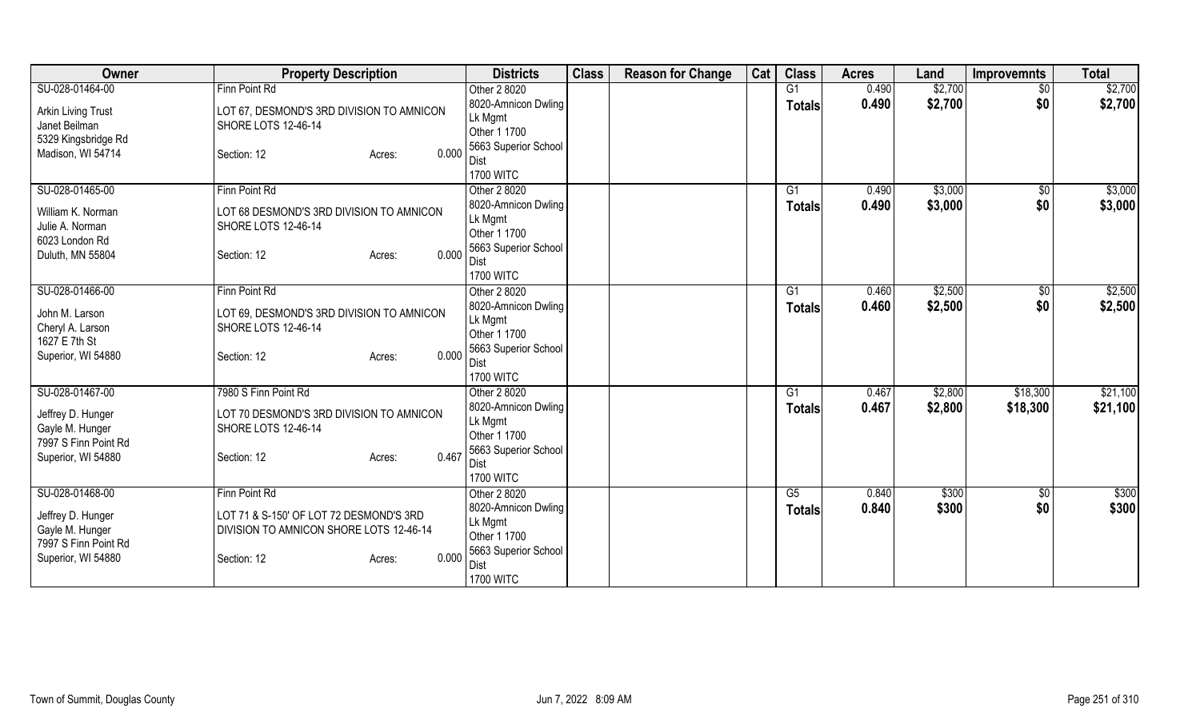| Owner | Property Description | Districts | Class | Reason for Change | Cat | Class | Acres | Land | Improvemnts | Total |
|---|---|---|---|---|---|---|---|---|---|---|
| SU-028-01464-00<br>Arkin Living Trust<br>Janet Beilman<br>5329 Kingsbridge Rd<br>Madison, WI 54714 | Finn Point Rd<br>LOT 67, DESMOND'S 3RD DIVISION TO AMNICON SHORE LOTS 12-46-14<br>Section: 12 Acres: 0.000 | Other 2 8020<br>8020-Amnicon Dwling Lk Mgmt<br>Other 1 1700<br>5663 Superior School Dist<br>1700 WITC | | | | G1<br>**Totals** | 0.490<br>**0.490** | \$2,700<br>**\$2,700** | \$0<br>**\$0** | \$2,700<br>**\$2,700** |
| SU-028-01465-00<br>William K. Norman<br>Julie A. Norman<br>6023 London Rd<br>Duluth, MN 55804 | Finn Point Rd<br>LOT 68 DESMOND'S 3RD DIVISION TO AMNICON SHORE LOTS 12-46-14<br>Section: 12 Acres: 0.000 | Other 2 8020<br>8020-Amnicon Dwling Lk Mgmt<br>Other 1 1700<br>5663 Superior School Dist<br>1700 WITC | | | | G1<br>**Totals** | 0.490<br>**0.490** | \$3,000<br>**\$3,000** | \$0<br>**\$0** | \$3,000<br>**\$3,000** |
| SU-028-01466-00<br>John M. Larson<br>Cheryl A. Larson<br>1627 E 7th St<br>Superior, WI 54880 | Finn Point Rd<br>LOT 69, DESMOND'S 3RD DIVISION TO AMNICON SHORE LOTS 12-46-14<br>Section: 12 Acres: 0.000 | Other 2 8020<br>8020-Amnicon Dwling Lk Mgmt<br>Other 1 1700<br>5663 Superior School Dist<br>1700 WITC | | | | G1<br>**Totals** | 0.460<br>**0.460** | \$2,500<br>**\$2,500** | \$0<br>**\$0** | \$2,500<br>**\$2,500** |
| SU-028-01467-00<br>Jeffrey D. Hunger<br>Gayle M. Hunger<br>7997 S Finn Point Rd<br>Superior, WI 54880 | 7980 S Finn Point Rd<br>LOT 70 DESMOND'S 3RD DIVISION TO AMNICON SHORE LOTS 12-46-14<br>Section: 12 Acres: 0.467 | Other 2 8020<br>8020-Amnicon Dwling Lk Mgmt<br>Other 1 1700<br>5663 Superior School Dist<br>1700 WITC | | | | G1<br>**Totals** | 0.467<br>**0.467** | \$2,800<br>**\$2,800** | \$18,300<br>**\$18,300** | \$21,100<br>**\$21,100** |
| SU-028-01468-00<br>Jeffrey D. Hunger<br>Gayle M. Hunger<br>7997 S Finn Point Rd<br>Superior, WI 54880 | Finn Point Rd<br>LOT 71 & S-150' OF LOT 72 DESMOND'S 3RD DIVISION TO AMNICON SHORE LOTS 12-46-14<br>Section: 12 Acres: 0.000 | Other 2 8020<br>8020-Amnicon Dwling Lk Mgmt<br>Other 1 1700<br>5663 Superior School Dist<br>1700 WITC | | | | G5<br>**Totals** | 0.840<br>**0.840** | \$300<br>**\$300** | \$0<br>**\$0** | \$300<br>**\$300** |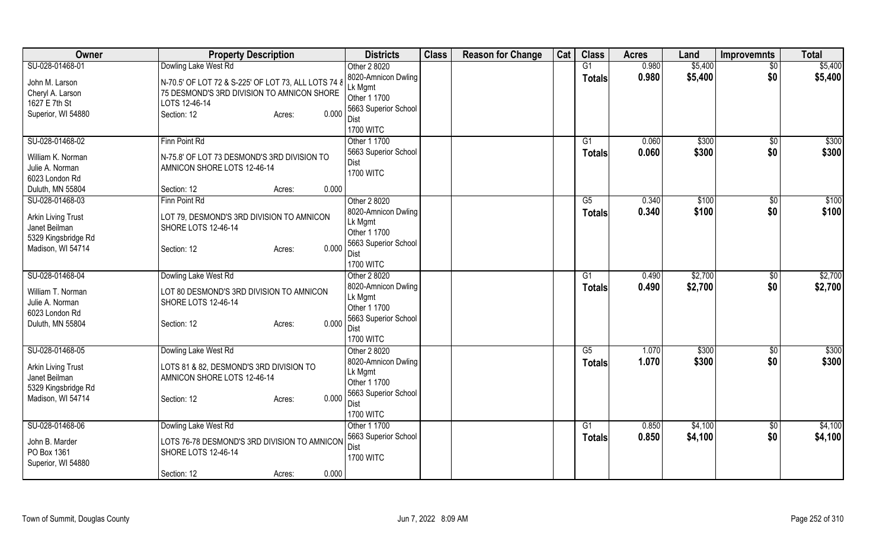| Owner | Property Description | Districts | Class | Reason for Change | Cat | Class | Acres | Land | Improvemnts | Total |
|---|---|---|---|---|---|---|---|---|---|---|
| SU-028-01468-01<br>John M. Larson<br>Cheryl A. Larson<br>1627 E 7th St<br>Superior, WI 54880 | Dowling Lake West Rd<br>N-70.5' OF LOT 72 & S-225' OF LOT 73, ALL LOTS 74 & 75 DESMOND'S 3RD DIVISION TO AMNICON SHORE LOTS 12-46-14<br>Section: 12 Acres: 0.000 | Other 2 8020<br>8020-Amnicon Dwling Lk Mgmt<br>Other 1 1700<br>5663 Superior School Dist<br>1700 WITC | | | | G1<br>**Totals** | 0.980<br>**0.980** | $5,400<br>**$5,400** | $0<br>**$0** | $5,400<br>**$5,400** |
| SU-028-01468-02<br>William K. Norman<br>Julie A. Norman<br>6023 London Rd<br>Duluth, MN 55804 | Finn Point Rd<br>N-75.8' OF LOT 73 DESMOND'S 3RD DIVISION TO AMNICON SHORE LOTS 12-46-14<br>Section: 12 Acres: 0.000 | Other 1 1700<br>5663 Superior School Dist<br>1700 WITC | | | | G1<br>**Totals** | 0.060<br>**0.060** | $300<br>**$300** | $0<br>**$0** | $300<br>**$300** |
| SU-028-01468-03<br>Arkin Living Trust<br>Janet Beilman<br>5329 Kingsbridge Rd<br>Madison, WI 54714 | Finn Point Rd<br>LOT 79, DESMOND'S 3RD DIVISION TO AMNICON SHORE LOTS 12-46-14<br>Section: 12 Acres: 0.000 | Other 2 8020<br>8020-Amnicon Dwling Lk Mgmt<br>Other 1 1700<br>5663 Superior School Dist<br>1700 WITC | | | | G5<br>**Totals** | 0.340<br>**0.340** | $100<br>**$100** | $0<br>**$0** | $100<br>**$100** |
| SU-028-01468-04<br>William T. Norman<br>Julie A. Norman<br>6023 London Rd<br>Duluth, MN 55804 | Dowling Lake West Rd<br>LOT 80 DESMOND'S 3RD DIVISION TO AMNICON SHORE LOTS 12-46-14<br>Section: 12 Acres: 0.000 | Other 2 8020<br>8020-Amnicon Dwling Lk Mgmt<br>Other 1 1700<br>5663 Superior School Dist<br>1700 WITC | | | | G1<br>**Totals** | 0.490<br>**0.490** | $2,700<br>**$2,700** | $0<br>**$0** | $2,700<br>**$2,700** |
| SU-028-01468-05<br>Arkin Living Trust<br>Janet Beilman<br>5329 Kingsbridge Rd<br>Madison, WI 54714 | Dowling Lake West Rd<br>LOTS 81 & 82, DESMOND'S 3RD DIVISION TO AMNICON SHORE LOTS 12-46-14<br>Section: 12 Acres: 0.000 | Other 2 8020<br>8020-Amnicon Dwling Lk Mgmt<br>Other 1 1700<br>5663 Superior School Dist<br>1700 WITC | | | | G5<br>**Totals** | 1.070<br>**1.070** | $300<br>**$300** | $0<br>**$0** | $300<br>**$300** |
| SU-028-01468-06<br>John B. Marder<br>PO Box 1361<br>Superior, WI 54880 | Dowling Lake West Rd<br>LOTS 76-78 DESMOND'S 3RD DIVISION TO AMNICON SHORE LOTS 12-46-14<br>Section: 12 Acres: 0.000 | Other 1 1700<br>5663 Superior School Dist<br>1700 WITC | | | | G1<br>**Totals** | 0.850<br>**0.850** | $4,100<br>**$4,100** | $0<br>**$0** | $4,100<br>**$4,100** |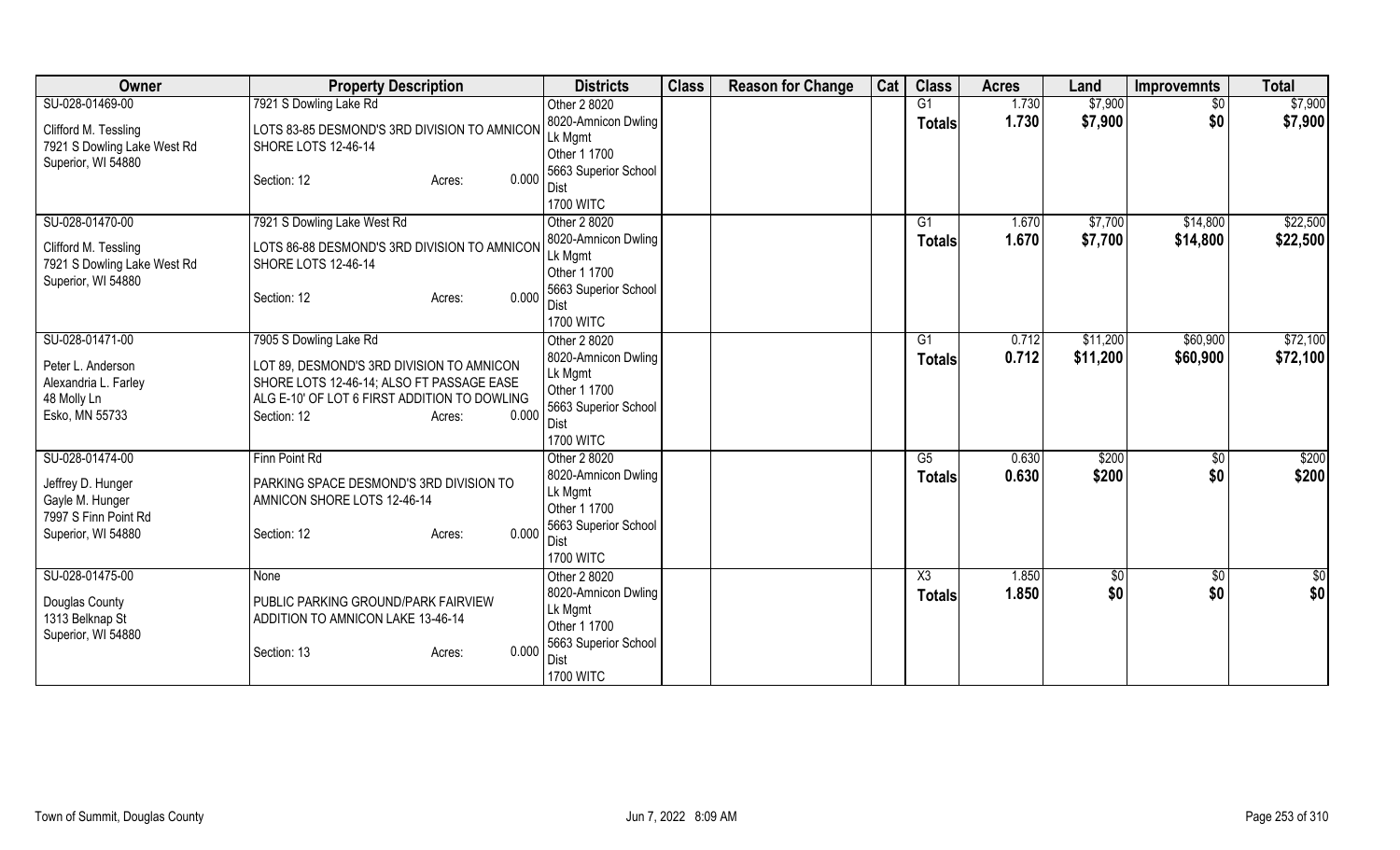| Owner | Property Description | Districts | Class | Reason for Change | Cat | Class | Acres | Land | Improvemnts | Total |
|---|---|---|---|---|---|---|---|---|---|---|
| SU-028-01469-00<br>Clifford M. Tessling<br>7921 S Dowling Lake West Rd<br>Superior, WI 54880 | 7921 S Dowling Lake Rd<br>LOTS 83-85 DESMOND'S 3RD DIVISION TO AMNICON SHORE LOTS 12-46-14<br>Section: 12 Acres: 0.000 | Other 2 8020<br>8020-Amnicon Dwling Lk Mgmt<br>Other 1 1700<br>5663 Superior School Dist<br>1700 WITC | | | | G1<br>**Totals** | 1.730<br>**1.730** | $7,900<br>**$7,900** | $0<br>**$0** | $7,900<br>**$7,900** |
| SU-028-01470-00<br>Clifford M. Tessling<br>7921 S Dowling Lake West Rd<br>Superior, WI 54880 | 7921 S Dowling Lake West Rd<br>LOTS 86-88 DESMOND'S 3RD DIVISION TO AMNICON SHORE LOTS 12-46-14<br>Section: 12 Acres: 0.000 | Other 2 8020<br>8020-Amnicon Dwling Lk Mgmt<br>Other 1 1700<br>5663 Superior School Dist<br>1700 WITC | | | | G1<br>**Totals** | 1.670<br>**1.670** | $7,700<br>**$7,700** | $14,800<br>**$14,800** | $22,500<br>**$22,500** |
| SU-028-01471-00<br>Peter L. Anderson<br>Alexandria L. Farley<br>48 Molly Ln<br>Esko, MN 55733 | 7905 S Dowling Lake Rd<br>LOT 89, DESMOND'S 3RD DIVISION TO AMNICON SHORE LOTS 12-46-14; ALSO FT PASSAGE EASE ALG E-10' OF LOT 6 FIRST ADDITION TO DOWLING<br>Section: 12 Acres: 0.000 | Other 2 8020<br>8020-Amnicon Dwling Lk Mgmt<br>Other 1 1700<br>5663 Superior School Dist<br>1700 WITC | | | | G1<br>**Totals** | 0.712<br>**0.712** | $11,200<br>**$11,200** | $60,900<br>**$60,900** | $72,100<br>**$72,100** |
| SU-028-01474-00<br>Jeffrey D. Hunger<br>Gayle M. Hunger<br>7997 S Finn Point Rd<br>Superior, WI 54880 | Finn Point Rd<br>PARKING SPACE DESMOND'S 3RD DIVISION TO AMNICON SHORE LOTS 12-46-14<br>Section: 12 Acres: 0.000 | Other 2 8020<br>8020-Amnicon Dwling Lk Mgmt<br>Other 1 1700<br>5663 Superior School Dist<br>1700 WITC | | | | G5<br>**Totals** | 0.630<br>**0.630** | $200<br>**$200** | $0<br>**$0** | $200<br>**$200** |
| SU-028-01475-00<br>Douglas County<br>1313 Belknap St<br>Superior, WI 54880 | None<br>PUBLIC PARKING GROUND/PARK FAIRVIEW ADDITION TO AMNICON LAKE 13-46-14<br>Section: 13 Acres: 0.000 | Other 2 8020<br>8020-Amnicon Dwling Lk Mgmt<br>Other 1 1700<br>5663 Superior School Dist<br>1700 WITC | | | | X3<br>**Totals** | 1.850<br>**1.850** | $0<br>**$0** | $0<br>**$0** | $0<br>**$0** |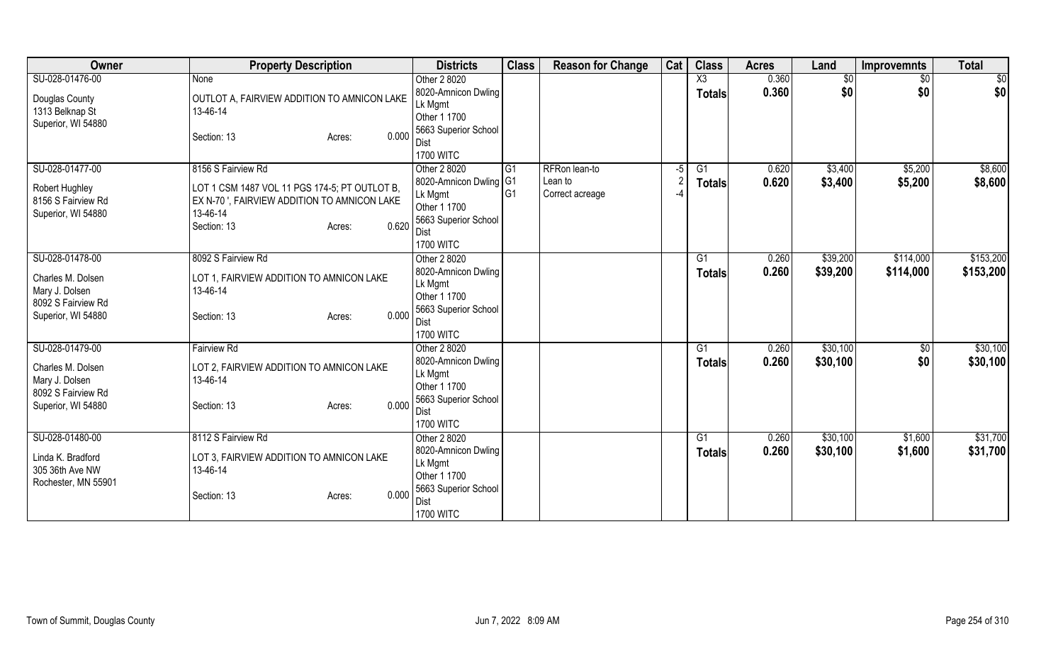| Owner | Property Description | Districts | Class | Reason for Change | Cat | Class | Acres | Land | Improvemnts | Total |
|---|---|---|---|---|---|---|---|---|---|---|
| SU-028-01476-00<br>Douglas County<br>1313 Belknap St<br>Superior, WI 54880 | None<br>OUTLOT A, FAIRVIEW ADDITION TO AMNICON LAKE<br>13-46-14<br>Section: 13 Acres: 0.000 | Other 2 8020<br>8020-Amnicon Dwling Lk Mgmt<br>Other 1 1700<br>5663 Superior School Dist<br>1700 WITC | | | | X3<br>**Totals** | 0.360<br>**0.360** | $0<br>**$0** | $0<br>**$0** | $0<br>**$0** |
| SU-028-01477-00<br>Robert Hughley<br>8156 S Fairview Rd<br>Superior, WI 54880 | 8156 S Fairview Rd<br>LOT 1 CSM 1487 VOL 11 PGS 174-5; PT OUTLOT B, EX N-70 ', FAIRVIEW ADDITION TO AMNICON LAKE<br>13-46-14<br>Section: 13 Acres: 0.620 | Other 2 8020<br>8020-Amnicon Dwling Lk Mgmt<br>Other 1 1700<br>5663 Superior School Dist<br>1700 WITC | G1<br>G1<br>G1 | RFRon lean-to<br>Lean to<br>Correct acreage | -5<br>2<br>-4 | G1<br>**Totals** | 0.620<br>**0.620** | $3,400<br>**$3,400** | $5,200<br>**$5,200** | $8,600<br>**$8,600** |
| SU-028-01478-00<br>Charles M. Dolsen<br>Mary J. Dolsen<br>8092 S Fairview Rd<br>Superior, WI 54880 | 8092 S Fairview Rd<br>LOT 1, FAIRVIEW ADDITION TO AMNICON LAKE<br>13-46-14<br>Section: 13 Acres: 0.000 | Other 2 8020<br>8020-Amnicon Dwling Lk Mgmt<br>Other 1 1700<br>5663 Superior School Dist<br>1700 WITC | | | | G1<br>**Totals** | 0.260<br>**0.260** | $39,200<br>**$39,200** | $114,000<br>**$114,000** | $153,200<br>**$153,200** |
| SU-028-01479-00<br>Charles M. Dolsen<br>Mary J. Dolsen<br>8092 S Fairview Rd<br>Superior, WI 54880 | Fairview Rd<br>LOT 2, FAIRVIEW ADDITION TO AMNICON LAKE<br>13-46-14<br>Section: 13 Acres: 0.000 | Other 2 8020<br>8020-Amnicon Dwling Lk Mgmt<br>Other 1 1700<br>5663 Superior School Dist<br>1700 WITC | | | | G1<br>**Totals** | 0.260<br>**0.260** | $30,100<br>**$30,100** | $0<br>**$0** | $30,100<br>**$30,100** |
| SU-028-01480-00<br>Linda K. Bradford<br>305 36th Ave NW<br>Rochester, MN 55901 | 8112 S Fairview Rd<br>LOT 3, FAIRVIEW ADDITION TO AMNICON LAKE<br>13-46-14<br>Section: 13 Acres: 0.000 | Other 2 8020<br>8020-Amnicon Dwling Lk Mgmt<br>Other 1 1700<br>5663 Superior School Dist<br>1700 WITC | | | | G1<br>**Totals** | 0.260<br>**0.260** | $30,100<br>**$30,100** | $1,600<br>**$1,600** | $31,700<br>**$31,700** |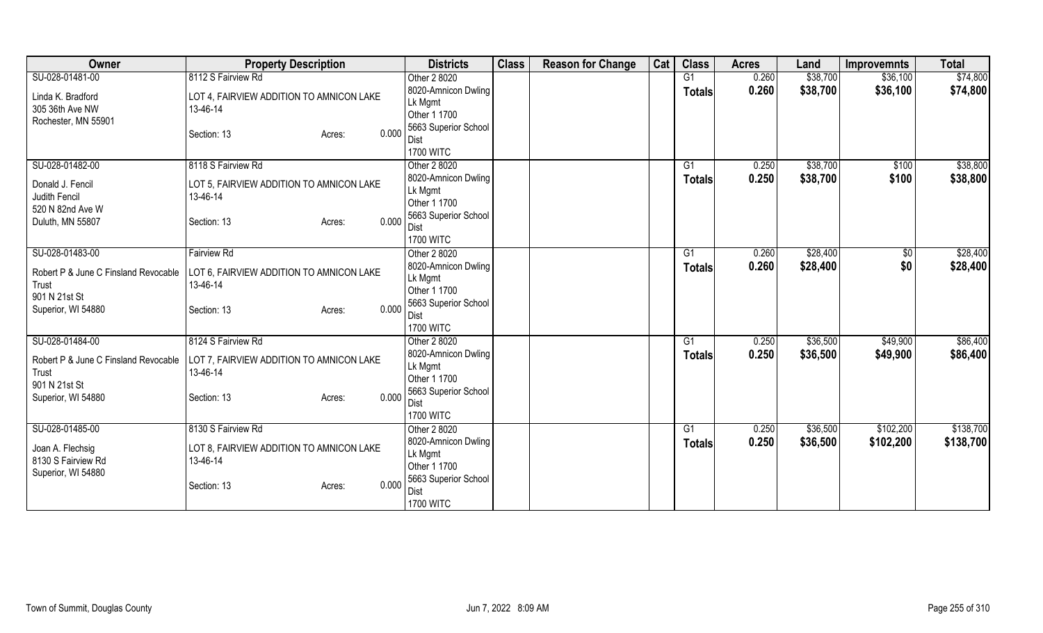| Owner | Property Description | Districts | Class | Reason for Change | Cat | Class | Acres | Land | Improvemnts | Total |
|---|---|---|---|---|---|---|---|---|---|---|
| SU-028-01481-00<br><br>Linda K. Bradford<br>305 36th Ave NW<br>Rochester, MN 55901 | 8112 S Fairview Rd<br><br>LOT 4, FAIRVIEW ADDITION TO AMNICON LAKE<br>13-46-14<br><br>Section: 13 Acres: 0.000 | Other 2 8020<br>8020-Amnicon Dwling Lk Mgmt<br>Other 1 1700<br>5663 Superior School Dist<br>1700 WITC | | | | G1<br>**Totals** | 0.260<br>**0.260** | $38,700<br>**$38,700** | $36,100<br>**$36,100** | $74,800<br>**$74,800** |
| SU-028-01482-00<br><br>Donald J. Fencil<br>Judith Fencil<br>520 N 82nd Ave W<br>Duluth, MN 55807 | 8118 S Fairview Rd<br><br>LOT 5, FAIRVIEW ADDITION TO AMNICON LAKE<br>13-46-14<br><br>Section: 13 Acres: 0.000 | Other 2 8020<br>8020-Amnicon Dwling Lk Mgmt<br>Other 1 1700<br>5663 Superior School Dist<br>1700 WITC | | | | G1<br>**Totals** | 0.250<br>**0.250** | $38,700<br>**$38,700** | $100<br>**$100** | $38,800<br>**$38,800** |
| SU-028-01483-00<br><br>Robert P & June C Finsland Revocable Trust<br>901 N 21st St<br>Superior, WI 54880 | Fairview Rd<br><br>LOT 6, FAIRVIEW ADDITION TO AMNICON LAKE<br>13-46-14<br><br>Section: 13 Acres: 0.000 | Other 2 8020<br>8020-Amnicon Dwling Lk Mgmt<br>Other 1 1700<br>5663 Superior School Dist<br>1700 WITC | | | | G1<br>**Totals** | 0.260<br>**0.260** | $28,400<br>**$28,400** | $0<br>**$0** | $28,400<br>**$28,400** |
| SU-028-01484-00<br><br>Robert P & June C Finsland Revocable Trust<br>901 N 21st St<br>Superior, WI 54880 | 8124 S Fairview Rd<br><br>LOT 7, FAIRVIEW ADDITION TO AMNICON LAKE<br>13-46-14<br><br>Section: 13 Acres: 0.000 | Other 2 8020<br>8020-Amnicon Dwling Lk Mgmt<br>Other 1 1700<br>5663 Superior School Dist<br>1700 WITC | | | | G1<br>**Totals** | 0.250<br>**0.250** | $36,500<br>**$36,500** | $49,900<br>**$49,900** | $86,400<br>**$86,400** |
| SU-028-01485-00<br><br>Joan A. Flechsig<br>8130 S Fairview Rd<br>Superior, WI 54880 | 8130 S Fairview Rd<br><br>LOT 8, FAIRVIEW ADDITION TO AMNICON LAKE<br>13-46-14<br><br>Section: 13 Acres: 0.000 | Other 2 8020<br>8020-Amnicon Dwling Lk Mgmt<br>Other 1 1700<br>5663 Superior School Dist<br>1700 WITC | | | | G1<br>**Totals** | 0.250<br>**0.250** | $36,500<br>**$36,500** | $102,200<br>**$102,200** | $138,700<br>**$138,700** |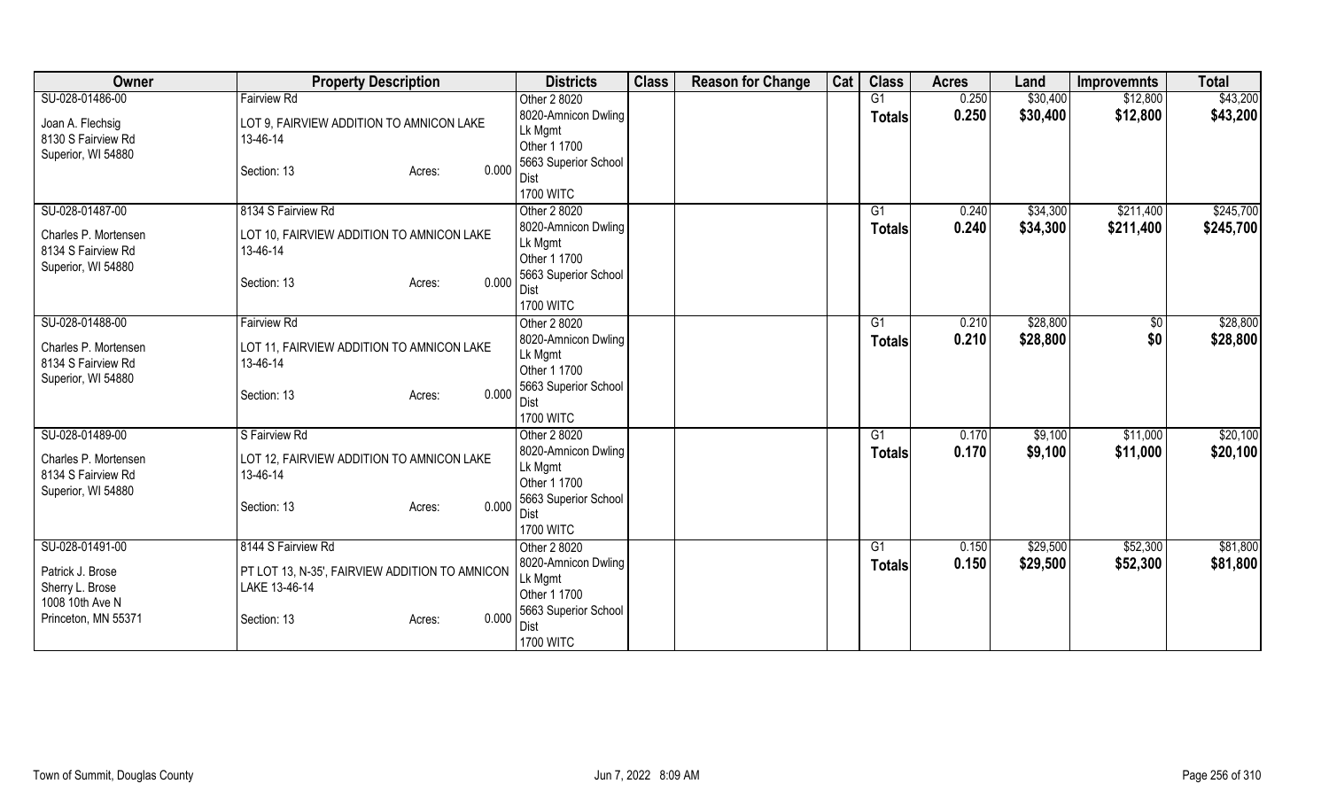| Owner | Property Description | Districts | Class | Reason for Change | Cat | Class | Acres | Land | Improvemnts | Total |
|---|---|---|---|---|---|---|---|---|---|---|
| SU-028-01486-00<br>Joan A. Flechsig<br>8130 S Fairview Rd<br>Superior, WI 54880 | Fairview Rd<br>LOT 9, FAIRVIEW ADDITION TO AMNICON LAKE 13-46-14<br>Section: 13 Acres: 0.000 | Other 2 8020<br>8020-Amnicon Dwling Lk Mgmt<br>Other 1 1700<br>5663 Superior School Dist<br>1700 WITC | | | | G1<br>**Totals** | 0.250<br>**0.250** | $30,400<br>**$30,400** | $12,800<br>**$12,800** | $43,200<br>**$43,200** |
| SU-028-01487-00<br>Charles P. Mortensen<br>8134 S Fairview Rd<br>Superior, WI 54880 | 8134 S Fairview Rd<br>LOT 10, FAIRVIEW ADDITION TO AMNICON LAKE 13-46-14<br>Section: 13 Acres: 0.000 | Other 2 8020<br>8020-Amnicon Dwling Lk Mgmt<br>Other 1 1700<br>5663 Superior School Dist<br>1700 WITC | | | | G1<br>**Totals** | 0.240<br>**0.240** | $34,300<br>**$34,300** | $211,400<br>**$211,400** | $245,700<br>**$245,700** |
| SU-028-01488-00<br>Charles P. Mortensen<br>8134 S Fairview Rd<br>Superior, WI 54880 | Fairview Rd<br>LOT 11, FAIRVIEW ADDITION TO AMNICON LAKE 13-46-14<br>Section: 13 Acres: 0.000 | Other 2 8020<br>8020-Amnicon Dwling Lk Mgmt<br>Other 1 1700<br>5663 Superior School Dist<br>1700 WITC | | | | G1<br>**Totals** | 0.210<br>**0.210** | $28,800<br>**$28,800** | $0<br>**$0** | $28,800<br>**$28,800** |
| SU-028-01489-00<br>Charles P. Mortensen<br>8134 S Fairview Rd<br>Superior, WI 54880 | S Fairview Rd<br>LOT 12, FAIRVIEW ADDITION TO AMNICON LAKE 13-46-14<br>Section: 13 Acres: 0.000 | Other 2 8020<br>8020-Amnicon Dwling Lk Mgmt<br>Other 1 1700<br>5663 Superior School Dist<br>1700 WITC | | | | G1<br>**Totals** | 0.170<br>**0.170** | $9,100<br>**$9,100** | $11,000<br>**$11,000** | $20,100<br>**$20,100** |
| SU-028-01491-00<br>Patrick J. Brose<br>Sherry L. Brose<br>1008 10th Ave N<br>Princeton, MN 55371 | 8144 S Fairview Rd<br>PT LOT 13, N-35', FAIRVIEW ADDITION TO AMNICON LAKE 13-46-14<br>Section: 13 Acres: 0.000 | Other 2 8020<br>8020-Amnicon Dwling Lk Mgmt<br>Other 1 1700<br>5663 Superior School Dist<br>1700 WITC | | | | G1<br>**Totals** | 0.150<br>**0.150** | $29,500<br>**$29,500** | $52,300<br>**$52,300** | $81,800<br>**$81,800** |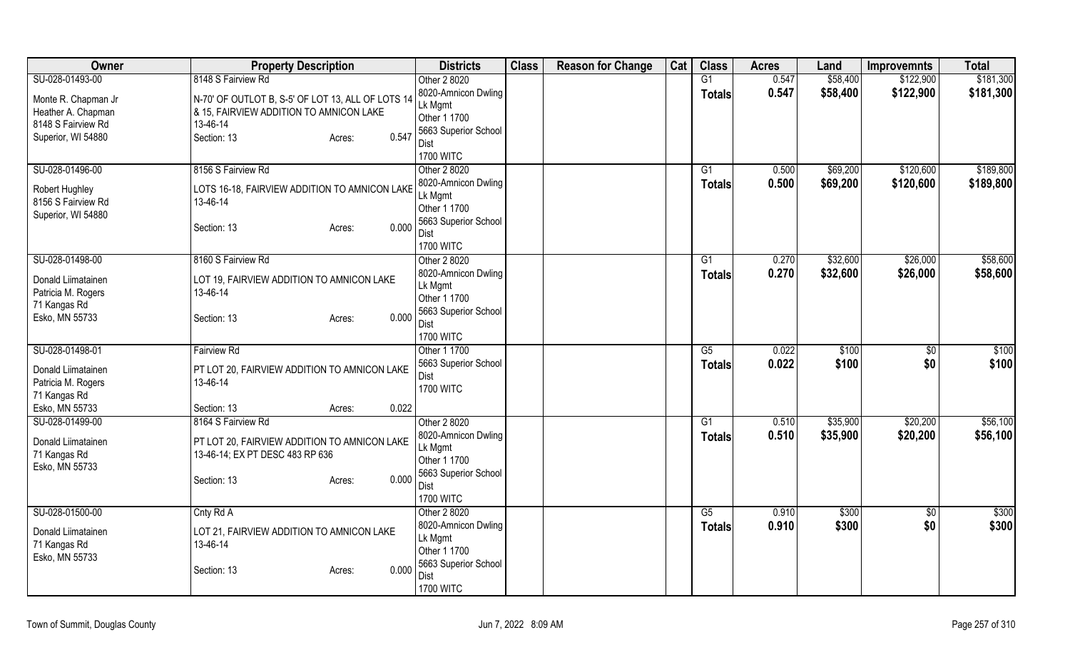| Owner | Property Description | Districts | Class | Reason for Change | Cat | Class | Acres | Land | Improvemnts | Total |
|---|---|---|---|---|---|---|---|---|---|---|
| SU-028-01493-00<br><br>Monte R. Chapman Jr<br>Heather A. Chapman<br>8148 S Fairview Rd<br>Superior, WI 54880 | 8148 S Fairview Rd<br><br>N-70' OF OUTLOT B, S-5' OF LOT 13, ALL OF LOTS 14 & 15, FAIRVIEW ADDITION TO AMNICON LAKE<br>13-46-14<br>Section: 13 Acres: 0.547 | Other 2 8020<br>8020-Amnicon Dwling Lk Mgmt<br>Other 1 1700<br>5663 Superior School Dist<br>1700 WITC | | | | G1<br>**Totals** | 0.547<br>**0.547** | $58,400<br>**$58,400** | $122,900<br>**$122,900** | $181,300<br>**$181,300** |
| SU-028-01496-00<br><br>Robert Hughley<br>8156 S Fairview Rd<br>Superior, WI 54880 | 8156 S Fairview Rd<br><br>LOTS 16-18, FAIRVIEW ADDITION TO AMNICON LAKE<br>13-46-14<br><br>Section: 13 Acres: 0.000 | Other 2 8020<br>8020-Amnicon Dwling Lk Mgmt<br>Other 1 1700<br>5663 Superior School Dist<br>1700 WITC | | | | G1<br>**Totals** | 0.500<br>**0.500** | $69,200<br>**$69,200** | $120,600<br>**$120,600** | $189,800<br>**$189,800** |
| SU-028-01498-00<br><br>Donald Liimatainen<br>Patricia M. Rogers<br>71 Kangas Rd<br>Esko, MN 55733 | 8160 S Fairview Rd<br><br>LOT 19, FAIRVIEW ADDITION TO AMNICON LAKE<br>13-46-14<br><br>Section: 13 Acres: 0.000 | Other 2 8020<br>8020-Amnicon Dwling Lk Mgmt<br>Other 1 1700<br>5663 Superior School Dist<br>1700 WITC | | | | G1<br>**Totals** | 0.270<br>**0.270** | $32,600<br>**$32,600** | $26,000<br>**$26,000** | $58,600<br>**$58,600** |
| SU-028-01498-01<br><br>Donald Liimatainen<br>Patricia M. Rogers<br>71 Kangas Rd<br>Esko, MN 55733 | Fairview Rd<br><br>PT LOT 20, FAIRVIEW ADDITION TO AMNICON LAKE<br>13-46-14<br><br>Section: 13 Acres: 0.022 | Other 1 1700<br>5663 Superior School Dist<br>1700 WITC | | | | G5<br>**Totals** | 0.022<br>**0.022** | $100<br>**$100** | $0<br>**$0** | $100<br>**$100** |
| SU-028-01499-00<br><br>Donald Liimatainen<br>71 Kangas Rd<br>Esko, MN 55733 | 8164 S Fairview Rd<br><br>PT LOT 20, FAIRVIEW ADDITION TO AMNICON LAKE<br>13-46-14; EX PT DESC 483 RP 636<br><br>Section: 13 Acres: 0.000 | Other 2 8020<br>8020-Amnicon Dwling Lk Mgmt<br>Other 1 1700<br>5663 Superior School Dist<br>1700 WITC | | | | G1<br>**Totals** | 0.510<br>**0.510** | $35,900<br>**$35,900** | $20,200<br>**$20,200** | $56,100<br>**$56,100** |
| SU-028-01500-00<br><br>Donald Liimatainen<br>71 Kangas Rd<br>Esko, MN 55733 | Cnty Rd A<br><br>LOT 21, FAIRVIEW ADDITION TO AMNICON LAKE<br>13-46-14<br><br>Section: 13 Acres: 0.000 | Other 2 8020<br>8020-Amnicon Dwling Lk Mgmt<br>Other 1 1700<br>5663 Superior School Dist<br>1700 WITC | | | | G5<br>**Totals** | 0.910<br>**0.910** | $300<br>**$300** | $0<br>**$0** | $300<br>**$300** |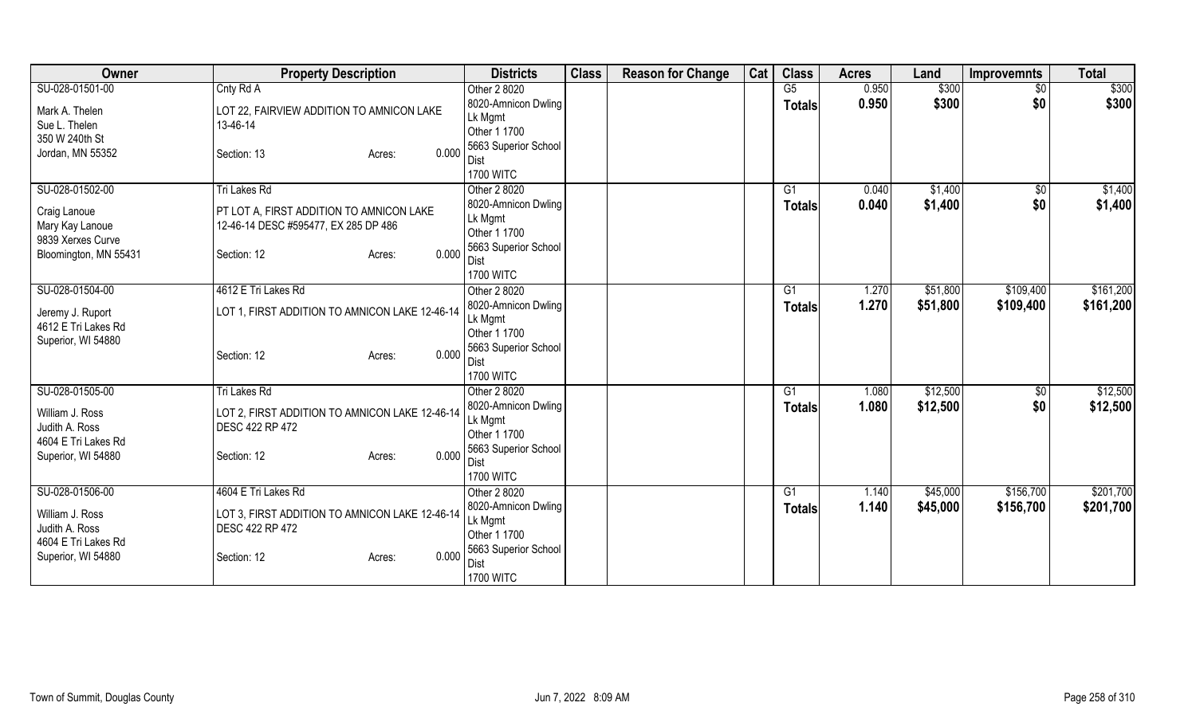| Owner | Property Description | Districts | Class | Reason for Change | Cat | Class | Acres | Land | Improvemnts | Total |
|---|---|---|---|---|---|---|---|---|---|---|
| SU-028-01501-00<br>Mark A. Thelen<br>Sue L. Thelen<br>350 W 240th St<br>Jordan, MN 55352 | Cnty Rd A<br>LOT 22, FAIRVIEW ADDITION TO AMNICON LAKE 13-46-14<br>Section: 13 Acres: 0.000 | Other 2 8020<br>8020-Amnicon Dwling Lk Mgmt<br>Other 1 1700<br>5663 Superior School Dist<br>1700 WITC | | | | G5<br>**Totals** | 0.950<br>**0.950** | $300<br>**$300** | $0<br>**$0** | $300<br>**$300** |
| SU-028-01502-00<br>Craig Lanoue<br>Mary Kay Lanoue<br>9839 Xerxes Curve<br>Bloomington, MN 55431 | Tri Lakes Rd<br>PT LOT A, FIRST ADDITION TO AMNICON LAKE 12-46-14 DESC #595477, EX 285 DP 486<br>Section: 12 Acres: 0.000 | Other 2 8020<br>8020-Amnicon Dwling Lk Mgmt<br>Other 1 1700<br>5663 Superior School Dist<br>1700 WITC | | | | G1<br>**Totals** | 0.040<br>**0.040** | $1,400<br>**$1,400** | $0<br>**$0** | $1,400<br>**$1,400** |
| SU-028-01504-00<br>Jeremy J. Ruport<br>4612 E Tri Lakes Rd<br>Superior, WI 54880 | 4612 E Tri Lakes Rd<br>LOT 1, FIRST ADDITION TO AMNICON LAKE 12-46-14<br>Section: 12 Acres: 0.000 | Other 2 8020<br>8020-Amnicon Dwling Lk Mgmt<br>Other 1 1700<br>5663 Superior School Dist<br>1700 WITC | | | | G1<br>**Totals** | 1.270<br>**1.270** | $51,800<br>**$51,800** | $109,400<br>**$109,400** | $161,200<br>**$161,200** |
| SU-028-01505-00<br>William J. Ross<br>Judith A. Ross<br>4604 E Tri Lakes Rd<br>Superior, WI 54880 | Tri Lakes Rd<br>LOT 2, FIRST ADDITION TO AMNICON LAKE 12-46-14 DESC 422 RP 472<br>Section: 12 Acres: 0.000 | Other 2 8020<br>8020-Amnicon Dwling Lk Mgmt<br>Other 1 1700<br>5663 Superior School Dist<br>1700 WITC | | | | G1<br>**Totals** | 1.080<br>**1.080** | $12,500<br>**$12,500** | $0<br>**$0** | $12,500<br>**$12,500** |
| SU-028-01506-00<br>William J. Ross<br>Judith A. Ross<br>4604 E Tri Lakes Rd<br>Superior, WI 54880 | 4604 E Tri Lakes Rd<br>LOT 3, FIRST ADDITION TO AMNICON LAKE 12-46-14 DESC 422 RP 472<br>Section: 12 Acres: 0.000 | Other 2 8020<br>8020-Amnicon Dwling Lk Mgmt<br>Other 1 1700<br>5663 Superior School Dist<br>1700 WITC | | | | G1<br>**Totals** | 1.140<br>**1.140** | $45,000<br>**$45,000** | $156,700<br>**$156,700** | $201,700<br>**$201,700** |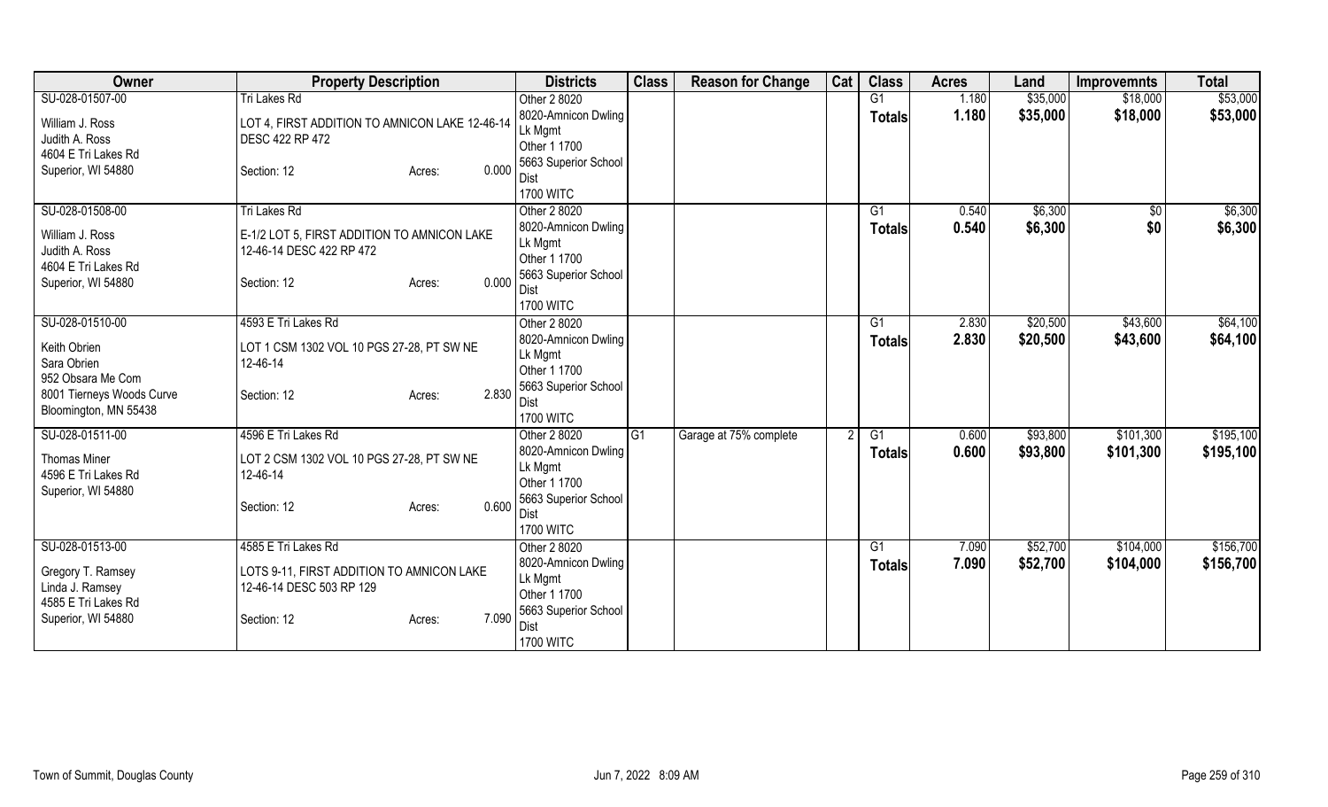| Owner | Property Description | Districts | Class | Reason for Change | Cat | Class | Acres | Land | Improvemnts | Total |
|---|---|---|---|---|---|---|---|---|---|---|
| SU-028-01507-00<br>William J. Ross<br>Judith A. Ross<br>4604 E Tri Lakes Rd<br>Superior, WI 54880 | Tri Lakes Rd<br>LOT 4, FIRST ADDITION TO AMNICON LAKE 12-46-14 DESC 422 RP 472<br>Section: 12 Acres: 0.000 | Other 2 8020<br>8020-Amnicon Dwling Lk Mgmt<br>Other 1 1700<br>5663 Superior School Dist<br>1700 WITC | | | | G1<br>**Totals** | 1.180<br>**1.180** | $35,000<br>**$35,000** | $18,000<br>**$18,000** | $53,000<br>**$53,000** |
| SU-028-01508-00<br>William J. Ross<br>Judith A. Ross<br>4604 E Tri Lakes Rd<br>Superior, WI 54880 | Tri Lakes Rd<br>E-1/2 LOT 5, FIRST ADDITION TO AMNICON LAKE 12-46-14 DESC 422 RP 472<br>Section: 12 Acres: 0.000 | Other 2 8020<br>8020-Amnicon Dwling Lk Mgmt<br>Other 1 1700<br>5663 Superior School Dist<br>1700 WITC | | | | G1<br>**Totals** | 0.540<br>**0.540** | $6,300<br>**$6,300** | $0<br>**$0** | $6,300<br>**$6,300** |
| SU-028-01510-00<br>Keith Obrien<br>Sara Obrien<br>952 Obsara Me Com<br>8001 Tierneys Woods Curve<br>Bloomington, MN 55438 | 4593 E Tri Lakes Rd<br>LOT 1 CSM 1302 VOL 10 PGS 27-28, PT SW NE 12-46-14<br>Section: 12 Acres: 2.830 | Other 2 8020<br>8020-Amnicon Dwling Lk Mgmt<br>Other 1 1700<br>5663 Superior School Dist<br>1700 WITC | | | | G1<br>**Totals** | 2.830<br>**2.830** | $20,500<br>**$20,500** | $43,600<br>**$43,600** | $64,100<br>**$64,100** |
| SU-028-01511-00<br>Thomas Miner<br>4596 E Tri Lakes Rd<br>Superior, WI 54880 | 4596 E Tri Lakes Rd<br>LOT 2 CSM 1302 VOL 10 PGS 27-28, PT SW NE 12-46-14<br>Section: 12 Acres: 0.600 | Other 2 8020<br>8020-Amnicon Dwling Lk Mgmt<br>Other 1 1700<br>5663 Superior School Dist<br>1700 WITC | G1 | Garage at 75% complete | 2 | G1<br>**Totals** | 0.600<br>**0.600** | $93,800<br>**$93,800** | $101,300<br>**$101,300** | $195,100<br>**$195,100** |
| SU-028-01513-00<br>Gregory T. Ramsey<br>Linda J. Ramsey<br>4585 E Tri Lakes Rd<br>Superior, WI 54880 | 4585 E Tri Lakes Rd<br>LOTS 9-11, FIRST ADDITION TO AMNICON LAKE 12-46-14 DESC 503 RP 129<br>Section: 12 Acres: 7.090 | Other 2 8020<br>8020-Amnicon Dwling Lk Mgmt<br>Other 1 1700<br>5663 Superior School Dist<br>1700 WITC | | | | G1<br>**Totals** | 7.090<br>**7.090** | $52,700<br>**$52,700** | $104,000<br>**$104,000** | $156,700<br>**$156,700** |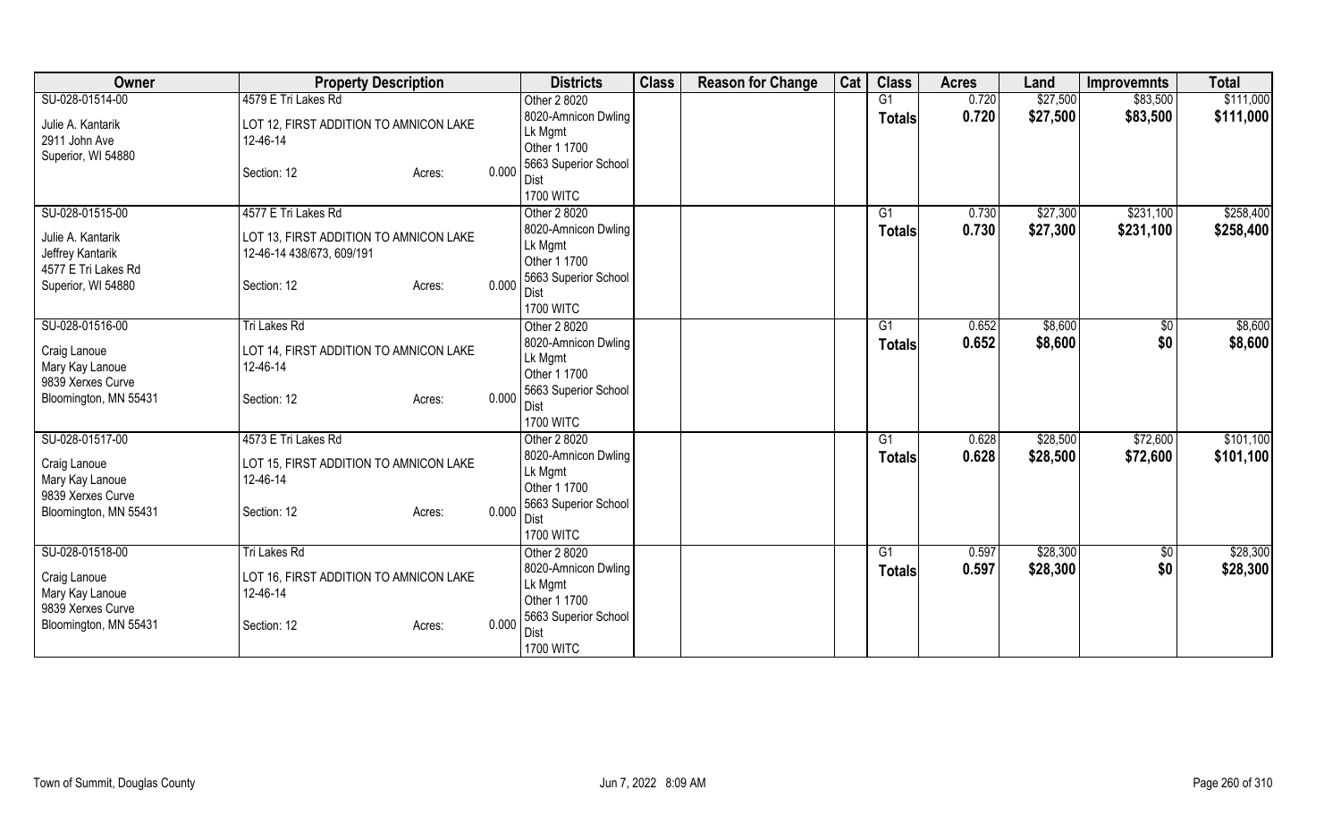| Owner | Property Description | | Districts | Class | Reason for Change | Cat | Class | Acres | Land | Improvemnts | Total |
|---|---|---|---|---|---|---|---|---|---|---|---|
| SU-028-01514-00<br>Julie A. Kantarik<br>2911 John Ave<br>Superior, WI 54880 | 4579 E Tri Lakes Rd<br>LOT 12, FIRST ADDITION TO AMNICON LAKE<br>12-46-14<br>Section: 12 Acres: | 0.000 | Other 2 8020<br>8020-Amnicon Dwling Lk Mgmt<br>Other 1 1700<br>5663 Superior School Dist<br>1700 WITC | | | | G1<br>**Totals** | 0.720<br>**0.720** | $27,500<br>**$27,500** | $83,500<br>**$83,500** | $111,000<br>**$111,000** |
| SU-028-01515-00<br>Julie A. Kantarik<br>Jeffrey Kantarik<br>4577 E Tri Lakes Rd<br>Superior, WI 54880 | 4577 E Tri Lakes Rd<br>LOT 13, FIRST ADDITION TO AMNICON LAKE<br>12-46-14 438/673, 609/191<br>Section: 12 Acres: | 0.000 | Other 2 8020<br>8020-Amnicon Dwling Lk Mgmt<br>Other 1 1700<br>5663 Superior School Dist<br>1700 WITC | | | | G1<br>**Totals** | 0.730<br>**0.730** | $27,300<br>**$27,300** | $231,100<br>**$231,100** | $258,400<br>**$258,400** |
| SU-028-01516-00<br>Craig Lanoue<br>Mary Kay Lanoue<br>9839 Xerxes Curve<br>Bloomington, MN 55431 | Tri Lakes Rd<br>LOT 14, FIRST ADDITION TO AMNICON LAKE<br>12-46-14<br>Section: 12 Acres: | 0.000 | Other 2 8020<br>8020-Amnicon Dwling Lk Mgmt<br>Other 1 1700<br>5663 Superior School Dist<br>1700 WITC | | | | G1<br>**Totals** | 0.652<br>**0.652** | $8,600<br>**$8,600** | $0<br>**$0** | $8,600<br>**$8,600** |
| SU-028-01517-00<br>Craig Lanoue<br>Mary Kay Lanoue<br>9839 Xerxes Curve<br>Bloomington, MN 55431 | 4573 E Tri Lakes Rd<br>LOT 15, FIRST ADDITION TO AMNICON LAKE<br>12-46-14<br>Section: 12 Acres: | 0.000 | Other 2 8020<br>8020-Amnicon Dwling Lk Mgmt<br>Other 1 1700<br>5663 Superior School Dist<br>1700 WITC | | | | G1<br>**Totals** | 0.628<br>**0.628** | $28,500<br>**$28,500** | $72,600<br>**$72,600** | $101,100<br>**$101,100** |
| SU-028-01518-00<br>Craig Lanoue<br>Mary Kay Lanoue<br>9839 Xerxes Curve<br>Bloomington, MN 55431 | Tri Lakes Rd<br>LOT 16, FIRST ADDITION TO AMNICON LAKE<br>12-46-14<br>Section: 12 Acres: | 0.000 | Other 2 8020<br>8020-Amnicon Dwling Lk Mgmt<br>Other 1 1700<br>5663 Superior School Dist<br>1700 WITC | | | | G1<br>**Totals** | 0.597<br>**0.597** | $28,300<br>**$28,300** | $0<br>**$0** | $28,300<br>**$28,300** |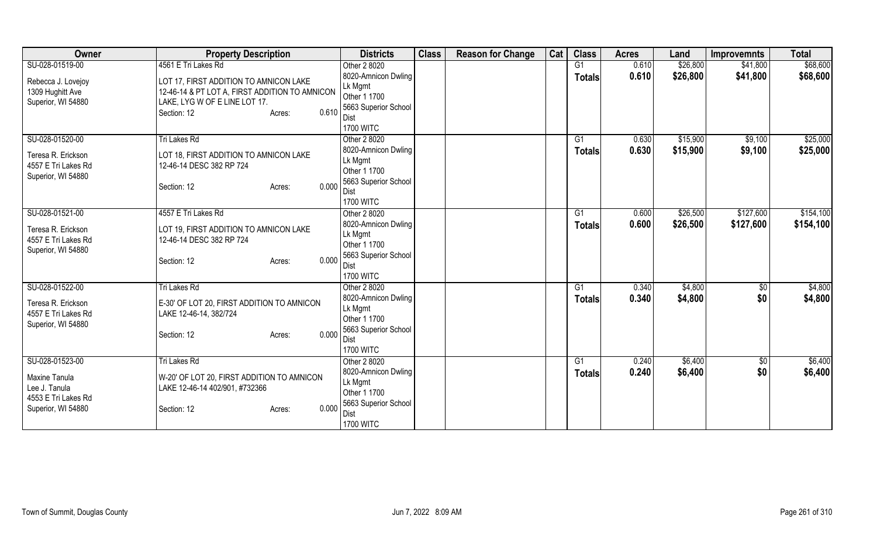| Owner | Property Description | Districts | Class | Reason for Change | Cat | Class | Acres | Land | Improvemnts | Total |
|---|---|---|---|---|---|---|---|---|---|---|
| SU-028-01519-00<br>Rebecca J. Lovejoy<br>1309 Hughitt Ave<br>Superior, WI 54880 | 4561 E Tri Lakes Rd<br>LOT 17, FIRST ADDITION TO AMNICON LAKE 12-46-14 & PT LOT A, FIRST ADDITION TO AMNICON LAKE, LYG W OF E LINE LOT 17.<br>Section: 12 Acres: 0.610 | Other 2 8020<br>8020-Amnicon Dwling Lk Mgmt<br>Other 1 1700<br>5663 Superior School Dist<br>1700 WITC | | | | G1<br>**Totals** | 0.610<br>**0.610** | \$26,800<br>**\$26,800** | \$41,800<br>**\$41,800** | \$68,600<br>**\$68,600** |
| SU-028-01520-00<br>Teresa R. Erickson<br>4557 E Tri Lakes Rd<br>Superior, WI 54880 | Tri Lakes Rd<br>LOT 18, FIRST ADDITION TO AMNICON LAKE 12-46-14 DESC 382 RP 724<br>Section: 12 Acres: 0.000 | Other 2 8020<br>8020-Amnicon Dwling Lk Mgmt<br>Other 1 1700<br>5663 Superior School Dist<br>1700 WITC | | | | G1<br>**Totals** | 0.630<br>**0.630** | \$15,900<br>**\$15,900** | \$9,100<br>**\$9,100** | \$25,000<br>**\$25,000** |
| SU-028-01521-00<br>Teresa R. Erickson<br>4557 E Tri Lakes Rd<br>Superior, WI 54880 | 4557 E Tri Lakes Rd<br>LOT 19, FIRST ADDITION TO AMNICON LAKE 12-46-14 DESC 382 RP 724<br>Section: 12 Acres: 0.000 | Other 2 8020<br>8020-Amnicon Dwling Lk Mgmt<br>Other 1 1700<br>5663 Superior School Dist<br>1700 WITC | | | | G1<br>**Totals** | 0.600<br>**0.600** | \$26,500<br>**\$26,500** | \$127,600<br>**\$127,600** | \$154,100<br>**\$154,100** |
| SU-028-01522-00<br>Teresa R. Erickson<br>4557 E Tri Lakes Rd<br>Superior, WI 54880 | Tri Lakes Rd<br>E-30' OF LOT 20, FIRST ADDITION TO AMNICON LAKE 12-46-14, 382/724<br>Section: 12 Acres: 0.000 | Other 2 8020<br>8020-Amnicon Dwling Lk Mgmt<br>Other 1 1700<br>5663 Superior School Dist<br>1700 WITC | | | | G1<br>**Totals** | 0.340<br>**0.340** | \$4,800<br>**\$4,800** | \$0<br>**\$0** | \$4,800<br>**\$4,800** |
| SU-028-01523-00<br>Maxine Tanula<br>Lee J. Tanula<br>4553 E Tri Lakes Rd<br>Superior, WI 54880 | Tri Lakes Rd<br>W-20' OF LOT 20, FIRST ADDITION TO AMNICON LAKE 12-46-14 402/901, #732366<br>Section: 12 Acres: 0.000 | Other 2 8020<br>8020-Amnicon Dwling Lk Mgmt<br>Other 1 1700<br>5663 Superior School Dist<br>1700 WITC | | | | G1<br>**Totals** | 0.240<br>**0.240** | \$6,400<br>**\$6,400** | \$0<br>**\$0** | \$6,400<br>**\$6,400** |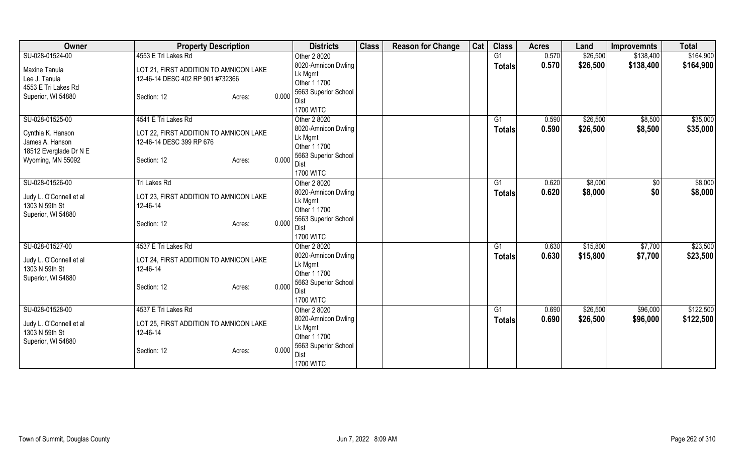| Owner | Property Description | | | Districts | Class | Reason for Change | Cat | Class | Acres | Land | Improvemnts | Total |
|---|---|---|---|---|---|---|---|---|---|---|---|---|
| SU-028-01524-00<br>Maxine Tanula<br>Lee J. Tanula<br>4553 E Tri Lakes Rd<br>Superior, WI 54880 | 4553 E Tri Lakes Rd<br>LOT 21, FIRST ADDITION TO AMNICON LAKE<br>12-46-14 DESC 402 RP 901 #732366<br>Section: 12 | Acres: | 0.000 | Other 2 8020<br>8020-Amnicon Dwling Lk Mgmt<br>Other 1 1700<br>5663 Superior School Dist<br>1700 WITC | | | | G1<br>**Totals** | 0.570<br>**0.570** | \$26,500<br>**\$26,500** | \$138,400<br>**\$138,400** | \$164,900<br>**\$164,900** |
| SU-028-01525-00<br>Cynthia K. Hanson<br>James A. Hanson<br>18512 Everglade Dr N E<br>Wyoming, MN 55092 | 4541 E Tri Lakes Rd<br>LOT 22, FIRST ADDITION TO AMNICON LAKE<br>12-46-14 DESC 399 RP 676<br>Section: 12 | Acres: | 0.000 | Other 2 8020<br>8020-Amnicon Dwling Lk Mgmt<br>Other 1 1700<br>5663 Superior School Dist<br>1700 WITC | | | | G1<br>**Totals** | 0.590<br>**0.590** | \$26,500<br>**\$26,500** | \$8,500<br>**\$8,500** | \$35,000<br>**\$35,000** |
| SU-028-01526-00<br>Judy L. O'Connell et al<br>1303 N 59th St<br>Superior, WI 54880 | Tri Lakes Rd<br>LOT 23, FIRST ADDITION TO AMNICON LAKE<br>12-46-14<br>Section: 12 | Acres: | 0.000 | Other 2 8020<br>8020-Amnicon Dwling Lk Mgmt<br>Other 1 1700<br>5663 Superior School Dist<br>1700 WITC | | | | G1<br>**Totals** | 0.620<br>**0.620** | \$8,000<br>**\$8,000** | \$0<br>**\$0** | \$8,000<br>**\$8,000** |
| SU-028-01527-00<br>Judy L. O'Connell et al<br>1303 N 59th St<br>Superior, WI 54880 | 4537 E Tri Lakes Rd<br>LOT 24, FIRST ADDITION TO AMNICON LAKE<br>12-46-14<br>Section: 12 | Acres: | 0.000 | Other 2 8020<br>8020-Amnicon Dwling Lk Mgmt<br>Other 1 1700<br>5663 Superior School Dist<br>1700 WITC | | | | G1<br>**Totals** | 0.630<br>**0.630** | \$15,800<br>**\$15,800** | \$7,700<br>**\$7,700** | \$23,500<br>**\$23,500** |
| SU-028-01528-00<br>Judy L. O'Connell et al<br>1303 N 59th St<br>Superior, WI 54880 | 4537 E Tri Lakes Rd<br>LOT 25, FIRST ADDITION TO AMNICON LAKE<br>12-46-14<br>Section: 12 | Acres: | 0.000 | Other 2 8020<br>8020-Amnicon Dwling Lk Mgmt<br>Other 1 1700<br>5663 Superior School Dist<br>1700 WITC | | | | G1<br>**Totals** | 0.690<br>**0.690** | \$26,500<br>**\$26,500** | \$96,000<br>**\$96,000** | \$122,500<br>**\$122,500** |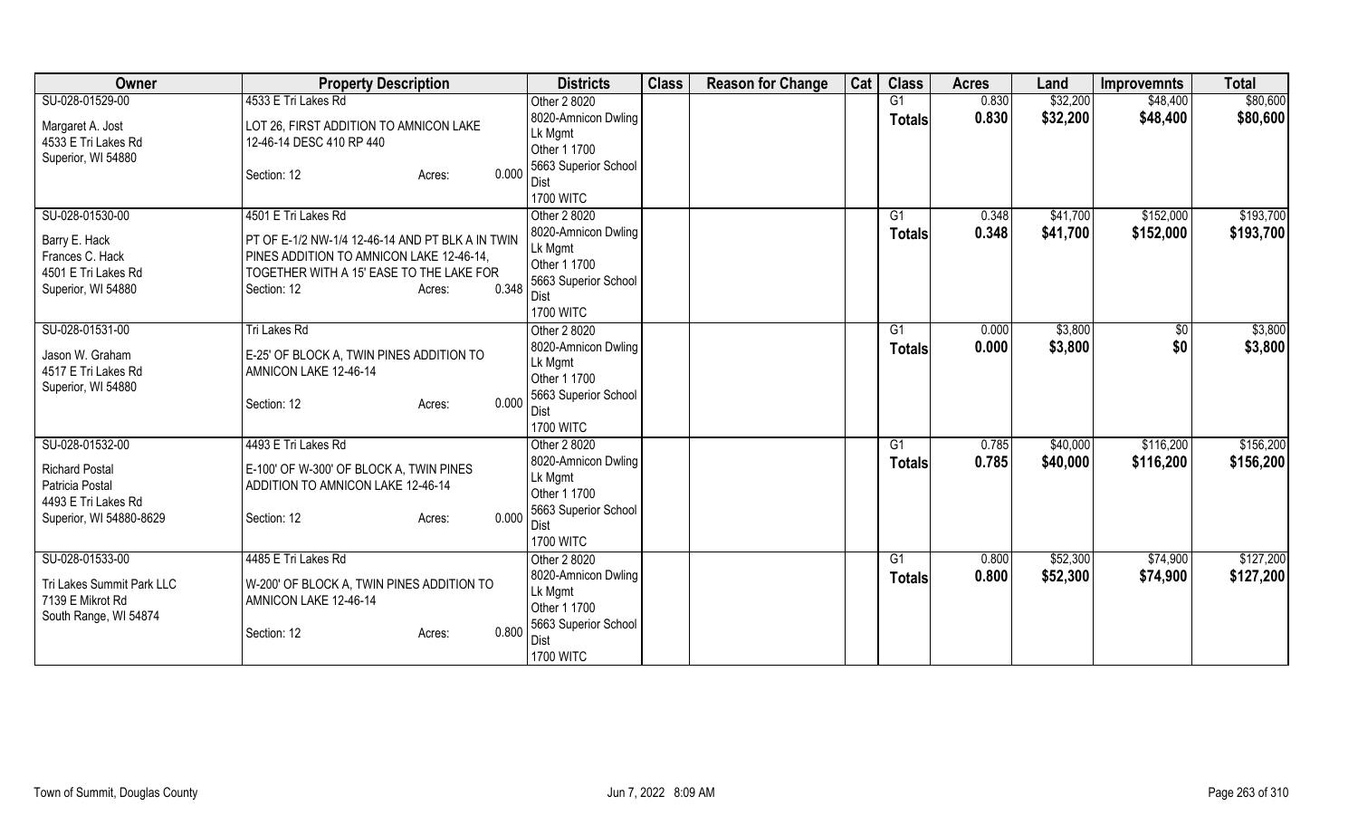| Owner | Property Description | Districts | Class | Reason for Change | Cat | Class | Acres | Land | Improvemnts | Total |
|---|---|---|---|---|---|---|---|---|---|---|
| SU-028-01529-00<br>Margaret A. Jost<br>4533 E Tri Lakes Rd<br>Superior, WI 54880 | 4533 E Tri Lakes Rd<br>LOT 26, FIRST ADDITION TO AMNICON LAKE 12-46-14 DESC 410 RP 440<br>Section: 12 Acres: 0.000 | Other 2 8020<br>8020-Amnicon Dwling Lk Mgmt<br>Other 1 1700<br>5663 Superior School Dist<br>1700 WITC | | | | G1<br>**Totals** | 0.830<br>**0.830** | $32,200<br>**$32,200** | $48,400<br>**$48,400** | $80,600<br>**$80,600** |
| SU-028-01530-00<br>Barry E. Hack<br>Frances C. Hack<br>4501 E Tri Lakes Rd<br>Superior, WI 54880 | 4501 E Tri Lakes Rd<br>PT OF E-1/2 NW-1/4 12-46-14 AND PT BLK A IN TWIN PINES ADDITION TO AMNICON LAKE 12-46-14, TOGETHER WITH A 15' EASE TO THE LAKE FOR<br>Section: 12 Acres: 0.348 | Other 2 8020<br>8020-Amnicon Dwling Lk Mgmt<br>Other 1 1700<br>5663 Superior School Dist<br>1700 WITC | | | | G1<br>**Totals** | 0.348<br>**0.348** | $41,700<br>**$41,700** | $152,000<br>**$152,000** | $193,700<br>**$193,700** |
| SU-028-01531-00<br>Jason W. Graham<br>4517 E Tri Lakes Rd<br>Superior, WI 54880 | Tri Lakes Rd<br>E-25' OF BLOCK A, TWIN PINES ADDITION TO AMNICON LAKE 12-46-14<br>Section: 12 Acres: 0.000 | Other 2 8020<br>8020-Amnicon Dwling Lk Mgmt<br>Other 1 1700<br>5663 Superior School Dist<br>1700 WITC | | | | G1<br>**Totals** | 0.000<br>**0.000** | $3,800<br>**$3,800** | $0<br>**$0** | $3,800<br>**$3,800** |
| SU-028-01532-00<br>Richard Postal<br>Patricia Postal<br>4493 E Tri Lakes Rd<br>Superior, WI 54880-8629 | 4493 E Tri Lakes Rd<br>E-100' OF W-300' OF BLOCK A, TWIN PINES ADDITION TO AMNICON LAKE 12-46-14<br>Section: 12 Acres: 0.000 | Other 2 8020<br>8020-Amnicon Dwling Lk Mgmt<br>Other 1 1700<br>5663 Superior School Dist<br>1700 WITC | | | | G1<br>**Totals** | 0.785<br>**0.785** | $40,000<br>**$40,000** | $116,200<br>**$116,200** | $156,200<br>**$156,200** |
| SU-028-01533-00<br>Tri Lakes Summit Park LLC<br>7139 E Mikrot Rd<br>South Range, WI 54874 | 4485 E Tri Lakes Rd<br>W-200' OF BLOCK A, TWIN PINES ADDITION TO AMNICON LAKE 12-46-14<br>Section: 12 Acres: 0.800 | Other 2 8020<br>8020-Amnicon Dwling Lk Mgmt<br>Other 1 1700<br>5663 Superior School Dist<br>1700 WITC | | | | G1<br>**Totals** | 0.800<br>**0.800** | $52,300<br>**$52,300** | $74,900<br>**$74,900** | $127,200<br>**$127,200** |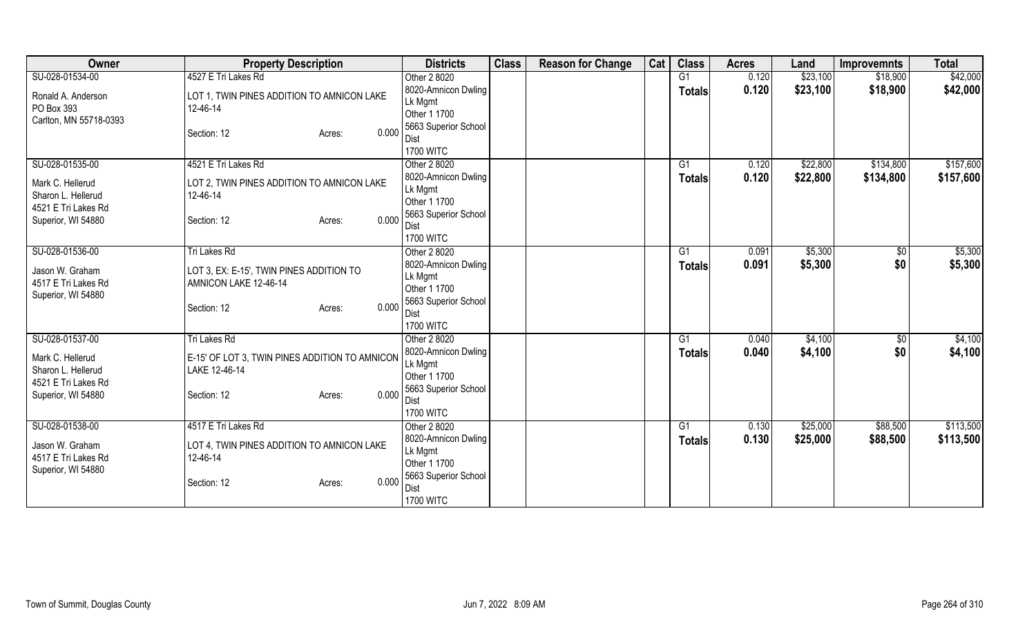| Owner | Property Description | Districts | Class | Reason for Change | Cat | Class | Acres | Land | Improvemnts | Total |
|---|---|---|---|---|---|---|---|---|---|---|
| SU-028-01534-00<br>Ronald A. Anderson<br>PO Box 393<br>Carlton, MN 55718-0393 | 4527 E Tri Lakes Rd<br>LOT 1, TWIN PINES ADDITION TO AMNICON LAKE 12-46-14<br>Section: 12 Acres: 0.000 | Other 2 8020<br>8020-Amnicon Dwling Lk Mgmt<br>Other 1 1700<br>5663 Superior School Dist<br>1700 WITC | | | | G1<br>**Totals** | 0.120<br>**0.120** | $23,100<br>**$23,100** | $18,900<br>**$18,900** | $42,000<br>**$42,000** |
| SU-028-01535-00<br>Mark C. Hellerud<br>Sharon L. Hellerud<br>4521 E Tri Lakes Rd<br>Superior, WI 54880 | 4521 E Tri Lakes Rd<br>LOT 2, TWIN PINES ADDITION TO AMNICON LAKE 12-46-14<br>Section: 12 Acres: 0.000 | Other 2 8020<br>8020-Amnicon Dwling Lk Mgmt<br>Other 1 1700<br>5663 Superior School Dist<br>1700 WITC | | | | G1<br>**Totals** | 0.120<br>**0.120** | $22,800<br>**$22,800** | $134,800<br>**$134,800** | $157,600<br>**$157,600** |
| SU-028-01536-00<br>Jason W. Graham<br>4517 E Tri Lakes Rd<br>Superior, WI 54880 | Tri Lakes Rd<br>LOT 3, EX: E-15', TWIN PINES ADDITION TO AMNICON LAKE 12-46-14<br>Section: 12 Acres: 0.000 | Other 2 8020<br>8020-Amnicon Dwling Lk Mgmt<br>Other 1 1700<br>5663 Superior School Dist<br>1700 WITC | | | | G1<br>**Totals** | 0.091<br>**0.091** | $5,300<br>**$5,300** | $0<br>**$0** | $5,300<br>**$5,300** |
| SU-028-01537-00<br>Mark C. Hellerud<br>Sharon L. Hellerud<br>4521 E Tri Lakes Rd<br>Superior, WI 54880 | Tri Lakes Rd<br>E-15' OF LOT 3, TWIN PINES ADDITION TO AMNICON LAKE 12-46-14<br>Section: 12 Acres: 0.000 | Other 2 8020<br>8020-Amnicon Dwling Lk Mgmt<br>Other 1 1700<br>5663 Superior School Dist<br>1700 WITC | | | | G1<br>**Totals** | 0.040<br>**0.040** | $4,100<br>**$4,100** | $0<br>**$0** | $4,100<br>**$4,100** |
| SU-028-01538-00<br>Jason W. Graham<br>4517 E Tri Lakes Rd<br>Superior, WI 54880 | 4517 E Tri Lakes Rd<br>LOT 4, TWIN PINES ADDITION TO AMNICON LAKE 12-46-14<br>Section: 12 Acres: 0.000 | Other 2 8020<br>8020-Amnicon Dwling Lk Mgmt<br>Other 1 1700<br>5663 Superior School Dist<br>1700 WITC | | | | G1<br>**Totals** | 0.130<br>**0.130** | $25,000<br>**$25,000** | $88,500<br>**$88,500** | $113,500<br>**$113,500** |

Town of Summit, Douglas County Jun 7, 2022 8:09 AM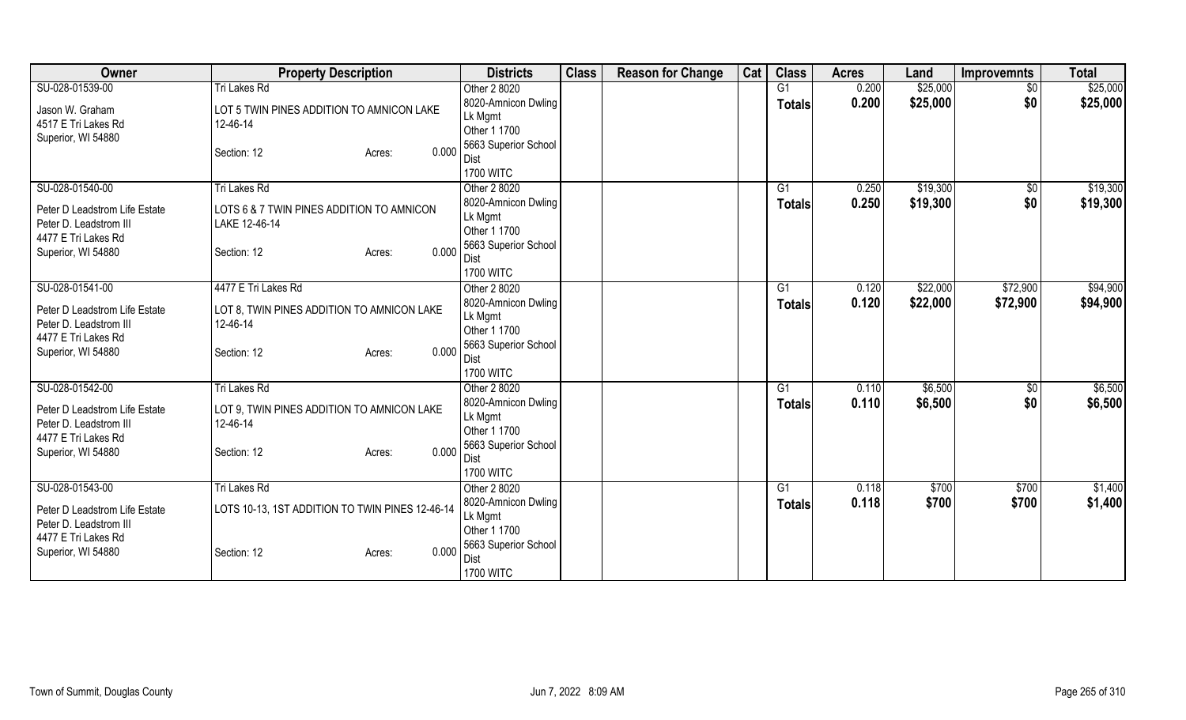| Owner | Property Description | Districts | Class | Reason for Change | Cat | Class | Acres | Land | Improvemnts | Total |
|---|---|---|---|---|---|---|---|---|---|---|
| SU-028-01539-00<br>Jason W. Graham<br>4517 E Tri Lakes Rd<br>Superior, WI 54880 | Tri Lakes Rd<br>LOT 5 TWIN PINES ADDITION TO AMNICON LAKE 12-46-14<br>Section: 12 Acres: 0.000 | Other 2 8020<br>8020-Amnicon Dwling Lk Mgmt<br>Other 1 1700<br>5663 Superior School Dist<br>1700 WITC | | | | G1<br>**Totals** | 0.200<br>**0.200** | $25,000<br>**$25,000** | $0<br>**$0** | $25,000<br>**$25,000** |
| SU-028-01540-00<br>Peter D Leadstrom Life Estate<br>Peter D. Leadstrom III<br>4477 E Tri Lakes Rd<br>Superior, WI 54880 | Tri Lakes Rd<br>LOTS 6 & 7 TWIN PINES ADDITION TO AMNICON LAKE 12-46-14<br>Section: 12 Acres: 0.000 | Other 2 8020<br>8020-Amnicon Dwling Lk Mgmt<br>Other 1 1700<br>5663 Superior School Dist<br>1700 WITC | | | | G1<br>**Totals** | 0.250<br>**0.250** | $19,300<br>**$19,300** | $0<br>**$0** | $19,300<br>**$19,300** |
| SU-028-01541-00<br>Peter D Leadstrom Life Estate<br>Peter D. Leadstrom III<br>4477 E Tri Lakes Rd<br>Superior, WI 54880 | 4477 E Tri Lakes Rd<br>LOT 8, TWIN PINES ADDITION TO AMNICON LAKE 12-46-14<br>Section: 12 Acres: 0.000 | Other 2 8020<br>8020-Amnicon Dwling Lk Mgmt<br>Other 1 1700<br>5663 Superior School Dist<br>1700 WITC | | | | G1<br>**Totals** | 0.120<br>**0.120** | $22,000<br>**$22,000** | $72,900<br>**$72,900** | $94,900<br>**$94,900** |
| SU-028-01542-00<br>Peter D Leadstrom Life Estate<br>Peter D. Leadstrom III<br>4477 E Tri Lakes Rd<br>Superior, WI 54880 | Tri Lakes Rd<br>LOT 9, TWIN PINES ADDITION TO AMNICON LAKE 12-46-14<br>Section: 12 Acres: 0.000 | Other 2 8020<br>8020-Amnicon Dwling Lk Mgmt<br>Other 1 1700<br>5663 Superior School Dist<br>1700 WITC | | | | G1<br>**Totals** | 0.110<br>**0.110** | $6,500<br>**$6,500** | $0<br>**$0** | $6,500<br>**$6,500** |
| SU-028-01543-00<br>Peter D Leadstrom Life Estate<br>Peter D. Leadstrom III<br>4477 E Tri Lakes Rd<br>Superior, WI 54880 | Tri Lakes Rd<br>LOTS 10-13, 1ST ADDITION TO TWIN PINES 12-46-14<br>Section: 12 Acres: 0.000 | Other 2 8020<br>8020-Amnicon Dwling Lk Mgmt<br>Other 1 1700<br>5663 Superior School Dist<br>1700 WITC | | | | G1<br>**Totals** | 0.118<br>**0.118** | $700<br>**$700** | $700<br>**$700** | $1,400<br>**$1,400** |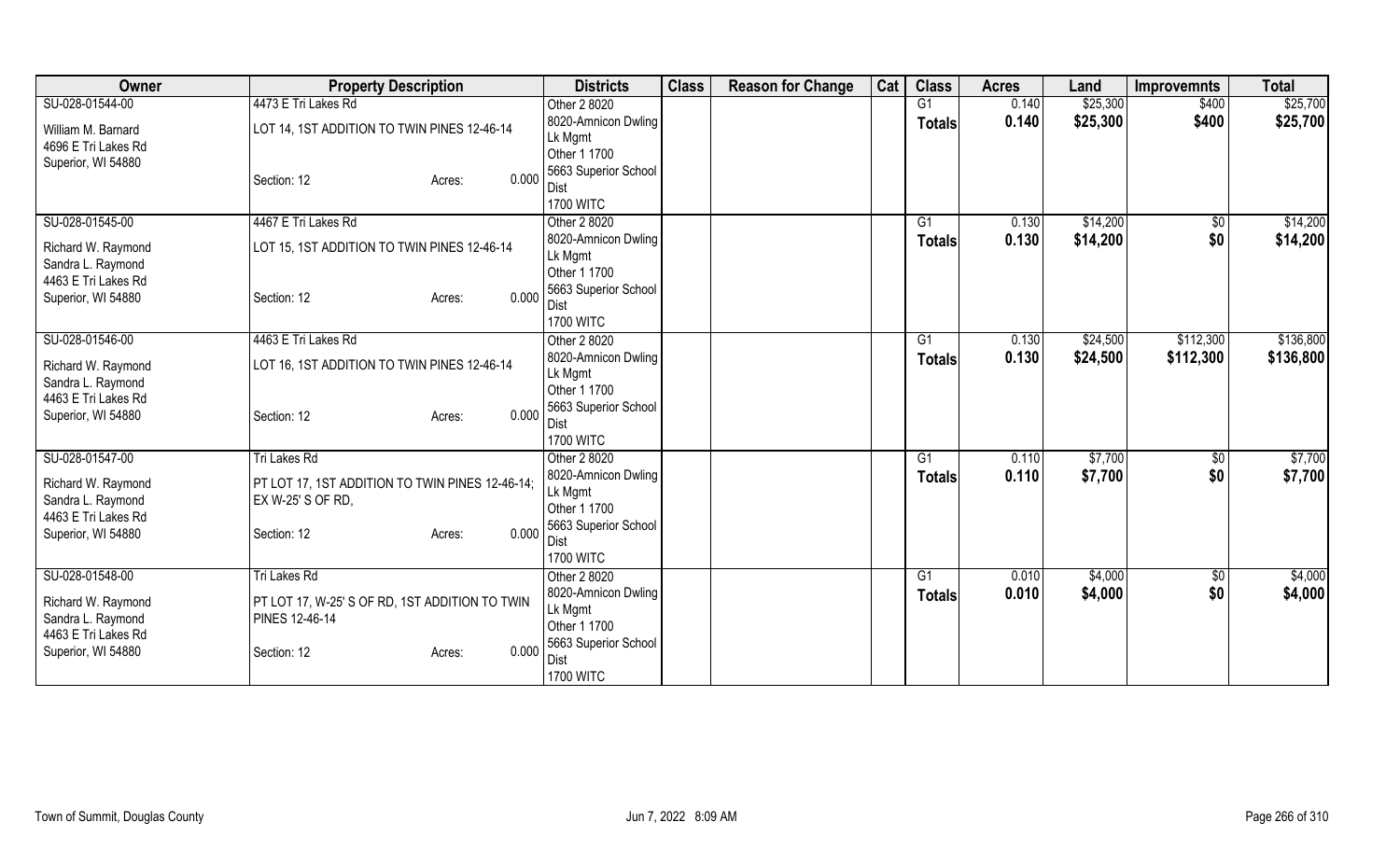| Owner | Property Description | Districts | Class | Reason for Change | Cat | Class | Acres | Land | Improvemnts | Total |
|---|---|---|---|---|---|---|---|---|---|---|
| SU-028-01544-00<br>William M. Barnard<br>4696 E Tri Lakes Rd<br>Superior, WI 54880 | 4473 E Tri Lakes Rd<br>LOT 14, 1ST ADDITION TO TWIN PINES 12-46-14<br>Section: 12 Acres: 0.000 | Other 2 8020<br>8020-Amnicon Dwling Lk Mgmt<br>Other 1 1700<br>5663 Superior School Dist<br>1700 WITC | | | | G1<br>**Totals** | 0.140<br>**0.140** | $25,300<br>**$25,300** | $400<br>**$400** | $25,700<br>**$25,700** |
| SU-028-01545-00<br>Richard W. Raymond<br>Sandra L. Raymond<br>4463 E Tri Lakes Rd<br>Superior, WI 54880 | 4467 E Tri Lakes Rd<br>LOT 15, 1ST ADDITION TO TWIN PINES 12-46-14<br>Section: 12 Acres: 0.000 | Other 2 8020<br>8020-Amnicon Dwling Lk Mgmt<br>Other 1 1700<br>5663 Superior School Dist<br>1700 WITC | | | | G1<br>**Totals** | 0.130<br>**0.130** | $14,200<br>**$14,200** | $0<br>**$0** | $14,200<br>**$14,200** |
| SU-028-01546-00<br>Richard W. Raymond<br>Sandra L. Raymond<br>4463 E Tri Lakes Rd<br>Superior, WI 54880 | 4463 E Tri Lakes Rd<br>LOT 16, 1ST ADDITION TO TWIN PINES 12-46-14<br>Section: 12 Acres: 0.000 | Other 2 8020<br>8020-Amnicon Dwling Lk Mgmt<br>Other 1 1700<br>5663 Superior School Dist<br>1700 WITC | | | | G1<br>**Totals** | 0.130<br>**0.130** | $24,500<br>**$24,500** | $112,300<br>**$112,300** | $136,800<br>**$136,800** |
| SU-028-01547-00<br>Richard W. Raymond<br>Sandra L. Raymond<br>4463 E Tri Lakes Rd<br>Superior, WI 54880 | Tri Lakes Rd<br>PT LOT 17, 1ST ADDITION TO TWIN PINES 12-46-14; EX W-25' S OF RD,<br>Section: 12 Acres: 0.000 | Other 2 8020<br>8020-Amnicon Dwling Lk Mgmt<br>Other 1 1700<br>5663 Superior School Dist<br>1700 WITC | | | | G1<br>**Totals** | 0.110<br>**0.110** | $7,700<br>**$7,700** | $0<br>**$0** | $7,700<br>**$7,700** |
| SU-028-01548-00<br>Richard W. Raymond<br>Sandra L. Raymond<br>4463 E Tri Lakes Rd<br>Superior, WI 54880 | Tri Lakes Rd<br>PT LOT 17, W-25' S OF RD, 1ST ADDITION TO TWIN PINES 12-46-14<br>Section: 12 Acres: 0.000 | Other 2 8020<br>8020-Amnicon Dwling Lk Mgmt<br>Other 1 1700<br>5663 Superior School Dist<br>1700 WITC | | | | G1<br>**Totals** | 0.010<br>**0.010** | $4,000<br>**$4,000** | $0<br>**$0** | $4,000<br>**$4,000** |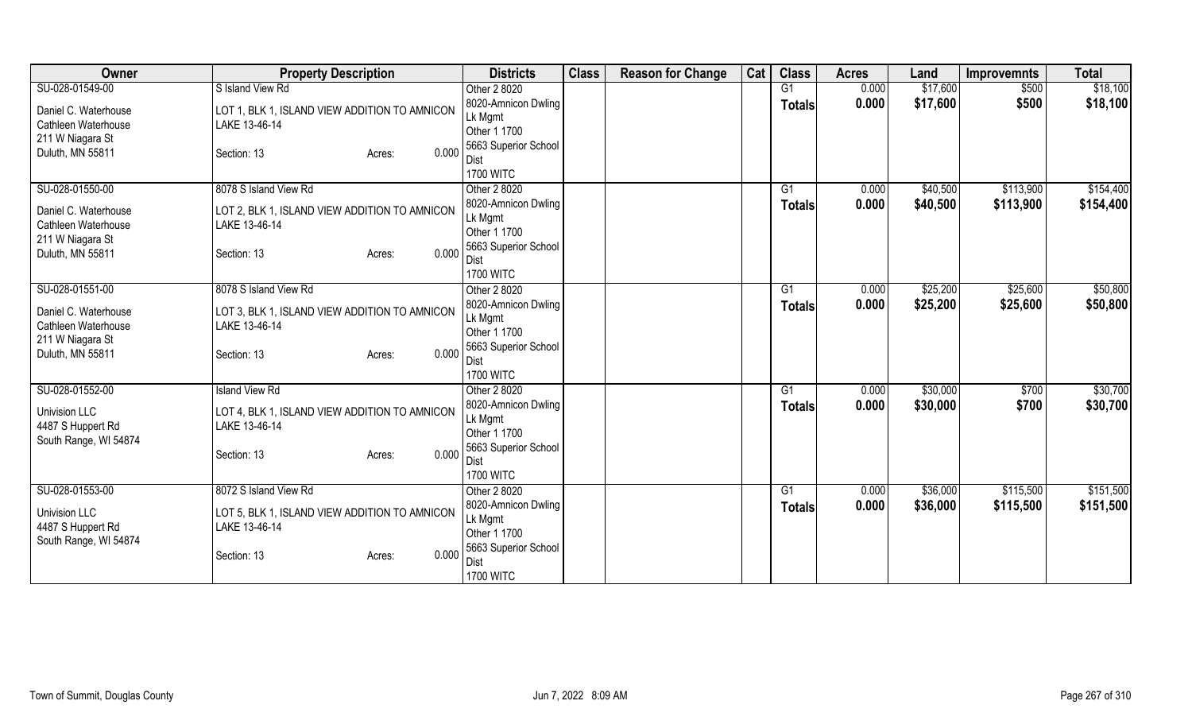| Owner | Property Description | Districts | Class | Reason for Change | Cat | Class | Acres | Land | Improvemnts | Total |
|---|---|---|---|---|---|---|---|---|---|---|
| SU-028-01549-00<br>Daniel C. Waterhouse<br>Cathleen Waterhouse<br>211 W Niagara St<br>Duluth, MN 55811 | S Island View Rd<br>LOT 1, BLK 1, ISLAND VIEW ADDITION TO AMNICON LAKE 13-46-14<br>Section: 13 Acres: 0.000 | Other 2 8020<br>8020-Amnicon Dwling Lk Mgmt<br>Other 1 1700<br>5663 Superior School Dist<br>1700 WITC | | | | G1<br>**Totals** | 0.000<br>**0.000** | \$17,600<br>**\$17,600** | \$500<br>**\$500** | \$18,100<br>**\$18,100** |
| SU-028-01550-00<br>Daniel C. Waterhouse<br>Cathleen Waterhouse<br>211 W Niagara St<br>Duluth, MN 55811 | 8078 S Island View Rd<br>LOT 2, BLK 1, ISLAND VIEW ADDITION TO AMNICON LAKE 13-46-14<br>Section: 13 Acres: 0.000 | Other 2 8020<br>8020-Amnicon Dwling Lk Mgmt<br>Other 1 1700<br>5663 Superior School Dist<br>1700 WITC | | | | G1<br>**Totals** | 0.000<br>**0.000** | \$40,500<br>**\$40,500** | \$113,900<br>**\$113,900** | \$154,400<br>**\$154,400** |
| SU-028-01551-00<br>Daniel C. Waterhouse<br>Cathleen Waterhouse<br>211 W Niagara St<br>Duluth, MN 55811 | 8078 S Island View Rd<br>LOT 3, BLK 1, ISLAND VIEW ADDITION TO AMNICON LAKE 13-46-14<br>Section: 13 Acres: 0.000 | Other 2 8020<br>8020-Amnicon Dwling Lk Mgmt<br>Other 1 1700<br>5663 Superior School Dist<br>1700 WITC | | | | G1<br>**Totals** | 0.000<br>**0.000** | \$25,200<br>**\$25,200** | \$25,600<br>**\$25,600** | \$50,800<br>**\$50,800** |
| SU-028-01552-00<br>Univision LLC<br>4487 S Huppert Rd<br>South Range, WI 54874 | Island View Rd<br>LOT 4, BLK 1, ISLAND VIEW ADDITION TO AMNICON LAKE 13-46-14<br>Section: 13 Acres: 0.000 | Other 2 8020<br>8020-Amnicon Dwling Lk Mgmt<br>Other 1 1700<br>5663 Superior School Dist<br>1700 WITC | | | | G1<br>**Totals** | 0.000<br>**0.000** | \$30,000<br>**\$30,000** | \$700<br>**\$700** | \$30,700<br>**\$30,700** |
| SU-028-01553-00<br>Univision LLC<br>4487 S Huppert Rd<br>South Range, WI 54874 | 8072 S Island View Rd<br>LOT 5, BLK 1, ISLAND VIEW ADDITION TO AMNICON LAKE 13-46-14<br>Section: 13 Acres: 0.000 | Other 2 8020<br>8020-Amnicon Dwling Lk Mgmt<br>Other 1 1700<br>5663 Superior School Dist<br>1700 WITC | | | | G1<br>**Totals** | 0.000<br>**0.000** | \$36,000<br>**\$36,000** | \$115,500<br>**\$115,500** | \$151,500<br>**\$151,500** |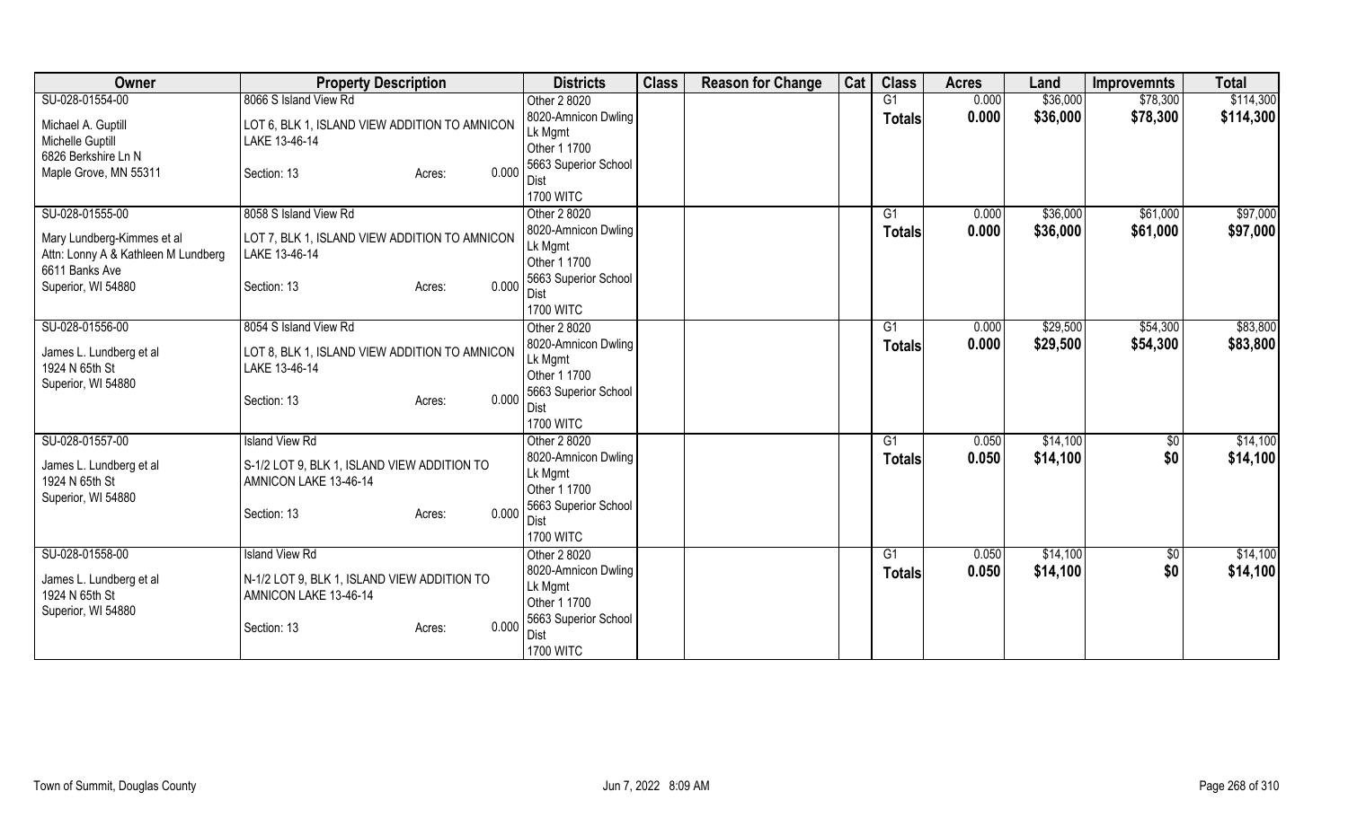| Owner | Property Description | Districts | Class | Reason for Change | Cat | Class | Acres | Land | Improvemnts | Total |
|---|---|---|---|---|---|---|---|---|---|---|
| SU-028-01554-00<br><br>Michael A. Guptill<br>Michelle Guptill<br>6826 Berkshire Ln N<br>Maple Grove, MN 55311 | 8066 S Island View Rd<br><br>LOT 6, BLK 1, ISLAND VIEW ADDITION TO AMNICON LAKE 13-46-14<br><br>Section: 13 Acres: 0.000 | Other 2 8020<br>8020-Amnicon Dwling Lk Mgmt<br>Other 1 1700<br>5663 Superior School Dist<br>1700 WITC | | | | G1<br>**Totals** | 0.000<br>**0.000** | $36,000<br>**$36,000** | $78,300<br>**$78,300** | $114,300<br>**$114,300** |
| SU-028-01555-00<br><br>Mary Lundberg-Kimmes et al<br>Attn: Lonny A & Kathleen M Lundberg<br>6611 Banks Ave<br>Superior, WI 54880 | 8058 S Island View Rd<br><br>LOT 7, BLK 1, ISLAND VIEW ADDITION TO AMNICON LAKE 13-46-14<br><br>Section: 13 Acres: 0.000 | Other 2 8020<br>8020-Amnicon Dwling Lk Mgmt<br>Other 1 1700<br>5663 Superior School Dist<br>1700 WITC | | | | G1<br>**Totals** | 0.000<br>**0.000** | $36,000<br>**$36,000** | $61,000<br>**$61,000** | $97,000<br>**$97,000** |
| SU-028-01556-00<br><br>James L. Lundberg et al<br>1924 N 65th St<br>Superior, WI 54880 | 8054 S Island View Rd<br><br>LOT 8, BLK 1, ISLAND VIEW ADDITION TO AMNICON LAKE 13-46-14<br><br>Section: 13 Acres: 0.000 | Other 2 8020<br>8020-Amnicon Dwling Lk Mgmt<br>Other 1 1700<br>5663 Superior School Dist<br>1700 WITC | | | | G1<br>**Totals** | 0.000<br>**0.000** | $29,500<br>**$29,500** | $54,300<br>**$54,300** | $83,800<br>**$83,800** |
| SU-028-01557-00<br><br>James L. Lundberg et al<br>1924 N 65th St<br>Superior, WI 54880 | Island View Rd<br><br>S-1/2 LOT 9, BLK 1, ISLAND VIEW ADDITION TO AMNICON LAKE 13-46-14<br><br>Section: 13 Acres: 0.000 | Other 2 8020<br>8020-Amnicon Dwling Lk Mgmt<br>Other 1 1700<br>5663 Superior School Dist<br>1700 WITC | | | | G1<br>**Totals** | 0.050<br>**0.050** | $14,100<br>**$14,100** | $0<br>**$0** | $14,100<br>**$14,100** |
| SU-028-01558-00<br><br>James L. Lundberg et al<br>1924 N 65th St<br>Superior, WI 54880 | Island View Rd<br><br>N-1/2 LOT 9, BLK 1, ISLAND VIEW ADDITION TO AMNICON LAKE 13-46-14<br><br>Section: 13 Acres: 0.000 | Other 2 8020<br>8020-Amnicon Dwling Lk Mgmt<br>Other 1 1700<br>5663 Superior School Dist<br>1700 WITC | | | | G1<br>**Totals** | 0.050<br>**0.050** | $14,100<br>**$14,100** | $0<br>**$0** | $14,100<br>**$14,100** |

Town of Summit, Douglas County        Jun 7, 2022 8:09 AM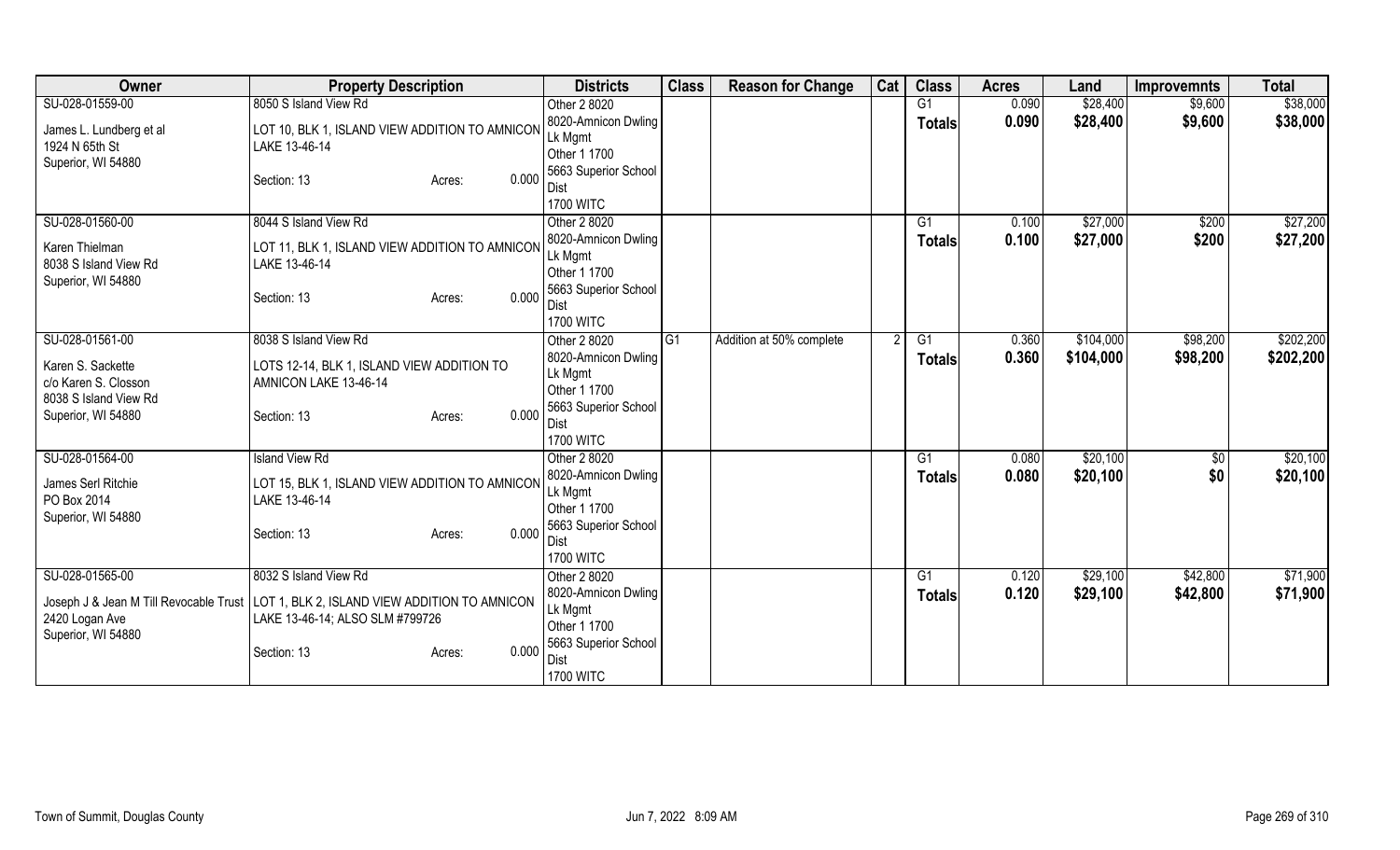| Owner | Property Description | Districts | Class | Reason for Change | Cat | Class | Acres | Land | Improvemnts | Total |
|---|---|---|---|---|---|---|---|---|---|---|
| SU-028-01559-00<br><br>James L. Lundberg et al<br>1924 N 65th St<br>Superior, WI 54880 | 8050 S Island View Rd<br><br>LOT 10, BLK 1, ISLAND VIEW ADDITION TO AMNICON LAKE 13-46-14<br><br>Section: 13 Acres: 0.000 | Other 2 8020<br>8020-Amnicon Dwling Lk Mgmt<br>Other 1 1700<br>5663 Superior School Dist<br>1700 WITC | | | | G1<br>**Totals** | 0.090<br>**0.090** | \$28,400<br>**\$28,400** | \$9,600<br>**\$9,600** | \$38,000<br>**\$38,000** |
| SU-028-01560-00<br><br>Karen Thielman<br>8038 S Island View Rd<br>Superior, WI 54880 | 8044 S Island View Rd<br><br>LOT 11, BLK 1, ISLAND VIEW ADDITION TO AMNICON LAKE 13-46-14<br><br>Section: 13 Acres: 0.000 | Other 2 8020<br>8020-Amnicon Dwling Lk Mgmt<br>Other 1 1700<br>5663 Superior School Dist<br>1700 WITC | | | | G1<br>**Totals** | 0.100<br>**0.100** | \$27,000<br>**\$27,000** | \$200<br>**\$200** | \$27,200<br>**\$27,200** |
| SU-028-01561-00<br><br>Karen S. Sackette<br>c/o Karen S. Closson<br>8038 S Island View Rd<br>Superior, WI 54880 | 8038 S Island View Rd<br><br>LOTS 12-14, BLK 1, ISLAND VIEW ADDITION TO AMNICON LAKE 13-46-14<br><br>Section: 13 Acres: 0.000 | Other 2 8020<br>8020-Amnicon Dwling Lk Mgmt<br>Other 1 1700<br>5663 Superior School Dist<br>1700 WITC | G1 | Addition at 50% complete | 2 | G1<br>**Totals** | 0.360<br>**0.360** | \$104,000<br>**\$104,000** | \$98,200<br>**\$98,200** | \$202,200<br>**\$202,200** |
| SU-028-01564-00<br><br>James Serl Ritchie<br>PO Box 2014<br>Superior, WI 54880 | Island View Rd<br><br>LOT 15, BLK 1, ISLAND VIEW ADDITION TO AMNICON LAKE 13-46-14<br><br>Section: 13 Acres: 0.000 | Other 2 8020<br>8020-Amnicon Dwling Lk Mgmt<br>Other 1 1700<br>5663 Superior School Dist<br>1700 WITC | | | | G1<br>**Totals** | 0.080<br>**0.080** | \$20,100<br>**\$20,100** | \$0<br>**\$0** | \$20,100<br>**\$20,100** |
| SU-028-01565-00<br><br>Joseph J & Jean M Till Revocable Trust<br>2420 Logan Ave<br>Superior, WI 54880 | 8032 S Island View Rd<br><br>LOT 1, BLK 2, ISLAND VIEW ADDITION TO AMNICON LAKE 13-46-14; ALSO SLM #799726<br><br>Section: 13 Acres: 0.000 | Other 2 8020<br>8020-Amnicon Dwling Lk Mgmt<br>Other 1 1700<br>5663 Superior School Dist<br>1700 WITC | | | | G1<br>**Totals** | 0.120<br>**0.120** | \$29,100<br>**\$29,100** | \$42,800<br>**\$42,800** | \$71,900<br>**\$71,900** |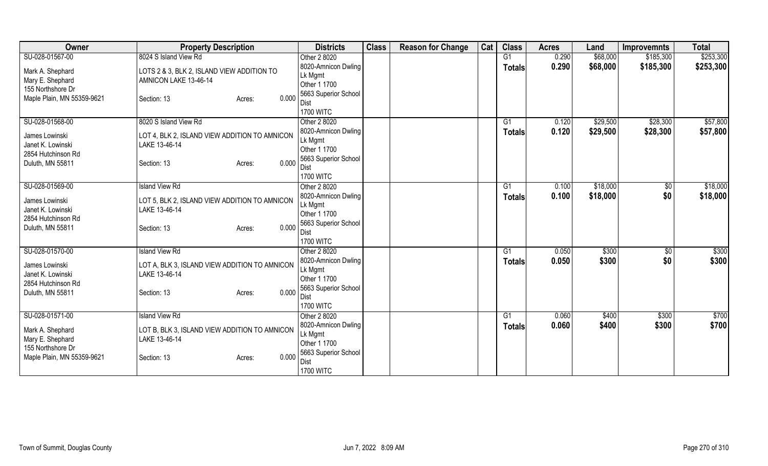| Owner | Property Description | Districts | Class | Reason for Change | Cat | Class | Acres | Land | Improvemnts | Total |
|---|---|---|---|---|---|---|---|---|---|---|
| SU-028-01567-00<br>Mark A. Shephard<br>Mary E. Shephard<br>155 Northshore Dr<br>Maple Plain, MN 55359-9621 | 8024 S Island View Rd<br>LOTS 2 & 3, BLK 2, ISLAND VIEW ADDITION TO AMNICON LAKE 13-46-14<br>Section: 13 Acres: 0.000 | Other 2 8020<br>8020-Amnicon Dwling Lk Mgmt<br>Other 1 1700<br>5663 Superior School Dist<br>1700 WITC | | | | G1<br>**Totals** | 0.290<br>**0.290** | $68,000<br>**$68,000** | $185,300<br>**$185,300** | $253,300<br>**$253,300** |
| SU-028-01568-00<br>James Lowinski<br>Janet K. Lowinski<br>2854 Hutchinson Rd<br>Duluth, MN 55811 | 8020 S Island View Rd<br>LOT 4, BLK 2, ISLAND VIEW ADDITION TO AMNICON LAKE 13-46-14<br>Section: 13 Acres: 0.000 | Other 2 8020<br>8020-Amnicon Dwling Lk Mgmt<br>Other 1 1700<br>5663 Superior School Dist<br>1700 WITC | | | | G1<br>**Totals** | 0.120<br>**0.120** | $29,500<br>**$29,500** | $28,300<br>**$28,300** | $57,800<br>**$57,800** |
| SU-028-01569-00<br>James Lowinski<br>Janet K. Lowinski<br>2854 Hutchinson Rd<br>Duluth, MN 55811 | Island View Rd<br>LOT 5, BLK 2, ISLAND VIEW ADDITION TO AMNICON LAKE 13-46-14<br>Section: 13 Acres: 0.000 | Other 2 8020<br>8020-Amnicon Dwling Lk Mgmt<br>Other 1 1700<br>5663 Superior School Dist<br>1700 WITC | | | | G1<br>**Totals** | 0.100<br>**0.100** | $18,000<br>**$18,000** | $0<br>**$0** | $18,000<br>**$18,000** |
| SU-028-01570-00<br>James Lowinski<br>Janet K. Lowinski<br>2854 Hutchinson Rd<br>Duluth, MN 55811 | Island View Rd<br>LOT A, BLK 3, ISLAND VIEW ADDITION TO AMNICON LAKE 13-46-14<br>Section: 13 Acres: 0.000 | Other 2 8020<br>8020-Amnicon Dwling Lk Mgmt<br>Other 1 1700<br>5663 Superior School Dist<br>1700 WITC | | | | G1<br>**Totals** | 0.050<br>**0.050** | $300<br>**$300** | $0<br>**$0** | $300<br>**$300** |
| SU-028-01571-00<br>Mark A. Shephard<br>Mary E. Shephard<br>155 Northshore Dr<br>Maple Plain, MN 55359-9621 | Island View Rd<br>LOT B, BLK 3, ISLAND VIEW ADDITION TO AMNICON LAKE 13-46-14<br>Section: 13 Acres: 0.000 | Other 2 8020<br>8020-Amnicon Dwling Lk Mgmt<br>Other 1 1700<br>5663 Superior School Dist<br>1700 WITC | | | | G1<br>**Totals** | 0.060<br>**0.060** | $400<br>**$400** | $300<br>**$300** | $700<br>**$700** |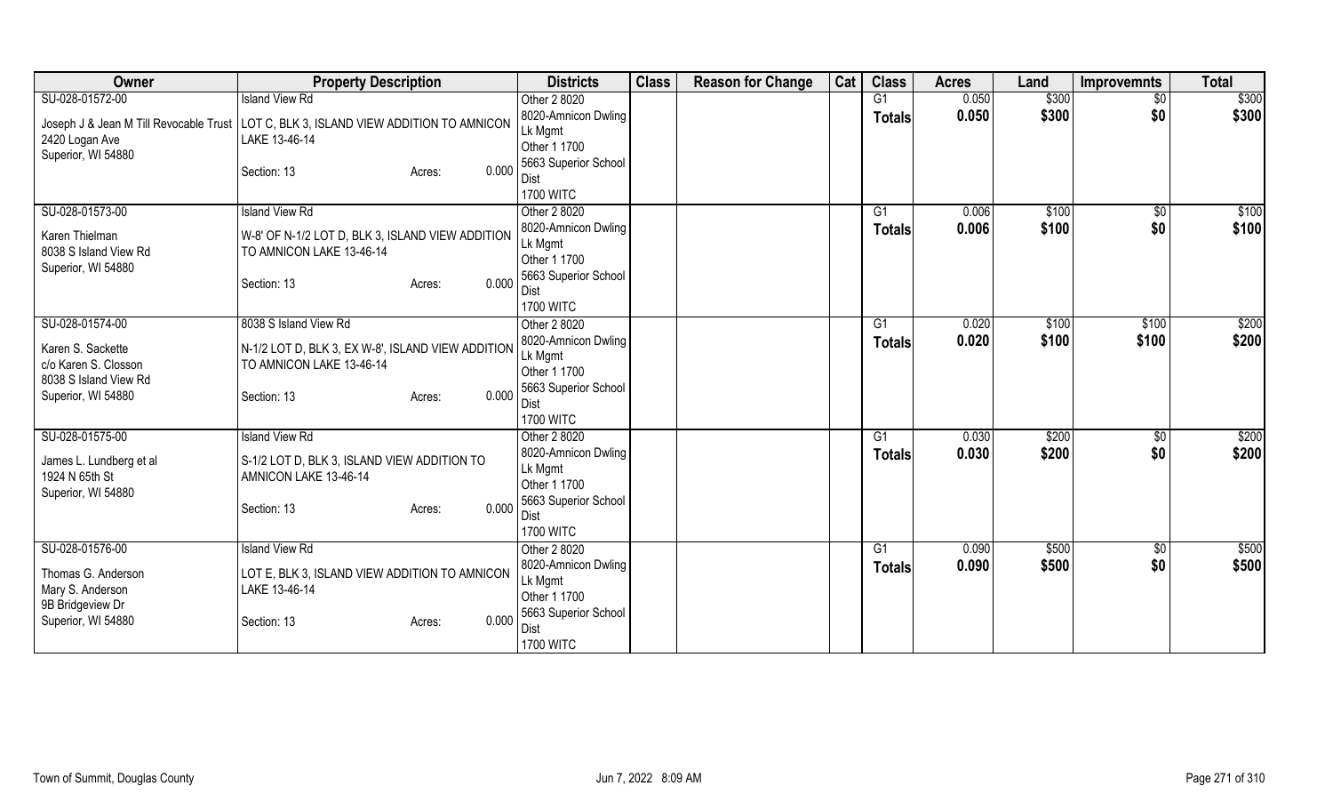| Owner | Property Description | Districts | Class | Reason for Change | Cat | Class | Acres | Land | Improvemnts | Total |
|---|---|---|---|---|---|---|---|---|---|---|
| SU-028-01572-00<br>Joseph J & Jean M Till Revocable Trust<br>2420 Logan Ave<br>Superior, WI 54880 | Island View Rd<br>LOT C, BLK 3, ISLAND VIEW ADDITION TO AMNICON LAKE 13-46-14<br>Section: 13 Acres: 0.000 | Other 2 8020<br>8020-Amnicon Dwling Lk Mgmt<br>Other 1 1700<br>5663 Superior School Dist<br>1700 WITC | | | | G1<br>**Totals** | 0.050<br>**0.050** | $300<br>**$300** | $0<br>**$0** | $300<br>**$300** |
| SU-028-01573-00<br>Karen Thielman<br>8038 S Island View Rd<br>Superior, WI 54880 | Island View Rd<br>W-8' OF N-1/2 LOT D, BLK 3, ISLAND VIEW ADDITION TO AMNICON LAKE 13-46-14<br>Section: 13 Acres: 0.000 | Other 2 8020<br>8020-Amnicon Dwling Lk Mgmt<br>Other 1 1700<br>5663 Superior School Dist<br>1700 WITC | | | | G1<br>**Totals** | 0.006<br>**0.006** | $100<br>**$100** | $0<br>**$0** | $100<br>**$100** |
| SU-028-01574-00<br>Karen S. Sackette<br>c/o Karen S. Closson<br>8038 S Island View Rd<br>Superior, WI 54880 | 8038 S Island View Rd<br>N-1/2 LOT D, BLK 3, EX W-8', ISLAND VIEW ADDITION TO AMNICON LAKE 13-46-14<br>Section: 13 Acres: 0.000 | Other 2 8020<br>8020-Amnicon Dwling Lk Mgmt<br>Other 1 1700<br>5663 Superior School Dist<br>1700 WITC | | | | G1<br>**Totals** | 0.020<br>**0.020** | $100<br>**$100** | $100<br>**$100** | $200<br>**$200** |
| SU-028-01575-00<br>James L. Lundberg et al<br>1924 N 65th St<br>Superior, WI 54880 | Island View Rd<br>S-1/2 LOT D, BLK 3, ISLAND VIEW ADDITION TO AMNICON LAKE 13-46-14<br>Section: 13 Acres: 0.000 | Other 2 8020<br>8020-Amnicon Dwling Lk Mgmt<br>Other 1 1700<br>5663 Superior School Dist<br>1700 WITC | | | | G1<br>**Totals** | 0.030<br>**0.030** | $200<br>**$200** | $0<br>**$0** | $200<br>**$200** |
| SU-028-01576-00<br>Thomas G. Anderson<br>Mary S. Anderson<br>9B Bridgeview Dr<br>Superior, WI 54880 | Island View Rd<br>LOT E, BLK 3, ISLAND VIEW ADDITION TO AMNICON LAKE 13-46-14<br>Section: 13 Acres: 0.000 | Other 2 8020<br>8020-Amnicon Dwling Lk Mgmt<br>Other 1 1700<br>5663 Superior School Dist<br>1700 WITC | | | | G1<br>**Totals** | 0.090<br>**0.090** | $500<br>**$500** | $0<br>**$0** | $500<br>**$500** |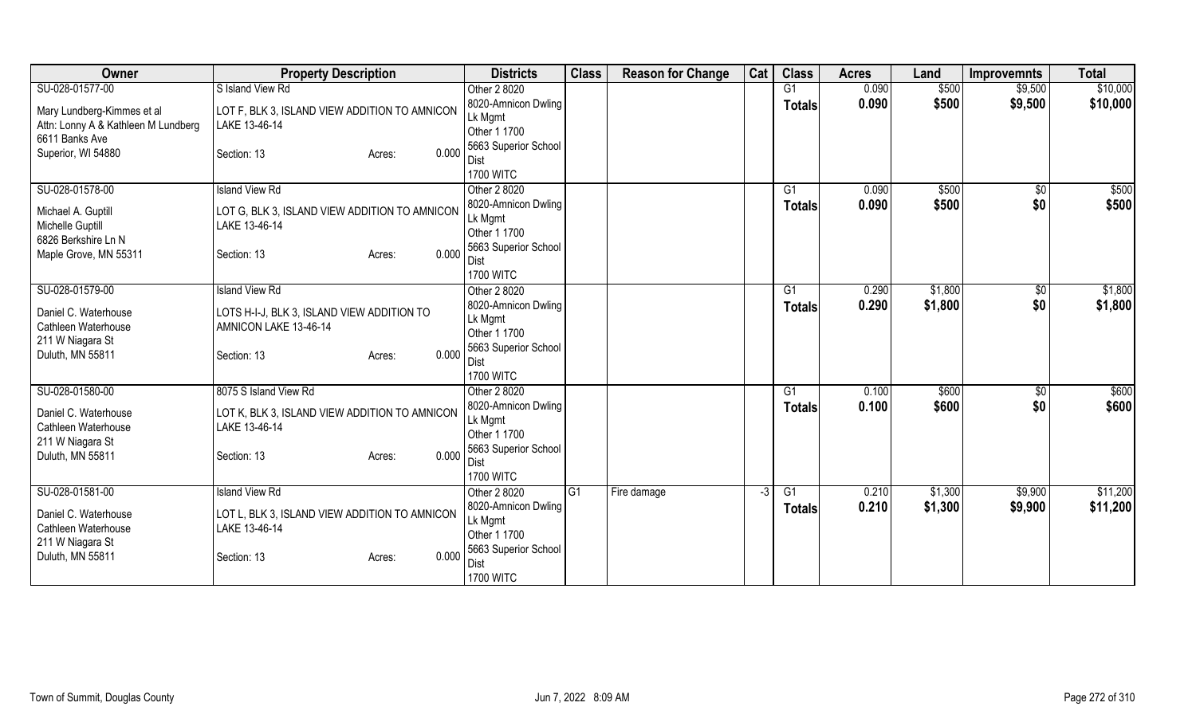| Owner | Property Description | Districts | Class | Reason for Change | Cat | Class | Acres | Land | Improvemnts | Total |
|---|---|---|---|---|---|---|---|---|---|---|
| SU-028-01577-00<br>Mary Lundberg-Kimmes et al<br>Attn: Lonny A & Kathleen M Lundberg<br>6611 Banks Ave<br>Superior, WI 54880 | S Island View Rd<br>LOT F, BLK 3, ISLAND VIEW ADDITION TO AMNICON LAKE 13-46-14<br>Section: 13 Acres: 0.000 | Other 2 8020<br>8020-Amnicon Dwling Lk Mgmt<br>Other 1 1700<br>5663 Superior School Dist<br>1700 WITC | | | | G1 | 0.090 | $500 | $9,500 | $10,000 |
| | | | | | | Totals | 0.090 | $500 | $9,500 | $10,000 |
| SU-028-01578-00<br>Michael A. Guptill<br>Michelle Guptill<br>6826 Berkshire Ln N<br>Maple Grove, MN 55311 | Island View Rd<br>LOT G, BLK 3, ISLAND VIEW ADDITION TO AMNICON LAKE 13-46-14<br>Section: 13 Acres: 0.000 | Other 2 8020<br>8020-Amnicon Dwling Lk Mgmt<br>Other 1 1700<br>5663 Superior School Dist<br>1700 WITC | | | | G1 | 0.090 | $500 | $0 | $500 |
| | | | | | | Totals | 0.090 | $500 | $0 | $500 |
| SU-028-01579-00<br>Daniel C. Waterhouse<br>Cathleen Waterhouse<br>211 W Niagara St<br>Duluth, MN 55811 | Island View Rd<br>LOTS H-I-J, BLK 3, ISLAND VIEW ADDITION TO AMNICON LAKE 13-46-14<br>Section: 13 Acres: 0.000 | Other 2 8020<br>8020-Amnicon Dwling Lk Mgmt<br>Other 1 1700<br>5663 Superior School Dist<br>1700 WITC | | | | G1 | 0.290 | $1,800 | $0 | $1,800 |
| | | | | | | Totals | 0.290 | $1,800 | $0 | $1,800 |
| SU-028-01580-00<br>Daniel C. Waterhouse<br>Cathleen Waterhouse<br>211 W Niagara St<br>Duluth, MN 55811 | 8075 S Island View Rd<br>LOT K, BLK 3, ISLAND VIEW ADDITION TO AMNICON LAKE 13-46-14<br>Section: 13 Acres: 0.000 | Other 2 8020<br>8020-Amnicon Dwling Lk Mgmt<br>Other 1 1700<br>5663 Superior School Dist<br>1700 WITC | | | | G1 | 0.100 | $600 | $0 | $600 |
| | | | | | | Totals | 0.100 | $600 | $0 | $600 |
| SU-028-01581-00<br>Daniel C. Waterhouse<br>Cathleen Waterhouse<br>211 W Niagara St<br>Duluth, MN 55811 | Island View Rd<br>LOT L, BLK 3, ISLAND VIEW ADDITION TO AMNICON LAKE 13-46-14<br>Section: 13 Acres: 0.000 | Other 2 8020<br>8020-Amnicon Dwling Lk Mgmt<br>Other 1 1700<br>5663 Superior School Dist<br>1700 WITC | G1 | Fire damage | -3 | G1 | 0.210 | $1,300 | $9,900 | $11,200 |
| | | | | | | Totals | 0.210 | $1,300 | $9,900 | $11,200 |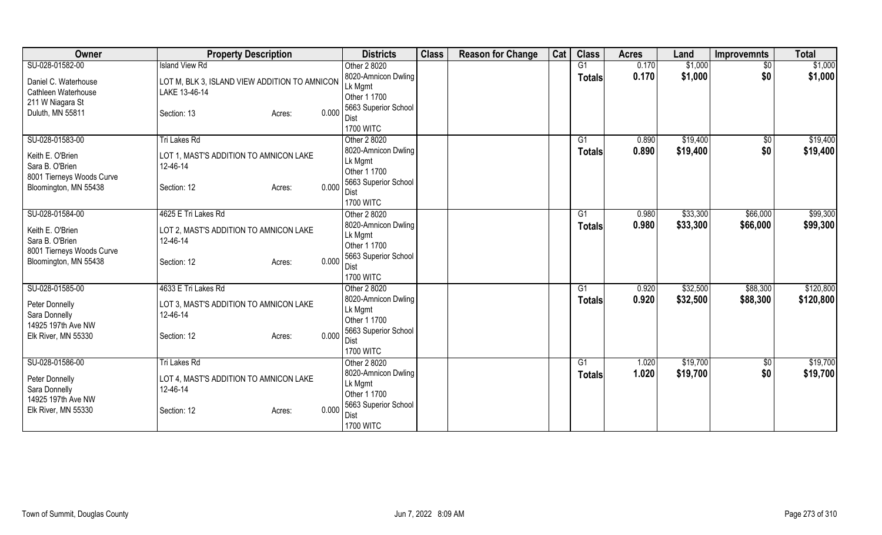| Owner | Property Description | Districts | Class | Reason for Change | Cat | Class | Acres | Land | Improvemnts | Total |
|---|---|---|---|---|---|---|---|---|---|---|
| SU-028-01582-00<br>Daniel C. Waterhouse<br>Cathleen Waterhouse<br>211 W Niagara St<br>Duluth, MN 55811 | Island View Rd<br>LOT M, BLK 3, ISLAND VIEW ADDITION TO AMNICON LAKE 13-46-14<br>Section: 13 Acres: 0.000 | Other 2 8020<br>8020-Amnicon Dwling Lk Mgmt<br>Other 1 1700<br>5663 Superior School Dist<br>1700 WITC | | | | G1<br>**Totals** | 0.170<br>**0.170** | $1,000<br>**$1,000** | $0<br>**$0** | $1,000<br>**$1,000** |
| SU-028-01583-00<br>Keith E. O'Brien<br>Sara B. O'Brien<br>8001 Tierneys Woods Curve<br>Bloomington, MN 55438 | Tri Lakes Rd<br>LOT 1, MAST'S ADDITION TO AMNICON LAKE 12-46-14<br>Section: 12 Acres: 0.000 | Other 2 8020<br>8020-Amnicon Dwling Lk Mgmt<br>Other 1 1700<br>5663 Superior School Dist<br>1700 WITC | | | | G1<br>**Totals** | 0.890<br>**0.890** | $19,400<br>**$19,400** | $0<br>**$0** | $19,400<br>**$19,400** |
| SU-028-01584-00<br>Keith E. O'Brien<br>Sara B. O'Brien<br>8001 Tierneys Woods Curve<br>Bloomington, MN 55438 | 4625 E Tri Lakes Rd<br>LOT 2, MAST'S ADDITION TO AMNICON LAKE 12-46-14<br>Section: 12 Acres: 0.000 | Other 2 8020<br>8020-Amnicon Dwling Lk Mgmt<br>Other 1 1700<br>5663 Superior School Dist<br>1700 WITC | | | | G1<br>**Totals** | 0.980<br>**0.980** | $33,300<br>**$33,300** | $66,000<br>**$66,000** | $99,300<br>**$99,300** |
| SU-028-01585-00<br>Peter Donnelly<br>Sara Donnelly<br>14925 197th Ave NW<br>Elk River, MN 55330 | 4633 E Tri Lakes Rd<br>LOT 3, MAST'S ADDITION TO AMNICON LAKE 12-46-14<br>Section: 12 Acres: 0.000 | Other 2 8020<br>8020-Amnicon Dwling Lk Mgmt<br>Other 1 1700<br>5663 Superior School Dist<br>1700 WITC | | | | G1<br>**Totals** | 0.920<br>**0.920** | $32,500<br>**$32,500** | $88,300<br>**$88,300** | $120,800<br>**$120,800** |
| SU-028-01586-00<br>Peter Donnelly<br>Sara Donnelly<br>14925 197th Ave NW<br>Elk River, MN 55330 | Tri Lakes Rd<br>LOT 4, MAST'S ADDITION TO AMNICON LAKE 12-46-14<br>Section: 12 Acres: 0.000 | Other 2 8020<br>8020-Amnicon Dwling Lk Mgmt<br>Other 1 1700<br>5663 Superior School Dist<br>1700 WITC | | | | G1<br>**Totals** | 1.020<br>**1.020** | $19,700<br>**$19,700** | $0<br>**$0** | $19,700<br>**$19,700** |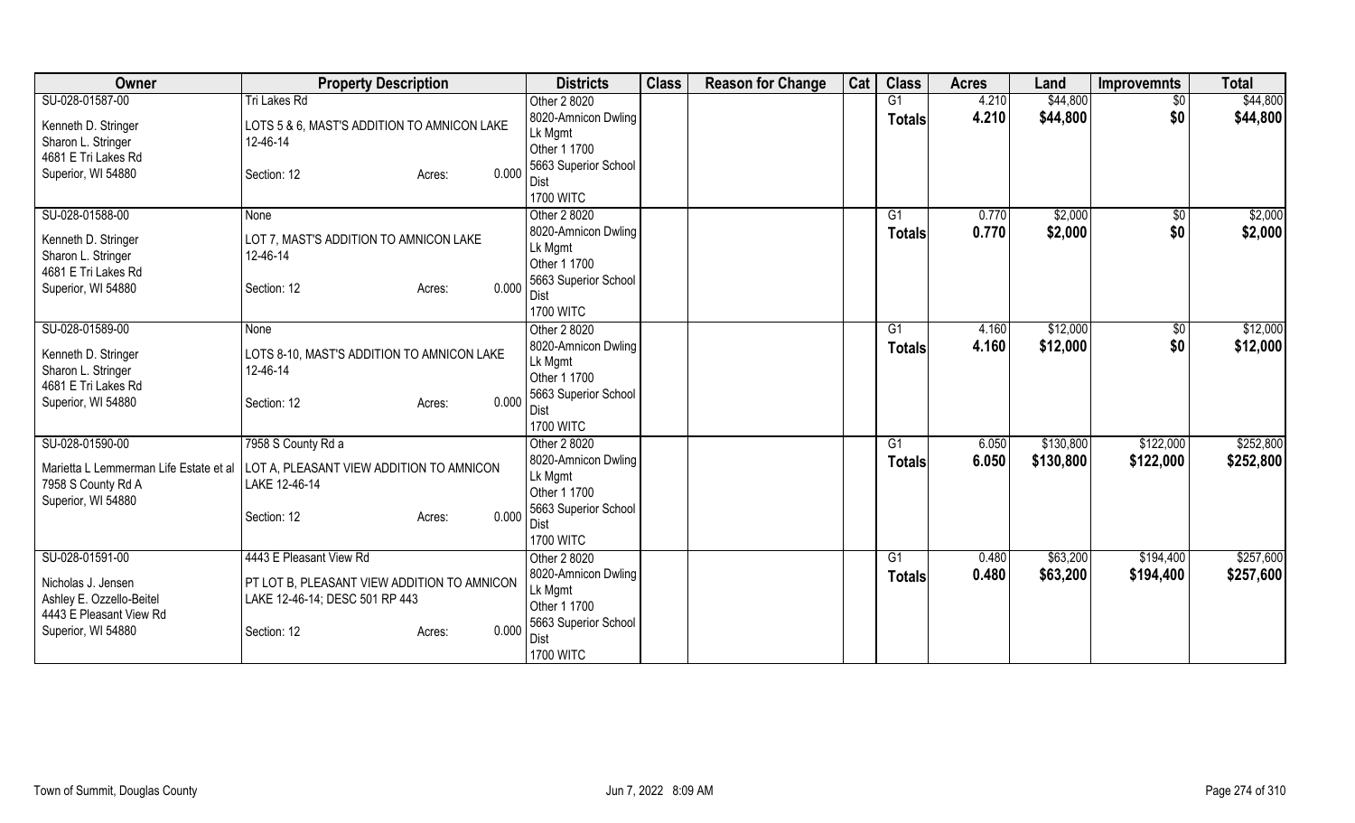| Owner | Property Description | Districts | Class | Reason for Change | Cat | Class | Acres | Land | Improvemnts | Total |
|---|---|---|---|---|---|---|---|---|---|---|
| SU-028-01587-00<br>Kenneth D. Stringer<br>Sharon L. Stringer<br>4681 E Tri Lakes Rd<br>Superior, WI 54880 | Tri Lakes Rd<br>LOTS 5 & 6, MAST'S ADDITION TO AMNICON LAKE 12-46-14<br>Section: 12 Acres: 0.000 | Other 2 8020<br>8020-Amnicon Dwling Lk Mgmt<br>Other 1 1700<br>5663 Superior School Dist<br>1700 WITC | | | | G1<br>**Totals** | 4.210<br>**4.210** | \$44,800<br>**\$44,800** | \$0<br>**\$0** | \$44,800<br>**\$44,800** |
| SU-028-01588-00<br>Kenneth D. Stringer<br>Sharon L. Stringer<br>4681 E Tri Lakes Rd<br>Superior, WI 54880 | None<br>LOT 7, MAST'S ADDITION TO AMNICON LAKE 12-46-14<br>Section: 12 Acres: 0.000 | Other 2 8020<br>8020-Amnicon Dwling Lk Mgmt<br>Other 1 1700<br>5663 Superior School Dist<br>1700 WITC | | | | G1<br>**Totals** | 0.770<br>**0.770** | \$2,000<br>**\$2,000** | \$0<br>**\$0** | \$2,000<br>**\$2,000** |
| SU-028-01589-00<br>Kenneth D. Stringer<br>Sharon L. Stringer<br>4681 E Tri Lakes Rd<br>Superior, WI 54880 | None<br>LOTS 8-10, MAST'S ADDITION TO AMNICON LAKE 12-46-14<br>Section: 12 Acres: 0.000 | Other 2 8020<br>8020-Amnicon Dwling Lk Mgmt<br>Other 1 1700<br>5663 Superior School Dist<br>1700 WITC | | | | G1<br>**Totals** | 4.160<br>**4.160** | \$12,000<br>**\$12,000** | \$0<br>**\$0** | \$12,000<br>**\$12,000** |
| SU-028-01590-00<br>Marietta L Lemmerman Life Estate et al<br>7958 S County Rd A<br>Superior, WI 54880 | 7958 S County Rd a<br>LOT A, PLEASANT VIEW ADDITION TO AMNICON LAKE 12-46-14<br>Section: 12 Acres: 0.000 | Other 2 8020<br>8020-Amnicon Dwling Lk Mgmt<br>Other 1 1700<br>5663 Superior School Dist<br>1700 WITC | | | | G1<br>**Totals** | 6.050<br>**6.050** | \$130,800<br>**\$130,800** | \$122,000<br>**\$122,000** | \$252,800<br>**\$252,800** |
| SU-028-01591-00<br>Nicholas J. Jensen<br>Ashley E. Ozzello-Beitel<br>4443 E Pleasant View Rd<br>Superior, WI 54880 | 4443 E Pleasant View Rd<br>PT LOT B, PLEASANT VIEW ADDITION TO AMNICON LAKE 12-46-14; DESC 501 RP 443<br>Section: 12 Acres: 0.000 | Other 2 8020<br>8020-Amnicon Dwling Lk Mgmt<br>Other 1 1700<br>5663 Superior School Dist<br>1700 WITC | | | | G1<br>**Totals** | 0.480<br>**0.480** | \$63,200<br>**\$63,200** | \$194,400<br>**\$194,400** | \$257,600<br>**\$257,600** |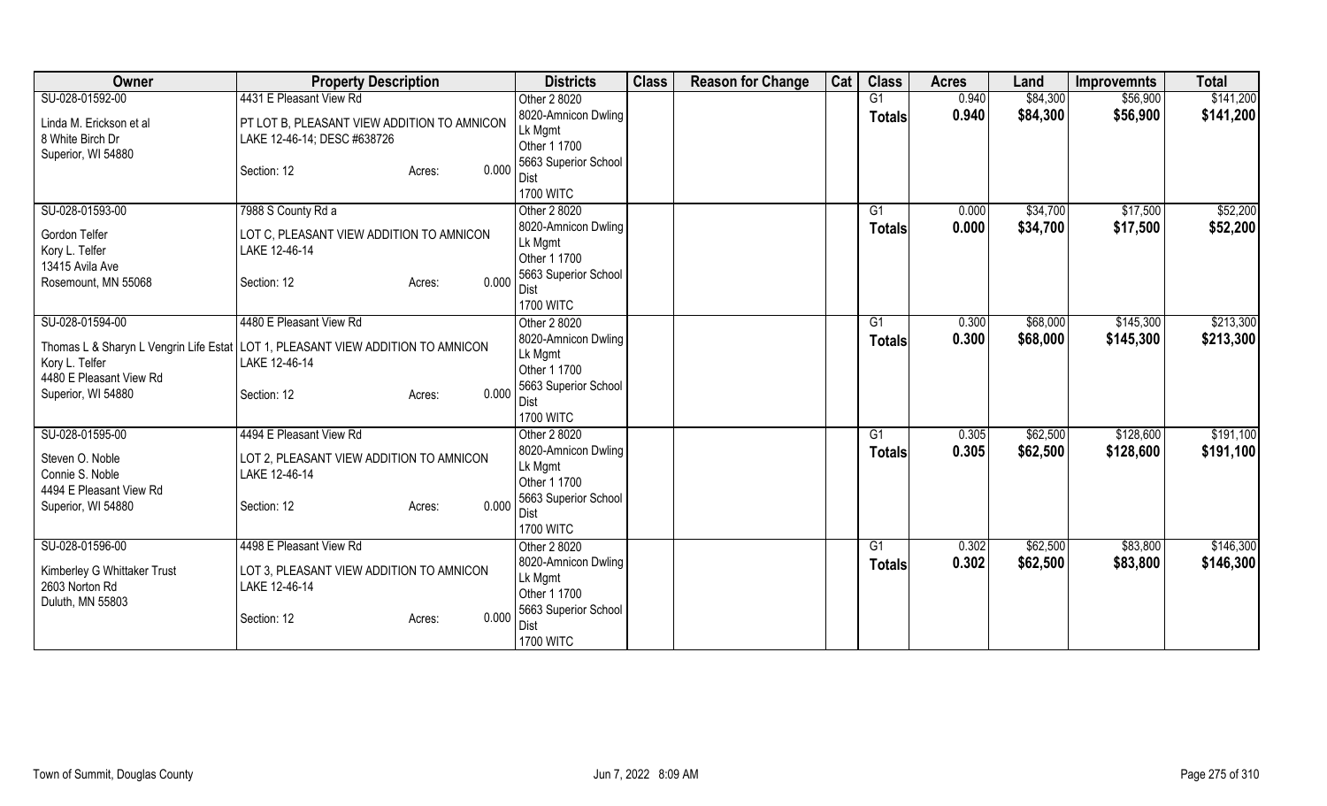| Owner | Property Description | Districts | Class | Reason for Change | Cat | Class | Acres | Land | Improvemnts | Total |
|---|---|---|---|---|---|---|---|---|---|---|
| SU-028-01592-00<br>Linda M. Erickson et al<br>8 White Birch Dr<br>Superior, WI 54880 | 4431 E Pleasant View Rd<br>PT LOT B, PLEASANT VIEW ADDITION TO AMNICON LAKE 12-46-14; DESC #638726<br>Section: 12 Acres: 0.000 | Other 2 8020<br>8020-Amnicon Dwling Lk Mgmt<br>Other 1 1700<br>5663 Superior School Dist<br>1700 WITC | | | | G1<br>**Totals** | 0.940<br>**0.940** | $84,300<br>**$84,300** | $56,900<br>**$56,900** | $141,200<br>**$141,200** |
| SU-028-01593-00<br>Gordon Telfer<br>Kory L. Telfer<br>13415 Avila Ave<br>Rosemount, MN 55068 | 7988 S County Rd a<br>LOT C, PLEASANT VIEW ADDITION TO AMNICON LAKE 12-46-14<br>Section: 12 Acres: 0.000 | Other 2 8020<br>8020-Amnicon Dwling Lk Mgmt<br>Other 1 1700<br>5663 Superior School Dist<br>1700 WITC | | | | G1<br>**Totals** | 0.000<br>**0.000** | $34,700<br>**$34,700** | $17,500<br>**$17,500** | $52,200<br>**$52,200** |
| SU-028-01594-00<br>Thomas L & Sharyn L Vengrin Life Estat<br>Kory L. Telfer<br>4480 E Pleasant View Rd<br>Superior, WI 54880 | 4480 E Pleasant View Rd<br>LOT 1, PLEASANT VIEW ADDITION TO AMNICON LAKE 12-46-14<br>Section: 12 Acres: 0.000 | Other 2 8020<br>8020-Amnicon Dwling Lk Mgmt<br>Other 1 1700<br>5663 Superior School Dist<br>1700 WITC | | | | G1<br>**Totals** | 0.300<br>**0.300** | $68,000<br>**$68,000** | $145,300<br>**$145,300** | $213,300<br>**$213,300** |
| SU-028-01595-00<br>Steven O. Noble<br>Connie S. Noble<br>4494 E Pleasant View Rd<br>Superior, WI 54880 | 4494 E Pleasant View Rd<br>LOT 2, PLEASANT VIEW ADDITION TO AMNICON LAKE 12-46-14<br>Section: 12 Acres: 0.000 | Other 2 8020<br>8020-Amnicon Dwling Lk Mgmt<br>Other 1 1700<br>5663 Superior School Dist<br>1700 WITC | | | | G1<br>**Totals** | 0.305<br>**0.305** | $62,500<br>**$62,500** | $128,600<br>**$128,600** | $191,100<br>**$191,100** |
| SU-028-01596-00<br>Kimberley G Whittaker Trust<br>2603 Norton Rd<br>Duluth, MN 55803 | 4498 E Pleasant View Rd<br>LOT 3, PLEASANT VIEW ADDITION TO AMNICON LAKE 12-46-14<br>Section: 12 Acres: 0.000 | Other 2 8020<br>8020-Amnicon Dwling Lk Mgmt<br>Other 1 1700<br>5663 Superior School Dist<br>1700 WITC | | | | G1<br>**Totals** | 0.302<br>**0.302** | $62,500<br>**$62,500** | $83,800<br>**$83,800** | $146,300<br>**$146,300** |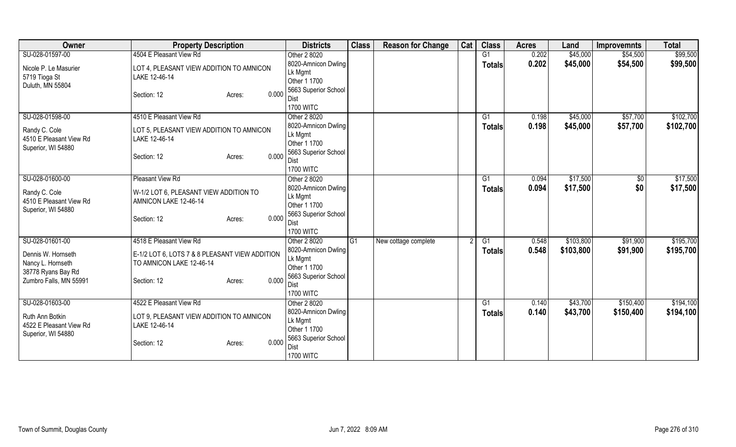| Owner | Property Description | Districts | Class | Reason for Change | Cat | Class | Acres | Land | Improvemnts | Total |
|---|---|---|---|---|---|---|---|---|---|---|
| SU-028-01597-00<br>Nicole P. Le Masurier<br>5719 Tioga St<br>Duluth, MN 55804 | 4504 E Pleasant View Rd<br>LOT 4, PLEASANT VIEW ADDITION TO AMNICON LAKE 12-46-14<br>Section: 12 Acres: 0.000 | Other 2 8020<br>8020-Amnicon Dwling Lk Mgmt<br>Other 1 1700<br>5663 Superior School Dist<br>1700 WITC | | | | G1 | 0.202 | $45,000 | $54,500 | $99,500 |
| | | | | | | **Totals** | **0.202** | **$45,000** | **$54,500** | **$99,500** |
| SU-028-01598-00<br>Randy C. Cole<br>4510 E Pleasant View Rd<br>Superior, WI 54880 | 4510 E Pleasant View Rd<br>LOT 5, PLEASANT VIEW ADDITION TO AMNICON LAKE 12-46-14<br>Section: 12 Acres: 0.000 | Other 2 8020<br>8020-Amnicon Dwling Lk Mgmt<br>Other 1 1700<br>5663 Superior School Dist<br>1700 WITC | | | | G1 | 0.198 | $45,000 | $57,700 | $102,700 |
| | | | | | | **Totals** | **0.198** | **$45,000** | **$57,700** | **$102,700** |
| SU-028-01600-00<br>Randy C. Cole<br>4510 E Pleasant View Rd<br>Superior, WI 54880 | Pleasant View Rd<br>W-1/2 LOT 6, PLEASANT VIEW ADDITION TO AMNICON LAKE 12-46-14<br>Section: 12 Acres: 0.000 | Other 2 8020<br>8020-Amnicon Dwling Lk Mgmt<br>Other 1 1700<br>5663 Superior School Dist<br>1700 WITC | | | | G1 | 0.094 | $17,500 | $0 | $17,500 |
| | | | | | | **Totals** | **0.094** | **$17,500** | **$0** | **$17,500** |
| SU-028-01601-00<br>Dennis W. Hornseth<br>Nancy L. Hornseth<br>38778 Ryans Bay Rd<br>Zumbro Falls, MN 55991 | 4518 E Pleasant View Rd<br>E-1/2 LOT 6, LOTS 7 & 8 PLEASANT VIEW ADDITION TO AMNICON LAKE 12-46-14<br>Section: 12 Acres: 0.000 | Other 2 8020<br>8020-Amnicon Dwling Lk Mgmt<br>Other 1 1700<br>5663 Superior School Dist<br>1700 WITC | G1 | New cottage complete | 2 | G1 | 0.548 | $103,800 | $91,900 | $195,700 |
| | | | | | | **Totals** | **0.548** | **$103,800** | **$91,900** | **$195,700** |
| SU-028-01603-00<br>Ruth Ann Botkin<br>4522 E Pleasant View Rd<br>Superior, WI 54880 | 4522 E Pleasant View Rd<br>LOT 9, PLEASANT VIEW ADDITION TO AMNICON LAKE 12-46-14<br>Section: 12 Acres: 0.000 | Other 2 8020<br>8020-Amnicon Dwling Lk Mgmt<br>Other 1 1700<br>5663 Superior School Dist<br>1700 WITC | | | | G1 | 0.140 | $43,700 | $150,400 | $194,100 |
| | | | | | | **Totals** | **0.140** | **$43,700** | **$150,400** | **$194,100** |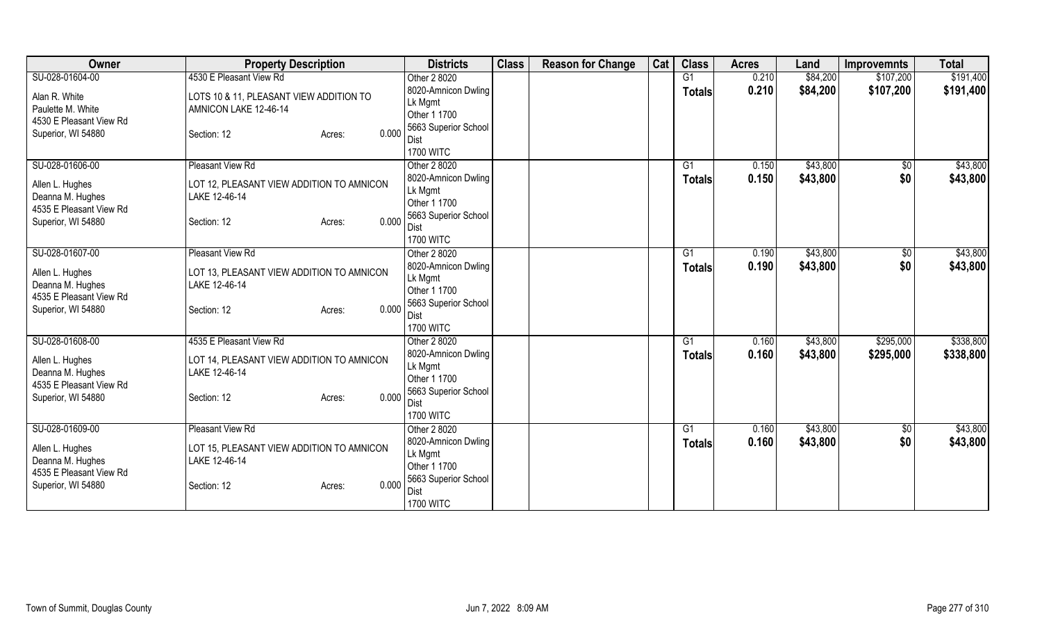| Owner | Property Description | Districts | Class | Reason for Change | Cat | Class | Acres | Land | Improvemnts | Total |
|---|---|---|---|---|---|---|---|---|---|---|
| SU-028-01604-00<br>Alan R. White<br>Paulette M. White<br>4530 E Pleasant View Rd<br>Superior, WI 54880 | 4530 E Pleasant View Rd<br>LOTS 10 & 11, PLEASANT VIEW ADDITION TO AMNICON LAKE 12-46-14<br>Section: 12 Acres: 0.000 | Other 2 8020<br>8020-Amnicon Dwling Lk Mgmt<br>Other 1 1700<br>5663 Superior School Dist<br>1700 WITC | | | | G1<br>**Totals** | 0.210<br>**0.210** | $84,200<br>**$84,200** | $107,200<br>**$107,200** | $191,400<br>**$191,400** |
| SU-028-01606-00<br>Allen L. Hughes<br>Deanna M. Hughes<br>4535 E Pleasant View Rd<br>Superior, WI 54880 | Pleasant View Rd<br>LOT 12, PLEASANT VIEW ADDITION TO AMNICON LAKE 12-46-14<br>Section: 12 Acres: 0.000 | Other 2 8020<br>8020-Amnicon Dwling Lk Mgmt<br>Other 1 1700<br>5663 Superior School Dist<br>1700 WITC | | | | G1<br>**Totals** | 0.150<br>**0.150** | $43,800<br>**$43,800** | $0<br>**$0** | $43,800<br>**$43,800** |
| SU-028-01607-00<br>Allen L. Hughes<br>Deanna M. Hughes<br>4535 E Pleasant View Rd<br>Superior, WI 54880 | Pleasant View Rd<br>LOT 13, PLEASANT VIEW ADDITION TO AMNICON LAKE 12-46-14<br>Section: 12 Acres: 0.000 | Other 2 8020<br>8020-Amnicon Dwling Lk Mgmt<br>Other 1 1700<br>5663 Superior School Dist<br>1700 WITC | | | | G1<br>**Totals** | 0.190<br>**0.190** | $43,800<br>**$43,800** | $0<br>**$0** | $43,800<br>**$43,800** |
| SU-028-01608-00<br>Allen L. Hughes<br>Deanna M. Hughes<br>4535 E Pleasant View Rd<br>Superior, WI 54880 | 4535 E Pleasant View Rd<br>LOT 14, PLEASANT VIEW ADDITION TO AMNICON LAKE 12-46-14<br>Section: 12 Acres: 0.000 | Other 2 8020<br>8020-Amnicon Dwling Lk Mgmt<br>Other 1 1700<br>5663 Superior School Dist<br>1700 WITC | | | | G1<br>**Totals** | 0.160<br>**0.160** | $43,800<br>**$43,800** | $295,000<br>**$295,000** | $338,800<br>**$338,800** |
| SU-028-01609-00<br>Allen L. Hughes<br>Deanna M. Hughes<br>4535 E Pleasant View Rd<br>Superior, WI 54880 | Pleasant View Rd<br>LOT 15, PLEASANT VIEW ADDITION TO AMNICON LAKE 12-46-14<br>Section: 12 Acres: 0.000 | Other 2 8020<br>8020-Amnicon Dwling Lk Mgmt<br>Other 1 1700<br>5663 Superior School Dist<br>1700 WITC | | | | G1<br>**Totals** | 0.160<br>**0.160** | $43,800<br>**$43,800** | $0<br>**$0** | $43,800<br>**$43,800** |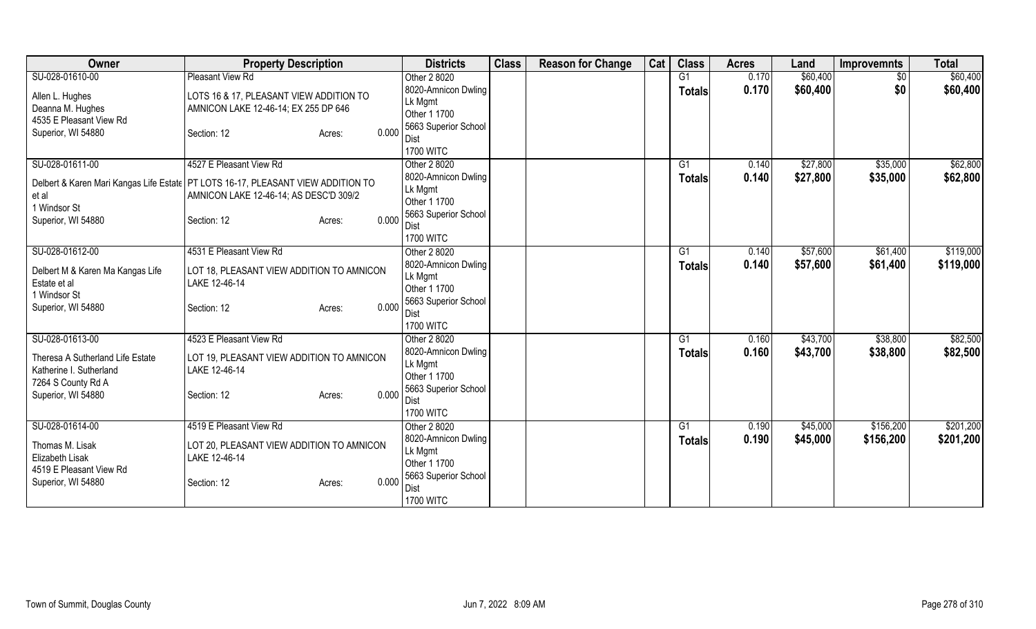| Owner | Property Description | Districts | Class | Reason for Change | Cat | Class | Acres | Land | Improvemnts | Total |
|---|---|---|---|---|---|---|---|---|---|---|
| SU-028-01610-00<br>Allen L. Hughes<br>Deanna M. Hughes<br>4535 E Pleasant View Rd<br>Superior, WI 54880 | Pleasant View Rd<br>LOTS 16 & 17, PLEASANT VIEW ADDITION TO AMNICON LAKE 12-46-14; EX 255 DP 646<br>Section: 12 Acres: 0.000 | Other 2 8020<br>8020-Amnicon Dwling Lk Mgmt<br>Other 1 1700<br>5663 Superior School Dist<br>1700 WITC | | | | G1<br>**Totals** | 0.170<br>**0.170** | $60,400<br>**$60,400** | $0<br>**$0** | $60,400<br>**$60,400** |
| SU-028-01611-00<br>Delbert & Karen Mari Kangas Life Estate et al<br>1 Windsor St<br>Superior, WI 54880 | 4527 E Pleasant View Rd<br>PT LOTS 16-17, PLEASANT VIEW ADDITION TO AMNICON LAKE 12-46-14; AS DESC'D 309/2<br>Section: 12 Acres: 0.000 | Other 2 8020<br>8020-Amnicon Dwling Lk Mgmt<br>Other 1 1700<br>5663 Superior School Dist<br>1700 WITC | | | | G1<br>**Totals** | 0.140<br>**0.140** | $27,800<br>**$27,800** | $35,000<br>**$35,000** | $62,800<br>**$62,800** |
| SU-028-01612-00<br>Delbert M & Karen Ma Kangas Life Estate et al<br>1 Windsor St<br>Superior, WI 54880 | 4531 E Pleasant View Rd<br>LOT 18, PLEASANT VIEW ADDITION TO AMNICON LAKE 12-46-14<br>Section: 12 Acres: 0.000 | Other 2 8020<br>8020-Amnicon Dwling Lk Mgmt<br>Other 1 1700<br>5663 Superior School Dist<br>1700 WITC | | | | G1<br>**Totals** | 0.140<br>**0.140** | $57,600<br>**$57,600** | $61,400<br>**$61,400** | $119,000<br>**$119,000** |
| SU-028-01613-00<br>Theresa A Sutherland Life Estate<br>Katherine I. Sutherland<br>7264 S County Rd A<br>Superior, WI 54880 | 4523 E Pleasant View Rd<br>LOT 19, PLEASANT VIEW ADDITION TO AMNICON LAKE 12-46-14<br>Section: 12 Acres: 0.000 | Other 2 8020<br>8020-Amnicon Dwling Lk Mgmt<br>Other 1 1700<br>5663 Superior School Dist<br>1700 WITC | | | | G1<br>**Totals** | 0.160<br>**0.160** | $43,700<br>**$43,700** | $38,800<br>**$38,800** | $82,500<br>**$82,500** |
| SU-028-01614-00<br>Thomas M. Lisak<br>Elizabeth Lisak<br>4519 E Pleasant View Rd<br>Superior, WI 54880 | 4519 E Pleasant View Rd<br>LOT 20, PLEASANT VIEW ADDITION TO AMNICON LAKE 12-46-14<br>Section: 12 Acres: 0.000 | Other 2 8020<br>8020-Amnicon Dwling Lk Mgmt<br>Other 1 1700<br>5663 Superior School Dist<br>1700 WITC | | | | G1<br>**Totals** | 0.190<br>**0.190** | $45,000<br>**$45,000** | $156,200<br>**$156,200** | $201,200<br>**$201,200** |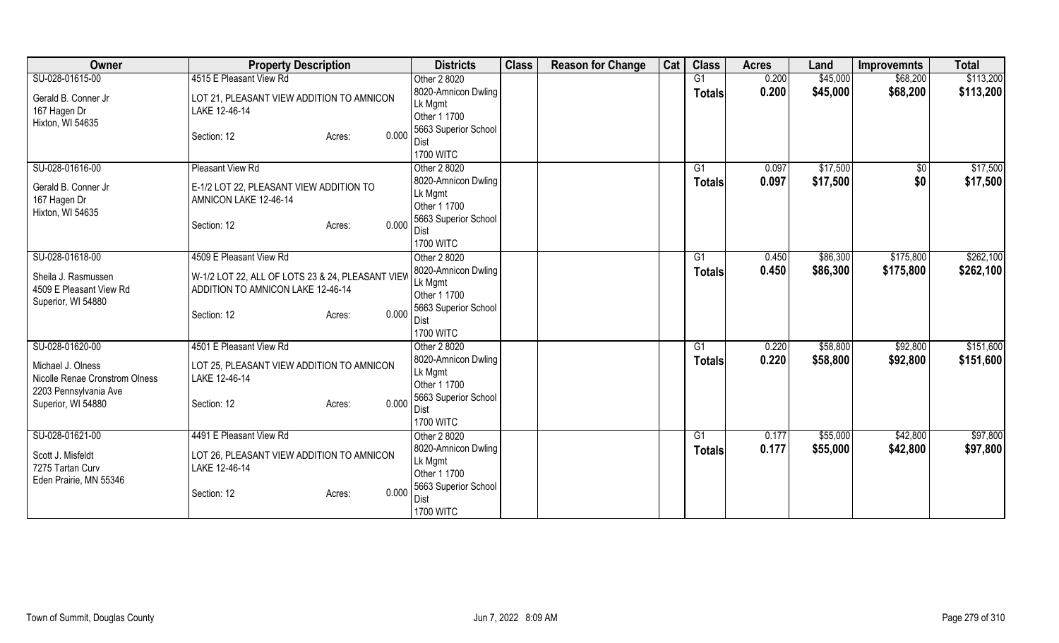| Owner | Property Description | Districts | Class | Reason for Change | Cat | Class | Acres | Land | Improvemnts | Total |
|---|---|---|---|---|---|---|---|---|---|---|
| SU-028-01615-00<br>Gerald B. Conner Jr<br>167 Hagen Dr<br>Hixton, WI 54635 | 4515 E Pleasant View Rd<br>LOT 21, PLEASANT VIEW ADDITION TO AMNICON LAKE 12-46-14<br>Section: 12 Acres: 0.000 | Other 2 8020<br>8020-Amnicon Dwling Lk Mgmt<br>Other 1 1700<br>5663 Superior School Dist<br>1700 WITC | | | | G1<br>**Totals** | 0.200<br>**0.200** | $45,000<br>**$45,000** | $68,200<br>**$68,200** | $113,200<br>**$113,200** |
| SU-028-01616-00<br>Gerald B. Conner Jr<br>167 Hagen Dr<br>Hixton, WI 54635 | Pleasant View Rd<br>E-1/2 LOT 22, PLEASANT VIEW ADDITION TO AMNICON LAKE 12-46-14<br>Section: 12 Acres: 0.000 | Other 2 8020<br>8020-Amnicon Dwling Lk Mgmt<br>Other 1 1700<br>5663 Superior School Dist<br>1700 WITC | | | | G1<br>**Totals** | 0.097<br>**0.097** | $17,500<br>**$17,500** | $0<br>**$0** | $17,500<br>**$17,500** |
| SU-028-01618-00<br>Sheila J. Rasmussen<br>4509 E Pleasant View Rd<br>Superior, WI 54880 | 4509 E Pleasant View Rd<br>W-1/2 LOT 22, ALL OF LOTS 23 & 24, PLEASANT VIEW ADDITION TO AMNICON LAKE 12-46-14<br>Section: 12 Acres: 0.000 | Other 2 8020<br>8020-Amnicon Dwling Lk Mgmt<br>Other 1 1700<br>5663 Superior School Dist<br>1700 WITC | | | | G1<br>**Totals** | 0.450<br>**0.450** | $86,300<br>**$86,300** | $175,800<br>**$175,800** | $262,100<br>**$262,100** |
| SU-028-01620-00<br>Michael J. Olness<br>Nicolle Renae Cronstrom Olness<br>2203 Pennsylvania Ave<br>Superior, WI 54880 | 4501 E Pleasant View Rd<br>LOT 25, PLEASANT VIEW ADDITION TO AMNICON LAKE 12-46-14<br>Section: 12 Acres: 0.000 | Other 2 8020<br>8020-Amnicon Dwling Lk Mgmt<br>Other 1 1700<br>5663 Superior School Dist<br>1700 WITC | | | | G1<br>**Totals** | 0.220<br>**0.220** | $58,800<br>**$58,800** | $92,800<br>**$92,800** | $151,600<br>**$151,600** |
| SU-028-01621-00<br>Scott J. Misfeldt<br>7275 Tartan Curv<br>Eden Prairie, MN 55346 | 4491 E Pleasant View Rd<br>LOT 26, PLEASANT VIEW ADDITION TO AMNICON LAKE 12-46-14<br>Section: 12 Acres: 0.000 | Other 2 8020<br>8020-Amnicon Dwling Lk Mgmt<br>Other 1 1700<br>5663 Superior School Dist<br>1700 WITC | | | | G1<br>**Totals** | 0.177<br>**0.177** | $55,000<br>**$55,000** | $42,800<br>**$42,800** | $97,800<br>**$97,800** |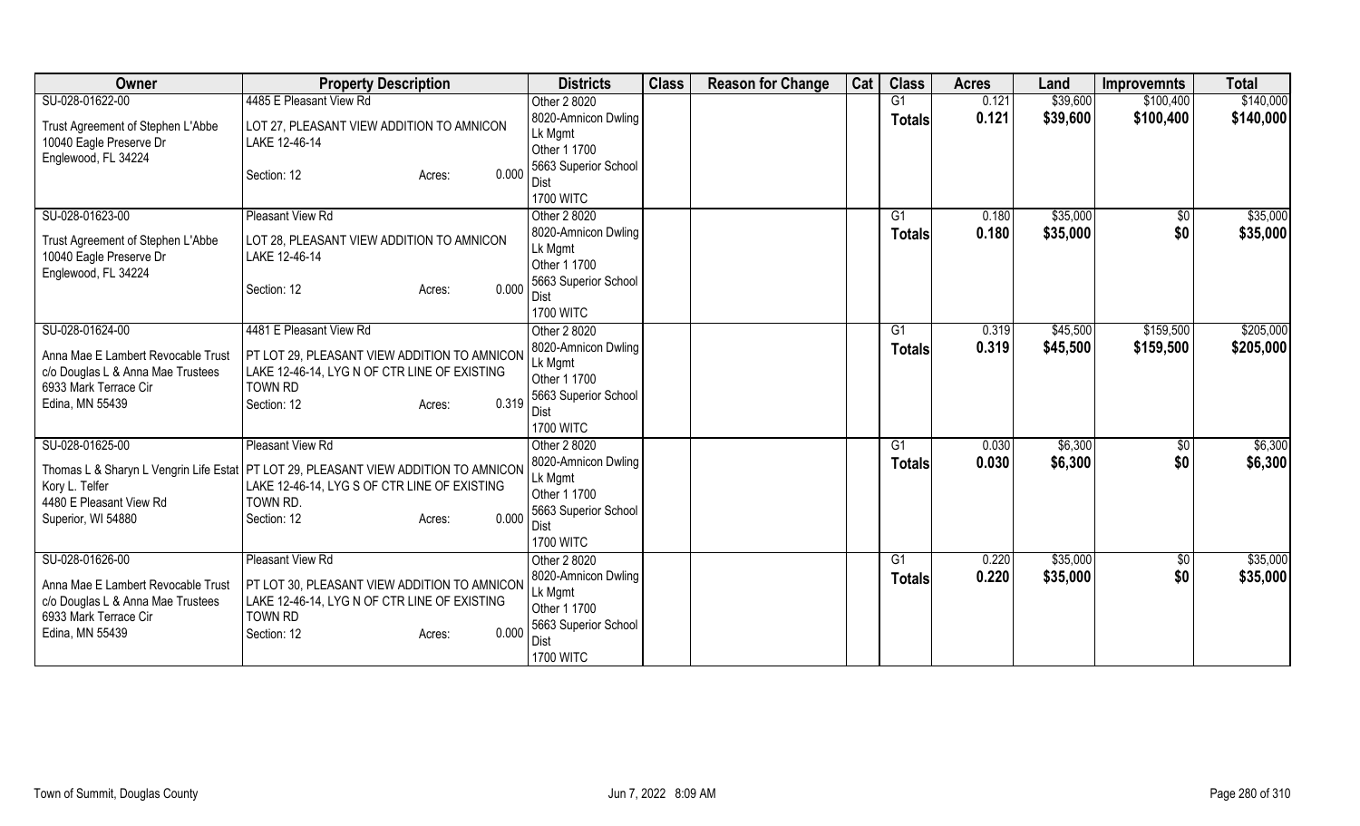| Owner | Property Description | Districts | Class | Reason for Change | Cat | Class | Acres | Land | Improvemnts | Total |
|---|---|---|---|---|---|---|---|---|---|---|
| SU-028-01622-00<br>Trust Agreement of Stephen L'Abbe<br>10040 Eagle Preserve Dr<br>Englewood, FL 34224 | 4485 E Pleasant View Rd<br>LOT 27, PLEASANT VIEW ADDITION TO AMNICON LAKE 12-46-14<br>Section: 12 Acres: 0.000 | Other 2 8020<br>8020-Amnicon Dwling Lk Mgmt<br>Other 1 1700<br>5663 Superior School Dist<br>1700 WITC | | | | G1<br>**Totals** | 0.121<br>**0.121** | $39,600<br>**$39,600** | $100,400<br>**$100,400** | $140,000<br>**$140,000** |
| SU-028-01623-00<br>Trust Agreement of Stephen L'Abbe<br>10040 Eagle Preserve Dr<br>Englewood, FL 34224 | Pleasant View Rd<br>LOT 28, PLEASANT VIEW ADDITION TO AMNICON LAKE 12-46-14<br>Section: 12 Acres: 0.000 | Other 2 8020<br>8020-Amnicon Dwling Lk Mgmt<br>Other 1 1700<br>5663 Superior School Dist<br>1700 WITC | | | | G1<br>**Totals** | 0.180<br>**0.180** | $35,000<br>**$35,000** | $0<br>**$0** | $35,000<br>**$35,000** |
| SU-028-01624-00<br>Anna Mae E Lambert Revocable Trust<br>c/o Douglas L & Anna Mae Trustees<br>6933 Mark Terrace Cir<br>Edina, MN 55439 | 4481 E Pleasant View Rd<br>PT LOT 29, PLEASANT VIEW ADDITION TO AMNICON LAKE 12-46-14, LYG N OF CTR LINE OF EXISTING TOWN RD<br>Section: 12 Acres: 0.319 | Other 2 8020<br>8020-Amnicon Dwling Lk Mgmt<br>Other 1 1700<br>5663 Superior School Dist<br>1700 WITC | | | | G1<br>**Totals** | 0.319<br>**0.319** | $45,500<br>**$45,500** | $159,500<br>**$159,500** | $205,000<br>**$205,000** |
| SU-028-01625-00<br>Thomas L & Sharyn L Vengrin Life Estat<br>Kory L. Telfer<br>4480 E Pleasant View Rd<br>Superior, WI 54880 | Pleasant View Rd<br>PT LOT 29, PLEASANT VIEW ADDITION TO AMNICON LAKE 12-46-14, LYG S OF CTR LINE OF EXISTING TOWN RD.<br>Section: 12 Acres: 0.000 | Other 2 8020<br>8020-Amnicon Dwling Lk Mgmt<br>Other 1 1700<br>5663 Superior School Dist<br>1700 WITC | | | | G1<br>**Totals** | 0.030<br>**0.030** | $6,300<br>**$6,300** | $0<br>**$0** | $6,300<br>**$6,300** |
| SU-028-01626-00<br>Anna Mae E Lambert Revocable Trust<br>c/o Douglas L & Anna Mae Trustees<br>6933 Mark Terrace Cir<br>Edina, MN 55439 | Pleasant View Rd<br>PT LOT 30, PLEASANT VIEW ADDITION TO AMNICON LAKE 12-46-14, LYG N OF CTR LINE OF EXISTING TOWN RD<br>Section: 12 Acres: 0.000 | Other 2 8020<br>8020-Amnicon Dwling Lk Mgmt<br>Other 1 1700<br>5663 Superior School Dist<br>1700 WITC | | | | G1<br>**Totals** | 0.220<br>**0.220** | $35,000<br>**$35,000** | $0<br>**$0** | $35,000<br>**$35,000** |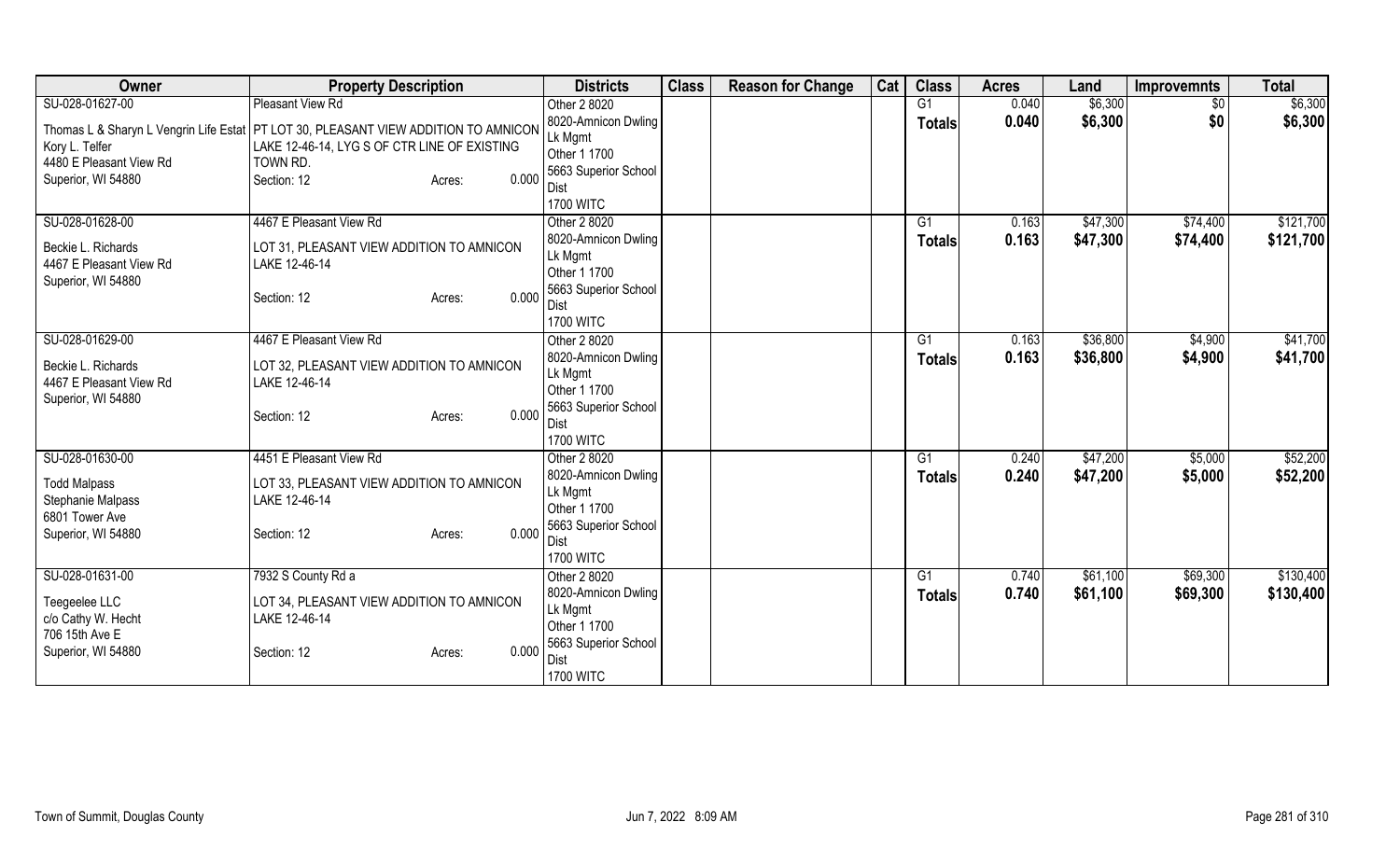| Owner | Property Description | Districts | Class | Reason for Change | Cat | Class | Acres | Land | Improvemnts | Total |
|---|---|---|---|---|---|---|---|---|---|---|
| SU-028-01627-00<br>Thomas L & Sharyn L Vengrin Life Estat<br>Kory L. Telfer<br>4480 E Pleasant View Rd<br>Superior, WI 54880 | Pleasant View Rd<br>PT LOT 30, PLEASANT VIEW ADDITION TO AMNICON LAKE 12-46-14, LYG S OF CTR LINE OF EXISTING TOWN RD.<br>Section: 12 Acres: 0.000 | Other 2 8020<br>8020-Amnicon Dwling Lk Mgmt<br>Other 1 1700<br>5663 Superior School Dist<br>1700 WITC | | | | G1<br>**Totals** | 0.040<br>**0.040** | $6,300<br>**$6,300** | $0<br>**$0** | $6,300<br>**$6,300** |
| SU-028-01628-00<br>Beckie L. Richards<br>4467 E Pleasant View Rd<br>Superior, WI 54880 | 4467 E Pleasant View Rd<br>LOT 31, PLEASANT VIEW ADDITION TO AMNICON LAKE 12-46-14<br>Section: 12 Acres: 0.000 | Other 2 8020<br>8020-Amnicon Dwling Lk Mgmt<br>Other 1 1700<br>5663 Superior School Dist<br>1700 WITC | | | | G1<br>**Totals** | 0.163<br>**0.163** | $47,300<br>**$47,300** | $74,400<br>**$74,400** | $121,700<br>**$121,700** |
| SU-028-01629-00<br>Beckie L. Richards<br>4467 E Pleasant View Rd<br>Superior, WI 54880 | 4467 E Pleasant View Rd<br>LOT 32, PLEASANT VIEW ADDITION TO AMNICON LAKE 12-46-14<br>Section: 12 Acres: 0.000 | Other 2 8020<br>8020-Amnicon Dwling Lk Mgmt<br>Other 1 1700<br>5663 Superior School Dist<br>1700 WITC | | | | G1<br>**Totals** | 0.163<br>**0.163** | $36,800<br>**$36,800** | $4,900<br>**$4,900** | $41,700<br>**$41,700** |
| SU-028-01630-00<br>Todd Malpass<br>Stephanie Malpass<br>6801 Tower Ave<br>Superior, WI 54880 | 4451 E Pleasant View Rd<br>LOT 33, PLEASANT VIEW ADDITION TO AMNICON LAKE 12-46-14<br>Section: 12 Acres: 0.000 | Other 2 8020<br>8020-Amnicon Dwling Lk Mgmt<br>Other 1 1700<br>5663 Superior School Dist<br>1700 WITC | | | | G1<br>**Totals** | 0.240<br>**0.240** | $47,200<br>**$47,200** | $5,000<br>**$5,000** | $52,200<br>**$52,200** |
| SU-028-01631-00<br>Teegeelee LLC<br>c/o Cathy W. Hecht<br>706 15th Ave E<br>Superior, WI 54880 | 7932 S County Rd a<br>LOT 34, PLEASANT VIEW ADDITION TO AMNICON LAKE 12-46-14<br>Section: 12 Acres: 0.000 | Other 2 8020<br>8020-Amnicon Dwling Lk Mgmt<br>Other 1 1700<br>5663 Superior School Dist<br>1700 WITC | | | | G1<br>**Totals** | 0.740<br>**0.740** | $61,100<br>**$61,100** | $69,300<br>**$69,300** | $130,400<br>**$130,400** |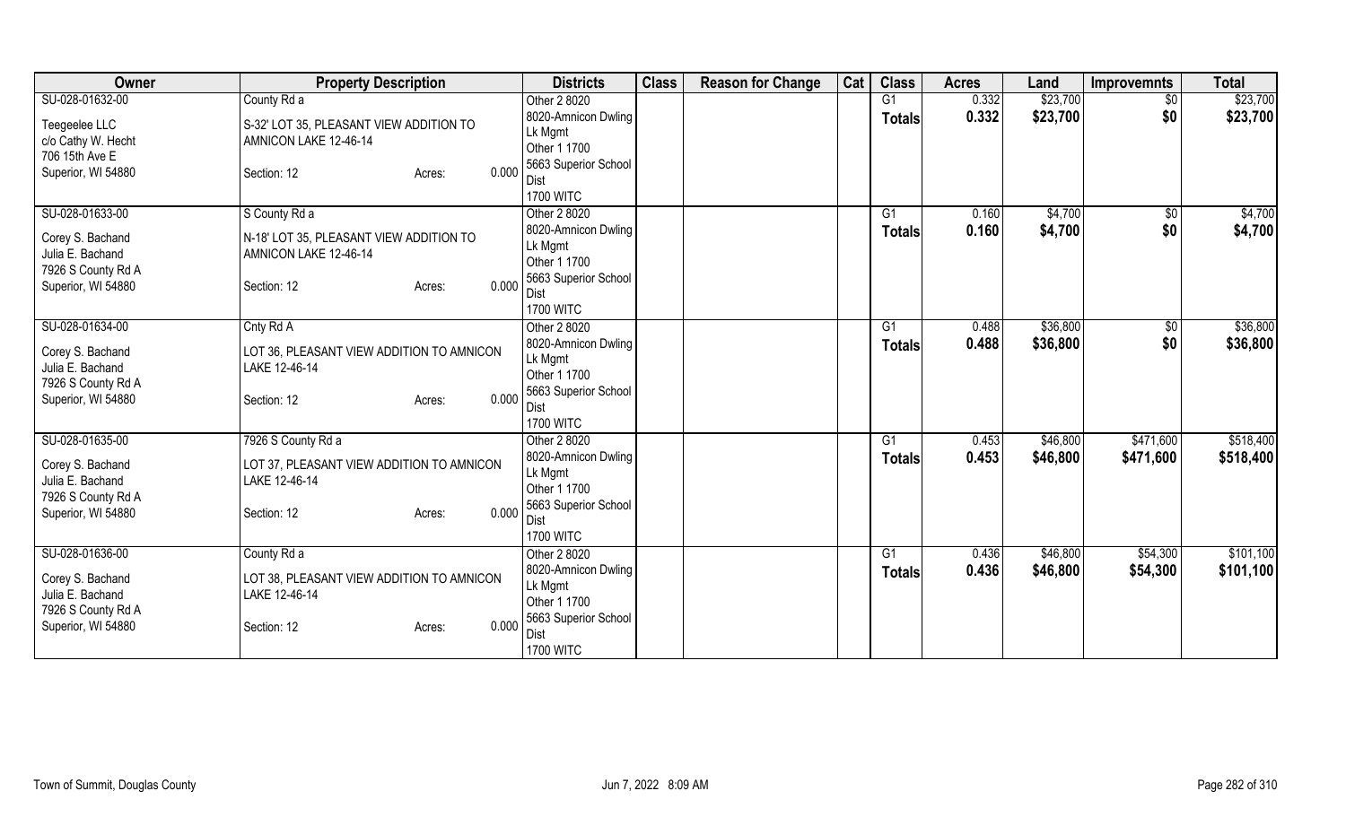| Owner | Property Description | Districts | Class | Reason for Change | Cat | Class | Acres | Land | Improvemnts | Total |
|---|---|---|---|---|---|---|---|---|---|---|
| SU-028-01632-00<br>Teegeelee LLC<br>c/o Cathy W. Hecht<br>706 15th Ave E<br>Superior, WI 54880 | County Rd a<br>S-32' LOT 35, PLEASANT VIEW ADDITION TO AMNICON LAKE 12-46-14<br>Section: 12 Acres: 0.000 | Other 2 8020<br>8020-Amnicon Dwling Lk Mgmt<br>Other 1 1700<br>5663 Superior School Dist<br>1700 WITC | | | | G1<br>**Totals** | 0.332<br>**0.332** | $23,700<br>**$23,700** | $0<br>**$0** | $23,700<br>**$23,700** |
| SU-028-01633-00<br>Corey S. Bachand<br>Julia E. Bachand<br>7926 S County Rd A<br>Superior, WI 54880 | S County Rd a<br>N-18' LOT 35, PLEASANT VIEW ADDITION TO AMNICON LAKE 12-46-14<br>Section: 12 Acres: 0.000 | Other 2 8020<br>8020-Amnicon Dwling Lk Mgmt<br>Other 1 1700<br>5663 Superior School Dist<br>1700 WITC | | | | G1<br>**Totals** | 0.160<br>**0.160** | $4,700<br>**$4,700** | $0<br>**$0** | $4,700<br>**$4,700** |
| SU-028-01634-00<br>Corey S. Bachand<br>Julia E. Bachand<br>7926 S County Rd A<br>Superior, WI 54880 | Cnty Rd A<br>LOT 36, PLEASANT VIEW ADDITION TO AMNICON LAKE 12-46-14<br>Section: 12 Acres: 0.000 | Other 2 8020<br>8020-Amnicon Dwling Lk Mgmt<br>Other 1 1700<br>5663 Superior School Dist<br>1700 WITC | | | | G1<br>**Totals** | 0.488<br>**0.488** | $36,800<br>**$36,800** | $0<br>**$0** | $36,800<br>**$36,800** |
| SU-028-01635-00<br>Corey S. Bachand<br>Julia E. Bachand<br>7926 S County Rd A<br>Superior, WI 54880 | 7926 S County Rd a<br>LOT 37, PLEASANT VIEW ADDITION TO AMNICON LAKE 12-46-14<br>Section: 12 Acres: 0.000 | Other 2 8020<br>8020-Amnicon Dwling Lk Mgmt<br>Other 1 1700<br>5663 Superior School Dist<br>1700 WITC | | | | G1<br>**Totals** | 0.453<br>**0.453** | $46,800<br>**$46,800** | $471,600<br>**$471,600** | $518,400<br>**$518,400** |
| SU-028-01636-00<br>Corey S. Bachand<br>Julia E. Bachand<br>7926 S County Rd A<br>Superior, WI 54880 | County Rd a<br>LOT 38, PLEASANT VIEW ADDITION TO AMNICON LAKE 12-46-14<br>Section: 12 Acres: 0.000 | Other 2 8020<br>8020-Amnicon Dwling Lk Mgmt<br>Other 1 1700<br>5663 Superior School Dist<br>1700 WITC | | | | G1<br>**Totals** | 0.436<br>**0.436** | $46,800<br>**$46,800** | $54,300<br>**$54,300** | $101,100<br>**$101,100** |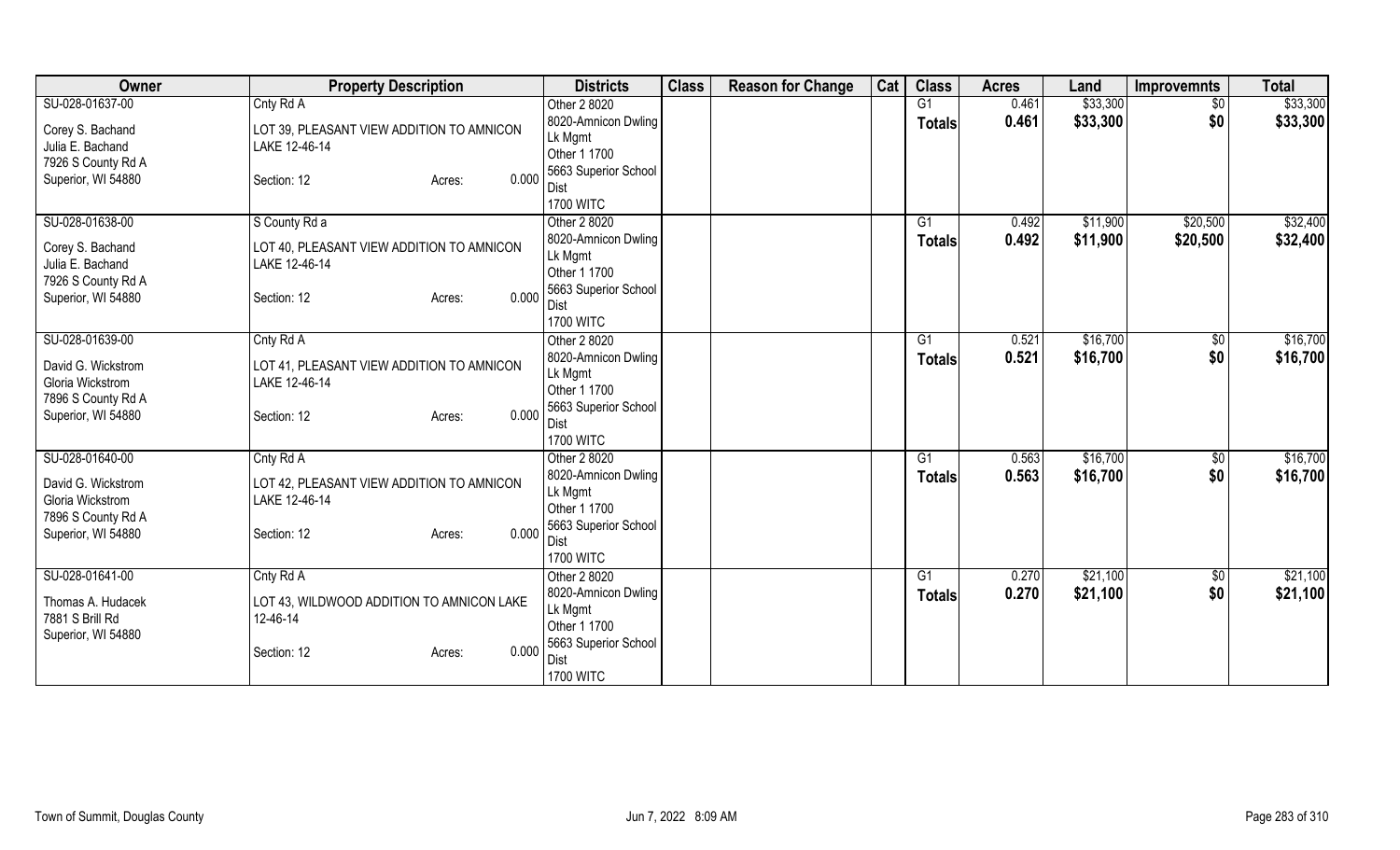| Owner | Property Description | Districts | Class | Reason for Change | Cat | Class | Acres | Land | Improvemnts | Total |
|---|---|---|---|---|---|---|---|---|---|---|
| SU-028-01637-00<br>Corey S. Bachand<br>Julia E. Bachand<br>7926 S County Rd A<br>Superior, WI 54880 | Cnty Rd A<br>LOT 39, PLEASANT VIEW ADDITION TO AMNICON LAKE 12-46-14<br>Section: 12 Acres: 0.000 | Other 2 8020<br>8020-Amnicon Dwling Lk Mgmt<br>Other 1 1700<br>5663 Superior School Dist<br>1700 WITC | | | | G1<br>**Totals** | 0.461<br>**0.461** | \$33,300<br>**\$33,300** | \$0<br>**\$0** | \$33,300<br>**\$33,300** |
| SU-028-01638-00<br>Corey S. Bachand<br>Julia E. Bachand<br>7926 S County Rd A<br>Superior, WI 54880 | S County Rd a<br>LOT 40, PLEASANT VIEW ADDITION TO AMNICON LAKE 12-46-14<br>Section: 12 Acres: 0.000 | Other 2 8020<br>8020-Amnicon Dwling Lk Mgmt<br>Other 1 1700<br>5663 Superior School Dist<br>1700 WITC | | | | G1<br>**Totals** | 0.492<br>**0.492** | \$11,900<br>**\$11,900** | \$20,500<br>**\$20,500** | \$32,400<br>**\$32,400** |
| SU-028-01639-00<br>David G. Wickstrom<br>Gloria Wickstrom<br>7896 S County Rd A<br>Superior, WI 54880 | Cnty Rd A<br>LOT 41, PLEASANT VIEW ADDITION TO AMNICON LAKE 12-46-14<br>Section: 12 Acres: 0.000 | Other 2 8020<br>8020-Amnicon Dwling Lk Mgmt<br>Other 1 1700<br>5663 Superior School Dist<br>1700 WITC | | | | G1<br>**Totals** | 0.521<br>**0.521** | \$16,700<br>**\$16,700** | \$0<br>**\$0** | \$16,700<br>**\$16,700** |
| SU-028-01640-00<br>David G. Wickstrom<br>Gloria Wickstrom<br>7896 S County Rd A<br>Superior, WI 54880 | Cnty Rd A<br>LOT 42, PLEASANT VIEW ADDITION TO AMNICON LAKE 12-46-14<br>Section: 12 Acres: 0.000 | Other 2 8020<br>8020-Amnicon Dwling Lk Mgmt<br>Other 1 1700<br>5663 Superior School Dist<br>1700 WITC | | | | G1<br>**Totals** | 0.563<br>**0.563** | \$16,700<br>**\$16,700** | \$0<br>**\$0** | \$16,700<br>**\$16,700** |
| SU-028-01641-00<br>Thomas A. Hudacek<br>7881 S Brill Rd<br>Superior, WI 54880 | Cnty Rd A<br>LOT 43, WILDWOOD ADDITION TO AMNICON LAKE 12-46-14<br>Section: 12 Acres: 0.000 | Other 2 8020<br>8020-Amnicon Dwling Lk Mgmt<br>Other 1 1700<br>5663 Superior School Dist<br>1700 WITC | | | | G1<br>**Totals** | 0.270<br>**0.270** | \$21,100<br>**\$21,100** | \$0<br>**\$0** | \$21,100<br>**\$21,100** |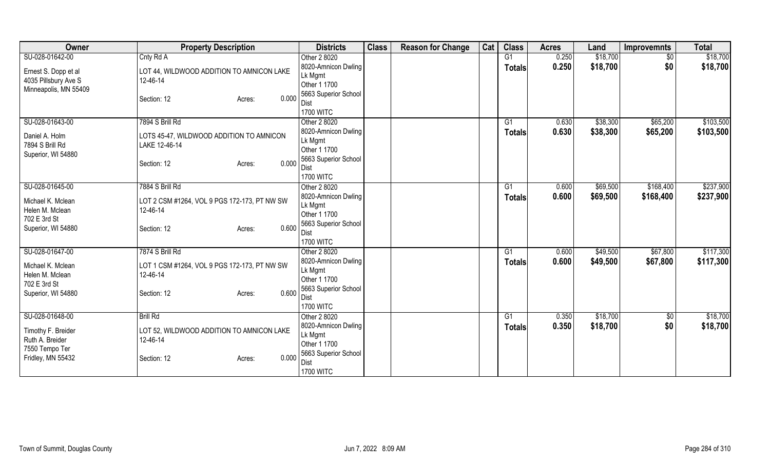| Owner | Property Description | Districts | Class | Reason for Change | Cat | Class | Acres | Land | Improvemnts | Total |
|---|---|---|---|---|---|---|---|---|---|---|
| SU-028-01642-00<br>Ernest S. Dopp et al<br>4035 Pillsbury Ave S<br>Minneapolis, MN 55409 | Cnty Rd A<br>LOT 44, WILDWOOD ADDITION TO AMNICON LAKE 12-46-14<br>Section: 12 Acres: 0.000 | Other 2 8020<br>8020-Amnicon Dwling Lk Mgmt<br>Other 1 1700<br>5663 Superior School Dist<br>1700 WITC | | | | G1<br>**Totals** | 0.250<br>**0.250** | $18,700<br>**$18,700** | $0<br>**$0** | $18,700<br>**$18,700** |
| SU-028-01643-00<br>Daniel A. Holm<br>7894 S Brill Rd<br>Superior, WI 54880 | 7894 S Brill Rd<br>LOTS 45-47, WILDWOOD ADDITION TO AMNICON LAKE 12-46-14<br>Section: 12 Acres: 0.000 | Other 2 8020<br>8020-Amnicon Dwling Lk Mgmt<br>Other 1 1700<br>5663 Superior School Dist<br>1700 WITC | | | | G1<br>**Totals** | 0.630<br>**0.630** | $38,300<br>**$38,300** | $65,200<br>**$65,200** | $103,500<br>**$103,500** |
| SU-028-01645-00<br>Michael K. Mclean<br>Helen M. Mclean<br>702 E 3rd St<br>Superior, WI 54880 | 7884 S Brill Rd<br>LOT 2 CSM #1264, VOL 9 PGS 172-173, PT NW SW 12-46-14<br>Section: 12 Acres: 0.600 | Other 2 8020<br>8020-Amnicon Dwling Lk Mgmt<br>Other 1 1700<br>5663 Superior School Dist<br>1700 WITC | | | | G1<br>**Totals** | 0.600<br>**0.600** | $69,500<br>**$69,500** | $168,400<br>**$168,400** | $237,900<br>**$237,900** |
| SU-028-01647-00<br>Michael K. Mclean<br>Helen M. Mclean<br>702 E 3rd St<br>Superior, WI 54880 | 7874 S Brill Rd<br>LOT 1 CSM #1264, VOL 9 PGS 172-173, PT NW SW 12-46-14<br>Section: 12 Acres: 0.600 | Other 2 8020<br>8020-Amnicon Dwling Lk Mgmt<br>Other 1 1700<br>5663 Superior School Dist<br>1700 WITC | | | | G1<br>**Totals** | 0.600<br>**0.600** | $49,500<br>**$49,500** | $67,800<br>**$67,800** | $117,300<br>**$117,300** |
| SU-028-01648-00<br>Timothy F. Breider<br>Ruth A. Breider<br>7550 Tempo Ter<br>Fridley, MN 55432 | Brill Rd<br>LOT 52, WILDWOOD ADDITION TO AMNICON LAKE 12-46-14<br>Section: 12 Acres: 0.000 | Other 2 8020<br>8020-Amnicon Dwling Lk Mgmt<br>Other 1 1700<br>5663 Superior School Dist<br>1700 WITC | | | | G1<br>**Totals** | 0.350<br>**0.350** | $18,700<br>**$18,700** | $0<br>**$0** | $18,700<br>**$18,700** |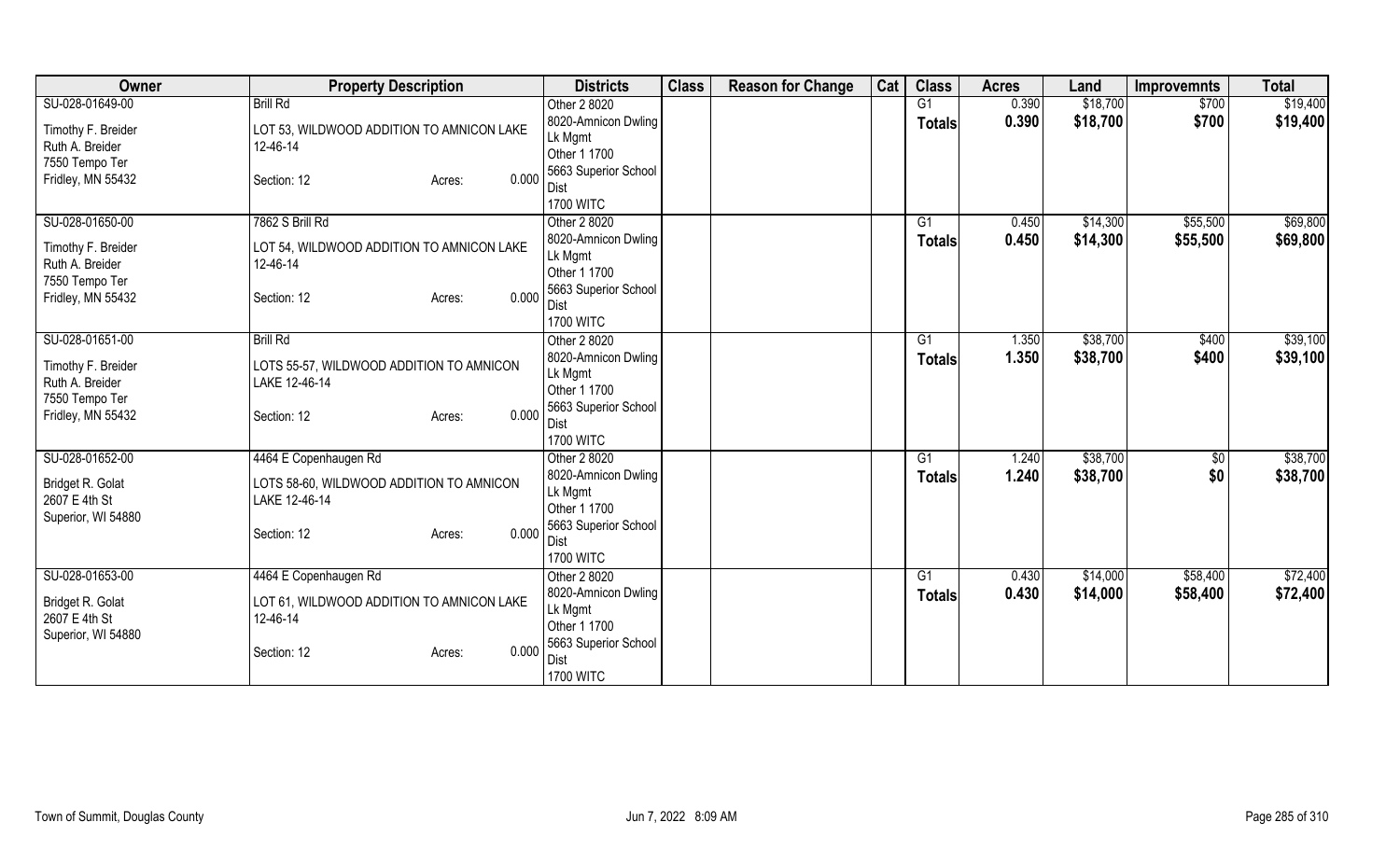| Owner | Property Description | Districts | Class | Reason for Change | Cat | Class | Acres | Land | Improvemnts | Total |
|---|---|---|---|---|---|---|---|---|---|---|
| SU-028-01649-00<br>Timothy F. Breider<br>Ruth A. Breider<br>7550 Tempo Ter<br>Fridley, MN 55432 | Brill Rd<br>LOT 53, WILDWOOD ADDITION TO AMNICON LAKE 12-46-14<br>Section: 12 Acres: 0.000 | Other 2 8020<br>8020-Amnicon Dwling Lk Mgmt<br>Other 1 1700<br>5663 Superior School Dist<br>1700 WITC | | | | G1<br>**Totals** | 0.390<br>**0.390** | $18,700<br>**$18,700** | $700<br>**$700** | $19,400<br>**$19,400** |
| SU-028-01650-00<br>Timothy F. Breider<br>Ruth A. Breider<br>7550 Tempo Ter<br>Fridley, MN 55432 | 7862 S Brill Rd<br>LOT 54, WILDWOOD ADDITION TO AMNICON LAKE 12-46-14<br>Section: 12 Acres: 0.000 | Other 2 8020<br>8020-Amnicon Dwling Lk Mgmt<br>Other 1 1700<br>5663 Superior School Dist<br>1700 WITC | | | | G1<br>**Totals** | 0.450<br>**0.450** | $14,300<br>**$14,300** | $55,500<br>**$55,500** | $69,800<br>**$69,800** |
| SU-028-01651-00<br>Timothy F. Breider<br>Ruth A. Breider<br>7550 Tempo Ter<br>Fridley, MN 55432 | Brill Rd<br>LOTS 55-57, WILDWOOD ADDITION TO AMNICON LAKE 12-46-14<br>Section: 12 Acres: 0.000 | Other 2 8020<br>8020-Amnicon Dwling Lk Mgmt<br>Other 1 1700<br>5663 Superior School Dist<br>1700 WITC | | | | G1<br>**Totals** | 1.350<br>**1.350** | $38,700<br>**$38,700** | $400<br>**$400** | $39,100<br>**$39,100** |
| SU-028-01652-00<br>Bridget R. Golat<br>2607 E 4th St<br>Superior, WI 54880 | 4464 E Copenhaugen Rd<br>LOTS 58-60, WILDWOOD ADDITION TO AMNICON LAKE 12-46-14<br>Section: 12 Acres: 0.000 | Other 2 8020<br>8020-Amnicon Dwling Lk Mgmt<br>Other 1 1700<br>5663 Superior School Dist<br>1700 WITC | | | | G1<br>**Totals** | 1.240<br>**1.240** | $38,700<br>**$38,700** | $0<br>**$0** | $38,700<br>**$38,700** |
| SU-028-01653-00<br>Bridget R. Golat<br>2607 E 4th St<br>Superior, WI 54880 | 4464 E Copenhaugen Rd<br>LOT 61, WILDWOOD ADDITION TO AMNICON LAKE 12-46-14<br>Section: 12 Acres: 0.000 | Other 2 8020<br>8020-Amnicon Dwling Lk Mgmt<br>Other 1 1700<br>5663 Superior School Dist<br>1700 WITC | | | | G1<br>**Totals** | 0.430<br>**0.430** | $14,000<br>**$14,000** | $58,400<br>**$58,400** | $72,400<br>**$72,400** |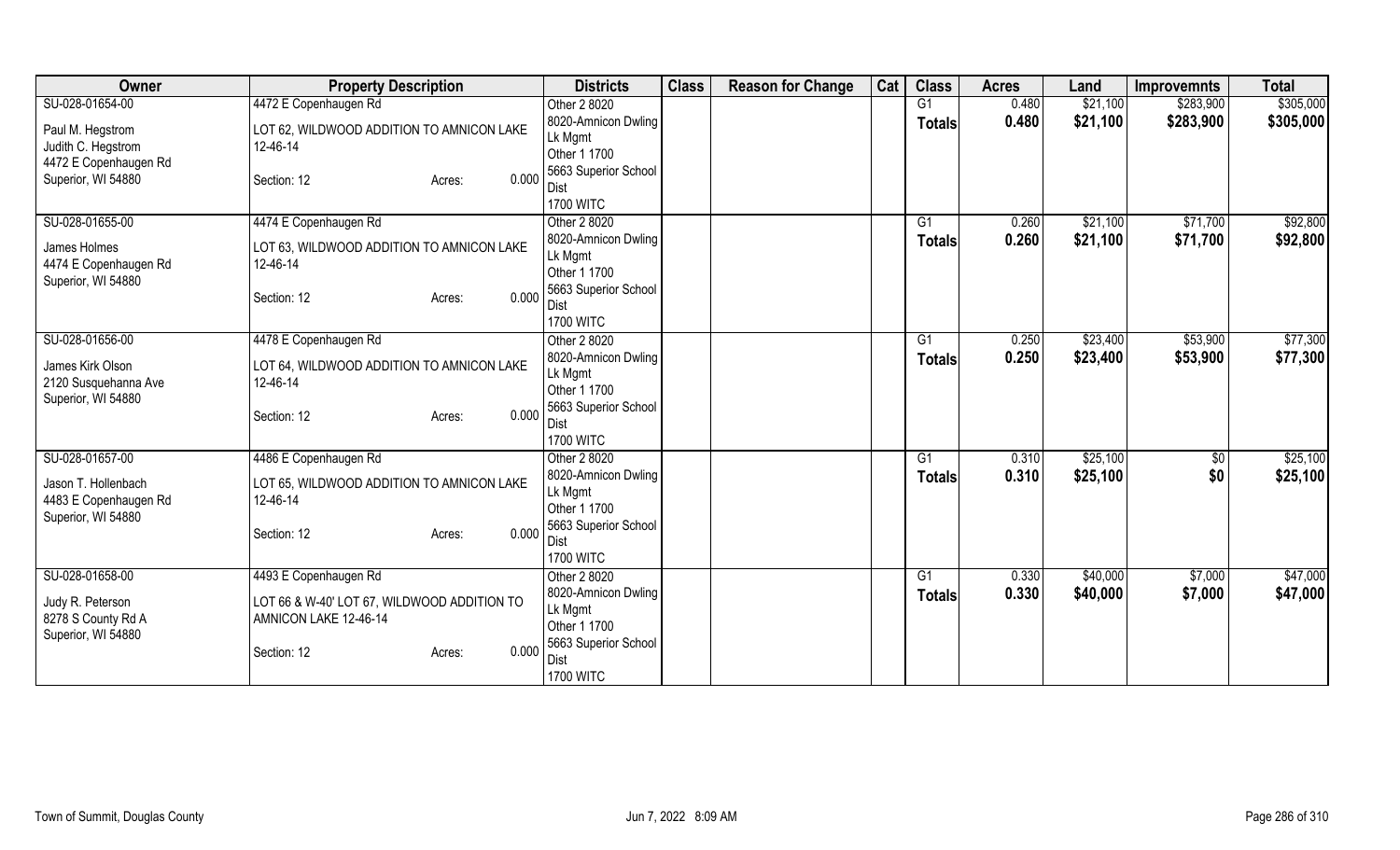| Owner | Property Description | Districts | Class | Reason for Change | Cat | Class | Acres | Land | Improvemnts | Total |
|---|---|---|---|---|---|---|---|---|---|---|
| SU-028-01654-00<br>Paul M. Hegstrom<br>Judith C. Hegstrom<br>4472 E Copenhaugen Rd<br>Superior, WI 54880 | 4472 E Copenhaugen Rd<br>LOT 62, WILDWOOD ADDITION TO AMNICON LAKE 12-46-14<br>Section: 12 Acres: 0.000 | Other 2 8020<br>8020-Amnicon Dwling Lk Mgmt<br>Other 1 1700<br>5663 Superior School Dist<br>1700 WITC | | | | G1<br>**Totals** | 0.480<br>**0.480** | $21,100<br>**$21,100** | $283,900<br>**$283,900** | $305,000<br>**$305,000** |
| SU-028-01655-00<br>James Holmes<br>4474 E Copenhaugen Rd<br>Superior, WI 54880 | 4474 E Copenhaugen Rd<br>LOT 63, WILDWOOD ADDITION TO AMNICON LAKE 12-46-14<br>Section: 12 Acres: 0.000 | Other 2 8020<br>8020-Amnicon Dwling Lk Mgmt<br>Other 1 1700<br>5663 Superior School Dist<br>1700 WITC | | | | G1<br>**Totals** | 0.260<br>**0.260** | $21,100<br>**$21,100** | $71,700<br>**$71,700** | $92,800<br>**$92,800** |
| SU-028-01656-00<br>James Kirk Olson<br>2120 Susquehanna Ave<br>Superior, WI 54880 | 4478 E Copenhaugen Rd<br>LOT 64, WILDWOOD ADDITION TO AMNICON LAKE 12-46-14<br>Section: 12 Acres: 0.000 | Other 2 8020<br>8020-Amnicon Dwling Lk Mgmt<br>Other 1 1700<br>5663 Superior School Dist<br>1700 WITC | | | | G1<br>**Totals** | 0.250<br>**0.250** | $23,400<br>**$23,400** | $53,900<br>**$53,900** | $77,300<br>**$77,300** |
| SU-028-01657-00<br>Jason T. Hollenbach<br>4483 E Copenhaugen Rd<br>Superior, WI 54880 | 4486 E Copenhaugen Rd<br>LOT 65, WILDWOOD ADDITION TO AMNICON LAKE 12-46-14<br>Section: 12 Acres: 0.000 | Other 2 8020<br>8020-Amnicon Dwling Lk Mgmt<br>Other 1 1700<br>5663 Superior School Dist<br>1700 WITC | | | | G1<br>**Totals** | 0.310<br>**0.310** | $25,100<br>**$25,100** | $0<br>**$0** | $25,100<br>**$25,100** |
| SU-028-01658-00<br>Judy R. Peterson<br>8278 S County Rd A<br>Superior, WI 54880 | 4493 E Copenhaugen Rd<br>LOT 66 & W-40' LOT 67, WILDWOOD ADDITION TO AMNICON LAKE 12-46-14<br>Section: 12 Acres: 0.000 | Other 2 8020<br>8020-Amnicon Dwling Lk Mgmt<br>Other 1 1700<br>5663 Superior School Dist<br>1700 WITC | | | | G1<br>**Totals** | 0.330<br>**0.330** | $40,000<br>**$40,000** | $7,000<br>**$7,000** | $47,000<br>**$47,000** |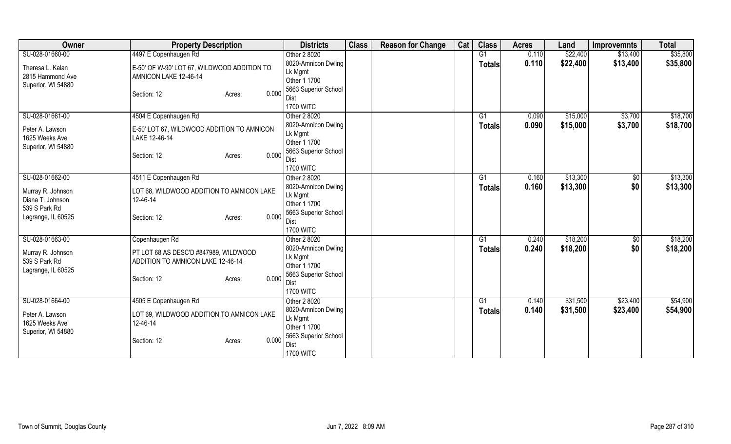| Owner | Property Description | Districts | Class | Reason for Change | Cat | Class | Acres | Land | Improvemnts | Total |
|---|---|---|---|---|---|---|---|---|---|---|
| SU-028-01660-00<br>Theresa L. Kalan<br>2815 Hammond Ave<br>Superior, WI 54880 | 4497 E Copenhaugen Rd<br>E-50' OF W-90' LOT 67, WILDWOOD ADDITION TO AMNICON LAKE 12-46-14<br>Section: 12 Acres: 0.000 | Other 2 8020<br>8020-Amnicon Dwling Lk Mgmt<br>Other 1 1700<br>5663 Superior School Dist<br>1700 WITC | | | | G1<br>**Totals** | 0.110<br>**0.110** | $22,400<br>**$22,400** | $13,400<br>**$13,400** | $35,800<br>**$35,800** |
| SU-028-01661-00<br>Peter A. Lawson<br>1625 Weeks Ave<br>Superior, WI 54880 | 4504 E Copenhaugen Rd<br>E-50' LOT 67, WILDWOOD ADDITION TO AMNICON LAKE 12-46-14<br>Section: 12 Acres: 0.000 | Other 2 8020<br>8020-Amnicon Dwling Lk Mgmt<br>Other 1 1700<br>5663 Superior School Dist<br>1700 WITC | | | | G1<br>**Totals** | 0.090<br>**0.090** | $15,000<br>**$15,000** | $3,700<br>**$3,700** | $18,700<br>**$18,700** |
| SU-028-01662-00<br>Murray R. Johnson<br>Diana T. Johnson<br>539 S Park Rd<br>Lagrange, IL 60525 | 4511 E Copenhaugen Rd<br>LOT 68, WILDWOOD ADDITION TO AMNICON LAKE 12-46-14<br>Section: 12 Acres: 0.000 | Other 2 8020<br>8020-Amnicon Dwling Lk Mgmt<br>Other 1 1700<br>5663 Superior School Dist<br>1700 WITC | | | | G1<br>**Totals** | 0.160<br>**0.160** | $13,300<br>**$13,300** | $0<br>**$0** | $13,300<br>**$13,300** |
| SU-028-01663-00<br>Murray R. Johnson<br>539 S Park Rd<br>Lagrange, IL 60525 | Copenhaugen Rd<br>PT LOT 68 AS DESC'D #847989, WILDWOOD ADDITION TO AMNICON LAKE 12-46-14<br>Section: 12 Acres: 0.000 | Other 2 8020<br>8020-Amnicon Dwling Lk Mgmt<br>Other 1 1700<br>5663 Superior School Dist<br>1700 WITC | | | | G1<br>**Totals** | 0.240<br>**0.240** | $18,200<br>**$18,200** | $0<br>**$0** | $18,200<br>**$18,200** |
| SU-028-01664-00<br>Peter A. Lawson<br>1625 Weeks Ave<br>Superior, WI 54880 | 4505 E Copenhaugen Rd<br>LOT 69, WILDWOOD ADDITION TO AMNICON LAKE 12-46-14<br>Section: 12 Acres: 0.000 | Other 2 8020<br>8020-Amnicon Dwling Lk Mgmt<br>Other 1 1700<br>5663 Superior School Dist<br>1700 WITC | | | | G1<br>**Totals** | 0.140<br>**0.140** | $31,500<br>**$31,500** | $23,400<br>**$23,400** | $54,900<br>**$54,900** |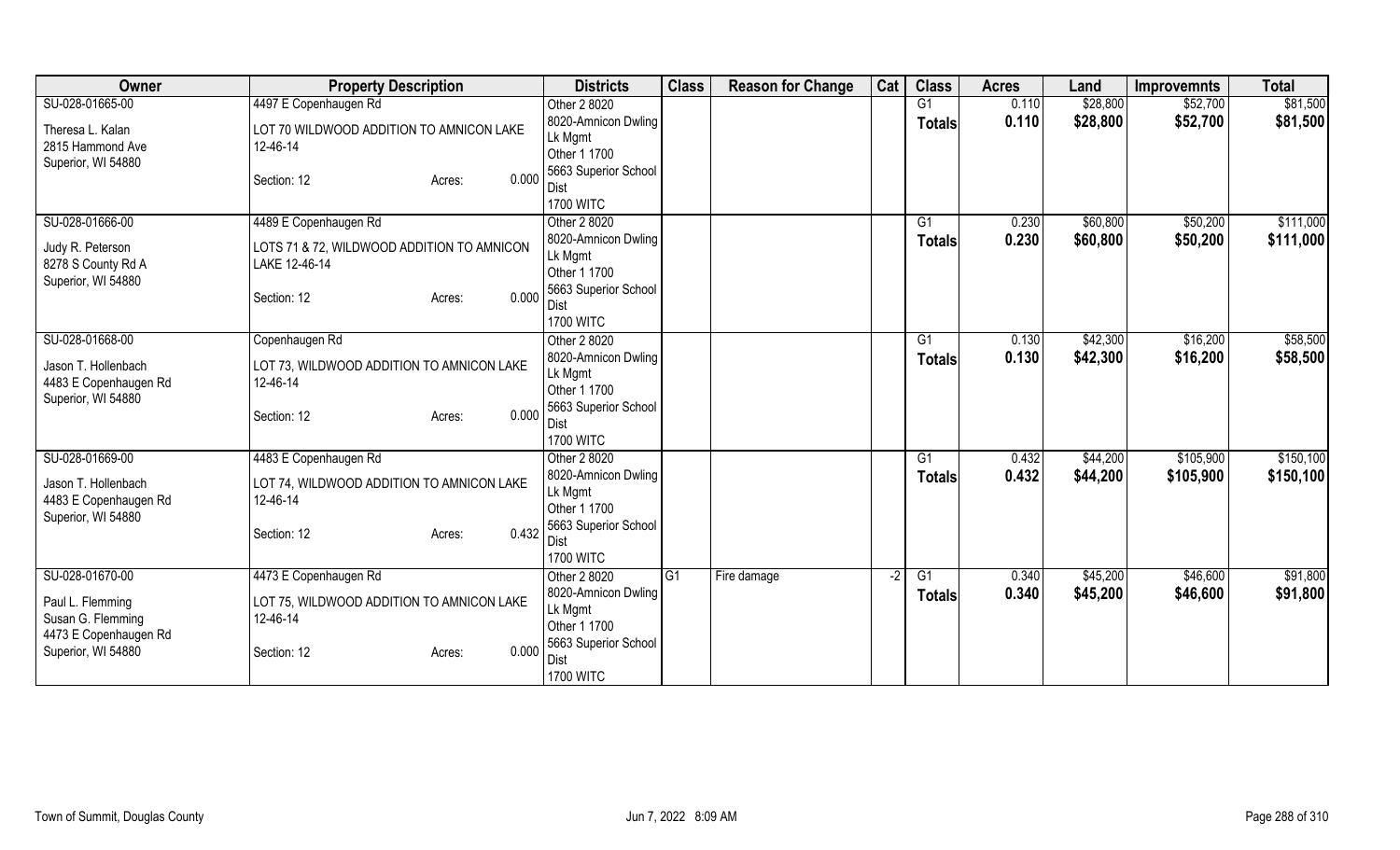| Owner | Property Description | Districts | Class | Reason for Change | Cat | Class | Acres | Land | Improvemnts | Total |
|---|---|---|---|---|---|---|---|---|---|---|
| SU-028-01665-00<br>Theresa L. Kalan<br>2815 Hammond Ave<br>Superior, WI 54880 | 4497 E Copenhaugen Rd<br>LOT 70 WILDWOOD ADDITION TO AMNICON LAKE 12-46-14<br>Section: 12 Acres: 0.000 | Other 2 8020<br>8020-Amnicon Dwling Lk Mgmt<br>Other 1 1700<br>5663 Superior School Dist<br>1700 WITC | | | | G1<br>**Totals** | 0.110<br>**0.110** | $28,800<br>**$28,800** | $52,700<br>**$52,700** | $81,500<br>**$81,500** |
| SU-028-01666-00<br>Judy R. Peterson<br>8278 S County Rd A<br>Superior, WI 54880 | 4489 E Copenhaugen Rd<br>LOTS 71 & 72, WILDWOOD ADDITION TO AMNICON LAKE 12-46-14<br>Section: 12 Acres: 0.000 | Other 2 8020<br>8020-Amnicon Dwling Lk Mgmt<br>Other 1 1700<br>5663 Superior School Dist<br>1700 WITC | | | | G1<br>**Totals** | 0.230<br>**0.230** | $60,800<br>**$60,800** | $50,200<br>**$50,200** | $111,000<br>**$111,000** |
| SU-028-01668-00<br>Jason T. Hollenbach<br>4483 E Copenhaugen Rd<br>Superior, WI 54880 | Copenhaugen Rd<br>LOT 73, WILDWOOD ADDITION TO AMNICON LAKE 12-46-14<br>Section: 12 Acres: 0.000 | Other 2 8020<br>8020-Amnicon Dwling Lk Mgmt<br>Other 1 1700<br>5663 Superior School Dist<br>1700 WITC | | | | G1<br>**Totals** | 0.130<br>**0.130** | $42,300<br>**$42,300** | $16,200<br>**$16,200** | $58,500<br>**$58,500** |
| SU-028-01669-00<br>Jason T. Hollenbach<br>4483 E Copenhaugen Rd<br>Superior, WI 54880 | 4483 E Copenhaugen Rd<br>LOT 74, WILDWOOD ADDITION TO AMNICON LAKE 12-46-14<br>Section: 12 Acres: 0.432 | Other 2 8020<br>8020-Amnicon Dwling Lk Mgmt<br>Other 1 1700<br>5663 Superior School Dist<br>1700 WITC | | | | G1<br>**Totals** | 0.432<br>**0.432** | $44,200<br>**$44,200** | $105,900<br>**$105,900** | $150,100<br>**$150,100** |
| SU-028-01670-00<br>Paul L. Flemming<br>Susan G. Flemming<br>4473 E Copenhaugen Rd<br>Superior, WI 54880 | 4473 E Copenhaugen Rd<br>LOT 75, WILDWOOD ADDITION TO AMNICON LAKE 12-46-14<br>Section: 12 Acres: 0.000 | Other 2 8020<br>8020-Amnicon Dwling Lk Mgmt<br>Other 1 1700<br>5663 Superior School Dist<br>1700 WITC | G1 | Fire damage | -2 | G1<br>**Totals** | 0.340<br>**0.340** | $45,200<br>**$45,200** | $46,600<br>**$46,600** | $91,800<br>**$91,800** |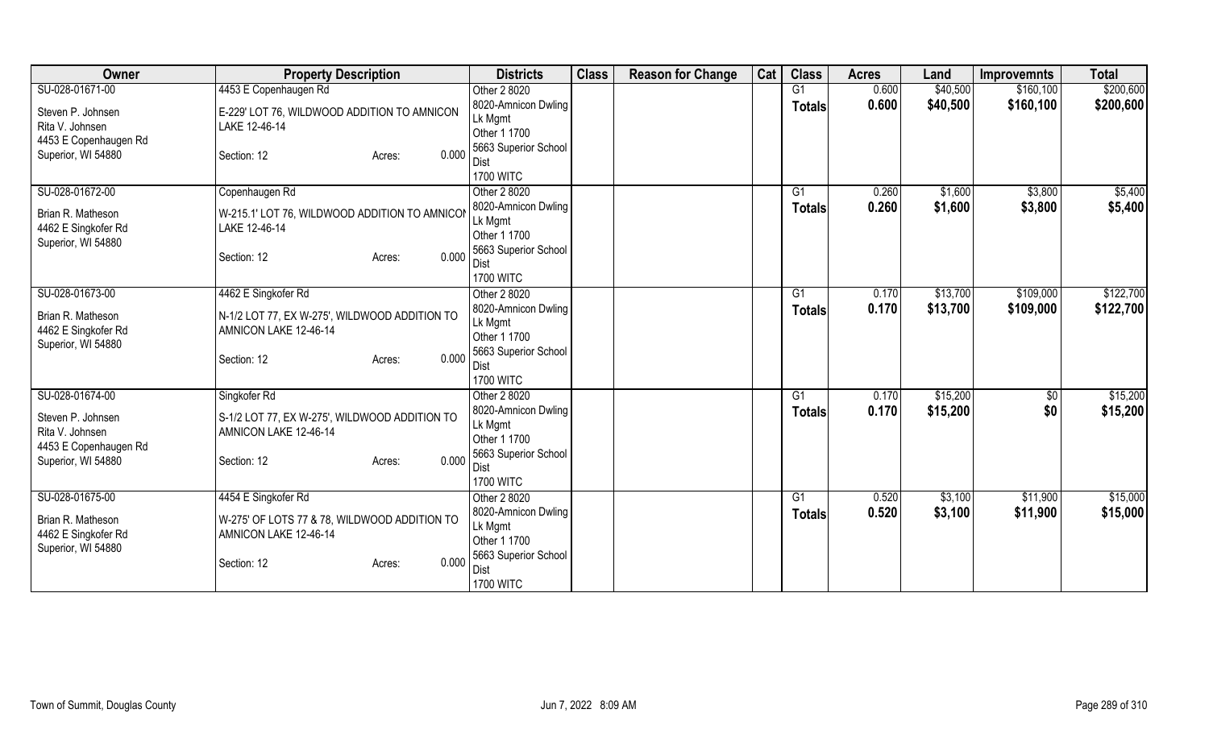| Owner | Property Description | Districts | Class | Reason for Change | Cat | Class | Acres | Land | Improvemnts | Total |
|---|---|---|---|---|---|---|---|---|---|---|
| SU-028-01671-00<br>Steven P. Johnsen<br>Rita V. Johnsen<br>4453 E Copenhaugen Rd<br>Superior, WI 54880 | 4453 E Copenhaugen Rd<br>E-229' LOT 76, WILDWOOD ADDITION TO AMNICON LAKE 12-46-14<br>Section: 12 Acres: 0.000 | Other 2 8020<br>8020-Amnicon Dwling Lk Mgmt<br>Other 1 1700<br>5663 Superior School Dist<br>1700 WITC | | | | G1<br>**Totals** | 0.600<br>**0.600** | $40,500<br>**$40,500** | $160,100<br>**$160,100** | $200,600<br>**$200,600** |
| SU-028-01672-00<br>Brian R. Matheson<br>4462 E Singkofer Rd<br>Superior, WI 54880 | Copenhaugen Rd<br>W-215.1' LOT 76, WILDWOOD ADDITION TO AMNICON LAKE 12-46-14<br>Section: 12 Acres: 0.000 | Other 2 8020<br>8020-Amnicon Dwling Lk Mgmt<br>Other 1 1700<br>5663 Superior School Dist<br>1700 WITC | | | | G1<br>**Totals** | 0.260<br>**0.260** | $1,600<br>**$1,600** | $3,800<br>**$3,800** | $5,400<br>**$5,400** |
| SU-028-01673-00<br>Brian R. Matheson<br>4462 E Singkofer Rd<br>Superior, WI 54880 | 4462 E Singkofer Rd<br>N-1/2 LOT 77, EX W-275', WILDWOOD ADDITION TO AMNICON LAKE 12-46-14<br>Section: 12 Acres: 0.000 | Other 2 8020<br>8020-Amnicon Dwling Lk Mgmt<br>Other 1 1700<br>5663 Superior School Dist<br>1700 WITC | | | | G1<br>**Totals** | 0.170<br>**0.170** | $13,700<br>**$13,700** | $109,000<br>**$109,000** | $122,700<br>**$122,700** |
| SU-028-01674-00<br>Steven P. Johnsen<br>Rita V. Johnsen<br>4453 E Copenhaugen Rd<br>Superior, WI 54880 | Singkofer Rd<br>S-1/2 LOT 77, EX W-275', WILDWOOD ADDITION TO AMNICON LAKE 12-46-14<br>Section: 12 Acres: 0.000 | Other 2 8020<br>8020-Amnicon Dwling Lk Mgmt<br>Other 1 1700<br>5663 Superior School Dist<br>1700 WITC | | | | G1<br>**Totals** | 0.170<br>**0.170** | $15,200<br>**$15,200** | $0<br>**$0** | $15,200<br>**$15,200** |
| SU-028-01675-00<br>Brian R. Matheson<br>4462 E Singkofer Rd<br>Superior, WI 54880 | 4454 E Singkofer Rd<br>W-275' OF LOTS 77 & 78, WILDWOOD ADDITION TO AMNICON LAKE 12-46-14<br>Section: 12 Acres: 0.000 | Other 2 8020<br>8020-Amnicon Dwling Lk Mgmt<br>Other 1 1700<br>5663 Superior School Dist<br>1700 WITC | | | | G1<br>**Totals** | 0.520<br>**0.520** | $3,100<br>**$3,100** | $11,900<br>**$11,900** | $15,000<br>**$15,000** |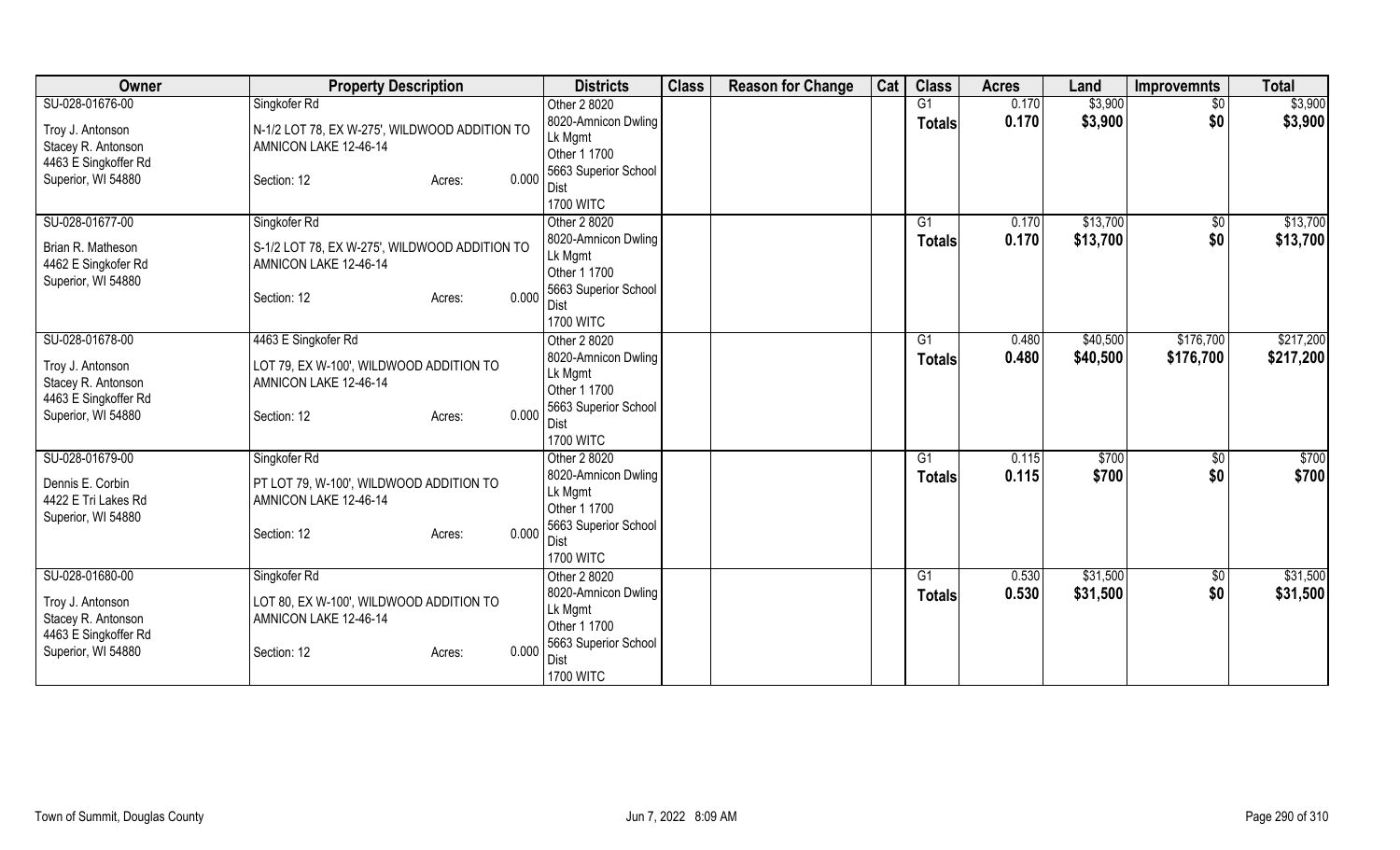| Owner | Property Description | Districts | Class | Reason for Change | Cat | Class | Acres | Land | Improvemnts | Total |
|---|---|---|---|---|---|---|---|---|---|---|
| SU-028-01676-00<br>Troy J. Antonson<br>Stacey R. Antonson<br>4463 E Singkoffer Rd<br>Superior, WI 54880 | Singkofer Rd<br>N-1/2 LOT 78, EX W-275', WILDWOOD ADDITION TO AMNICON LAKE 12-46-14<br>Section: 12 Acres: 0.000 | Other 2 8020<br>8020-Amnicon Dwling Lk Mgmt<br>Other 1 1700<br>5663 Superior School Dist<br>1700 WITC | | | | G1<br>**Totals** | 0.170<br>**0.170** | $3,900<br>**$3,900** | $0<br>**$0** | $3,900<br>**$3,900** |
| SU-028-01677-00<br>Brian R. Matheson<br>4462 E Singkofer Rd<br>Superior, WI 54880 | Singkofer Rd<br>S-1/2 LOT 78, EX W-275', WILDWOOD ADDITION TO AMNICON LAKE 12-46-14<br>Section: 12 Acres: 0.000 | Other 2 8020<br>8020-Amnicon Dwling Lk Mgmt<br>Other 1 1700<br>5663 Superior School Dist<br>1700 WITC | | | | G1<br>**Totals** | 0.170<br>**0.170** | $13,700<br>**$13,700** | $0<br>**$0** | $13,700<br>**$13,700** |
| SU-028-01678-00<br>Troy J. Antonson<br>Stacey R. Antonson<br>4463 E Singkoffer Rd<br>Superior, WI 54880 | 4463 E Singkofer Rd<br>LOT 79, EX W-100', WILDWOOD ADDITION TO AMNICON LAKE 12-46-14<br>Section: 12 Acres: 0.000 | Other 2 8020<br>8020-Amnicon Dwling Lk Mgmt<br>Other 1 1700<br>5663 Superior School Dist<br>1700 WITC | | | | G1<br>**Totals** | 0.480<br>**0.480** | $40,500<br>**$40,500** | $176,700<br>**$176,700** | $217,200<br>**$217,200** |
| SU-028-01679-00<br>Dennis E. Corbin<br>4422 E Tri Lakes Rd<br>Superior, WI 54880 | Singkofer Rd<br>PT LOT 79, W-100', WILDWOOD ADDITION TO AMNICON LAKE 12-46-14<br>Section: 12 Acres: 0.000 | Other 2 8020<br>8020-Amnicon Dwling Lk Mgmt<br>Other 1 1700<br>5663 Superior School Dist<br>1700 WITC | | | | G1<br>**Totals** | 0.115<br>**0.115** | $700<br>**$700** | $0<br>**$0** | $700<br>**$700** |
| SU-028-01680-00<br>Troy J. Antonson<br>Stacey R. Antonson<br>4463 E Singkoffer Rd<br>Superior, WI 54880 | Singkofer Rd<br>LOT 80, EX W-100', WILDWOOD ADDITION TO AMNICON LAKE 12-46-14<br>Section: 12 Acres: 0.000 | Other 2 8020<br>8020-Amnicon Dwling Lk Mgmt<br>Other 1 1700<br>5663 Superior School Dist<br>1700 WITC | | | | G1<br>**Totals** | 0.530<br>**0.530** | $31,500<br>**$31,500** | $0<br>**$0** | $31,500<br>**$31,500** |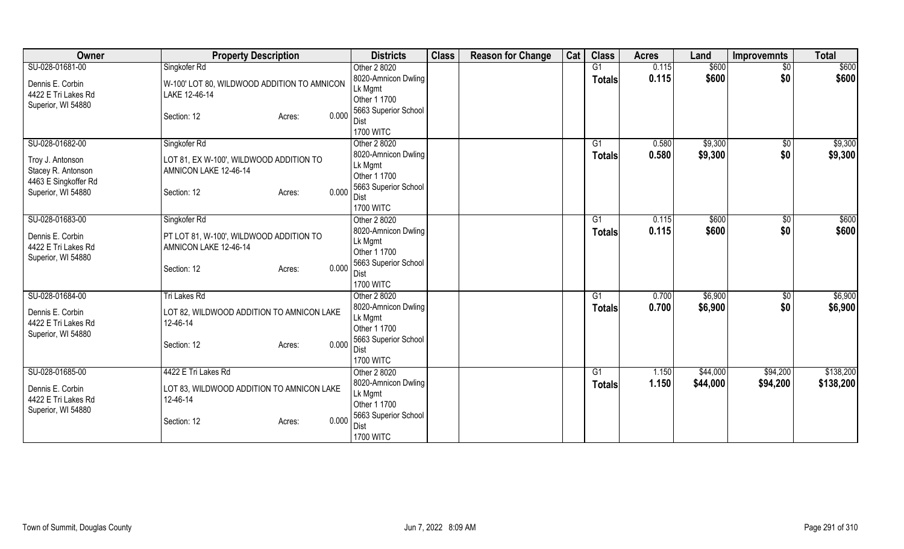| Owner | Property Description | Districts | Class | Reason for Change | Cat | Class | Acres | Land | Improvemnts | Total |
|---|---|---|---|---|---|---|---|---|---|---|
| SU-028-01681-00<br>Dennis E. Corbin<br>4422 E Tri Lakes Rd<br>Superior, WI 54880 | Singkofer Rd<br>W-100' LOT 80, WILDWOOD ADDITION TO AMNICON LAKE 12-46-14<br>Section: 12 Acres: 0.000 | Other 2 8020<br>8020-Amnicon Dwling Lk Mgmt<br>Other 1 1700<br>5663 Superior School Dist<br>1700 WITC | | | | G1<br>**Totals** | 0.115<br>**0.115** | \$600<br>**\$600** | \$0<br>**\$0** | \$600<br>**\$600** |
| SU-028-01682-00<br>Troy J. Antonson<br>Stacey R. Antonson<br>4463 E Singkoffer Rd<br>Superior, WI 54880 | Singkofer Rd<br>LOT 81, EX W-100', WILDWOOD ADDITION TO AMNICON LAKE 12-46-14<br>Section: 12 Acres: 0.000 | Other 2 8020<br>8020-Amnicon Dwling Lk Mgmt<br>Other 1 1700<br>5663 Superior School Dist<br>1700 WITC | | | | G1<br>**Totals** | 0.580<br>**0.580** | \$9,300<br>**\$9,300** | \$0<br>**\$0** | \$9,300<br>**\$9,300** |
| SU-028-01683-00<br>Dennis E. Corbin<br>4422 E Tri Lakes Rd<br>Superior, WI 54880 | Singkofer Rd<br>PT LOT 81, W-100', WILDWOOD ADDITION TO AMNICON LAKE 12-46-14<br>Section: 12 Acres: 0.000 | Other 2 8020<br>8020-Amnicon Dwling Lk Mgmt<br>Other 1 1700<br>5663 Superior School Dist<br>1700 WITC | | | | G1<br>**Totals** | 0.115<br>**0.115** | \$600<br>**\$600** | \$0<br>**\$0** | \$600<br>**\$600** |
| SU-028-01684-00<br>Dennis E. Corbin<br>4422 E Tri Lakes Rd<br>Superior, WI 54880 | Tri Lakes Rd<br>LOT 82, WILDWOOD ADDITION TO AMNICON LAKE 12-46-14<br>Section: 12 Acres: 0.000 | Other 2 8020<br>8020-Amnicon Dwling Lk Mgmt<br>Other 1 1700<br>5663 Superior School Dist<br>1700 WITC | | | | G1<br>**Totals** | 0.700<br>**0.700** | \$6,900<br>**\$6,900** | \$0<br>**\$0** | \$6,900<br>**\$6,900** |
| SU-028-01685-00<br>Dennis E. Corbin<br>4422 E Tri Lakes Rd<br>Superior, WI 54880 | 4422 E Tri Lakes Rd<br>LOT 83, WILDWOOD ADDITION TO AMNICON LAKE 12-46-14<br>Section: 12 Acres: 0.000 | Other 2 8020<br>8020-Amnicon Dwling Lk Mgmt<br>Other 1 1700<br>5663 Superior School Dist<br>1700 WITC | | | | G1<br>**Totals** | 1.150<br>**1.150** | \$44,000<br>**\$44,000** | \$94,200<br>**\$94,200** | \$138,200<br>**\$138,200** |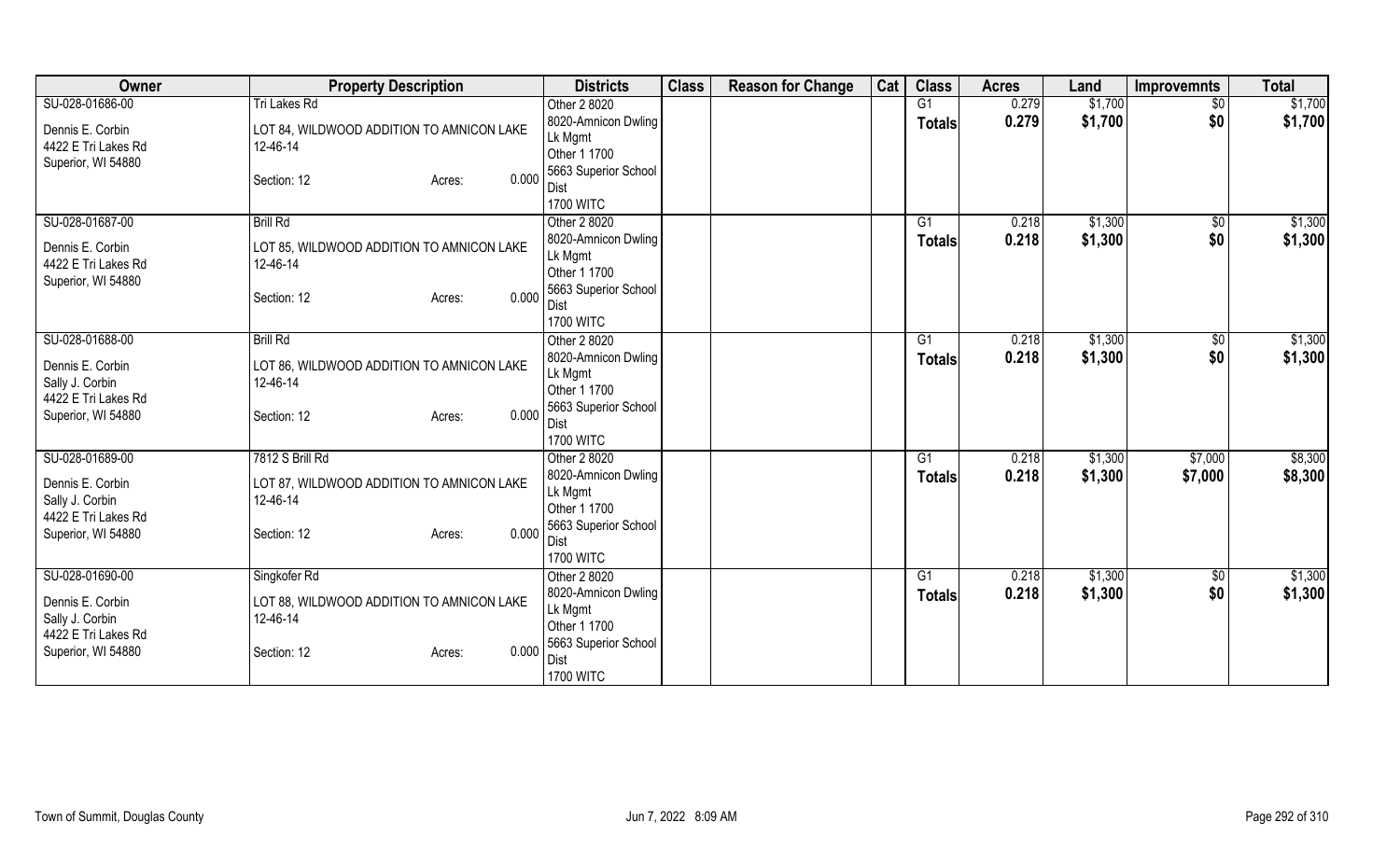| Owner | Property Description | Districts | Class | Reason for Change | Cat | Class | Acres | Land | Improvemnts | Total |
|---|---|---|---|---|---|---|---|---|---|---|
| SU-028-01686-00<br>Dennis E. Corbin<br>4422 E Tri Lakes Rd<br>Superior, WI 54880 | Tri Lakes Rd<br>LOT 84, WILDWOOD ADDITION TO AMNICON LAKE<br>12-46-14<br>Section: 12 Acres: 0.000 | Other 2 8020<br>8020-Amnicon Dwling Lk Mgmt<br>Other 1 1700<br>5663 Superior School Dist<br>1700 WITC | | | | G1<br>**Totals** | 0.279<br>**0.279** | $1,700<br>**$1,700** | $0<br>**$0** | $1,700<br>**$1,700** |
| SU-028-01687-00<br>Dennis E. Corbin<br>4422 E Tri Lakes Rd<br>Superior, WI 54880 | Brill Rd<br>LOT 85, WILDWOOD ADDITION TO AMNICON LAKE<br>12-46-14<br>Section: 12 Acres: 0.000 | Other 2 8020<br>8020-Amnicon Dwling Lk Mgmt<br>Other 1 1700<br>5663 Superior School Dist<br>1700 WITC | | | | G1<br>**Totals** | 0.218<br>**0.218** | $1,300<br>**$1,300** | $0<br>**$0** | $1,300<br>**$1,300** |
| SU-028-01688-00<br>Dennis E. Corbin<br>Sally J. Corbin<br>4422 E Tri Lakes Rd<br>Superior, WI 54880 | Brill Rd<br>LOT 86, WILDWOOD ADDITION TO AMNICON LAKE<br>12-46-14<br>Section: 12 Acres: 0.000 | Other 2 8020<br>8020-Amnicon Dwling Lk Mgmt<br>Other 1 1700<br>5663 Superior School Dist<br>1700 WITC | | | | G1<br>**Totals** | 0.218<br>**0.218** | $1,300<br>**$1,300** | $0<br>**$0** | $1,300<br>**$1,300** |
| SU-028-01689-00<br>Dennis E. Corbin<br>Sally J. Corbin<br>4422 E Tri Lakes Rd<br>Superior, WI 54880 | 7812 S Brill Rd<br>LOT 87, WILDWOOD ADDITION TO AMNICON LAKE<br>12-46-14<br>Section: 12 Acres: 0.000 | Other 2 8020<br>8020-Amnicon Dwling Lk Mgmt<br>Other 1 1700<br>5663 Superior School Dist<br>1700 WITC | | | | G1<br>**Totals** | 0.218<br>**0.218** | $1,300<br>**$1,300** | $7,000<br>**$7,000** | $8,300<br>**$8,300** |
| SU-028-01690-00<br>Dennis E. Corbin<br>Sally J. Corbin<br>4422 E Tri Lakes Rd<br>Superior, WI 54880 | Singkofer Rd<br>LOT 88, WILDWOOD ADDITION TO AMNICON LAKE<br>12-46-14<br>Section: 12 Acres: 0.000 | Other 2 8020<br>8020-Amnicon Dwling Lk Mgmt<br>Other 1 1700<br>5663 Superior School Dist<br>1700 WITC | | | | G1<br>**Totals** | 0.218<br>**0.218** | $1,300<br>**$1,300** | $0<br>**$0** | $1,300<br>**$1,300** |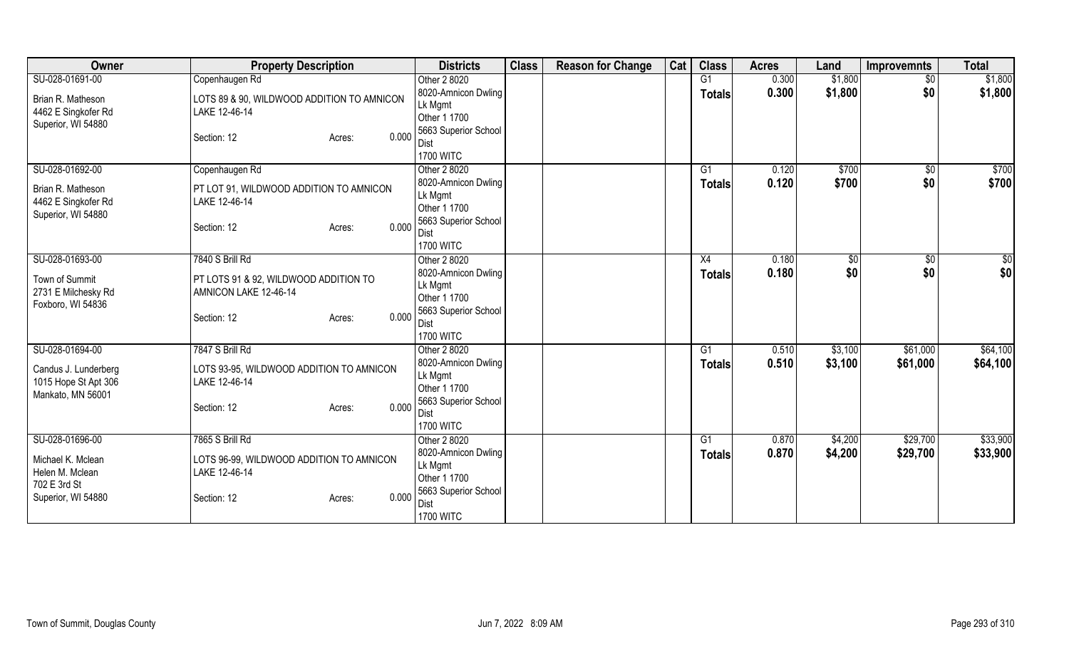| Owner | Property Description | Districts | Class | Reason for Change | Cat | Class | Acres | Land | Improvemnts | Total |
|---|---|---|---|---|---|---|---|---|---|---|
| SU-028-01691-00<br>Brian R. Matheson<br>4462 E Singkofer Rd<br>Superior, WI 54880 | Copenhaugen Rd<br>LOTS 89 & 90, WILDWOOD ADDITION TO AMNICON LAKE 12-46-14<br>Section: 12 Acres: 0.000 | Other 2 8020<br>8020-Amnicon Dwling Lk Mgmt<br>Other 1 1700<br>5663 Superior School Dist<br>1700 WITC | | | | G1<br>**Totals** | 0.300<br>**0.300** | $1,800<br>**$1,800** | $0<br>**$0** | $1,800<br>**$1,800** |
| SU-028-01692-00<br>Brian R. Matheson<br>4462 E Singkofer Rd<br>Superior, WI 54880 | Copenhaugen Rd<br>PT LOT 91, WILDWOOD ADDITION TO AMNICON LAKE 12-46-14<br>Section: 12 Acres: 0.000 | Other 2 8020<br>8020-Amnicon Dwling Lk Mgmt<br>Other 1 1700<br>5663 Superior School Dist<br>1700 WITC | | | | G1<br>**Totals** | 0.120<br>**0.120** | $700<br>**$700** | $0<br>**$0** | $700<br>**$700** |
| SU-028-01693-00<br>Town of Summit<br>2731 E Milchesky Rd<br>Foxboro, WI 54836 | 7840 S Brill Rd<br>PT LOTS 91 & 92, WILDWOOD ADDITION TO AMNICON LAKE 12-46-14<br>Section: 12 Acres: 0.000 | Other 2 8020<br>8020-Amnicon Dwling Lk Mgmt<br>Other 1 1700<br>5663 Superior School Dist<br>1700 WITC | | | | X4<br>**Totals** | 0.180<br>**0.180** | $0<br>**$0** | $0<br>**$0** | $0<br>**$0** |
| SU-028-01694-00<br>Candus J. Lunderberg<br>1015 Hope St Apt 306<br>Mankato, MN 56001 | 7847 S Brill Rd<br>LOTS 93-95, WILDWOOD ADDITION TO AMNICON LAKE 12-46-14<br>Section: 12 Acres: 0.000 | Other 2 8020<br>8020-Amnicon Dwling Lk Mgmt<br>Other 1 1700<br>5663 Superior School Dist<br>1700 WITC | | | | G1<br>**Totals** | 0.510<br>**0.510** | $3,100<br>**$3,100** | $61,000<br>**$61,000** | $64,100<br>**$64,100** |
| SU-028-01696-00<br>Michael K. Mclean<br>Helen M. Mclean<br>702 E 3rd St<br>Superior, WI 54880 | 7865 S Brill Rd<br>LOTS 96-99, WILDWOOD ADDITION TO AMNICON LAKE 12-46-14<br>Section: 12 Acres: 0.000 | Other 2 8020<br>8020-Amnicon Dwling Lk Mgmt<br>Other 1 1700<br>5663 Superior School Dist<br>1700 WITC | | | | G1<br>**Totals** | 0.870<br>**0.870** | $4,200<br>**$4,200** | $29,700<br>**$29,700** | $33,900<br>**$33,900** |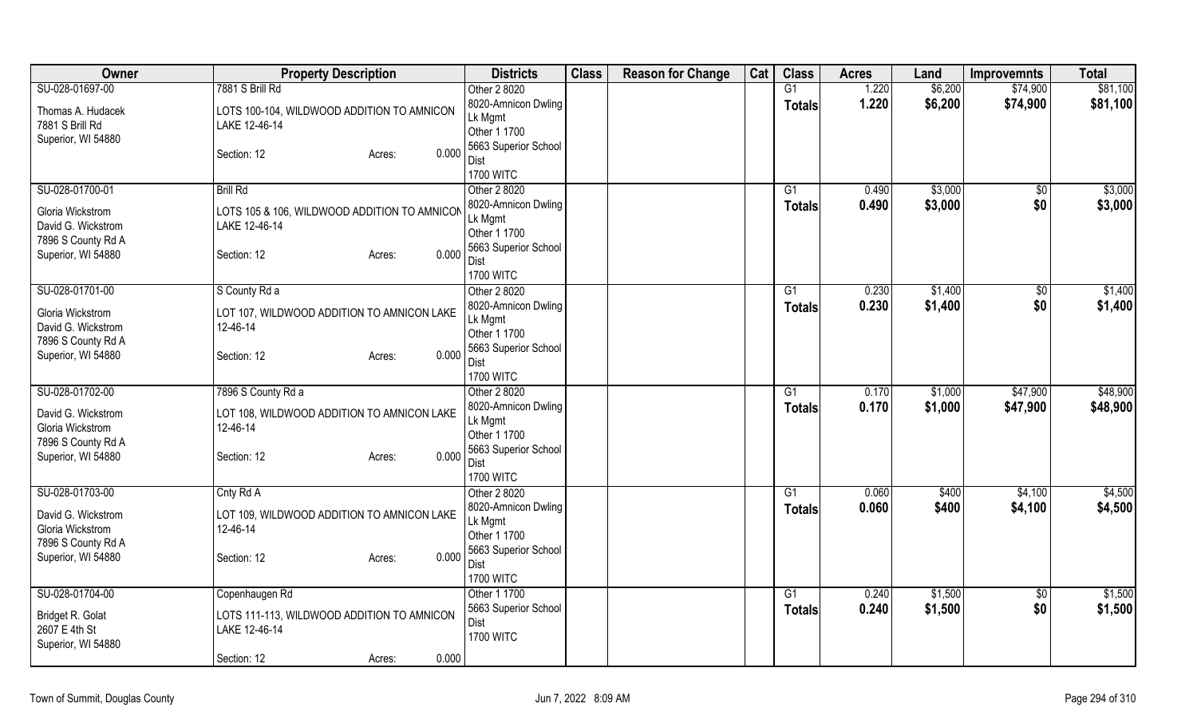| Owner | Property Description | Districts | Class | Reason for Change | Cat | Class | Acres | Land | Improvemnts | Total |
|---|---|---|---|---|---|---|---|---|---|---|
| SU-028-01697-00<br><br>Thomas A. Hudacek<br>7881 S Brill Rd<br>Superior, WI 54880 | 7881 S Brill Rd<br><br>LOTS 100-104, WILDWOOD ADDITION TO AMNICON LAKE 12-46-14<br><br>Section: 12 Acres: 0.000 | Other 2 8020<br>8020-Amnicon Dwling Lk Mgmt<br>Other 1 1700<br>5663 Superior School Dist<br>1700 WITC | | | | G1<br>**Totals** | 1.220<br>**1.220** | $6,200<br>**$6,200** | $74,900<br>**$74,900** | $81,100<br>**$81,100** |
| SU-028-01700-01<br><br>Gloria Wickstrom<br>David G. Wickstrom<br>7896 S County Rd A<br>Superior, WI 54880 | Brill Rd<br><br>LOTS 105 & 106, WILDWOOD ADDITION TO AMNICON LAKE 12-46-14<br><br>Section: 12 Acres: 0.000 | Other 2 8020<br>8020-Amnicon Dwling Lk Mgmt<br>Other 1 1700<br>5663 Superior School Dist<br>1700 WITC | | | | G1<br>**Totals** | 0.490<br>**0.490** | $3,000<br>**$3,000** | $0<br>**$0** | $3,000<br>**$3,000** |
| SU-028-01701-00<br><br>Gloria Wickstrom<br>David G. Wickstrom<br>7896 S County Rd A<br>Superior, WI 54880 | S County Rd a<br><br>LOT 107, WILDWOOD ADDITION TO AMNICON LAKE 12-46-14<br><br>Section: 12 Acres: 0.000 | Other 2 8020<br>8020-Amnicon Dwling Lk Mgmt<br>Other 1 1700<br>5663 Superior School Dist<br>1700 WITC | | | | G1<br>**Totals** | 0.230<br>**0.230** | $1,400<br>**$1,400** | $0<br>**$0** | $1,400<br>**$1,400** |
| SU-028-01702-00<br><br>David G. Wickstrom<br>Gloria Wickstrom<br>7896 S County Rd A<br>Superior, WI 54880 | 7896 S County Rd a<br><br>LOT 108, WILDWOOD ADDITION TO AMNICON LAKE 12-46-14<br><br>Section: 12 Acres: 0.000 | Other 2 8020<br>8020-Amnicon Dwling Lk Mgmt<br>Other 1 1700<br>5663 Superior School Dist<br>1700 WITC | | | | G1<br>**Totals** | 0.170<br>**0.170** | $1,000<br>**$1,000** | $47,900<br>**$47,900** | $48,900<br>**$48,900** |
| SU-028-01703-00<br><br>David G. Wickstrom<br>Gloria Wickstrom<br>7896 S County Rd A<br>Superior, WI 54880 | Cnty Rd A<br><br>LOT 109, WILDWOOD ADDITION TO AMNICON LAKE 12-46-14<br><br>Section: 12 Acres: 0.000 | Other 2 8020<br>8020-Amnicon Dwling Lk Mgmt<br>Other 1 1700<br>5663 Superior School Dist<br>1700 WITC | | | | G1<br>**Totals** | 0.060<br>**0.060** | $400<br>**$400** | $4,100<br>**$4,100** | $4,500<br>**$4,500** |
| SU-028-01704-00<br><br>Bridget R. Golat<br>2607 E 4th St<br>Superior, WI 54880 | Copenhaugen Rd<br><br>LOTS 111-113, WILDWOOD ADDITION TO AMNICON LAKE 12-46-14<br><br>Section: 12 Acres: 0.000 | Other 1 1700<br>5663 Superior School Dist<br>1700 WITC | | | | G1<br>**Totals** | 0.240<br>**0.240** | $1,500<br>**$1,500** | $0<br>**$0** | $1,500<br>**$1,500** |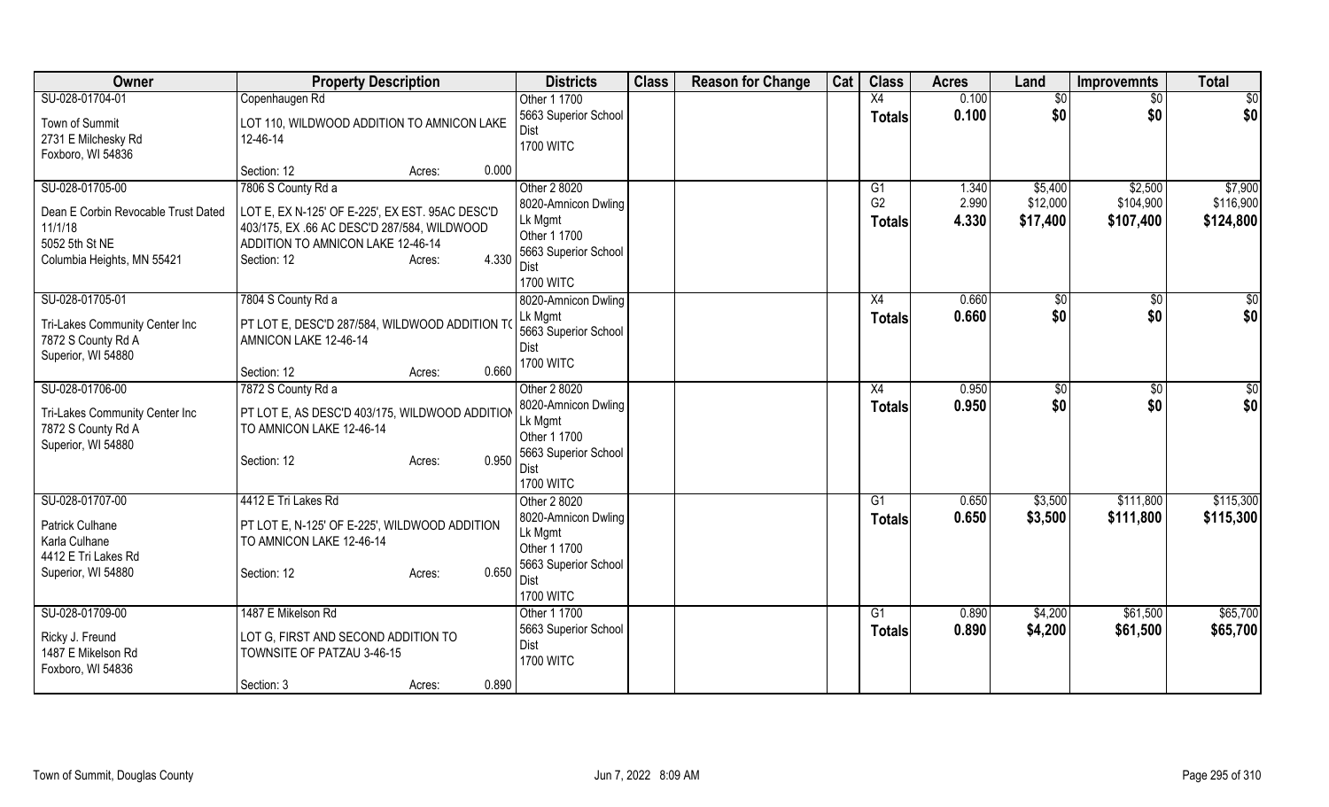| Owner | Property Description | Districts | Class | Reason for Change | Cat | Class | Acres | Land | Improvemnts | Total |
|---|---|---|---|---|---|---|---|---|---|---|
| SU-028-01704-01<br>Town of Summit<br>2731 E Milchesky Rd<br>Foxboro, WI 54836 | Copenhaugen Rd<br>LOT 110, WILDWOOD ADDITION TO AMNICON LAKE 12-46-14<br>Section: 12 Acres: 0.000 | Other 1 1700<br>5663 Superior School Dist<br>1700 WITC | | | | X4<br>**Totals** | 0.100<br>**0.100** | $0<br>**$0** | $0<br>**$0** | $0<br>**$0** |
| SU-028-01705-00<br>Dean E Corbin Revocable Trust Dated 11/1/18<br>5052 5th St NE<br>Columbia Heights, MN 55421 | 7806 S County Rd a<br>LOT E, EX N-125' OF E-225', EX EST. 95AC DESC'D 403/175, EX .66 AC DESC'D 287/584, WILDWOOD ADDITION TO AMNICON LAKE 12-46-14<br>Section: 12 Acres: 4.330 | Other 2 8020<br>8020-Amnicon Dwling Lk Mgmt<br>Other 1 1700<br>5663 Superior School Dist<br>1700 WITC | | | | G1<br>G2<br>**Totals** | 1.340<br>2.990<br>**4.330** | $5,400<br>$12,000<br>**$17,400** | $2,500<br>$104,900<br>**$107,400** | $7,900<br>$116,900<br>**$124,800** |
| SU-028-01705-01<br>Tri-Lakes Community Center Inc<br>7872 S County Rd A<br>Superior, WI 54880 | 7804 S County Rd a<br>PT LOT E, DESC'D 287/584, WILDWOOD ADDITION TO AMNICON LAKE 12-46-14<br>Section: 12 Acres: 0.660 | 8020-Amnicon Dwling Lk Mgmt<br>5663 Superior School Dist<br>1700 WITC | | | | X4<br>**Totals** | 0.660<br>**0.660** | $0<br>**$0** | $0<br>**$0** | $0<br>**$0** |
| SU-028-01706-00<br>Tri-Lakes Community Center Inc<br>7872 S County Rd A<br>Superior, WI 54880 | 7872 S County Rd a<br>PT LOT E, AS DESC'D 403/175, WILDWOOD ADDITION TO AMNICON LAKE 12-46-14<br>Section: 12 Acres: 0.950 | Other 2 8020<br>8020-Amnicon Dwling Lk Mgmt<br>Other 1 1700<br>5663 Superior School Dist<br>1700 WITC | | | | X4<br>**Totals** | 0.950<br>**0.950** | $0<br>**$0** | $0<br>**$0** | $0<br>**$0** |
| SU-028-01707-00<br>Patrick Culhane<br>Karla Culhane<br>4412 E Tri Lakes Rd<br>Superior, WI 54880 | 4412 E Tri Lakes Rd<br>PT LOT E, N-125' OF E-225', WILDWOOD ADDITION TO AMNICON LAKE 12-46-14<br>Section: 12 Acres: 0.650 | Other 2 8020<br>8020-Amnicon Dwling Lk Mgmt<br>Other 1 1700<br>5663 Superior School Dist<br>1700 WITC | | | | G1<br>**Totals** | 0.650<br>**0.650** | $3,500<br>**$3,500** | $111,800<br>**$111,800** | $115,300<br>**$115,300** |
| SU-028-01709-00<br>Ricky J. Freund<br>1487 E Mikelson Rd<br>Foxboro, WI 54836 | 1487 E Mikelson Rd<br>LOT G, FIRST AND SECOND ADDITION TO TOWNSITE OF PATZAU 3-46-15<br>Section: 3 Acres: 0.890 | Other 1 1700<br>5663 Superior School Dist<br>1700 WITC | | | | G1<br>**Totals** | 0.890<br>**0.890** | $4,200<br>**$4,200** | $61,500<br>**$61,500** | $65,700<br>**$65,700** |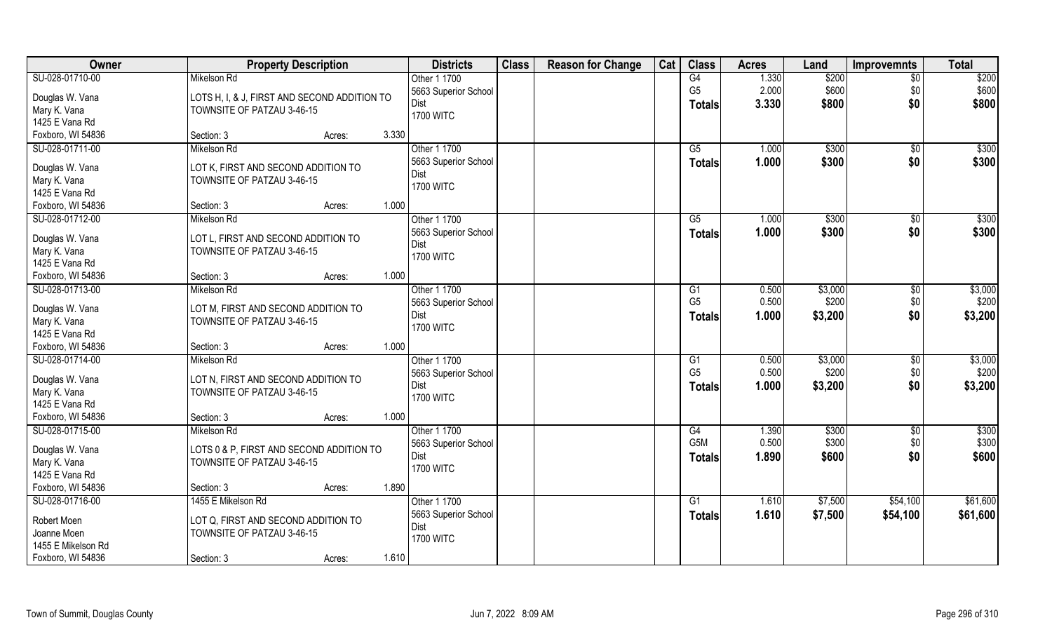| Owner | Property Description | | | Districts | Class | Reason for Change | Cat | Class | Acres | Land | Improvemnts | Total |
|---|---|---|---|---|---|---|---|---|---|---|---|---|
| SU-028-01710-00 | Mikelson Rd | | | Other 1 1700 | | | | G4 | 1.330 | $200 | $0 | $200 |
| Douglas W. Vana | LOTS H, I, & J, FIRST AND SECOND ADDITION TO | | | 5663 Superior School | | | | G5 | 2.000 | $600 | $0 | $600 |
| Mary K. Vana | TOWNSITE OF PATZAU 3-46-15 | | | Dist | | | | Totals | 3.330 | $800 | $0 | $800 |
| 1425 E Vana Rd | | | | 1700 WITC | | | | | | | | |
| Foxboro, WI 54836 | Section: 3 | Acres: | 3.330 | | | | | | | | | |
| SU-028-01711-00 | Mikelson Rd | | | Other 1 1700 | | | | G5 | 1.000 | $300 | $0 | $300 |
| Douglas W. Vana | LOT K, FIRST AND SECOND ADDITION TO | | | 5663 Superior School | | | | Totals | 1.000 | $300 | $0 | $300 |
| Mary K. Vana | TOWNSITE OF PATZAU 3-46-15 | | | Dist | | | | | | | | |
| 1425 E Vana Rd | | | | 1700 WITC | | | | | | | | |
| Foxboro, WI 54836 | Section: 3 | Acres: | 1.000 | | | | | | | | | |
| SU-028-01712-00 | Mikelson Rd | | | Other 1 1700 | | | | G5 | 1.000 | $300 | $0 | $300 |
| Douglas W. Vana | LOT L, FIRST AND SECOND ADDITION TO | | | 5663 Superior School | | | | Totals | 1.000 | $300 | $0 | $300 |
| Mary K. Vana | TOWNSITE OF PATZAU 3-46-15 | | | Dist | | | | | | | | |
| 1425 E Vana Rd | | | | 1700 WITC | | | | | | | | |
| Foxboro, WI 54836 | Section: 3 | Acres: | 1.000 | | | | | | | | | |
| SU-028-01713-00 | Mikelson Rd | | | Other 1 1700 | | | | G1 | 0.500 | $3,000 | $0 | $3,000 |
| Douglas W. Vana | LOT M, FIRST AND SECOND ADDITION TO | | | 5663 Superior School | | | | G5 | 0.500 | $200 | $0 | $200 |
| Mary K. Vana | TOWNSITE OF PATZAU 3-46-15 | | | Dist | | | | Totals | 1.000 | $3,200 | $0 | $3,200 |
| 1425 E Vana Rd | | | | 1700 WITC | | | | | | | | |
| Foxboro, WI 54836 | Section: 3 | Acres: | 1.000 | | | | | | | | | |
| SU-028-01714-00 | Mikelson Rd | | | Other 1 1700 | | | | G1 | 0.500 | $3,000 | $0 | $3,000 |
| Douglas W. Vana | LOT N, FIRST AND SECOND ADDITION TO | | | 5663 Superior School | | | | G5 | 0.500 | $200 | $0 | $200 |
| Mary K. Vana | TOWNSITE OF PATZAU 3-46-15 | | | Dist | | | | Totals | 1.000 | $3,200 | $0 | $3,200 |
| 1425 E Vana Rd | | | | 1700 WITC | | | | | | | | |
| Foxboro, WI 54836 | Section: 3 | Acres: | 1.000 | | | | | | | | | |
| SU-028-01715-00 | Mikelson Rd | | | Other 1 1700 | | | | G4 | 1.390 | $300 | $0 | $300 |
| Douglas W. Vana | LOTS 0 & P, FIRST AND SECOND ADDITION TO | | | 5663 Superior School | | | | G5M | 0.500 | $300 | $0 | $300 |
| Mary K. Vana | TOWNSITE OF PATZAU 3-46-15 | | | Dist | | | | Totals | 1.890 | $600 | $0 | $600 |
| 1425 E Vana Rd | | | | 1700 WITC | | | | | | | | |
| Foxboro, WI 54836 | Section: 3 | Acres: | 1.890 | | | | | | | | | |
| SU-028-01716-00 | 1455 E Mikelson Rd | | | Other 1 1700 | | | | G1 | 1.610 | $7,500 | $54,100 | $61,600 |
| Robert Moen | LOT Q, FIRST AND SECOND ADDITION TO | | | 5663 Superior School | | | | Totals | 1.610 | $7,500 | $54,100 | $61,600 |
| Joanne Moen | TOWNSITE OF PATZAU 3-46-15 | | | Dist | | | | | | | | |
| 1455 E Mikelson Rd | | | | 1700 WITC | | | | | | | | |
| Foxboro, WI 54836 | Section: 3 | Acres: | 1.610 | | | | | | | | | |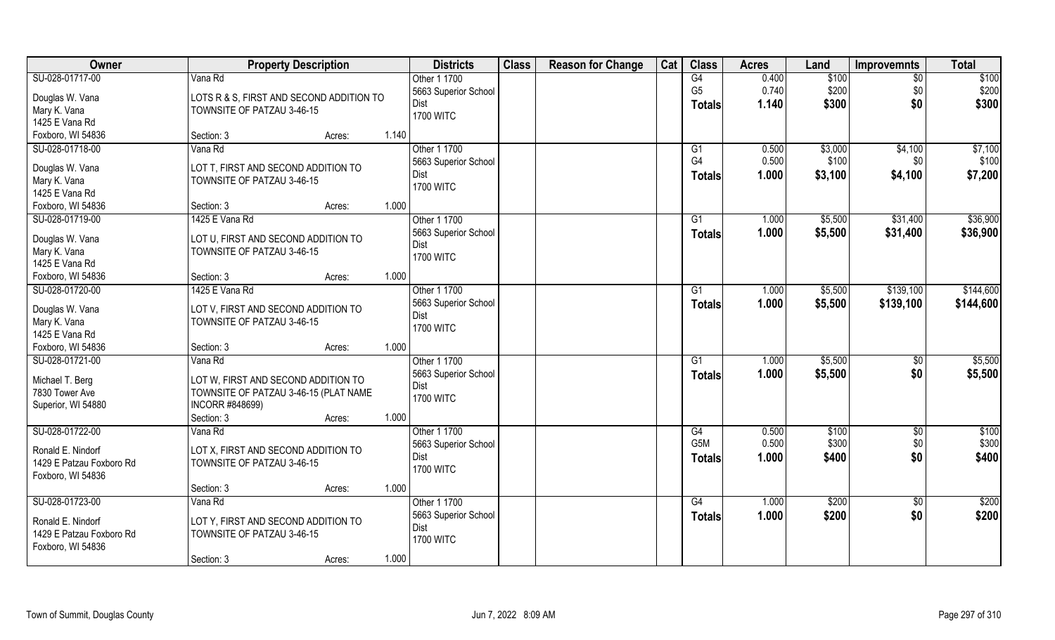| Owner | Property Description | | | Districts | Class | Reason for Change | Cat | Class | Acres | Land | Improvemnts | Total |
|---|---|---|---|---|---|---|---|---|---|---|---|---|
| SU-028-01717-00<br>Douglas W. Vana<br>Mary K. Vana<br>1425 E Vana Rd<br>Foxboro, WI 54836 | Vana Rd<br>LOTS R & S, FIRST AND SECOND ADDITION TO TOWNSITE OF PATZAU 3-46-15<br>Section: 3 | Acres: | 1.140 | Other 1 1700<br>5663 Superior School Dist<br>1700 WITC | | | | G4<br>G5<br>Totals | 0.400<br>0.740<br>1.140 | $100<br>$200<br>$300 | $0<br>$0<br>$0 | $100<br>$200<br>$300 |
| SU-028-01718-00<br>Douglas W. Vana<br>Mary K. Vana<br>1425 E Vana Rd<br>Foxboro, WI 54836 | Vana Rd<br>LOT T, FIRST AND SECOND ADDITION TO TOWNSITE OF PATZAU 3-46-15<br>Section: 3 | Acres: | 1.000 | Other 1 1700<br>5663 Superior School Dist<br>1700 WITC | | | | G1<br>G4<br>Totals | 0.500<br>0.500<br>1.000 | $3,000<br>$100<br>$3,100 | $4,100<br>$0<br>$4,100 | $7,100<br>$100<br>$7,200 |
| SU-028-01719-00<br>Douglas W. Vana<br>Mary K. Vana<br>1425 E Vana Rd<br>Foxboro, WI 54836 | 1425 E Vana Rd<br>LOT U, FIRST AND SECOND ADDITION TO TOWNSITE OF PATZAU 3-46-15<br>Section: 3 | Acres: | 1.000 | Other 1 1700<br>5663 Superior School Dist<br>1700 WITC | | | | G1<br>Totals | 1.000<br>1.000 | $5,500<br>$5,500 | $31,400<br>$31,400 | $36,900<br>$36,900 |
| SU-028-01720-00<br>Douglas W. Vana<br>Mary K. Vana<br>1425 E Vana Rd<br>Foxboro, WI 54836 | 1425 E Vana Rd<br>LOT V, FIRST AND SECOND ADDITION TO TOWNSITE OF PATZAU 3-46-15<br>Section: 3 | Acres: | 1.000 | Other 1 1700<br>5663 Superior School Dist<br>1700 WITC | | | | G1<br>Totals | 1.000<br>1.000 | $5,500<br>$5,500 | $139,100<br>$139,100 | $144,600<br>$144,600 |
| SU-028-01721-00<br>Michael T. Berg<br>7830 Tower Ave<br>Superior, WI 54880 | Vana Rd<br>LOT W, FIRST AND SECOND ADDITION TO TOWNSITE OF PATZAU 3-46-15 (PLAT NAME INCORR #848699)<br>Section: 3 | Acres: | 1.000 | Other 1 1700<br>5663 Superior School Dist<br>1700 WITC | | | | G1<br>Totals | 1.000<br>1.000 | $5,500<br>$5,500 | $0<br>$0 | $5,500<br>$5,500 |
| SU-028-01722-00<br>Ronald E. Nindorf<br>1429 E Patzau Foxboro Rd<br>Foxboro, WI 54836 | Vana Rd<br>LOT X, FIRST AND SECOND ADDITION TO TOWNSITE OF PATZAU 3-46-15<br>Section: 3 | Acres: | 1.000 | Other 1 1700<br>5663 Superior School Dist<br>1700 WITC | | | | G4<br>G5M<br>Totals | 0.500<br>0.500<br>1.000 | $100<br>$300<br>$400 | $0<br>$0<br>$0 | $100<br>$300<br>$400 |
| SU-028-01723-00<br>Ronald E. Nindorf<br>1429 E Patzau Foxboro Rd<br>Foxboro, WI 54836 | Vana Rd<br>LOT Y, FIRST AND SECOND ADDITION TO TOWNSITE OF PATZAU 3-46-15<br>Section: 3 | Acres: | 1.000 | Other 1 1700<br>5663 Superior School Dist<br>1700 WITC | | | | G4<br>Totals | 1.000<br>1.000 | $200<br>$200 | $0<br>$0 | $200<br>$200 |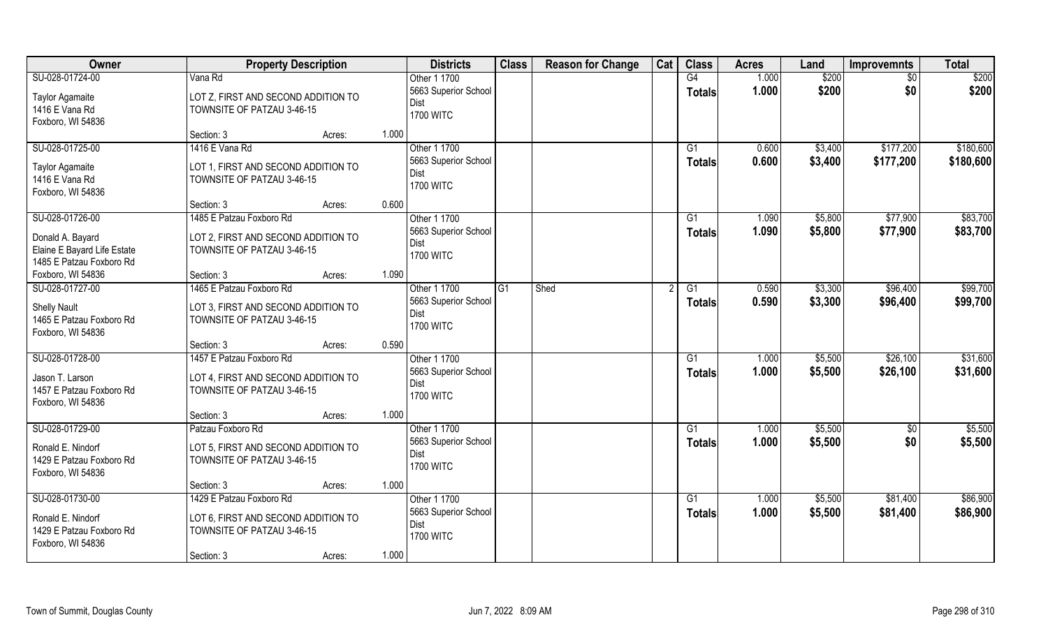| Owner | Property Description | | | Districts | Class | Reason for Change | Cat | Class | Acres | Land | Improvemnts | Total |
|---|---|---|---|---|---|---|---|---|---|---|---|---|
| SU-028-01724-00 | Vana Rd | | | Other 1 1700 | | | | G4 | 1.000 | $200 | $0 | $200 |
| Taylor Agamaite<br>1416 E Vana Rd<br>Foxboro, WI 54836 | LOT Z, FIRST AND SECOND ADDITION TO TOWNSITE OF PATZAU 3-46-15 | | | 5663 Superior School Dist<br>1700 WITC | | | | Totals | 1.000 | $200 | $0 | $200 |
| | Section: 3 | Acres: | 1.000 | | | | | | | | | |
| SU-028-01725-00 | 1416 E Vana Rd | | | Other 1 1700 | | | | G1 | 0.600 | $3,400 | $177,200 | $180,600 |
| Taylor Agamaite<br>1416 E Vana Rd<br>Foxboro, WI 54836 | LOT 1, FIRST AND SECOND ADDITION TO TOWNSITE OF PATZAU 3-46-15 | | | 5663 Superior School Dist<br>1700 WITC | | | | Totals | 0.600 | $3,400 | $177,200 | $180,600 |
| | Section: 3 | Acres: | 0.600 | | | | | | | | | |
| SU-028-01726-00 | 1485 E Patzau Foxboro Rd | | | Other 1 1700 | | | | G1 | 1.090 | $5,800 | $77,900 | $83,700 |
| Donald A. Bayard<br>Elaine E Bayard Life Estate<br>1485 E Patzau Foxboro Rd<br>Foxboro, WI 54836 | LOT 2, FIRST AND SECOND ADDITION TO TOWNSITE OF PATZAU 3-46-15 | | | 5663 Superior School Dist<br>1700 WITC | | | | Totals | 1.090 | $5,800 | $77,900 | $83,700 |
| | Section: 3 | Acres: | 1.090 | | | | | | | | | |
| SU-028-01727-00 | 1465 E Patzau Foxboro Rd | | | Other 1 1700 | G1 | Shed | 2 | G1 | 0.590 | $3,300 | $96,400 | $99,700 |
| Shelly Nault<br>1465 E Patzau Foxboro Rd<br>Foxboro, WI 54836 | LOT 3, FIRST AND SECOND ADDITION TO TOWNSITE OF PATZAU 3-46-15 | | | 5663 Superior School Dist<br>1700 WITC | | | | Totals | 0.590 | $3,300 | $96,400 | $99,700 |
| | Section: 3 | Acres: | 0.590 | | | | | | | | | |
| SU-028-01728-00 | 1457 E Patzau Foxboro Rd | | | Other 1 1700 | | | | G1 | 1.000 | $5,500 | $26,100 | $31,600 |
| Jason T. Larson<br>1457 E Patzau Foxboro Rd<br>Foxboro, WI 54836 | LOT 4, FIRST AND SECOND ADDITION TO TOWNSITE OF PATZAU 3-46-15 | | | 5663 Superior School Dist<br>1700 WITC | | | | Totals | 1.000 | $5,500 | $26,100 | $31,600 |
| | Section: 3 | Acres: | 1.000 | | | | | | | | | |
| SU-028-01729-00 | Patzau Foxboro Rd | | | Other 1 1700 | | | | G1 | 1.000 | $5,500 | $0 | $5,500 |
| Ronald E. Nindorf<br>1429 E Patzau Foxboro Rd<br>Foxboro, WI 54836 | LOT 5, FIRST AND SECOND ADDITION TO TOWNSITE OF PATZAU 3-46-15 | | | 5663 Superior School Dist<br>1700 WITC | | | | Totals | 1.000 | $5,500 | $0 | $5,500 |
| | Section: 3 | Acres: | 1.000 | | | | | | | | | |
| SU-028-01730-00 | 1429 E Patzau Foxboro Rd | | | Other 1 1700 | | | | G1 | 1.000 | $5,500 | $81,400 | $86,900 |
| Ronald E. Nindorf<br>1429 E Patzau Foxboro Rd<br>Foxboro, WI 54836 | LOT 6, FIRST AND SECOND ADDITION TO TOWNSITE OF PATZAU 3-46-15 | | | 5663 Superior School Dist<br>1700 WITC | | | | Totals | 1.000 | $5,500 | $81,400 | $86,900 |
| | Section: 3 | Acres: | 1.000 | | | | | | | | | |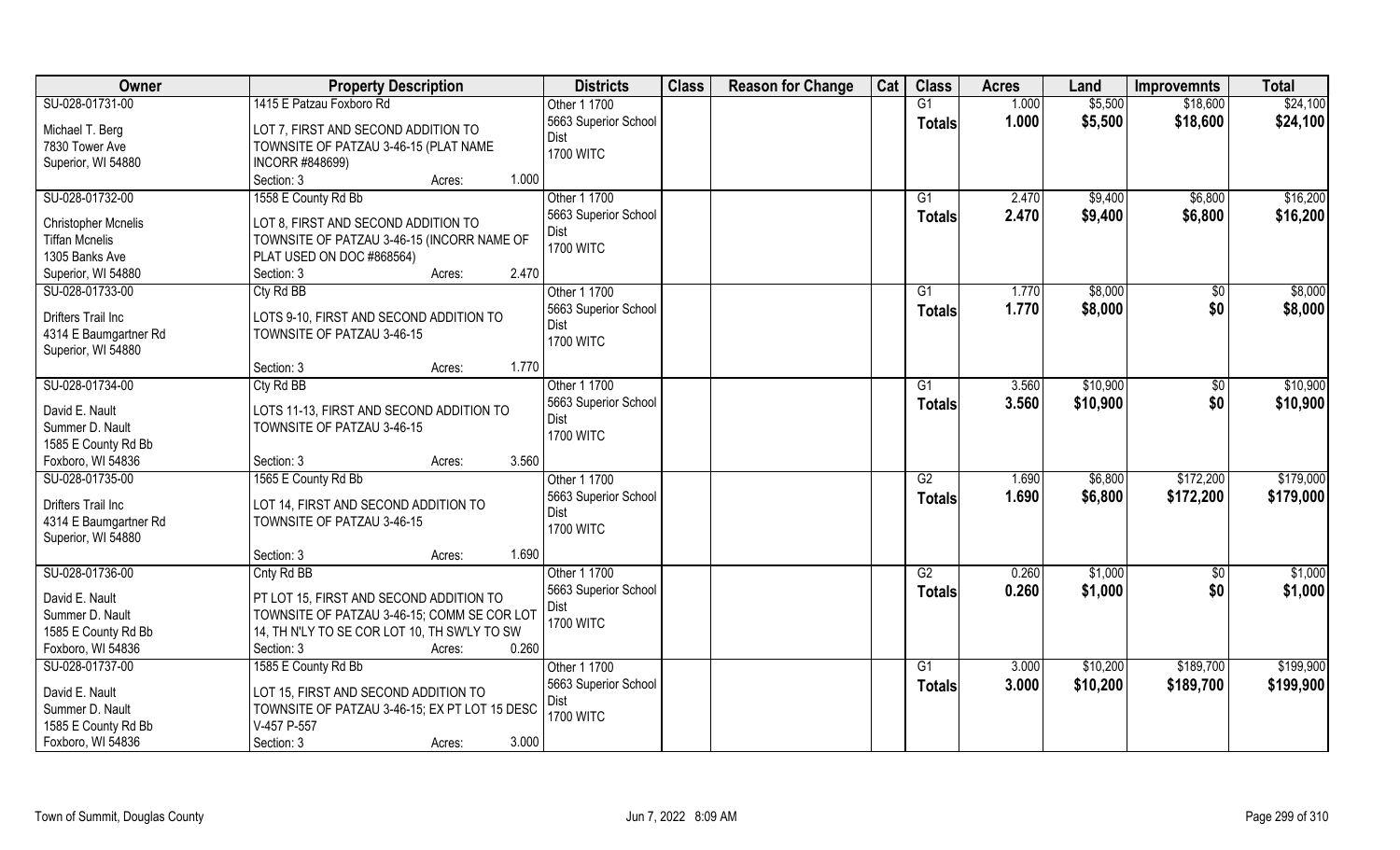| Owner | Property Description | Districts | Class | Reason for Change | Cat | Class | Acres | Land | Improvemnts | Total |
|---|---|---|---|---|---|---|---|---|---|---|
| SU-028-01731-00<br>Michael T. Berg<br>7830 Tower Ave<br>Superior, WI 54880 | 1415 E Patzau Foxboro Rd<br>LOT 7, FIRST AND SECOND ADDITION TO TOWNSITE OF PATZAU 3-46-15 (PLAT NAME INCORR #848699)<br>Section: 3 Acres: 1.000 | Other 1 1700<br>5663 Superior School Dist<br>1700 WITC | | | | G1<br>**Totals** | 1.000<br>**1.000** | $5,500<br>**$5,500** | $18,600<br>**$18,600** | $24,100<br>**$24,100** |
| SU-028-01732-00<br>Christopher Mcnelis<br>Tiffan Mcnelis<br>1305 Banks Ave<br>Superior, WI 54880 | 1558 E County Rd Bb<br>LOT 8, FIRST AND SECOND ADDITION TO TOWNSITE OF PATZAU 3-46-15 (INCORR NAME OF PLAT USED ON DOC #868564)<br>Section: 3 Acres: 2.470 | Other 1 1700<br>5663 Superior School Dist<br>1700 WITC | | | | G1<br>**Totals** | 2.470<br>**2.470** | $9,400<br>**$9,400** | $6,800<br>**$6,800** | $16,200<br>**$16,200** |
| SU-028-01733-00<br>Drifters Trail Inc<br>4314 E Baumgartner Rd<br>Superior, WI 54880 | Cty Rd BB<br>LOTS 9-10, FIRST AND SECOND ADDITION TO TOWNSITE OF PATZAU 3-46-15<br>Section: 3 Acres: 1.770 | Other 1 1700<br>5663 Superior School Dist<br>1700 WITC | | | | G1<br>**Totals** | 1.770<br>**1.770** | $8,000<br>**$8,000** | $0<br>**$0** | $8,000<br>**$8,000** |
| SU-028-01734-00<br>David E. Nault<br>Summer D. Nault<br>1585 E County Rd Bb<br>Foxboro, WI 54836 | Cty Rd BB<br>LOTS 11-13, FIRST AND SECOND ADDITION TO TOWNSITE OF PATZAU 3-46-15<br>Section: 3 Acres: 3.560 | Other 1 1700<br>5663 Superior School Dist<br>1700 WITC | | | | G1<br>**Totals** | 3.560<br>**3.560** | $10,900<br>**$10,900** | $0<br>**$0** | $10,900<br>**$10,900** |
| SU-028-01735-00<br>Drifters Trail Inc<br>4314 E Baumgartner Rd<br>Superior, WI 54880 | 1565 E County Rd Bb<br>LOT 14, FIRST AND SECOND ADDITION TO TOWNSITE OF PATZAU 3-46-15<br>Section: 3 Acres: 1.690 | Other 1 1700<br>5663 Superior School Dist<br>1700 WITC | | | | G2<br>**Totals** | 1.690<br>**1.690** | $6,800<br>**$6,800** | $172,200<br>**$172,200** | $179,000<br>**$179,000** |
| SU-028-01736-00<br>David E. Nault<br>Summer D. Nault<br>1585 E County Rd Bb<br>Foxboro, WI 54836 | Cnty Rd BB<br>PT LOT 15, FIRST AND SECOND ADDITION TO TOWNSITE OF PATZAU 3-46-15; COMM SE COR LOT 14, TH N'LY TO SE COR LOT 10, TH SW'LY TO SW<br>Section: 3 Acres: 0.260 | Other 1 1700<br>5663 Superior School Dist<br>1700 WITC | | | | G2<br>**Totals** | 0.260<br>**0.260** | $1,000<br>**$1,000** | $0<br>**$0** | $1,000<br>**$1,000** |
| SU-028-01737-00<br>David E. Nault<br>Summer D. Nault<br>1585 E County Rd Bb<br>Foxboro, WI 54836 | 1585 E County Rd Bb<br>LOT 15, FIRST AND SECOND ADDITION TO TOWNSITE OF PATZAU 3-46-15; EX PT LOT 15 DESC V-457 P-557<br>Section: 3 Acres: 3.000 | Other 1 1700<br>5663 Superior School Dist<br>1700 WITC | | | | G1<br>**Totals** | 3.000<br>**3.000** | $10,200<br>**$10,200** | $189,700<br>**$189,700** | $199,900<br>**$199,900** |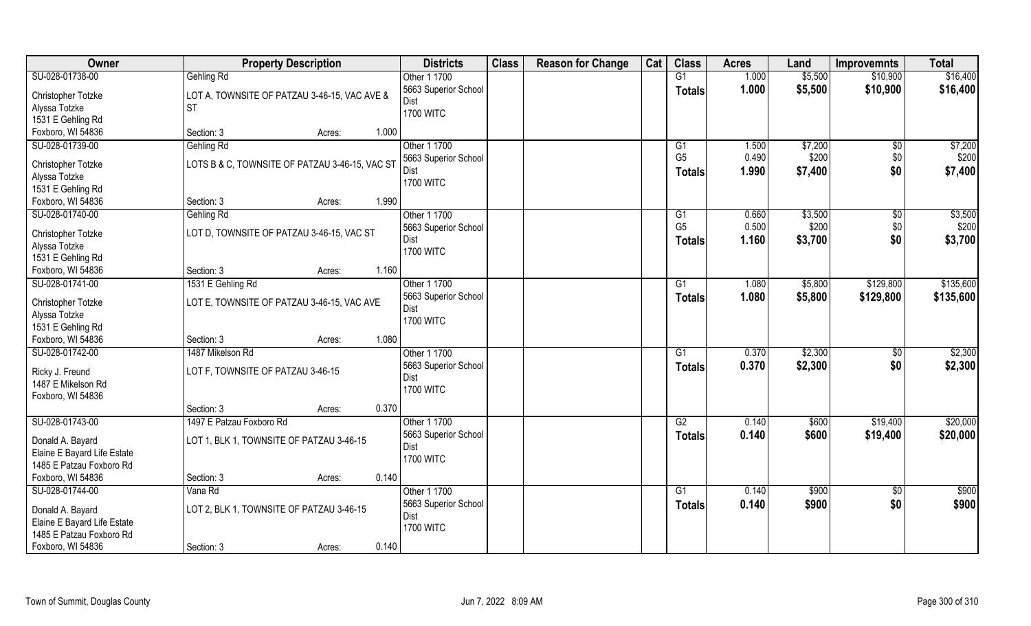| Owner | Property Description | | Districts | Class | Reason for Change | Cat | Class | Acres | Land | Improvemnts | Total |
|---|---|---|---|---|---|---|---|---|---|---|---|
| SU-028-01738-00 | Gehling Rd | | Other 1 1700 | | | | G1 | 1.000 | $5,500 | $10,900 | $16,400 |
| Christopher Totzke | LOT A, TOWNSITE OF PATZAU 3-46-15, VAC AVE & ST | | 5663 Superior School Dist | | | | **Totals** | **1.000** | **$5,500** | **$10,900** | **$16,400** |
| Alyssa Totzke | | | 1700 WITC | | | | | | | | |
| 1531 E Gehling Rd | | | | | | | | | | | |
| Foxboro, WI 54836 | Section: 3 | Acres: 1.000 | | | | | | | | | |
| SU-028-01739-00 | Gehling Rd | | Other 1 1700 | | | | G1 | 1.500 | $7,200 | $0 | $7,200 |
| Christopher Totzke | LOTS B & C, TOWNSITE OF PATZAU 3-46-15, VAC ST | | 5663 Superior School Dist | | | | G5 | 0.490 | $200 | $0 | $200 |
| Alyssa Totzke | | | 1700 WITC | | | | **Totals** | **1.990** | **$7,400** | **$0** | **$7,400** |
| 1531 E Gehling Rd | | | | | | | | | | | |
| Foxboro, WI 54836 | Section: 3 | Acres: 1.990 | | | | | | | | | |
| SU-028-01740-00 | Gehling Rd | | Other 1 1700 | | | | G1 | 0.660 | $3,500 | $0 | $3,500 |
| Christopher Totzke | LOT D, TOWNSITE OF PATZAU 3-46-15, VAC ST | | 5663 Superior School Dist | | | | G5 | 0.500 | $200 | $0 | $200 |
| Alyssa Totzke | | | 1700 WITC | | | | **Totals** | **1.160** | **$3,700** | **$0** | **$3,700** |
| 1531 E Gehling Rd | | | | | | | | | | | |
| Foxboro, WI 54836 | Section: 3 | Acres: 1.160 | | | | | | | | | |
| SU-028-01741-00 | 1531 E Gehling Rd | | Other 1 1700 | | | | G1 | 1.080 | $5,800 | $129,800 | $135,600 |
| Christopher Totzke | LOT E, TOWNSITE OF PATZAU 3-46-15, VAC AVE | | 5663 Superior School Dist | | | | **Totals** | **1.080** | **$5,800** | **$129,800** | **$135,600** |
| Alyssa Totzke | | | 1700 WITC | | | | | | | | |
| 1531 E Gehling Rd | | | | | | | | | | | |
| Foxboro, WI 54836 | Section: 3 | Acres: 1.080 | | | | | | | | | |
| SU-028-01742-00 | 1487 Mikelson Rd | | Other 1 1700 | | | | G1 | 0.370 | $2,300 | $0 | $2,300 |
| Ricky J. Freund | LOT F, TOWNSITE OF PATZAU 3-46-15 | | 5663 Superior School Dist | | | | **Totals** | **0.370** | **$2,300** | **$0** | **$2,300** |
| 1487 E Mikelson Rd | | | 1700 WITC | | | | | | | | |
| Foxboro, WI 54836 | | | | | | | | | | | |
| | Section: 3 | Acres: 0.370 | | | | | | | | | |
| SU-028-01743-00 | 1497 E Patzau Foxboro Rd | | Other 1 1700 | | | | G2 | 0.140 | $600 | $19,400 | $20,000 |
| Donald A. Bayard | LOT 1, BLK 1, TOWNSITE OF PATZAU 3-46-15 | | 5663 Superior School Dist | | | | **Totals** | **0.140** | **$600** | **$19,400** | **$20,000** |
| Elaine E Bayard Life Estate | | | 1700 WITC | | | | | | | | |
| 1485 E Patzau Foxboro Rd | | | | | | | | | | | |
| Foxboro, WI 54836 | Section: 3 | Acres: 0.140 | | | | | | | | | |
| SU-028-01744-00 | Vana Rd | | Other 1 1700 | | | | G1 | 0.140 | $900 | $0 | $900 |
| Donald A. Bayard | LOT 2, BLK 1, TOWNSITE OF PATZAU 3-46-15 | | 5663 Superior School Dist | | | | **Totals** | **0.140** | **$900** | **$0** | **$900** |
| Elaine E Bayard Life Estate | | | 1700 WITC | | | | | | | | |
| 1485 E Patzau Foxboro Rd | | | | | | | | | | | |
| Foxboro, WI 54836 | Section: 3 | Acres: 0.140 | | | | | | | | | |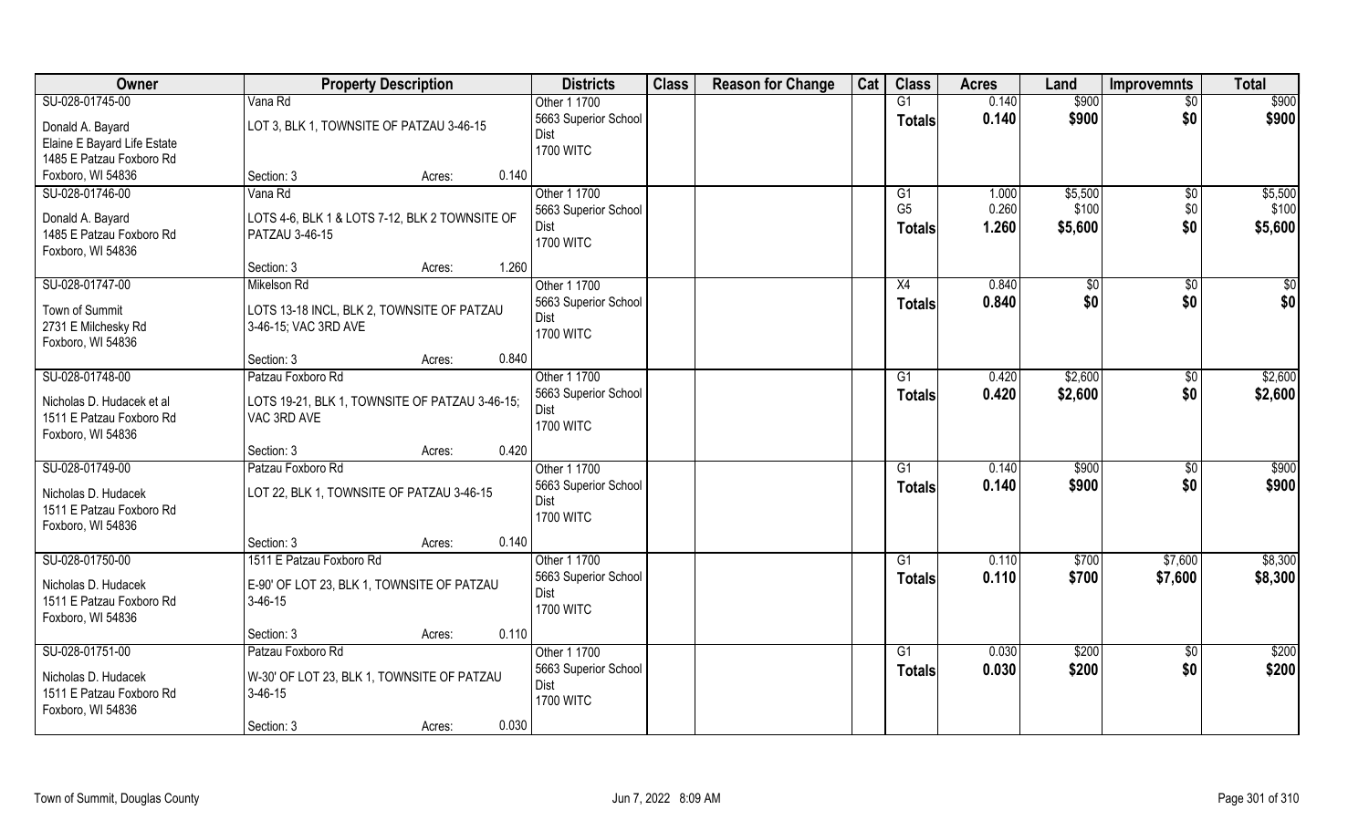| Owner | Property Description | | | Districts | Class | Reason for Change | Cat | Class | Acres | Land | Improvemnts | Total |
|---|---|---|---|---|---|---|---|---|---|---|---|---|
| SU-028-01745-00 | Vana Rd | | | Other 1 1700 | | | | G1 | 0.140 | $900 | $0 | $900 |
| Donald A. Bayard<br>Elaine E Bayard Life Estate<br>1485 E Patzau Foxboro Rd<br>Foxboro, WI 54836 | LOT 3, BLK 1, TOWNSITE OF PATZAU 3-46-15 | | | 5663 Superior School Dist<br>1700 WITC | | | | Totals | 0.140 | $900 | $0 | $900 |
| | Section: 3 | Acres: | 0.140 | | | | | | | | | |
| SU-028-01746-00 | Vana Rd | | | Other 1 1700 | | | | G1 | 1.000 | $5,500 | $0 | $5,500 |
| Donald A. Bayard<br>1485 E Patzau Foxboro Rd<br>Foxboro, WI 54836 | LOTS 4-6, BLK 1 & LOTS 7-12, BLK 2 TOWNSITE OF PATZAU 3-46-15 | | | 5663 Superior School Dist<br>1700 WITC | | | | G5 | 0.260 | $100 | $0 | $100 |
| | | | | | | | | Totals | 1.260 | $5,600 | $0 | $5,600 |
| | Section: 3 | Acres: | 1.260 | | | | | | | | | |
| SU-028-01747-00 | Mikelson Rd | | | Other 1 1700 | | | | X4 | 0.840 | $0 | $0 | $0 |
| Town of Summit<br>2731 E Milchesky Rd<br>Foxboro, WI 54836 | LOTS 13-18 INCL, BLK 2, TOWNSITE OF PATZAU 3-46-15; VAC 3RD AVE | | | 5663 Superior School Dist<br>1700 WITC | | | | Totals | 0.840 | $0 | $0 | $0 |
| | Section: 3 | Acres: | 0.840 | | | | | | | | | |
| SU-028-01748-00 | Patzau Foxboro Rd | | | Other 1 1700 | | | | G1 | 0.420 | $2,600 | $0 | $2,600 |
| Nicholas D. Hudacek et al<br>1511 E Patzau Foxboro Rd<br>Foxboro, WI 54836 | LOTS 19-21, BLK 1, TOWNSITE OF PATZAU 3-46-15; VAC 3RD AVE | | | 5663 Superior School Dist<br>1700 WITC | | | | Totals | 0.420 | $2,600 | $0 | $2,600 |
| | Section: 3 | Acres: | 0.420 | | | | | | | | | |
| SU-028-01749-00 | Patzau Foxboro Rd | | | Other 1 1700 | | | | G1 | 0.140 | $900 | $0 | $900 |
| Nicholas D. Hudacek<br>1511 E Patzau Foxboro Rd<br>Foxboro, WI 54836 | LOT 22, BLK 1, TOWNSITE OF PATZAU 3-46-15 | | | 5663 Superior School Dist<br>1700 WITC | | | | Totals | 0.140 | $900 | $0 | $900 |
| | Section: 3 | Acres: | 0.140 | | | | | | | | | |
| SU-028-01750-00 | 1511 E Patzau Foxboro Rd | | | Other 1 1700 | | | | G1 | 0.110 | $700 | $7,600 | $8,300 |
| Nicholas D. Hudacek<br>1511 E Patzau Foxboro Rd<br>Foxboro, WI 54836 | E-90' OF LOT 23, BLK 1, TOWNSITE OF PATZAU 3-46-15 | | | 5663 Superior School Dist<br>1700 WITC | | | | Totals | 0.110 | $700 | $7,600 | $8,300 |
| | Section: 3 | Acres: | 0.110 | | | | | | | | | |
| SU-028-01751-00 | Patzau Foxboro Rd | | | Other 1 1700 | | | | G1 | 0.030 | $200 | $0 | $200 |
| Nicholas D. Hudacek<br>1511 E Patzau Foxboro Rd<br>Foxboro, WI 54836 | W-30' OF LOT 23, BLK 1, TOWNSITE OF PATZAU 3-46-15 | | | 5663 Superior School Dist<br>1700 WITC | | | | Totals | 0.030 | $200 | $0 | $200 |
| | Section: 3 | Acres: | 0.030 | | | | | | | | | |

Town of Summit, Douglas County Jun 7, 2022 8:09 AM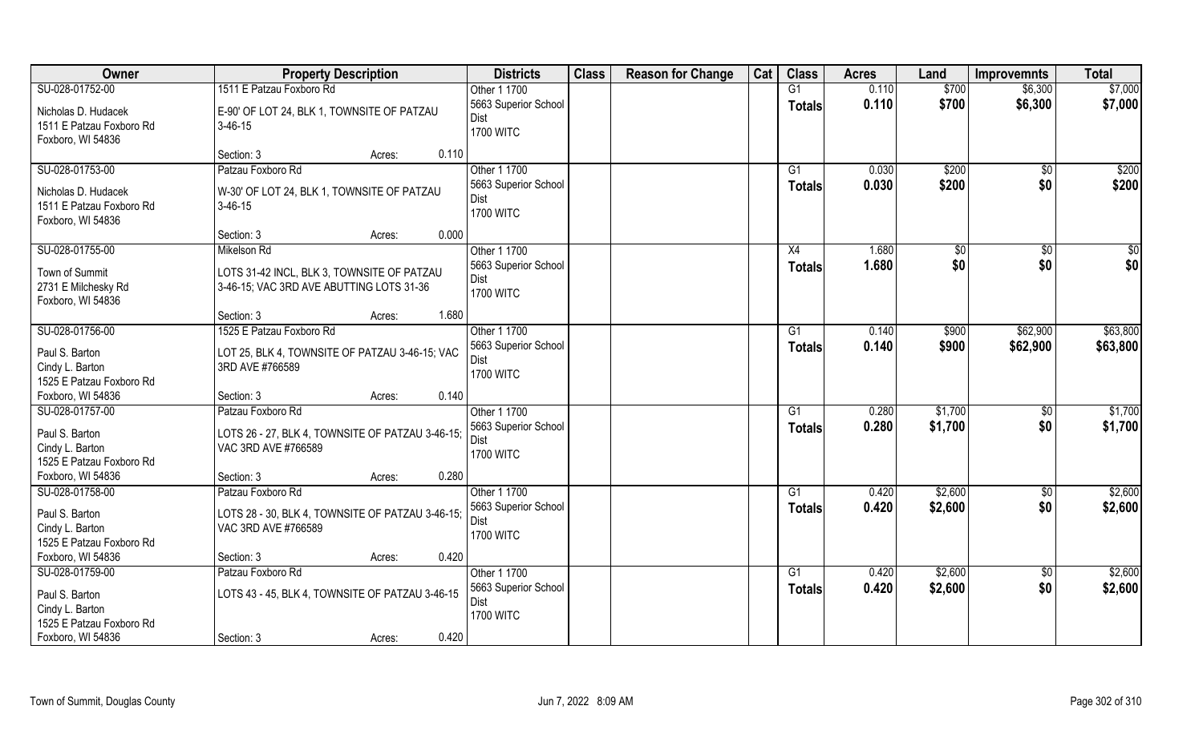| Owner | Property Description | Districts | Class | Reason for Change | Cat | Class | Acres | Land | Improvemnts | Total |
|---|---|---|---|---|---|---|---|---|---|---|
| SU-028-01752-00 | 1511 E Patzau Foxboro Rd | Other 1 1700 | | | | G1 | 0.110 | $700 | $6,300 | $7,000 |
| Nicholas D. Hudacek<br>1511 E Patzau Foxboro Rd<br>Foxboro, WI 54836 | E-90' OF LOT 24, BLK 1, TOWNSITE OF PATZAU 3-46-15<br>Section: 3 Acres: 0.110 | 5663 Superior School Dist<br>1700 WITC | | | | Totals | 0.110 | $700 | $6,300 | $7,000 |
| SU-028-01753-00 | Patzau Foxboro Rd | Other 1 1700 | | | | G1 | 0.030 | $200 | $0 | $200 |
| Nicholas D. Hudacek<br>1511 E Patzau Foxboro Rd<br>Foxboro, WI 54836 | W-30' OF LOT 24, BLK 1, TOWNSITE OF PATZAU 3-46-15<br>Section: 3 Acres: 0.000 | 5663 Superior School Dist<br>1700 WITC | | | | Totals | 0.030 | $200 | $0 | $200 |
| SU-028-01755-00 | Mikelson Rd | Other 1 1700 | | | | X4 | 1.680 | $0 | $0 | $0 |
| Town of Summit<br>2731 E Milchesky Rd<br>Foxboro, WI 54836 | LOTS 31-42 INCL, BLK 3, TOWNSITE OF PATZAU 3-46-15; VAC 3RD AVE ABUTTING LOTS 31-36<br>Section: 3 Acres: 1.680 | 5663 Superior School Dist<br>1700 WITC | | | | Totals | 1.680 | $0 | $0 | $0 |
| SU-028-01756-00 | 1525 E Patzau Foxboro Rd | Other 1 1700 | | | | G1 | 0.140 | $900 | $62,900 | $63,800 |
| Paul S. Barton<br>Cindy L. Barton<br>1525 E Patzau Foxboro Rd<br>Foxboro, WI 54836 | LOT 25, BLK 4, TOWNSITE OF PATZAU 3-46-15; VAC 3RD AVE #766589<br>Section: 3 Acres: 0.140 | 5663 Superior School Dist<br>1700 WITC | | | | Totals | 0.140 | $900 | $62,900 | $63,800 |
| SU-028-01757-00 | Patzau Foxboro Rd | Other 1 1700 | | | | G1 | 0.280 | $1,700 | $0 | $1,700 |
| Paul S. Barton<br>Cindy L. Barton<br>1525 E Patzau Foxboro Rd<br>Foxboro, WI 54836 | LOTS 26 - 27, BLK 4, TOWNSITE OF PATZAU 3-46-15; VAC 3RD AVE #766589<br>Section: 3 Acres: 0.280 | 5663 Superior School Dist<br>1700 WITC | | | | Totals | 0.280 | $1,700 | $0 | $1,700 |
| SU-028-01758-00 | Patzau Foxboro Rd | Other 1 1700 | | | | G1 | 0.420 | $2,600 | $0 | $2,600 |
| Paul S. Barton<br>Cindy L. Barton<br>1525 E Patzau Foxboro Rd<br>Foxboro, WI 54836 | LOTS 28 - 30, BLK 4, TOWNSITE OF PATZAU 3-46-15; VAC 3RD AVE #766589<br>Section: 3 Acres: 0.420 | 5663 Superior School Dist<br>1700 WITC | | | | Totals | 0.420 | $2,600 | $0 | $2,600 |
| SU-028-01759-00 | Patzau Foxboro Rd | Other 1 1700 | | | | G1 | 0.420 | $2,600 | $0 | $2,600 |
| Paul S. Barton<br>Cindy L. Barton<br>1525 E Patzau Foxboro Rd<br>Foxboro, WI 54836 | LOTS 43 - 45, BLK 4, TOWNSITE OF PATZAU 3-46-15<br>Section: 3 Acres: 0.420 | 5663 Superior School Dist<br>1700 WITC | | | | Totals | 0.420 | $2,600 | $0 | $2,600 |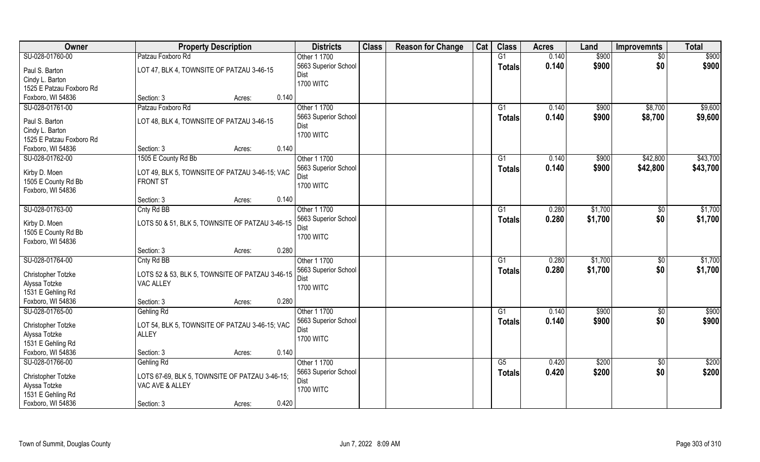| Owner | Property Description | | Districts | Class | Reason for Change | Cat | Class | Acres | Land | Improvemnts | Total |
|---|---|---|---|---|---|---|---|---|---|---|---|
| SU-028-01760-00 | Patzau Foxboro Rd | | Other 1 1700 | | | | G1 | 0.140 | $900 | $0 | $900 |
| Paul S. Barton | LOT 47, BLK 4, TOWNSITE OF PATZAU 3-46-15 | | 5663 Superior School Dist | | | | Totals | 0.140 | $900 | $0 | $900 |
| Cindy L. Barton | | | 1700 WITC | | | | | | | | |
| 1525 E Patzau Foxboro Rd | | | | | | | | | | | |
| Foxboro, WI 54836 | Section: 3 | Acres: 0.140 | | | | | | | | | |
| SU-028-01761-00 | Patzau Foxboro Rd | | Other 1 1700 | | | | G1 | 0.140 | $900 | $8,700 | $9,600 |
| Paul S. Barton | LOT 48, BLK 4, TOWNSITE OF PATZAU 3-46-15 | | 5663 Superior School Dist | | | | Totals | 0.140 | $900 | $8,700 | $9,600 |
| Cindy L. Barton | | | 1700 WITC | | | | | | | | |
| 1525 E Patzau Foxboro Rd | | | | | | | | | | | |
| Foxboro, WI 54836 | Section: 3 | Acres: 0.140 | | | | | | | | | |
| SU-028-01762-00 | 1505 E County Rd Bb | | Other 1 1700 | | | | G1 | 0.140 | $900 | $42,800 | $43,700 |
| Kirby D. Moen | LOT 49, BLK 5, TOWNSITE OF PATZAU 3-46-15; VAC FRONT ST | | 5663 Superior School Dist | | | | Totals | 0.140 | $900 | $42,800 | $43,700 |
| 1505 E County Rd Bb | | | 1700 WITC | | | | | | | | |
| Foxboro, WI 54836 | | | | | | | | | | | |
| | Section: 3 | Acres: 0.140 | | | | | | | | | |
| SU-028-01763-00 | Cnty Rd BB | | Other 1 1700 | | | | G1 | 0.280 | $1,700 | $0 | $1,700 |
| Kirby D. Moen | LOTS 50 & 51, BLK 5, TOWNSITE OF PATZAU 3-46-15 | | 5663 Superior School Dist | | | | Totals | 0.280 | $1,700 | $0 | $1,700 |
| 1505 E County Rd Bb | | | 1700 WITC | | | | | | | | |
| Foxboro, WI 54836 | | | | | | | | | | | |
| | Section: 3 | Acres: 0.280 | | | | | | | | | |
| SU-028-01764-00 | Cnty Rd BB | | Other 1 1700 | | | | G1 | 0.280 | $1,700 | $0 | $1,700 |
| Christopher Totzke | LOTS 52 & 53, BLK 5, TOWNSITE OF PATZAU 3-46-15 VAC ALLEY | | 5663 Superior School Dist | | | | Totals | 0.280 | $1,700 | $0 | $1,700 |
| Alyssa Totzke | | | 1700 WITC | | | | | | | | |
| 1531 E Gehling Rd | | | | | | | | | | | |
| Foxboro, WI 54836 | Section: 3 | Acres: 0.280 | | | | | | | | | |
| SU-028-01765-00 | Gehling Rd | | Other 1 1700 | | | | G1 | 0.140 | $900 | $0 | $900 |
| Christopher Totzke | LOT 54, BLK 5, TOWNSITE OF PATZAU 3-46-15; VAC ALLEY | | 5663 Superior School Dist | | | | Totals | 0.140 | $900 | $0 | $900 |
| Alyssa Totzke | | | 1700 WITC | | | | | | | | |
| 1531 E Gehling Rd | | | | | | | | | | | |
| Foxboro, WI 54836 | Section: 3 | Acres: 0.140 | | | | | | | | | |
| SU-028-01766-00 | Gehling Rd | | Other 1 1700 | | | | G5 | 0.420 | $200 | $0 | $200 |
| Christopher Totzke | LOTS 67-69, BLK 5, TOWNSITE OF PATZAU 3-46-15; VAC AVE & ALLEY | | 5663 Superior School Dist | | | | Totals | 0.420 | $200 | $0 | $200 |
| Alyssa Totzke | | | 1700 WITC | | | | | | | | |
| 1531 E Gehling Rd | | | | | | | | | | | |
| Foxboro, WI 54836 | Section: 3 | Acres: 0.420 | | | | | | | | | |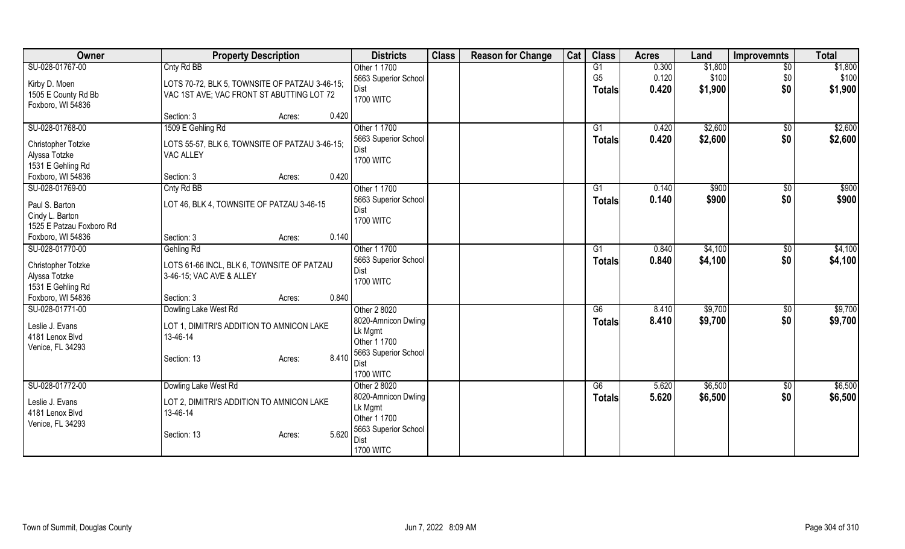| Owner | Property Description | Districts | Class | Reason for Change | Cat | Class | Acres | Land | Improvemnts | Total |
|---|---|---|---|---|---|---|---|---|---|---|
| SU-028-01767-00<br>Kirby D. Moen<br>1505 E County Rd Bb<br>Foxboro, WI 54836 | Cnty Rd BB<br>LOTS 70-72, BLK 5, TOWNSITE OF PATZAU 3-46-15; VAC 1ST AVE; VAC FRONT ST ABUTTING LOT 72<br>Section: 3 Acres: 0.420 | Other 1 1700<br>5663 Superior School Dist<br>1700 WITC | | | | G1<br>G5<br>**Totals** | 0.300<br>0.120<br>**0.420** | $1,800<br>$100<br>**$1,900** | $0<br>$0<br>**$0** | $1,800<br>$100<br>**$1,900** |
| SU-028-01768-00<br>Christopher Totzke<br>Alyssa Totzke<br>1531 E Gehling Rd<br>Foxboro, WI 54836 | 1509 E Gehling Rd<br>LOTS 55-57, BLK 6, TOWNSITE OF PATZAU 3-46-15; VAC ALLEY<br>Section: 3 Acres: 0.420 | Other 1 1700<br>5663 Superior School Dist<br>1700 WITC | | | | G1<br>**Totals** | 0.420<br>**0.420** | $2,600<br>**$2,600** | $0<br>**$0** | $2,600<br>**$2,600** |
| SU-028-01769-00<br>Paul S. Barton<br>Cindy L. Barton<br>1525 E Patzau Foxboro Rd<br>Foxboro, WI 54836 | Cnty Rd BB<br>LOT 46, BLK 4, TOWNSITE OF PATZAU 3-46-15<br>Section: 3 Acres: 0.140 | Other 1 1700<br>5663 Superior School Dist<br>1700 WITC | | | | G1<br>**Totals** | 0.140<br>**0.140** | $900<br>**$900** | $0<br>**$0** | $900<br>**$900** |
| SU-028-01770-00<br>Christopher Totzke<br>Alyssa Totzke<br>1531 E Gehling Rd<br>Foxboro, WI 54836 | Gehling Rd<br>LOTS 61-66 INCL, BLK 6, TOWNSITE OF PATZAU 3-46-15; VAC AVE & ALLEY<br>Section: 3 Acres: 0.840 | Other 1 1700<br>5663 Superior School Dist<br>1700 WITC | | | | G1<br>**Totals** | 0.840<br>**0.840** | $4,100<br>**$4,100** | $0<br>**$0** | $4,100<br>**$4,100** |
| SU-028-01771-00<br>Leslie J. Evans<br>4181 Lenox Blvd<br>Venice, FL 34293 | Dowling Lake West Rd<br>LOT 1, DIMITRI'S ADDITION TO AMNICON LAKE 13-46-14<br>Section: 13 Acres: 8.410 | Other 2 8020<br>8020-Amnicon Dwling Lk Mgmt<br>Other 1 1700<br>5663 Superior School Dist<br>1700 WITC | | | | G6<br>**Totals** | 8.410<br>**8.410** | $9,700<br>**$9,700** | $0<br>**$0** | $9,700<br>**$9,700** |
| SU-028-01772-00<br>Leslie J. Evans<br>4181 Lenox Blvd<br>Venice, FL 34293 | Dowling Lake West Rd<br>LOT 2, DIMITRI'S ADDITION TO AMNICON LAKE 13-46-14<br>Section: 13 Acres: 5.620 | Other 2 8020<br>8020-Amnicon Dwling Lk Mgmt<br>Other 1 1700<br>5663 Superior School Dist<br>1700 WITC | | | | G6<br>**Totals** | 5.620<br>**5.620** | $6,500<br>**$6,500** | $0<br>**$0** | $6,500<br>**$6,500** |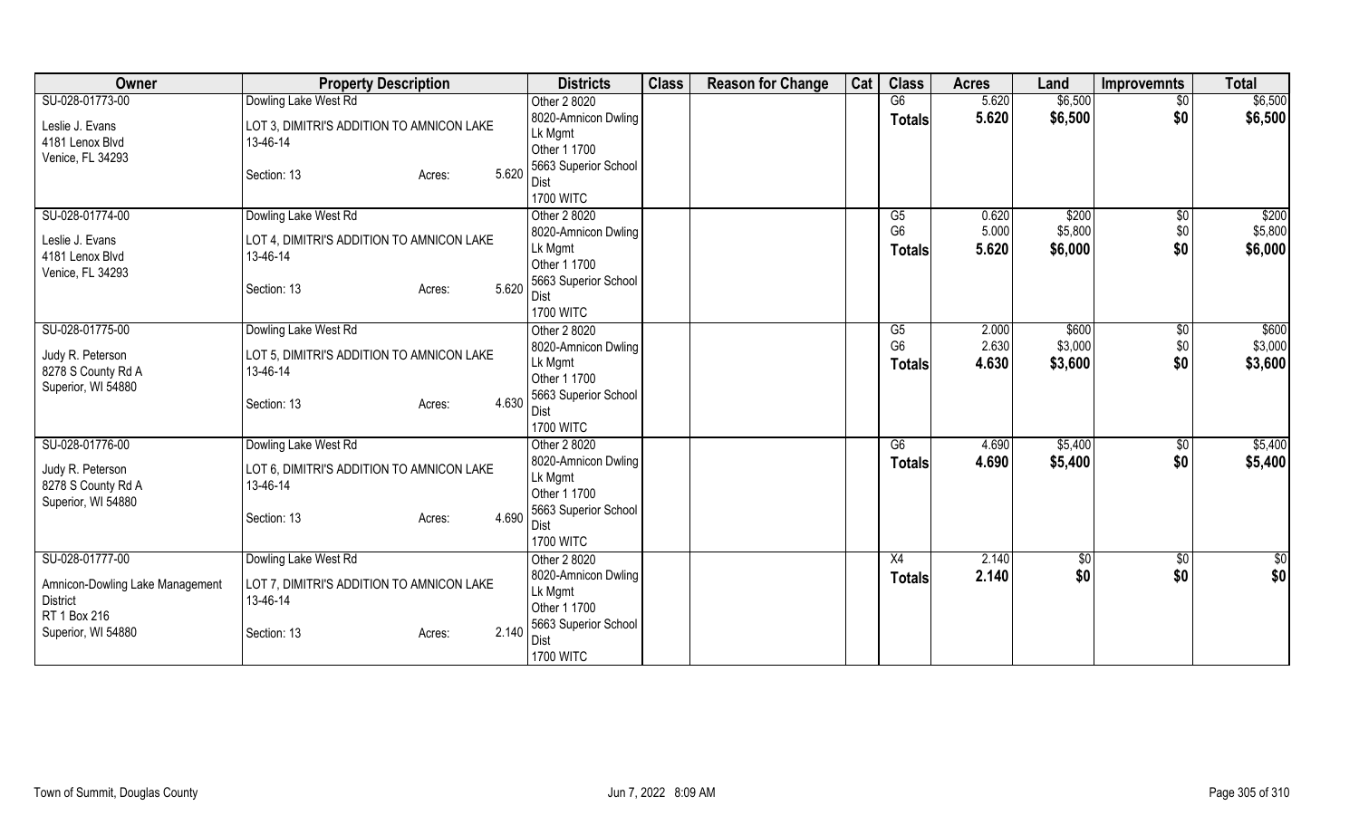| Owner | Property Description | Districts | Class | Reason for Change | Cat | Class | Acres | Land | Improvemnts | Total |
|---|---|---|---|---|---|---|---|---|---|---|
| SU-028-01773-00<br>Leslie J. Evans<br>4181 Lenox Blvd<br>Venice, FL 34293 | Dowling Lake West Rd<br>LOT 3, DIMITRI'S ADDITION TO AMNICON LAKE<br>13-46-14<br>Section: 13 Acres: 5.620 | Other 2 8020<br>8020-Amnicon Dwling Lk Mgmt<br>Other 1 1700<br>5663 Superior School Dist<br>1700 WITC | | | | G6<br>**Totals** | 5.620<br>**5.620** | $6,500<br>**$6,500** | $0<br>**$0** | $6,500<br>**$6,500** |
| SU-028-01774-00<br>Leslie J. Evans<br>4181 Lenox Blvd<br>Venice, FL 34293 | Dowling Lake West Rd<br>LOT 4, DIMITRI'S ADDITION TO AMNICON LAKE<br>13-46-14<br>Section: 13 Acres: 5.620 | Other 2 8020<br>8020-Amnicon Dwling Lk Mgmt<br>Other 1 1700<br>5663 Superior School Dist<br>1700 WITC | | | | G5<br>G6<br>**Totals** | 0.620<br>5.000<br>**5.620** | $200<br>$5,800<br>**$6,000** | $0<br>$0<br>**$0** | $200<br>$5,800<br>**$6,000** |
| SU-028-01775-00<br>Judy R. Peterson<br>8278 S County Rd A<br>Superior, WI 54880 | Dowling Lake West Rd<br>LOT 5, DIMITRI'S ADDITION TO AMNICON LAKE<br>13-46-14<br>Section: 13 Acres: 4.630 | Other 2 8020<br>8020-Amnicon Dwling Lk Mgmt<br>Other 1 1700<br>5663 Superior School Dist<br>1700 WITC | | | | G5<br>G6<br>**Totals** | 2.000<br>2.630<br>**4.630** | $600<br>$3,000<br>**$3,600** | $0<br>$0<br>**$0** | $600<br>$3,000<br>**$3,600** |
| SU-028-01776-00<br>Judy R. Peterson<br>8278 S County Rd A<br>Superior, WI 54880 | Dowling Lake West Rd<br>LOT 6, DIMITRI'S ADDITION TO AMNICON LAKE<br>13-46-14<br>Section: 13 Acres: 4.690 | Other 2 8020<br>8020-Amnicon Dwling Lk Mgmt<br>Other 1 1700<br>5663 Superior School Dist<br>1700 WITC | | | | G6<br>**Totals** | 4.690<br>**4.690** | $5,400<br>**$5,400** | $0<br>**$0** | $5,400<br>**$5,400** |
| SU-028-01777-00<br>Amnicon-Dowling Lake Management District<br>RT 1 Box 216<br>Superior, WI 54880 | Dowling Lake West Rd<br>LOT 7, DIMITRI'S ADDITION TO AMNICON LAKE<br>13-46-14<br>Section: 13 Acres: 2.140 | Other 2 8020<br>8020-Amnicon Dwling Lk Mgmt<br>Other 1 1700<br>5663 Superior School Dist<br>1700 WITC | | | | X4<br>**Totals** | 2.140<br>**2.140** | $0<br>**$0** | $0<br>**$0** | $0<br>**$0** |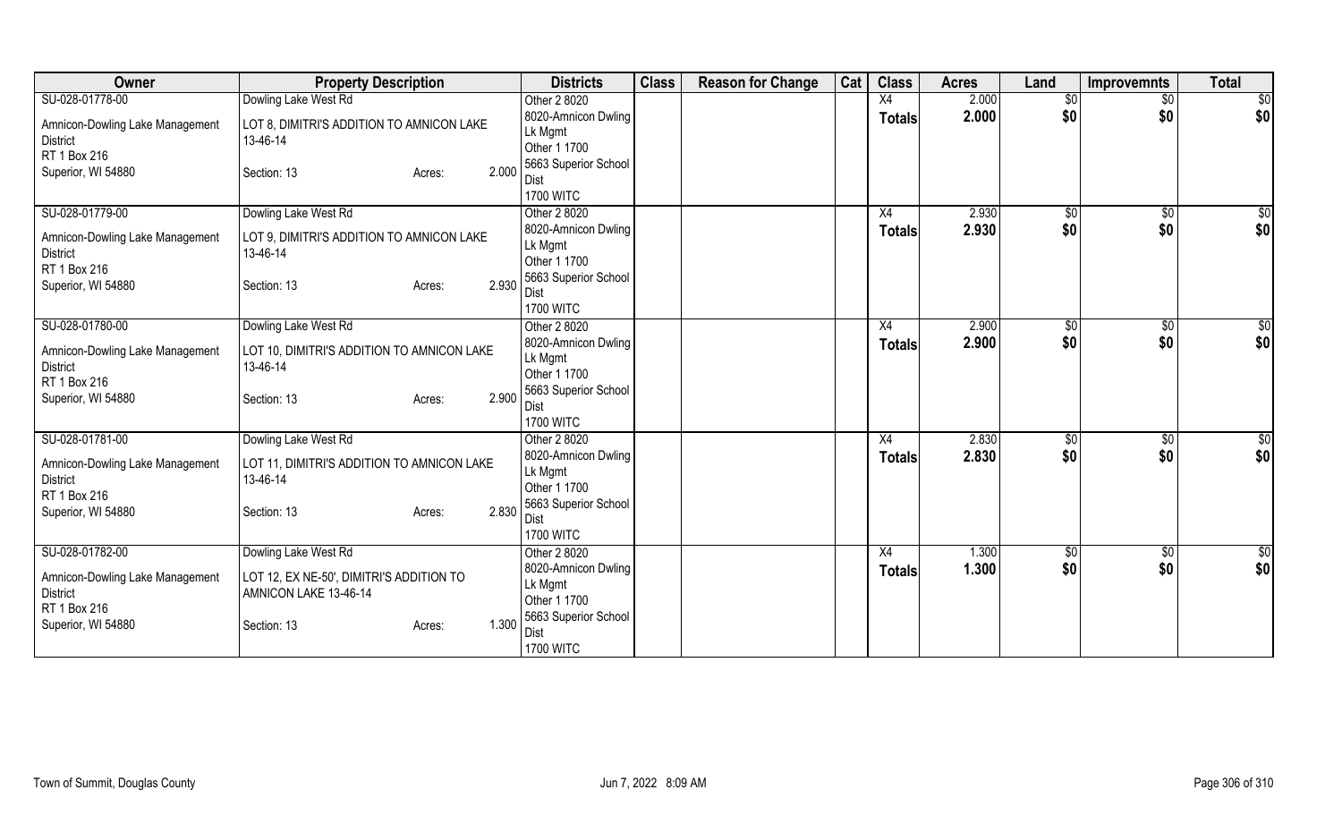| Owner | Property Description | Districts | Class | Reason for Change | Cat | Class | Acres | Land | Improvemnts | Total |
|---|---|---|---|---|---|---|---|---|---|---|
| SU-028-01778-00<br>Amnicon-Dowling Lake Management District<br>RT 1 Box 216<br>Superior, WI 54880 | Dowling Lake West Rd<br>LOT 8, DIMITRI'S ADDITION TO AMNICON LAKE 13-46-14<br>Section: 13 Acres: 2.000 | Other 2 8020<br>8020-Amnicon Dwling Lk Mgmt<br>Other 1 1700<br>5663 Superior School Dist<br>1700 WITC | | | | X4<br>**Totals** | 2.000<br>**2.000** | $0<br>**$0** | $0<br>**$0** | $0<br>**$0** |
| SU-028-01779-00<br>Amnicon-Dowling Lake Management District<br>RT 1 Box 216<br>Superior, WI 54880 | Dowling Lake West Rd<br>LOT 9, DIMITRI'S ADDITION TO AMNICON LAKE 13-46-14<br>Section: 13 Acres: 2.930 | Other 2 8020<br>8020-Amnicon Dwling Lk Mgmt<br>Other 1 1700<br>5663 Superior School Dist<br>1700 WITC | | | | X4<br>**Totals** | 2.930<br>**2.930** | $0<br>**$0** | $0<br>**$0** | $0<br>**$0** |
| SU-028-01780-00<br>Amnicon-Dowling Lake Management District<br>RT 1 Box 216<br>Superior, WI 54880 | Dowling Lake West Rd<br>LOT 10, DIMITRI'S ADDITION TO AMNICON LAKE 13-46-14<br>Section: 13 Acres: 2.900 | Other 2 8020<br>8020-Amnicon Dwling Lk Mgmt<br>Other 1 1700<br>5663 Superior School Dist<br>1700 WITC | | | | X4<br>**Totals** | 2.900<br>**2.900** | $0<br>**$0** | $0<br>**$0** | $0<br>**$0** |
| SU-028-01781-00<br>Amnicon-Dowling Lake Management District<br>RT 1 Box 216<br>Superior, WI 54880 | Dowling Lake West Rd<br>LOT 11, DIMITRI'S ADDITION TO AMNICON LAKE 13-46-14<br>Section: 13 Acres: 2.830 | Other 2 8020<br>8020-Amnicon Dwling Lk Mgmt<br>Other 1 1700<br>5663 Superior School Dist<br>1700 WITC | | | | X4<br>**Totals** | 2.830<br>**2.830** | $0<br>**$0** | $0<br>**$0** | $0<br>**$0** |
| SU-028-01782-00<br>Amnicon-Dowling Lake Management District<br>RT 1 Box 216<br>Superior, WI 54880 | Dowling Lake West Rd<br>LOT 12, EX NE-50', DIMITRI'S ADDITION TO AMNICON LAKE 13-46-14<br>Section: 13 Acres: 1.300 | Other 2 8020<br>8020-Amnicon Dwling Lk Mgmt<br>Other 1 1700<br>5663 Superior School Dist<br>1700 WITC | | | | X4<br>**Totals** | 1.300<br>**1.300** | $0<br>**$0** | $0<br>**$0** | $0<br>**$0** |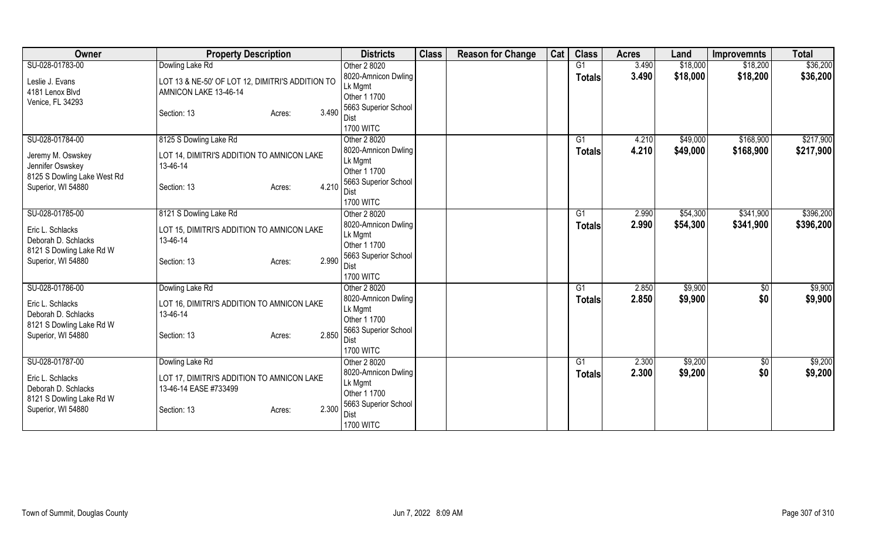| Owner | Property Description | | | Districts | Class | Reason for Change | Cat | Class | Acres | Land | Improvemnts | Total |
|---|---|---|---|---|---|---|---|---|---|---|---|---|
| SU-028-01783-00 | Dowling Lake Rd | | | Other 2 8020 | | | | G1 | 3.490 | $18,000 | $18,200 | $36,200 |
| Leslie J. Evans | LOT 13 & NE-50' OF LOT 12, DIMITRI'S ADDITION TO | | | 8020-Amnicon Dwling | | | | **Totals** | **3.490** | **$18,000** | **$18,200** | **$36,200** |
| 4181 Lenox Blvd | AMNICON LAKE 13-46-14 | | | Lk Mgmt | | | | | | | | |
| Venice, FL 34293 | | | | Other 1 1700 | | | | | | | | |
| | Section: 13 | Acres: | 3.490 | 5663 Superior School Dist | | | | | | | | |
| | | | | 1700 WITC | | | | | | | | |
| SU-028-01784-00 | 8125 S Dowling Lake Rd | | | Other 2 8020 | | | | G1 | 4.210 | $49,000 | $168,900 | $217,900 |
| Jeremy M. Oswskey | LOT 14, DIMITRI'S ADDITION TO AMNICON LAKE | | | 8020-Amnicon Dwling | | | | **Totals** | **4.210** | **$49,000** | **$168,900** | **$217,900** |
| Jennifer Oswskey | 13-46-14 | | | Lk Mgmt | | | | | | | | |
| 8125 S Dowling Lake West Rd | | | | Other 1 1700 | | | | | | | | |
| Superior, WI 54880 | Section: 13 | Acres: | 4.210 | 5663 Superior School Dist | | | | | | | | |
| | | | | 1700 WITC | | | | | | | | |
| SU-028-01785-00 | 8121 S Dowling Lake Rd | | | Other 2 8020 | | | | G1 | 2.990 | $54,300 | $341,900 | $396,200 |
| Eric L. Schlacks | LOT 15, DIMITRI'S ADDITION TO AMNICON LAKE | | | 8020-Amnicon Dwling | | | | **Totals** | **2.990** | **$54,300** | **$341,900** | **$396,200** |
| Deborah D. Schlacks | 13-46-14 | | | Lk Mgmt | | | | | | | | |
| 8121 S Dowling Lake Rd W | | | | Other 1 1700 | | | | | | | | |
| Superior, WI 54880 | Section: 13 | Acres: | 2.990 | 5663 Superior School Dist | | | | | | | | |
| | | | | 1700 WITC | | | | | | | | |
| SU-028-01786-00 | Dowling Lake Rd | | | Other 2 8020 | | | | G1 | 2.850 | $9,900 | $0 | $9,900 |
| Eric L. Schlacks | LOT 16, DIMITRI'S ADDITION TO AMNICON LAKE | | | 8020-Amnicon Dwling | | | | **Totals** | **2.850** | **$9,900** | **$0** | **$9,900** |
| Deborah D. Schlacks | 13-46-14 | | | Lk Mgmt | | | | | | | | |
| 8121 S Dowling Lake Rd W | | | | Other 1 1700 | | | | | | | | |
| Superior, WI 54880 | Section: 13 | Acres: | 2.850 | 5663 Superior School Dist | | | | | | | | |
| | | | | 1700 WITC | | | | | | | | |
| SU-028-01787-00 | Dowling Lake Rd | | | Other 2 8020 | | | | G1 | 2.300 | $9,200 | $0 | $9,200 |
| Eric L. Schlacks | LOT 17, DIMITRI'S ADDITION TO AMNICON LAKE | | | 8020-Amnicon Dwling | | | | **Totals** | **2.300** | **$9,200** | **$0** | **$9,200** |
| Deborah D. Schlacks | 13-46-14 EASE #733499 | | | Lk Mgmt | | | | | | | | |
| 8121 S Dowling Lake Rd W | | | | Other 1 1700 | | | | | | | | |
| Superior, WI 54880 | Section: 13 | Acres: | 2.300 | 5663 Superior School Dist | | | | | | | | |
| | | | | 1700 WITC | | | | | | | | |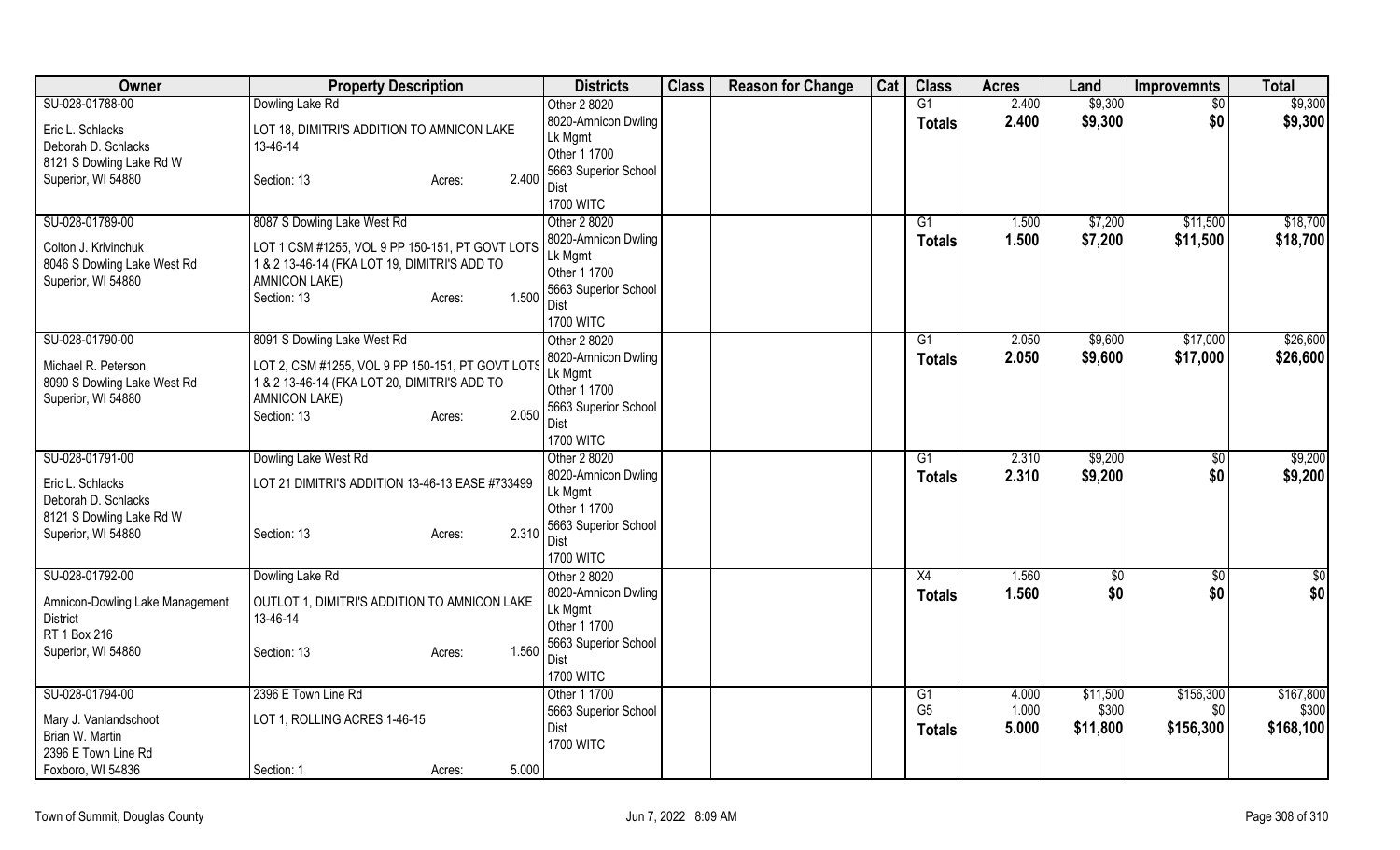| Owner | Property Description | Districts | Class | Reason for Change | Cat | Class | Acres | Land | Improvemnts | Total |
|---|---|---|---|---|---|---|---|---|---|---|
| SU-028-01788-00<br>Eric L. Schlacks<br>Deborah D. Schlacks<br>8121 S Dowling Lake Rd W<br>Superior, WI 54880 | Dowling Lake Rd<br>LOT 18, DIMITRI'S ADDITION TO AMNICON LAKE 13-46-14<br>Section: 13 Acres: 2.400 | Other 2 8020<br>8020-Amnicon Dwling Lk Mgmt<br>Other 1 1700<br>5663 Superior School Dist<br>1700 WITC | | | | G1<br>**Totals** | 2.400<br>**2.400** | $9,300<br>**$9,300** | $0<br>**$0** | $9,300<br>**$9,300** |
| SU-028-01789-00<br>Colton J. Krivinchuk<br>8046 S Dowling Lake West Rd<br>Superior, WI 54880 | 8087 S Dowling Lake West Rd<br>LOT 1 CSM #1255, VOL 9 PP 150-151, PT GOVT LOTS 1 & 2 13-46-14 (FKA LOT 19, DIMITRI'S ADD TO AMNICON LAKE)<br>Section: 13 Acres: 1.500 | Other 2 8020<br>8020-Amnicon Dwling Lk Mgmt<br>Other 1 1700<br>5663 Superior School Dist<br>1700 WITC | | | | G1<br>**Totals** | 1.500<br>**1.500** | $7,200<br>**$7,200** | $11,500<br>**$11,500** | $18,700<br>**$18,700** |
| SU-028-01790-00<br>Michael R. Peterson<br>8090 S Dowling Lake West Rd<br>Superior, WI 54880 | 8091 S Dowling Lake West Rd<br>LOT 2, CSM #1255, VOL 9 PP 150-151, PT GOVT LOTS 1 & 2 13-46-14 (FKA LOT 20, DIMITRI'S ADD TO AMNICON LAKE)<br>Section: 13 Acres: 2.050 | Other 2 8020<br>8020-Amnicon Dwling Lk Mgmt<br>Other 1 1700<br>5663 Superior School Dist<br>1700 WITC | | | | G1<br>**Totals** | 2.050<br>**2.050** | $9,600<br>**$9,600** | $17,000<br>**$17,000** | $26,600<br>**$26,600** |
| SU-028-01791-00<br>Eric L. Schlacks<br>Deborah D. Schlacks<br>8121 S Dowling Lake Rd W<br>Superior, WI 54880 | Dowling Lake West Rd<br>LOT 21 DIMITRI'S ADDITION 13-46-13 EASE #733499<br>Section: 13 Acres: 2.310 | Other 2 8020<br>8020-Amnicon Dwling Lk Mgmt<br>Other 1 1700<br>5663 Superior School Dist<br>1700 WITC | | | | G1<br>**Totals** | 2.310<br>**2.310** | $9,200<br>**$9,200** | $0<br>**$0** | $9,200<br>**$9,200** |
| SU-028-01792-00<br>Amnicon-Dowling Lake Management District<br>RT 1 Box 216<br>Superior, WI 54880 | Dowling Lake Rd<br>OUTLOT 1, DIMITRI'S ADDITION TO AMNICON LAKE 13-46-14<br>Section: 13 Acres: 1.560 | Other 2 8020<br>8020-Amnicon Dwling Lk Mgmt<br>Other 1 1700<br>5663 Superior School Dist<br>1700 WITC | | | | X4<br>**Totals** | 1.560<br>**1.560** | $0<br>**$0** | $0<br>**$0** | $0<br>**$0** |
| SU-028-01794-00<br>Mary J. Vanlandschoot<br>Brian W. Martin<br>2396 E Town Line Rd<br>Foxboro, WI 54836 | 2396 E Town Line Rd<br>LOT 1, ROLLING ACRES 1-46-15<br>Section: 1 Acres: 5.000 | Other 1 1700<br>5663 Superior School Dist<br>1700 WITC | | | | G1<br>G5<br>**Totals** | 4.000<br>1.000<br>**5.000** | $11,500<br>$300<br>**$11,800** | $156,300<br>$0<br>**$156,300** | $167,800<br>$300<br>**$168,100** |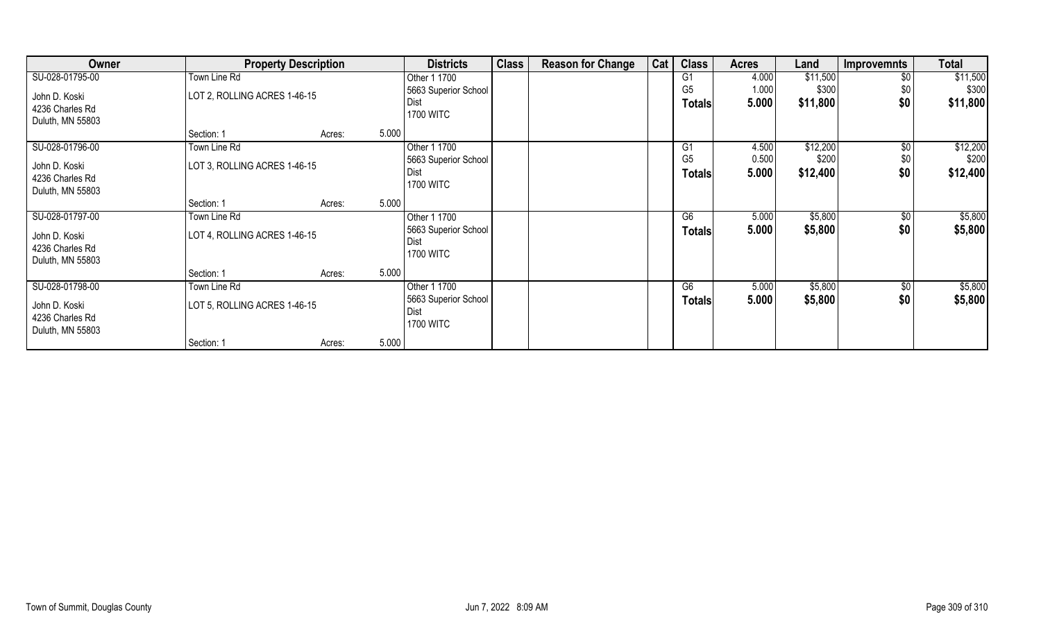| Owner | Property Description | | | Districts | Class | Reason for Change | Cat | Class | Acres | Land | Improvemnts | Total |
|---|---|---|---|---|---|---|---|---|---|---|---|---|
| SU-028-01795-00 | Town Line Rd | | | Other 1 1700 | | | | G1 | 4.000 | $11,500 | $0 | $11,500 |
| John D. Koski | LOT 2, ROLLING ACRES 1-46-15 | | | 5663 Superior School Dist | | | | G5 | 1.000 | $300 | $0 | $300 |
| 4236 Charles Rd | | | | 1700 WITC | | | | **Totals** | **5.000** | **$11,800** | **$0** | **$11,800** |
| Duluth, MN 55803 | | | | | | | | | | | | |
| | Section: 1 | Acres: | 5.000 | | | | | | | | | |
| SU-028-01796-00 | Town Line Rd | | | Other 1 1700 | | | | G1 | 4.500 | $12,200 | $0 | $12,200 |
| John D. Koski | LOT 3, ROLLING ACRES 1-46-15 | | | 5663 Superior School Dist | | | | G5 | 0.500 | $200 | $0 | $200 |
| 4236 Charles Rd | | | | 1700 WITC | | | | **Totals** | **5.000** | **$12,400** | **$0** | **$12,400** |
| Duluth, MN 55803 | | | | | | | | | | | | |
| | Section: 1 | Acres: | 5.000 | | | | | | | | | |
| SU-028-01797-00 | Town Line Rd | | | Other 1 1700 | | | | G6 | 5.000 | $5,800 | $0 | $5,800 |
| John D. Koski | LOT 4, ROLLING ACRES 1-46-15 | | | 5663 Superior School Dist | | | | **Totals** | **5.000** | **$5,800** | **$0** | **$5,800** |
| 4236 Charles Rd | | | | 1700 WITC | | | | | | | | |
| Duluth, MN 55803 | | | | | | | | | | | | |
| | Section: 1 | Acres: | 5.000 | | | | | | | | | |
| SU-028-01798-00 | Town Line Rd | | | Other 1 1700 | | | | G6 | 5.000 | $5,800 | $0 | $5,800 |
| John D. Koski | LOT 5, ROLLING ACRES 1-46-15 | | | 5663 Superior School Dist | | | | **Totals** | **5.000** | **$5,800** | **$0** | **$5,800** |
| 4236 Charles Rd | | | | 1700 WITC | | | | | | | | |
| Duluth, MN 55803 | | | | | | | | | | | | |
| | Section: 1 | Acres: | 5.000 | | | | | | | | | |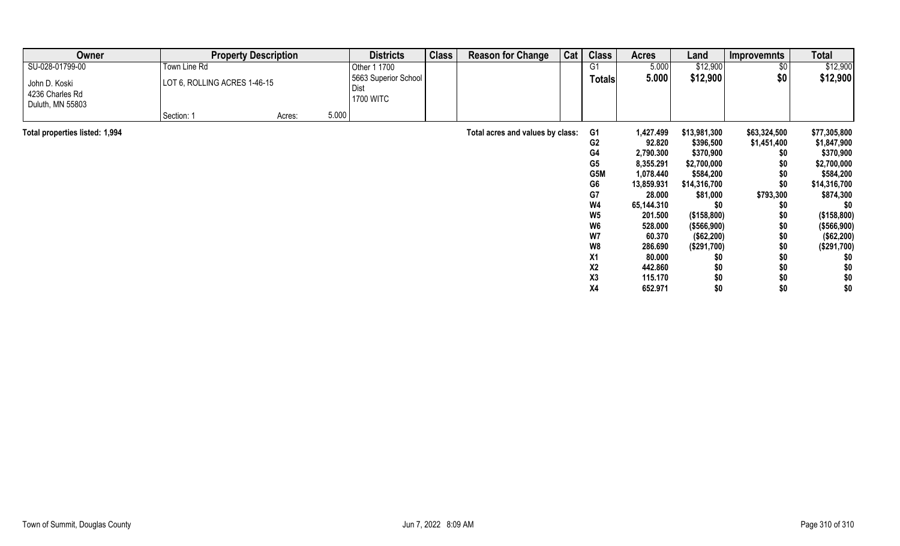| Owner | Property Description | | | | Districts | Class | Reason for Change | Cat | Class | Acres | Land | Improvemnts | Total |
|---|---|---|---|---|---|---|---|---|---|---|---|---|---|
| SU-028-01799-00 | Town Line Rd | | | | Other 1 1700 | | | | G1 | 5.000 | $12,900 | $0 | $12,900 |
| John D. Koski<br>4236 Charles Rd<br>Duluth, MN 55803 | LOT 6, ROLLING ACRES 1-46-15 | | | | 5663 Superior School Dist<br>1700 WITC | | | | **Totals** | **5.000** | **$12,900** | **$0** | **$12,900** |
| | Section: 1 | Acres: | 5.000 | | | | | | | | | | |

**Total properties listed: 1,994**

**Total acres and values by class:**

| Class | Acres | Land | Improvemnts | Total |
|---|---|---|---|---|
| **G1** | **1,427.499** | **$13,981,300** | **$63,324,500** | **$77,305,800** |
| **G2** | **92.820** | **$396,500** | **$1,451,400** | **$1,847,900** |
| **G4** | **2,790.300** | **$370,900** | **$0** | **$370,900** |
| **G5** | **8,355.291** | **$2,700,000** | **$0** | **$2,700,000** |
| **G5M** | **1,078.440** | **$584,200** | **$0** | **$584,200** |
| **G6** | **13,859.931** | **$14,316,700** | **$0** | **$14,316,700** |
| **G7** | **28.000** | **$81,000** | **$793,300** | **$874,300** |
| **W4** | **65,144.310** | **$0** | **$0** | **$0** |
| **W5** | **201.500** | **($158,800)** | **$0** | **($158,800)** |
| **W6** | **528.000** | **($566,900)** | **$0** | **($566,900)** |
| **W7** | **60.370** | **($62,200)** | **$0** | **($62,200)** |
| **W8** | **286.690** | **($291,700)** | **$0** | **($291,700)** |
| **X1** | **80.000** | **$0** | **$0** | **$0** |
| **X2** | **442.860** | **$0** | **$0** | **$0** |
| **X3** | **115.170** | **$0** | **$0** | **$0** |
| **X4** | **652.971** | **$0** | **$0** | **$0** |

Town of Summit, Douglas County

Jun 7, 2022 8:09 AM